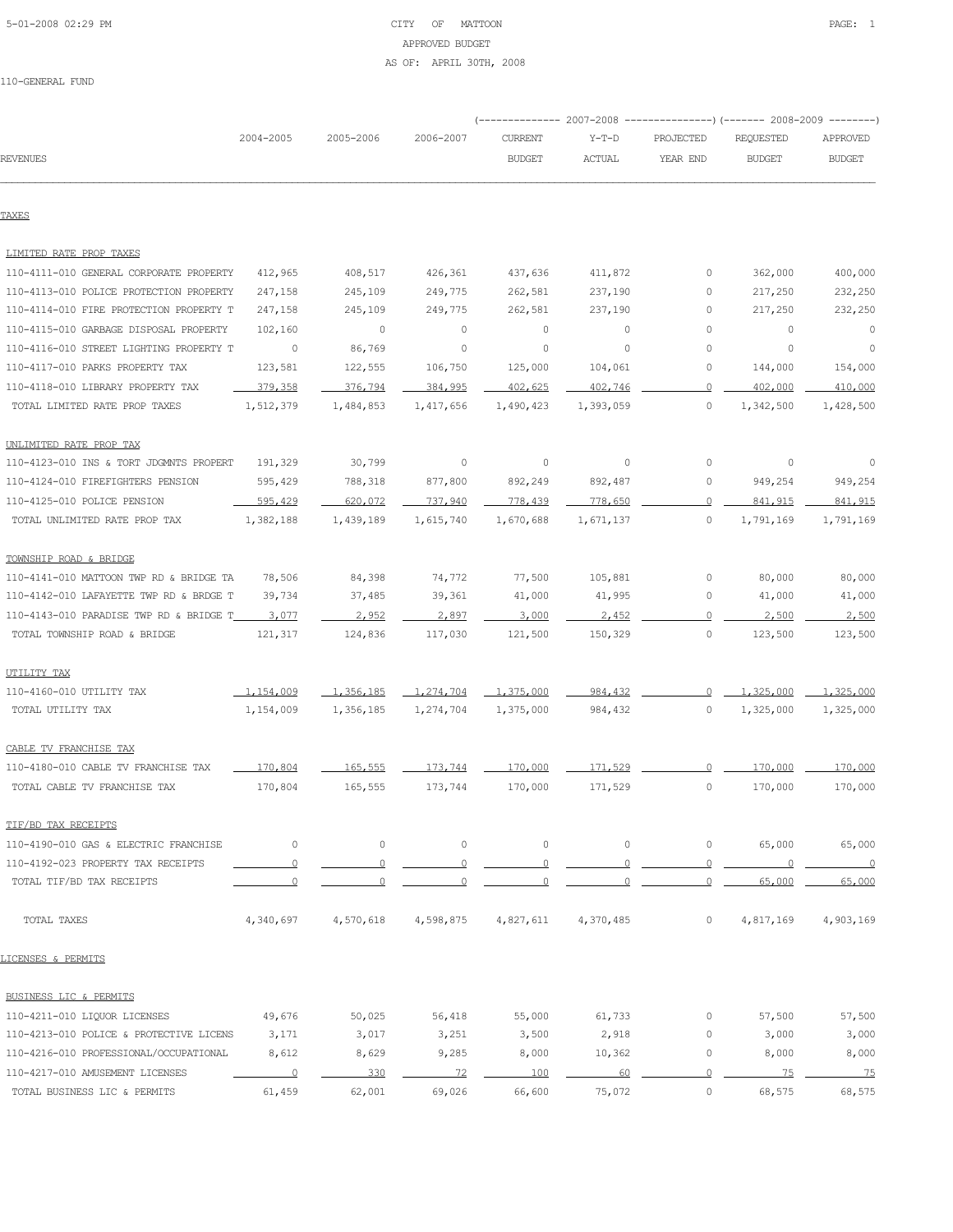CITY OF MATTOON

APPROVED BUDGET

AS OF: APRIL 30TH, 2008

110-GENERAL FUND

| REVENUES | 2004-2005 | 2005-2006 | 2006-2007 | 2007-2008 CURRENT BUDGET | 2007-2008 Y-T-D ACTUAL | 2007-2008 PROJECTED YEAR END | 2008-2009 REQUESTED BUDGET | 2008-2009 APPROVED BUDGET |
|---|---|---|---|---|---|---|---|---|
| **TAXES** | | | | | | | | |
| LIMITED RATE PROP TAXES | | | | | | | | |
| 110-4111-010 GENERAL CORPORATE PROPERTY | 412,965 | 408,517 | 426,361 | 437,636 | 411,872 | 0 | 362,000 | 400,000 |
| 110-4113-010 POLICE PROTECTION PROPERTY | 247,158 | 245,109 | 249,775 | 262,581 | 237,190 | 0 | 217,250 | 232,250 |
| 110-4114-010 FIRE PROTECTION PROPERTY T | 247,158 | 245,109 | 249,775 | 262,581 | 237,190 | 0 | 217,250 | 232,250 |
| 110-4115-010 GARBAGE DISPOSAL PROPERTY | 102,160 | 0 | 0 | 0 | 0 | 0 | 0 | 0 |
| 110-4116-010 STREET LIGHTING PROPERTY T | 0 | 86,769 | 0 | 0 | 0 | 0 | 0 | 0 |
| 110-4117-010 PARKS PROPERTY TAX | 123,581 | 122,555 | 106,750 | 125,000 | 104,061 | 0 | 144,000 | 154,000 |
| 110-4118-010 LIBRARY PROPERTY TAX | 379,358 | 376,794 | 384,995 | 402,625 | 402,746 | 0 | 402,000 | 410,000 |
| TOTAL LIMITED RATE PROP TAXES | 1,512,379 | 1,484,853 | 1,417,656 | 1,490,423 | 1,393,059 | 0 | 1,342,500 | 1,428,500 |
| UNLIMITED RATE PROP TAX | | | | | | | | |
| 110-4123-010 INS & TORT JDGMNTS PROPERT | 191,329 | 30,799 | 0 | 0 | 0 | 0 | 0 | 0 |
| 110-4124-010 FIREFIGHTERS PENSION | 595,429 | 788,318 | 877,800 | 892,249 | 892,487 | 0 | 949,254 | 949,254 |
| 110-4125-010 POLICE PENSION | 595,429 | 620,072 | 737,940 | 778,439 | 778,650 | 0 | 841,915 | 841,915 |
| TOTAL UNLIMITED RATE PROP TAX | 1,382,188 | 1,439,189 | 1,615,740 | 1,670,688 | 1,671,137 | 0 | 1,791,169 | 1,791,169 |
| TOWNSHIP ROAD & BRIDGE | | | | | | | | |
| 110-4141-010 MATTOON TWP RD & BRIDGE TA | 78,506 | 84,398 | 74,772 | 77,500 | 105,881 | 0 | 80,000 | 80,000 |
| 110-4142-010 LAFAYETTE TWP RD & BRDGE T | 39,734 | 37,485 | 39,361 | 41,000 | 41,995 | 0 | 41,000 | 41,000 |
| 110-4143-010 PARADISE TWP RD & BRIDGE T | 3,077 | 2,952 | 2,897 | 3,000 | 2,452 | 0 | 2,500 | 2,500 |
| TOTAL TOWNSHIP ROAD & BRIDGE | 121,317 | 124,836 | 117,030 | 121,500 | 150,329 | 0 | 123,500 | 123,500 |
| UTILITY TAX | | | | | | | | |
| 110-4160-010 UTILITY TAX | 1,154,009 | 1,356,185 | 1,274,704 | 1,375,000 | 984,432 | 0 | 1,325,000 | 1,325,000 |
| TOTAL UTILITY TAX | 1,154,009 | 1,356,185 | 1,274,704 | 1,375,000 | 984,432 | 0 | 1,325,000 | 1,325,000 |
| CABLE TV FRANCHISE TAX | | | | | | | | |
| 110-4180-010 CABLE TV FRANCHISE TAX | 170,804 | 165,555 | 173,744 | 170,000 | 171,529 | 0 | 170,000 | 170,000 |
| TOTAL CABLE TV FRANCHISE TAX | 170,804 | 165,555 | 173,744 | 170,000 | 171,529 | 0 | 170,000 | 170,000 |
| TIF/BD TAX RECEIPTS | | | | | | | | |
| 110-4190-010 GAS & ELECTRIC FRANCHISE | 0 | 0 | 0 | 0 | 0 | 0 | 65,000 | 65,000 |
| 110-4192-023 PROPERTY TAX RECEIPTS | 0 | 0 | 0 | 0 | 0 | 0 | 0 | 0 |
| TOTAL TIF/BD TAX RECEIPTS | 0 | 0 | 0 | 0 | 0 | 0 | 65,000 | 65,000 |
| TOTAL TAXES | 4,340,697 | 4,570,618 | 4,598,875 | 4,827,611 | 4,370,485 | 0 | 4,817,169 | 4,903,169 |
| **LICENSES & PERMITS** | | | | | | | | |
| BUSINESS LIC & PERMITS | | | | | | | | |
| 110-4211-010 LIQUOR LICENSES | 49,676 | 50,025 | 56,418 | 55,000 | 61,733 | 0 | 57,500 | 57,500 |
| 110-4213-010 POLICE & PROTECTIVE LICENS | 3,171 | 3,017 | 3,251 | 3,500 | 2,918 | 0 | 3,000 | 3,000 |
| 110-4216-010 PROFESSIONAL/OCCUPATIONAL | 8,612 | 8,629 | 9,285 | 8,000 | 10,362 | 0 | 8,000 | 8,000 |
| 110-4217-010 AMUSEMENT LICENSES | 0 | 330 | 72 | 100 | 60 | 0 | 75 | 75 |
| TOTAL BUSINESS LIC & PERMITS | 61,459 | 62,001 | 69,026 | 66,600 | 75,072 | 0 | 68,575 | 68,575 |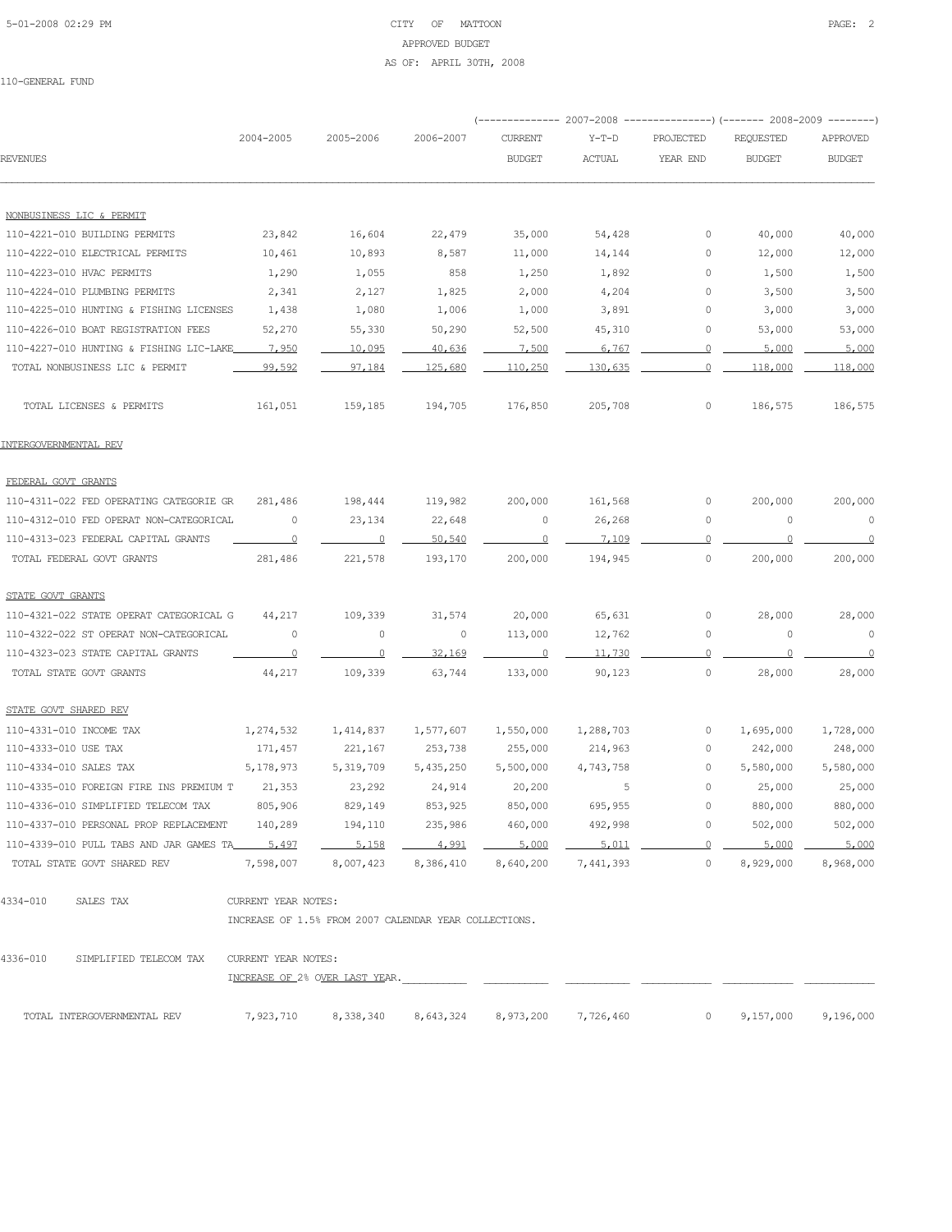CITY OF MATTOON
APPROVED BUDGET
AS OF: APRIL 30TH, 2008

110-GENERAL FUND

| REVENUES | 2004-2005 | 2005-2006 | 2006-2007 | 2007-2008 CURRENT BUDGET | 2007-2008 Y-T-D ACTUAL | 2007-2008 PROJECTED YEAR END | 2008-2009 REQUESTED BUDGET | 2008-2009 APPROVED BUDGET |
|---|---|---|---|---|---|---|---|---|
| **NONBUSINESS LIC & PERMIT** | | | | | | | | |
| 110-4221-010 BUILDING PERMITS | 23,842 | 16,604 | 22,479 | 35,000 | 54,428 | 0 | 40,000 | 40,000 |
| 110-4222-010 ELECTRICAL PERMITS | 10,461 | 10,893 | 8,587 | 11,000 | 14,144 | 0 | 12,000 | 12,000 |
| 110-4223-010 HVAC PERMITS | 1,290 | 1,055 | 858 | 1,250 | 1,892 | 0 | 1,500 | 1,500 |
| 110-4224-010 PLUMBING PERMITS | 2,341 | 2,127 | 1,825 | 2,000 | 4,204 | 0 | 3,500 | 3,500 |
| 110-4225-010 HUNTING & FISHING LICENSES | 1,438 | 1,080 | 1,006 | 1,000 | 3,891 | 0 | 3,000 | 3,000 |
| 110-4226-010 BOAT REGISTRATION FEES | 52,270 | 55,330 | 50,290 | 52,500 | 45,310 | 0 | 53,000 | 53,000 |
| 110-4227-010 HUNTING & FISHING LIC-LAKE | 7,950 | 10,095 | 40,636 | 7,500 | 6,767 | 0 | 5,000 | 5,000 |
| TOTAL NONBUSINESS LIC & PERMIT | 99,592 | 97,184 | 125,680 | 110,250 | 130,635 | 0 | 118,000 | 118,000 |
| TOTAL LICENSES & PERMITS | 161,051 | 159,185 | 194,705 | 176,850 | 205,708 | 0 | 186,575 | 186,575 |
| **INTERGOVERNMENTAL REV** | | | | | | | | |
| **FEDERAL GOVT GRANTS** | | | | | | | | |
| 110-4311-022 FED OPERATING CATEGORIE GR | 281,486 | 198,444 | 119,982 | 200,000 | 161,568 | 0 | 200,000 | 200,000 |
| 110-4312-010 FED OPERAT NON-CATEGORICAL | 0 | 23,134 | 22,648 | 0 | 26,268 | 0 | 0 | 0 |
| 110-4313-023 FEDERAL CAPITAL GRANTS | 0 | 0 | 50,540 | 0 | 7,109 | 0 | 0 | 0 |
| TOTAL FEDERAL GOVT GRANTS | 281,486 | 221,578 | 193,170 | 200,000 | 194,945 | 0 | 200,000 | 200,000 |
| **STATE GOVT GRANTS** | | | | | | | | |
| 110-4321-022 STATE OPERAT CATEGORICAL G | 44,217 | 109,339 | 31,574 | 20,000 | 65,631 | 0 | 28,000 | 28,000 |
| 110-4322-022 ST OPERAT NON-CATEGORICAL | 0 | 0 | 0 | 113,000 | 12,762 | 0 | 0 | 0 |
| 110-4323-023 STATE CAPITAL GRANTS | 0 | 0 | 32,169 | 0 | 11,730 | 0 | 0 | 0 |
| TOTAL STATE GOVT GRANTS | 44,217 | 109,339 | 63,744 | 133,000 | 90,123 | 0 | 28,000 | 28,000 |
| **STATE GOVT SHARED REV** | | | | | | | | |
| 110-4331-010 INCOME TAX | 1,274,532 | 1,414,837 | 1,577,607 | 1,550,000 | 1,288,703 | 0 | 1,695,000 | 1,728,000 |
| 110-4333-010 USE TAX | 171,457 | 221,167 | 253,738 | 255,000 | 214,963 | 0 | 242,000 | 248,000 |
| 110-4334-010 SALES TAX | 5,178,973 | 5,319,709 | 5,435,250 | 5,500,000 | 4,743,758 | 0 | 5,580,000 | 5,580,000 |
| 110-4335-010 FOREIGN FIRE INS PREMIUM T | 21,353 | 23,292 | 24,914 | 20,200 | 5 | 0 | 25,000 | 25,000 |
| 110-4336-010 SIMPLIFIED TELECOM TAX | 805,906 | 829,149 | 853,925 | 850,000 | 695,955 | 0 | 880,000 | 880,000 |
| 110-4337-010 PERSONAL PROP REPLACEMENT | 140,289 | 194,110 | 235,986 | 460,000 | 492,998 | 0 | 502,000 | 502,000 |
| 110-4339-010 PULL TABS AND JAR GAMES TA | 5,497 | 5,158 | 4,991 | 5,000 | 5,011 | 0 | 5,000 | 5,000 |
| TOTAL STATE GOVT SHARED REV | 7,598,007 | 8,007,423 | 8,386,410 | 8,640,200 | 7,441,393 | 0 | 8,929,000 | 8,968,000 |

4334-010 SALES TAX — CURRENT YEAR NOTES:
INCREASE OF 1.5% FROM 2007 CALENDAR YEAR COLLECTIONS.

4336-010 SIMPLIFIED TELECOM TAX — CURRENT YEAR NOTES:
INCREASE OF 2% OVER LAST YEAR.

| | 2004-2005 | 2005-2006 | 2006-2007 | CURRENT BUDGET | Y-T-D ACTUAL | PROJECTED YEAR END | REQUESTED BUDGET | APPROVED BUDGET |
|---|---|---|---|---|---|---|---|---|
| TOTAL INTERGOVERNMENTAL REV | 7,923,710 | 8,338,340 | 8,643,324 | 8,973,200 | 7,726,460 | 0 | 9,157,000 | 9,196,000 |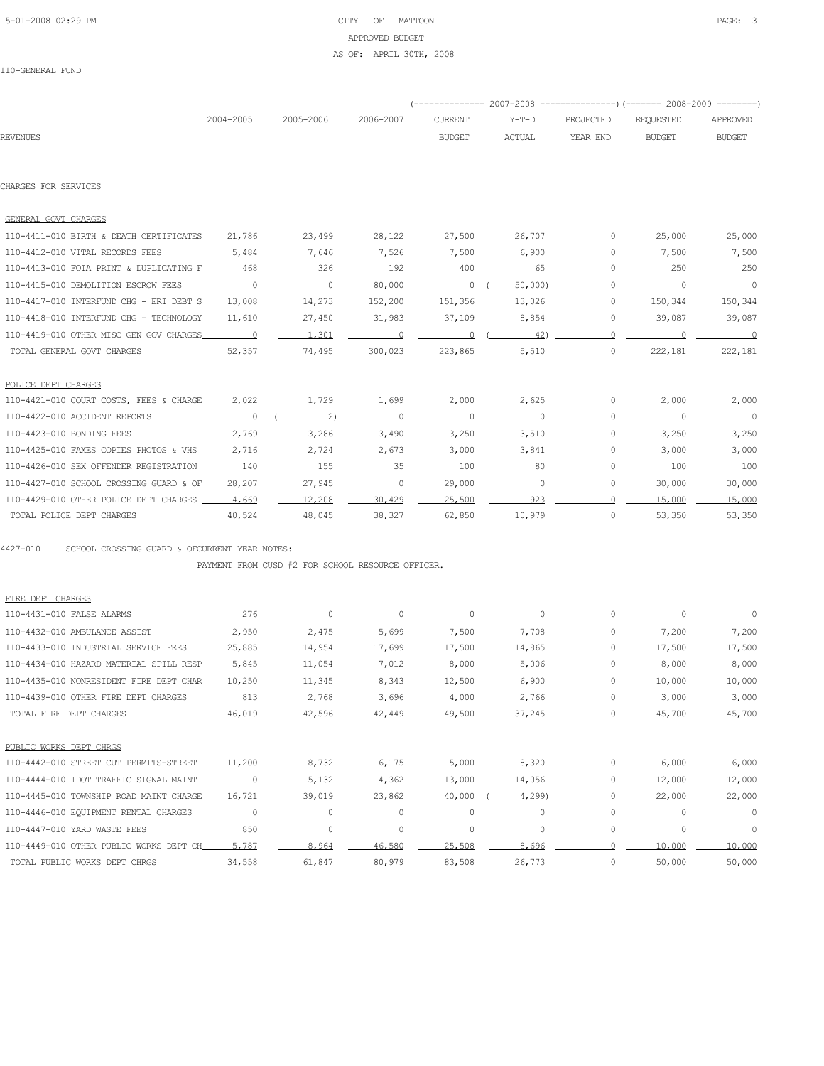CITY OF MATTOON
APPROVED BUDGET
AS OF: APRIL 30TH, 2008

110-GENERAL FUND

| REVENUES | 2004-2005 | 2005-2006 | 2006-2007 | 2007-2008 CURRENT BUDGET | 2007-2008 Y-T-D ACTUAL | 2007-2008 PROJECTED YEAR END | 2008-2009 REQUESTED BUDGET | 2008-2009 APPROVED BUDGET |
|---|---|---|---|---|---|---|---|---|
| **CHARGES FOR SERVICES** | | | | | | | | |
| **GENERAL GOVT CHARGES** | | | | | | | | |
| 110-4411-010 BIRTH & DEATH CERTIFICATES | 21,786 | 23,499 | 28,122 | 27,500 | 26,707 | 0 | 25,000 | 25,000 |
| 110-4412-010 VITAL RECORDS FEES | 5,484 | 7,646 | 7,526 | 7,500 | 6,900 | 0 | 7,500 | 7,500 |
| 110-4413-010 FOIA PRINT & DUPLICATING F | 468 | 326 | 192 | 400 | 65 | 0 | 250 | 250 |
| 110-4415-010 DEMOLITION ESCROW FEES | 0 | 0 | 80,000 | 0 | ( 50,000) | 0 | 0 | 0 |
| 110-4417-010 INTERFUND CHG - ERI DEBT S | 13,008 | 14,273 | 152,200 | 151,356 | 13,026 | 0 | 150,344 | 150,344 |
| 110-4418-010 INTERFUND CHG - TECHNOLOGY | 11,610 | 27,450 | 31,983 | 37,109 | 8,854 | 0 | 39,087 | 39,087 |
| 110-4419-010 OTHER MISC GEN GOV CHARGES | 0 | 1,301 | 0 | 0 | ( 42) | 0 | 0 | 0 |
| TOTAL GENERAL GOVT CHARGES | 52,357 | 74,495 | 300,023 | 223,865 | 5,510 | 0 | 222,181 | 222,181 |
| **POLICE DEPT CHARGES** | | | | | | | | |
| 110-4421-010 COURT COSTS, FEES & CHARGE | 2,022 | 1,729 | 1,699 | 2,000 | 2,625 | 0 | 2,000 | 2,000 |
| 110-4422-010 ACCIDENT REPORTS | 0 | ( 2) | 0 | 0 | 0 | 0 | 0 | 0 |
| 110-4423-010 BONDING FEES | 2,769 | 3,286 | 3,490 | 3,250 | 3,510 | 0 | 3,250 | 3,250 |
| 110-4425-010 FAXES COPIES PHOTOS & VHS | 2,716 | 2,724 | 2,673 | 3,000 | 3,841 | 0 | 3,000 | 3,000 |
| 110-4426-010 SEX OFFENDER REGISTRATION | 140 | 155 | 35 | 100 | 80 | 0 | 100 | 100 |
| 110-4427-010 SCHOOL CROSSING GUARD & OF | 28,207 | 27,945 | 0 | 29,000 | 0 | 0 | 30,000 | 30,000 |
| 110-4429-010 OTHER POLICE DEPT CHARGES | 4,669 | 12,208 | 30,429 | 25,500 | 923 | 0 | 15,000 | 15,000 |
| TOTAL POLICE DEPT CHARGES | 40,524 | 48,045 | 38,327 | 62,850 | 10,979 | 0 | 53,350 | 53,350 |

4427-010 SCHOOL CROSSING GUARD & OFCURRENT YEAR NOTES:
PAYMENT FROM CUSD #2 FOR SCHOOL RESOURCE OFFICER.

| REVENUES | 2004-2005 | 2005-2006 | 2006-2007 | 2007-2008 CURRENT BUDGET | 2007-2008 Y-T-D ACTUAL | 2007-2008 PROJECTED YEAR END | 2008-2009 REQUESTED BUDGET | 2008-2009 APPROVED BUDGET |
|---|---|---|---|---|---|---|---|---|
| **FIRE DEPT CHARGES** | | | | | | | | |
| 110-4431-010 FALSE ALARMS | 276 | 0 | 0 | 0 | 0 | 0 | 0 | 0 |
| 110-4432-010 AMBULANCE ASSIST | 2,950 | 2,475 | 5,699 | 7,500 | 7,708 | 0 | 7,200 | 7,200 |
| 110-4433-010 INDUSTRIAL SERVICE FEES | 25,885 | 14,954 | 17,699 | 17,500 | 14,865 | 0 | 17,500 | 17,500 |
| 110-4434-010 HAZARD MATERIAL SPILL RESP | 5,845 | 11,054 | 7,012 | 8,000 | 5,006 | 0 | 8,000 | 8,000 |
| 110-4435-010 NONRESIDENT FIRE DEPT CHAR | 10,250 | 11,345 | 8,343 | 12,500 | 6,900 | 0 | 10,000 | 10,000 |
| 110-4439-010 OTHER FIRE DEPT CHARGES | 813 | 2,768 | 3,696 | 4,000 | 2,766 | 0 | 3,000 | 3,000 |
| TOTAL FIRE DEPT CHARGES | 46,019 | 42,596 | 42,449 | 49,500 | 37,245 | 0 | 45,700 | 45,700 |
| **PUBLIC WORKS DEPT CHRGS** | | | | | | | | |
| 110-4442-010 STREET CUT PERMITS-STREET | 11,200 | 8,732 | 6,175 | 5,000 | 8,320 | 0 | 6,000 | 6,000 |
| 110-4444-010 IDOT TRAFFIC SIGNAL MAINT | 0 | 5,132 | 4,362 | 13,000 | 14,056 | 0 | 12,000 | 12,000 |
| 110-4445-010 TOWNSHIP ROAD MAINT CHARGE | 16,721 | 39,019 | 23,862 | 40,000 | ( 4,299) | 0 | 22,000 | 22,000 |
| 110-4446-010 EQUIPMENT RENTAL CHARGES | 0 | 0 | 0 | 0 | 0 | 0 | 0 | 0 |
| 110-4447-010 YARD WASTE FEES | 850 | 0 | 0 | 0 | 0 | 0 | 0 | 0 |
| 110-4449-010 OTHER PUBLIC WORKS DEPT CH | 5,787 | 8,964 | 46,580 | 25,508 | 8,696 | 0 | 10,000 | 10,000 |
| TOTAL PUBLIC WORKS DEPT CHRGS | 34,558 | 61,847 | 80,979 | 83,508 | 26,773 | 0 | 50,000 | 50,000 |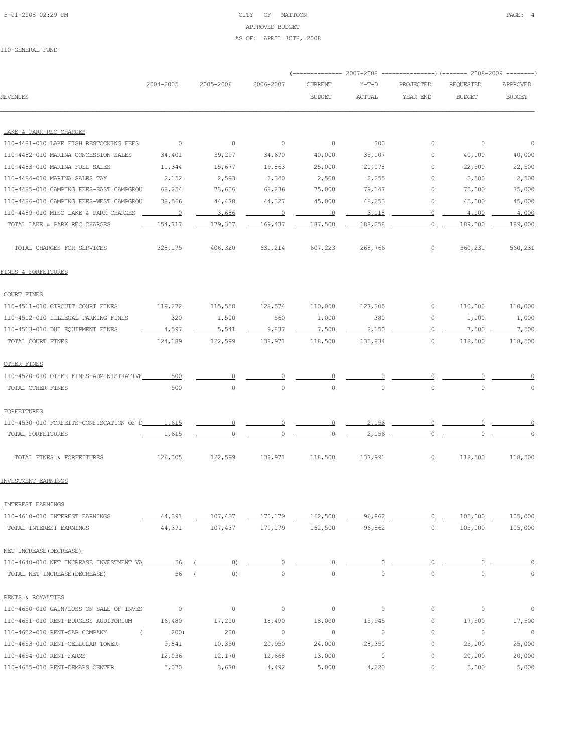CITY OF MATTOON
APPROVED BUDGET
AS OF: APRIL 30TH, 2008

110-GENERAL FUND

| REVENUES | 2004-2005 | 2005-2006 | 2006-2007 | 2007-2008 CURRENT BUDGET | 2007-2008 Y-T-D ACTUAL | 2007-2008 PROJECTED YEAR END | 2008-2009 REQUESTED BUDGET | 2008-2009 APPROVED BUDGET |
|---|---|---|---|---|---|---|---|---|
| **LAKE & PARK REC CHARGES** | | | | | | | | |
| 110-4481-010 LAKE FISH RESTOCKING FEES | 0 | 0 | 0 | 0 | 300 | 0 | 0 | 0 |
| 110-4482-010 MARINA CONCESSION SALES | 34,401 | 39,297 | 34,670 | 40,000 | 35,107 | 0 | 40,000 | 40,000 |
| 110-4483-010 MARINA FUEL SALES | 11,344 | 15,677 | 19,863 | 25,000 | 20,078 | 0 | 22,500 | 22,500 |
| 110-4484-010 MARINA SALES TAX | 2,152 | 2,593 | 2,340 | 2,500 | 2,255 | 0 | 2,500 | 2,500 |
| 110-4485-010 CAMPING FEES-EAST CAMPGROU | 68,254 | 73,606 | 68,236 | 75,000 | 79,147 | 0 | 75,000 | 75,000 |
| 110-4486-010 CAMPING FEES-WEST CAMPGROU | 38,566 | 44,478 | 44,327 | 45,000 | 48,253 | 0 | 45,000 | 45,000 |
| 110-4489-010 MISC LAKE & PARK CHARGES | 0 | 3,686 | 0 | 0 | 3,118 | 0 | 4,000 | 4,000 |
| TOTAL LAKE & PARK REC CHARGES | 154,717 | 179,337 | 169,437 | 187,500 | 188,258 | 0 | 189,000 | 189,000 |
| TOTAL CHARGES FOR SERVICES | 328,175 | 406,320 | 631,214 | 607,223 | 268,766 | 0 | 560,231 | 560,231 |
| **FINES & FORFEITURES** | | | | | | | | |
| **COURT FINES** | | | | | | | | |
| 110-4511-010 CIRCUIT COURT FINES | 119,272 | 115,558 | 128,574 | 110,000 | 127,305 | 0 | 110,000 | 110,000 |
| 110-4512-010 ILLLEGAL PARKING FINES | 320 | 1,500 | 560 | 1,000 | 380 | 0 | 1,000 | 1,000 |
| 110-4513-010 DUI EQUIPMENT FINES | 4,597 | 5,541 | 9,837 | 7,500 | 8,150 | 0 | 7,500 | 7,500 |
| TOTAL COURT FINES | 124,189 | 122,599 | 138,971 | 118,500 | 135,834 | 0 | 118,500 | 118,500 |
| **OTHER FINES** | | | | | | | | |
| 110-4520-010 OTHER FINES-ADMINISTRATIVE | 500 | 0 | 0 | 0 | 0 | 0 | 0 | 0 |
| TOTAL OTHER FINES | 500 | 0 | 0 | 0 | 0 | 0 | 0 | 0 |
| **FORFEITURES** | | | | | | | | |
| 110-4530-010 FORFEITS-CONFISCATION OF D | 1,615 | 0 | 0 | 0 | 2,156 | 0 | 0 | 0 |
| TOTAL FORFEITURES | 1,615 | 0 | 0 | 0 | 2,156 | 0 | 0 | 0 |
| TOTAL FINES & FORFEITURES | 126,305 | 122,599 | 138,971 | 118,500 | 137,991 | 0 | 118,500 | 118,500 |
| **INVESTMENT EARNINGS** | | | | | | | | |
| **INTEREST EARNINGS** | | | | | | | | |
| 110-4610-010 INTEREST EARNINGS | 44,391 | 107,437 | 170,179 | 162,500 | 96,862 | 0 | 105,000 | 105,000 |
| TOTAL INTEREST EARNINGS | 44,391 | 107,437 | 170,179 | 162,500 | 96,862 | 0 | 105,000 | 105,000 |
| **NET INCREASE(DECREASE)** | | | | | | | | |
| 110-4640-010 NET INCREASE INVESTMENT VA | 56 | ( 0) | 0 | 0 | 0 | 0 | 0 | 0 |
| TOTAL NET INCREASE(DECREASE) | 56 | ( 0) | 0 | 0 | 0 | 0 | 0 | 0 |
| **RENTS & ROYALTIES** | | | | | | | | |
| 110-4650-010 GAIN/LOSS ON SALE OF INVES | 0 | 0 | 0 | 0 | 0 | 0 | 0 | 0 |
| 110-4651-010 RENT-BURGESS AUDITORIUM | 16,480 | 17,200 | 18,490 | 18,000 | 15,945 | 0 | 17,500 | 17,500 |
| 110-4652-010 RENT-CAB COMPANY | ( 200) | 200 | 0 | 0 | 0 | 0 | 0 | 0 |
| 110-4653-010 RENT-CELLULAR TOWER | 9,841 | 10,350 | 20,950 | 24,000 | 28,350 | 0 | 25,000 | 25,000 |
| 110-4654-010 RENT-FARMS | 12,036 | 12,170 | 12,668 | 13,000 | 0 | 0 | 20,000 | 20,000 |
| 110-4655-010 RENT-DEMARS CENTER | 5,070 | 3,670 | 4,492 | 5,000 | 4,220 | 0 | 5,000 | 5,000 |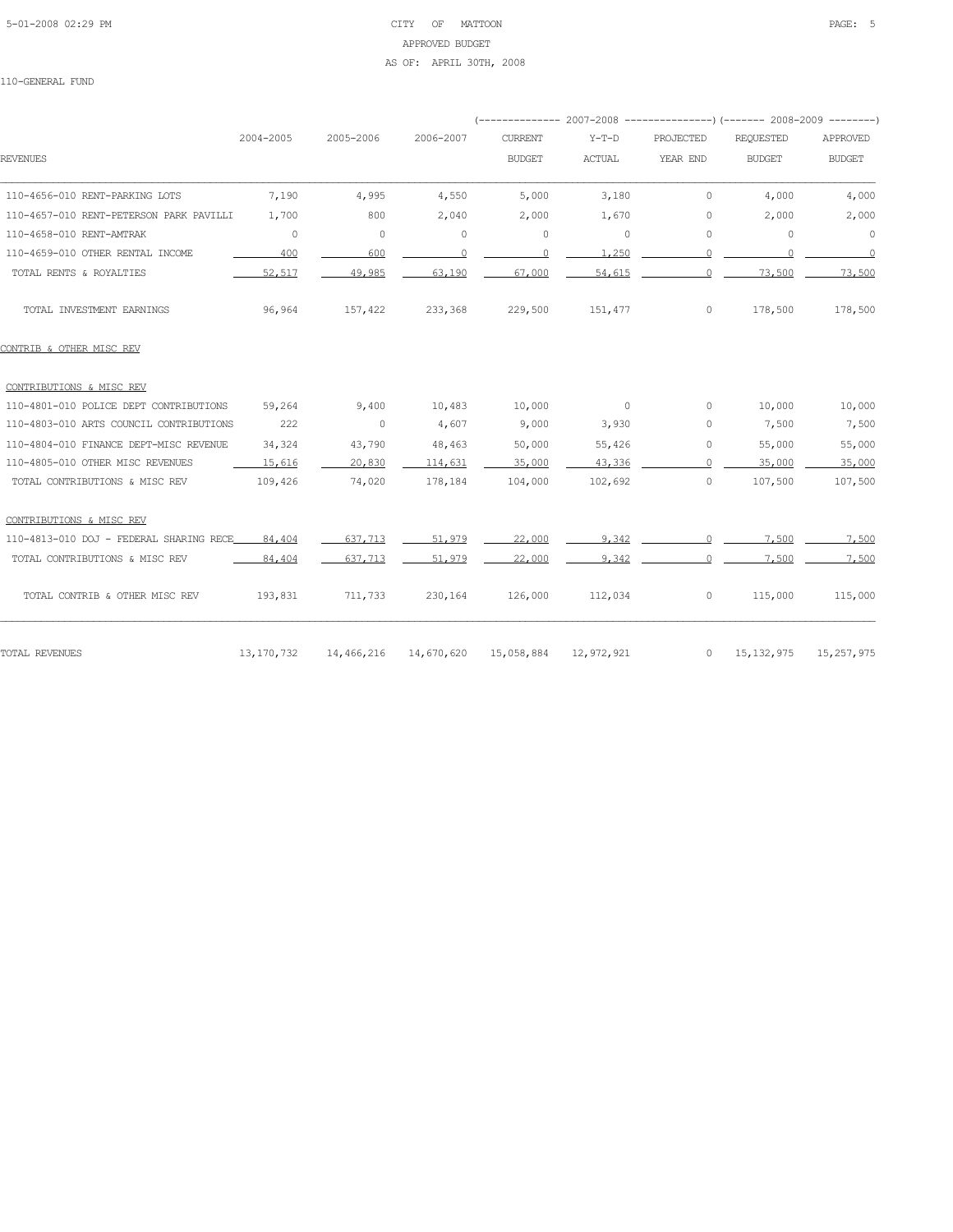CITY OF MATTOON
APPROVED BUDGET
AS OF: APRIL 30TH, 2008

110-GENERAL FUND

| REVENUES | 2004-2005 | 2005-2006 | 2006-2007 | 2007-2008 CURRENT BUDGET | 2007-2008 Y-T-D ACTUAL | 2007-2008 PROJECTED YEAR END | 2008-2009 REQUESTED BUDGET | 2008-2009 APPROVED BUDGET |
|---|---|---|---|---|---|---|---|---|
| 110-4656-010 RENT-PARKING LOTS | 7,190 | 4,995 | 4,550 | 5,000 | 3,180 | 0 | 4,000 | 4,000 |
| 110-4657-010 RENT-PETERSON PARK PAVILLI | 1,700 | 800 | 2,040 | 2,000 | 1,670 | 0 | 2,000 | 2,000 |
| 110-4658-010 RENT-AMTRAK | 0 | 0 | 0 | 0 | 0 | 0 | 0 | 0 |
| 110-4659-010 OTHER RENTAL INCOME | 400 | 600 | 0 | 0 | 1,250 | 0 | 0 | 0 |
| TOTAL RENTS & ROYALTIES | 52,517 | 49,985 | 63,190 | 67,000 | 54,615 | 0 | 73,500 | 73,500 |
| TOTAL INVESTMENT EARNINGS | 96,964 | 157,422 | 233,368 | 229,500 | 151,477 | 0 | 178,500 | 178,500 |
| CONTRIB & OTHER MISC REV | | | | | | | | |
| CONTRIBUTIONS & MISC REV | | | | | | | | |
| 110-4801-010 POLICE DEPT CONTRIBUTIONS | 59,264 | 9,400 | 10,483 | 10,000 | 0 | 0 | 10,000 | 10,000 |
| 110-4803-010 ARTS COUNCIL CONTRIBUTIONS | 222 | 0 | 4,607 | 9,000 | 3,930 | 0 | 7,500 | 7,500 |
| 110-4804-010 FINANCE DEPT-MISC REVENUE | 34,324 | 43,790 | 48,463 | 50,000 | 55,426 | 0 | 55,000 | 55,000 |
| 110-4805-010 OTHER MISC REVENUES | 15,616 | 20,830 | 114,631 | 35,000 | 43,336 | 0 | 35,000 | 35,000 |
| TOTAL CONTRIBUTIONS & MISC REV | 109,426 | 74,020 | 178,184 | 104,000 | 102,692 | 0 | 107,500 | 107,500 |
| CONTRIBUTIONS & MISC REV | | | | | | | | |
| 110-4813-010 DOJ - FEDERAL SHARING RECE | 84,404 | 637,713 | 51,979 | 22,000 | 9,342 | 0 | 7,500 | 7,500 |
| TOTAL CONTRIBUTIONS & MISC REV | 84,404 | 637,713 | 51,979 | 22,000 | 9,342 | 0 | 7,500 | 7,500 |
| TOTAL CONTRIB & OTHER MISC REV | 193,831 | 711,733 | 230,164 | 126,000 | 112,034 | 0 | 115,000 | 115,000 |
| TOTAL REVENUES | 13,170,732 | 14,466,216 | 14,670,620 | 15,058,884 | 12,972,921 | 0 | 15,132,975 | 15,257,975 |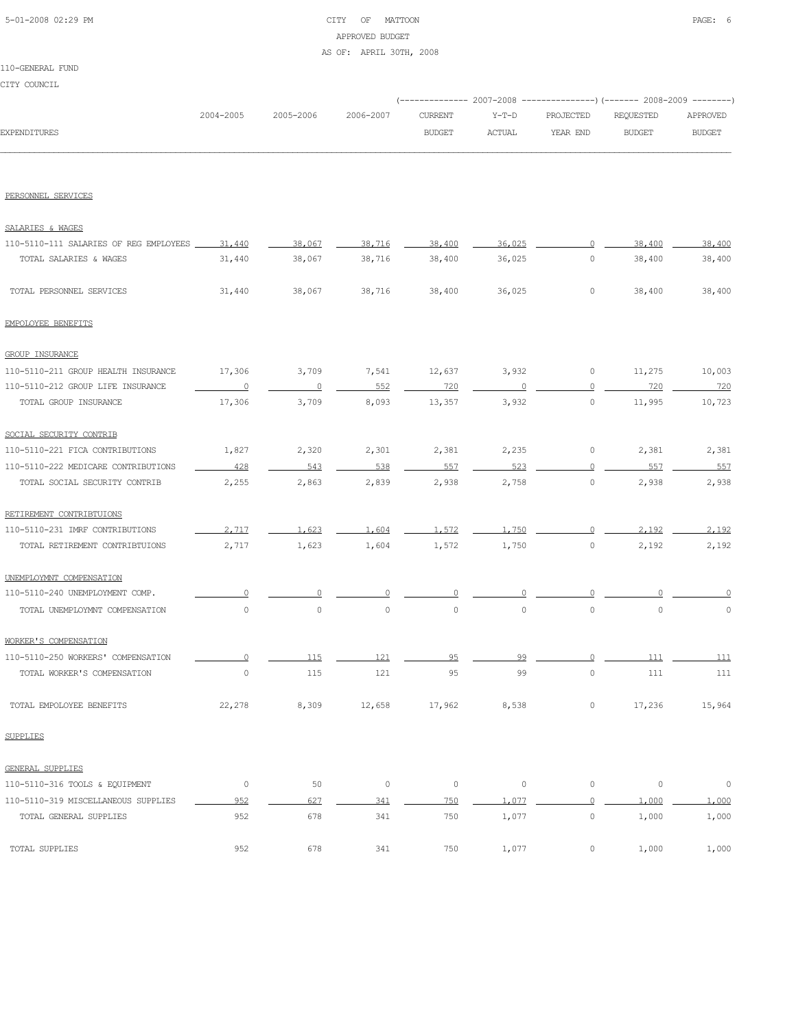CITY OF MATTOON
APPROVED BUDGET
AS OF: APRIL 30TH, 2008

110-GENERAL FUND

CITY COUNCIL

| EXPENDITURES | 2004-2005 | 2005-2006 | 2006-2007 | 2007-2008 CURRENT BUDGET | 2007-2008 Y-T-D ACTUAL | 2007-2008 PROJECTED YEAR END | 2008-2009 REQUESTED BUDGET | 2008-2009 APPROVED BUDGET |
|---|---|---|---|---|---|---|---|---|
| PERSONNEL SERVICES | | | | | | | | |
| SALARIES & WAGES | | | | | | | | |
| 110-5110-111 SALARIES OF REG EMPLOYEES | 31,440 | 38,067 | 38,716 | 38,400 | 36,025 | 0 | 38,400 | 38,400 |
| TOTAL SALARIES & WAGES | 31,440 | 38,067 | 38,716 | 38,400 | 36,025 | 0 | 38,400 | 38,400 |
| TOTAL PERSONNEL SERVICES | 31,440 | 38,067 | 38,716 | 38,400 | 36,025 | 0 | 38,400 | 38,400 |
| EMPOLOYEE BENEFITS | | | | | | | | |
| GROUP INSURANCE | | | | | | | | |
| 110-5110-211 GROUP HEALTH INSURANCE | 17,306 | 3,709 | 7,541 | 12,637 | 3,932 | 0 | 11,275 | 10,003 |
| 110-5110-212 GROUP LIFE INSURANCE | 0 | 0 | 552 | 720 | 0 | 0 | 720 | 720 |
| TOTAL GROUP INSURANCE | 17,306 | 3,709 | 8,093 | 13,357 | 3,932 | 0 | 11,995 | 10,723 |
| SOCIAL SECURITY CONTRIB | | | | | | | | |
| 110-5110-221 FICA CONTRIBUTIONS | 1,827 | 2,320 | 2,301 | 2,381 | 2,235 | 0 | 2,381 | 2,381 |
| 110-5110-222 MEDICARE CONTRIBUTIONS | 428 | 543 | 538 | 557 | 523 | 0 | 557 | 557 |
| TOTAL SOCIAL SECURITY CONTRIB | 2,255 | 2,863 | 2,839 | 2,938 | 2,758 | 0 | 2,938 | 2,938 |
| RETIREMENT CONTRIBTUIONS | | | | | | | | |
| 110-5110-231 IMRF CONTRIBUTIONS | 2,717 | 1,623 | 1,604 | 1,572 | 1,750 | 0 | 2,192 | 2,192 |
| TOTAL RETIREMENT CONTRIBTUIONS | 2,717 | 1,623 | 1,604 | 1,572 | 1,750 | 0 | 2,192 | 2,192 |
| UNEMPLOYMNT COMPENSATION | | | | | | | | |
| 110-5110-240 UNEMPLOYMENT COMP. | 0 | 0 | 0 | 0 | 0 | 0 | 0 | 0 |
| TOTAL UNEMPLOYMNT COMPENSATION | 0 | 0 | 0 | 0 | 0 | 0 | 0 | 0 |
| WORKER'S COMPENSATION | | | | | | | | |
| 110-5110-250 WORKERS' COMPENSATION | 0 | 115 | 121 | 95 | 99 | 0 | 111 | 111 |
| TOTAL WORKER'S COMPENSATION | 0 | 115 | 121 | 95 | 99 | 0 | 111 | 111 |
| TOTAL EMPOLOYEE BENEFITS | 22,278 | 8,309 | 12,658 | 17,962 | 8,538 | 0 | 17,236 | 15,964 |
| SUPPLIES | | | | | | | | |
| GENERAL SUPPLIES | | | | | | | | |
| 110-5110-316 TOOLS & EQUIPMENT | 0 | 50 | 0 | 0 | 0 | 0 | 0 | 0 |
| 110-5110-319 MISCELLANEOUS SUPPLIES | 952 | 627 | 341 | 750 | 1,077 | 0 | 1,000 | 1,000 |
| TOTAL GENERAL SUPPLIES | 952 | 678 | 341 | 750 | 1,077 | 0 | 1,000 | 1,000 |
| TOTAL SUPPLIES | 952 | 678 | 341 | 750 | 1,077 | 0 | 1,000 | 1,000 |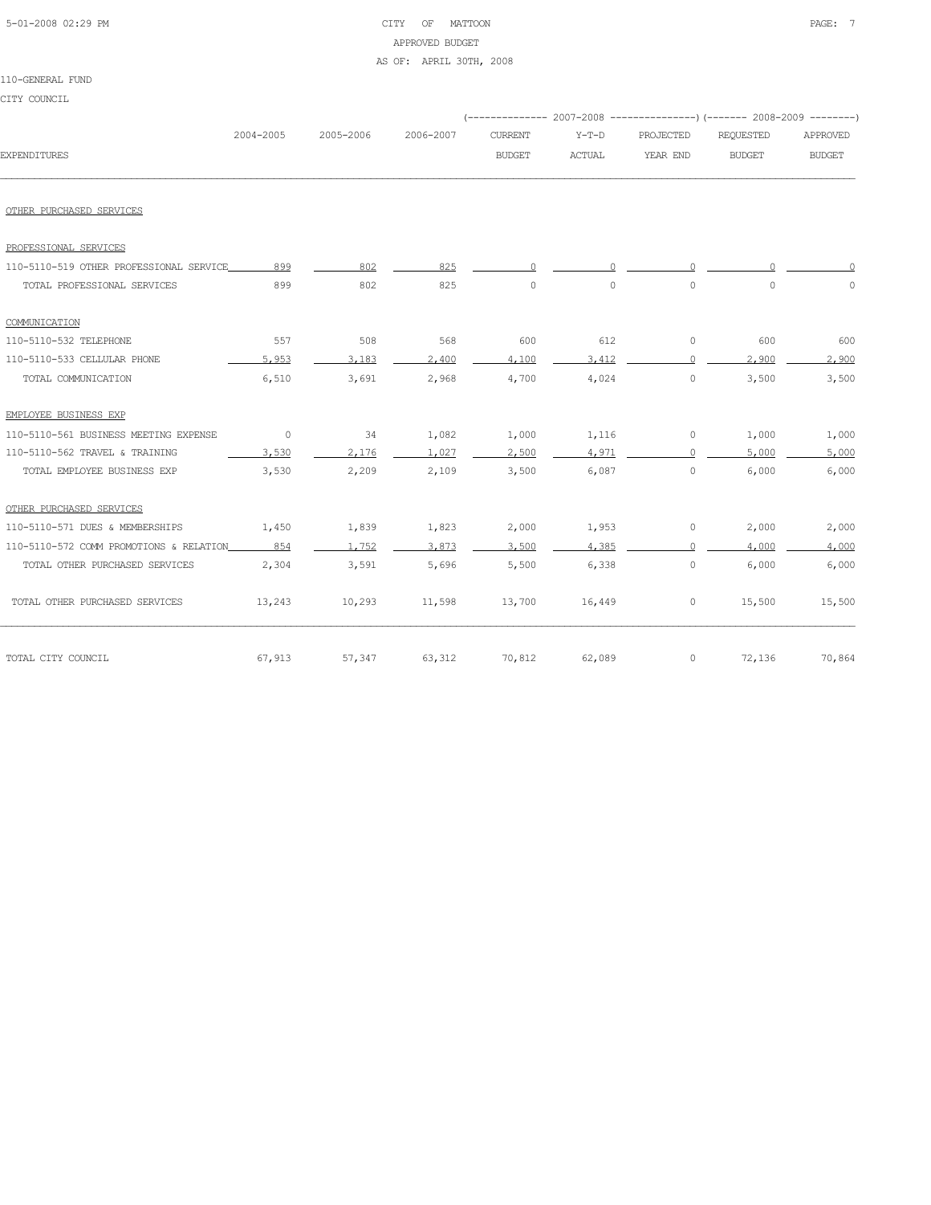CITY OF MATTOON
APPROVED BUDGET
AS OF: APRIL 30TH, 2008

110-GENERAL FUND

CITY COUNCIL

| EXPENDITURES | 2004-2005 | 2005-2006 | 2006-2007 | 2007-2008 CURRENT BUDGET | 2007-2008 Y-T-D ACTUAL | 2007-2008 PROJECTED YEAR END | 2008-2009 REQUESTED BUDGET | 2008-2009 APPROVED BUDGET |
|---|---|---|---|---|---|---|---|---|
| OTHER PURCHASED SERVICES | | | | | | | | |
| PROFESSIONAL SERVICES | | | | | | | | |
| 110-5110-519 OTHER PROFESSIONAL SERVICE | 899 | 802 | 825 | 0 | 0 | 0 | 0 | 0 |
| TOTAL PROFESSIONAL SERVICES | 899 | 802 | 825 | 0 | 0 | 0 | 0 | 0 |
| COMMUNICATION | | | | | | | | |
| 110-5110-532 TELEPHONE | 557 | 508 | 568 | 600 | 612 | 0 | 600 | 600 |
| 110-5110-533 CELLULAR PHONE | 5,953 | 3,183 | 2,400 | 4,100 | 3,412 | 0 | 2,900 | 2,900 |
| TOTAL COMMUNICATION | 6,510 | 3,691 | 2,968 | 4,700 | 4,024 | 0 | 3,500 | 3,500 |
| EMPLOYEE BUSINESS EXP | | | | | | | | |
| 110-5110-561 BUSINESS MEETING EXPENSE | 0 | 34 | 1,082 | 1,000 | 1,116 | 0 | 1,000 | 1,000 |
| 110-5110-562 TRAVEL & TRAINING | 3,530 | 2,176 | 1,027 | 2,500 | 4,971 | 0 | 5,000 | 5,000 |
| TOTAL EMPLOYEE BUSINESS EXP | 3,530 | 2,209 | 2,109 | 3,500 | 6,087 | 0 | 6,000 | 6,000 |
| OTHER PURCHASED SERVICES | | | | | | | | |
| 110-5110-571 DUES & MEMBERSHIPS | 1,450 | 1,839 | 1,823 | 2,000 | 1,953 | 0 | 2,000 | 2,000 |
| 110-5110-572 COMM PROMOTIONS & RELATION | 854 | 1,752 | 3,873 | 3,500 | 4,385 | 0 | 4,000 | 4,000 |
| TOTAL OTHER PURCHASED SERVICES | 2,304 | 3,591 | 5,696 | 5,500 | 6,338 | 0 | 6,000 | 6,000 |
| TOTAL OTHER PURCHASED SERVICES | 13,243 | 10,293 | 11,598 | 13,700 | 16,449 | 0 | 15,500 | 15,500 |
| TOTAL CITY COUNCIL | 67,913 | 57,347 | 63,312 | 70,812 | 62,089 | 0 | 72,136 | 70,864 |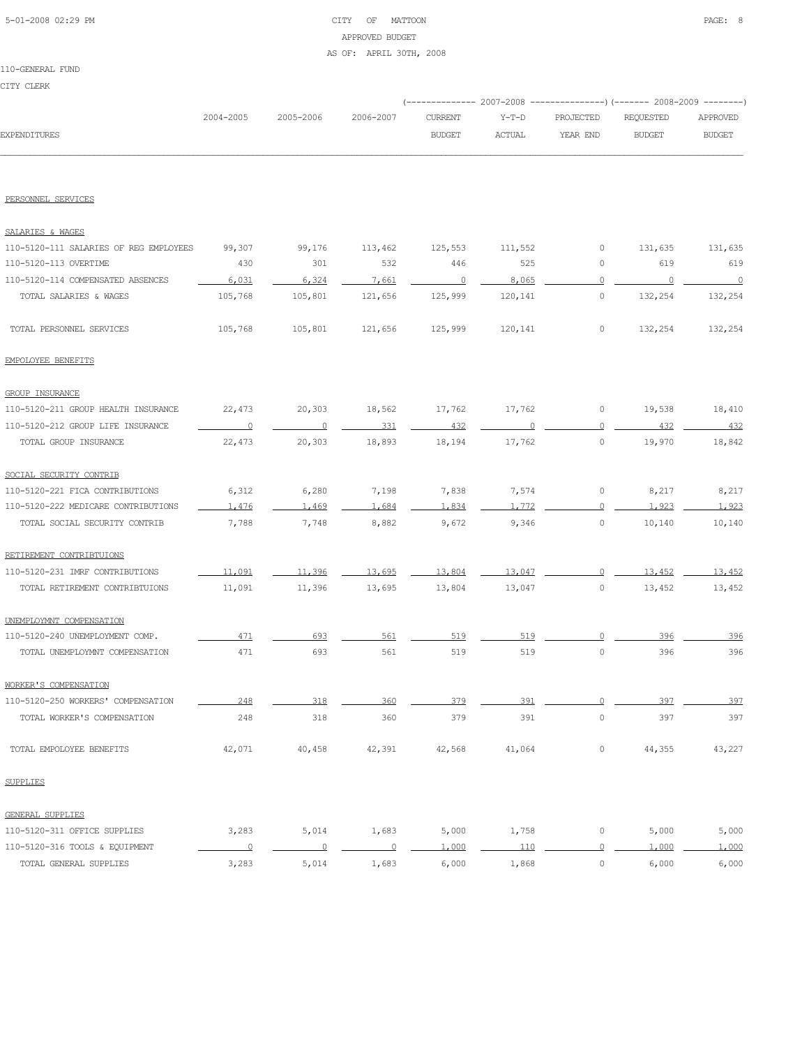CITY OF MATTOON
APPROVED BUDGET
AS OF: APRIL 30TH, 2008

110-GENERAL FUND

CITY CLERK

| EXPENDITURES | 2004-2005 | 2005-2006 | 2006-2007 | 2007-2008 CURRENT BUDGET | 2007-2008 Y-T-D ACTUAL | 2007-2008 PROJECTED YEAR END | 2008-2009 REQUESTED BUDGET | 2008-2009 APPROVED BUDGET |
|---|---|---|---|---|---|---|---|---|
| **PERSONNEL SERVICES** | | | | | | | | |
| **SALARIES & WAGES** | | | | | | | | |
| 110-5120-111 SALARIES OF REG EMPLOYEES | 99,307 | 99,176 | 113,462 | 125,553 | 111,552 | 0 | 131,635 | 131,635 |
| 110-5120-113 OVERTIME | 430 | 301 | 532 | 446 | 525 | 0 | 619 | 619 |
| 110-5120-114 COMPENSATED ABSENCES | 6,031 | 6,324 | 7,661 | 0 | 8,065 | 0 | 0 | 0 |
| TOTAL SALARIES & WAGES | 105,768 | 105,801 | 121,656 | 125,999 | 120,141 | 0 | 132,254 | 132,254 |
| TOTAL PERSONNEL SERVICES | 105,768 | 105,801 | 121,656 | 125,999 | 120,141 | 0 | 132,254 | 132,254 |
| **EMPOLOYEE BENEFITS** | | | | | | | | |
| **GROUP INSURANCE** | | | | | | | | |
| 110-5120-211 GROUP HEALTH INSURANCE | 22,473 | 20,303 | 18,562 | 17,762 | 17,762 | 0 | 19,538 | 18,410 |
| 110-5120-212 GROUP LIFE INSURANCE | 0 | 0 | 331 | 432 | 0 | 0 | 432 | 432 |
| TOTAL GROUP INSURANCE | 22,473 | 20,303 | 18,893 | 18,194 | 17,762 | 0 | 19,970 | 18,842 |
| **SOCIAL SECURITY CONTRIB** | | | | | | | | |
| 110-5120-221 FICA CONTRIBUTIONS | 6,312 | 6,280 | 7,198 | 7,838 | 7,574 | 0 | 8,217 | 8,217 |
| 110-5120-222 MEDICARE CONTRIBUTIONS | 1,476 | 1,469 | 1,684 | 1,834 | 1,772 | 0 | 1,923 | 1,923 |
| TOTAL SOCIAL SECURITY CONTRIB | 7,788 | 7,748 | 8,882 | 9,672 | 9,346 | 0 | 10,140 | 10,140 |
| **RETIREMENT CONTRIBTUIONS** | | | | | | | | |
| 110-5120-231 IMRF CONTRIBUTIONS | 11,091 | 11,396 | 13,695 | 13,804 | 13,047 | 0 | 13,452 | 13,452 |
| TOTAL RETIREMENT CONTRIBTUIONS | 11,091 | 11,396 | 13,695 | 13,804 | 13,047 | 0 | 13,452 | 13,452 |
| **UNEMPLOYMNT COMPENSATION** | | | | | | | | |
| 110-5120-240 UNEMPLOYMENT COMP. | 471 | 693 | 561 | 519 | 519 | 0 | 396 | 396 |
| TOTAL UNEMPLOYMNT COMPENSATION | 471 | 693 | 561 | 519 | 519 | 0 | 396 | 396 |
| **WORKER'S COMPENSATION** | | | | | | | | |
| 110-5120-250 WORKERS' COMPENSATION | 248 | 318 | 360 | 379 | 391 | 0 | 397 | 397 |
| TOTAL WORKER'S COMPENSATION | 248 | 318 | 360 | 379 | 391 | 0 | 397 | 397 |
| TOTAL EMPOLOYEE BENEFITS | 42,071 | 40,458 | 42,391 | 42,568 | 41,064 | 0 | 44,355 | 43,227 |
| **SUPPLIES** | | | | | | | | |
| **GENERAL SUPPLIES** | | | | | | | | |
| 110-5120-311 OFFICE SUPPLIES | 3,283 | 5,014 | 1,683 | 5,000 | 1,758 | 0 | 5,000 | 5,000 |
| 110-5120-316 TOOLS & EQUIPMENT | 0 | 0 | 0 | 1,000 | 110 | 0 | 1,000 | 1,000 |
| TOTAL GENERAL SUPPLIES | 3,283 | 5,014 | 1,683 | 6,000 | 1,868 | 0 | 6,000 | 6,000 |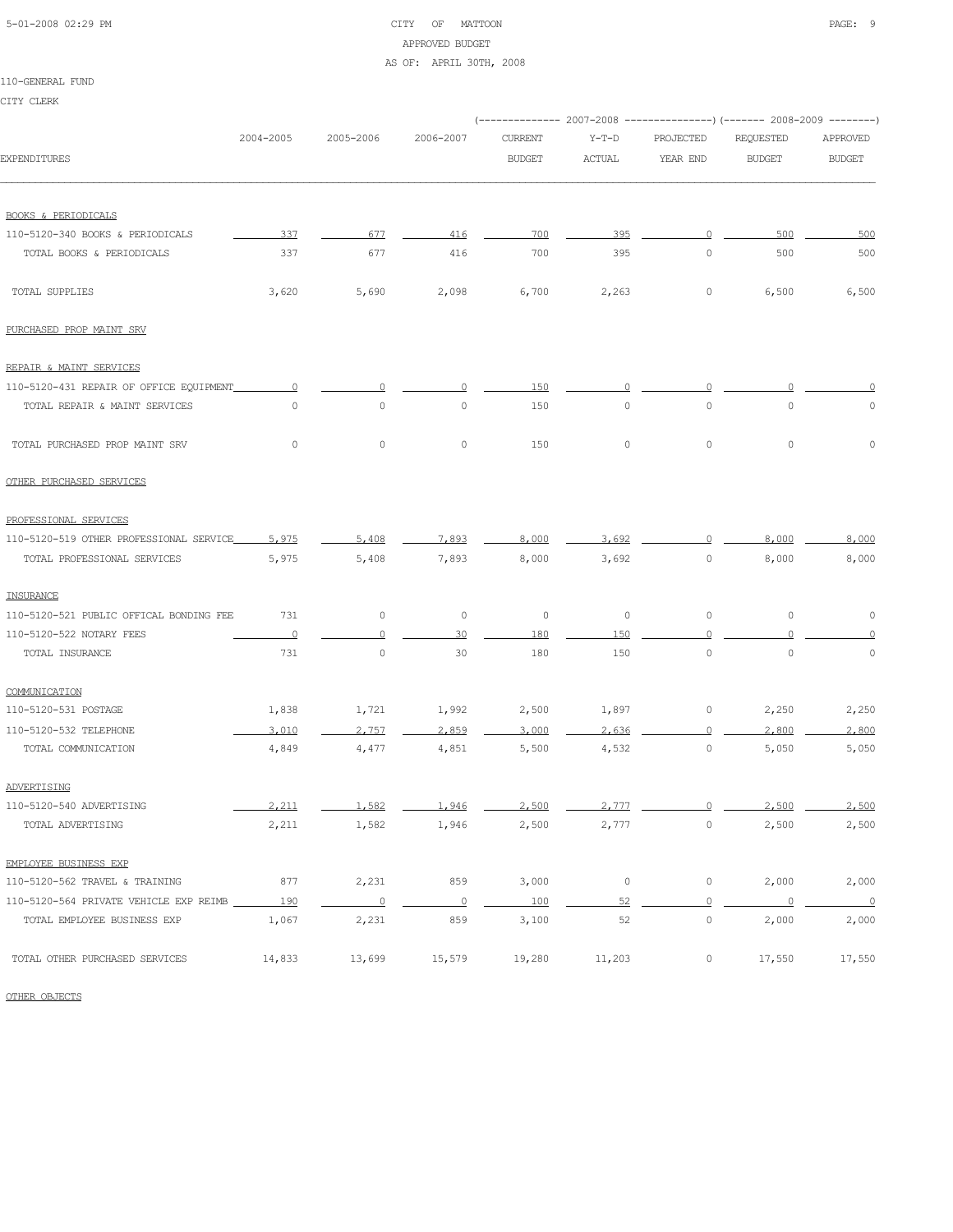CITY OF MATTOON

APPROVED BUDGET

AS OF: APRIL 30TH, 2008

110-GENERAL FUND

CITY CLERK

| EXPENDITURES | 2004-2005 | 2005-2006 | 2006-2007 | 2007-2008 CURRENT BUDGET | 2007-2008 Y-T-D ACTUAL | 2007-2008 PROJECTED YEAR END | 2008-2009 REQUESTED BUDGET | 2008-2009 APPROVED BUDGET |
|---|---|---|---|---|---|---|---|---|
| BOOKS & PERIODICALS | | | | | | | | |
| 110-5120-340 BOOKS & PERIODICALS | 337 | 677 | 416 | 700 | 395 | 0 | 500 | 500 |
| TOTAL BOOKS & PERIODICALS | 337 | 677 | 416 | 700 | 395 | 0 | 500 | 500 |
| TOTAL SUPPLIES | 3,620 | 5,690 | 2,098 | 6,700 | 2,263 | 0 | 6,500 | 6,500 |
| PURCHASED PROP MAINT SRV | | | | | | | | |
| REPAIR & MAINT SERVICES | | | | | | | | |
| 110-5120-431 REPAIR OF OFFICE EQUIPMENT | 0 | 0 | 0 | 150 | 0 | 0 | 0 | 0 |
| TOTAL REPAIR & MAINT SERVICES | 0 | 0 | 0 | 150 | 0 | 0 | 0 | 0 |
| TOTAL PURCHASED PROP MAINT SRV | 0 | 0 | 0 | 150 | 0 | 0 | 0 | 0 |
| OTHER PURCHASED SERVICES | | | | | | | | |
| PROFESSIONAL SERVICES | | | | | | | | |
| 110-5120-519 OTHER PROFESSIONAL SERVICE | 5,975 | 5,408 | 7,893 | 8,000 | 3,692 | 0 | 8,000 | 8,000 |
| TOTAL PROFESSIONAL SERVICES | 5,975 | 5,408 | 7,893 | 8,000 | 3,692 | 0 | 8,000 | 8,000 |
| INSURANCE | | | | | | | | |
| 110-5120-521 PUBLIC OFFICAL BONDING FEE | 731 | 0 | 0 | 0 | 0 | 0 | 0 | 0 |
| 110-5120-522 NOTARY FEES | 0 | 0 | 30 | 180 | 150 | 0 | 0 | 0 |
| TOTAL INSURANCE | 731 | 0 | 30 | 180 | 150 | 0 | 0 | 0 |
| COMMUNICATION | | | | | | | | |
| 110-5120-531 POSTAGE | 1,838 | 1,721 | 1,992 | 2,500 | 1,897 | 0 | 2,250 | 2,250 |
| 110-5120-532 TELEPHONE | 3,010 | 2,757 | 2,859 | 3,000 | 2,636 | 0 | 2,800 | 2,800 |
| TOTAL COMMUNICATION | 4,849 | 4,477 | 4,851 | 5,500 | 4,532 | 0 | 5,050 | 5,050 |
| ADVERTISING | | | | | | | | |
| 110-5120-540 ADVERTISING | 2,211 | 1,582 | 1,946 | 2,500 | 2,777 | 0 | 2,500 | 2,500 |
| TOTAL ADVERTISING | 2,211 | 1,582 | 1,946 | 2,500 | 2,777 | 0 | 2,500 | 2,500 |
| EMPLOYEE BUSINESS EXP | | | | | | | | |
| 110-5120-562 TRAVEL & TRAINING | 877 | 2,231 | 859 | 3,000 | 0 | 0 | 2,000 | 2,000 |
| 110-5120-564 PRIVATE VEHICLE EXP REIMB | 190 | 0 | 0 | 100 | 52 | 0 | 0 | 0 |
| TOTAL EMPLOYEE BUSINESS EXP | 1,067 | 2,231 | 859 | 3,100 | 52 | 0 | 2,000 | 2,000 |
| TOTAL OTHER PURCHASED SERVICES | 14,833 | 13,699 | 15,579 | 19,280 | 11,203 | 0 | 17,550 | 17,550 |

OTHER OBJECTS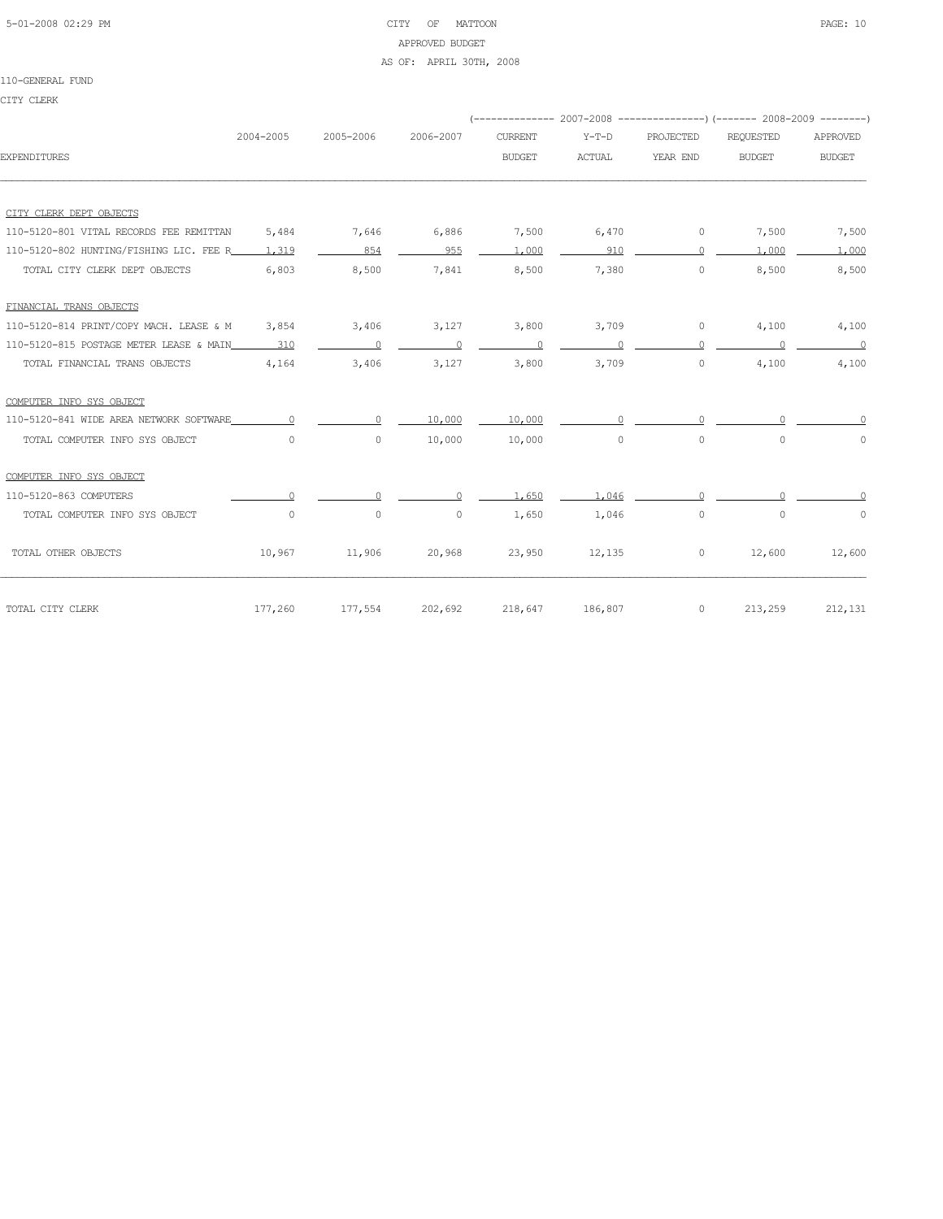CITY OF MATTOON

APPROVED BUDGET

AS OF: APRIL 30TH, 2008

110-GENERAL FUND

CITY CLERK

| EXPENDITURES | 2004-2005 | 2005-2006 | 2006-2007 | 2007-2008 CURRENT BUDGET | 2007-2008 Y-T-D ACTUAL | 2007-2008 PROJECTED YEAR END | 2008-2009 REQUESTED BUDGET | 2008-2009 APPROVED BUDGET |
|---|---|---|---|---|---|---|---|---|
| CITY CLERK DEPT OBJECTS | | | | | | | | |
| 110-5120-801 VITAL RECORDS FEE REMITTAN | 5,484 | 7,646 | 6,886 | 7,500 | 6,470 | 0 | 7,500 | 7,500 |
| 110-5120-802 HUNTING/FISHING LIC. FEE R | 1,319 | 854 | 955 | 1,000 | 910 | 0 | 1,000 | 1,000 |
| TOTAL CITY CLERK DEPT OBJECTS | 6,803 | 8,500 | 7,841 | 8,500 | 7,380 | 0 | 8,500 | 8,500 |
| FINANCIAL TRANS OBJECTS | | | | | | | | |
| 110-5120-814 PRINT/COPY MACH. LEASE & M | 3,854 | 3,406 | 3,127 | 3,800 | 3,709 | 0 | 4,100 | 4,100 |
| 110-5120-815 POSTAGE METER LEASE & MAIN | 310 | 0 | 0 | 0 | 0 | 0 | 0 | 0 |
| TOTAL FINANCIAL TRANS OBJECTS | 4,164 | 3,406 | 3,127 | 3,800 | 3,709 | 0 | 4,100 | 4,100 |
| COMPUTER INFO SYS OBJECT | | | | | | | | |
| 110-5120-841 WIDE AREA NETWORK SOFTWARE | 0 | 0 | 10,000 | 10,000 | 0 | 0 | 0 | 0 |
| TOTAL COMPUTER INFO SYS OBJECT | 0 | 0 | 10,000 | 10,000 | 0 | 0 | 0 | 0 |
| COMPUTER INFO SYS OBJECT | | | | | | | | |
| 110-5120-863 COMPUTERS | 0 | 0 | 0 | 1,650 | 1,046 | 0 | 0 | 0 |
| TOTAL COMPUTER INFO SYS OBJECT | 0 | 0 | 0 | 1,650 | 1,046 | 0 | 0 | 0 |
| TOTAL OTHER OBJECTS | 10,967 | 11,906 | 20,968 | 23,950 | 12,135 | 0 | 12,600 | 12,600 |
| TOTAL CITY CLERK | 177,260 | 177,554 | 202,692 | 218,647 | 186,807 | 0 | 213,259 | 212,131 |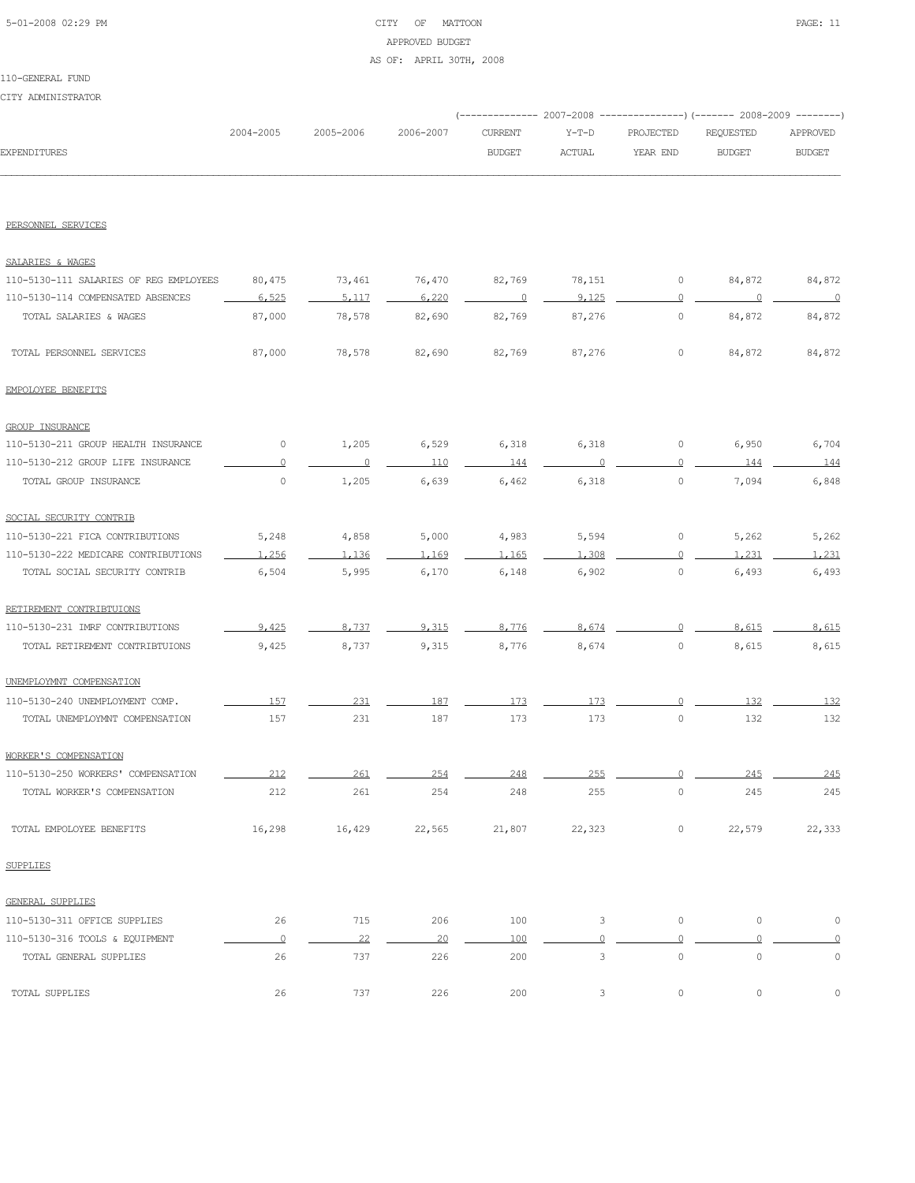CITY OF MATTOON
APPROVED BUDGET
AS OF: APRIL 30TH, 2008

110-GENERAL FUND

CITY ADMINISTRATOR

| EXPENDITURES | 2004-2005 | 2005-2006 | 2006-2007 | 2007-2008 CURRENT BUDGET | 2007-2008 Y-T-D ACTUAL | 2007-2008 PROJECTED YEAR END | 2008-2009 REQUESTED BUDGET | 2008-2009 APPROVED BUDGET |
|---|---|---|---|---|---|---|---|---|
| PERSONNEL SERVICES | | | | | | | | |
| SALARIES & WAGES | | | | | | | | |
| 110-5130-111 SALARIES OF REG EMPLOYEES | 80,475 | 73,461 | 76,470 | 82,769 | 78,151 | 0 | 84,872 | 84,872 |
| 110-5130-114 COMPENSATED ABSENCES | 6,525 | 5,117 | 6,220 | 0 | 9,125 | 0 | 0 | 0 |
| TOTAL SALARIES & WAGES | 87,000 | 78,578 | 82,690 | 82,769 | 87,276 | 0 | 84,872 | 84,872 |
| TOTAL PERSONNEL SERVICES | 87,000 | 78,578 | 82,690 | 82,769 | 87,276 | 0 | 84,872 | 84,872 |
| EMPOLOYEE BENEFITS | | | | | | | | |
| GROUP INSURANCE | | | | | | | | |
| 110-5130-211 GROUP HEALTH INSURANCE | 0 | 1,205 | 6,529 | 6,318 | 6,318 | 0 | 6,950 | 6,704 |
| 110-5130-212 GROUP LIFE INSURANCE | 0 | 0 | 110 | 144 | 0 | 0 | 144 | 144 |
| TOTAL GROUP INSURANCE | 0 | 1,205 | 6,639 | 6,462 | 6,318 | 0 | 7,094 | 6,848 |
| SOCIAL SECURITY CONTRIB | | | | | | | | |
| 110-5130-221 FICA CONTRIBUTIONS | 5,248 | 4,858 | 5,000 | 4,983 | 5,594 | 0 | 5,262 | 5,262 |
| 110-5130-222 MEDICARE CONTRIBUTIONS | 1,256 | 1,136 | 1,169 | 1,165 | 1,308 | 0 | 1,231 | 1,231 |
| TOTAL SOCIAL SECURITY CONTRIB | 6,504 | 5,995 | 6,170 | 6,148 | 6,902 | 0 | 6,493 | 6,493 |
| RETIREMENT CONTRIBTUIONS | | | | | | | | |
| 110-5130-231 IMRF CONTRIBUTIONS | 9,425 | 8,737 | 9,315 | 8,776 | 8,674 | 0 | 8,615 | 8,615 |
| TOTAL RETIREMENT CONTRIBTUIONS | 9,425 | 8,737 | 9,315 | 8,776 | 8,674 | 0 | 8,615 | 8,615 |
| UNEMPLOYMNT COMPENSATION | | | | | | | | |
| 110-5130-240 UNEMPLOYMENT COMP. | 157 | 231 | 187 | 173 | 173 | 0 | 132 | 132 |
| TOTAL UNEMPLOYMNT COMPENSATION | 157 | 231 | 187 | 173 | 173 | 0 | 132 | 132 |
| WORKER'S COMPENSATION | | | | | | | | |
| 110-5130-250 WORKERS' COMPENSATION | 212 | 261 | 254 | 248 | 255 | 0 | 245 | 245 |
| TOTAL WORKER'S COMPENSATION | 212 | 261 | 254 | 248 | 255 | 0 | 245 | 245 |
| TOTAL EMPOLOYEE BENEFITS | 16,298 | 16,429 | 22,565 | 21,807 | 22,323 | 0 | 22,579 | 22,333 |
| SUPPLIES | | | | | | | | |
| GENERAL SUPPLIES | | | | | | | | |
| 110-5130-311 OFFICE SUPPLIES | 26 | 715 | 206 | 100 | 3 | 0 | 0 | 0 |
| 110-5130-316 TOOLS & EQUIPMENT | 0 | 22 | 20 | 100 | 0 | 0 | 0 | 0 |
| TOTAL GENERAL SUPPLIES | 26 | 737 | 226 | 200 | 3 | 0 | 0 | 0 |
| TOTAL SUPPLIES | 26 | 737 | 226 | 200 | 3 | 0 | 0 | 0 |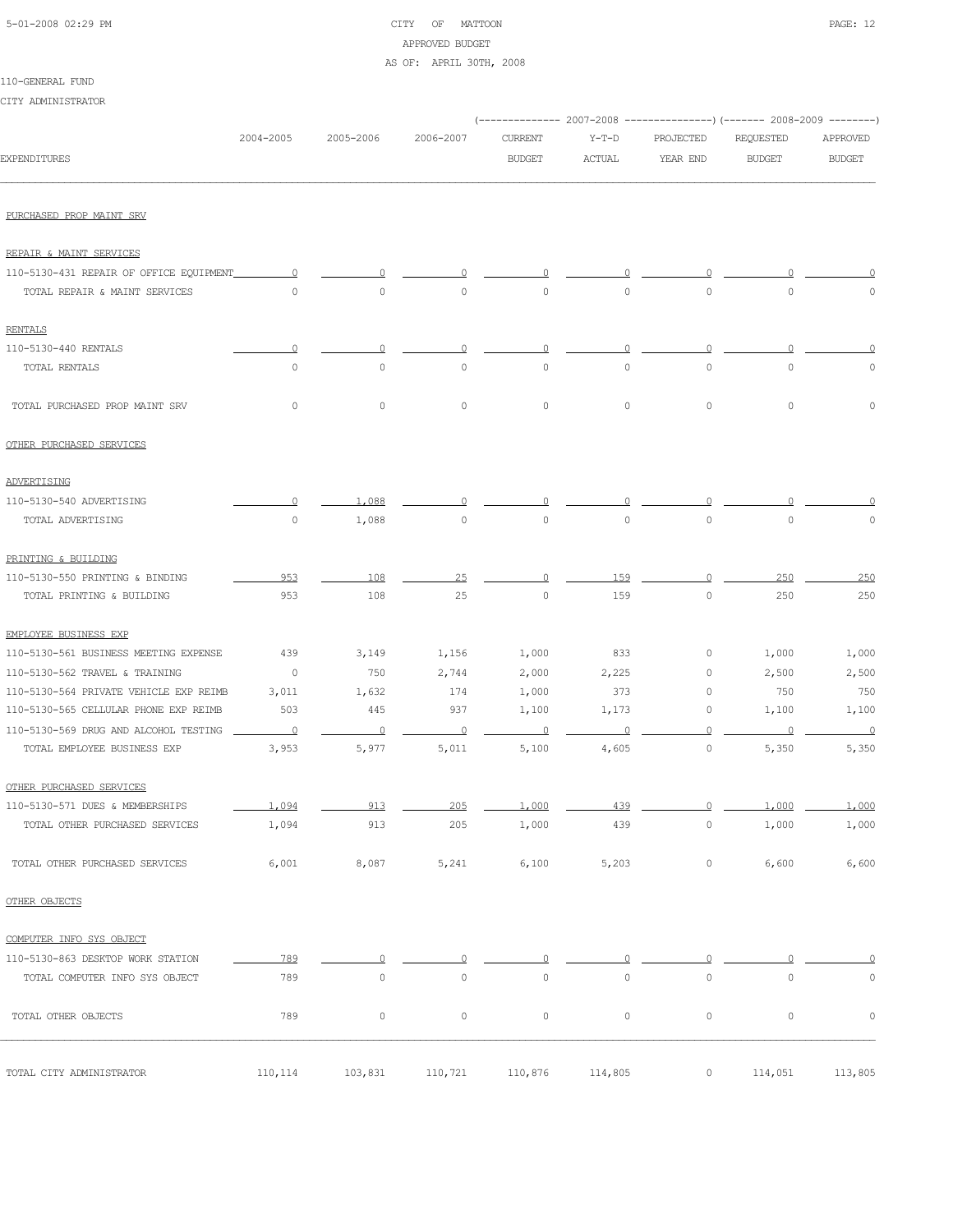CITY OF MATTOON

APPROVED BUDGET

AS OF: APRIL 30TH, 2008

110-GENERAL FUND

CITY ADMINISTRATOR

| EXPENDITURES | 2004-2005 | 2005-2006 | 2006-2007 | 2007-2008 CURRENT BUDGET | 2007-2008 Y-T-D ACTUAL | 2007-2008 PROJECTED YEAR END | 2008-2009 REQUESTED BUDGET | 2008-2009 APPROVED BUDGET |
|---|---|---|---|---|---|---|---|---|
| PURCHASED PROP MAINT SRV | | | | | | | | |
| REPAIR & MAINT SERVICES | | | | | | | | |
| 110-5130-431 REPAIR OF OFFICE EQUIPMENT | 0 | 0 | 0 | 0 | 0 | 0 | 0 | 0 |
| TOTAL REPAIR & MAINT SERVICES | 0 | 0 | 0 | 0 | 0 | 0 | 0 | 0 |
| RENTALS | | | | | | | | |
| 110-5130-440 RENTALS | 0 | 0 | 0 | 0 | 0 | 0 | 0 | 0 |
| TOTAL RENTALS | 0 | 0 | 0 | 0 | 0 | 0 | 0 | 0 |
| TOTAL PURCHASED PROP MAINT SRV | 0 | 0 | 0 | 0 | 0 | 0 | 0 | 0 |
| OTHER PURCHASED SERVICES | | | | | | | | |
| ADVERTISING | | | | | | | | |
| 110-5130-540 ADVERTISING | 0 | 1,088 | 0 | 0 | 0 | 0 | 0 | 0 |
| TOTAL ADVERTISING | 0 | 1,088 | 0 | 0 | 0 | 0 | 0 | 0 |
| PRINTING & BUILDING | | | | | | | | |
| 110-5130-550 PRINTING & BINDING | 953 | 108 | 25 | 0 | 159 | 0 | 250 | 250 |
| TOTAL PRINTING & BUILDING | 953 | 108 | 25 | 0 | 159 | 0 | 250 | 250 |
| EMPLOYEE BUSINESS EXP | | | | | | | | |
| 110-5130-561 BUSINESS MEETING EXPENSE | 439 | 3,149 | 1,156 | 1,000 | 833 | 0 | 1,000 | 1,000 |
| 110-5130-562 TRAVEL & TRAINING | 0 | 750 | 2,744 | 2,000 | 2,225 | 0 | 2,500 | 2,500 |
| 110-5130-564 PRIVATE VEHICLE EXP REIMB | 3,011 | 1,632 | 174 | 1,000 | 373 | 0 | 750 | 750 |
| 110-5130-565 CELLULAR PHONE EXP REIMB | 503 | 445 | 937 | 1,100 | 1,173 | 0 | 1,100 | 1,100 |
| 110-5130-569 DRUG AND ALCOHOL TESTING | 0 | 0 | 0 | 0 | 0 | 0 | 0 | 0 |
| TOTAL EMPLOYEE BUSINESS EXP | 3,953 | 5,977 | 5,011 | 5,100 | 4,605 | 0 | 5,350 | 5,350 |
| OTHER PURCHASED SERVICES | | | | | | | | |
| 110-5130-571 DUES & MEMBERSHIPS | 1,094 | 913 | 205 | 1,000 | 439 | 0 | 1,000 | 1,000 |
| TOTAL OTHER PURCHASED SERVICES | 1,094 | 913 | 205 | 1,000 | 439 | 0 | 1,000 | 1,000 |
| TOTAL OTHER PURCHASED SERVICES | 6,001 | 8,087 | 5,241 | 6,100 | 5,203 | 0 | 6,600 | 6,600 |
| OTHER OBJECTS | | | | | | | | |
| COMPUTER INFO SYS OBJECT | | | | | | | | |
| 110-5130-863 DESKTOP WORK STATION | 789 | 0 | 0 | 0 | 0 | 0 | 0 | 0 |
| TOTAL COMPUTER INFO SYS OBJECT | 789 | 0 | 0 | 0 | 0 | 0 | 0 | 0 |
| TOTAL OTHER OBJECTS | 789 | 0 | 0 | 0 | 0 | 0 | 0 | 0 |
| TOTAL CITY ADMINISTRATOR | 110,114 | 103,831 | 110,721 | 110,876 | 114,805 | 0 | 114,051 | 113,805 |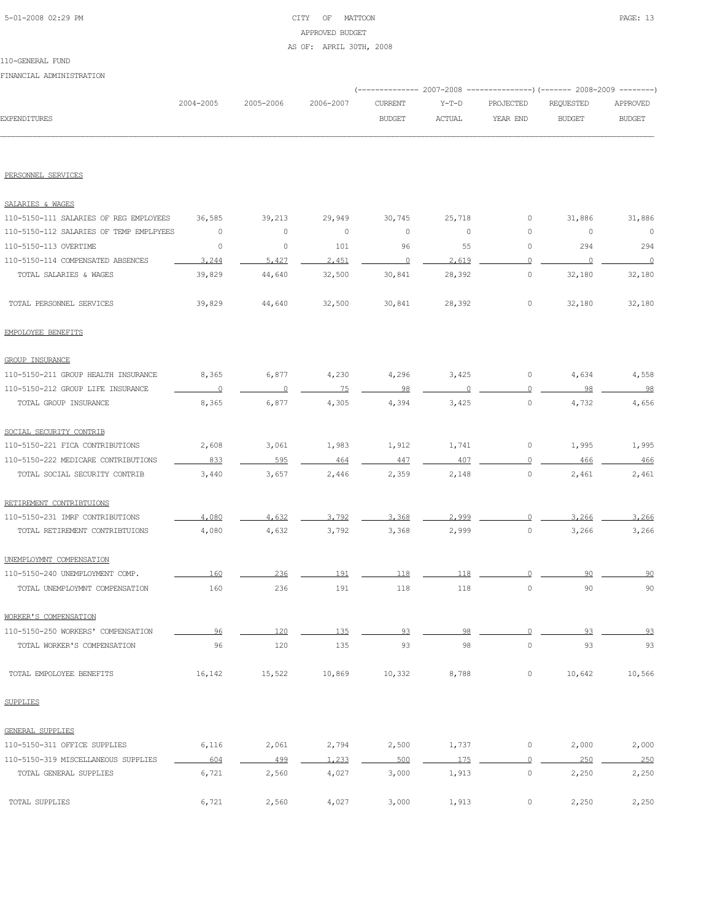CITY OF MATTOON
APPROVED BUDGET
AS OF: APRIL 30TH, 2008

110-GENERAL FUND

FINANCIAL ADMINISTRATION

| EXPENDITURES | 2004-2005 | 2005-2006 | 2006-2007 | 2007-2008 CURRENT BUDGET | 2007-2008 Y-T-D ACTUAL | 2007-2008 PROJECTED YEAR END | 2008-2009 REQUESTED BUDGET | 2008-2009 APPROVED BUDGET |
|---|---|---|---|---|---|---|---|---|
| PERSONNEL SERVICES | | | | | | | | |
| SALARIES & WAGES | | | | | | | | |
| 110-5150-111 SALARIES OF REG EMPLOYEES | 36,585 | 39,213 | 29,949 | 30,745 | 25,718 | 0 | 31,886 | 31,886 |
| 110-5150-112 SALARIES OF TEMP EMPLPYEES | 0 | 0 | 0 | 0 | 0 | 0 | 0 | 0 |
| 110-5150-113 OVERTIME | 0 | 0 | 101 | 96 | 55 | 0 | 294 | 294 |
| 110-5150-114 COMPENSATED ABSENCES | 3,244 | 5,427 | 2,451 | 0 | 2,619 | 0 | 0 | 0 |
| TOTAL SALARIES & WAGES | 39,829 | 44,640 | 32,500 | 30,841 | 28,392 | 0 | 32,180 | 32,180 |
| TOTAL PERSONNEL SERVICES | 39,829 | 44,640 | 32,500 | 30,841 | 28,392 | 0 | 32,180 | 32,180 |
| EMPOLOYEE BENEFITS | | | | | | | | |
| GROUP INSURANCE | | | | | | | | |
| 110-5150-211 GROUP HEALTH INSURANCE | 8,365 | 6,877 | 4,230 | 4,296 | 3,425 | 0 | 4,634 | 4,558 |
| 110-5150-212 GROUP LIFE INSURANCE | 0 | 0 | 75 | 98 | 0 | 0 | 98 | 98 |
| TOTAL GROUP INSURANCE | 8,365 | 6,877 | 4,305 | 4,394 | 3,425 | 0 | 4,732 | 4,656 |
| SOCIAL SECURITY CONTRIB | | | | | | | | |
| 110-5150-221 FICA CONTRIBUTIONS | 2,608 | 3,061 | 1,983 | 1,912 | 1,741 | 0 | 1,995 | 1,995 |
| 110-5150-222 MEDICARE CONTRIBUTIONS | 833 | 595 | 464 | 447 | 407 | 0 | 466 | 466 |
| TOTAL SOCIAL SECURITY CONTRIB | 3,440 | 3,657 | 2,446 | 2,359 | 2,148 | 0 | 2,461 | 2,461 |
| RETIREMENT CONTRIBTUIONS | | | | | | | | |
| 110-5150-231 IMRF CONTRIBUTIONS | 4,080 | 4,632 | 3,792 | 3,368 | 2,999 | 0 | 3,266 | 3,266 |
| TOTAL RETIREMENT CONTRIBTUIONS | 4,080 | 4,632 | 3,792 | 3,368 | 2,999 | 0 | 3,266 | 3,266 |
| UNEMPLOYMNT COMPENSATION | | | | | | | | |
| 110-5150-240 UNEMPLOYMENT COMP. | 160 | 236 | 191 | 118 | 118 | 0 | 90 | 90 |
| TOTAL UNEMPLOYMNT COMPENSATION | 160 | 236 | 191 | 118 | 118 | 0 | 90 | 90 |
| WORKER'S COMPENSATION | | | | | | | | |
| 110-5150-250 WORKERS' COMPENSATION | 96 | 120 | 135 | 93 | 98 | 0 | 93 | 93 |
| TOTAL WORKER'S COMPENSATION | 96 | 120 | 135 | 93 | 98 | 0 | 93 | 93 |
| TOTAL EMPOLOYEE BENEFITS | 16,142 | 15,522 | 10,869 | 10,332 | 8,788 | 0 | 10,642 | 10,566 |
| SUPPLIES | | | | | | | | |
| GENERAL SUPPLIES | | | | | | | | |
| 110-5150-311 OFFICE SUPPLIES | 6,116 | 2,061 | 2,794 | 2,500 | 1,737 | 0 | 2,000 | 2,000 |
| 110-5150-319 MISCELLANEOUS SUPPLIES | 604 | 499 | 1,233 | 500 | 175 | 0 | 250 | 250 |
| TOTAL GENERAL SUPPLIES | 6,721 | 2,560 | 4,027 | 3,000 | 1,913 | 0 | 2,250 | 2,250 |
| TOTAL SUPPLIES | 6,721 | 2,560 | 4,027 | 3,000 | 1,913 | 0 | 2,250 | 2,250 |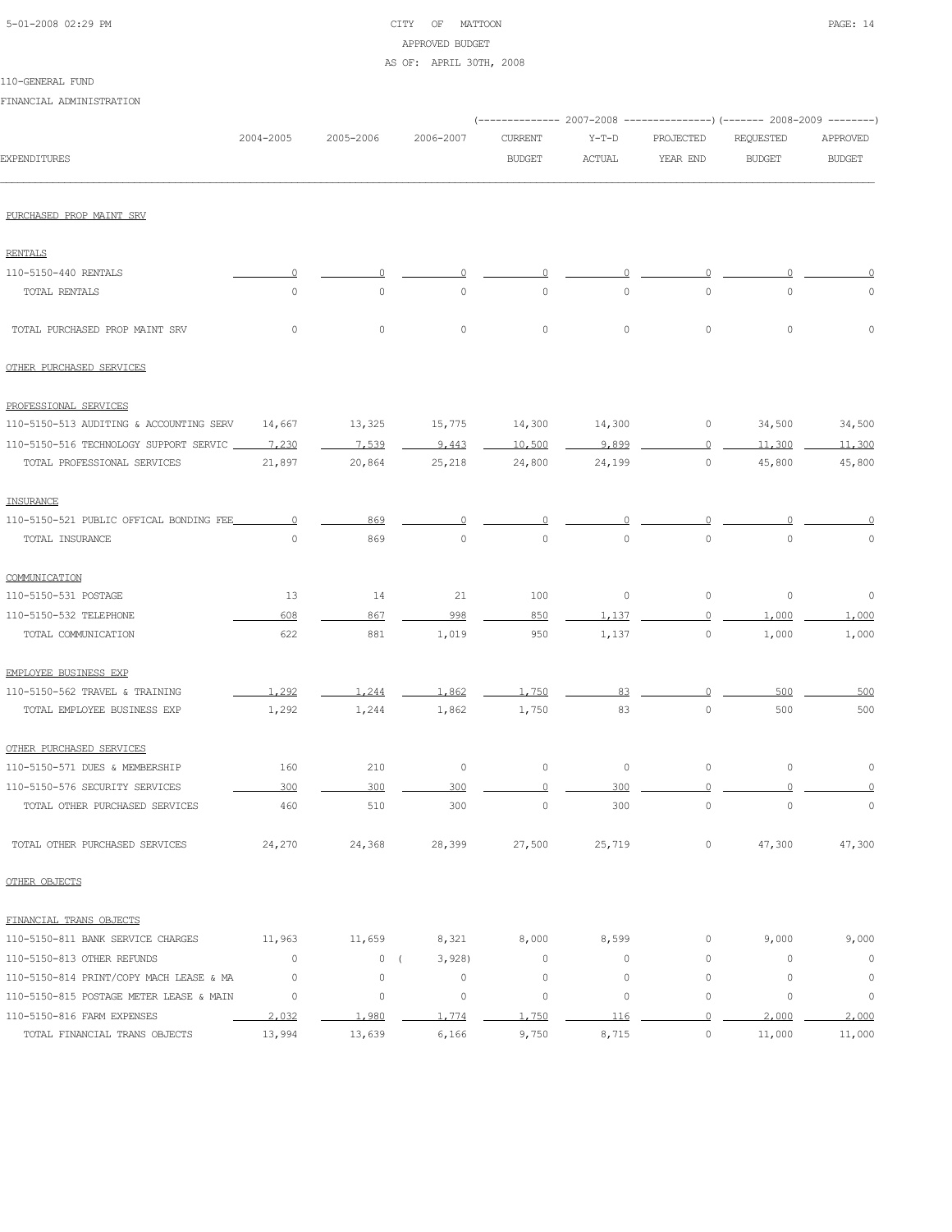CITY OF MATTOON
APPROVED BUDGET
AS OF: APRIL 30TH, 2008

110-GENERAL FUND

FINANCIAL ADMINISTRATION

| EXPENDITURES | 2004-2005 | 2005-2006 | 2006-2007 | 2007-2008 CURRENT BUDGET | 2007-2008 Y-T-D ACTUAL | 2007-2008 PROJECTED YEAR END | 2008-2009 REQUESTED BUDGET | 2008-2009 APPROVED BUDGET |
|---|---|---|---|---|---|---|---|---|
| PURCHASED PROP MAINT SRV | | | | | | | | |
| RENTALS | | | | | | | | |
| 110-5150-440 RENTALS | 0 | 0 | 0 | 0 | 0 | 0 | 0 | 0 |
| TOTAL RENTALS | 0 | 0 | 0 | 0 | 0 | 0 | 0 | 0 |
| TOTAL PURCHASED PROP MAINT SRV | 0 | 0 | 0 | 0 | 0 | 0 | 0 | 0 |
| OTHER PURCHASED SERVICES | | | | | | | | |
| PROFESSIONAL SERVICES | | | | | | | | |
| 110-5150-513 AUDITING & ACCOUNTING SERV | 14,667 | 13,325 | 15,775 | 14,300 | 14,300 | 0 | 34,500 | 34,500 |
| 110-5150-516 TECHNOLOGY SUPPORT SERVIC | 7,230 | 7,539 | 9,443 | 10,500 | 9,899 | 0 | 11,300 | 11,300 |
| TOTAL PROFESSIONAL SERVICES | 21,897 | 20,864 | 25,218 | 24,800 | 24,199 | 0 | 45,800 | 45,800 |
| INSURANCE | | | | | | | | |
| 110-5150-521 PUBLIC OFFICAL BONDING FEE | 0 | 869 | 0 | 0 | 0 | 0 | 0 | 0 |
| TOTAL INSURANCE | 0 | 869 | 0 | 0 | 0 | 0 | 0 | 0 |
| COMMUNICATION | | | | | | | | |
| 110-5150-531 POSTAGE | 13 | 14 | 21 | 100 | 0 | 0 | 0 | 0 |
| 110-5150-532 TELEPHONE | 608 | 867 | 998 | 850 | 1,137 | 0 | 1,000 | 1,000 |
| TOTAL COMMUNICATION | 622 | 881 | 1,019 | 950 | 1,137 | 0 | 1,000 | 1,000 |
| EMPLOYEE BUSINESS EXP | | | | | | | | |
| 110-5150-562 TRAVEL & TRAINING | 1,292 | 1,244 | 1,862 | 1,750 | 83 | 0 | 500 | 500 |
| TOTAL EMPLOYEE BUSINESS EXP | 1,292 | 1,244 | 1,862 | 1,750 | 83 | 0 | 500 | 500 |
| OTHER PURCHASED SERVICES | | | | | | | | |
| 110-5150-571 DUES & MEMBERSHIP | 160 | 210 | 0 | 0 | 0 | 0 | 0 | 0 |
| 110-5150-576 SECURITY SERVICES | 300 | 300 | 300 | 0 | 300 | 0 | 0 | 0 |
| TOTAL OTHER PURCHASED SERVICES | 460 | 510 | 300 | 0 | 300 | 0 | 0 | 0 |
| TOTAL OTHER PURCHASED SERVICES | 24,270 | 24,368 | 28,399 | 27,500 | 25,719 | 0 | 47,300 | 47,300 |
| OTHER OBJECTS | | | | | | | | |
| FINANCIAL TRANS OBJECTS | | | | | | | | |
| 110-5150-811 BANK SERVICE CHARGES | 11,963 | 11,659 | 8,321 | 8,000 | 8,599 | 0 | 9,000 | 9,000 |
| 110-5150-813 OTHER REFUNDS | 0 | 0 | ( 3,928) | 0 | 0 | 0 | 0 | 0 |
| 110-5150-814 PRINT/COPY MACH LEASE & MA | 0 | 0 | 0 | 0 | 0 | 0 | 0 | 0 |
| 110-5150-815 POSTAGE METER LEASE & MAIN | 0 | 0 | 0 | 0 | 0 | 0 | 0 | 0 |
| 110-5150-816 FARM EXPENSES | 2,032 | 1,980 | 1,774 | 1,750 | 116 | 0 | 2,000 | 2,000 |
| TOTAL FINANCIAL TRANS OBJECTS | 13,994 | 13,639 | 6,166 | 9,750 | 8,715 | 0 | 11,000 | 11,000 |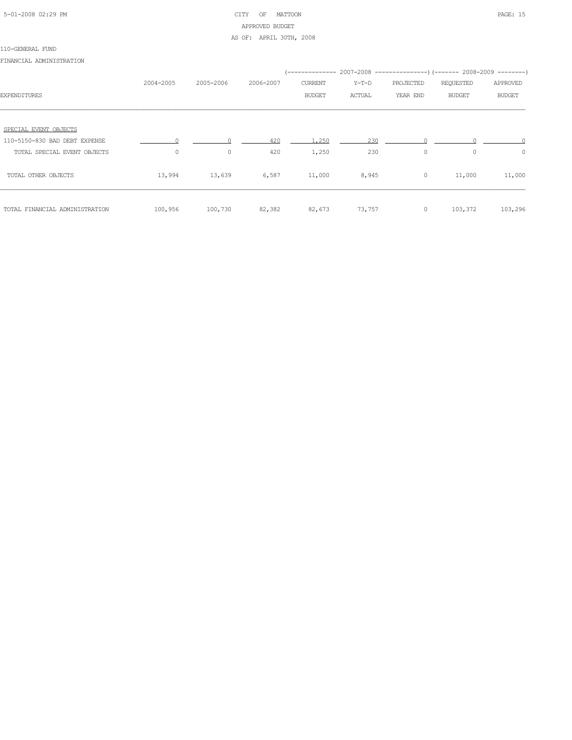CITY OF MATTOON

APPROVED BUDGET

AS OF: APRIL 30TH, 2008

110-GENERAL FUND

FINANCIAL ADMINISTRATION

| EXPENDITURES | 2004-2005 | 2005-2006 | 2006-2007 | 2007-2008 CURRENT BUDGET | 2007-2008 Y-T-D ACTUAL | 2007-2008 PROJECTED YEAR END | 2008-2009 REQUESTED BUDGET | 2008-2009 APPROVED BUDGET |
|---|---|---|---|---|---|---|---|---|
| SPECIAL EVENT OBJECTS | | | | | | | | |
| 110-5150-830 BAD DEBT EXPENSE | 0 | 0 | 420 | 1,250 | 230 | 0 | 0 | 0 |
| TOTAL SPECIAL EVENT OBJECTS | 0 | 0 | 420 | 1,250 | 230 | 0 | 0 | 0 |
| TOTAL OTHER OBJECTS | 13,994 | 13,639 | 6,587 | 11,000 | 8,945 | 0 | 11,000 | 11,000 |
| TOTAL FINANCIAL ADMINISTRATION | 100,956 | 100,730 | 82,382 | 82,673 | 73,757 | 0 | 103,372 | 103,296 |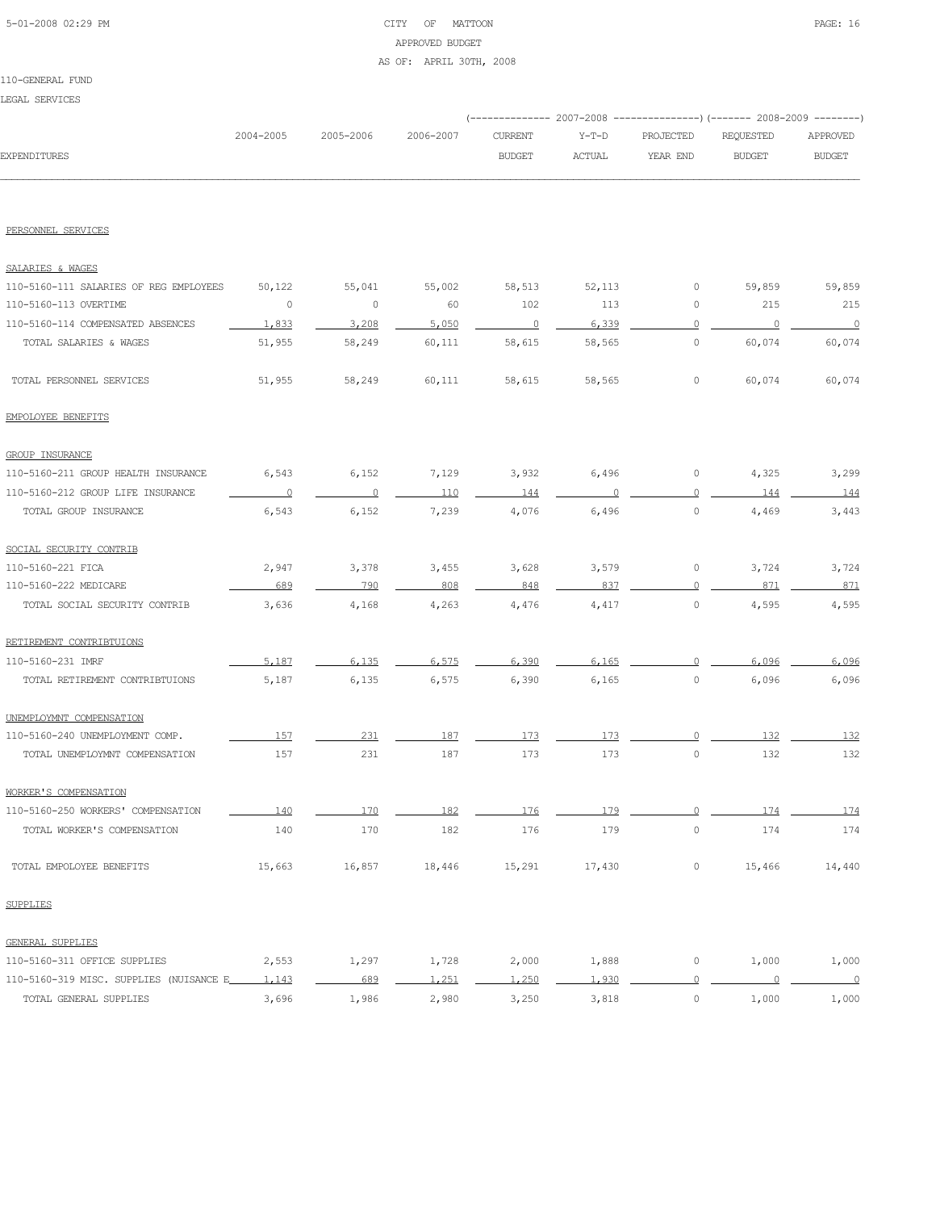CITY OF MATTOON

APPROVED BUDGET

AS OF: APRIL 30TH, 2008

110-GENERAL FUND

LEGAL SERVICES

| EXPENDITURES | 2004-2005 | 2005-2006 | 2006-2007 | 2007-2008 CURRENT BUDGET | 2007-2008 Y-T-D ACTUAL | 2007-2008 PROJECTED YEAR END | 2008-2009 REQUESTED BUDGET | 2008-2009 APPROVED BUDGET |
|---|---|---|---|---|---|---|---|---|
| PERSONNEL SERVICES | | | | | | | | |
| SALARIES & WAGES | | | | | | | | |
| 110-5160-111 SALARIES OF REG EMPLOYEES | 50,122 | 55,041 | 55,002 | 58,513 | 52,113 | 0 | 59,859 | 59,859 |
| 110-5160-113 OVERTIME | 0 | 0 | 60 | 102 | 113 | 0 | 215 | 215 |
| 110-5160-114 COMPENSATED ABSENCES | 1,833 | 3,208 | 5,050 | 0 | 6,339 | 0 | 0 | 0 |
| TOTAL SALARIES & WAGES | 51,955 | 58,249 | 60,111 | 58,615 | 58,565 | 0 | 60,074 | 60,074 |
| TOTAL PERSONNEL SERVICES | 51,955 | 58,249 | 60,111 | 58,615 | 58,565 | 0 | 60,074 | 60,074 |
| EMPOLOYEE BENEFITS | | | | | | | | |
| GROUP INSURANCE | | | | | | | | |
| 110-5160-211 GROUP HEALTH INSURANCE | 6,543 | 6,152 | 7,129 | 3,932 | 6,496 | 0 | 4,325 | 3,299 |
| 110-5160-212 GROUP LIFE INSURANCE | 0 | 0 | 110 | 144 | 0 | 0 | 144 | 144 |
| TOTAL GROUP INSURANCE | 6,543 | 6,152 | 7,239 | 4,076 | 6,496 | 0 | 4,469 | 3,443 |
| SOCIAL SECURITY CONTRIB | | | | | | | | |
| 110-5160-221 FICA | 2,947 | 3,378 | 3,455 | 3,628 | 3,579 | 0 | 3,724 | 3,724 |
| 110-5160-222 MEDICARE | 689 | 790 | 808 | 848 | 837 | 0 | 871 | 871 |
| TOTAL SOCIAL SECURITY CONTRIB | 3,636 | 4,168 | 4,263 | 4,476 | 4,417 | 0 | 4,595 | 4,595 |
| RETIREMENT CONTRIBTUIONS | | | | | | | | |
| 110-5160-231 IMRF | 5,187 | 6,135 | 6,575 | 6,390 | 6,165 | 0 | 6,096 | 6,096 |
| TOTAL RETIREMENT CONTRIBTUIONS | 5,187 | 6,135 | 6,575 | 6,390 | 6,165 | 0 | 6,096 | 6,096 |
| UNEMPLOYMNT COMPENSATION | | | | | | | | |
| 110-5160-240 UNEMPLOYMENT COMP. | 157 | 231 | 187 | 173 | 173 | 0 | 132 | 132 |
| TOTAL UNEMPLOYMNT COMPENSATION | 157 | 231 | 187 | 173 | 173 | 0 | 132 | 132 |
| WORKER'S COMPENSATION | | | | | | | | |
| 110-5160-250 WORKERS' COMPENSATION | 140 | 170 | 182 | 176 | 179 | 0 | 174 | 174 |
| TOTAL WORKER'S COMPENSATION | 140 | 170 | 182 | 176 | 179 | 0 | 174 | 174 |
| TOTAL EMPOLOYEE BENEFITS | 15,663 | 16,857 | 18,446 | 15,291 | 17,430 | 0 | 15,466 | 14,440 |
| SUPPLIES | | | | | | | | |
| GENERAL SUPPLIES | | | | | | | | |
| 110-5160-311 OFFICE SUPPLIES | 2,553 | 1,297 | 1,728 | 2,000 | 1,888 | 0 | 1,000 | 1,000 |
| 110-5160-319 MISC. SUPPLIES (NUISANCE E | 1,143 | 689 | 1,251 | 1,250 | 1,930 | 0 | 0 | 0 |
| TOTAL GENERAL SUPPLIES | 3,696 | 1,986 | 2,980 | 3,250 | 3,818 | 0 | 1,000 | 1,000 |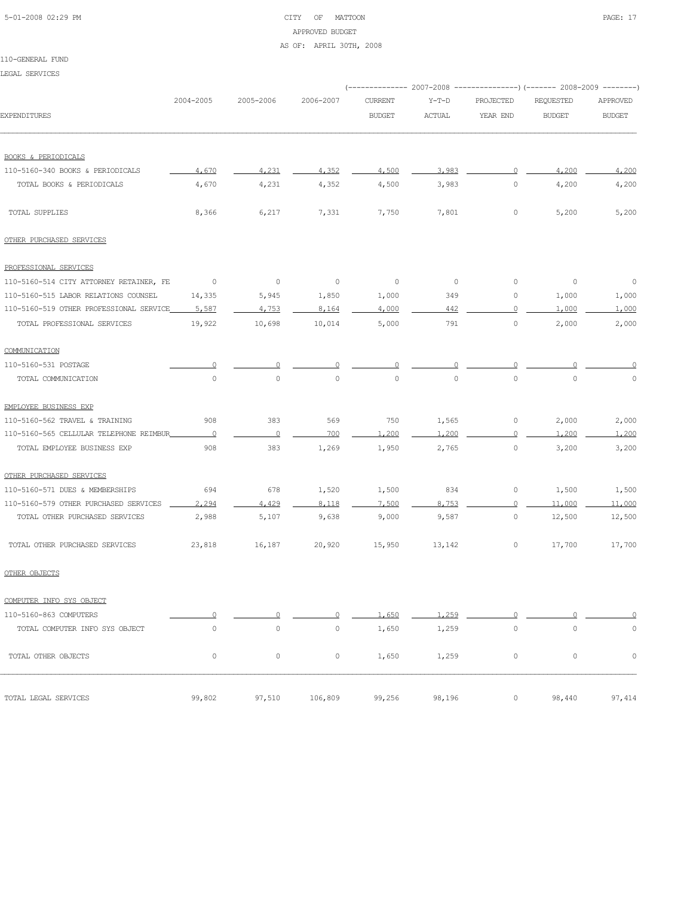CITY OF MATTOON
APPROVED BUDGET
AS OF: APRIL 30TH, 2008

110-GENERAL FUND

LEGAL SERVICES

| EXPENDITURES | 2004-2005 | 2005-2006 | 2006-2007 | 2007-2008 CURRENT BUDGET | 2007-2008 Y-T-D ACTUAL | 2007-2008 PROJECTED YEAR END | 2008-2009 REQUESTED BUDGET | 2008-2009 APPROVED BUDGET |
|---|---|---|---|---|---|---|---|---|
| BOOKS & PERIODICALS | | | | | | | | |
| 110-5160-340 BOOKS & PERIODICALS | 4,670 | 4,231 | 4,352 | 4,500 | 3,983 | 0 | 4,200 | 4,200 |
| TOTAL BOOKS & PERIODICALS | 4,670 | 4,231 | 4,352 | 4,500 | 3,983 | 0 | 4,200 | 4,200 |
| TOTAL SUPPLIES | 8,366 | 6,217 | 7,331 | 7,750 | 7,801 | 0 | 5,200 | 5,200 |
| OTHER PURCHASED SERVICES | | | | | | | | |
| PROFESSIONAL SERVICES | | | | | | | | |
| 110-5160-514 CITY ATTORNEY RETAINER, FE | 0 | 0 | 0 | 0 | 0 | 0 | 0 | 0 |
| 110-5160-515 LABOR RELATIONS COUNSEL | 14,335 | 5,945 | 1,850 | 1,000 | 349 | 0 | 1,000 | 1,000 |
| 110-5160-519 OTHER PROFESSIONAL SERVICE | 5,587 | 4,753 | 8,164 | 4,000 | 442 | 0 | 1,000 | 1,000 |
| TOTAL PROFESSIONAL SERVICES | 19,922 | 10,698 | 10,014 | 5,000 | 791 | 0 | 2,000 | 2,000 |
| COMMUNICATION | | | | | | | | |
| 110-5160-531 POSTAGE | 0 | 0 | 0 | 0 | 0 | 0 | 0 | 0 |
| TOTAL COMMUNICATION | 0 | 0 | 0 | 0 | 0 | 0 | 0 | 0 |
| EMPLOYEE BUSINESS EXP | | | | | | | | |
| 110-5160-562 TRAVEL & TRAINING | 908 | 383 | 569 | 750 | 1,565 | 0 | 2,000 | 2,000 |
| 110-5160-565 CELLULAR TELEPHONE REIMBUR | 0 | 0 | 700 | 1,200 | 1,200 | 0 | 1,200 | 1,200 |
| TOTAL EMPLOYEE BUSINESS EXP | 908 | 383 | 1,269 | 1,950 | 2,765 | 0 | 3,200 | 3,200 |
| OTHER PURCHASED SERVICES | | | | | | | | |
| 110-5160-571 DUES & MEMBERSHIPS | 694 | 678 | 1,520 | 1,500 | 834 | 0 | 1,500 | 1,500 |
| 110-5160-579 OTHER PURCHASED SERVICES | 2,294 | 4,429 | 8,118 | 7,500 | 8,753 | 0 | 11,000 | 11,000 |
| TOTAL OTHER PURCHASED SERVICES | 2,988 | 5,107 | 9,638 | 9,000 | 9,587 | 0 | 12,500 | 12,500 |
| TOTAL OTHER PURCHASED SERVICES | 23,818 | 16,187 | 20,920 | 15,950 | 13,142 | 0 | 17,700 | 17,700 |
| OTHER OBJECTS | | | | | | | | |
| COMPUTER INFO SYS OBJECT | | | | | | | | |
| 110-5160-863 COMPUTERS | 0 | 0 | 0 | 1,650 | 1,259 | 0 | 0 | 0 |
| TOTAL COMPUTER INFO SYS OBJECT | 0 | 0 | 0 | 1,650 | 1,259 | 0 | 0 | 0 |
| TOTAL OTHER OBJECTS | 0 | 0 | 0 | 1,650 | 1,259 | 0 | 0 | 0 |
| TOTAL LEGAL SERVICES | 99,802 | 97,510 | 106,809 | 99,256 | 98,196 | 0 | 98,440 | 97,414 |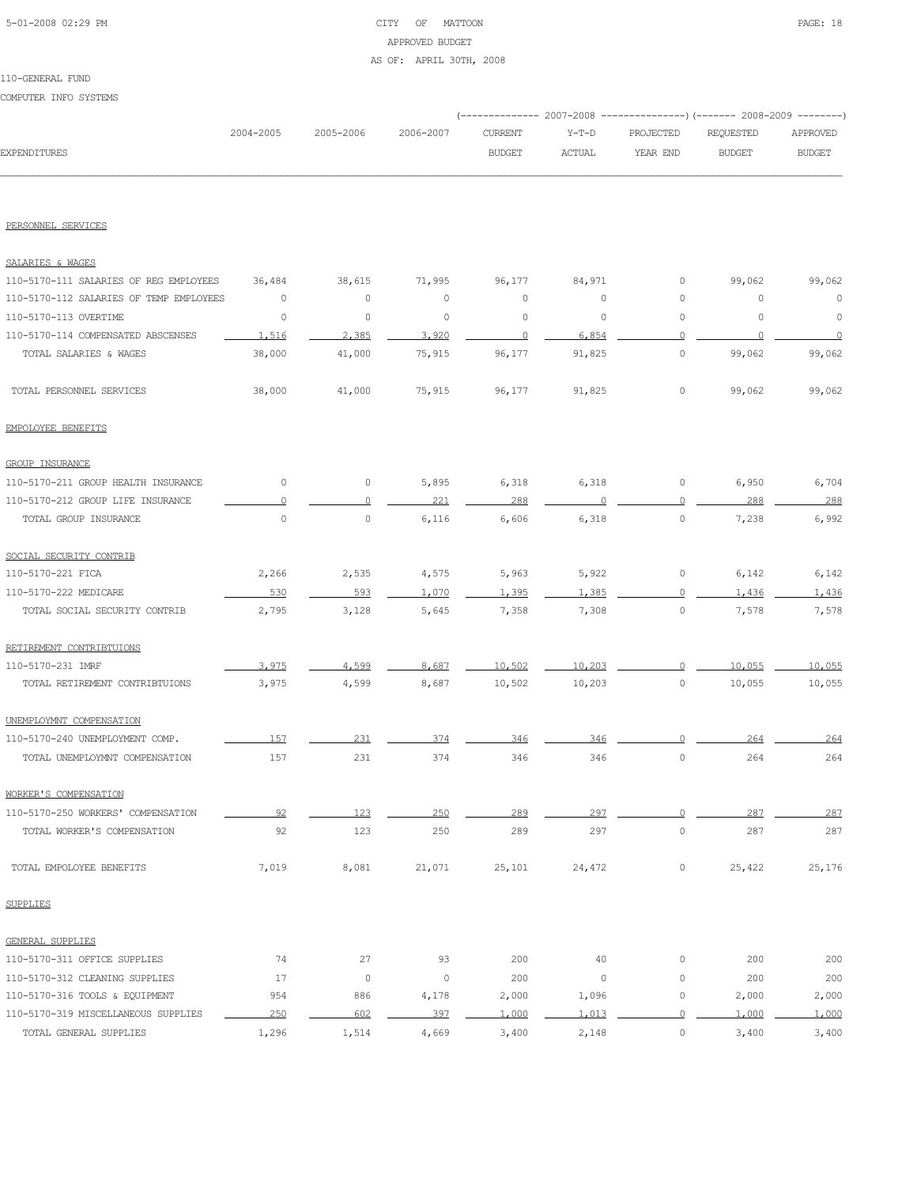CITY OF MATTOON
APPROVED BUDGET
AS OF: APRIL 30TH, 2008

110-GENERAL FUND

COMPUTER INFO SYSTEMS

| EXPENDITURES | 2004-2005 | 2005-2006 | 2006-2007 | 2007-2008 CURRENT BUDGET | 2007-2008 Y-T-D ACTUAL | 2007-2008 PROJECTED YEAR END | 2008-2009 REQUESTED BUDGET | 2008-2009 APPROVED BUDGET |
|---|---|---|---|---|---|---|---|---|
| PERSONNEL SERVICES | | | | | | | | |
| SALARIES & WAGES | | | | | | | | |
| 110-5170-111 SALARIES OF REG EMPLOYEES | 36,484 | 38,615 | 71,995 | 96,177 | 84,971 | 0 | 99,062 | 99,062 |
| 110-5170-112 SALARIES OF TEMP EMPLOYEES | 0 | 0 | 0 | 0 | 0 | 0 | 0 | 0 |
| 110-5170-113 OVERTIME | 0 | 0 | 0 | 0 | 0 | 0 | 0 | 0 |
| 110-5170-114 COMPENSATED ABSCENSES | 1,516 | 2,385 | 3,920 | 0 | 6,854 | 0 | 0 | 0 |
| TOTAL SALARIES & WAGES | 38,000 | 41,000 | 75,915 | 96,177 | 91,825 | 0 | 99,062 | 99,062 |
| TOTAL PERSONNEL SERVICES | 38,000 | 41,000 | 75,915 | 96,177 | 91,825 | 0 | 99,062 | 99,062 |
| EMPOLOYEE BENEFITS | | | | | | | | |
| GROUP INSURANCE | | | | | | | | |
| 110-5170-211 GROUP HEALTH INSURANCE | 0 | 0 | 5,895 | 6,318 | 6,318 | 0 | 6,950 | 6,704 |
| 110-5170-212 GROUP LIFE INSURANCE | 0 | 0 | 221 | 288 | 0 | 0 | 288 | 288 |
| TOTAL GROUP INSURANCE | 0 | 0 | 6,116 | 6,606 | 6,318 | 0 | 7,238 | 6,992 |
| SOCIAL SECURITY CONTRIB | | | | | | | | |
| 110-5170-221 FICA | 2,266 | 2,535 | 4,575 | 5,963 | 5,922 | 0 | 6,142 | 6,142 |
| 110-5170-222 MEDICARE | 530 | 593 | 1,070 | 1,395 | 1,385 | 0 | 1,436 | 1,436 |
| TOTAL SOCIAL SECURITY CONTRIB | 2,795 | 3,128 | 5,645 | 7,358 | 7,308 | 0 | 7,578 | 7,578 |
| RETIREMENT CONTRIBTUIONS | | | | | | | | |
| 110-5170-231 IMRF | 3,975 | 4,599 | 8,687 | 10,502 | 10,203 | 0 | 10,055 | 10,055 |
| TOTAL RETIREMENT CONTRIBTUIONS | 3,975 | 4,599 | 8,687 | 10,502 | 10,203 | 0 | 10,055 | 10,055 |
| UNEMPLOYMNT COMPENSATION | | | | | | | | |
| 110-5170-240 UNEMPLOYMENT COMP. | 157 | 231 | 374 | 346 | 346 | 0 | 264 | 264 |
| TOTAL UNEMPLOYMNT COMPENSATION | 157 | 231 | 374 | 346 | 346 | 0 | 264 | 264 |
| WORKER'S COMPENSATION | | | | | | | | |
| 110-5170-250 WORKERS' COMPENSATION | 92 | 123 | 250 | 289 | 297 | 0 | 287 | 287 |
| TOTAL WORKER'S COMPENSATION | 92 | 123 | 250 | 289 | 297 | 0 | 287 | 287 |
| TOTAL EMPOLOYEE BENEFITS | 7,019 | 8,081 | 21,071 | 25,101 | 24,472 | 0 | 25,422 | 25,176 |
| SUPPLIES | | | | | | | | |
| GENERAL SUPPLIES | | | | | | | | |
| 110-5170-311 OFFICE SUPPLIES | 74 | 27 | 93 | 200 | 40 | 0 | 200 | 200 |
| 110-5170-312 CLEANING SUPPLIES | 17 | 0 | 0 | 200 | 0 | 0 | 200 | 200 |
| 110-5170-316 TOOLS & EQUIPMENT | 954 | 886 | 4,178 | 2,000 | 1,096 | 0 | 2,000 | 2,000 |
| 110-5170-319 MISCELLANEOUS SUPPLIES | 250 | 602 | 397 | 1,000 | 1,013 | 0 | 1,000 | 1,000 |
| TOTAL GENERAL SUPPLIES | 1,296 | 1,514 | 4,669 | 3,400 | 2,148 | 0 | 3,400 | 3,400 |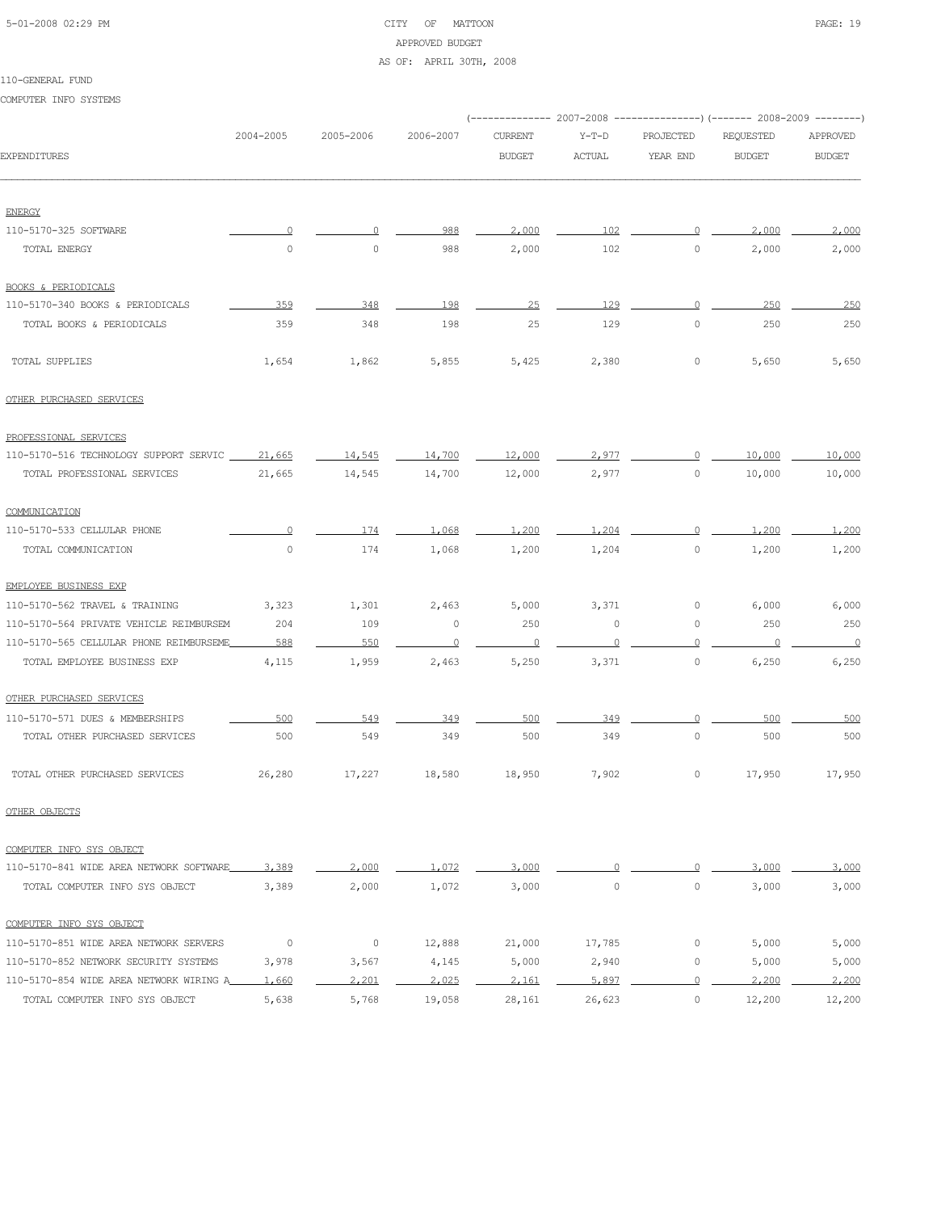110-GENERAL FUND

COMPUTER INFO SYSTEMS

| EXPENDITURES | 2004-2005 | 2005-2006 | 2006-2007 | 2007-2008 CURRENT BUDGET | 2007-2008 Y-T-D ACTUAL | 2007-2008 PROJECTED YEAR END | 2008-2009 REQUESTED BUDGET | 2008-2009 APPROVED BUDGET |
|---|---|---|---|---|---|---|---|---|
| ENERGY | | | | | | | | |
| 110-5170-325 SOFTWARE | 0 | 0 | 988 | 2,000 | 102 | 0 | 2,000 | 2,000 |
| TOTAL ENERGY | 0 | 0 | 988 | 2,000 | 102 | 0 | 2,000 | 2,000 |
| BOOKS & PERIODICALS | | | | | | | | |
| 110-5170-340 BOOKS & PERIODICALS | 359 | 348 | 198 | 25 | 129 | 0 | 250 | 250 |
| TOTAL BOOKS & PERIODICALS | 359 | 348 | 198 | 25 | 129 | 0 | 250 | 250 |
| TOTAL SUPPLIES | 1,654 | 1,862 | 5,855 | 5,425 | 2,380 | 0 | 5,650 | 5,650 |
| OTHER PURCHASED SERVICES | | | | | | | | |
| PROFESSIONAL SERVICES | | | | | | | | |
| 110-5170-516 TECHNOLOGY SUPPORT SERVIC | 21,665 | 14,545 | 14,700 | 12,000 | 2,977 | 0 | 10,000 | 10,000 |
| TOTAL PROFESSIONAL SERVICES | 21,665 | 14,545 | 14,700 | 12,000 | 2,977 | 0 | 10,000 | 10,000 |
| COMMUNICATION | | | | | | | | |
| 110-5170-533 CELLULAR PHONE | 0 | 174 | 1,068 | 1,200 | 1,204 | 0 | 1,200 | 1,200 |
| TOTAL COMMUNICATION | 0 | 174 | 1,068 | 1,200 | 1,204 | 0 | 1,200 | 1,200 |
| EMPLOYEE BUSINESS EXP | | | | | | | | |
| 110-5170-562 TRAVEL & TRAINING | 3,323 | 1,301 | 2,463 | 5,000 | 3,371 | 0 | 6,000 | 6,000 |
| 110-5170-564 PRIVATE VEHICLE REIMBURSEM | 204 | 109 | 0 | 250 | 0 | 0 | 250 | 250 |
| 110-5170-565 CELLULAR PHONE REIMBURSEME | 588 | 550 | 0 | 0 | 0 | 0 | 0 | 0 |
| TOTAL EMPLOYEE BUSINESS EXP | 4,115 | 1,959 | 2,463 | 5,250 | 3,371 | 0 | 6,250 | 6,250 |
| OTHER PURCHASED SERVICES | | | | | | | | |
| 110-5170-571 DUES & MEMBERSHIPS | 500 | 549 | 349 | 500 | 349 | 0 | 500 | 500 |
| TOTAL OTHER PURCHASED SERVICES | 500 | 549 | 349 | 500 | 349 | 0 | 500 | 500 |
| TOTAL OTHER PURCHASED SERVICES | 26,280 | 17,227 | 18,580 | 18,950 | 7,902 | 0 | 17,950 | 17,950 |
| OTHER OBJECTS | | | | | | | | |
| COMPUTER INFO SYS OBJECT | | | | | | | | |
| 110-5170-841 WIDE AREA NETWORK SOFTWARE | 3,389 | 2,000 | 1,072 | 3,000 | 0 | 0 | 3,000 | 3,000 |
| TOTAL COMPUTER INFO SYS OBJECT | 3,389 | 2,000 | 1,072 | 3,000 | 0 | 0 | 3,000 | 3,000 |
| COMPUTER INFO SYS OBJECT | | | | | | | | |
| 110-5170-851 WIDE AREA NETWORK SERVERS | 0 | 0 | 12,888 | 21,000 | 17,785 | 0 | 5,000 | 5,000 |
| 110-5170-852 NETWORK SECURITY SYSTEMS | 3,978 | 3,567 | 4,145 | 5,000 | 2,940 | 0 | 5,000 | 5,000 |
| 110-5170-854 WIDE AREA NETWORK WIRING A | 1,660 | 2,201 | 2,025 | 2,161 | 5,897 | 0 | 2,200 | 2,200 |
| TOTAL COMPUTER INFO SYS OBJECT | 5,638 | 5,768 | 19,058 | 28,161 | 26,623 | 0 | 12,200 | 12,200 |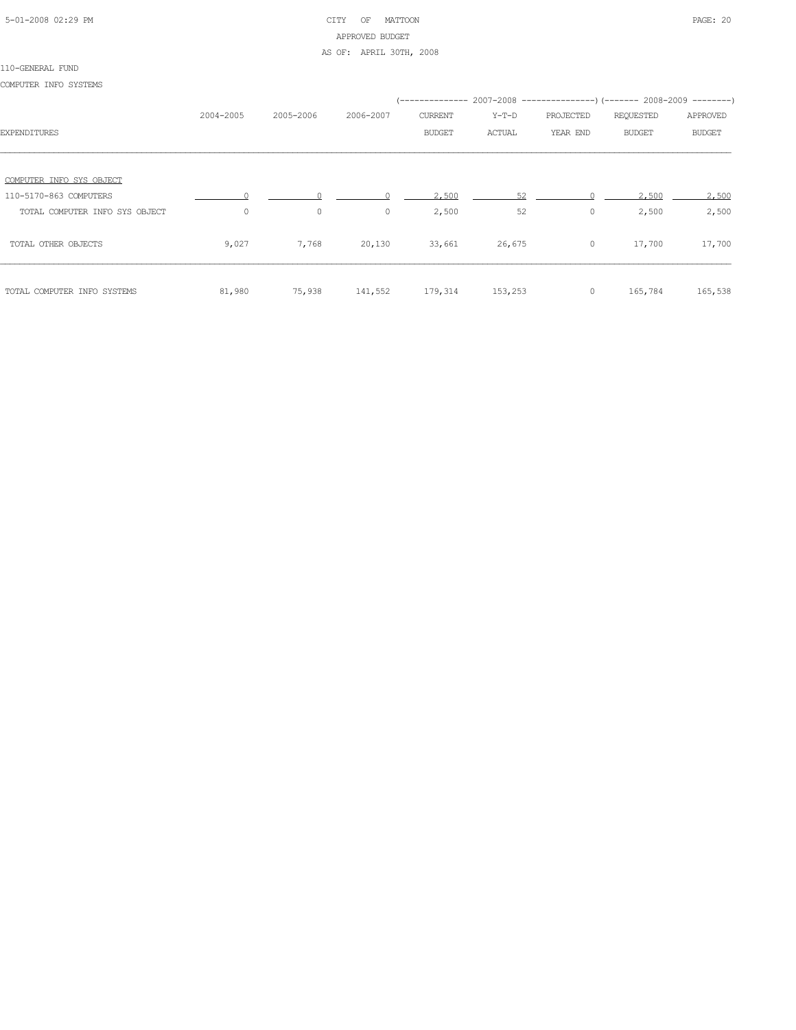CITY OF MATTOON
APPROVED BUDGET
AS OF: APRIL 30TH, 2008

110-GENERAL FUND

COMPUTER INFO SYSTEMS

| EXPENDITURES | 2004-2005 | 2005-2006 | 2006-2007 | 2007-2008 CURRENT BUDGET | 2007-2008 Y-T-D ACTUAL | 2007-2008 PROJECTED YEAR END | 2008-2009 REQUESTED BUDGET | 2008-2009 APPROVED BUDGET |
|---|---|---|---|---|---|---|---|---|
| COMPUTER INFO SYS OBJECT | | | | | | | | |
| 110-5170-863 COMPUTERS | 0 | 0 | 0 | 2,500 | 52 | 0 | 2,500 | 2,500 |
| TOTAL COMPUTER INFO SYS OBJECT | 0 | 0 | 0 | 2,500 | 52 | 0 | 2,500 | 2,500 |
| TOTAL OTHER OBJECTS | 9,027 | 7,768 | 20,130 | 33,661 | 26,675 | 0 | 17,700 | 17,700 |
| TOTAL COMPUTER INFO SYSTEMS | 81,980 | 75,938 | 141,552 | 179,314 | 153,253 | 0 | 165,784 | 165,538 |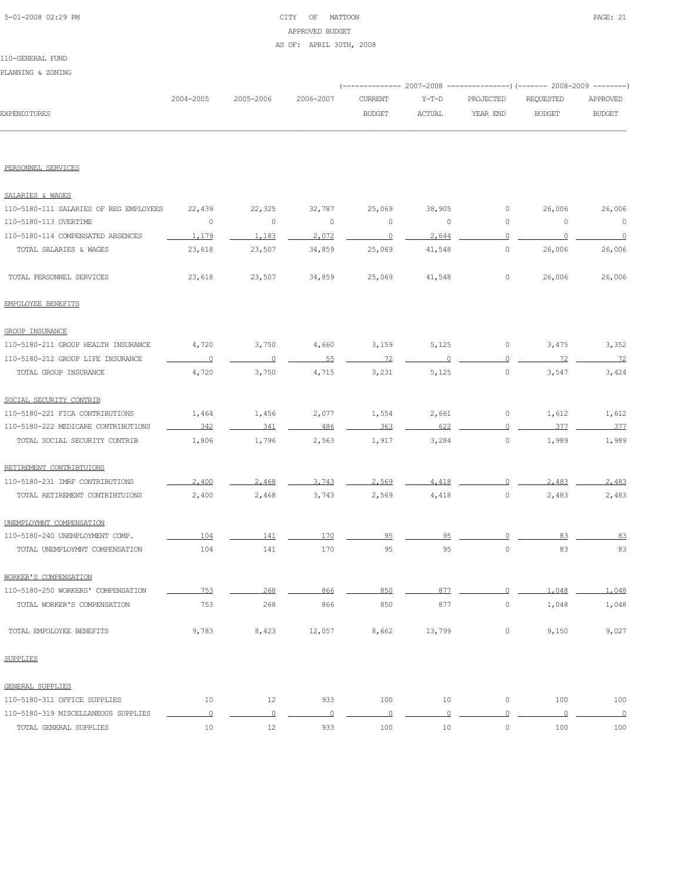CITY OF MATTOON
APPROVED BUDGET
AS OF: APRIL 30TH, 2008

110-GENERAL FUND
PLANNING & ZONING

| EXPENDITURES | 2004-2005 | 2005-2006 | 2006-2007 | 2007-2008 CURRENT BUDGET | 2007-2008 Y-T-D ACTUAL | 2007-2008 PROJECTED YEAR END | 2008-2009 REQUESTED BUDGET | 2008-2009 APPROVED BUDGET |
|---|---|---|---|---|---|---|---|---|
| **PERSONNEL SERVICES** | | | | | | | | |
| SALARIES & WAGES | | | | | | | | |
| 110-5180-111 SALARIES OF REG EMPLOYEES | 22,439 | 22,325 | 32,787 | 25,069 | 38,905 | 0 | 26,006 | 26,006 |
| 110-5180-113 OVERTIME | 0 | 0 | 0 | 0 | 0 | 0 | 0 | 0 |
| 110-5180-114 COMPENSATED ABSENCES | 1,179 | 1,183 | 2,072 | 0 | 2,644 | 0 | 0 | 0 |
| TOTAL SALARIES & WAGES | 23,618 | 23,507 | 34,859 | 25,069 | 41,548 | 0 | 26,006 | 26,006 |
| TOTAL PERSONNEL SERVICES | 23,618 | 23,507 | 34,859 | 25,069 | 41,548 | 0 | 26,006 | 26,006 |
| **EMPOLOYEE BENEFITS** | | | | | | | | |
| GROUP INSURANCE | | | | | | | | |
| 110-5180-211 GROUP HEALTH INSURANCE | 4,720 | 3,750 | 4,660 | 3,159 | 5,125 | 0 | 3,475 | 3,352 |
| 110-5180-212 GROUP LIFE INSURANCE | 0 | 0 | 55 | 72 | 0 | 0 | 72 | 72 |
| TOTAL GROUP INSURANCE | 4,720 | 3,750 | 4,715 | 3,231 | 5,125 | 0 | 3,547 | 3,424 |
| SOCIAL SECURITY CONTRIB | | | | | | | | |
| 110-5180-221 FICA CONTRIBUTIONS | 1,464 | 1,456 | 2,077 | 1,554 | 2,661 | 0 | 1,612 | 1,612 |
| 110-5180-222 MEDICARE CONTRIBUTIONS | 342 | 341 | 486 | 363 | 622 | 0 | 377 | 377 |
| TOTAL SOCIAL SECURITY CONTRIB | 1,806 | 1,796 | 2,563 | 1,917 | 3,284 | 0 | 1,989 | 1,989 |
| RETIREMENT CONTRIBTUIONS | | | | | | | | |
| 110-5180-231 IMRF CONTRIBUTIONS | 2,400 | 2,468 | 3,743 | 2,569 | 4,418 | 0 | 2,483 | 2,483 |
| TOTAL RETIREMENT CONTRIBTUIONS | 2,400 | 2,468 | 3,743 | 2,569 | 4,418 | 0 | 2,483 | 2,483 |
| UNEMPLOYMNT COMPENSATION | | | | | | | | |
| 110-5180-240 UNEMPLOYMENT COMP. | 104 | 141 | 170 | 95 | 95 | 0 | 83 | 83 |
| TOTAL UNEMPLOYMNT COMPENSATION | 104 | 141 | 170 | 95 | 95 | 0 | 83 | 83 |
| WORKER'S COMPENSATION | | | | | | | | |
| 110-5180-250 WORKERS' COMPENSATION | 753 | 268 | 866 | 850 | 877 | 0 | 1,048 | 1,048 |
| TOTAL WORKER'S COMPENSATION | 753 | 268 | 866 | 850 | 877 | 0 | 1,048 | 1,048 |
| TOTAL EMPOLOYEE BENEFITS | 9,783 | 8,423 | 12,057 | 8,662 | 13,799 | 0 | 9,150 | 9,027 |
| **SUPPLIES** | | | | | | | | |
| GENERAL SUPPLIES | | | | | | | | |
| 110-5180-311 OFFICE SUPPLIES | 10 | 12 | 933 | 100 | 10 | 0 | 100 | 100 |
| 110-5180-319 MISCELLANEOUS SUPPLIES | 0 | 0 | 0 | 0 | 0 | 0 | 0 | 0 |
| TOTAL GENERAL SUPPLIES | 10 | 12 | 933 | 100 | 10 | 0 | 100 | 100 |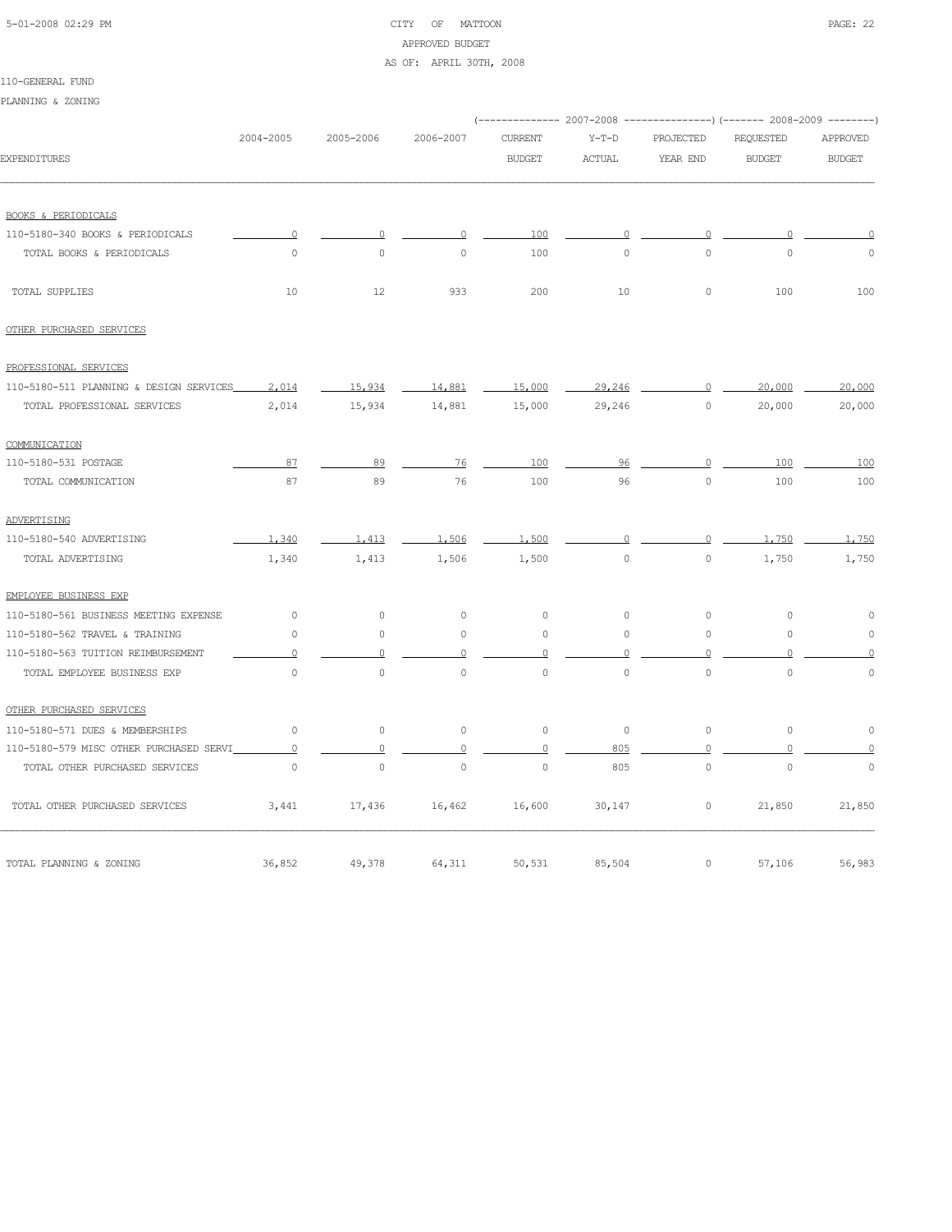CITY OF MATTOON
APPROVED BUDGET
AS OF: APRIL 30TH, 2008

110-GENERAL FUND

PLANNING & ZONING

| EXPENDITURES | 2004-2005 | 2005-2006 | 2006-2007 | 2007-2008 CURRENT BUDGET | 2007-2008 Y-T-D ACTUAL | 2007-2008 PROJECTED YEAR END | 2008-2009 REQUESTED BUDGET | 2008-2009 APPROVED BUDGET |
|---|---|---|---|---|---|---|---|---|
| BOOKS & PERIODICALS | | | | | | | | |
| 110-5180-340 BOOKS & PERIODICALS | 0 | 0 | 0 | 100 | 0 | 0 | 0 | 0 |
| TOTAL BOOKS & PERIODICALS | 0 | 0 | 0 | 100 | 0 | 0 | 0 | 0 |
| TOTAL SUPPLIES | 10 | 12 | 933 | 200 | 10 | 0 | 100 | 100 |
| OTHER PURCHASED SERVICES | | | | | | | | |
| PROFESSIONAL SERVICES | | | | | | | | |
| 110-5180-511 PLANNING & DESIGN SERVICES | 2,014 | 15,934 | 14,881 | 15,000 | 29,246 | 0 | 20,000 | 20,000 |
| TOTAL PROFESSIONAL SERVICES | 2,014 | 15,934 | 14,881 | 15,000 | 29,246 | 0 | 20,000 | 20,000 |
| COMMUNICATION | | | | | | | | |
| 110-5180-531 POSTAGE | 87 | 89 | 76 | 100 | 96 | 0 | 100 | 100 |
| TOTAL COMMUNICATION | 87 | 89 | 76 | 100 | 96 | 0 | 100 | 100 |
| ADVERTISING | | | | | | | | |
| 110-5180-540 ADVERTISING | 1,340 | 1,413 | 1,506 | 1,500 | 0 | 0 | 1,750 | 1,750 |
| TOTAL ADVERTISING | 1,340 | 1,413 | 1,506 | 1,500 | 0 | 0 | 1,750 | 1,750 |
| EMPLOYEE BUSINESS EXP | | | | | | | | |
| 110-5180-561 BUSINESS MEETING EXPENSE | 0 | 0 | 0 | 0 | 0 | 0 | 0 | 0 |
| 110-5180-562 TRAVEL & TRAINING | 0 | 0 | 0 | 0 | 0 | 0 | 0 | 0 |
| 110-5180-563 TUITION REIMBURSEMENT | 0 | 0 | 0 | 0 | 0 | 0 | 0 | 0 |
| TOTAL EMPLOYEE BUSINESS EXP | 0 | 0 | 0 | 0 | 0 | 0 | 0 | 0 |
| OTHER PURCHASED SERVICES | | | | | | | | |
| 110-5180-571 DUES & MEMBERSHIPS | 0 | 0 | 0 | 0 | 0 | 0 | 0 | 0 |
| 110-5180-579 MISC OTHER PURCHASED SERVI | 0 | 0 | 0 | 0 | 805 | 0 | 0 | 0 |
| TOTAL OTHER PURCHASED SERVICES | 0 | 0 | 0 | 0 | 805 | 0 | 0 | 0 |
| TOTAL OTHER PURCHASED SERVICES | 3,441 | 17,436 | 16,462 | 16,600 | 30,147 | 0 | 21,850 | 21,850 |
| TOTAL PLANNING & ZONING | 36,852 | 49,378 | 64,311 | 50,531 | 85,504 | 0 | 57,106 | 56,983 |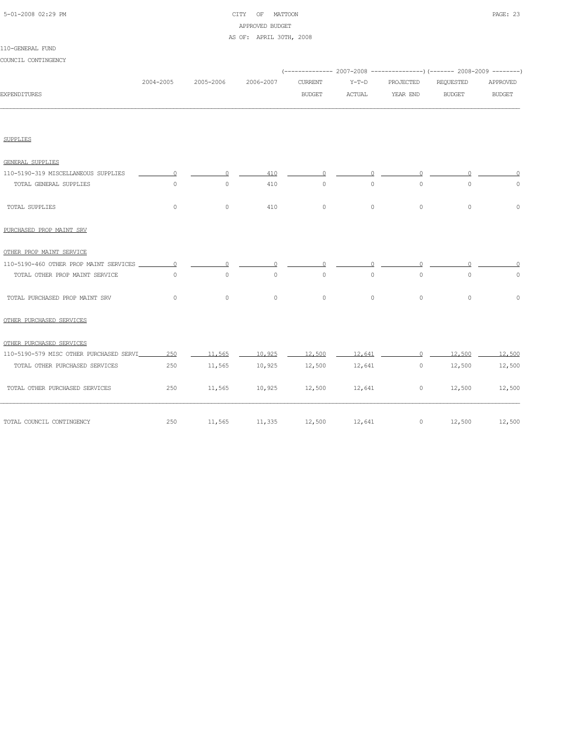CITY OF MATTOON
APPROVED BUDGET
AS OF: APRIL 30TH, 2008

110-GENERAL FUND

COUNCIL CONTINGENCY

| EXPENDITURES | 2004-2005 | 2005-2006 | 2006-2007 | 2007-2008 CURRENT BUDGET | 2007-2008 Y-T-D ACTUAL | 2007-2008 PROJECTED YEAR END | 2008-2009 REQUESTED BUDGET | 2008-2009 APPROVED BUDGET |
|---|---|---|---|---|---|---|---|---|
| SUPPLIES | | | | | | | | |
| GENERAL SUPPLIES | | | | | | | | |
| 110-5190-319 MISCELLANEOUS SUPPLIES | 0 | 0 | 410 | 0 | 0 | 0 | 0 | 0 |
| TOTAL GENERAL SUPPLIES | 0 | 0 | 410 | 0 | 0 | 0 | 0 | 0 |
| TOTAL SUPPLIES | 0 | 0 | 410 | 0 | 0 | 0 | 0 | 0 |
| PURCHASED PROP MAINT SRV | | | | | | | | |
| OTHER PROP MAINT SERVICE | | | | | | | | |
| 110-5190-460 OTHER PROP MAINT SERVICES | 0 | 0 | 0 | 0 | 0 | 0 | 0 | 0 |
| TOTAL OTHER PROP MAINT SERVICE | 0 | 0 | 0 | 0 | 0 | 0 | 0 | 0 |
| TOTAL PURCHASED PROP MAINT SRV | 0 | 0 | 0 | 0 | 0 | 0 | 0 | 0 |
| OTHER PURCHASED SERVICES | | | | | | | | |
| OTHER PURCHASED SERVICES | | | | | | | | |
| 110-5190-579 MISC OTHER PURCHASED SERVI | 250 | 11,565 | 10,925 | 12,500 | 12,641 | 0 | 12,500 | 12,500 |
| TOTAL OTHER PURCHASED SERVICES | 250 | 11,565 | 10,925 | 12,500 | 12,641 | 0 | 12,500 | 12,500 |
| TOTAL OTHER PURCHASED SERVICES | 250 | 11,565 | 10,925 | 12,500 | 12,641 | 0 | 12,500 | 12,500 |
| TOTAL COUNCIL CONTINGENCY | 250 | 11,565 | 11,335 | 12,500 | 12,641 | 0 | 12,500 | 12,500 |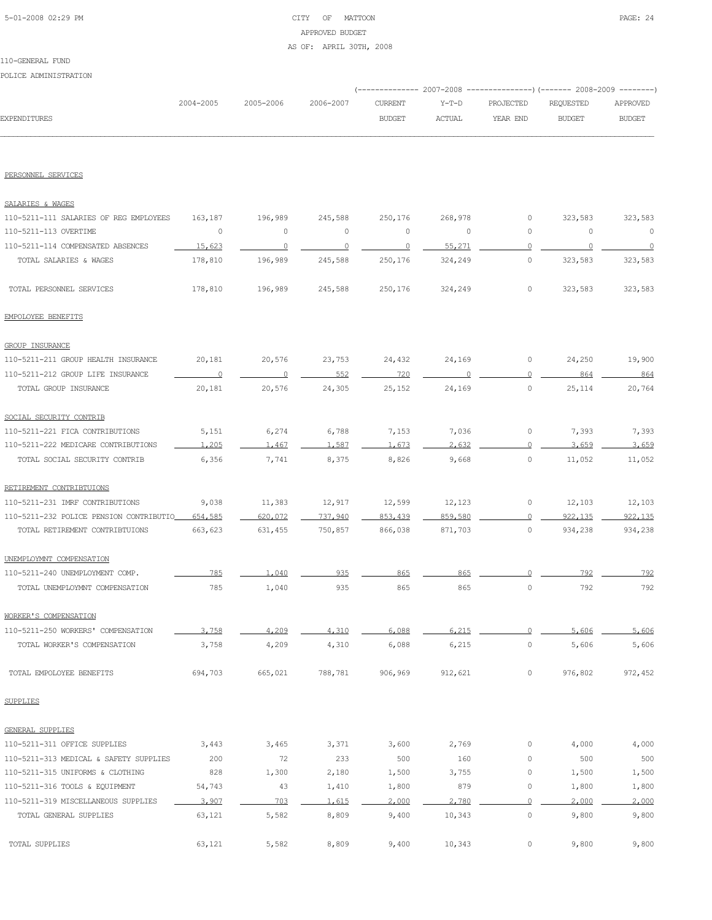CITY OF MATTOON
APPROVED BUDGET
AS OF: APRIL 30TH, 2008

110-GENERAL FUND

POLICE ADMINISTRATION

| EXPENDITURES | 2004-2005 | 2005-2006 | 2006-2007 | 2007-2008 CURRENT BUDGET | 2007-2008 Y-T-D ACTUAL | 2007-2008 PROJECTED YEAR END | 2008-2009 REQUESTED BUDGET | 2008-2009 APPROVED BUDGET |
|---|---|---|---|---|---|---|---|---|
| PERSONNEL SERVICES | | | | | | | | |
| SALARIES & WAGES | | | | | | | | |
| 110-5211-111 SALARIES OF REG EMPLOYEES | 163,187 | 196,989 | 245,588 | 250,176 | 268,978 | 0 | 323,583 | 323,583 |
| 110-5211-113 OVERTIME | 0 | 0 | 0 | 0 | 0 | 0 | 0 | 0 |
| 110-5211-114 COMPENSATED ABSENCES | 15,623 | 0 | 0 | 0 | 55,271 | 0 | 0 | 0 |
| TOTAL SALARIES & WAGES | 178,810 | 196,989 | 245,588 | 250,176 | 324,249 | 0 | 323,583 | 323,583 |
| TOTAL PERSONNEL SERVICES | 178,810 | 196,989 | 245,588 | 250,176 | 324,249 | 0 | 323,583 | 323,583 |
| EMPOLOYEE BENEFITS | | | | | | | | |
| GROUP INSURANCE | | | | | | | | |
| 110-5211-211 GROUP HEALTH INSURANCE | 20,181 | 20,576 | 23,753 | 24,432 | 24,169 | 0 | 24,250 | 19,900 |
| 110-5211-212 GROUP LIFE INSURANCE | 0 | 0 | 552 | 720 | 0 | 0 | 864 | 864 |
| TOTAL GROUP INSURANCE | 20,181 | 20,576 | 24,305 | 25,152 | 24,169 | 0 | 25,114 | 20,764 |
| SOCIAL SECURITY CONTRIB | | | | | | | | |
| 110-5211-221 FICA CONTRIBUTIONS | 5,151 | 6,274 | 6,788 | 7,153 | 7,036 | 0 | 7,393 | 7,393 |
| 110-5211-222 MEDICARE CONTRIBUTIONS | 1,205 | 1,467 | 1,587 | 1,673 | 2,632 | 0 | 3,659 | 3,659 |
| TOTAL SOCIAL SECURITY CONTRIB | 6,356 | 7,741 | 8,375 | 8,826 | 9,668 | 0 | 11,052 | 11,052 |
| RETIREMENT CONTRIBTUIONS | | | | | | | | |
| 110-5211-231 IMRF CONTRIBUTIONS | 9,038 | 11,383 | 12,917 | 12,599 | 12,123 | 0 | 12,103 | 12,103 |
| 110-5211-232 POLICE PENSION CONTRIBUTIO | 654,585 | 620,072 | 737,940 | 853,439 | 859,580 | 0 | 922,135 | 922,135 |
| TOTAL RETIREMENT CONTRIBTUIONS | 663,623 | 631,455 | 750,857 | 866,038 | 871,703 | 0 | 934,238 | 934,238 |
| UNEMPLOYMNT COMPENSATION | | | | | | | | |
| 110-5211-240 UNEMPLOYMENT COMP. | 785 | 1,040 | 935 | 865 | 865 | 0 | 792 | 792 |
| TOTAL UNEMPLOYMNT COMPENSATION | 785 | 1,040 | 935 | 865 | 865 | 0 | 792 | 792 |
| WORKER'S COMPENSATION | | | | | | | | |
| 110-5211-250 WORKERS' COMPENSATION | 3,758 | 4,209 | 4,310 | 6,088 | 6,215 | 0 | 5,606 | 5,606 |
| TOTAL WORKER'S COMPENSATION | 3,758 | 4,209 | 4,310 | 6,088 | 6,215 | 0 | 5,606 | 5,606 |
| TOTAL EMPOLOYEE BENEFITS | 694,703 | 665,021 | 788,781 | 906,969 | 912,621 | 0 | 976,802 | 972,452 |
| SUPPLIES | | | | | | | | |
| GENERAL SUPPLIES | | | | | | | | |
| 110-5211-311 OFFICE SUPPLIES | 3,443 | 3,465 | 3,371 | 3,600 | 2,769 | 0 | 4,000 | 4,000 |
| 110-5211-313 MEDICAL & SAFETY SUPPLIES | 200 | 72 | 233 | 500 | 160 | 0 | 500 | 500 |
| 110-5211-315 UNIFORMS & CLOTHING | 828 | 1,300 | 2,180 | 1,500 | 3,755 | 0 | 1,500 | 1,500 |
| 110-5211-316 TOOLS & EQUIPMENT | 54,743 | 43 | 1,410 | 1,800 | 879 | 0 | 1,800 | 1,800 |
| 110-5211-319 MISCELLANEOUS SUPPLIES | 3,907 | 703 | 1,615 | 2,000 | 2,780 | 0 | 2,000 | 2,000 |
| TOTAL GENERAL SUPPLIES | 63,121 | 5,582 | 8,809 | 9,400 | 10,343 | 0 | 9,800 | 9,800 |
| TOTAL SUPPLIES | 63,121 | 5,582 | 8,809 | 9,400 | 10,343 | 0 | 9,800 | 9,800 |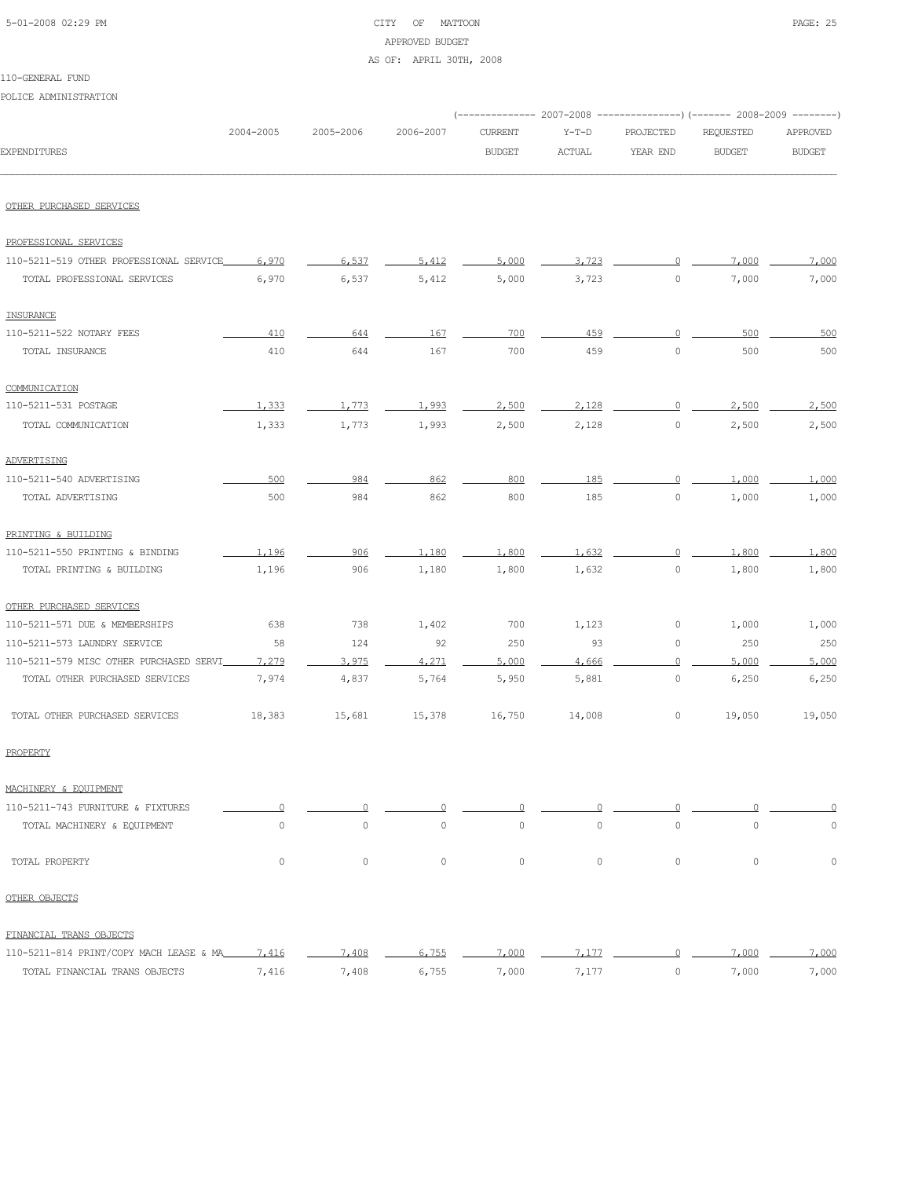CITY OF MATTOON
APPROVED BUDGET
AS OF: APRIL 30TH, 2008

110-GENERAL FUND

POLICE ADMINISTRATION

| EXPENDITURES | 2004-2005 | 2005-2006 | 2006-2007 | 2007-2008 CURRENT BUDGET | 2007-2008 Y-T-D ACTUAL | 2007-2008 PROJECTED YEAR END | 2008-2009 REQUESTED BUDGET | 2008-2009 APPROVED BUDGET |
|---|---|---|---|---|---|---|---|---|
| OTHER PURCHASED SERVICES | | | | | | | | |
| PROFESSIONAL SERVICES | | | | | | | | |
| 110-5211-519 OTHER PROFESSIONAL SERVICE | 6,970 | 6,537 | 5,412 | 5,000 | 3,723 | 0 | 7,000 | 7,000 |
| TOTAL PROFESSIONAL SERVICES | 6,970 | 6,537 | 5,412 | 5,000 | 3,723 | 0 | 7,000 | 7,000 |
| INSURANCE | | | | | | | | |
| 110-5211-522 NOTARY FEES | 410 | 644 | 167 | 700 | 459 | 0 | 500 | 500 |
| TOTAL INSURANCE | 410 | 644 | 167 | 700 | 459 | 0 | 500 | 500 |
| COMMUNICATION | | | | | | | | |
| 110-5211-531 POSTAGE | 1,333 | 1,773 | 1,993 | 2,500 | 2,128 | 0 | 2,500 | 2,500 |
| TOTAL COMMUNICATION | 1,333 | 1,773 | 1,993 | 2,500 | 2,128 | 0 | 2,500 | 2,500 |
| ADVERTISING | | | | | | | | |
| 110-5211-540 ADVERTISING | 500 | 984 | 862 | 800 | 185 | 0 | 1,000 | 1,000 |
| TOTAL ADVERTISING | 500 | 984 | 862 | 800 | 185 | 0 | 1,000 | 1,000 |
| PRINTING & BUILDING | | | | | | | | |
| 110-5211-550 PRINTING & BINDING | 1,196 | 906 | 1,180 | 1,800 | 1,632 | 0 | 1,800 | 1,800 |
| TOTAL PRINTING & BUILDING | 1,196 | 906 | 1,180 | 1,800 | 1,632 | 0 | 1,800 | 1,800 |
| OTHER PURCHASED SERVICES | | | | | | | | |
| 110-5211-571 DUE & MEMBERSHIPS | 638 | 738 | 1,402 | 700 | 1,123 | 0 | 1,000 | 1,000 |
| 110-5211-573 LAUNDRY SERVICE | 58 | 124 | 92 | 250 | 93 | 0 | 250 | 250 |
| 110-5211-579 MISC OTHER PURCHASED SERVI | 7,279 | 3,975 | 4,271 | 5,000 | 4,666 | 0 | 5,000 | 5,000 |
| TOTAL OTHER PURCHASED SERVICES | 7,974 | 4,837 | 5,764 | 5,950 | 5,881 | 0 | 6,250 | 6,250 |
| TOTAL OTHER PURCHASED SERVICES | 18,383 | 15,681 | 15,378 | 16,750 | 14,008 | 0 | 19,050 | 19,050 |
| PROPERTY | | | | | | | | |
| MACHINERY & EQUIPMENT | | | | | | | | |
| 110-5211-743 FURNITURE & FIXTURES | 0 | 0 | 0 | 0 | 0 | 0 | 0 | 0 |
| TOTAL MACHINERY & EQUIPMENT | 0 | 0 | 0 | 0 | 0 | 0 | 0 | 0 |
| TOTAL PROPERTY | 0 | 0 | 0 | 0 | 0 | 0 | 0 | 0 |
| OTHER OBJECTS | | | | | | | | |
| FINANCIAL TRANS OBJECTS | | | | | | | | |
| 110-5211-814 PRINT/COPY MACH LEASE & MA | 7,416 | 7,408 | 6,755 | 7,000 | 7,177 | 0 | 7,000 | 7,000 |
| TOTAL FINANCIAL TRANS OBJECTS | 7,416 | 7,408 | 6,755 | 7,000 | 7,177 | 0 | 7,000 | 7,000 |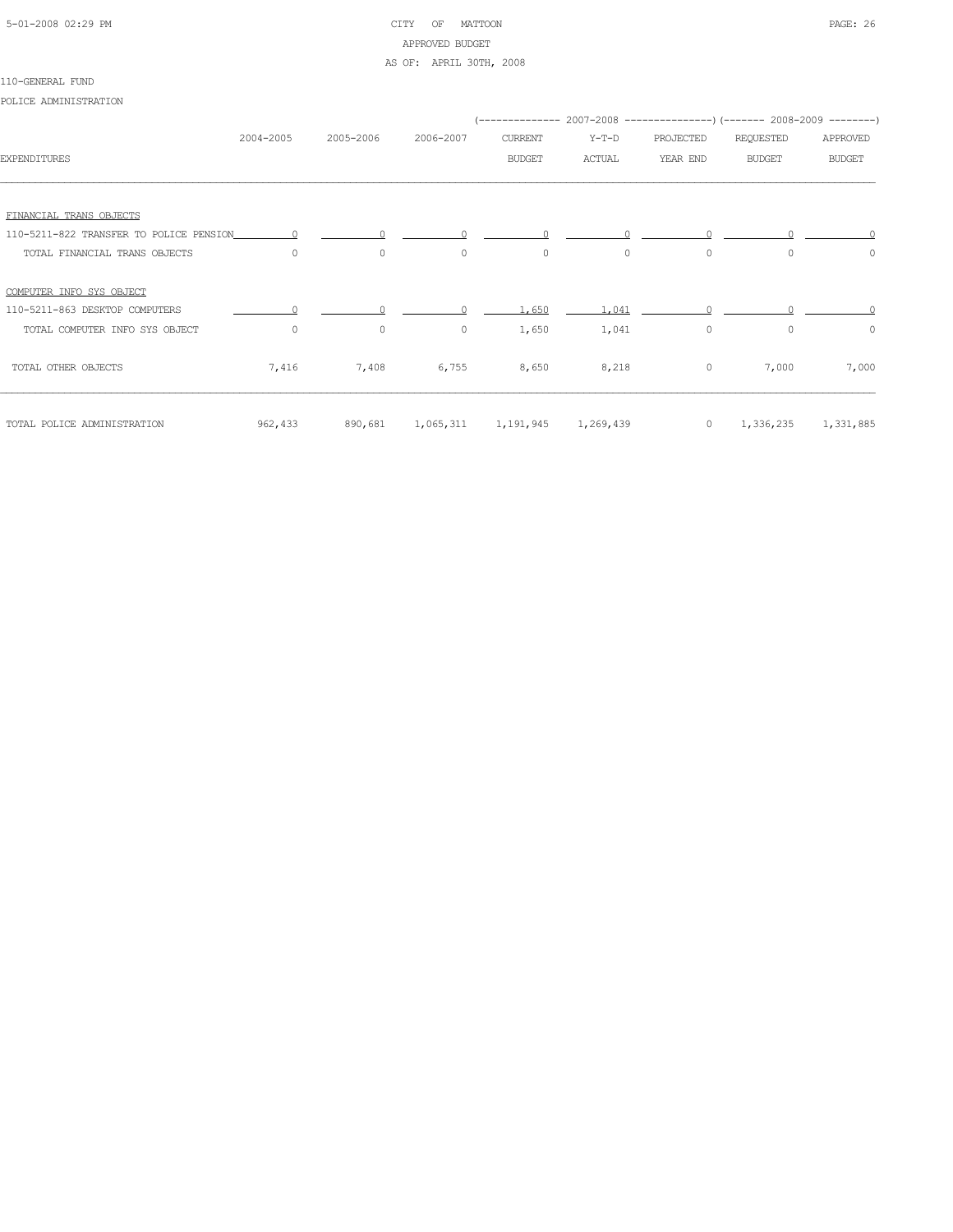CITY OF MATTOON

APPROVED BUDGET

AS OF: APRIL 30TH, 2008

110-GENERAL FUND

POLICE ADMINISTRATION

| EXPENDITURES | 2004-2005 | 2005-2006 | 2006-2007 | 2007-2008 CURRENT BUDGET | 2007-2008 Y-T-D ACTUAL | 2007-2008 PROJECTED YEAR END | 2008-2009 REQUESTED BUDGET | 2008-2009 APPROVED BUDGET |
|---|---|---|---|---|---|---|---|---|
| FINANCIAL TRANS OBJECTS | | | | | | | | |
| 110-5211-822 TRANSFER TO POLICE PENSION | 0 | 0 | 0 | 0 | 0 | 0 | 0 | 0 |
| TOTAL FINANCIAL TRANS OBJECTS | 0 | 0 | 0 | 0 | 0 | 0 | 0 | 0 |
| COMPUTER INFO SYS OBJECT | | | | | | | | |
| 110-5211-863 DESKTOP COMPUTERS | 0 | 0 | 0 | 1,650 | 1,041 | 0 | 0 | 0 |
| TOTAL COMPUTER INFO SYS OBJECT | 0 | 0 | 0 | 1,650 | 1,041 | 0 | 0 | 0 |
| TOTAL OTHER OBJECTS | 7,416 | 7,408 | 6,755 | 8,650 | 8,218 | 0 | 7,000 | 7,000 |
| TOTAL POLICE ADMINISTRATION | 962,433 | 890,681 | 1,065,311 | 1,191,945 | 1,269,439 | 0 | 1,336,235 | 1,331,885 |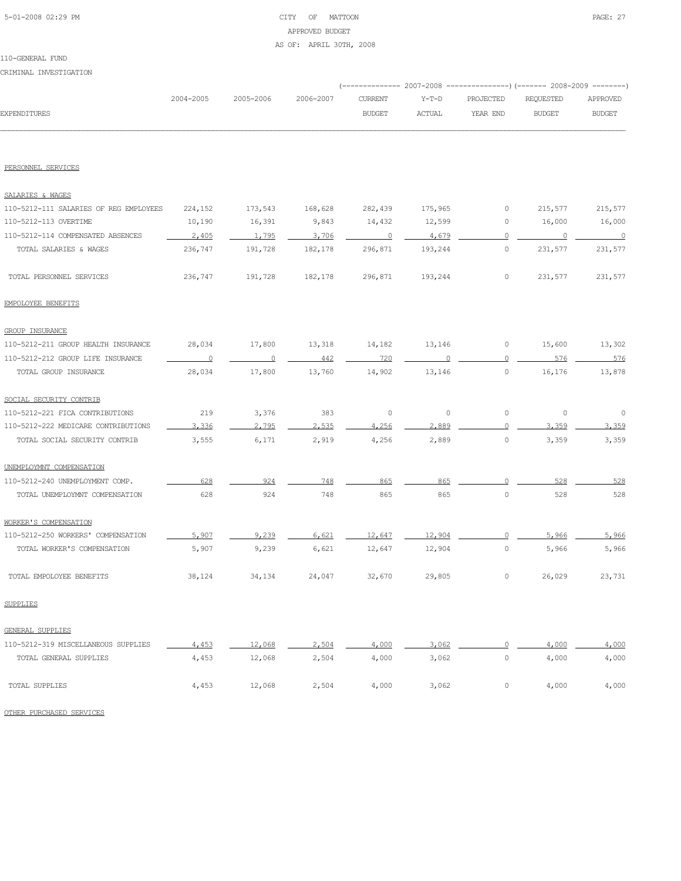CITY OF MATTOON
APPROVED BUDGET
AS OF: APRIL 30TH, 2008

110-GENERAL FUND

CRIMINAL INVESTIGATION

| EXPENDITURES | 2004-2005 | 2005-2006 | 2006-2007 | 2007-2008 CURRENT BUDGET | 2007-2008 Y-T-D ACTUAL | 2007-2008 PROJECTED YEAR END | 2008-2009 REQUESTED BUDGET | 2008-2009 APPROVED BUDGET |
|---|---|---|---|---|---|---|---|---|
| PERSONNEL SERVICES | | | | | | | | |
| SALARIES & WAGES | | | | | | | | |
| 110-5212-111 SALARIES OF REG EMPLOYEES | 224,152 | 173,543 | 168,628 | 282,439 | 175,965 | 0 | 215,577 | 215,577 |
| 110-5212-113 OVERTIME | 10,190 | 16,391 | 9,843 | 14,432 | 12,599 | 0 | 16,000 | 16,000 |
| 110-5212-114 COMPENSATED ABSENCES | 2,405 | 1,795 | 3,706 | 0 | 4,679 | 0 | 0 | 0 |
| TOTAL SALARIES & WAGES | 236,747 | 191,728 | 182,178 | 296,871 | 193,244 | 0 | 231,577 | 231,577 |
| TOTAL PERSONNEL SERVICES | 236,747 | 191,728 | 182,178 | 296,871 | 193,244 | 0 | 231,577 | 231,577 |
| EMPOLOYEE BENEFITS | | | | | | | | |
| GROUP INSURANCE | | | | | | | | |
| 110-5212-211 GROUP HEALTH INSURANCE | 28,034 | 17,800 | 13,318 | 14,182 | 13,146 | 0 | 15,600 | 13,302 |
| 110-5212-212 GROUP LIFE INSURANCE | 0 | 0 | 442 | 720 | 0 | 0 | 576 | 576 |
| TOTAL GROUP INSURANCE | 28,034 | 17,800 | 13,760 | 14,902 | 13,146 | 0 | 16,176 | 13,878 |
| SOCIAL SECURITY CONTRIB | | | | | | | | |
| 110-5212-221 FICA CONTRIBUTIONS | 219 | 3,376 | 383 | 0 | 0 | 0 | 0 | 0 |
| 110-5212-222 MEDICARE CONTRIBUTIONS | 3,336 | 2,795 | 2,535 | 4,256 | 2,889 | 0 | 3,359 | 3,359 |
| TOTAL SOCIAL SECURITY CONTRIB | 3,555 | 6,171 | 2,919 | 4,256 | 2,889 | 0 | 3,359 | 3,359 |
| UNEMPLOYMNT COMPENSATION | | | | | | | | |
| 110-5212-240 UNEMPLOYMENT COMP. | 628 | 924 | 748 | 865 | 865 | 0 | 528 | 528 |
| TOTAL UNEMPLOYMNT COMPENSATION | 628 | 924 | 748 | 865 | 865 | 0 | 528 | 528 |
| WORKER'S COMPENSATION | | | | | | | | |
| 110-5212-250 WORKERS' COMPENSATION | 5,907 | 9,239 | 6,621 | 12,647 | 12,904 | 0 | 5,966 | 5,966 |
| TOTAL WORKER'S COMPENSATION | 5,907 | 9,239 | 6,621 | 12,647 | 12,904 | 0 | 5,966 | 5,966 |
| TOTAL EMPOLOYEE BENEFITS | 38,124 | 34,134 | 24,047 | 32,670 | 29,805 | 0 | 26,029 | 23,731 |
| SUPPLIES | | | | | | | | |
| GENERAL SUPPLIES | | | | | | | | |
| 110-5212-319 MISCELLANEOUS SUPPLIES | 4,453 | 12,068 | 2,504 | 4,000 | 3,062 | 0 | 4,000 | 4,000 |
| TOTAL GENERAL SUPPLIES | 4,453 | 12,068 | 2,504 | 4,000 | 3,062 | 0 | 4,000 | 4,000 |
| TOTAL SUPPLIES | 4,453 | 12,068 | 2,504 | 4,000 | 3,062 | 0 | 4,000 | 4,000 |
| OTHER PURCHASED SERVICES | | | | | | | | |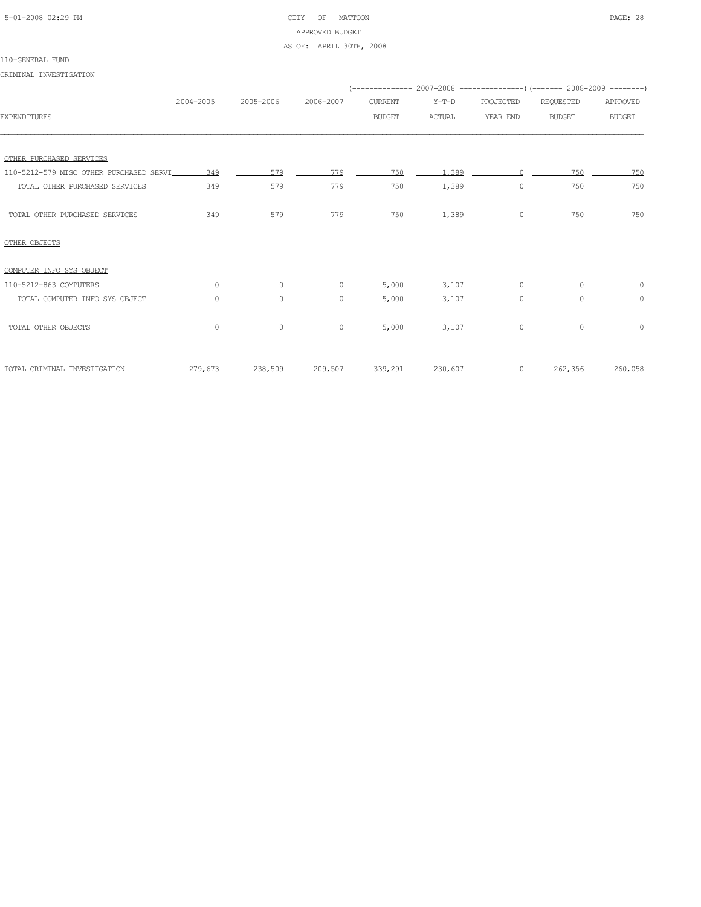110-GENERAL FUND

CRIMINAL INVESTIGATION

| EXPENDITURES | 2004-2005 | 2005-2006 | 2006-2007 | 2007-2008 CURRENT BUDGET | 2007-2008 Y-T-D ACTUAL | 2007-2008 PROJECTED YEAR END | 2008-2009 REQUESTED BUDGET | 2008-2009 APPROVED BUDGET |
|---|---|---|---|---|---|---|---|---|
| OTHER PURCHASED SERVICES | | | | | | | | |
| 110-5212-579 MISC OTHER PURCHASED SERVI | 349 | 579 | 779 | 750 | 1,389 | 0 | 750 | 750 |
| TOTAL OTHER PURCHASED SERVICES | 349 | 579 | 779 | 750 | 1,389 | 0 | 750 | 750 |
| TOTAL OTHER PURCHASED SERVICES | 349 | 579 | 779 | 750 | 1,389 | 0 | 750 | 750 |
| OTHER OBJECTS | | | | | | | | |
| COMPUTER INFO SYS OBJECT | | | | | | | | |
| 110-5212-863 COMPUTERS | 0 | 0 | 0 | 5,000 | 3,107 | 0 | 0 | 0 |
| TOTAL COMPUTER INFO SYS OBJECT | 0 | 0 | 0 | 5,000 | 3,107 | 0 | 0 | 0 |
| TOTAL OTHER OBJECTS | 0 | 0 | 0 | 5,000 | 3,107 | 0 | 0 | 0 |
| TOTAL CRIMINAL INVESTIGATION | 279,673 | 238,509 | 209,507 | 339,291 | 230,607 | 0 | 262,356 | 260,058 |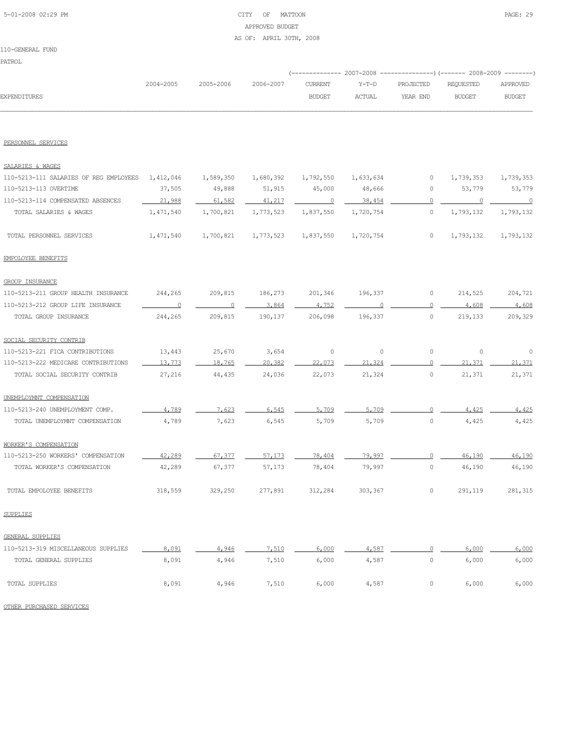CITY OF MATTOON

APPROVED BUDGET

AS OF: APRIL 30TH, 2008

110-GENERAL FUND

PATROL

| EXPENDITURES | 2004-2005 | 2005-2006 | 2006-2007 | 2007-2008 CURRENT BUDGET | 2007-2008 Y-T-D ACTUAL | 2007-2008 PROJECTED YEAR END | 2008-2009 REQUESTED BUDGET | 2008-2009 APPROVED BUDGET |
|---|---|---|---|---|---|---|---|---|
| PERSONNEL SERVICES | | | | | | | | |
| SALARIES & WAGES | | | | | | | | |
| 110-5213-111 SALARIES OF REG EMPLOYEES | 1,412,046 | 1,589,350 | 1,680,392 | 1,792,550 | 1,633,634 | 0 | 1,739,353 | 1,739,353 |
| 110-5213-113 OVERTIME | 37,505 | 49,888 | 51,915 | 45,000 | 48,666 | 0 | 53,779 | 53,779 |
| 110-5213-114 COMPENSATED ABSENCES | 21,988 | 61,582 | 41,217 | 0 | 38,454 | 0 | 0 | 0 |
| TOTAL SALARIES & WAGES | 1,471,540 | 1,700,821 | 1,773,523 | 1,837,550 | 1,720,754 | 0 | 1,793,132 | 1,793,132 |
| TOTAL PERSONNEL SERVICES | 1,471,540 | 1,700,821 | 1,773,523 | 1,837,550 | 1,720,754 | 0 | 1,793,132 | 1,793,132 |
| EMPOLOYEE BENEFITS | | | | | | | | |
| GROUP INSURANCE | | | | | | | | |
| 110-5213-211 GROUP HEALTH INSURANCE | 244,265 | 209,815 | 186,273 | 201,346 | 196,337 | 0 | 214,525 | 204,721 |
| 110-5213-212 GROUP LIFE INSURANCE | 0 | 0 | 3,864 | 4,752 | 0 | 0 | 4,608 | 4,608 |
| TOTAL GROUP INSURANCE | 244,265 | 209,815 | 190,137 | 206,098 | 196,337 | 0 | 219,133 | 209,329 |
| SOCIAL SECURITY CONTRIB | | | | | | | | |
| 110-5213-221 FICA CONTRIBUTIONS | 13,443 | 25,670 | 3,654 | 0 | 0 | 0 | 0 | 0 |
| 110-5213-222 MEDICARE CONTRIBUTIONS | 13,773 | 18,765 | 20,382 | 22,073 | 21,324 | 0 | 21,371 | 21,371 |
| TOTAL SOCIAL SECURITY CONTRIB | 27,216 | 44,435 | 24,036 | 22,073 | 21,324 | 0 | 21,371 | 21,371 |
| UNEMPLOYMNT COMPENSATION | | | | | | | | |
| 110-5213-240 UNEMPLOYMENT COMP. | 4,789 | 7,623 | 6,545 | 5,709 | 5,709 | 0 | 4,425 | 4,425 |
| TOTAL UNEMPLOYMNT COMPENSATION | 4,789 | 7,623 | 6,545 | 5,709 | 5,709 | 0 | 4,425 | 4,425 |
| WORKER'S COMPENSATION | | | | | | | | |
| 110-5213-250 WORKERS' COMPENSATION | 42,289 | 67,377 | 57,173 | 78,404 | 79,997 | 0 | 46,190 | 46,190 |
| TOTAL WORKER'S COMPENSATION | 42,289 | 67,377 | 57,173 | 78,404 | 79,997 | 0 | 46,190 | 46,190 |
| TOTAL EMPOLOYEE BENEFITS | 318,559 | 329,250 | 277,891 | 312,284 | 303,367 | 0 | 291,119 | 281,315 |
| SUPPLIES | | | | | | | | |
| GENERAL SUPPLIES | | | | | | | | |
| 110-5213-319 MISCELLANEOUS SUPPLIES | 8,091 | 4,946 | 7,510 | 6,000 | 4,587 | 0 | 6,000 | 6,000 |
| TOTAL GENERAL SUPPLIES | 8,091 | 4,946 | 7,510 | 6,000 | 4,587 | 0 | 6,000 | 6,000 |
| TOTAL SUPPLIES | 8,091 | 4,946 | 7,510 | 6,000 | 4,587 | 0 | 6,000 | 6,000 |
| OTHER PURCHASED SERVICES | | | | | | | | |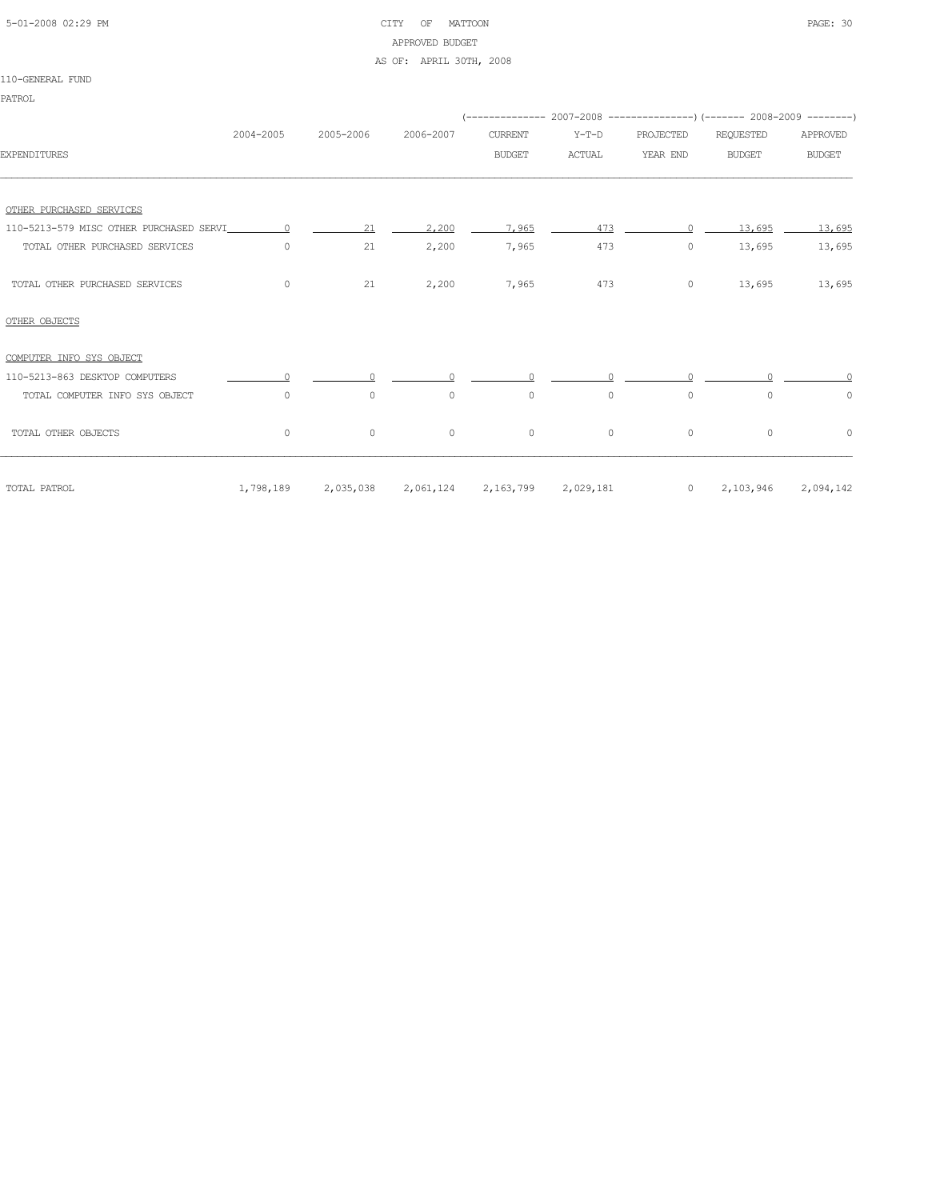CITY OF MATTOON
APPROVED BUDGET
AS OF: APRIL 30TH, 2008

110-GENERAL FUND

PATROL

| EXPENDITURES | 2004-2005 | 2005-2006 | 2006-2007 | 2007-2008 CURRENT BUDGET | 2007-2008 Y-T-D ACTUAL | 2007-2008 PROJECTED YEAR END | 2008-2009 REQUESTED BUDGET | 2008-2009 APPROVED BUDGET |
|---|---|---|---|---|---|---|---|---|
| OTHER PURCHASED SERVICES | | | | | | | | |
| 110-5213-579 MISC OTHER PURCHASED SERVI | 0 | 21 | 2,200 | 7,965 | 473 | 0 | 13,695 | 13,695 |
| TOTAL OTHER PURCHASED SERVICES | 0 | 21 | 2,200 | 7,965 | 473 | 0 | 13,695 | 13,695 |
| TOTAL OTHER PURCHASED SERVICES | 0 | 21 | 2,200 | 7,965 | 473 | 0 | 13,695 | 13,695 |
| OTHER OBJECTS | | | | | | | | |
| COMPUTER INFO SYS OBJECT | | | | | | | | |
| 110-5213-863 DESKTOP COMPUTERS | 0 | 0 | 0 | 0 | 0 | 0 | 0 | 0 |
| TOTAL COMPUTER INFO SYS OBJECT | 0 | 0 | 0 | 0 | 0 | 0 | 0 | 0 |
| TOTAL OTHER OBJECTS | 0 | 0 | 0 | 0 | 0 | 0 | 0 | 0 |
| TOTAL PATROL | 1,798,189 | 2,035,038 | 2,061,124 | 2,163,799 | 2,029,181 | 0 | 2,103,946 | 2,094,142 |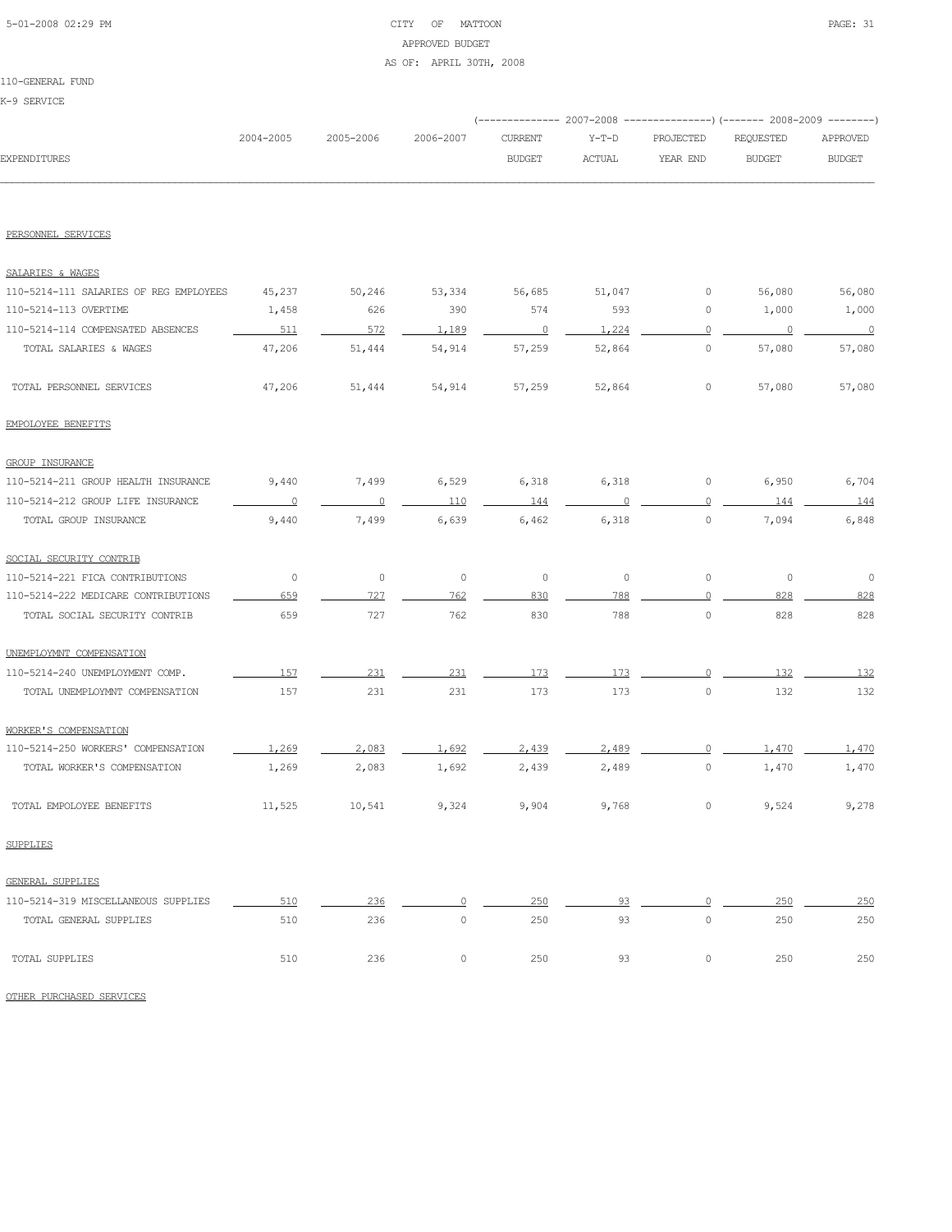CITY OF MATTOON
APPROVED BUDGET
AS OF: APRIL 30TH, 2008

110-GENERAL FUND

K-9 SERVICE

| EXPENDITURES | 2004-2005 | 2005-2006 | 2006-2007 | 2007-2008 CURRENT BUDGET | 2007-2008 Y-T-D ACTUAL | 2007-2008 PROJECTED YEAR END | 2008-2009 REQUESTED BUDGET | 2008-2009 APPROVED BUDGET |
|---|---|---|---|---|---|---|---|---|
| PERSONNEL SERVICES | | | | | | | | |
| SALARIES & WAGES | | | | | | | | |
| 110-5214-111 SALARIES OF REG EMPLOYEES | 45,237 | 50,246 | 53,334 | 56,685 | 51,047 | 0 | 56,080 | 56,080 |
| 110-5214-113 OVERTIME | 1,458 | 626 | 390 | 574 | 593 | 0 | 1,000 | 1,000 |
| 110-5214-114 COMPENSATED ABSENCES | 511 | 572 | 1,189 | 0 | 1,224 | 0 | 0 | 0 |
| TOTAL SALARIES & WAGES | 47,206 | 51,444 | 54,914 | 57,259 | 52,864 | 0 | 57,080 | 57,080 |
| TOTAL PERSONNEL SERVICES | 47,206 | 51,444 | 54,914 | 57,259 | 52,864 | 0 | 57,080 | 57,080 |
| EMPOLOYEE BENEFITS | | | | | | | | |
| GROUP INSURANCE | | | | | | | | |
| 110-5214-211 GROUP HEALTH INSURANCE | 9,440 | 7,499 | 6,529 | 6,318 | 6,318 | 0 | 6,950 | 6,704 |
| 110-5214-212 GROUP LIFE INSURANCE | 0 | 0 | 110 | 144 | 0 | 0 | 144 | 144 |
| TOTAL GROUP INSURANCE | 9,440 | 7,499 | 6,639 | 6,462 | 6,318 | 0 | 7,094 | 6,848 |
| SOCIAL SECURITY CONTRIB | | | | | | | | |
| 110-5214-221 FICA CONTRIBUTIONS | 0 | 0 | 0 | 0 | 0 | 0 | 0 | 0 |
| 110-5214-222 MEDICARE CONTRIBUTIONS | 659 | 727 | 762 | 830 | 788 | 0 | 828 | 828 |
| TOTAL SOCIAL SECURITY CONTRIB | 659 | 727 | 762 | 830 | 788 | 0 | 828 | 828 |
| UNEMPLOYMNT COMPENSATION | | | | | | | | |
| 110-5214-240 UNEMPLOYMENT COMP. | 157 | 231 | 231 | 173 | 173 | 0 | 132 | 132 |
| TOTAL UNEMPLOYMNT COMPENSATION | 157 | 231 | 231 | 173 | 173 | 0 | 132 | 132 |
| WORKER'S COMPENSATION | | | | | | | | |
| 110-5214-250 WORKERS' COMPENSATION | 1,269 | 2,083 | 1,692 | 2,439 | 2,489 | 0 | 1,470 | 1,470 |
| TOTAL WORKER'S COMPENSATION | 1,269 | 2,083 | 1,692 | 2,439 | 2,489 | 0 | 1,470 | 1,470 |
| TOTAL EMPOLOYEE BENEFITS | 11,525 | 10,541 | 9,324 | 9,904 | 9,768 | 0 | 9,524 | 9,278 |
| SUPPLIES | | | | | | | | |
| GENERAL SUPPLIES | | | | | | | | |
| 110-5214-319 MISCELLANEOUS SUPPLIES | 510 | 236 | 0 | 250 | 93 | 0 | 250 | 250 |
| TOTAL GENERAL SUPPLIES | 510 | 236 | 0 | 250 | 93 | 0 | 250 | 250 |
| TOTAL SUPPLIES | 510 | 236 | 0 | 250 | 93 | 0 | 250 | 250 |
| OTHER PURCHASED SERVICES | | | | | | | | |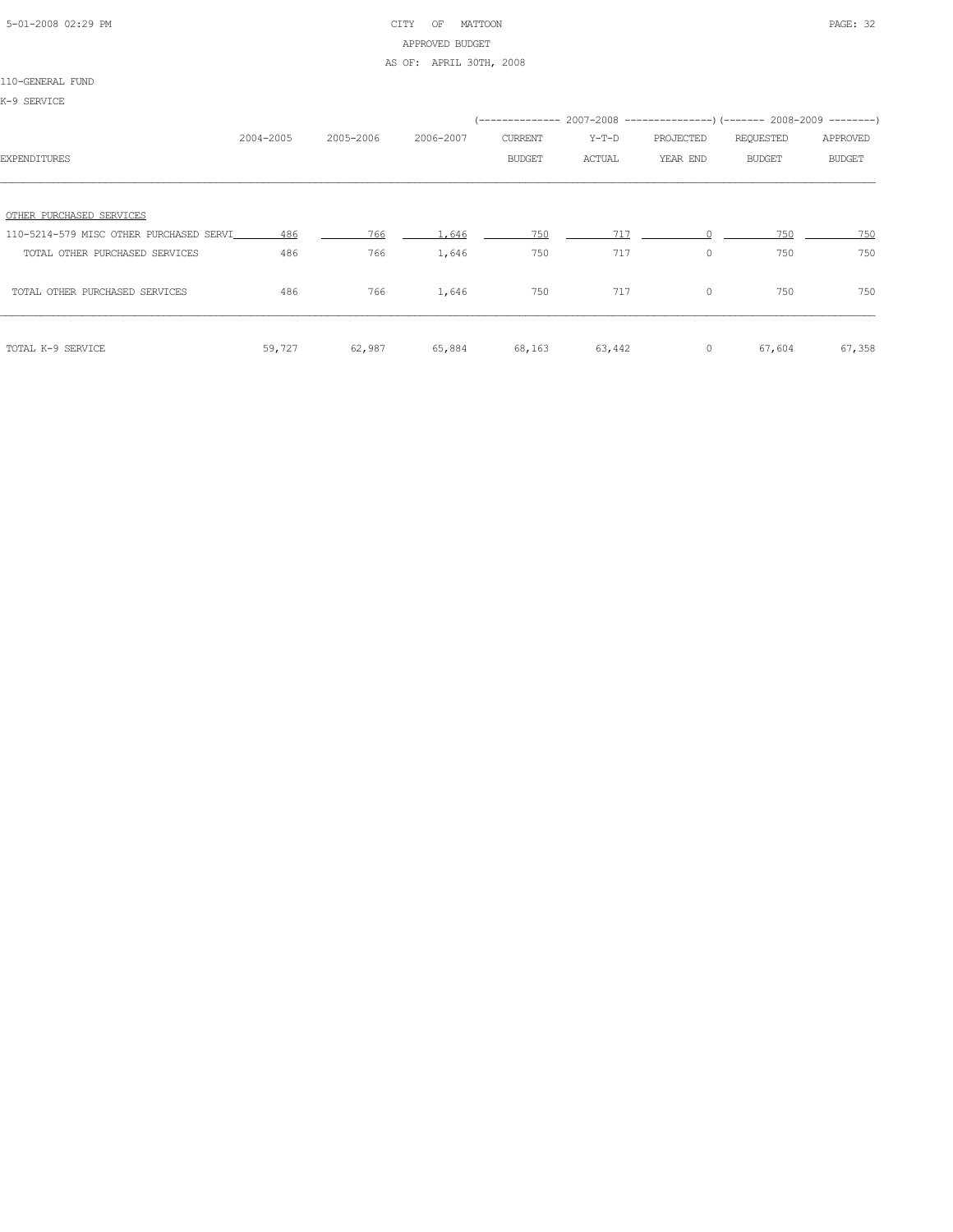CITY OF MATTOON
APPROVED BUDGET
AS OF: APRIL 30TH, 2008

110-GENERAL FUND

K-9 SERVICE

| EXPENDITURES | 2004-2005 | 2005-2006 | 2006-2007 | 2007-2008 CURRENT BUDGET | 2007-2008 Y-T-D ACTUAL | 2007-2008 PROJECTED YEAR END | 2008-2009 REQUESTED BUDGET | 2008-2009 APPROVED BUDGET |
|---|---|---|---|---|---|---|---|---|
| OTHER PURCHASED SERVICES | | | | | | | | |
| 110-5214-579 MISC OTHER PURCHASED SERVI | 486 | 766 | 1,646 | 750 | 717 | 0 | 750 | 750 |
| TOTAL OTHER PURCHASED SERVICES | 486 | 766 | 1,646 | 750 | 717 | 0 | 750 | 750 |
| TOTAL OTHER PURCHASED SERVICES | 486 | 766 | 1,646 | 750 | 717 | 0 | 750 | 750 |
| TOTAL K-9 SERVICE | 59,727 | 62,987 | 65,884 | 68,163 | 63,442 | 0 | 67,604 | 67,358 |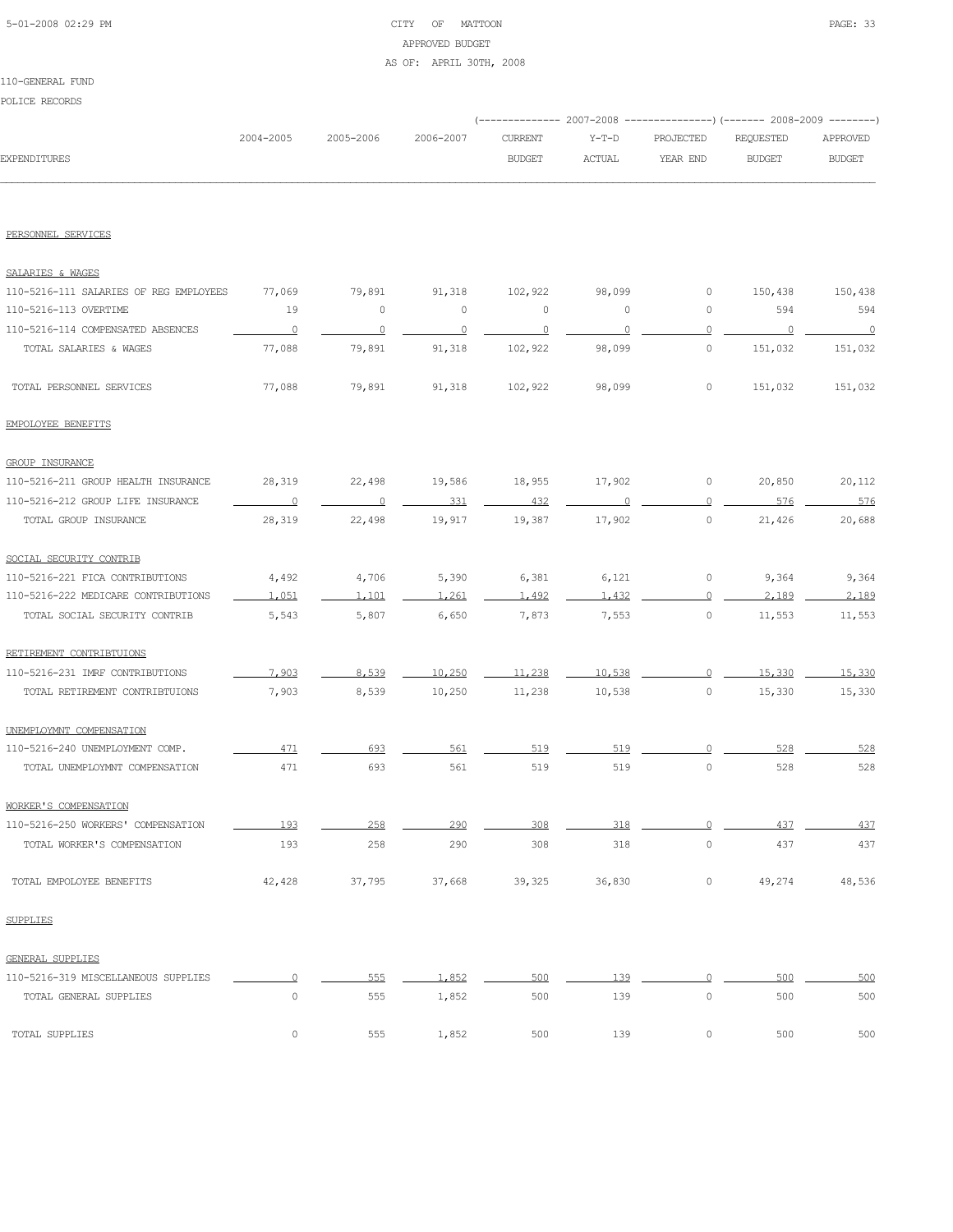CITY OF MATTOON
APPROVED BUDGET
AS OF: APRIL 30TH, 2008

110-GENERAL FUND
POLICE RECORDS

| EXPENDITURES | 2004-2005 | 2005-2006 | 2006-2007 | 2007-2008 CURRENT BUDGET | 2007-2008 Y-T-D ACTUAL | 2007-2008 PROJECTED YEAR END | 2008-2009 REQUESTED BUDGET | 2008-2009 APPROVED BUDGET |
|---|---|---|---|---|---|---|---|---|
| **PERSONNEL SERVICES** | | | | | | | | |
| **SALARIES & WAGES** | | | | | | | | |
| 110-5216-111 SALARIES OF REG EMPLOYEES | 77,069 | 79,891 | 91,318 | 102,922 | 98,099 | 0 | 150,438 | 150,438 |
| 110-5216-113 OVERTIME | 19 | 0 | 0 | 0 | 0 | 0 | 594 | 594 |
| 110-5216-114 COMPENSATED ABSENCES | 0 | 0 | 0 | 0 | 0 | 0 | 0 | 0 |
| TOTAL SALARIES & WAGES | 77,088 | 79,891 | 91,318 | 102,922 | 98,099 | 0 | 151,032 | 151,032 |
| TOTAL PERSONNEL SERVICES | 77,088 | 79,891 | 91,318 | 102,922 | 98,099 | 0 | 151,032 | 151,032 |
| **EMPOLOYEE BENEFITS** | | | | | | | | |
| **GROUP INSURANCE** | | | | | | | | |
| 110-5216-211 GROUP HEALTH INSURANCE | 28,319 | 22,498 | 19,586 | 18,955 | 17,902 | 0 | 20,850 | 20,112 |
| 110-5216-212 GROUP LIFE INSURANCE | 0 | 0 | 331 | 432 | 0 | 0 | 576 | 576 |
| TOTAL GROUP INSURANCE | 28,319 | 22,498 | 19,917 | 19,387 | 17,902 | 0 | 21,426 | 20,688 |
| **SOCIAL SECURITY CONTRIB** | | | | | | | | |
| 110-5216-221 FICA CONTRIBUTIONS | 4,492 | 4,706 | 5,390 | 6,381 | 6,121 | 0 | 9,364 | 9,364 |
| 110-5216-222 MEDICARE CONTRIBUTIONS | 1,051 | 1,101 | 1,261 | 1,492 | 1,432 | 0 | 2,189 | 2,189 |
| TOTAL SOCIAL SECURITY CONTRIB | 5,543 | 5,807 | 6,650 | 7,873 | 7,553 | 0 | 11,553 | 11,553 |
| **RETIREMENT CONTRIBTUIONS** | | | | | | | | |
| 110-5216-231 IMRF CONTRIBUTIONS | 7,903 | 8,539 | 10,250 | 11,238 | 10,538 | 0 | 15,330 | 15,330 |
| TOTAL RETIREMENT CONTRIBTUIONS | 7,903 | 8,539 | 10,250 | 11,238 | 10,538 | 0 | 15,330 | 15,330 |
| **UNEMPLOYMNT COMPENSATION** | | | | | | | | |
| 110-5216-240 UNEMPLOYMENT COMP. | 471 | 693 | 561 | 519 | 519 | 0 | 528 | 528 |
| TOTAL UNEMPLOYMNT COMPENSATION | 471 | 693 | 561 | 519 | 519 | 0 | 528 | 528 |
| **WORKER'S COMPENSATION** | | | | | | | | |
| 110-5216-250 WORKERS' COMPENSATION | 193 | 258 | 290 | 308 | 318 | 0 | 437 | 437 |
| TOTAL WORKER'S COMPENSATION | 193 | 258 | 290 | 308 | 318 | 0 | 437 | 437 |
| TOTAL EMPOLOYEE BENEFITS | 42,428 | 37,795 | 37,668 | 39,325 | 36,830 | 0 | 49,274 | 48,536 |
| **SUPPLIES** | | | | | | | | |
| **GENERAL SUPPLIES** | | | | | | | | |
| 110-5216-319 MISCELLANEOUS SUPPLIES | 0 | 555 | 1,852 | 500 | 139 | 0 | 500 | 500 |
| TOTAL GENERAL SUPPLIES | 0 | 555 | 1,852 | 500 | 139 | 0 | 500 | 500 |
| TOTAL SUPPLIES | 0 | 555 | 1,852 | 500 | 139 | 0 | 500 | 500 |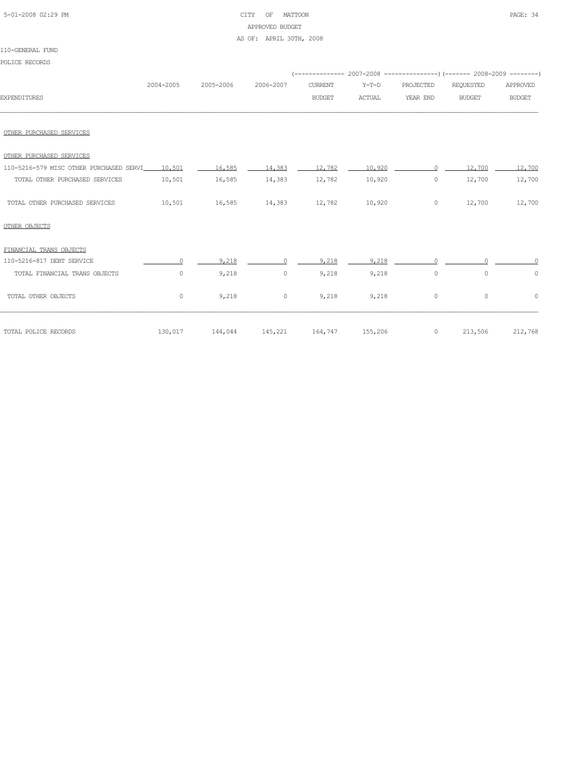CITY OF MATTOON
APPROVED BUDGET
AS OF: APRIL 30TH, 2008

110-GENERAL FUND

POLICE RECORDS

| EXPENDITURES | 2004-2005 | 2005-2006 | 2006-2007 | 2007-2008 CURRENT BUDGET | 2007-2008 Y-T-D ACTUAL | 2007-2008 PROJECTED YEAR END | 2008-2009 REQUESTED BUDGET | 2008-2009 APPROVED BUDGET |
|---|---|---|---|---|---|---|---|---|
| OTHER PURCHASED SERVICES | | | | | | | | |
| OTHER PURCHASED SERVICES | | | | | | | | |
| 110-5216-579 MISC OTHER PURCHASED SERVI | 10,501 | 16,585 | 14,383 | 12,782 | 10,920 | 0 | 12,700 | 12,700 |
| TOTAL OTHER PURCHASED SERVICES | 10,501 | 16,585 | 14,383 | 12,782 | 10,920 | 0 | 12,700 | 12,700 |
| TOTAL OTHER PURCHASED SERVICES | 10,501 | 16,585 | 14,383 | 12,782 | 10,920 | 0 | 12,700 | 12,700 |
| OTHER OBJECTS | | | | | | | | |
| FINANCIAL TRANS OBJECTS | | | | | | | | |
| 110-5216-817 DEBT SERVICE | 0 | 9,218 | 0 | 9,218 | 9,218 | 0 | 0 | 0 |
| TOTAL FINANCIAL TRANS OBJECTS | 0 | 9,218 | 0 | 9,218 | 9,218 | 0 | 0 | 0 |
| TOTAL OTHER OBJECTS | 0 | 9,218 | 0 | 9,218 | 9,218 | 0 | 0 | 0 |
| TOTAL POLICE RECORDS | 130,017 | 144,044 | 145,221 | 164,747 | 155,206 | 0 | 213,506 | 212,768 |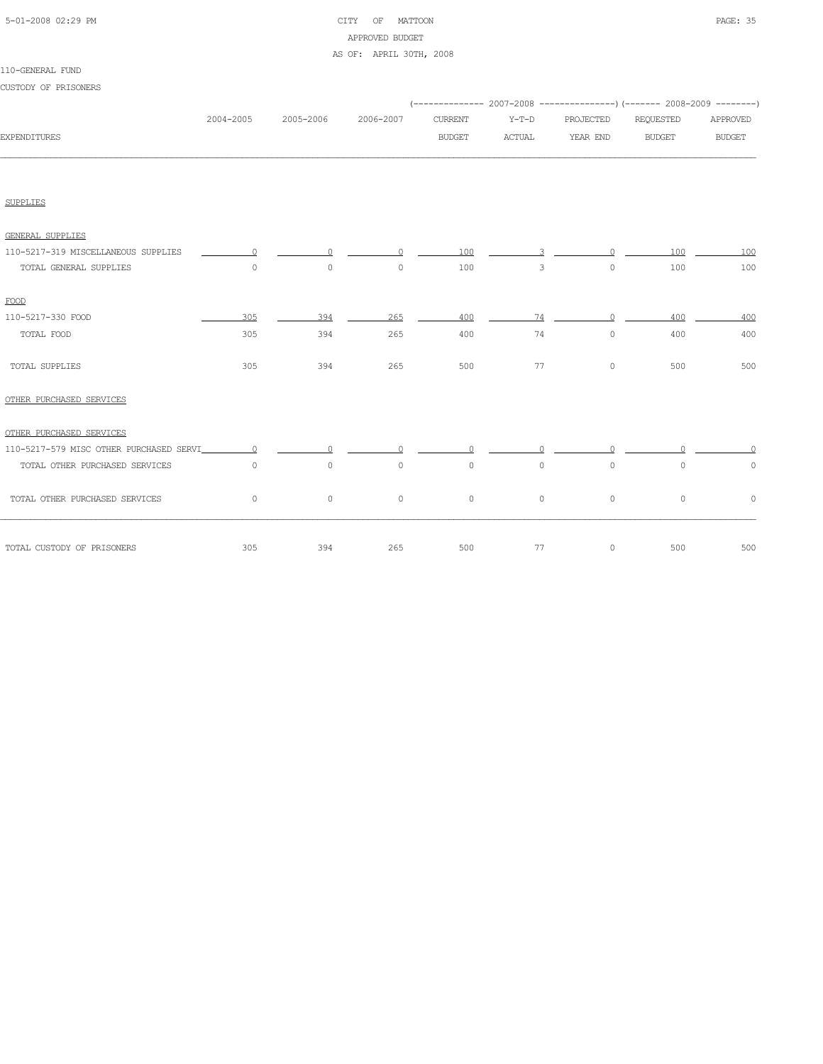CITY OF MATTOON
APPROVED BUDGET
AS OF: APRIL 30TH, 2008

110-GENERAL FUND

CUSTODY OF PRISONERS

| EXPENDITURES | 2004-2005 | 2005-2006 | 2006-2007 | 2007-2008 CURRENT BUDGET | 2007-2008 Y-T-D ACTUAL | 2007-2008 PROJECTED YEAR END | 2008-2009 REQUESTED BUDGET | 2008-2009 APPROVED BUDGET |
|---|---|---|---|---|---|---|---|---|
| SUPPLIES | | | | | | | | |
| GENERAL SUPPLIES | | | | | | | | |
| 110-5217-319 MISCELLANEOUS SUPPLIES | 0 | 0 | 0 | 100 | 3 | 0 | 100 | 100 |
| TOTAL GENERAL SUPPLIES | 0 | 0 | 0 | 100 | 3 | 0 | 100 | 100 |
| FOOD | | | | | | | | |
| 110-5217-330 FOOD | 305 | 394 | 265 | 400 | 74 | 0 | 400 | 400 |
| TOTAL FOOD | 305 | 394 | 265 | 400 | 74 | 0 | 400 | 400 |
| TOTAL SUPPLIES | 305 | 394 | 265 | 500 | 77 | 0 | 500 | 500 |
| OTHER PURCHASED SERVICES | | | | | | | | |
| OTHER PURCHASED SERVICES | | | | | | | | |
| 110-5217-579 MISC OTHER PURCHASED SERVI | 0 | 0 | 0 | 0 | 0 | 0 | 0 | 0 |
| TOTAL OTHER PURCHASED SERVICES | 0 | 0 | 0 | 0 | 0 | 0 | 0 | 0 |
| TOTAL OTHER PURCHASED SERVICES | 0 | 0 | 0 | 0 | 0 | 0 | 0 | 0 |
| TOTAL CUSTODY OF PRISONERS | 305 | 394 | 265 | 500 | 77 | 0 | 500 | 500 |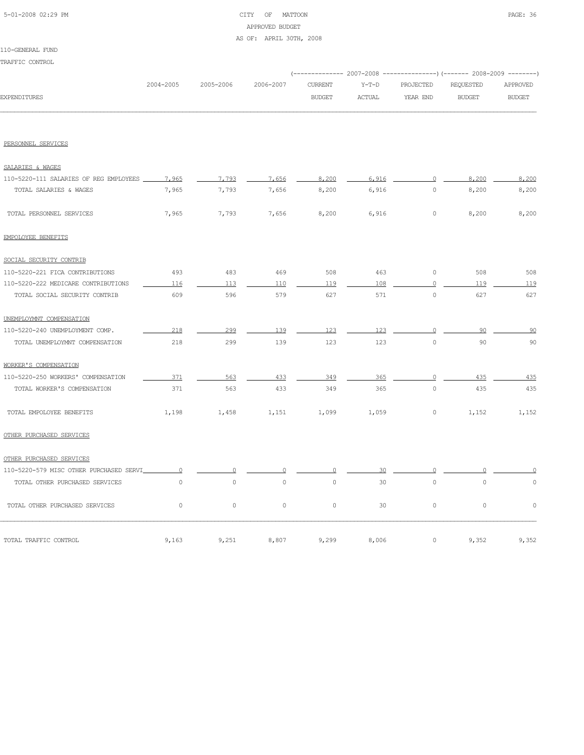CITY OF MATTOON
APPROVED BUDGET
AS OF: APRIL 30TH, 2008

110-GENERAL FUND
TRAFFIC CONTROL

| EXPENDITURES | 2004-2005 | 2005-2006 | 2006-2007 | 2007-2008 CURRENT BUDGET | 2007-2008 Y-T-D ACTUAL | 2007-2008 PROJECTED YEAR END | 2008-2009 REQUESTED BUDGET | 2008-2009 APPROVED BUDGET |
|---|---|---|---|---|---|---|---|---|
| PERSONNEL SERVICES | | | | | | | | |
| SALARIES & WAGES | | | | | | | | |
| 110-5220-111 SALARIES OF REG EMPLOYEES | 7,965 | 7,793 | 7,656 | 8,200 | 6,916 | 0 | 8,200 | 8,200 |
| TOTAL SALARIES & WAGES | 7,965 | 7,793 | 7,656 | 8,200 | 6,916 | 0 | 8,200 | 8,200 |
| TOTAL PERSONNEL SERVICES | 7,965 | 7,793 | 7,656 | 8,200 | 6,916 | 0 | 8,200 | 8,200 |
| EMPOLOYEE BENEFITS | | | | | | | | |
| SOCIAL SECURITY CONTRIB | | | | | | | | |
| 110-5220-221 FICA CONTRIBUTIONS | 493 | 483 | 469 | 508 | 463 | 0 | 508 | 508 |
| 110-5220-222 MEDICARE CONTRIBUTIONS | 116 | 113 | 110 | 119 | 108 | 0 | 119 | 119 |
| TOTAL SOCIAL SECURITY CONTRIB | 609 | 596 | 579 | 627 | 571 | 0 | 627 | 627 |
| UNEMPLOYMNT COMPENSATION | | | | | | | | |
| 110-5220-240 UNEMPLOYMENT COMP. | 218 | 299 | 139 | 123 | 123 | 0 | 90 | 90 |
| TOTAL UNEMPLOYMNT COMPENSATION | 218 | 299 | 139 | 123 | 123 | 0 | 90 | 90 |
| WORKER'S COMPENSATION | | | | | | | | |
| 110-5220-250 WORKERS' COMPENSATION | 371 | 563 | 433 | 349 | 365 | 0 | 435 | 435 |
| TOTAL WORKER'S COMPENSATION | 371 | 563 | 433 | 349 | 365 | 0 | 435 | 435 |
| TOTAL EMPOLOYEE BENEFITS | 1,198 | 1,458 | 1,151 | 1,099 | 1,059 | 0 | 1,152 | 1,152 |
| OTHER PURCHASED SERVICES | | | | | | | | |
| OTHER PURCHASED SERVICES | | | | | | | | |
| 110-5220-579 MISC OTHER PURCHASED SERVI | 0 | 0 | 0 | 0 | 30 | 0 | 0 | 0 |
| TOTAL OTHER PURCHASED SERVICES | 0 | 0 | 0 | 0 | 30 | 0 | 0 | 0 |
| TOTAL OTHER PURCHASED SERVICES | 0 | 0 | 0 | 0 | 30 | 0 | 0 | 0 |
| TOTAL TRAFFIC CONTROL | 9,163 | 9,251 | 8,807 | 9,299 | 8,006 | 0 | 9,352 | 9,352 |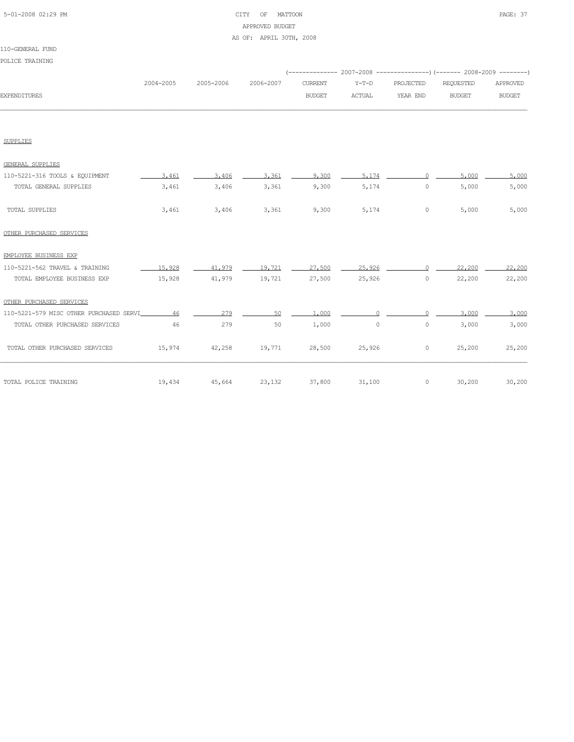CITY OF MATTOON
APPROVED BUDGET
AS OF: APRIL 30TH, 2008

110-GENERAL FUND

POLICE TRAINING

| EXPENDITURES | 2004-2005 | 2005-2006 | 2006-2007 | 2007-2008 CURRENT BUDGET | 2007-2008 Y-T-D ACTUAL | 2007-2008 PROJECTED YEAR END | 2008-2009 REQUESTED BUDGET | 2008-2009 APPROVED BUDGET |
|---|---|---|---|---|---|---|---|---|
| SUPPLIES | | | | | | | | |
| GENERAL SUPPLIES | | | | | | | | |
| 110-5221-316 TOOLS & EQUIPMENT | 3,461 | 3,406 | 3,361 | 9,300 | 5,174 | 0 | 5,000 | 5,000 |
| TOTAL GENERAL SUPPLIES | 3,461 | 3,406 | 3,361 | 9,300 | 5,174 | 0 | 5,000 | 5,000 |
| TOTAL SUPPLIES | 3,461 | 3,406 | 3,361 | 9,300 | 5,174 | 0 | 5,000 | 5,000 |
| OTHER PURCHASED SERVICES | | | | | | | | |
| EMPLOYEE BUSINESS EXP | | | | | | | | |
| 110-5221-562 TRAVEL & TRAINING | 15,928 | 41,979 | 19,721 | 27,500 | 25,926 | 0 | 22,200 | 22,200 |
| TOTAL EMPLOYEE BUSINESS EXP | 15,928 | 41,979 | 19,721 | 27,500 | 25,926 | 0 | 22,200 | 22,200 |
| OTHER PURCHASED SERVICES | | | | | | | | |
| 110-5221-579 MISC OTHER PURCHASED SERVI | 46 | 279 | 50 | 1,000 | 0 | 0 | 3,000 | 3,000 |
| TOTAL OTHER PURCHASED SERVICES | 46 | 279 | 50 | 1,000 | 0 | 0 | 3,000 | 3,000 |
| TOTAL OTHER PURCHASED SERVICES | 15,974 | 42,258 | 19,771 | 28,500 | 25,926 | 0 | 25,200 | 25,200 |
| TOTAL POLICE TRAINING | 19,434 | 45,664 | 23,132 | 37,800 | 31,100 | 0 | 30,200 | 30,200 |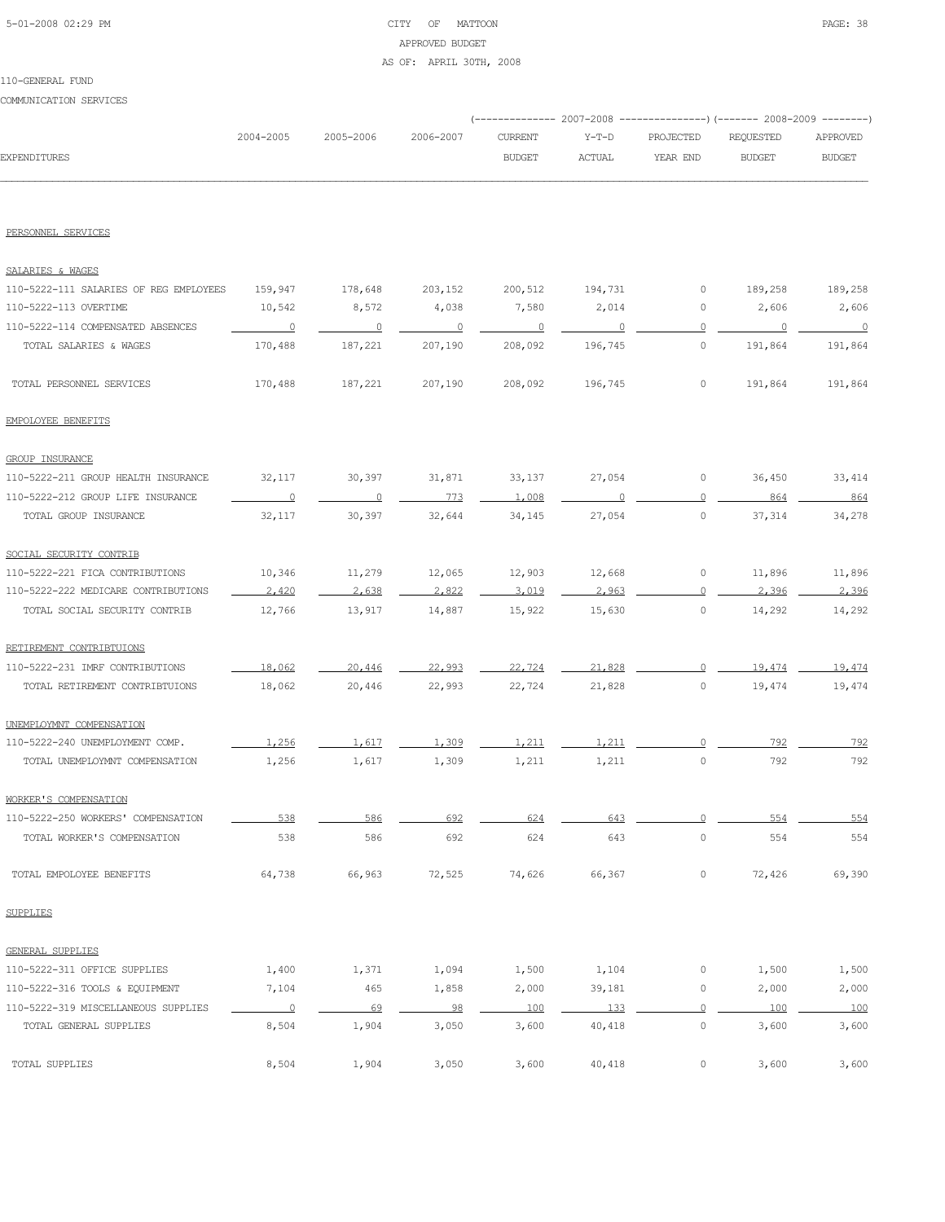CITY OF MATTOON
APPROVED BUDGET
AS OF: APRIL 30TH, 2008

110-GENERAL FUND

COMMUNICATION SERVICES

| EXPENDITURES | 2004-2005 | 2005-2006 | 2006-2007 | 2007-2008 CURRENT BUDGET | 2007-2008 Y-T-D ACTUAL | 2007-2008 PROJECTED YEAR END | 2008-2009 REQUESTED BUDGET | 2008-2009 APPROVED BUDGET |
|---|---|---|---|---|---|---|---|---|
| PERSONNEL SERVICES | | | | | | | | |
| SALARIES & WAGES | | | | | | | | |
| 110-5222-111 SALARIES OF REG EMPLOYEES | 159,947 | 178,648 | 203,152 | 200,512 | 194,731 | 0 | 189,258 | 189,258 |
| 110-5222-113 OVERTIME | 10,542 | 8,572 | 4,038 | 7,580 | 2,014 | 0 | 2,606 | 2,606 |
| 110-5222-114 COMPENSATED ABSENCES | 0 | 0 | 0 | 0 | 0 | 0 | 0 | 0 |
| TOTAL SALARIES & WAGES | 170,488 | 187,221 | 207,190 | 208,092 | 196,745 | 0 | 191,864 | 191,864 |
| TOTAL PERSONNEL SERVICES | 170,488 | 187,221 | 207,190 | 208,092 | 196,745 | 0 | 191,864 | 191,864 |
| EMPOLOYEE BENEFITS | | | | | | | | |
| GROUP INSURANCE | | | | | | | | |
| 110-5222-211 GROUP HEALTH INSURANCE | 32,117 | 30,397 | 31,871 | 33,137 | 27,054 | 0 | 36,450 | 33,414 |
| 110-5222-212 GROUP LIFE INSURANCE | 0 | 0 | 773 | 1,008 | 0 | 0 | 864 | 864 |
| TOTAL GROUP INSURANCE | 32,117 | 30,397 | 32,644 | 34,145 | 27,054 | 0 | 37,314 | 34,278 |
| SOCIAL SECURITY CONTRIB | | | | | | | | |
| 110-5222-221 FICA CONTRIBUTIONS | 10,346 | 11,279 | 12,065 | 12,903 | 12,668 | 0 | 11,896 | 11,896 |
| 110-5222-222 MEDICARE CONTRIBUTIONS | 2,420 | 2,638 | 2,822 | 3,019 | 2,963 | 0 | 2,396 | 2,396 |
| TOTAL SOCIAL SECURITY CONTRIB | 12,766 | 13,917 | 14,887 | 15,922 | 15,630 | 0 | 14,292 | 14,292 |
| RETIREMENT CONTRIBTUIONS | | | | | | | | |
| 110-5222-231 IMRF CONTRIBUTIONS | 18,062 | 20,446 | 22,993 | 22,724 | 21,828 | 0 | 19,474 | 19,474 |
| TOTAL RETIREMENT CONTRIBTUIONS | 18,062 | 20,446 | 22,993 | 22,724 | 21,828 | 0 | 19,474 | 19,474 |
| UNEMPLOYMNT COMPENSATION | | | | | | | | |
| 110-5222-240 UNEMPLOYMENT COMP. | 1,256 | 1,617 | 1,309 | 1,211 | 1,211 | 0 | 792 | 792 |
| TOTAL UNEMPLOYMNT COMPENSATION | 1,256 | 1,617 | 1,309 | 1,211 | 1,211 | 0 | 792 | 792 |
| WORKER'S COMPENSATION | | | | | | | | |
| 110-5222-250 WORKERS' COMPENSATION | 538 | 586 | 692 | 624 | 643 | 0 | 554 | 554 |
| TOTAL WORKER'S COMPENSATION | 538 | 586 | 692 | 624 | 643 | 0 | 554 | 554 |
| TOTAL EMPOLOYEE BENEFITS | 64,738 | 66,963 | 72,525 | 74,626 | 66,367 | 0 | 72,426 | 69,390 |
| SUPPLIES | | | | | | | | |
| GENERAL SUPPLIES | | | | | | | | |
| 110-5222-311 OFFICE SUPPLIES | 1,400 | 1,371 | 1,094 | 1,500 | 1,104 | 0 | 1,500 | 1,500 |
| 110-5222-316 TOOLS & EQUIPMENT | 7,104 | 465 | 1,858 | 2,000 | 39,181 | 0 | 2,000 | 2,000 |
| 110-5222-319 MISCELLANEOUS SUPPLIES | 0 | 69 | 98 | 100 | 133 | 0 | 100 | 100 |
| TOTAL GENERAL SUPPLIES | 8,504 | 1,904 | 3,050 | 3,600 | 40,418 | 0 | 3,600 | 3,600 |
| TOTAL SUPPLIES | 8,504 | 1,904 | 3,050 | 3,600 | 40,418 | 0 | 3,600 | 3,600 |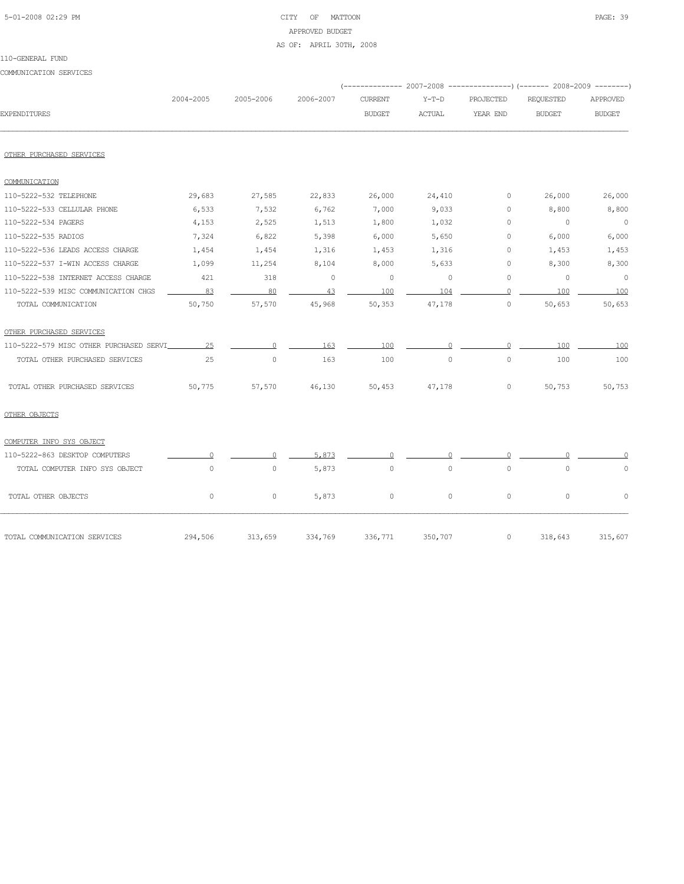110-GENERAL FUND

COMMUNICATION SERVICES

| EXPENDITURES | 2004-2005 | 2005-2006 | 2006-2007 | 2007-2008 CURRENT BUDGET | 2007-2008 Y-T-D ACTUAL | 2007-2008 PROJECTED YEAR END | 2008-2009 REQUESTED BUDGET | 2008-2009 APPROVED BUDGET |
|---|---|---|---|---|---|---|---|---|
| OTHER PURCHASED SERVICES | | | | | | | | |
| COMMUNICATION | | | | | | | | |
| 110-5222-532 TELEPHONE | 29,683 | 27,585 | 22,833 | 26,000 | 24,410 | 0 | 26,000 | 26,000 |
| 110-5222-533 CELLULAR PHONE | 6,533 | 7,532 | 6,762 | 7,000 | 9,033 | 0 | 8,800 | 8,800 |
| 110-5222-534 PAGERS | 4,153 | 2,525 | 1,513 | 1,800 | 1,032 | 0 | 0 | 0 |
| 110-5222-535 RADIOS | 7,324 | 6,822 | 5,398 | 6,000 | 5,650 | 0 | 6,000 | 6,000 |
| 110-5222-536 LEADS ACCESS CHARGE | 1,454 | 1,454 | 1,316 | 1,453 | 1,316 | 0 | 1,453 | 1,453 |
| 110-5222-537 I-WIN ACCESS CHARGE | 1,099 | 11,254 | 8,104 | 8,000 | 5,633 | 0 | 8,300 | 8,300 |
| 110-5222-538 INTERNET ACCESS CHARGE | 421 | 318 | 0 | 0 | 0 | 0 | 0 | 0 |
| 110-5222-539 MISC COMMUNICATION CHGS | 83 | 80 | 43 | 100 | 104 | 0 | 100 | 100 |
| TOTAL COMMUNICATION | 50,750 | 57,570 | 45,968 | 50,353 | 47,178 | 0 | 50,653 | 50,653 |
| OTHER PURCHASED SERVICES | | | | | | | | |
| 110-5222-579 MISC OTHER PURCHASED SERVI | 25 | 0 | 163 | 100 | 0 | 0 | 100 | 100 |
| TOTAL OTHER PURCHASED SERVICES | 25 | 0 | 163 | 100 | 0 | 0 | 100 | 100 |
| TOTAL OTHER PURCHASED SERVICES | 50,775 | 57,570 | 46,130 | 50,453 | 47,178 | 0 | 50,753 | 50,753 |
| OTHER OBJECTS | | | | | | | | |
| COMPUTER INFO SYS OBJECT | | | | | | | | |
| 110-5222-863 DESKTOP COMPUTERS | 0 | 0 | 5,873 | 0 | 0 | 0 | 0 | 0 |
| TOTAL COMPUTER INFO SYS OBJECT | 0 | 0 | 5,873 | 0 | 0 | 0 | 0 | 0 |
| TOTAL OTHER OBJECTS | 0 | 0 | 5,873 | 0 | 0 | 0 | 0 | 0 |
| TOTAL COMMUNICATION SERVICES | 294,506 | 313,659 | 334,769 | 336,771 | 350,707 | 0 | 318,643 | 315,607 |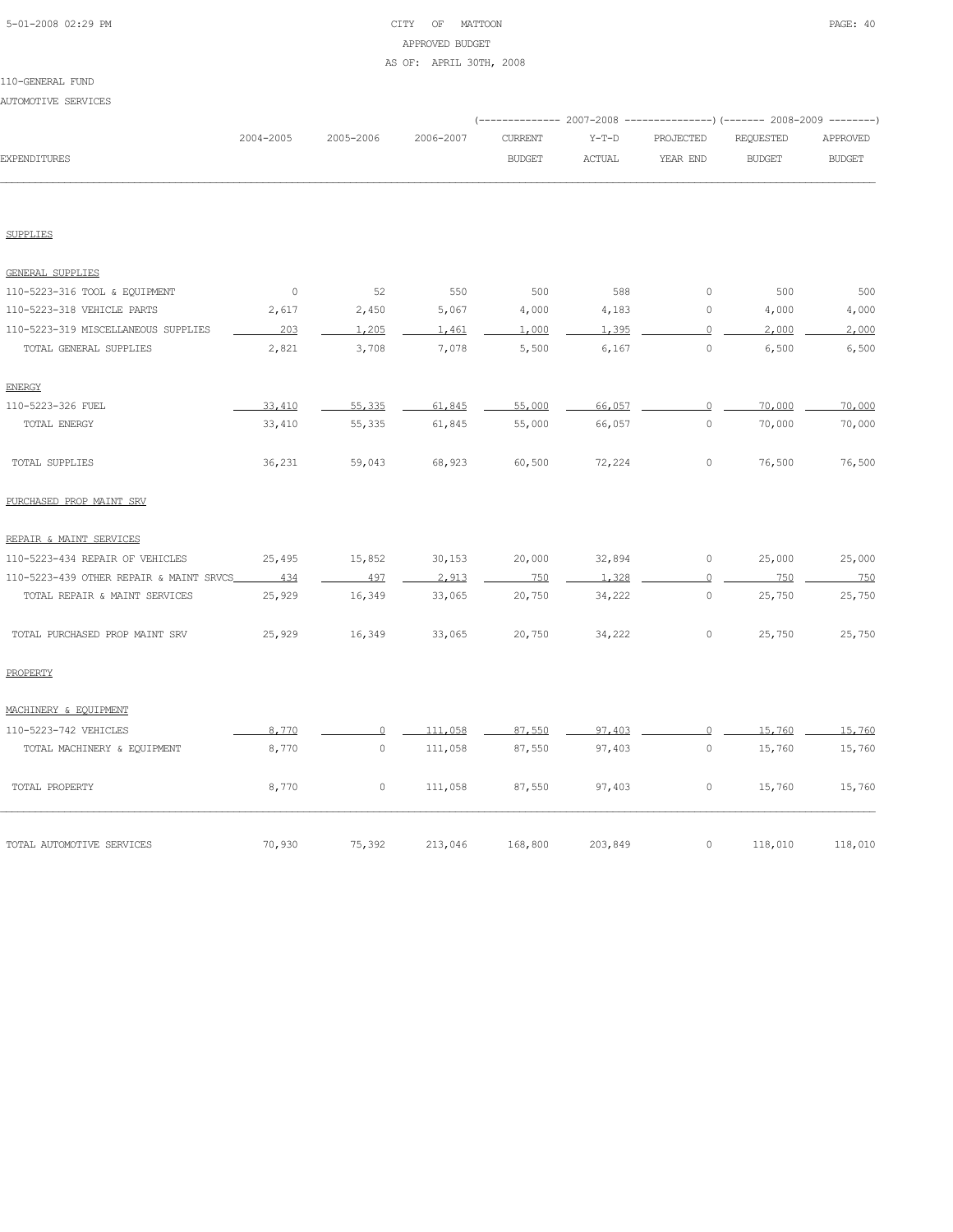CITY OF MATTOON

APPROVED BUDGET

AS OF: APRIL 30TH, 2008

110-GENERAL FUND

AUTOMOTIVE SERVICES

| EXPENDITURES | 2004-2005 | 2005-2006 | 2006-2007 | 2007-2008 CURRENT BUDGET | 2007-2008 Y-T-D ACTUAL | 2007-2008 PROJECTED YEAR END | 2008-2009 REQUESTED BUDGET | 2008-2009 APPROVED BUDGET |
|---|---|---|---|---|---|---|---|---|
| **SUPPLIES** | | | | | | | | |
| GENERAL SUPPLIES | | | | | | | | |
| 110-5223-316 TOOL & EQUIPMENT | 0 | 52 | 550 | 500 | 588 | 0 | 500 | 500 |
| 110-5223-318 VEHICLE PARTS | 2,617 | 2,450 | 5,067 | 4,000 | 4,183 | 0 | 4,000 | 4,000 |
| 110-5223-319 MISCELLANEOUS SUPPLIES | 203 | 1,205 | 1,461 | 1,000 | 1,395 | 0 | 2,000 | 2,000 |
| TOTAL GENERAL SUPPLIES | 2,821 | 3,708 | 7,078 | 5,500 | 6,167 | 0 | 6,500 | 6,500 |
| ENERGY | | | | | | | | |
| 110-5223-326 FUEL | 33,410 | 55,335 | 61,845 | 55,000 | 66,057 | 0 | 70,000 | 70,000 |
| TOTAL ENERGY | 33,410 | 55,335 | 61,845 | 55,000 | 66,057 | 0 | 70,000 | 70,000 |
| TOTAL SUPPLIES | 36,231 | 59,043 | 68,923 | 60,500 | 72,224 | 0 | 76,500 | 76,500 |
| **PURCHASED PROP MAINT SRV** | | | | | | | | |
| REPAIR & MAINT SERVICES | | | | | | | | |
| 110-5223-434 REPAIR OF VEHICLES | 25,495 | 15,852 | 30,153 | 20,000 | 32,894 | 0 | 25,000 | 25,000 |
| 110-5223-439 OTHER REPAIR & MAINT SRVCS | 434 | 497 | 2,913 | 750 | 1,328 | 0 | 750 | 750 |
| TOTAL REPAIR & MAINT SERVICES | 25,929 | 16,349 | 33,065 | 20,750 | 34,222 | 0 | 25,750 | 25,750 |
| TOTAL PURCHASED PROP MAINT SRV | 25,929 | 16,349 | 33,065 | 20,750 | 34,222 | 0 | 25,750 | 25,750 |
| **PROPERTY** | | | | | | | | |
| MACHINERY & EQUIPMENT | | | | | | | | |
| 110-5223-742 VEHICLES | 8,770 | 0 | 111,058 | 87,550 | 97,403 | 0 | 15,760 | 15,760 |
| TOTAL MACHINERY & EQUIPMENT | 8,770 | 0 | 111,058 | 87,550 | 97,403 | 0 | 15,760 | 15,760 |
| TOTAL PROPERTY | 8,770 | 0 | 111,058 | 87,550 | 97,403 | 0 | 15,760 | 15,760 |
| TOTAL AUTOMOTIVE SERVICES | 70,930 | 75,392 | 213,046 | 168,800 | 203,849 | 0 | 118,010 | 118,010 |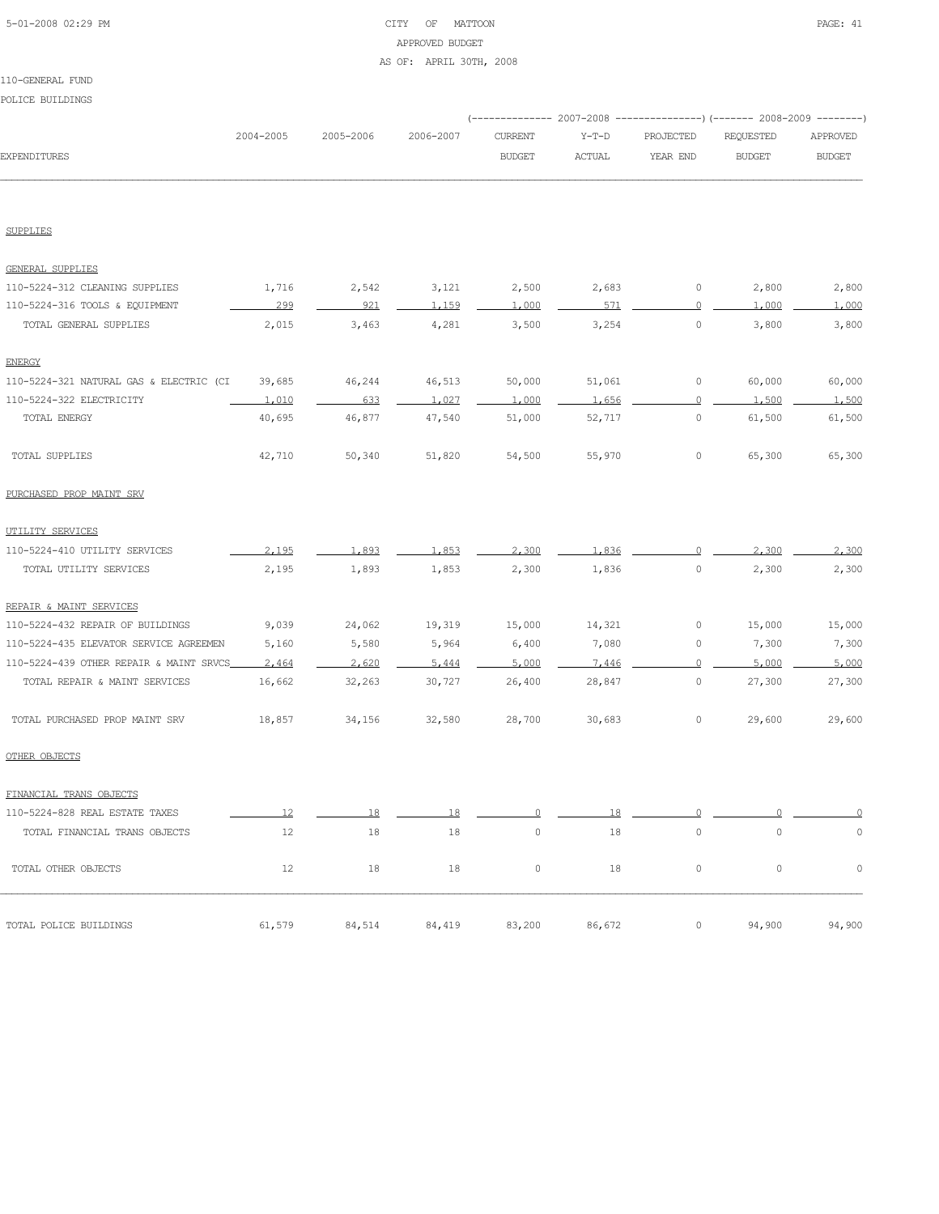CITY OF MATTOON
APPROVED BUDGET
AS OF: APRIL 30TH, 2008

110-GENERAL FUND

POLICE BUILDINGS

| EXPENDITURES | 2004-2005 | 2005-2006 | 2006-2007 | 2007-2008 CURRENT BUDGET | 2007-2008 Y-T-D ACTUAL | 2007-2008 PROJECTED YEAR END | 2008-2009 REQUESTED BUDGET | 2008-2009 APPROVED BUDGET |
|---|---|---|---|---|---|---|---|---|
| **SUPPLIES** | | | | | | | | |
| GENERAL SUPPLIES | | | | | | | | |
| 110-5224-312 CLEANING SUPPLIES | 1,716 | 2,542 | 3,121 | 2,500 | 2,683 | 0 | 2,800 | 2,800 |
| 110-5224-316 TOOLS & EQUIPMENT | 299 | 921 | 1,159 | 1,000 | 571 | 0 | 1,000 | 1,000 |
| TOTAL GENERAL SUPPLIES | 2,015 | 3,463 | 4,281 | 3,500 | 3,254 | 0 | 3,800 | 3,800 |
| ENERGY | | | | | | | | |
| 110-5224-321 NATURAL GAS & ELECTRIC (CI | 39,685 | 46,244 | 46,513 | 50,000 | 51,061 | 0 | 60,000 | 60,000 |
| 110-5224-322 ELECTRICITY | 1,010 | 633 | 1,027 | 1,000 | 1,656 | 0 | 1,500 | 1,500 |
| TOTAL ENERGY | 40,695 | 46,877 | 47,540 | 51,000 | 52,717 | 0 | 61,500 | 61,500 |
| TOTAL SUPPLIES | 42,710 | 50,340 | 51,820 | 54,500 | 55,970 | 0 | 65,300 | 65,300 |
| **PURCHASED PROP MAINT SRV** | | | | | | | | |
| UTILITY SERVICES | | | | | | | | |
| 110-5224-410 UTILITY SERVICES | 2,195 | 1,893 | 1,853 | 2,300 | 1,836 | 0 | 2,300 | 2,300 |
| TOTAL UTILITY SERVICES | 2,195 | 1,893 | 1,853 | 2,300 | 1,836 | 0 | 2,300 | 2,300 |
| REPAIR & MAINT SERVICES | | | | | | | | |
| 110-5224-432 REPAIR OF BUILDINGS | 9,039 | 24,062 | 19,319 | 15,000 | 14,321 | 0 | 15,000 | 15,000 |
| 110-5224-435 ELEVATOR SERVICE AGREEMEN | 5,160 | 5,580 | 5,964 | 6,400 | 7,080 | 0 | 7,300 | 7,300 |
| 110-5224-439 OTHER REPAIR & MAINT SRVCS | 2,464 | 2,620 | 5,444 | 5,000 | 7,446 | 0 | 5,000 | 5,000 |
| TOTAL REPAIR & MAINT SERVICES | 16,662 | 32,263 | 30,727 | 26,400 | 28,847 | 0 | 27,300 | 27,300 |
| TOTAL PURCHASED PROP MAINT SRV | 18,857 | 34,156 | 32,580 | 28,700 | 30,683 | 0 | 29,600 | 29,600 |
| **OTHER OBJECTS** | | | | | | | | |
| FINANCIAL TRANS OBJECTS | | | | | | | | |
| 110-5224-828 REAL ESTATE TAXES | 12 | 18 | 18 | 0 | 18 | 0 | 0 | 0 |
| TOTAL FINANCIAL TRANS OBJECTS | 12 | 18 | 18 | 0 | 18 | 0 | 0 | 0 |
| TOTAL OTHER OBJECTS | 12 | 18 | 18 | 0 | 18 | 0 | 0 | 0 |
| TOTAL POLICE BUILDINGS | 61,579 | 84,514 | 84,419 | 83,200 | 86,672 | 0 | 94,900 | 94,900 |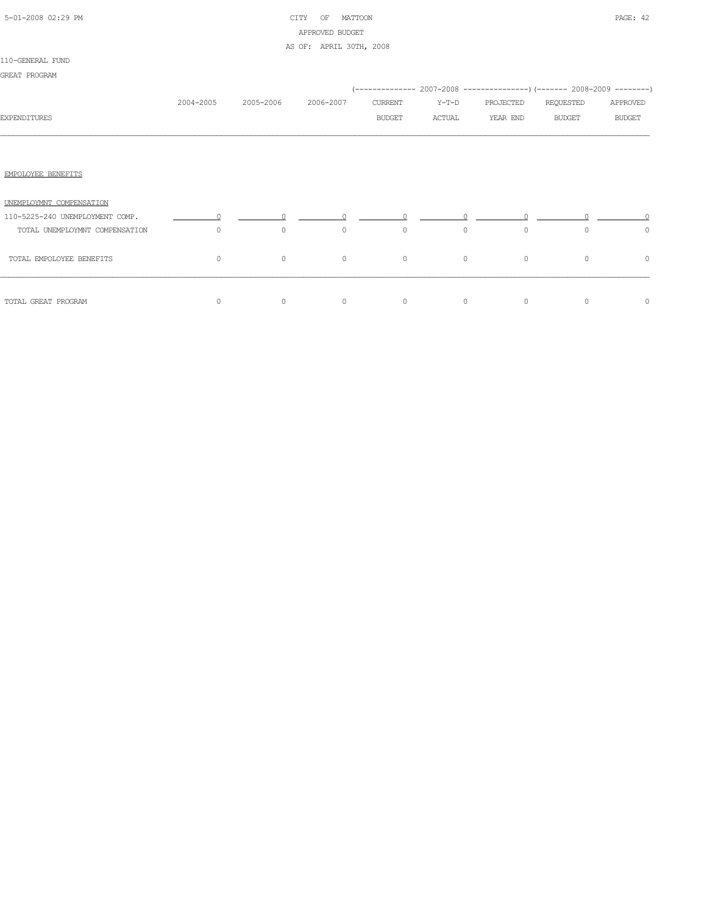CITY OF MATTOON
APPROVED BUDGET
AS OF: APRIL 30TH, 2008

110-GENERAL FUND

GREAT PROGRAM

| EXPENDITURES | 2004-2005 | 2005-2006 | 2006-2007 | 2007-2008 CURRENT BUDGET | 2007-2008 Y-T-D ACTUAL | 2007-2008 PROJECTED YEAR END | 2008-2009 REQUESTED BUDGET | 2008-2009 APPROVED BUDGET |
|---|---|---|---|---|---|---|---|---|
| EMPOLOYEE BENEFITS | | | | | | | | |
| UNEMPLOYMNT COMPENSATION | | | | | | | | |
| 110-5225-240 UNEMPLOYMENT COMP. | 0 | 0 | 0 | 0 | 0 | 0 | 0 | 0 |
| TOTAL UNEMPLOYMNT COMPENSATION | 0 | 0 | 0 | 0 | 0 | 0 | 0 | 0 |
| TOTAL EMPOLOYEE BENEFITS | 0 | 0 | 0 | 0 | 0 | 0 | 0 | 0 |
| TOTAL GREAT PROGRAM | 0 | 0 | 0 | 0 | 0 | 0 | 0 | 0 |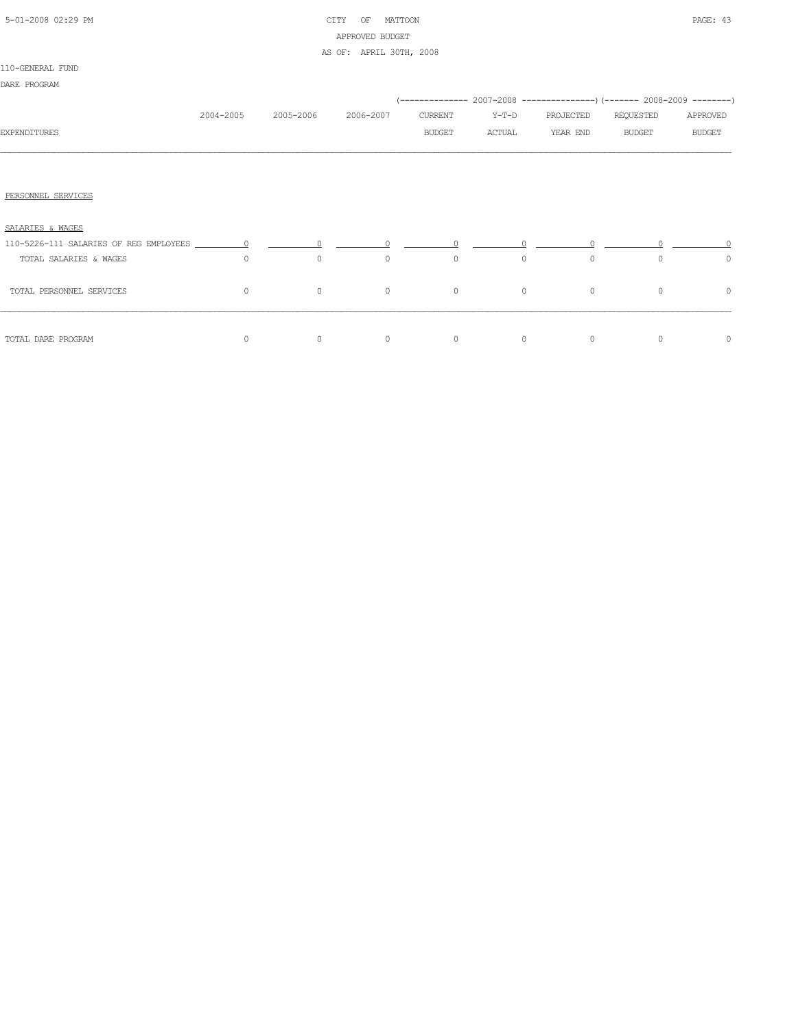CITY OF MATTOON
APPROVED BUDGET
AS OF: APRIL 30TH, 2008

110-GENERAL FUND

DARE PROGRAM

| EXPENDITURES | 2004-2005 | 2005-2006 | 2006-2007 | 2007-2008 CURRENT BUDGET | 2007-2008 Y-T-D ACTUAL | 2007-2008 PROJECTED YEAR END | 2008-2009 REQUESTED BUDGET | 2008-2009 APPROVED BUDGET |
|---|---|---|---|---|---|---|---|---|
| PERSONNEL SERVICES | | | | | | | | |
| SALARIES & WAGES | | | | | | | | |
| 110-5226-111 SALARIES OF REG EMPLOYEES | 0 | 0 | 0 | 0 | 0 | 0 | 0 | 0 |
| TOTAL SALARIES & WAGES | 0 | 0 | 0 | 0 | 0 | 0 | 0 | 0 |
| TOTAL PERSONNEL SERVICES | 0 | 0 | 0 | 0 | 0 | 0 | 0 | 0 |
| TOTAL DARE PROGRAM | 0 | 0 | 0 | 0 | 0 | 0 | 0 | 0 |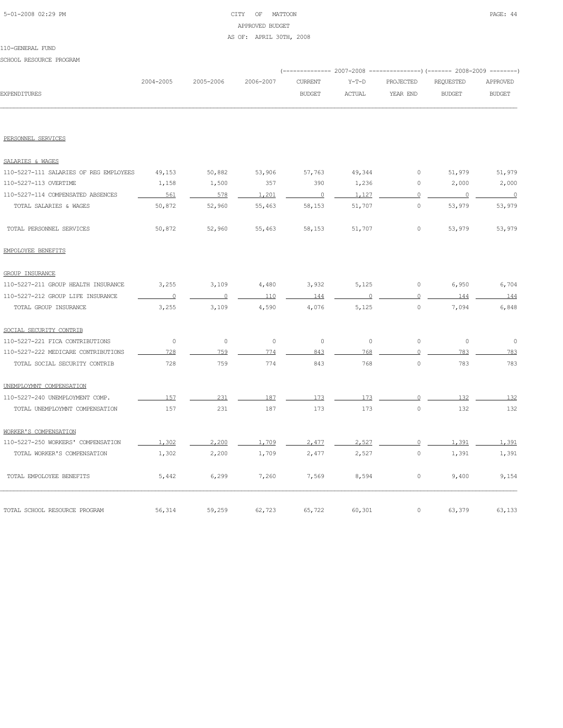CITY OF MATTOON
APPROVED BUDGET
AS OF: APRIL 30TH, 2008

110-GENERAL FUND

SCHOOL RESOURCE PROGRAM

| EXPENDITURES | 2004-2005 | 2005-2006 | 2006-2007 | 2007-2008 CURRENT BUDGET | 2007-2008 Y-T-D ACTUAL | 2007-2008 PROJECTED YEAR END | 2008-2009 REQUESTED BUDGET | 2008-2009 APPROVED BUDGET |
|---|---|---|---|---|---|---|---|---|
| PERSONNEL SERVICES | | | | | | | | |
| SALARIES & WAGES | | | | | | | | |
| 110-5227-111 SALARIES OF REG EMPLOYEES | 49,153 | 50,882 | 53,906 | 57,763 | 49,344 | 0 | 51,979 | 51,979 |
| 110-5227-113 OVERTIME | 1,158 | 1,500 | 357 | 390 | 1,236 | 0 | 2,000 | 2,000 |
| 110-5227-114 COMPENSATED ABSENCES | 561 | 578 | 1,201 | 0 | 1,127 | 0 | 0 | 0 |
| TOTAL SALARIES & WAGES | 50,872 | 52,960 | 55,463 | 58,153 | 51,707 | 0 | 53,979 | 53,979 |
| TOTAL PERSONNEL SERVICES | 50,872 | 52,960 | 55,463 | 58,153 | 51,707 | 0 | 53,979 | 53,979 |
| EMPOLOYEE BENEFITS | | | | | | | | |
| GROUP INSURANCE | | | | | | | | |
| 110-5227-211 GROUP HEALTH INSURANCE | 3,255 | 3,109 | 4,480 | 3,932 | 5,125 | 0 | 6,950 | 6,704 |
| 110-5227-212 GROUP LIFE INSURANCE | 0 | 0 | 110 | 144 | 0 | 0 | 144 | 144 |
| TOTAL GROUP INSURANCE | 3,255 | 3,109 | 4,590 | 4,076 | 5,125 | 0 | 7,094 | 6,848 |
| SOCIAL SECURITY CONTRIB | | | | | | | | |
| 110-5227-221 FICA CONTRIBUTIONS | 0 | 0 | 0 | 0 | 0 | 0 | 0 | 0 |
| 110-5227-222 MEDICARE CONTRIBUTIONS | 728 | 759 | 774 | 843 | 768 | 0 | 783 | 783 |
| TOTAL SOCIAL SECURITY CONTRIB | 728 | 759 | 774 | 843 | 768 | 0 | 783 | 783 |
| UNEMPLOYMNT COMPENSATION | | | | | | | | |
| 110-5227-240 UNEMPLOYMENT COMP. | 157 | 231 | 187 | 173 | 173 | 0 | 132 | 132 |
| TOTAL UNEMPLOYMNT COMPENSATION | 157 | 231 | 187 | 173 | 173 | 0 | 132 | 132 |
| WORKER'S COMPENSATION | | | | | | | | |
| 110-5227-250 WORKERS' COMPENSATION | 1,302 | 2,200 | 1,709 | 2,477 | 2,527 | 0 | 1,391 | 1,391 |
| TOTAL WORKER'S COMPENSATION | 1,302 | 2,200 | 1,709 | 2,477 | 2,527 | 0 | 1,391 | 1,391 |
| TOTAL EMPOLOYEE BENEFITS | 5,442 | 6,299 | 7,260 | 7,569 | 8,594 | 0 | 9,400 | 9,154 |
| TOTAL SCHOOL RESOURCE PROGRAM | 56,314 | 59,259 | 62,723 | 65,722 | 60,301 | 0 | 63,379 | 63,133 |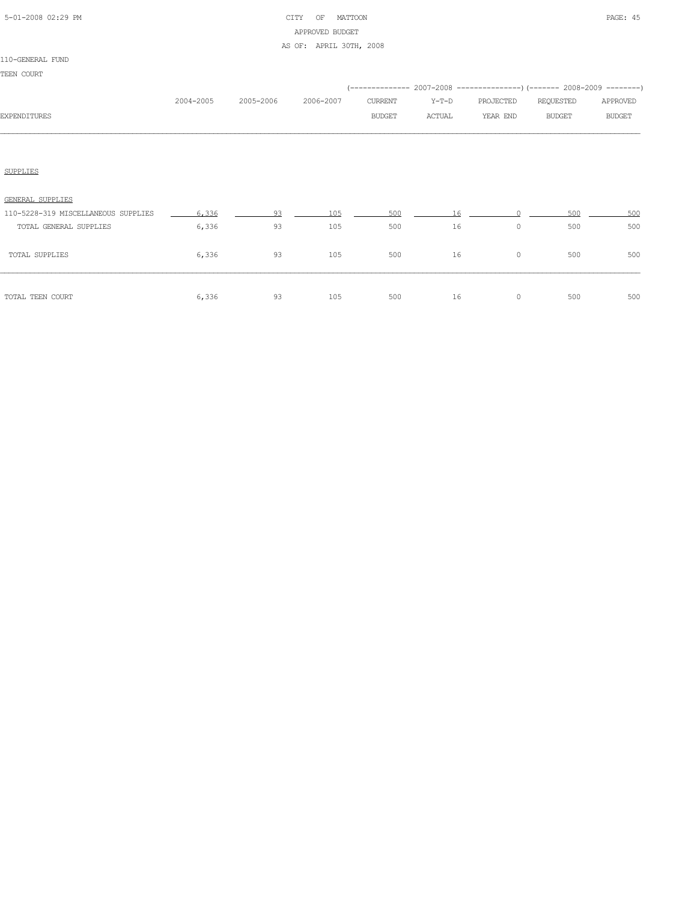CITY OF MATTOON

APPROVED BUDGET

AS OF: APRIL 30TH, 2008

110-GENERAL FUND

TEEN COURT

| EXPENDITURES | 2004-2005 | 2005-2006 | 2006-2007 | 2007-2008 CURRENT BUDGET | 2007-2008 Y-T-D ACTUAL | 2007-2008 PROJECTED YEAR END | 2008-2009 REQUESTED BUDGET | 2008-2009 APPROVED BUDGET |
|---|---|---|---|---|---|---|---|---|
| SUPPLIES | | | | | | | | |
| GENERAL SUPPLIES | | | | | | | | |
| 110-5228-319 MISCELLANEOUS SUPPLIES | 6,336 | 93 | 105 | 500 | 16 | 0 | 500 | 500 |
| TOTAL GENERAL SUPPLIES | 6,336 | 93 | 105 | 500 | 16 | 0 | 500 | 500 |
| TOTAL SUPPLIES | 6,336 | 93 | 105 | 500 | 16 | 0 | 500 | 500 |
| TOTAL TEEN COURT | 6,336 | 93 | 105 | 500 | 16 | 0 | 500 | 500 |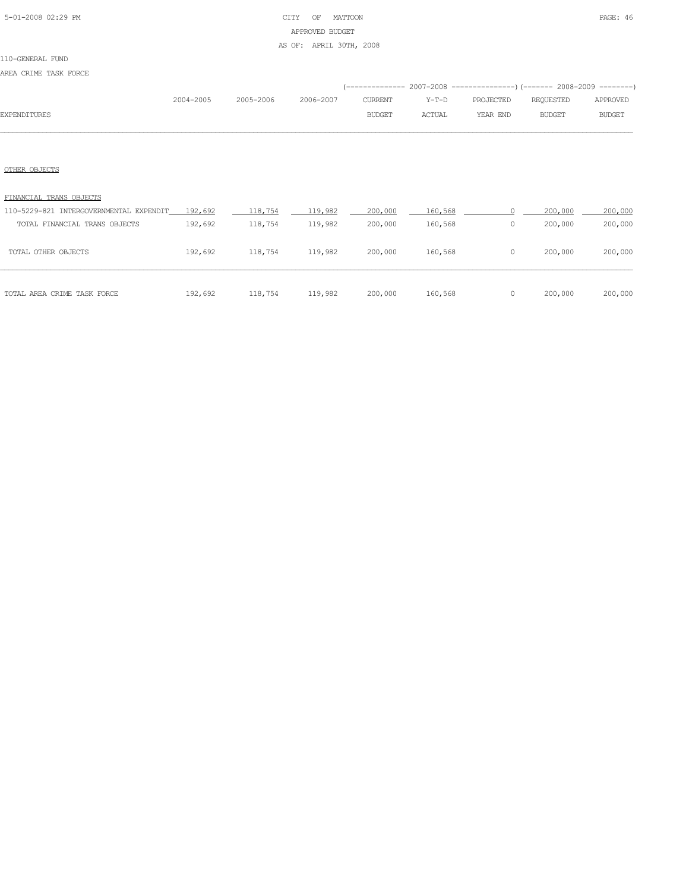CITY OF MATTOON

APPROVED BUDGET

AS OF: APRIL 30TH, 2008

110-GENERAL FUND

AREA CRIME TASK FORCE

| EXPENDITURES | 2004-2005 | 2005-2006 | 2006-2007 | 2007-2008 CURRENT BUDGET | 2007-2008 Y-T-D ACTUAL | 2007-2008 PROJECTED YEAR END | 2008-2009 REQUESTED BUDGET | 2008-2009 APPROVED BUDGET |
|---|---|---|---|---|---|---|---|---|
| OTHER OBJECTS | | | | | | | | |
| FINANCIAL TRANS OBJECTS | | | | | | | | |
| 110-5229-821 INTERGOVERNMENTAL EXPENDIT | 192,692 | 118,754 | 119,982 | 200,000 | 160,568 | 0 | 200,000 | 200,000 |
| TOTAL FINANCIAL TRANS OBJECTS | 192,692 | 118,754 | 119,982 | 200,000 | 160,568 | 0 | 200,000 | 200,000 |
| TOTAL OTHER OBJECTS | 192,692 | 118,754 | 119,982 | 200,000 | 160,568 | 0 | 200,000 | 200,000 |
| TOTAL AREA CRIME TASK FORCE | 192,692 | 118,754 | 119,982 | 200,000 | 160,568 | 0 | 200,000 | 200,000 |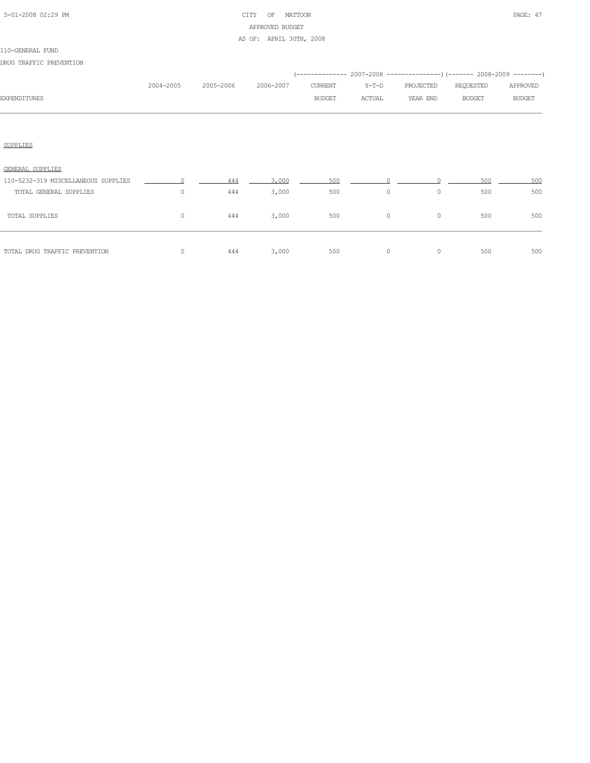CITY OF MATTOON
APPROVED BUDGET
AS OF: APRIL 30TH, 2008

110-GENERAL FUND

DRUG TRAFFIC PREVENTION

| EXPENDITURES | 2004-2005 | 2005-2006 | 2006-2007 | 2007-2008 CURRENT BUDGET | 2007-2008 Y-T-D ACTUAL | 2007-2008 PROJECTED YEAR END | 2008-2009 REQUESTED BUDGET | 2008-2009 APPROVED BUDGET |
|---|---|---|---|---|---|---|---|---|
| SUPPLIES | | | | | | | | |
| GENERAL SUPPLIES | | | | | | | | |
| 110-5232-319 MISCELLANEOUS SUPPLIES | 0 | 444 | 3,000 | 500 | 0 | 0 | 500 | 500 |
| TOTAL GENERAL SUPPLIES | 0 | 444 | 3,000 | 500 | 0 | 0 | 500 | 500 |
| TOTAL SUPPLIES | 0 | 444 | 3,000 | 500 | 0 | 0 | 500 | 500 |
| TOTAL DRUG TRAFFIC PREVENTION | 0 | 444 | 3,000 | 500 | 0 | 0 | 500 | 500 |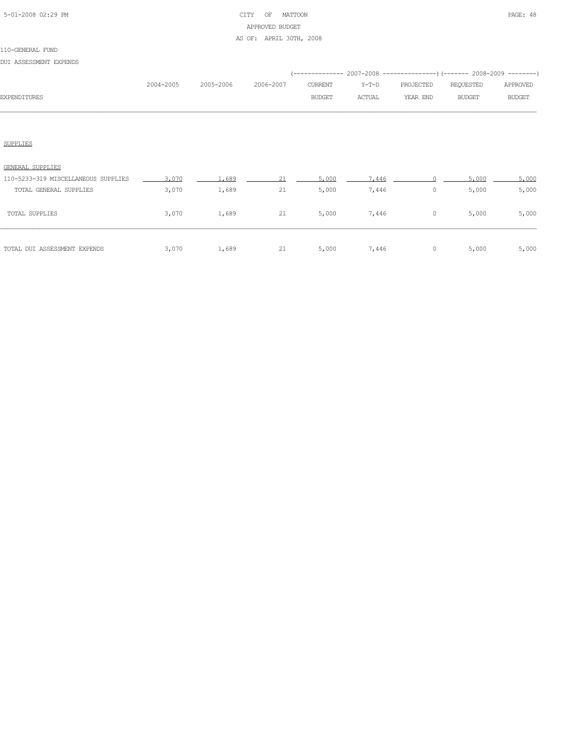CITY OF MATTOON
APPROVED BUDGET
AS OF: APRIL 30TH, 2008

110-GENERAL FUND

DUI ASSESSMENT EXPENDS

| EXPENDITURES | 2004-2005 | 2005-2006 | 2006-2007 | 2007-2008 CURRENT BUDGET | 2007-2008 Y-T-D ACTUAL | 2007-2008 PROJECTED YEAR END | 2008-2009 REQUESTED BUDGET | 2008-2009 APPROVED BUDGET |
|---|---|---|---|---|---|---|---|---|
| SUPPLIES | | | | | | | | |
| GENERAL SUPPLIES | | | | | | | | |
| 110-5233-319 MISCELLANEOUS SUPPLIES | 3,070 | 1,689 | 21 | 5,000 | 7,446 | 0 | 5,000 | 5,000 |
| TOTAL GENERAL SUPPLIES | 3,070 | 1,689 | 21 | 5,000 | 7,446 | 0 | 5,000 | 5,000 |
| TOTAL SUPPLIES | 3,070 | 1,689 | 21 | 5,000 | 7,446 | 0 | 5,000 | 5,000 |
| TOTAL DUI ASSESSMENT EXPENDS | 3,070 | 1,689 | 21 | 5,000 | 7,446 | 0 | 5,000 | 5,000 |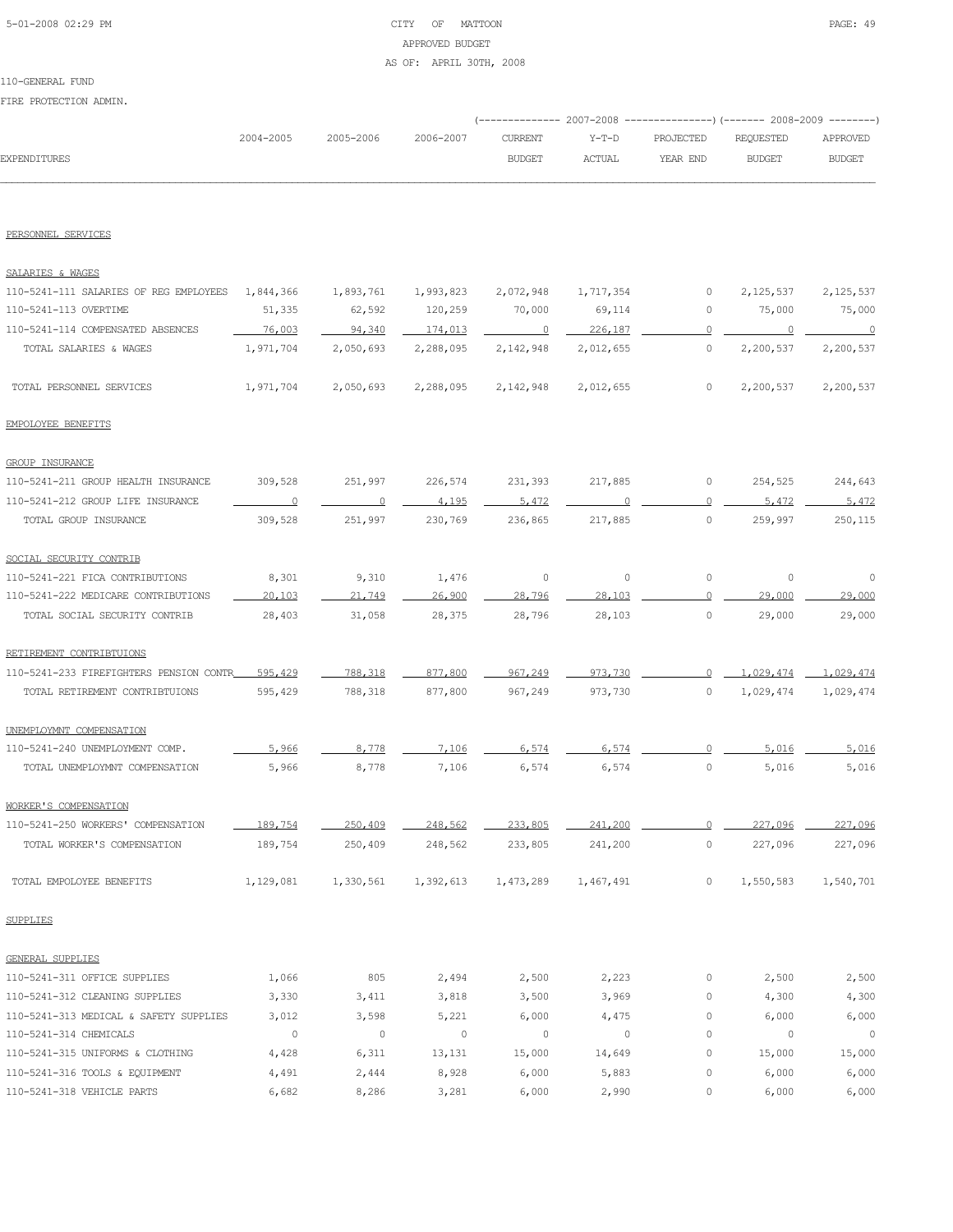CITY OF MATTOON
APPROVED BUDGET
AS OF: APRIL 30TH, 2008

110-GENERAL FUND

FIRE PROTECTION ADMIN.

| EXPENDITURES | 2004-2005 | 2005-2006 | 2006-2007 | 2007-2008 CURRENT BUDGET | 2007-2008 Y-T-D ACTUAL | 2007-2008 PROJECTED YEAR END | 2008-2009 REQUESTED BUDGET | 2008-2009 APPROVED BUDGET |
|---|---|---|---|---|---|---|---|---|
| PERSONNEL SERVICES | | | | | | | | |
| SALARIES & WAGES | | | | | | | | |
| 110-5241-111 SALARIES OF REG EMPLOYEES | 1,844,366 | 1,893,761 | 1,993,823 | 2,072,948 | 1,717,354 | 0 | 2,125,537 | 2,125,537 |
| 110-5241-113 OVERTIME | 51,335 | 62,592 | 120,259 | 70,000 | 69,114 | 0 | 75,000 | 75,000 |
| 110-5241-114 COMPENSATED ABSENCES | 76,003 | 94,340 | 174,013 | 0 | 226,187 | 0 | 0 | 0 |
| TOTAL SALARIES & WAGES | 1,971,704 | 2,050,693 | 2,288,095 | 2,142,948 | 2,012,655 | 0 | 2,200,537 | 2,200,537 |
| TOTAL PERSONNEL SERVICES | 1,971,704 | 2,050,693 | 2,288,095 | 2,142,948 | 2,012,655 | 0 | 2,200,537 | 2,200,537 |
| EMPOLOYEE BENEFITS | | | | | | | | |
| GROUP INSURANCE | | | | | | | | |
| 110-5241-211 GROUP HEALTH INSURANCE | 309,528 | 251,997 | 226,574 | 231,393 | 217,885 | 0 | 254,525 | 244,643 |
| 110-5241-212 GROUP LIFE INSURANCE | 0 | 0 | 4,195 | 5,472 | 0 | 0 | 5,472 | 5,472 |
| TOTAL GROUP INSURANCE | 309,528 | 251,997 | 230,769 | 236,865 | 217,885 | 0 | 259,997 | 250,115 |
| SOCIAL SECURITY CONTRIB | | | | | | | | |
| 110-5241-221 FICA CONTRIBUTIONS | 8,301 | 9,310 | 1,476 | 0 | 0 | 0 | 0 | 0 |
| 110-5241-222 MEDICARE CONTRIBUTIONS | 20,103 | 21,749 | 26,900 | 28,796 | 28,103 | 0 | 29,000 | 29,000 |
| TOTAL SOCIAL SECURITY CONTRIB | 28,403 | 31,058 | 28,375 | 28,796 | 28,103 | 0 | 29,000 | 29,000 |
| RETIREMENT CONTRIBTUIONS | | | | | | | | |
| 110-5241-233 FIREFIGHTERS PENSION CONTR | 595,429 | 788,318 | 877,800 | 967,249 | 973,730 | 0 | 1,029,474 | 1,029,474 |
| TOTAL RETIREMENT CONTRIBTUIONS | 595,429 | 788,318 | 877,800 | 967,249 | 973,730 | 0 | 1,029,474 | 1,029,474 |
| UNEMPLOYMNT COMPENSATION | | | | | | | | |
| 110-5241-240 UNEMPLOYMENT COMP. | 5,966 | 8,778 | 7,106 | 6,574 | 6,574 | 0 | 5,016 | 5,016 |
| TOTAL UNEMPLOYMNT COMPENSATION | 5,966 | 8,778 | 7,106 | 6,574 | 6,574 | 0 | 5,016 | 5,016 |
| WORKER'S COMPENSATION | | | | | | | | |
| 110-5241-250 WORKERS' COMPENSATION | 189,754 | 250,409 | 248,562 | 233,805 | 241,200 | 0 | 227,096 | 227,096 |
| TOTAL WORKER'S COMPENSATION | 189,754 | 250,409 | 248,562 | 233,805 | 241,200 | 0 | 227,096 | 227,096 |
| TOTAL EMPOLOYEE BENEFITS | 1,129,081 | 1,330,561 | 1,392,613 | 1,473,289 | 1,467,491 | 0 | 1,550,583 | 1,540,701 |
| SUPPLIES | | | | | | | | |
| GENERAL SUPPLIES | | | | | | | | |
| 110-5241-311 OFFICE SUPPLIES | 1,066 | 805 | 2,494 | 2,500 | 2,223 | 0 | 2,500 | 2,500 |
| 110-5241-312 CLEANING SUPPLIES | 3,330 | 3,411 | 3,818 | 3,500 | 3,969 | 0 | 4,300 | 4,300 |
| 110-5241-313 MEDICAL & SAFETY SUPPLIES | 3,012 | 3,598 | 5,221 | 6,000 | 4,475 | 0 | 6,000 | 6,000 |
| 110-5241-314 CHEMICALS | 0 | 0 | 0 | 0 | 0 | 0 | 0 | 0 |
| 110-5241-315 UNIFORMS & CLOTHING | 4,428 | 6,311 | 13,131 | 15,000 | 14,649 | 0 | 15,000 | 15,000 |
| 110-5241-316 TOOLS & EQUIPMENT | 4,491 | 2,444 | 8,928 | 6,000 | 5,883 | 0 | 6,000 | 6,000 |
| 110-5241-318 VEHICLE PARTS | 6,682 | 8,286 | 3,281 | 6,000 | 2,990 | 0 | 6,000 | 6,000 |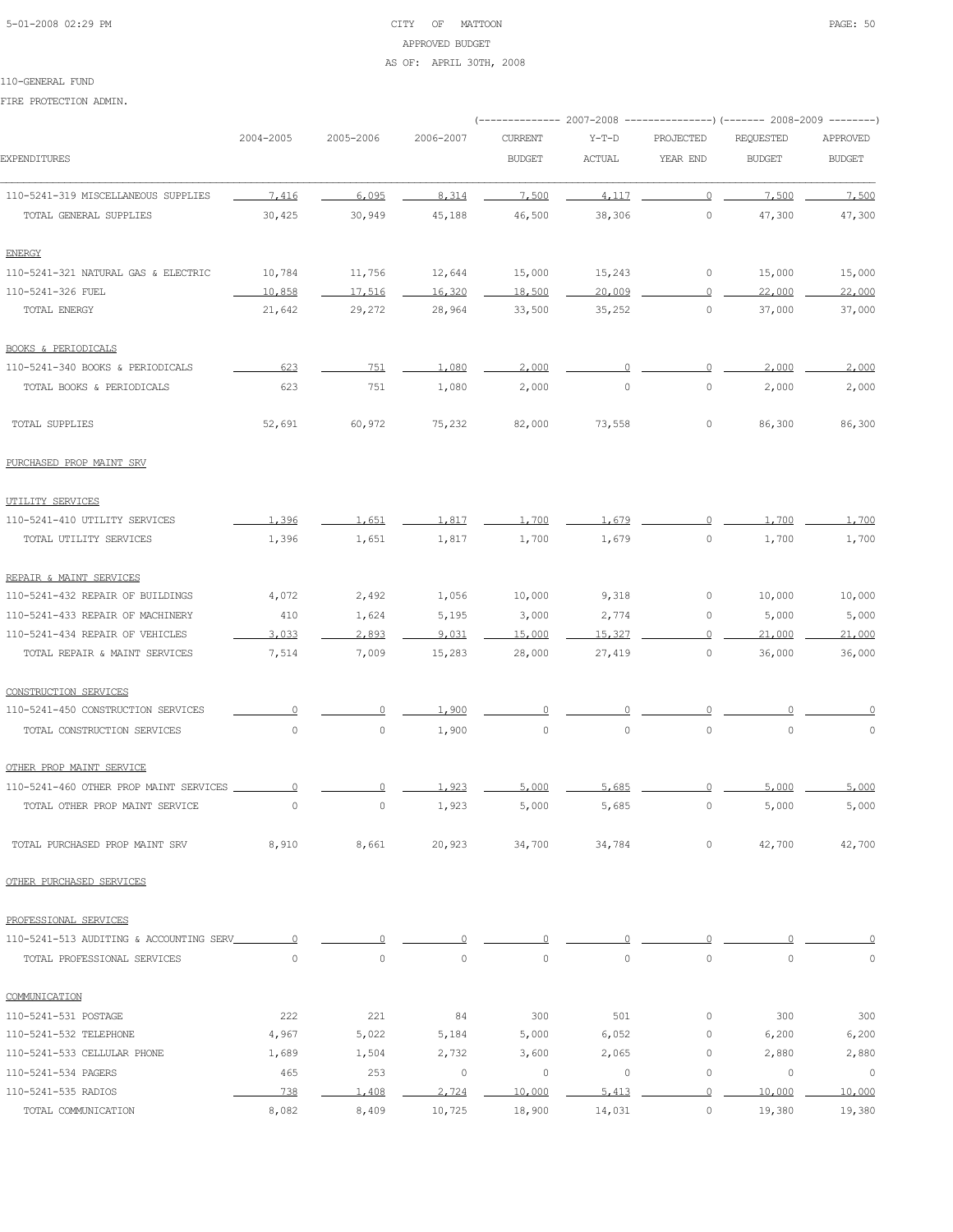CITY OF MATTOON
APPROVED BUDGET
AS OF: APRIL 30TH, 2008

110-GENERAL FUND

FIRE PROTECTION ADMIN.

| EXPENDITURES | 2004-2005 | 2005-2006 | 2006-2007 | 2007-2008 CURRENT BUDGET | 2007-2008 Y-T-D ACTUAL | 2007-2008 PROJECTED YEAR END | 2008-2009 REQUESTED BUDGET | 2008-2009 APPROVED BUDGET |
|---|---|---|---|---|---|---|---|---|
| 110-5241-319 MISCELLANEOUS SUPPLIES | 7,416 | 6,095 | 8,314 | 7,500 | 4,117 | 0 | 7,500 | 7,500 |
| TOTAL GENERAL SUPPLIES | 30,425 | 30,949 | 45,188 | 46,500 | 38,306 | 0 | 47,300 | 47,300 |
| ENERGY | | | | | | | | |
| 110-5241-321 NATURAL GAS & ELECTRIC | 10,784 | 11,756 | 12,644 | 15,000 | 15,243 | 0 | 15,000 | 15,000 |
| 110-5241-326 FUEL | 10,858 | 17,516 | 16,320 | 18,500 | 20,009 | 0 | 22,000 | 22,000 |
| TOTAL ENERGY | 21,642 | 29,272 | 28,964 | 33,500 | 35,252 | 0 | 37,000 | 37,000 |
| BOOKS & PERIODICALS | | | | | | | | |
| 110-5241-340 BOOKS & PERIODICALS | 623 | 751 | 1,080 | 2,000 | 0 | 0 | 2,000 | 2,000 |
| TOTAL BOOKS & PERIODICALS | 623 | 751 | 1,080 | 2,000 | 0 | 0 | 2,000 | 2,000 |
| TOTAL SUPPLIES | 52,691 | 60,972 | 75,232 | 82,000 | 73,558 | 0 | 86,300 | 86,300 |
| PURCHASED PROP MAINT SRV | | | | | | | | |
| UTILITY SERVICES | | | | | | | | |
| 110-5241-410 UTILITY SERVICES | 1,396 | 1,651 | 1,817 | 1,700 | 1,679 | 0 | 1,700 | 1,700 |
| TOTAL UTILITY SERVICES | 1,396 | 1,651 | 1,817 | 1,700 | 1,679 | 0 | 1,700 | 1,700 |
| REPAIR & MAINT SERVICES | | | | | | | | |
| 110-5241-432 REPAIR OF BUILDINGS | 4,072 | 2,492 | 1,056 | 10,000 | 9,318 | 0 | 10,000 | 10,000 |
| 110-5241-433 REPAIR OF MACHINERY | 410 | 1,624 | 5,195 | 3,000 | 2,774 | 0 | 5,000 | 5,000 |
| 110-5241-434 REPAIR OF VEHICLES | 3,033 | 2,893 | 9,031 | 15,000 | 15,327 | 0 | 21,000 | 21,000 |
| TOTAL REPAIR & MAINT SERVICES | 7,514 | 7,009 | 15,283 | 28,000 | 27,419 | 0 | 36,000 | 36,000 |
| CONSTRUCTION SERVICES | | | | | | | | |
| 110-5241-450 CONSTRUCTION SERVICES | 0 | 0 | 1,900 | 0 | 0 | 0 | 0 | 0 |
| TOTAL CONSTRUCTION SERVICES | 0 | 0 | 1,900 | 0 | 0 | 0 | 0 | 0 |
| OTHER PROP MAINT SERVICE | | | | | | | | |
| 110-5241-460 OTHER PROP MAINT SERVICES | 0 | 0 | 1,923 | 5,000 | 5,685 | 0 | 5,000 | 5,000 |
| TOTAL OTHER PROP MAINT SERVICE | 0 | 0 | 1,923 | 5,000 | 5,685 | 0 | 5,000 | 5,000 |
| TOTAL PURCHASED PROP MAINT SRV | 8,910 | 8,661 | 20,923 | 34,700 | 34,784 | 0 | 42,700 | 42,700 |
| OTHER PURCHASED SERVICES | | | | | | | | |
| PROFESSIONAL SERVICES | | | | | | | | |
| 110-5241-513 AUDITING & ACCOUNTING SERV | 0 | 0 | 0 | 0 | 0 | 0 | 0 | 0 |
| TOTAL PROFESSIONAL SERVICES | 0 | 0 | 0 | 0 | 0 | 0 | 0 | 0 |
| COMMUNICATION | | | | | | | | |
| 110-5241-531 POSTAGE | 222 | 221 | 84 | 300 | 501 | 0 | 300 | 300 |
| 110-5241-532 TELEPHONE | 4,967 | 5,022 | 5,184 | 5,000 | 6,052 | 0 | 6,200 | 6,200 |
| 110-5241-533 CELLULAR PHONE | 1,689 | 1,504 | 2,732 | 3,600 | 2,065 | 0 | 2,880 | 2,880 |
| 110-5241-534 PAGERS | 465 | 253 | 0 | 0 | 0 | 0 | 0 | 0 |
| 110-5241-535 RADIOS | 738 | 1,408 | 2,724 | 10,000 | 5,413 | 0 | 10,000 | 10,000 |
| TOTAL COMMUNICATION | 8,082 | 8,409 | 10,725 | 18,900 | 14,031 | 0 | 19,380 | 19,380 |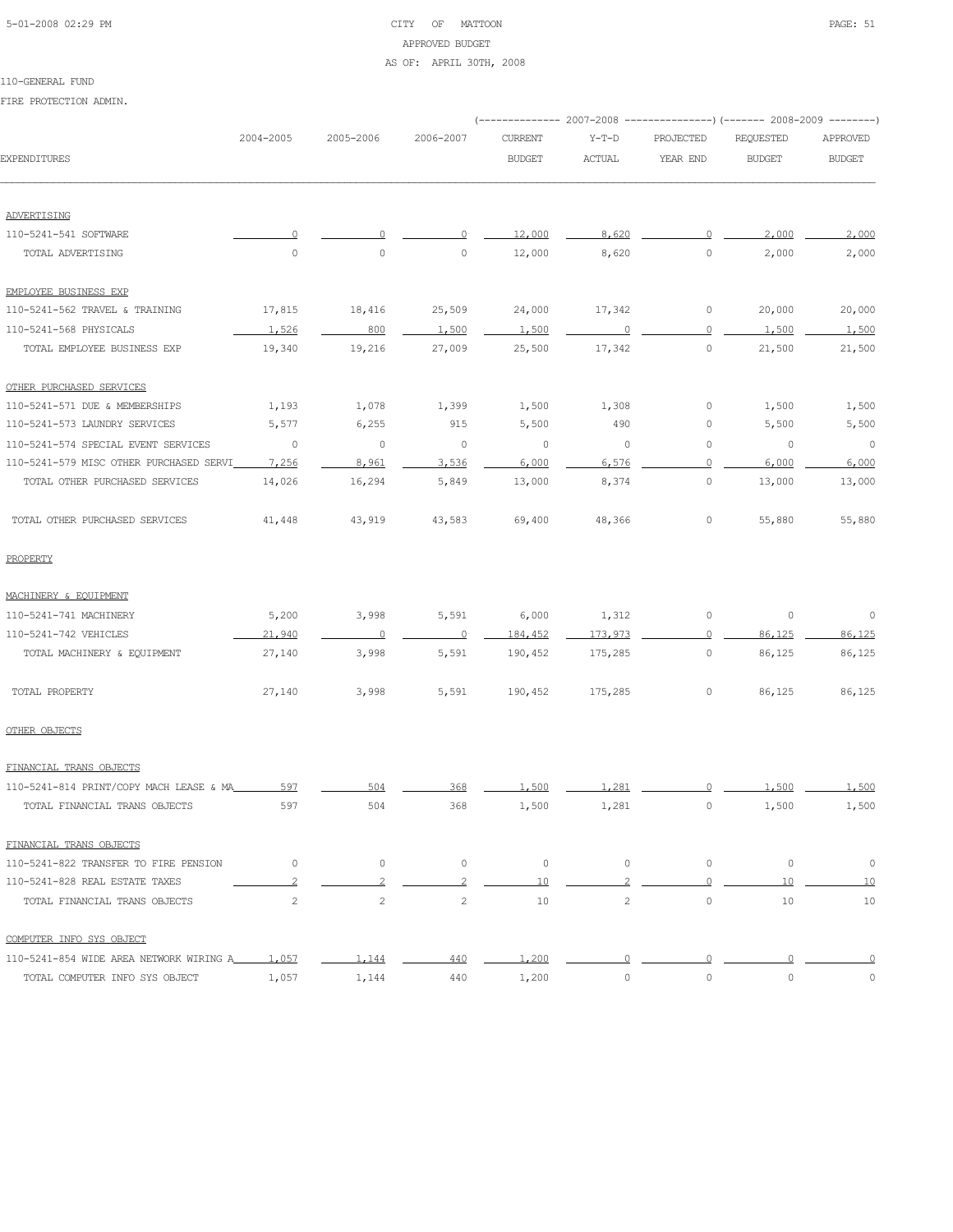CITY OF MATTOON
APPROVED BUDGET
AS OF: APRIL 30TH, 2008

110-GENERAL FUND

FIRE PROTECTION ADMIN.

| EXPENDITURES | 2004-2005 | 2005-2006 | 2006-2007 | 2007-2008 CURRENT BUDGET | 2007-2008 Y-T-D ACTUAL | 2007-2008 PROJECTED YEAR END | 2008-2009 REQUESTED BUDGET | 2008-2009 APPROVED BUDGET |
|---|---|---|---|---|---|---|---|---|
| ADVERTISING | | | | | | | | |
| 110-5241-541 SOFTWARE | 0 | 0 | 0 | 12,000 | 8,620 | 0 | 2,000 | 2,000 |
| TOTAL ADVERTISING | 0 | 0 | 0 | 12,000 | 8,620 | 0 | 2,000 | 2,000 |
| EMPLOYEE BUSINESS EXP | | | | | | | | |
| 110-5241-562 TRAVEL & TRAINING | 17,815 | 18,416 | 25,509 | 24,000 | 17,342 | 0 | 20,000 | 20,000 |
| 110-5241-568 PHYSICALS | 1,526 | 800 | 1,500 | 1,500 | 0 | 0 | 1,500 | 1,500 |
| TOTAL EMPLOYEE BUSINESS EXP | 19,340 | 19,216 | 27,009 | 25,500 | 17,342 | 0 | 21,500 | 21,500 |
| OTHER PURCHASED SERVICES | | | | | | | | |
| 110-5241-571 DUE & MEMBERSHIPS | 1,193 | 1,078 | 1,399 | 1,500 | 1,308 | 0 | 1,500 | 1,500 |
| 110-5241-573 LAUNDRY SERVICES | 5,577 | 6,255 | 915 | 5,500 | 490 | 0 | 5,500 | 5,500 |
| 110-5241-574 SPECIAL EVENT SERVICES | 0 | 0 | 0 | 0 | 0 | 0 | 0 | 0 |
| 110-5241-579 MISC OTHER PURCHASED SERVI | 7,256 | 8,961 | 3,536 | 6,000 | 6,576 | 0 | 6,000 | 6,000 |
| TOTAL OTHER PURCHASED SERVICES | 14,026 | 16,294 | 5,849 | 13,000 | 8,374 | 0 | 13,000 | 13,000 |
| TOTAL OTHER PURCHASED SERVICES | 41,448 | 43,919 | 43,583 | 69,400 | 48,366 | 0 | 55,880 | 55,880 |
| PROPERTY | | | | | | | | |
| MACHINERY & EQUIPMENT | | | | | | | | |
| 110-5241-741 MACHINERY | 5,200 | 3,998 | 5,591 | 6,000 | 1,312 | 0 | 0 | 0 |
| 110-5241-742 VEHICLES | 21,940 | 0 | 0 | 184,452 | 173,973 | 0 | 86,125 | 86,125 |
| TOTAL MACHINERY & EQUIPMENT | 27,140 | 3,998 | 5,591 | 190,452 | 175,285 | 0 | 86,125 | 86,125 |
| TOTAL PROPERTY | 27,140 | 3,998 | 5,591 | 190,452 | 175,285 | 0 | 86,125 | 86,125 |
| OTHER OBJECTS | | | | | | | | |
| FINANCIAL TRANS OBJECTS | | | | | | | | |
| 110-5241-814 PRINT/COPY MACH LEASE & MA | 597 | 504 | 368 | 1,500 | 1,281 | 0 | 1,500 | 1,500 |
| TOTAL FINANCIAL TRANS OBJECTS | 597 | 504 | 368 | 1,500 | 1,281 | 0 | 1,500 | 1,500 |
| FINANCIAL TRANS OBJECTS | | | | | | | | |
| 110-5241-822 TRANSFER TO FIRE PENSION | 0 | 0 | 0 | 0 | 0 | 0 | 0 | 0 |
| 110-5241-828 REAL ESTATE TAXES | 2 | 2 | 2 | 10 | 2 | 0 | 10 | 10 |
| TOTAL FINANCIAL TRANS OBJECTS | 2 | 2 | 2 | 10 | 2 | 0 | 10 | 10 |
| COMPUTER INFO SYS OBJECT | | | | | | | | |
| 110-5241-854 WIDE AREA NETWORK WIRING A | 1,057 | 1,144 | 440 | 1,200 | 0 | 0 | 0 | 0 |
| TOTAL COMPUTER INFO SYS OBJECT | 1,057 | 1,144 | 440 | 1,200 | 0 | 0 | 0 | 0 |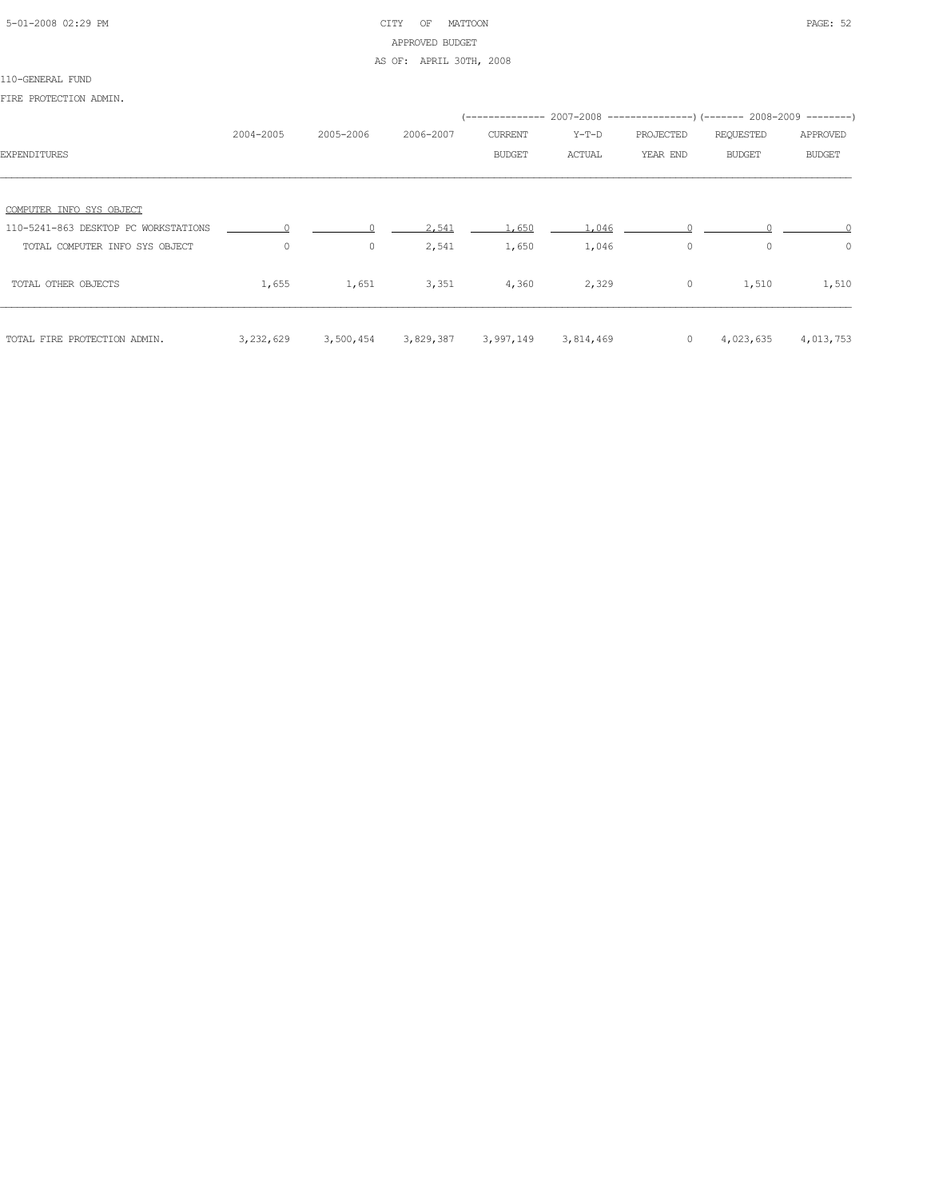CITY OF MATTOON
APPROVED BUDGET
AS OF: APRIL 30TH, 2008

110-GENERAL FUND

FIRE PROTECTION ADMIN.

| EXPENDITURES | 2004-2005 | 2005-2006 | 2006-2007 | 2007-2008 CURRENT BUDGET | 2007-2008 Y-T-D ACTUAL | 2007-2008 PROJECTED YEAR END | 2008-2009 REQUESTED BUDGET | 2008-2009 APPROVED BUDGET |
|---|---|---|---|---|---|---|---|---|
| COMPUTER INFO SYS OBJECT | | | | | | | | |
| 110-5241-863 DESKTOP PC WORKSTATIONS | 0 | 0 | 2,541 | 1,650 | 1,046 | 0 | 0 | 0 |
| TOTAL COMPUTER INFO SYS OBJECT | 0 | 0 | 2,541 | 1,650 | 1,046 | 0 | 0 | 0 |
| TOTAL OTHER OBJECTS | 1,655 | 1,651 | 3,351 | 4,360 | 2,329 | 0 | 1,510 | 1,510 |
| TOTAL FIRE PROTECTION ADMIN. | 3,232,629 | 3,500,454 | 3,829,387 | 3,997,149 | 3,814,469 | 0 | 4,023,635 | 4,013,753 |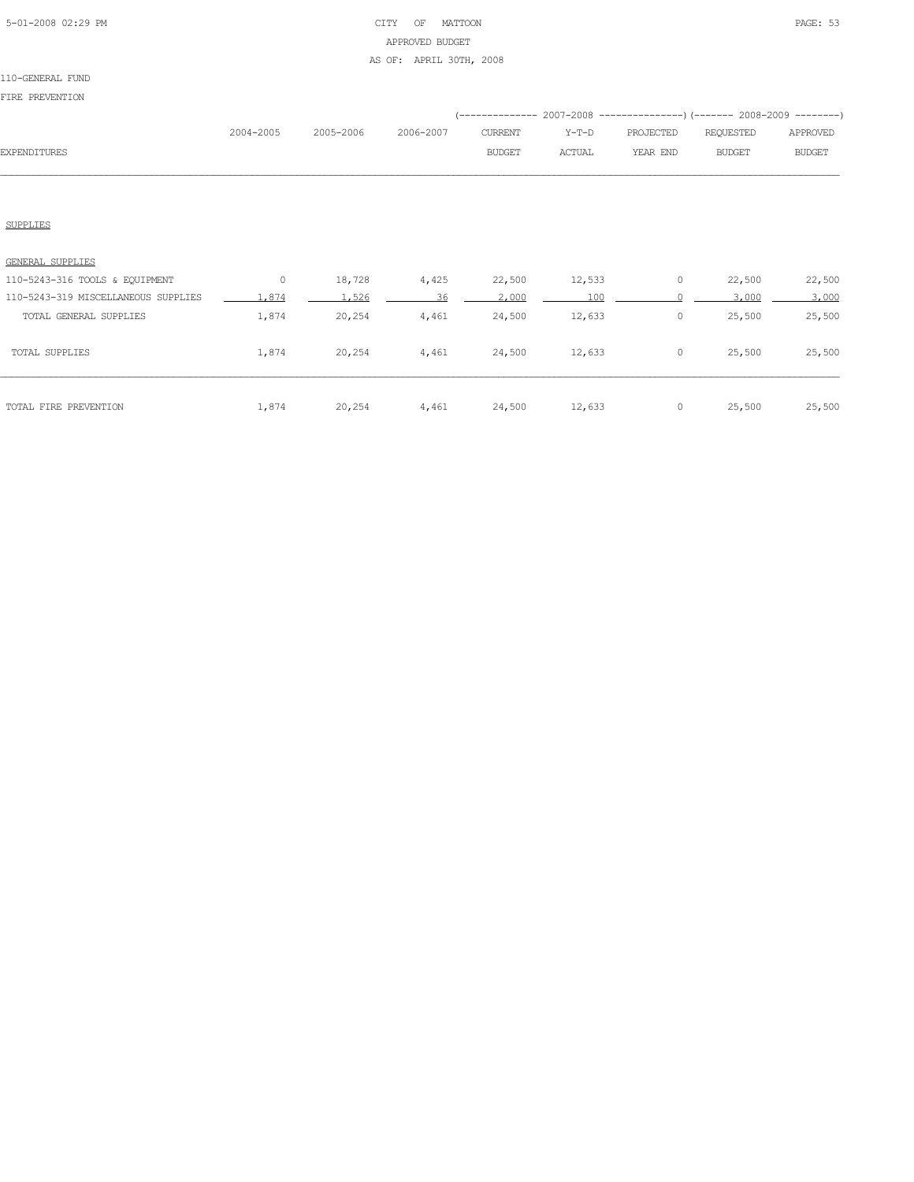CITY OF MATTOON

APPROVED BUDGET

AS OF: APRIL 30TH, 2008

110-GENERAL FUND

FIRE PREVENTION

| EXPENDITURES | 2004-2005 | 2005-2006 | 2006-2007 | 2007-2008 CURRENT BUDGET | 2007-2008 Y-T-D ACTUAL | 2007-2008 PROJECTED YEAR END | 2008-2009 REQUESTED BUDGET | 2008-2009 APPROVED BUDGET |
|---|---|---|---|---|---|---|---|---|
| SUPPLIES | | | | | | | | |
| GENERAL SUPPLIES | | | | | | | | |
| 110-5243-316 TOOLS & EQUIPMENT | 0 | 18,728 | 4,425 | 22,500 | 12,533 | 0 | 22,500 | 22,500 |
| 110-5243-319 MISCELLANEOUS SUPPLIES | 1,874 | 1,526 | 36 | 2,000 | 100 | 0 | 3,000 | 3,000 |
| TOTAL GENERAL SUPPLIES | 1,874 | 20,254 | 4,461 | 24,500 | 12,633 | 0 | 25,500 | 25,500 |
| TOTAL SUPPLIES | 1,874 | 20,254 | 4,461 | 24,500 | 12,633 | 0 | 25,500 | 25,500 |
| TOTAL FIRE PREVENTION | 1,874 | 20,254 | 4,461 | 24,500 | 12,633 | 0 | 25,500 | 25,500 |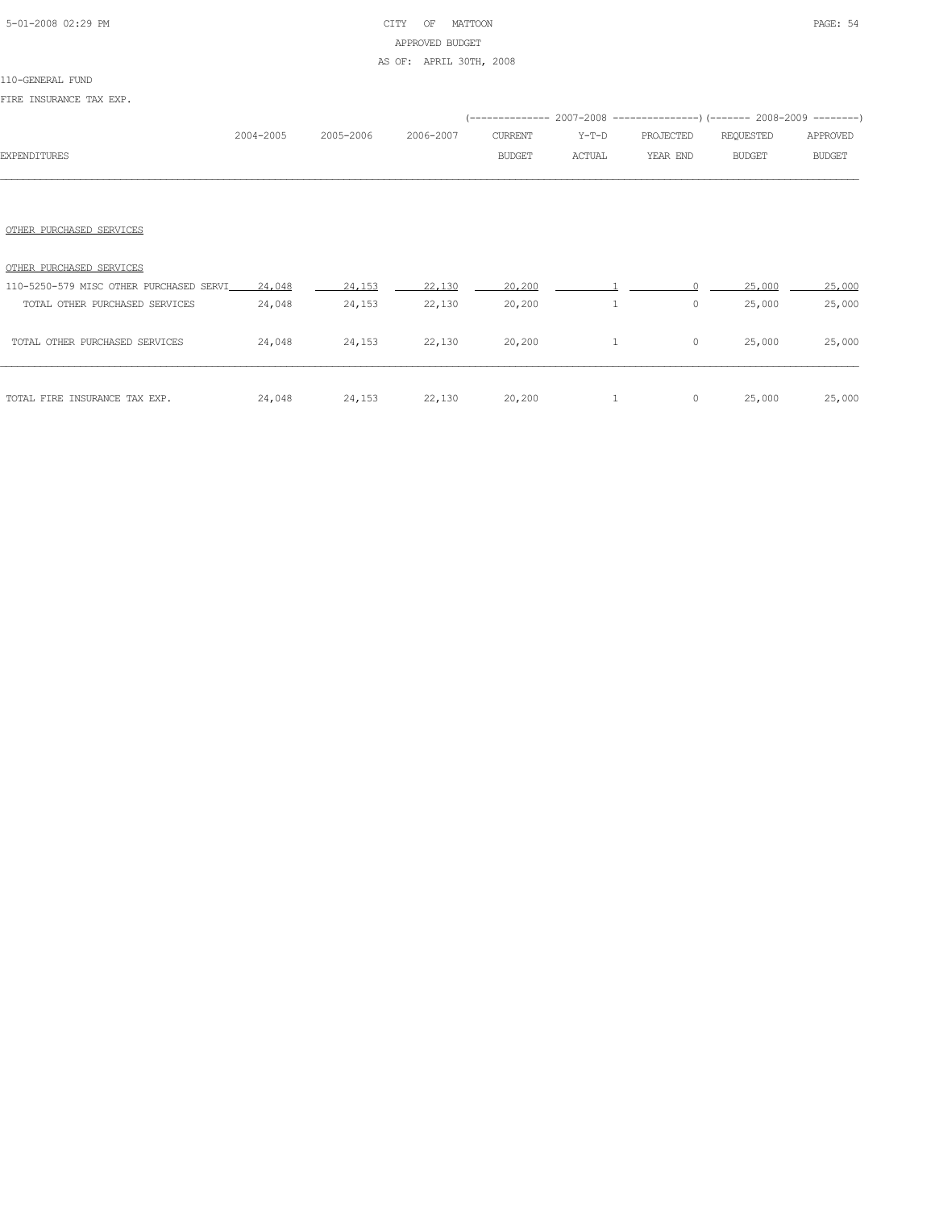CITY OF MATTOON

APPROVED BUDGET

AS OF: APRIL 30TH, 2008

110-GENERAL FUND

FIRE INSURANCE TAX EXP.

| EXPENDITURES | 2004-2005 | 2005-2006 | 2006-2007 | 2007-2008 CURRENT BUDGET | 2007-2008 Y-T-D ACTUAL | 2007-2008 PROJECTED YEAR END | 2008-2009 REQUESTED BUDGET | 2008-2009 APPROVED BUDGET |
|---|---|---|---|---|---|---|---|---|
| OTHER PURCHASED SERVICES | | | | | | | | |
| OTHER PURCHASED SERVICES | | | | | | | | |
| 110-5250-579 MISC OTHER PURCHASED SERVI | 24,048 | 24,153 | 22,130 | 20,200 | 1 | 0 | 25,000 | 25,000 |
| TOTAL OTHER PURCHASED SERVICES | 24,048 | 24,153 | 22,130 | 20,200 | 1 | 0 | 25,000 | 25,000 |
| TOTAL OTHER PURCHASED SERVICES | 24,048 | 24,153 | 22,130 | 20,200 | 1 | 0 | 25,000 | 25,000 |
| TOTAL FIRE INSURANCE TAX EXP. | 24,048 | 24,153 | 22,130 | 20,200 | 1 | 0 | 25,000 | 25,000 |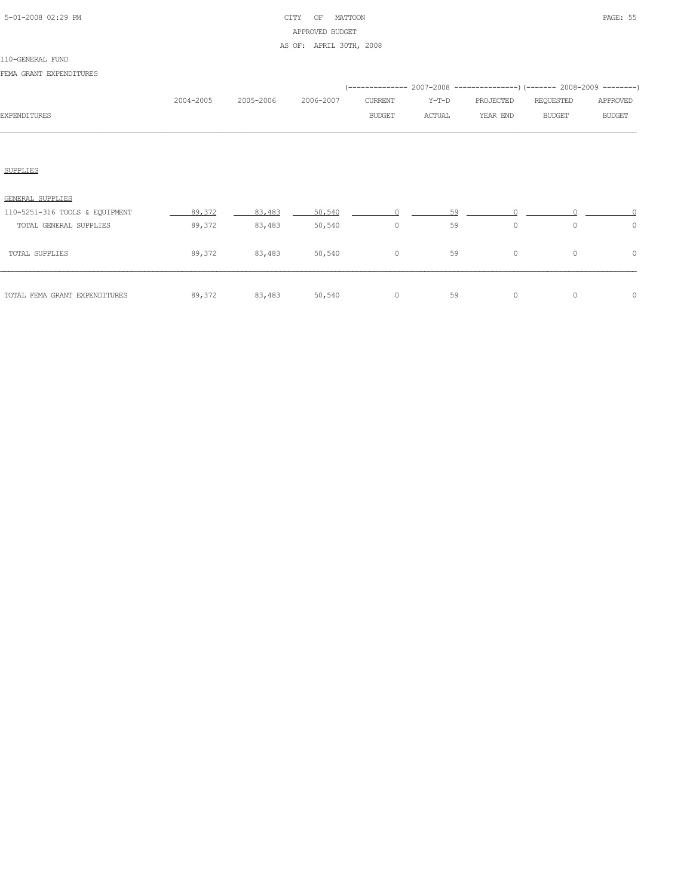CITY OF MATTOON

APPROVED BUDGET

AS OF: APRIL 30TH, 2008

110-GENERAL FUND

FEMA GRANT EXPENDITURES

| EXPENDITURES | 2004-2005 | 2005-2006 | 2006-2007 | 2007-2008 CURRENT BUDGET | 2007-2008 Y-T-D ACTUAL | 2007-2008 PROJECTED YEAR END | 2008-2009 REQUESTED BUDGET | 2008-2009 APPROVED BUDGET |
|---|---|---|---|---|---|---|---|---|
| SUPPLIES | | | | | | | | |
| GENERAL SUPPLIES | | | | | | | | |
| 110-5251-316 TOOLS & EQUIPMENT | 89,372 | 83,483 | 50,540 | 0 | 59 | 0 | 0 | 0 |
| TOTAL GENERAL SUPPLIES | 89,372 | 83,483 | 50,540 | 0 | 59 | 0 | 0 | 0 |
| TOTAL SUPPLIES | 89,372 | 83,483 | 50,540 | 0 | 59 | 0 | 0 | 0 |
| TOTAL FEMA GRANT EXPENDITURES | 89,372 | 83,483 | 50,540 | 0 | 59 | 0 | 0 | 0 |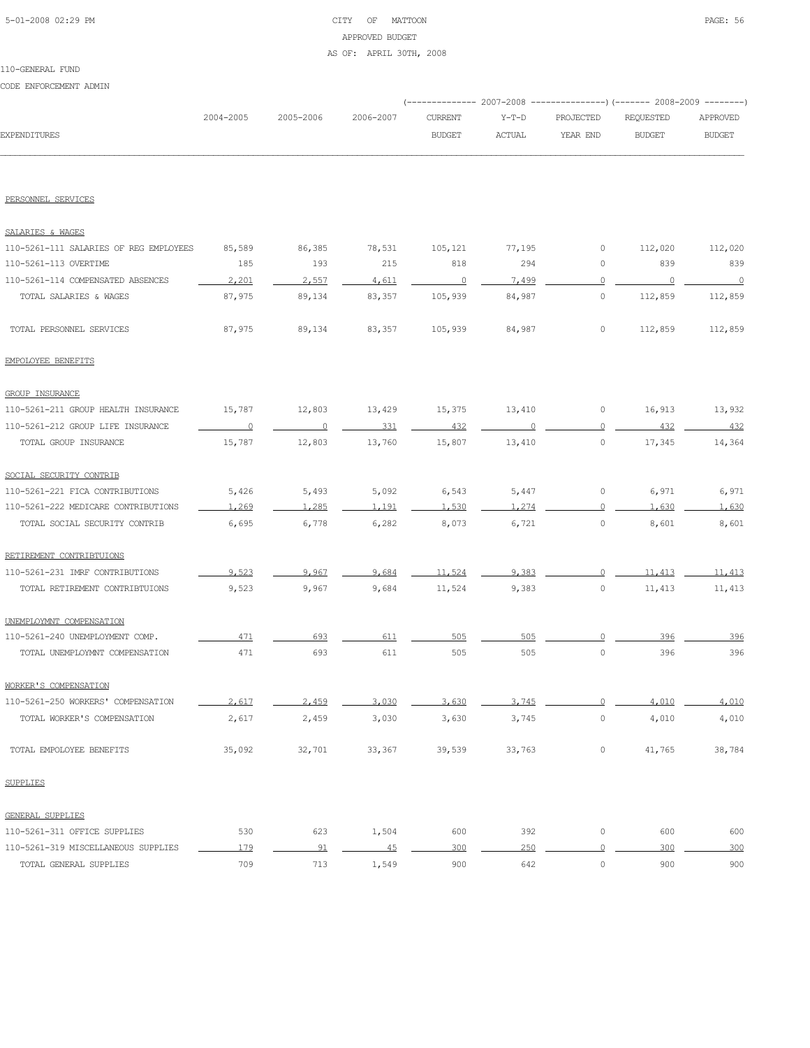CITY OF MATTOON
APPROVED BUDGET
AS OF: APRIL 30TH, 2008

110-GENERAL FUND
CODE ENFORCEMENT ADMIN

| EXPENDITURES | 2004-2005 | 2005-2006 | 2006-2007 | 2007-2008 CURRENT BUDGET | 2007-2008 Y-T-D ACTUAL | 2007-2008 PROJECTED YEAR END | 2008-2009 REQUESTED BUDGET | 2008-2009 APPROVED BUDGET |
|---|---|---|---|---|---|---|---|---|
| PERSONNEL SERVICES | | | | | | | | |
| SALARIES & WAGES | | | | | | | | |
| 110-5261-111 SALARIES OF REG EMPLOYEES | 85,589 | 86,385 | 78,531 | 105,121 | 77,195 | 0 | 112,020 | 112,020 |
| 110-5261-113 OVERTIME | 185 | 193 | 215 | 818 | 294 | 0 | 839 | 839 |
| 110-5261-114 COMPENSATED ABSENCES | 2,201 | 2,557 | 4,611 | 0 | 7,499 | 0 | 0 | 0 |
| TOTAL SALARIES & WAGES | 87,975 | 89,134 | 83,357 | 105,939 | 84,987 | 0 | 112,859 | 112,859 |
| TOTAL PERSONNEL SERVICES | 87,975 | 89,134 | 83,357 | 105,939 | 84,987 | 0 | 112,859 | 112,859 |
| EMPOLOYEE BENEFITS | | | | | | | | |
| GROUP INSURANCE | | | | | | | | |
| 110-5261-211 GROUP HEALTH INSURANCE | 15,787 | 12,803 | 13,429 | 15,375 | 13,410 | 0 | 16,913 | 13,932 |
| 110-5261-212 GROUP LIFE INSURANCE | 0 | 0 | 331 | 432 | 0 | 0 | 432 | 432 |
| TOTAL GROUP INSURANCE | 15,787 | 12,803 | 13,760 | 15,807 | 13,410 | 0 | 17,345 | 14,364 |
| SOCIAL SECURITY CONTRIB | | | | | | | | |
| 110-5261-221 FICA CONTRIBUTIONS | 5,426 | 5,493 | 5,092 | 6,543 | 5,447 | 0 | 6,971 | 6,971 |
| 110-5261-222 MEDICARE CONTRIBUTIONS | 1,269 | 1,285 | 1,191 | 1,530 | 1,274 | 0 | 1,630 | 1,630 |
| TOTAL SOCIAL SECURITY CONTRIB | 6,695 | 6,778 | 6,282 | 8,073 | 6,721 | 0 | 8,601 | 8,601 |
| RETIREMENT CONTRIBTUIONS | | | | | | | | |
| 110-5261-231 IMRF CONTRIBUTIONS | 9,523 | 9,967 | 9,684 | 11,524 | 9,383 | 0 | 11,413 | 11,413 |
| TOTAL RETIREMENT CONTRIBTUIONS | 9,523 | 9,967 | 9,684 | 11,524 | 9,383 | 0 | 11,413 | 11,413 |
| UNEMPLOYMNT COMPENSATION | | | | | | | | |
| 110-5261-240 UNEMPLOYMENT COMP. | 471 | 693 | 611 | 505 | 505 | 0 | 396 | 396 |
| TOTAL UNEMPLOYMNT COMPENSATION | 471 | 693 | 611 | 505 | 505 | 0 | 396 | 396 |
| WORKER'S COMPENSATION | | | | | | | | |
| 110-5261-250 WORKERS' COMPENSATION | 2,617 | 2,459 | 3,030 | 3,630 | 3,745 | 0 | 4,010 | 4,010 |
| TOTAL WORKER'S COMPENSATION | 2,617 | 2,459 | 3,030 | 3,630 | 3,745 | 0 | 4,010 | 4,010 |
| TOTAL EMPOLOYEE BENEFITS | 35,092 | 32,701 | 33,367 | 39,539 | 33,763 | 0 | 41,765 | 38,784 |
| SUPPLIES | | | | | | | | |
| GENERAL SUPPLIES | | | | | | | | |
| 110-5261-311 OFFICE SUPPLIES | 530 | 623 | 1,504 | 600 | 392 | 0 | 600 | 600 |
| 110-5261-319 MISCELLANEOUS SUPPLIES | 179 | 91 | 45 | 300 | 250 | 0 | 300 | 300 |
| TOTAL GENERAL SUPPLIES | 709 | 713 | 1,549 | 900 | 642 | 0 | 900 | 900 |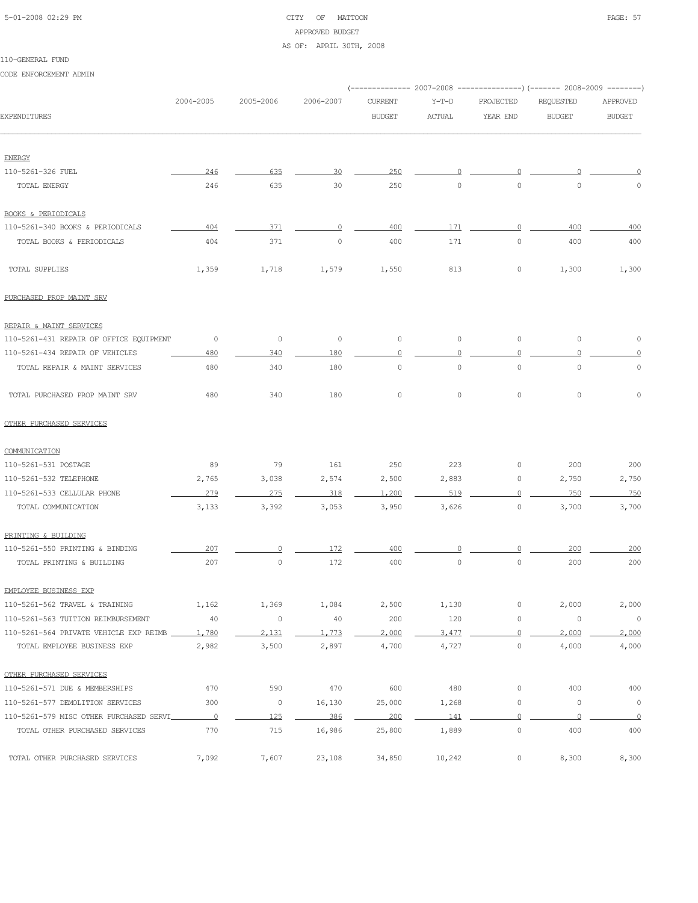CITY OF MATTOON
APPROVED BUDGET
AS OF: APRIL 30TH, 2008

110-GENERAL FUND

CODE ENFORCEMENT ADMIN

| EXPENDITURES | 2004-2005 | 2005-2006 | 2006-2007 | 2007-2008 CURRENT BUDGET | 2007-2008 Y-T-D ACTUAL | 2007-2008 PROJECTED YEAR END | 2008-2009 REQUESTED BUDGET | 2008-2009 APPROVED BUDGET |
|---|---|---|---|---|---|---|---|---|
| ENERGY | | | | | | | | |
| 110-5261-326 FUEL | 246 | 635 | 30 | 250 | 0 | 0 | 0 | 0 |
| TOTAL ENERGY | 246 | 635 | 30 | 250 | 0 | 0 | 0 | 0 |
| BOOKS & PERIODICALS | | | | | | | | |
| 110-5261-340 BOOKS & PERIODICALS | 404 | 371 | 0 | 400 | 171 | 0 | 400 | 400 |
| TOTAL BOOKS & PERIODICALS | 404 | 371 | 0 | 400 | 171 | 0 | 400 | 400 |
| TOTAL SUPPLIES | 1,359 | 1,718 | 1,579 | 1,550 | 813 | 0 | 1,300 | 1,300 |
| PURCHASED PROP MAINT SRV | | | | | | | | |
| REPAIR & MAINT SERVICES | | | | | | | | |
| 110-5261-431 REPAIR OF OFFICE EQUIPMENT | 0 | 0 | 0 | 0 | 0 | 0 | 0 | 0 |
| 110-5261-434 REPAIR OF VEHICLES | 480 | 340 | 180 | 0 | 0 | 0 | 0 | 0 |
| TOTAL REPAIR & MAINT SERVICES | 480 | 340 | 180 | 0 | 0 | 0 | 0 | 0 |
| TOTAL PURCHASED PROP MAINT SRV | 480 | 340 | 180 | 0 | 0 | 0 | 0 | 0 |
| OTHER PURCHASED SERVICES | | | | | | | | |
| COMMUNICATION | | | | | | | | |
| 110-5261-531 POSTAGE | 89 | 79 | 161 | 250 | 223 | 0 | 200 | 200 |
| 110-5261-532 TELEPHONE | 2,765 | 3,038 | 2,574 | 2,500 | 2,883 | 0 | 2,750 | 2,750 |
| 110-5261-533 CELLULAR PHONE | 279 | 275 | 318 | 1,200 | 519 | 0 | 750 | 750 |
| TOTAL COMMUNICATION | 3,133 | 3,392 | 3,053 | 3,950 | 3,626 | 0 | 3,700 | 3,700 |
| PRINTING & BUILDING | | | | | | | | |
| 110-5261-550 PRINTING & BINDING | 207 | 0 | 172 | 400 | 0 | 0 | 200 | 200 |
| TOTAL PRINTING & BUILDING | 207 | 0 | 172 | 400 | 0 | 0 | 200 | 200 |
| EMPLOYEE BUSINESS EXP | | | | | | | | |
| 110-5261-562 TRAVEL & TRAINING | 1,162 | 1,369 | 1,084 | 2,500 | 1,130 | 0 | 2,000 | 2,000 |
| 110-5261-563 TUITION REIMBURSEMENT | 40 | 0 | 40 | 200 | 120 | 0 | 0 | 0 |
| 110-5261-564 PRIVATE VEHICLE EXP REIMB | 1,780 | 2,131 | 1,773 | 2,000 | 3,477 | 0 | 2,000 | 2,000 |
| TOTAL EMPLOYEE BUSINESS EXP | 2,982 | 3,500 | 2,897 | 4,700 | 4,727 | 0 | 4,000 | 4,000 |
| OTHER PURCHASED SERVICES | | | | | | | | |
| 110-5261-571 DUE & MEMBERSHIPS | 470 | 590 | 470 | 600 | 480 | 0 | 400 | 400 |
| 110-5261-577 DEMOLITION SERVICES | 300 | 0 | 16,130 | 25,000 | 1,268 | 0 | 0 | 0 |
| 110-5261-579 MISC OTHER PURCHASED SERVI | 0 | 125 | 386 | 200 | 141 | 0 | 0 | 0 |
| TOTAL OTHER PURCHASED SERVICES | 770 | 715 | 16,986 | 25,800 | 1,889 | 0 | 400 | 400 |
| TOTAL OTHER PURCHASED SERVICES | 7,092 | 7,607 | 23,108 | 34,850 | 10,242 | 0 | 8,300 | 8,300 |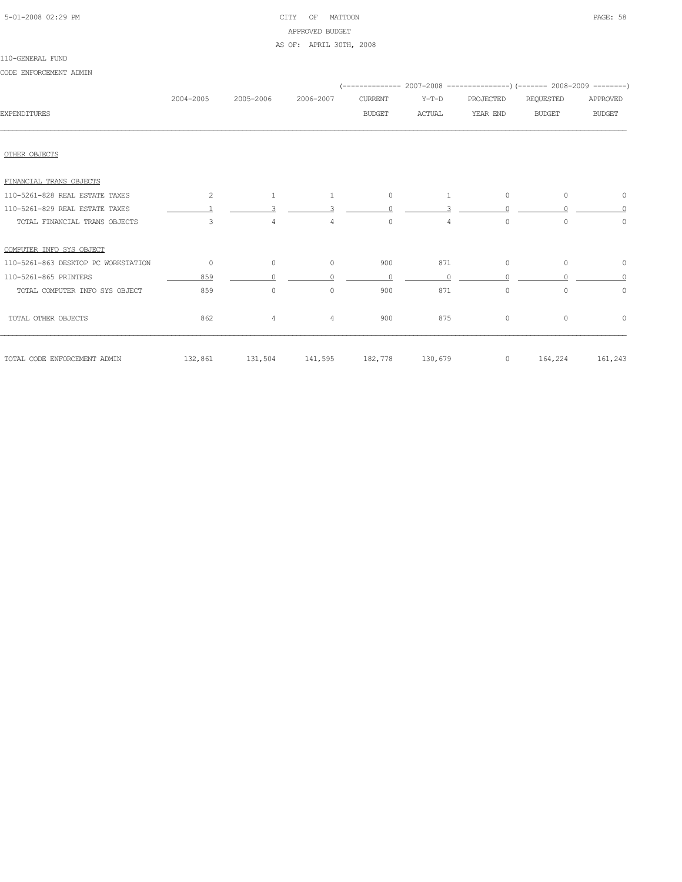CITY OF MATTOON
APPROVED BUDGET
AS OF: APRIL 30TH, 2008

110-GENERAL FUND

CODE ENFORCEMENT ADMIN

| EXPENDITURES | 2004-2005 | 2005-2006 | 2006-2007 | 2007-2008 CURRENT BUDGET | 2007-2008 Y-T-D ACTUAL | 2007-2008 PROJECTED YEAR END | 2008-2009 REQUESTED BUDGET | 2008-2009 APPROVED BUDGET |
|---|---|---|---|---|---|---|---|---|
| OTHER OBJECTS | | | | | | | | |
| FINANCIAL TRANS OBJECTS | | | | | | | | |
| 110-5261-828 REAL ESTATE TAXES | 2 | 1 | 1 | 0 | 1 | 0 | 0 | 0 |
| 110-5261-829 REAL ESTATE TAXES | 1 | 3 | 3 | 0 | 3 | 0 | 0 | 0 |
| TOTAL FINANCIAL TRANS OBJECTS | 3 | 4 | 4 | 0 | 4 | 0 | 0 | 0 |
| COMPUTER INFO SYS OBJECT | | | | | | | | |
| 110-5261-863 DESKTOP PC WORKSTATION | 0 | 0 | 0 | 900 | 871 | 0 | 0 | 0 |
| 110-5261-865 PRINTERS | 859 | 0 | 0 | 0 | 0 | 0 | 0 | 0 |
| TOTAL COMPUTER INFO SYS OBJECT | 859 | 0 | 0 | 900 | 871 | 0 | 0 | 0 |
| TOTAL OTHER OBJECTS | 862 | 4 | 4 | 900 | 875 | 0 | 0 | 0 |
| TOTAL CODE ENFORCEMENT ADMIN | 132,861 | 131,504 | 141,595 | 182,778 | 130,679 | 0 | 164,224 | 161,243 |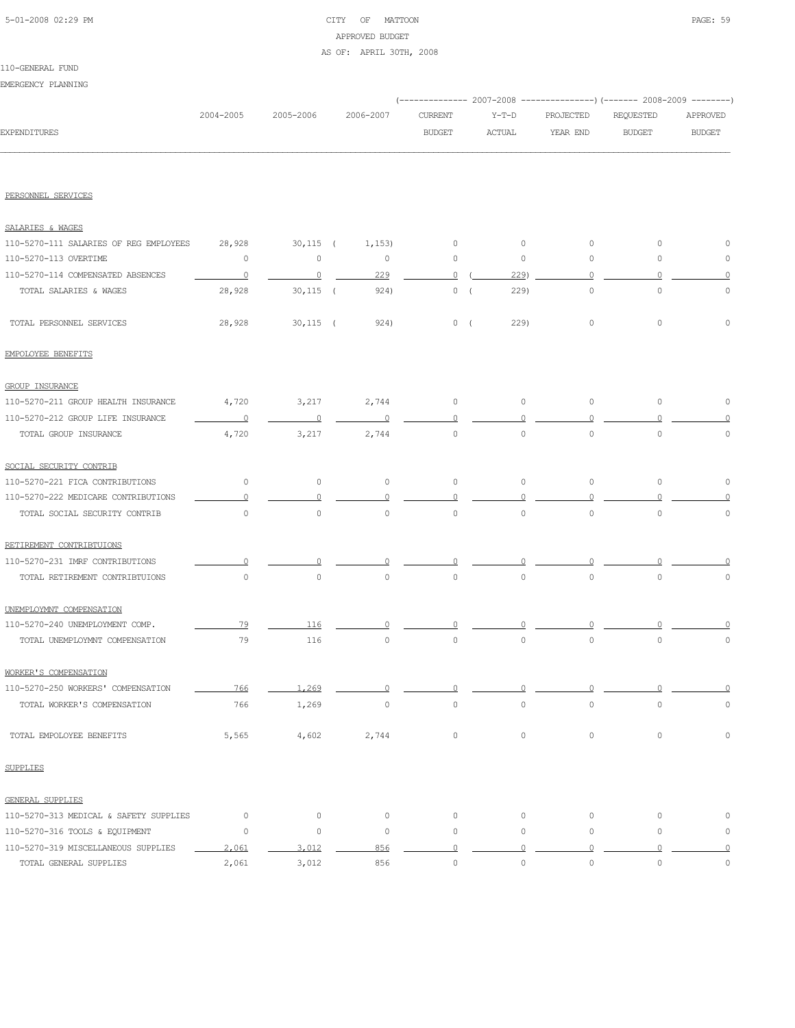CITY OF MATTOON
APPROVED BUDGET
AS OF: APRIL 30TH, 2008

110-GENERAL FUND
EMERGENCY PLANNING

| EXPENDITURES | 2004-2005 | 2005-2006 | 2006-2007 | 2007-2008 CURRENT BUDGET | 2007-2008 Y-T-D ACTUAL | 2007-2008 PROJECTED YEAR END | 2008-2009 REQUESTED BUDGET | 2008-2009 APPROVED BUDGET |
|---|---|---|---|---|---|---|---|---|
| PERSONNEL SERVICES | | | | | | | | |
| SALARIES & WAGES | | | | | | | | |
| 110-5270-111 SALARIES OF REG EMPLOYEES | 28,928 | 30,115 | ( 1,153) | 0 | 0 | 0 | 0 | 0 |
| 110-5270-113 OVERTIME | 0 | 0 | 0 | 0 | 0 | 0 | 0 | 0 |
| 110-5270-114 COMPENSATED ABSENCES | 0 | 0 | 229 | 0 | ( 229) | 0 | 0 | 0 |
| TOTAL SALARIES & WAGES | 28,928 | 30,115 | ( 924) | 0 | ( 229) | 0 | 0 | 0 |
| TOTAL PERSONNEL SERVICES | 28,928 | 30,115 | ( 924) | 0 | ( 229) | 0 | 0 | 0 |
| EMPOLOYEE BENEFITS | | | | | | | | |
| GROUP INSURANCE | | | | | | | | |
| 110-5270-211 GROUP HEALTH INSURANCE | 4,720 | 3,217 | 2,744 | 0 | 0 | 0 | 0 | 0 |
| 110-5270-212 GROUP LIFE INSURANCE | 0 | 0 | 0 | 0 | 0 | 0 | 0 | 0 |
| TOTAL GROUP INSURANCE | 4,720 | 3,217 | 2,744 | 0 | 0 | 0 | 0 | 0 |
| SOCIAL SECURITY CONTRIB | | | | | | | | |
| 110-5270-221 FICA CONTRIBUTIONS | 0 | 0 | 0 | 0 | 0 | 0 | 0 | 0 |
| 110-5270-222 MEDICARE CONTRIBUTIONS | 0 | 0 | 0 | 0 | 0 | 0 | 0 | 0 |
| TOTAL SOCIAL SECURITY CONTRIB | 0 | 0 | 0 | 0 | 0 | 0 | 0 | 0 |
| RETIREMENT CONTRIBTUIONS | | | | | | | | |
| 110-5270-231 IMRF CONTRIBUTIONS | 0 | 0 | 0 | 0 | 0 | 0 | 0 | 0 |
| TOTAL RETIREMENT CONTRIBTUIONS | 0 | 0 | 0 | 0 | 0 | 0 | 0 | 0 |
| UNEMPLOYMNT COMPENSATION | | | | | | | | |
| 110-5270-240 UNEMPLOYMENT COMP. | 79 | 116 | 0 | 0 | 0 | 0 | 0 | 0 |
| TOTAL UNEMPLOYMNT COMPENSATION | 79 | 116 | 0 | 0 | 0 | 0 | 0 | 0 |
| WORKER'S COMPENSATION | | | | | | | | |
| 110-5270-250 WORKERS' COMPENSATION | 766 | 1,269 | 0 | 0 | 0 | 0 | 0 | 0 |
| TOTAL WORKER'S COMPENSATION | 766 | 1,269 | 0 | 0 | 0 | 0 | 0 | 0 |
| TOTAL EMPOLOYEE BENEFITS | 5,565 | 4,602 | 2,744 | 0 | 0 | 0 | 0 | 0 |
| SUPPLIES | | | | | | | | |
| GENERAL SUPPLIES | | | | | | | | |
| 110-5270-313 MEDICAL & SAFETY SUPPLIES | 0 | 0 | 0 | 0 | 0 | 0 | 0 | 0 |
| 110-5270-316 TOOLS & EQUIPMENT | 0 | 0 | 0 | 0 | 0 | 0 | 0 | 0 |
| 110-5270-319 MISCELLANEOUS SUPPLIES | 2,061 | 3,012 | 856 | 0 | 0 | 0 | 0 | 0 |
| TOTAL GENERAL SUPPLIES | 2,061 | 3,012 | 856 | 0 | 0 | 0 | 0 | 0 |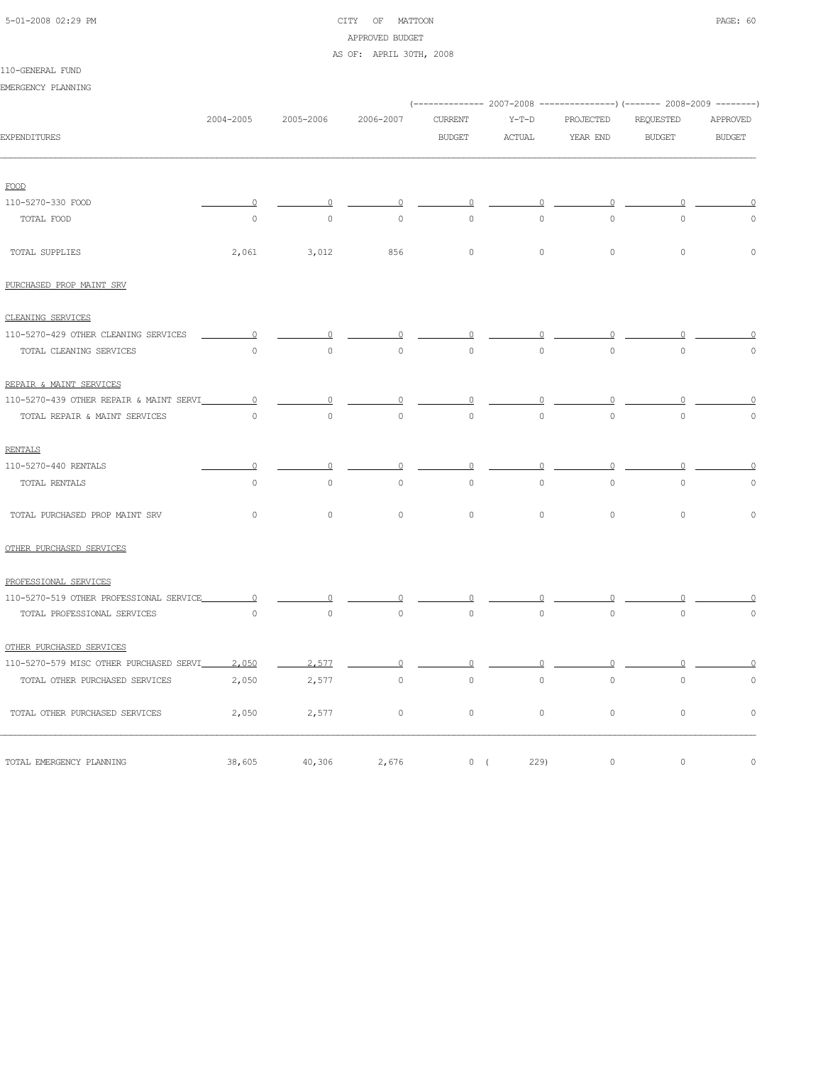110-GENERAL FUND

EMERGENCY PLANNING

| EXPENDITURES | 2004-2005 | 2005-2006 | 2006-2007 | 2007-2008 CURRENT BUDGET | 2007-2008 Y-T-D ACTUAL | 2007-2008 PROJECTED YEAR END | 2008-2009 REQUESTED BUDGET | 2008-2009 APPROVED BUDGET |
|---|---|---|---|---|---|---|---|---|
| FOOD | | | | | | | | |
| 110-5270-330 FOOD | 0 | 0 | 0 | 0 | 0 | 0 | 0 | 0 |
| TOTAL FOOD | 0 | 0 | 0 | 0 | 0 | 0 | 0 | 0 |
| TOTAL SUPPLIES | 2,061 | 3,012 | 856 | 0 | 0 | 0 | 0 | 0 |
| PURCHASED PROP MAINT SRV | | | | | | | | |
| CLEANING SERVICES | | | | | | | | |
| 110-5270-429 OTHER CLEANING SERVICES | 0 | 0 | 0 | 0 | 0 | 0 | 0 | 0 |
| TOTAL CLEANING SERVICES | 0 | 0 | 0 | 0 | 0 | 0 | 0 | 0 |
| REPAIR & MAINT SERVICES | | | | | | | | |
| 110-5270-439 OTHER REPAIR & MAINT SERVI | 0 | 0 | 0 | 0 | 0 | 0 | 0 | 0 |
| TOTAL REPAIR & MAINT SERVICES | 0 | 0 | 0 | 0 | 0 | 0 | 0 | 0 |
| RENTALS | | | | | | | | |
| 110-5270-440 RENTALS | 0 | 0 | 0 | 0 | 0 | 0 | 0 | 0 |
| TOTAL RENTALS | 0 | 0 | 0 | 0 | 0 | 0 | 0 | 0 |
| TOTAL PURCHASED PROP MAINT SRV | 0 | 0 | 0 | 0 | 0 | 0 | 0 | 0 |
| OTHER PURCHASED SERVICES | | | | | | | | |
| PROFESSIONAL SERVICES | | | | | | | | |
| 110-5270-519 OTHER PROFESSIONAL SERVICE | 0 | 0 | 0 | 0 | 0 | 0 | 0 | 0 |
| TOTAL PROFESSIONAL SERVICES | 0 | 0 | 0 | 0 | 0 | 0 | 0 | 0 |
| OTHER PURCHASED SERVICES | | | | | | | | |
| 110-5270-579 MISC OTHER PURCHASED SERVI | 2,050 | 2,577 | 0 | 0 | 0 | 0 | 0 | 0 |
| TOTAL OTHER PURCHASED SERVICES | 2,050 | 2,577 | 0 | 0 | 0 | 0 | 0 | 0 |
| TOTAL OTHER PURCHASED SERVICES | 2,050 | 2,577 | 0 | 0 | 0 | 0 | 0 | 0 |
| TOTAL EMERGENCY PLANNING | 38,605 | 40,306 | 2,676 | 0 | ( 229) | 0 | 0 | 0 |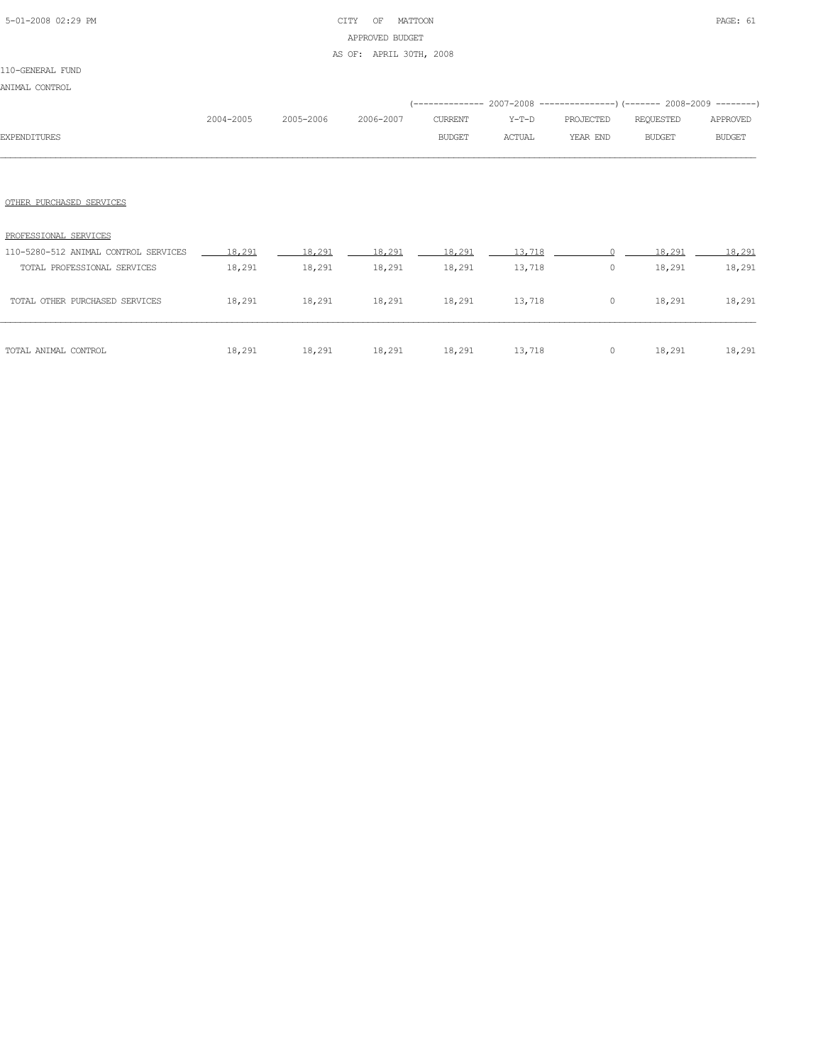CITY OF MATTOON
APPROVED BUDGET
AS OF: APRIL 30TH, 2008

110-GENERAL FUND

ANIMAL CONTROL

| EXPENDITURES | 2004-2005 | 2005-2006 | 2006-2007 | 2007-2008 CURRENT BUDGET | 2007-2008 Y-T-D ACTUAL | 2007-2008 PROJECTED YEAR END | 2008-2009 REQUESTED BUDGET | 2008-2009 APPROVED BUDGET |
|---|---|---|---|---|---|---|---|---|
| OTHER PURCHASED SERVICES | | | | | | | | |
| PROFESSIONAL SERVICES | | | | | | | | |
| 110-5280-512 ANIMAL CONTROL SERVICES | 18,291 | 18,291 | 18,291 | 18,291 | 13,718 | 0 | 18,291 | 18,291 |
| TOTAL PROFESSIONAL SERVICES | 18,291 | 18,291 | 18,291 | 18,291 | 13,718 | 0 | 18,291 | 18,291 |
| TOTAL OTHER PURCHASED SERVICES | 18,291 | 18,291 | 18,291 | 18,291 | 13,718 | 0 | 18,291 | 18,291 |
| TOTAL ANIMAL CONTROL | 18,291 | 18,291 | 18,291 | 18,291 | 13,718 | 0 | 18,291 | 18,291 |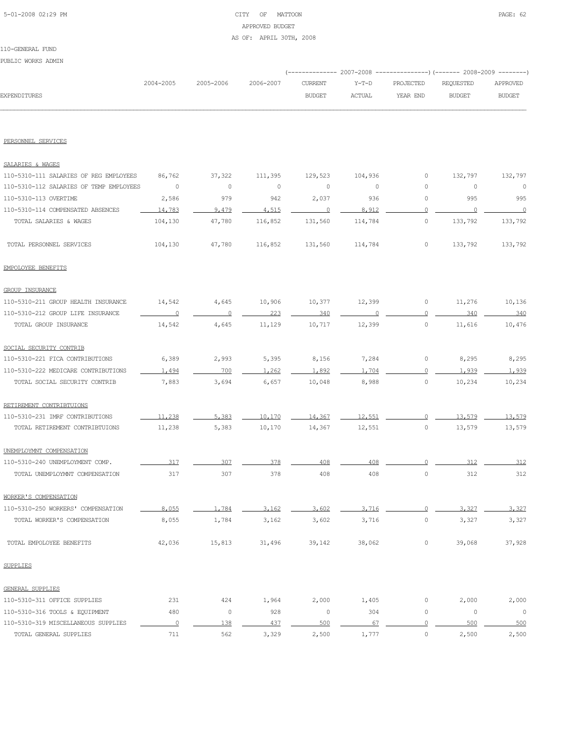CITY OF MATTOON

APPROVED BUDGET

AS OF: APRIL 30TH, 2008

110-GENERAL FUND

PUBLIC WORKS ADMIN

| EXPENDITURES | 2004-2005 | 2005-2006 | 2006-2007 | 2007-2008 CURRENT BUDGET | 2007-2008 Y-T-D ACTUAL | 2007-2008 PROJECTED YEAR END | 2008-2009 REQUESTED BUDGET | 2008-2009 APPROVED BUDGET |
|---|---|---|---|---|---|---|---|---|
| PERSONNEL SERVICES | | | | | | | | |
| SALARIES & WAGES | | | | | | | | |
| 110-5310-111 SALARIES OF REG EMPLOYEES | 86,762 | 37,322 | 111,395 | 129,523 | 104,936 | 0 | 132,797 | 132,797 |
| 110-5310-112 SALARIES OF TEMP EMPLOYEES | 0 | 0 | 0 | 0 | 0 | 0 | 0 | 0 |
| 110-5310-113 OVERTIME | 2,586 | 979 | 942 | 2,037 | 936 | 0 | 995 | 995 |
| 110-5310-114 COMPENSATED ABSENCES | 14,783 | 9,479 | 4,515 | 0 | 8,912 | 0 | 0 | 0 |
| TOTAL SALARIES & WAGES | 104,130 | 47,780 | 116,852 | 131,560 | 114,784 | 0 | 133,792 | 133,792 |
| TOTAL PERSONNEL SERVICES | 104,130 | 47,780 | 116,852 | 131,560 | 114,784 | 0 | 133,792 | 133,792 |
| EMPOLOYEE BENEFITS | | | | | | | | |
| GROUP INSURANCE | | | | | | | | |
| 110-5310-211 GROUP HEALTH INSURANCE | 14,542 | 4,645 | 10,906 | 10,377 | 12,399 | 0 | 11,276 | 10,136 |
| 110-5310-212 GROUP LIFE INSURANCE | 0 | 0 | 223 | 340 | 0 | 0 | 340 | 340 |
| TOTAL GROUP INSURANCE | 14,542 | 4,645 | 11,129 | 10,717 | 12,399 | 0 | 11,616 | 10,476 |
| SOCIAL SECURITY CONTRIB | | | | | | | | |
| 110-5310-221 FICA CONTRIBUTIONS | 6,389 | 2,993 | 5,395 | 8,156 | 7,284 | 0 | 8,295 | 8,295 |
| 110-5310-222 MEDICARE CONTRIBUTIONS | 1,494 | 700 | 1,262 | 1,892 | 1,704 | 0 | 1,939 | 1,939 |
| TOTAL SOCIAL SECURITY CONTRIB | 7,883 | 3,694 | 6,657 | 10,048 | 8,988 | 0 | 10,234 | 10,234 |
| RETIREMENT CONTRIBTUIONS | | | | | | | | |
| 110-5310-231 IMRF CONTRIBUTIONS | 11,238 | 5,383 | 10,170 | 14,367 | 12,551 | 0 | 13,579 | 13,579 |
| TOTAL RETIREMENT CONTRIBTUIONS | 11,238 | 5,383 | 10,170 | 14,367 | 12,551 | 0 | 13,579 | 13,579 |
| UNEMPLOYMNT COMPENSATION | | | | | | | | |
| 110-5310-240 UNEMPLOYMENT COMP. | 317 | 307 | 378 | 408 | 408 | 0 | 312 | 312 |
| TOTAL UNEMPLOYMNT COMPENSATION | 317 | 307 | 378 | 408 | 408 | 0 | 312 | 312 |
| WORKER'S COMPENSATION | | | | | | | | |
| 110-5310-250 WORKERS' COMPENSATION | 8,055 | 1,784 | 3,162 | 3,602 | 3,716 | 0 | 3,327 | 3,327 |
| TOTAL WORKER'S COMPENSATION | 8,055 | 1,784 | 3,162 | 3,602 | 3,716 | 0 | 3,327 | 3,327 |
| TOTAL EMPOLOYEE BENEFITS | 42,036 | 15,813 | 31,496 | 39,142 | 38,062 | 0 | 39,068 | 37,928 |
| SUPPLIES | | | | | | | | |
| GENERAL SUPPLIES | | | | | | | | |
| 110-5310-311 OFFICE SUPPLIES | 231 | 424 | 1,964 | 2,000 | 1,405 | 0 | 2,000 | 2,000 |
| 110-5310-316 TOOLS & EQUIPMENT | 480 | 0 | 928 | 0 | 304 | 0 | 0 | 0 |
| 110-5310-319 MISCELLANEOUS SUPPLIES | 0 | 138 | 437 | 500 | 67 | 0 | 500 | 500 |
| TOTAL GENERAL SUPPLIES | 711 | 562 | 3,329 | 2,500 | 1,777 | 0 | 2,500 | 2,500 |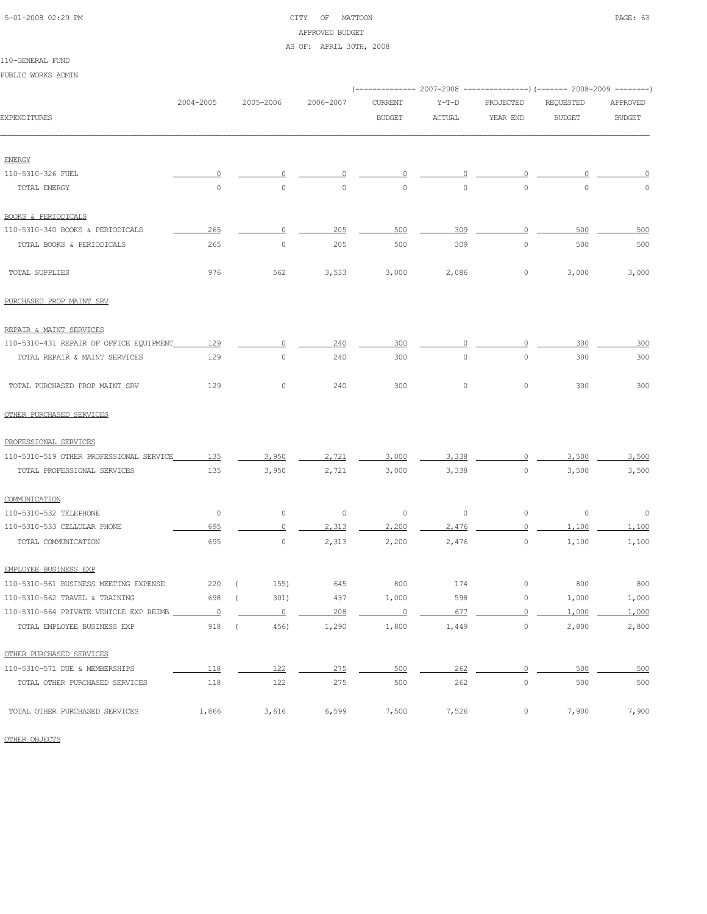CITY OF MATTOON
APPROVED BUDGET
AS OF: APRIL 30TH, 2008

110-GENERAL FUND

PUBLIC WORKS ADMIN

| EXPENDITURES | 2004-2005 | 2005-2006 | 2006-2007 | 2007-2008 CURRENT BUDGET | 2007-2008 Y-T-D ACTUAL | 2007-2008 PROJECTED YEAR END | 2008-2009 REQUESTED BUDGET | 2008-2009 APPROVED BUDGET |
|---|---|---|---|---|---|---|---|---|
| ENERGY | | | | | | | | |
| 110-5310-326 FUEL | 0 | 0 | 0 | 0 | 0 | 0 | 0 | 0 |
| TOTAL ENERGY | 0 | 0 | 0 | 0 | 0 | 0 | 0 | 0 |
| BOOKS & PERIODICALS | | | | | | | | |
| 110-5310-340 BOOKS & PERIODICALS | 265 | 0 | 205 | 500 | 309 | 0 | 500 | 500 |
| TOTAL BOOKS & PERIODICALS | 265 | 0 | 205 | 500 | 309 | 0 | 500 | 500 |
| TOTAL SUPPLIES | 976 | 562 | 3,533 | 3,000 | 2,086 | 0 | 3,000 | 3,000 |
| PURCHASED PROP MAINT SRV | | | | | | | | |
| REPAIR & MAINT SERVICES | | | | | | | | |
| 110-5310-431 REPAIR OF OFFICE EQUIPMENT | 129 | 0 | 240 | 300 | 0 | 0 | 300 | 300 |
| TOTAL REPAIR & MAINT SERVICES | 129 | 0 | 240 | 300 | 0 | 0 | 300 | 300 |
| TOTAL PURCHASED PROP MAINT SRV | 129 | 0 | 240 | 300 | 0 | 0 | 300 | 300 |
| OTHER PURCHASED SERVICES | | | | | | | | |
| PROFESSIONAL SERVICES | | | | | | | | |
| 110-5310-519 OTHER PROFESSIONAL SERVICE | 135 | 3,950 | 2,721 | 3,000 | 3,338 | 0 | 3,500 | 3,500 |
| TOTAL PROFESSIONAL SERVICES | 135 | 3,950 | 2,721 | 3,000 | 3,338 | 0 | 3,500 | 3,500 |
| COMMUNICATION | | | | | | | | |
| 110-5310-532 TELEPHONE | 0 | 0 | 0 | 0 | 0 | 0 | 0 | 0 |
| 110-5310-533 CELLULAR PHONE | 695 | 0 | 2,313 | 2,200 | 2,476 | 0 | 1,100 | 1,100 |
| TOTAL COMMUNICATION | 695 | 0 | 2,313 | 2,200 | 2,476 | 0 | 1,100 | 1,100 |
| EMPLOYEE BUSINESS EXP | | | | | | | | |
| 110-5310-561 BUSINESS MEETING EXPENSE | 220 | ( 155) | 645 | 800 | 174 | 0 | 800 | 800 |
| 110-5310-562 TRAVEL & TRAINING | 698 | ( 301) | 437 | 1,000 | 598 | 0 | 1,000 | 1,000 |
| 110-5310-564 PRIVATE VEHICLE EXP REIMB | 0 | 0 | 208 | 0 | 677 | 0 | 1,000 | 1,000 |
| TOTAL EMPLOYEE BUSINESS EXP | 918 | ( 456) | 1,290 | 1,800 | 1,449 | 0 | 2,800 | 2,800 |
| OTHER PURCHASED SERVICES | | | | | | | | |
| 110-5310-571 DUE & MEMBERSHIPS | 118 | 122 | 275 | 500 | 262 | 0 | 500 | 500 |
| TOTAL OTHER PURCHASED SERVICES | 118 | 122 | 275 | 500 | 262 | 0 | 500 | 500 |
| TOTAL OTHER PURCHASED SERVICES | 1,866 | 3,616 | 6,599 | 7,500 | 7,526 | 0 | 7,900 | 7,900 |

OTHER OBJECTS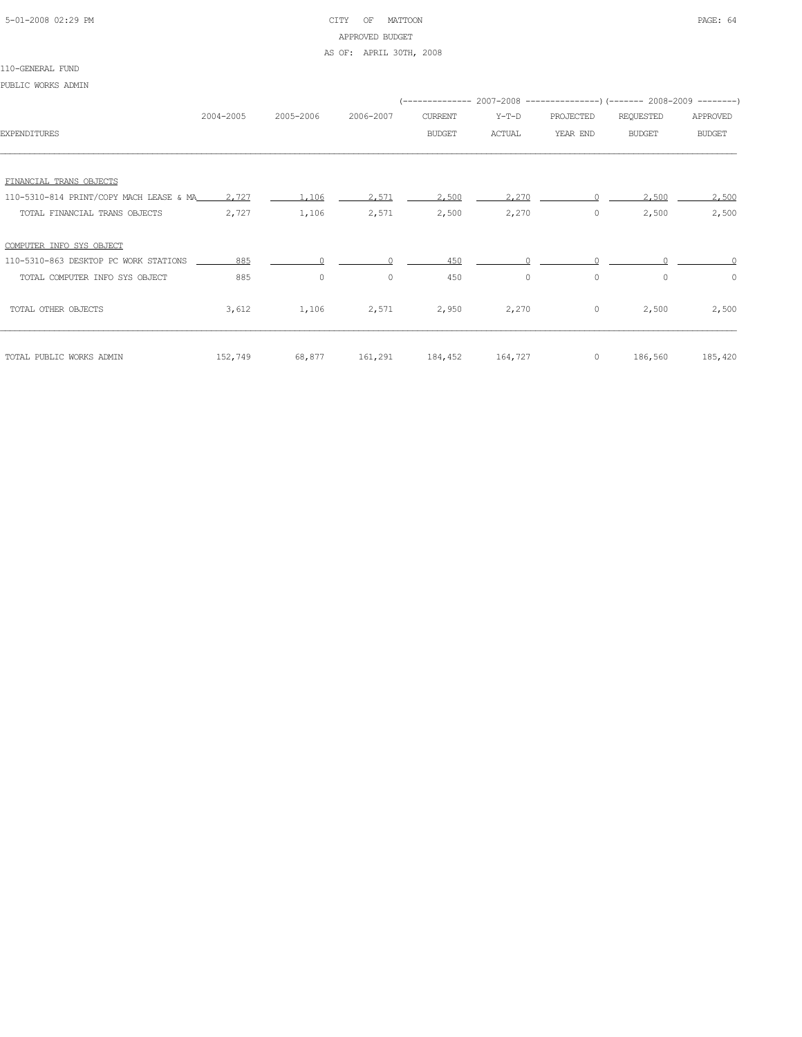110-GENERAL FUND

PUBLIC WORKS ADMIN

| EXPENDITURES | 2004-2005 | 2005-2006 | 2006-2007 | 2007-2008 CURRENT BUDGET | 2007-2008 Y-T-D ACTUAL | 2007-2008 PROJECTED YEAR END | 2008-2009 REQUESTED BUDGET | 2008-2009 APPROVED BUDGET |
|---|---|---|---|---|---|---|---|---|
| FINANCIAL TRANS OBJECTS | | | | | | | | |
| 110-5310-814 PRINT/COPY MACH LEASE & MA | 2,727 | 1,106 | 2,571 | 2,500 | 2,270 | 0 | 2,500 | 2,500 |
| TOTAL FINANCIAL TRANS OBJECTS | 2,727 | 1,106 | 2,571 | 2,500 | 2,270 | 0 | 2,500 | 2,500 |
| COMPUTER INFO SYS OBJECT | | | | | | | | |
| 110-5310-863 DESKTOP PC WORK STATIONS | 885 | 0 | 0 | 450 | 0 | 0 | 0 | 0 |
| TOTAL COMPUTER INFO SYS OBJECT | 885 | 0 | 0 | 450 | 0 | 0 | 0 | 0 |
| TOTAL OTHER OBJECTS | 3,612 | 1,106 | 2,571 | 2,950 | 2,270 | 0 | 2,500 | 2,500 |
| TOTAL PUBLIC WORKS ADMIN | 152,749 | 68,877 | 161,291 | 184,452 | 164,727 | 0 | 186,560 | 185,420 |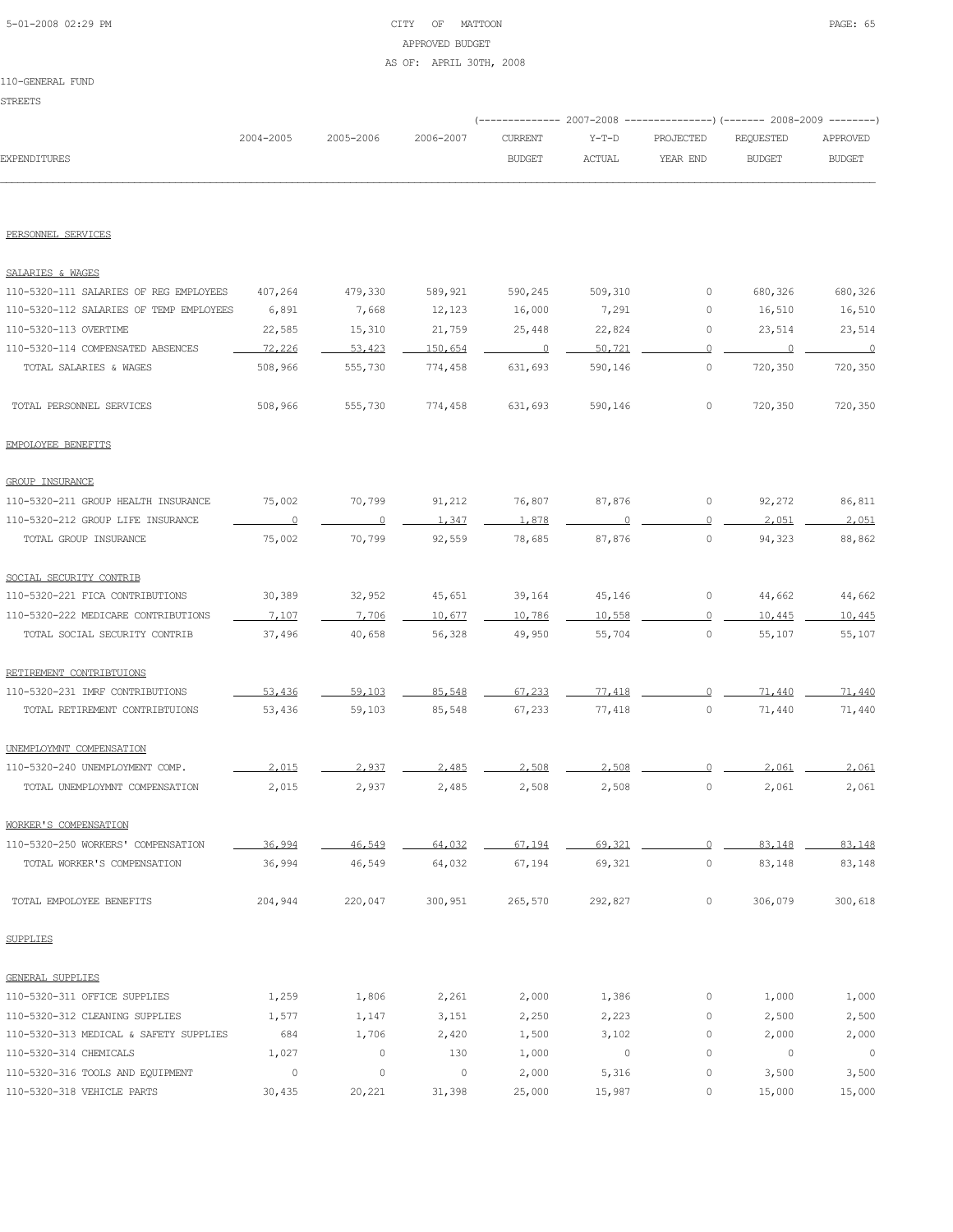CITY OF MATTOON
APPROVED BUDGET
AS OF: APRIL 30TH, 2008

110-GENERAL FUND
STREETS

| EXPENDITURES | 2004-2005 | 2005-2006 | 2006-2007 | 2007-2008 CURRENT BUDGET | 2007-2008 Y-T-D ACTUAL | 2007-2008 PROJECTED YEAR END | 2008-2009 REQUESTED BUDGET | 2008-2009 APPROVED BUDGET |
|---|---|---|---|---|---|---|---|---|
| PERSONNEL SERVICES | | | | | | | | |
| SALARIES & WAGES | | | | | | | | |
| 110-5320-111 SALARIES OF REG EMPLOYEES | 407,264 | 479,330 | 589,921 | 590,245 | 509,310 | 0 | 680,326 | 680,326 |
| 110-5320-112 SALARIES OF TEMP EMPLOYEES | 6,891 | 7,668 | 12,123 | 16,000 | 7,291 | 0 | 16,510 | 16,510 |
| 110-5320-113 OVERTIME | 22,585 | 15,310 | 21,759 | 25,448 | 22,824 | 0 | 23,514 | 23,514 |
| 110-5320-114 COMPENSATED ABSENCES | 72,226 | 53,423 | 150,654 | 0 | 50,721 | 0 | 0 | 0 |
| TOTAL SALARIES & WAGES | 508,966 | 555,730 | 774,458 | 631,693 | 590,146 | 0 | 720,350 | 720,350 |
| TOTAL PERSONNEL SERVICES | 508,966 | 555,730 | 774,458 | 631,693 | 590,146 | 0 | 720,350 | 720,350 |
| EMPOLOYEE BENEFITS | | | | | | | | |
| GROUP INSURANCE | | | | | | | | |
| 110-5320-211 GROUP HEALTH INSURANCE | 75,002 | 70,799 | 91,212 | 76,807 | 87,876 | 0 | 92,272 | 86,811 |
| 110-5320-212 GROUP LIFE INSURANCE | 0 | 0 | 1,347 | 1,878 | 0 | 0 | 2,051 | 2,051 |
| TOTAL GROUP INSURANCE | 75,002 | 70,799 | 92,559 | 78,685 | 87,876 | 0 | 94,323 | 88,862 |
| SOCIAL SECURITY CONTRIB | | | | | | | | |
| 110-5320-221 FICA CONTRIBUTIONS | 30,389 | 32,952 | 45,651 | 39,164 | 45,146 | 0 | 44,662 | 44,662 |
| 110-5320-222 MEDICARE CONTRIBUTIONS | 7,107 | 7,706 | 10,677 | 10,786 | 10,558 | 0 | 10,445 | 10,445 |
| TOTAL SOCIAL SECURITY CONTRIB | 37,496 | 40,658 | 56,328 | 49,950 | 55,704 | 0 | 55,107 | 55,107 |
| RETIREMENT CONTRIBTUIONS | | | | | | | | |
| 110-5320-231 IMRF CONTRIBUTIONS | 53,436 | 59,103 | 85,548 | 67,233 | 77,418 | 0 | 71,440 | 71,440 |
| TOTAL RETIREMENT CONTRIBTUIONS | 53,436 | 59,103 | 85,548 | 67,233 | 77,418 | 0 | 71,440 | 71,440 |
| UNEMPLOYMNT COMPENSATION | | | | | | | | |
| 110-5320-240 UNEMPLOYMENT COMP. | 2,015 | 2,937 | 2,485 | 2,508 | 2,508 | 0 | 2,061 | 2,061 |
| TOTAL UNEMPLOYMNT COMPENSATION | 2,015 | 2,937 | 2,485 | 2,508 | 2,508 | 0 | 2,061 | 2,061 |
| WORKER'S COMPENSATION | | | | | | | | |
| 110-5320-250 WORKERS' COMPENSATION | 36,994 | 46,549 | 64,032 | 67,194 | 69,321 | 0 | 83,148 | 83,148 |
| TOTAL WORKER'S COMPENSATION | 36,994 | 46,549 | 64,032 | 67,194 | 69,321 | 0 | 83,148 | 83,148 |
| TOTAL EMPOLOYEE BENEFITS | 204,944 | 220,047 | 300,951 | 265,570 | 292,827 | 0 | 306,079 | 300,618 |
| SUPPLIES | | | | | | | | |
| GENERAL SUPPLIES | | | | | | | | |
| 110-5320-311 OFFICE SUPPLIES | 1,259 | 1,806 | 2,261 | 2,000 | 1,386 | 0 | 1,000 | 1,000 |
| 110-5320-312 CLEANING SUPPLIES | 1,577 | 1,147 | 3,151 | 2,250 | 2,223 | 0 | 2,500 | 2,500 |
| 110-5320-313 MEDICAL & SAFETY SUPPLIES | 684 | 1,706 | 2,420 | 1,500 | 3,102 | 0 | 2,000 | 2,000 |
| 110-5320-314 CHEMICALS | 1,027 | 0 | 130 | 1,000 | 0 | 0 | 0 | 0 |
| 110-5320-316 TOOLS AND EQUIPMENT | 0 | 0 | 0 | 2,000 | 5,316 | 0 | 3,500 | 3,500 |
| 110-5320-318 VEHICLE PARTS | 30,435 | 20,221 | 31,398 | 25,000 | 15,987 | 0 | 15,000 | 15,000 |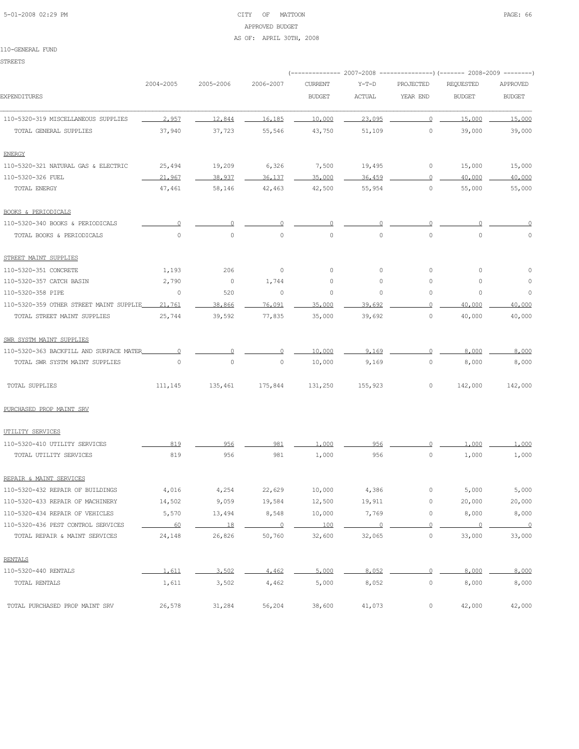CITY OF MATTOON
APPROVED BUDGET
AS OF: APRIL 30TH, 2008

110-GENERAL FUND

STREETS

| EXPENDITURES | 2004-2005 | 2005-2006 | 2006-2007 | 2007-2008 CURRENT BUDGET | 2007-2008 Y-T-D ACTUAL | 2007-2008 PROJECTED YEAR END | 2008-2009 REQUESTED BUDGET | 2008-2009 APPROVED BUDGET |
|---|---|---|---|---|---|---|---|---|
| 110-5320-319 MISCELLANEOUS SUPPLIES | 2,957 | 12,844 | 16,185 | 10,000 | 23,095 | 0 | 15,000 | 15,000 |
| TOTAL GENERAL SUPPLIES | 37,940 | 37,723 | 55,546 | 43,750 | 51,109 | 0 | 39,000 | 39,000 |
| ENERGY | | | | | | | | |
| 110-5320-321 NATURAL GAS & ELECTRIC | 25,494 | 19,209 | 6,326 | 7,500 | 19,495 | 0 | 15,000 | 15,000 |
| 110-5320-326 FUEL | 21,967 | 38,937 | 36,137 | 35,000 | 36,459 | 0 | 40,000 | 40,000 |
| TOTAL ENERGY | 47,461 | 58,146 | 42,463 | 42,500 | 55,954 | 0 | 55,000 | 55,000 |
| BOOKS & PERIODICALS | | | | | | | | |
| 110-5320-340 BOOKS & PERIODICALS | 0 | 0 | 0 | 0 | 0 | 0 | 0 | 0 |
| TOTAL BOOKS & PERIODICALS | 0 | 0 | 0 | 0 | 0 | 0 | 0 | 0 |
| STREET MAINT SUPPLIES | | | | | | | | |
| 110-5320-351 CONCRETE | 1,193 | 206 | 0 | 0 | 0 | 0 | 0 | 0 |
| 110-5320-357 CATCH BASIN | 2,790 | 0 | 1,744 | 0 | 0 | 0 | 0 | 0 |
| 110-5320-358 PIPE | 0 | 520 | 0 | 0 | 0 | 0 | 0 | 0 |
| 110-5320-359 OTHER STREET MAINT SUPPLIE | 21,761 | 38,866 | 76,091 | 35,000 | 39,692 | 0 | 40,000 | 40,000 |
| TOTAL STREET MAINT SUPPLIES | 25,744 | 39,592 | 77,835 | 35,000 | 39,692 | 0 | 40,000 | 40,000 |
| SWR SYSTM MAINT SUPPLIES | | | | | | | | |
| 110-5320-363 BACKFILL AND SURFACE MATER | 0 | 0 | 0 | 10,000 | 9,169 | 0 | 8,000 | 8,000 |
| TOTAL SWR SYSTM MAINT SUPPLIES | 0 | 0 | 0 | 10,000 | 9,169 | 0 | 8,000 | 8,000 |
| TOTAL SUPPLIES | 111,145 | 135,461 | 175,844 | 131,250 | 155,923 | 0 | 142,000 | 142,000 |
| PURCHASED PROP MAINT SRV | | | | | | | | |
| UTILITY SERVICES | | | | | | | | |
| 110-5320-410 UTILITY SERVICES | 819 | 956 | 981 | 1,000 | 956 | 0 | 1,000 | 1,000 |
| TOTAL UTILITY SERVICES | 819 | 956 | 981 | 1,000 | 956 | 0 | 1,000 | 1,000 |
| REPAIR & MAINT SERVICES | | | | | | | | |
| 110-5320-432 REPAIR OF BUILDINGS | 4,016 | 4,254 | 22,629 | 10,000 | 4,386 | 0 | 5,000 | 5,000 |
| 110-5320-433 REPAIR OF MACHINERY | 14,502 | 9,059 | 19,584 | 12,500 | 19,911 | 0 | 20,000 | 20,000 |
| 110-5320-434 REPAIR OF VEHICLES | 5,570 | 13,494 | 8,548 | 10,000 | 7,769 | 0 | 8,000 | 8,000 |
| 110-5320-436 PEST CONTROL SERVICES | 60 | 18 | 0 | 100 | 0 | 0 | 0 | 0 |
| TOTAL REPAIR & MAINT SERVICES | 24,148 | 26,826 | 50,760 | 32,600 | 32,065 | 0 | 33,000 | 33,000 |
| RENTALS | | | | | | | | |
| 110-5320-440 RENTALS | 1,611 | 3,502 | 4,462 | 5,000 | 8,052 | 0 | 8,000 | 8,000 |
| TOTAL RENTALS | 1,611 | 3,502 | 4,462 | 5,000 | 8,052 | 0 | 8,000 | 8,000 |
| TOTAL PURCHASED PROP MAINT SRV | 26,578 | 31,284 | 56,204 | 38,600 | 41,073 | 0 | 42,000 | 42,000 |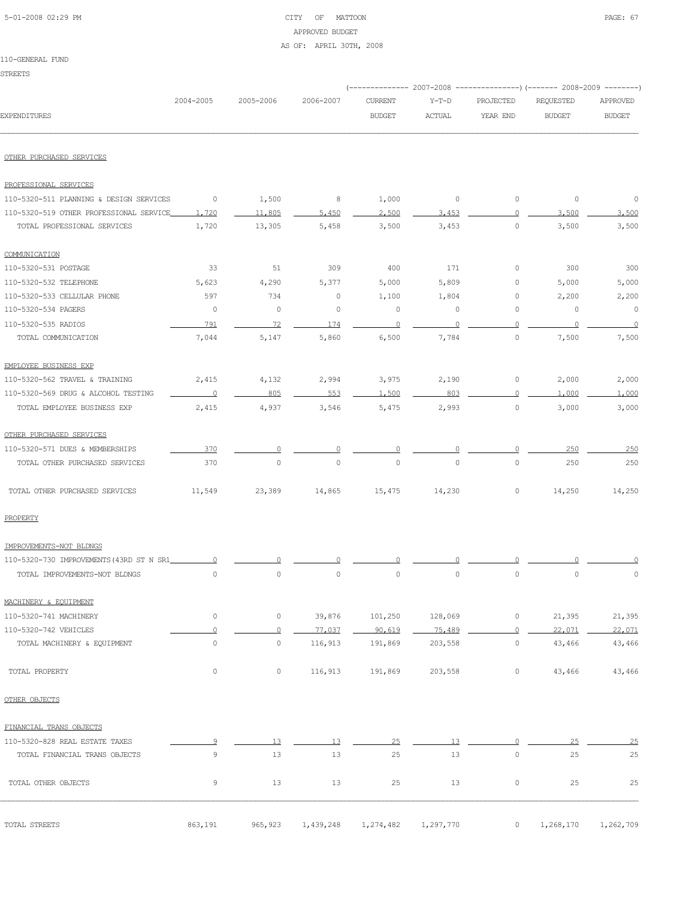CITY OF MATTOON
APPROVED BUDGET
AS OF: APRIL 30TH, 2008

110-GENERAL FUND

STREETS

| EXPENDITURES | 2004-2005 | 2005-2006 | 2006-2007 | 2007-2008 CURRENT BUDGET | 2007-2008 Y-T-D ACTUAL | 2007-2008 PROJECTED YEAR END | 2008-2009 REQUESTED BUDGET | 2008-2009 APPROVED BUDGET |
|---|---|---|---|---|---|---|---|---|
| OTHER PURCHASED SERVICES | | | | | | | | |
| PROFESSIONAL SERVICES | | | | | | | | |
| 110-5320-511 PLANNING & DESIGN SERVICES | 0 | 1,500 | 8 | 1,000 | 0 | 0 | 0 | 0 |
| 110-5320-519 OTHER PROFESSIONAL SERVICE | 1,720 | 11,805 | 5,450 | 2,500 | 3,453 | 0 | 3,500 | 3,500 |
| TOTAL PROFESSIONAL SERVICES | 1,720 | 13,305 | 5,458 | 3,500 | 3,453 | 0 | 3,500 | 3,500 |
| COMMUNICATION | | | | | | | | |
| 110-5320-531 POSTAGE | 33 | 51 | 309 | 400 | 171 | 0 | 300 | 300 |
| 110-5320-532 TELEPHONE | 5,623 | 4,290 | 5,377 | 5,000 | 5,809 | 0 | 5,000 | 5,000 |
| 110-5320-533 CELLULAR PHONE | 597 | 734 | 0 | 1,100 | 1,804 | 0 | 2,200 | 2,200 |
| 110-5320-534 PAGERS | 0 | 0 | 0 | 0 | 0 | 0 | 0 | 0 |
| 110-5320-535 RADIOS | 791 | 72 | 174 | 0 | 0 | 0 | 0 | 0 |
| TOTAL COMMUNICATION | 7,044 | 5,147 | 5,860 | 6,500 | 7,784 | 0 | 7,500 | 7,500 |
| EMPLOYEE BUSINESS EXP | | | | | | | | |
| 110-5320-562 TRAVEL & TRAINING | 2,415 | 4,132 | 2,994 | 3,975 | 2,190 | 0 | 2,000 | 2,000 |
| 110-5320-569 DRUG & ALCOHOL TESTING | 0 | 805 | 553 | 1,500 | 803 | 0 | 1,000 | 1,000 |
| TOTAL EMPLOYEE BUSINESS EXP | 2,415 | 4,937 | 3,546 | 5,475 | 2,993 | 0 | 3,000 | 3,000 |
| OTHER PURCHASED SERVICES | | | | | | | | |
| 110-5320-571 DUES & MEMBERSHIPS | 370 | 0 | 0 | 0 | 0 | 0 | 250 | 250 |
| TOTAL OTHER PURCHASED SERVICES | 370 | 0 | 0 | 0 | 0 | 0 | 250 | 250 |
| TOTAL OTHER PURCHASED SERVICES | 11,549 | 23,389 | 14,865 | 15,475 | 14,230 | 0 | 14,250 | 14,250 |
| PROPERTY | | | | | | | | |
| IMPROVEMENTS-NOT BLDNGS | | | | | | | | |
| 110-5320-730 IMPROVEMENTS(43RD ST N SR1 | 0 | 0 | 0 | 0 | 0 | 0 | 0 | 0 |
| TOTAL IMPROVEMENTS-NOT BLDNGS | 0 | 0 | 0 | 0 | 0 | 0 | 0 | 0 |
| MACHINERY & EQUIPMENT | | | | | | | | |
| 110-5320-741 MACHINERY | 0 | 0 | 39,876 | 101,250 | 128,069 | 0 | 21,395 | 21,395 |
| 110-5320-742 VEHICLES | 0 | 0 | 77,037 | 90,619 | 75,489 | 0 | 22,071 | 22,071 |
| TOTAL MACHINERY & EQUIPMENT | 0 | 0 | 116,913 | 191,869 | 203,558 | 0 | 43,466 | 43,466 |
| TOTAL PROPERTY | 0 | 0 | 116,913 | 191,869 | 203,558 | 0 | 43,466 | 43,466 |
| OTHER OBJECTS | | | | | | | | |
| FINANCIAL TRANS OBJECTS | | | | | | | | |
| 110-5320-828 REAL ESTATE TAXES | 9 | 13 | 13 | 25 | 13 | 0 | 25 | 25 |
| TOTAL FINANCIAL TRANS OBJECTS | 9 | 13 | 13 | 25 | 13 | 0 | 25 | 25 |
| TOTAL OTHER OBJECTS | 9 | 13 | 13 | 25 | 13 | 0 | 25 | 25 |
| TOTAL STREETS | 863,191 | 965,923 | 1,439,248 | 1,274,482 | 1,297,770 | 0 | 1,268,170 | 1,262,709 |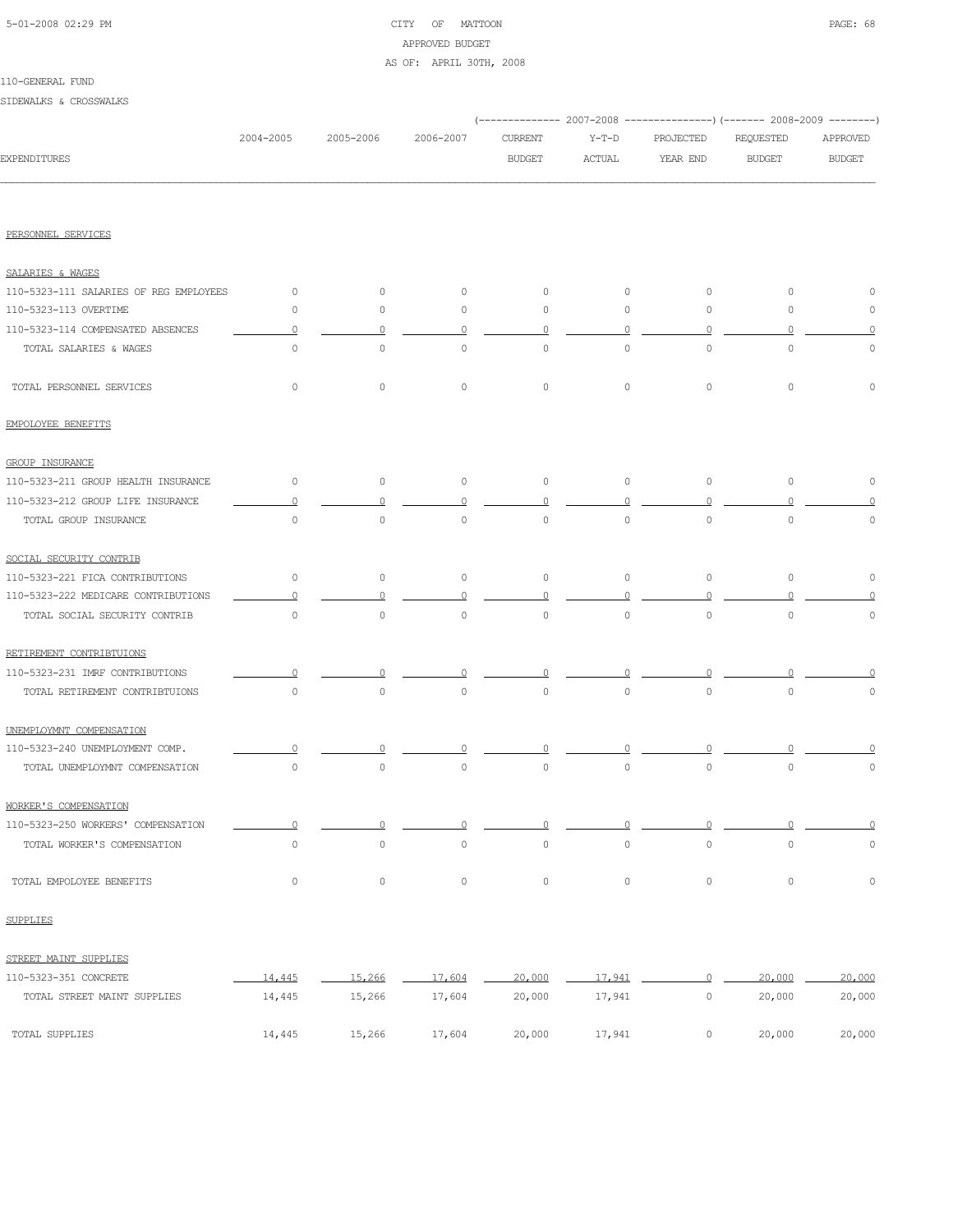CITY OF MATTOON
APPROVED BUDGET
AS OF: APRIL 30TH, 2008

110-GENERAL FUND

SIDEWALKS & CROSSWALKS

| EXPENDITURES | 2004-2005 | 2005-2006 | 2006-2007 | 2007-2008 CURRENT BUDGET | 2007-2008 Y-T-D ACTUAL | 2007-2008 PROJECTED YEAR END | 2008-2009 REQUESTED BUDGET | 2008-2009 APPROVED BUDGET |
|---|---|---|---|---|---|---|---|---|
| PERSONNEL SERVICES | | | | | | | | |
| SALARIES & WAGES | | | | | | | | |
| 110-5323-111 SALARIES OF REG EMPLOYEES | 0 | 0 | 0 | 0 | 0 | 0 | 0 | 0 |
| 110-5323-113 OVERTIME | 0 | 0 | 0 | 0 | 0 | 0 | 0 | 0 |
| 110-5323-114 COMPENSATED ABSENCES | 0 | 0 | 0 | 0 | 0 | 0 | 0 | 0 |
| TOTAL SALARIES & WAGES | 0 | 0 | 0 | 0 | 0 | 0 | 0 | 0 |
| TOTAL PERSONNEL SERVICES | 0 | 0 | 0 | 0 | 0 | 0 | 0 | 0 |
| EMPOLOYEE BENEFITS | | | | | | | | |
| GROUP INSURANCE | | | | | | | | |
| 110-5323-211 GROUP HEALTH INSURANCE | 0 | 0 | 0 | 0 | 0 | 0 | 0 | 0 |
| 110-5323-212 GROUP LIFE INSURANCE | 0 | 0 | 0 | 0 | 0 | 0 | 0 | 0 |
| TOTAL GROUP INSURANCE | 0 | 0 | 0 | 0 | 0 | 0 | 0 | 0 |
| SOCIAL SECURITY CONTRIB | | | | | | | | |
| 110-5323-221 FICA CONTRIBUTIONS | 0 | 0 | 0 | 0 | 0 | 0 | 0 | 0 |
| 110-5323-222 MEDICARE CONTRIBUTIONS | 0 | 0 | 0 | 0 | 0 | 0 | 0 | 0 |
| TOTAL SOCIAL SECURITY CONTRIB | 0 | 0 | 0 | 0 | 0 | 0 | 0 | 0 |
| RETIREMENT CONTRIBTUIONS | | | | | | | | |
| 110-5323-231 IMRF CONTRIBUTIONS | 0 | 0 | 0 | 0 | 0 | 0 | 0 | 0 |
| TOTAL RETIREMENT CONTRIBTUIONS | 0 | 0 | 0 | 0 | 0 | 0 | 0 | 0 |
| UNEMPLOYMNT COMPENSATION | | | | | | | | |
| 110-5323-240 UNEMPLOYMENT COMP. | 0 | 0 | 0 | 0 | 0 | 0 | 0 | 0 |
| TOTAL UNEMPLOYMNT COMPENSATION | 0 | 0 | 0 | 0 | 0 | 0 | 0 | 0 |
| WORKER'S COMPENSATION | | | | | | | | |
| 110-5323-250 WORKERS' COMPENSATION | 0 | 0 | 0 | 0 | 0 | 0 | 0 | 0 |
| TOTAL WORKER'S COMPENSATION | 0 | 0 | 0 | 0 | 0 | 0 | 0 | 0 |
| TOTAL EMPOLOYEE BENEFITS | 0 | 0 | 0 | 0 | 0 | 0 | 0 | 0 |
| SUPPLIES | | | | | | | | |
| STREET MAINT SUPPLIES | | | | | | | | |
| 110-5323-351 CONCRETE | 14,445 | 15,266 | 17,604 | 20,000 | 17,941 | 0 | 20,000 | 20,000 |
| TOTAL STREET MAINT SUPPLIES | 14,445 | 15,266 | 17,604 | 20,000 | 17,941 | 0 | 20,000 | 20,000 |
| TOTAL SUPPLIES | 14,445 | 15,266 | 17,604 | 20,000 | 17,941 | 0 | 20,000 | 20,000 |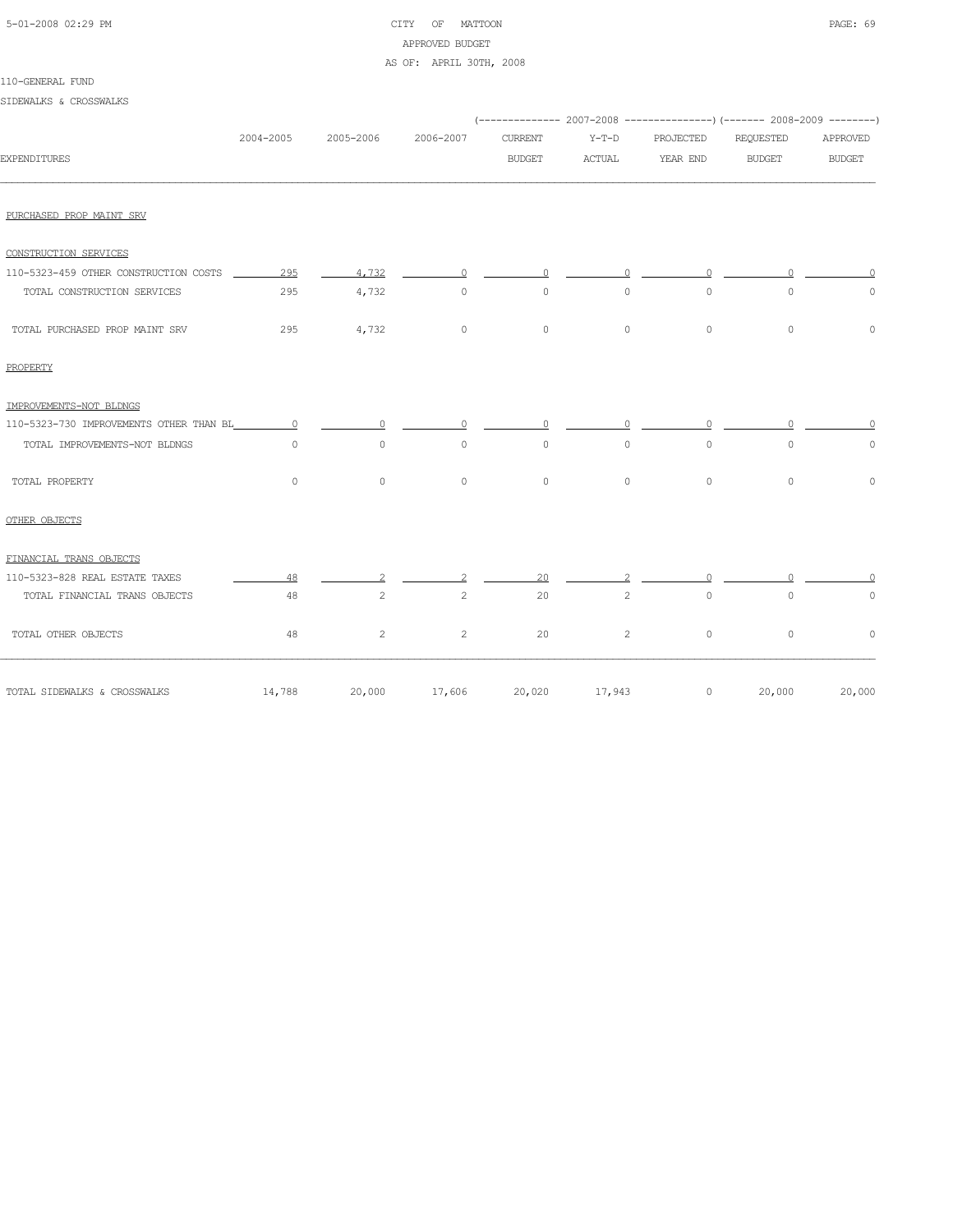CITY OF MATTOON
APPROVED BUDGET
AS OF: APRIL 30TH, 2008

110-GENERAL FUND

SIDEWALKS & CROSSWALKS

| EXPENDITURES | 2004-2005 | 2005-2006 | 2006-2007 | 2007-2008 CURRENT BUDGET | 2007-2008 Y-T-D ACTUAL | 2007-2008 PROJECTED YEAR END | 2008-2009 REQUESTED BUDGET | 2008-2009 APPROVED BUDGET |
|---|---|---|---|---|---|---|---|---|
| PURCHASED PROP MAINT SRV | | | | | | | | |
| CONSTRUCTION SERVICES | | | | | | | | |
| 110-5323-459 OTHER CONSTRUCTION COSTS | 295 | 4,732 | 0 | 0 | 0 | 0 | 0 | 0 |
| TOTAL CONSTRUCTION SERVICES | 295 | 4,732 | 0 | 0 | 0 | 0 | 0 | 0 |
| TOTAL PURCHASED PROP MAINT SRV | 295 | 4,732 | 0 | 0 | 0 | 0 | 0 | 0 |
| PROPERTY | | | | | | | | |
| IMPROVEMENTS-NOT BLDNGS | | | | | | | | |
| 110-5323-730 IMPROVEMENTS OTHER THAN BL | 0 | 0 | 0 | 0 | 0 | 0 | 0 | 0 |
| TOTAL IMPROVEMENTS-NOT BLDNGS | 0 | 0 | 0 | 0 | 0 | 0 | 0 | 0 |
| TOTAL PROPERTY | 0 | 0 | 0 | 0 | 0 | 0 | 0 | 0 |
| OTHER OBJECTS | | | | | | | | |
| FINANCIAL TRANS OBJECTS | | | | | | | | |
| 110-5323-828 REAL ESTATE TAXES | 48 | 2 | 2 | 20 | 2 | 0 | 0 | 0 |
| TOTAL FINANCIAL TRANS OBJECTS | 48 | 2 | 2 | 20 | 2 | 0 | 0 | 0 |
| TOTAL OTHER OBJECTS | 48 | 2 | 2 | 20 | 2 | 0 | 0 | 0 |
| TOTAL SIDEWALKS & CROSSWALKS | 14,788 | 20,000 | 17,606 | 20,020 | 17,943 | 0 | 20,000 | 20,000 |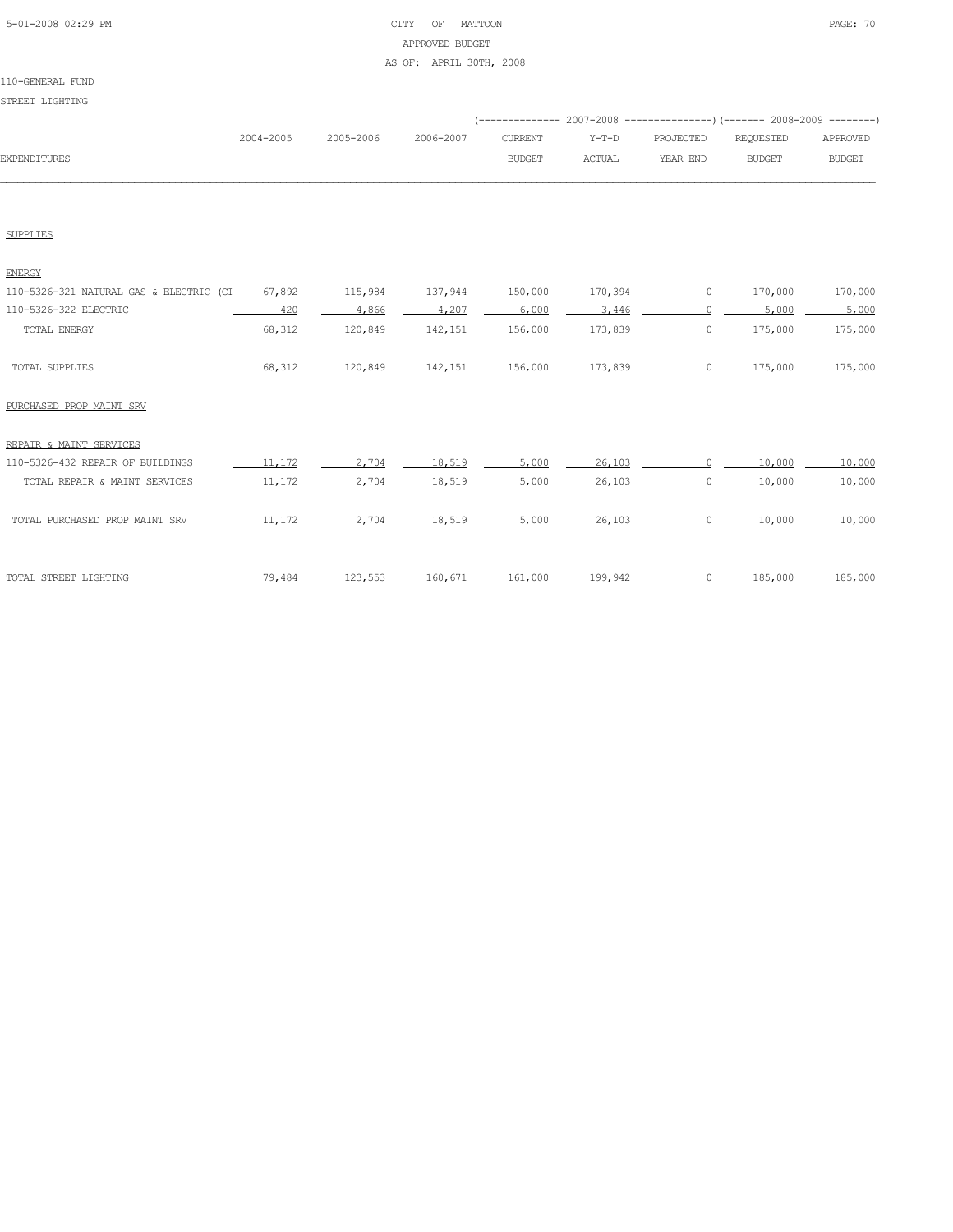CITY OF MATTOON
APPROVED BUDGET
AS OF: APRIL 30TH, 2008

110-GENERAL FUND

STREET LIGHTING

| EXPENDITURES | 2004-2005 | 2005-2006 | 2006-2007 | 2007-2008 CURRENT BUDGET | 2007-2008 Y-T-D ACTUAL | 2007-2008 PROJECTED YEAR END | 2008-2009 REQUESTED BUDGET | 2008-2009 APPROVED BUDGET |
|---|---|---|---|---|---|---|---|---|
| SUPPLIES | | | | | | | | |
| ENERGY | | | | | | | | |
| 110-5326-321 NATURAL GAS & ELECTRIC (CI | 67,892 | 115,984 | 137,944 | 150,000 | 170,394 | 0 | 170,000 | 170,000 |
| 110-5326-322 ELECTRIC | 420 | 4,866 | 4,207 | 6,000 | 3,446 | 0 | 5,000 | 5,000 |
| TOTAL ENERGY | 68,312 | 120,849 | 142,151 | 156,000 | 173,839 | 0 | 175,000 | 175,000 |
| TOTAL SUPPLIES | 68,312 | 120,849 | 142,151 | 156,000 | 173,839 | 0 | 175,000 | 175,000 |
| PURCHASED PROP MAINT SRV | | | | | | | | |
| REPAIR & MAINT SERVICES | | | | | | | | |
| 110-5326-432 REPAIR OF BUILDINGS | 11,172 | 2,704 | 18,519 | 5,000 | 26,103 | 0 | 10,000 | 10,000 |
| TOTAL REPAIR & MAINT SERVICES | 11,172 | 2,704 | 18,519 | 5,000 | 26,103 | 0 | 10,000 | 10,000 |
| TOTAL PURCHASED PROP MAINT SRV | 11,172 | 2,704 | 18,519 | 5,000 | 26,103 | 0 | 10,000 | 10,000 |
| TOTAL STREET LIGHTING | 79,484 | 123,553 | 160,671 | 161,000 | 199,942 | 0 | 185,000 | 185,000 |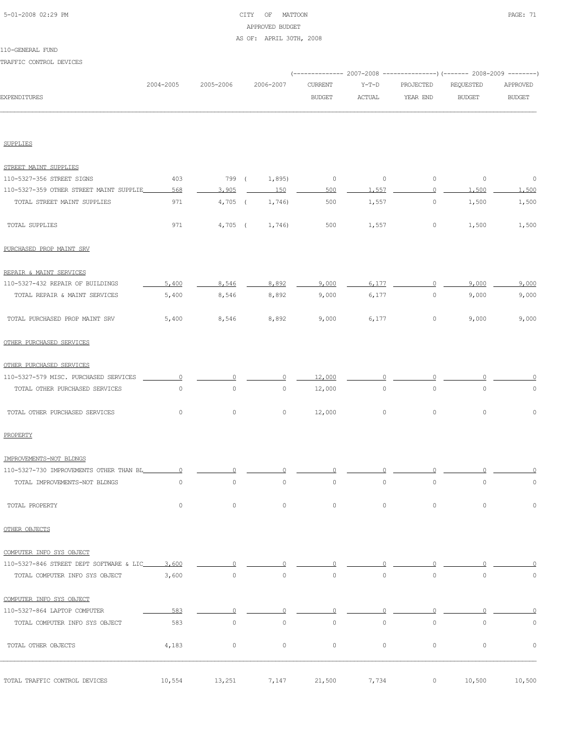CITY OF MATTOON
APPROVED BUDGET
AS OF: APRIL 30TH, 2008

110-GENERAL FUND

TRAFFIC CONTROL DEVICES

| EXPENDITURES | 2004-2005 | 2005-2006 | 2006-2007 | 2007-2008 CURRENT BUDGET | 2007-2008 Y-T-D ACTUAL | 2007-2008 PROJECTED YEAR END | 2008-2009 REQUESTED BUDGET | 2008-2009 APPROVED BUDGET |
|---|---|---|---|---|---|---|---|---|
| SUPPLIES | | | | | | | | |
| STREET MAINT SUPPLIES | | | | | | | | |
| 110-5327-356 STREET SIGNS | 403 | 799 | (1,895) | 0 | 0 | 0 | 0 | 0 |
| 110-5327-359 OTHER STREET MAINT SUPPLIE | 568 | 3,905 | 150 | 500 | 1,557 | 0 | 1,500 | 1,500 |
| TOTAL STREET MAINT SUPPLIES | 971 | 4,705 | (1,746) | 500 | 1,557 | 0 | 1,500 | 1,500 |
| TOTAL SUPPLIES | 971 | 4,705 | (1,746) | 500 | 1,557 | 0 | 1,500 | 1,500 |
| PURCHASED PROP MAINT SRV | | | | | | | | |
| REPAIR & MAINT SERVICES | | | | | | | | |
| 110-5327-432 REPAIR OF BUILDINGS | 5,400 | 8,546 | 8,892 | 9,000 | 6,177 | 0 | 9,000 | 9,000 |
| TOTAL REPAIR & MAINT SERVICES | 5,400 | 8,546 | 8,892 | 9,000 | 6,177 | 0 | 9,000 | 9,000 |
| TOTAL PURCHASED PROP MAINT SRV | 5,400 | 8,546 | 8,892 | 9,000 | 6,177 | 0 | 9,000 | 9,000 |
| OTHER PURCHASED SERVICES | | | | | | | | |
| OTHER PURCHASED SERVICES | | | | | | | | |
| 110-5327-579 MISC. PURCHASED SERVICES | 0 | 0 | 0 | 12,000 | 0 | 0 | 0 | 0 |
| TOTAL OTHER PURCHASED SERVICES | 0 | 0 | 0 | 12,000 | 0 | 0 | 0 | 0 |
| TOTAL OTHER PURCHASED SERVICES | 0 | 0 | 0 | 12,000 | 0 | 0 | 0 | 0 |
| PROPERTY | | | | | | | | |
| IMPROVEMENTS-NOT BLDNGS | | | | | | | | |
| 110-5327-730 IMPROVEMENTS OTHER THAN BL | 0 | 0 | 0 | 0 | 0 | 0 | 0 | 0 |
| TOTAL IMPROVEMENTS-NOT BLDNGS | 0 | 0 | 0 | 0 | 0 | 0 | 0 | 0 |
| TOTAL PROPERTY | 0 | 0 | 0 | 0 | 0 | 0 | 0 | 0 |
| OTHER OBJECTS | | | | | | | | |
| COMPUTER INFO SYS OBJECT | | | | | | | | |
| 110-5327-846 STREET DEPT SOFTWARE & LIC | 3,600 | 0 | 0 | 0 | 0 | 0 | 0 | 0 |
| TOTAL COMPUTER INFO SYS OBJECT | 3,600 | 0 | 0 | 0 | 0 | 0 | 0 | 0 |
| COMPUTER INFO SYS OBJECT | | | | | | | | |
| 110-5327-864 LAPTOP COMPUTER | 583 | 0 | 0 | 0 | 0 | 0 | 0 | 0 |
| TOTAL COMPUTER INFO SYS OBJECT | 583 | 0 | 0 | 0 | 0 | 0 | 0 | 0 |
| TOTAL OTHER OBJECTS | 4,183 | 0 | 0 | 0 | 0 | 0 | 0 | 0 |
| TOTAL TRAFFIC CONTROL DEVICES | 10,554 | 13,251 | 7,147 | 21,500 | 7,734 | 0 | 10,500 | 10,500 |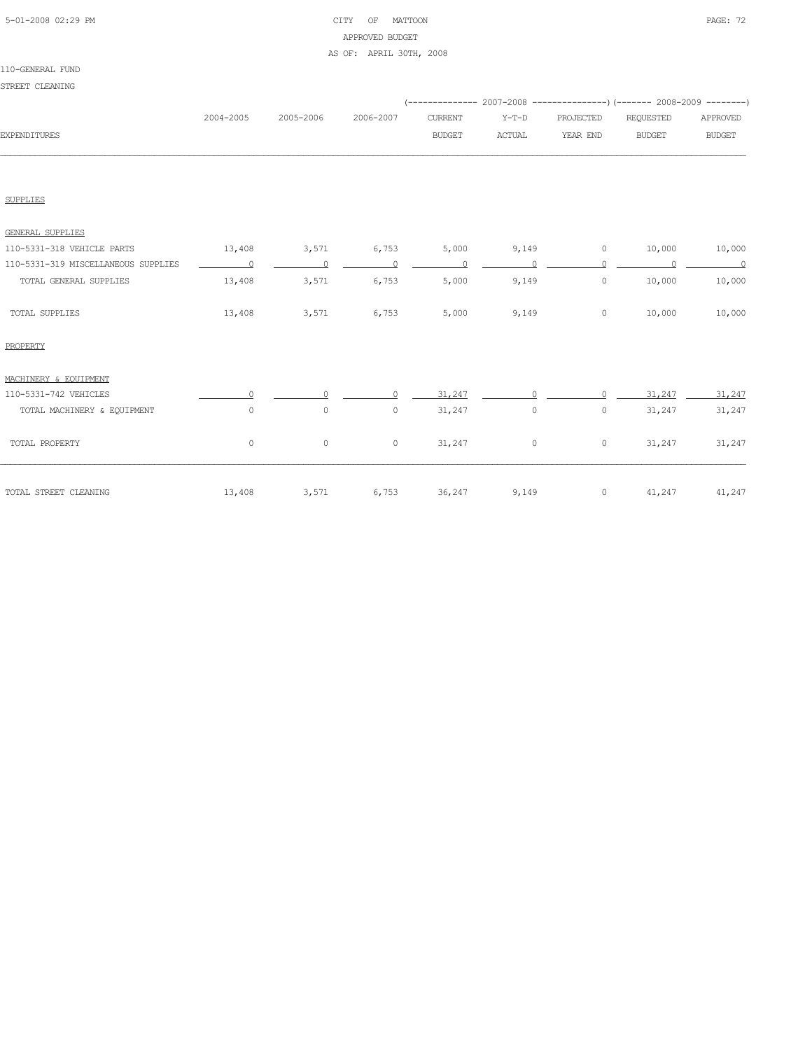CITY OF MATTOON

APPROVED BUDGET

AS OF: APRIL 30TH, 2008

110-GENERAL FUND

STREET CLEANING

| EXPENDITURES | 2004-2005 | 2005-2006 | 2006-2007 | 2007-2008 CURRENT BUDGET | 2007-2008 Y-T-D ACTUAL | 2007-2008 PROJECTED YEAR END | 2008-2009 REQUESTED BUDGET | 2008-2009 APPROVED BUDGET |
|---|---|---|---|---|---|---|---|---|
| **SUPPLIES** | | | | | | | | |
| GENERAL SUPPLIES | | | | | | | | |
| 110-5331-318 VEHICLE PARTS | 13,408 | 3,571 | 6,753 | 5,000 | 9,149 | 0 | 10,000 | 10,000 |
| 110-5331-319 MISCELLANEOUS SUPPLIES | 0 | 0 | 0 | 0 | 0 | 0 | 0 | 0 |
| TOTAL GENERAL SUPPLIES | 13,408 | 3,571 | 6,753 | 5,000 | 9,149 | 0 | 10,000 | 10,000 |
| TOTAL SUPPLIES | 13,408 | 3,571 | 6,753 | 5,000 | 9,149 | 0 | 10,000 | 10,000 |
| **PROPERTY** | | | | | | | | |
| MACHINERY & EQUIPMENT | | | | | | | | |
| 110-5331-742 VEHICLES | 0 | 0 | 0 | 31,247 | 0 | 0 | 31,247 | 31,247 |
| TOTAL MACHINERY & EQUIPMENT | 0 | 0 | 0 | 31,247 | 0 | 0 | 31,247 | 31,247 |
| TOTAL PROPERTY | 0 | 0 | 0 | 31,247 | 0 | 0 | 31,247 | 31,247 |
| TOTAL STREET CLEANING | 13,408 | 3,571 | 6,753 | 36,247 | 9,149 | 0 | 41,247 | 41,247 |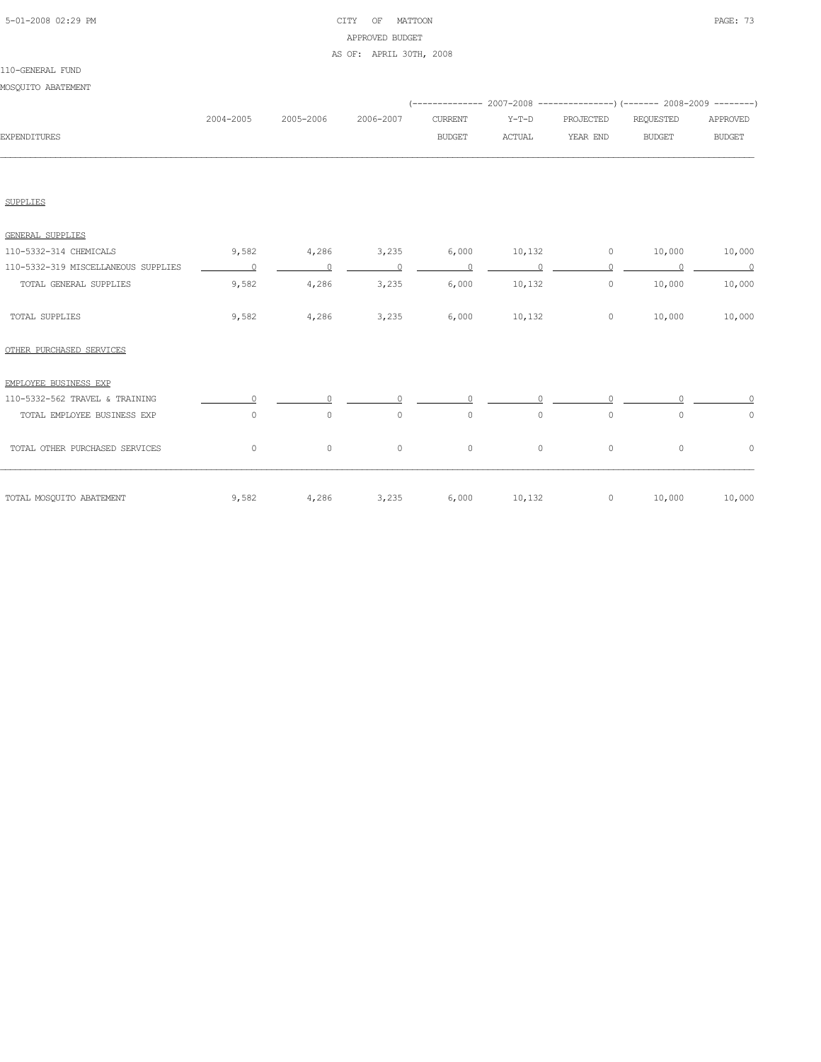110-GENERAL FUND

MOSQUITO ABATEMENT

| EXPENDITURES | 2004-2005 | 2005-2006 | 2006-2007 | 2007-2008 CURRENT BUDGET | 2007-2008 Y-T-D ACTUAL | 2007-2008 PROJECTED YEAR END | 2008-2009 REQUESTED BUDGET | 2008-2009 APPROVED BUDGET |
|---|---|---|---|---|---|---|---|---|
| SUPPLIES | | | | | | | | |
| GENERAL SUPPLIES | | | | | | | | |
| 110-5332-314 CHEMICALS | 9,582 | 4,286 | 3,235 | 6,000 | 10,132 | 0 | 10,000 | 10,000 |
| 110-5332-319 MISCELLANEOUS SUPPLIES | 0 | 0 | 0 | 0 | 0 | 0 | 0 | 0 |
| TOTAL GENERAL SUPPLIES | 9,582 | 4,286 | 3,235 | 6,000 | 10,132 | 0 | 10,000 | 10,000 |
| TOTAL SUPPLIES | 9,582 | 4,286 | 3,235 | 6,000 | 10,132 | 0 | 10,000 | 10,000 |
| OTHER PURCHASED SERVICES | | | | | | | | |
| EMPLOYEE BUSINESS EXP | | | | | | | | |
| 110-5332-562 TRAVEL & TRAINING | 0 | 0 | 0 | 0 | 0 | 0 | 0 | 0 |
| TOTAL EMPLOYEE BUSINESS EXP | 0 | 0 | 0 | 0 | 0 | 0 | 0 | 0 |
| TOTAL OTHER PURCHASED SERVICES | 0 | 0 | 0 | 0 | 0 | 0 | 0 | 0 |
| TOTAL MOSQUITO ABATEMENT | 9,582 | 4,286 | 3,235 | 6,000 | 10,132 | 0 | 10,000 | 10,000 |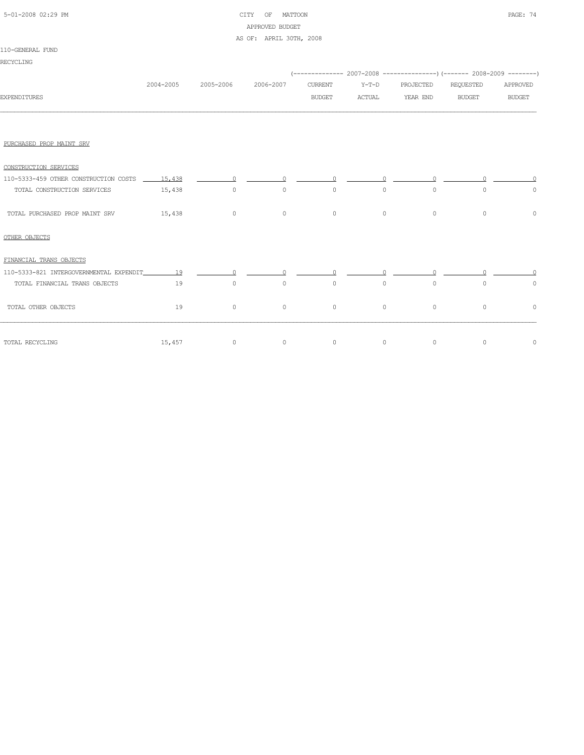CITY OF MATTOON
APPROVED BUDGET
AS OF: APRIL 30TH, 2008

110-GENERAL FUND

RECYCLING

| EXPENDITURES | 2004-2005 | 2005-2006 | 2006-2007 | 2007-2008 CURRENT BUDGET | 2007-2008 Y-T-D ACTUAL | 2007-2008 PROJECTED YEAR END | 2008-2009 REQUESTED BUDGET | 2008-2009 APPROVED BUDGET |
|---|---|---|---|---|---|---|---|---|
| PURCHASED PROP MAINT SRV | | | | | | | | |
| CONSTRUCTION SERVICES | | | | | | | | |
| 110-5333-459 OTHER CONSTRUCTION COSTS | 15,438 | 0 | 0 | 0 | 0 | 0 | 0 | 0 |
| TOTAL CONSTRUCTION SERVICES | 15,438 | 0 | 0 | 0 | 0 | 0 | 0 | 0 |
| TOTAL PURCHASED PROP MAINT SRV | 15,438 | 0 | 0 | 0 | 0 | 0 | 0 | 0 |
| OTHER OBJECTS | | | | | | | | |
| FINANCIAL TRANS OBJECTS | | | | | | | | |
| 110-5333-821 INTERGOVERNMENTAL EXPENDIT | 19 | 0 | 0 | 0 | 0 | 0 | 0 | 0 |
| TOTAL FINANCIAL TRANS OBJECTS | 19 | 0 | 0 | 0 | 0 | 0 | 0 | 0 |
| TOTAL OTHER OBJECTS | 19 | 0 | 0 | 0 | 0 | 0 | 0 | 0 |
| TOTAL RECYCLING | 15,457 | 0 | 0 | 0 | 0 | 0 | 0 | 0 |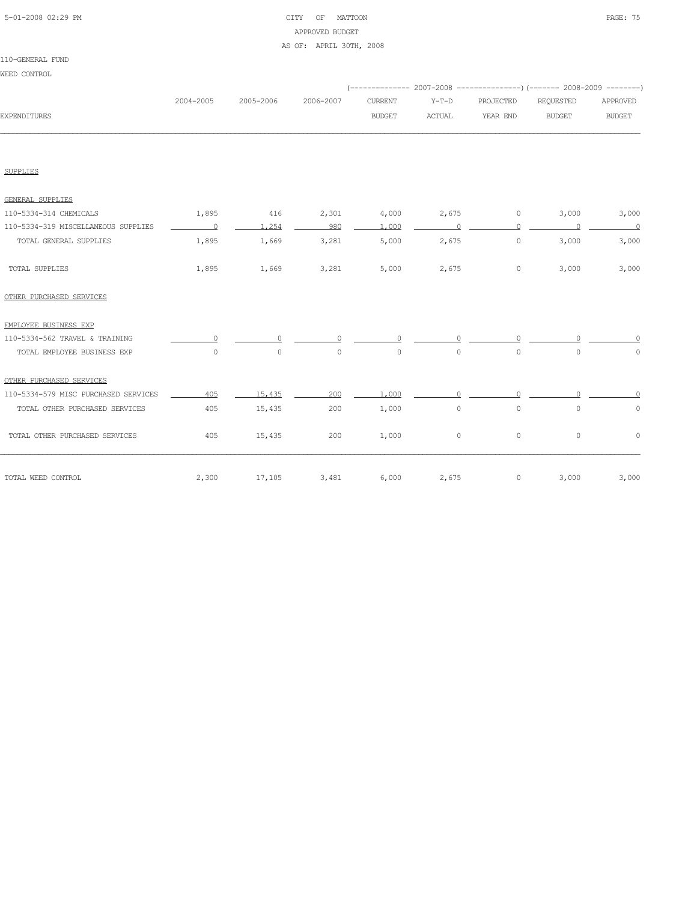CITY OF MATTOON
APPROVED BUDGET
AS OF: APRIL 30TH, 2008

110-GENERAL FUND

WEED CONTROL

| EXPENDITURES | 2004-2005 | 2005-2006 | 2006-2007 | 2007-2008 CURRENT BUDGET | 2007-2008 Y-T-D ACTUAL | 2007-2008 PROJECTED YEAR END | 2008-2009 REQUESTED BUDGET | 2008-2009 APPROVED BUDGET |
|---|---|---|---|---|---|---|---|---|
| **SUPPLIES** | | | | | | | | |
| GENERAL SUPPLIES | | | | | | | | |
| 110-5334-314 CHEMICALS | 1,895 | 416 | 2,301 | 4,000 | 2,675 | 0 | 3,000 | 3,000 |
| 110-5334-319 MISCELLANEOUS SUPPLIES | 0 | 1,254 | 980 | 1,000 | 0 | 0 | 0 | 0 |
| TOTAL GENERAL SUPPLIES | 1,895 | 1,669 | 3,281 | 5,000 | 2,675 | 0 | 3,000 | 3,000 |
| TOTAL SUPPLIES | 1,895 | 1,669 | 3,281 | 5,000 | 2,675 | 0 | 3,000 | 3,000 |
| **OTHER PURCHASED SERVICES** | | | | | | | | |
| EMPLOYEE BUSINESS EXP | | | | | | | | |
| 110-5334-562 TRAVEL & TRAINING | 0 | 0 | 0 | 0 | 0 | 0 | 0 | 0 |
| TOTAL EMPLOYEE BUSINESS EXP | 0 | 0 | 0 | 0 | 0 | 0 | 0 | 0 |
| OTHER PURCHASED SERVICES | | | | | | | | |
| 110-5334-579 MISC PURCHASED SERVICES | 405 | 15,435 | 200 | 1,000 | 0 | 0 | 0 | 0 |
| TOTAL OTHER PURCHASED SERVICES | 405 | 15,435 | 200 | 1,000 | 0 | 0 | 0 | 0 |
| TOTAL OTHER PURCHASED SERVICES | 405 | 15,435 | 200 | 1,000 | 0 | 0 | 0 | 0 |
| TOTAL WEED CONTROL | 2,300 | 17,105 | 3,481 | 6,000 | 2,675 | 0 | 3,000 | 3,000 |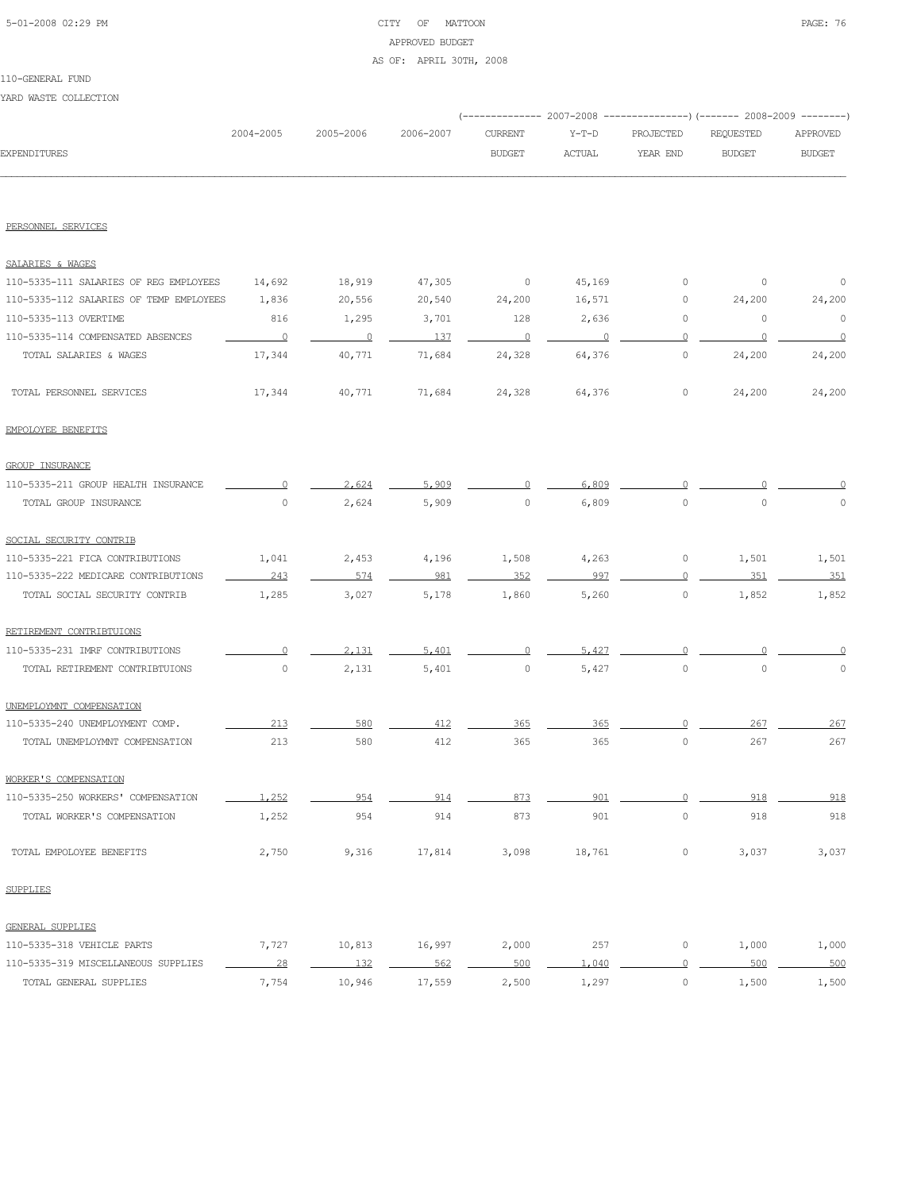CITY OF MATTOON
APPROVED BUDGET
AS OF: APRIL 30TH, 2008

110-GENERAL FUND

YARD WASTE COLLECTION

| EXPENDITURES | 2004-2005 | 2005-2006 | 2006-2007 | 2007-2008 CURRENT BUDGET | 2007-2008 Y-T-D ACTUAL | 2007-2008 PROJECTED YEAR END | 2008-2009 REQUESTED BUDGET | 2008-2009 APPROVED BUDGET |
|---|---|---|---|---|---|---|---|---|
| **PERSONNEL SERVICES** | | | | | | | | |
| **SALARIES & WAGES** | | | | | | | | |
| 110-5335-111 SALARIES OF REG EMPLOYEES | 14,692 | 18,919 | 47,305 | 0 | 45,169 | 0 | 0 | 0 |
| 110-5335-112 SALARIES OF TEMP EMPLOYEES | 1,836 | 20,556 | 20,540 | 24,200 | 16,571 | 0 | 24,200 | 24,200 |
| 110-5335-113 OVERTIME | 816 | 1,295 | 3,701 | 128 | 2,636 | 0 | 0 | 0 |
| 110-5335-114 COMPENSATED ABSENCES | 0 | 0 | 137 | 0 | 0 | 0 | 0 | 0 |
| TOTAL SALARIES & WAGES | 17,344 | 40,771 | 71,684 | 24,328 | 64,376 | 0 | 24,200 | 24,200 |
| TOTAL PERSONNEL SERVICES | 17,344 | 40,771 | 71,684 | 24,328 | 64,376 | 0 | 24,200 | 24,200 |
| **EMPOLOYEE BENEFITS** | | | | | | | | |
| **GROUP INSURANCE** | | | | | | | | |
| 110-5335-211 GROUP HEALTH INSURANCE | 0 | 2,624 | 5,909 | 0 | 6,809 | 0 | 0 | 0 |
| TOTAL GROUP INSURANCE | 0 | 2,624 | 5,909 | 0 | 6,809 | 0 | 0 | 0 |
| **SOCIAL SECURITY CONTRIB** | | | | | | | | |
| 110-5335-221 FICA CONTRIBUTIONS | 1,041 | 2,453 | 4,196 | 1,508 | 4,263 | 0 | 1,501 | 1,501 |
| 110-5335-222 MEDICARE CONTRIBUTIONS | 243 | 574 | 981 | 352 | 997 | 0 | 351 | 351 |
| TOTAL SOCIAL SECURITY CONTRIB | 1,285 | 3,027 | 5,178 | 1,860 | 5,260 | 0 | 1,852 | 1,852 |
| **RETIREMENT CONTRIBTUIONS** | | | | | | | | |
| 110-5335-231 IMRF CONTRIBUTIONS | 0 | 2,131 | 5,401 | 0 | 5,427 | 0 | 0 | 0 |
| TOTAL RETIREMENT CONTRIBTUIONS | 0 | 2,131 | 5,401 | 0 | 5,427 | 0 | 0 | 0 |
| **UNEMPLOYMNT COMPENSATION** | | | | | | | | |
| 110-5335-240 UNEMPLOYMENT COMP. | 213 | 580 | 412 | 365 | 365 | 0 | 267 | 267 |
| TOTAL UNEMPLOYMNT COMPENSATION | 213 | 580 | 412 | 365 | 365 | 0 | 267 | 267 |
| **WORKER'S COMPENSATION** | | | | | | | | |
| 110-5335-250 WORKERS' COMPENSATION | 1,252 | 954 | 914 | 873 | 901 | 0 | 918 | 918 |
| TOTAL WORKER'S COMPENSATION | 1,252 | 954 | 914 | 873 | 901 | 0 | 918 | 918 |
| TOTAL EMPOLOYEE BENEFITS | 2,750 | 9,316 | 17,814 | 3,098 | 18,761 | 0 | 3,037 | 3,037 |
| **SUPPLIES** | | | | | | | | |
| **GENERAL SUPPLIES** | | | | | | | | |
| 110-5335-318 VEHICLE PARTS | 7,727 | 10,813 | 16,997 | 2,000 | 257 | 0 | 1,000 | 1,000 |
| 110-5335-319 MISCELLANEOUS SUPPLIES | 28 | 132 | 562 | 500 | 1,040 | 0 | 500 | 500 |
| TOTAL GENERAL SUPPLIES | 7,754 | 10,946 | 17,559 | 2,500 | 1,297 | 0 | 1,500 | 1,500 |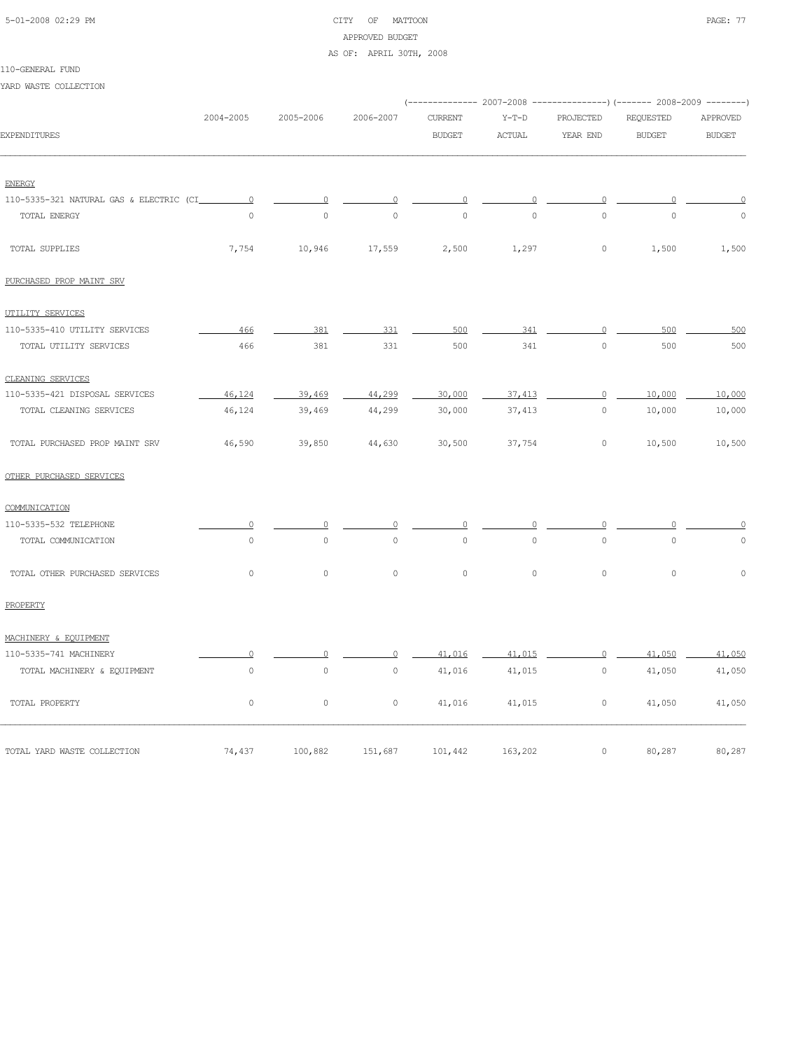CITY OF MATTOON
APPROVED BUDGET
AS OF: APRIL 30TH, 2008

110-GENERAL FUND

YARD WASTE COLLECTION

| EXPENDITURES | 2004-2005 | 2005-2006 | 2006-2007 | 2007-2008 CURRENT BUDGET | 2007-2008 Y-T-D ACTUAL | 2007-2008 PROJECTED YEAR END | 2008-2009 REQUESTED BUDGET | 2008-2009 APPROVED BUDGET |
|---|---|---|---|---|---|---|---|---|
| ENERGY | | | | | | | | |
| 110-5335-321 NATURAL GAS & ELECTRIC (CI | 0 | 0 | 0 | 0 | 0 | 0 | 0 | 0 |
| TOTAL ENERGY | 0 | 0 | 0 | 0 | 0 | 0 | 0 | 0 |
| TOTAL SUPPLIES | 7,754 | 10,946 | 17,559 | 2,500 | 1,297 | 0 | 1,500 | 1,500 |
| PURCHASED PROP MAINT SRV | | | | | | | | |
| UTILITY SERVICES | | | | | | | | |
| 110-5335-410 UTILITY SERVICES | 466 | 381 | 331 | 500 | 341 | 0 | 500 | 500 |
| TOTAL UTILITY SERVICES | 466 | 381 | 331 | 500 | 341 | 0 | 500 | 500 |
| CLEANING SERVICES | | | | | | | | |
| 110-5335-421 DISPOSAL SERVICES | 46,124 | 39,469 | 44,299 | 30,000 | 37,413 | 0 | 10,000 | 10,000 |
| TOTAL CLEANING SERVICES | 46,124 | 39,469 | 44,299 | 30,000 | 37,413 | 0 | 10,000 | 10,000 |
| TOTAL PURCHASED PROP MAINT SRV | 46,590 | 39,850 | 44,630 | 30,500 | 37,754 | 0 | 10,500 | 10,500 |
| OTHER PURCHASED SERVICES | | | | | | | | |
| COMMUNICATION | | | | | | | | |
| 110-5335-532 TELEPHONE | 0 | 0 | 0 | 0 | 0 | 0 | 0 | 0 |
| TOTAL COMMUNICATION | 0 | 0 | 0 | 0 | 0 | 0 | 0 | 0 |
| TOTAL OTHER PURCHASED SERVICES | 0 | 0 | 0 | 0 | 0 | 0 | 0 | 0 |
| PROPERTY | | | | | | | | |
| MACHINERY & EQUIPMENT | | | | | | | | |
| 110-5335-741 MACHINERY | 0 | 0 | 0 | 41,016 | 41,015 | 0 | 41,050 | 41,050 |
| TOTAL MACHINERY & EQUIPMENT | 0 | 0 | 0 | 41,016 | 41,015 | 0 | 41,050 | 41,050 |
| TOTAL PROPERTY | 0 | 0 | 0 | 41,016 | 41,015 | 0 | 41,050 | 41,050 |
| TOTAL YARD WASTE COLLECTION | 74,437 | 100,882 | 151,687 | 101,442 | 163,202 | 0 | 80,287 | 80,287 |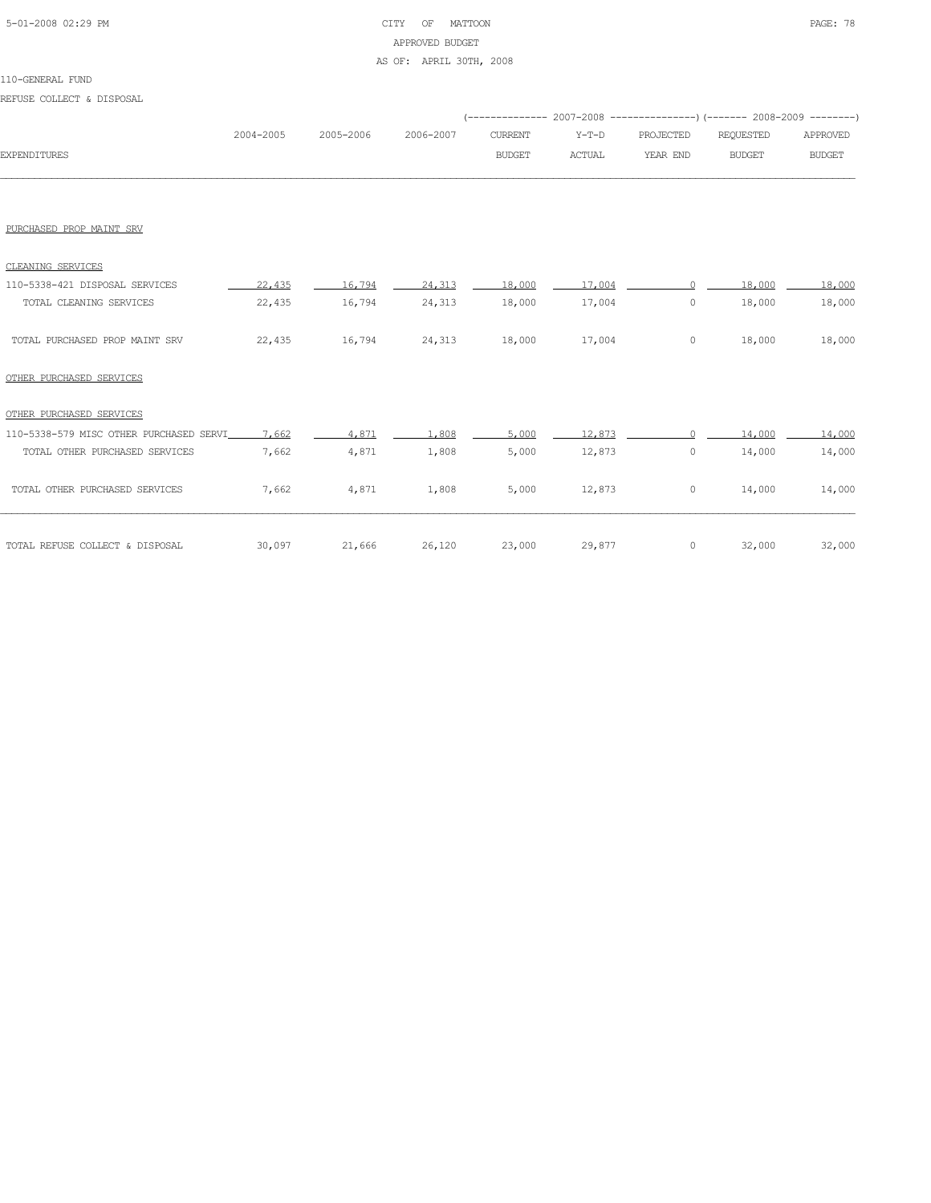CITY OF MATTOON
APPROVED BUDGET
AS OF: APRIL 30TH, 2008

110-GENERAL FUND

REFUSE COLLECT & DISPOSAL

| EXPENDITURES | 2004-2005 | 2005-2006 | 2006-2007 | 2007-2008 CURRENT BUDGET | 2007-2008 Y-T-D ACTUAL | 2007-2008 PROJECTED YEAR END | 2008-2009 REQUESTED BUDGET | 2008-2009 APPROVED BUDGET |
|---|---|---|---|---|---|---|---|---|
| PURCHASED PROP MAINT SRV | | | | | | | | |
| CLEANING SERVICES | | | | | | | | |
| 110-5338-421 DISPOSAL SERVICES | 22,435 | 16,794 | 24,313 | 18,000 | 17,004 | 0 | 18,000 | 18,000 |
| TOTAL CLEANING SERVICES | 22,435 | 16,794 | 24,313 | 18,000 | 17,004 | 0 | 18,000 | 18,000 |
| TOTAL PURCHASED PROP MAINT SRV | 22,435 | 16,794 | 24,313 | 18,000 | 17,004 | 0 | 18,000 | 18,000 |
| OTHER PURCHASED SERVICES | | | | | | | | |
| OTHER PURCHASED SERVICES | | | | | | | | |
| 110-5338-579 MISC OTHER PURCHASED SERVI | 7,662 | 4,871 | 1,808 | 5,000 | 12,873 | 0 | 14,000 | 14,000 |
| TOTAL OTHER PURCHASED SERVICES | 7,662 | 4,871 | 1,808 | 5,000 | 12,873 | 0 | 14,000 | 14,000 |
| TOTAL OTHER PURCHASED SERVICES | 7,662 | 4,871 | 1,808 | 5,000 | 12,873 | 0 | 14,000 | 14,000 |
| TOTAL REFUSE COLLECT & DISPOSAL | 30,097 | 21,666 | 26,120 | 23,000 | 29,877 | 0 | 32,000 | 32,000 |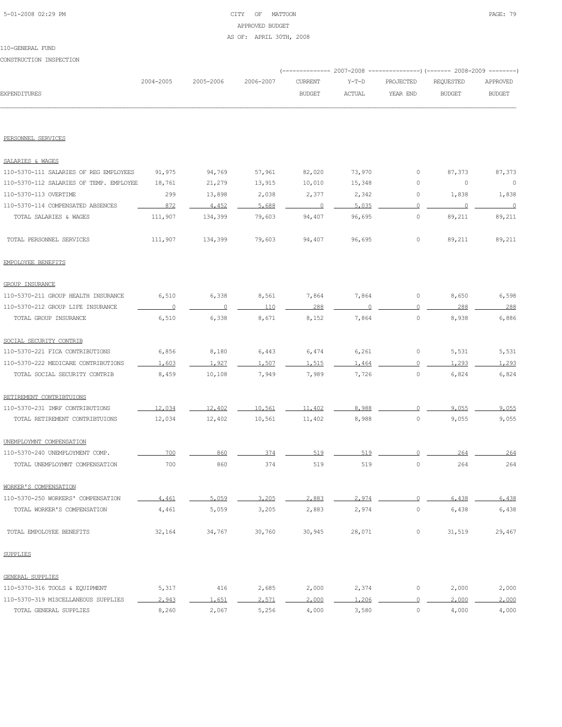CITY OF MATTOON

APPROVED BUDGET

AS OF: APRIL 30TH, 2008

110-GENERAL FUND

CONSTRUCTION INSPECTION

| EXPENDITURES | 2004-2005 | 2005-2006 | 2006-2007 | 2007-2008 CURRENT BUDGET | 2007-2008 Y-T-D ACTUAL | 2007-2008 PROJECTED YEAR END | 2008-2009 REQUESTED BUDGET | 2008-2009 APPROVED BUDGET |
|---|---|---|---|---|---|---|---|---|
| PERSONNEL SERVICES | | | | | | | | |
| SALARIES & WAGES | | | | | | | | |
| 110-5370-111 SALARIES OF REG EMPLOYEES | 91,975 | 94,769 | 57,961 | 82,020 | 73,970 | 0 | 87,373 | 87,373 |
| 110-5370-112 SALARIES OF TEMP. EMPLOYEE | 18,761 | 21,279 | 13,915 | 10,010 | 15,348 | 0 | 0 | 0 |
| 110-5370-113 OVERTIME | 299 | 13,898 | 2,038 | 2,377 | 2,342 | 0 | 1,838 | 1,838 |
| 110-5370-114 COMPENSATED ABSENCES | 872 | 4,452 | 5,688 | 0 | 5,035 | 0 | 0 | 0 |
| TOTAL SALARIES & WAGES | 111,907 | 134,399 | 79,603 | 94,407 | 96,695 | 0 | 89,211 | 89,211 |
| TOTAL PERSONNEL SERVICES | 111,907 | 134,399 | 79,603 | 94,407 | 96,695 | 0 | 89,211 | 89,211 |
| EMPOLOYEE BENEFITS | | | | | | | | |
| GROUP INSURANCE | | | | | | | | |
| 110-5370-211 GROUP HEALTH INSURANCE | 6,510 | 6,338 | 8,561 | 7,864 | 7,864 | 0 | 8,650 | 6,598 |
| 110-5370-212 GROUP LIFE INSURANCE | 0 | 0 | 110 | 288 | 0 | 0 | 288 | 288 |
| TOTAL GROUP INSURANCE | 6,510 | 6,338 | 8,671 | 8,152 | 7,864 | 0 | 8,938 | 6,886 |
| SOCIAL SECURITY CONTRIB | | | | | | | | |
| 110-5370-221 FICA CONTRIBUTIONS | 6,856 | 8,180 | 6,443 | 6,474 | 6,261 | 0 | 5,531 | 5,531 |
| 110-5370-222 MEDICARE CONTRIBUTIONS | 1,603 | 1,927 | 1,507 | 1,515 | 1,464 | 0 | 1,293 | 1,293 |
| TOTAL SOCIAL SECURITY CONTRIB | 8,459 | 10,108 | 7,949 | 7,989 | 7,726 | 0 | 6,824 | 6,824 |
| RETIREMENT CONTRIBTUIONS | | | | | | | | |
| 110-5370-231 IMRF CONTRIBUTIONS | 12,034 | 12,402 | 10,561 | 11,402 | 8,988 | 0 | 9,055 | 9,055 |
| TOTAL RETIREMENT CONTRIBTUIONS | 12,034 | 12,402 | 10,561 | 11,402 | 8,988 | 0 | 9,055 | 9,055 |
| UNEMPLOYMNT COMPENSATION | | | | | | | | |
| 110-5370-240 UNEMPLOYMENT COMP. | 700 | 860 | 374 | 519 | 519 | 0 | 264 | 264 |
| TOTAL UNEMPLOYMNT COMPENSATION | 700 | 860 | 374 | 519 | 519 | 0 | 264 | 264 |
| WORKER'S COMPENSATION | | | | | | | | |
| 110-5370-250 WORKERS' COMPENSATION | 4,461 | 5,059 | 3,205 | 2,883 | 2,974 | 0 | 6,438 | 6,438 |
| TOTAL WORKER'S COMPENSATION | 4,461 | 5,059 | 3,205 | 2,883 | 2,974 | 0 | 6,438 | 6,438 |
| TOTAL EMPOLOYEE BENEFITS | 32,164 | 34,767 | 30,760 | 30,945 | 28,071 | 0 | 31,519 | 29,467 |
| SUPPLIES | | | | | | | | |
| GENERAL SUPPLIES | | | | | | | | |
| 110-5370-316 TOOLS & EQUIPMENT | 5,317 | 416 | 2,685 | 2,000 | 2,374 | 0 | 2,000 | 2,000 |
| 110-5370-319 MISCELLANEOUS SUPPLIES | 2,943 | 1,651 | 2,571 | 2,000 | 1,206 | 0 | 2,000 | 2,000 |
| TOTAL GENERAL SUPPLIES | 8,260 | 2,067 | 5,256 | 4,000 | 3,580 | 0 | 4,000 | 4,000 |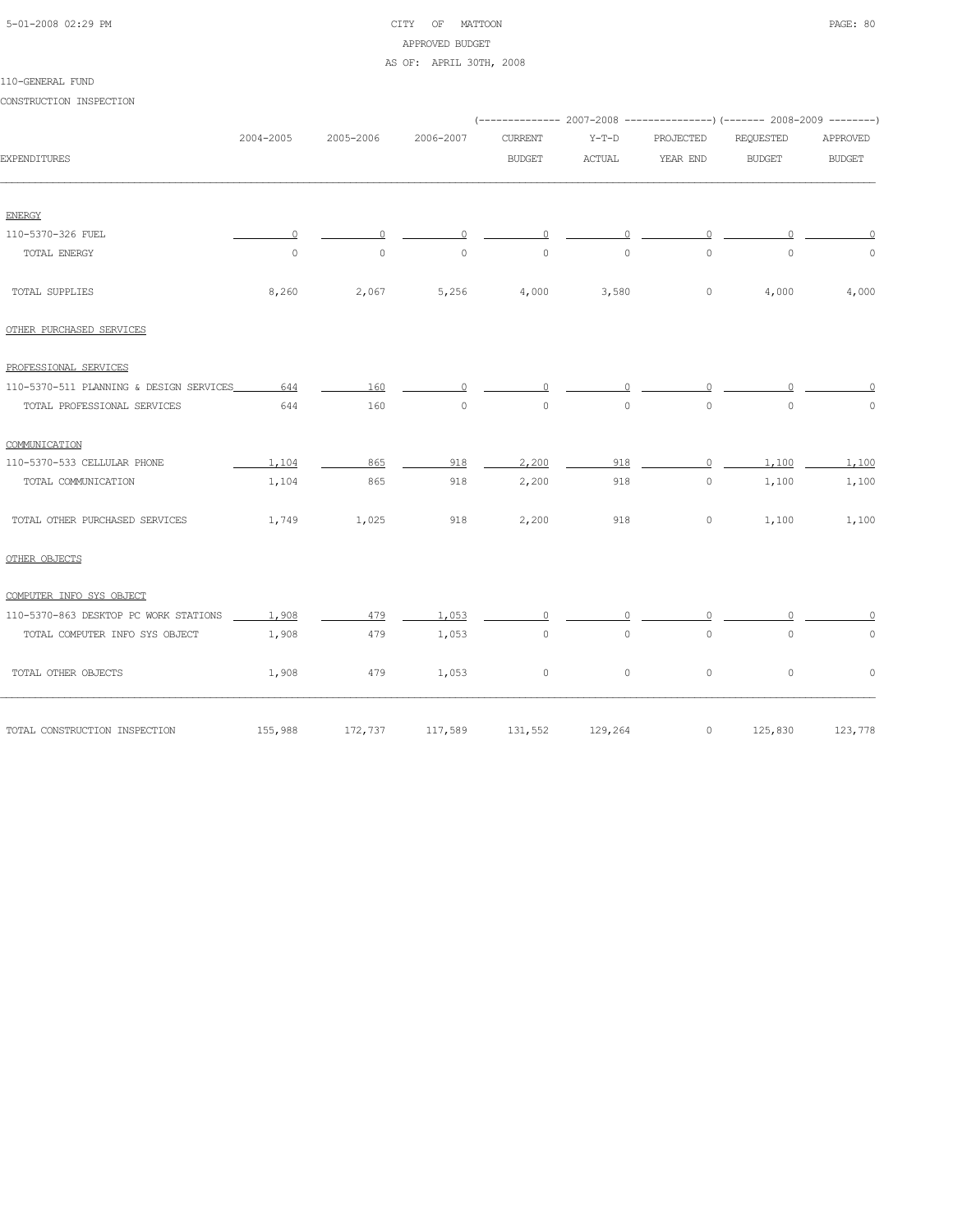CITY OF MATTOON
APPROVED BUDGET
AS OF: APRIL 30TH, 2008

110-GENERAL FUND

CONSTRUCTION INSPECTION

| EXPENDITURES | 2004-2005 | 2005-2006 | 2006-2007 | 2007-2008 CURRENT BUDGET | 2007-2008 Y-T-D ACTUAL | 2007-2008 PROJECTED YEAR END | 2008-2009 REQUESTED BUDGET | 2008-2009 APPROVED BUDGET |
|---|---|---|---|---|---|---|---|---|
| ENERGY | | | | | | | | |
| 110-5370-326 FUEL | 0 | 0 | 0 | 0 | 0 | 0 | 0 | 0 |
| TOTAL ENERGY | 0 | 0 | 0 | 0 | 0 | 0 | 0 | 0 |
| TOTAL SUPPLIES | 8,260 | 2,067 | 5,256 | 4,000 | 3,580 | 0 | 4,000 | 4,000 |
| OTHER PURCHASED SERVICES | | | | | | | | |
| PROFESSIONAL SERVICES | | | | | | | | |
| 110-5370-511 PLANNING & DESIGN SERVICES | 644 | 160 | 0 | 0 | 0 | 0 | 0 | 0 |
| TOTAL PROFESSIONAL SERVICES | 644 | 160 | 0 | 0 | 0 | 0 | 0 | 0 |
| COMMUNICATION | | | | | | | | |
| 110-5370-533 CELLULAR PHONE | 1,104 | 865 | 918 | 2,200 | 918 | 0 | 1,100 | 1,100 |
| TOTAL COMMUNICATION | 1,104 | 865 | 918 | 2,200 | 918 | 0 | 1,100 | 1,100 |
| TOTAL OTHER PURCHASED SERVICES | 1,749 | 1,025 | 918 | 2,200 | 918 | 0 | 1,100 | 1,100 |
| OTHER OBJECTS | | | | | | | | |
| COMPUTER INFO SYS OBJECT | | | | | | | | |
| 110-5370-863 DESKTOP PC WORK STATIONS | 1,908 | 479 | 1,053 | 0 | 0 | 0 | 0 | 0 |
| TOTAL COMPUTER INFO SYS OBJECT | 1,908 | 479 | 1,053 | 0 | 0 | 0 | 0 | 0 |
| TOTAL OTHER OBJECTS | 1,908 | 479 | 1,053 | 0 | 0 | 0 | 0 | 0 |
| TOTAL CONSTRUCTION INSPECTION | 155,988 | 172,737 | 117,589 | 131,552 | 129,264 | 0 | 125,830 | 123,778 |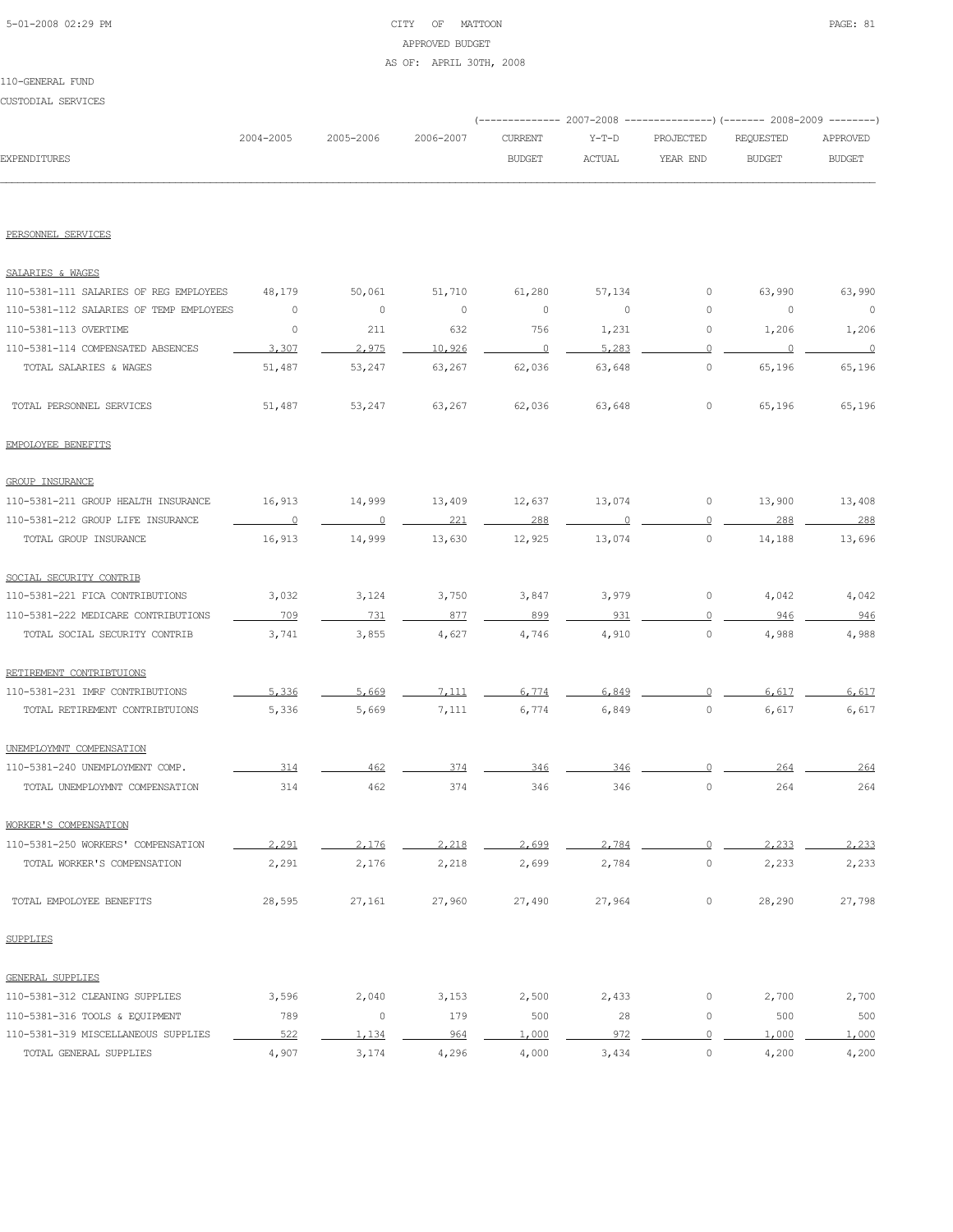CITY OF MATTOON
APPROVED BUDGET
AS OF: APRIL 30TH, 2008

110-GENERAL FUND

CUSTODIAL SERVICES

| EXPENDITURES | 2004-2005 | 2005-2006 | 2006-2007 | 2007-2008 CURRENT BUDGET | 2007-2008 Y-T-D ACTUAL | 2007-2008 PROJECTED YEAR END | 2008-2009 REQUESTED BUDGET | 2008-2009 APPROVED BUDGET |
|---|---|---|---|---|---|---|---|---|
| PERSONNEL SERVICES | | | | | | | | |
| SALARIES & WAGES | | | | | | | | |
| 110-5381-111 SALARIES OF REG EMPLOYEES | 48,179 | 50,061 | 51,710 | 61,280 | 57,134 | 0 | 63,990 | 63,990 |
| 110-5381-112 SALARIES OF TEMP EMPLOYEES | 0 | 0 | 0 | 0 | 0 | 0 | 0 | 0 |
| 110-5381-113 OVERTIME | 0 | 211 | 632 | 756 | 1,231 | 0 | 1,206 | 1,206 |
| 110-5381-114 COMPENSATED ABSENCES | 3,307 | 2,975 | 10,926 | 0 | 5,283 | 0 | 0 | 0 |
| TOTAL SALARIES & WAGES | 51,487 | 53,247 | 63,267 | 62,036 | 63,648 | 0 | 65,196 | 65,196 |
| TOTAL PERSONNEL SERVICES | 51,487 | 53,247 | 63,267 | 62,036 | 63,648 | 0 | 65,196 | 65,196 |
| EMPOLOYEE BENEFITS | | | | | | | | |
| GROUP INSURANCE | | | | | | | | |
| 110-5381-211 GROUP HEALTH INSURANCE | 16,913 | 14,999 | 13,409 | 12,637 | 13,074 | 0 | 13,900 | 13,408 |
| 110-5381-212 GROUP LIFE INSURANCE | 0 | 0 | 221 | 288 | 0 | 0 | 288 | 288 |
| TOTAL GROUP INSURANCE | 16,913 | 14,999 | 13,630 | 12,925 | 13,074 | 0 | 14,188 | 13,696 |
| SOCIAL SECURITY CONTRIB | | | | | | | | |
| 110-5381-221 FICA CONTRIBUTIONS | 3,032 | 3,124 | 3,750 | 3,847 | 3,979 | 0 | 4,042 | 4,042 |
| 110-5381-222 MEDICARE CONTRIBUTIONS | 709 | 731 | 877 | 899 | 931 | 0 | 946 | 946 |
| TOTAL SOCIAL SECURITY CONTRIB | 3,741 | 3,855 | 4,627 | 4,746 | 4,910 | 0 | 4,988 | 4,988 |
| RETIREMENT CONTRIBTUIONS | | | | | | | | |
| 110-5381-231 IMRF CONTRIBUTIONS | 5,336 | 5,669 | 7,111 | 6,774 | 6,849 | 0 | 6,617 | 6,617 |
| TOTAL RETIREMENT CONTRIBTUIONS | 5,336 | 5,669 | 7,111 | 6,774 | 6,849 | 0 | 6,617 | 6,617 |
| UNEMPLOYMNT COMPENSATION | | | | | | | | |
| 110-5381-240 UNEMPLOYMENT COMP. | 314 | 462 | 374 | 346 | 346 | 0 | 264 | 264 |
| TOTAL UNEMPLOYMNT COMPENSATION | 314 | 462 | 374 | 346 | 346 | 0 | 264 | 264 |
| WORKER'S COMPENSATION | | | | | | | | |
| 110-5381-250 WORKERS' COMPENSATION | 2,291 | 2,176 | 2,218 | 2,699 | 2,784 | 0 | 2,233 | 2,233 |
| TOTAL WORKER'S COMPENSATION | 2,291 | 2,176 | 2,218 | 2,699 | 2,784 | 0 | 2,233 | 2,233 |
| TOTAL EMPOLOYEE BENEFITS | 28,595 | 27,161 | 27,960 | 27,490 | 27,964 | 0 | 28,290 | 27,798 |
| SUPPLIES | | | | | | | | |
| GENERAL SUPPLIES | | | | | | | | |
| 110-5381-312 CLEANING SUPPLIES | 3,596 | 2,040 | 3,153 | 2,500 | 2,433 | 0 | 2,700 | 2,700 |
| 110-5381-316 TOOLS & EQUIPMENT | 789 | 0 | 179 | 500 | 28 | 0 | 500 | 500 |
| 110-5381-319 MISCELLANEOUS SUPPLIES | 522 | 1,134 | 964 | 1,000 | 972 | 0 | 1,000 | 1,000 |
| TOTAL GENERAL SUPPLIES | 4,907 | 3,174 | 4,296 | 4,000 | 3,434 | 0 | 4,200 | 4,200 |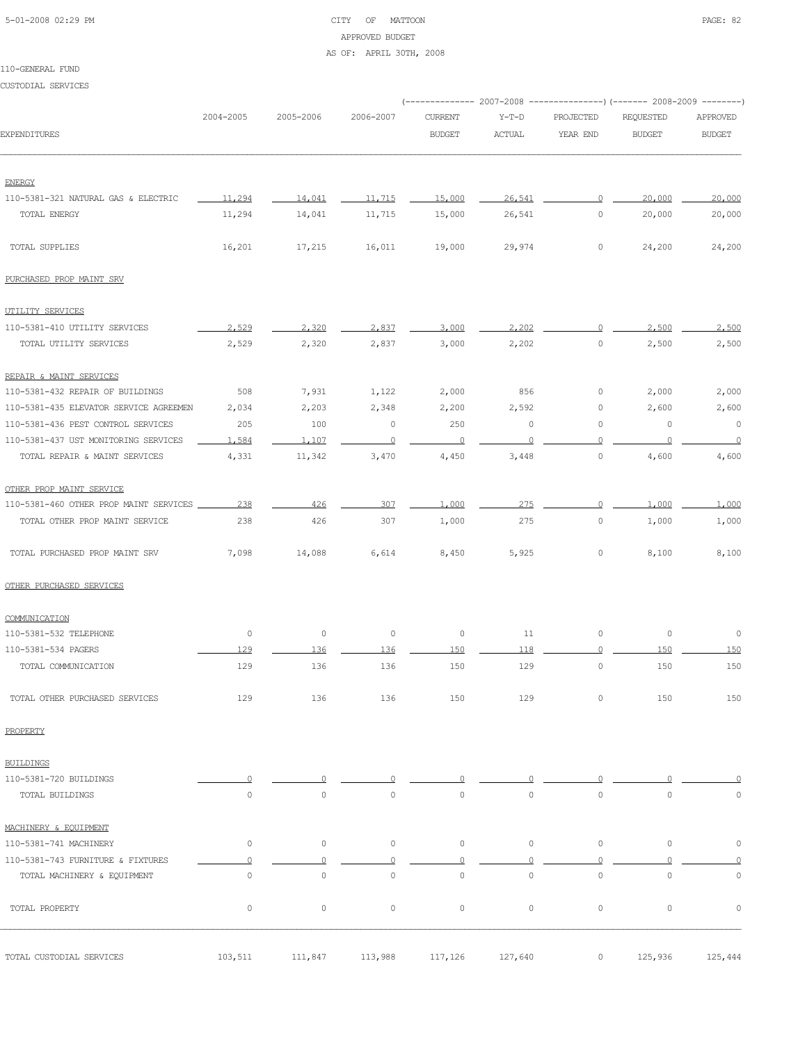CITY OF MATTOON
APPROVED BUDGET
AS OF: APRIL 30TH, 2008

110-GENERAL FUND

CUSTODIAL SERVICES

| EXPENDITURES | 2004-2005 | 2005-2006 | 2006-2007 | 2007-2008 CURRENT BUDGET | 2007-2008 Y-T-D ACTUAL | 2007-2008 PROJECTED YEAR END | 2008-2009 REQUESTED BUDGET | 2008-2009 APPROVED BUDGET |
|---|---|---|---|---|---|---|---|---|
| ENERGY | | | | | | | | |
| 110-5381-321 NATURAL GAS & ELECTRIC | 11,294 | 14,041 | 11,715 | 15,000 | 26,541 | 0 | 20,000 | 20,000 |
| TOTAL ENERGY | 11,294 | 14,041 | 11,715 | 15,000 | 26,541 | 0 | 20,000 | 20,000 |
| TOTAL SUPPLIES | 16,201 | 17,215 | 16,011 | 19,000 | 29,974 | 0 | 24,200 | 24,200 |
| PURCHASED PROP MAINT SRV | | | | | | | | |
| UTILITY SERVICES | | | | | | | | |
| 110-5381-410 UTILITY SERVICES | 2,529 | 2,320 | 2,837 | 3,000 | 2,202 | 0 | 2,500 | 2,500 |
| TOTAL UTILITY SERVICES | 2,529 | 2,320 | 2,837 | 3,000 | 2,202 | 0 | 2,500 | 2,500 |
| REPAIR & MAINT SERVICES | | | | | | | | |
| 110-5381-432 REPAIR OF BUILDINGS | 508 | 7,931 | 1,122 | 2,000 | 856 | 0 | 2,000 | 2,000 |
| 110-5381-435 ELEVATOR SERVICE AGREEMEN | 2,034 | 2,203 | 2,348 | 2,200 | 2,592 | 0 | 2,600 | 2,600 |
| 110-5381-436 PEST CONTROL SERVICES | 205 | 100 | 0 | 250 | 0 | 0 | 0 | 0 |
| 110-5381-437 UST MONITORING SERVICES | 1,584 | 1,107 | 0 | 0 | 0 | 0 | 0 | 0 |
| TOTAL REPAIR & MAINT SERVICES | 4,331 | 11,342 | 3,470 | 4,450 | 3,448 | 0 | 4,600 | 4,600 |
| OTHER PROP MAINT SERVICE | | | | | | | | |
| 110-5381-460 OTHER PROP MAINT SERVICES | 238 | 426 | 307 | 1,000 | 275 | 0 | 1,000 | 1,000 |
| TOTAL OTHER PROP MAINT SERVICE | 238 | 426 | 307 | 1,000 | 275 | 0 | 1,000 | 1,000 |
| TOTAL PURCHASED PROP MAINT SRV | 7,098 | 14,088 | 6,614 | 8,450 | 5,925 | 0 | 8,100 | 8,100 |
| OTHER PURCHASED SERVICES | | | | | | | | |
| COMMUNICATION | | | | | | | | |
| 110-5381-532 TELEPHONE | 0 | 0 | 0 | 0 | 11 | 0 | 0 | 0 |
| 110-5381-534 PAGERS | 129 | 136 | 136 | 150 | 118 | 0 | 150 | 150 |
| TOTAL COMMUNICATION | 129 | 136 | 136 | 150 | 129 | 0 | 150 | 150 |
| TOTAL OTHER PURCHASED SERVICES | 129 | 136 | 136 | 150 | 129 | 0 | 150 | 150 |
| PROPERTY | | | | | | | | |
| BUILDINGS | | | | | | | | |
| 110-5381-720 BUILDINGS | 0 | 0 | 0 | 0 | 0 | 0 | 0 | 0 |
| TOTAL BUILDINGS | 0 | 0 | 0 | 0 | 0 | 0 | 0 | 0 |
| MACHINERY & EQUIPMENT | | | | | | | | |
| 110-5381-741 MACHINERY | 0 | 0 | 0 | 0 | 0 | 0 | 0 | 0 |
| 110-5381-743 FURNITURE & FIXTURES | 0 | 0 | 0 | 0 | 0 | 0 | 0 | 0 |
| TOTAL MACHINERY & EQUIPMENT | 0 | 0 | 0 | 0 | 0 | 0 | 0 | 0 |
| TOTAL PROPERTY | 0 | 0 | 0 | 0 | 0 | 0 | 0 | 0 |
| TOTAL CUSTODIAL SERVICES | 103,511 | 111,847 | 113,988 | 117,126 | 127,640 | 0 | 125,936 | 125,444 |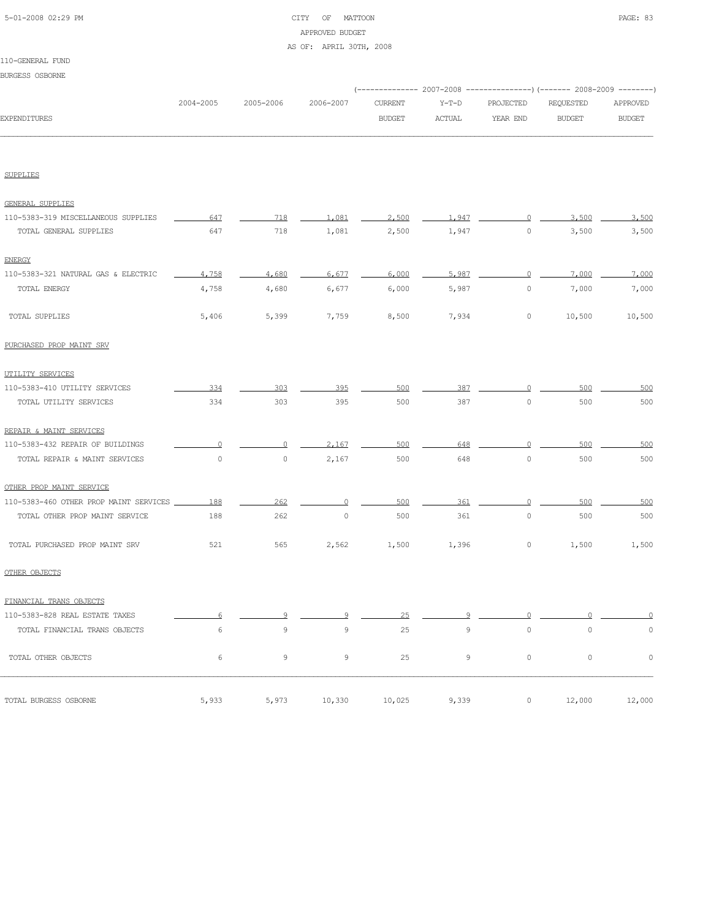CITY OF MATTOON
APPROVED BUDGET
AS OF: APRIL 30TH, 2008

110-GENERAL FUND
BURGESS OSBORNE

| EXPENDITURES | 2004-2005 | 2005-2006 | 2006-2007 | 2007-2008 CURRENT BUDGET | 2007-2008 Y-T-D ACTUAL | 2007-2008 PROJECTED YEAR END | 2008-2009 REQUESTED BUDGET | 2008-2009 APPROVED BUDGET |
|---|---|---|---|---|---|---|---|---|
| SUPPLIES | | | | | | | | |
| GENERAL SUPPLIES | | | | | | | | |
| 110-5383-319 MISCELLANEOUS SUPPLIES | 647 | 718 | 1,081 | 2,500 | 1,947 | 0 | 3,500 | 3,500 |
| TOTAL GENERAL SUPPLIES | 647 | 718 | 1,081 | 2,500 | 1,947 | 0 | 3,500 | 3,500 |
| ENERGY | | | | | | | | |
| 110-5383-321 NATURAL GAS & ELECTRIC | 4,758 | 4,680 | 6,677 | 6,000 | 5,987 | 0 | 7,000 | 7,000 |
| TOTAL ENERGY | 4,758 | 4,680 | 6,677 | 6,000 | 5,987 | 0 | 7,000 | 7,000 |
| TOTAL SUPPLIES | 5,406 | 5,399 | 7,759 | 8,500 | 7,934 | 0 | 10,500 | 10,500 |
| PURCHASED PROP MAINT SRV | | | | | | | | |
| UTILITY SERVICES | | | | | | | | |
| 110-5383-410 UTILITY SERVICES | 334 | 303 | 395 | 500 | 387 | 0 | 500 | 500 |
| TOTAL UTILITY SERVICES | 334 | 303 | 395 | 500 | 387 | 0 | 500 | 500 |
| REPAIR & MAINT SERVICES | | | | | | | | |
| 110-5383-432 REPAIR OF BUILDINGS | 0 | 0 | 2,167 | 500 | 648 | 0 | 500 | 500 |
| TOTAL REPAIR & MAINT SERVICES | 0 | 0 | 2,167 | 500 | 648 | 0 | 500 | 500 |
| OTHER PROP MAINT SERVICE | | | | | | | | |
| 110-5383-460 OTHER PROP MAINT SERVICES | 188 | 262 | 0 | 500 | 361 | 0 | 500 | 500 |
| TOTAL OTHER PROP MAINT SERVICE | 188 | 262 | 0 | 500 | 361 | 0 | 500 | 500 |
| TOTAL PURCHASED PROP MAINT SRV | 521 | 565 | 2,562 | 1,500 | 1,396 | 0 | 1,500 | 1,500 |
| OTHER OBJECTS | | | | | | | | |
| FINANCIAL TRANS OBJECTS | | | | | | | | |
| 110-5383-828 REAL ESTATE TAXES | 6 | 9 | 9 | 25 | 9 | 0 | 0 | 0 |
| TOTAL FINANCIAL TRANS OBJECTS | 6 | 9 | 9 | 25 | 9 | 0 | 0 | 0 |
| TOTAL OTHER OBJECTS | 6 | 9 | 9 | 25 | 9 | 0 | 0 | 0 |
| TOTAL BURGESS OSBORNE | 5,933 | 5,973 | 10,330 | 10,025 | 9,339 | 0 | 12,000 | 12,000 |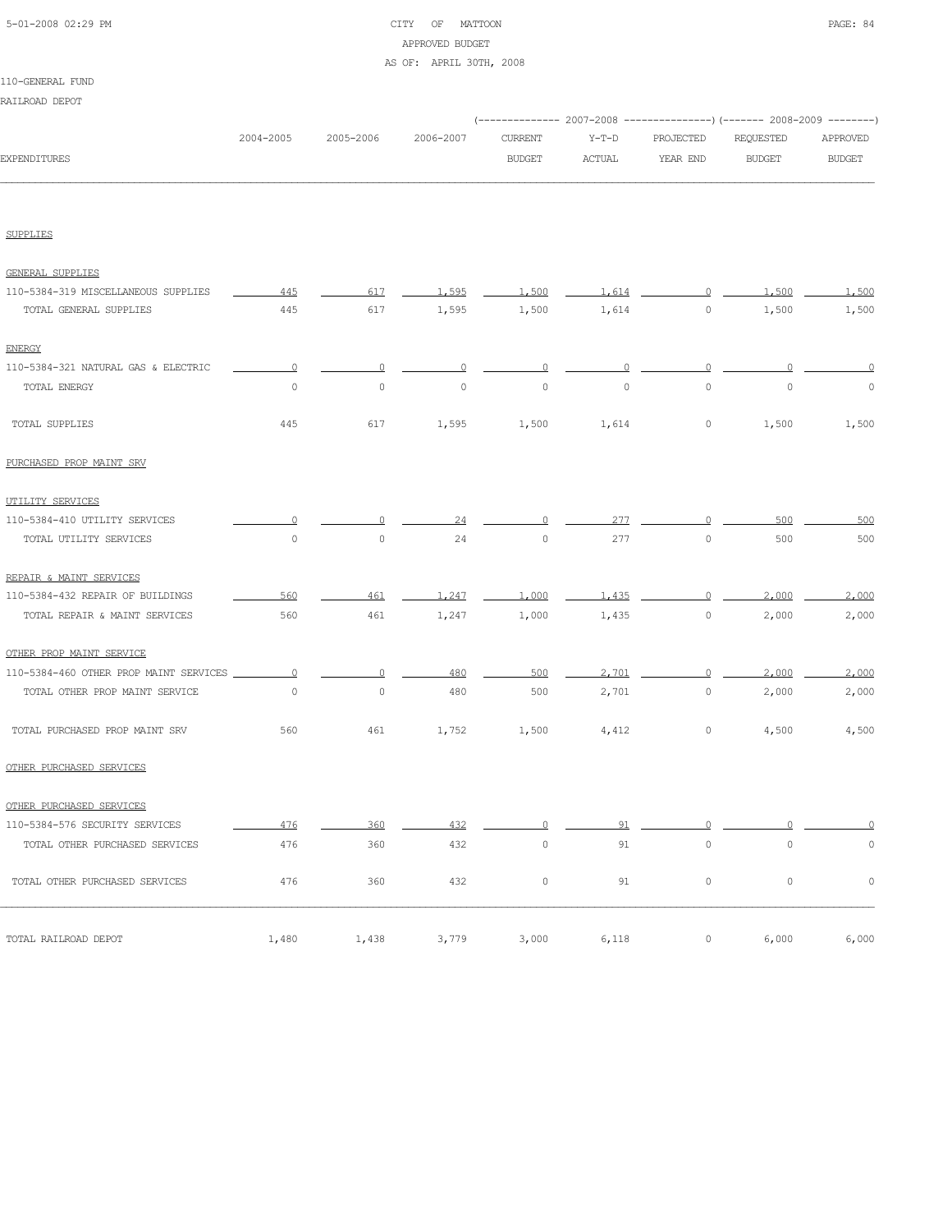CITY OF MATTOON

APPROVED BUDGET

AS OF: APRIL 30TH, 2008

110-GENERAL FUND

RAILROAD DEPOT

| EXPENDITURES | 2004-2005 | 2005-2006 | 2006-2007 | 2007-2008 CURRENT BUDGET | 2007-2008 Y-T-D ACTUAL | 2007-2008 PROJECTED YEAR END | 2008-2009 REQUESTED BUDGET | 2008-2009 APPROVED BUDGET |
|---|---|---|---|---|---|---|---|---|
| SUPPLIES | | | | | | | | |
| GENERAL SUPPLIES | | | | | | | | |
| 110-5384-319 MISCELLANEOUS SUPPLIES | 445 | 617 | 1,595 | 1,500 | 1,614 | 0 | 1,500 | 1,500 |
| TOTAL GENERAL SUPPLIES | 445 | 617 | 1,595 | 1,500 | 1,614 | 0 | 1,500 | 1,500 |
| ENERGY | | | | | | | | |
| 110-5384-321 NATURAL GAS & ELECTRIC | 0 | 0 | 0 | 0 | 0 | 0 | 0 | 0 |
| TOTAL ENERGY | 0 | 0 | 0 | 0 | 0 | 0 | 0 | 0 |
| TOTAL SUPPLIES | 445 | 617 | 1,595 | 1,500 | 1,614 | 0 | 1,500 | 1,500 |
| PURCHASED PROP MAINT SRV | | | | | | | | |
| UTILITY SERVICES | | | | | | | | |
| 110-5384-410 UTILITY SERVICES | 0 | 0 | 24 | 0 | 277 | 0 | 500 | 500 |
| TOTAL UTILITY SERVICES | 0 | 0 | 24 | 0 | 277 | 0 | 500 | 500 |
| REPAIR & MAINT SERVICES | | | | | | | | |
| 110-5384-432 REPAIR OF BUILDINGS | 560 | 461 | 1,247 | 1,000 | 1,435 | 0 | 2,000 | 2,000 |
| TOTAL REPAIR & MAINT SERVICES | 560 | 461 | 1,247 | 1,000 | 1,435 | 0 | 2,000 | 2,000 |
| OTHER PROP MAINT SERVICE | | | | | | | | |
| 110-5384-460 OTHER PROP MAINT SERVICES | 0 | 0 | 480 | 500 | 2,701 | 0 | 2,000 | 2,000 |
| TOTAL OTHER PROP MAINT SERVICE | 0 | 0 | 480 | 500 | 2,701 | 0 | 2,000 | 2,000 |
| TOTAL PURCHASED PROP MAINT SRV | 560 | 461 | 1,752 | 1,500 | 4,412 | 0 | 4,500 | 4,500 |
| OTHER PURCHASED SERVICES | | | | | | | | |
| OTHER PURCHASED SERVICES | | | | | | | | |
| 110-5384-576 SECURITY SERVICES | 476 | 360 | 432 | 0 | 91 | 0 | 0 | 0 |
| TOTAL OTHER PURCHASED SERVICES | 476 | 360 | 432 | 0 | 91 | 0 | 0 | 0 |
| TOTAL OTHER PURCHASED SERVICES | 476 | 360 | 432 | 0 | 91 | 0 | 0 | 0 |
| TOTAL RAILROAD DEPOT | 1,480 | 1,438 | 3,779 | 3,000 | 6,118 | 0 | 6,000 | 6,000 |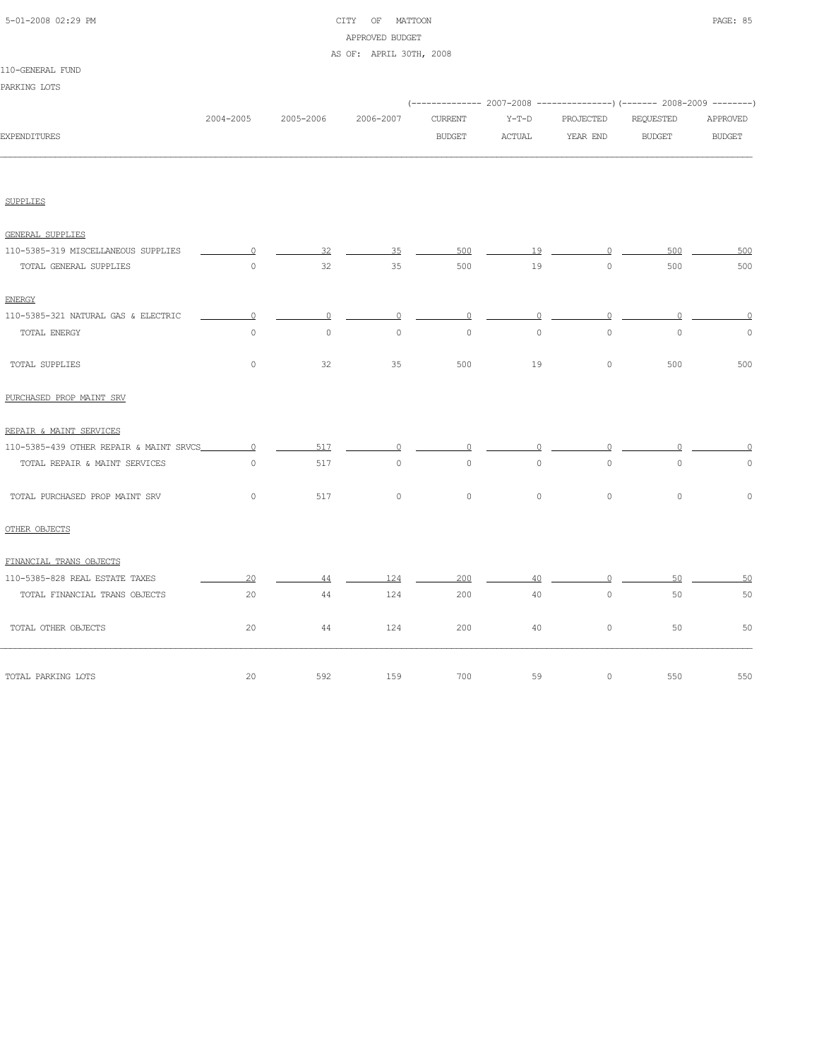CITY OF MATTOON
APPROVED BUDGET
AS OF: APRIL 30TH, 2008

110-GENERAL FUND

PARKING LOTS

| EXPENDITURES | 2004-2005 | 2005-2006 | 2006-2007 | 2007-2008 CURRENT BUDGET | 2007-2008 Y-T-D ACTUAL | 2007-2008 PROJECTED YEAR END | 2008-2009 REQUESTED BUDGET | 2008-2009 APPROVED BUDGET |
|---|---|---|---|---|---|---|---|---|
| SUPPLIES | | | | | | | | |
| GENERAL SUPPLIES | | | | | | | | |
| 110-5385-319 MISCELLANEOUS SUPPLIES | 0 | 32 | 35 | 500 | 19 | 0 | 500 | 500 |
| TOTAL GENERAL SUPPLIES | 0 | 32 | 35 | 500 | 19 | 0 | 500 | 500 |
| ENERGY | | | | | | | | |
| 110-5385-321 NATURAL GAS & ELECTRIC | 0 | 0 | 0 | 0 | 0 | 0 | 0 | 0 |
| TOTAL ENERGY | 0 | 0 | 0 | 0 | 0 | 0 | 0 | 0 |
| TOTAL SUPPLIES | 0 | 32 | 35 | 500 | 19 | 0 | 500 | 500 |
| PURCHASED PROP MAINT SRV | | | | | | | | |
| REPAIR & MAINT SERVICES | | | | | | | | |
| 110-5385-439 OTHER REPAIR & MAINT SRVCS | 0 | 517 | 0 | 0 | 0 | 0 | 0 | 0 |
| TOTAL REPAIR & MAINT SERVICES | 0 | 517 | 0 | 0 | 0 | 0 | 0 | 0 |
| TOTAL PURCHASED PROP MAINT SRV | 0 | 517 | 0 | 0 | 0 | 0 | 0 | 0 |
| OTHER OBJECTS | | | | | | | | |
| FINANCIAL TRANS OBJECTS | | | | | | | | |
| 110-5385-828 REAL ESTATE TAXES | 20 | 44 | 124 | 200 | 40 | 0 | 50 | 50 |
| TOTAL FINANCIAL TRANS OBJECTS | 20 | 44 | 124 | 200 | 40 | 0 | 50 | 50 |
| TOTAL OTHER OBJECTS | 20 | 44 | 124 | 200 | 40 | 0 | 50 | 50 |
| TOTAL PARKING LOTS | 20 | 592 | 159 | 700 | 59 | 0 | 550 | 550 |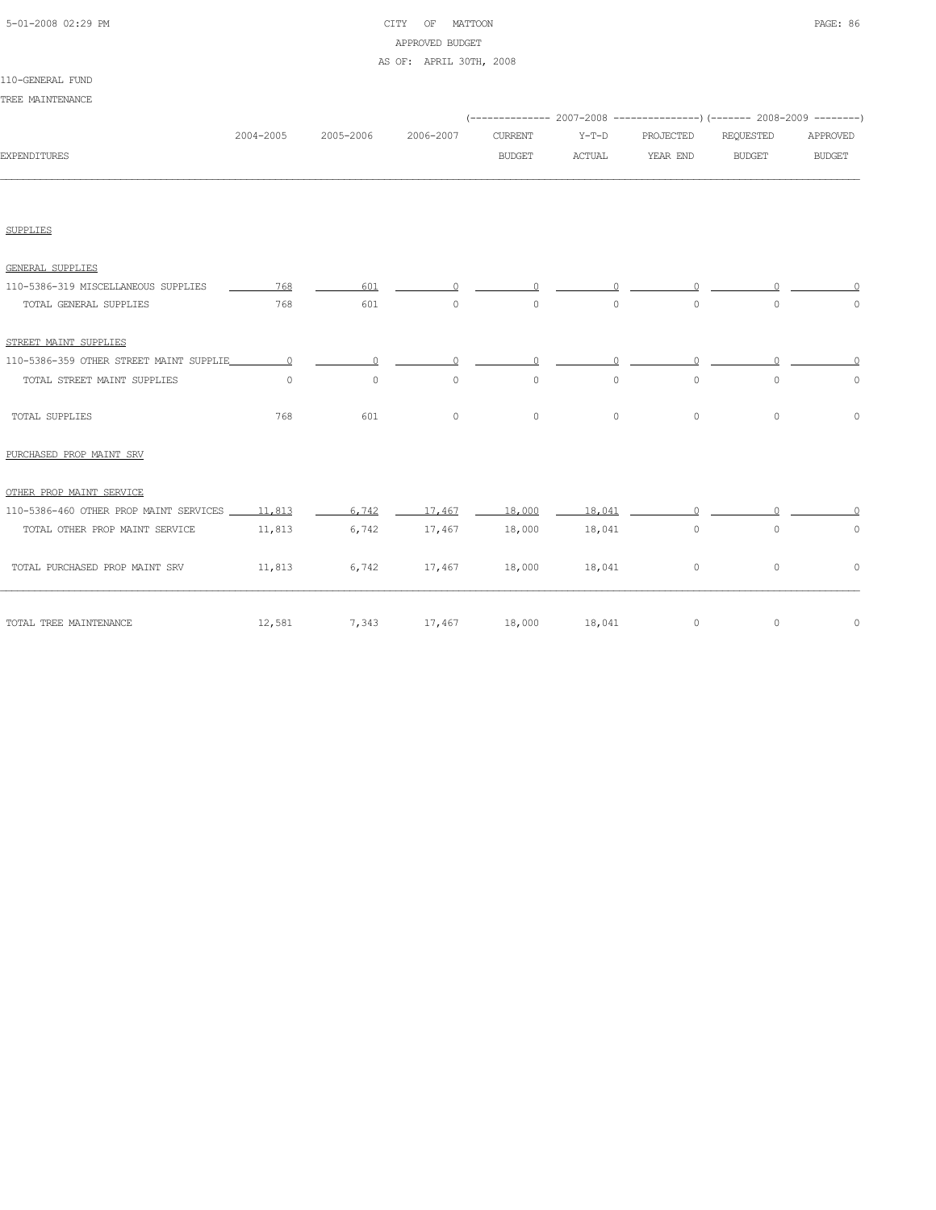# CITY OF MATTOON

APPROVED BUDGET

AS OF: APRIL 30TH, 2008

110-GENERAL FUND

TREE MAINTENANCE

| EXPENDITURES | 2004-2005 | 2005-2006 | 2006-2007 | 2007-2008 CURRENT BUDGET | 2007-2008 Y-T-D ACTUAL | 2007-2008 PROJECTED YEAR END | 2008-2009 REQUESTED BUDGET | 2008-2009 APPROVED BUDGET |
|---|---|---|---|---|---|---|---|---|
| SUPPLIES | | | | | | | | |
| GENERAL SUPPLIES | | | | | | | | |
| 110-5386-319 MISCELLANEOUS SUPPLIES | 768 | 601 | 0 | 0 | 0 | 0 | 0 | 0 |
| TOTAL GENERAL SUPPLIES | 768 | 601 | 0 | 0 | 0 | 0 | 0 | 0 |
| STREET MAINT SUPPLIES | | | | | | | | |
| 110-5386-359 OTHER STREET MAINT SUPPLIE | 0 | 0 | 0 | 0 | 0 | 0 | 0 | 0 |
| TOTAL STREET MAINT SUPPLIES | 0 | 0 | 0 | 0 | 0 | 0 | 0 | 0 |
| TOTAL SUPPLIES | 768 | 601 | 0 | 0 | 0 | 0 | 0 | 0 |
| PURCHASED PROP MAINT SRV | | | | | | | | |
| OTHER PROP MAINT SERVICE | | | | | | | | |
| 110-5386-460 OTHER PROP MAINT SERVICES | 11,813 | 6,742 | 17,467 | 18,000 | 18,041 | 0 | 0 | 0 |
| TOTAL OTHER PROP MAINT SERVICE | 11,813 | 6,742 | 17,467 | 18,000 | 18,041 | 0 | 0 | 0 |
| TOTAL PURCHASED PROP MAINT SRV | 11,813 | 6,742 | 17,467 | 18,000 | 18,041 | 0 | 0 | 0 |
| TOTAL TREE MAINTENANCE | 12,581 | 7,343 | 17,467 | 18,000 | 18,041 | 0 | 0 | 0 |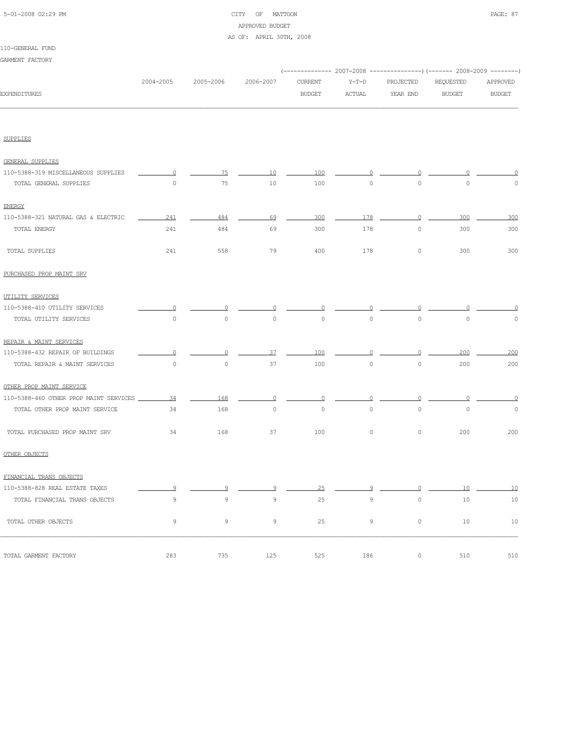CITY OF MATTOON
APPROVED BUDGET
AS OF: APRIL 30TH, 2008

110-GENERAL FUND
GARMENT FACTORY

| EXPENDITURES | 2004-2005 | 2005-2006 | 2006-2007 | 2007-2008 CURRENT BUDGET | 2007-2008 Y-T-D ACTUAL | 2007-2008 PROJECTED YEAR END | 2008-2009 REQUESTED BUDGET | 2008-2009 APPROVED BUDGET |
|---|---|---|---|---|---|---|---|---|
| **SUPPLIES** | | | | | | | | |
| GENERAL SUPPLIES | | | | | | | | |
| 110-5388-319 MISCELLANEOUS SUPPLIES | 0 | 75 | 10 | 100 | 0 | 0 | 0 | 0 |
| TOTAL GENERAL SUPPLIES | 0 | 75 | 10 | 100 | 0 | 0 | 0 | 0 |
| ENERGY | | | | | | | | |
| 110-5388-321 NATURAL GAS & ELECTRIC | 241 | 484 | 69 | 300 | 178 | 0 | 300 | 300 |
| TOTAL ENERGY | 241 | 484 | 69 | 300 | 178 | 0 | 300 | 300 |
| TOTAL SUPPLIES | 241 | 558 | 79 | 400 | 178 | 0 | 300 | 300 |
| **PURCHASED PROP MAINT SRV** | | | | | | | | |
| UTILITY SERVICES | | | | | | | | |
| 110-5388-410 UTILITY SERVICES | 0 | 0 | 0 | 0 | 0 | 0 | 0 | 0 |
| TOTAL UTILITY SERVICES | 0 | 0 | 0 | 0 | 0 | 0 | 0 | 0 |
| REPAIR & MAINT SERVICES | | | | | | | | |
| 110-5388-432 REPAIR OF BUILDINGS | 0 | 0 | 37 | 100 | 0 | 0 | 200 | 200 |
| TOTAL REPAIR & MAINT SERVICES | 0 | 0 | 37 | 100 | 0 | 0 | 200 | 200 |
| OTHER PROP MAINT SERVICE | | | | | | | | |
| 110-5388-460 OTHER PROP MAINT SERVICES | 34 | 168 | 0 | 0 | 0 | 0 | 0 | 0 |
| TOTAL OTHER PROP MAINT SERVICE | 34 | 168 | 0 | 0 | 0 | 0 | 0 | 0 |
| TOTAL PURCHASED PROP MAINT SRV | 34 | 168 | 37 | 100 | 0 | 0 | 200 | 200 |
| **OTHER OBJECTS** | | | | | | | | |
| FINANCIAL TRANS OBJECTS | | | | | | | | |
| 110-5388-828 REAL ESTATE TAXES | 9 | 9 | 9 | 25 | 9 | 0 | 10 | 10 |
| TOTAL FINANCIAL TRANS OBJECTS | 9 | 9 | 9 | 25 | 9 | 0 | 10 | 10 |
| TOTAL OTHER OBJECTS | 9 | 9 | 9 | 25 | 9 | 0 | 10 | 10 |
| TOTAL GARMENT FACTORY | 283 | 735 | 125 | 525 | 186 | 0 | 510 | 510 |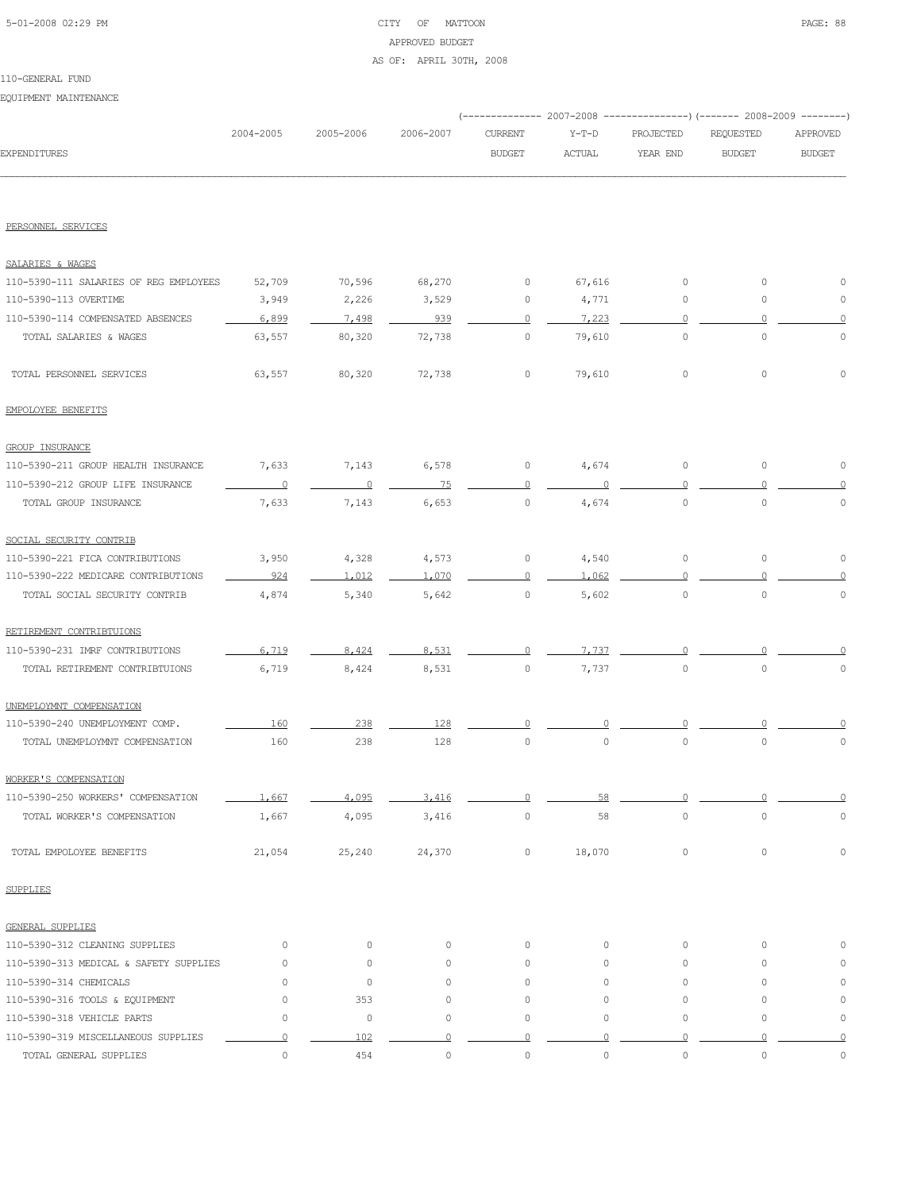CITY OF MATTOON
APPROVED BUDGET
AS OF: APRIL 30TH, 2008

110-GENERAL FUND

EQUIPMENT MAINTENANCE

| EXPENDITURES | 2004-2005 | 2005-2006 | 2006-2007 | 2007-2008 CURRENT BUDGET | 2007-2008 Y-T-D ACTUAL | 2007-2008 PROJECTED YEAR END | 2008-2009 REQUESTED BUDGET | 2008-2009 APPROVED BUDGET |
|---|---|---|---|---|---|---|---|---|
| PERSONNEL SERVICES | | | | | | | | |
| SALARIES & WAGES | | | | | | | | |
| 110-5390-111 SALARIES OF REG EMPLOYEES | 52,709 | 70,596 | 68,270 | 0 | 67,616 | 0 | 0 | 0 |
| 110-5390-113 OVERTIME | 3,949 | 2,226 | 3,529 | 0 | 4,771 | 0 | 0 | 0 |
| 110-5390-114 COMPENSATED ABSENCES | 6,899 | 7,498 | 939 | 0 | 7,223 | 0 | 0 | 0 |
| TOTAL SALARIES & WAGES | 63,557 | 80,320 | 72,738 | 0 | 79,610 | 0 | 0 | 0 |
| TOTAL PERSONNEL SERVICES | 63,557 | 80,320 | 72,738 | 0 | 79,610 | 0 | 0 | 0 |
| EMPOLOYEE BENEFITS | | | | | | | | |
| GROUP INSURANCE | | | | | | | | |
| 110-5390-211 GROUP HEALTH INSURANCE | 7,633 | 7,143 | 6,578 | 0 | 4,674 | 0 | 0 | 0 |
| 110-5390-212 GROUP LIFE INSURANCE | 0 | 0 | 75 | 0 | 0 | 0 | 0 | 0 |
| TOTAL GROUP INSURANCE | 7,633 | 7,143 | 6,653 | 0 | 4,674 | 0 | 0 | 0 |
| SOCIAL SECURITY CONTRIB | | | | | | | | |
| 110-5390-221 FICA CONTRIBUTIONS | 3,950 | 4,328 | 4,573 | 0 | 4,540 | 0 | 0 | 0 |
| 110-5390-222 MEDICARE CONTRIBUTIONS | 924 | 1,012 | 1,070 | 0 | 1,062 | 0 | 0 | 0 |
| TOTAL SOCIAL SECURITY CONTRIB | 4,874 | 5,340 | 5,642 | 0 | 5,602 | 0 | 0 | 0 |
| RETIREMENT CONTRIBTUIONS | | | | | | | | |
| 110-5390-231 IMRF CONTRIBUTIONS | 6,719 | 8,424 | 8,531 | 0 | 7,737 | 0 | 0 | 0 |
| TOTAL RETIREMENT CONTRIBTUIONS | 6,719 | 8,424 | 8,531 | 0 | 7,737 | 0 | 0 | 0 |
| UNEMPLOYMNT COMPENSATION | | | | | | | | |
| 110-5390-240 UNEMPLOYMENT COMP. | 160 | 238 | 128 | 0 | 0 | 0 | 0 | 0 |
| TOTAL UNEMPLOYMNT COMPENSATION | 160 | 238 | 128 | 0 | 0 | 0 | 0 | 0 |
| WORKER'S COMPENSATION | | | | | | | | |
| 110-5390-250 WORKERS' COMPENSATION | 1,667 | 4,095 | 3,416 | 0 | 58 | 0 | 0 | 0 |
| TOTAL WORKER'S COMPENSATION | 1,667 | 4,095 | 3,416 | 0 | 58 | 0 | 0 | 0 |
| TOTAL EMPOLOYEE BENEFITS | 21,054 | 25,240 | 24,370 | 0 | 18,070 | 0 | 0 | 0 |
| SUPPLIES | | | | | | | | |
| GENERAL SUPPLIES | | | | | | | | |
| 110-5390-312 CLEANING SUPPLIES | 0 | 0 | 0 | 0 | 0 | 0 | 0 | 0 |
| 110-5390-313 MEDICAL & SAFETY SUPPLIES | 0 | 0 | 0 | 0 | 0 | 0 | 0 | 0 |
| 110-5390-314 CHEMICALS | 0 | 0 | 0 | 0 | 0 | 0 | 0 | 0 |
| 110-5390-316 TOOLS & EQUIPMENT | 0 | 353 | 0 | 0 | 0 | 0 | 0 | 0 |
| 110-5390-318 VEHICLE PARTS | 0 | 0 | 0 | 0 | 0 | 0 | 0 | 0 |
| 110-5390-319 MISCELLANEOUS SUPPLIES | 0 | 102 | 0 | 0 | 0 | 0 | 0 | 0 |
| TOTAL GENERAL SUPPLIES | 0 | 454 | 0 | 0 | 0 | 0 | 0 | 0 |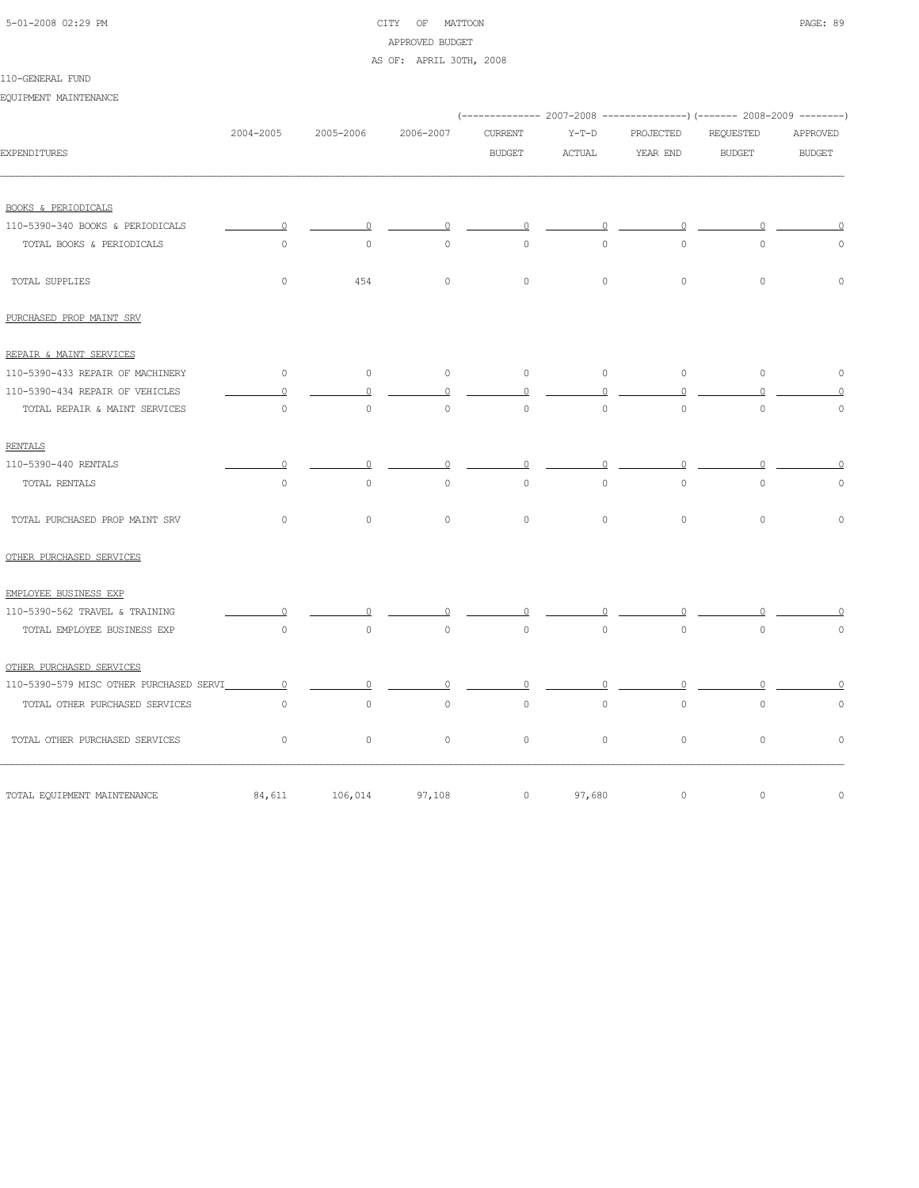CITY OF MATTOON
APPROVED BUDGET
AS OF: APRIL 30TH, 2008

110-GENERAL FUND

EQUIPMENT MAINTENANCE

| EXPENDITURES | 2004-2005 | 2005-2006 | 2006-2007 | 2007-2008 CURRENT BUDGET | 2007-2008 Y-T-D ACTUAL | 2007-2008 PROJECTED YEAR END | 2008-2009 REQUESTED BUDGET | 2008-2009 APPROVED BUDGET |
|---|---|---|---|---|---|---|---|---|
| BOOKS & PERIODICALS | | | | | | | | |
| 110-5390-340 BOOKS & PERIODICALS | 0 | 0 | 0 | 0 | 0 | 0 | 0 | 0 |
| TOTAL BOOKS & PERIODICALS | 0 | 0 | 0 | 0 | 0 | 0 | 0 | 0 |
| TOTAL SUPPLIES | 0 | 454 | 0 | 0 | 0 | 0 | 0 | 0 |
| PURCHASED PROP MAINT SRV | | | | | | | | |
| REPAIR & MAINT SERVICES | | | | | | | | |
| 110-5390-433 REPAIR OF MACHINERY | 0 | 0 | 0 | 0 | 0 | 0 | 0 | 0 |
| 110-5390-434 REPAIR OF VEHICLES | 0 | 0 | 0 | 0 | 0 | 0 | 0 | 0 |
| TOTAL REPAIR & MAINT SERVICES | 0 | 0 | 0 | 0 | 0 | 0 | 0 | 0 |
| RENTALS | | | | | | | | |
| 110-5390-440 RENTALS | 0 | 0 | 0 | 0 | 0 | 0 | 0 | 0 |
| TOTAL RENTALS | 0 | 0 | 0 | 0 | 0 | 0 | 0 | 0 |
| TOTAL PURCHASED PROP MAINT SRV | 0 | 0 | 0 | 0 | 0 | 0 | 0 | 0 |
| OTHER PURCHASED SERVICES | | | | | | | | |
| EMPLOYEE BUSINESS EXP | | | | | | | | |
| 110-5390-562 TRAVEL & TRAINING | 0 | 0 | 0 | 0 | 0 | 0 | 0 | 0 |
| TOTAL EMPLOYEE BUSINESS EXP | 0 | 0 | 0 | 0 | 0 | 0 | 0 | 0 |
| OTHER PURCHASED SERVICES | | | | | | | | |
| 110-5390-579 MISC OTHER PURCHASED SERVI | 0 | 0 | 0 | 0 | 0 | 0 | 0 | 0 |
| TOTAL OTHER PURCHASED SERVICES | 0 | 0 | 0 | 0 | 0 | 0 | 0 | 0 |
| TOTAL OTHER PURCHASED SERVICES | 0 | 0 | 0 | 0 | 0 | 0 | 0 | 0 |
| TOTAL EQUIPMENT MAINTENANCE | 84,611 | 106,014 | 97,108 | 0 | 97,680 | 0 | 0 | 0 |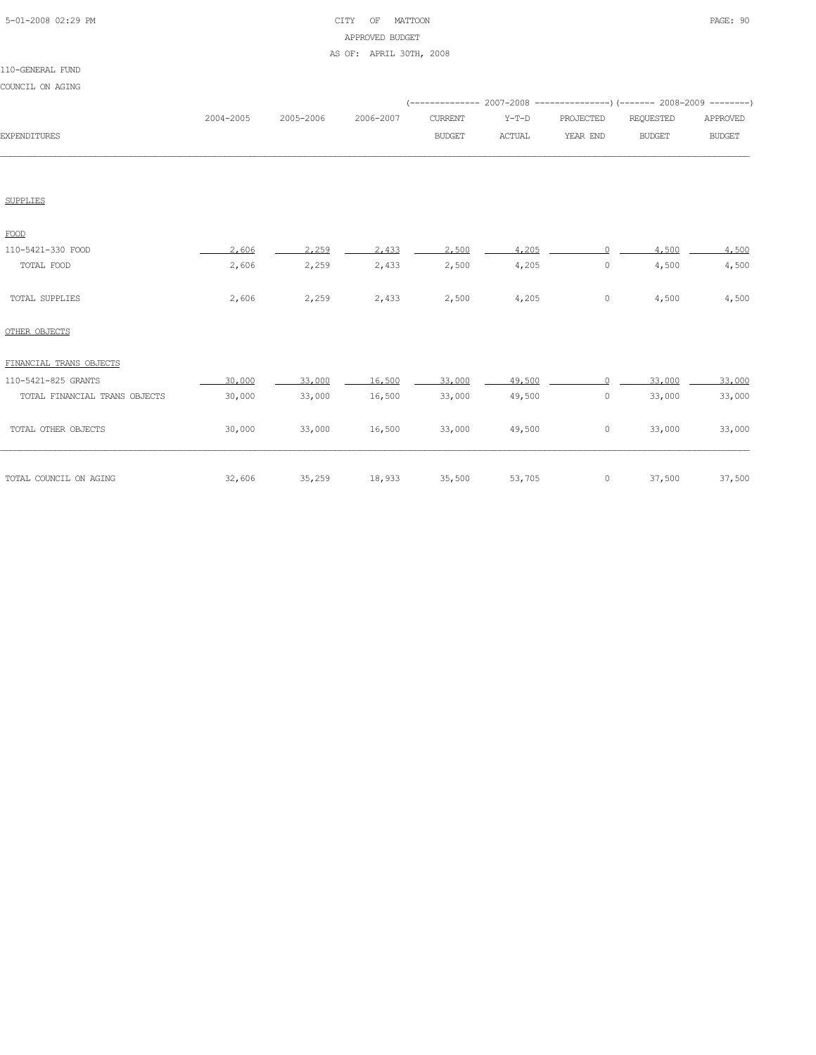CITY OF MATTOON
APPROVED BUDGET
AS OF: APRIL 30TH, 2008

110-GENERAL FUND
COUNCIL ON AGING

| EXPENDITURES | 2004-2005 | 2005-2006 | 2006-2007 | 2007-2008 CURRENT BUDGET | 2007-2008 Y-T-D ACTUAL | 2007-2008 PROJECTED YEAR END | 2008-2009 REQUESTED BUDGET | 2008-2009 APPROVED BUDGET |
|---|---|---|---|---|---|---|---|---|
| SUPPLIES | | | | | | | | |
| FOOD | | | | | | | | |
| 110-5421-330 FOOD | 2,606 | 2,259 | 2,433 | 2,500 | 4,205 | 0 | 4,500 | 4,500 |
| TOTAL FOOD | 2,606 | 2,259 | 2,433 | 2,500 | 4,205 | 0 | 4,500 | 4,500 |
| TOTAL SUPPLIES | 2,606 | 2,259 | 2,433 | 2,500 | 4,205 | 0 | 4,500 | 4,500 |
| OTHER OBJECTS | | | | | | | | |
| FINANCIAL TRANS OBJECTS | | | | | | | | |
| 110-5421-825 GRANTS | 30,000 | 33,000 | 16,500 | 33,000 | 49,500 | 0 | 33,000 | 33,000 |
| TOTAL FINANCIAL TRANS OBJECTS | 30,000 | 33,000 | 16,500 | 33,000 | 49,500 | 0 | 33,000 | 33,000 |
| TOTAL OTHER OBJECTS | 30,000 | 33,000 | 16,500 | 33,000 | 49,500 | 0 | 33,000 | 33,000 |
| TOTAL COUNCIL ON AGING | 32,606 | 35,259 | 18,933 | 35,500 | 53,705 | 0 | 37,500 | 37,500 |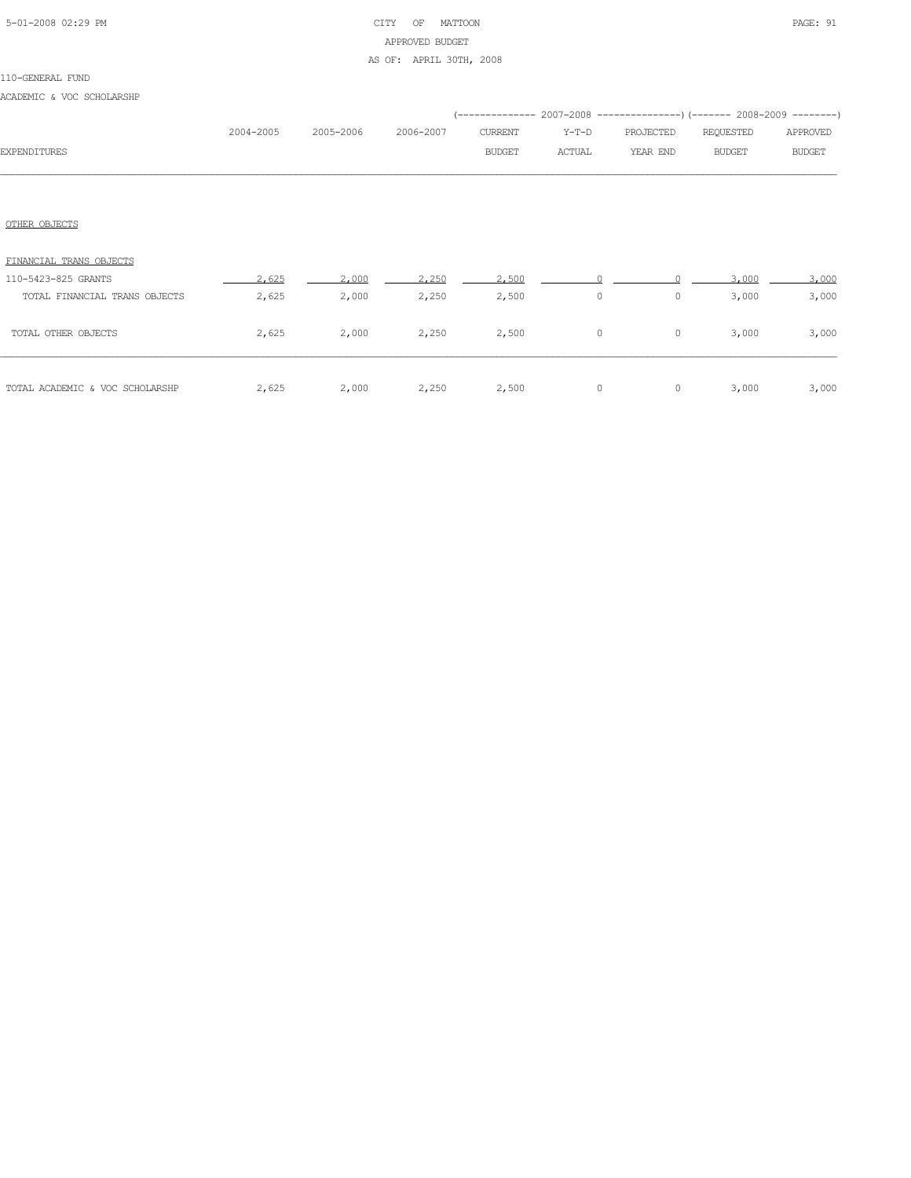110-GENERAL FUND

ACADEMIC & VOC SCHOLARSHP

| EXPENDITURES | 2004-2005 | 2005-2006 | 2006-2007 | 2007-2008 CURRENT BUDGET | 2007-2008 Y-T-D ACTUAL | 2007-2008 PROJECTED YEAR END | 2008-2009 REQUESTED BUDGET | 2008-2009 APPROVED BUDGET |
|---|---|---|---|---|---|---|---|---|
| OTHER OBJECTS | | | | | | | | |
| FINANCIAL TRANS OBJECTS | | | | | | | | |
| 110-5423-825 GRANTS | 2,625 | 2,000 | 2,250 | 2,500 | 0 | 0 | 3,000 | 3,000 |
| TOTAL FINANCIAL TRANS OBJECTS | 2,625 | 2,000 | 2,250 | 2,500 | 0 | 0 | 3,000 | 3,000 |
| TOTAL OTHER OBJECTS | 2,625 | 2,000 | 2,250 | 2,500 | 0 | 0 | 3,000 | 3,000 |
| TOTAL ACADEMIC & VOC SCHOLARSHP | 2,625 | 2,000 | 2,250 | 2,500 | 0 | 0 | 3,000 | 3,000 |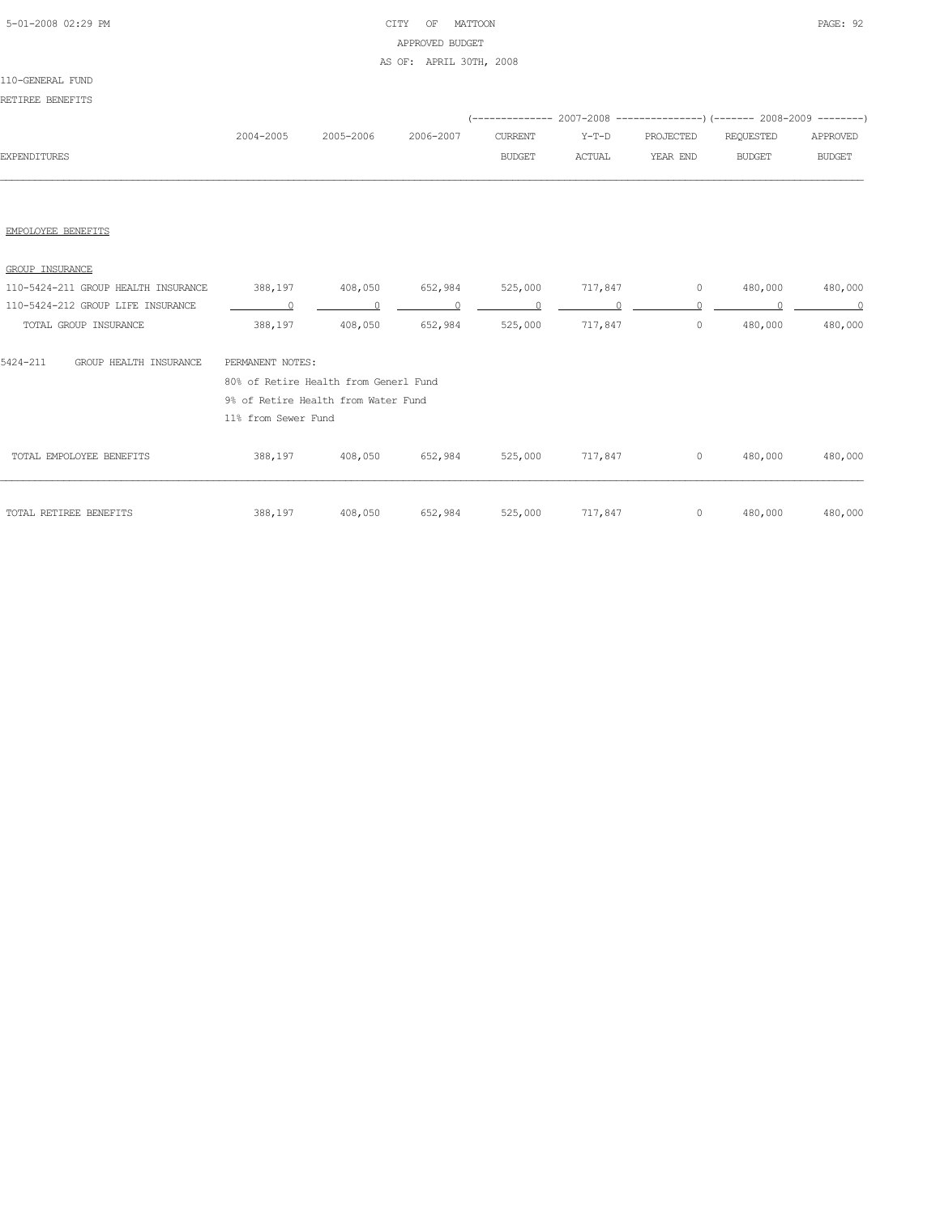CITY OF MATTOON
APPROVED BUDGET
AS OF: APRIL 30TH, 2008

110-GENERAL FUND

RETIREE BENEFITS

| EXPENDITURES | 2004-2005 | 2005-2006 | 2006-2007 | 2007-2008 CURRENT BUDGET | 2007-2008 Y-T-D ACTUAL | 2007-2008 PROJECTED YEAR END | 2008-2009 REQUESTED BUDGET | 2008-2009 APPROVED BUDGET |
|---|---|---|---|---|---|---|---|---|
| EMPOLOYEE BENEFITS | | | | | | | | |
| GROUP INSURANCE | | | | | | | | |
| 110-5424-211 GROUP HEALTH INSURANCE | 388,197 | 408,050 | 652,984 | 525,000 | 717,847 | 0 | 480,000 | 480,000 |
| 110-5424-212 GROUP LIFE INSURANCE | 0 | 0 | 0 | 0 | 0 | 0 | 0 | 0 |
| TOTAL GROUP INSURANCE | 388,197 | 408,050 | 652,984 | 525,000 | 717,847 | 0 | 480,000 | 480,000 |

5424-211 GROUP HEALTH INSURANCE

PERMANENT NOTES:
80% of Retire Health from Generl Fund
9% of Retire Health from Water Fund
11% from Sewer Fund

| | 2004-2005 | 2005-2006 | 2006-2007 | CURRENT BUDGET | Y-T-D ACTUAL | PROJECTED YEAR END | REQUESTED BUDGET | APPROVED BUDGET |
|---|---|---|---|---|---|---|---|---|
| TOTAL EMPOLOYEE BENEFITS | 388,197 | 408,050 | 652,984 | 525,000 | 717,847 | 0 | 480,000 | 480,000 |
| TOTAL RETIREE BENEFITS | 388,197 | 408,050 | 652,984 | 525,000 | 717,847 | 0 | 480,000 | 480,000 |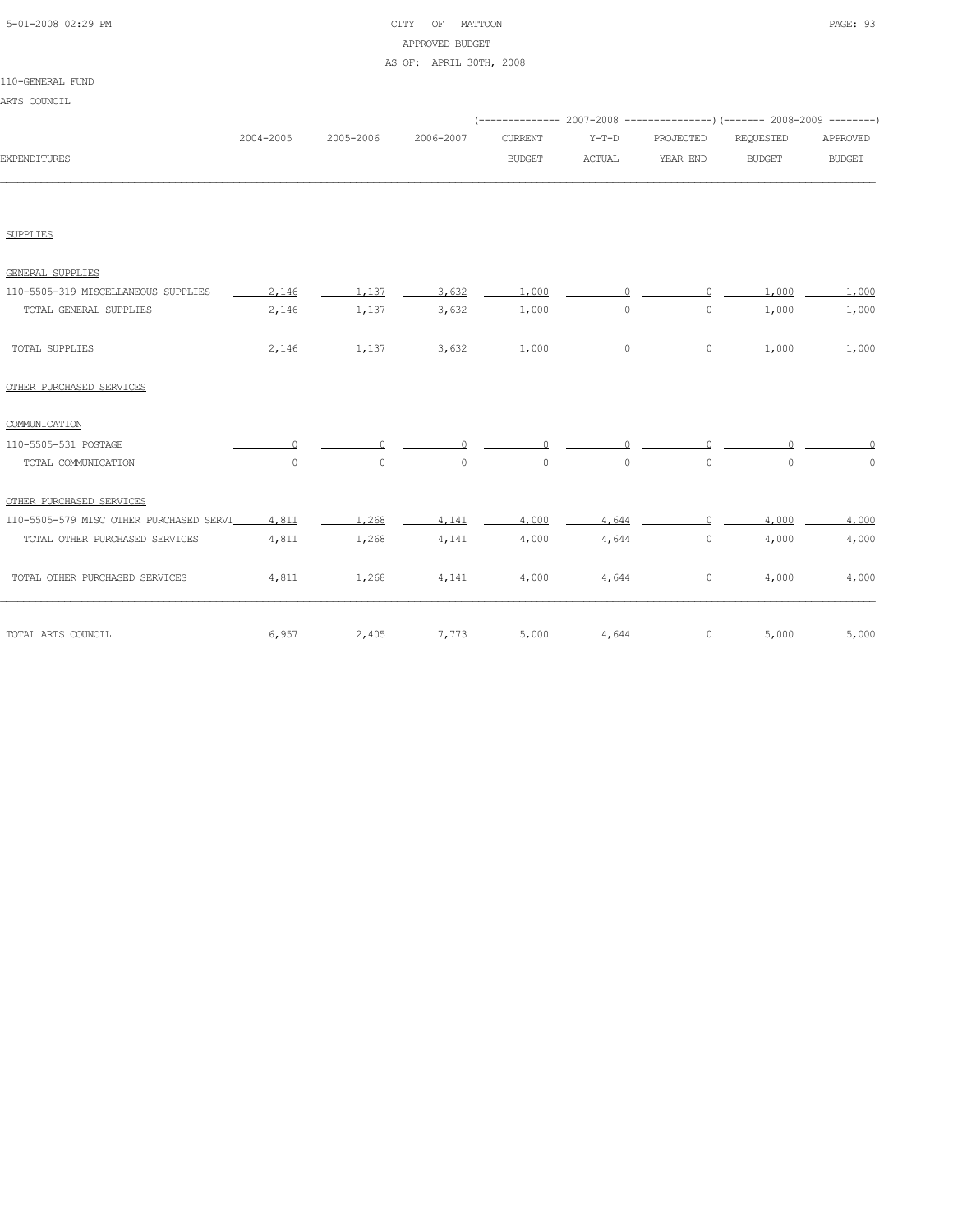CITY OF MATTOON
APPROVED BUDGET
AS OF: APRIL 30TH, 2008

110-GENERAL FUND
ARTS COUNCIL

| EXPENDITURES | 2004-2005 | 2005-2006 | 2006-2007 | 2007-2008 CURRENT BUDGET | 2007-2008 Y-T-D ACTUAL | 2007-2008 PROJECTED YEAR END | 2008-2009 REQUESTED BUDGET | 2008-2009 APPROVED BUDGET |
|---|---|---|---|---|---|---|---|---|
| SUPPLIES | | | | | | | | |
| GENERAL SUPPLIES | | | | | | | | |
| 110-5505-319 MISCELLANEOUS SUPPLIES | 2,146 | 1,137 | 3,632 | 1,000 | 0 | 0 | 1,000 | 1,000 |
| TOTAL GENERAL SUPPLIES | 2,146 | 1,137 | 3,632 | 1,000 | 0 | 0 | 1,000 | 1,000 |
| TOTAL SUPPLIES | 2,146 | 1,137 | 3,632 | 1,000 | 0 | 0 | 1,000 | 1,000 |
| OTHER PURCHASED SERVICES | | | | | | | | |
| COMMUNICATION | | | | | | | | |
| 110-5505-531 POSTAGE | 0 | 0 | 0 | 0 | 0 | 0 | 0 | 0 |
| TOTAL COMMUNICATION | 0 | 0 | 0 | 0 | 0 | 0 | 0 | 0 |
| OTHER PURCHASED SERVICES | | | | | | | | |
| 110-5505-579 MISC OTHER PURCHASED SERVI | 4,811 | 1,268 | 4,141 | 4,000 | 4,644 | 0 | 4,000 | 4,000 |
| TOTAL OTHER PURCHASED SERVICES | 4,811 | 1,268 | 4,141 | 4,000 | 4,644 | 0 | 4,000 | 4,000 |
| TOTAL OTHER PURCHASED SERVICES | 4,811 | 1,268 | 4,141 | 4,000 | 4,644 | 0 | 4,000 | 4,000 |
| TOTAL ARTS COUNCIL | 6,957 | 2,405 | 7,773 | 5,000 | 4,644 | 0 | 5,000 | 5,000 |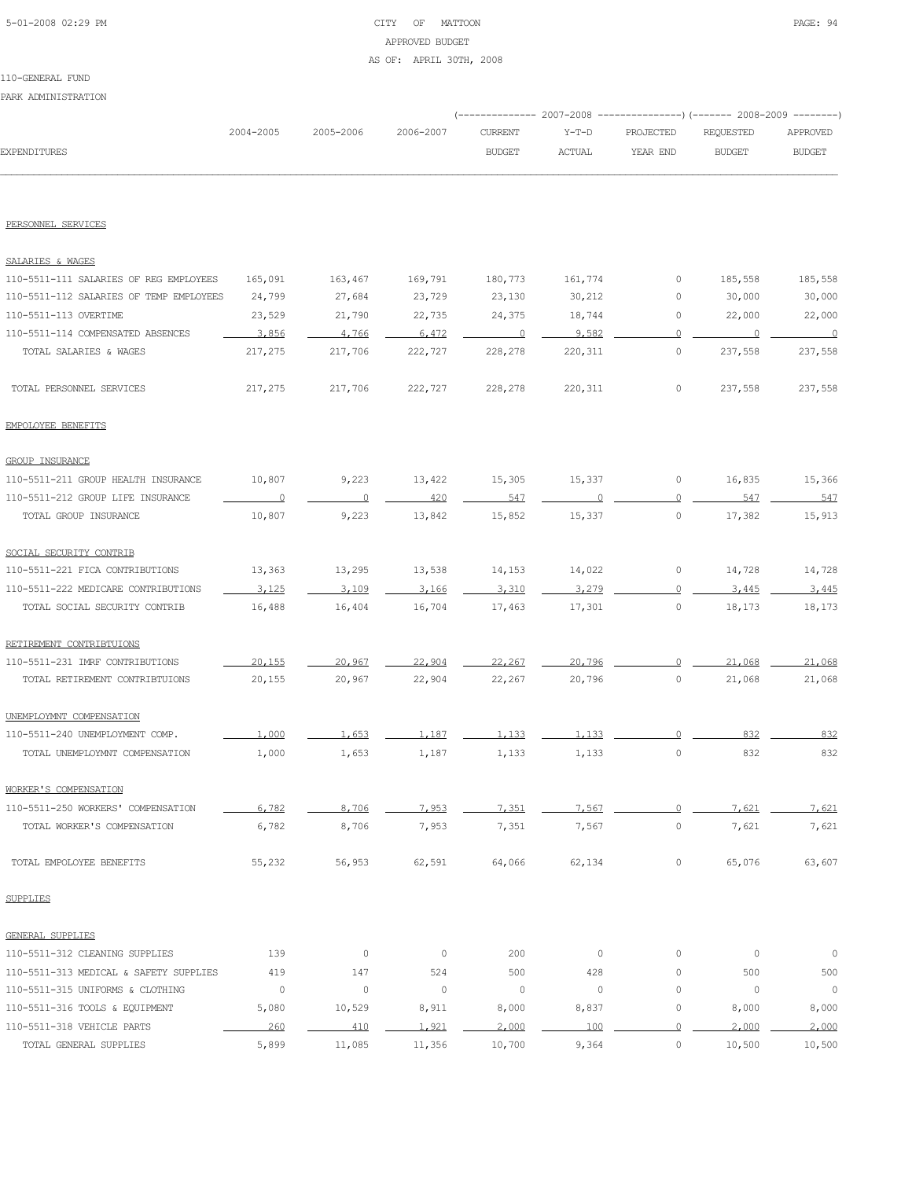CITY OF MATTOON
APPROVED BUDGET
AS OF: APRIL 30TH, 2008

110-GENERAL FUND

PARK ADMINISTRATION

| EXPENDITURES | 2004-2005 | 2005-2006 | 2006-2007 | 2007-2008 CURRENT BUDGET | 2007-2008 Y-T-D ACTUAL | 2007-2008 PROJECTED YEAR END | 2008-2009 REQUESTED BUDGET | 2008-2009 APPROVED BUDGET |
|---|---|---|---|---|---|---|---|---|
| **PERSONNEL SERVICES** | | | | | | | | |
| **SALARIES & WAGES** | | | | | | | | |
| 110-5511-111 SALARIES OF REG EMPLOYEES | 165,091 | 163,467 | 169,791 | 180,773 | 161,774 | 0 | 185,558 | 185,558 |
| 110-5511-112 SALARIES OF TEMP EMPLOYEES | 24,799 | 27,684 | 23,729 | 23,130 | 30,212 | 0 | 30,000 | 30,000 |
| 110-5511-113 OVERTIME | 23,529 | 21,790 | 22,735 | 24,375 | 18,744 | 0 | 22,000 | 22,000 |
| 110-5511-114 COMPENSATED ABSENCES | 3,856 | 4,766 | 6,472 | 0 | 9,582 | 0 | 0 | 0 |
| TOTAL SALARIES & WAGES | 217,275 | 217,706 | 222,727 | 228,278 | 220,311 | 0 | 237,558 | 237,558 |
| TOTAL PERSONNEL SERVICES | 217,275 | 217,706 | 222,727 | 228,278 | 220,311 | 0 | 237,558 | 237,558 |
| **EMPOLOYEE BENEFITS** | | | | | | | | |
| **GROUP INSURANCE** | | | | | | | | |
| 110-5511-211 GROUP HEALTH INSURANCE | 10,807 | 9,223 | 13,422 | 15,305 | 15,337 | 0 | 16,835 | 15,366 |
| 110-5511-212 GROUP LIFE INSURANCE | 0 | 0 | 420 | 547 | 0 | 0 | 547 | 547 |
| TOTAL GROUP INSURANCE | 10,807 | 9,223 | 13,842 | 15,852 | 15,337 | 0 | 17,382 | 15,913 |
| **SOCIAL SECURITY CONTRIB** | | | | | | | | |
| 110-5511-221 FICA CONTRIBUTIONS | 13,363 | 13,295 | 13,538 | 14,153 | 14,022 | 0 | 14,728 | 14,728 |
| 110-5511-222 MEDICARE CONTRIBUTIONS | 3,125 | 3,109 | 3,166 | 3,310 | 3,279 | 0 | 3,445 | 3,445 |
| TOTAL SOCIAL SECURITY CONTRIB | 16,488 | 16,404 | 16,704 | 17,463 | 17,301 | 0 | 18,173 | 18,173 |
| **RETIREMENT CONTRIBTUIONS** | | | | | | | | |
| 110-5511-231 IMRF CONTRIBUTIONS | 20,155 | 20,967 | 22,904 | 22,267 | 20,796 | 0 | 21,068 | 21,068 |
| TOTAL RETIREMENT CONTRIBTUIONS | 20,155 | 20,967 | 22,904 | 22,267 | 20,796 | 0 | 21,068 | 21,068 |
| **UNEMPLOYMNT COMPENSATION** | | | | | | | | |
| 110-5511-240 UNEMPLOYMENT COMP. | 1,000 | 1,653 | 1,187 | 1,133 | 1,133 | 0 | 832 | 832 |
| TOTAL UNEMPLOYMNT COMPENSATION | 1,000 | 1,653 | 1,187 | 1,133 | 1,133 | 0 | 832 | 832 |
| **WORKER'S COMPENSATION** | | | | | | | | |
| 110-5511-250 WORKERS' COMPENSATION | 6,782 | 8,706 | 7,953 | 7,351 | 7,567 | 0 | 7,621 | 7,621 |
| TOTAL WORKER'S COMPENSATION | 6,782 | 8,706 | 7,953 | 7,351 | 7,567 | 0 | 7,621 | 7,621 |
| TOTAL EMPOLOYEE BENEFITS | 55,232 | 56,953 | 62,591 | 64,066 | 62,134 | 0 | 65,076 | 63,607 |
| **SUPPLIES** | | | | | | | | |
| **GENERAL SUPPLIES** | | | | | | | | |
| 110-5511-312 CLEANING SUPPLIES | 139 | 0 | 0 | 200 | 0 | 0 | 0 | 0 |
| 110-5511-313 MEDICAL & SAFETY SUPPLIES | 419 | 147 | 524 | 500 | 428 | 0 | 500 | 500 |
| 110-5511-315 UNIFORMS & CLOTHING | 0 | 0 | 0 | 0 | 0 | 0 | 0 | 0 |
| 110-5511-316 TOOLS & EQUIPMENT | 5,080 | 10,529 | 8,911 | 8,000 | 8,837 | 0 | 8,000 | 8,000 |
| 110-5511-318 VEHICLE PARTS | 260 | 410 | 1,921 | 2,000 | 100 | 0 | 2,000 | 2,000 |
| TOTAL GENERAL SUPPLIES | 5,899 | 11,085 | 11,356 | 10,700 | 9,364 | 0 | 10,500 | 10,500 |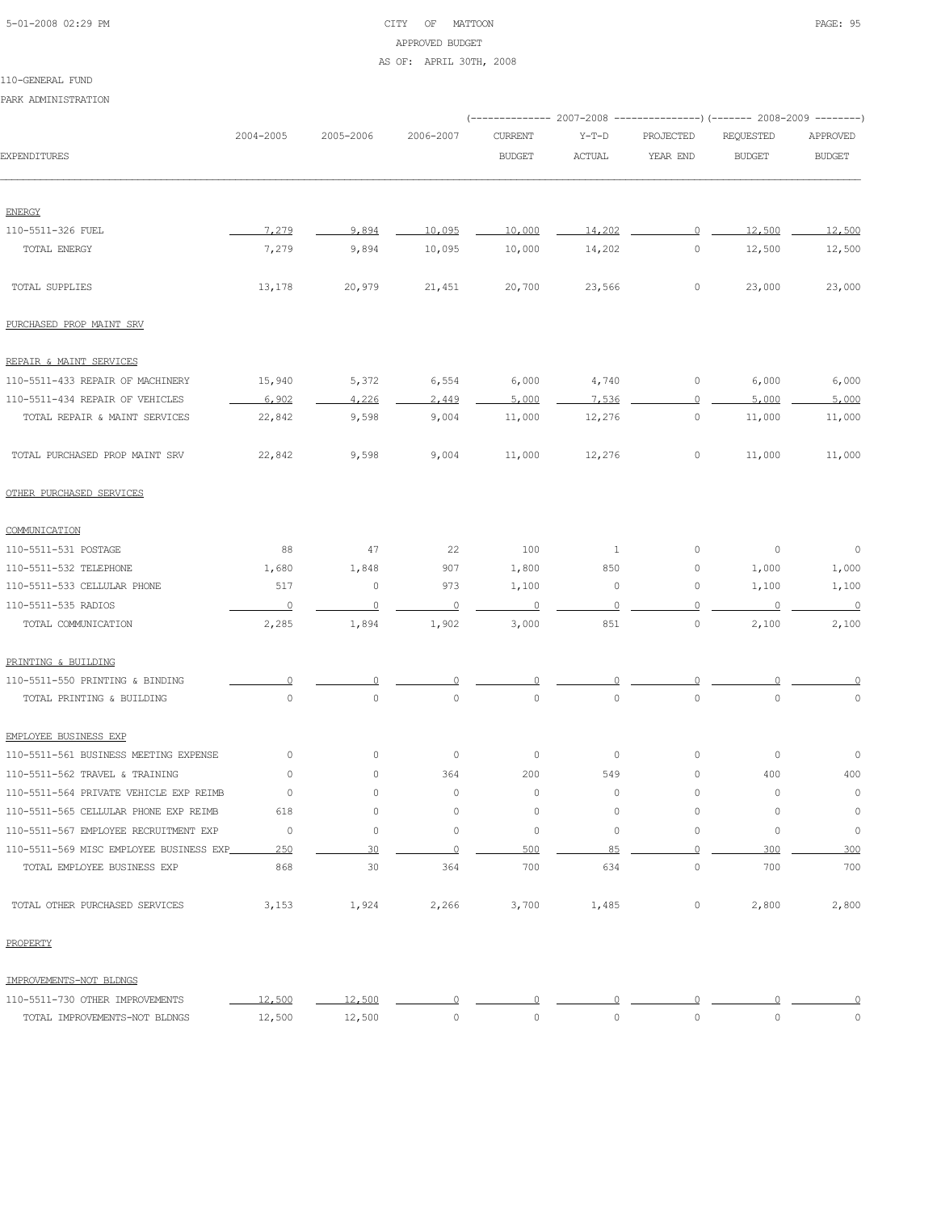CITY OF MATTOON
APPROVED BUDGET
AS OF: APRIL 30TH, 2008

110-GENERAL FUND

PARK ADMINISTRATION

| EXPENDITURES | 2004-2005 | 2005-2006 | 2006-2007 | 2007-2008 CURRENT BUDGET | 2007-2008 Y-T-D ACTUAL | 2007-2008 PROJECTED YEAR END | 2008-2009 REQUESTED BUDGET | 2008-2009 APPROVED BUDGET |
|---|---|---|---|---|---|---|---|---|
| ENERGY | | | | | | | | |
| 110-5511-326 FUEL | 7,279 | 9,894 | 10,095 | 10,000 | 14,202 | 0 | 12,500 | 12,500 |
| TOTAL ENERGY | 7,279 | 9,894 | 10,095 | 10,000 | 14,202 | 0 | 12,500 | 12,500 |
| TOTAL SUPPLIES | 13,178 | 20,979 | 21,451 | 20,700 | 23,566 | 0 | 23,000 | 23,000 |
| PURCHASED PROP MAINT SRV | | | | | | | | |
| REPAIR & MAINT SERVICES | | | | | | | | |
| 110-5511-433 REPAIR OF MACHINERY | 15,940 | 5,372 | 6,554 | 6,000 | 4,740 | 0 | 6,000 | 6,000 |
| 110-5511-434 REPAIR OF VEHICLES | 6,902 | 4,226 | 2,449 | 5,000 | 7,536 | 0 | 5,000 | 5,000 |
| TOTAL REPAIR & MAINT SERVICES | 22,842 | 9,598 | 9,004 | 11,000 | 12,276 | 0 | 11,000 | 11,000 |
| TOTAL PURCHASED PROP MAINT SRV | 22,842 | 9,598 | 9,004 | 11,000 | 12,276 | 0 | 11,000 | 11,000 |
| OTHER PURCHASED SERVICES | | | | | | | | |
| COMMUNICATION | | | | | | | | |
| 110-5511-531 POSTAGE | 88 | 47 | 22 | 100 | 1 | 0 | 0 | 0 |
| 110-5511-532 TELEPHONE | 1,680 | 1,848 | 907 | 1,800 | 850 | 0 | 1,000 | 1,000 |
| 110-5511-533 CELLULAR PHONE | 517 | 0 | 973 | 1,100 | 0 | 0 | 1,100 | 1,100 |
| 110-5511-535 RADIOS | 0 | 0 | 0 | 0 | 0 | 0 | 0 | 0 |
| TOTAL COMMUNICATION | 2,285 | 1,894 | 1,902 | 3,000 | 851 | 0 | 2,100 | 2,100 |
| PRINTING & BUILDING | | | | | | | | |
| 110-5511-550 PRINTING & BINDING | 0 | 0 | 0 | 0 | 0 | 0 | 0 | 0 |
| TOTAL PRINTING & BUILDING | 0 | 0 | 0 | 0 | 0 | 0 | 0 | 0 |
| EMPLOYEE BUSINESS EXP | | | | | | | | |
| 110-5511-561 BUSINESS MEETING EXPENSE | 0 | 0 | 0 | 0 | 0 | 0 | 0 | 0 |
| 110-5511-562 TRAVEL & TRAINING | 0 | 0 | 364 | 200 | 549 | 0 | 400 | 400 |
| 110-5511-564 PRIVATE VEHICLE EXP REIMB | 0 | 0 | 0 | 0 | 0 | 0 | 0 | 0 |
| 110-5511-565 CELLULAR PHONE EXP REIMB | 618 | 0 | 0 | 0 | 0 | 0 | 0 | 0 |
| 110-5511-567 EMPLOYEE RECRUITMENT EXP | 0 | 0 | 0 | 0 | 0 | 0 | 0 | 0 |
| 110-5511-569 MISC EMPLOYEE BUSINESS EXP | 250 | 30 | 0 | 500 | 85 | 0 | 300 | 300 |
| TOTAL EMPLOYEE BUSINESS EXP | 868 | 30 | 364 | 700 | 634 | 0 | 700 | 700 |
| TOTAL OTHER PURCHASED SERVICES | 3,153 | 1,924 | 2,266 | 3,700 | 1,485 | 0 | 2,800 | 2,800 |
| PROPERTY | | | | | | | | |
| IMPROVEMENTS-NOT BLDNGS | | | | | | | | |
| 110-5511-730 OTHER IMPROVEMENTS | 12,500 | 12,500 | 0 | 0 | 0 | 0 | 0 | 0 |
| TOTAL IMPROVEMENTS-NOT BLDNGS | 12,500 | 12,500 | 0 | 0 | 0 | 0 | 0 | 0 |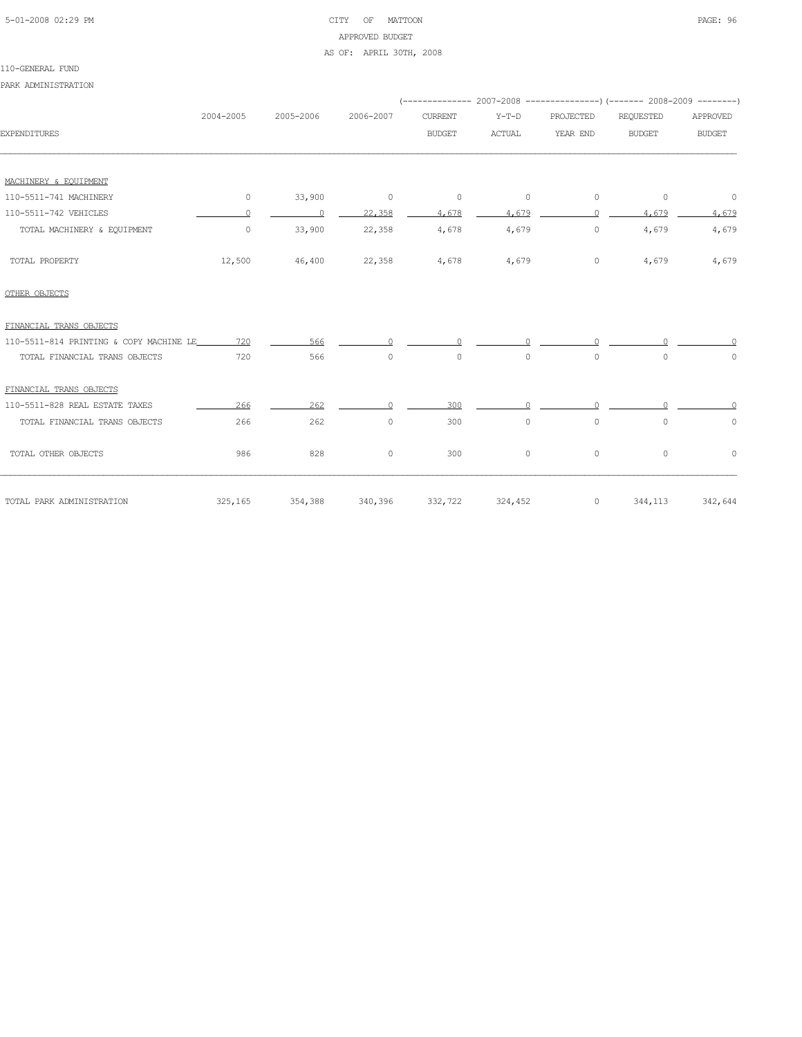CITY OF MATTOON

APPROVED BUDGET

AS OF: APRIL 30TH, 2008

110-GENERAL FUND

PARK ADMINISTRATION

| EXPENDITURES | 2004-2005 | 2005-2006 | 2006-2007 | 2007-2008 CURRENT BUDGET | 2007-2008 Y-T-D ACTUAL | 2007-2008 PROJECTED YEAR END | 2008-2009 REQUESTED BUDGET | 2008-2009 APPROVED BUDGET |
|---|---|---|---|---|---|---|---|---|
| MACHINERY & EQUIPMENT | | | | | | | | |
| 110-5511-741 MACHINERY | 0 | 33,900 | 0 | 0 | 0 | 0 | 0 | 0 |
| 110-5511-742 VEHICLES | 0 | 0 | 22,358 | 4,678 | 4,679 | 0 | 4,679 | 4,679 |
| TOTAL MACHINERY & EQUIPMENT | 0 | 33,900 | 22,358 | 4,678 | 4,679 | 0 | 4,679 | 4,679 |
| TOTAL PROPERTY | 12,500 | 46,400 | 22,358 | 4,678 | 4,679 | 0 | 4,679 | 4,679 |
| OTHER OBJECTS | | | | | | | | |
| FINANCIAL TRANS OBJECTS | | | | | | | | |
| 110-5511-814 PRINTING & COPY MACHINE LE | 720 | 566 | 0 | 0 | 0 | 0 | 0 | 0 |
| TOTAL FINANCIAL TRANS OBJECTS | 720 | 566 | 0 | 0 | 0 | 0 | 0 | 0 |
| FINANCIAL TRANS OBJECTS | | | | | | | | |
| 110-5511-828 REAL ESTATE TAXES | 266 | 262 | 0 | 300 | 0 | 0 | 0 | 0 |
| TOTAL FINANCIAL TRANS OBJECTS | 266 | 262 | 0 | 300 | 0 | 0 | 0 | 0 |
| TOTAL OTHER OBJECTS | 986 | 828 | 0 | 300 | 0 | 0 | 0 | 0 |
| TOTAL PARK ADMINISTRATION | 325,165 | 354,388 | 340,396 | 332,722 | 324,452 | 0 | 344,113 | 342,644 |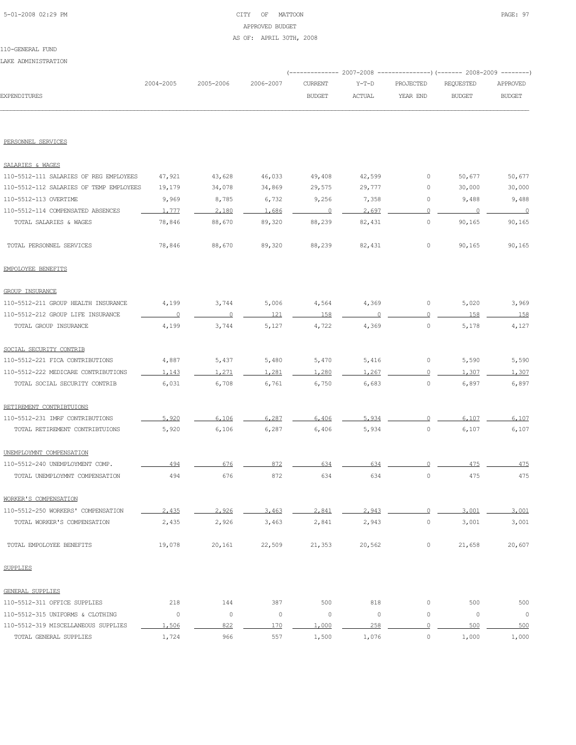CITY OF MATTOON
APPROVED BUDGET
AS OF: APRIL 30TH, 2008

110-GENERAL FUND
LAKE ADMINISTRATION

| EXPENDITURES | 2004-2005 | 2005-2006 | 2006-2007 | 2007-2008 CURRENT BUDGET | 2007-2008 Y-T-D ACTUAL | 2007-2008 PROJECTED YEAR END | 2008-2009 REQUESTED BUDGET | 2008-2009 APPROVED BUDGET |
|---|---|---|---|---|---|---|---|---|
| PERSONNEL SERVICES | | | | | | | | |
| SALARIES & WAGES | | | | | | | | |
| 110-5512-111 SALARIES OF REG EMPLOYEES | 47,921 | 43,628 | 46,033 | 49,408 | 42,599 | 0 | 50,677 | 50,677 |
| 110-5512-112 SALARIES OF TEMP EMPLOYEES | 19,179 | 34,078 | 34,869 | 29,575 | 29,777 | 0 | 30,000 | 30,000 |
| 110-5512-113 OVERTIME | 9,969 | 8,785 | 6,732 | 9,256 | 7,358 | 0 | 9,488 | 9,488 |
| 110-5512-114 COMPENSATED ABSENCES | 1,777 | 2,180 | 1,686 | 0 | 2,697 | 0 | 0 | 0 |
| TOTAL SALARIES & WAGES | 78,846 | 88,670 | 89,320 | 88,239 | 82,431 | 0 | 90,165 | 90,165 |
| TOTAL PERSONNEL SERVICES | 78,846 | 88,670 | 89,320 | 88,239 | 82,431 | 0 | 90,165 | 90,165 |
| EMPOLOYEE BENEFITS | | | | | | | | |
| GROUP INSURANCE | | | | | | | | |
| 110-5512-211 GROUP HEALTH INSURANCE | 4,199 | 3,744 | 5,006 | 4,564 | 4,369 | 0 | 5,020 | 3,969 |
| 110-5512-212 GROUP LIFE INSURANCE | 0 | 0 | 121 | 158 | 0 | 0 | 158 | 158 |
| TOTAL GROUP INSURANCE | 4,199 | 3,744 | 5,127 | 4,722 | 4,369 | 0 | 5,178 | 4,127 |
| SOCIAL SECURITY CONTRIB | | | | | | | | |
| 110-5512-221 FICA CONTRIBUTIONS | 4,887 | 5,437 | 5,480 | 5,470 | 5,416 | 0 | 5,590 | 5,590 |
| 110-5512-222 MEDICARE CONTRIBUTIONS | 1,143 | 1,271 | 1,281 | 1,280 | 1,267 | 0 | 1,307 | 1,307 |
| TOTAL SOCIAL SECURITY CONTRIB | 6,031 | 6,708 | 6,761 | 6,750 | 6,683 | 0 | 6,897 | 6,897 |
| RETIREMENT CONTRIBTUIONS | | | | | | | | |
| 110-5512-231 IMRF CONTRIBUTIONS | 5,920 | 6,106 | 6,287 | 6,406 | 5,934 | 0 | 6,107 | 6,107 |
| TOTAL RETIREMENT CONTRIBTUIONS | 5,920 | 6,106 | 6,287 | 6,406 | 5,934 | 0 | 6,107 | 6,107 |
| UNEMPLOYMNT COMPENSATION | | | | | | | | |
| 110-5512-240 UNEMPLOYMENT COMP. | 494 | 676 | 872 | 634 | 634 | 0 | 475 | 475 |
| TOTAL UNEMPLOYMNT COMPENSATION | 494 | 676 | 872 | 634 | 634 | 0 | 475 | 475 |
| WORKER'S COMPENSATION | | | | | | | | |
| 110-5512-250 WORKERS' COMPENSATION | 2,435 | 2,926 | 3,463 | 2,841 | 2,943 | 0 | 3,001 | 3,001 |
| TOTAL WORKER'S COMPENSATION | 2,435 | 2,926 | 3,463 | 2,841 | 2,943 | 0 | 3,001 | 3,001 |
| TOTAL EMPOLOYEE BENEFITS | 19,078 | 20,161 | 22,509 | 21,353 | 20,562 | 0 | 21,658 | 20,607 |
| SUPPLIES | | | | | | | | |
| GENERAL SUPPLIES | | | | | | | | |
| 110-5512-311 OFFICE SUPPLIES | 218 | 144 | 387 | 500 | 818 | 0 | 500 | 500 |
| 110-5512-315 UNIFORMS & CLOTHING | 0 | 0 | 0 | 0 | 0 | 0 | 0 | 0 |
| 110-5512-319 MISCELLANEOUS SUPPLIES | 1,506 | 822 | 170 | 1,000 | 258 | 0 | 500 | 500 |
| TOTAL GENERAL SUPPLIES | 1,724 | 966 | 557 | 1,500 | 1,076 | 0 | 1,000 | 1,000 |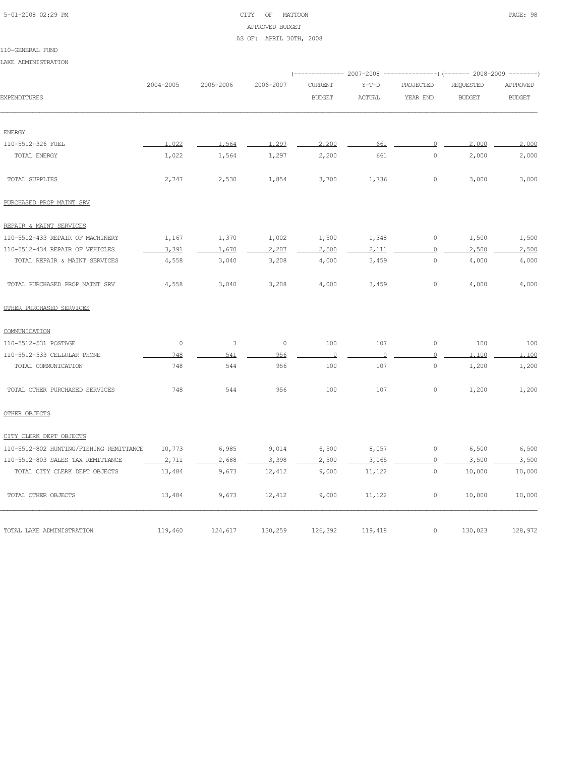CITY OF MATTOON
APPROVED BUDGET
AS OF: APRIL 30TH, 2008

110-GENERAL FUND

LAKE ADMINISTRATION

| EXPENDITURES | 2004-2005 | 2005-2006 | 2006-2007 | 2007-2008 CURRENT BUDGET | 2007-2008 Y-T-D ACTUAL | 2007-2008 PROJECTED YEAR END | 2008-2009 REQUESTED BUDGET | 2008-2009 APPROVED BUDGET |
|---|---|---|---|---|---|---|---|---|
| ENERGY | | | | | | | | |
| 110-5512-326 FUEL | 1,022 | 1,564 | 1,297 | 2,200 | 661 | 0 | 2,000 | 2,000 |
| TOTAL ENERGY | 1,022 | 1,564 | 1,297 | 2,200 | 661 | 0 | 2,000 | 2,000 |
| TOTAL SUPPLIES | 2,747 | 2,530 | 1,854 | 3,700 | 1,736 | 0 | 3,000 | 3,000 |
| PURCHASED PROP MAINT SRV | | | | | | | | |
| REPAIR & MAINT SERVICES | | | | | | | | |
| 110-5512-433 REPAIR OF MACHINERY | 1,167 | 1,370 | 1,002 | 1,500 | 1,348 | 0 | 1,500 | 1,500 |
| 110-5512-434 REPAIR OF VEHICLES | 3,391 | 1,670 | 2,207 | 2,500 | 2,111 | 0 | 2,500 | 2,500 |
| TOTAL REPAIR & MAINT SERVICES | 4,558 | 3,040 | 3,208 | 4,000 | 3,459 | 0 | 4,000 | 4,000 |
| TOTAL PURCHASED PROP MAINT SRV | 4,558 | 3,040 | 3,208 | 4,000 | 3,459 | 0 | 4,000 | 4,000 |
| OTHER PURCHASED SERVICES | | | | | | | | |
| COMMUNICATION | | | | | | | | |
| 110-5512-531 POSTAGE | 0 | 3 | 0 | 100 | 107 | 0 | 100 | 100 |
| 110-5512-533 CELLULAR PHONE | 748 | 541 | 956 | 0 | 0 | 0 | 1,100 | 1,100 |
| TOTAL COMMUNICATION | 748 | 544 | 956 | 100 | 107 | 0 | 1,200 | 1,200 |
| TOTAL OTHER PURCHASED SERVICES | 748 | 544 | 956 | 100 | 107 | 0 | 1,200 | 1,200 |
| OTHER OBJECTS | | | | | | | | |
| CITY CLERK DEPT OBJECTS | | | | | | | | |
| 110-5512-802 HUNTING/FISHING REMITTANCE | 10,773 | 6,985 | 9,014 | 6,500 | 8,057 | 0 | 6,500 | 6,500 |
| 110-5512-803 SALES TAX REMITTANCE | 2,711 | 2,688 | 3,398 | 2,500 | 3,065 | 0 | 3,500 | 3,500 |
| TOTAL CITY CLERK DEPT OBJECTS | 13,484 | 9,673 | 12,412 | 9,000 | 11,122 | 0 | 10,000 | 10,000 |
| TOTAL OTHER OBJECTS | 13,484 | 9,673 | 12,412 | 9,000 | 11,122 | 0 | 10,000 | 10,000 |
| TOTAL LAKE ADMINISTRATION | 119,460 | 124,617 | 130,259 | 126,392 | 119,418 | 0 | 130,023 | 128,972 |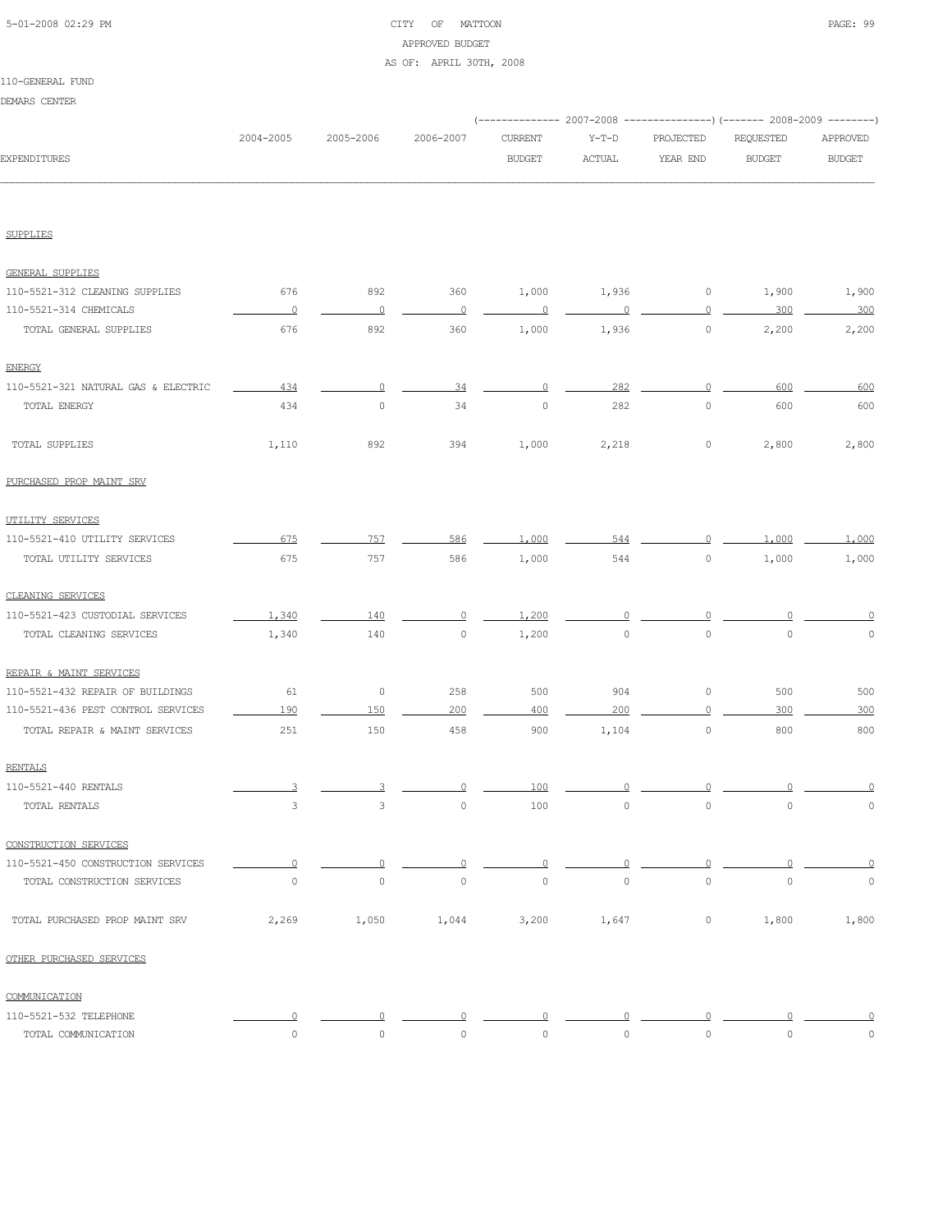CITY OF MATTOON
APPROVED BUDGET
AS OF: APRIL 30TH, 2008

110-GENERAL FUND
DEMARS CENTER

| EXPENDITURES | 2004-2005 | 2005-2006 | 2006-2007 | 2007-2008 CURRENT BUDGET | 2007-2008 Y-T-D ACTUAL | 2007-2008 PROJECTED YEAR END | 2008-2009 REQUESTED BUDGET | 2008-2009 APPROVED BUDGET |
|---|---|---|---|---|---|---|---|---|
| **SUPPLIES** | | | | | | | | |
| GENERAL SUPPLIES | | | | | | | | |
| 110-5521-312 CLEANING SUPPLIES | 676 | 892 | 360 | 1,000 | 1,936 | 0 | 1,900 | 1,900 |
| 110-5521-314 CHEMICALS | 0 | 0 | 0 | 0 | 0 | 0 | 300 | 300 |
| TOTAL GENERAL SUPPLIES | 676 | 892 | 360 | 1,000 | 1,936 | 0 | 2,200 | 2,200 |
| ENERGY | | | | | | | | |
| 110-5521-321 NATURAL GAS & ELECTRIC | 434 | 0 | 34 | 0 | 282 | 0 | 600 | 600 |
| TOTAL ENERGY | 434 | 0 | 34 | 0 | 282 | 0 | 600 | 600 |
| TOTAL SUPPLIES | 1,110 | 892 | 394 | 1,000 | 2,218 | 0 | 2,800 | 2,800 |
| **PURCHASED PROP MAINT SRV** | | | | | | | | |
| UTILITY SERVICES | | | | | | | | |
| 110-5521-410 UTILITY SERVICES | 675 | 757 | 586 | 1,000 | 544 | 0 | 1,000 | 1,000 |
| TOTAL UTILITY SERVICES | 675 | 757 | 586 | 1,000 | 544 | 0 | 1,000 | 1,000 |
| CLEANING SERVICES | | | | | | | | |
| 110-5521-423 CUSTODIAL SERVICES | 1,340 | 140 | 0 | 1,200 | 0 | 0 | 0 | 0 |
| TOTAL CLEANING SERVICES | 1,340 | 140 | 0 | 1,200 | 0 | 0 | 0 | 0 |
| REPAIR & MAINT SERVICES | | | | | | | | |
| 110-5521-432 REPAIR OF BUILDINGS | 61 | 0 | 258 | 500 | 904 | 0 | 500 | 500 |
| 110-5521-436 PEST CONTROL SERVICES | 190 | 150 | 200 | 400 | 200 | 0 | 300 | 300 |
| TOTAL REPAIR & MAINT SERVICES | 251 | 150 | 458 | 900 | 1,104 | 0 | 800 | 800 |
| RENTALS | | | | | | | | |
| 110-5521-440 RENTALS | 3 | 3 | 0 | 100 | 0 | 0 | 0 | 0 |
| TOTAL RENTALS | 3 | 3 | 0 | 100 | 0 | 0 | 0 | 0 |
| CONSTRUCTION SERVICES | | | | | | | | |
| 110-5521-450 CONSTRUCTION SERVICES | 0 | 0 | 0 | 0 | 0 | 0 | 0 | 0 |
| TOTAL CONSTRUCTION SERVICES | 0 | 0 | 0 | 0 | 0 | 0 | 0 | 0 |
| TOTAL PURCHASED PROP MAINT SRV | 2,269 | 1,050 | 1,044 | 3,200 | 1,647 | 0 | 1,800 | 1,800 |
| **OTHER PURCHASED SERVICES** | | | | | | | | |
| COMMUNICATION | | | | | | | | |
| 110-5521-532 TELEPHONE | 0 | 0 | 0 | 0 | 0 | 0 | 0 | 0 |
| TOTAL COMMUNICATION | 0 | 0 | 0 | 0 | 0 | 0 | 0 | 0 |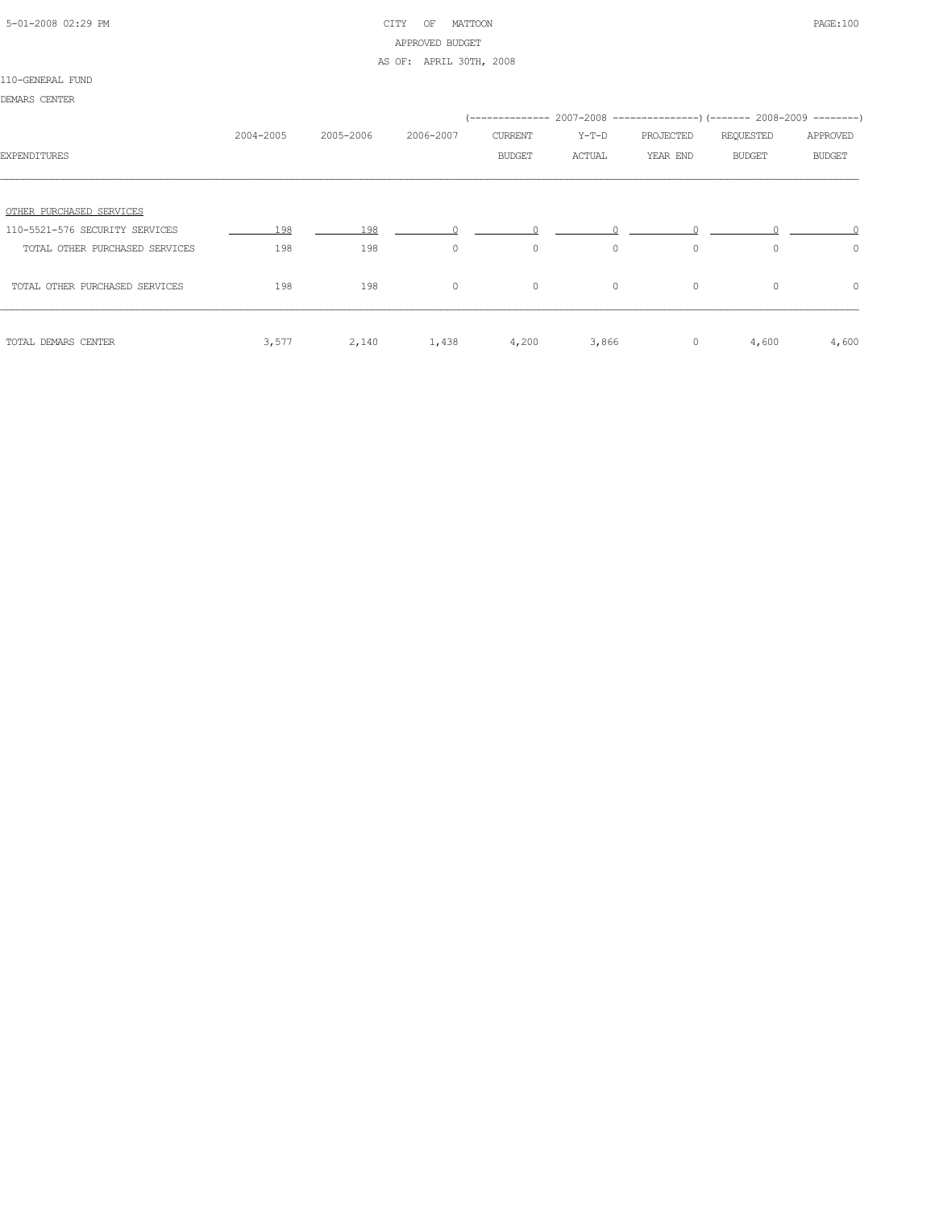CITY OF MATTOON
APPROVED BUDGET
AS OF: APRIL 30TH, 2008

110-GENERAL FUND

DEMARS CENTER

| EXPENDITURES | 2004-2005 | 2005-2006 | 2006-2007 | 2007-2008 CURRENT BUDGET | 2007-2008 Y-T-D ACTUAL | 2007-2008 PROJECTED YEAR END | 2008-2009 REQUESTED BUDGET | 2008-2009 APPROVED BUDGET |
|---|---|---|---|---|---|---|---|---|
| OTHER PURCHASED SERVICES | | | | | | | | |
| 110-5521-576 SECURITY SERVICES | 198 | 198 | 0 | 0 | 0 | 0 | 0 | 0 |
| TOTAL OTHER PURCHASED SERVICES | 198 | 198 | 0 | 0 | 0 | 0 | 0 | 0 |
| TOTAL OTHER PURCHASED SERVICES | 198 | 198 | 0 | 0 | 0 | 0 | 0 | 0 |
| TOTAL DEMARS CENTER | 3,577 | 2,140 | 1,438 | 4,200 | 3,866 | 0 | 4,600 | 4,600 |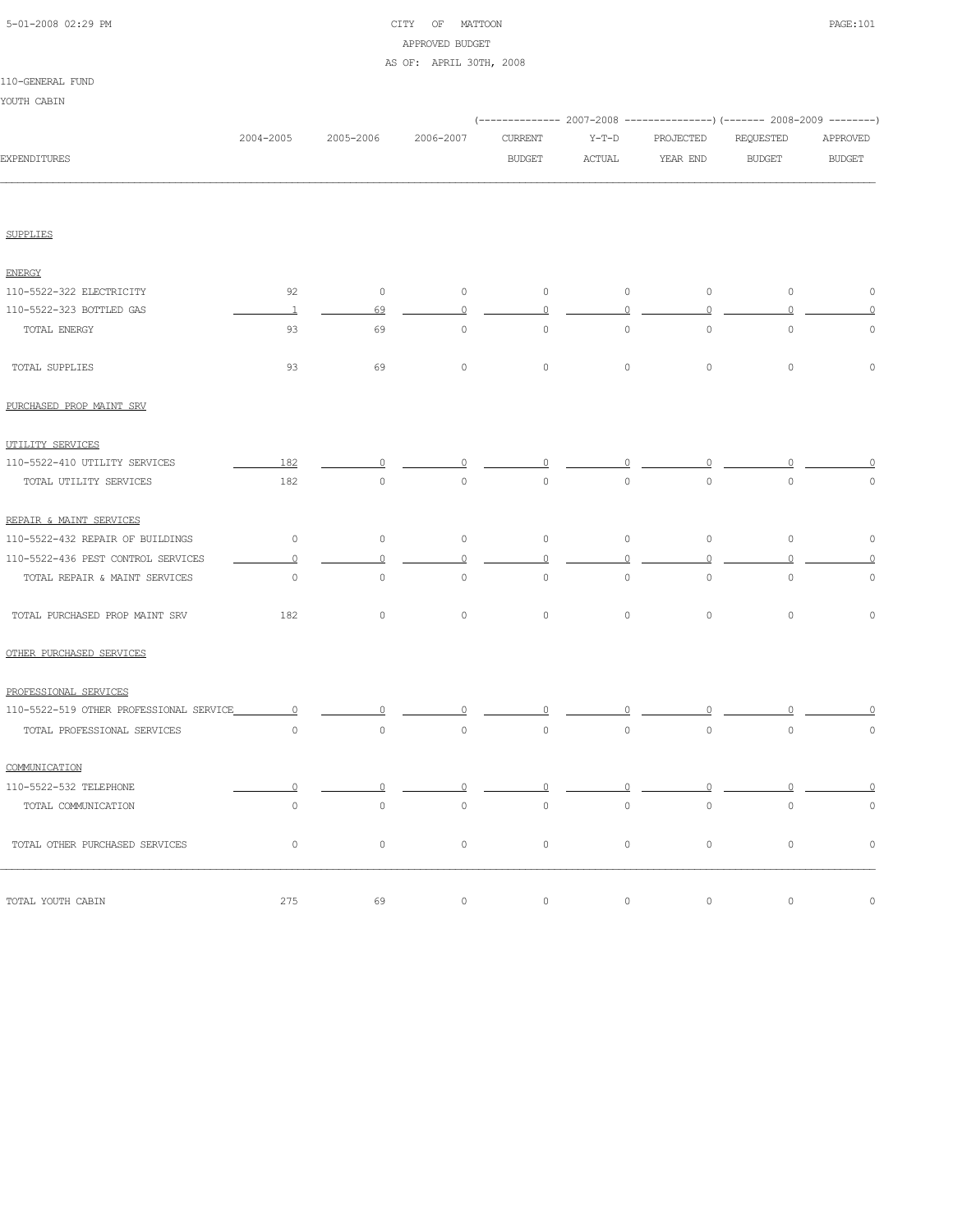CITY OF MATTOON
APPROVED BUDGET
AS OF: APRIL 30TH, 2008

110-GENERAL FUND

YOUTH CABIN

| EXPENDITURES | 2004-2005 | 2005-2006 | 2006-2007 | 2007-2008 CURRENT BUDGET | 2007-2008 Y-T-D ACTUAL | 2007-2008 PROJECTED YEAR END | 2008-2009 REQUESTED BUDGET | 2008-2009 APPROVED BUDGET |
|---|---|---|---|---|---|---|---|---|
| SUPPLIES | | | | | | | | |
| ENERGY | | | | | | | | |
| 110-5522-322 ELECTRICITY | 92 | 0 | 0 | 0 | 0 | 0 | 0 | 0 |
| 110-5522-323 BOTTLED GAS | 1 | 69 | 0 | 0 | 0 | 0 | 0 | 0 |
| TOTAL ENERGY | 93 | 69 | 0 | 0 | 0 | 0 | 0 | 0 |
| TOTAL SUPPLIES | 93 | 69 | 0 | 0 | 0 | 0 | 0 | 0 |
| PURCHASED PROP MAINT SRV | | | | | | | | |
| UTILITY SERVICES | | | | | | | | |
| 110-5522-410 UTILITY SERVICES | 182 | 0 | 0 | 0 | 0 | 0 | 0 | 0 |
| TOTAL UTILITY SERVICES | 182 | 0 | 0 | 0 | 0 | 0 | 0 | 0 |
| REPAIR & MAINT SERVICES | | | | | | | | |
| 110-5522-432 REPAIR OF BUILDINGS | 0 | 0 | 0 | 0 | 0 | 0 | 0 | 0 |
| 110-5522-436 PEST CONTROL SERVICES | 0 | 0 | 0 | 0 | 0 | 0 | 0 | 0 |
| TOTAL REPAIR & MAINT SERVICES | 0 | 0 | 0 | 0 | 0 | 0 | 0 | 0 |
| TOTAL PURCHASED PROP MAINT SRV | 182 | 0 | 0 | 0 | 0 | 0 | 0 | 0 |
| OTHER PURCHASED SERVICES | | | | | | | | |
| PROFESSIONAL SERVICES | | | | | | | | |
| 110-5522-519 OTHER PROFESSIONAL SERVICE | 0 | 0 | 0 | 0 | 0 | 0 | 0 | 0 |
| TOTAL PROFESSIONAL SERVICES | 0 | 0 | 0 | 0 | 0 | 0 | 0 | 0 |
| COMMUNICATION | | | | | | | | |
| 110-5522-532 TELEPHONE | 0 | 0 | 0 | 0 | 0 | 0 | 0 | 0 |
| TOTAL COMMUNICATION | 0 | 0 | 0 | 0 | 0 | 0 | 0 | 0 |
| TOTAL OTHER PURCHASED SERVICES | 0 | 0 | 0 | 0 | 0 | 0 | 0 | 0 |
| TOTAL YOUTH CABIN | 275 | 69 | 0 | 0 | 0 | 0 | 0 | 0 |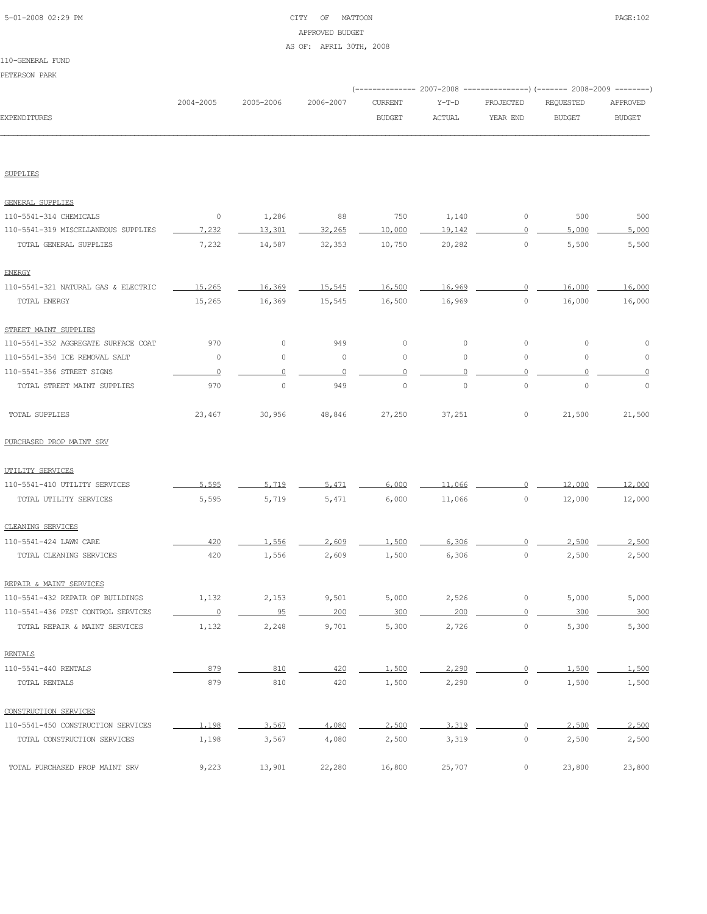CITY OF MATTOON
APPROVED BUDGET
AS OF: APRIL 30TH, 2008

110-GENERAL FUND
PETERSON PARK

| EXPENDITURES | 2004-2005 | 2005-2006 | 2006-2007 | 2007-2008 CURRENT BUDGET | 2007-2008 Y-T-D ACTUAL | 2007-2008 PROJECTED YEAR END | 2008-2009 REQUESTED BUDGET | 2008-2009 APPROVED BUDGET |
|---|---|---|---|---|---|---|---|---|
| **SUPPLIES** | | | | | | | | |
| GENERAL SUPPLIES | | | | | | | | |
| 110-5541-314 CHEMICALS | 0 | 1,286 | 88 | 750 | 1,140 | 0 | 500 | 500 |
| 110-5541-319 MISCELLANEOUS SUPPLIES | 7,232 | 13,301 | 32,265 | 10,000 | 19,142 | 0 | 5,000 | 5,000 |
| TOTAL GENERAL SUPPLIES | 7,232 | 14,587 | 32,353 | 10,750 | 20,282 | 0 | 5,500 | 5,500 |
| ENERGY | | | | | | | | |
| 110-5541-321 NATURAL GAS & ELECTRIC | 15,265 | 16,369 | 15,545 | 16,500 | 16,969 | 0 | 16,000 | 16,000 |
| TOTAL ENERGY | 15,265 | 16,369 | 15,545 | 16,500 | 16,969 | 0 | 16,000 | 16,000 |
| STREET MAINT SUPPLIES | | | | | | | | |
| 110-5541-352 AGGREGATE SURFACE COAT | 970 | 0 | 949 | 0 | 0 | 0 | 0 | 0 |
| 110-5541-354 ICE REMOVAL SALT | 0 | 0 | 0 | 0 | 0 | 0 | 0 | 0 |
| 110-5541-356 STREET SIGNS | 0 | 0 | 0 | 0 | 0 | 0 | 0 | 0 |
| TOTAL STREET MAINT SUPPLIES | 970 | 0 | 949 | 0 | 0 | 0 | 0 | 0 |
| TOTAL SUPPLIES | 23,467 | 30,956 | 48,846 | 27,250 | 37,251 | 0 | 21,500 | 21,500 |
| **PURCHASED PROP MAINT SRV** | | | | | | | | |
| UTILITY SERVICES | | | | | | | | |
| 110-5541-410 UTILITY SERVICES | 5,595 | 5,719 | 5,471 | 6,000 | 11,066 | 0 | 12,000 | 12,000 |
| TOTAL UTILITY SERVICES | 5,595 | 5,719 | 5,471 | 6,000 | 11,066 | 0 | 12,000 | 12,000 |
| CLEANING SERVICES | | | | | | | | |
| 110-5541-424 LAWN CARE | 420 | 1,556 | 2,609 | 1,500 | 6,306 | 0 | 2,500 | 2,500 |
| TOTAL CLEANING SERVICES | 420 | 1,556 | 2,609 | 1,500 | 6,306 | 0 | 2,500 | 2,500 |
| REPAIR & MAINT SERVICES | | | | | | | | |
| 110-5541-432 REPAIR OF BUILDINGS | 1,132 | 2,153 | 9,501 | 5,000 | 2,526 | 0 | 5,000 | 5,000 |
| 110-5541-436 PEST CONTROL SERVICES | 0 | 95 | 200 | 300 | 200 | 0 | 300 | 300 |
| TOTAL REPAIR & MAINT SERVICES | 1,132 | 2,248 | 9,701 | 5,300 | 2,726 | 0 | 5,300 | 5,300 |
| RENTALS | | | | | | | | |
| 110-5541-440 RENTALS | 879 | 810 | 420 | 1,500 | 2,290 | 0 | 1,500 | 1,500 |
| TOTAL RENTALS | 879 | 810 | 420 | 1,500 | 2,290 | 0 | 1,500 | 1,500 |
| CONSTRUCTION SERVICES | | | | | | | | |
| 110-5541-450 CONSTRUCTION SERVICES | 1,198 | 3,567 | 4,080 | 2,500 | 3,319 | 0 | 2,500 | 2,500 |
| TOTAL CONSTRUCTION SERVICES | 1,198 | 3,567 | 4,080 | 2,500 | 3,319 | 0 | 2,500 | 2,500 |
| TOTAL PURCHASED PROP MAINT SRV | 9,223 | 13,901 | 22,280 | 16,800 | 25,707 | 0 | 23,800 | 23,800 |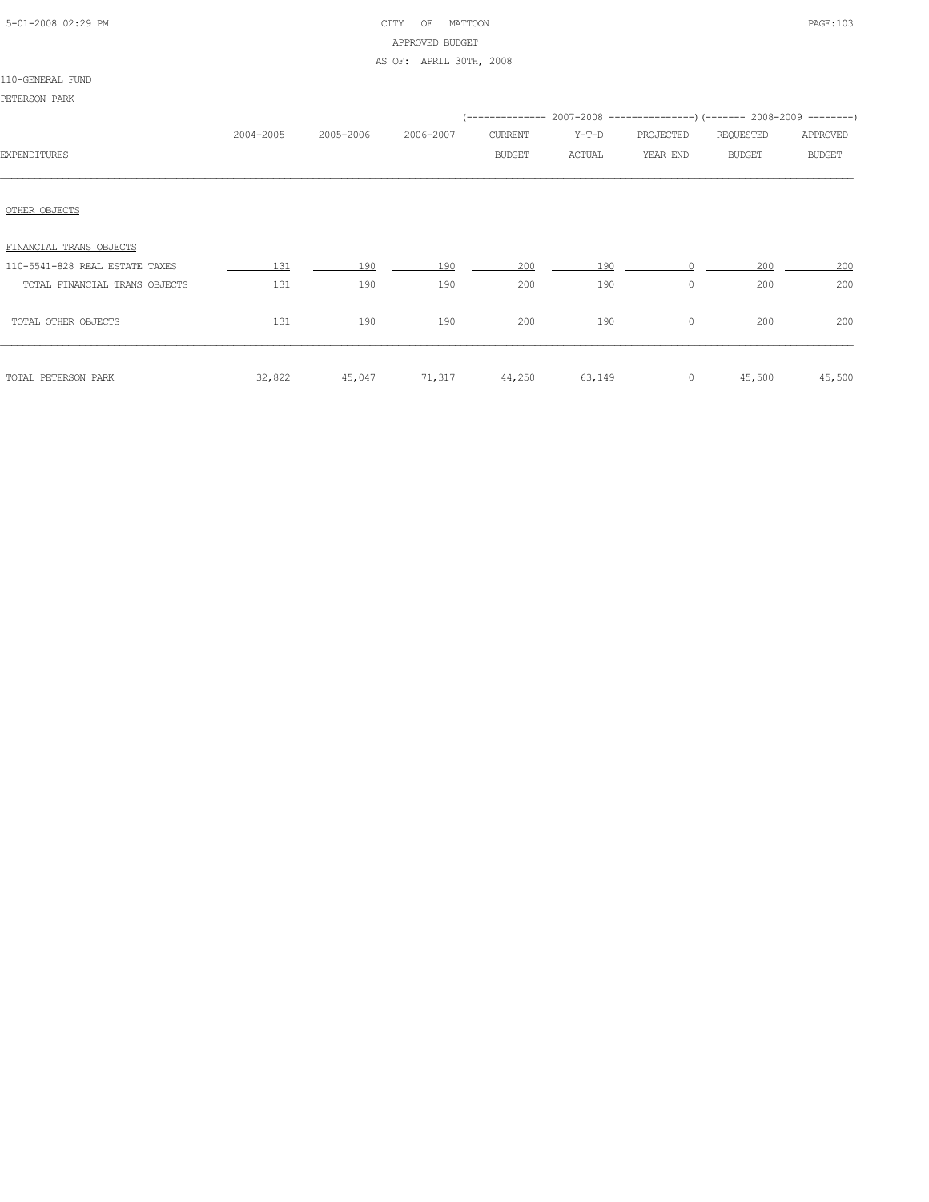CITY OF MATTOON
APPROVED BUDGET
AS OF: APRIL 30TH, 2008

110-GENERAL FUND

PETERSON PARK

| EXPENDITURES | 2004-2005 | 2005-2006 | 2006-2007 | 2007-2008 CURRENT BUDGET | 2007-2008 Y-T-D ACTUAL | 2007-2008 PROJECTED YEAR END | 2008-2009 REQUESTED BUDGET | 2008-2009 APPROVED BUDGET |
|---|---|---|---|---|---|---|---|---|
| OTHER OBJECTS | | | | | | | | |
| FINANCIAL TRANS OBJECTS | | | | | | | | |
| 110-5541-828 REAL ESTATE TAXES | 131 | 190 | 190 | 200 | 190 | 0 | 200 | 200 |
| TOTAL FINANCIAL TRANS OBJECTS | 131 | 190 | 190 | 200 | 190 | 0 | 200 | 200 |
| TOTAL OTHER OBJECTS | 131 | 190 | 190 | 200 | 190 | 0 | 200 | 200 |
| TOTAL PETERSON PARK | 32,822 | 45,047 | 71,317 | 44,250 | 63,149 | 0 | 45,500 | 45,500 |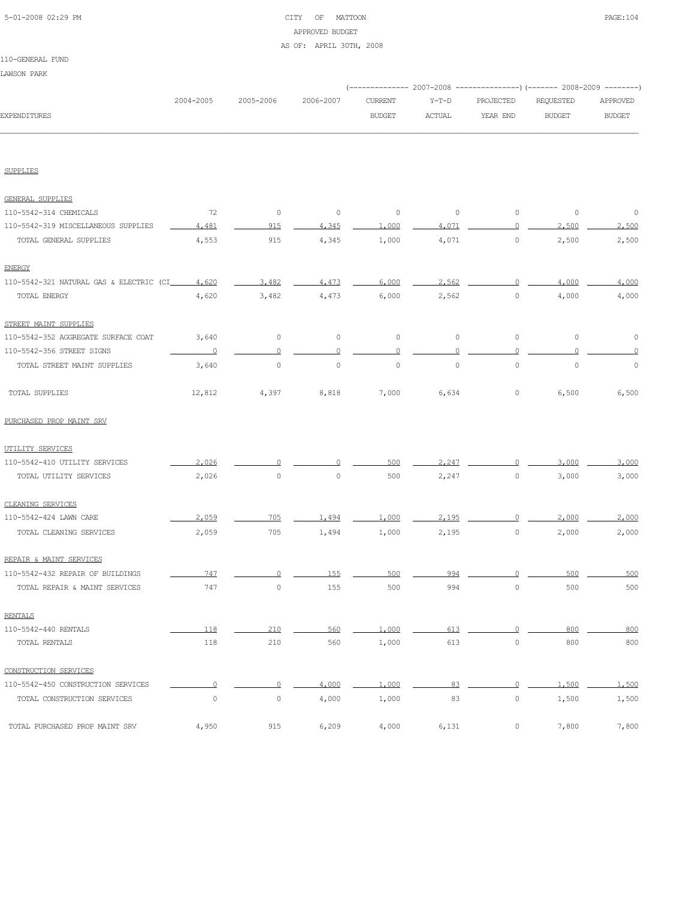CITY OF MATTOON
APPROVED BUDGET
AS OF: APRIL 30TH, 2008

110-GENERAL FUND

LAWSON PARK

| EXPENDITURES | 2004-2005 | 2005-2006 | 2006-2007 | 2007-2008 CURRENT BUDGET | 2007-2008 Y-T-D ACTUAL | 2007-2008 PROJECTED YEAR END | 2008-2009 REQUESTED BUDGET | 2008-2009 APPROVED BUDGET |
|---|---|---|---|---|---|---|---|---|
| SUPPLIES | | | | | | | | |
| GENERAL SUPPLIES | | | | | | | | |
| 110-5542-314 CHEMICALS | 72 | 0 | 0 | 0 | 0 | 0 | 0 | 0 |
| 110-5542-319 MISCELLANEOUS SUPPLIES | 4,481 | 915 | 4,345 | 1,000 | 4,071 | 0 | 2,500 | 2,500 |
| TOTAL GENERAL SUPPLIES | 4,553 | 915 | 4,345 | 1,000 | 4,071 | 0 | 2,500 | 2,500 |
| ENERGY | | | | | | | | |
| 110-5542-321 NATURAL GAS & ELECTRIC (CI | 4,620 | 3,482 | 4,473 | 6,000 | 2,562 | 0 | 4,000 | 4,000 |
| TOTAL ENERGY | 4,620 | 3,482 | 4,473 | 6,000 | 2,562 | 0 | 4,000 | 4,000 |
| STREET MAINT SUPPLIES | | | | | | | | |
| 110-5542-352 AGGREGATE SURFACE COAT | 3,640 | 0 | 0 | 0 | 0 | 0 | 0 | 0 |
| 110-5542-356 STREET SIGNS | 0 | 0 | 0 | 0 | 0 | 0 | 0 | 0 |
| TOTAL STREET MAINT SUPPLIES | 3,640 | 0 | 0 | 0 | 0 | 0 | 0 | 0 |
| TOTAL SUPPLIES | 12,812 | 4,397 | 8,818 | 7,000 | 6,634 | 0 | 6,500 | 6,500 |
| PURCHASED PROP MAINT SRV | | | | | | | | |
| UTILITY SERVICES | | | | | | | | |
| 110-5542-410 UTILITY SERVICES | 2,026 | 0 | 0 | 500 | 2,247 | 0 | 3,000 | 3,000 |
| TOTAL UTILITY SERVICES | 2,026 | 0 | 0 | 500 | 2,247 | 0 | 3,000 | 3,000 |
| CLEANING SERVICES | | | | | | | | |
| 110-5542-424 LAWN CARE | 2,059 | 705 | 1,494 | 1,000 | 2,195 | 0 | 2,000 | 2,000 |
| TOTAL CLEANING SERVICES | 2,059 | 705 | 1,494 | 1,000 | 2,195 | 0 | 2,000 | 2,000 |
| REPAIR & MAINT SERVICES | | | | | | | | |
| 110-5542-432 REPAIR OF BUILDINGS | 747 | 0 | 155 | 500 | 994 | 0 | 500 | 500 |
| TOTAL REPAIR & MAINT SERVICES | 747 | 0 | 155 | 500 | 994 | 0 | 500 | 500 |
| RENTALS | | | | | | | | |
| 110-5542-440 RENTALS | 118 | 210 | 560 | 1,000 | 613 | 0 | 800 | 800 |
| TOTAL RENTALS | 118 | 210 | 560 | 1,000 | 613 | 0 | 800 | 800 |
| CONSTRUCTION SERVICES | | | | | | | | |
| 110-5542-450 CONSTRUCTION SERVICES | 0 | 0 | 4,000 | 1,000 | 83 | 0 | 1,500 | 1,500 |
| TOTAL CONSTRUCTION SERVICES | 0 | 0 | 4,000 | 1,000 | 83 | 0 | 1,500 | 1,500 |
| TOTAL PURCHASED PROP MAINT SRV | 4,950 | 915 | 6,209 | 4,000 | 6,131 | 0 | 7,800 | 7,800 |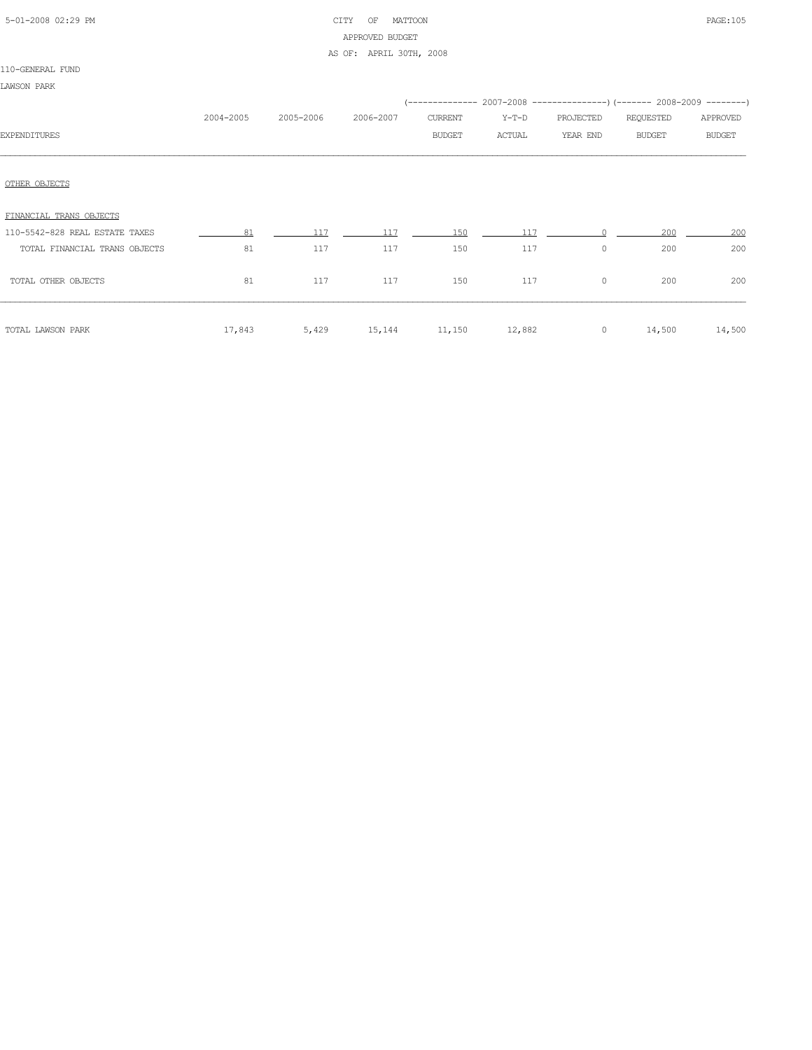CITY OF MATTOON
APPROVED BUDGET
AS OF: APRIL 30TH, 2008

110-GENERAL FUND

LAWSON PARK

| EXPENDITURES | 2004-2005 | 2005-2006 | 2006-2007 | 2007-2008 CURRENT BUDGET | 2007-2008 Y-T-D ACTUAL | 2007-2008 PROJECTED YEAR END | 2008-2009 REQUESTED BUDGET | 2008-2009 APPROVED BUDGET |
|---|---|---|---|---|---|---|---|---|
| OTHER OBJECTS | | | | | | | | |
| FINANCIAL TRANS OBJECTS | | | | | | | | |
| 110-5542-828 REAL ESTATE TAXES | 81 | 117 | 117 | 150 | 117 | 0 | 200 | 200 |
| TOTAL FINANCIAL TRANS OBJECTS | 81 | 117 | 117 | 150 | 117 | 0 | 200 | 200 |
| TOTAL OTHER OBJECTS | 81 | 117 | 117 | 150 | 117 | 0 | 200 | 200 |
| TOTAL LAWSON PARK | 17,843 | 5,429 | 15,144 | 11,150 | 12,882 | 0 | 14,500 | 14,500 |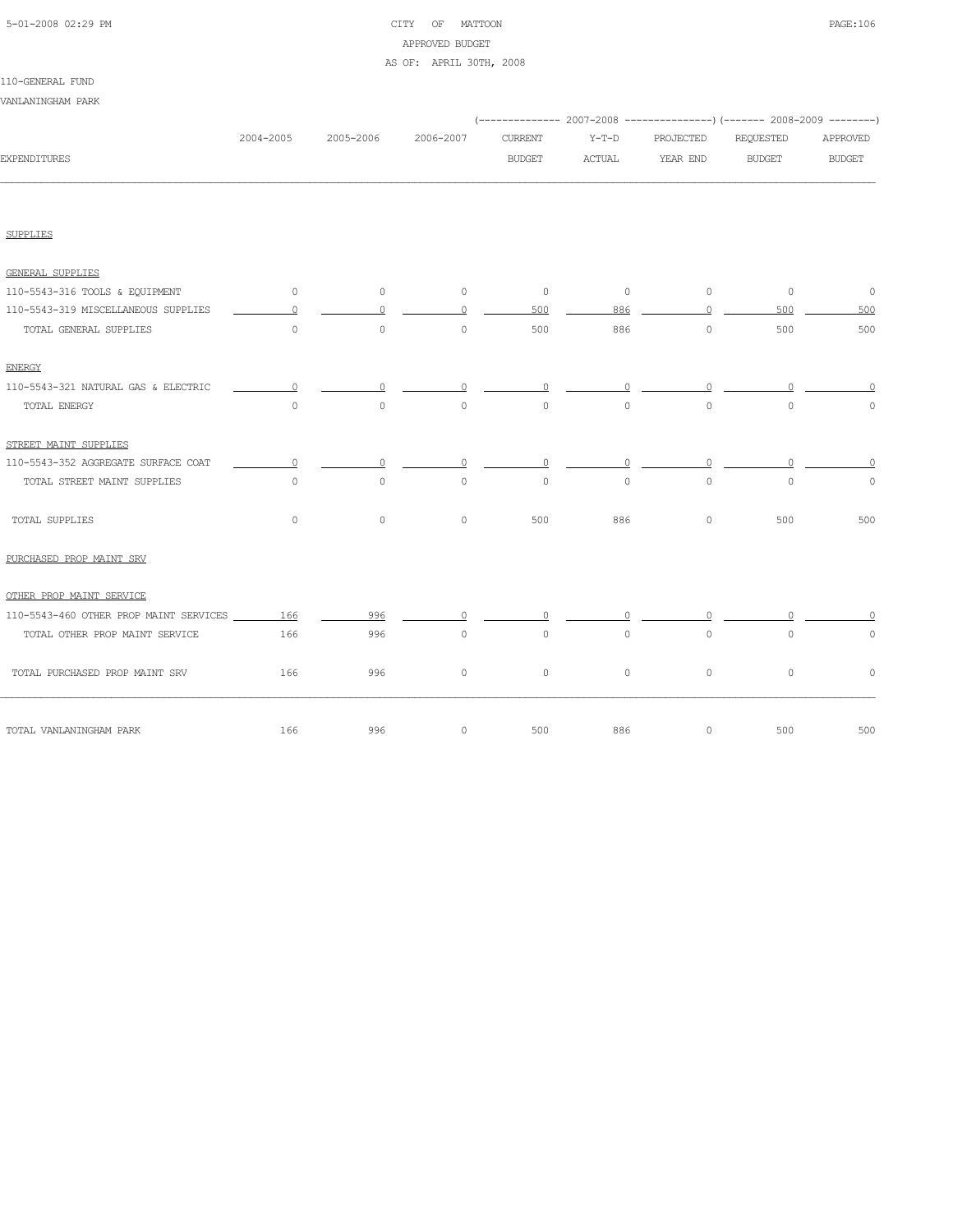CITY OF MATTOON
APPROVED BUDGET
AS OF: APRIL 30TH, 2008

110-GENERAL FUND
VANLANINGHAM PARK

| EXPENDITURES | 2004-2005 | 2005-2006 | 2006-2007 | 2007-2008 CURRENT BUDGET | 2007-2008 Y-T-D ACTUAL | 2007-2008 PROJECTED YEAR END | 2008-2009 REQUESTED BUDGET | 2008-2009 APPROVED BUDGET |
|---|---|---|---|---|---|---|---|---|
| SUPPLIES | | | | | | | | |
| GENERAL SUPPLIES | | | | | | | | |
| 110-5543-316 TOOLS & EQUIPMENT | 0 | 0 | 0 | 0 | 0 | 0 | 0 | 0 |
| 110-5543-319 MISCELLANEOUS SUPPLIES | 0 | 0 | 0 | 500 | 886 | 0 | 500 | 500 |
| TOTAL GENERAL SUPPLIES | 0 | 0 | 0 | 500 | 886 | 0 | 500 | 500 |
| ENERGY | | | | | | | | |
| 110-5543-321 NATURAL GAS & ELECTRIC | 0 | 0 | 0 | 0 | 0 | 0 | 0 | 0 |
| TOTAL ENERGY | 0 | 0 | 0 | 0 | 0 | 0 | 0 | 0 |
| STREET MAINT SUPPLIES | | | | | | | | |
| 110-5543-352 AGGREGATE SURFACE COAT | 0 | 0 | 0 | 0 | 0 | 0 | 0 | 0 |
| TOTAL STREET MAINT SUPPLIES | 0 | 0 | 0 | 0 | 0 | 0 | 0 | 0 |
| TOTAL SUPPLIES | 0 | 0 | 0 | 500 | 886 | 0 | 500 | 500 |
| PURCHASED PROP MAINT SRV | | | | | | | | |
| OTHER PROP MAINT SERVICE | | | | | | | | |
| 110-5543-460 OTHER PROP MAINT SERVICES | 166 | 996 | 0 | 0 | 0 | 0 | 0 | 0 |
| TOTAL OTHER PROP MAINT SERVICE | 166 | 996 | 0 | 0 | 0 | 0 | 0 | 0 |
| TOTAL PURCHASED PROP MAINT SRV | 166 | 996 | 0 | 0 | 0 | 0 | 0 | 0 |
| TOTAL VANLANINGHAM PARK | 166 | 996 | 0 | 500 | 886 | 0 | 500 | 500 |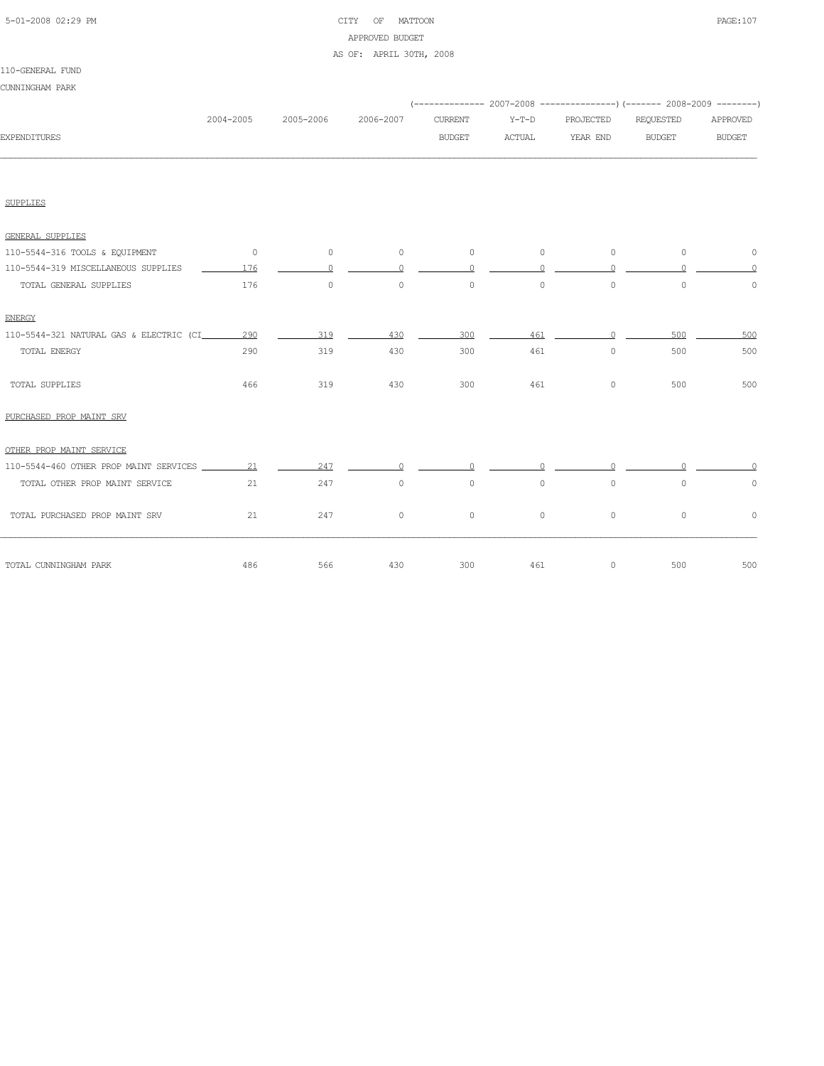CITY OF MATTOON
APPROVED BUDGET
AS OF: APRIL 30TH, 2008

110-GENERAL FUND

CUNNINGHAM PARK

| EXPENDITURES | 2004-2005 | 2005-2006 | 2006-2007 | 2007-2008 CURRENT BUDGET | 2007-2008 Y-T-D ACTUAL | 2007-2008 PROJECTED YEAR END | 2008-2009 REQUESTED BUDGET | 2008-2009 APPROVED BUDGET |
|---|---|---|---|---|---|---|---|---|
| **SUPPLIES** | | | | | | | | |
| **GENERAL SUPPLIES** | | | | | | | | |
| 110-5544-316 TOOLS & EQUIPMENT | 0 | 0 | 0 | 0 | 0 | 0 | 0 | 0 |
| 110-5544-319 MISCELLANEOUS SUPPLIES | 176 | 0 | 0 | 0 | 0 | 0 | 0 | 0 |
| TOTAL GENERAL SUPPLIES | 176 | 0 | 0 | 0 | 0 | 0 | 0 | 0 |
| **ENERGY** | | | | | | | | |
| 110-5544-321 NATURAL GAS & ELECTRIC (CI | 290 | 319 | 430 | 300 | 461 | 0 | 500 | 500 |
| TOTAL ENERGY | 290 | 319 | 430 | 300 | 461 | 0 | 500 | 500 |
| TOTAL SUPPLIES | 466 | 319 | 430 | 300 | 461 | 0 | 500 | 500 |
| **PURCHASED PROP MAINT SRV** | | | | | | | | |
| **OTHER PROP MAINT SERVICE** | | | | | | | | |
| 110-5544-460 OTHER PROP MAINT SERVICES | 21 | 247 | 0 | 0 | 0 | 0 | 0 | 0 |
| TOTAL OTHER PROP MAINT SERVICE | 21 | 247 | 0 | 0 | 0 | 0 | 0 | 0 |
| TOTAL PURCHASED PROP MAINT SRV | 21 | 247 | 0 | 0 | 0 | 0 | 0 | 0 |
| TOTAL CUNNINGHAM PARK | 486 | 566 | 430 | 300 | 461 | 0 | 500 | 500 |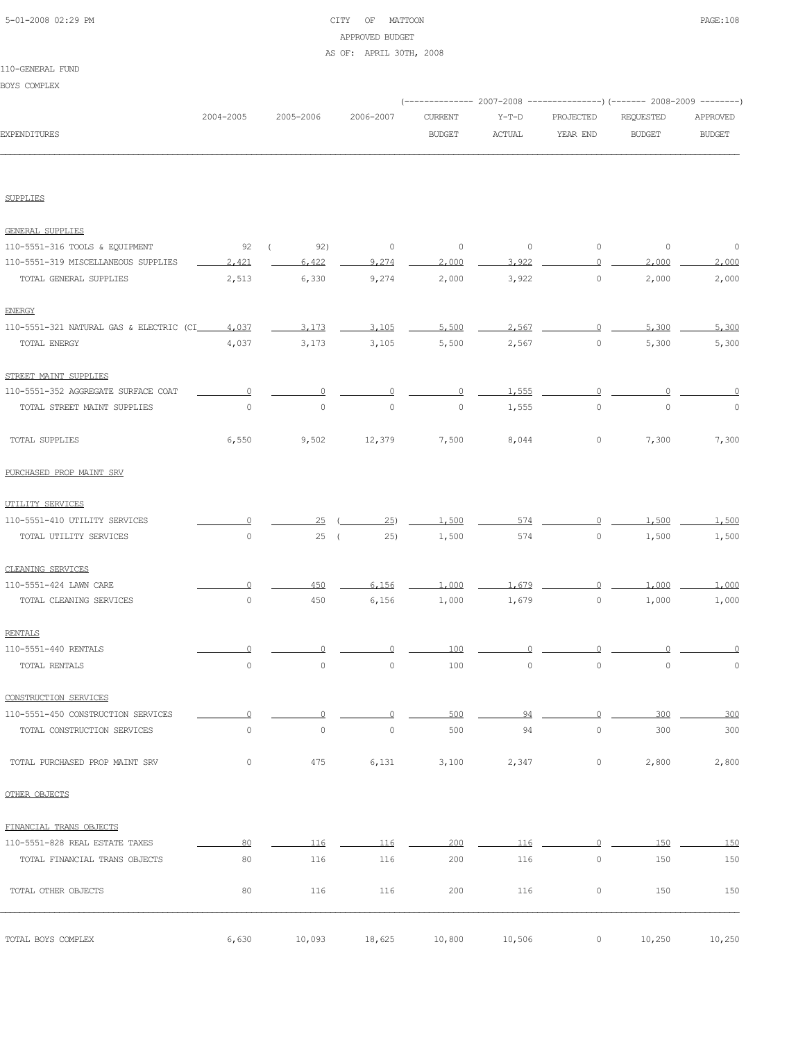CITY OF MATTOON
APPROVED BUDGET
AS OF: APRIL 30TH, 2008

110-GENERAL FUND

BOYS COMPLEX

| EXPENDITURES | 2004-2005 | 2005-2006 | 2006-2007 | 2007-2008 CURRENT BUDGET | 2007-2008 Y-T-D ACTUAL | 2007-2008 PROJECTED YEAR END | 2008-2009 REQUESTED BUDGET | 2008-2009 APPROVED BUDGET |
|---|---|---|---|---|---|---|---|---|
| SUPPLIES | | | | | | | | |
| GENERAL SUPPLIES | | | | | | | | |
| 110-5551-316 TOOLS & EQUIPMENT | 92 | ( 92) | 0 | 0 | 0 | 0 | 0 | 0 |
| 110-5551-319 MISCELLANEOUS SUPPLIES | 2,421 | 6,422 | 9,274 | 2,000 | 3,922 | 0 | 2,000 | 2,000 |
| TOTAL GENERAL SUPPLIES | 2,513 | 6,330 | 9,274 | 2,000 | 3,922 | 0 | 2,000 | 2,000 |
| ENERGY | | | | | | | | |
| 110-5551-321 NATURAL GAS & ELECTRIC (CI | 4,037 | 3,173 | 3,105 | 5,500 | 2,567 | 0 | 5,300 | 5,300 |
| TOTAL ENERGY | 4,037 | 3,173 | 3,105 | 5,500 | 2,567 | 0 | 5,300 | 5,300 |
| STREET MAINT SUPPLIES | | | | | | | | |
| 110-5551-352 AGGREGATE SURFACE COAT | 0 | 0 | 0 | 0 | 1,555 | 0 | 0 | 0 |
| TOTAL STREET MAINT SUPPLIES | 0 | 0 | 0 | 0 | 1,555 | 0 | 0 | 0 |
| TOTAL SUPPLIES | 6,550 | 9,502 | 12,379 | 7,500 | 8,044 | 0 | 7,300 | 7,300 |
| PURCHASED PROP MAINT SRV | | | | | | | | |
| UTILITY SERVICES | | | | | | | | |
| 110-5551-410 UTILITY SERVICES | 0 | 25 | ( 25) | 1,500 | 574 | 0 | 1,500 | 1,500 |
| TOTAL UTILITY SERVICES | 0 | 25 | ( 25) | 1,500 | 574 | 0 | 1,500 | 1,500 |
| CLEANING SERVICES | | | | | | | | |
| 110-5551-424 LAWN CARE | 0 | 450 | 6,156 | 1,000 | 1,679 | 0 | 1,000 | 1,000 |
| TOTAL CLEANING SERVICES | 0 | 450 | 6,156 | 1,000 | 1,679 | 0 | 1,000 | 1,000 |
| RENTALS | | | | | | | | |
| 110-5551-440 RENTALS | 0 | 0 | 0 | 100 | 0 | 0 | 0 | 0 |
| TOTAL RENTALS | 0 | 0 | 0 | 100 | 0 | 0 | 0 | 0 |
| CONSTRUCTION SERVICES | | | | | | | | |
| 110-5551-450 CONSTRUCTION SERVICES | 0 | 0 | 0 | 500 | 94 | 0 | 300 | 300 |
| TOTAL CONSTRUCTION SERVICES | 0 | 0 | 0 | 500 | 94 | 0 | 300 | 300 |
| TOTAL PURCHASED PROP MAINT SRV | 0 | 475 | 6,131 | 3,100 | 2,347 | 0 | 2,800 | 2,800 |
| OTHER OBJECTS | | | | | | | | |
| FINANCIAL TRANS OBJECTS | | | | | | | | |
| 110-5551-828 REAL ESTATE TAXES | 80 | 116 | 116 | 200 | 116 | 0 | 150 | 150 |
| TOTAL FINANCIAL TRANS OBJECTS | 80 | 116 | 116 | 200 | 116 | 0 | 150 | 150 |
| TOTAL OTHER OBJECTS | 80 | 116 | 116 | 200 | 116 | 0 | 150 | 150 |
| TOTAL BOYS COMPLEX | 6,630 | 10,093 | 18,625 | 10,800 | 10,506 | 0 | 10,250 | 10,250 |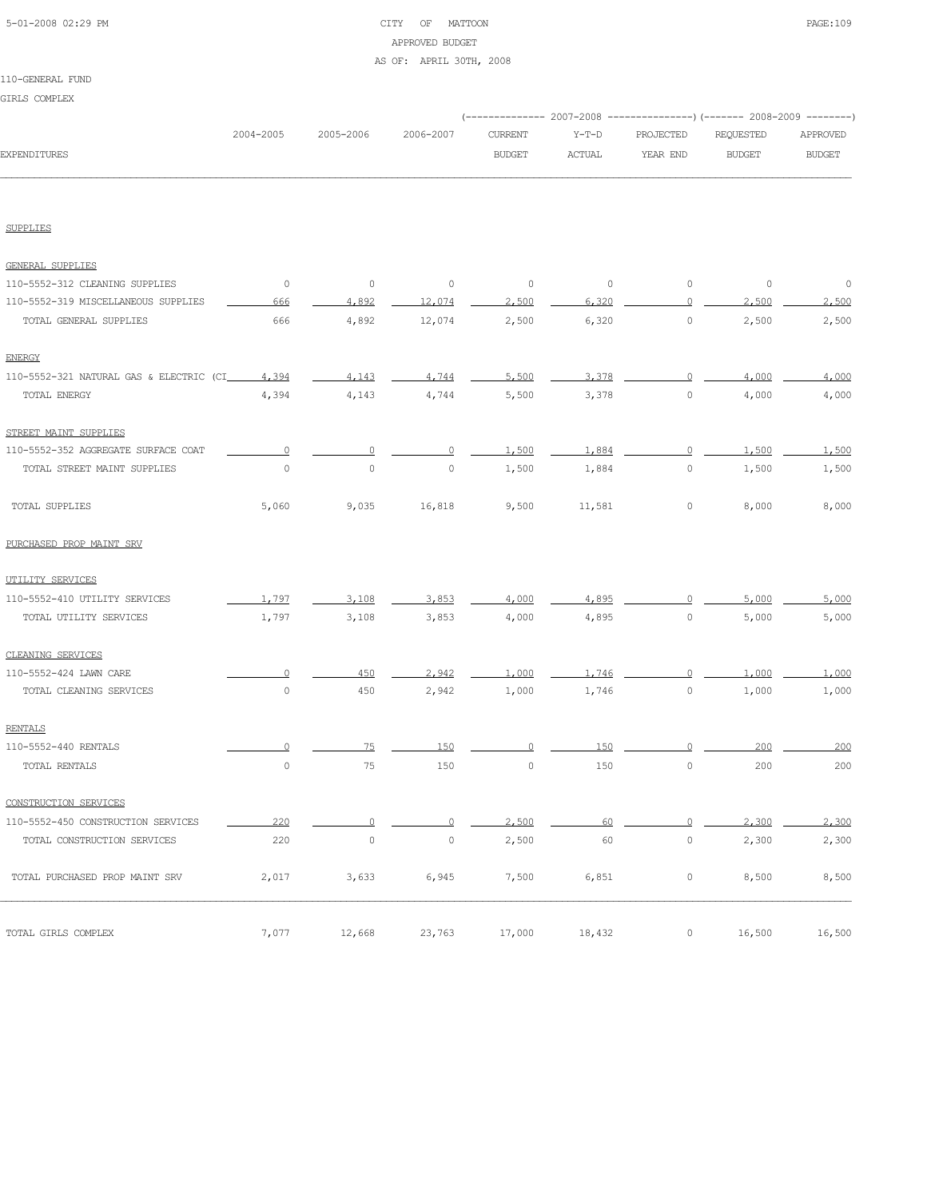CITY OF MATTOON
APPROVED BUDGET
AS OF: APRIL 30TH, 2008

110-GENERAL FUND
GIRLS COMPLEX

| EXPENDITURES | 2004-2005 | 2005-2006 | 2006-2007 | 2007-2008 CURRENT BUDGET | 2007-2008 Y-T-D ACTUAL | 2007-2008 PROJECTED YEAR END | 2008-2009 REQUESTED BUDGET | 2008-2009 APPROVED BUDGET |
|---|---|---|---|---|---|---|---|---|
| **SUPPLIES** | | | | | | | | |
| **GENERAL SUPPLIES** | | | | | | | | |
| 110-5552-312 CLEANING SUPPLIES | 0 | 0 | 0 | 0 | 0 | 0 | 0 | 0 |
| 110-5552-319 MISCELLANEOUS SUPPLIES | 666 | 4,892 | 12,074 | 2,500 | 6,320 | 0 | 2,500 | 2,500 |
| TOTAL GENERAL SUPPLIES | 666 | 4,892 | 12,074 | 2,500 | 6,320 | 0 | 2,500 | 2,500 |
| **ENERGY** | | | | | | | | |
| 110-5552-321 NATURAL GAS & ELECTRIC (CI | 4,394 | 4,143 | 4,744 | 5,500 | 3,378 | 0 | 4,000 | 4,000 |
| TOTAL ENERGY | 4,394 | 4,143 | 4,744 | 5,500 | 3,378 | 0 | 4,000 | 4,000 |
| **STREET MAINT SUPPLIES** | | | | | | | | |
| 110-5552-352 AGGREGATE SURFACE COAT | 0 | 0 | 0 | 1,500 | 1,884 | 0 | 1,500 | 1,500 |
| TOTAL STREET MAINT SUPPLIES | 0 | 0 | 0 | 1,500 | 1,884 | 0 | 1,500 | 1,500 |
| TOTAL SUPPLIES | 5,060 | 9,035 | 16,818 | 9,500 | 11,581 | 0 | 8,000 | 8,000 |
| **PURCHASED PROP MAINT SRV** | | | | | | | | |
| **UTILITY SERVICES** | | | | | | | | |
| 110-5552-410 UTILITY SERVICES | 1,797 | 3,108 | 3,853 | 4,000 | 4,895 | 0 | 5,000 | 5,000 |
| TOTAL UTILITY SERVICES | 1,797 | 3,108 | 3,853 | 4,000 | 4,895 | 0 | 5,000 | 5,000 |
| **CLEANING SERVICES** | | | | | | | | |
| 110-5552-424 LAWN CARE | 0 | 450 | 2,942 | 1,000 | 1,746 | 0 | 1,000 | 1,000 |
| TOTAL CLEANING SERVICES | 0 | 450 | 2,942 | 1,000 | 1,746 | 0 | 1,000 | 1,000 |
| **RENTALS** | | | | | | | | |
| 110-5552-440 RENTALS | 0 | 75 | 150 | 0 | 150 | 0 | 200 | 200 |
| TOTAL RENTALS | 0 | 75 | 150 | 0 | 150 | 0 | 200 | 200 |
| **CONSTRUCTION SERVICES** | | | | | | | | |
| 110-5552-450 CONSTRUCTION SERVICES | 220 | 0 | 0 | 2,500 | 60 | 0 | 2,300 | 2,300 |
| TOTAL CONSTRUCTION SERVICES | 220 | 0 | 0 | 2,500 | 60 | 0 | 2,300 | 2,300 |
| TOTAL PURCHASED PROP MAINT SRV | 2,017 | 3,633 | 6,945 | 7,500 | 6,851 | 0 | 8,500 | 8,500 |
| TOTAL GIRLS COMPLEX | 7,077 | 12,668 | 23,763 | 17,000 | 18,432 | 0 | 16,500 | 16,500 |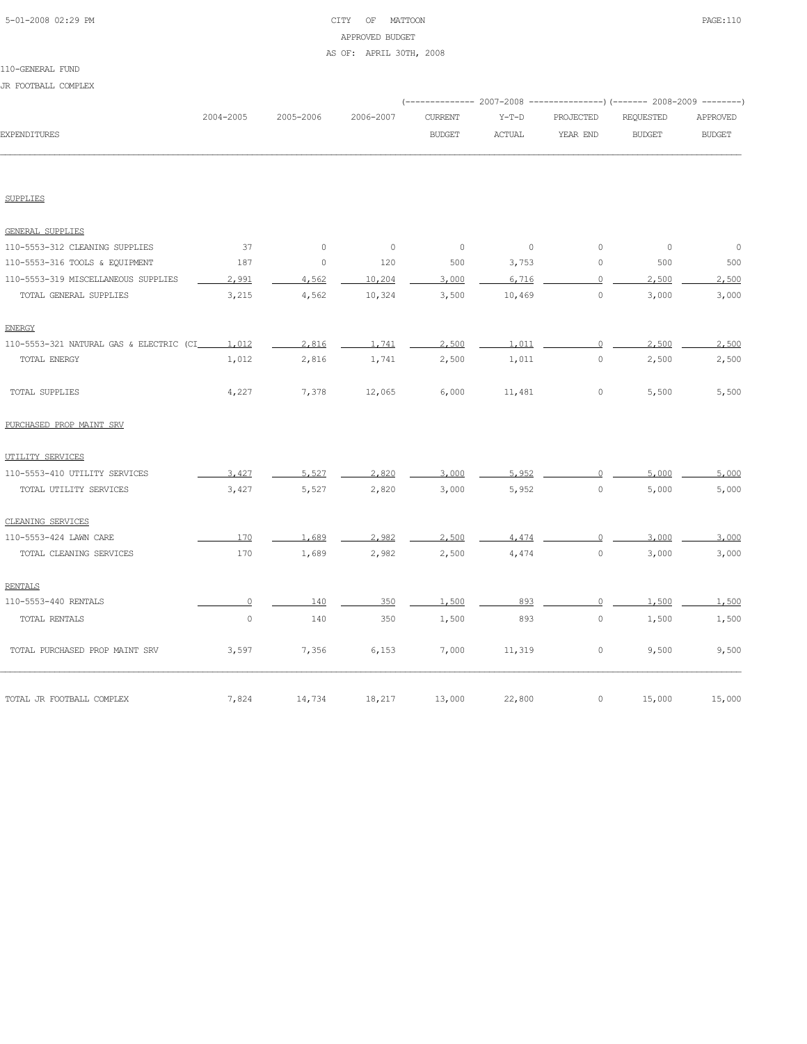CITY OF MATTOON
APPROVED BUDGET
AS OF: APRIL 30TH, 2008

110-GENERAL FUND
JR FOOTBALL COMPLEX

| EXPENDITURES | 2004-2005 | 2005-2006 | 2006-2007 | 2007-2008 CURRENT BUDGET | 2007-2008 Y-T-D ACTUAL | 2007-2008 PROJECTED YEAR END | 2008-2009 REQUESTED BUDGET | 2008-2009 APPROVED BUDGET |
|---|---|---|---|---|---|---|---|---|
| SUPPLIES | | | | | | | | |
| GENERAL SUPPLIES | | | | | | | | |
| 110-5553-312 CLEANING SUPPLIES | 37 | 0 | 0 | 0 | 0 | 0 | 0 | 0 |
| 110-5553-316 TOOLS & EQUIPMENT | 187 | 0 | 120 | 500 | 3,753 | 0 | 500 | 500 |
| 110-5553-319 MISCELLANEOUS SUPPLIES | 2,991 | 4,562 | 10,204 | 3,000 | 6,716 | 0 | 2,500 | 2,500 |
| TOTAL GENERAL SUPPLIES | 3,215 | 4,562 | 10,324 | 3,500 | 10,469 | 0 | 3,000 | 3,000 |
| ENERGY | | | | | | | | |
| 110-5553-321 NATURAL GAS & ELECTRIC (CI | 1,012 | 2,816 | 1,741 | 2,500 | 1,011 | 0 | 2,500 | 2,500 |
| TOTAL ENERGY | 1,012 | 2,816 | 1,741 | 2,500 | 1,011 | 0 | 2,500 | 2,500 |
| TOTAL SUPPLIES | 4,227 | 7,378 | 12,065 | 6,000 | 11,481 | 0 | 5,500 | 5,500 |
| PURCHASED PROP MAINT SRV | | | | | | | | |
| UTILITY SERVICES | | | | | | | | |
| 110-5553-410 UTILITY SERVICES | 3,427 | 5,527 | 2,820 | 3,000 | 5,952 | 0 | 5,000 | 5,000 |
| TOTAL UTILITY SERVICES | 3,427 | 5,527 | 2,820 | 3,000 | 5,952 | 0 | 5,000 | 5,000 |
| CLEANING SERVICES | | | | | | | | |
| 110-5553-424 LAWN CARE | 170 | 1,689 | 2,982 | 2,500 | 4,474 | 0 | 3,000 | 3,000 |
| TOTAL CLEANING SERVICES | 170 | 1,689 | 2,982 | 2,500 | 4,474 | 0 | 3,000 | 3,000 |
| RENTALS | | | | | | | | |
| 110-5553-440 RENTALS | 0 | 140 | 350 | 1,500 | 893 | 0 | 1,500 | 1,500 |
| TOTAL RENTALS | 0 | 140 | 350 | 1,500 | 893 | 0 | 1,500 | 1,500 |
| TOTAL PURCHASED PROP MAINT SRV | 3,597 | 7,356 | 6,153 | 7,000 | 11,319 | 0 | 9,500 | 9,500 |
| TOTAL JR FOOTBALL COMPLEX | 7,824 | 14,734 | 18,217 | 13,000 | 22,800 | 0 | 15,000 | 15,000 |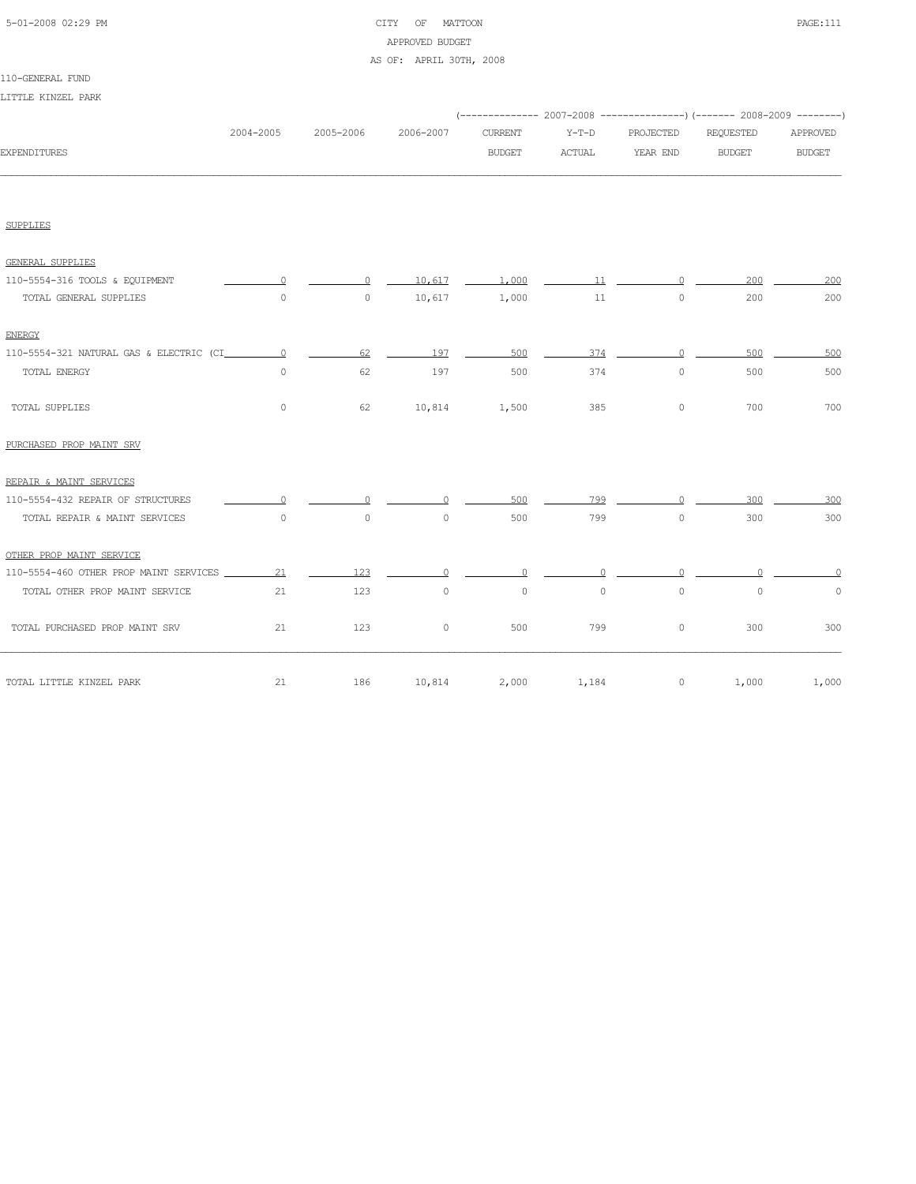CITY OF MATTOON
APPROVED BUDGET
AS OF: APRIL 30TH, 2008

110-GENERAL FUND

LITTLE KINZEL PARK

| EXPENDITURES | 2004-2005 | 2005-2006 | 2006-2007 | 2007-2008 CURRENT BUDGET | 2007-2008 Y-T-D ACTUAL | 2007-2008 PROJECTED YEAR END | 2008-2009 REQUESTED BUDGET | 2008-2009 APPROVED BUDGET |
|---|---|---|---|---|---|---|---|---|
| SUPPLIES | | | | | | | | |
| GENERAL SUPPLIES | | | | | | | | |
| 110-5554-316 TOOLS & EQUIPMENT | 0 | 0 | 10,617 | 1,000 | 11 | 0 | 200 | 200 |
| TOTAL GENERAL SUPPLIES | 0 | 0 | 10,617 | 1,000 | 11 | 0 | 200 | 200 |
| ENERGY | | | | | | | | |
| 110-5554-321 NATURAL GAS & ELECTRIC (CI | 0 | 62 | 197 | 500 | 374 | 0 | 500 | 500 |
| TOTAL ENERGY | 0 | 62 | 197 | 500 | 374 | 0 | 500 | 500 |
| TOTAL SUPPLIES | 0 | 62 | 10,814 | 1,500 | 385 | 0 | 700 | 700 |
| PURCHASED PROP MAINT SRV | | | | | | | | |
| REPAIR & MAINT SERVICES | | | | | | | | |
| 110-5554-432 REPAIR OF STRUCTURES | 0 | 0 | 0 | 500 | 799 | 0 | 300 | 300 |
| TOTAL REPAIR & MAINT SERVICES | 0 | 0 | 0 | 500 | 799 | 0 | 300 | 300 |
| OTHER PROP MAINT SERVICE | | | | | | | | |
| 110-5554-460 OTHER PROP MAINT SERVICES | 21 | 123 | 0 | 0 | 0 | 0 | 0 | 0 |
| TOTAL OTHER PROP MAINT SERVICE | 21 | 123 | 0 | 0 | 0 | 0 | 0 | 0 |
| TOTAL PURCHASED PROP MAINT SRV | 21 | 123 | 0 | 500 | 799 | 0 | 300 | 300 |
| TOTAL LITTLE KINZEL PARK | 21 | 186 | 10,814 | 2,000 | 1,184 | 0 | 1,000 | 1,000 |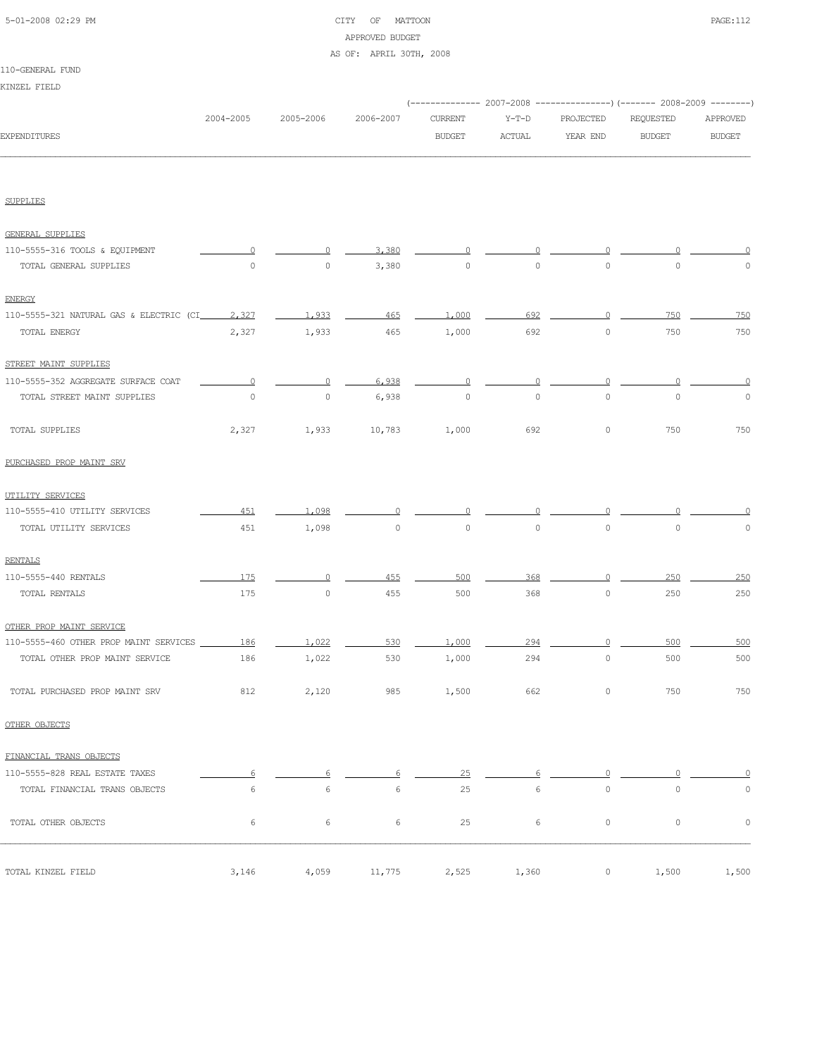CITY OF MATTOON
APPROVED BUDGET
AS OF: APRIL 30TH, 2008

110-GENERAL FUND

KINZEL FIELD

| EXPENDITURES | 2004-2005 | 2005-2006 | 2006-2007 | 2007-2008 CURRENT BUDGET | 2007-2008 Y-T-D ACTUAL | 2007-2008 PROJECTED YEAR END | 2008-2009 REQUESTED BUDGET | 2008-2009 APPROVED BUDGET |
|---|---|---|---|---|---|---|---|---|
| **SUPPLIES** | | | | | | | | |
| GENERAL SUPPLIES | | | | | | | | |
| 110-5555-316 TOOLS & EQUIPMENT | 0 | 0 | 3,380 | 0 | 0 | 0 | 0 | 0 |
| TOTAL GENERAL SUPPLIES | 0 | 0 | 3,380 | 0 | 0 | 0 | 0 | 0 |
| ENERGY | | | | | | | | |
| 110-5555-321 NATURAL GAS & ELECTRIC (CI | 2,327 | 1,933 | 465 | 1,000 | 692 | 0 | 750 | 750 |
| TOTAL ENERGY | 2,327 | 1,933 | 465 | 1,000 | 692 | 0 | 750 | 750 |
| STREET MAINT SUPPLIES | | | | | | | | |
| 110-5555-352 AGGREGATE SURFACE COAT | 0 | 0 | 6,938 | 0 | 0 | 0 | 0 | 0 |
| TOTAL STREET MAINT SUPPLIES | 0 | 0 | 6,938 | 0 | 0 | 0 | 0 | 0 |
| TOTAL SUPPLIES | 2,327 | 1,933 | 10,783 | 1,000 | 692 | 0 | 750 | 750 |
| **PURCHASED PROP MAINT SRV** | | | | | | | | |
| UTILITY SERVICES | | | | | | | | |
| 110-5555-410 UTILITY SERVICES | 451 | 1,098 | 0 | 0 | 0 | 0 | 0 | 0 |
| TOTAL UTILITY SERVICES | 451 | 1,098 | 0 | 0 | 0 | 0 | 0 | 0 |
| RENTALS | | | | | | | | |
| 110-5555-440 RENTALS | 175 | 0 | 455 | 500 | 368 | 0 | 250 | 250 |
| TOTAL RENTALS | 175 | 0 | 455 | 500 | 368 | 0 | 250 | 250 |
| OTHER PROP MAINT SERVICE | | | | | | | | |
| 110-5555-460 OTHER PROP MAINT SERVICES | 186 | 1,022 | 530 | 1,000 | 294 | 0 | 500 | 500 |
| TOTAL OTHER PROP MAINT SERVICE | 186 | 1,022 | 530 | 1,000 | 294 | 0 | 500 | 500 |
| TOTAL PURCHASED PROP MAINT SRV | 812 | 2,120 | 985 | 1,500 | 662 | 0 | 750 | 750 |
| **OTHER OBJECTS** | | | | | | | | |
| FINANCIAL TRANS OBJECTS | | | | | | | | |
| 110-5555-828 REAL ESTATE TAXES | 6 | 6 | 6 | 25 | 6 | 0 | 0 | 0 |
| TOTAL FINANCIAL TRANS OBJECTS | 6 | 6 | 6 | 25 | 6 | 0 | 0 | 0 |
| TOTAL OTHER OBJECTS | 6 | 6 | 6 | 25 | 6 | 0 | 0 | 0 |
| TOTAL KINZEL FIELD | 3,146 | 4,059 | 11,775 | 2,525 | 1,360 | 0 | 1,500 | 1,500 |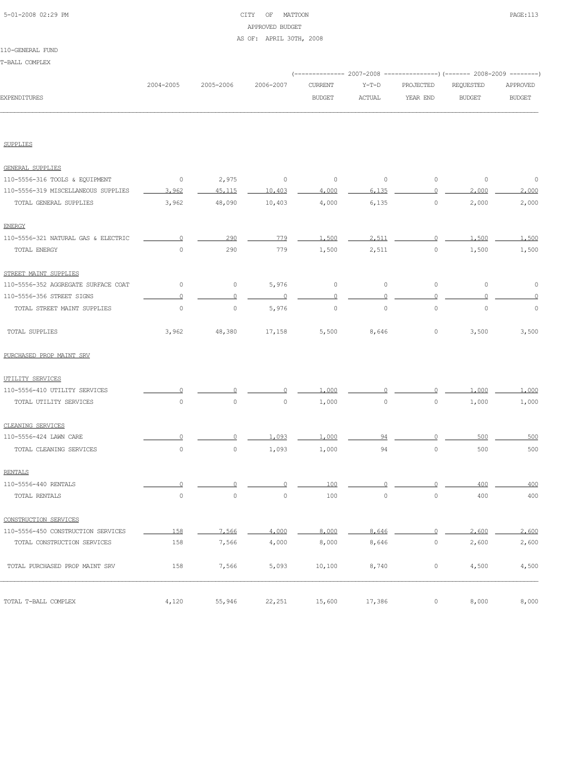110-GENERAL FUND

T-BALL COMPLEX

| EXPENDITURES | 2004-2005 | 2005-2006 | 2006-2007 | 2007-2008 CURRENT BUDGET | 2007-2008 Y-T-D ACTUAL | 2007-2008 PROJECTED YEAR END | 2008-2009 REQUESTED BUDGET | 2008-2009 APPROVED BUDGET |
|---|---|---|---|---|---|---|---|---|
| **SUPPLIES** | | | | | | | | |
| GENERAL SUPPLIES | | | | | | | | |
| 110-5556-316 TOOLS & EQUIPMENT | 0 | 2,975 | 0 | 0 | 0 | 0 | 0 | 0 |
| 110-5556-319 MISCELLANEOUS SUPPLIES | 3,962 | 45,115 | 10,403 | 4,000 | 6,135 | 0 | 2,000 | 2,000 |
| TOTAL GENERAL SUPPLIES | 3,962 | 48,090 | 10,403 | 4,000 | 6,135 | 0 | 2,000 | 2,000 |
| ENERGY | | | | | | | | |
| 110-5556-321 NATURAL GAS & ELECTRIC | 0 | 290 | 779 | 1,500 | 2,511 | 0 | 1,500 | 1,500 |
| TOTAL ENERGY | 0 | 290 | 779 | 1,500 | 2,511 | 0 | 1,500 | 1,500 |
| STREET MAINT SUPPLIES | | | | | | | | |
| 110-5556-352 AGGREGATE SURFACE COAT | 0 | 0 | 5,976 | 0 | 0 | 0 | 0 | 0 |
| 110-5556-356 STREET SIGNS | 0 | 0 | 0 | 0 | 0 | 0 | 0 | 0 |
| TOTAL STREET MAINT SUPPLIES | 0 | 0 | 5,976 | 0 | 0 | 0 | 0 | 0 |
| TOTAL SUPPLIES | 3,962 | 48,380 | 17,158 | 5,500 | 8,646 | 0 | 3,500 | 3,500 |
| **PURCHASED PROP MAINT SRV** | | | | | | | | |
| UTILITY SERVICES | | | | | | | | |
| 110-5556-410 UTILITY SERVICES | 0 | 0 | 0 | 1,000 | 0 | 0 | 1,000 | 1,000 |
| TOTAL UTILITY SERVICES | 0 | 0 | 0 | 1,000 | 0 | 0 | 1,000 | 1,000 |
| CLEANING SERVICES | | | | | | | | |
| 110-5556-424 LAWN CARE | 0 | 0 | 1,093 | 1,000 | 94 | 0 | 500 | 500 |
| TOTAL CLEANING SERVICES | 0 | 0 | 1,093 | 1,000 | 94 | 0 | 500 | 500 |
| RENTALS | | | | | | | | |
| 110-5556-440 RENTALS | 0 | 0 | 0 | 100 | 0 | 0 | 400 | 400 |
| TOTAL RENTALS | 0 | 0 | 0 | 100 | 0 | 0 | 400 | 400 |
| CONSTRUCTION SERVICES | | | | | | | | |
| 110-5556-450 CONSTRUCTION SERVICES | 158 | 7,566 | 4,000 | 8,000 | 8,646 | 0 | 2,600 | 2,600 |
| TOTAL CONSTRUCTION SERVICES | 158 | 7,566 | 4,000 | 8,000 | 8,646 | 0 | 2,600 | 2,600 |
| TOTAL PURCHASED PROP MAINT SRV | 158 | 7,566 | 5,093 | 10,100 | 8,740 | 0 | 4,500 | 4,500 |
| TOTAL T-BALL COMPLEX | 4,120 | 55,946 | 22,251 | 15,600 | 17,386 | 0 | 8,000 | 8,000 |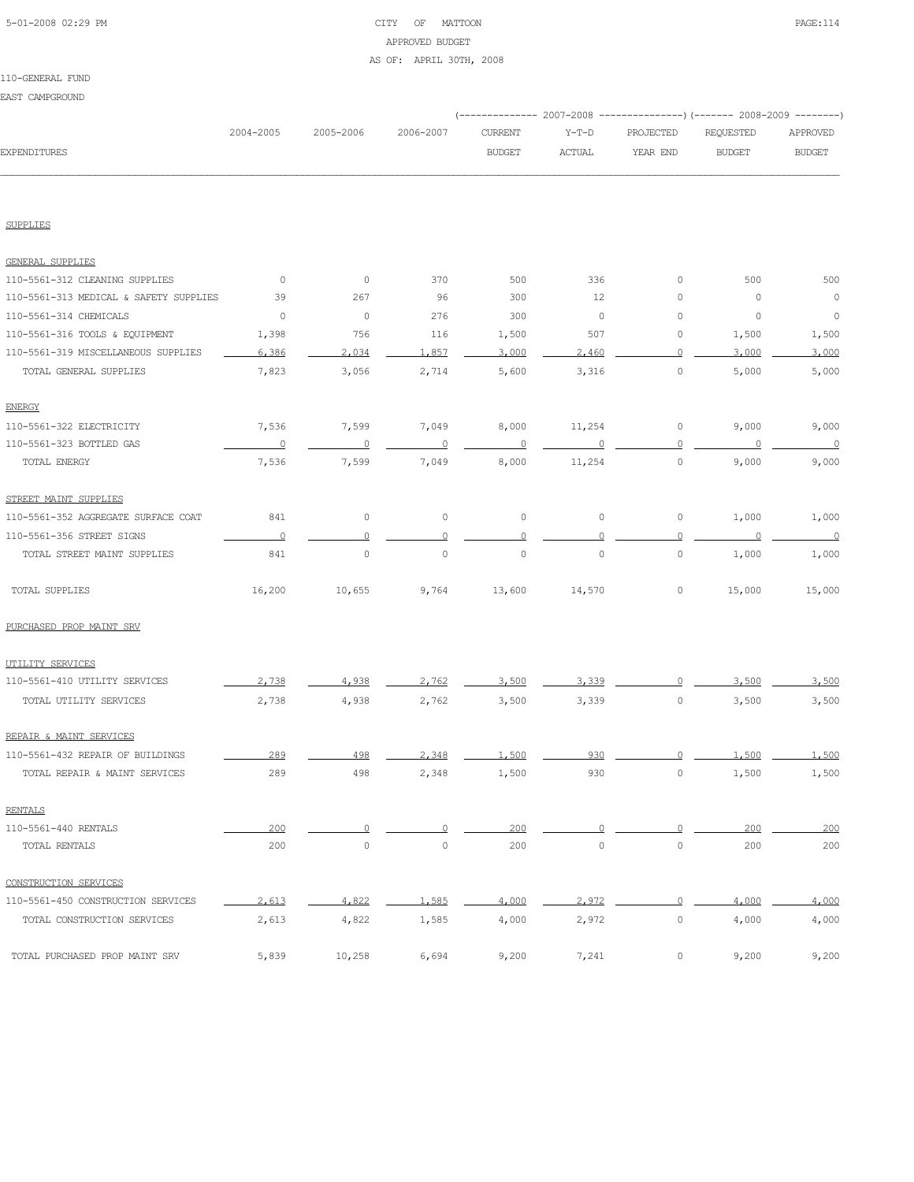CITY OF MATTOON
APPROVED BUDGET
AS OF: APRIL 30TH, 2008

110-GENERAL FUND
EAST CAMPGROUND

| EXPENDITURES | 2004-2005 | 2005-2006 | 2006-2007 | 2007-2008 CURRENT BUDGET | 2007-2008 Y-T-D ACTUAL | 2007-2008 PROJECTED YEAR END | 2008-2009 REQUESTED BUDGET | 2008-2009 APPROVED BUDGET |
|---|---|---|---|---|---|---|---|---|
| **SUPPLIES** | | | | | | | | |
| GENERAL SUPPLIES | | | | | | | | |
| 110-5561-312 CLEANING SUPPLIES | 0 | 0 | 370 | 500 | 336 | 0 | 500 | 500 |
| 110-5561-313 MEDICAL & SAFETY SUPPLIES | 39 | 267 | 96 | 300 | 12 | 0 | 0 | 0 |
| 110-5561-314 CHEMICALS | 0 | 0 | 276 | 300 | 0 | 0 | 0 | 0 |
| 110-5561-316 TOOLS & EQUIPMENT | 1,398 | 756 | 116 | 1,500 | 507 | 0 | 1,500 | 1,500 |
| 110-5561-319 MISCELLANEOUS SUPPLIES | 6,386 | 2,034 | 1,857 | 3,000 | 2,460 | 0 | 3,000 | 3,000 |
| TOTAL GENERAL SUPPLIES | 7,823 | 3,056 | 2,714 | 5,600 | 3,316 | 0 | 5,000 | 5,000 |
| ENERGY | | | | | | | | |
| 110-5561-322 ELECTRICITY | 7,536 | 7,599 | 7,049 | 8,000 | 11,254 | 0 | 9,000 | 9,000 |
| 110-5561-323 BOTTLED GAS | 0 | 0 | 0 | 0 | 0 | 0 | 0 | 0 |
| TOTAL ENERGY | 7,536 | 7,599 | 7,049 | 8,000 | 11,254 | 0 | 9,000 | 9,000 |
| STREET MAINT SUPPLIES | | | | | | | | |
| 110-5561-352 AGGREGATE SURFACE COAT | 841 | 0 | 0 | 0 | 0 | 0 | 1,000 | 1,000 |
| 110-5561-356 STREET SIGNS | 0 | 0 | 0 | 0 | 0 | 0 | 0 | 0 |
| TOTAL STREET MAINT SUPPLIES | 841 | 0 | 0 | 0 | 0 | 0 | 1,000 | 1,000 |
| TOTAL SUPPLIES | 16,200 | 10,655 | 9,764 | 13,600 | 14,570 | 0 | 15,000 | 15,000 |
| **PURCHASED PROP MAINT SRV** | | | | | | | | |
| UTILITY SERVICES | | | | | | | | |
| 110-5561-410 UTILITY SERVICES | 2,738 | 4,938 | 2,762 | 3,500 | 3,339 | 0 | 3,500 | 3,500 |
| TOTAL UTILITY SERVICES | 2,738 | 4,938 | 2,762 | 3,500 | 3,339 | 0 | 3,500 | 3,500 |
| REPAIR & MAINT SERVICES | | | | | | | | |
| 110-5561-432 REPAIR OF BUILDINGS | 289 | 498 | 2,348 | 1,500 | 930 | 0 | 1,500 | 1,500 |
| TOTAL REPAIR & MAINT SERVICES | 289 | 498 | 2,348 | 1,500 | 930 | 0 | 1,500 | 1,500 |
| RENTALS | | | | | | | | |
| 110-5561-440 RENTALS | 200 | 0 | 0 | 200 | 0 | 0 | 200 | 200 |
| TOTAL RENTALS | 200 | 0 | 0 | 200 | 0 | 0 | 200 | 200 |
| CONSTRUCTION SERVICES | | | | | | | | |
| 110-5561-450 CONSTRUCTION SERVICES | 2,613 | 4,822 | 1,585 | 4,000 | 2,972 | 0 | 4,000 | 4,000 |
| TOTAL CONSTRUCTION SERVICES | 2,613 | 4,822 | 1,585 | 4,000 | 2,972 | 0 | 4,000 | 4,000 |
| TOTAL PURCHASED PROP MAINT SRV | 5,839 | 10,258 | 6,694 | 9,200 | 7,241 | 0 | 9,200 | 9,200 |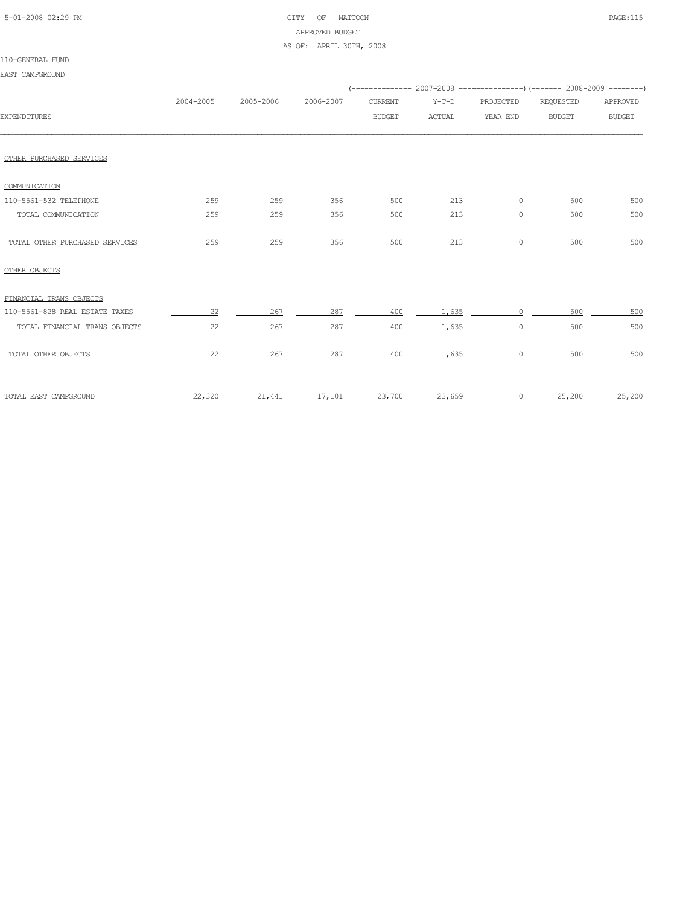CITY OF MATTOON

APPROVED BUDGET

AS OF: APRIL 30TH, 2008

110-GENERAL FUND

EAST CAMPGROUND

| | | | | 2007-2008 | | | 2008-2009 | |
|---|---|---|---|---|---|---|---|---|
| EXPENDITURES | 2004-2005 | 2005-2006 | 2006-2007 | CURRENT BUDGET | Y-T-D ACTUAL | PROJECTED YEAR END | REQUESTED BUDGET | APPROVED BUDGET |
| OTHER PURCHASED SERVICES | | | | | | | | |
| COMMUNICATION | | | | | | | | |
| 110-5561-532 TELEPHONE | 259 | 259 | 356 | 500 | 213 | 0 | 500 | 500 |
| TOTAL COMMUNICATION | 259 | 259 | 356 | 500 | 213 | 0 | 500 | 500 |
| TOTAL OTHER PURCHASED SERVICES | 259 | 259 | 356 | 500 | 213 | 0 | 500 | 500 |
| OTHER OBJECTS | | | | | | | | |
| FINANCIAL TRANS OBJECTS | | | | | | | | |
| 110-5561-828 REAL ESTATE TAXES | 22 | 267 | 287 | 400 | 1,635 | 0 | 500 | 500 |
| TOTAL FINANCIAL TRANS OBJECTS | 22 | 267 | 287 | 400 | 1,635 | 0 | 500 | 500 |
| TOTAL OTHER OBJECTS | 22 | 267 | 287 | 400 | 1,635 | 0 | 500 | 500 |
| TOTAL EAST CAMPGROUND | 22,320 | 21,441 | 17,101 | 23,700 | 23,659 | 0 | 25,200 | 25,200 |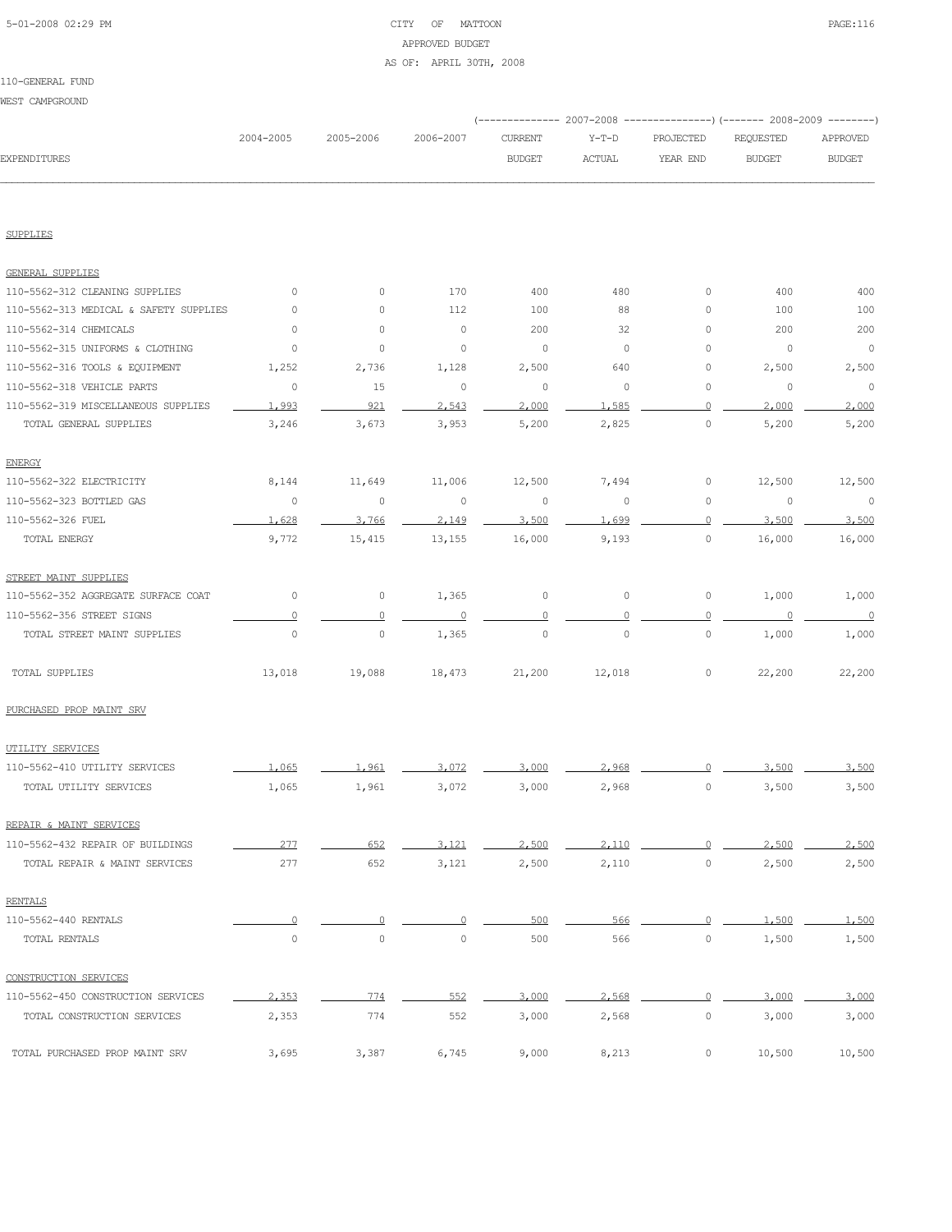110-GENERAL FUND

WEST CAMPGROUND

| EXPENDITURES | 2004-2005 | 2005-2006 | 2006-2007 | 2007-2008 CURRENT BUDGET | 2007-2008 Y-T-D ACTUAL | 2007-2008 PROJECTED YEAR END | 2008-2009 REQUESTED BUDGET | 2008-2009 APPROVED BUDGET |
|---|---|---|---|---|---|---|---|---|
| **SUPPLIES** | | | | | | | | |
| GENERAL SUPPLIES | | | | | | | | |
| 110-5562-312 CLEANING SUPPLIES | 0 | 0 | 170 | 400 | 480 | 0 | 400 | 400 |
| 110-5562-313 MEDICAL & SAFETY SUPPLIES | 0 | 0 | 112 | 100 | 88 | 0 | 100 | 100 |
| 110-5562-314 CHEMICALS | 0 | 0 | 0 | 200 | 32 | 0 | 200 | 200 |
| 110-5562-315 UNIFORMS & CLOTHING | 0 | 0 | 0 | 0 | 0 | 0 | 0 | 0 |
| 110-5562-316 TOOLS & EQUIPMENT | 1,252 | 2,736 | 1,128 | 2,500 | 640 | 0 | 2,500 | 2,500 |
| 110-5562-318 VEHICLE PARTS | 0 | 15 | 0 | 0 | 0 | 0 | 0 | 0 |
| 110-5562-319 MISCELLANEOUS SUPPLIES | 1,993 | 921 | 2,543 | 2,000 | 1,585 | 0 | 2,000 | 2,000 |
| TOTAL GENERAL SUPPLIES | 3,246 | 3,673 | 3,953 | 5,200 | 2,825 | 0 | 5,200 | 5,200 |
| ENERGY | | | | | | | | |
| 110-5562-322 ELECTRICITY | 8,144 | 11,649 | 11,006 | 12,500 | 7,494 | 0 | 12,500 | 12,500 |
| 110-5562-323 BOTTLED GAS | 0 | 0 | 0 | 0 | 0 | 0 | 0 | 0 |
| 110-5562-326 FUEL | 1,628 | 3,766 | 2,149 | 3,500 | 1,699 | 0 | 3,500 | 3,500 |
| TOTAL ENERGY | 9,772 | 15,415 | 13,155 | 16,000 | 9,193 | 0 | 16,000 | 16,000 |
| STREET MAINT SUPPLIES | | | | | | | | |
| 110-5562-352 AGGREGATE SURFACE COAT | 0 | 0 | 1,365 | 0 | 0 | 0 | 1,000 | 1,000 |
| 110-5562-356 STREET SIGNS | 0 | 0 | 0 | 0 | 0 | 0 | 0 | 0 |
| TOTAL STREET MAINT SUPPLIES | 0 | 0 | 1,365 | 0 | 0 | 0 | 1,000 | 1,000 |
| TOTAL SUPPLIES | 13,018 | 19,088 | 18,473 | 21,200 | 12,018 | 0 | 22,200 | 22,200 |
| **PURCHASED PROP MAINT SRV** | | | | | | | | |
| UTILITY SERVICES | | | | | | | | |
| 110-5562-410 UTILITY SERVICES | 1,065 | 1,961 | 3,072 | 3,000 | 2,968 | 0 | 3,500 | 3,500 |
| TOTAL UTILITY SERVICES | 1,065 | 1,961 | 3,072 | 3,000 | 2,968 | 0 | 3,500 | 3,500 |
| REPAIR & MAINT SERVICES | | | | | | | | |
| 110-5562-432 REPAIR OF BUILDINGS | 277 | 652 | 3,121 | 2,500 | 2,110 | 0 | 2,500 | 2,500 |
| TOTAL REPAIR & MAINT SERVICES | 277 | 652 | 3,121 | 2,500 | 2,110 | 0 | 2,500 | 2,500 |
| RENTALS | | | | | | | | |
| 110-5562-440 RENTALS | 0 | 0 | 0 | 500 | 566 | 0 | 1,500 | 1,500 |
| TOTAL RENTALS | 0 | 0 | 0 | 500 | 566 | 0 | 1,500 | 1,500 |
| CONSTRUCTION SERVICES | | | | | | | | |
| 110-5562-450 CONSTRUCTION SERVICES | 2,353 | 774 | 552 | 3,000 | 2,568 | 0 | 3,000 | 3,000 |
| TOTAL CONSTRUCTION SERVICES | 2,353 | 774 | 552 | 3,000 | 2,568 | 0 | 3,000 | 3,000 |
| TOTAL PURCHASED PROP MAINT SRV | 3,695 | 3,387 | 6,745 | 9,000 | 8,213 | 0 | 10,500 | 10,500 |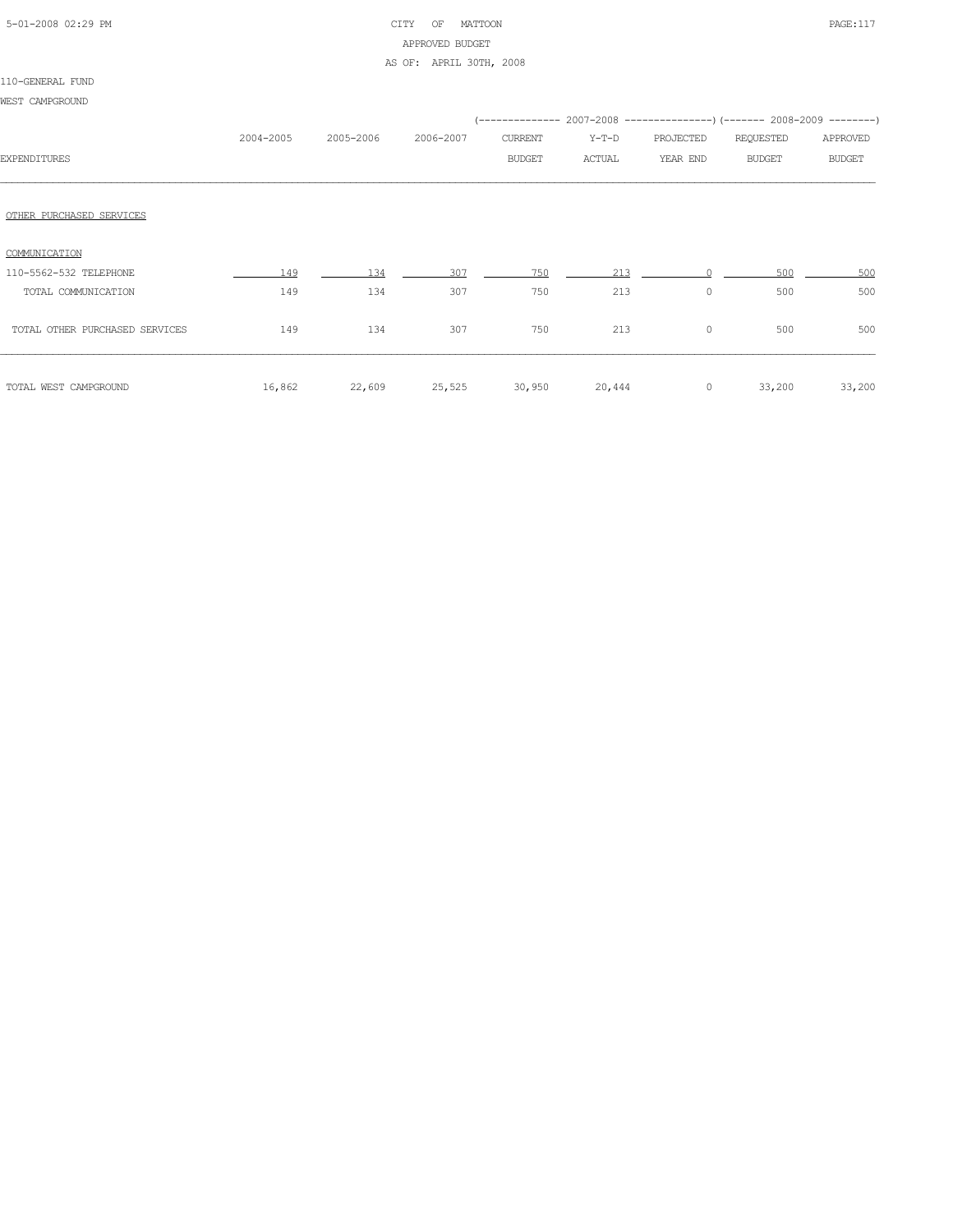CITY OF MATTOON
APPROVED BUDGET
AS OF: APRIL 30TH, 2008

110-GENERAL FUND

WEST CAMPGROUND

| EXPENDITURES | 2004-2005 | 2005-2006 | 2006-2007 | 2007-2008 CURRENT BUDGET | 2007-2008 Y-T-D ACTUAL | 2007-2008 PROJECTED YEAR END | 2008-2009 REQUESTED BUDGET | 2008-2009 APPROVED BUDGET |
|---|---|---|---|---|---|---|---|---|
| OTHER PURCHASED SERVICES | | | | | | | | |
| COMMUNICATION | | | | | | | | |
| 110-5562-532 TELEPHONE | 149 | 134 | 307 | 750 | 213 | 0 | 500 | 500 |
| TOTAL COMMUNICATION | 149 | 134 | 307 | 750 | 213 | 0 | 500 | 500 |
| TOTAL OTHER PURCHASED SERVICES | 149 | 134 | 307 | 750 | 213 | 0 | 500 | 500 |
| TOTAL WEST CAMPGROUND | 16,862 | 22,609 | 25,525 | 30,950 | 20,444 | 0 | 33,200 | 33,200 |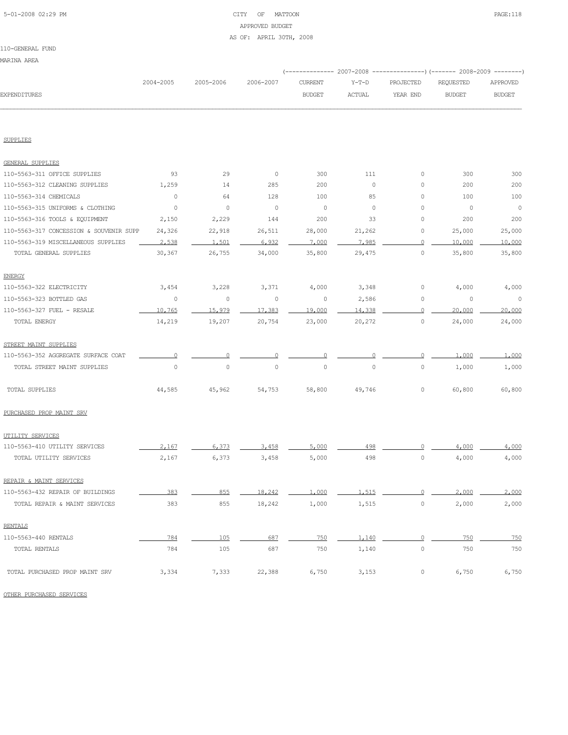CITY OF MATTOON
APPROVED BUDGET
AS OF: APRIL 30TH, 2008

110-GENERAL FUND

MARINA AREA

| EXPENDITURES | 2004-2005 | 2005-2006 | 2006-2007 | 2007-2008 CURRENT BUDGET | 2007-2008 Y-T-D ACTUAL | 2007-2008 PROJECTED YEAR END | 2008-2009 REQUESTED BUDGET | 2008-2009 APPROVED BUDGET |
|---|---|---|---|---|---|---|---|---|
| **SUPPLIES** | | | | | | | | |
| **GENERAL SUPPLIES** | | | | | | | | |
| 110-5563-311 OFFICE SUPPLIES | 93 | 29 | 0 | 300 | 111 | 0 | 300 | 300 |
| 110-5563-312 CLEANING SUPPLIES | 1,259 | 14 | 285 | 200 | 0 | 0 | 200 | 200 |
| 110-5563-314 CHEMICALS | 0 | 64 | 128 | 100 | 85 | 0 | 100 | 100 |
| 110-5563-315 UNIFORMS & CLOTHING | 0 | 0 | 0 | 0 | 0 | 0 | 0 | 0 |
| 110-5563-316 TOOLS & EQUIPMENT | 2,150 | 2,229 | 144 | 200 | 33 | 0 | 200 | 200 |
| 110-5563-317 CONCESSION & SOUVENIR SUPP | 24,326 | 22,918 | 26,511 | 28,000 | 21,262 | 0 | 25,000 | 25,000 |
| 110-5563-319 MISCELLANEOUS SUPPLIES | 2,538 | 1,501 | 6,932 | 7,000 | 7,985 | 0 | 10,000 | 10,000 |
| TOTAL GENERAL SUPPLIES | 30,367 | 26,755 | 34,000 | 35,800 | 29,475 | 0 | 35,800 | 35,800 |
| **ENERGY** | | | | | | | | |
| 110-5563-322 ELECTRICITY | 3,454 | 3,228 | 3,371 | 4,000 | 3,348 | 0 | 4,000 | 4,000 |
| 110-5563-323 BOTTLED GAS | 0 | 0 | 0 | 0 | 2,586 | 0 | 0 | 0 |
| 110-5563-327 FUEL - RESALE | 10,765 | 15,979 | 17,383 | 19,000 | 14,338 | 0 | 20,000 | 20,000 |
| TOTAL ENERGY | 14,219 | 19,207 | 20,754 | 23,000 | 20,272 | 0 | 24,000 | 24,000 |
| **STREET MAINT SUPPLIES** | | | | | | | | |
| 110-5563-352 AGGREGATE SURFACE COAT | 0 | 0 | 0 | 0 | 0 | 0 | 1,000 | 1,000 |
| TOTAL STREET MAINT SUPPLIES | 0 | 0 | 0 | 0 | 0 | 0 | 1,000 | 1,000 |
| TOTAL SUPPLIES | 44,585 | 45,962 | 54,753 | 58,800 | 49,746 | 0 | 60,800 | 60,800 |
| **PURCHASED PROP MAINT SRV** | | | | | | | | |
| **UTILITY SERVICES** | | | | | | | | |
| 110-5563-410 UTILITY SERVICES | 2,167 | 6,373 | 3,458 | 5,000 | 498 | 0 | 4,000 | 4,000 |
| TOTAL UTILITY SERVICES | 2,167 | 6,373 | 3,458 | 5,000 | 498 | 0 | 4,000 | 4,000 |
| **REPAIR & MAINT SERVICES** | | | | | | | | |
| 110-5563-432 REPAIR OF BUILDINGS | 383 | 855 | 18,242 | 1,000 | 1,515 | 0 | 2,000 | 2,000 |
| TOTAL REPAIR & MAINT SERVICES | 383 | 855 | 18,242 | 1,000 | 1,515 | 0 | 2,000 | 2,000 |
| **RENTALS** | | | | | | | | |
| 110-5563-440 RENTALS | 784 | 105 | 687 | 750 | 1,140 | 0 | 750 | 750 |
| TOTAL RENTALS | 784 | 105 | 687 | 750 | 1,140 | 0 | 750 | 750 |
| TOTAL PURCHASED PROP MAINT SRV | 3,334 | 7,333 | 22,388 | 6,750 | 3,153 | 0 | 6,750 | 6,750 |
| **OTHER PURCHASED SERVICES** | | | | | | | | |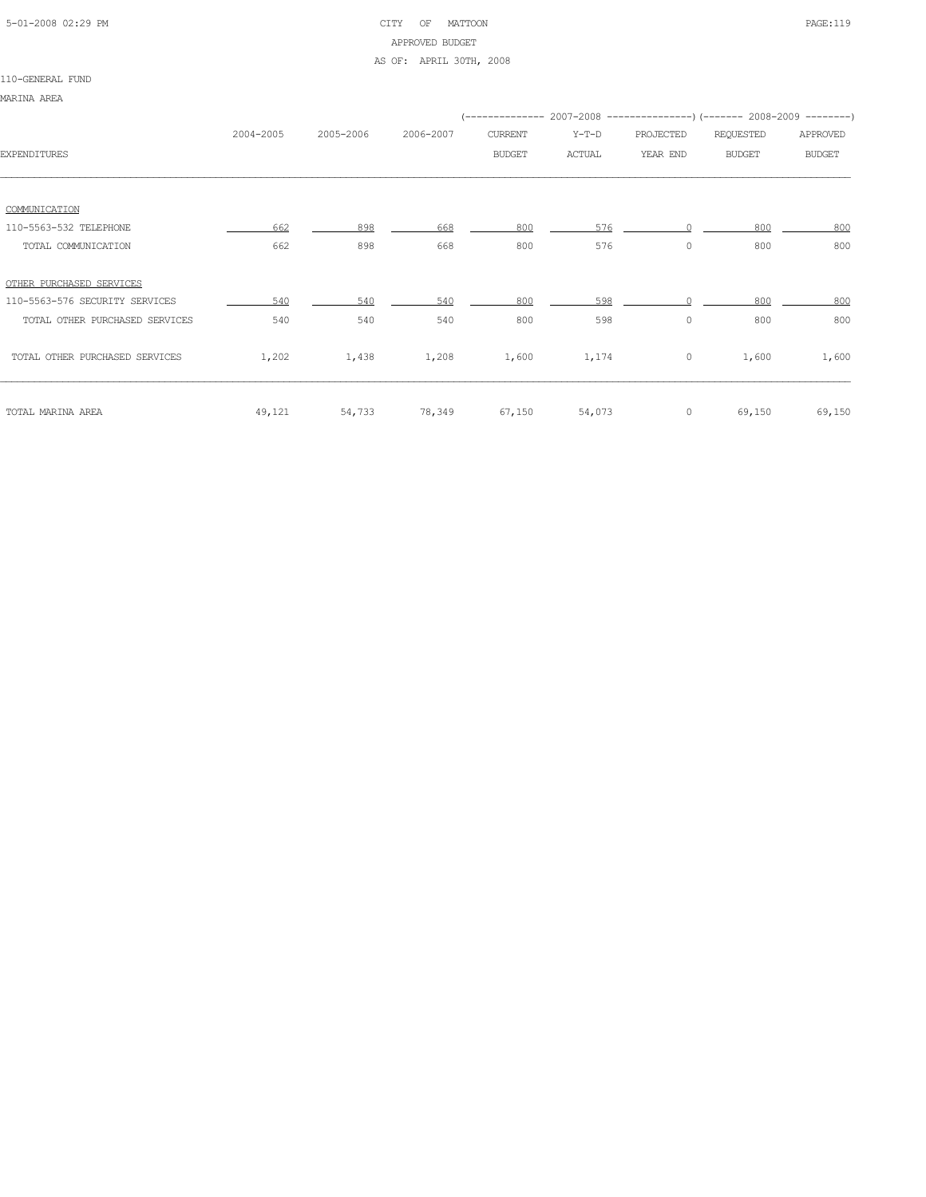CITY OF MATTOON
APPROVED BUDGET
AS OF: APRIL 30TH, 2008

110-GENERAL FUND

MARINA AREA

| | | | | 2007-2008 | | | 2008-2009 | |
|---|---|---|---|---|---|---|---|---|
| EXPENDITURES | 2004-2005 | 2005-2006 | 2006-2007 | CURRENT BUDGET | Y-T-D ACTUAL | PROJECTED YEAR END | REQUESTED BUDGET | APPROVED BUDGET |
| COMMUNICATION | | | | | | | | |
| 110-5563-532 TELEPHONE | 662 | 898 | 668 | 800 | 576 | 0 | 800 | 800 |
| TOTAL COMMUNICATION | 662 | 898 | 668 | 800 | 576 | 0 | 800 | 800 |
| OTHER PURCHASED SERVICES | | | | | | | | |
| 110-5563-576 SECURITY SERVICES | 540 | 540 | 540 | 800 | 598 | 0 | 800 | 800 |
| TOTAL OTHER PURCHASED SERVICES | 540 | 540 | 540 | 800 | 598 | 0 | 800 | 800 |
| TOTAL OTHER PURCHASED SERVICES | 1,202 | 1,438 | 1,208 | 1,600 | 1,174 | 0 | 1,600 | 1,600 |
| TOTAL MARINA AREA | 49,121 | 54,733 | 78,349 | 67,150 | 54,073 | 0 | 69,150 | 69,150 |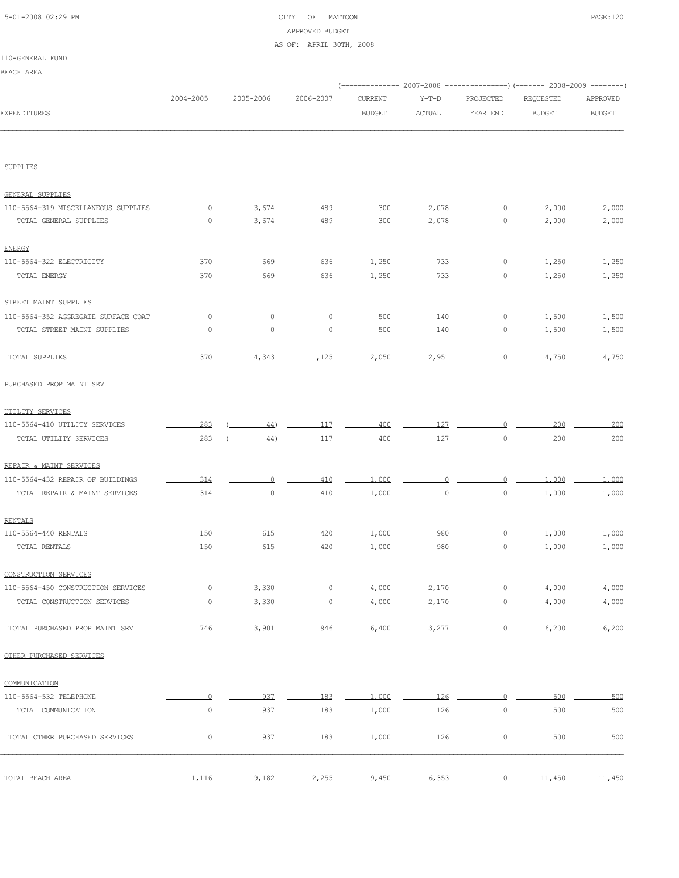CITY OF MATTOON
APPROVED BUDGET
AS OF: APRIL 30TH, 2008

110-GENERAL FUND

BEACH AREA

| EXPENDITURES | 2004-2005 | 2005-2006 | 2006-2007 | 2007-2008 CURRENT BUDGET | 2007-2008 Y-T-D ACTUAL | 2007-2008 PROJECTED YEAR END | 2008-2009 REQUESTED BUDGET | 2008-2009 APPROVED BUDGET |
|---|---|---|---|---|---|---|---|---|
| **SUPPLIES** | | | | | | | | |
| GENERAL SUPPLIES | | | | | | | | |
| 110-5564-319 MISCELLANEOUS SUPPLIES | 0 | 3,674 | 489 | 300 | 2,078 | 0 | 2,000 | 2,000 |
| TOTAL GENERAL SUPPLIES | 0 | 3,674 | 489 | 300 | 2,078 | 0 | 2,000 | 2,000 |
| ENERGY | | | | | | | | |
| 110-5564-322 ELECTRICITY | 370 | 669 | 636 | 1,250 | 733 | 0 | 1,250 | 1,250 |
| TOTAL ENERGY | 370 | 669 | 636 | 1,250 | 733 | 0 | 1,250 | 1,250 |
| STREET MAINT SUPPLIES | | | | | | | | |
| 110-5564-352 AGGREGATE SURFACE COAT | 0 | 0 | 0 | 500 | 140 | 0 | 1,500 | 1,500 |
| TOTAL STREET MAINT SUPPLIES | 0 | 0 | 0 | 500 | 140 | 0 | 1,500 | 1,500 |
| TOTAL SUPPLIES | 370 | 4,343 | 1,125 | 2,050 | 2,951 | 0 | 4,750 | 4,750 |
| **PURCHASED PROP MAINT SRV** | | | | | | | | |
| UTILITY SERVICES | | | | | | | | |
| 110-5564-410 UTILITY SERVICES | 283 | ( 44) | 117 | 400 | 127 | 0 | 200 | 200 |
| TOTAL UTILITY SERVICES | 283 | ( 44) | 117 | 400 | 127 | 0 | 200 | 200 |
| REPAIR & MAINT SERVICES | | | | | | | | |
| 110-5564-432 REPAIR OF BUILDINGS | 314 | 0 | 410 | 1,000 | 0 | 0 | 1,000 | 1,000 |
| TOTAL REPAIR & MAINT SERVICES | 314 | 0 | 410 | 1,000 | 0 | 0 | 1,000 | 1,000 |
| RENTALS | | | | | | | | |
| 110-5564-440 RENTALS | 150 | 615 | 420 | 1,000 | 980 | 0 | 1,000 | 1,000 |
| TOTAL RENTALS | 150 | 615 | 420 | 1,000 | 980 | 0 | 1,000 | 1,000 |
| CONSTRUCTION SERVICES | | | | | | | | |
| 110-5564-450 CONSTRUCTION SERVICES | 0 | 3,330 | 0 | 4,000 | 2,170 | 0 | 4,000 | 4,000 |
| TOTAL CONSTRUCTION SERVICES | 0 | 3,330 | 0 | 4,000 | 2,170 | 0 | 4,000 | 4,000 |
| TOTAL PURCHASED PROP MAINT SRV | 746 | 3,901 | 946 | 6,400 | 3,277 | 0 | 6,200 | 6,200 |
| **OTHER PURCHASED SERVICES** | | | | | | | | |
| COMMUNICATION | | | | | | | | |
| 110-5564-532 TELEPHONE | 0 | 937 | 183 | 1,000 | 126 | 0 | 500 | 500 |
| TOTAL COMMUNICATION | 0 | 937 | 183 | 1,000 | 126 | 0 | 500 | 500 |
| TOTAL OTHER PURCHASED SERVICES | 0 | 937 | 183 | 1,000 | 126 | 0 | 500 | 500 |
| TOTAL BEACH AREA | 1,116 | 9,182 | 2,255 | 9,450 | 6,353 | 0 | 11,450 | 11,450 |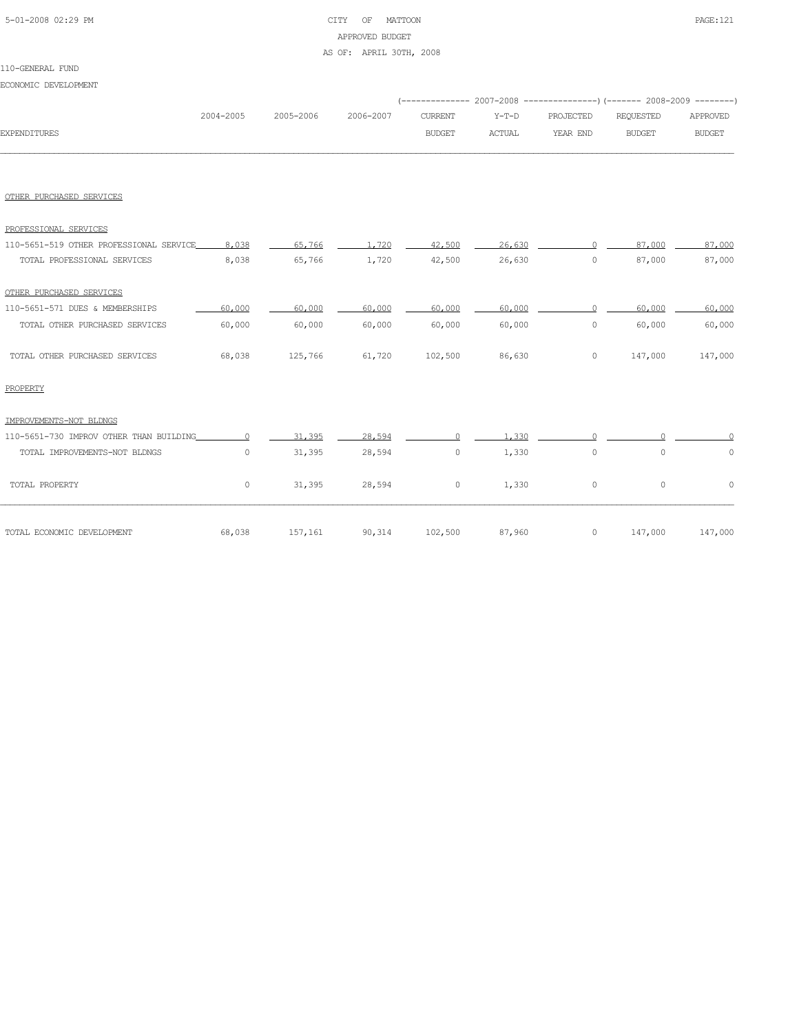CITY OF MATTOON
APPROVED BUDGET
AS OF: APRIL 30TH, 2008

110-GENERAL FUND

ECONOMIC DEVELOPMENT

| EXPENDITURES | 2004-2005 | 2005-2006 | 2006-2007 | 2007-2008 CURRENT BUDGET | 2007-2008 Y-T-D ACTUAL | 2007-2008 PROJECTED YEAR END | 2008-2009 REQUESTED BUDGET | 2008-2009 APPROVED BUDGET |
|---|---|---|---|---|---|---|---|---|
| OTHER PURCHASED SERVICES | | | | | | | | |
| PROFESSIONAL SERVICES | | | | | | | | |
| 110-5651-519 OTHER PROFESSIONAL SERVICE | 8,038 | 65,766 | 1,720 | 42,500 | 26,630 | 0 | 87,000 | 87,000 |
| TOTAL PROFESSIONAL SERVICES | 8,038 | 65,766 | 1,720 | 42,500 | 26,630 | 0 | 87,000 | 87,000 |
| OTHER PURCHASED SERVICES | | | | | | | | |
| 110-5651-571 DUES & MEMBERSHIPS | 60,000 | 60,000 | 60,000 | 60,000 | 60,000 | 0 | 60,000 | 60,000 |
| TOTAL OTHER PURCHASED SERVICES | 60,000 | 60,000 | 60,000 | 60,000 | 60,000 | 0 | 60,000 | 60,000 |
| TOTAL OTHER PURCHASED SERVICES | 68,038 | 125,766 | 61,720 | 102,500 | 86,630 | 0 | 147,000 | 147,000 |
| PROPERTY | | | | | | | | |
| IMPROVEMENTS-NOT BLDNGS | | | | | | | | |
| 110-5651-730 IMPROV OTHER THAN BUILDING | 0 | 31,395 | 28,594 | 0 | 1,330 | 0 | 0 | 0 |
| TOTAL IMPROVEMENTS-NOT BLDNGS | 0 | 31,395 | 28,594 | 0 | 1,330 | 0 | 0 | 0 |
| TOTAL PROPERTY | 0 | 31,395 | 28,594 | 0 | 1,330 | 0 | 0 | 0 |
| TOTAL ECONOMIC DEVELOPMENT | 68,038 | 157,161 | 90,314 | 102,500 | 87,960 | 0 | 147,000 | 147,000 |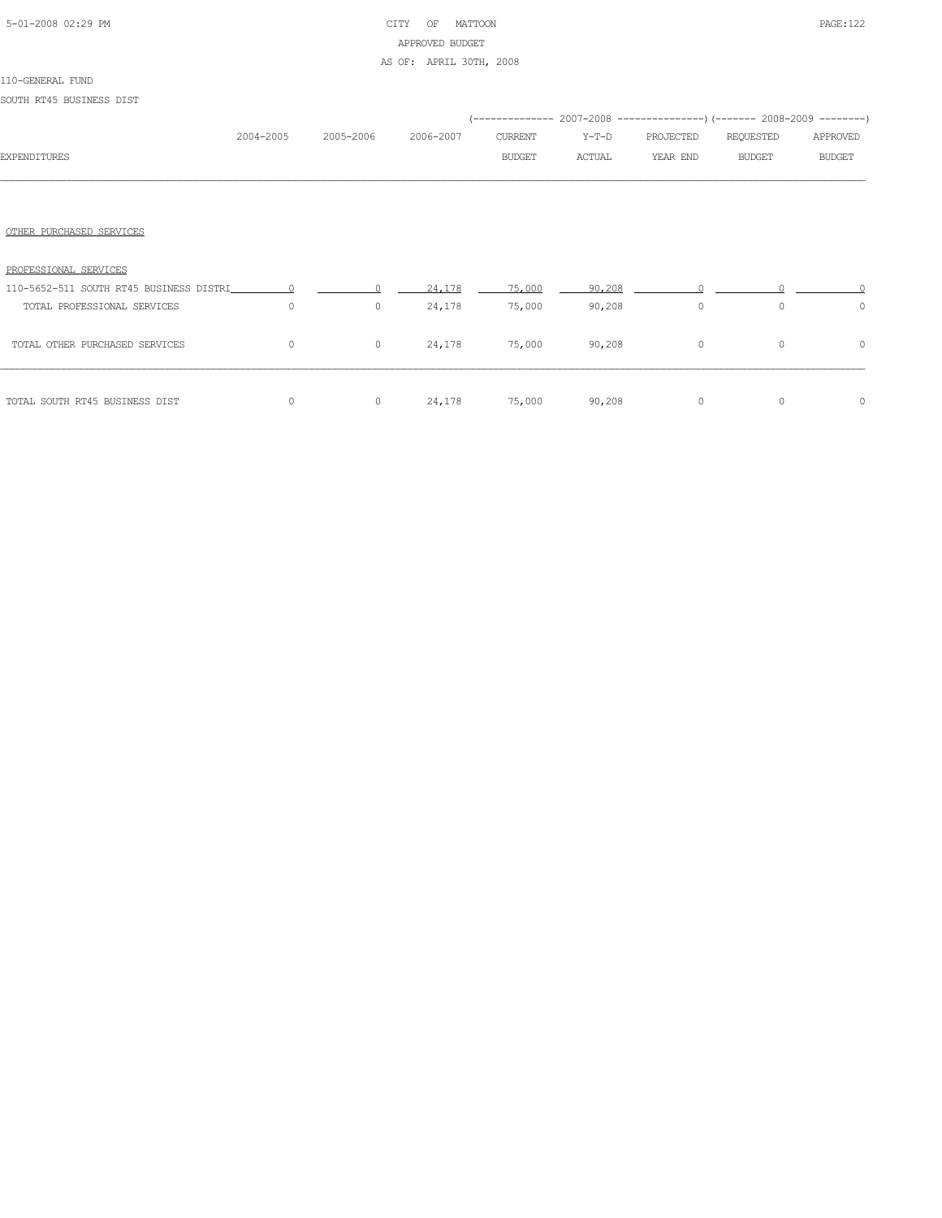CITY OF MATTOON
APPROVED BUDGET
AS OF: APRIL 30TH, 2008

110-GENERAL FUND

SOUTH RT45 BUSINESS DIST

| EXPENDITURES | 2004-2005 | 2005-2006 | 2006-2007 | 2007-2008 CURRENT BUDGET | 2007-2008 Y-T-D ACTUAL | 2007-2008 PROJECTED YEAR END | 2008-2009 REQUESTED BUDGET | 2008-2009 APPROVED BUDGET |
|---|---|---|---|---|---|---|---|---|
| OTHER PURCHASED SERVICES | | | | | | | | |
| PROFESSIONAL SERVICES | | | | | | | | |
| 110-5652-511 SOUTH RT45 BUSINESS DISTRI | 0 | 0 | 24,178 | 75,000 | 90,208 | 0 | 0 | 0 |
| TOTAL PROFESSIONAL SERVICES | 0 | 0 | 24,178 | 75,000 | 90,208 | 0 | 0 | 0 |
| TOTAL OTHER PURCHASED SERVICES | 0 | 0 | 24,178 | 75,000 | 90,208 | 0 | 0 | 0 |
| TOTAL SOUTH RT45 BUSINESS DIST | 0 | 0 | 24,178 | 75,000 | 90,208 | 0 | 0 | 0 |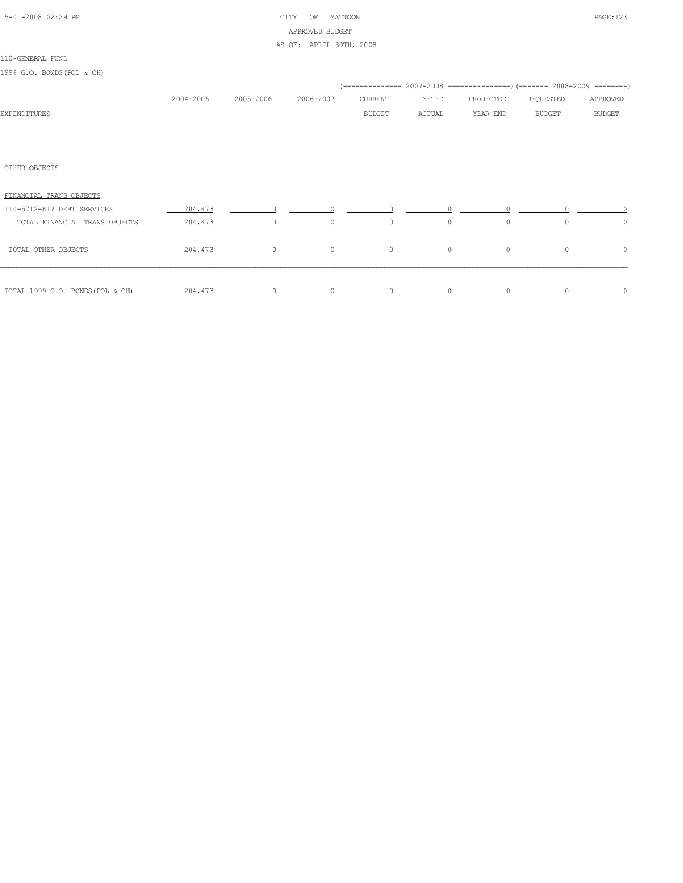CITY OF MATTOON
APPROVED BUDGET
AS OF: APRIL 30TH, 2008

110-GENERAL FUND

1999 G.O. BONDS(POL & CH)

| EXPENDITURES | 2004-2005 | 2005-2006 | 2006-2007 | 2007-2008 CURRENT BUDGET | 2007-2008 Y-T-D ACTUAL | 2007-2008 PROJECTED YEAR END | 2008-2009 REQUESTED BUDGET | 2008-2009 APPROVED BUDGET |
|---|---|---|---|---|---|---|---|---|
| OTHER OBJECTS | | | | | | | | |
| FINANCIAL TRANS OBJECTS | | | | | | | | |
| 110-5712-817 DEBT SERVICES | 204,473 | 0 | 0 | 0 | 0 | 0 | 0 | 0 |
| TOTAL FINANCIAL TRANS OBJECTS | 204,473 | 0 | 0 | 0 | 0 | 0 | 0 | 0 |
| TOTAL OTHER OBJECTS | 204,473 | 0 | 0 | 0 | 0 | 0 | 0 | 0 |
| TOTAL 1999 G.O. BONDS(POL & CH) | 204,473 | 0 | 0 | 0 | 0 | 0 | 0 | 0 |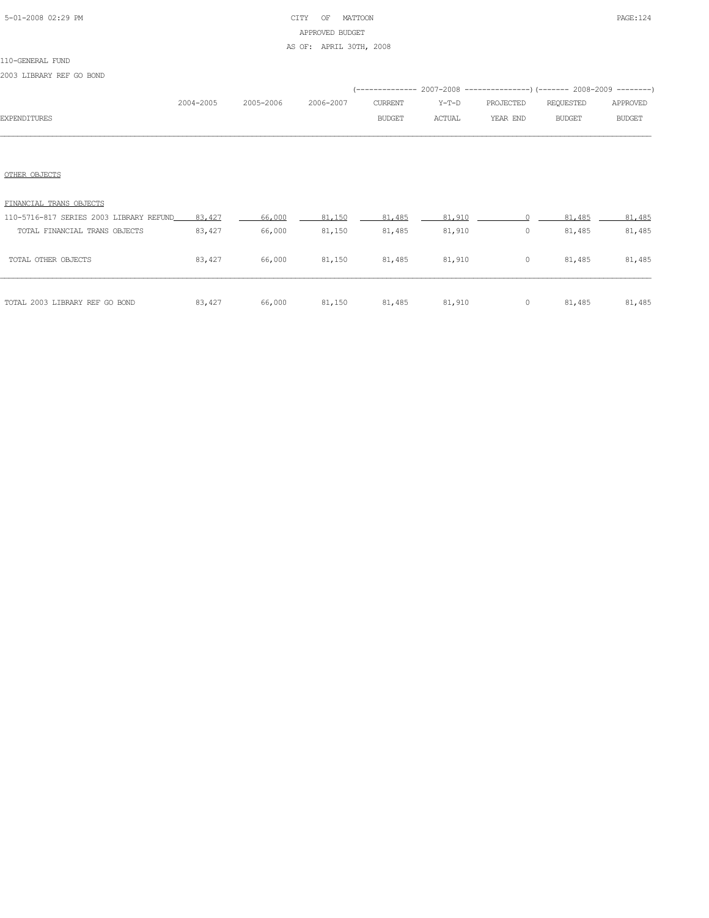CITY OF MATTOON
APPROVED BUDGET
AS OF: APRIL 30TH, 2008

110-GENERAL FUND

2003 LIBRARY REF GO BOND

| EXPENDITURES | 2004-2005 | 2005-2006 | 2006-2007 | 2007-2008 CURRENT BUDGET | 2007-2008 Y-T-D ACTUAL | 2007-2008 PROJECTED YEAR END | 2008-2009 REQUESTED BUDGET | 2008-2009 APPROVED BUDGET |
|---|---|---|---|---|---|---|---|---|
| OTHER OBJECTS | | | | | | | | |
| FINANCIAL TRANS OBJECTS | | | | | | | | |
| 110-5716-817 SERIES 2003 LIBRARY REFUND | 83,427 | 66,000 | 81,150 | 81,485 | 81,910 | 0 | 81,485 | 81,485 |
| TOTAL FINANCIAL TRANS OBJECTS | 83,427 | 66,000 | 81,150 | 81,485 | 81,910 | 0 | 81,485 | 81,485 |
| TOTAL OTHER OBJECTS | 83,427 | 66,000 | 81,150 | 81,485 | 81,910 | 0 | 81,485 | 81,485 |
| TOTAL 2003 LIBRARY REF GO BOND | 83,427 | 66,000 | 81,150 | 81,485 | 81,910 | 0 | 81,485 | 81,485 |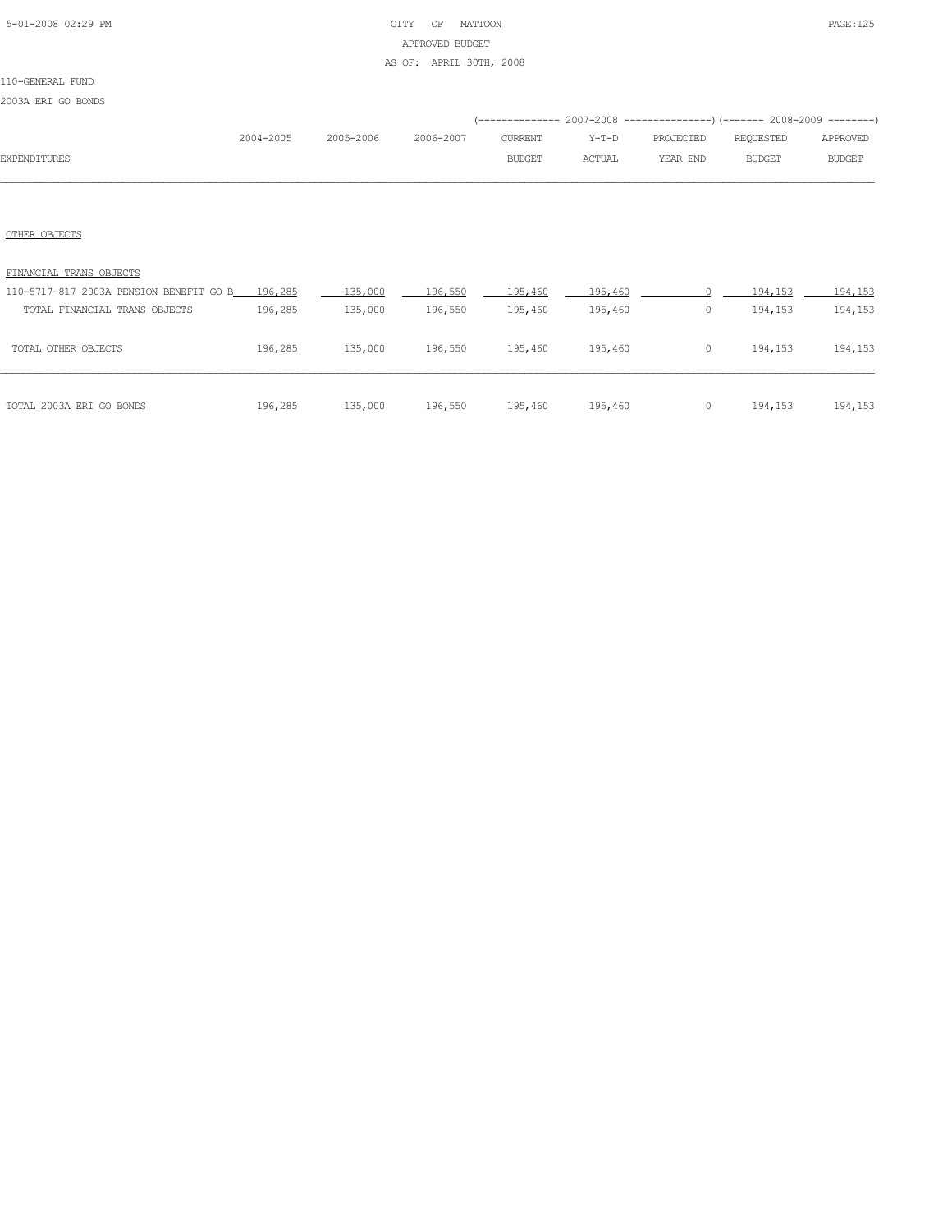CITY OF MATTOON
APPROVED BUDGET
AS OF: APRIL 30TH, 2008

110-GENERAL FUND

2003A ERI GO BONDS

| EXPENDITURES | 2004-2005 | 2005-2006 | 2006-2007 | 2007-2008 CURRENT BUDGET | 2007-2008 Y-T-D ACTUAL | 2007-2008 PROJECTED YEAR END | 2008-2009 REQUESTED BUDGET | 2008-2009 APPROVED BUDGET |
|---|---|---|---|---|---|---|---|---|
| OTHER OBJECTS | | | | | | | | |
| FINANCIAL TRANS OBJECTS | | | | | | | | |
| 110-5717-817 2003A PENSION BENEFIT GO B | 196,285 | 135,000 | 196,550 | 195,460 | 195,460 | 0 | 194,153 | 194,153 |
| TOTAL FINANCIAL TRANS OBJECTS | 196,285 | 135,000 | 196,550 | 195,460 | 195,460 | 0 | 194,153 | 194,153 |
| TOTAL OTHER OBJECTS | 196,285 | 135,000 | 196,550 | 195,460 | 195,460 | 0 | 194,153 | 194,153 |
| TOTAL 2003A ERI GO BONDS | 196,285 | 135,000 | 196,550 | 195,460 | 195,460 | 0 | 194,153 | 194,153 |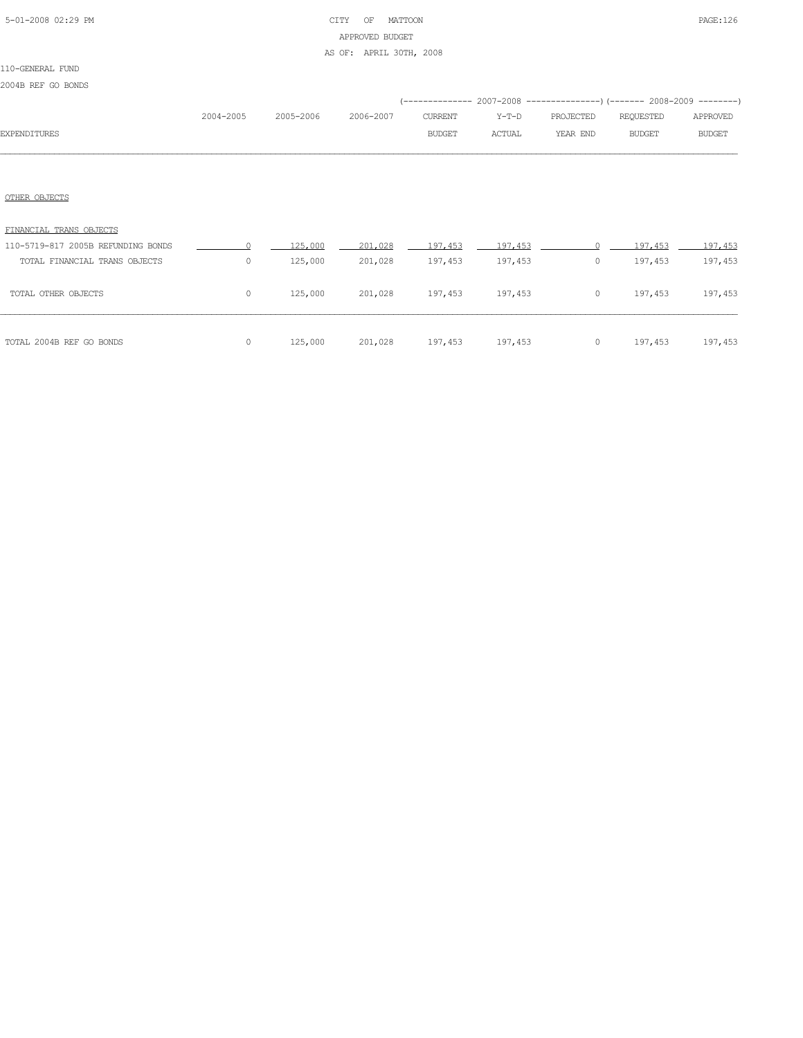CITY OF MATTOON
APPROVED BUDGET
AS OF: APRIL 30TH, 2008

110-GENERAL FUND

2004B REF GO BONDS

| EXPENDITURES | 2004-2005 | 2005-2006 | 2006-2007 | 2007-2008 CURRENT BUDGET | 2007-2008 Y-T-D ACTUAL | 2007-2008 PROJECTED YEAR END | 2008-2009 REQUESTED BUDGET | 2008-2009 APPROVED BUDGET |
|---|---|---|---|---|---|---|---|---|
| OTHER OBJECTS | | | | | | | | |
| FINANCIAL TRANS OBJECTS | | | | | | | | |
| 110-5719-817 2005B REFUNDING BONDS | 0 | 125,000 | 201,028 | 197,453 | 197,453 | 0 | 197,453 | 197,453 |
| TOTAL FINANCIAL TRANS OBJECTS | 0 | 125,000 | 201,028 | 197,453 | 197,453 | 0 | 197,453 | 197,453 |
| TOTAL OTHER OBJECTS | 0 | 125,000 | 201,028 | 197,453 | 197,453 | 0 | 197,453 | 197,453 |
| TOTAL 2004B REF GO BONDS | 0 | 125,000 | 201,028 | 197,453 | 197,453 | 0 | 197,453 | 197,453 |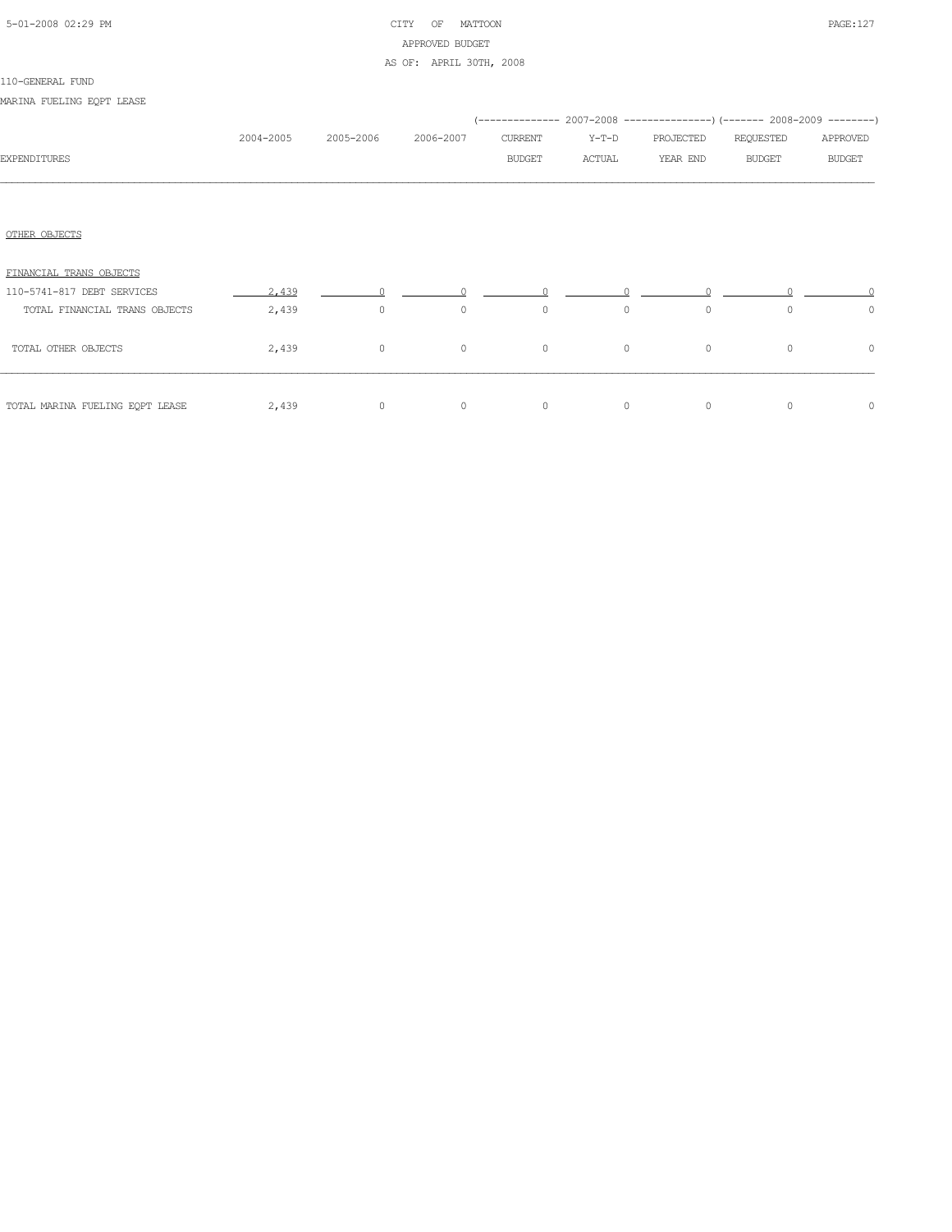CITY OF MATTOON
APPROVED BUDGET
AS OF: APRIL 30TH, 2008

110-GENERAL FUND

MARINA FUELING EQPT LEASE

| EXPENDITURES | 2004-2005 | 2005-2006 | 2006-2007 | 2007-2008 CURRENT BUDGET | 2007-2008 Y-T-D ACTUAL | 2007-2008 PROJECTED YEAR END | 2008-2009 REQUESTED BUDGET | 2008-2009 APPROVED BUDGET |
|---|---|---|---|---|---|---|---|---|
| OTHER OBJECTS | | | | | | | | |
| FINANCIAL TRANS OBJECTS | | | | | | | | |
| 110-5741-817 DEBT SERVICES | 2,439 | 0 | 0 | 0 | 0 | 0 | 0 | 0 |
| TOTAL FINANCIAL TRANS OBJECTS | 2,439 | 0 | 0 | 0 | 0 | 0 | 0 | 0 |
| TOTAL OTHER OBJECTS | 2,439 | 0 | 0 | 0 | 0 | 0 | 0 | 0 |
| TOTAL MARINA FUELING EQPT LEASE | 2,439 | 0 | 0 | 0 | 0 | 0 | 0 | 0 |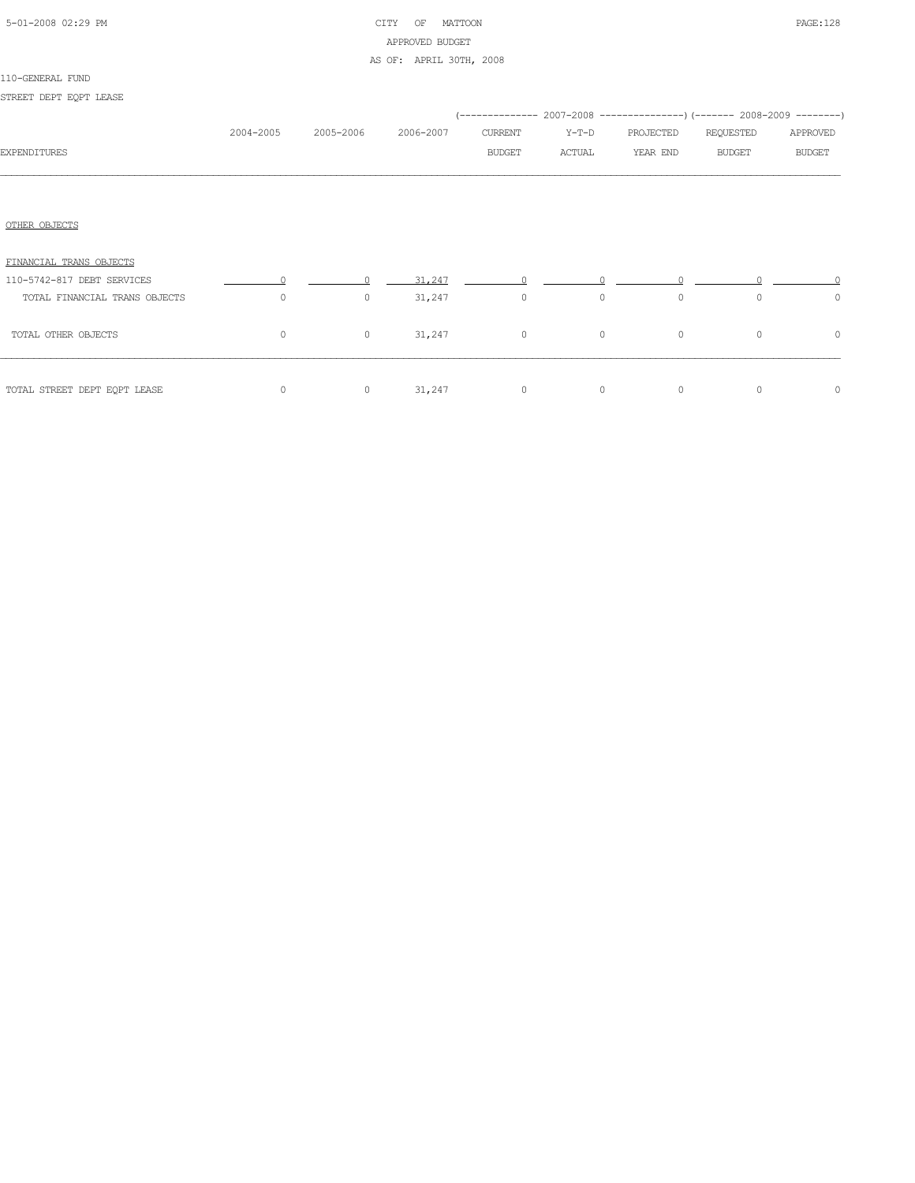CITY OF MATTOON
APPROVED BUDGET
AS OF: APRIL 30TH, 2008

110-GENERAL FUND

STREET DEPT EQPT LEASE

| EXPENDITURES | 2004-2005 | 2005-2006 | 2006-2007 | 2007-2008 CURRENT BUDGET | 2007-2008 Y-T-D ACTUAL | 2007-2008 PROJECTED YEAR END | 2008-2009 REQUESTED BUDGET | 2008-2009 APPROVED BUDGET |
|---|---|---|---|---|---|---|---|---|
| OTHER OBJECTS | | | | | | | | |
| FINANCIAL TRANS OBJECTS | | | | | | | | |
| 110-5742-817 DEBT SERVICES | 0 | 0 | 31,247 | 0 | 0 | 0 | 0 | 0 |
| TOTAL FINANCIAL TRANS OBJECTS | 0 | 0 | 31,247 | 0 | 0 | 0 | 0 | 0 |
| TOTAL OTHER OBJECTS | 0 | 0 | 31,247 | 0 | 0 | 0 | 0 | 0 |
| TOTAL STREET DEPT EQPT LEASE | 0 | 0 | 31,247 | 0 | 0 | 0 | 0 | 0 |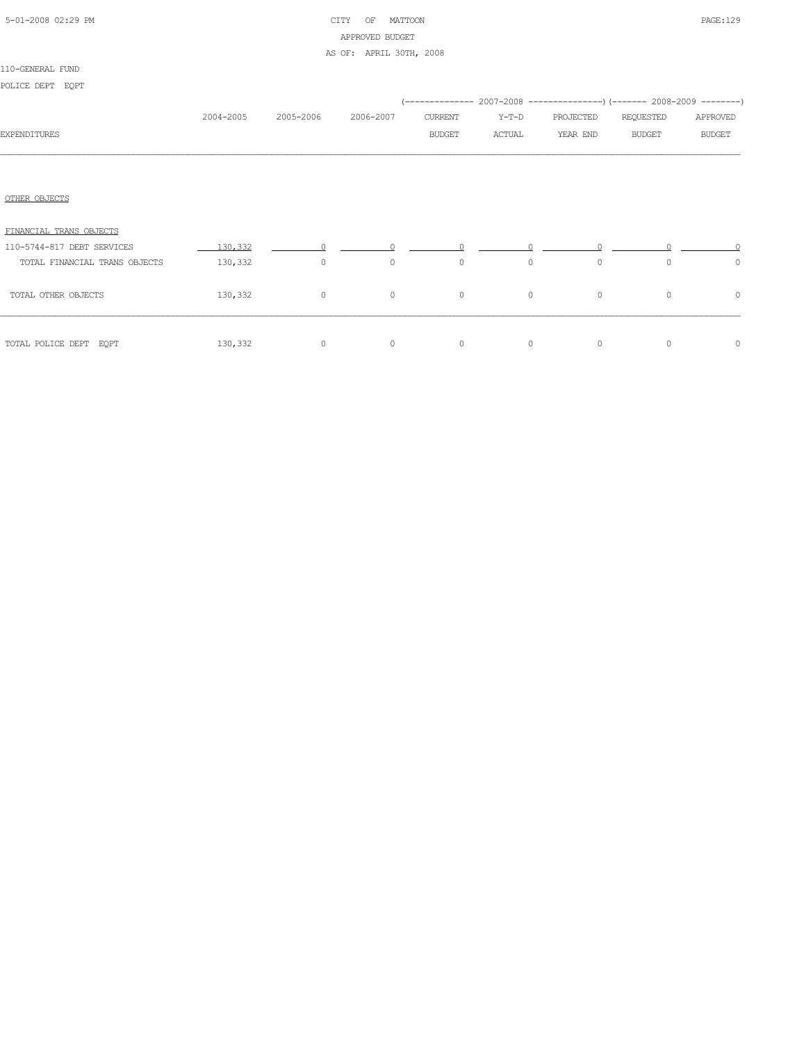CITY OF MATTOON
APPROVED BUDGET
AS OF: APRIL 30TH, 2008

110-GENERAL FUND

POLICE DEPT EQPT

| EXPENDITURES | 2004-2005 | 2005-2006 | 2006-2007 | 2007-2008 CURRENT BUDGET | 2007-2008 Y-T-D ACTUAL | 2007-2008 PROJECTED YEAR END | 2008-2009 REQUESTED BUDGET | 2008-2009 APPROVED BUDGET |
|---|---|---|---|---|---|---|---|---|
| OTHER OBJECTS | | | | | | | | |
| FINANCIAL TRANS OBJECTS | | | | | | | | |
| 110-5744-817 DEBT SERVICES | 130,332 | 0 | 0 | 0 | 0 | 0 | 0 | 0 |
| TOTAL FINANCIAL TRANS OBJECTS | 130,332 | 0 | 0 | 0 | 0 | 0 | 0 | 0 |
| TOTAL OTHER OBJECTS | 130,332 | 0 | 0 | 0 | 0 | 0 | 0 | 0 |
| TOTAL POLICE DEPT EQPT | 130,332 | 0 | 0 | 0 | 0 | 0 | 0 | 0 |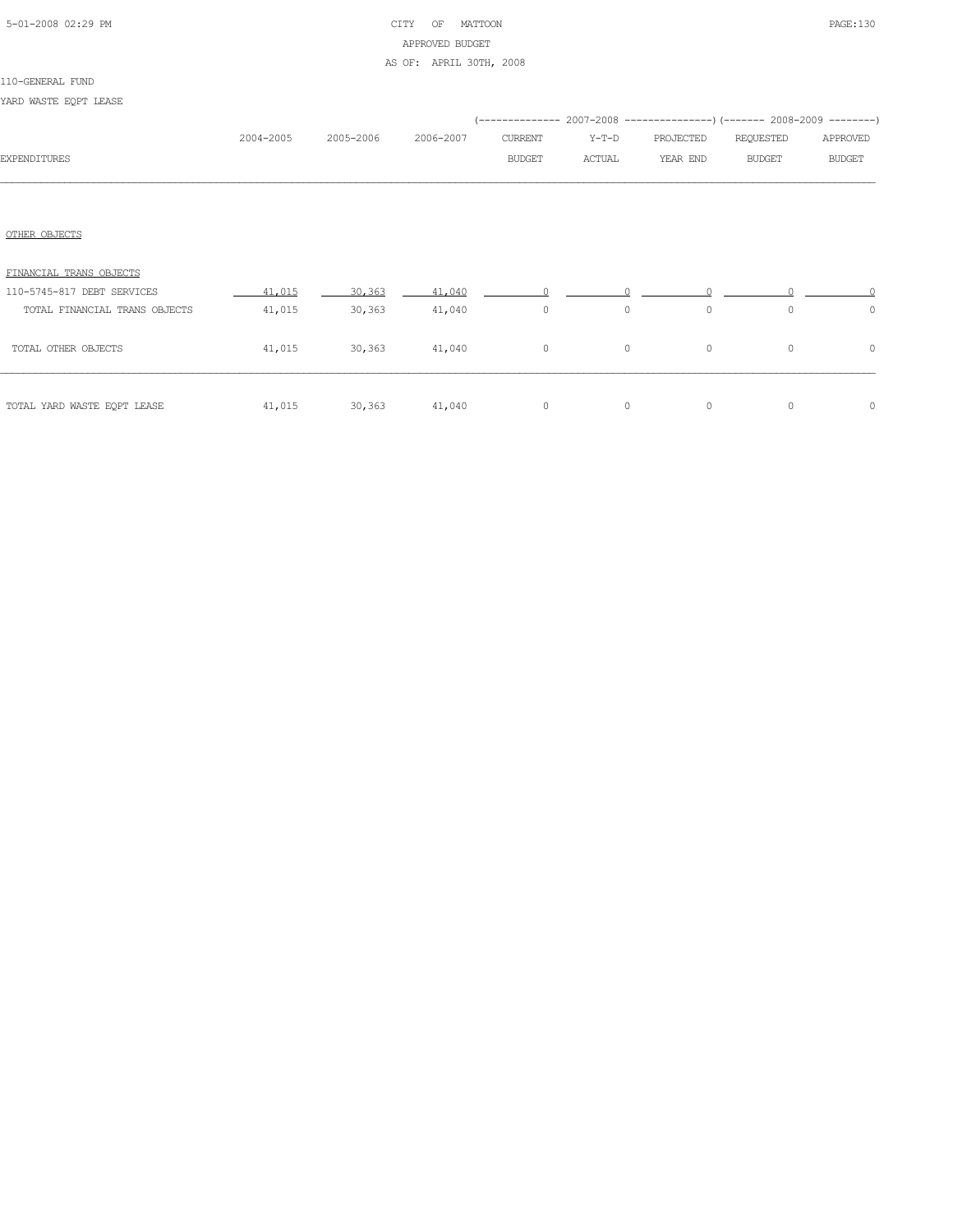CITY OF MATTOON
APPROVED BUDGET
AS OF: APRIL 30TH, 2008

110-GENERAL FUND
YARD WASTE EQPT LEASE

| EXPENDITURES | 2004-2005 | 2005-2006 | 2006-2007 | 2007-2008 CURRENT BUDGET | 2007-2008 Y-T-D ACTUAL | 2007-2008 PROJECTED YEAR END | 2008-2009 REQUESTED BUDGET | 2008-2009 APPROVED BUDGET |
|---|---|---|---|---|---|---|---|---|
| OTHER OBJECTS | | | | | | | | |
| FINANCIAL TRANS OBJECTS | | | | | | | | |
| 110-5745-817 DEBT SERVICES | 41,015 | 30,363 | 41,040 | 0 | 0 | 0 | 0 | 0 |
| TOTAL FINANCIAL TRANS OBJECTS | 41,015 | 30,363 | 41,040 | 0 | 0 | 0 | 0 | 0 |
| TOTAL OTHER OBJECTS | 41,015 | 30,363 | 41,040 | 0 | 0 | 0 | 0 | 0 |
| TOTAL YARD WASTE EQPT LEASE | 41,015 | 30,363 | 41,040 | 0 | 0 | 0 | 0 | 0 |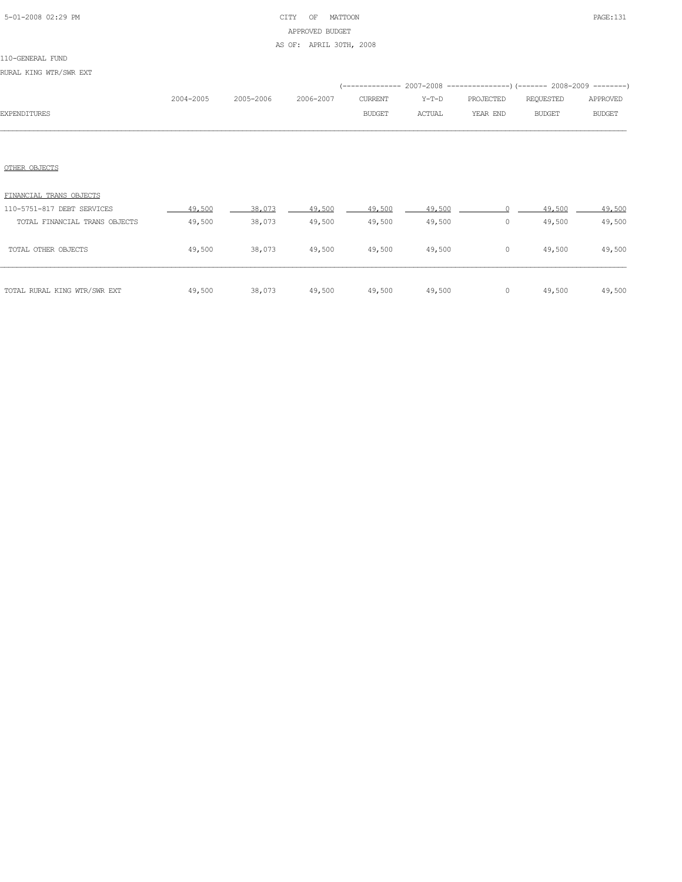CITY OF MATTOON
APPROVED BUDGET
AS OF: APRIL 30TH, 2008

110-GENERAL FUND

RURAL KING WTR/SWR EXT

| EXPENDITURES | 2004-2005 | 2005-2006 | 2006-2007 | 2007-2008 CURRENT BUDGET | 2007-2008 Y-T-D ACTUAL | 2007-2008 PROJECTED YEAR END | 2008-2009 REQUESTED BUDGET | 2008-2009 APPROVED BUDGET |
|---|---|---|---|---|---|---|---|---|
| OTHER OBJECTS | | | | | | | | |
| FINANCIAL TRANS OBJECTS | | | | | | | | |
| 110-5751-817 DEBT SERVICES | 49,500 | 38,073 | 49,500 | 49,500 | 49,500 | 0 | 49,500 | 49,500 |
| TOTAL FINANCIAL TRANS OBJECTS | 49,500 | 38,073 | 49,500 | 49,500 | 49,500 | 0 | 49,500 | 49,500 |
| TOTAL OTHER OBJECTS | 49,500 | 38,073 | 49,500 | 49,500 | 49,500 | 0 | 49,500 | 49,500 |
| TOTAL RURAL KING WTR/SWR EXT | 49,500 | 38,073 | 49,500 | 49,500 | 49,500 | 0 | 49,500 | 49,500 |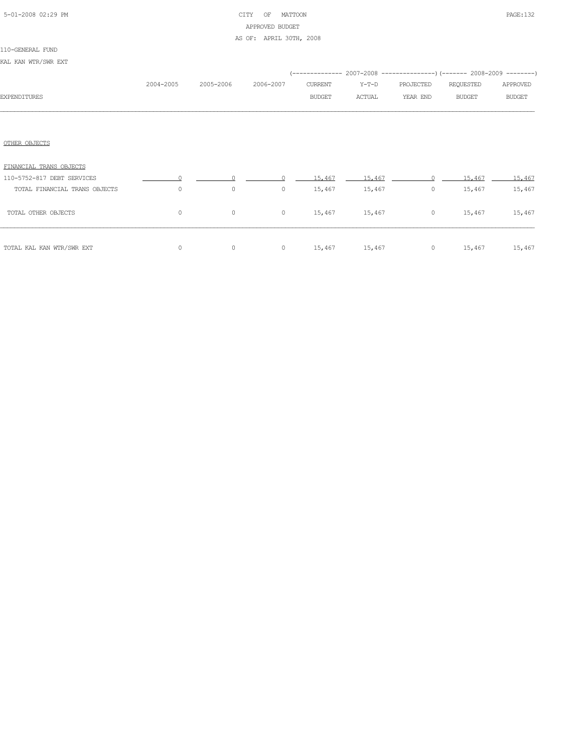CITY OF MATTOON
APPROVED BUDGET
AS OF: APRIL 30TH, 2008

110-GENERAL FUND

KAL KAN WTR/SWR EXT

| EXPENDITURES | 2004-2005 | 2005-2006 | 2006-2007 | 2007-2008 CURRENT BUDGET | 2007-2008 Y-T-D ACTUAL | 2007-2008 PROJECTED YEAR END | 2008-2009 REQUESTED BUDGET | 2008-2009 APPROVED BUDGET |
|---|---|---|---|---|---|---|---|---|
| OTHER OBJECTS | | | | | | | | |
| FINANCIAL TRANS OBJECTS | | | | | | | | |
| 110-5752-817 DEBT SERVICES | 0 | 0 | 0 | 15,467 | 15,467 | 0 | 15,467 | 15,467 |
| TOTAL FINANCIAL TRANS OBJECTS | 0 | 0 | 0 | 15,467 | 15,467 | 0 | 15,467 | 15,467 |
| TOTAL OTHER OBJECTS | 0 | 0 | 0 | 15,467 | 15,467 | 0 | 15,467 | 15,467 |
| TOTAL KAL KAN WTR/SWR EXT | 0 | 0 | 0 | 15,467 | 15,467 | 0 | 15,467 | 15,467 |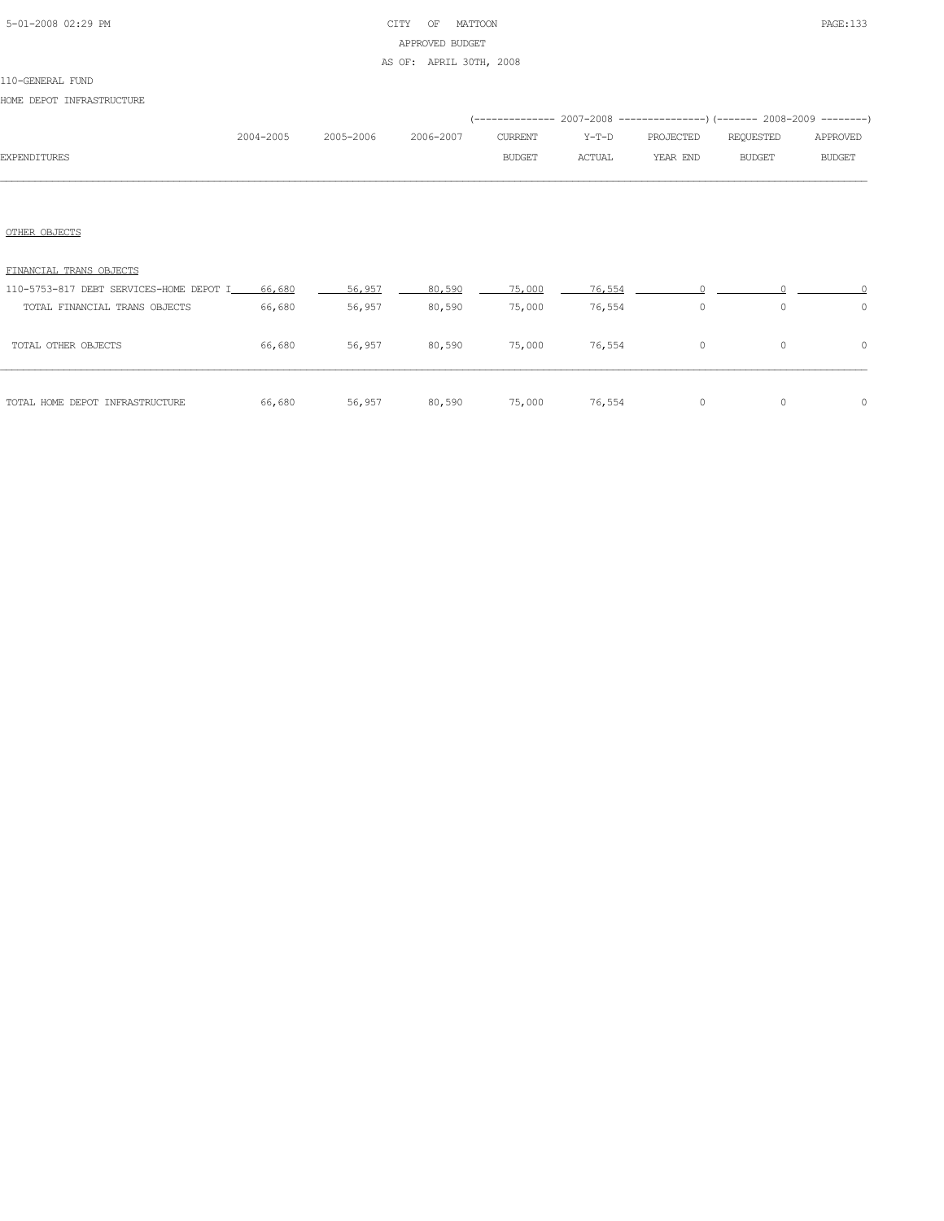CITY OF MATTOON
APPROVED BUDGET
AS OF: APRIL 30TH, 2008

110-GENERAL FUND

HOME DEPOT INFRASTRUCTURE

| EXPENDITURES | 2004-2005 | 2005-2006 | 2006-2007 | 2007-2008 CURRENT BUDGET | 2007-2008 Y-T-D ACTUAL | 2007-2008 PROJECTED YEAR END | 2008-2009 REQUESTED BUDGET | 2008-2009 APPROVED BUDGET |
|---|---|---|---|---|---|---|---|---|
| OTHER OBJECTS | | | | | | | | |
| FINANCIAL TRANS OBJECTS | | | | | | | | |
| 110-5753-817 DEBT SERVICES-HOME DEPOT I | 66,680 | 56,957 | 80,590 | 75,000 | 76,554 | 0 | 0 | 0 |
| TOTAL FINANCIAL TRANS OBJECTS | 66,680 | 56,957 | 80,590 | 75,000 | 76,554 | 0 | 0 | 0 |
| TOTAL OTHER OBJECTS | 66,680 | 56,957 | 80,590 | 75,000 | 76,554 | 0 | 0 | 0 |
| TOTAL HOME DEPOT INFRASTRUCTURE | 66,680 | 56,957 | 80,590 | 75,000 | 76,554 | 0 | 0 | 0 |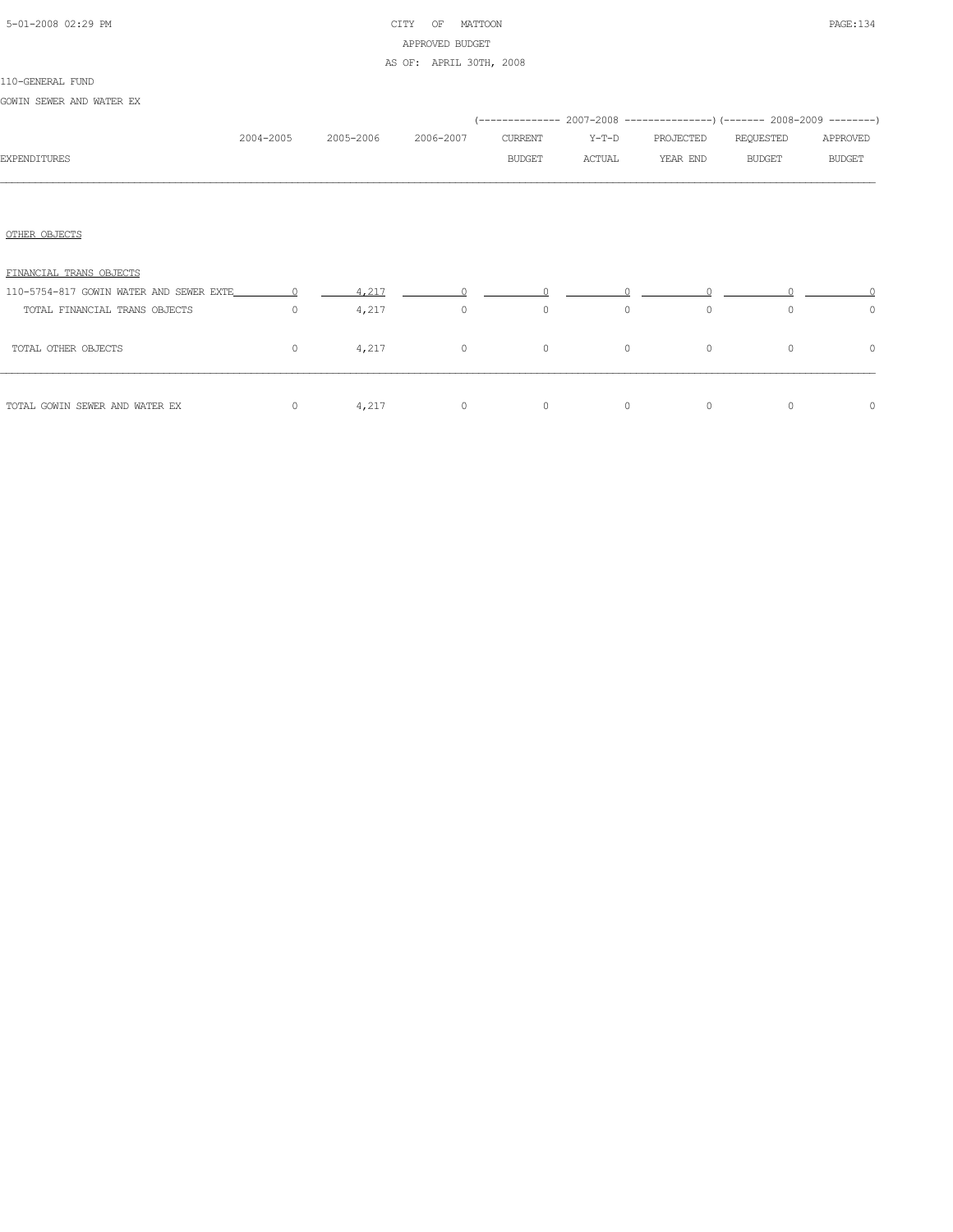CITY OF MATTOON
APPROVED BUDGET
AS OF: APRIL 30TH, 2008

110-GENERAL FUND

GOWIN SEWER AND WATER EX

| EXPENDITURES | 2004-2005 | 2005-2006 | 2006-2007 | 2007-2008 CURRENT BUDGET | 2007-2008 Y-T-D ACTUAL | 2007-2008 PROJECTED YEAR END | 2008-2009 REQUESTED BUDGET | 2008-2009 APPROVED BUDGET |
|---|---|---|---|---|---|---|---|---|
| OTHER OBJECTS | | | | | | | | |
| FINANCIAL TRANS OBJECTS | | | | | | | | |
| 110-5754-817 GOWIN WATER AND SEWER EXTE | 0 | 4,217 | 0 | 0 | 0 | 0 | 0 | 0 |
| TOTAL FINANCIAL TRANS OBJECTS | 0 | 4,217 | 0 | 0 | 0 | 0 | 0 | 0 |
| TOTAL OTHER OBJECTS | 0 | 4,217 | 0 | 0 | 0 | 0 | 0 | 0 |
| TOTAL GOWIN SEWER AND WATER EX | 0 | 4,217 | 0 | 0 | 0 | 0 | 0 | 0 |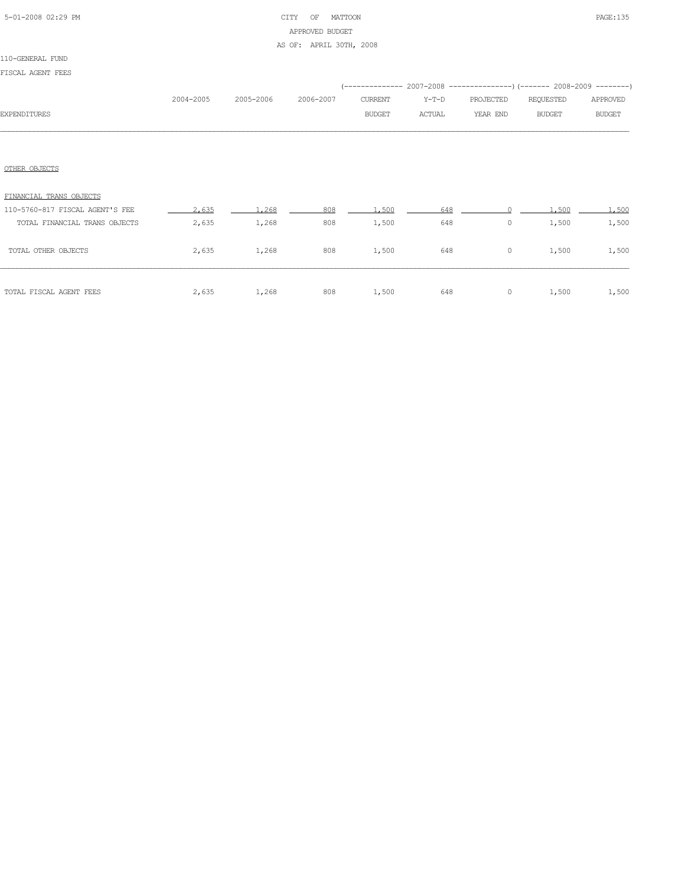CITY OF MATTOON
APPROVED BUDGET
AS OF: APRIL 30TH, 2008

110-GENERAL FUND

FISCAL AGENT FEES

| EXPENDITURES | 2004-2005 | 2005-2006 | 2006-2007 | 2007-2008 CURRENT BUDGET | 2007-2008 Y-T-D ACTUAL | 2007-2008 PROJECTED YEAR END | 2008-2009 REQUESTED BUDGET | 2008-2009 APPROVED BUDGET |
|---|---|---|---|---|---|---|---|---|
| OTHER OBJECTS | | | | | | | | |
| FINANCIAL TRANS OBJECTS | | | | | | | | |
| 110-5760-817 FISCAL AGENT'S FEE | 2,635 | 1,268 | 808 | 1,500 | 648 | 0 | 1,500 | 1,500 |
| TOTAL FINANCIAL TRANS OBJECTS | 2,635 | 1,268 | 808 | 1,500 | 648 | 0 | 1,500 | 1,500 |
| TOTAL OTHER OBJECTS | 2,635 | 1,268 | 808 | 1,500 | 648 | 0 | 1,500 | 1,500 |
| TOTAL FISCAL AGENT FEES | 2,635 | 1,268 | 808 | 1,500 | 648 | 0 | 1,500 | 1,500 |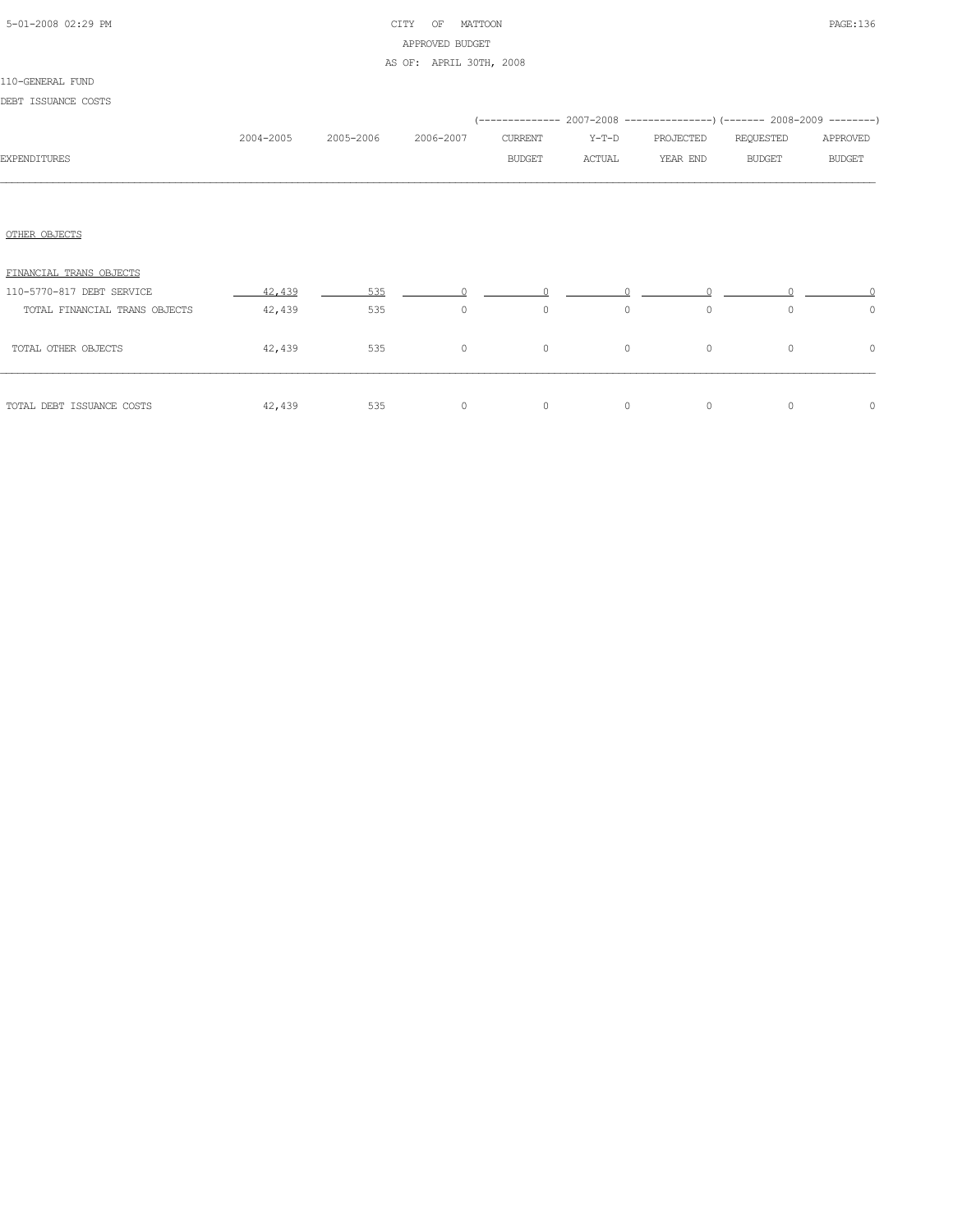110-GENERAL FUND

DEBT ISSUANCE COSTS

| EXPENDITURES | 2004-2005 | 2005-2006 | 2006-2007 | 2007-2008 CURRENT BUDGET | 2007-2008 Y-T-D ACTUAL | 2007-2008 PROJECTED YEAR END | 2008-2009 REQUESTED BUDGET | 2008-2009 APPROVED BUDGET |
|---|---|---|---|---|---|---|---|---|
| OTHER OBJECTS | | | | | | | | |
| FINANCIAL TRANS OBJECTS | | | | | | | | |
| 110-5770-817 DEBT SERVICE | 42,439 | 535 | 0 | 0 | 0 | 0 | 0 | 0 |
| TOTAL FINANCIAL TRANS OBJECTS | 42,439 | 535 | 0 | 0 | 0 | 0 | 0 | 0 |
| TOTAL OTHER OBJECTS | 42,439 | 535 | 0 | 0 | 0 | 0 | 0 | 0 |
| TOTAL DEBT ISSUANCE COSTS | 42,439 | 535 | 0 | 0 | 0 | 0 | 0 | 0 |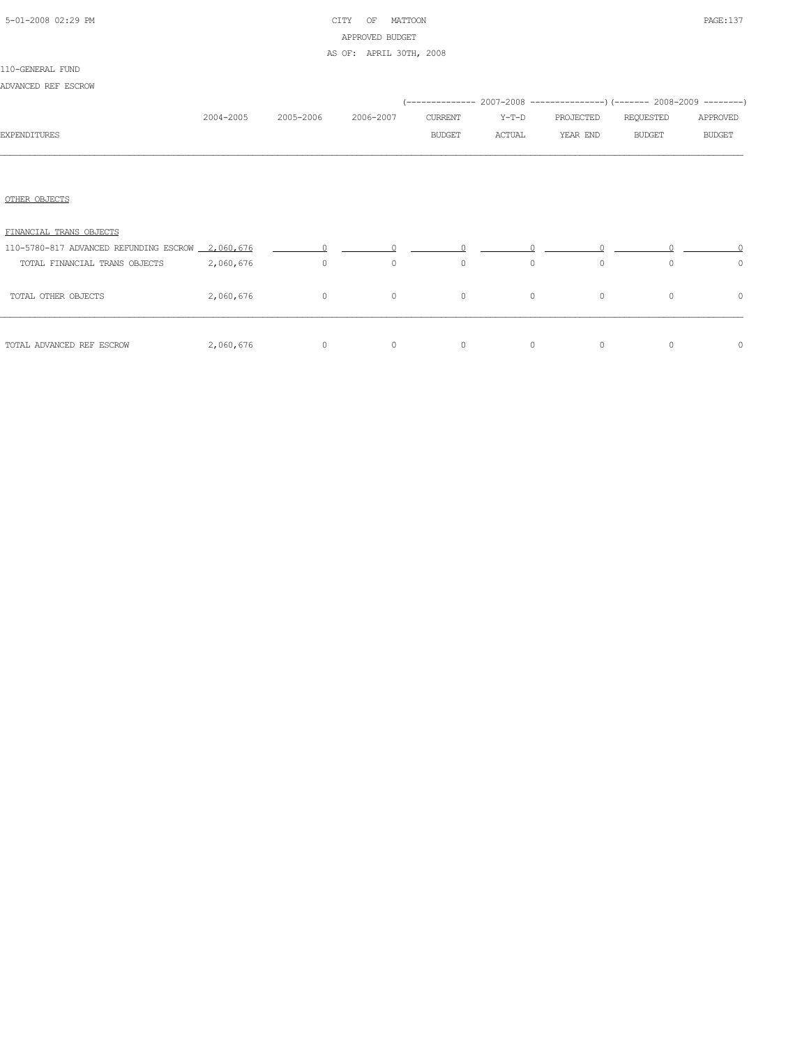110-GENERAL FUND

ADVANCED REF ESCROW

| EXPENDITURES | 2004-2005 | 2005-2006 | 2006-2007 | 2007-2008 CURRENT BUDGET | 2007-2008 Y-T-D ACTUAL | 2007-2008 PROJECTED YEAR END | 2008-2009 REQUESTED BUDGET | 2008-2009 APPROVED BUDGET |
|---|---|---|---|---|---|---|---|---|
| OTHER OBJECTS | | | | | | | | |
| FINANCIAL TRANS OBJECTS | | | | | | | | |
| 110-5780-817 ADVANCED REFUNDING ESCROW | 2,060,676 | 0 | 0 | 0 | 0 | 0 | 0 | 0 |
| TOTAL FINANCIAL TRANS OBJECTS | 2,060,676 | 0 | 0 | 0 | 0 | 0 | 0 | 0 |
| TOTAL OTHER OBJECTS | 2,060,676 | 0 | 0 | 0 | 0 | 0 | 0 | 0 |
| TOTAL ADVANCED REF ESCROW | 2,060,676 | 0 | 0 | 0 | 0 | 0 | 0 | 0 |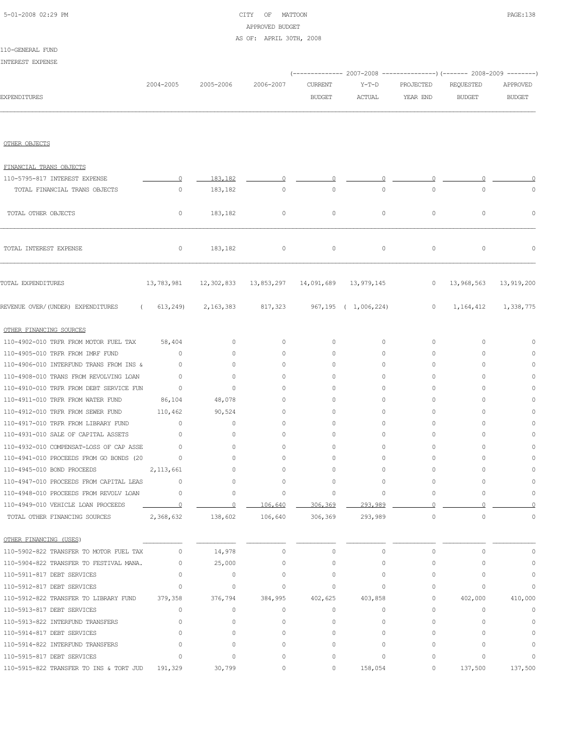CITY OF MATTOON
APPROVED BUDGET
AS OF: APRIL 30TH, 2008

110-GENERAL FUND

INTEREST EXPENSE

| EXPENDITURES | 2004-2005 | 2005-2006 | 2006-2007 | 2007-2008 CURRENT BUDGET | 2007-2008 Y-T-D ACTUAL | 2007-2008 PROJECTED YEAR END | 2008-2009 REQUESTED BUDGET | 2008-2009 APPROVED BUDGET |
|---|---|---|---|---|---|---|---|---|
| OTHER OBJECTS | | | | | | | | |
| FINANCIAL TRANS OBJECTS | | | | | | | | |
| 110-5795-817 INTEREST EXPENSE | 0 | 183,182 | 0 | 0 | 0 | 0 | 0 | 0 |
| TOTAL FINANCIAL TRANS OBJECTS | 0 | 183,182 | 0 | 0 | 0 | 0 | 0 | 0 |
| TOTAL OTHER OBJECTS | 0 | 183,182 | 0 | 0 | 0 | 0 | 0 | 0 |
| TOTAL INTEREST EXPENSE | 0 | 183,182 | 0 | 0 | 0 | 0 | 0 | 0 |
| TOTAL EXPENDITURES | 13,783,981 | 12,302,833 | 13,853,297 | 14,091,689 | 13,979,145 | 0 | 13,968,563 | 13,919,200 |
| REVENUE OVER/(UNDER) EXPENDITURES | ( 613,249) | 2,163,383 | 817,323 | 967,195 | ( 1,006,224) | 0 | 1,164,412 | 1,338,775 |
| OTHER FINANCING SOURCES | | | | | | | | |
| 110-4902-010 TRFR FROM MOTOR FUEL TAX | 58,404 | 0 | 0 | 0 | 0 | 0 | 0 | 0 |
| 110-4905-010 TRFR FROM IMRF FUND | 0 | 0 | 0 | 0 | 0 | 0 | 0 | 0 |
| 110-4906-010 INTERFUND TRANS FROM INS & | 0 | 0 | 0 | 0 | 0 | 0 | 0 | 0 |
| 110-4908-010 TRANS FROM REVOLVING LOAN | 0 | 0 | 0 | 0 | 0 | 0 | 0 | 0 |
| 110-4910-010 TRFR FROM DEBT SERVICE FUN | 0 | 0 | 0 | 0 | 0 | 0 | 0 | 0 |
| 110-4911-010 TRFR FROM WATER FUND | 86,104 | 48,078 | 0 | 0 | 0 | 0 | 0 | 0 |
| 110-4912-010 TRFR FROM SEWER FUND | 110,462 | 90,524 | 0 | 0 | 0 | 0 | 0 | 0 |
| 110-4917-010 TRFR FROM LIBRARY FUND | 0 | 0 | 0 | 0 | 0 | 0 | 0 | 0 |
| 110-4931-010 SALE OF CAPITAL ASSETS | 0 | 0 | 0 | 0 | 0 | 0 | 0 | 0 |
| 110-4932-010 COMPENSAT-LOSS OF CAP ASSE | 0 | 0 | 0 | 0 | 0 | 0 | 0 | 0 |
| 110-4941-010 PROCEEDS FROM GO BONDS (20 | 0 | 0 | 0 | 0 | 0 | 0 | 0 | 0 |
| 110-4945-010 BOND PROCEEDS | 2,113,661 | 0 | 0 | 0 | 0 | 0 | 0 | 0 |
| 110-4947-010 PROCEEDS FROM CAPITAL LEAS | 0 | 0 | 0 | 0 | 0 | 0 | 0 | 0 |
| 110-4948-010 PROCEEDS FROM REVOLV LOAN | 0 | 0 | 0 | 0 | 0 | 0 | 0 | 0 |
| 110-4949-010 VEHICLE LOAN PROCEEDS | 0 | 0 | 106,640 | 306,369 | 293,989 | 0 | 0 | 0 |
| TOTAL OTHER FINANCING SOURCES | 2,368,632 | 138,602 | 106,640 | 306,369 | 293,989 | 0 | 0 | 0 |
| OTHER FINANCING (USES) | | | | | | | | |
| 110-5902-822 TRANSFER TO MOTOR FUEL TAX | 0 | 14,978 | 0 | 0 | 0 | 0 | 0 | 0 |
| 110-5904-822 TRANSFER TO FESTIVAL MANA. | 0 | 25,000 | 0 | 0 | 0 | 0 | 0 | 0 |
| 110-5911-817 DEBT SERVICES | 0 | 0 | 0 | 0 | 0 | 0 | 0 | 0 |
| 110-5912-817 DEBT SERVICES | 0 | 0 | 0 | 0 | 0 | 0 | 0 | 0 |
| 110-5912-822 TRANSFER TO LIBRARY FUND | 379,358 | 376,794 | 384,995 | 402,625 | 403,858 | 0 | 402,000 | 410,000 |
| 110-5913-817 DEBT SERVICES | 0 | 0 | 0 | 0 | 0 | 0 | 0 | 0 |
| 110-5913-822 INTERFUND TRANSFERS | 0 | 0 | 0 | 0 | 0 | 0 | 0 | 0 |
| 110-5914-817 DEBT SERVICES | 0 | 0 | 0 | 0 | 0 | 0 | 0 | 0 |
| 110-5914-822 INTERFUND TRANSFERS | 0 | 0 | 0 | 0 | 0 | 0 | 0 | 0 |
| 110-5915-817 DEBT SERVICES | 0 | 0 | 0 | 0 | 0 | 0 | 0 | 0 |
| 110-5915-822 TRANSFER TO INS & TORT JUD | 191,329 | 30,799 | 0 | 0 | 158,054 | 0 | 137,500 | 137,500 |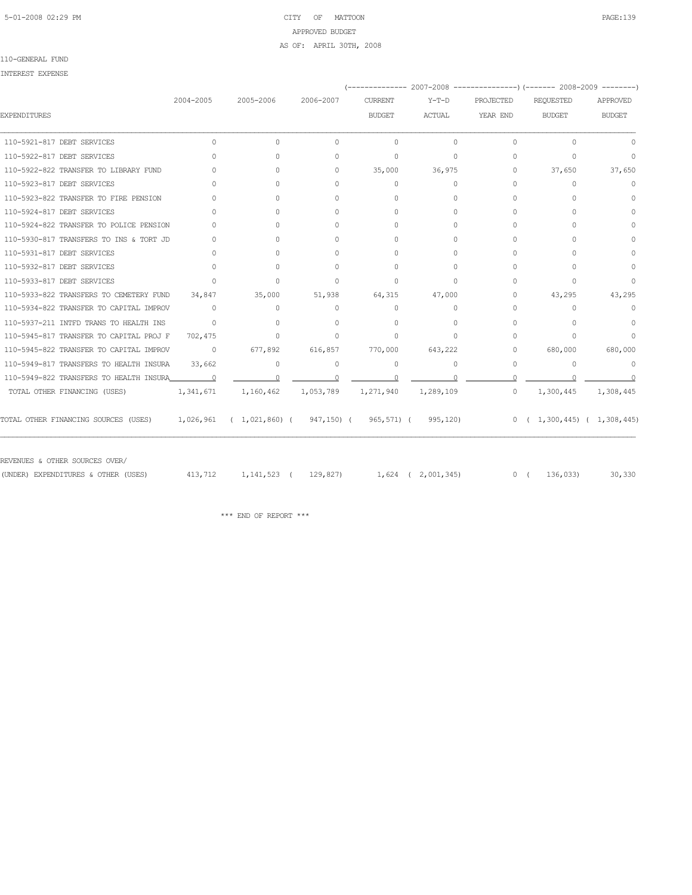CITY OF MATTOON
APPROVED BUDGET
AS OF: APRIL 30TH, 2008

110-GENERAL FUND

INTEREST EXPENSE

| EXPENDITURES | 2004-2005 | 2005-2006 | 2006-2007 | 2007-2008 CURRENT BUDGET | 2007-2008 Y-T-D ACTUAL | 2007-2008 PROJECTED YEAR END | 2008-2009 REQUESTED BUDGET | 2008-2009 APPROVED BUDGET |
|---|---|---|---|---|---|---|---|---|
| 110-5921-817 DEBT SERVICES | 0 | 0 | 0 | 0 | 0 | 0 | 0 | 0 |
| 110-5922-817 DEBT SERVICES | 0 | 0 | 0 | 0 | 0 | 0 | 0 | 0 |
| 110-5922-822 TRANSFER TO LIBRARY FUND | 0 | 0 | 0 | 35,000 | 36,975 | 0 | 37,650 | 37,650 |
| 110-5923-817 DEBT SERVICES | 0 | 0 | 0 | 0 | 0 | 0 | 0 | 0 |
| 110-5923-822 TRANSFER TO FIRE PENSION | 0 | 0 | 0 | 0 | 0 | 0 | 0 | 0 |
| 110-5924-817 DEBT SERVICES | 0 | 0 | 0 | 0 | 0 | 0 | 0 | 0 |
| 110-5924-822 TRANSFER TO POLICE PENSION | 0 | 0 | 0 | 0 | 0 | 0 | 0 | 0 |
| 110-5930-817 TRANSFERS TO INS & TORT JD | 0 | 0 | 0 | 0 | 0 | 0 | 0 | 0 |
| 110-5931-817 DEBT SERVICES | 0 | 0 | 0 | 0 | 0 | 0 | 0 | 0 |
| 110-5932-817 DEBT SERVICES | 0 | 0 | 0 | 0 | 0 | 0 | 0 | 0 |
| 110-5933-817 DEBT SERVICES | 0 | 0 | 0 | 0 | 0 | 0 | 0 | 0 |
| 110-5933-822 TRANSFERS TO CEMETERY FUND | 34,847 | 35,000 | 51,938 | 64,315 | 47,000 | 0 | 43,295 | 43,295 |
| 110-5934-822 TRANSFER TO CAPITAL IMPROV | 0 | 0 | 0 | 0 | 0 | 0 | 0 | 0 |
| 110-5937-211 INTFD TRANS TO HEALTH INS | 0 | 0 | 0 | 0 | 0 | 0 | 0 | 0 |
| 110-5945-817 TRANSFER TO CAPITAL PROJ F | 702,475 | 0 | 0 | 0 | 0 | 0 | 0 | 0 |
| 110-5945-822 TRANSFER TO CAPITAL IMPROV | 0 | 677,892 | 616,857 | 770,000 | 643,222 | 0 | 680,000 | 680,000 |
| 110-5949-817 TRANSFERS TO HEALTH INSURA | 33,662 | 0 | 0 | 0 | 0 | 0 | 0 | 0 |
| 110-5949-822 TRANSFERS TO HEALTH INSURA | 0 | 0 | 0 | 0 | 0 | 0 | 0 | 0 |
| TOTAL OTHER FINANCING (USES) | 1,341,671 | 1,160,462 | 1,053,789 | 1,271,940 | 1,289,109 | 0 | 1,300,445 | 1,308,445 |
| TOTAL OTHER FINANCING SOURCES (USES) | 1,026,961 | ( 1,021,860) | ( 947,150) | ( 965,571) | ( 995,120) | 0 | ( 1,300,445) | ( 1,308,445) |
| REVENUES & OTHER SOURCES OVER/ (UNDER) EXPENDITURES & OTHER (USES) | 413,712 | 1,141,523 | ( 129,827) | 1,624 | ( 2,001,345) | 0 | ( 136,033) | 30,330 |

\*\*\* END OF REPORT \*\*\*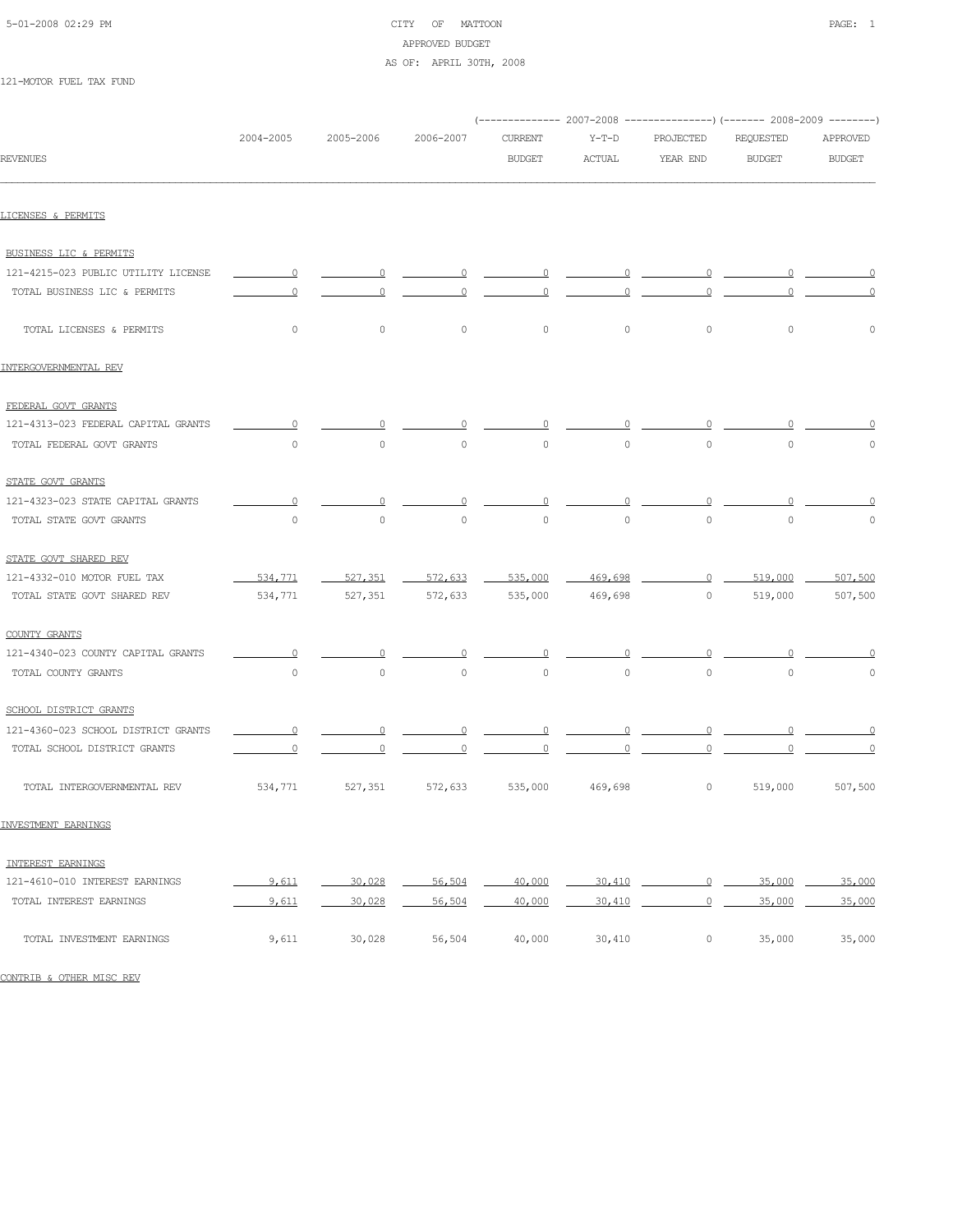CITY OF MATTOON
APPROVED BUDGET
AS OF: APRIL 30TH, 2008

121-MOTOR FUEL TAX FUND

| REVENUES | 2004-2005 | 2005-2006 | 2006-2007 | 2007-2008 CURRENT BUDGET | 2007-2008 Y-T-D ACTUAL | 2007-2008 PROJECTED YEAR END | 2008-2009 REQUESTED BUDGET | 2008-2009 APPROVED BUDGET |
|---|---|---|---|---|---|---|---|---|
| **LICENSES & PERMITS** | | | | | | | | |
| BUSINESS LIC & PERMITS | | | | | | | | |
| 121-4215-023 PUBLIC UTILITY LICENSE | 0 | 0 | 0 | 0 | 0 | 0 | 0 | 0 |
| TOTAL BUSINESS LIC & PERMITS | 0 | 0 | 0 | 0 | 0 | 0 | 0 | 0 |
| TOTAL LICENSES & PERMITS | 0 | 0 | 0 | 0 | 0 | 0 | 0 | 0 |
| **INTERGOVERNMENTAL REV** | | | | | | | | |
| FEDERAL GOVT GRANTS | | | | | | | | |
| 121-4313-023 FEDERAL CAPITAL GRANTS | 0 | 0 | 0 | 0 | 0 | 0 | 0 | 0 |
| TOTAL FEDERAL GOVT GRANTS | 0 | 0 | 0 | 0 | 0 | 0 | 0 | 0 |
| STATE GOVT GRANTS | | | | | | | | |
| 121-4323-023 STATE CAPITAL GRANTS | 0 | 0 | 0 | 0 | 0 | 0 | 0 | 0 |
| TOTAL STATE GOVT GRANTS | 0 | 0 | 0 | 0 | 0 | 0 | 0 | 0 |
| STATE GOVT SHARED REV | | | | | | | | |
| 121-4332-010 MOTOR FUEL TAX | 534,771 | 527,351 | 572,633 | 535,000 | 469,698 | 0 | 519,000 | 507,500 |
| TOTAL STATE GOVT SHARED REV | 534,771 | 527,351 | 572,633 | 535,000 | 469,698 | 0 | 519,000 | 507,500 |
| COUNTY GRANTS | | | | | | | | |
| 121-4340-023 COUNTY CAPITAL GRANTS | 0 | 0 | 0 | 0 | 0 | 0 | 0 | 0 |
| TOTAL COUNTY GRANTS | 0 | 0 | 0 | 0 | 0 | 0 | 0 | 0 |
| SCHOOL DISTRICT GRANTS | | | | | | | | |
| 121-4360-023 SCHOOL DISTRICT GRANTS | 0 | 0 | 0 | 0 | 0 | 0 | 0 | 0 |
| TOTAL SCHOOL DISTRICT GRANTS | 0 | 0 | 0 | 0 | 0 | 0 | 0 | 0 |
| TOTAL INTERGOVERNMENTAL REV | 534,771 | 527,351 | 572,633 | 535,000 | 469,698 | 0 | 519,000 | 507,500 |
| **INVESTMENT EARNINGS** | | | | | | | | |
| INTEREST EARNINGS | | | | | | | | |
| 121-4610-010 INTEREST EARNINGS | 9,611 | 30,028 | 56,504 | 40,000 | 30,410 | 0 | 35,000 | 35,000 |
| TOTAL INTEREST EARNINGS | 9,611 | 30,028 | 56,504 | 40,000 | 30,410 | 0 | 35,000 | 35,000 |
| TOTAL INVESTMENT EARNINGS | 9,611 | 30,028 | 56,504 | 40,000 | 30,410 | 0 | 35,000 | 35,000 |
| **CONTRIB & OTHER MISC REV** | | | | | | | | |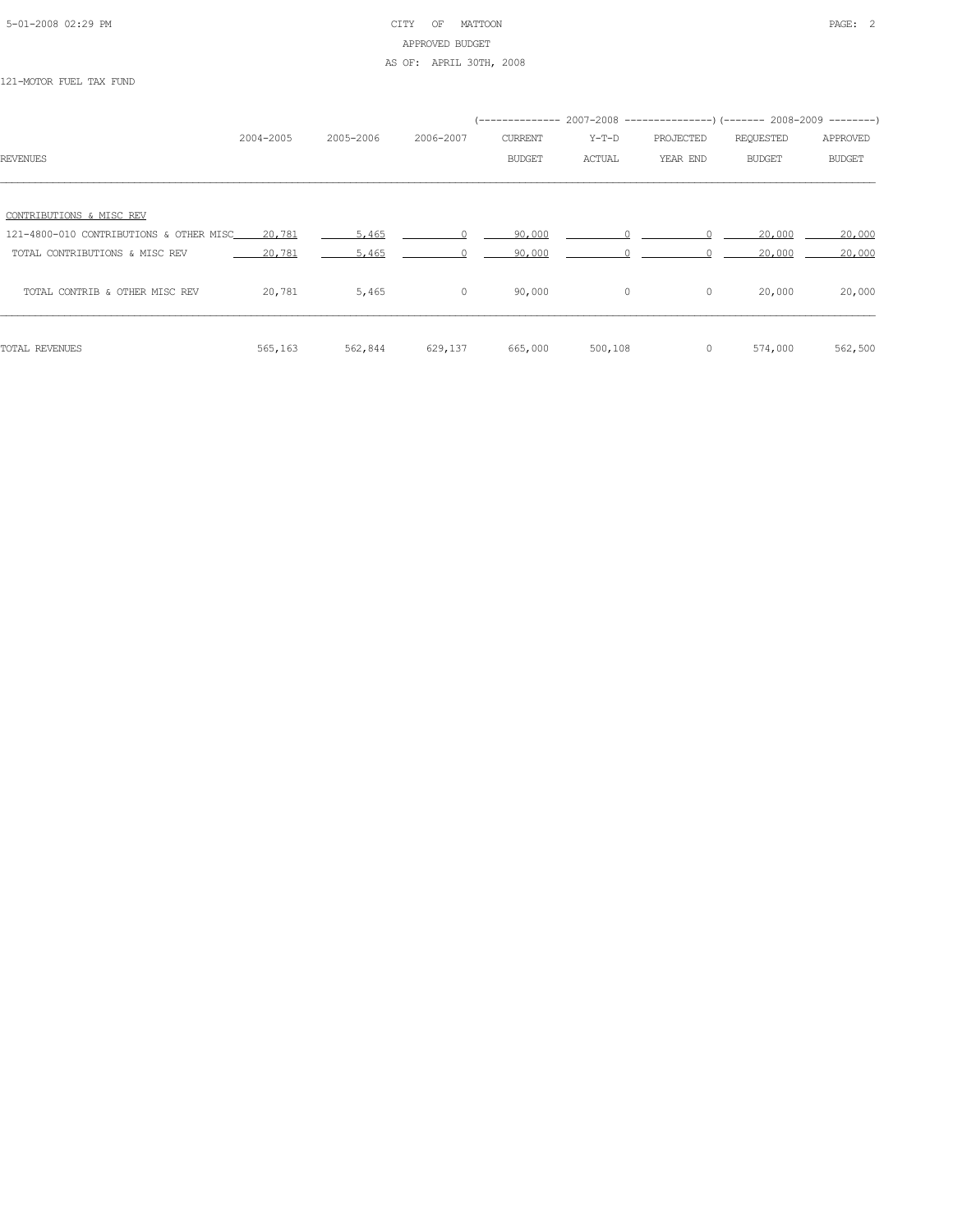121-MOTOR FUEL TAX FUND

| REVENUES | 2004-2005 | 2005-2006 | 2006-2007 | 2007-2008 CURRENT BUDGET | 2007-2008 Y-T-D ACTUAL | 2007-2008 PROJECTED YEAR END | 2008-2009 REQUESTED BUDGET | 2008-2009 APPROVED BUDGET |
|---|---|---|---|---|---|---|---|---|
| CONTRIBUTIONS & MISC REV | | | | | | | | |
| 121-4800-010 CONTRIBUTIONS & OTHER MISC | 20,781 | 5,465 | 0 | 90,000 | 0 | 0 | 20,000 | 20,000 |
| TOTAL CONTRIBUTIONS & MISC REV | 20,781 | 5,465 | 0 | 90,000 | 0 | 0 | 20,000 | 20,000 |
| TOTAL CONTRIB & OTHER MISC REV | 20,781 | 5,465 | 0 | 90,000 | 0 | 0 | 20,000 | 20,000 |
| TOTAL REVENUES | 565,163 | 562,844 | 629,137 | 665,000 | 500,108 | 0 | 574,000 | 562,500 |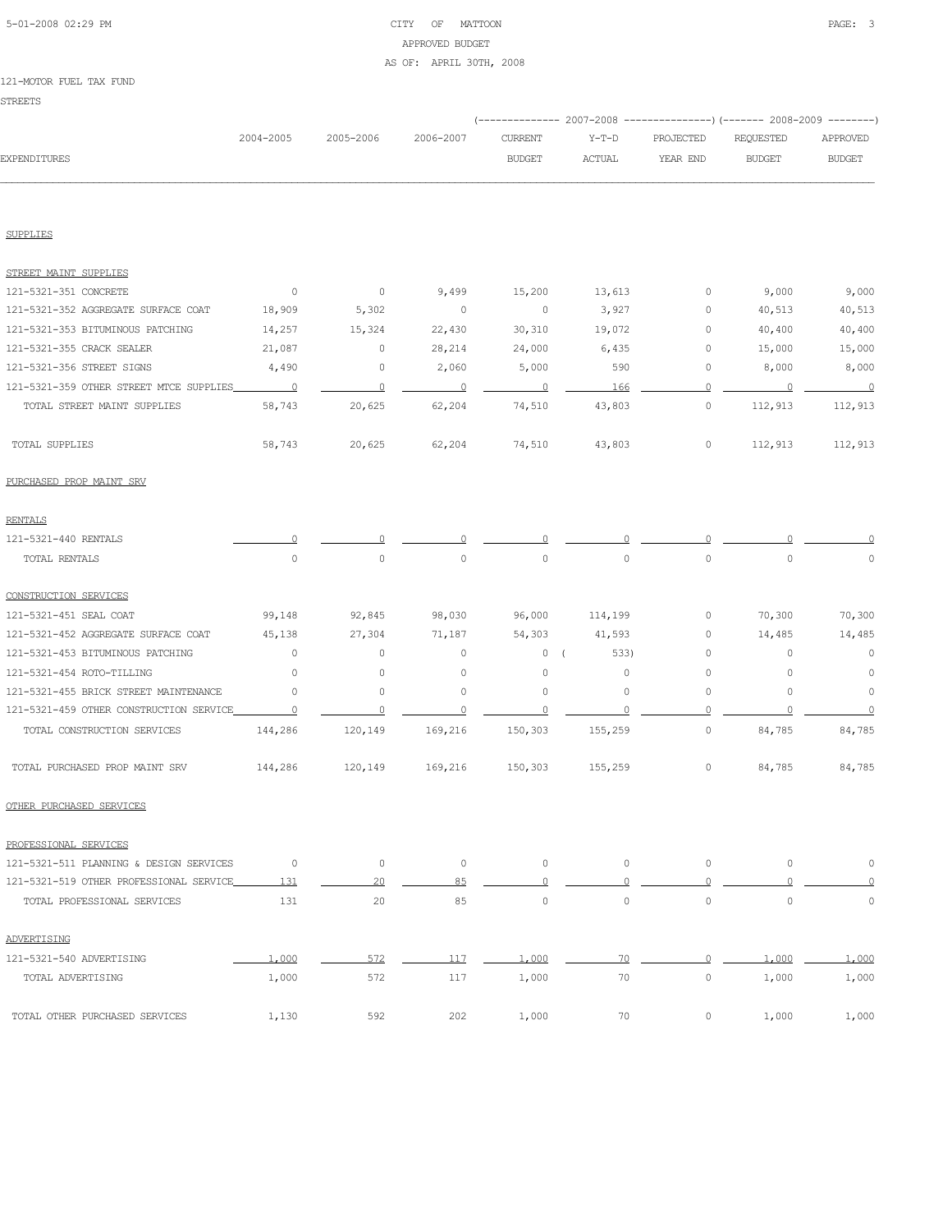CITY OF MATTOON
APPROVED BUDGET
AS OF: APRIL 30TH, 2008

121-MOTOR FUEL TAX FUND
STREETS

| EXPENDITURES | 2004-2005 | 2005-2006 | 2006-2007 | 2007-2008 CURRENT BUDGET | 2007-2008 Y-T-D ACTUAL | 2007-2008 PROJECTED YEAR END | 2008-2009 REQUESTED BUDGET | 2008-2009 APPROVED BUDGET |
|---|---|---|---|---|---|---|---|---|
| **SUPPLIES** | | | | | | | | |
| STREET MAINT SUPPLIES | | | | | | | | |
| 121-5321-351 CONCRETE | 0 | 0 | 9,499 | 15,200 | 13,613 | 0 | 9,000 | 9,000 |
| 121-5321-352 AGGREGATE SURFACE COAT | 18,909 | 5,302 | 0 | 0 | 3,927 | 0 | 40,513 | 40,513 |
| 121-5321-353 BITUMINOUS PATCHING | 14,257 | 15,324 | 22,430 | 30,310 | 19,072 | 0 | 40,400 | 40,400 |
| 121-5321-355 CRACK SEALER | 21,087 | 0 | 28,214 | 24,000 | 6,435 | 0 | 15,000 | 15,000 |
| 121-5321-356 STREET SIGNS | 4,490 | 0 | 2,060 | 5,000 | 590 | 0 | 8,000 | 8,000 |
| 121-5321-359 OTHER STREET MTCE SUPPLIES | 0 | 0 | 0 | 0 | 166 | 0 | 0 | 0 |
| TOTAL STREET MAINT SUPPLIES | 58,743 | 20,625 | 62,204 | 74,510 | 43,803 | 0 | 112,913 | 112,913 |
| TOTAL SUPPLIES | 58,743 | 20,625 | 62,204 | 74,510 | 43,803 | 0 | 112,913 | 112,913 |
| **PURCHASED PROP MAINT SRV** | | | | | | | | |
| RENTALS | | | | | | | | |
| 121-5321-440 RENTALS | 0 | 0 | 0 | 0 | 0 | 0 | 0 | 0 |
| TOTAL RENTALS | 0 | 0 | 0 | 0 | 0 | 0 | 0 | 0 |
| CONSTRUCTION SERVICES | | | | | | | | |
| 121-5321-451 SEAL COAT | 99,148 | 92,845 | 98,030 | 96,000 | 114,199 | 0 | 70,300 | 70,300 |
| 121-5321-452 AGGREGATE SURFACE COAT | 45,138 | 27,304 | 71,187 | 54,303 | 41,593 | 0 | 14,485 | 14,485 |
| 121-5321-453 BITUMINOUS PATCHING | 0 | 0 | 0 | 0 | ( 533) | 0 | 0 | 0 |
| 121-5321-454 ROTO-TILLING | 0 | 0 | 0 | 0 | 0 | 0 | 0 | 0 |
| 121-5321-455 BRICK STREET MAINTENANCE | 0 | 0 | 0 | 0 | 0 | 0 | 0 | 0 |
| 121-5321-459 OTHER CONSTRUCTION SERVICE | 0 | 0 | 0 | 0 | 0 | 0 | 0 | 0 |
| TOTAL CONSTRUCTION SERVICES | 144,286 | 120,149 | 169,216 | 150,303 | 155,259 | 0 | 84,785 | 84,785 |
| TOTAL PURCHASED PROP MAINT SRV | 144,286 | 120,149 | 169,216 | 150,303 | 155,259 | 0 | 84,785 | 84,785 |
| **OTHER PURCHASED SERVICES** | | | | | | | | |
| PROFESSIONAL SERVICES | | | | | | | | |
| 121-5321-511 PLANNING & DESIGN SERVICES | 0 | 0 | 0 | 0 | 0 | 0 | 0 | 0 |
| 121-5321-519 OTHER PROFESSIONAL SERVICE | 131 | 20 | 85 | 0 | 0 | 0 | 0 | 0 |
| TOTAL PROFESSIONAL SERVICES | 131 | 20 | 85 | 0 | 0 | 0 | 0 | 0 |
| ADVERTISING | | | | | | | | |
| 121-5321-540 ADVERTISING | 1,000 | 572 | 117 | 1,000 | 70 | 0 | 1,000 | 1,000 |
| TOTAL ADVERTISING | 1,000 | 572 | 117 | 1,000 | 70 | 0 | 1,000 | 1,000 |
| TOTAL OTHER PURCHASED SERVICES | 1,130 | 592 | 202 | 1,000 | 70 | 0 | 1,000 | 1,000 |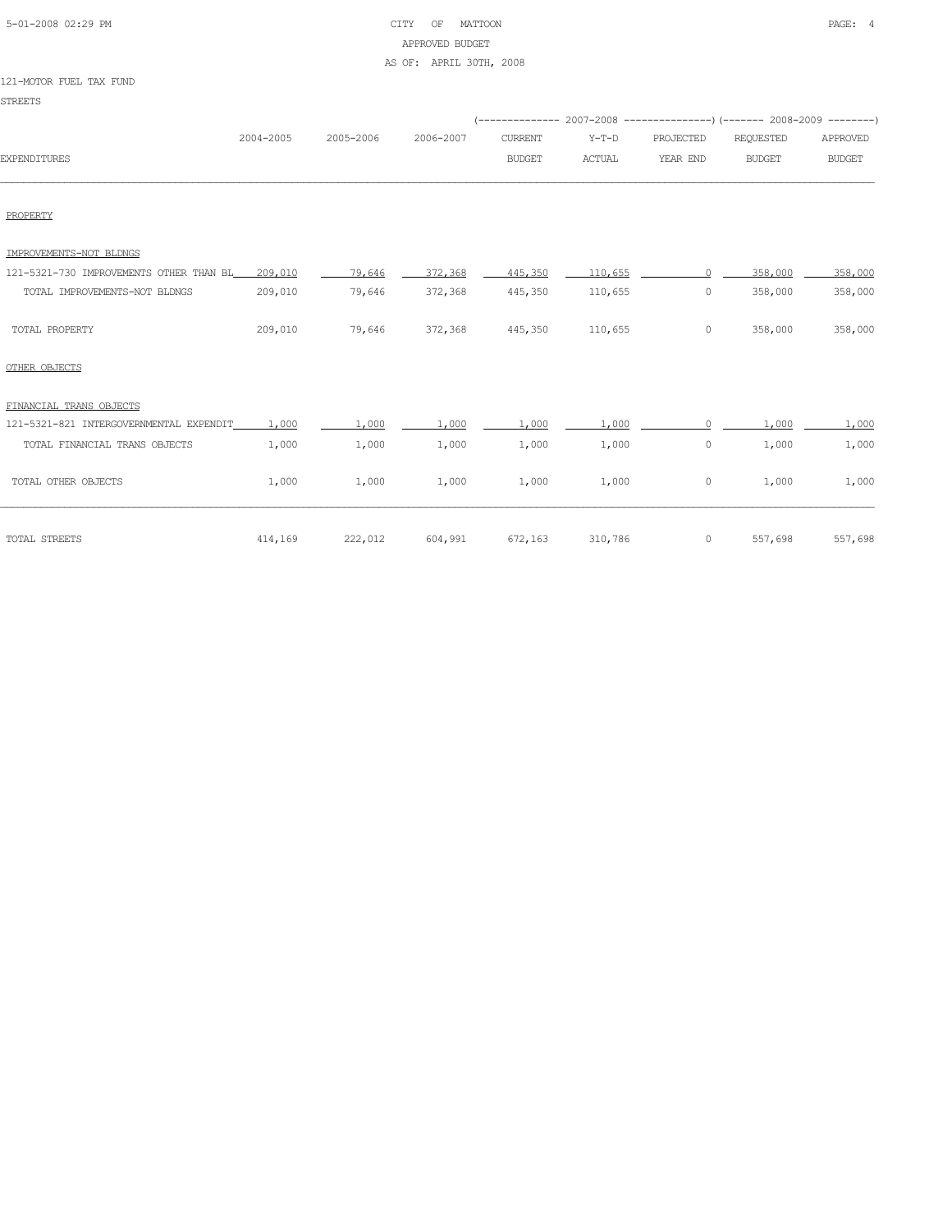CITY OF MATTOON
APPROVED BUDGET
AS OF: APRIL 30TH, 2008

121-MOTOR FUEL TAX FUND

STREETS

| EXPENDITURES | 2004-2005 | 2005-2006 | 2006-2007 | 2007-2008 CURRENT BUDGET | 2007-2008 Y-T-D ACTUAL | 2007-2008 PROJECTED YEAR END | 2008-2009 REQUESTED BUDGET | 2008-2009 APPROVED BUDGET |
|---|---|---|---|---|---|---|---|---|
| PROPERTY | | | | | | | | |
| IMPROVEMENTS-NOT BLDNGS | | | | | | | | |
| 121-5321-730 IMPROVEMENTS OTHER THAN BL | 209,010 | 79,646 | 372,368 | 445,350 | 110,655 | 0 | 358,000 | 358,000 |
| TOTAL IMPROVEMENTS-NOT BLDNGS | 209,010 | 79,646 | 372,368 | 445,350 | 110,655 | 0 | 358,000 | 358,000 |
| TOTAL PROPERTY | 209,010 | 79,646 | 372,368 | 445,350 | 110,655 | 0 | 358,000 | 358,000 |
| OTHER OBJECTS | | | | | | | | |
| FINANCIAL TRANS OBJECTS | | | | | | | | |
| 121-5321-821 INTERGOVERNMENTAL EXPENDIT | 1,000 | 1,000 | 1,000 | 1,000 | 1,000 | 0 | 1,000 | 1,000 |
| TOTAL FINANCIAL TRANS OBJECTS | 1,000 | 1,000 | 1,000 | 1,000 | 1,000 | 0 | 1,000 | 1,000 |
| TOTAL OTHER OBJECTS | 1,000 | 1,000 | 1,000 | 1,000 | 1,000 | 0 | 1,000 | 1,000 |
| TOTAL STREETS | 414,169 | 222,012 | 604,991 | 672,163 | 310,786 | 0 | 557,698 | 557,698 |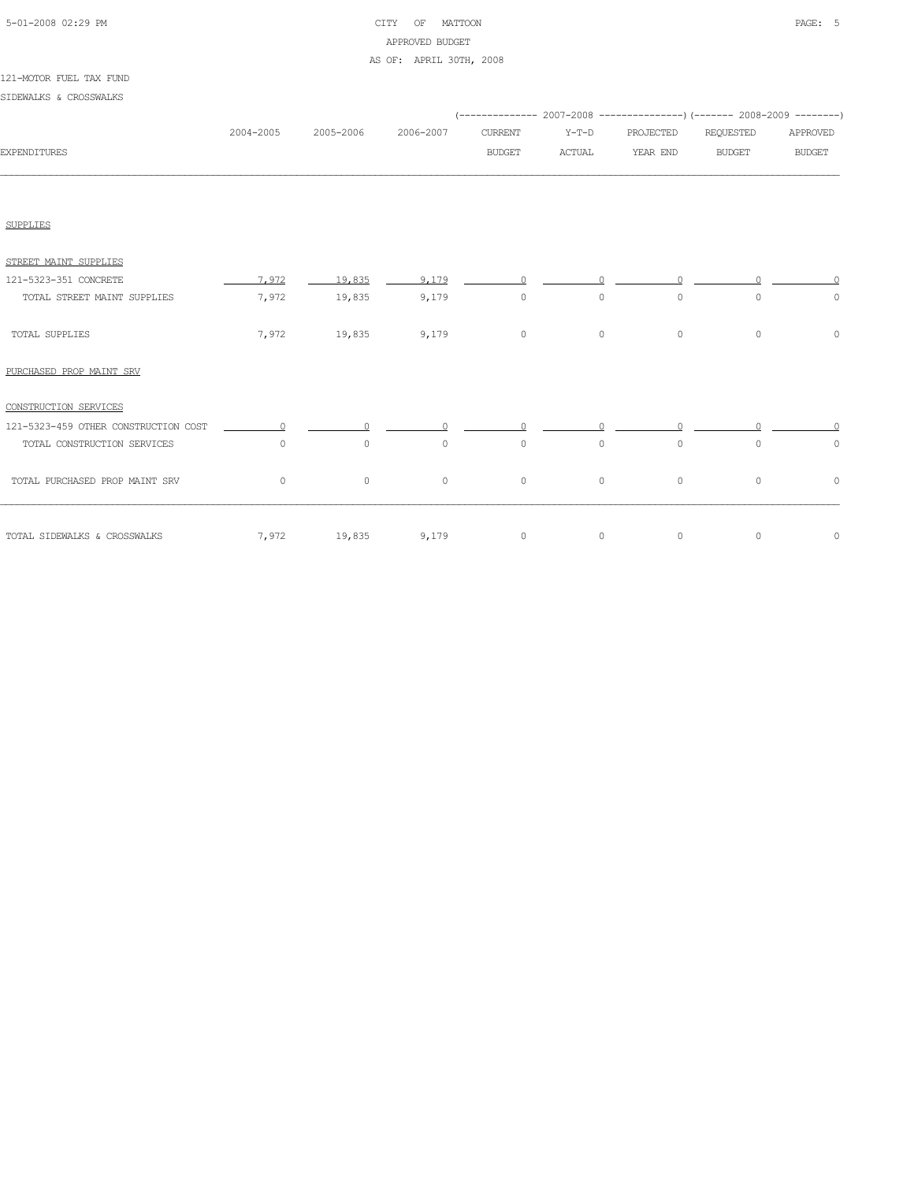CITY OF MATTOON
APPROVED BUDGET
AS OF: APRIL 30TH, 2008

121-MOTOR FUEL TAX FUND

SIDEWALKS & CROSSWALKS

| EXPENDITURES | 2004-2005 | 2005-2006 | 2006-2007 | 2007-2008 CURRENT BUDGET | 2007-2008 Y-T-D ACTUAL | 2007-2008 PROJECTED YEAR END | 2008-2009 REQUESTED BUDGET | 2008-2009 APPROVED BUDGET |
|---|---|---|---|---|---|---|---|---|
| SUPPLIES | | | | | | | | |
| STREET MAINT SUPPLIES | | | | | | | | |
| 121-5323-351 CONCRETE | 7,972 | 19,835 | 9,179 | 0 | 0 | 0 | 0 | 0 |
| TOTAL STREET MAINT SUPPLIES | 7,972 | 19,835 | 9,179 | 0 | 0 | 0 | 0 | 0 |
| TOTAL SUPPLIES | 7,972 | 19,835 | 9,179 | 0 | 0 | 0 | 0 | 0 |
| PURCHASED PROP MAINT SRV | | | | | | | | |
| CONSTRUCTION SERVICES | | | | | | | | |
| 121-5323-459 OTHER CONSTRUCTION COST | 0 | 0 | 0 | 0 | 0 | 0 | 0 | 0 |
| TOTAL CONSTRUCTION SERVICES | 0 | 0 | 0 | 0 | 0 | 0 | 0 | 0 |
| TOTAL PURCHASED PROP MAINT SRV | 0 | 0 | 0 | 0 | 0 | 0 | 0 | 0 |
| TOTAL SIDEWALKS & CROSSWALKS | 7,972 | 19,835 | 9,179 | 0 | 0 | 0 | 0 | 0 |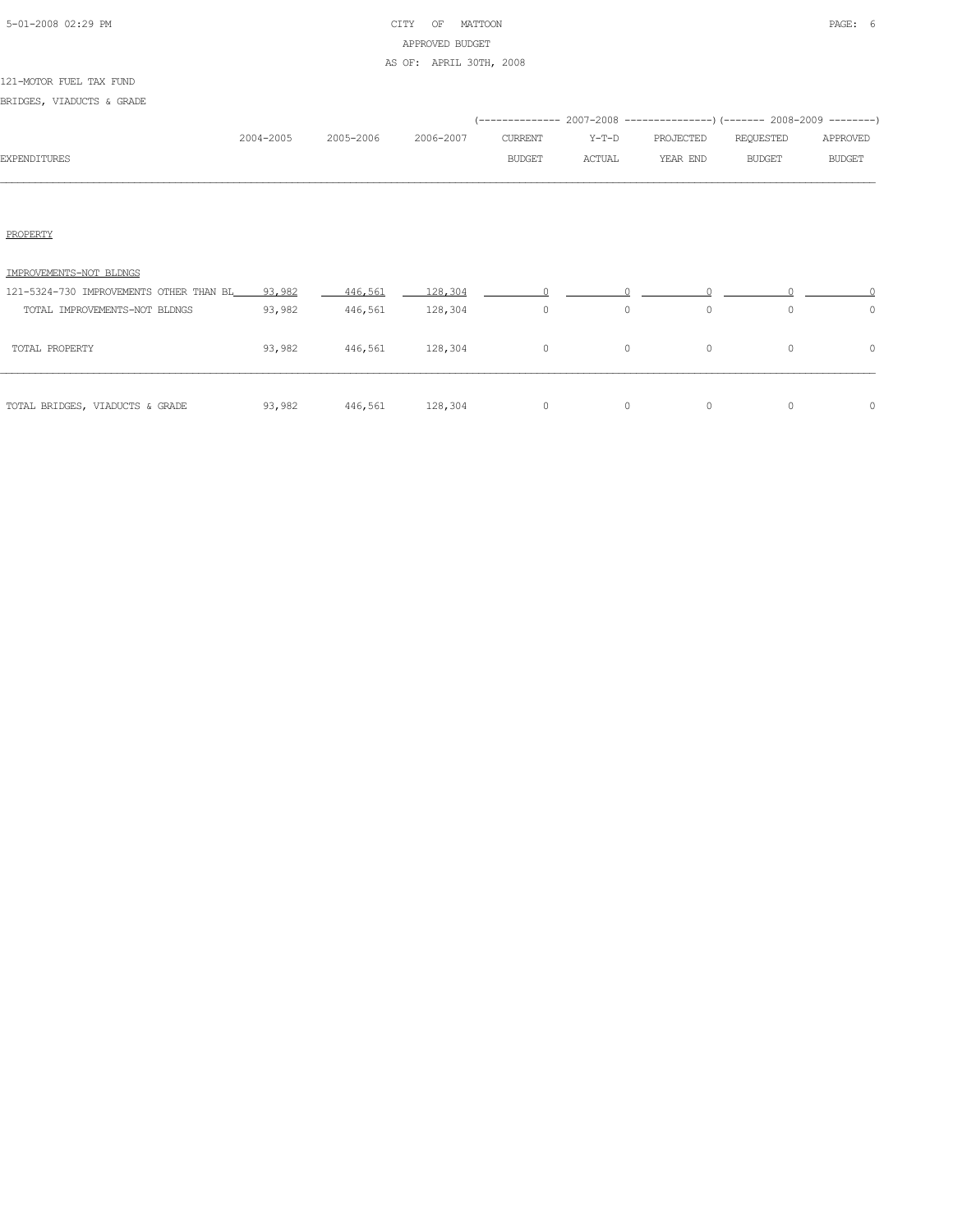CITY OF MATTOON
APPROVED BUDGET
AS OF: APRIL 30TH, 2008

121-MOTOR FUEL TAX FUND

BRIDGES, VIADUCTS & GRADE

| EXPENDITURES | 2004-2005 | 2005-2006 | 2006-2007 | 2007-2008 CURRENT BUDGET | 2007-2008 Y-T-D ACTUAL | 2007-2008 PROJECTED YEAR END | 2008-2009 REQUESTED BUDGET | 2008-2009 APPROVED BUDGET |
|---|---|---|---|---|---|---|---|---|
| PROPERTY | | | | | | | | |
| IMPROVEMENTS-NOT BLDNGS | | | | | | | | |
| 121-5324-730 IMPROVEMENTS OTHER THAN BL | 93,982 | 446,561 | 128,304 | 0 | 0 | 0 | 0 | 0 |
| TOTAL IMPROVEMENTS-NOT BLDNGS | 93,982 | 446,561 | 128,304 | 0 | 0 | 0 | 0 | 0 |
| TOTAL PROPERTY | 93,982 | 446,561 | 128,304 | 0 | 0 | 0 | 0 | 0 |
| TOTAL BRIDGES, VIADUCTS & GRADE | 93,982 | 446,561 | 128,304 | 0 | 0 | 0 | 0 | 0 |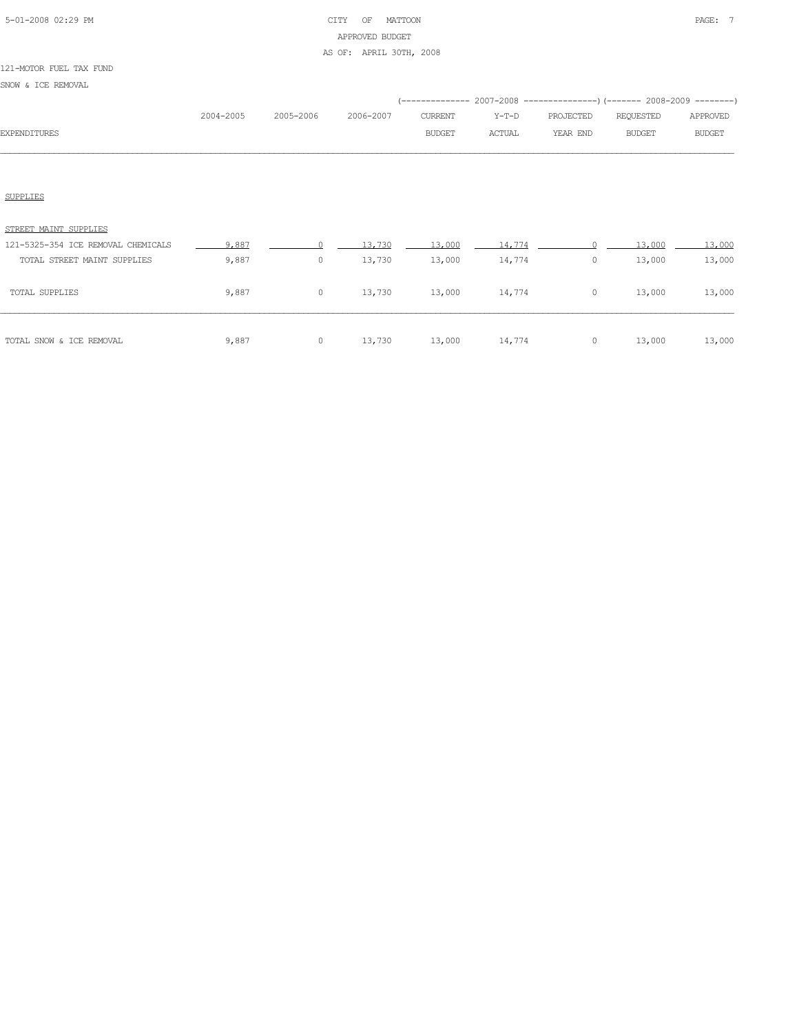CITY OF MATTOON
APPROVED BUDGET
AS OF: APRIL 30TH, 2008

121-MOTOR FUEL TAX FUND

SNOW & ICE REMOVAL

| EXPENDITURES | 2004-2005 | 2005-2006 | 2006-2007 | 2007-2008 CURRENT BUDGET | 2007-2008 Y-T-D ACTUAL | 2007-2008 PROJECTED YEAR END | 2008-2009 REQUESTED BUDGET | 2008-2009 APPROVED BUDGET |
|---|---|---|---|---|---|---|---|---|
| SUPPLIES | | | | | | | | |
| STREET MAINT SUPPLIES | | | | | | | | |
| 121-5325-354 ICE REMOVAL CHEMICALS | 9,887 | 0 | 13,730 | 13,000 | 14,774 | 0 | 13,000 | 13,000 |
| TOTAL STREET MAINT SUPPLIES | 9,887 | 0 | 13,730 | 13,000 | 14,774 | 0 | 13,000 | 13,000 |
| TOTAL SUPPLIES | 9,887 | 0 | 13,730 | 13,000 | 14,774 | 0 | 13,000 | 13,000 |
| TOTAL SNOW & ICE REMOVAL | 9,887 | 0 | 13,730 | 13,000 | 14,774 | 0 | 13,000 | 13,000 |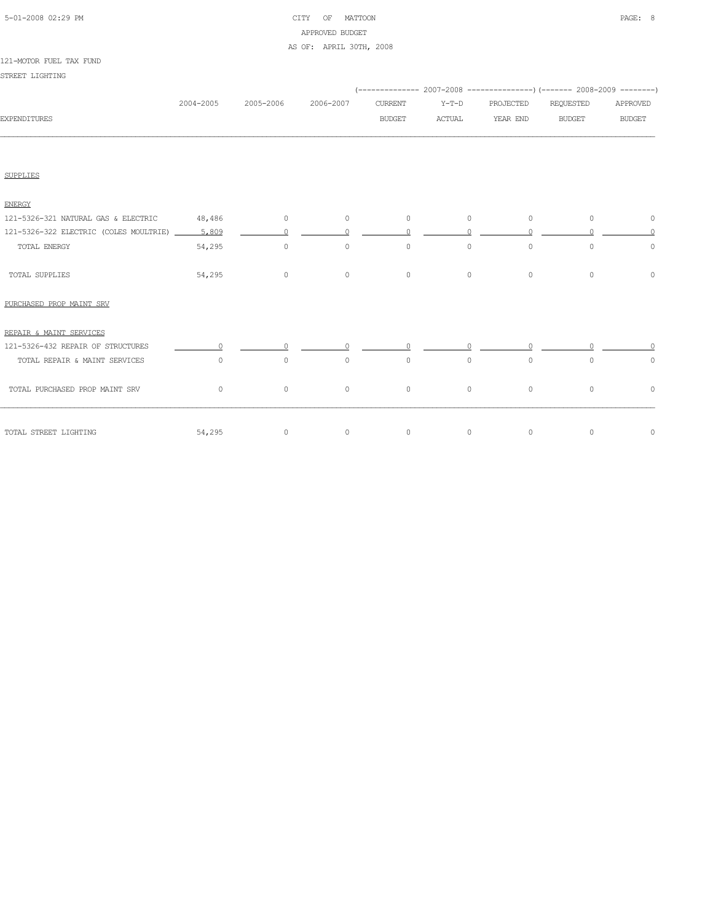CITY OF MATTOON
APPROVED BUDGET
AS OF: APRIL 30TH, 2008

121-MOTOR FUEL TAX FUND

STREET LIGHTING

| EXPENDITURES | 2004-2005 | 2005-2006 | 2006-2007 | 2007-2008 CURRENT BUDGET | 2007-2008 Y-T-D ACTUAL | 2007-2008 PROJECTED YEAR END | 2008-2009 REQUESTED BUDGET | 2008-2009 APPROVED BUDGET |
|---|---|---|---|---|---|---|---|---|
| SUPPLIES | | | | | | | | |
| ENERGY | | | | | | | | |
| 121-5326-321 NATURAL GAS & ELECTRIC | 48,486 | 0 | 0 | 0 | 0 | 0 | 0 | 0 |
| 121-5326-322 ELECTRIC (COLES MOULTRIE) | 5,809 | 0 | 0 | 0 | 0 | 0 | 0 | 0 |
| TOTAL ENERGY | 54,295 | 0 | 0 | 0 | 0 | 0 | 0 | 0 |
| TOTAL SUPPLIES | 54,295 | 0 | 0 | 0 | 0 | 0 | 0 | 0 |
| PURCHASED PROP MAINT SRV | | | | | | | | |
| REPAIR & MAINT SERVICES | | | | | | | | |
| 121-5326-432 REPAIR OF STRUCTURES | 0 | 0 | 0 | 0 | 0 | 0 | 0 | 0 |
| TOTAL REPAIR & MAINT SERVICES | 0 | 0 | 0 | 0 | 0 | 0 | 0 | 0 |
| TOTAL PURCHASED PROP MAINT SRV | 0 | 0 | 0 | 0 | 0 | 0 | 0 | 0 |
| TOTAL STREET LIGHTING | 54,295 | 0 | 0 | 0 | 0 | 0 | 0 | 0 |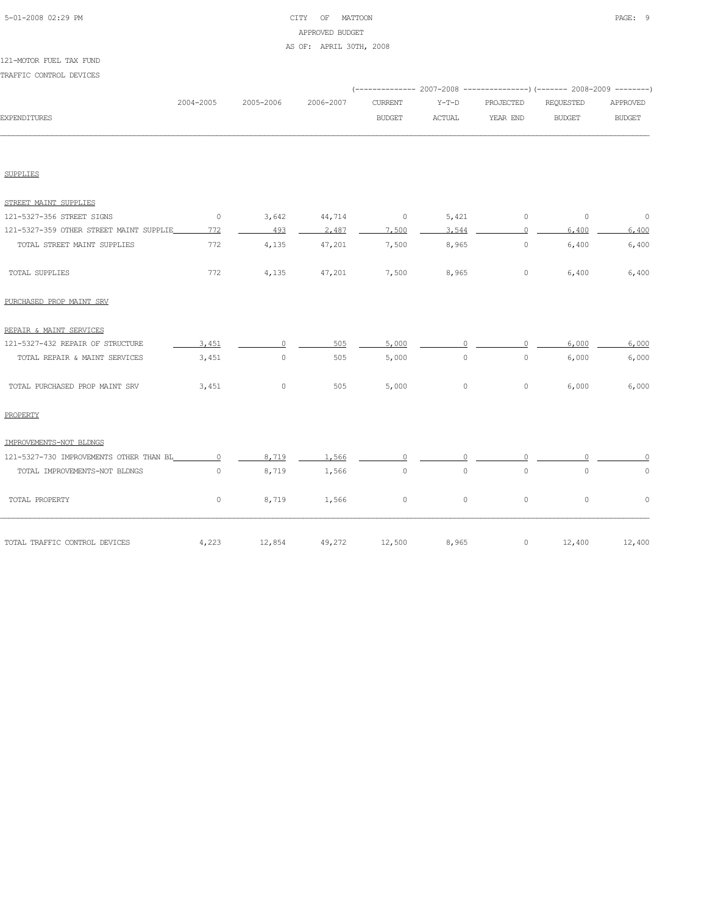CITY OF MATTOON
APPROVED BUDGET
AS OF: APRIL 30TH, 2008

121-MOTOR FUEL TAX FUND

TRAFFIC CONTROL DEVICES

| EXPENDITURES | 2004-2005 | 2005-2006 | 2006-2007 | 2007-2008 CURRENT BUDGET | 2007-2008 Y-T-D ACTUAL | 2007-2008 PROJECTED YEAR END | 2008-2009 REQUESTED BUDGET | 2008-2009 APPROVED BUDGET |
|---|---|---|---|---|---|---|---|---|
| SUPPLIES | | | | | | | | |
| STREET MAINT SUPPLIES | | | | | | | | |
| 121-5327-356 STREET SIGNS | 0 | 3,642 | 44,714 | 0 | 5,421 | 0 | 0 | 0 |
| 121-5327-359 OTHER STREET MAINT SUPPLIE | 772 | 493 | 2,487 | 7,500 | 3,544 | 0 | 6,400 | 6,400 |
| TOTAL STREET MAINT SUPPLIES | 772 | 4,135 | 47,201 | 7,500 | 8,965 | 0 | 6,400 | 6,400 |
| TOTAL SUPPLIES | 772 | 4,135 | 47,201 | 7,500 | 8,965 | 0 | 6,400 | 6,400 |
| PURCHASED PROP MAINT SRV | | | | | | | | |
| REPAIR & MAINT SERVICES | | | | | | | | |
| 121-5327-432 REPAIR OF STRUCTURE | 3,451 | 0 | 505 | 5,000 | 0 | 0 | 6,000 | 6,000 |
| TOTAL REPAIR & MAINT SERVICES | 3,451 | 0 | 505 | 5,000 | 0 | 0 | 6,000 | 6,000 |
| TOTAL PURCHASED PROP MAINT SRV | 3,451 | 0 | 505 | 5,000 | 0 | 0 | 6,000 | 6,000 |
| PROPERTY | | | | | | | | |
| IMPROVEMENTS-NOT BLDNGS | | | | | | | | |
| 121-5327-730 IMPROVEMENTS OTHER THAN BL | 0 | 8,719 | 1,566 | 0 | 0 | 0 | 0 | 0 |
| TOTAL IMPROVEMENTS-NOT BLDNGS | 0 | 8,719 | 1,566 | 0 | 0 | 0 | 0 | 0 |
| TOTAL PROPERTY | 0 | 8,719 | 1,566 | 0 | 0 | 0 | 0 | 0 |
| TOTAL TRAFFIC CONTROL DEVICES | 4,223 | 12,854 | 49,272 | 12,500 | 8,965 | 0 | 12,400 | 12,400 |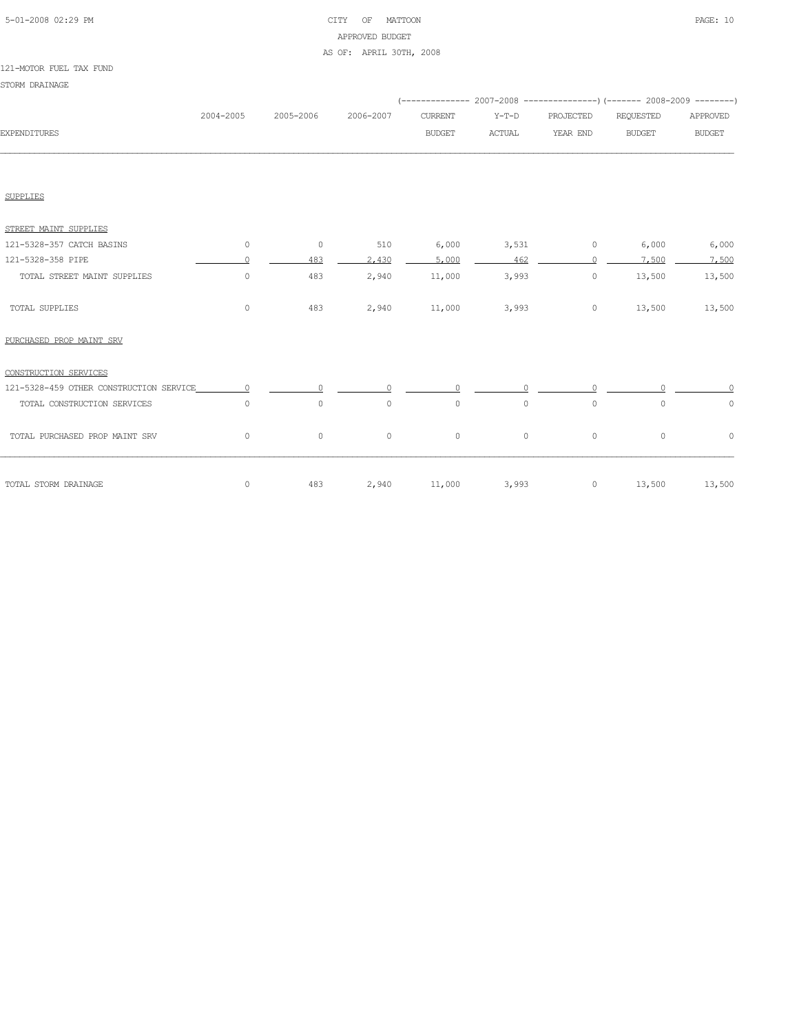CITY OF MATTOON
APPROVED BUDGET
AS OF: APRIL 30TH, 2008

121-MOTOR FUEL TAX FUND
STORM DRAINAGE

| EXPENDITURES | 2004-2005 | 2005-2006 | 2006-2007 | 2007-2008 CURRENT BUDGET | 2007-2008 Y-T-D ACTUAL | 2007-2008 PROJECTED YEAR END | 2008-2009 REQUESTED BUDGET | 2008-2009 APPROVED BUDGET |
|---|---|---|---|---|---|---|---|---|
| SUPPLIES | | | | | | | | |
| STREET MAINT SUPPLIES | | | | | | | | |
| 121-5328-357 CATCH BASINS | 0 | 0 | 510 | 6,000 | 3,531 | 0 | 6,000 | 6,000 |
| 121-5328-358 PIPE | 0 | 483 | 2,430 | 5,000 | 462 | 0 | 7,500 | 7,500 |
| TOTAL STREET MAINT SUPPLIES | 0 | 483 | 2,940 | 11,000 | 3,993 | 0 | 13,500 | 13,500 |
| TOTAL SUPPLIES | 0 | 483 | 2,940 | 11,000 | 3,993 | 0 | 13,500 | 13,500 |
| PURCHASED PROP MAINT SRV | | | | | | | | |
| CONSTRUCTION SERVICES | | | | | | | | |
| 121-5328-459 OTHER CONSTRUCTION SERVICE | 0 | 0 | 0 | 0 | 0 | 0 | 0 | 0 |
| TOTAL CONSTRUCTION SERVICES | 0 | 0 | 0 | 0 | 0 | 0 | 0 | 0 |
| TOTAL PURCHASED PROP MAINT SRV | 0 | 0 | 0 | 0 | 0 | 0 | 0 | 0 |
| TOTAL STORM DRAINAGE | 0 | 483 | 2,940 | 11,000 | 3,993 | 0 | 13,500 | 13,500 |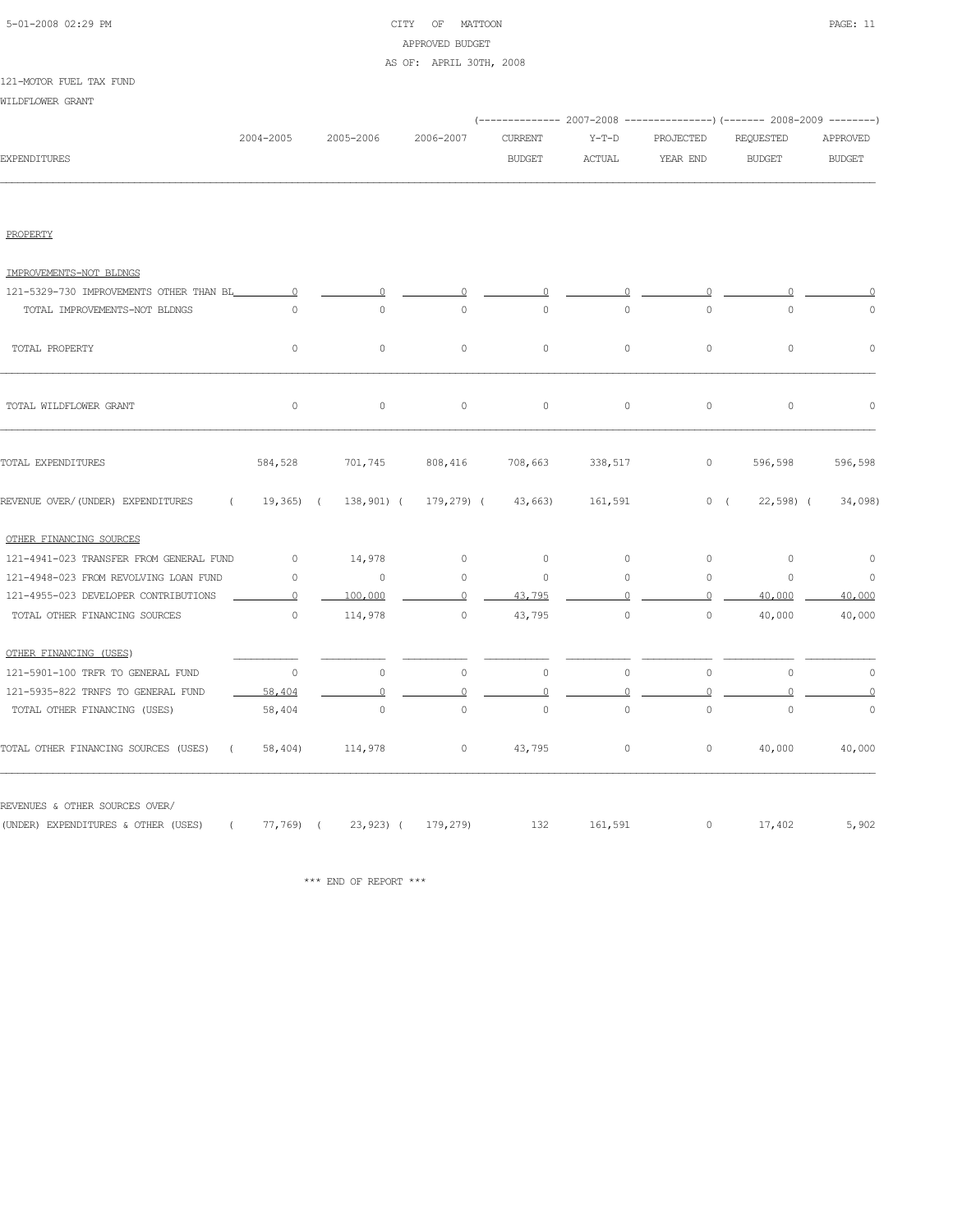CITY OF MATTOON
APPROVED BUDGET
AS OF: APRIL 30TH, 2008

121-MOTOR FUEL TAX FUND

WILDFLOWER GRANT

| EXPENDITURES | 2004-2005 | 2005-2006 | 2006-2007 | 2007-2008 CURRENT BUDGET | 2007-2008 Y-T-D ACTUAL | 2007-2008 PROJECTED YEAR END | 2008-2009 REQUESTED BUDGET | 2008-2009 APPROVED BUDGET |
|---|---|---|---|---|---|---|---|---|
| PROPERTY | | | | | | | | |
| IMPROVEMENTS-NOT BLDNGS | | | | | | | | |
| 121-5329-730 IMPROVEMENTS OTHER THAN BL | 0 | 0 | 0 | 0 | 0 | 0 | 0 | 0 |
| TOTAL IMPROVEMENTS-NOT BLDNGS | 0 | 0 | 0 | 0 | 0 | 0 | 0 | 0 |
| TOTAL PROPERTY | 0 | 0 | 0 | 0 | 0 | 0 | 0 | 0 |
| TOTAL WILDFLOWER GRANT | 0 | 0 | 0 | 0 | 0 | 0 | 0 | 0 |
| TOTAL EXPENDITURES | 584,528 | 701,745 | 808,416 | 708,663 | 338,517 | 0 | 596,598 | 596,598 |
| REVENUE OVER/(UNDER) EXPENDITURES | ( 19,365) | ( 138,901) | ( 179,279) | ( 43,663) | 161,591 | 0 | ( 22,598) | ( 34,098) |
| OTHER FINANCING SOURCES | | | | | | | | |
| 121-4941-023 TRANSFER FROM GENERAL FUND | 0 | 14,978 | 0 | 0 | 0 | 0 | 0 | 0 |
| 121-4948-023 FROM REVOLVING LOAN FUND | 0 | 0 | 0 | 0 | 0 | 0 | 0 | 0 |
| 121-4955-023 DEVELOPER CONTRIBUTIONS | 0 | 100,000 | 0 | 43,795 | 0 | 0 | 40,000 | 40,000 |
| TOTAL OTHER FINANCING SOURCES | 0 | 114,978 | 0 | 43,795 | 0 | 0 | 40,000 | 40,000 |
| OTHER FINANCING (USES) | | | | | | | | |
| 121-5901-100 TRFR TO GENERAL FUND | 0 | 0 | 0 | 0 | 0 | 0 | 0 | 0 |
| 121-5935-822 TRNFS TO GENERAL FUND | 58,404 | 0 | 0 | 0 | 0 | 0 | 0 | 0 |
| TOTAL OTHER FINANCING (USES) | 58,404 | 0 | 0 | 0 | 0 | 0 | 0 | 0 |
| TOTAL OTHER FINANCING SOURCES (USES) | ( 58,404) | 114,978 | 0 | 43,795 | 0 | 0 | 40,000 | 40,000 |
| REVENUES & OTHER SOURCES OVER/ (UNDER) EXPENDITURES & OTHER (USES) | ( 77,769) | ( 23,923) | ( 179,279) | 132 | 161,591 | 0 | 17,402 | 5,902 |

*** END OF REPORT ***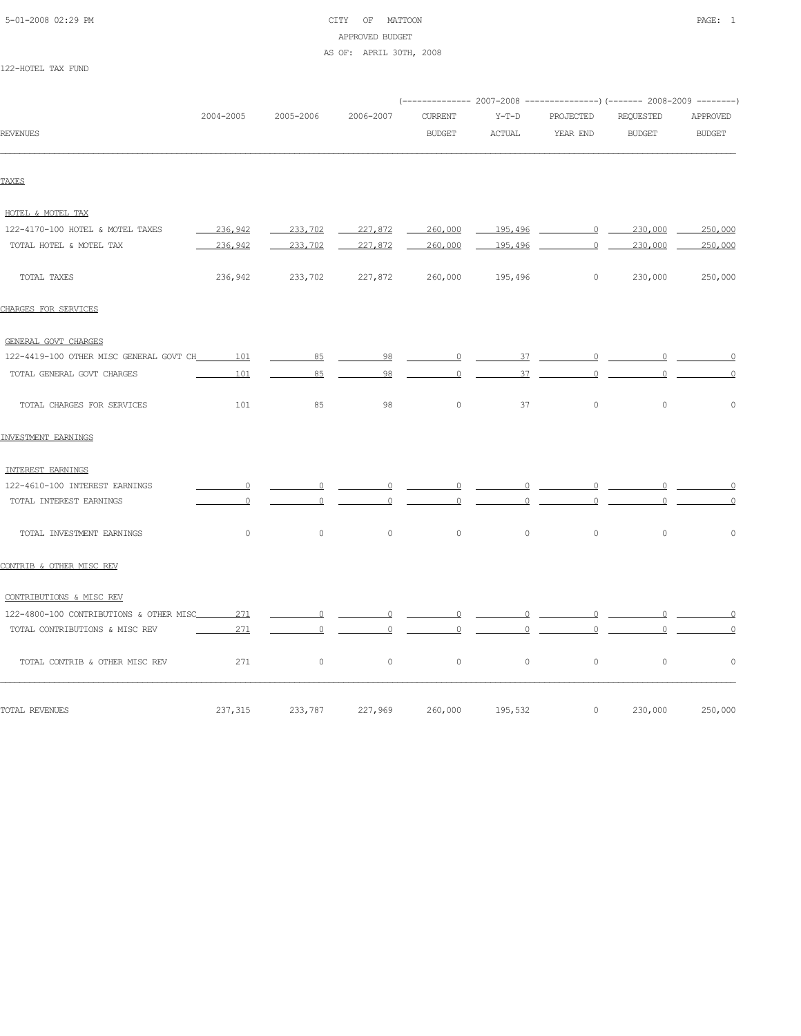CITY OF MATTOON
APPROVED BUDGET
AS OF: APRIL 30TH, 2008

122-HOTEL TAX FUND

| REVENUES | 2004-2005 | 2005-2006 | 2006-2007 | 2007-2008 CURRENT BUDGET | 2007-2008 Y-T-D ACTUAL | 2007-2008 PROJECTED YEAR END | 2008-2009 REQUESTED BUDGET | 2008-2009 APPROVED BUDGET |
|---|---|---|---|---|---|---|---|---|
| **TAXES** | | | | | | | | |
| HOTEL & MOTEL TAX | | | | | | | | |
| 122-4170-100 HOTEL & MOTEL TAXES | 236,942 | 233,702 | 227,872 | 260,000 | 195,496 | 0 | 230,000 | 250,000 |
| TOTAL HOTEL & MOTEL TAX | 236,942 | 233,702 | 227,872 | 260,000 | 195,496 | 0 | 230,000 | 250,000 |
| TOTAL TAXES | 236,942 | 233,702 | 227,872 | 260,000 | 195,496 | 0 | 230,000 | 250,000 |
| **CHARGES FOR SERVICES** | | | | | | | | |
| GENERAL GOVT CHARGES | | | | | | | | |
| 122-4419-100 OTHER MISC GENERAL GOVT CH | 101 | 85 | 98 | 0 | 37 | 0 | 0 | 0 |
| TOTAL GENERAL GOVT CHARGES | 101 | 85 | 98 | 0 | 37 | 0 | 0 | 0 |
| TOTAL CHARGES FOR SERVICES | 101 | 85 | 98 | 0 | 37 | 0 | 0 | 0 |
| **INVESTMENT EARNINGS** | | | | | | | | |
| INTEREST EARNINGS | | | | | | | | |
| 122-4610-100 INTEREST EARNINGS | 0 | 0 | 0 | 0 | 0 | 0 | 0 | 0 |
| TOTAL INTEREST EARNINGS | 0 | 0 | 0 | 0 | 0 | 0 | 0 | 0 |
| TOTAL INVESTMENT EARNINGS | 0 | 0 | 0 | 0 | 0 | 0 | 0 | 0 |
| **CONTRIB & OTHER MISC REV** | | | | | | | | |
| CONTRIBUTIONS & MISC REV | | | | | | | | |
| 122-4800-100 CONTRIBUTIONS & OTHER MISC | 271 | 0 | 0 | 0 | 0 | 0 | 0 | 0 |
| TOTAL CONTRIBUTIONS & MISC REV | 271 | 0 | 0 | 0 | 0 | 0 | 0 | 0 |
| TOTAL CONTRIB & OTHER MISC REV | 271 | 0 | 0 | 0 | 0 | 0 | 0 | 0 |
| TOTAL REVENUES | 237,315 | 233,787 | 227,969 | 260,000 | 195,532 | 0 | 230,000 | 250,000 |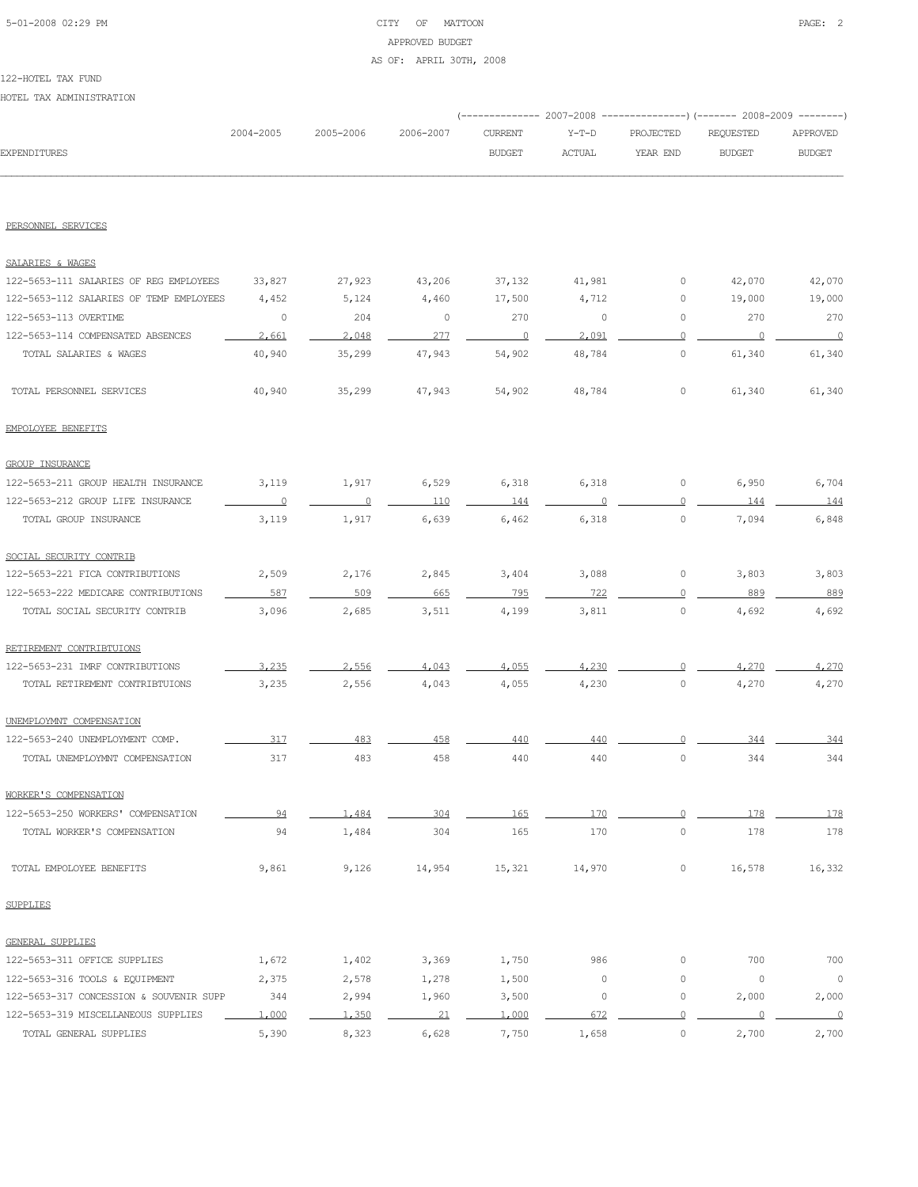CITY OF MATTOON
APPROVED BUDGET
AS OF: APRIL 30TH, 2008

122-HOTEL TAX FUND

HOTEL TAX ADMINISTRATION

| EXPENDITURES | 2004-2005 | 2005-2006 | 2006-2007 | 2007-2008 CURRENT BUDGET | 2007-2008 Y-T-D ACTUAL | 2007-2008 PROJECTED YEAR END | 2008-2009 REQUESTED BUDGET | 2008-2009 APPROVED BUDGET |
|---|---|---|---|---|---|---|---|---|
| PERSONNEL SERVICES | | | | | | | | |
| SALARIES & WAGES | | | | | | | | |
| 122-5653-111 SALARIES OF REG EMPLOYEES | 33,827 | 27,923 | 43,206 | 37,132 | 41,981 | 0 | 42,070 | 42,070 |
| 122-5653-112 SALARIES OF TEMP EMPLOYEES | 4,452 | 5,124 | 4,460 | 17,500 | 4,712 | 0 | 19,000 | 19,000 |
| 122-5653-113 OVERTIME | 0 | 204 | 0 | 270 | 0 | 0 | 270 | 270 |
| 122-5653-114 COMPENSATED ABSENCES | 2,661 | 2,048 | 277 | 0 | 2,091 | 0 | 0 | 0 |
| TOTAL SALARIES & WAGES | 40,940 | 35,299 | 47,943 | 54,902 | 48,784 | 0 | 61,340 | 61,340 |
| TOTAL PERSONNEL SERVICES | 40,940 | 35,299 | 47,943 | 54,902 | 48,784 | 0 | 61,340 | 61,340 |
| EMPOLOYEE BENEFITS | | | | | | | | |
| GROUP INSURANCE | | | | | | | | |
| 122-5653-211 GROUP HEALTH INSURANCE | 3,119 | 1,917 | 6,529 | 6,318 | 6,318 | 0 | 6,950 | 6,704 |
| 122-5653-212 GROUP LIFE INSURANCE | 0 | 0 | 110 | 144 | 0 | 0 | 144 | 144 |
| TOTAL GROUP INSURANCE | 3,119 | 1,917 | 6,639 | 6,462 | 6,318 | 0 | 7,094 | 6,848 |
| SOCIAL SECURITY CONTRIB | | | | | | | | |
| 122-5653-221 FICA CONTRIBUTIONS | 2,509 | 2,176 | 2,845 | 3,404 | 3,088 | 0 | 3,803 | 3,803 |
| 122-5653-222 MEDICARE CONTRIBUTIONS | 587 | 509 | 665 | 795 | 722 | 0 | 889 | 889 |
| TOTAL SOCIAL SECURITY CONTRIB | 3,096 | 2,685 | 3,511 | 4,199 | 3,811 | 0 | 4,692 | 4,692 |
| RETIREMENT CONTRIBTUIONS | | | | | | | | |
| 122-5653-231 IMRF CONTRIBUTIONS | 3,235 | 2,556 | 4,043 | 4,055 | 4,230 | 0 | 4,270 | 4,270 |
| TOTAL RETIREMENT CONTRIBTUIONS | 3,235 | 2,556 | 4,043 | 4,055 | 4,230 | 0 | 4,270 | 4,270 |
| UNEMPLOYMNT COMPENSATION | | | | | | | | |
| 122-5653-240 UNEMPLOYMENT COMP. | 317 | 483 | 458 | 440 | 440 | 0 | 344 | 344 |
| TOTAL UNEMPLOYMNT COMPENSATION | 317 | 483 | 458 | 440 | 440 | 0 | 344 | 344 |
| WORKER'S COMPENSATION | | | | | | | | |
| 122-5653-250 WORKERS' COMPENSATION | 94 | 1,484 | 304 | 165 | 170 | 0 | 178 | 178 |
| TOTAL WORKER'S COMPENSATION | 94 | 1,484 | 304 | 165 | 170 | 0 | 178 | 178 |
| TOTAL EMPOLOYEE BENEFITS | 9,861 | 9,126 | 14,954 | 15,321 | 14,970 | 0 | 16,578 | 16,332 |
| SUPPLIES | | | | | | | | |
| GENERAL SUPPLIES | | | | | | | | |
| 122-5653-311 OFFICE SUPPLIES | 1,672 | 1,402 | 3,369 | 1,750 | 986 | 0 | 700 | 700 |
| 122-5653-316 TOOLS & EQUIPMENT | 2,375 | 2,578 | 1,278 | 1,500 | 0 | 0 | 0 | 0 |
| 122-5653-317 CONCESSION & SOUVENIR SUPP | 344 | 2,994 | 1,960 | 3,500 | 0 | 0 | 2,000 | 2,000 |
| 122-5653-319 MISCELLANEOUS SUPPLIES | 1,000 | 1,350 | 21 | 1,000 | 672 | 0 | 0 | 0 |
| TOTAL GENERAL SUPPLIES | 5,390 | 8,323 | 6,628 | 7,750 | 1,658 | 0 | 2,700 | 2,700 |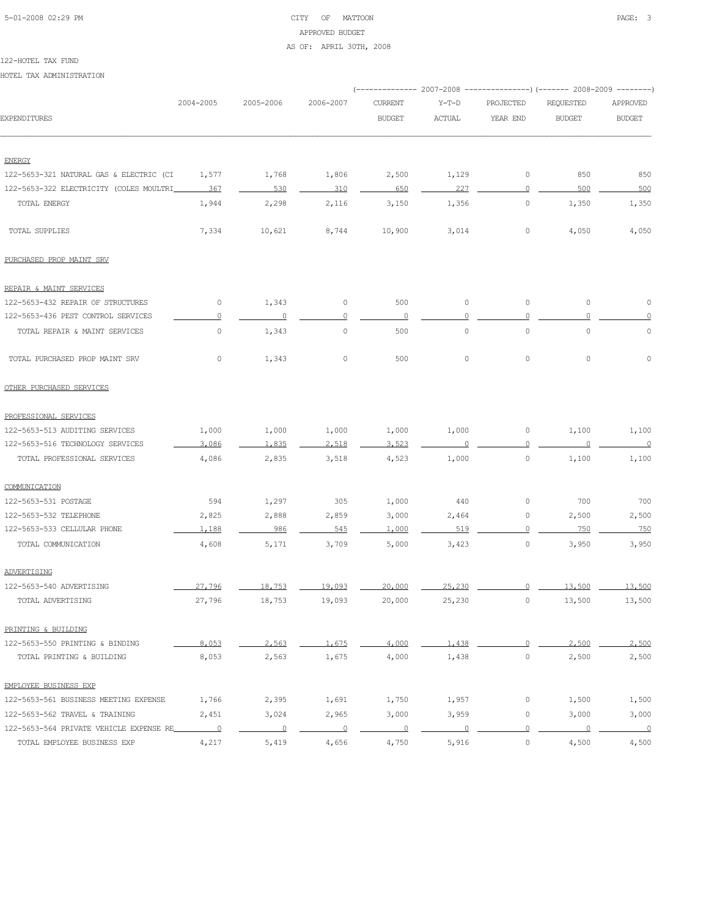CITY OF MATTOON
APPROVED BUDGET
AS OF: APRIL 30TH, 2008

122-HOTEL TAX FUND
HOTEL TAX ADMINISTRATION

| EXPENDITURES | 2004-2005 | 2005-2006 | 2006-2007 | 2007-2008 CURRENT BUDGET | 2007-2008 Y-T-D ACTUAL | 2007-2008 PROJECTED YEAR END | 2008-2009 REQUESTED BUDGET | 2008-2009 APPROVED BUDGET |
|---|---|---|---|---|---|---|---|---|
| ENERGY | | | | | | | | |
| 122-5653-321 NATURAL GAS & ELECTRIC (CI | 1,577 | 1,768 | 1,806 | 2,500 | 1,129 | 0 | 850 | 850 |
| 122-5653-322 ELECTRICITY (COLES MOULTRI | 367 | 530 | 310 | 650 | 227 | 0 | 500 | 500 |
| TOTAL ENERGY | 1,944 | 2,298 | 2,116 | 3,150 | 1,356 | 0 | 1,350 | 1,350 |
| TOTAL SUPPLIES | 7,334 | 10,621 | 8,744 | 10,900 | 3,014 | 0 | 4,050 | 4,050 |
| PURCHASED PROP MAINT SRV | | | | | | | | |
| REPAIR & MAINT SERVICES | | | | | | | | |
| 122-5653-432 REPAIR OF STRUCTURES | 0 | 1,343 | 0 | 500 | 0 | 0 | 0 | 0 |
| 122-5653-436 PEST CONTROL SERVICES | 0 | 0 | 0 | 0 | 0 | 0 | 0 | 0 |
| TOTAL REPAIR & MAINT SERVICES | 0 | 1,343 | 0 | 500 | 0 | 0 | 0 | 0 |
| TOTAL PURCHASED PROP MAINT SRV | 0 | 1,343 | 0 | 500 | 0 | 0 | 0 | 0 |
| OTHER PURCHASED SERVICES | | | | | | | | |
| PROFESSIONAL SERVICES | | | | | | | | |
| 122-5653-513 AUDITING SERVICES | 1,000 | 1,000 | 1,000 | 1,000 | 1,000 | 0 | 1,100 | 1,100 |
| 122-5653-516 TECHNOLOGY SERVICES | 3,086 | 1,835 | 2,518 | 3,523 | 0 | 0 | 0 | 0 |
| TOTAL PROFESSIONAL SERVICES | 4,086 | 2,835 | 3,518 | 4,523 | 1,000 | 0 | 1,100 | 1,100 |
| COMMUNICATION | | | | | | | | |
| 122-5653-531 POSTAGE | 594 | 1,297 | 305 | 1,000 | 440 | 0 | 700 | 700 |
| 122-5653-532 TELEPHONE | 2,825 | 2,888 | 2,859 | 3,000 | 2,464 | 0 | 2,500 | 2,500 |
| 122-5653-533 CELLULAR PHONE | 1,188 | 986 | 545 | 1,000 | 519 | 0 | 750 | 750 |
| TOTAL COMMUNICATION | 4,608 | 5,171 | 3,709 | 5,000 | 3,423 | 0 | 3,950 | 3,950 |
| ADVERTISING | | | | | | | | |
| 122-5653-540 ADVERTISING | 27,796 | 18,753 | 19,093 | 20,000 | 25,230 | 0 | 13,500 | 13,500 |
| TOTAL ADVERTISING | 27,796 | 18,753 | 19,093 | 20,000 | 25,230 | 0 | 13,500 | 13,500 |
| PRINTING & BUILDING | | | | | | | | |
| 122-5653-550 PRINTING & BINDING | 8,053 | 2,563 | 1,675 | 4,000 | 1,438 | 0 | 2,500 | 2,500 |
| TOTAL PRINTING & BUILDING | 8,053 | 2,563 | 1,675 | 4,000 | 1,438 | 0 | 2,500 | 2,500 |
| EMPLOYEE BUSINESS EXP | | | | | | | | |
| 122-5653-561 BUSINESS MEETING EXPENSE | 1,766 | 2,395 | 1,691 | 1,750 | 1,957 | 0 | 1,500 | 1,500 |
| 122-5653-562 TRAVEL & TRAINING | 2,451 | 3,024 | 2,965 | 3,000 | 3,959 | 0 | 3,000 | 3,000 |
| 122-5653-564 PRIVATE VEHICLE EXPENSE RE | 0 | 0 | 0 | 0 | 0 | 0 | 0 | 0 |
| TOTAL EMPLOYEE BUSINESS EXP | 4,217 | 5,419 | 4,656 | 4,750 | 5,916 | 0 | 4,500 | 4,500 |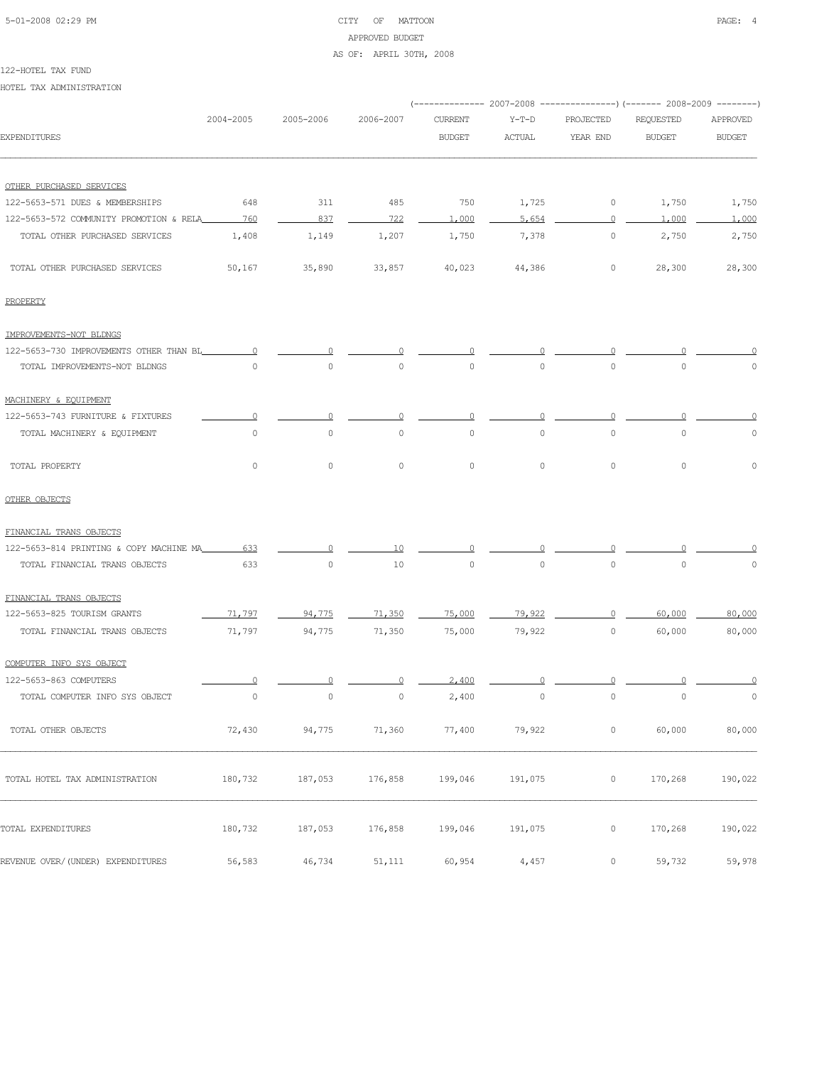CITY OF MATTOON
APPROVED BUDGET
AS OF: APRIL 30TH, 2008

122-HOTEL TAX FUND

HOTEL TAX ADMINISTRATION

| | | | | 2007-2008 | | | 2008-2009 | |
|---|---|---|---|---|---|---|---|---|
| EXPENDITURES | 2004-2005 | 2005-2006 | 2006-2007 | CURRENT BUDGET | Y-T-D ACTUAL | PROJECTED YEAR END | REQUESTED BUDGET | APPROVED BUDGET |
| OTHER PURCHASED SERVICES | | | | | | | | |
| 122-5653-571 DUES & MEMBERSHIPS | 648 | 311 | 485 | 750 | 1,725 | 0 | 1,750 | 1,750 |
| 122-5653-572 COMMUNITY PROMOTION & RELA | 760 | 837 | 722 | 1,000 | 5,654 | 0 | 1,000 | 1,000 |
| TOTAL OTHER PURCHASED SERVICES | 1,408 | 1,149 | 1,207 | 1,750 | 7,378 | 0 | 2,750 | 2,750 |
| TOTAL OTHER PURCHASED SERVICES | 50,167 | 35,890 | 33,857 | 40,023 | 44,386 | 0 | 28,300 | 28,300 |
| PROPERTY | | | | | | | | |
| IMPROVEMENTS-NOT BLDNGS | | | | | | | | |
| 122-5653-730 IMPROVEMENTS OTHER THAN BL | 0 | 0 | 0 | 0 | 0 | 0 | 0 | 0 |
| TOTAL IMPROVEMENTS-NOT BLDNGS | 0 | 0 | 0 | 0 | 0 | 0 | 0 | 0 |
| MACHINERY & EQUIPMENT | | | | | | | | |
| 122-5653-743 FURNITURE & FIXTURES | 0 | 0 | 0 | 0 | 0 | 0 | 0 | 0 |
| TOTAL MACHINERY & EQUIPMENT | 0 | 0 | 0 | 0 | 0 | 0 | 0 | 0 |
| TOTAL PROPERTY | 0 | 0 | 0 | 0 | 0 | 0 | 0 | 0 |
| OTHER OBJECTS | | | | | | | | |
| FINANCIAL TRANS OBJECTS | | | | | | | | |
| 122-5653-814 PRINTING & COPY MACHINE MA | 633 | 0 | 10 | 0 | 0 | 0 | 0 | 0 |
| TOTAL FINANCIAL TRANS OBJECTS | 633 | 0 | 10 | 0 | 0 | 0 | 0 | 0 |
| FINANCIAL TRANS OBJECTS | | | | | | | | |
| 122-5653-825 TOURISM GRANTS | 71,797 | 94,775 | 71,350 | 75,000 | 79,922 | 0 | 60,000 | 80,000 |
| TOTAL FINANCIAL TRANS OBJECTS | 71,797 | 94,775 | 71,350 | 75,000 | 79,922 | 0 | 60,000 | 80,000 |
| COMPUTER INFO SYS OBJECT | | | | | | | | |
| 122-5653-863 COMPUTERS | 0 | 0 | 0 | 2,400 | 0 | 0 | 0 | 0 |
| TOTAL COMPUTER INFO SYS OBJECT | 0 | 0 | 0 | 2,400 | 0 | 0 | 0 | 0 |
| TOTAL OTHER OBJECTS | 72,430 | 94,775 | 71,360 | 77,400 | 79,922 | 0 | 60,000 | 80,000 |
| TOTAL HOTEL TAX ADMINISTRATION | 180,732 | 187,053 | 176,858 | 199,046 | 191,075 | 0 | 170,268 | 190,022 |
| TOTAL EXPENDITURES | 180,732 | 187,053 | 176,858 | 199,046 | 191,075 | 0 | 170,268 | 190,022 |
| REVENUE OVER/(UNDER) EXPENDITURES | 56,583 | 46,734 | 51,111 | 60,954 | 4,457 | 0 | 59,732 | 59,978 |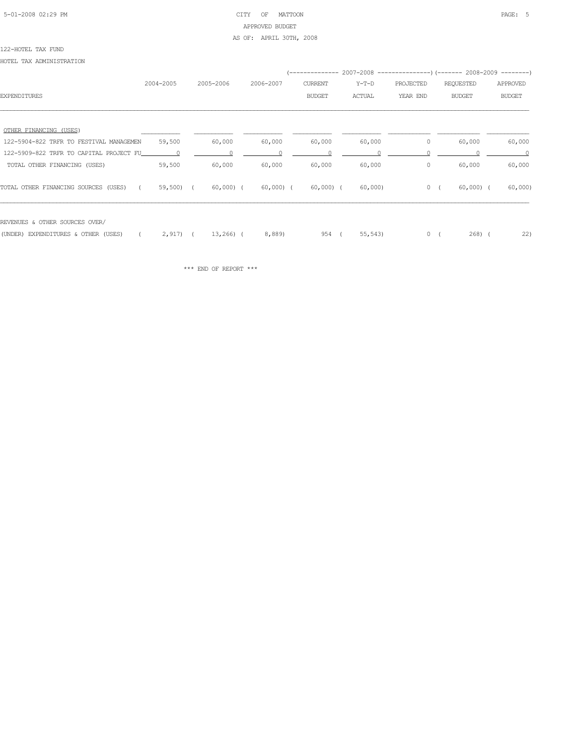CITY OF MATTOON
APPROVED BUDGET
AS OF: APRIL 30TH, 2008

122-HOTEL TAX FUND

HOTEL TAX ADMINISTRATION

| EXPENDITURES | 2004-2005 | 2005-2006 | 2006-2007 | 2007-2008 CURRENT BUDGET | 2007-2008 Y-T-D ACTUAL | 2007-2008 PROJECTED YEAR END | 2008-2009 REQUESTED BUDGET | 2008-2009 APPROVED BUDGET |
|---|---|---|---|---|---|---|---|---|
| OTHER FINANCING (USES) | | | | | | | | |
| 122-5904-822 TRFR TO FESTIVAL MANAGEMEN | 59,500 | 60,000 | 60,000 | 60,000 | 60,000 | 0 | 60,000 | 60,000 |
| 122-5909-822 TRFR TO CAPITAL PROJECT FU | 0 | 0 | 0 | 0 | 0 | 0 | 0 | 0 |
| TOTAL OTHER FINANCING (USES) | 59,500 | 60,000 | 60,000 | 60,000 | 60,000 | 0 | 60,000 | 60,000 |
| TOTAL OTHER FINANCING SOURCES (USES) | ( 59,500) | ( 60,000) | ( 60,000) | ( 60,000) | ( 60,000) | 0 | ( 60,000) | ( 60,000) |
| REVENUES & OTHER SOURCES OVER/ (UNDER) EXPENDITURES & OTHER (USES) | ( 2,917) | ( 13,266) | ( 8,889) | 954 | ( 55,543) | 0 | ( 268) | ( 22) |

\*\*\* END OF REPORT \*\*\*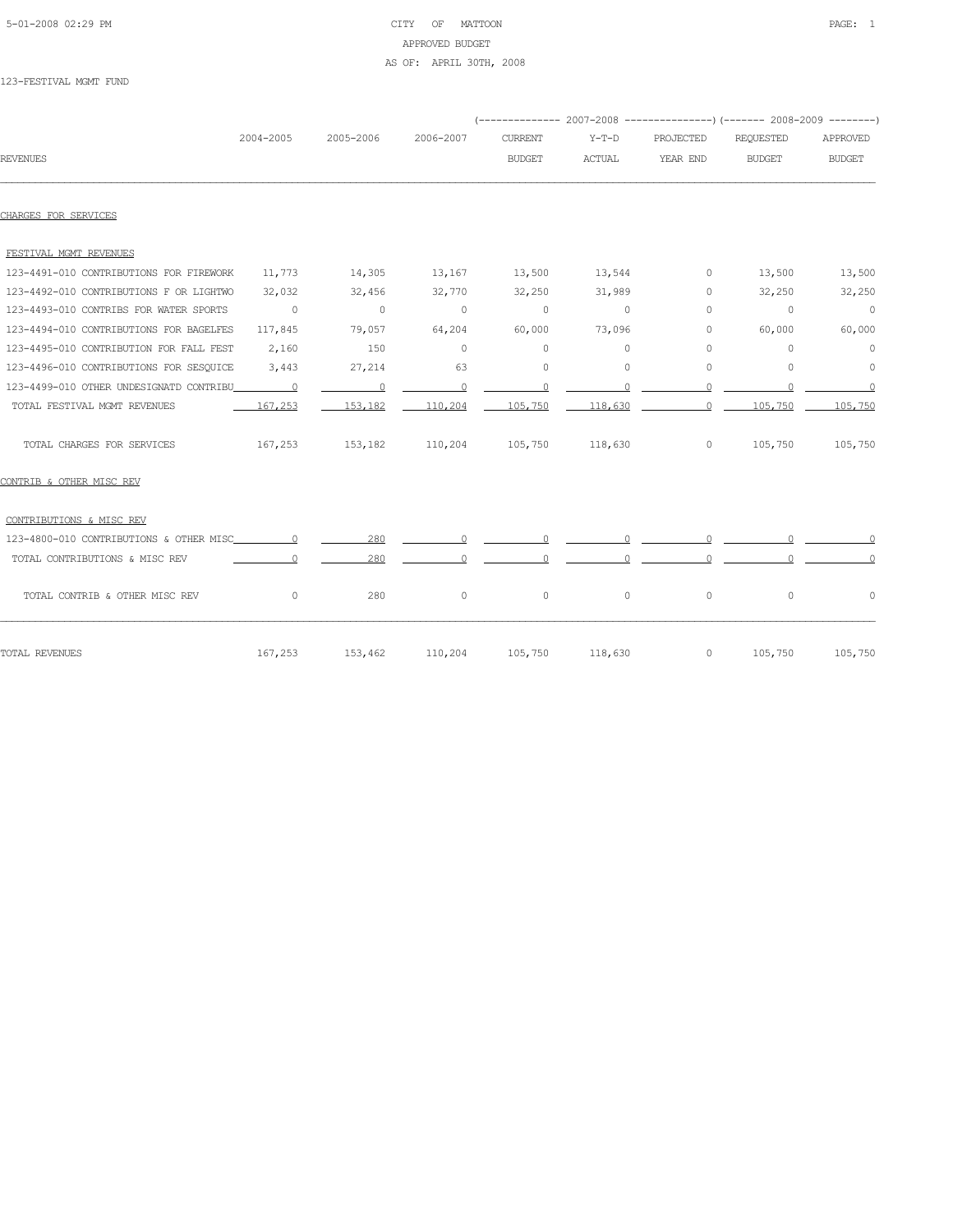CITY OF MATTOON

APPROVED BUDGET

AS OF: APRIL 30TH, 2008

123-FESTIVAL MGMT FUND

| REVENUES | 2004-2005 | 2005-2006 | 2006-2007 | 2007-2008 CURRENT BUDGET | 2007-2008 Y-T-D ACTUAL | 2007-2008 PROJECTED YEAR END | 2008-2009 REQUESTED BUDGET | 2008-2009 APPROVED BUDGET |
|---|---|---|---|---|---|---|---|---|
| **CHARGES FOR SERVICES** | | | | | | | | |
| FESTIVAL MGMT REVENUES | | | | | | | | |
| 123-4491-010 CONTRIBUTIONS FOR FIREWORK | 11,773 | 14,305 | 13,167 | 13,500 | 13,544 | 0 | 13,500 | 13,500 |
| 123-4492-010 CONTRIBUTIONS F OR LIGHTWO | 32,032 | 32,456 | 32,770 | 32,250 | 31,989 | 0 | 32,250 | 32,250 |
| 123-4493-010 CONTRIBS FOR WATER SPORTS | 0 | 0 | 0 | 0 | 0 | 0 | 0 | 0 |
| 123-4494-010 CONTRIBUTIONS FOR BAGELFES | 117,845 | 79,057 | 64,204 | 60,000 | 73,096 | 0 | 60,000 | 60,000 |
| 123-4495-010 CONTRIBUTION FOR FALL FEST | 2,160 | 150 | 0 | 0 | 0 | 0 | 0 | 0 |
| 123-4496-010 CONTRIBUTIONS FOR SESQUICE | 3,443 | 27,214 | 63 | 0 | 0 | 0 | 0 | 0 |
| 123-4499-010 OTHER UNDESIGNATD CONTRIBU | 0 | 0 | 0 | 0 | 0 | 0 | 0 | 0 |
| TOTAL FESTIVAL MGMT REVENUES | 167,253 | 153,182 | 110,204 | 105,750 | 118,630 | 0 | 105,750 | 105,750 |
| TOTAL CHARGES FOR SERVICES | 167,253 | 153,182 | 110,204 | 105,750 | 118,630 | 0 | 105,750 | 105,750 |
| **CONTRIB & OTHER MISC REV** | | | | | | | | |
| CONTRIBUTIONS & MISC REV | | | | | | | | |
| 123-4800-010 CONTRIBUTIONS & OTHER MISC | 0 | 280 | 0 | 0 | 0 | 0 | 0 | 0 |
| TOTAL CONTRIBUTIONS & MISC REV | 0 | 280 | 0 | 0 | 0 | 0 | 0 | 0 |
| TOTAL CONTRIB & OTHER MISC REV | 0 | 280 | 0 | 0 | 0 | 0 | 0 | 0 |
| TOTAL REVENUES | 167,253 | 153,462 | 110,204 | 105,750 | 118,630 | 0 | 105,750 | 105,750 |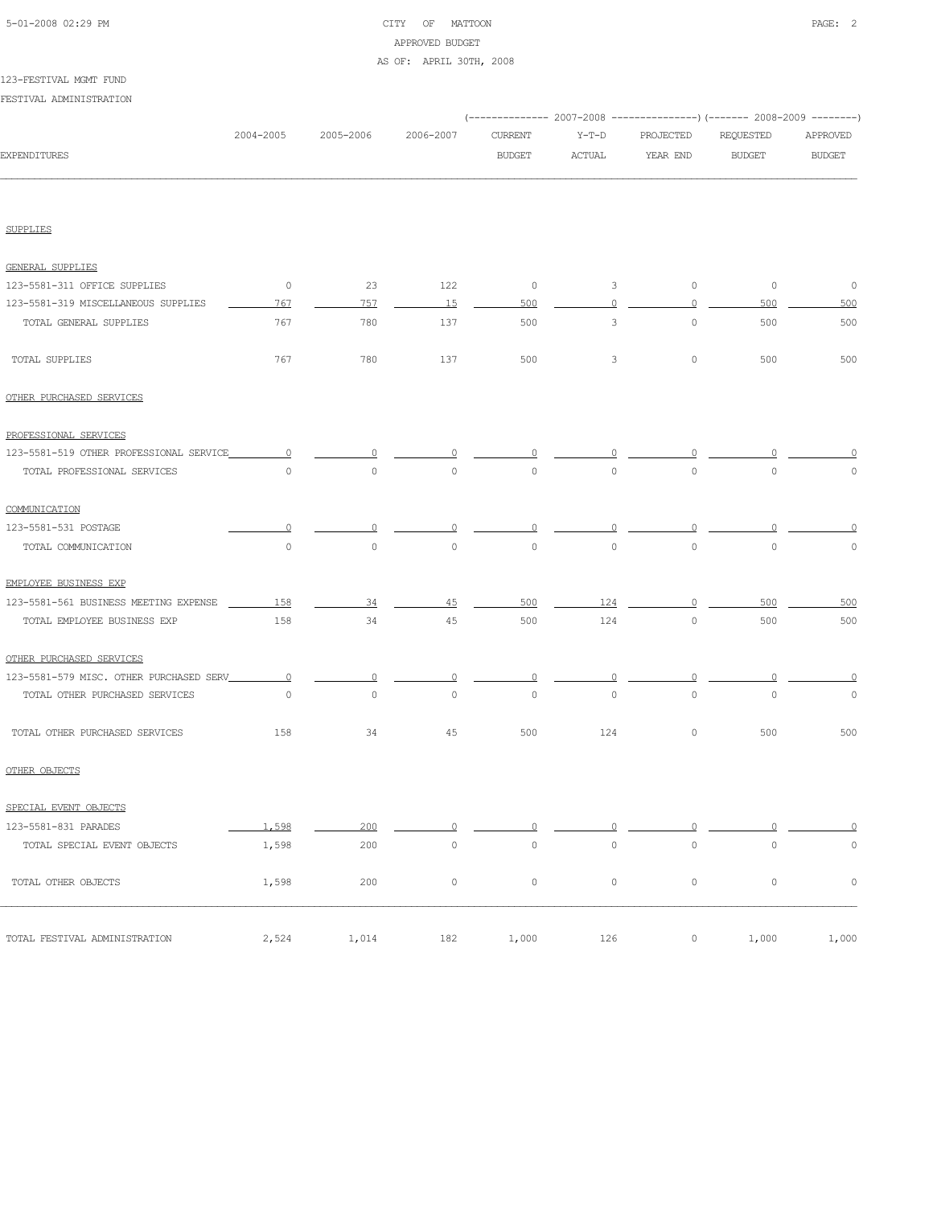CITY OF MATTOON

APPROVED BUDGET

AS OF: APRIL 30TH, 2008

123-FESTIVAL MGMT FUND

FESTIVAL ADMINISTRATION

| EXPENDITURES | 2004-2005 | 2005-2006 | 2006-2007 | 2007-2008 CURRENT BUDGET | 2007-2008 Y-T-D ACTUAL | 2007-2008 PROJECTED YEAR END | 2008-2009 REQUESTED BUDGET | 2008-2009 APPROVED BUDGET |
|---|---|---|---|---|---|---|---|---|
| **SUPPLIES** | | | | | | | | |
| GENERAL SUPPLIES | | | | | | | | |
| 123-5581-311 OFFICE SUPPLIES | 0 | 23 | 122 | 0 | 3 | 0 | 0 | 0 |
| 123-5581-319 MISCELLANEOUS SUPPLIES | 767 | 757 | 15 | 500 | 0 | 0 | 500 | 500 |
| TOTAL GENERAL SUPPLIES | 767 | 780 | 137 | 500 | 3 | 0 | 500 | 500 |
| TOTAL SUPPLIES | 767 | 780 | 137 | 500 | 3 | 0 | 500 | 500 |
| **OTHER PURCHASED SERVICES** | | | | | | | | |
| PROFESSIONAL SERVICES | | | | | | | | |
| 123-5581-519 OTHER PROFESSIONAL SERVICE | 0 | 0 | 0 | 0 | 0 | 0 | 0 | 0 |
| TOTAL PROFESSIONAL SERVICES | 0 | 0 | 0 | 0 | 0 | 0 | 0 | 0 |
| COMMUNICATION | | | | | | | | |
| 123-5581-531 POSTAGE | 0 | 0 | 0 | 0 | 0 | 0 | 0 | 0 |
| TOTAL COMMUNICATION | 0 | 0 | 0 | 0 | 0 | 0 | 0 | 0 |
| EMPLOYEE BUSINESS EXP | | | | | | | | |
| 123-5581-561 BUSINESS MEETING EXPENSE | 158 | 34 | 45 | 500 | 124 | 0 | 500 | 500 |
| TOTAL EMPLOYEE BUSINESS EXP | 158 | 34 | 45 | 500 | 124 | 0 | 500 | 500 |
| OTHER PURCHASED SERVICES | | | | | | | | |
| 123-5581-579 MISC. OTHER PURCHASED SERV | 0 | 0 | 0 | 0 | 0 | 0 | 0 | 0 |
| TOTAL OTHER PURCHASED SERVICES | 0 | 0 | 0 | 0 | 0 | 0 | 0 | 0 |
| TOTAL OTHER PURCHASED SERVICES | 158 | 34 | 45 | 500 | 124 | 0 | 500 | 500 |
| **OTHER OBJECTS** | | | | | | | | |
| SPECIAL EVENT OBJECTS | | | | | | | | |
| 123-5581-831 PARADES | 1,598 | 200 | 0 | 0 | 0 | 0 | 0 | 0 |
| TOTAL SPECIAL EVENT OBJECTS | 1,598 | 200 | 0 | 0 | 0 | 0 | 0 | 0 |
| TOTAL OTHER OBJECTS | 1,598 | 200 | 0 | 0 | 0 | 0 | 0 | 0 |
| TOTAL FESTIVAL ADMINISTRATION | 2,524 | 1,014 | 182 | 1,000 | 126 | 0 | 1,000 | 1,000 |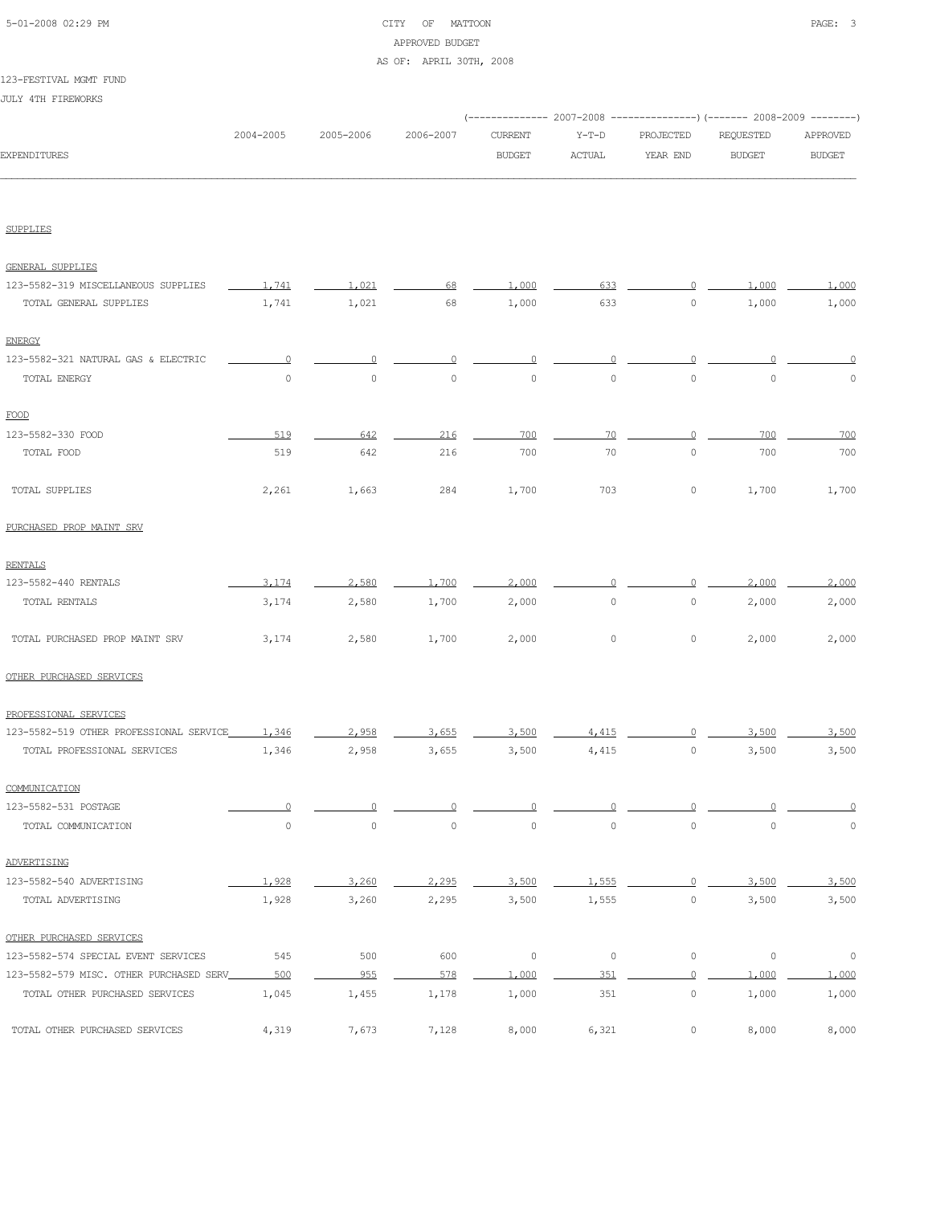CITY OF MATTOON
APPROVED BUDGET
AS OF: APRIL 30TH, 2008

123-FESTIVAL MGMT FUND

JULY 4TH FIREWORKS

| EXPENDITURES | 2004-2005 | 2005-2006 | 2006-2007 | 2007-2008 CURRENT BUDGET | 2007-2008 Y-T-D ACTUAL | 2007-2008 PROJECTED YEAR END | 2008-2009 REQUESTED BUDGET | 2008-2009 APPROVED BUDGET |
|---|---|---|---|---|---|---|---|---|
| SUPPLIES | | | | | | | | |
| GENERAL SUPPLIES | | | | | | | | |
| 123-5582-319 MISCELLANEOUS SUPPLIES | 1,741 | 1,021 | 68 | 1,000 | 633 | 0 | 1,000 | 1,000 |
| TOTAL GENERAL SUPPLIES | 1,741 | 1,021 | 68 | 1,000 | 633 | 0 | 1,000 | 1,000 |
| ENERGY | | | | | | | | |
| 123-5582-321 NATURAL GAS & ELECTRIC | 0 | 0 | 0 | 0 | 0 | 0 | 0 | 0 |
| TOTAL ENERGY | 0 | 0 | 0 | 0 | 0 | 0 | 0 | 0 |
| FOOD | | | | | | | | |
| 123-5582-330 FOOD | 519 | 642 | 216 | 700 | 70 | 0 | 700 | 700 |
| TOTAL FOOD | 519 | 642 | 216 | 700 | 70 | 0 | 700 | 700 |
| TOTAL SUPPLIES | 2,261 | 1,663 | 284 | 1,700 | 703 | 0 | 1,700 | 1,700 |
| PURCHASED PROP MAINT SRV | | | | | | | | |
| RENTALS | | | | | | | | |
| 123-5582-440 RENTALS | 3,174 | 2,580 | 1,700 | 2,000 | 0 | 0 | 2,000 | 2,000 |
| TOTAL RENTALS | 3,174 | 2,580 | 1,700 | 2,000 | 0 | 0 | 2,000 | 2,000 |
| TOTAL PURCHASED PROP MAINT SRV | 3,174 | 2,580 | 1,700 | 2,000 | 0 | 0 | 2,000 | 2,000 |
| OTHER PURCHASED SERVICES | | | | | | | | |
| PROFESSIONAL SERVICES | | | | | | | | |
| 123-5582-519 OTHER PROFESSIONAL SERVICE | 1,346 | 2,958 | 3,655 | 3,500 | 4,415 | 0 | 3,500 | 3,500 |
| TOTAL PROFESSIONAL SERVICES | 1,346 | 2,958 | 3,655 | 3,500 | 4,415 | 0 | 3,500 | 3,500 |
| COMMUNICATION | | | | | | | | |
| 123-5582-531 POSTAGE | 0 | 0 | 0 | 0 | 0 | 0 | 0 | 0 |
| TOTAL COMMUNICATION | 0 | 0 | 0 | 0 | 0 | 0 | 0 | 0 |
| ADVERTISING | | | | | | | | |
| 123-5582-540 ADVERTISING | 1,928 | 3,260 | 2,295 | 3,500 | 1,555 | 0 | 3,500 | 3,500 |
| TOTAL ADVERTISING | 1,928 | 3,260 | 2,295 | 3,500 | 1,555 | 0 | 3,500 | 3,500 |
| OTHER PURCHASED SERVICES | | | | | | | | |
| 123-5582-574 SPECIAL EVENT SERVICES | 545 | 500 | 600 | 0 | 0 | 0 | 0 | 0 |
| 123-5582-579 MISC. OTHER PURCHASED SERV | 500 | 955 | 578 | 1,000 | 351 | 0 | 1,000 | 1,000 |
| TOTAL OTHER PURCHASED SERVICES | 1,045 | 1,455 | 1,178 | 1,000 | 351 | 0 | 1,000 | 1,000 |
| TOTAL OTHER PURCHASED SERVICES | 4,319 | 7,673 | 7,128 | 8,000 | 6,321 | 0 | 8,000 | 8,000 |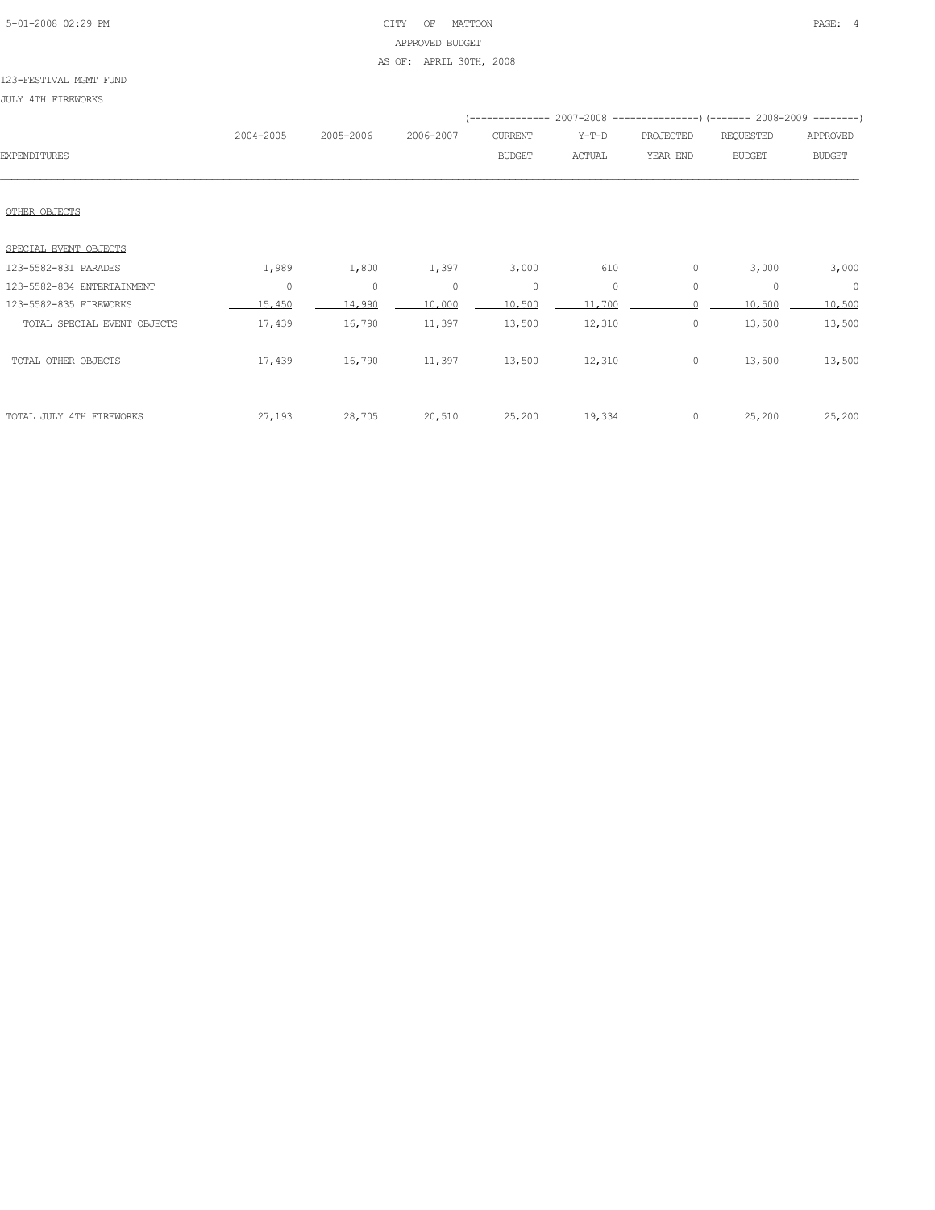CITY OF MATTOON
APPROVED BUDGET
AS OF: APRIL 30TH, 2008

123-FESTIVAL MGMT FUND

JULY 4TH FIREWORKS

| EXPENDITURES | 2004-2005 | 2005-2006 | 2006-2007 | 2007-2008 CURRENT BUDGET | 2007-2008 Y-T-D ACTUAL | 2007-2008 PROJECTED YEAR END | 2008-2009 REQUESTED BUDGET | 2008-2009 APPROVED BUDGET |
|---|---|---|---|---|---|---|---|---|
| OTHER OBJECTS | | | | | | | | |
| SPECIAL EVENT OBJECTS | | | | | | | | |
| 123-5582-831 PARADES | 1,989 | 1,800 | 1,397 | 3,000 | 610 | 0 | 3,000 | 3,000 |
| 123-5582-834 ENTERTAINMENT | 0 | 0 | 0 | 0 | 0 | 0 | 0 | 0 |
| 123-5582-835 FIREWORKS | 15,450 | 14,990 | 10,000 | 10,500 | 11,700 | 0 | 10,500 | 10,500 |
| TOTAL SPECIAL EVENT OBJECTS | 17,439 | 16,790 | 11,397 | 13,500 | 12,310 | 0 | 13,500 | 13,500 |
| TOTAL OTHER OBJECTS | 17,439 | 16,790 | 11,397 | 13,500 | 12,310 | 0 | 13,500 | 13,500 |
| TOTAL JULY 4TH FIREWORKS | 27,193 | 28,705 | 20,510 | 25,200 | 19,334 | 0 | 25,200 | 25,200 |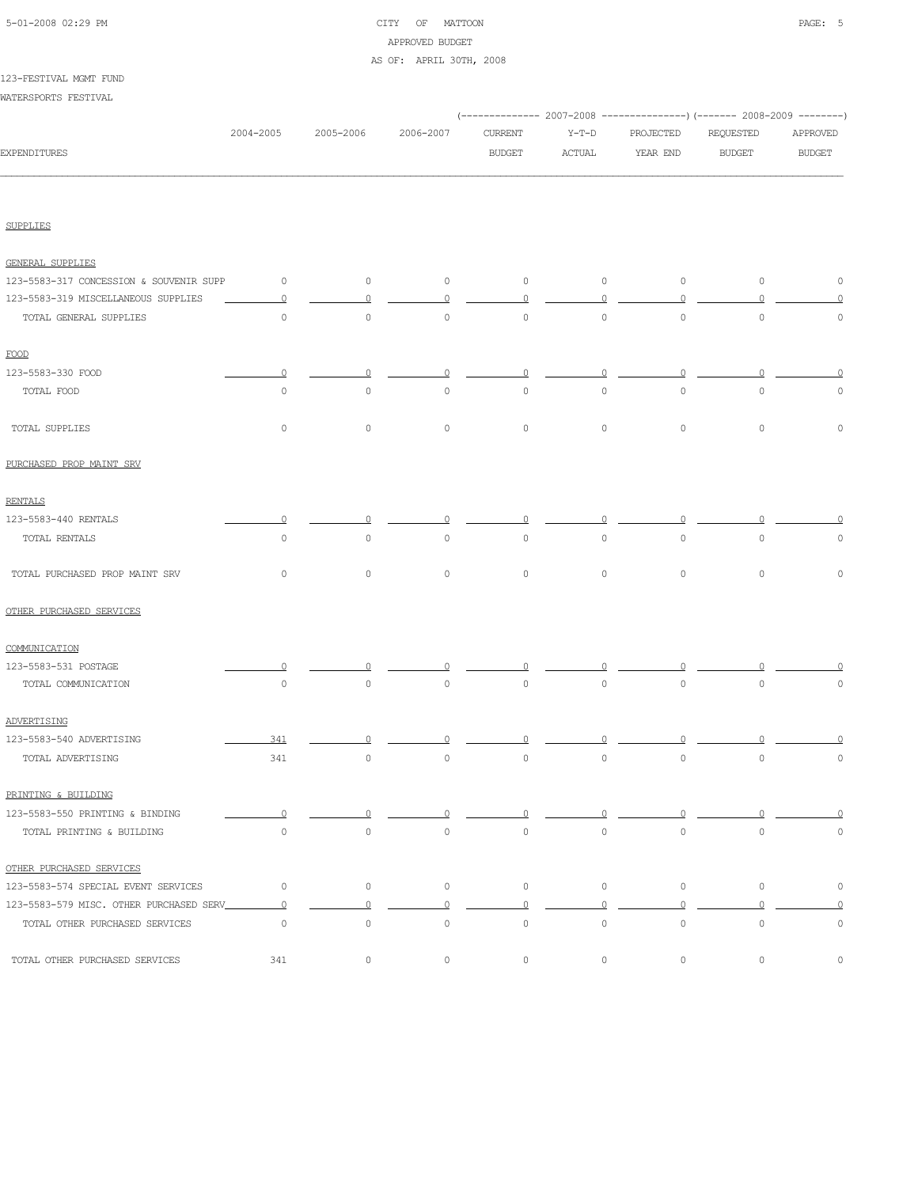CITY OF MATTOON
APPROVED BUDGET
AS OF: APRIL 30TH, 2008

123-FESTIVAL MGMT FUND

WATERSPORTS FESTIVAL

| EXPENDITURES | 2004-2005 | 2005-2006 | 2006-2007 | 2007-2008 CURRENT BUDGET | 2007-2008 Y-T-D ACTUAL | 2007-2008 PROJECTED YEAR END | 2008-2009 REQUESTED BUDGET | 2008-2009 APPROVED BUDGET |
|---|---|---|---|---|---|---|---|---|
| SUPPLIES | | | | | | | | |
| GENERAL SUPPLIES | | | | | | | | |
| 123-5583-317 CONCESSION & SOUVENIR SUPP | 0 | 0 | 0 | 0 | 0 | 0 | 0 | 0 |
| 123-5583-319 MISCELLANEOUS SUPPLIES | 0 | 0 | 0 | 0 | 0 | 0 | 0 | 0 |
| TOTAL GENERAL SUPPLIES | 0 | 0 | 0 | 0 | 0 | 0 | 0 | 0 |
| FOOD | | | | | | | | |
| 123-5583-330 FOOD | 0 | 0 | 0 | 0 | 0 | 0 | 0 | 0 |
| TOTAL FOOD | 0 | 0 | 0 | 0 | 0 | 0 | 0 | 0 |
| TOTAL SUPPLIES | 0 | 0 | 0 | 0 | 0 | 0 | 0 | 0 |
| PURCHASED PROP MAINT SRV | | | | | | | | |
| RENTALS | | | | | | | | |
| 123-5583-440 RENTALS | 0 | 0 | 0 | 0 | 0 | 0 | 0 | 0 |
| TOTAL RENTALS | 0 | 0 | 0 | 0 | 0 | 0 | 0 | 0 |
| TOTAL PURCHASED PROP MAINT SRV | 0 | 0 | 0 | 0 | 0 | 0 | 0 | 0 |
| OTHER PURCHASED SERVICES | | | | | | | | |
| COMMUNICATION | | | | | | | | |
| 123-5583-531 POSTAGE | 0 | 0 | 0 | 0 | 0 | 0 | 0 | 0 |
| TOTAL COMMUNICATION | 0 | 0 | 0 | 0 | 0 | 0 | 0 | 0 |
| ADVERTISING | | | | | | | | |
| 123-5583-540 ADVERTISING | 341 | 0 | 0 | 0 | 0 | 0 | 0 | 0 |
| TOTAL ADVERTISING | 341 | 0 | 0 | 0 | 0 | 0 | 0 | 0 |
| PRINTING & BUILDING | | | | | | | | |
| 123-5583-550 PRINTING & BINDING | 0 | 0 | 0 | 0 | 0 | 0 | 0 | 0 |
| TOTAL PRINTING & BUILDING | 0 | 0 | 0 | 0 | 0 | 0 | 0 | 0 |
| OTHER PURCHASED SERVICES | | | | | | | | |
| 123-5583-574 SPECIAL EVENT SERVICES | 0 | 0 | 0 | 0 | 0 | 0 | 0 | 0 |
| 123-5583-579 MISC. OTHER PURCHASED SERV | 0 | 0 | 0 | 0 | 0 | 0 | 0 | 0 |
| TOTAL OTHER PURCHASED SERVICES | 0 | 0 | 0 | 0 | 0 | 0 | 0 | 0 |
| TOTAL OTHER PURCHASED SERVICES | 341 | 0 | 0 | 0 | 0 | 0 | 0 | 0 |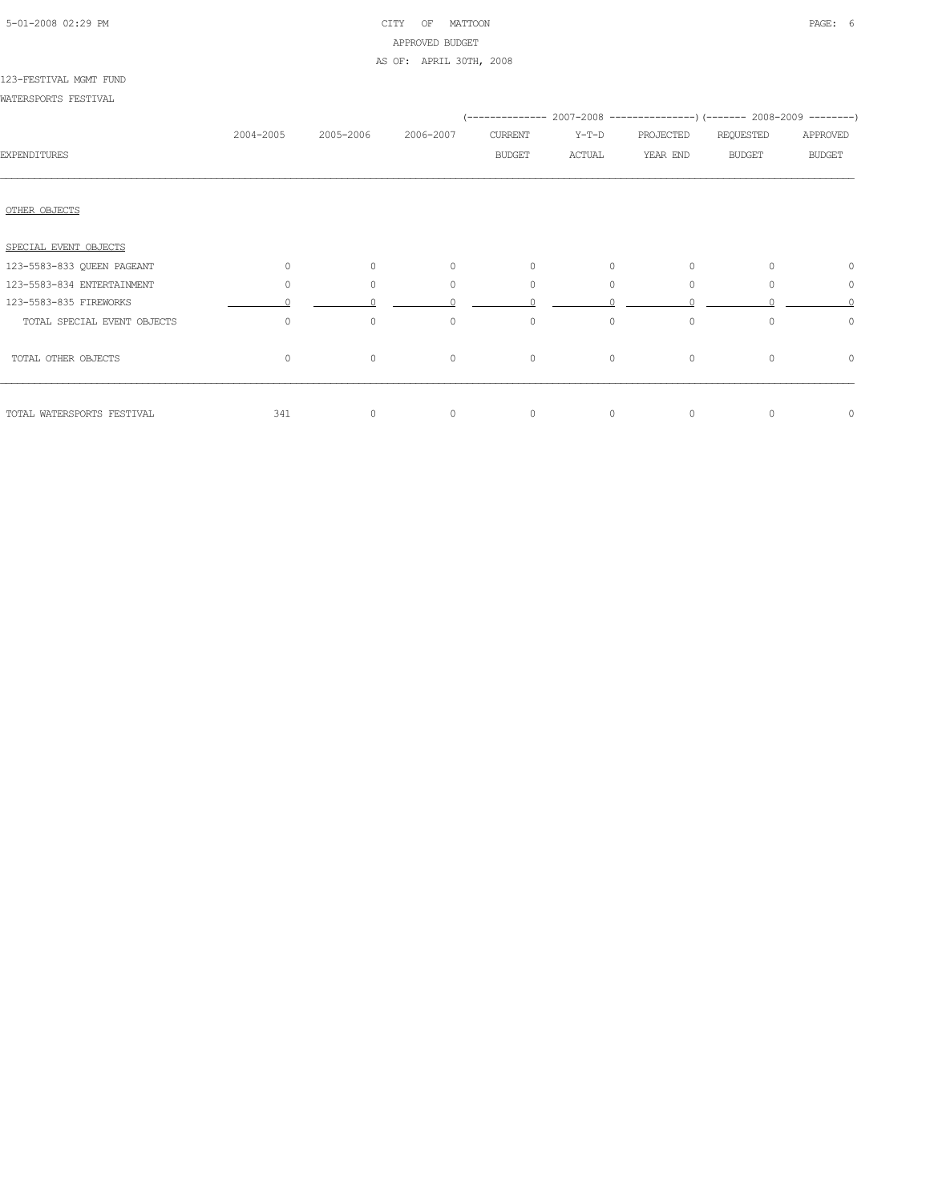CITY OF MATTOON
APPROVED BUDGET
AS OF: APRIL 30TH, 2008

123-FESTIVAL MGMT FUND

WATERSPORTS FESTIVAL

| EXPENDITURES | 2004-2005 | 2005-2006 | 2006-2007 | 2007-2008 CURRENT BUDGET | 2007-2008 Y-T-D ACTUAL | 2007-2008 PROJECTED YEAR END | 2008-2009 REQUESTED BUDGET | 2008-2009 APPROVED BUDGET |
|---|---|---|---|---|---|---|---|---|
| OTHER OBJECTS | | | | | | | | |
| SPECIAL EVENT OBJECTS | | | | | | | | |
| 123-5583-833 QUEEN PAGEANT | 0 | 0 | 0 | 0 | 0 | 0 | 0 | 0 |
| 123-5583-834 ENTERTAINMENT | 0 | 0 | 0 | 0 | 0 | 0 | 0 | 0 |
| 123-5583-835 FIREWORKS | 0 | 0 | 0 | 0 | 0 | 0 | 0 | 0 |
| TOTAL SPECIAL EVENT OBJECTS | 0 | 0 | 0 | 0 | 0 | 0 | 0 | 0 |
| TOTAL OTHER OBJECTS | 0 | 0 | 0 | 0 | 0 | 0 | 0 | 0 |
| TOTAL WATERSPORTS FESTIVAL | 341 | 0 | 0 | 0 | 0 | 0 | 0 | 0 |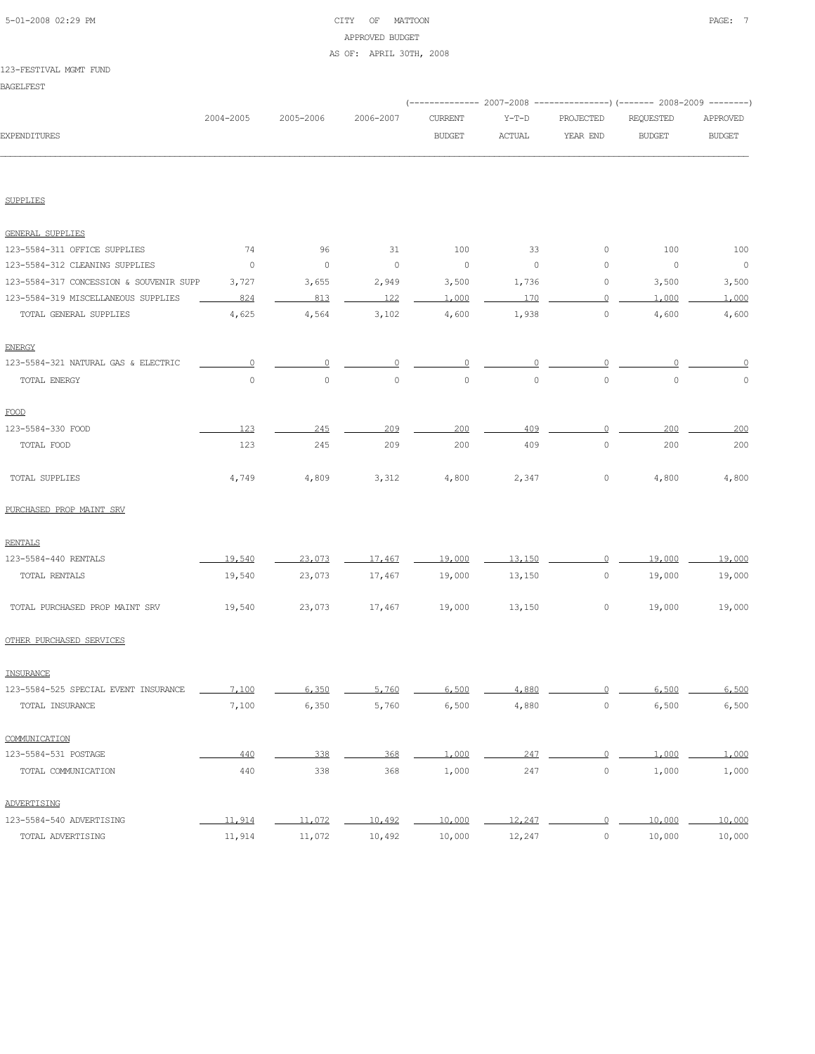CITY OF MATTOON
APPROVED BUDGET
AS OF: APRIL 30TH, 2008

123-FESTIVAL MGMT FUND
BAGELFEST

| EXPENDITURES | 2004-2005 | 2005-2006 | 2006-2007 | 2007-2008 CURRENT BUDGET | 2007-2008 Y-T-D ACTUAL | 2007-2008 PROJECTED YEAR END | 2008-2009 REQUESTED BUDGET | 2008-2009 APPROVED BUDGET |
|---|---|---|---|---|---|---|---|---|
| **SUPPLIES** | | | | | | | | |
| **GENERAL SUPPLIES** | | | | | | | | |
| 123-5584-311 OFFICE SUPPLIES | 74 | 96 | 31 | 100 | 33 | 0 | 100 | 100 |
| 123-5584-312 CLEANING SUPPLIES | 0 | 0 | 0 | 0 | 0 | 0 | 0 | 0 |
| 123-5584-317 CONCESSION & SOUVENIR SUPP | 3,727 | 3,655 | 2,949 | 3,500 | 1,736 | 0 | 3,500 | 3,500 |
| 123-5584-319 MISCELLANEOUS SUPPLIES | 824 | 813 | 122 | 1,000 | 170 | 0 | 1,000 | 1,000 |
| TOTAL GENERAL SUPPLIES | 4,625 | 4,564 | 3,102 | 4,600 | 1,938 | 0 | 4,600 | 4,600 |
| **ENERGY** | | | | | | | | |
| 123-5584-321 NATURAL GAS & ELECTRIC | 0 | 0 | 0 | 0 | 0 | 0 | 0 | 0 |
| TOTAL ENERGY | 0 | 0 | 0 | 0 | 0 | 0 | 0 | 0 |
| **FOOD** | | | | | | | | |
| 123-5584-330 FOOD | 123 | 245 | 209 | 200 | 409 | 0 | 200 | 200 |
| TOTAL FOOD | 123 | 245 | 209 | 200 | 409 | 0 | 200 | 200 |
| TOTAL SUPPLIES | 4,749 | 4,809 | 3,312 | 4,800 | 2,347 | 0 | 4,800 | 4,800 |
| **PURCHASED PROP MAINT SRV** | | | | | | | | |
| **RENTALS** | | | | | | | | |
| 123-5584-440 RENTALS | 19,540 | 23,073 | 17,467 | 19,000 | 13,150 | 0 | 19,000 | 19,000 |
| TOTAL RENTALS | 19,540 | 23,073 | 17,467 | 19,000 | 13,150 | 0 | 19,000 | 19,000 |
| TOTAL PURCHASED PROP MAINT SRV | 19,540 | 23,073 | 17,467 | 19,000 | 13,150 | 0 | 19,000 | 19,000 |
| **OTHER PURCHASED SERVICES** | | | | | | | | |
| **INSURANCE** | | | | | | | | |
| 123-5584-525 SPECIAL EVENT INSURANCE | 7,100 | 6,350 | 5,760 | 6,500 | 4,880 | 0 | 6,500 | 6,500 |
| TOTAL INSURANCE | 7,100 | 6,350 | 5,760 | 6,500 | 4,880 | 0 | 6,500 | 6,500 |
| **COMMUNICATION** | | | | | | | | |
| 123-5584-531 POSTAGE | 440 | 338 | 368 | 1,000 | 247 | 0 | 1,000 | 1,000 |
| TOTAL COMMUNICATION | 440 | 338 | 368 | 1,000 | 247 | 0 | 1,000 | 1,000 |
| **ADVERTISING** | | | | | | | | |
| 123-5584-540 ADVERTISING | 11,914 | 11,072 | 10,492 | 10,000 | 12,247 | 0 | 10,000 | 10,000 |
| TOTAL ADVERTISING | 11,914 | 11,072 | 10,492 | 10,000 | 12,247 | 0 | 10,000 | 10,000 |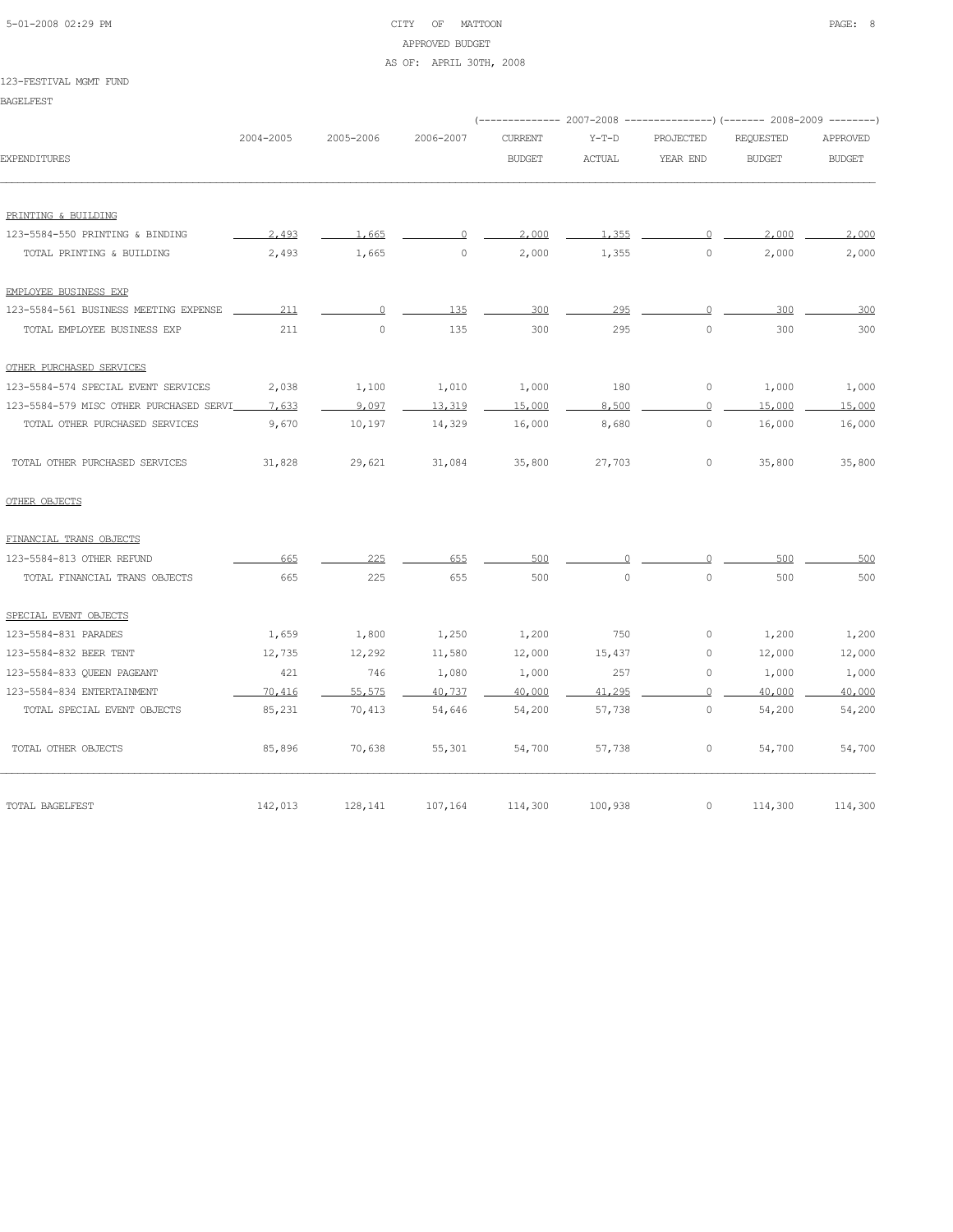CITY OF MATTOON
APPROVED BUDGET
AS OF: APRIL 30TH, 2008

123-FESTIVAL MGMT FUND

BAGELFEST

| EXPENDITURES | 2004-2005 | 2005-2006 | 2006-2007 | 2007-2008 CURRENT BUDGET | 2007-2008 Y-T-D ACTUAL | 2007-2008 PROJECTED YEAR END | 2008-2009 REQUESTED BUDGET | 2008-2009 APPROVED BUDGET |
|---|---|---|---|---|---|---|---|---|
| PRINTING & BUILDING | | | | | | | | |
| 123-5584-550 PRINTING & BINDING | 2,493 | 1,665 | 0 | 2,000 | 1,355 | 0 | 2,000 | 2,000 |
| TOTAL PRINTING & BUILDING | 2,493 | 1,665 | 0 | 2,000 | 1,355 | 0 | 2,000 | 2,000 |
| EMPLOYEE BUSINESS EXP | | | | | | | | |
| 123-5584-561 BUSINESS MEETING EXPENSE | 211 | 0 | 135 | 300 | 295 | 0 | 300 | 300 |
| TOTAL EMPLOYEE BUSINESS EXP | 211 | 0 | 135 | 300 | 295 | 0 | 300 | 300 |
| OTHER PURCHASED SERVICES | | | | | | | | |
| 123-5584-574 SPECIAL EVENT SERVICES | 2,038 | 1,100 | 1,010 | 1,000 | 180 | 0 | 1,000 | 1,000 |
| 123-5584-579 MISC OTHER PURCHASED SERVI | 7,633 | 9,097 | 13,319 | 15,000 | 8,500 | 0 | 15,000 | 15,000 |
| TOTAL OTHER PURCHASED SERVICES | 9,670 | 10,197 | 14,329 | 16,000 | 8,680 | 0 | 16,000 | 16,000 |
| TOTAL OTHER PURCHASED SERVICES | 31,828 | 29,621 | 31,084 | 35,800 | 27,703 | 0 | 35,800 | 35,800 |
| OTHER OBJECTS | | | | | | | | |
| FINANCIAL TRANS OBJECTS | | | | | | | | |
| 123-5584-813 OTHER REFUND | 665 | 225 | 655 | 500 | 0 | 0 | 500 | 500 |
| TOTAL FINANCIAL TRANS OBJECTS | 665 | 225 | 655 | 500 | 0 | 0 | 500 | 500 |
| SPECIAL EVENT OBJECTS | | | | | | | | |
| 123-5584-831 PARADES | 1,659 | 1,800 | 1,250 | 1,200 | 750 | 0 | 1,200 | 1,200 |
| 123-5584-832 BEER TENT | 12,735 | 12,292 | 11,580 | 12,000 | 15,437 | 0 | 12,000 | 12,000 |
| 123-5584-833 QUEEN PAGEANT | 421 | 746 | 1,080 | 1,000 | 257 | 0 | 1,000 | 1,000 |
| 123-5584-834 ENTERTAINMENT | 70,416 | 55,575 | 40,737 | 40,000 | 41,295 | 0 | 40,000 | 40,000 |
| TOTAL SPECIAL EVENT OBJECTS | 85,231 | 70,413 | 54,646 | 54,200 | 57,738 | 0 | 54,200 | 54,200 |
| TOTAL OTHER OBJECTS | 85,896 | 70,638 | 55,301 | 54,700 | 57,738 | 0 | 54,700 | 54,700 |
| TOTAL BAGELFEST | 142,013 | 128,141 | 107,164 | 114,300 | 100,938 | 0 | 114,300 | 114,300 |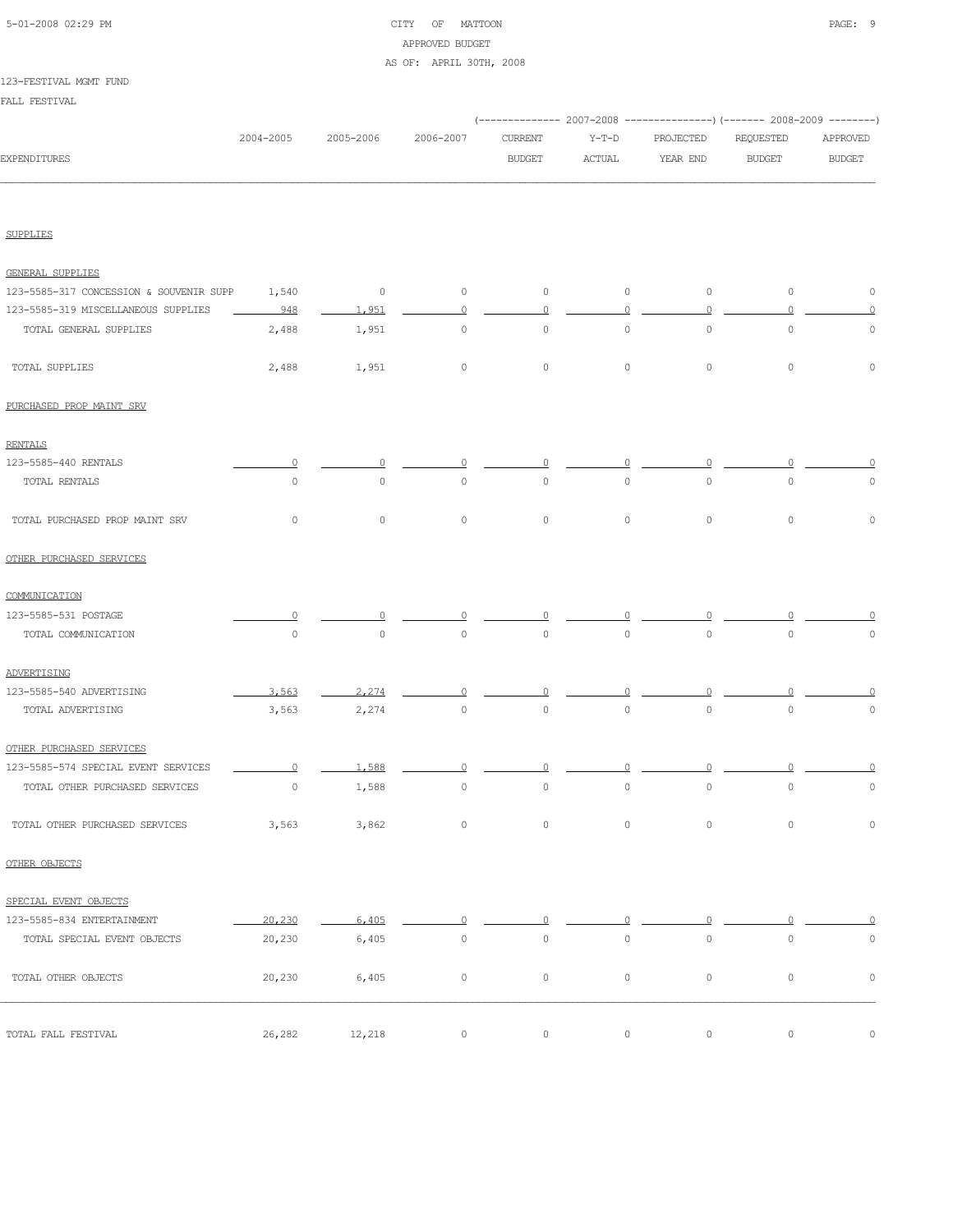CITY OF MATTOON
APPROVED BUDGET
AS OF: APRIL 30TH, 2008

123-FESTIVAL MGMT FUND

FALL FESTIVAL

| EXPENDITURES | 2004-2005 | 2005-2006 | 2006-2007 | 2007-2008 CURRENT BUDGET | 2007-2008 Y-T-D ACTUAL | 2007-2008 PROJECTED YEAR END | 2008-2009 REQUESTED BUDGET | 2008-2009 APPROVED BUDGET |
|---|---|---|---|---|---|---|---|---|
| **SUPPLIES** | | | | | | | | |
| GENERAL SUPPLIES | | | | | | | | |
| 123-5585-317 CONCESSION & SOUVENIR SUPP | 1,540 | 0 | 0 | 0 | 0 | 0 | 0 | 0 |
| 123-5585-319 MISCELLANEOUS SUPPLIES | 948 | 1,951 | 0 | 0 | 0 | 0 | 0 | 0 |
| TOTAL GENERAL SUPPLIES | 2,488 | 1,951 | 0 | 0 | 0 | 0 | 0 | 0 |
| TOTAL SUPPLIES | 2,488 | 1,951 | 0 | 0 | 0 | 0 | 0 | 0 |
| **PURCHASED PROP MAINT SRV** | | | | | | | | |
| RENTALS | | | | | | | | |
| 123-5585-440 RENTALS | 0 | 0 | 0 | 0 | 0 | 0 | 0 | 0 |
| TOTAL RENTALS | 0 | 0 | 0 | 0 | 0 | 0 | 0 | 0 |
| TOTAL PURCHASED PROP MAINT SRV | 0 | 0 | 0 | 0 | 0 | 0 | 0 | 0 |
| **OTHER PURCHASED SERVICES** | | | | | | | | |
| COMMUNICATION | | | | | | | | |
| 123-5585-531 POSTAGE | 0 | 0 | 0 | 0 | 0 | 0 | 0 | 0 |
| TOTAL COMMUNICATION | 0 | 0 | 0 | 0 | 0 | 0 | 0 | 0 |
| ADVERTISING | | | | | | | | |
| 123-5585-540 ADVERTISING | 3,563 | 2,274 | 0 | 0 | 0 | 0 | 0 | 0 |
| TOTAL ADVERTISING | 3,563 | 2,274 | 0 | 0 | 0 | 0 | 0 | 0 |
| OTHER PURCHASED SERVICES | | | | | | | | |
| 123-5585-574 SPECIAL EVENT SERVICES | 0 | 1,588 | 0 | 0 | 0 | 0 | 0 | 0 |
| TOTAL OTHER PURCHASED SERVICES | 0 | 1,588 | 0 | 0 | 0 | 0 | 0 | 0 |
| TOTAL OTHER PURCHASED SERVICES | 3,563 | 3,862 | 0 | 0 | 0 | 0 | 0 | 0 |
| **OTHER OBJECTS** | | | | | | | | |
| SPECIAL EVENT OBJECTS | | | | | | | | |
| 123-5585-834 ENTERTAINMENT | 20,230 | 6,405 | 0 | 0 | 0 | 0 | 0 | 0 |
| TOTAL SPECIAL EVENT OBJECTS | 20,230 | 6,405 | 0 | 0 | 0 | 0 | 0 | 0 |
| TOTAL OTHER OBJECTS | 20,230 | 6,405 | 0 | 0 | 0 | 0 | 0 | 0 |
| TOTAL FALL FESTIVAL | 26,282 | 12,218 | 0 | 0 | 0 | 0 | 0 | 0 |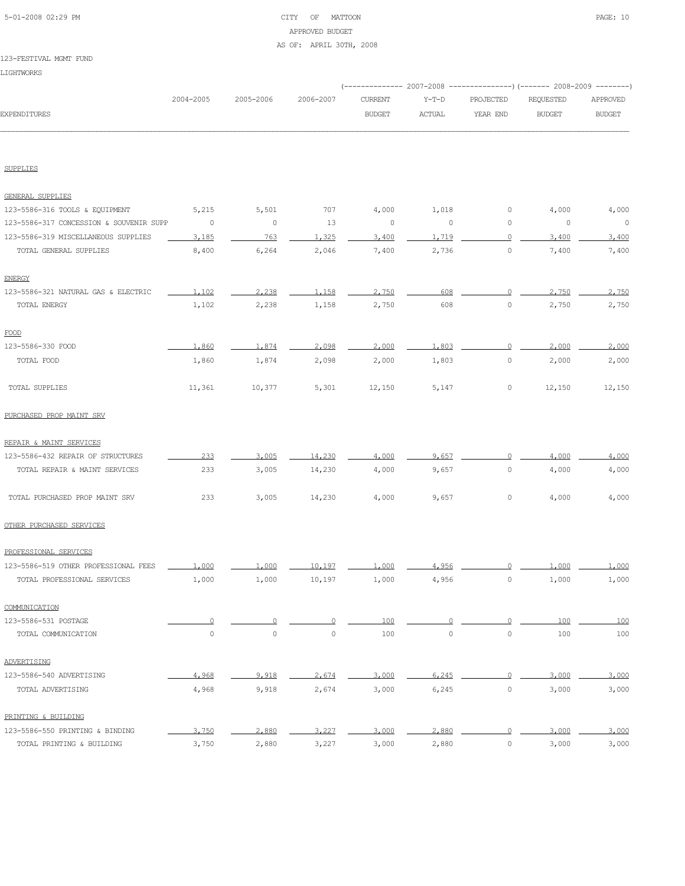CITY OF MATTOON
APPROVED BUDGET
AS OF: APRIL 30TH, 2008

123-FESTIVAL MGMT FUND

LIGHTWORKS

| EXPENDITURES | 2004-2005 | 2005-2006 | 2006-2007 | 2007-2008 CURRENT BUDGET | 2007-2008 Y-T-D ACTUAL | 2007-2008 PROJECTED YEAR END | 2008-2009 REQUESTED BUDGET | 2008-2009 APPROVED BUDGET |
|---|---|---|---|---|---|---|---|---|
| **SUPPLIES** | | | | | | | | |
| GENERAL SUPPLIES | | | | | | | | |
| 123-5586-316 TOOLS & EQUIPMENT | 5,215 | 5,501 | 707 | 4,000 | 1,018 | 0 | 4,000 | 4,000 |
| 123-5586-317 CONCESSION & SOUVENIR SUPP | 0 | 0 | 13 | 0 | 0 | 0 | 0 | 0 |
| 123-5586-319 MISCELLANEOUS SUPPLIES | 3,185 | 763 | 1,325 | 3,400 | 1,719 | 0 | 3,400 | 3,400 |
| TOTAL GENERAL SUPPLIES | 8,400 | 6,264 | 2,046 | 7,400 | 2,736 | 0 | 7,400 | 7,400 |
| ENERGY | | | | | | | | |
| 123-5586-321 NATURAL GAS & ELECTRIC | 1,102 | 2,238 | 1,158 | 2,750 | 608 | 0 | 2,750 | 2,750 |
| TOTAL ENERGY | 1,102 | 2,238 | 1,158 | 2,750 | 608 | 0 | 2,750 | 2,750 |
| FOOD | | | | | | | | |
| 123-5586-330 FOOD | 1,860 | 1,874 | 2,098 | 2,000 | 1,803 | 0 | 2,000 | 2,000 |
| TOTAL FOOD | 1,860 | 1,874 | 2,098 | 2,000 | 1,803 | 0 | 2,000 | 2,000 |
| TOTAL SUPPLIES | 11,361 | 10,377 | 5,301 | 12,150 | 5,147 | 0 | 12,150 | 12,150 |
| **PURCHASED PROP MAINT SRV** | | | | | | | | |
| REPAIR & MAINT SERVICES | | | | | | | | |
| 123-5586-432 REPAIR OF STRUCTURES | 233 | 3,005 | 14,230 | 4,000 | 9,657 | 0 | 4,000 | 4,000 |
| TOTAL REPAIR & MAINT SERVICES | 233 | 3,005 | 14,230 | 4,000 | 9,657 | 0 | 4,000 | 4,000 |
| TOTAL PURCHASED PROP MAINT SRV | 233 | 3,005 | 14,230 | 4,000 | 9,657 | 0 | 4,000 | 4,000 |
| **OTHER PURCHASED SERVICES** | | | | | | | | |
| PROFESSIONAL SERVICES | | | | | | | | |
| 123-5586-519 OTHER PROFESSIONAL FEES | 1,000 | 1,000 | 10,197 | 1,000 | 4,956 | 0 | 1,000 | 1,000 |
| TOTAL PROFESSIONAL SERVICES | 1,000 | 1,000 | 10,197 | 1,000 | 4,956 | 0 | 1,000 | 1,000 |
| COMMUNICATION | | | | | | | | |
| 123-5586-531 POSTAGE | 0 | 0 | 0 | 100 | 0 | 0 | 100 | 100 |
| TOTAL COMMUNICATION | 0 | 0 | 0 | 100 | 0 | 0 | 100 | 100 |
| ADVERTISING | | | | | | | | |
| 123-5586-540 ADVERTISING | 4,968 | 9,918 | 2,674 | 3,000 | 6,245 | 0 | 3,000 | 3,000 |
| TOTAL ADVERTISING | 4,968 | 9,918 | 2,674 | 3,000 | 6,245 | 0 | 3,000 | 3,000 |
| PRINTING & BUILDING | | | | | | | | |
| 123-5586-550 PRINTING & BINDING | 3,750 | 2,880 | 3,227 | 3,000 | 2,880 | 0 | 3,000 | 3,000 |
| TOTAL PRINTING & BUILDING | 3,750 | 2,880 | 3,227 | 3,000 | 2,880 | 0 | 3,000 | 3,000 |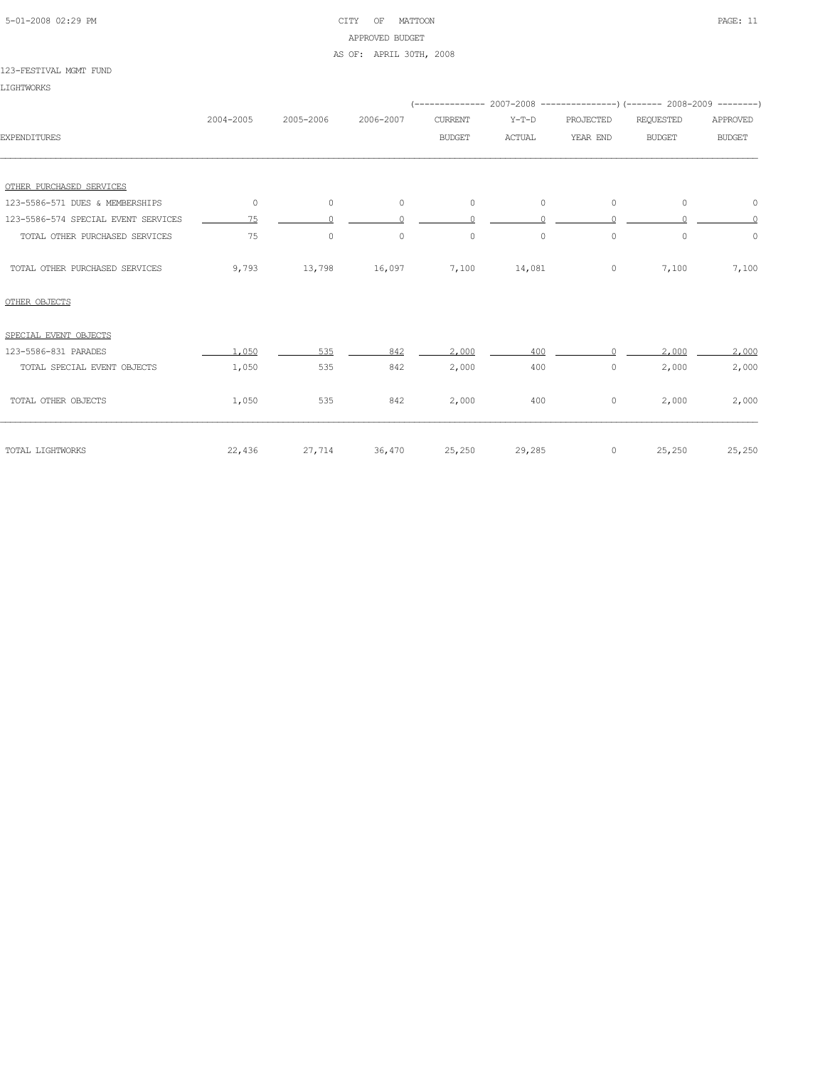CITY OF MATTOON
APPROVED BUDGET
AS OF: APRIL 30TH, 2008

123-FESTIVAL MGMT FUND

LIGHTWORKS

| EXPENDITURES | 2004-2005 | 2005-2006 | 2006-2007 | 2007-2008 CURRENT BUDGET | 2007-2008 Y-T-D ACTUAL | 2007-2008 PROJECTED YEAR END | 2008-2009 REQUESTED BUDGET | 2008-2009 APPROVED BUDGET |
|---|---|---|---|---|---|---|---|---|
| OTHER PURCHASED SERVICES | | | | | | | | |
| 123-5586-571 DUES & MEMBERSHIPS | 0 | 0 | 0 | 0 | 0 | 0 | 0 | 0 |
| 123-5586-574 SPECIAL EVENT SERVICES | 75 | 0 | 0 | 0 | 0 | 0 | 0 | 0 |
| TOTAL OTHER PURCHASED SERVICES | 75 | 0 | 0 | 0 | 0 | 0 | 0 | 0 |
| TOTAL OTHER PURCHASED SERVICES | 9,793 | 13,798 | 16,097 | 7,100 | 14,081 | 0 | 7,100 | 7,100 |
| OTHER OBJECTS | | | | | | | | |
| SPECIAL EVENT OBJECTS | | | | | | | | |
| 123-5586-831 PARADES | 1,050 | 535 | 842 | 2,000 | 400 | 0 | 2,000 | 2,000 |
| TOTAL SPECIAL EVENT OBJECTS | 1,050 | 535 | 842 | 2,000 | 400 | 0 | 2,000 | 2,000 |
| TOTAL OTHER OBJECTS | 1,050 | 535 | 842 | 2,000 | 400 | 0 | 2,000 | 2,000 |
| TOTAL LIGHTWORKS | 22,436 | 27,714 | 36,470 | 25,250 | 29,285 | 0 | 25,250 | 25,250 |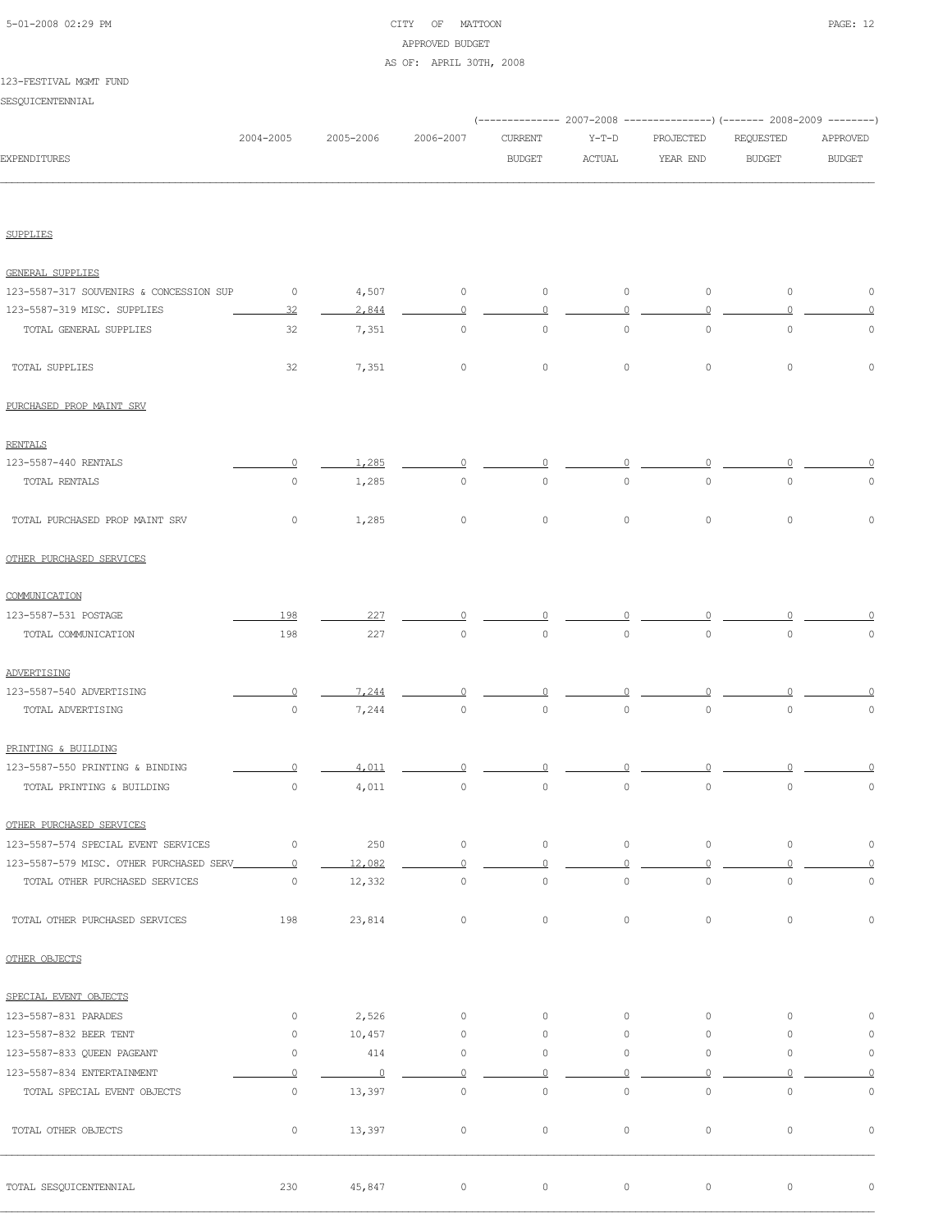CITY OF MATTOON
APPROVED BUDGET
AS OF: APRIL 30TH, 2008

123-FESTIVAL MGMT FUND
SESQUICENTENNIAL

| EXPENDITURES | 2004-2005 | 2005-2006 | 2006-2007 | 2007-2008 CURRENT BUDGET | 2007-2008 Y-T-D ACTUAL | 2007-2008 PROJECTED YEAR END | 2008-2009 REQUESTED BUDGET | 2008-2009 APPROVED BUDGET |
|---|---|---|---|---|---|---|---|---|
| **SUPPLIES** | | | | | | | | |
| GENERAL SUPPLIES | | | | | | | | |
| 123-5587-317 SOUVENIRS & CONCESSION SUP | 0 | 4,507 | 0 | 0 | 0 | 0 | 0 | 0 |
| 123-5587-319 MISC. SUPPLIES | 32 | 2,844 | 0 | 0 | 0 | 0 | 0 | 0 |
| TOTAL GENERAL SUPPLIES | 32 | 7,351 | 0 | 0 | 0 | 0 | 0 | 0 |
| TOTAL SUPPLIES | 32 | 7,351 | 0 | 0 | 0 | 0 | 0 | 0 |
| **PURCHASED PROP MAINT SRV** | | | | | | | | |
| RENTALS | | | | | | | | |
| 123-5587-440 RENTALS | 0 | 1,285 | 0 | 0 | 0 | 0 | 0 | 0 |
| TOTAL RENTALS | 0 | 1,285 | 0 | 0 | 0 | 0 | 0 | 0 |
| TOTAL PURCHASED PROP MAINT SRV | 0 | 1,285 | 0 | 0 | 0 | 0 | 0 | 0 |
| **OTHER PURCHASED SERVICES** | | | | | | | | |
| COMMUNICATION | | | | | | | | |
| 123-5587-531 POSTAGE | 198 | 227 | 0 | 0 | 0 | 0 | 0 | 0 |
| TOTAL COMMUNICATION | 198 | 227 | 0 | 0 | 0 | 0 | 0 | 0 |
| ADVERTISING | | | | | | | | |
| 123-5587-540 ADVERTISING | 0 | 7,244 | 0 | 0 | 0 | 0 | 0 | 0 |
| TOTAL ADVERTISING | 0 | 7,244 | 0 | 0 | 0 | 0 | 0 | 0 |
| PRINTING & BUILDING | | | | | | | | |
| 123-5587-550 PRINTING & BINDING | 0 | 4,011 | 0 | 0 | 0 | 0 | 0 | 0 |
| TOTAL PRINTING & BUILDING | 0 | 4,011 | 0 | 0 | 0 | 0 | 0 | 0 |
| OTHER PURCHASED SERVICES | | | | | | | | |
| 123-5587-574 SPECIAL EVENT SERVICES | 0 | 250 | 0 | 0 | 0 | 0 | 0 | 0 |
| 123-5587-579 MISC. OTHER PURCHASED SERV | 0 | 12,082 | 0 | 0 | 0 | 0 | 0 | 0 |
| TOTAL OTHER PURCHASED SERVICES | 0 | 12,332 | 0 | 0 | 0 | 0 | 0 | 0 |
| TOTAL OTHER PURCHASED SERVICES | 198 | 23,814 | 0 | 0 | 0 | 0 | 0 | 0 |
| **OTHER OBJECTS** | | | | | | | | |
| SPECIAL EVENT OBJECTS | | | | | | | | |
| 123-5587-831 PARADES | 0 | 2,526 | 0 | 0 | 0 | 0 | 0 | 0 |
| 123-5587-832 BEER TENT | 0 | 10,457 | 0 | 0 | 0 | 0 | 0 | 0 |
| 123-5587-833 QUEEN PAGEANT | 0 | 414 | 0 | 0 | 0 | 0 | 0 | 0 |
| 123-5587-834 ENTERTAINMENT | 0 | 0 | 0 | 0 | 0 | 0 | 0 | 0 |
| TOTAL SPECIAL EVENT OBJECTS | 0 | 13,397 | 0 | 0 | 0 | 0 | 0 | 0 |
| TOTAL OTHER OBJECTS | 0 | 13,397 | 0 | 0 | 0 | 0 | 0 | 0 |
| TOTAL SESQUICENTENNIAL | 230 | 45,847 | 0 | 0 | 0 | 0 | 0 | 0 |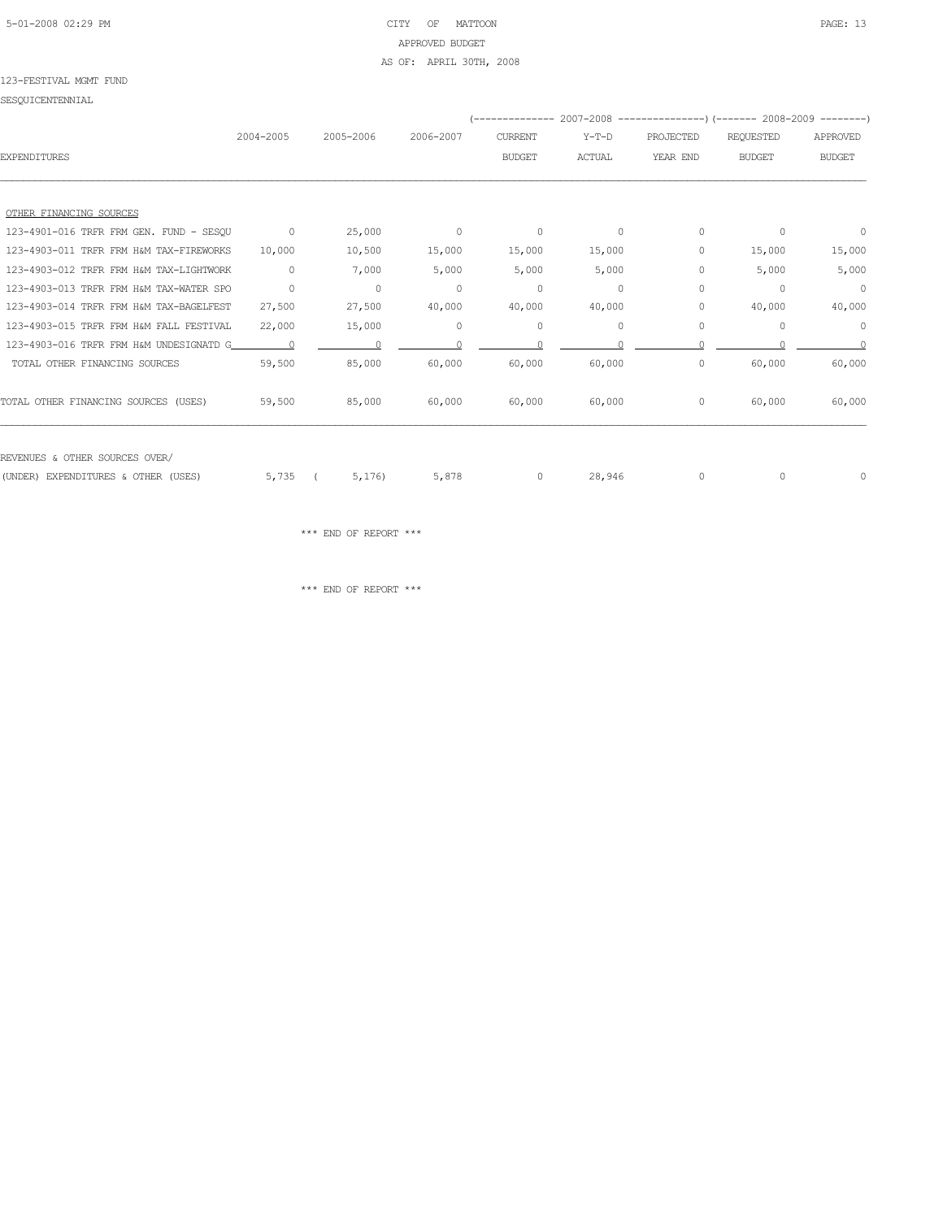123-FESTIVAL MGMT FUND

SESQUICENTENNIAL

| EXPENDITURES | 2004-2005 | 2005-2006 | 2006-2007 | 2007-2008 CURRENT BUDGET | 2007-2008 Y-T-D ACTUAL | 2007-2008 PROJECTED YEAR END | 2008-2009 REQUESTED BUDGET | 2008-2009 APPROVED BUDGET |
|---|---|---|---|---|---|---|---|---|
| OTHER FINANCING SOURCES | | | | | | | | |
| 123-4901-016 TRFR FRM GEN. FUND - SESQU | 0 | 25,000 | 0 | 0 | 0 | 0 | 0 | 0 |
| 123-4903-011 TRFR FRM H&M TAX-FIREWORKS | 10,000 | 10,500 | 15,000 | 15,000 | 15,000 | 0 | 15,000 | 15,000 |
| 123-4903-012 TRFR FRM H&M TAX-LIGHTWORK | 0 | 7,000 | 5,000 | 5,000 | 5,000 | 0 | 5,000 | 5,000 |
| 123-4903-013 TRFR FRM H&M TAX-WATER SPO | 0 | 0 | 0 | 0 | 0 | 0 | 0 | 0 |
| 123-4903-014 TRFR FRM H&M TAX-BAGELFEST | 27,500 | 27,500 | 40,000 | 40,000 | 40,000 | 0 | 40,000 | 40,000 |
| 123-4903-015 TRFR FRM H&M FALL FESTIVAL | 22,000 | 15,000 | 0 | 0 | 0 | 0 | 0 | 0 |
| 123-4903-016 TRFR FRM H&M UNDESIGNATD G | 0 | 0 | 0 | 0 | 0 | 0 | 0 | 0 |
| TOTAL OTHER FINANCING SOURCES | 59,500 | 85,000 | 60,000 | 60,000 | 60,000 | 0 | 60,000 | 60,000 |
| TOTAL OTHER FINANCING SOURCES (USES) | 59,500 | 85,000 | 60,000 | 60,000 | 60,000 | 0 | 60,000 | 60,000 |
| REVENUES & OTHER SOURCES OVER/ (UNDER) EXPENDITURES & OTHER (USES) | 5,735 | ( 5,176) | 5,878 | 0 | 28,946 | 0 | 0 | 0 |

*** END OF REPORT ***

*** END OF REPORT ***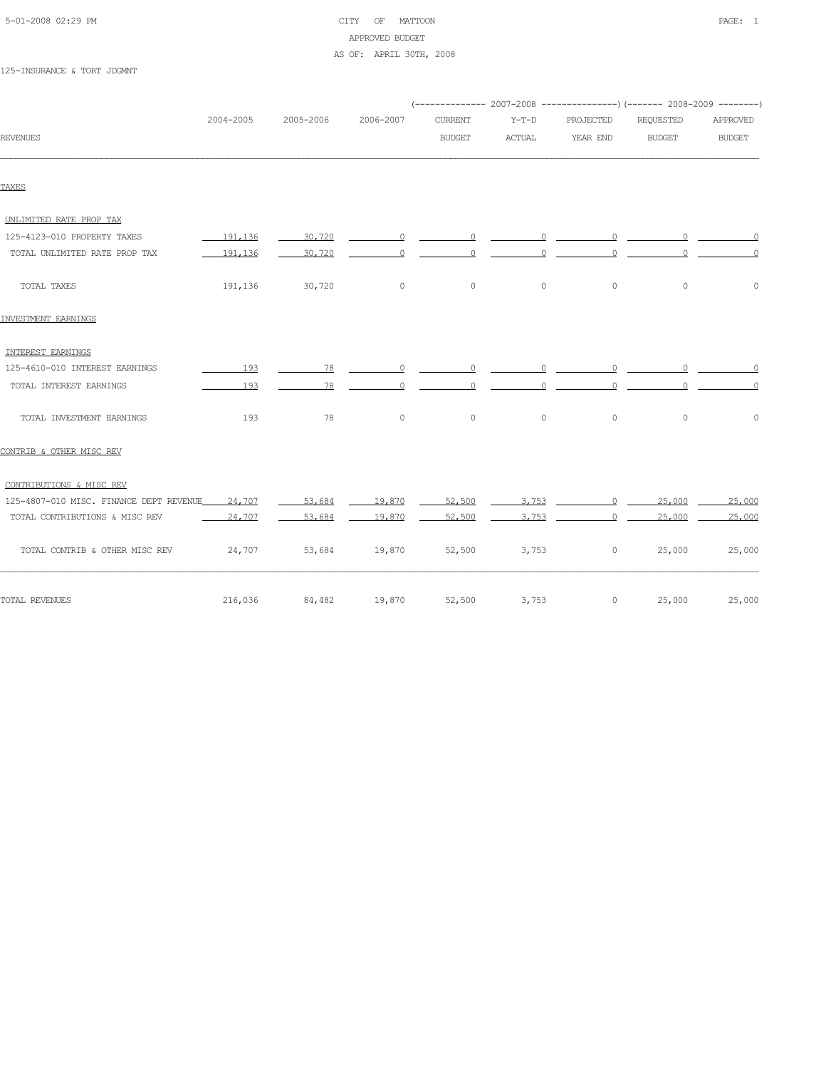CITY OF MATTOON
APPROVED BUDGET
AS OF: APRIL 30TH, 2008

125-INSURANCE & TORT JDGMNT

| REVENUES | 2004-2005 | 2005-2006 | 2006-2007 | 2007-2008 CURRENT BUDGET | 2007-2008 Y-T-D ACTUAL | 2007-2008 PROJECTED YEAR END | 2008-2009 REQUESTED BUDGET | 2008-2009 APPROVED BUDGET |
|---|---|---|---|---|---|---|---|---|
| **TAXES** | | | | | | | | |
| UNLIMITED RATE PROP TAX | | | | | | | | |
| 125-4123-010 PROPERTY TAXES | 191,136 | 30,720 | 0 | 0 | 0 | 0 | 0 | 0 |
| TOTAL UNLIMITED RATE PROP TAX | 191,136 | 30,720 | 0 | 0 | 0 | 0 | 0 | 0 |
| TOTAL TAXES | 191,136 | 30,720 | 0 | 0 | 0 | 0 | 0 | 0 |
| **INVESTMENT EARNINGS** | | | | | | | | |
| INTEREST EARNINGS | | | | | | | | |
| 125-4610-010 INTEREST EARNINGS | 193 | 78 | 0 | 0 | 0 | 0 | 0 | 0 |
| TOTAL INTEREST EARNINGS | 193 | 78 | 0 | 0 | 0 | 0 | 0 | 0 |
| TOTAL INVESTMENT EARNINGS | 193 | 78 | 0 | 0 | 0 | 0 | 0 | 0 |
| **CONTRIB & OTHER MISC REV** | | | | | | | | |
| CONTRIBUTIONS & MISC REV | | | | | | | | |
| 125-4807-010 MISC. FINANCE DEPT REVENUE | 24,707 | 53,684 | 19,870 | 52,500 | 3,753 | 0 | 25,000 | 25,000 |
| TOTAL CONTRIBUTIONS & MISC REV | 24,707 | 53,684 | 19,870 | 52,500 | 3,753 | 0 | 25,000 | 25,000 |
| TOTAL CONTRIB & OTHER MISC REV | 24,707 | 53,684 | 19,870 | 52,500 | 3,753 | 0 | 25,000 | 25,000 |
| TOTAL REVENUES | 216,036 | 84,482 | 19,870 | 52,500 | 3,753 | 0 | 25,000 | 25,000 |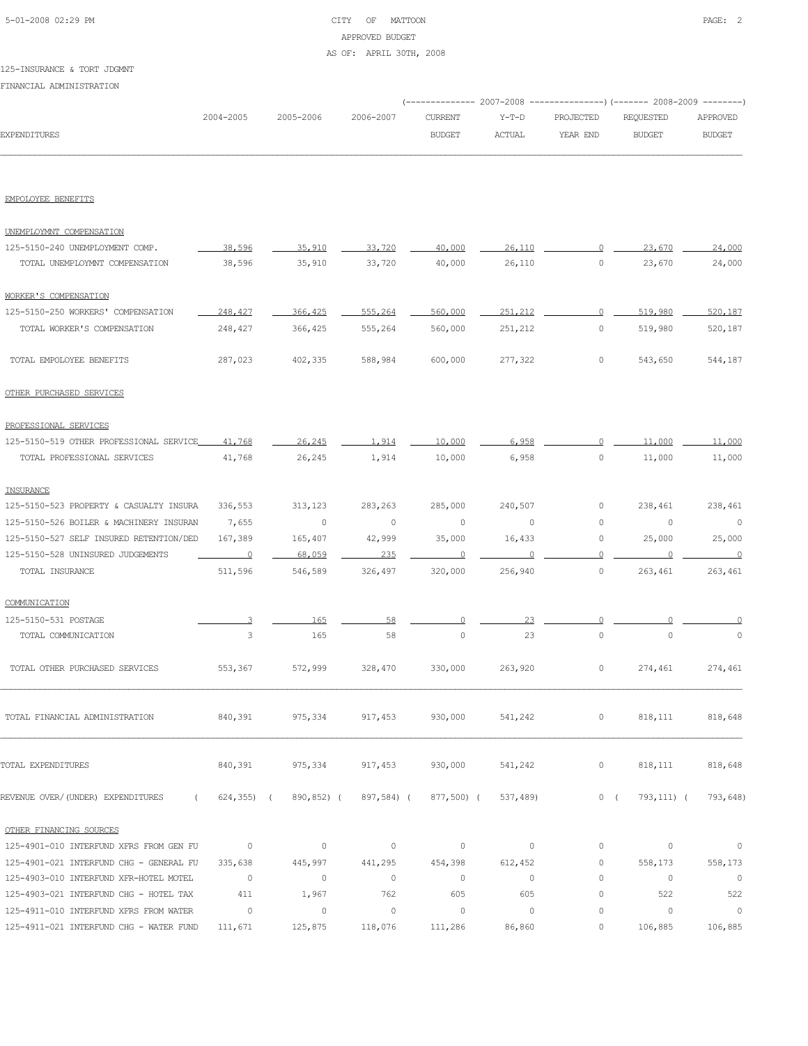CITY OF MATTOON
APPROVED BUDGET
AS OF: APRIL 30TH, 2008

125-INSURANCE & TORT JDGMNT

FINANCIAL ADMINISTRATION

| EXPENDITURES | 2004-2005 | 2005-2006 | 2006-2007 | 2007-2008 CURRENT BUDGET | 2007-2008 Y-T-D ACTUAL | 2007-2008 PROJECTED YEAR END | 2008-2009 REQUESTED BUDGET | 2008-2009 APPROVED BUDGET |
|---|---|---|---|---|---|---|---|---|
| **EMPOLOYEE BENEFITS** | | | | | | | | |
| **UNEMPLOYMNT COMPENSATION** | | | | | | | | |
| 125-5150-240 UNEMPLOYMENT COMP. | 38,596 | 35,910 | 33,720 | 40,000 | 26,110 | 0 | 23,670 | 24,000 |
| TOTAL UNEMPLOYMNT COMPENSATION | 38,596 | 35,910 | 33,720 | 40,000 | 26,110 | 0 | 23,670 | 24,000 |
| **WORKER'S COMPENSATION** | | | | | | | | |
| 125-5150-250 WORKERS' COMPENSATION | 248,427 | 366,425 | 555,264 | 560,000 | 251,212 | 0 | 519,980 | 520,187 |
| TOTAL WORKER'S COMPENSATION | 248,427 | 366,425 | 555,264 | 560,000 | 251,212 | 0 | 519,980 | 520,187 |
| TOTAL EMPOLOYEE BENEFITS | 287,023 | 402,335 | 588,984 | 600,000 | 277,322 | 0 | 543,650 | 544,187 |
| **OTHER PURCHASED SERVICES** | | | | | | | | |
| **PROFESSIONAL SERVICES** | | | | | | | | |
| 125-5150-519 OTHER PROFESSIONAL SERVICE | 41,768 | 26,245 | 1,914 | 10,000 | 6,958 | 0 | 11,000 | 11,000 |
| TOTAL PROFESSIONAL SERVICES | 41,768 | 26,245 | 1,914 | 10,000 | 6,958 | 0 | 11,000 | 11,000 |
| **INSURANCE** | | | | | | | | |
| 125-5150-523 PROPERTY & CASUALTY INSURA | 336,553 | 313,123 | 283,263 | 285,000 | 240,507 | 0 | 238,461 | 238,461 |
| 125-5150-526 BOILER & MACHINERY INSURAN | 7,655 | 0 | 0 | 0 | 0 | 0 | 0 | 0 |
| 125-5150-527 SELF INSURED RETENTION/DED | 167,389 | 165,407 | 42,999 | 35,000 | 16,433 | 0 | 25,000 | 25,000 |
| 125-5150-528 UNINSURED JUDGEMENTS | 0 | 68,059 | 235 | 0 | 0 | 0 | 0 | 0 |
| TOTAL INSURANCE | 511,596 | 546,589 | 326,497 | 320,000 | 256,940 | 0 | 263,461 | 263,461 |
| **COMMUNICATION** | | | | | | | | |
| 125-5150-531 POSTAGE | 3 | 165 | 58 | 0 | 23 | 0 | 0 | 0 |
| TOTAL COMMUNICATION | 3 | 165 | 58 | 0 | 23 | 0 | 0 | 0 |
| TOTAL OTHER PURCHASED SERVICES | 553,367 | 572,999 | 328,470 | 330,000 | 263,920 | 0 | 274,461 | 274,461 |
| TOTAL FINANCIAL ADMINISTRATION | 840,391 | 975,334 | 917,453 | 930,000 | 541,242 | 0 | 818,111 | 818,648 |
| TOTAL EXPENDITURES | 840,391 | 975,334 | 917,453 | 930,000 | 541,242 | 0 | 818,111 | 818,648 |
| REVENUE OVER/(UNDER) EXPENDITURES | ( 624,355) | ( 890,852) | ( 897,584) | ( 877,500) | ( 537,489) | 0 | ( 793,111) | ( 793,648) |
| **OTHER FINANCING SOURCES** | | | | | | | | |
| 125-4901-010 INTERFUND XFRS FROM GEN FU | 0 | 0 | 0 | 0 | 0 | 0 | 0 | 0 |
| 125-4901-021 INTERFUND CHG - GENERAL FU | 335,638 | 445,997 | 441,295 | 454,398 | 612,452 | 0 | 558,173 | 558,173 |
| 125-4903-010 INTERFUND XFR-HOTEL MOTEL | 0 | 0 | 0 | 0 | 0 | 0 | 0 | 0 |
| 125-4903-021 INTERFUND CHG - HOTEL TAX | 411 | 1,967 | 762 | 605 | 605 | 0 | 522 | 522 |
| 125-4911-010 INTERFUND XFRS FROM WATER | 0 | 0 | 0 | 0 | 0 | 0 | 0 | 0 |
| 125-4911-021 INTERFUND CHG - WATER FUND | 111,671 | 125,875 | 118,076 | 111,286 | 86,860 | 0 | 106,885 | 106,885 |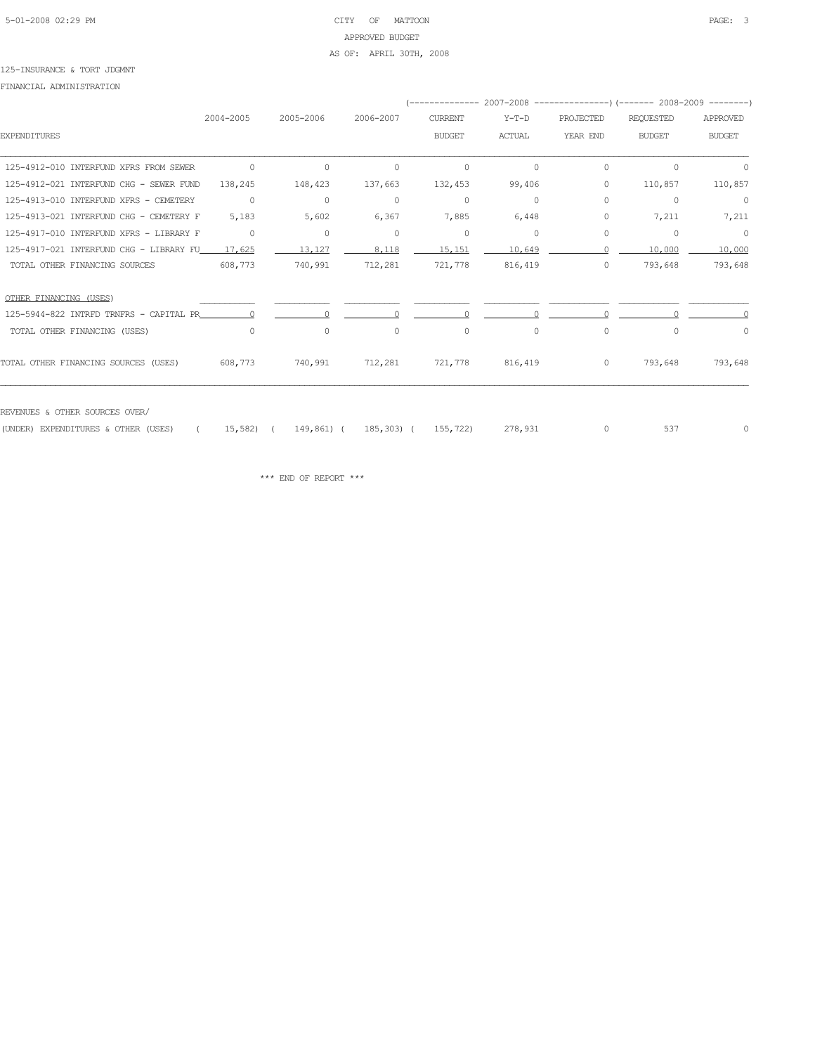125-INSURANCE & TORT JDGMNT

FINANCIAL ADMINISTRATION

| EXPENDITURES | 2004-2005 | 2005-2006 | 2006-2007 | 2007-2008 CURRENT BUDGET | 2007-2008 Y-T-D ACTUAL | 2007-2008 PROJECTED YEAR END | 2008-2009 REQUESTED BUDGET | 2008-2009 APPROVED BUDGET |
|---|---|---|---|---|---|---|---|---|
| 125-4912-010 INTERFUND XFRS FROM SEWER | 0 | 0 | 0 | 0 | 0 | 0 | 0 | 0 |
| 125-4912-021 INTERFUND CHG - SEWER FUND | 138,245 | 148,423 | 137,663 | 132,453 | 99,406 | 0 | 110,857 | 110,857 |
| 125-4913-010 INTERFUND XFRS - CEMETERY | 0 | 0 | 0 | 0 | 0 | 0 | 0 | 0 |
| 125-4913-021 INTERFUND CHG - CEMETERY F | 5,183 | 5,602 | 6,367 | 7,885 | 6,448 | 0 | 7,211 | 7,211 |
| 125-4917-010 INTERFUND XFRS - LIBRARY F | 0 | 0 | 0 | 0 | 0 | 0 | 0 | 0 |
| 125-4917-021 INTERFUND CHG - LIBRARY FU | 17,625 | 13,127 | 8,118 | 15,151 | 10,649 | 0 | 10,000 | 10,000 |
| TOTAL OTHER FINANCING SOURCES | 608,773 | 740,991 | 712,281 | 721,778 | 816,419 | 0 | 793,648 | 793,648 |
| OTHER FINANCING (USES) | | | | | | | | |
| 125-5944-822 INTRFD TRNFRS - CAPITAL PR | 0 | 0 | 0 | 0 | 0 | 0 | 0 | 0 |
| TOTAL OTHER FINANCING (USES) | 0 | 0 | 0 | 0 | 0 | 0 | 0 | 0 |
| TOTAL OTHER FINANCING SOURCES (USES) | 608,773 | 740,991 | 712,281 | 721,778 | 816,419 | 0 | 793,648 | 793,648 |
| REVENUES & OTHER SOURCES OVER/ (UNDER) EXPENDITURES & OTHER (USES) | ( 15,582) | ( 149,861) | ( 185,303) | ( 155,722) | 278,931 | 0 | 537 | 0 |

\*\*\* END OF REPORT \*\*\*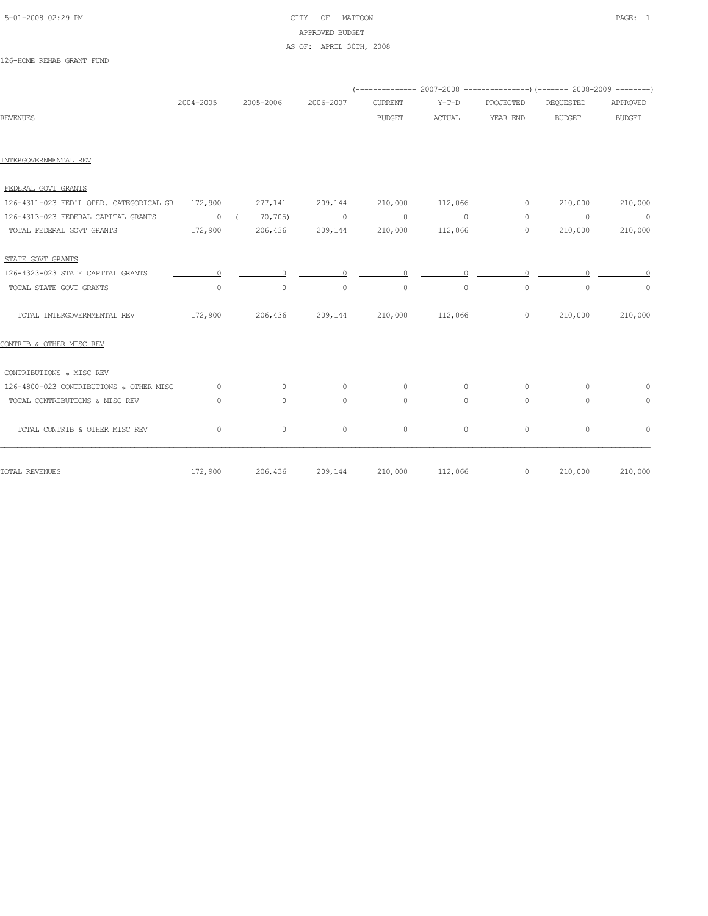CITY OF MATTOON
APPROVED BUDGET
AS OF: APRIL 30TH, 2008

126-HOME REHAB GRANT FUND

| REVENUES | 2004-2005 | 2005-2006 | 2006-2007 | 2007-2008 CURRENT BUDGET | 2007-2008 Y-T-D ACTUAL | 2007-2008 PROJECTED YEAR END | 2008-2009 REQUESTED BUDGET | 2008-2009 APPROVED BUDGET |
|---|---|---|---|---|---|---|---|---|
| **INTERGOVERNMENTAL REV** | | | | | | | | |
| FEDERAL GOVT GRANTS | | | | | | | | |
| 126-4311-023 FED'L OPER. CATEGORICAL GR | 172,900 | 277,141 | 209,144 | 210,000 | 112,066 | 0 | 210,000 | 210,000 |
| 126-4313-023 FEDERAL CAPITAL GRANTS | 0 | ( 70,705) | 0 | 0 | 0 | 0 | 0 | 0 |
| TOTAL FEDERAL GOVT GRANTS | 172,900 | 206,436 | 209,144 | 210,000 | 112,066 | 0 | 210,000 | 210,000 |
| STATE GOVT GRANTS | | | | | | | | |
| 126-4323-023 STATE CAPITAL GRANTS | 0 | 0 | 0 | 0 | 0 | 0 | 0 | 0 |
| TOTAL STATE GOVT GRANTS | 0 | 0 | 0 | 0 | 0 | 0 | 0 | 0 |
| TOTAL INTERGOVERNMENTAL REV | 172,900 | 206,436 | 209,144 | 210,000 | 112,066 | 0 | 210,000 | 210,000 |
| **CONTRIB & OTHER MISC REV** | | | | | | | | |
| CONTRIBUTIONS & MISC REV | | | | | | | | |
| 126-4800-023 CONTRIBUTIONS & OTHER MISC | 0 | 0 | 0 | 0 | 0 | 0 | 0 | 0 |
| TOTAL CONTRIBUTIONS & MISC REV | 0 | 0 | 0 | 0 | 0 | 0 | 0 | 0 |
| TOTAL CONTRIB & OTHER MISC REV | 0 | 0 | 0 | 0 | 0 | 0 | 0 | 0 |
| TOTAL REVENUES | 172,900 | 206,436 | 209,144 | 210,000 | 112,066 | 0 | 210,000 | 210,000 |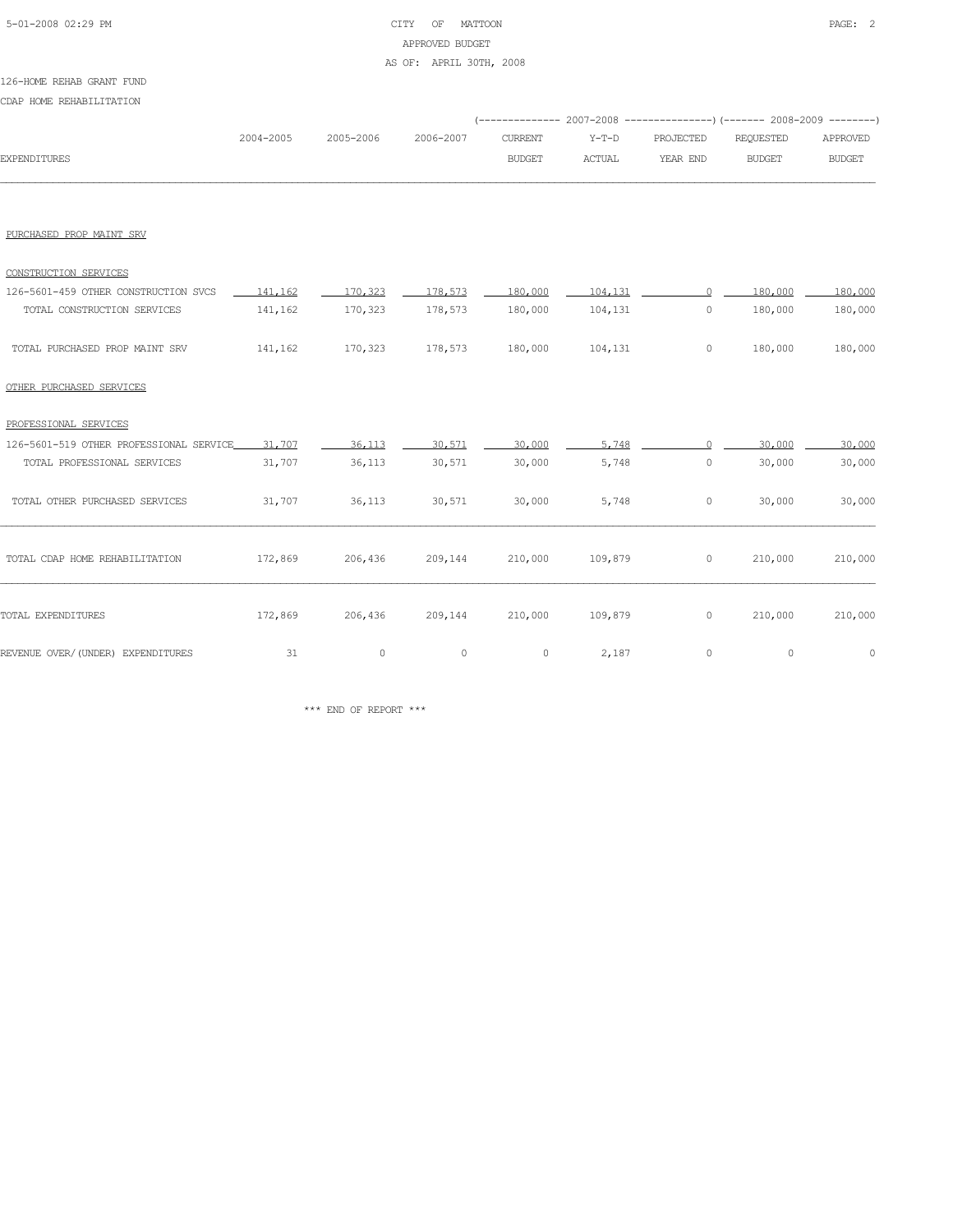CITY OF MATTOON
APPROVED BUDGET
AS OF: APRIL 30TH, 2008

126-HOME REHAB GRANT FUND

CDAP HOME REHABILITATION

| EXPENDITURES | 2004-2005 | 2005-2006 | 2006-2007 | 2007-2008 CURRENT BUDGET | 2007-2008 Y-T-D ACTUAL | 2007-2008 PROJECTED YEAR END | 2008-2009 REQUESTED BUDGET | 2008-2009 APPROVED BUDGET |
|---|---|---|---|---|---|---|---|---|
| PURCHASED PROP MAINT SRV | | | | | | | | |
| CONSTRUCTION SERVICES | | | | | | | | |
| 126-5601-459 OTHER CONSTRUCTION SVCS | 141,162 | 170,323 | 178,573 | 180,000 | 104,131 | 0 | 180,000 | 180,000 |
| TOTAL CONSTRUCTION SERVICES | 141,162 | 170,323 | 178,573 | 180,000 | 104,131 | 0 | 180,000 | 180,000 |
| TOTAL PURCHASED PROP MAINT SRV | 141,162 | 170,323 | 178,573 | 180,000 | 104,131 | 0 | 180,000 | 180,000 |
| OTHER PURCHASED SERVICES | | | | | | | | |
| PROFESSIONAL SERVICES | | | | | | | | |
| 126-5601-519 OTHER PROFESSIONAL SERVICE | 31,707 | 36,113 | 30,571 | 30,000 | 5,748 | 0 | 30,000 | 30,000 |
| TOTAL PROFESSIONAL SERVICES | 31,707 | 36,113 | 30,571 | 30,000 | 5,748 | 0 | 30,000 | 30,000 |
| TOTAL OTHER PURCHASED SERVICES | 31,707 | 36,113 | 30,571 | 30,000 | 5,748 | 0 | 30,000 | 30,000 |
| TOTAL CDAP HOME REHABILITATION | 172,869 | 206,436 | 209,144 | 210,000 | 109,879 | 0 | 210,000 | 210,000 |
| TOTAL EXPENDITURES | 172,869 | 206,436 | 209,144 | 210,000 | 109,879 | 0 | 210,000 | 210,000 |
| REVENUE OVER/(UNDER) EXPENDITURES | 31 | 0 | 0 | 0 | 2,187 | 0 | 0 | 0 |

*** END OF REPORT ***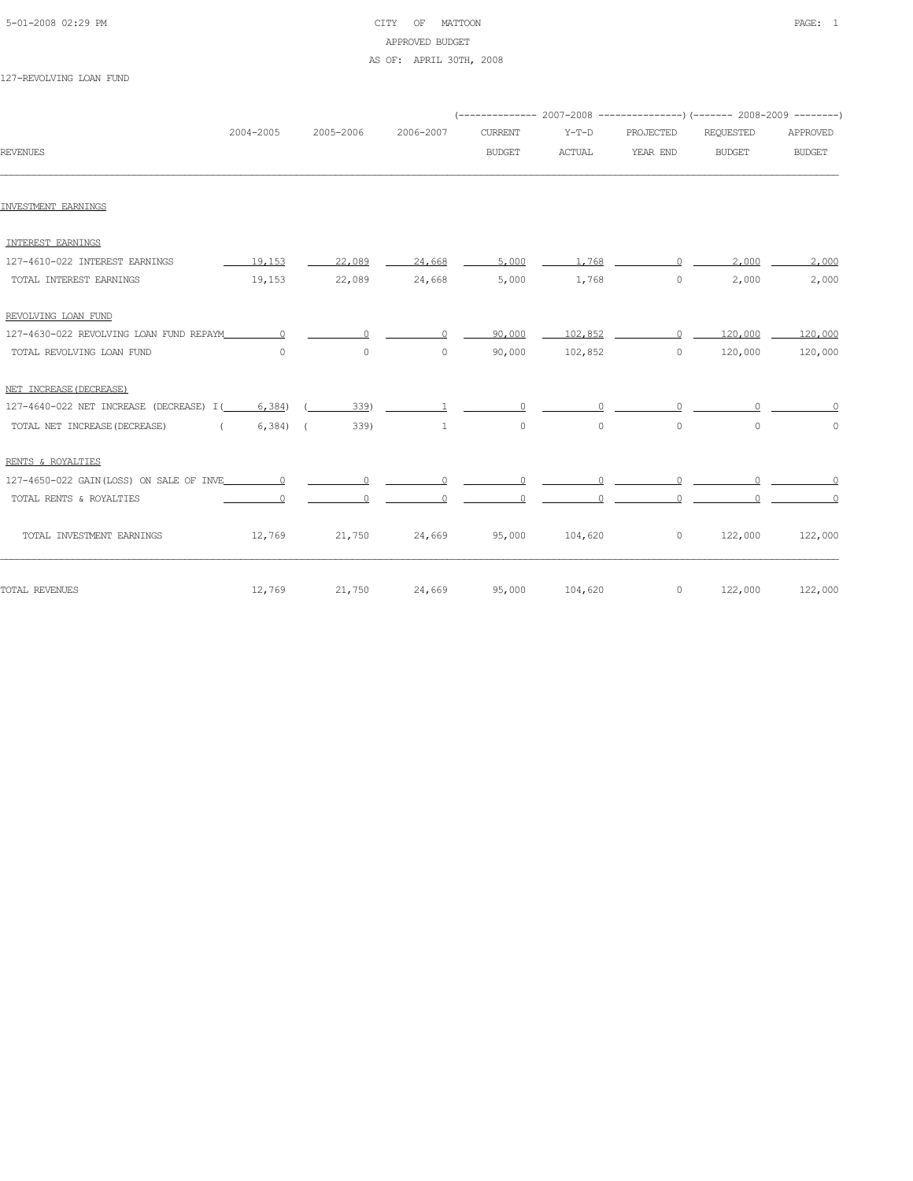CITY OF MATTOON
APPROVED BUDGET
AS OF: APRIL 30TH, 2008

127-REVOLVING LOAN FUND

| REVENUES | 2004-2005 | 2005-2006 | 2006-2007 | 2007-2008 CURRENT BUDGET | 2007-2008 Y-T-D ACTUAL | 2007-2008 PROJECTED YEAR END | 2008-2009 REQUESTED BUDGET | 2008-2009 APPROVED BUDGET |
|---|---|---|---|---|---|---|---|---|
| **INVESTMENT EARNINGS** | | | | | | | | |
| INTEREST EARNINGS | | | | | | | | |
| 127-4610-022 INTEREST EARNINGS | 19,153 | 22,089 | 24,668 | 5,000 | 1,768 | 0 | 2,000 | 2,000 |
| TOTAL INTEREST EARNINGS | 19,153 | 22,089 | 24,668 | 5,000 | 1,768 | 0 | 2,000 | 2,000 |
| REVOLVING LOAN FUND | | | | | | | | |
| 127-4630-022 REVOLVING LOAN FUND REPAYM | 0 | 0 | 0 | 90,000 | 102,852 | 0 | 120,000 | 120,000 |
| TOTAL REVOLVING LOAN FUND | 0 | 0 | 0 | 90,000 | 102,852 | 0 | 120,000 | 120,000 |
| NET INCREASE(DECREASE) | | | | | | | | |
| 127-4640-022 NET INCREASE (DECREASE) I | ( 6,384) | ( 339) | 1 | 0 | 0 | 0 | 0 | 0 |
| TOTAL NET INCREASE(DECREASE) | ( 6,384) | ( 339) | 1 | 0 | 0 | 0 | 0 | 0 |
| RENTS & ROYALTIES | | | | | | | | |
| 127-4650-022 GAIN(LOSS) ON SALE OF INVE | 0 | 0 | 0 | 0 | 0 | 0 | 0 | 0 |
| TOTAL RENTS & ROYALTIES | 0 | 0 | 0 | 0 | 0 | 0 | 0 | 0 |
| TOTAL INVESTMENT EARNINGS | 12,769 | 21,750 | 24,669 | 95,000 | 104,620 | 0 | 122,000 | 122,000 |
| TOTAL REVENUES | 12,769 | 21,750 | 24,669 | 95,000 | 104,620 | 0 | 122,000 | 122,000 |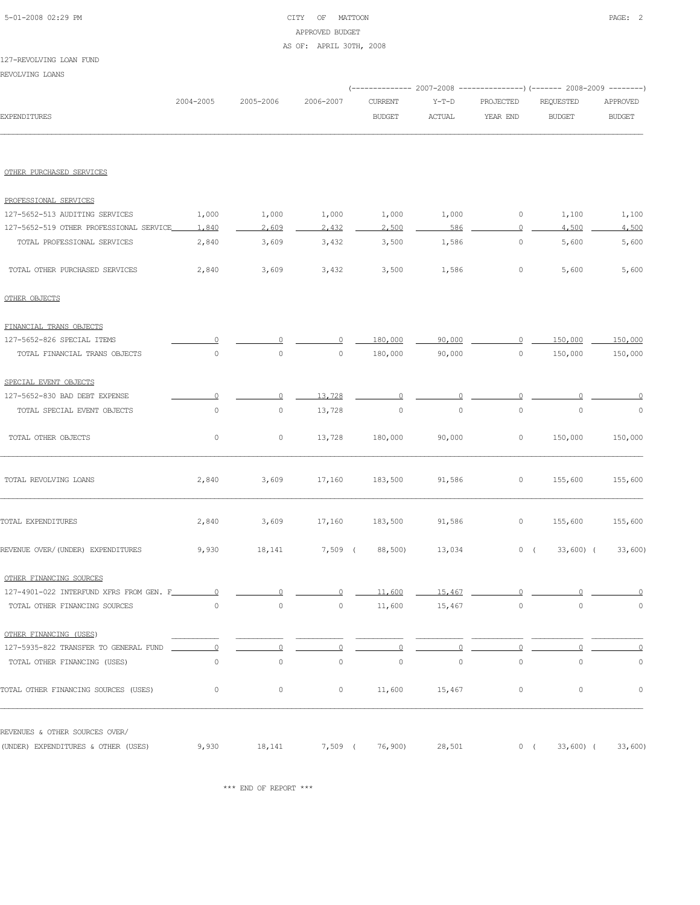CITY OF MATTOON
APPROVED BUDGET
AS OF: APRIL 30TH, 2008

127-REVOLVING LOAN FUND
REVOLVING LOANS

| EXPENDITURES | 2004-2005 | 2005-2006 | 2006-2007 | 2007-2008 CURRENT BUDGET | 2007-2008 Y-T-D ACTUAL | 2007-2008 PROJECTED YEAR END | 2008-2009 REQUESTED BUDGET | 2008-2009 APPROVED BUDGET |
|---|---|---|---|---|---|---|---|---|
| **OTHER PURCHASED SERVICES** | | | | | | | | |
| PROFESSIONAL SERVICES | | | | | | | | |
| 127-5652-513 AUDITING SERVICES | 1,000 | 1,000 | 1,000 | 1,000 | 1,000 | 0 | 1,100 | 1,100 |
| 127-5652-519 OTHER PROFESSIONAL SERVICE | 1,840 | 2,609 | 2,432 | 2,500 | 586 | 0 | 4,500 | 4,500 |
| TOTAL PROFESSIONAL SERVICES | 2,840 | 3,609 | 3,432 | 3,500 | 1,586 | 0 | 5,600 | 5,600 |
| TOTAL OTHER PURCHASED SERVICES | 2,840 | 3,609 | 3,432 | 3,500 | 1,586 | 0 | 5,600 | 5,600 |
| **OTHER OBJECTS** | | | | | | | | |
| FINANCIAL TRANS OBJECTS | | | | | | | | |
| 127-5652-826 SPECIAL ITEMS | 0 | 0 | 0 | 180,000 | 90,000 | 0 | 150,000 | 150,000 |
| TOTAL FINANCIAL TRANS OBJECTS | 0 | 0 | 0 | 180,000 | 90,000 | 0 | 150,000 | 150,000 |
| SPECIAL EVENT OBJECTS | | | | | | | | |
| 127-5652-830 BAD DEBT EXPENSE | 0 | 0 | 13,728 | 0 | 0 | 0 | 0 | 0 |
| TOTAL SPECIAL EVENT OBJECTS | 0 | 0 | 13,728 | 0 | 0 | 0 | 0 | 0 |
| TOTAL OTHER OBJECTS | 0 | 0 | 13,728 | 180,000 | 90,000 | 0 | 150,000 | 150,000 |
| TOTAL REVOLVING LOANS | 2,840 | 3,609 | 17,160 | 183,500 | 91,586 | 0 | 155,600 | 155,600 |
| TOTAL EXPENDITURES | 2,840 | 3,609 | 17,160 | 183,500 | 91,586 | 0 | 155,600 | 155,600 |
| REVENUE OVER/(UNDER) EXPENDITURES | 9,930 | 18,141 | 7,509 | ( 88,500) | 13,034 | 0 | ( 33,600) | ( 33,600) |
| **OTHER FINANCING SOURCES** | | | | | | | | |
| 127-4901-022 INTERFUND XFRS FROM GEN. F | 0 | 0 | 0 | 11,600 | 15,467 | 0 | 0 | 0 |
| TOTAL OTHER FINANCING SOURCES | 0 | 0 | 0 | 11,600 | 15,467 | 0 | 0 | 0 |
| **OTHER FINANCING (USES)** | | | | | | | | |
| 127-5935-822 TRANSFER TO GENERAL FUND | 0 | 0 | 0 | 0 | 0 | 0 | 0 | 0 |
| TOTAL OTHER FINANCING (USES) | 0 | 0 | 0 | 0 | 0 | 0 | 0 | 0 |
| TOTAL OTHER FINANCING SOURCES (USES) | 0 | 0 | 0 | 11,600 | 15,467 | 0 | 0 | 0 |
| REVENUES & OTHER SOURCES OVER/ (UNDER) EXPENDITURES & OTHER (USES) | 9,930 | 18,141 | 7,509 | ( 76,900) | 28,501 | 0 | ( 33,600) | ( 33,600) |

*** END OF REPORT ***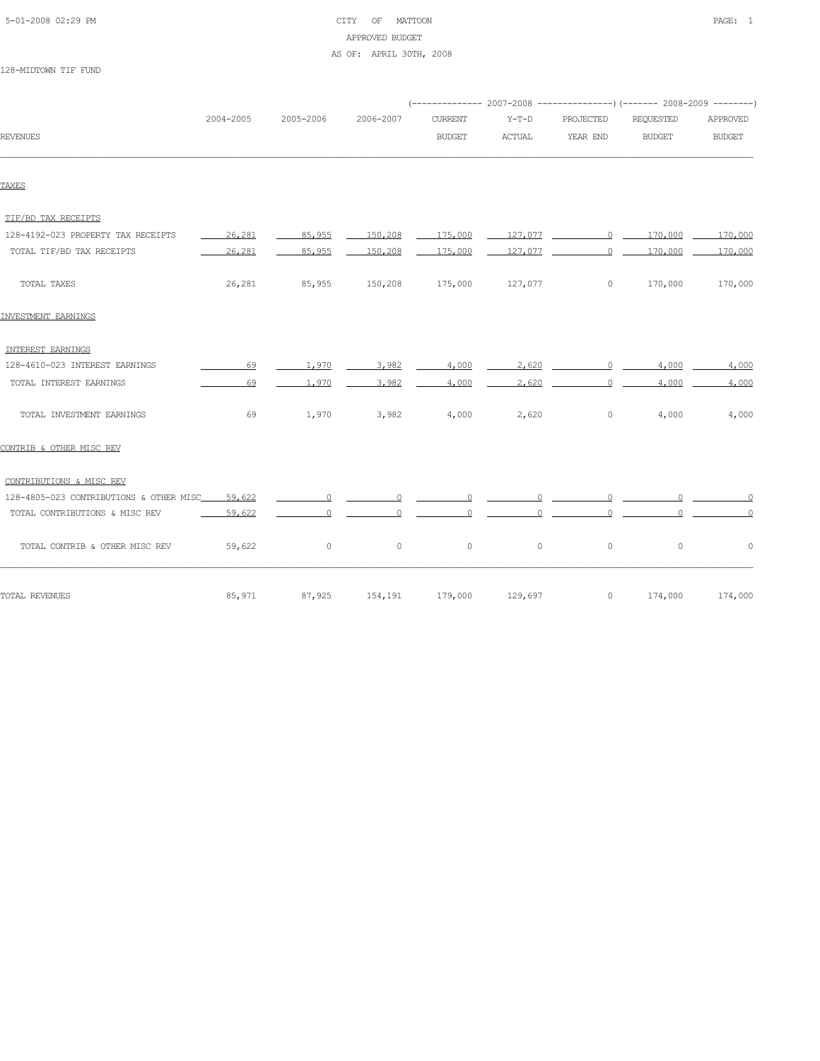CITY OF MATTOON
APPROVED BUDGET
AS OF: APRIL 30TH, 2008

128-MIDTOWN TIF FUND

| REVENUES | 2004-2005 | 2005-2006 | 2006-2007 | 2007-2008 CURRENT BUDGET | 2007-2008 Y-T-D ACTUAL | 2007-2008 PROJECTED YEAR END | 2008-2009 REQUESTED BUDGET | 2008-2009 APPROVED BUDGET |
|---|---|---|---|---|---|---|---|---|
| TAXES | | | | | | | | |
| TIF/BD TAX RECEIPTS | | | | | | | | |
| 128-4192-023 PROPERTY TAX RECEIPTS | 26,281 | 85,955 | 150,208 | 175,000 | 127,077 | 0 | 170,000 | 170,000 |
| TOTAL TIF/BD TAX RECEIPTS | 26,281 | 85,955 | 150,208 | 175,000 | 127,077 | 0 | 170,000 | 170,000 |
| TOTAL TAXES | 26,281 | 85,955 | 150,208 | 175,000 | 127,077 | 0 | 170,000 | 170,000 |
| INVESTMENT EARNINGS | | | | | | | | |
| INTEREST EARNINGS | | | | | | | | |
| 128-4610-023 INTEREST EARNINGS | 69 | 1,970 | 3,982 | 4,000 | 2,620 | 0 | 4,000 | 4,000 |
| TOTAL INTEREST EARNINGS | 69 | 1,970 | 3,982 | 4,000 | 2,620 | 0 | 4,000 | 4,000 |
| TOTAL INVESTMENT EARNINGS | 69 | 1,970 | 3,982 | 4,000 | 2,620 | 0 | 4,000 | 4,000 |
| CONTRIB & OTHER MISC REV | | | | | | | | |
| CONTRIBUTIONS & MISC REV | | | | | | | | |
| 128-4805-023 CONTRIBUTIONS & OTHER MISC | 59,622 | 0 | 0 | 0 | 0 | 0 | 0 | 0 |
| TOTAL CONTRIBUTIONS & MISC REV | 59,622 | 0 | 0 | 0 | 0 | 0 | 0 | 0 |
| TOTAL CONTRIB & OTHER MISC REV | 59,622 | 0 | 0 | 0 | 0 | 0 | 0 | 0 |
| TOTAL REVENUES | 85,971 | 87,925 | 154,191 | 179,000 | 129,697 | 0 | 174,000 | 174,000 |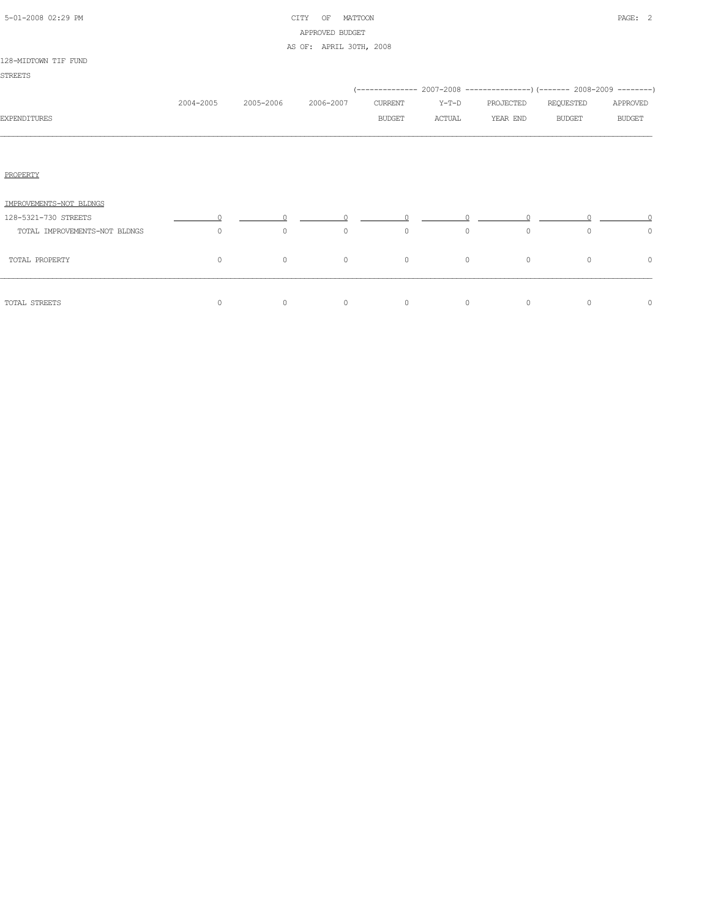CITY OF MATTOON
APPROVED BUDGET
AS OF: APRIL 30TH, 2008

128-MIDTOWN TIF FUND
STREETS

| EXPENDITURES | 2004-2005 | 2005-2006 | 2006-2007 | 2007-2008 CURRENT BUDGET | 2007-2008 Y-T-D ACTUAL | 2007-2008 PROJECTED YEAR END | 2008-2009 REQUESTED BUDGET | 2008-2009 APPROVED BUDGET |
|---|---|---|---|---|---|---|---|---|
| PROPERTY | | | | | | | | |
| IMPROVEMENTS-NOT BLDNGS | | | | | | | | |
| 128-5321-730 STREETS | 0 | 0 | 0 | 0 | 0 | 0 | 0 | 0 |
| TOTAL IMPROVEMENTS-NOT BLDNGS | 0 | 0 | 0 | 0 | 0 | 0 | 0 | 0 |
| TOTAL PROPERTY | 0 | 0 | 0 | 0 | 0 | 0 | 0 | 0 |
| TOTAL STREETS | 0 | 0 | 0 | 0 | 0 | 0 | 0 | 0 |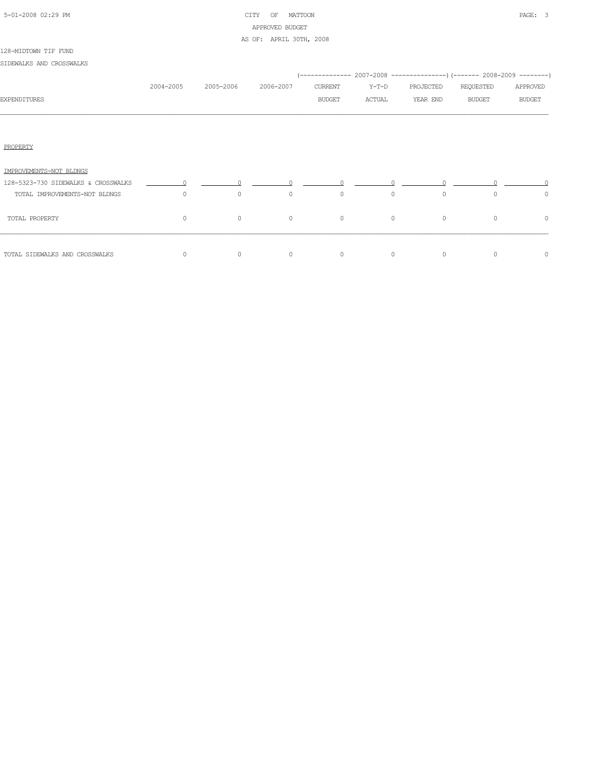CITY OF MATTOON
APPROVED BUDGET
AS OF: APRIL 30TH, 2008

128-MIDTOWN TIF FUND

SIDEWALKS AND CROSSWALKS

| EXPENDITURES | 2004-2005 | 2005-2006 | 2006-2007 | 2007-2008 CURRENT BUDGET | 2007-2008 Y-T-D ACTUAL | 2007-2008 PROJECTED YEAR END | 2008-2009 REQUESTED BUDGET | 2008-2009 APPROVED BUDGET |
|---|---|---|---|---|---|---|---|---|
| PROPERTY | | | | | | | | |
| IMPROVEMENTS-NOT BLDNGS | | | | | | | | |
| 128-5323-730 SIDEWALKS & CROSSWALKS | 0 | 0 | 0 | 0 | 0 | 0 | 0 | 0 |
| TOTAL IMPROVEMENTS-NOT BLDNGS | 0 | 0 | 0 | 0 | 0 | 0 | 0 | 0 |
| TOTAL PROPERTY | 0 | 0 | 0 | 0 | 0 | 0 | 0 | 0 |
| TOTAL SIDEWALKS AND CROSSWALKS | 0 | 0 | 0 | 0 | 0 | 0 | 0 | 0 |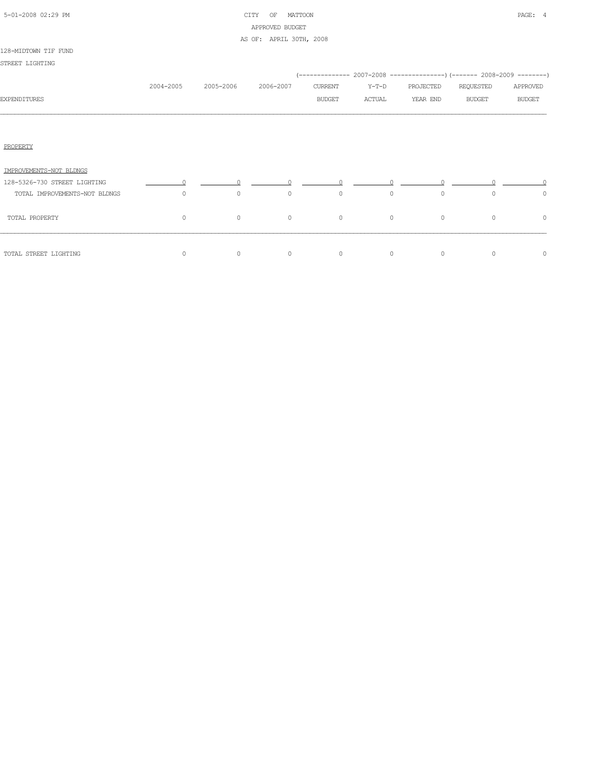CITY OF MATTOON
APPROVED BUDGET
AS OF: APRIL 30TH, 2008

128-MIDTOWN TIF FUND

STREET LIGHTING

| EXPENDITURES | 2004-2005 | 2005-2006 | 2006-2007 | 2007-2008 CURRENT BUDGET | 2007-2008 Y-T-D ACTUAL | 2007-2008 PROJECTED YEAR END | 2008-2009 REQUESTED BUDGET | 2008-2009 APPROVED BUDGET |
|---|---|---|---|---|---|---|---|---|
| PROPERTY | | | | | | | | |
| IMPROVEMENTS-NOT BLDNGS | | | | | | | | |
| 128-5326-730 STREET LIGHTING | 0 | 0 | 0 | 0 | 0 | 0 | 0 | 0 |
| TOTAL IMPROVEMENTS-NOT BLDNGS | 0 | 0 | 0 | 0 | 0 | 0 | 0 | 0 |
| TOTAL PROPERTY | 0 | 0 | 0 | 0 | 0 | 0 | 0 | 0 |
| TOTAL STREET LIGHTING | 0 | 0 | 0 | 0 | 0 | 0 | 0 | 0 |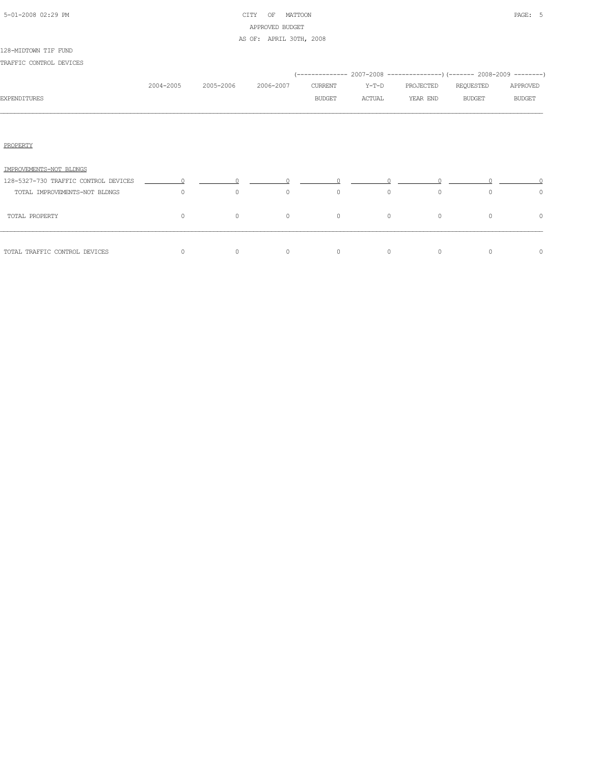CITY OF MATTOON
APPROVED BUDGET
AS OF: APRIL 30TH, 2008

128-MIDTOWN TIF FUND

TRAFFIC CONTROL DEVICES

| EXPENDITURES | 2004-2005 | 2005-2006 | 2006-2007 | 2007-2008 CURRENT BUDGET | 2007-2008 Y-T-D ACTUAL | 2007-2008 PROJECTED YEAR END | 2008-2009 REQUESTED BUDGET | 2008-2009 APPROVED BUDGET |
|---|---|---|---|---|---|---|---|---|
| PROPERTY | | | | | | | | |
| IMPROVEMENTS-NOT BLDNGS | | | | | | | | |
| 128-5327-730 TRAFFIC CONTROL DEVICES | 0 | 0 | 0 | 0 | 0 | 0 | 0 | 0 |
| TOTAL IMPROVEMENTS-NOT BLDNGS | 0 | 0 | 0 | 0 | 0 | 0 | 0 | 0 |
| TOTAL PROPERTY | 0 | 0 | 0 | 0 | 0 | 0 | 0 | 0 |
| TOTAL TRAFFIC CONTROL DEVICES | 0 | 0 | 0 | 0 | 0 | 0 | 0 | 0 |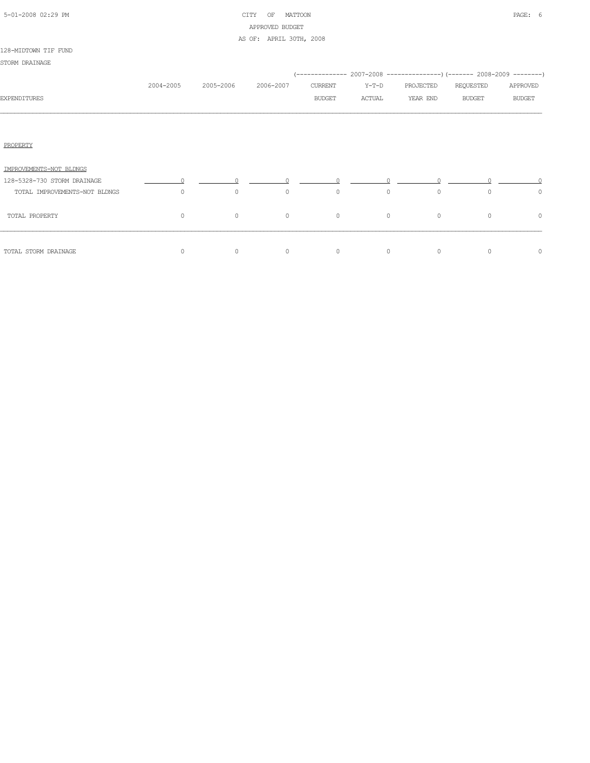CITY OF MATTOON

APPROVED BUDGET

AS OF: APRIL 30TH, 2008

128-MIDTOWN TIF FUND

STORM DRAINAGE

| EXPENDITURES | 2004-2005 | 2005-2006 | 2006-2007 | 2007-2008 CURRENT BUDGET | 2007-2008 Y-T-D ACTUAL | 2007-2008 PROJECTED YEAR END | 2008-2009 REQUESTED BUDGET | 2008-2009 APPROVED BUDGET |
|---|---|---|---|---|---|---|---|---|
| PROPERTY | | | | | | | | |
| IMPROVEMENTS-NOT BLDNGS | | | | | | | | |
| 128-5328-730 STORM DRAINAGE | 0 | 0 | 0 | 0 | 0 | 0 | 0 | 0 |
| TOTAL IMPROVEMENTS-NOT BLDNGS | 0 | 0 | 0 | 0 | 0 | 0 | 0 | 0 |
| TOTAL PROPERTY | 0 | 0 | 0 | 0 | 0 | 0 | 0 | 0 |
| TOTAL STORM DRAINAGE | 0 | 0 | 0 | 0 | 0 | 0 | 0 | 0 |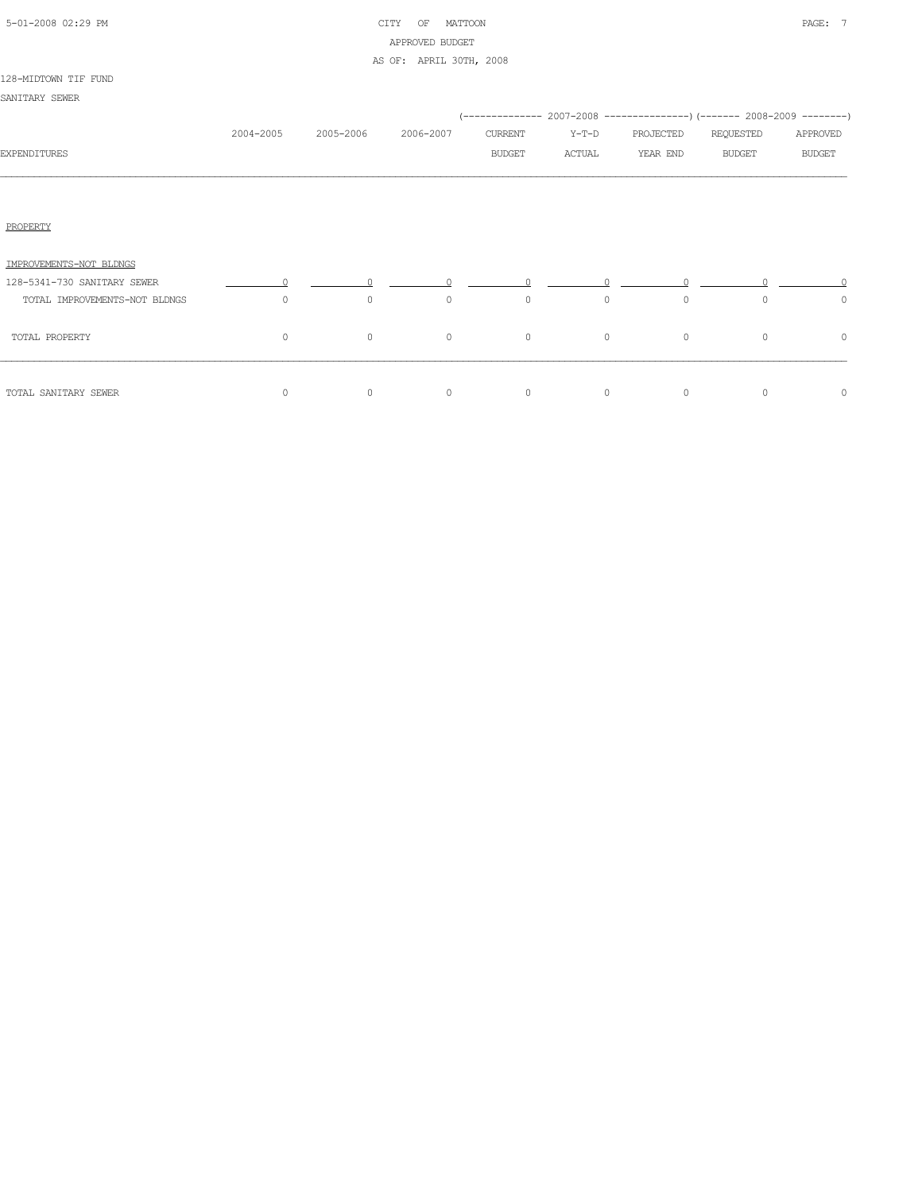CITY OF MATTOON
APPROVED BUDGET
AS OF: APRIL 30TH, 2008

128-MIDTOWN TIF FUND

SANITARY SEWER

| EXPENDITURES | 2004-2005 | 2005-2006 | 2006-2007 | 2007-2008 CURRENT BUDGET | 2007-2008 Y-T-D ACTUAL | 2007-2008 PROJECTED YEAR END | 2008-2009 REQUESTED BUDGET | 2008-2009 APPROVED BUDGET |
|---|---|---|---|---|---|---|---|---|
| PROPERTY | | | | | | | | |
| IMPROVEMENTS-NOT BLDNGS | | | | | | | | |
| 128-5341-730 SANITARY SEWER | 0 | 0 | 0 | 0 | 0 | 0 | 0 | 0 |
| TOTAL IMPROVEMENTS-NOT BLDNGS | 0 | 0 | 0 | 0 | 0 | 0 | 0 | 0 |
| TOTAL PROPERTY | 0 | 0 | 0 | 0 | 0 | 0 | 0 | 0 |
| TOTAL SANITARY SEWER | 0 | 0 | 0 | 0 | 0 | 0 | 0 | 0 |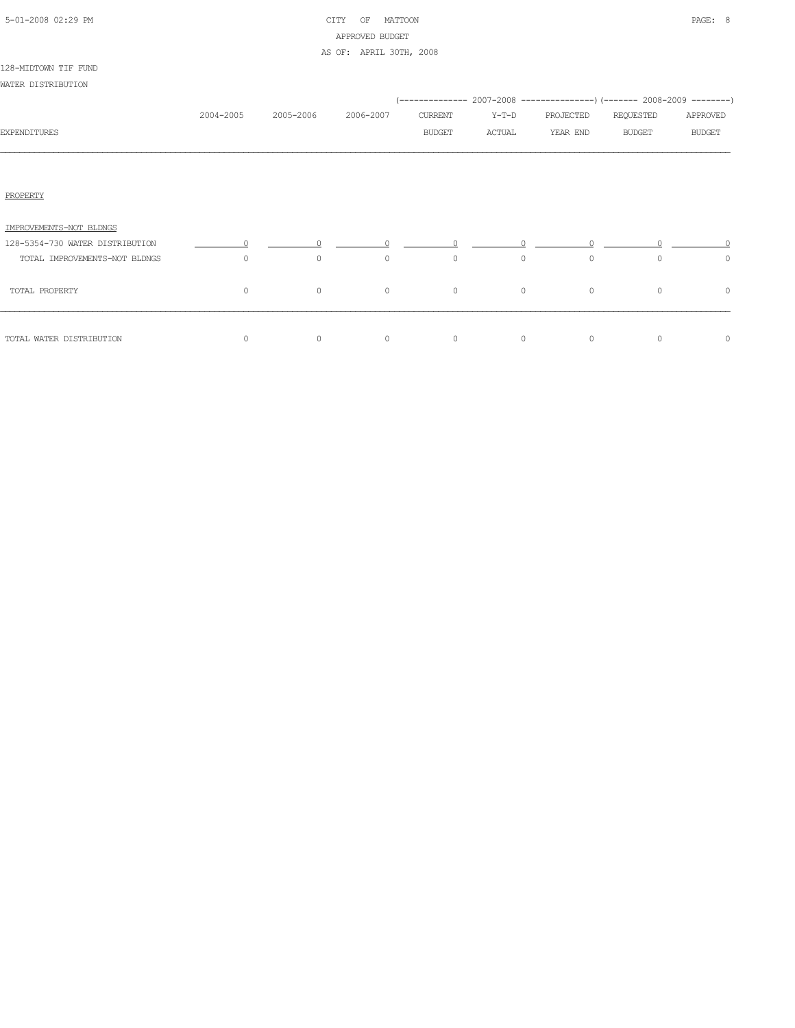CITY OF MATTOON
APPROVED BUDGET
AS OF: APRIL 30TH, 2008

128-MIDTOWN TIF FUND

WATER DISTRIBUTION

| EXPENDITURES | 2004-2005 | 2005-2006 | 2006-2007 | 2007-2008 CURRENT BUDGET | 2007-2008 Y-T-D ACTUAL | 2007-2008 PROJECTED YEAR END | 2008-2009 REQUESTED BUDGET | 2008-2009 APPROVED BUDGET |
|---|---|---|---|---|---|---|---|---|
| PROPERTY | | | | | | | | |
| IMPROVEMENTS-NOT BLDNGS | | | | | | | | |
| 128-5354-730 WATER DISTRIBUTION | 0 | 0 | 0 | 0 | 0 | 0 | 0 | 0 |
| TOTAL IMPROVEMENTS-NOT BLDNGS | 0 | 0 | 0 | 0 | 0 | 0 | 0 | 0 |
| TOTAL PROPERTY | 0 | 0 | 0 | 0 | 0 | 0 | 0 | 0 |
| TOTAL WATER DISTRIBUTION | 0 | 0 | 0 | 0 | 0 | 0 | 0 | 0 |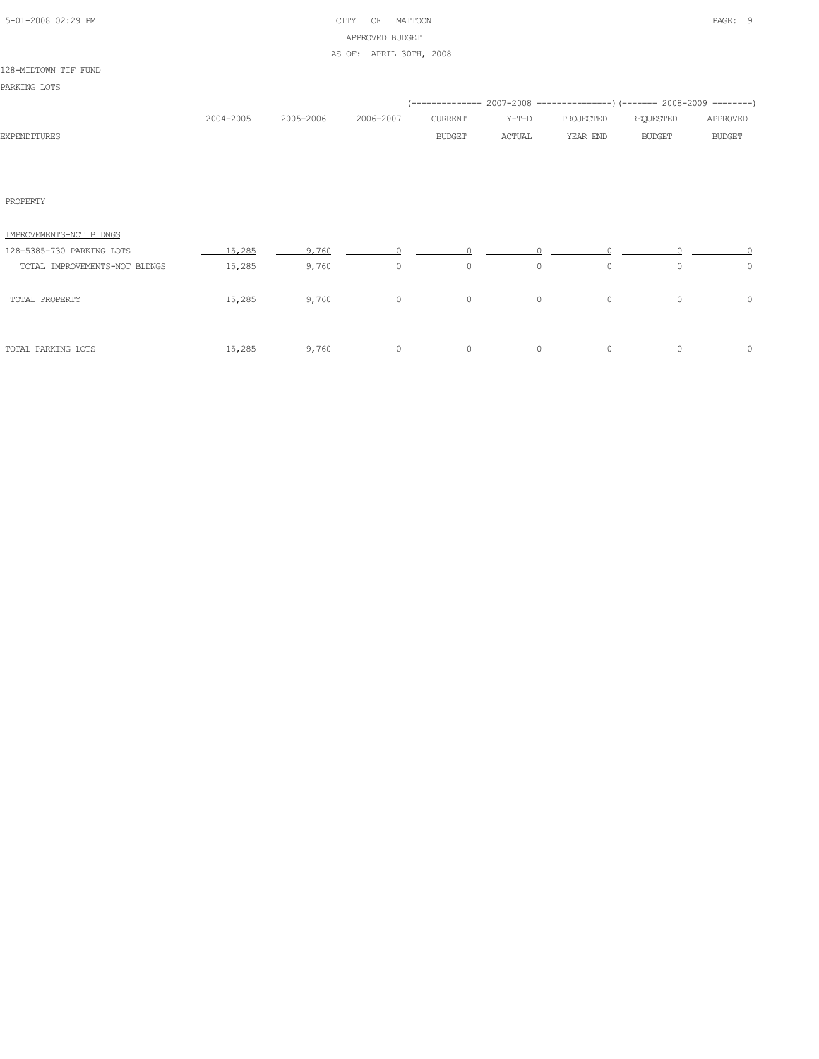CITY OF MATTOON
APPROVED BUDGET
AS OF: APRIL 30TH, 2008

128-MIDTOWN TIF FUND

PARKING LOTS

| EXPENDITURES | 2004-2005 | 2005-2006 | 2006-2007 | 2007-2008 CURRENT BUDGET | 2007-2008 Y-T-D ACTUAL | 2007-2008 PROJECTED YEAR END | 2008-2009 REQUESTED BUDGET | 2008-2009 APPROVED BUDGET |
|---|---|---|---|---|---|---|---|---|
| PROPERTY | | | | | | | | |
| IMPROVEMENTS-NOT BLDNGS | | | | | | | | |
| 128-5385-730 PARKING LOTS | 15,285 | 9,760 | 0 | 0 | 0 | 0 | 0 | 0 |
| TOTAL IMPROVEMENTS-NOT BLDNGS | 15,285 | 9,760 | 0 | 0 | 0 | 0 | 0 | 0 |
| TOTAL PROPERTY | 15,285 | 9,760 | 0 | 0 | 0 | 0 | 0 | 0 |
| TOTAL PARKING LOTS | 15,285 | 9,760 | 0 | 0 | 0 | 0 | 0 | 0 |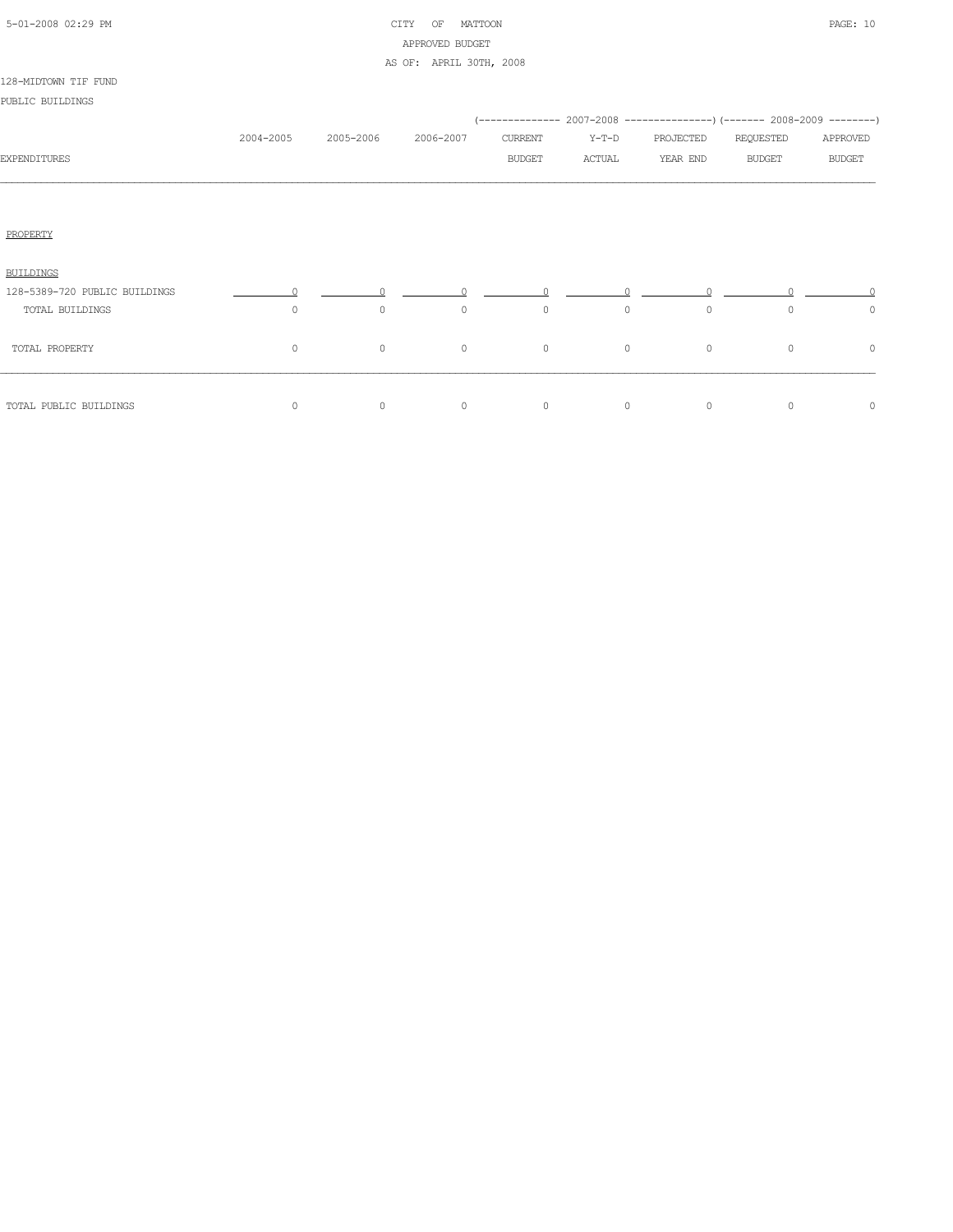CITY OF MATTOON
APPROVED BUDGET
AS OF: APRIL 30TH, 2008

128-MIDTOWN TIF FUND
PUBLIC BUILDINGS

| EXPENDITURES | 2004-2005 | 2005-2006 | 2006-2007 | 2007-2008 CURRENT BUDGET | 2007-2008 Y-T-D ACTUAL | 2007-2008 PROJECTED YEAR END | 2008-2009 REQUESTED BUDGET | 2008-2009 APPROVED BUDGET |
|---|---|---|---|---|---|---|---|---|
| PROPERTY | | | | | | | | |
| BUILDINGS | | | | | | | | |
| 128-5389-720 PUBLIC BUILDINGS | 0 | 0 | 0 | 0 | 0 | 0 | 0 | 0 |
| TOTAL BUILDINGS | 0 | 0 | 0 | 0 | 0 | 0 | 0 | 0 |
| TOTAL PROPERTY | 0 | 0 | 0 | 0 | 0 | 0 | 0 | 0 |
| TOTAL PUBLIC BUILDINGS | 0 | 0 | 0 | 0 | 0 | 0 | 0 | 0 |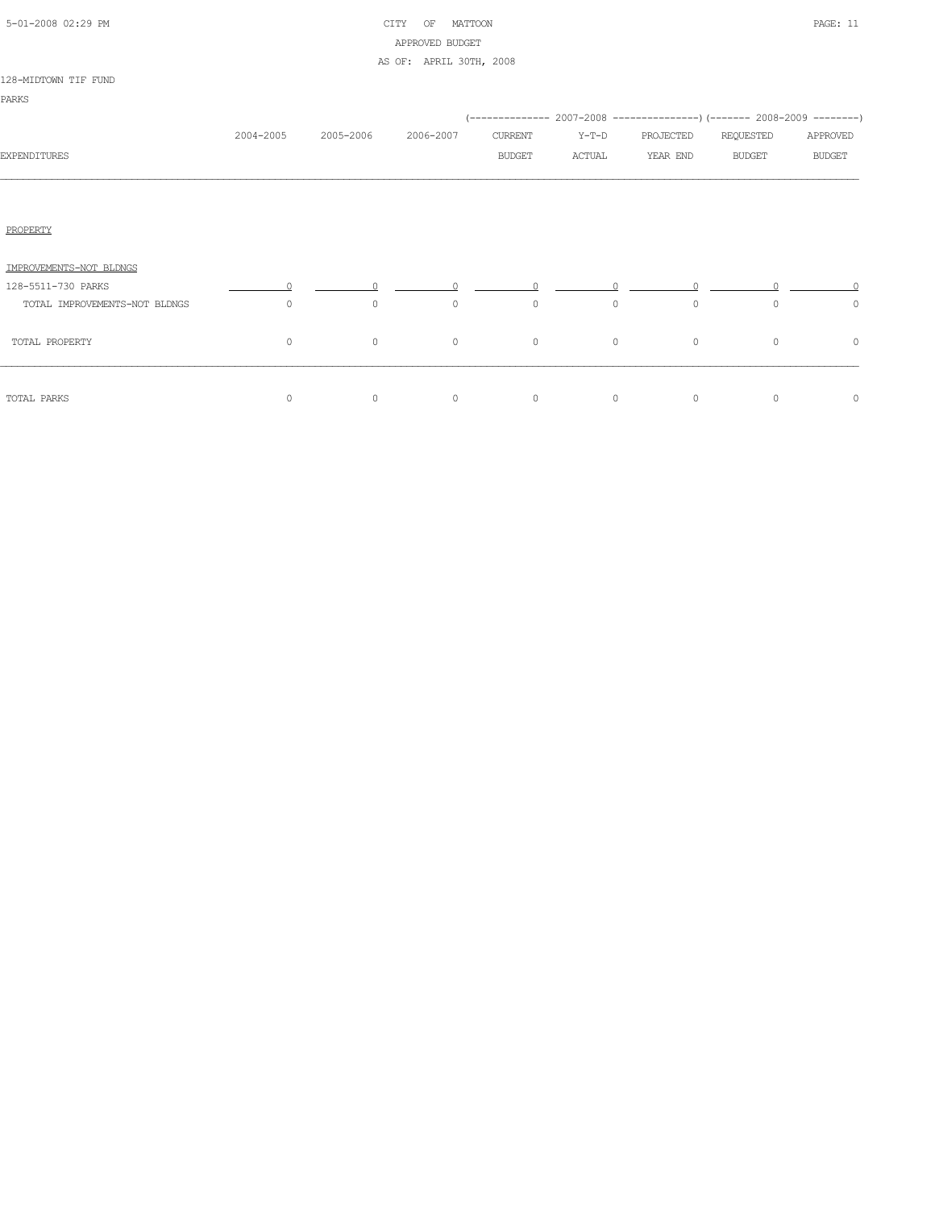128-MIDTOWN TIF FUND

PARKS

| EXPENDITURES | 2004-2005 | 2005-2006 | 2006-2007 | 2007-2008 CURRENT BUDGET | 2007-2008 Y-T-D ACTUAL | 2007-2008 PROJECTED YEAR END | 2008-2009 REQUESTED BUDGET | 2008-2009 APPROVED BUDGET |
|---|---|---|---|---|---|---|---|---|
| PROPERTY | | | | | | | | |
| IMPROVEMENTS-NOT BLDNGS | | | | | | | | |
| 128-5511-730 PARKS | 0 | 0 | 0 | 0 | 0 | 0 | 0 | 0 |
| TOTAL IMPROVEMENTS-NOT BLDNGS | 0 | 0 | 0 | 0 | 0 | 0 | 0 | 0 |
| TOTAL PROPERTY | 0 | 0 | 0 | 0 | 0 | 0 | 0 | 0 |
| TOTAL PARKS | 0 | 0 | 0 | 0 | 0 | 0 | 0 | 0 |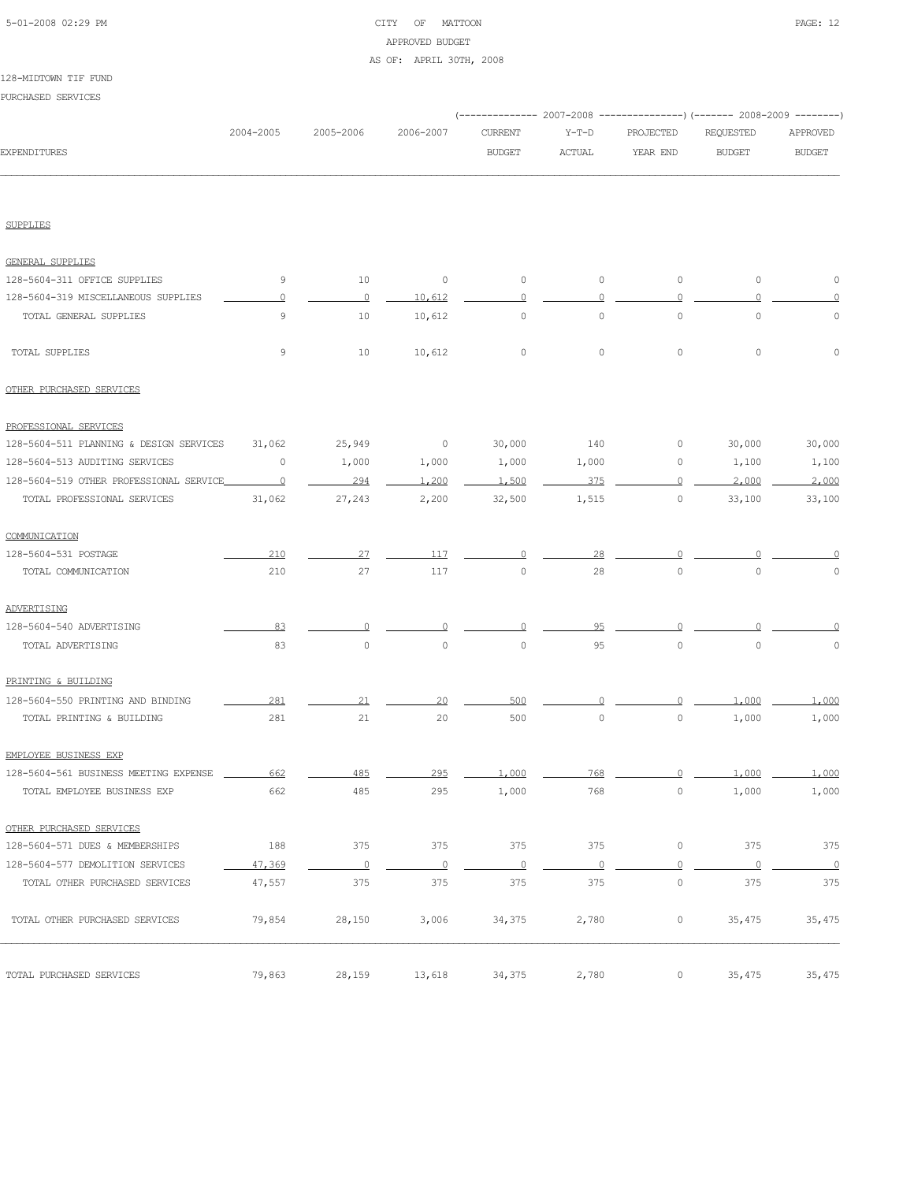CITY OF MATTOON
APPROVED BUDGET
AS OF: APRIL 30TH, 2008

128-MIDTOWN TIF FUND

PURCHASED SERVICES

| EXPENDITURES | 2004-2005 | 2005-2006 | 2006-2007 | 2007-2008 CURRENT BUDGET | 2007-2008 Y-T-D ACTUAL | 2007-2008 PROJECTED YEAR END | 2008-2009 REQUESTED BUDGET | 2008-2009 APPROVED BUDGET |
|---|---|---|---|---|---|---|---|---|
| **SUPPLIES** | | | | | | | | |
| GENERAL SUPPLIES | | | | | | | | |
| 128-5604-311 OFFICE SUPPLIES | 9 | 10 | 0 | 0 | 0 | 0 | 0 | 0 |
| 128-5604-319 MISCELLANEOUS SUPPLIES | 0 | 0 | 10,612 | 0 | 0 | 0 | 0 | 0 |
| TOTAL GENERAL SUPPLIES | 9 | 10 | 10,612 | 0 | 0 | 0 | 0 | 0 |
| TOTAL SUPPLIES | 9 | 10 | 10,612 | 0 | 0 | 0 | 0 | 0 |
| **OTHER PURCHASED SERVICES** | | | | | | | | |
| PROFESSIONAL SERVICES | | | | | | | | |
| 128-5604-511 PLANNING & DESIGN SERVICES | 31,062 | 25,949 | 0 | 30,000 | 140 | 0 | 30,000 | 30,000 |
| 128-5604-513 AUDITING SERVICES | 0 | 1,000 | 1,000 | 1,000 | 1,000 | 0 | 1,100 | 1,100 |
| 128-5604-519 OTHER PROFESSIONAL SERVICE | 0 | 294 | 1,200 | 1,500 | 375 | 0 | 2,000 | 2,000 |
| TOTAL PROFESSIONAL SERVICES | 31,062 | 27,243 | 2,200 | 32,500 | 1,515 | 0 | 33,100 | 33,100 |
| COMMUNICATION | | | | | | | | |
| 128-5604-531 POSTAGE | 210 | 27 | 117 | 0 | 28 | 0 | 0 | 0 |
| TOTAL COMMUNICATION | 210 | 27 | 117 | 0 | 28 | 0 | 0 | 0 |
| ADVERTISING | | | | | | | | |
| 128-5604-540 ADVERTISING | 83 | 0 | 0 | 0 | 95 | 0 | 0 | 0 |
| TOTAL ADVERTISING | 83 | 0 | 0 | 0 | 95 | 0 | 0 | 0 |
| PRINTING & BUILDING | | | | | | | | |
| 128-5604-550 PRINTING AND BINDING | 281 | 21 | 20 | 500 | 0 | 0 | 1,000 | 1,000 |
| TOTAL PRINTING & BUILDING | 281 | 21 | 20 | 500 | 0 | 0 | 1,000 | 1,000 |
| EMPLOYEE BUSINESS EXP | | | | | | | | |
| 128-5604-561 BUSINESS MEETING EXPENSE | 662 | 485 | 295 | 1,000 | 768 | 0 | 1,000 | 1,000 |
| TOTAL EMPLOYEE BUSINESS EXP | 662 | 485 | 295 | 1,000 | 768 | 0 | 1,000 | 1,000 |
| OTHER PURCHASED SERVICES | | | | | | | | |
| 128-5604-571 DUES & MEMBERSHIPS | 188 | 375 | 375 | 375 | 375 | 0 | 375 | 375 |
| 128-5604-577 DEMOLITION SERVICES | 47,369 | 0 | 0 | 0 | 0 | 0 | 0 | 0 |
| TOTAL OTHER PURCHASED SERVICES | 47,557 | 375 | 375 | 375 | 375 | 0 | 375 | 375 |
| TOTAL OTHER PURCHASED SERVICES | 79,854 | 28,150 | 3,006 | 34,375 | 2,780 | 0 | 35,475 | 35,475 |
| TOTAL PURCHASED SERVICES | 79,863 | 28,159 | 13,618 | 34,375 | 2,780 | 0 | 35,475 | 35,475 |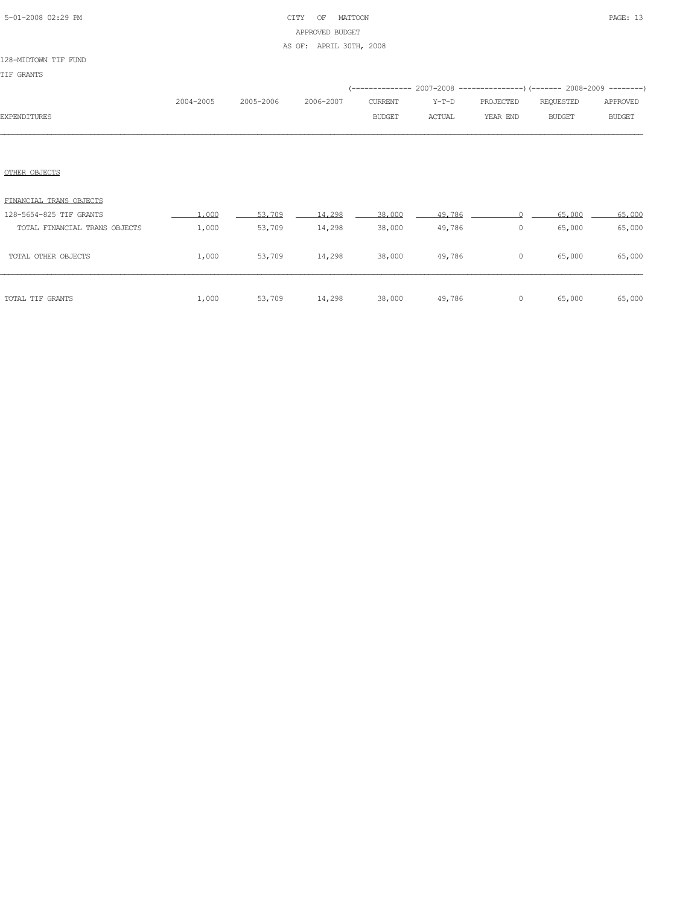CITY OF MATTOON
APPROVED BUDGET
AS OF: APRIL 30TH, 2008

128-MIDTOWN TIF FUND

TIF GRANTS

| EXPENDITURES | 2004-2005 | 2005-2006 | 2006-2007 | 2007-2008 CURRENT BUDGET | 2007-2008 Y-T-D ACTUAL | 2007-2008 PROJECTED YEAR END | 2008-2009 REQUESTED BUDGET | 2008-2009 APPROVED BUDGET |
|---|---|---|---|---|---|---|---|---|
| OTHER OBJECTS | | | | | | | | |
| FINANCIAL TRANS OBJECTS | | | | | | | | |
| 128-5654-825 TIF GRANTS | 1,000 | 53,709 | 14,298 | 38,000 | 49,786 | 0 | 65,000 | 65,000 |
| TOTAL FINANCIAL TRANS OBJECTS | 1,000 | 53,709 | 14,298 | 38,000 | 49,786 | 0 | 65,000 | 65,000 |
| TOTAL OTHER OBJECTS | 1,000 | 53,709 | 14,298 | 38,000 | 49,786 | 0 | 65,000 | 65,000 |
| TOTAL TIF GRANTS | 1,000 | 53,709 | 14,298 | 38,000 | 49,786 | 0 | 65,000 | 65,000 |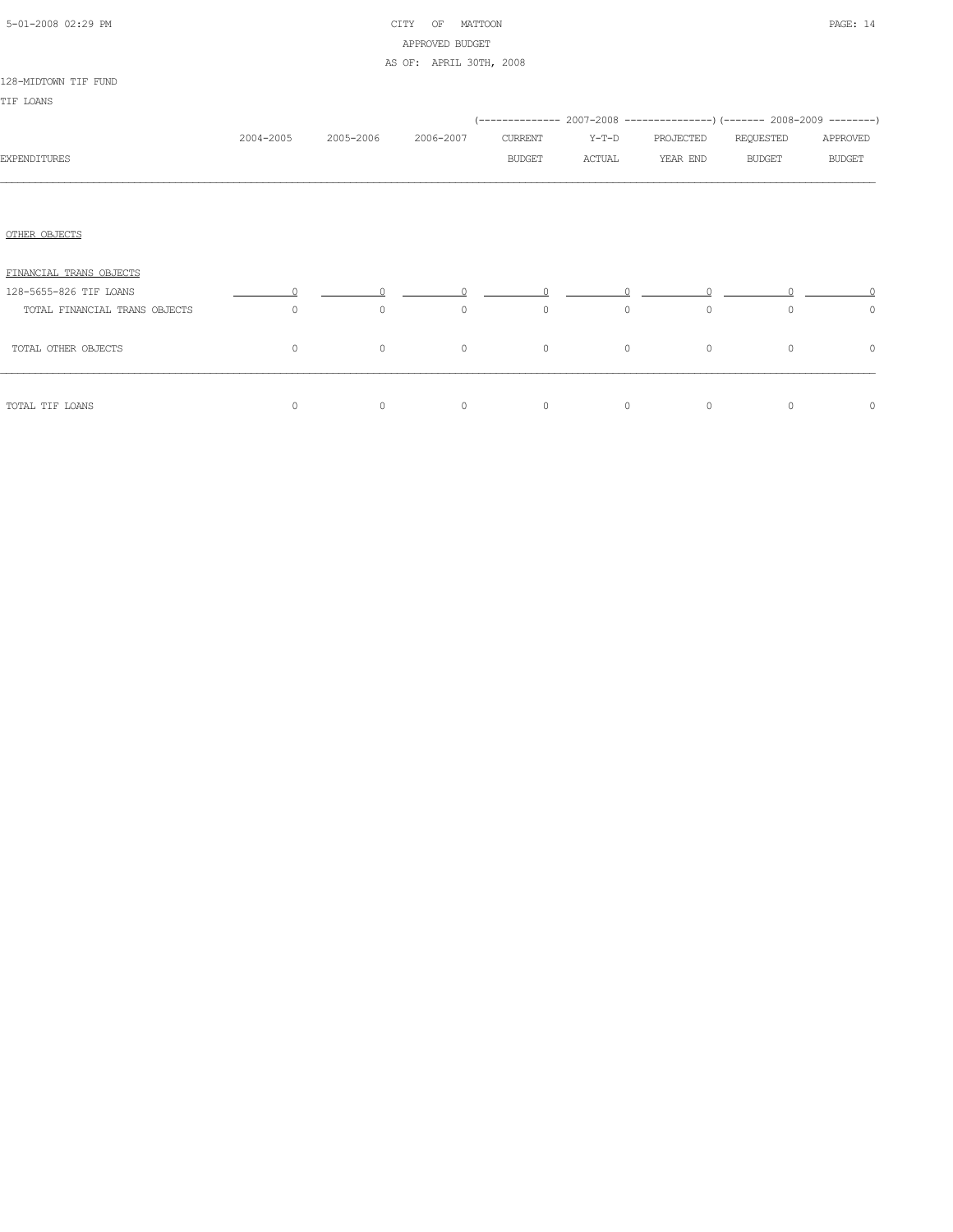5-01-2008 02:29 PM

CITY OF MATTOON
APPROVED BUDGET
AS OF: APRIL 30TH, 2008

128-MIDTOWN TIF FUND

TIF LOANS

| EXPENDITURES | 2004-2005 | 2005-2006 | 2006-2007 | 2007-2008 CURRENT BUDGET | 2007-2008 Y-T-D ACTUAL | 2007-2008 PROJECTED YEAR END | 2008-2009 REQUESTED BUDGET | 2008-2009 APPROVED BUDGET |
|---|---|---|---|---|---|---|---|---|
| OTHER OBJECTS | | | | | | | | |
| FINANCIAL TRANS OBJECTS | | | | | | | | |
| 128-5655-826 TIF LOANS | 0 | 0 | 0 | 0 | 0 | 0 | 0 | 0 |
| TOTAL FINANCIAL TRANS OBJECTS | 0 | 0 | 0 | 0 | 0 | 0 | 0 | 0 |
| TOTAL OTHER OBJECTS | 0 | 0 | 0 | 0 | 0 | 0 | 0 | 0 |
| TOTAL TIF LOANS | 0 | 0 | 0 | 0 | 0 | 0 | 0 | 0 |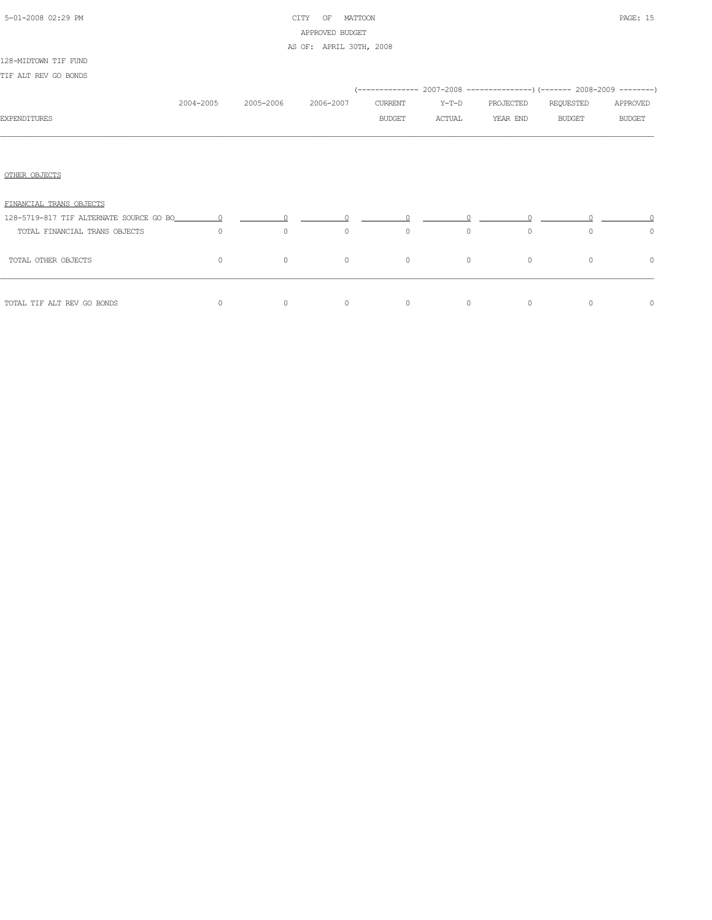CITY OF MATTOON
APPROVED BUDGET
AS OF: APRIL 30TH, 2008

128-MIDTOWN TIF FUND
TIF ALT REV GO BONDS

| EXPENDITURES | 2004-2005 | 2005-2006 | 2006-2007 | 2007-2008 CURRENT BUDGET | 2007-2008 Y-T-D ACTUAL | 2007-2008 PROJECTED YEAR END | 2008-2009 REQUESTED BUDGET | 2008-2009 APPROVED BUDGET |
|---|---|---|---|---|---|---|---|---|
| OTHER OBJECTS | | | | | | | | |
| FINANCIAL TRANS OBJECTS | | | | | | | | |
| 128-5719-817 TIF ALTERNATE SOURCE GO BO | 0 | 0 | 0 | 0 | 0 | 0 | 0 | 0 |
| TOTAL FINANCIAL TRANS OBJECTS | 0 | 0 | 0 | 0 | 0 | 0 | 0 | 0 |
| TOTAL OTHER OBJECTS | 0 | 0 | 0 | 0 | 0 | 0 | 0 | 0 |
| TOTAL TIF ALT REV GO BONDS | 0 | 0 | 0 | 0 | 0 | 0 | 0 | 0 |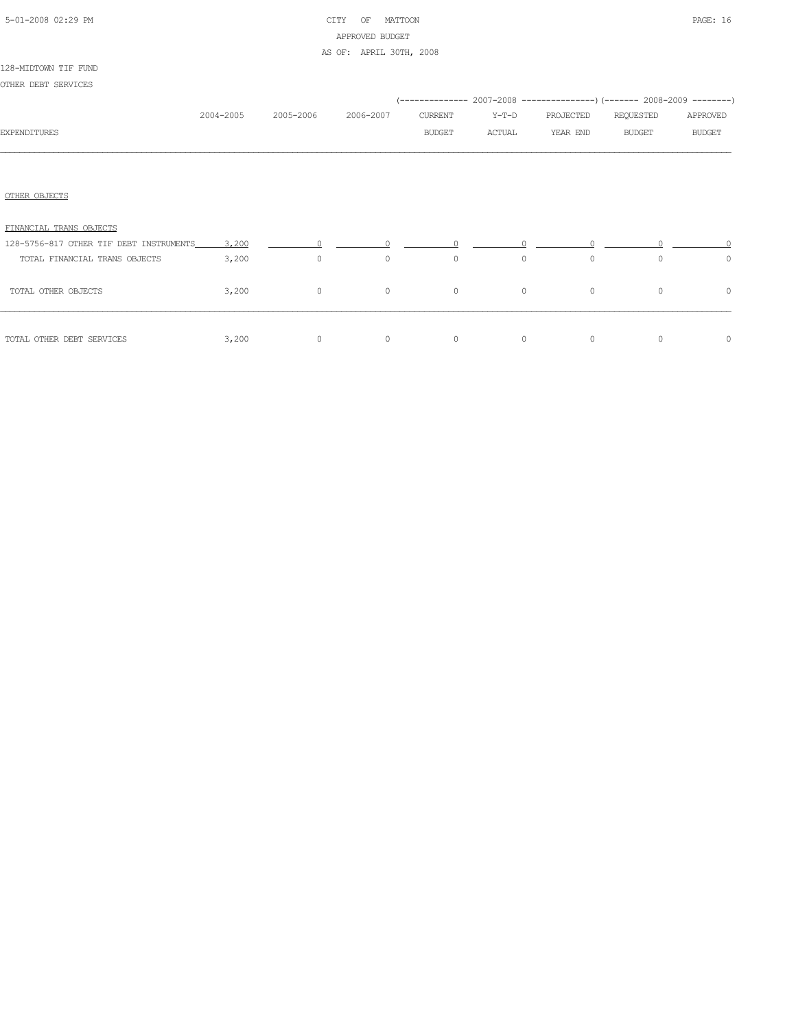CITY OF MATTOON
APPROVED BUDGET
AS OF: APRIL 30TH, 2008

128-MIDTOWN TIF FUND

OTHER DEBT SERVICES

| EXPENDITURES | 2004-2005 | 2005-2006 | 2006-2007 | 2007-2008 CURRENT BUDGET | 2007-2008 Y-T-D ACTUAL | 2007-2008 PROJECTED YEAR END | 2008-2009 REQUESTED BUDGET | 2008-2009 APPROVED BUDGET |
|---|---|---|---|---|---|---|---|---|
| OTHER OBJECTS | | | | | | | | |
| FINANCIAL TRANS OBJECTS | | | | | | | | |
| 128-5756-817 OTHER TIF DEBT INSTRUMENTS | 3,200 | 0 | 0 | 0 | 0 | 0 | 0 | 0 |
| TOTAL FINANCIAL TRANS OBJECTS | 3,200 | 0 | 0 | 0 | 0 | 0 | 0 | 0 |
| TOTAL OTHER OBJECTS | 3,200 | 0 | 0 | 0 | 0 | 0 | 0 | 0 |
| TOTAL OTHER DEBT SERVICES | 3,200 | 0 | 0 | 0 | 0 | 0 | 0 | 0 |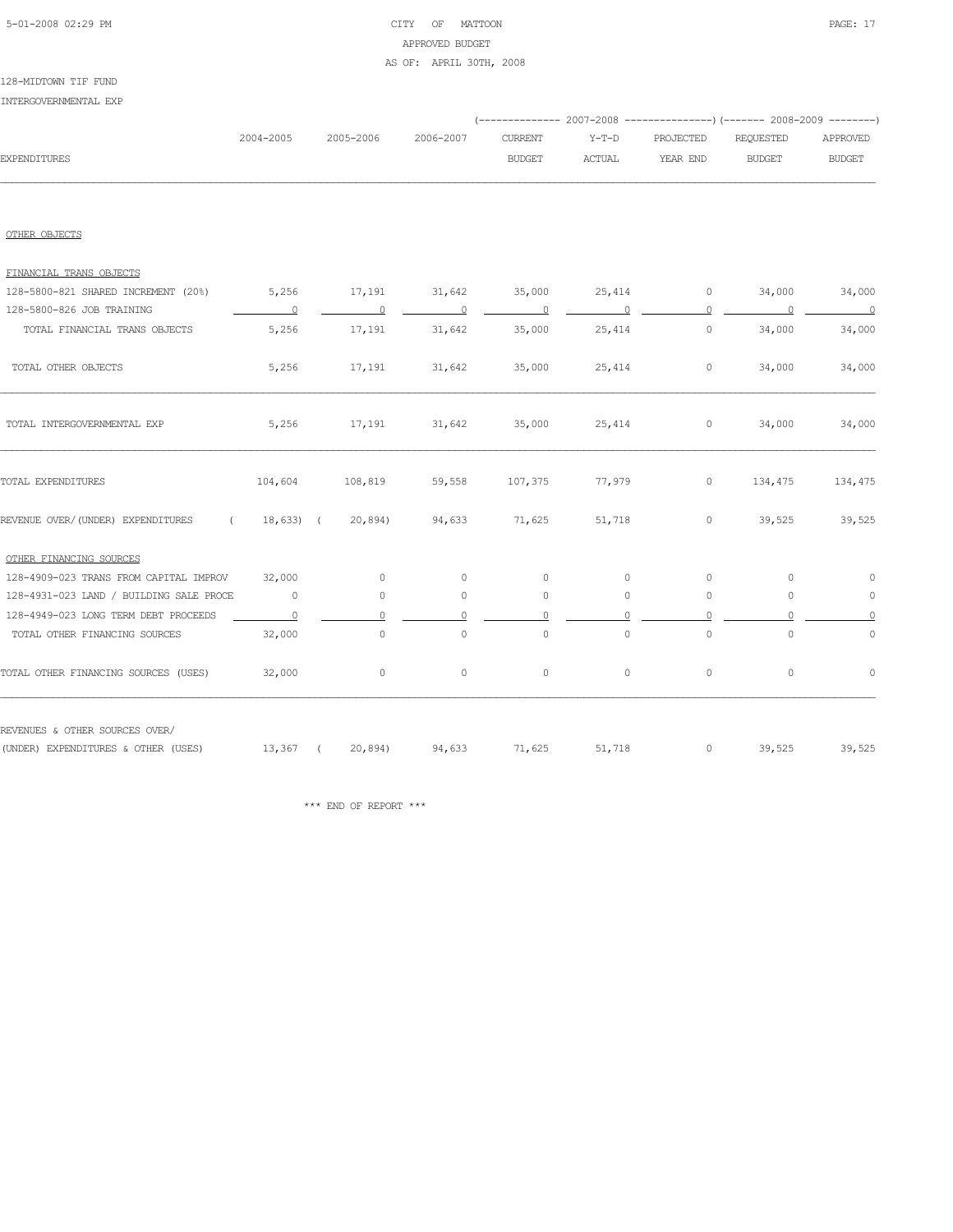128-MIDTOWN TIF FUND

INTERGOVERNMENTAL EXP

| EXPENDITURES | 2004-2005 | 2005-2006 | 2006-2007 | 2007-2008 CURRENT BUDGET | 2007-2008 Y-T-D ACTUAL | 2007-2008 PROJECTED YEAR END | 2008-2009 REQUESTED BUDGET | 2008-2009 APPROVED BUDGET |
|---|---|---|---|---|---|---|---|---|
| OTHER OBJECTS | | | | | | | | |
| FINANCIAL TRANS OBJECTS | | | | | | | | |
| 128-5800-821 SHARED INCREMENT (20%) | 5,256 | 17,191 | 31,642 | 35,000 | 25,414 | 0 | 34,000 | 34,000 |
| 128-5800-826 JOB TRAINING | 0 | 0 | 0 | 0 | 0 | 0 | 0 | 0 |
| TOTAL FINANCIAL TRANS OBJECTS | 5,256 | 17,191 | 31,642 | 35,000 | 25,414 | 0 | 34,000 | 34,000 |
| TOTAL OTHER OBJECTS | 5,256 | 17,191 | 31,642 | 35,000 | 25,414 | 0 | 34,000 | 34,000 |
| TOTAL INTERGOVERNMENTAL EXP | 5,256 | 17,191 | 31,642 | 35,000 | 25,414 | 0 | 34,000 | 34,000 |
| TOTAL EXPENDITURES | 104,604 | 108,819 | 59,558 | 107,375 | 77,979 | 0 | 134,475 | 134,475 |
| REVENUE OVER/(UNDER) EXPENDITURES | ( 18,633) | ( 20,894) | 94,633 | 71,625 | 51,718 | 0 | 39,525 | 39,525 |
| OTHER FINANCING SOURCES | | | | | | | | |
| 128-4909-023 TRANS FROM CAPITAL IMPROV | 32,000 | 0 | 0 | 0 | 0 | 0 | 0 | 0 |
| 128-4931-023 LAND / BUILDING SALE PROCE | 0 | 0 | 0 | 0 | 0 | 0 | 0 | 0 |
| 128-4949-023 LONG TERM DEBT PROCEEDS | 0 | 0 | 0 | 0 | 0 | 0 | 0 | 0 |
| TOTAL OTHER FINANCING SOURCES | 32,000 | 0 | 0 | 0 | 0 | 0 | 0 | 0 |
| TOTAL OTHER FINANCING SOURCES (USES) | 32,000 | 0 | 0 | 0 | 0 | 0 | 0 | 0 |
| REVENUES & OTHER SOURCES OVER/ (UNDER) EXPENDITURES & OTHER (USES) | 13,367 | ( 20,894) | 94,633 | 71,625 | 51,718 | 0 | 39,525 | 39,525 |

\*\*\* END OF REPORT \*\*\*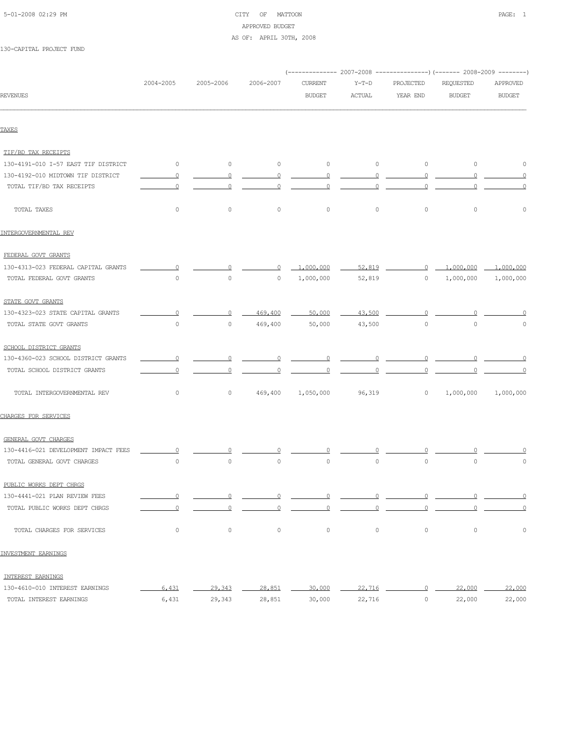CITY OF MATTOON
APPROVED BUDGET
AS OF: APRIL 30TH, 2008

130-CAPITAL PROJECT FUND

| REVENUES | 2004-2005 | 2005-2006 | 2006-2007 | 2007-2008 CURRENT BUDGET | 2007-2008 Y-T-D ACTUAL | 2007-2008 PROJECTED YEAR END | 2008-2009 REQUESTED BUDGET | 2008-2009 APPROVED BUDGET |
|---|---|---|---|---|---|---|---|---|
| **TAXES** | | | | | | | | |
| TIF/BD TAX RECEIPTS | | | | | | | | |
| 130-4191-010 I-57 EAST TIF DISTRICT | 0 | 0 | 0 | 0 | 0 | 0 | 0 | 0 |
| 130-4192-010 MIDTOWN TIF DISTRICT | 0 | 0 | 0 | 0 | 0 | 0 | 0 | 0 |
| TOTAL TIF/BD TAX RECEIPTS | 0 | 0 | 0 | 0 | 0 | 0 | 0 | 0 |
| TOTAL TAXES | 0 | 0 | 0 | 0 | 0 | 0 | 0 | 0 |
| **INTERGOVERNMENTAL REV** | | | | | | | | |
| FEDERAL GOVT GRANTS | | | | | | | | |
| 130-4313-023 FEDERAL CAPITAL GRANTS | 0 | 0 | 0 | 1,000,000 | 52,819 | 0 | 1,000,000 | 1,000,000 |
| TOTAL FEDERAL GOVT GRANTS | 0 | 0 | 0 | 1,000,000 | 52,819 | 0 | 1,000,000 | 1,000,000 |
| STATE GOVT GRANTS | | | | | | | | |
| 130-4323-023 STATE CAPITAL GRANTS | 0 | 0 | 469,400 | 50,000 | 43,500 | 0 | 0 | 0 |
| TOTAL STATE GOVT GRANTS | 0 | 0 | 469,400 | 50,000 | 43,500 | 0 | 0 | 0 |
| SCHOOL DISTRICT GRANTS | | | | | | | | |
| 130-4360-023 SCHOOL DISTRICT GRANTS | 0 | 0 | 0 | 0 | 0 | 0 | 0 | 0 |
| TOTAL SCHOOL DISTRICT GRANTS | 0 | 0 | 0 | 0 | 0 | 0 | 0 | 0 |
| TOTAL INTERGOVERNMENTAL REV | 0 | 0 | 469,400 | 1,050,000 | 96,319 | 0 | 1,000,000 | 1,000,000 |
| **CHARGES FOR SERVICES** | | | | | | | | |
| GENERAL GOVT CHARGES | | | | | | | | |
| 130-4416-021 DEVELOPMENT IMPACT FEES | 0 | 0 | 0 | 0 | 0 | 0 | 0 | 0 |
| TOTAL GENERAL GOVT CHARGES | 0 | 0 | 0 | 0 | 0 | 0 | 0 | 0 |
| PUBLIC WORKS DEPT CHRGS | | | | | | | | |
| 130-4441-021 PLAN REVIEW FEES | 0 | 0 | 0 | 0 | 0 | 0 | 0 | 0 |
| TOTAL PUBLIC WORKS DEPT CHRGS | 0 | 0 | 0 | 0 | 0 | 0 | 0 | 0 |
| TOTAL CHARGES FOR SERVICES | 0 | 0 | 0 | 0 | 0 | 0 | 0 | 0 |
| **INVESTMENT EARNINGS** | | | | | | | | |
| INTEREST EARNINGS | | | | | | | | |
| 130-4610-010 INTEREST EARNINGS | 6,431 | 29,343 | 28,851 | 30,000 | 22,716 | 0 | 22,000 | 22,000 |
| TOTAL INTEREST EARNINGS | 6,431 | 29,343 | 28,851 | 30,000 | 22,716 | 0 | 22,000 | 22,000 |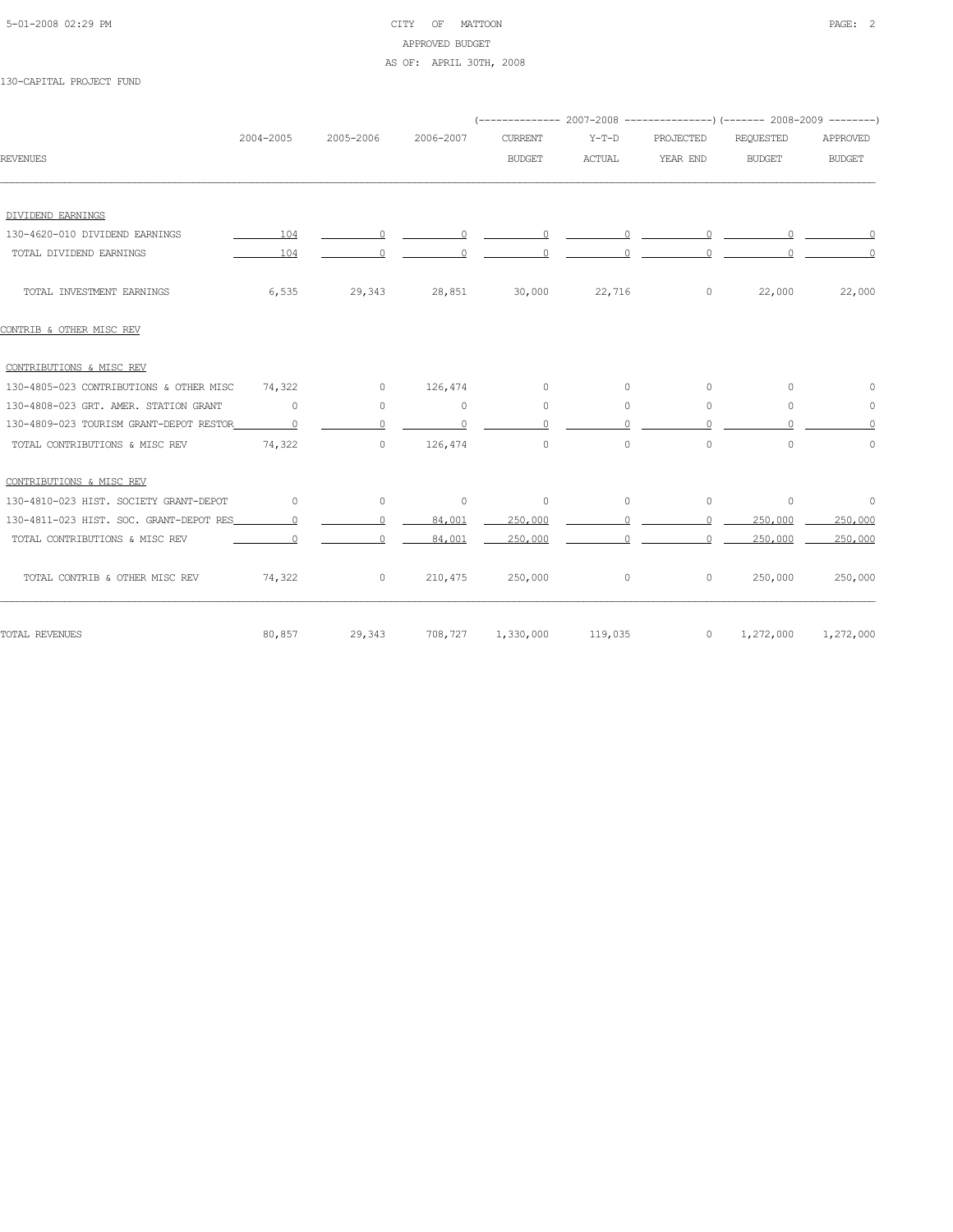130-CAPITAL PROJECT FUND

| REVENUES | 2004-2005 | 2005-2006 | 2006-2007 | 2007-2008 CURRENT BUDGET | 2007-2008 Y-T-D ACTUAL | 2007-2008 PROJECTED YEAR END | 2008-2009 REQUESTED BUDGET | 2008-2009 APPROVED BUDGET |
|---|---|---|---|---|---|---|---|---|
| DIVIDEND EARNINGS | | | | | | | | |
| 130-4620-010 DIVIDEND EARNINGS | 104 | 0 | 0 | 0 | 0 | 0 | 0 | 0 |
| TOTAL DIVIDEND EARNINGS | 104 | 0 | 0 | 0 | 0 | 0 | 0 | 0 |
| TOTAL INVESTMENT EARNINGS | 6,535 | 29,343 | 28,851 | 30,000 | 22,716 | 0 | 22,000 | 22,000 |
| CONTRIB & OTHER MISC REV | | | | | | | | |
| CONTRIBUTIONS & MISC REV | | | | | | | | |
| 130-4805-023 CONTRIBUTIONS & OTHER MISC | 74,322 | 0 | 126,474 | 0 | 0 | 0 | 0 | 0 |
| 130-4808-023 GRT. AMER. STATION GRANT | 0 | 0 | 0 | 0 | 0 | 0 | 0 | 0 |
| 130-4809-023 TOURISM GRANT-DEPOT RESTOR | 0 | 0 | 0 | 0 | 0 | 0 | 0 | 0 |
| TOTAL CONTRIBUTIONS & MISC REV | 74,322 | 0 | 126,474 | 0 | 0 | 0 | 0 | 0 |
| CONTRIBUTIONS & MISC REV | | | | | | | | |
| 130-4810-023 HIST. SOCIETY GRANT-DEPOT | 0 | 0 | 0 | 0 | 0 | 0 | 0 | 0 |
| 130-4811-023 HIST. SOC. GRANT-DEPOT RES | 0 | 0 | 84,001 | 250,000 | 0 | 0 | 250,000 | 250,000 |
| TOTAL CONTRIBUTIONS & MISC REV | 0 | 0 | 84,001 | 250,000 | 0 | 0 | 250,000 | 250,000 |
| TOTAL CONTRIB & OTHER MISC REV | 74,322 | 0 | 210,475 | 250,000 | 0 | 0 | 250,000 | 250,000 |
| TOTAL REVENUES | 80,857 | 29,343 | 708,727 | 1,330,000 | 119,035 | 0 | 1,272,000 | 1,272,000 |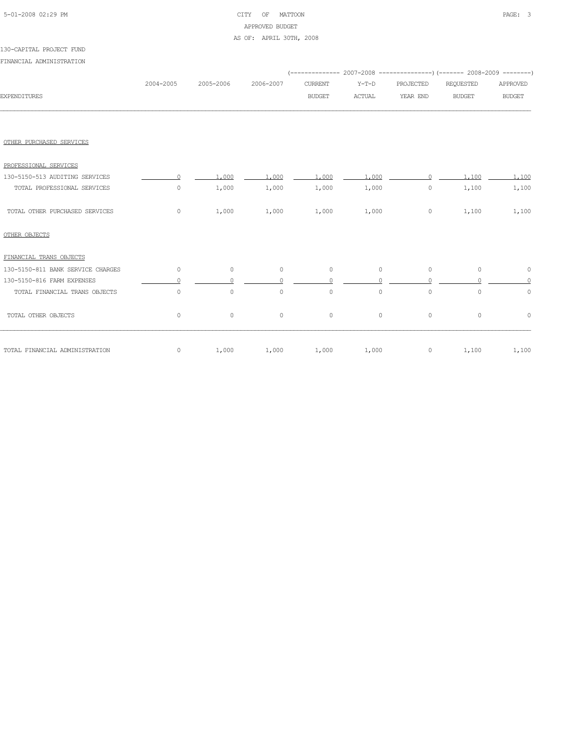CITY OF MATTOON
APPROVED BUDGET
AS OF: APRIL 30TH, 2008

130-CAPITAL PROJECT FUND

FINANCIAL ADMINISTRATION

| EXPENDITURES | 2004-2005 | 2005-2006 | 2006-2007 | 2007-2008 CURRENT BUDGET | 2007-2008 Y-T-D ACTUAL | 2007-2008 PROJECTED YEAR END | 2008-2009 REQUESTED BUDGET | 2008-2009 APPROVED BUDGET |
|---|---|---|---|---|---|---|---|---|
| OTHER PURCHASED SERVICES | | | | | | | | |
| PROFESSIONAL SERVICES | | | | | | | | |
| 130-5150-513 AUDITING SERVICES | 0 | 1,000 | 1,000 | 1,000 | 1,000 | 0 | 1,100 | 1,100 |
| TOTAL PROFESSIONAL SERVICES | 0 | 1,000 | 1,000 | 1,000 | 1,000 | 0 | 1,100 | 1,100 |
| TOTAL OTHER PURCHASED SERVICES | 0 | 1,000 | 1,000 | 1,000 | 1,000 | 0 | 1,100 | 1,100 |
| OTHER OBJECTS | | | | | | | | |
| FINANCIAL TRANS OBJECTS | | | | | | | | |
| 130-5150-811 BANK SERVICE CHARGES | 0 | 0 | 0 | 0 | 0 | 0 | 0 | 0 |
| 130-5150-816 FARM EXPENSES | 0 | 0 | 0 | 0 | 0 | 0 | 0 | 0 |
| TOTAL FINANCIAL TRANS OBJECTS | 0 | 0 | 0 | 0 | 0 | 0 | 0 | 0 |
| TOTAL OTHER OBJECTS | 0 | 0 | 0 | 0 | 0 | 0 | 0 | 0 |
| TOTAL FINANCIAL ADMINISTRATION | 0 | 1,000 | 1,000 | 1,000 | 1,000 | 0 | 1,100 | 1,100 |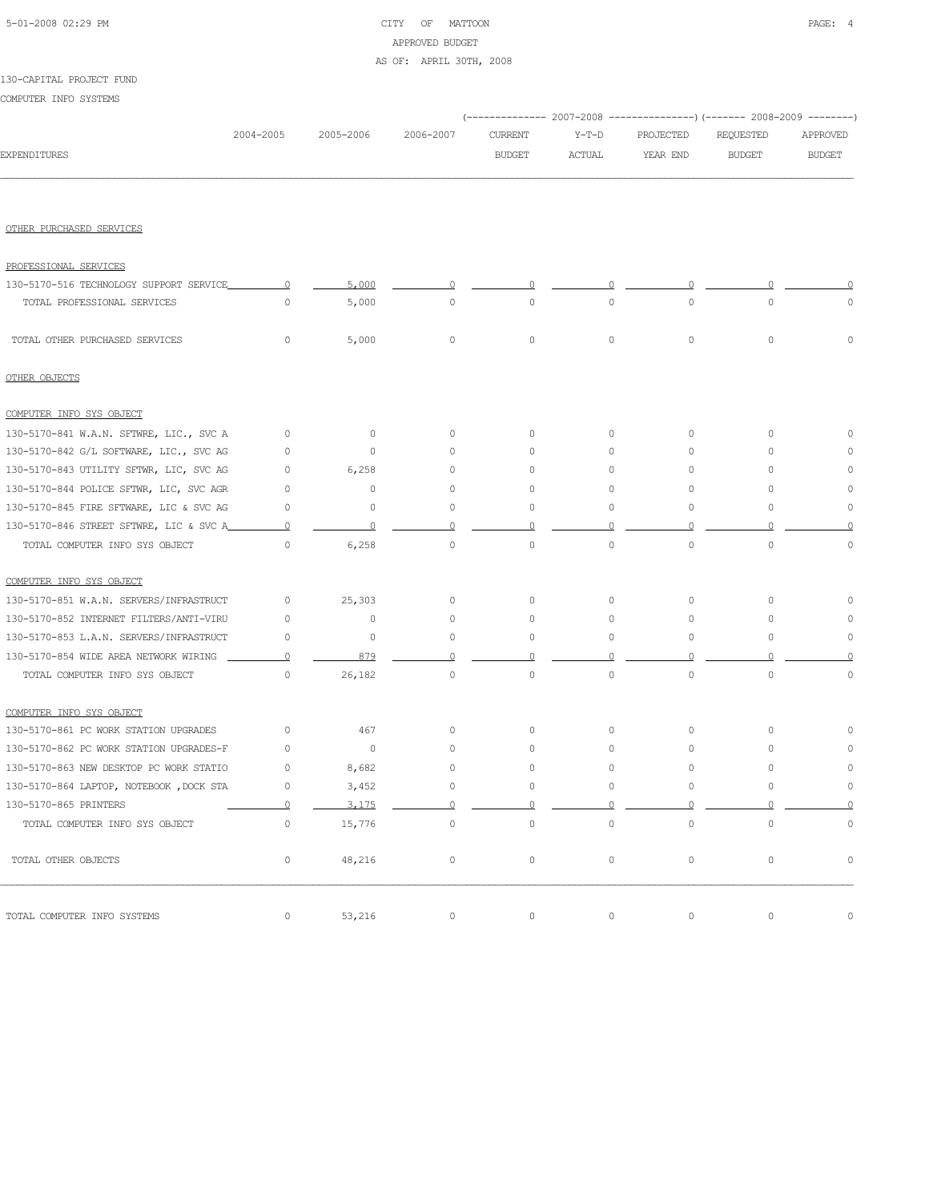130-CAPITAL PROJECT FUND

COMPUTER INFO SYSTEMS

| EXPENDITURES | 2004-2005 | 2005-2006 | 2006-2007 | 2007-2008 CURRENT BUDGET | 2007-2008 Y-T-D ACTUAL | 2007-2008 PROJECTED YEAR END | 2008-2009 REQUESTED BUDGET | 2008-2009 APPROVED BUDGET |
|---|---|---|---|---|---|---|---|---|
| OTHER PURCHASED SERVICES | | | | | | | | |
| PROFESSIONAL SERVICES | | | | | | | | |
| 130-5170-516 TECHNOLOGY SUPPORT SERVICE | 0 | 5,000 | 0 | 0 | 0 | 0 | 0 | 0 |
| TOTAL PROFESSIONAL SERVICES | 0 | 5,000 | 0 | 0 | 0 | 0 | 0 | 0 |
| TOTAL OTHER PURCHASED SERVICES | 0 | 5,000 | 0 | 0 | 0 | 0 | 0 | 0 |
| OTHER OBJECTS | | | | | | | | |
| COMPUTER INFO SYS OBJECT | | | | | | | | |
| 130-5170-841 W.A.N. SFTWRE, LIC., SVC A | 0 | 0 | 0 | 0 | 0 | 0 | 0 | 0 |
| 130-5170-842 G/L SOFTWARE, LIC., SVC AG | 0 | 0 | 0 | 0 | 0 | 0 | 0 | 0 |
| 130-5170-843 UTILITY SFTWR, LIC, SVC AG | 0 | 6,258 | 0 | 0 | 0 | 0 | 0 | 0 |
| 130-5170-844 POLICE SFTWR, LIC, SVC AGR | 0 | 0 | 0 | 0 | 0 | 0 | 0 | 0 |
| 130-5170-845 FIRE SFTWARE, LIC & SVC AG | 0 | 0 | 0 | 0 | 0 | 0 | 0 | 0 |
| 130-5170-846 STREET SFTWRE, LIC & SVC A | 0 | 0 | 0 | 0 | 0 | 0 | 0 | 0 |
| TOTAL COMPUTER INFO SYS OBJECT | 0 | 6,258 | 0 | 0 | 0 | 0 | 0 | 0 |
| COMPUTER INFO SYS OBJECT | | | | | | | | |
| 130-5170-851 W.A.N. SERVERS/INFRASTRUCT | 0 | 25,303 | 0 | 0 | 0 | 0 | 0 | 0 |
| 130-5170-852 INTERNET FILTERS/ANTI-VIRU | 0 | 0 | 0 | 0 | 0 | 0 | 0 | 0 |
| 130-5170-853 L.A.N. SERVERS/INFRASTRUCT | 0 | 0 | 0 | 0 | 0 | 0 | 0 | 0 |
| 130-5170-854 WIDE AREA NETWORK WIRING | 0 | 879 | 0 | 0 | 0 | 0 | 0 | 0 |
| TOTAL COMPUTER INFO SYS OBJECT | 0 | 26,182 | 0 | 0 | 0 | 0 | 0 | 0 |
| COMPUTER INFO SYS OBJECT | | | | | | | | |
| 130-5170-861 PC WORK STATION UPGRADES | 0 | 467 | 0 | 0 | 0 | 0 | 0 | 0 |
| 130-5170-862 PC WORK STATION UPGRADES-F | 0 | 0 | 0 | 0 | 0 | 0 | 0 | 0 |
| 130-5170-863 NEW DESKTOP PC WORK STATIO | 0 | 8,682 | 0 | 0 | 0 | 0 | 0 | 0 |
| 130-5170-864 LAPTOP, NOTEBOOK ,DOCK STA | 0 | 3,452 | 0 | 0 | 0 | 0 | 0 | 0 |
| 130-5170-865 PRINTERS | 0 | 3,175 | 0 | 0 | 0 | 0 | 0 | 0 |
| TOTAL COMPUTER INFO SYS OBJECT | 0 | 15,776 | 0 | 0 | 0 | 0 | 0 | 0 |
| TOTAL OTHER OBJECTS | 0 | 48,216 | 0 | 0 | 0 | 0 | 0 | 0 |
| TOTAL COMPUTER INFO SYSTEMS | 0 | 53,216 | 0 | 0 | 0 | 0 | 0 | 0 |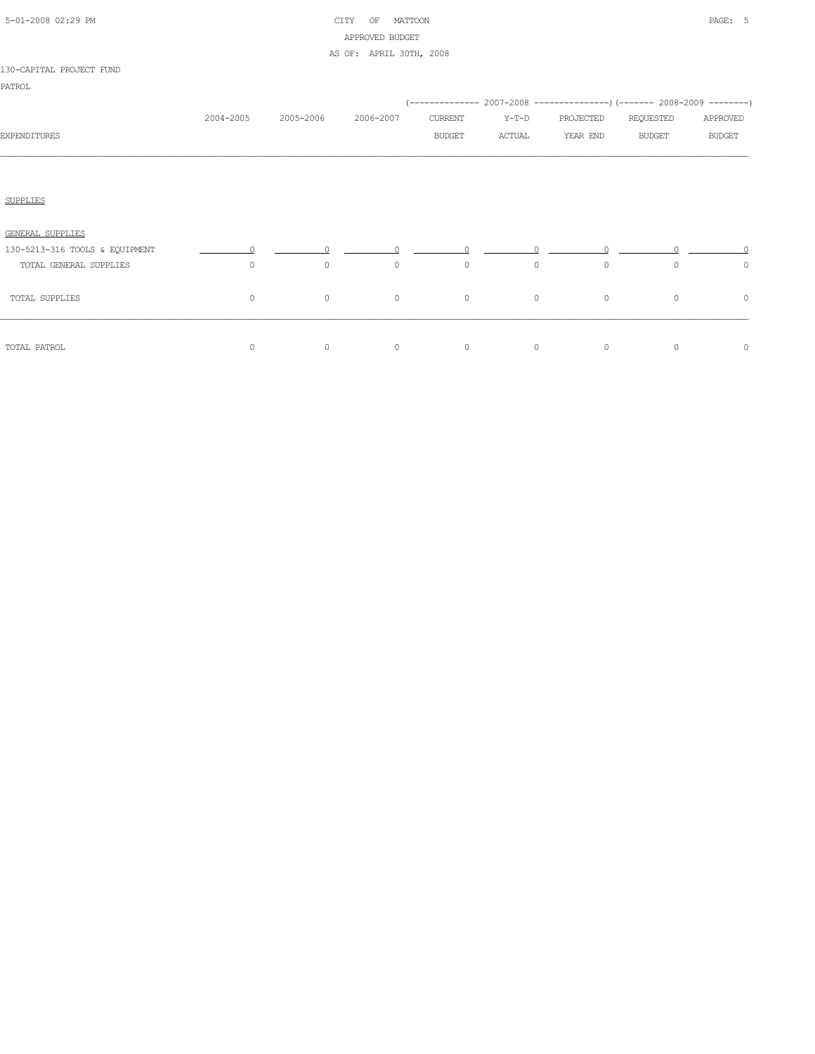CITY OF MATTOON
APPROVED BUDGET
AS OF: APRIL 30TH, 2008

130-CAPITAL PROJECT FUND

PATROL

| EXPENDITURES | 2004-2005 | 2005-2006 | 2006-2007 | 2007-2008 CURRENT BUDGET | 2007-2008 Y-T-D ACTUAL | 2007-2008 PROJECTED YEAR END | 2008-2009 REQUESTED BUDGET | 2008-2009 APPROVED BUDGET |
|---|---|---|---|---|---|---|---|---|
| SUPPLIES | | | | | | | | |
| GENERAL SUPPLIES | | | | | | | | |
| 130-5213-316 TOOLS & EQUIPMENT | 0 | 0 | 0 | 0 | 0 | 0 | 0 | 0 |
| TOTAL GENERAL SUPPLIES | 0 | 0 | 0 | 0 | 0 | 0 | 0 | 0 |
| TOTAL SUPPLIES | 0 | 0 | 0 | 0 | 0 | 0 | 0 | 0 |
| TOTAL PATROL | 0 | 0 | 0 | 0 | 0 | 0 | 0 | 0 |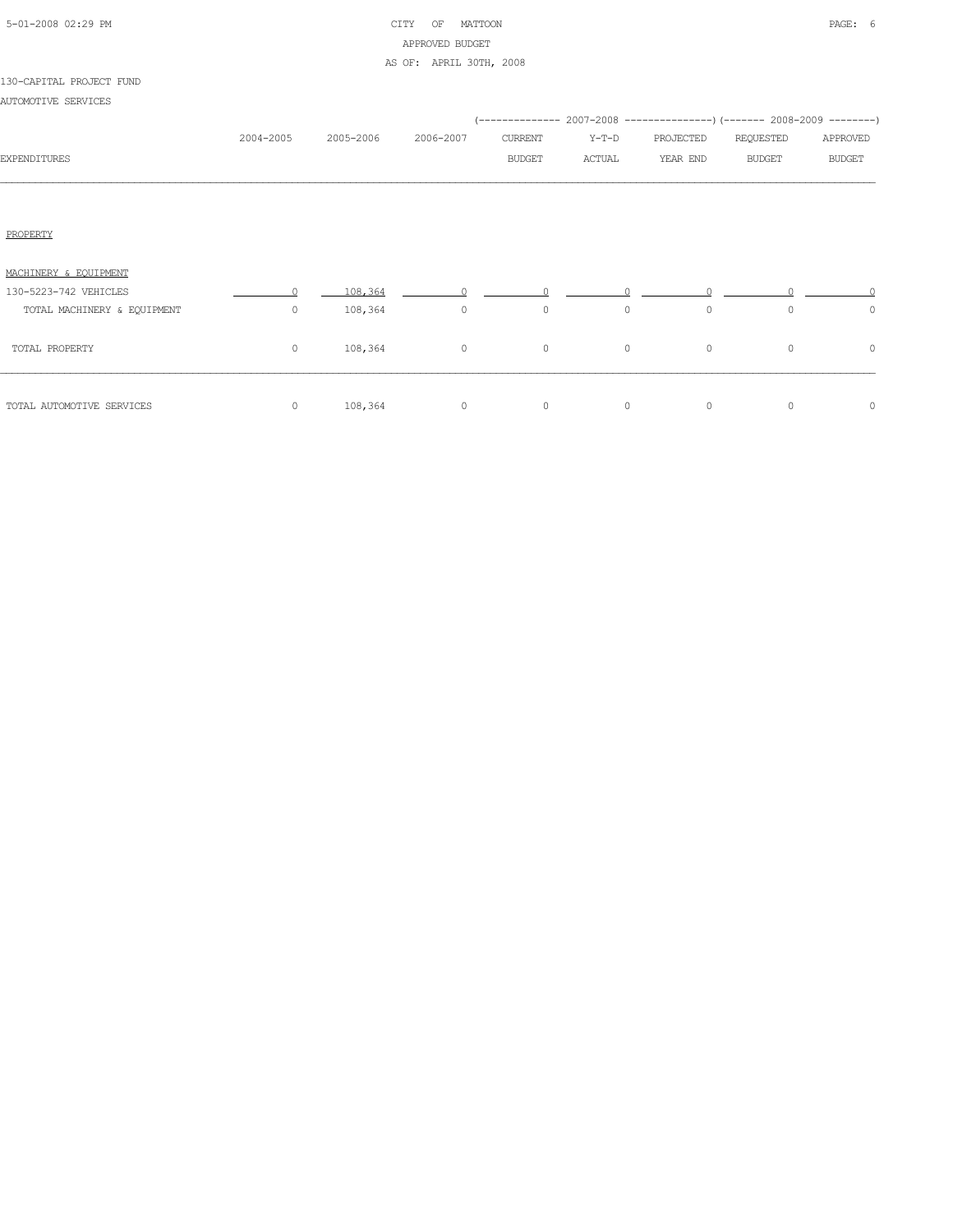130-CAPITAL PROJECT FUND

AUTOMOTIVE SERVICES

| | | | | (-------------- 2007-2008 | --------------- | ---------------) | (------- 2008-2009 | --------) |
|---|---|---|---|---|---|---|---|---|
| EXPENDITURES | 2004-2005 | 2005-2006 | 2006-2007 | CURRENT BUDGET | Y-T-D ACTUAL | PROJECTED YEAR END | REQUESTED BUDGET | APPROVED BUDGET |
| PROPERTY | | | | | | | | |
| MACHINERY & EQUIPMENT | | | | | | | | |
| 130-5223-742 VEHICLES | 0 | 108,364 | 0 | 0 | 0 | 0 | 0 | 0 |
| TOTAL MACHINERY & EQUIPMENT | 0 | 108,364 | 0 | 0 | 0 | 0 | 0 | 0 |
| TOTAL PROPERTY | 0 | 108,364 | 0 | 0 | 0 | 0 | 0 | 0 |
| TOTAL AUTOMOTIVE SERVICES | 0 | 108,364 | 0 | 0 | 0 | 0 | 0 | 0 |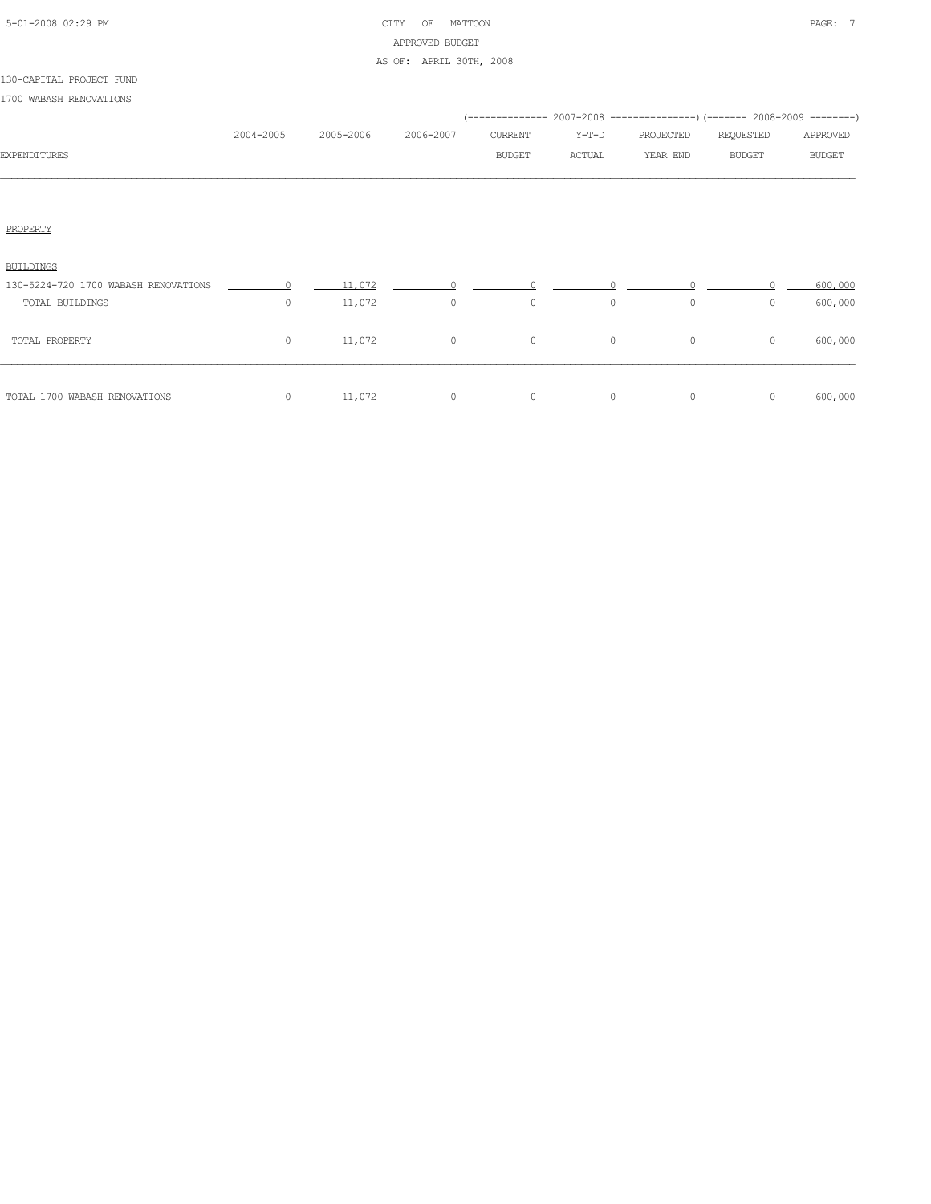CITY OF MATTOON
APPROVED BUDGET
AS OF: APRIL 30TH, 2008

130-CAPITAL PROJECT FUND

1700 WABASH RENOVATIONS

| EXPENDITURES | 2004-2005 | 2005-2006 | 2006-2007 | 2007-2008 CURRENT BUDGET | 2007-2008 Y-T-D ACTUAL | 2007-2008 PROJECTED YEAR END | 2008-2009 REQUESTED BUDGET | 2008-2009 APPROVED BUDGET |
|---|---|---|---|---|---|---|---|---|
| PROPERTY | | | | | | | | |
| BUILDINGS | | | | | | | | |
| 130-5224-720 1700 WABASH RENOVATIONS | 0 | 11,072 | 0 | 0 | 0 | 0 | 0 | 600,000 |
| TOTAL BUILDINGS | 0 | 11,072 | 0 | 0 | 0 | 0 | 0 | 600,000 |
| TOTAL PROPERTY | 0 | 11,072 | 0 | 0 | 0 | 0 | 0 | 600,000 |
| TOTAL 1700 WABASH RENOVATIONS | 0 | 11,072 | 0 | 0 | 0 | 0 | 0 | 600,000 |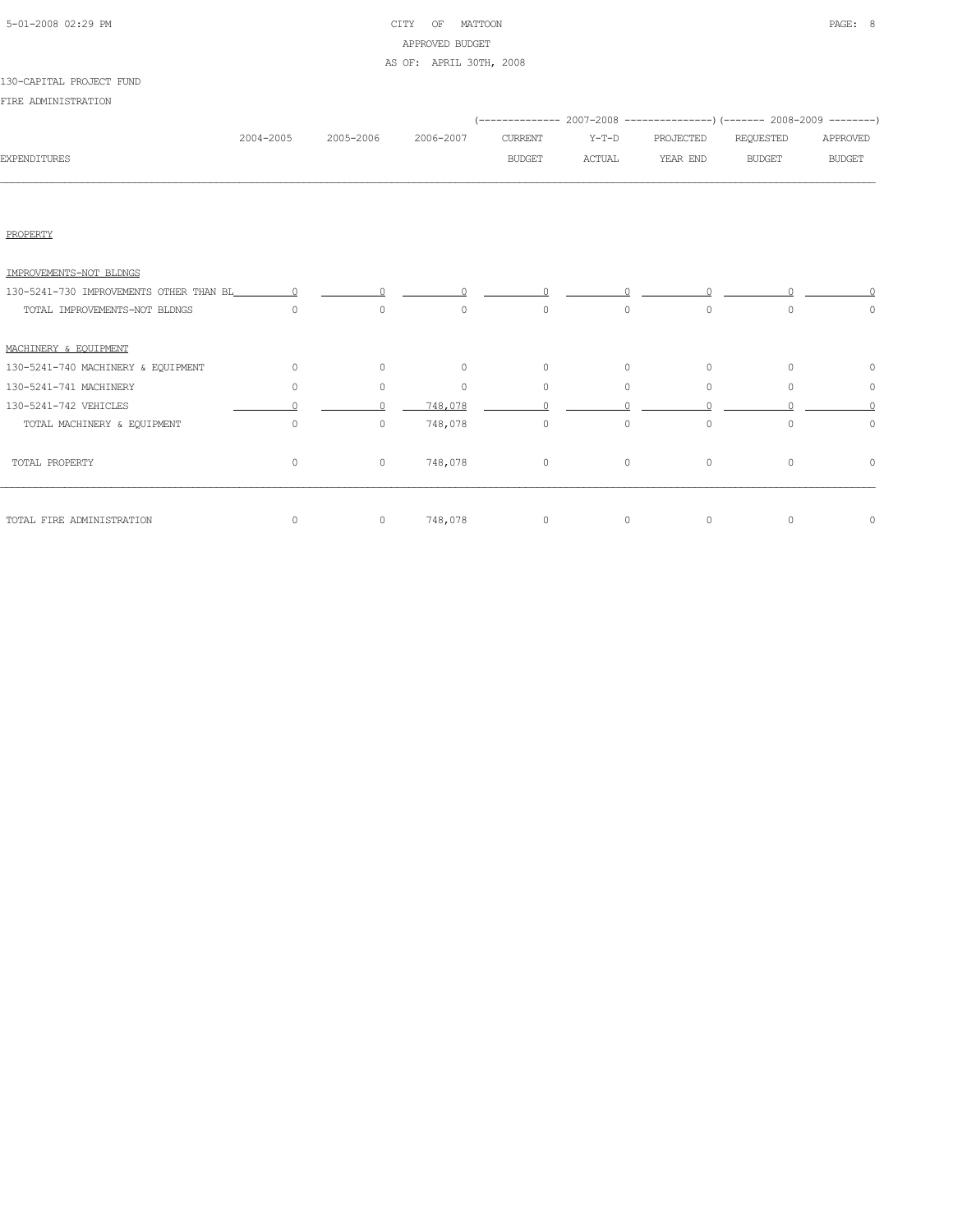130-CAPITAL PROJECT FUND

FIRE ADMINISTRATION

| EXPENDITURES | 2004-2005 | 2005-2006 | 2006-2007 | 2007-2008 CURRENT BUDGET | 2007-2008 Y-T-D ACTUAL | 2007-2008 PROJECTED YEAR END | 2008-2009 REQUESTED BUDGET | 2008-2009 APPROVED BUDGET |
|---|---|---|---|---|---|---|---|---|
| PROPERTY | | | | | | | | |
| IMPROVEMENTS-NOT BLDNGS | | | | | | | | |
| 130-5241-730 IMPROVEMENTS OTHER THAN BL | 0 | 0 | 0 | 0 | 0 | 0 | 0 | 0 |
| TOTAL IMPROVEMENTS-NOT BLDNGS | 0 | 0 | 0 | 0 | 0 | 0 | 0 | 0 |
| MACHINERY & EQUIPMENT | | | | | | | | |
| 130-5241-740 MACHINERY & EQUIPMENT | 0 | 0 | 0 | 0 | 0 | 0 | 0 | 0 |
| 130-5241-741 MACHINERY | 0 | 0 | 0 | 0 | 0 | 0 | 0 | 0 |
| 130-5241-742 VEHICLES | 0 | 0 | 748,078 | 0 | 0 | 0 | 0 | 0 |
| TOTAL MACHINERY & EQUIPMENT | 0 | 0 | 748,078 | 0 | 0 | 0 | 0 | 0 |
| TOTAL PROPERTY | 0 | 0 | 748,078 | 0 | 0 | 0 | 0 | 0 |
| TOTAL FIRE ADMINISTRATION | 0 | 0 | 748,078 | 0 | 0 | 0 | 0 | 0 |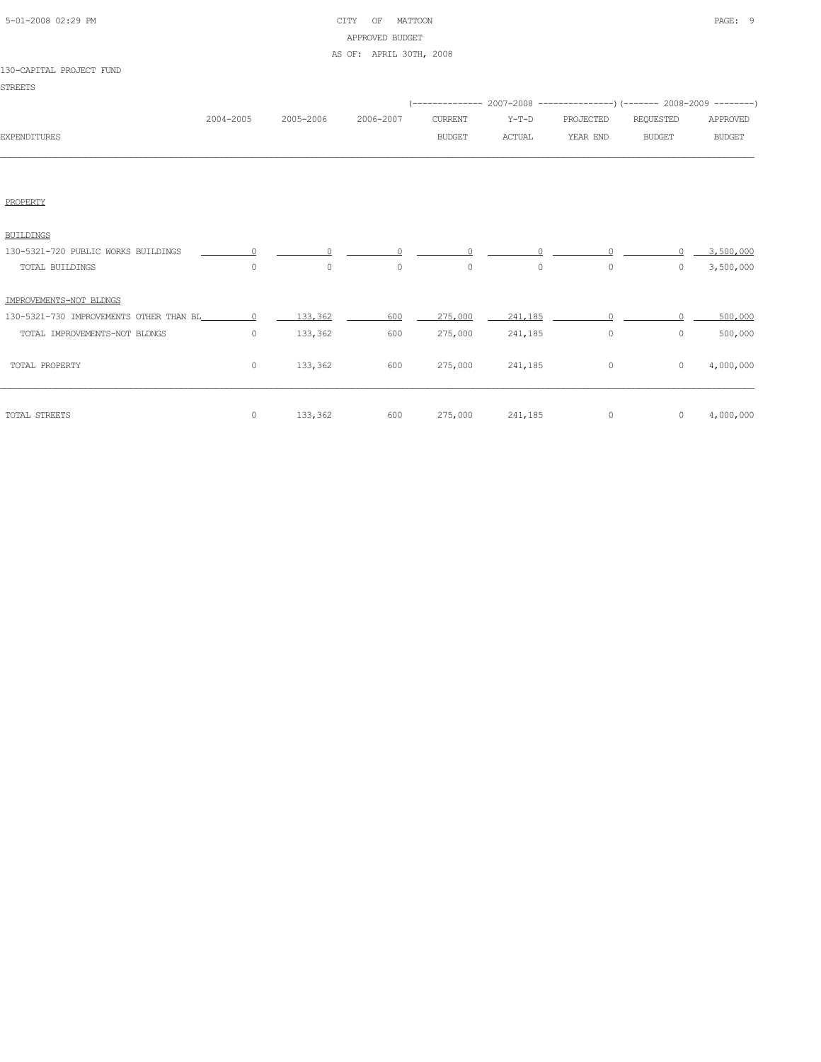CITY OF MATTOON
APPROVED BUDGET
AS OF: APRIL 30TH, 2008

130-CAPITAL PROJECT FUND

STREETS

| EXPENDITURES | 2004-2005 | 2005-2006 | 2006-2007 | 2007-2008 CURRENT BUDGET | 2007-2008 Y-T-D ACTUAL | 2007-2008 PROJECTED YEAR END | 2008-2009 REQUESTED BUDGET | 2008-2009 APPROVED BUDGET |
|---|---|---|---|---|---|---|---|---|
| PROPERTY | | | | | | | | |
| BUILDINGS | | | | | | | | |
| 130-5321-720 PUBLIC WORKS BUILDINGS | 0 | 0 | 0 | 0 | 0 | 0 | 0 | 3,500,000 |
| TOTAL BUILDINGS | 0 | 0 | 0 | 0 | 0 | 0 | 0 | 3,500,000 |
| IMPROVEMENTS-NOT BLDNGS | | | | | | | | |
| 130-5321-730 IMPROVEMENTS OTHER THAN BL | 0 | 133,362 | 600 | 275,000 | 241,185 | 0 | 0 | 500,000 |
| TOTAL IMPROVEMENTS-NOT BLDNGS | 0 | 133,362 | 600 | 275,000 | 241,185 | 0 | 0 | 500,000 |
| TOTAL PROPERTY | 0 | 133,362 | 600 | 275,000 | 241,185 | 0 | 0 | 4,000,000 |
| TOTAL STREETS | 0 | 133,362 | 600 | 275,000 | 241,185 | 0 | 0 | 4,000,000 |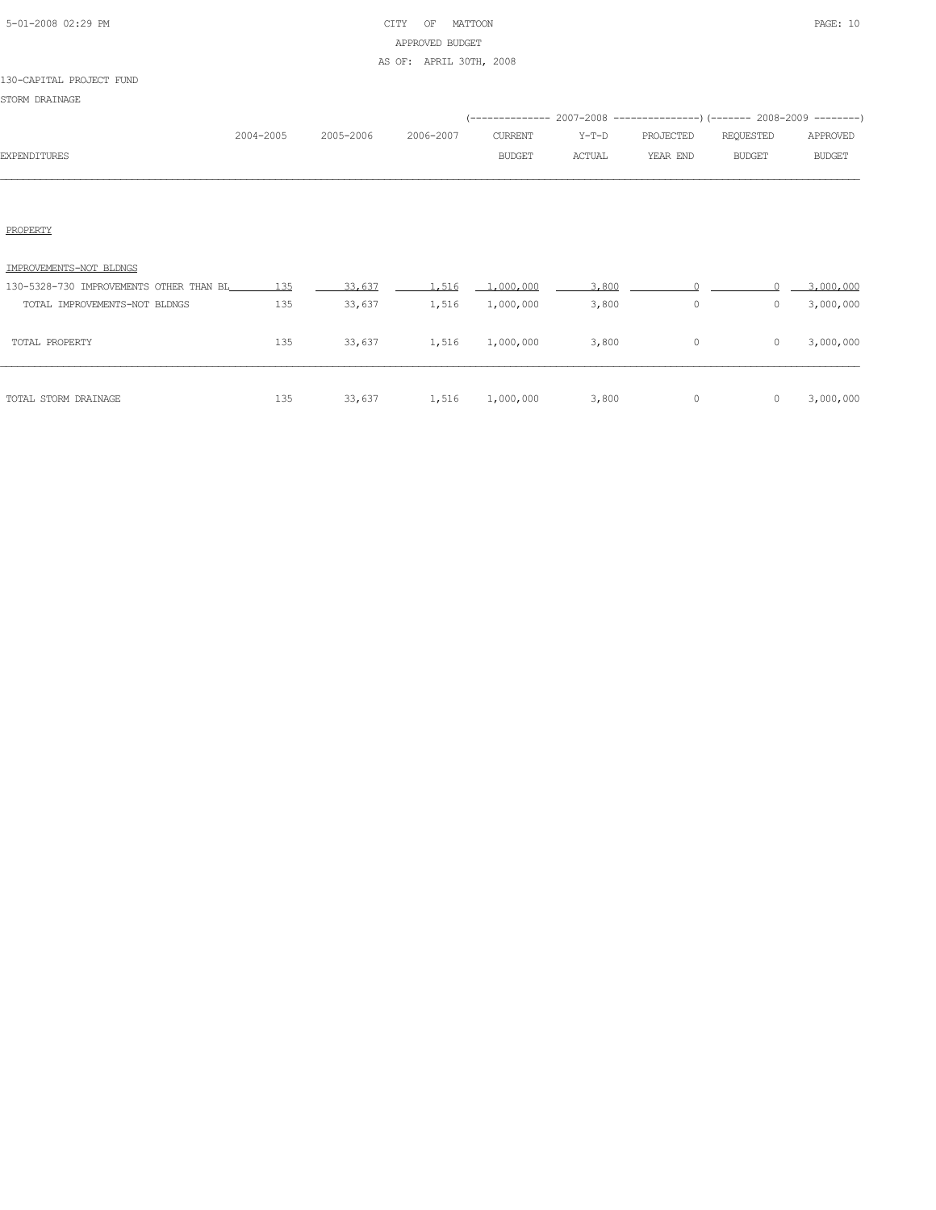# CITY OF MATTOON
## APPROVED BUDGET
### AS OF: APRIL 30TH, 2008

130-CAPITAL PROJECT FUND

STORM DRAINAGE

| EXPENDITURES | 2004-2005 | 2005-2006 | 2006-2007 | 2007-2008 CURRENT BUDGET | 2007-2008 Y-T-D ACTUAL | 2007-2008 PROJECTED YEAR END | 2008-2009 REQUESTED BUDGET | 2008-2009 APPROVED BUDGET |
|---|---|---|---|---|---|---|---|---|
| PROPERTY | | | | | | | | |
| IMPROVEMENTS-NOT BLDNGS | | | | | | | | |
| 130-5328-730 IMPROVEMENTS OTHER THAN BL | 135 | 33,637 | 1,516 | 1,000,000 | 3,800 | 0 | 0 | 3,000,000 |
| TOTAL IMPROVEMENTS-NOT BLDNGS | 135 | 33,637 | 1,516 | 1,000,000 | 3,800 | 0 | 0 | 3,000,000 |
| TOTAL PROPERTY | 135 | 33,637 | 1,516 | 1,000,000 | 3,800 | 0 | 0 | 3,000,000 |
| TOTAL STORM DRAINAGE | 135 | 33,637 | 1,516 | 1,000,000 | 3,800 | 0 | 0 | 3,000,000 |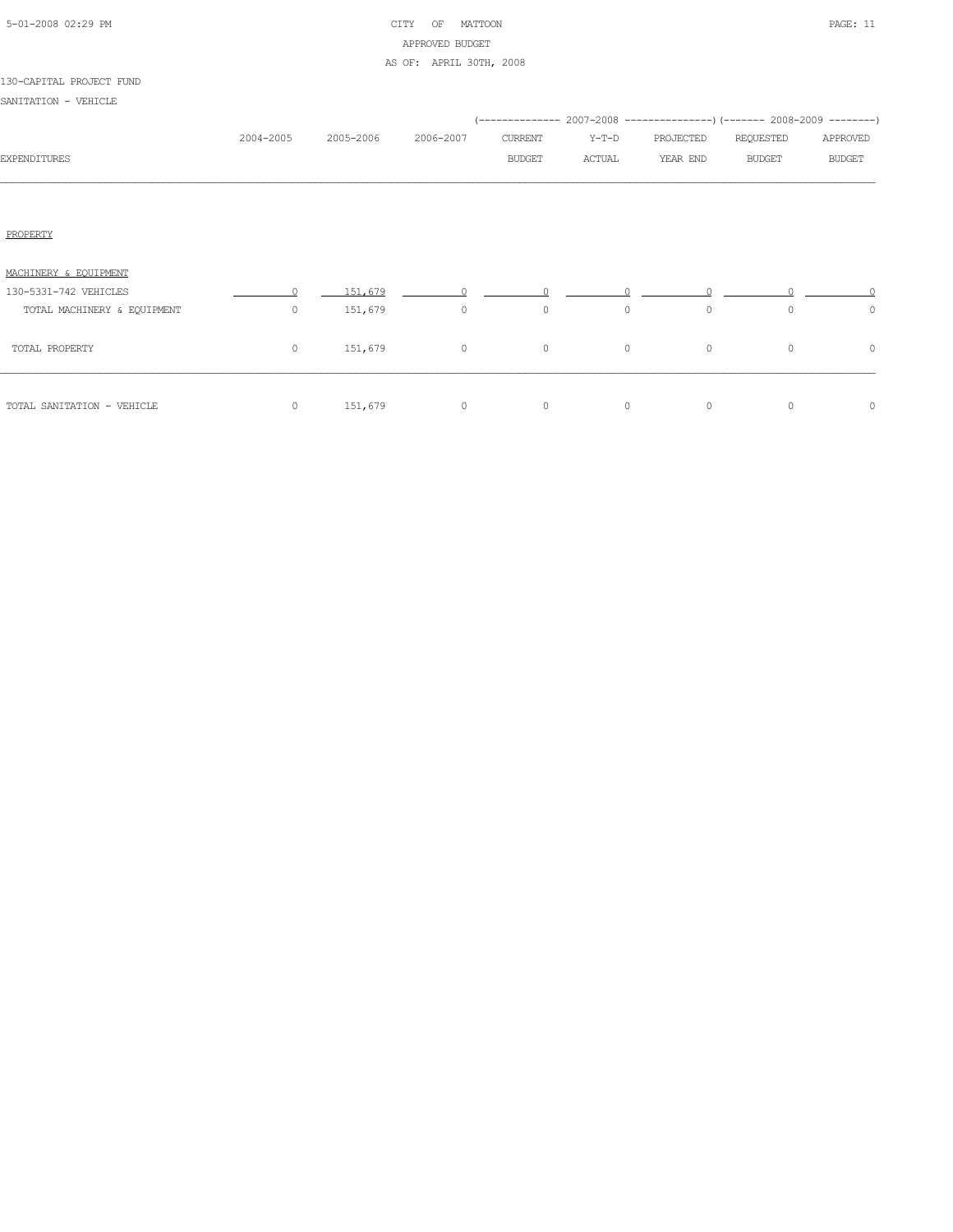CITY OF MATTOON
APPROVED BUDGET
AS OF: APRIL 30TH, 2008

130-CAPITAL PROJECT FUND

SANITATION - VEHICLE

| EXPENDITURES | 2004-2005 | 2005-2006 | 2006-2007 | 2007-2008 CURRENT BUDGET | 2007-2008 Y-T-D ACTUAL | 2007-2008 PROJECTED YEAR END | 2008-2009 REQUESTED BUDGET | 2008-2009 APPROVED BUDGET |
|---|---|---|---|---|---|---|---|---|
| PROPERTY | | | | | | | | |
| MACHINERY & EQUIPMENT | | | | | | | | |
| 130-5331-742 VEHICLES | 0 | 151,679 | 0 | 0 | 0 | 0 | 0 | 0 |
| TOTAL MACHINERY & EQUIPMENT | 0 | 151,679 | 0 | 0 | 0 | 0 | 0 | 0 |
| TOTAL PROPERTY | 0 | 151,679 | 0 | 0 | 0 | 0 | 0 | 0 |
| TOTAL SANITATION - VEHICLE | 0 | 151,679 | 0 | 0 | 0 | 0 | 0 | 0 |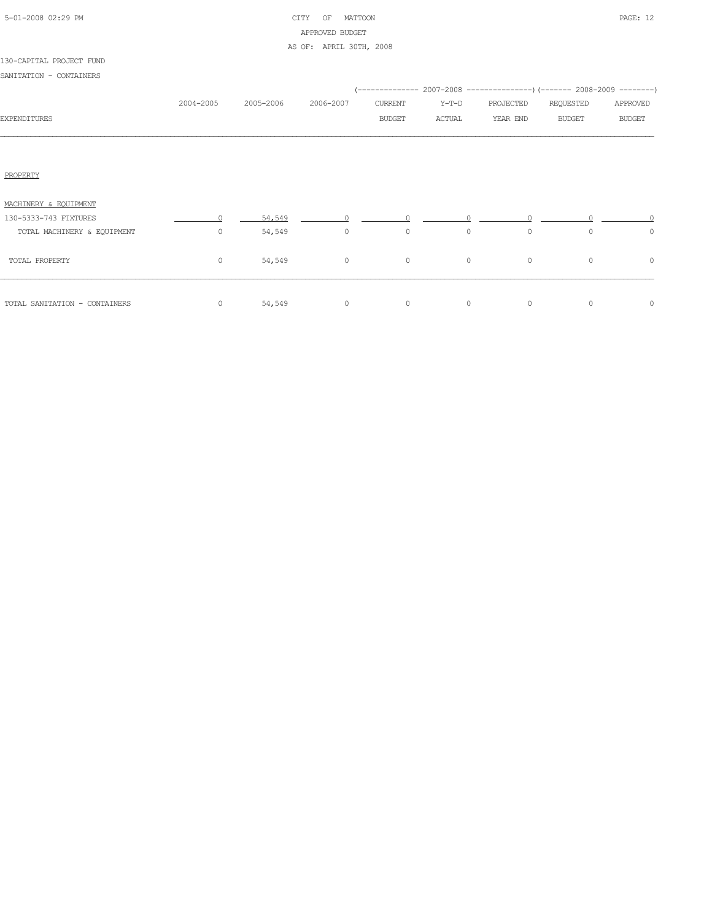CITY OF MATTOON
APPROVED BUDGET
AS OF: APRIL 30TH, 2008

130-CAPITAL PROJECT FUND
SANITATION - CONTAINERS

| EXPENDITURES | 2004-2005 | 2005-2006 | 2006-2007 | 2007-2008 CURRENT BUDGET | 2007-2008 Y-T-D ACTUAL | 2007-2008 PROJECTED YEAR END | 2008-2009 REQUESTED BUDGET | 2008-2009 APPROVED BUDGET |
|---|---|---|---|---|---|---|---|---|
| **PROPERTY** | | | | | | | | |
| MACHINERY & EQUIPMENT | | | | | | | | |
| 130-5333-743 FIXTURES | 0 | 54,549 | 0 | 0 | 0 | 0 | 0 | 0 |
| TOTAL MACHINERY & EQUIPMENT | 0 | 54,549 | 0 | 0 | 0 | 0 | 0 | 0 |
| TOTAL PROPERTY | 0 | 54,549 | 0 | 0 | 0 | 0 | 0 | 0 |
| TOTAL SANITATION - CONTAINERS | 0 | 54,549 | 0 | 0 | 0 | 0 | 0 | 0 |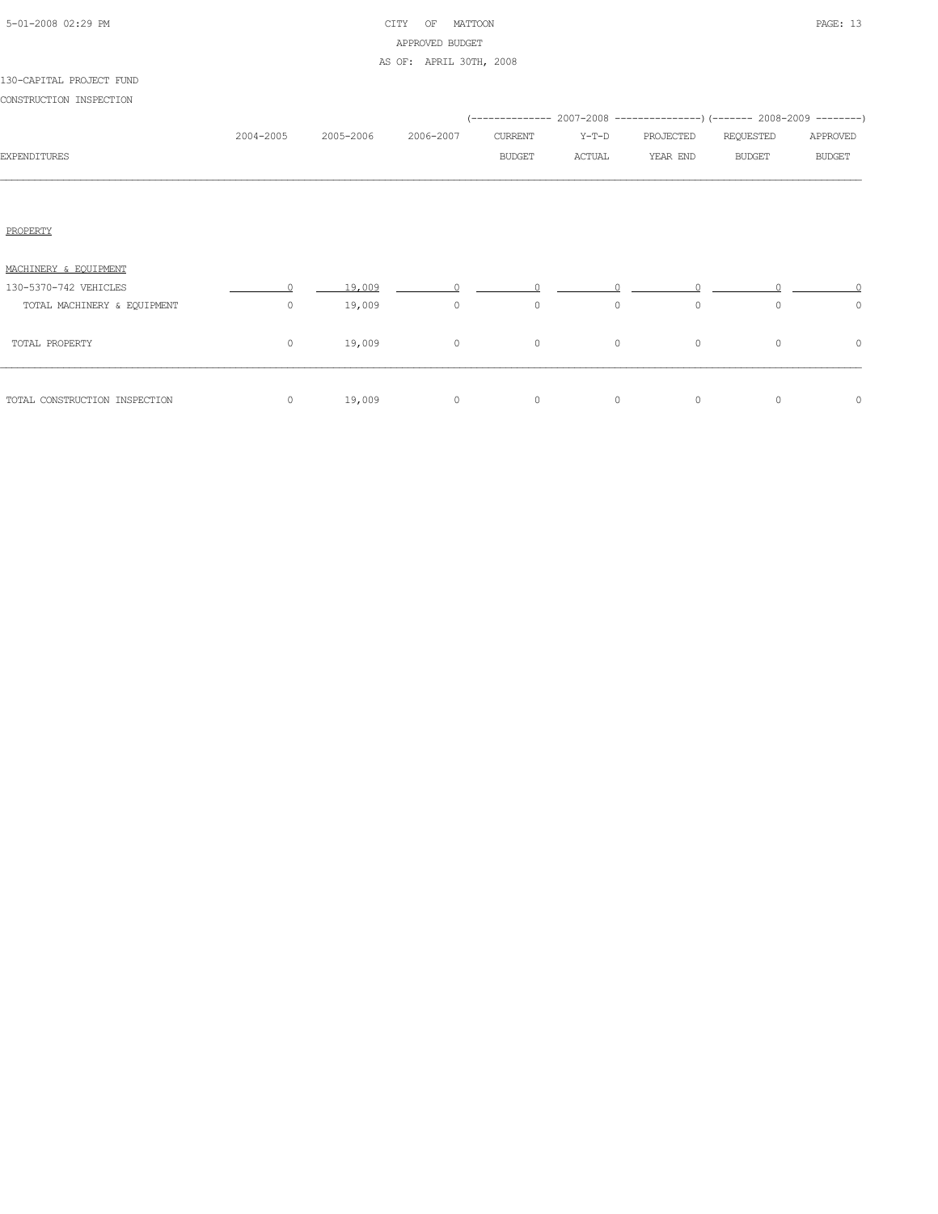CITY OF MATTOON
APPROVED BUDGET
AS OF: APRIL 30TH, 2008

130-CAPITAL PROJECT FUND

CONSTRUCTION INSPECTION

| EXPENDITURES | 2004-2005 | 2005-2006 | 2006-2007 | 2007-2008 CURRENT BUDGET | 2007-2008 Y-T-D ACTUAL | 2007-2008 PROJECTED YEAR END | 2008-2009 REQUESTED BUDGET | 2008-2009 APPROVED BUDGET |
|---|---|---|---|---|---|---|---|---|
| PROPERTY | | | | | | | | |
| MACHINERY & EQUIPMENT | | | | | | | | |
| 130-5370-742 VEHICLES | 0 | 19,009 | 0 | 0 | 0 | 0 | 0 | 0 |
| TOTAL MACHINERY & EQUIPMENT | 0 | 19,009 | 0 | 0 | 0 | 0 | 0 | 0 |
| TOTAL PROPERTY | 0 | 19,009 | 0 | 0 | 0 | 0 | 0 | 0 |
| TOTAL CONSTRUCTION INSPECTION | 0 | 19,009 | 0 | 0 | 0 | 0 | 0 | 0 |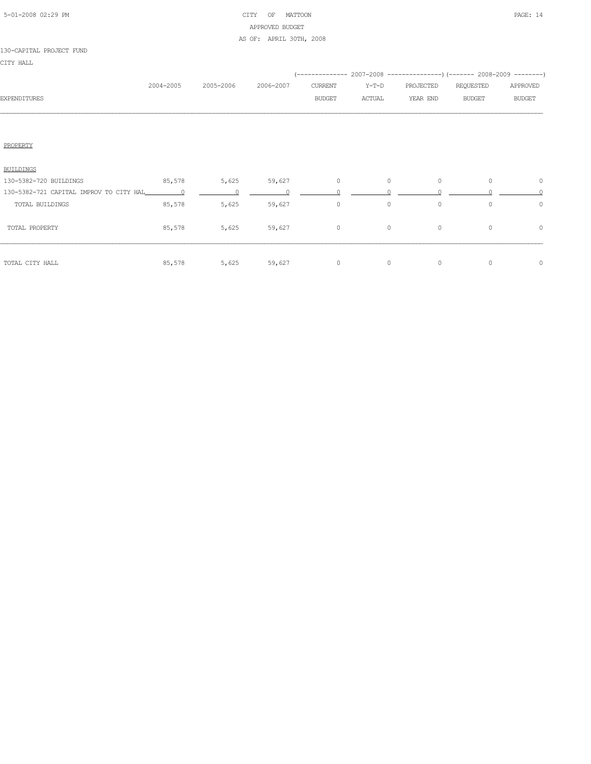CITY OF MATTOON
APPROVED BUDGET
AS OF: APRIL 30TH, 2008

130-CAPITAL PROJECT FUND

CITY HALL

| EXPENDITURES | 2004-2005 | 2005-2006 | 2006-2007 | 2007-2008 CURRENT BUDGET | 2007-2008 Y-T-D ACTUAL | 2007-2008 PROJECTED YEAR END | 2008-2009 REQUESTED BUDGET | 2008-2009 APPROVED BUDGET |
|---|---|---|---|---|---|---|---|---|
| PROPERTY | | | | | | | | |
| BUILDINGS | | | | | | | | |
| 130-5382-720 BUILDINGS | 85,578 | 5,625 | 59,627 | 0 | 0 | 0 | 0 | 0 |
| 130-5382-721 CAPITAL IMPROV TO CITY HAL | 0 | 0 | 0 | 0 | 0 | 0 | 0 | 0 |
| TOTAL BUILDINGS | 85,578 | 5,625 | 59,627 | 0 | 0 | 0 | 0 | 0 |
| TOTAL PROPERTY | 85,578 | 5,625 | 59,627 | 0 | 0 | 0 | 0 | 0 |
| TOTAL CITY HALL | 85,578 | 5,625 | 59,627 | 0 | 0 | 0 | 0 | 0 |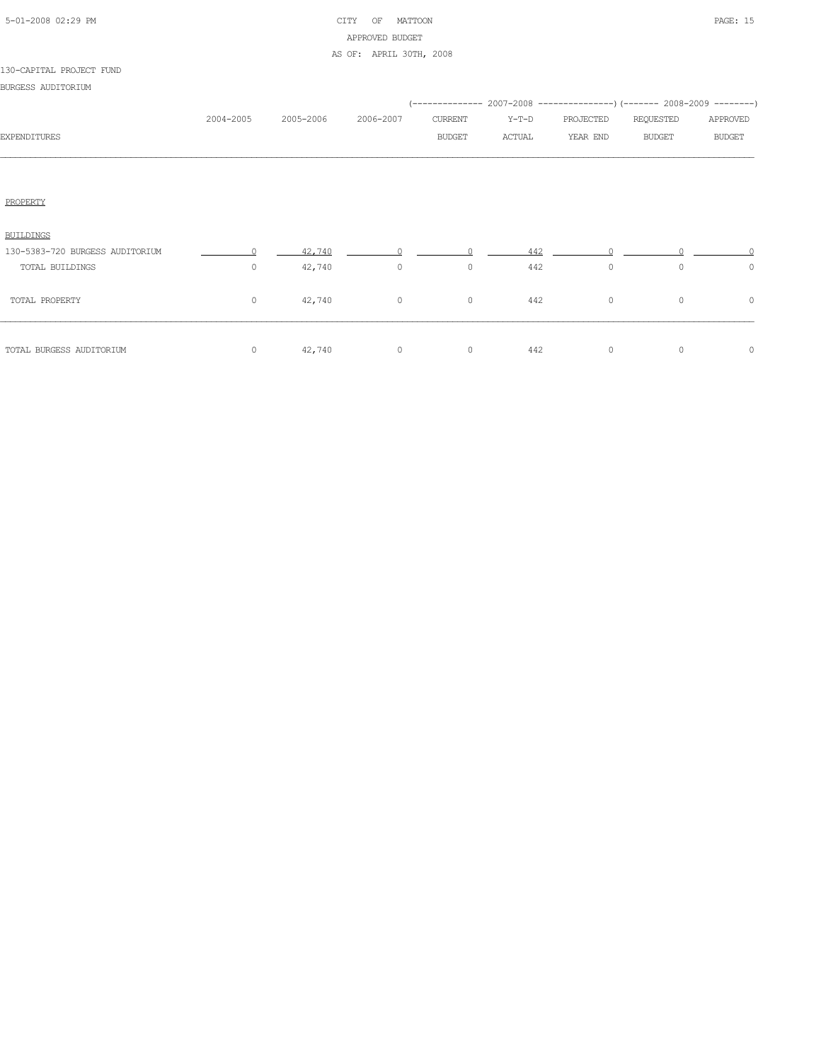CITY OF MATTOON
APPROVED BUDGET
AS OF: APRIL 30TH, 2008

130-CAPITAL PROJECT FUND

BURGESS AUDITORIUM

| EXPENDITURES | 2004-2005 | 2005-2006 | 2006-2007 | 2007-2008 CURRENT BUDGET | 2007-2008 Y-T-D ACTUAL | 2007-2008 PROJECTED YEAR END | 2008-2009 REQUESTED BUDGET | 2008-2009 APPROVED BUDGET |
|---|---|---|---|---|---|---|---|---|
| PROPERTY | | | | | | | | |
| BUILDINGS | | | | | | | | |
| 130-5383-720 BURGESS AUDITORIUM | 0 | 42,740 | 0 | 0 | 442 | 0 | 0 | 0 |
| TOTAL BUILDINGS | 0 | 42,740 | 0 | 0 | 442 | 0 | 0 | 0 |
| TOTAL PROPERTY | 0 | 42,740 | 0 | 0 | 442 | 0 | 0 | 0 |
| TOTAL BURGESS AUDITORIUM | 0 | 42,740 | 0 | 0 | 442 | 0 | 0 | 0 |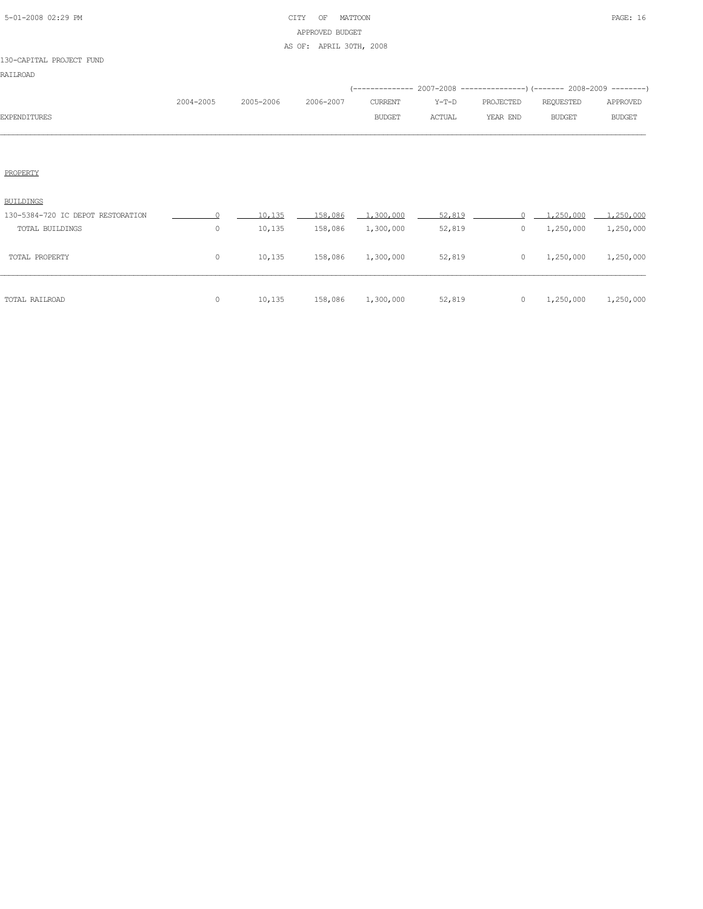CITY OF MATTOON
APPROVED BUDGET
AS OF: APRIL 30TH, 2008

130-CAPITAL PROJECT FUND

RAILROAD

| EXPENDITURES | 2004-2005 | 2005-2006 | 2006-2007 | 2007-2008 CURRENT BUDGET | 2007-2008 Y-T-D ACTUAL | 2007-2008 PROJECTED YEAR END | 2008-2009 REQUESTED BUDGET | 2008-2009 APPROVED BUDGET |
|---|---|---|---|---|---|---|---|---|
| PROPERTY | | | | | | | | |
| BUILDINGS | | | | | | | | |
| 130-5384-720 IC DEPOT RESTORATION | 0 | 10,135 | 158,086 | 1,300,000 | 52,819 | 0 | 1,250,000 | 1,250,000 |
| TOTAL BUILDINGS | 0 | 10,135 | 158,086 | 1,300,000 | 52,819 | 0 | 1,250,000 | 1,250,000 |
| TOTAL PROPERTY | 0 | 10,135 | 158,086 | 1,300,000 | 52,819 | 0 | 1,250,000 | 1,250,000 |
| TOTAL RAILROAD | 0 | 10,135 | 158,086 | 1,300,000 | 52,819 | 0 | 1,250,000 | 1,250,000 |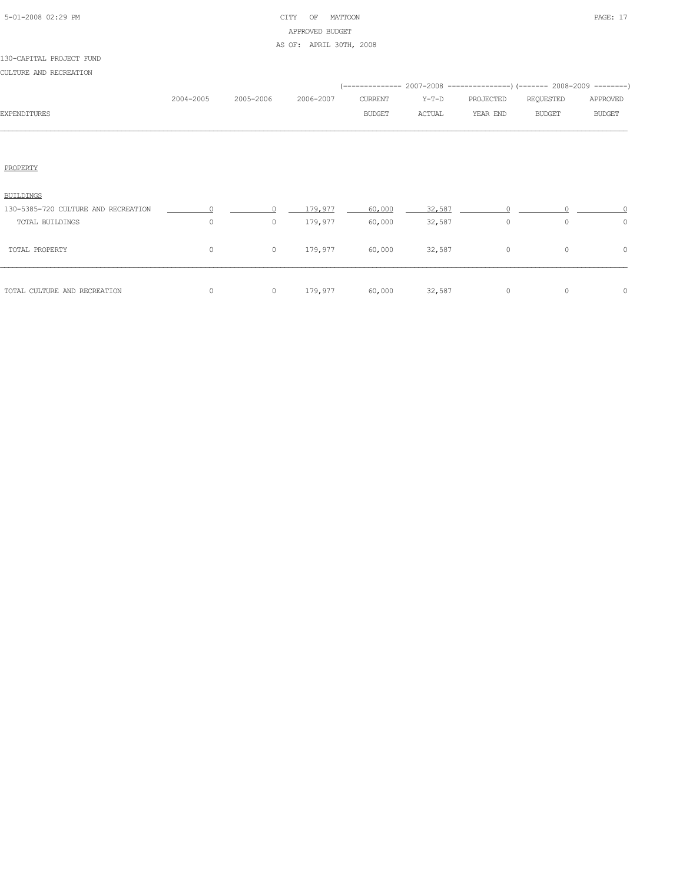130-CAPITAL PROJECT FUND

CULTURE AND RECREATION

| EXPENDITURES | 2004-2005 | 2005-2006 | 2006-2007 | 2007-2008 CURRENT BUDGET | 2007-2008 Y-T-D ACTUAL | 2007-2008 PROJECTED YEAR END | 2008-2009 REQUESTED BUDGET | 2008-2009 APPROVED BUDGET |
|---|---|---|---|---|---|---|---|---|
| PROPERTY | | | | | | | | |
| BUILDINGS | | | | | | | | |
| 130-5385-720 CULTURE AND RECREATION | 0 | 0 | 179,977 | 60,000 | 32,587 | 0 | 0 | 0 |
| TOTAL BUILDINGS | 0 | 0 | 179,977 | 60,000 | 32,587 | 0 | 0 | 0 |
| TOTAL PROPERTY | 0 | 0 | 179,977 | 60,000 | 32,587 | 0 | 0 | 0 |
| TOTAL CULTURE AND RECREATION | 0 | 0 | 179,977 | 60,000 | 32,587 | 0 | 0 | 0 |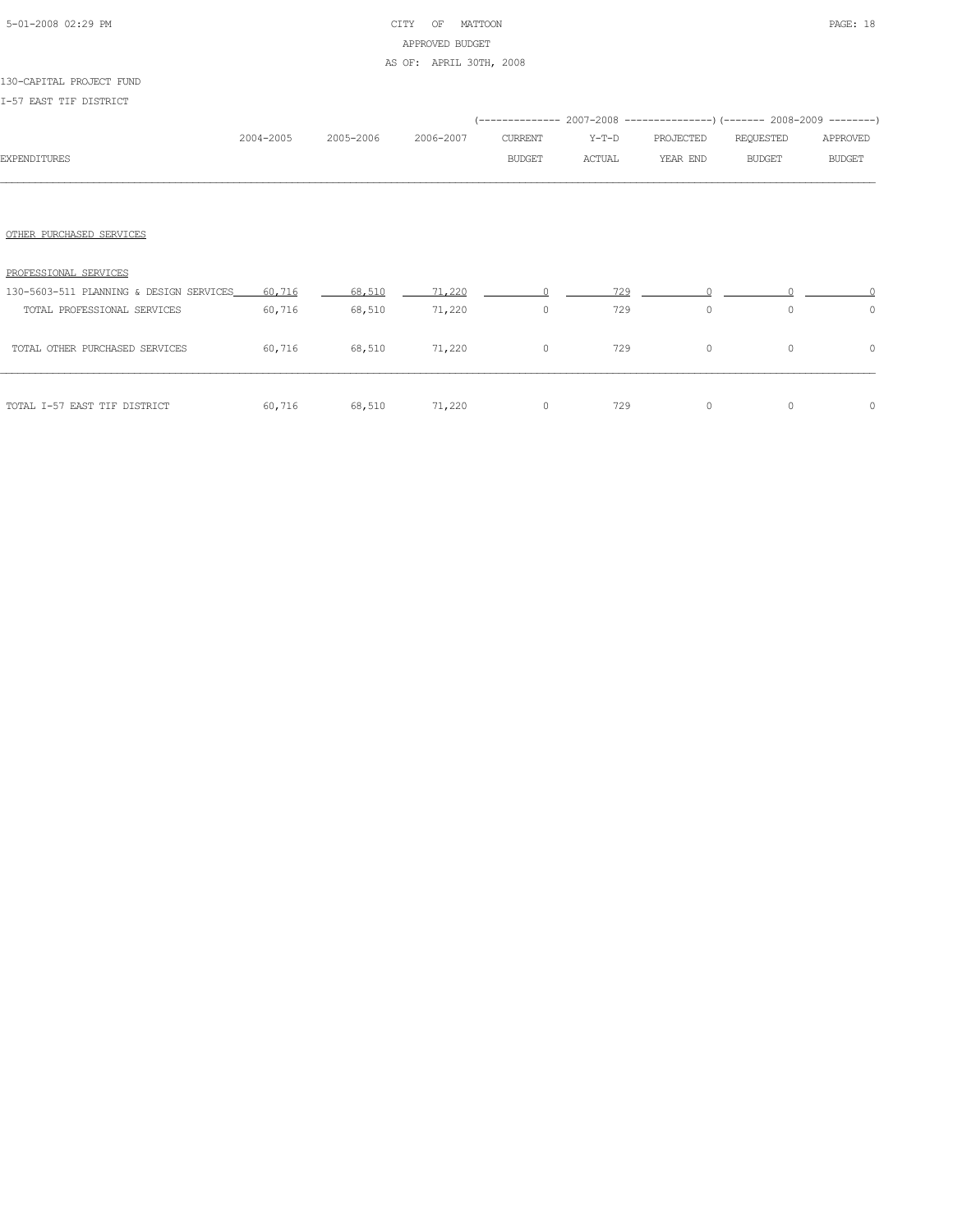CITY OF MATTOON
APPROVED BUDGET
AS OF: APRIL 30TH, 2008

130-CAPITAL PROJECT FUND

I-57 EAST TIF DISTRICT

| EXPENDITURES | 2004-2005 | 2005-2006 | 2006-2007 | 2007-2008 CURRENT BUDGET | 2007-2008 Y-T-D ACTUAL | 2007-2008 PROJECTED YEAR END | 2008-2009 REQUESTED BUDGET | 2008-2009 APPROVED BUDGET |
|---|---|---|---|---|---|---|---|---|
| OTHER PURCHASED SERVICES | | | | | | | | |
| PROFESSIONAL SERVICES | | | | | | | | |
| 130-5603-511 PLANNING & DESIGN SERVICES | 60,716 | 68,510 | 71,220 | 0 | 729 | 0 | 0 | 0 |
| TOTAL PROFESSIONAL SERVICES | 60,716 | 68,510 | 71,220 | 0 | 729 | 0 | 0 | 0 |
| TOTAL OTHER PURCHASED SERVICES | 60,716 | 68,510 | 71,220 | 0 | 729 | 0 | 0 | 0 |
| TOTAL I-57 EAST TIF DISTRICT | 60,716 | 68,510 | 71,220 | 0 | 729 | 0 | 0 | 0 |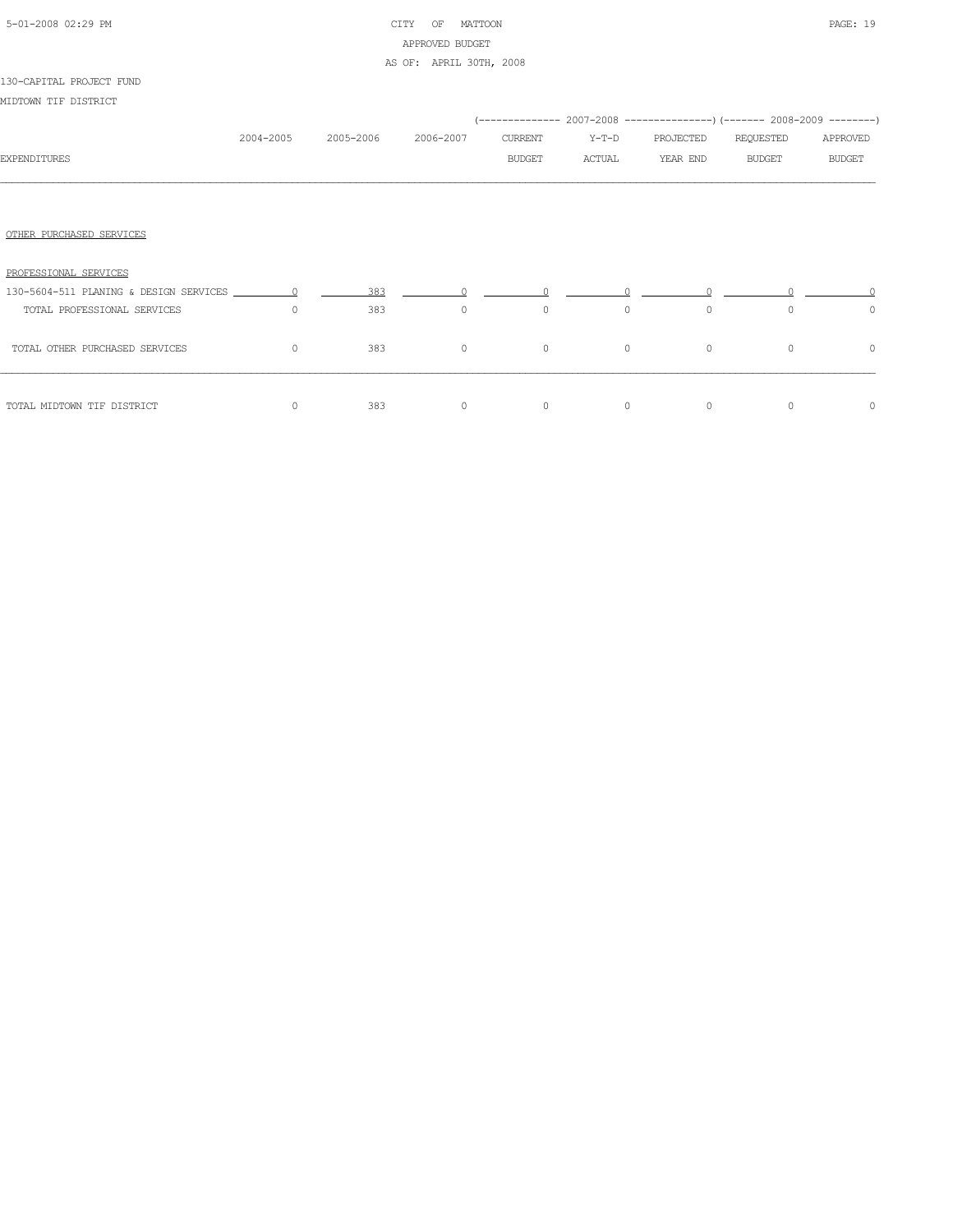CITY OF MATTOON
APPROVED BUDGET
AS OF: APRIL 30TH, 2008

130-CAPITAL PROJECT FUND
MIDTOWN TIF DISTRICT

| EXPENDITURES | 2004-2005 | 2005-2006 | 2006-2007 | 2007-2008 CURRENT BUDGET | 2007-2008 Y-T-D ACTUAL | 2007-2008 PROJECTED YEAR END | 2008-2009 REQUESTED BUDGET | 2008-2009 APPROVED BUDGET |
|---|---|---|---|---|---|---|---|---|
| OTHER PURCHASED SERVICES | | | | | | | | |
| PROFESSIONAL SERVICES | | | | | | | | |
| 130-5604-511 PLANING & DESIGN SERVICES | 0 | 383 | 0 | 0 | 0 | 0 | 0 | 0 |
| TOTAL PROFESSIONAL SERVICES | 0 | 383 | 0 | 0 | 0 | 0 | 0 | 0 |
| TOTAL OTHER PURCHASED SERVICES | 0 | 383 | 0 | 0 | 0 | 0 | 0 | 0 |
| TOTAL MIDTOWN TIF DISTRICT | 0 | 383 | 0 | 0 | 0 | 0 | 0 | 0 |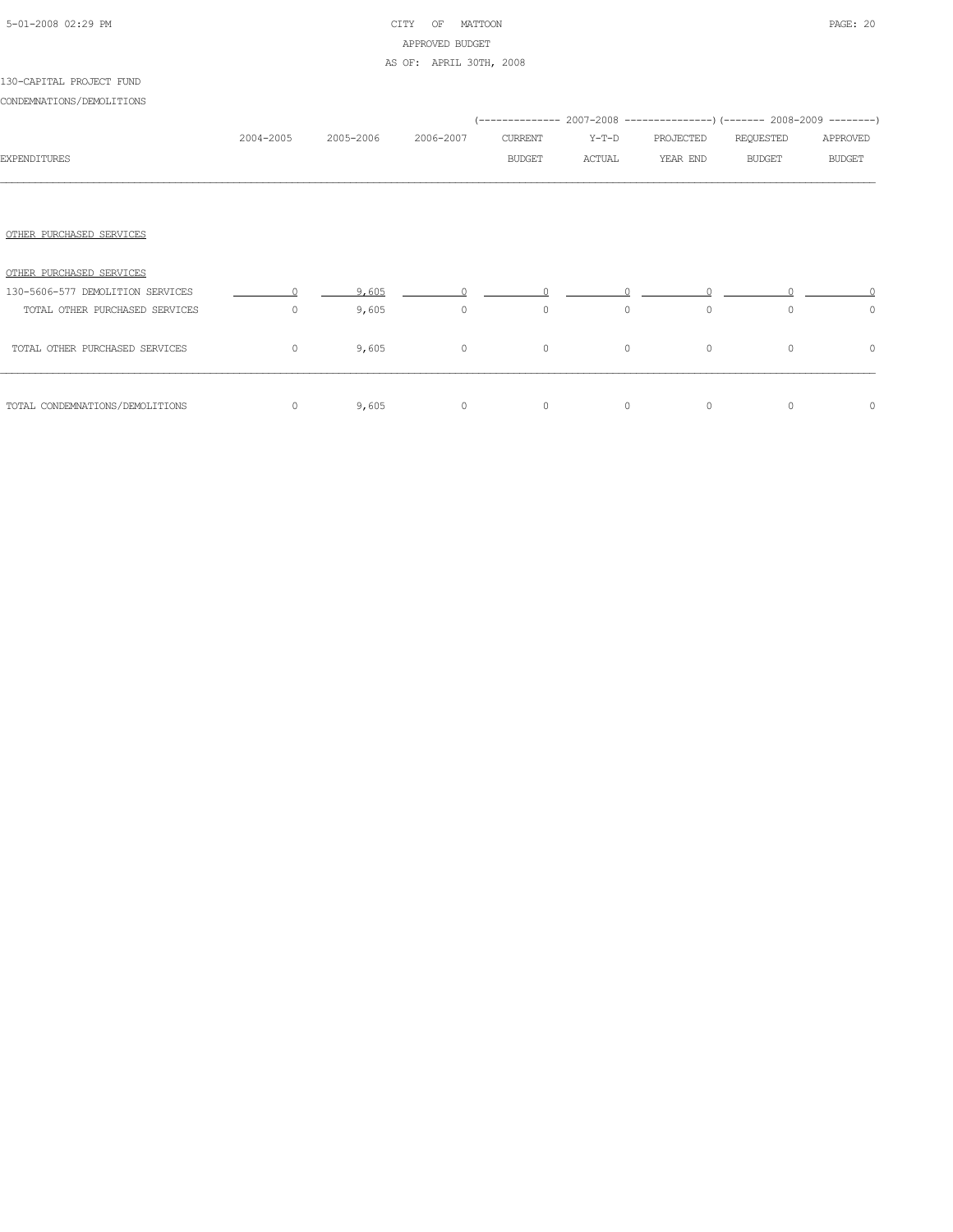130-CAPITAL PROJECT FUND

CONDEMNATIONS/DEMOLITIONS

| EXPENDITURES | 2004-2005 | 2005-2006 | 2006-2007 | 2007-2008 CURRENT BUDGET | 2007-2008 Y-T-D ACTUAL | 2007-2008 PROJECTED YEAR END | 2008-2009 REQUESTED BUDGET | 2008-2009 APPROVED BUDGET |
|---|---|---|---|---|---|---|---|---|
| OTHER PURCHASED SERVICES | | | | | | | | |
| OTHER PURCHASED SERVICES | | | | | | | | |
| 130-5606-577 DEMOLITION SERVICES | 0 | 9,605 | 0 | 0 | 0 | 0 | 0 | 0 |
| TOTAL OTHER PURCHASED SERVICES | 0 | 9,605 | 0 | 0 | 0 | 0 | 0 | 0 |
| TOTAL OTHER PURCHASED SERVICES | 0 | 9,605 | 0 | 0 | 0 | 0 | 0 | 0 |
| TOTAL CONDEMNATIONS/DEMOLITIONS | 0 | 9,605 | 0 | 0 | 0 | 0 | 0 | 0 |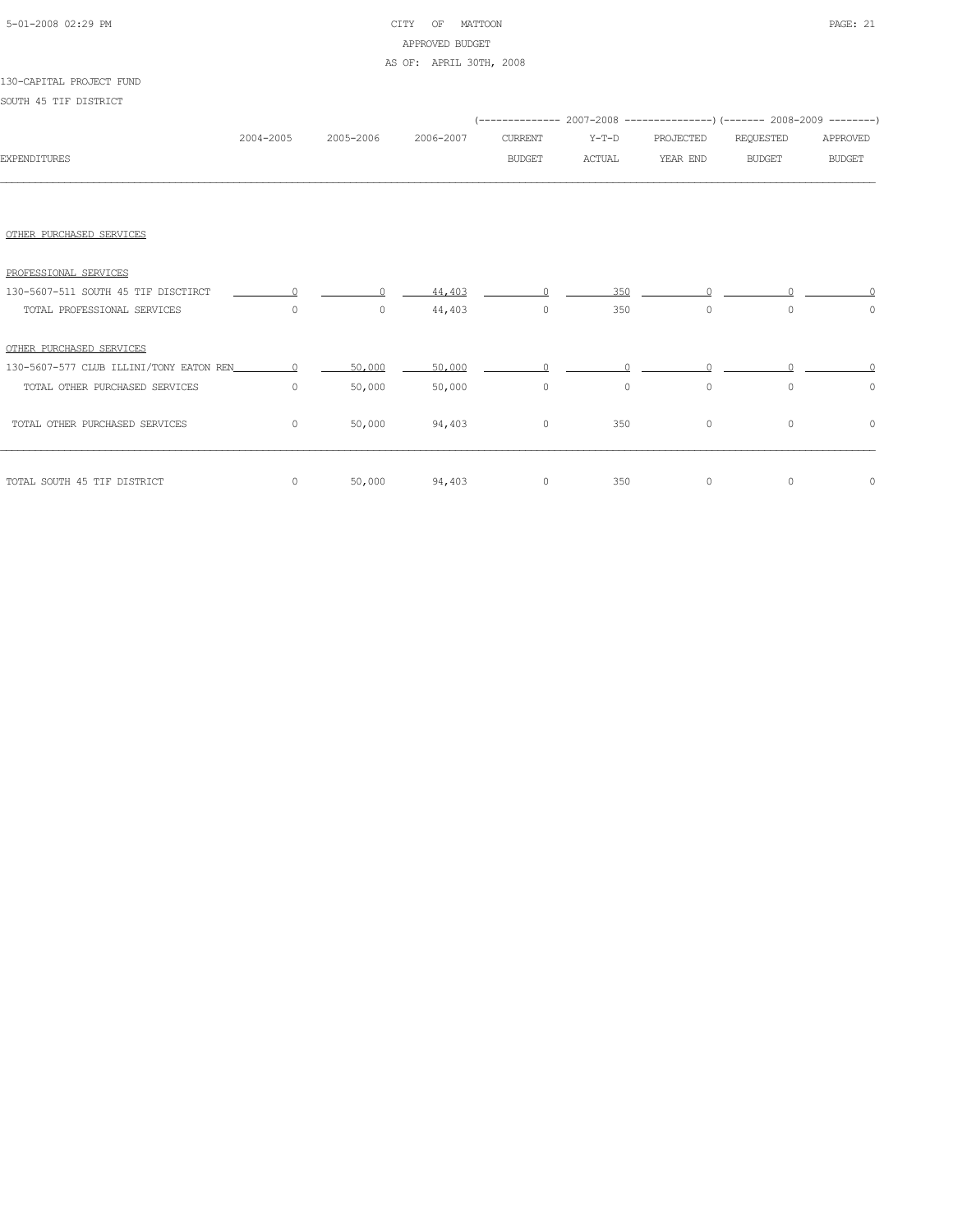CITY OF MATTOON
APPROVED BUDGET
AS OF: APRIL 30TH, 2008

130-CAPITAL PROJECT FUND
SOUTH 45 TIF DISTRICT

| EXPENDITURES | 2004-2005 | 2005-2006 | 2006-2007 | 2007-2008 CURRENT BUDGET | 2007-2008 Y-T-D ACTUAL | 2007-2008 PROJECTED YEAR END | 2008-2009 REQUESTED BUDGET | 2008-2009 APPROVED BUDGET |
|---|---|---|---|---|---|---|---|---|
| OTHER PURCHASED SERVICES | | | | | | | | |
| PROFESSIONAL SERVICES | | | | | | | | |
| 130-5607-511 SOUTH 45 TIF DISCTIRCT | 0 | 0 | 44,403 | 0 | 350 | 0 | 0 | 0 |
| TOTAL PROFESSIONAL SERVICES | 0 | 0 | 44,403 | 0 | 350 | 0 | 0 | 0 |
| OTHER PURCHASED SERVICES | | | | | | | | |
| 130-5607-577 CLUB ILLINI/TONY EATON REN | 0 | 50,000 | 50,000 | 0 | 0 | 0 | 0 | 0 |
| TOTAL OTHER PURCHASED SERVICES | 0 | 50,000 | 50,000 | 0 | 0 | 0 | 0 | 0 |
| TOTAL OTHER PURCHASED SERVICES | 0 | 50,000 | 94,403 | 0 | 350 | 0 | 0 | 0 |
| TOTAL SOUTH 45 TIF DISTRICT | 0 | 50,000 | 94,403 | 0 | 350 | 0 | 0 | 0 |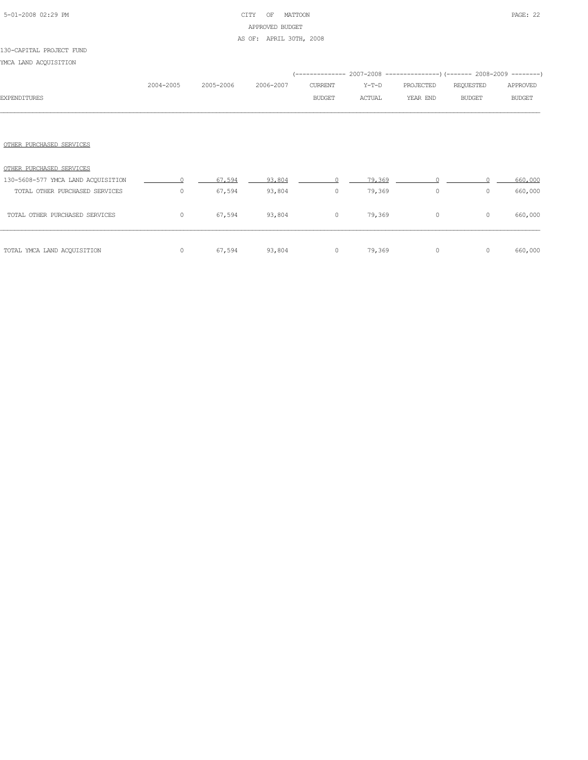CITY OF MATTOON

APPROVED BUDGET

AS OF: APRIL 30TH, 2008

130-CAPITAL PROJECT FUND

YMCA LAND ACQUISITION

| EXPENDITURES | 2004-2005 | 2005-2006 | 2006-2007 | 2007-2008 CURRENT BUDGET | 2007-2008 Y-T-D ACTUAL | 2007-2008 PROJECTED YEAR END | 2008-2009 REQUESTED BUDGET | 2008-2009 APPROVED BUDGET |
|---|---|---|---|---|---|---|---|---|
| OTHER PURCHASED SERVICES | | | | | | | | |
| OTHER PURCHASED SERVICES | | | | | | | | |
| 130-5608-577 YMCA LAND ACQUISITION | 0 | 67,594 | 93,804 | 0 | 79,369 | 0 | 0 | 660,000 |
| TOTAL OTHER PURCHASED SERVICES | 0 | 67,594 | 93,804 | 0 | 79,369 | 0 | 0 | 660,000 |
| TOTAL OTHER PURCHASED SERVICES | 0 | 67,594 | 93,804 | 0 | 79,369 | 0 | 0 | 660,000 |
| TOTAL YMCA LAND ACQUISITION | 0 | 67,594 | 93,804 | 0 | 79,369 | 0 | 0 | 660,000 |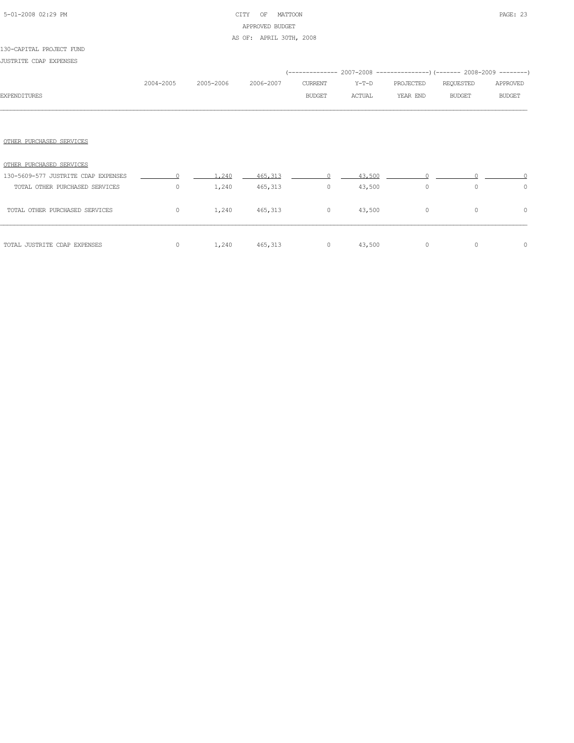CITY OF MATTOON
APPROVED BUDGET
AS OF: APRIL 30TH, 2008

130-CAPITAL PROJECT FUND

JUSTRITE CDAP EXPENSES

| EXPENDITURES | 2004-2005 | 2005-2006 | 2006-2007 | 2007-2008 CURRENT BUDGET | 2007-2008 Y-T-D ACTUAL | 2007-2008 PROJECTED YEAR END | 2008-2009 REQUESTED BUDGET | 2008-2009 APPROVED BUDGET |
|---|---|---|---|---|---|---|---|---|
| OTHER PURCHASED SERVICES | | | | | | | | |
| OTHER PURCHASED SERVICES | | | | | | | | |
| 130-5609-577 JUSTRITE CDAP EXPENSES | 0 | 1,240 | 465,313 | 0 | 43,500 | 0 | 0 | 0 |
| TOTAL OTHER PURCHASED SERVICES | 0 | 1,240 | 465,313 | 0 | 43,500 | 0 | 0 | 0 |
| TOTAL OTHER PURCHASED SERVICES | 0 | 1,240 | 465,313 | 0 | 43,500 | 0 | 0 | 0 |
| TOTAL JUSTRITE CDAP EXPENSES | 0 | 1,240 | 465,313 | 0 | 43,500 | 0 | 0 | 0 |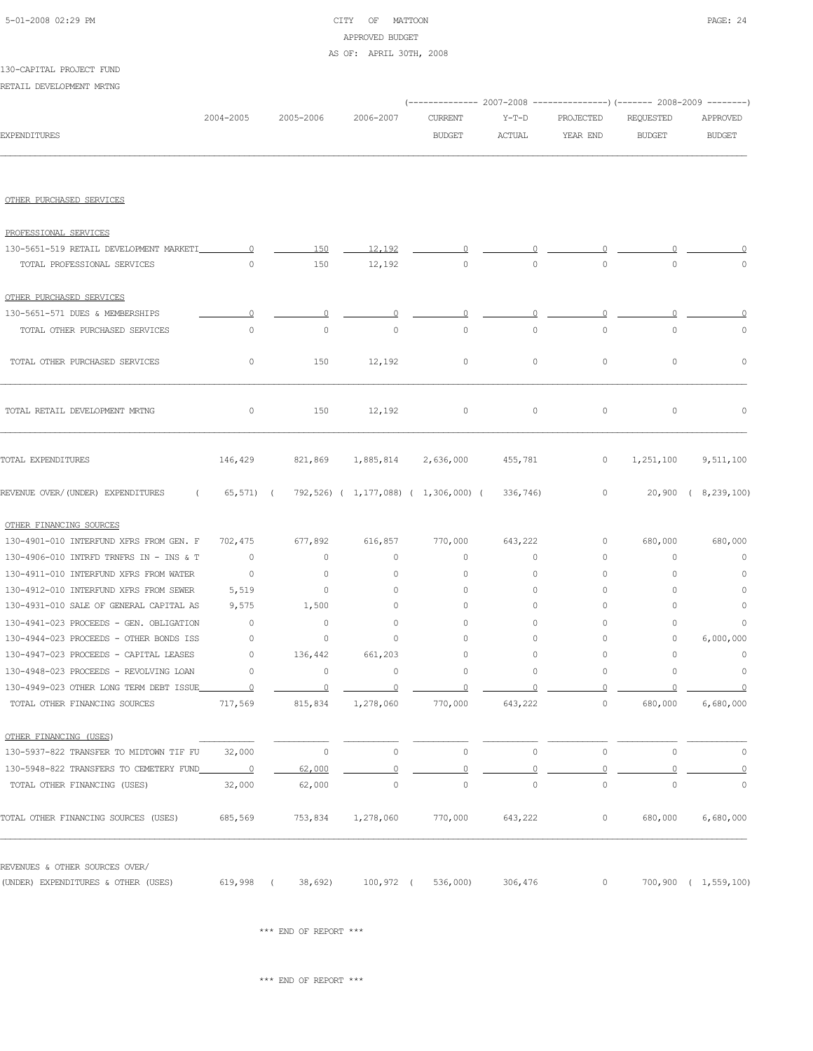CITY OF MATTOON
APPROVED BUDGET
AS OF: APRIL 30TH, 2008

130-CAPITAL PROJECT FUND
RETAIL DEVELOPMENT MRTNG

| EXPENDITURES | 2004-2005 | 2005-2006 | 2006-2007 | 2007-2008 CURRENT BUDGET | 2007-2008 Y-T-D ACTUAL | 2007-2008 PROJECTED YEAR END | 2008-2009 REQUESTED BUDGET | 2008-2009 APPROVED BUDGET |
|---|---|---|---|---|---|---|---|---|
| OTHER PURCHASED SERVICES | | | | | | | | |
| PROFESSIONAL SERVICES | | | | | | | | |
| 130-5651-519 RETAIL DEVELOPMENT MARKETI | 0 | 150 | 12,192 | 0 | 0 | 0 | 0 | 0 |
| TOTAL PROFESSIONAL SERVICES | 0 | 150 | 12,192 | 0 | 0 | 0 | 0 | 0 |
| OTHER PURCHASED SERVICES | | | | | | | | |
| 130-5651-571 DUES & MEMBERSHIPS | 0 | 0 | 0 | 0 | 0 | 0 | 0 | 0 |
| TOTAL OTHER PURCHASED SERVICES | 0 | 0 | 0 | 0 | 0 | 0 | 0 | 0 |
| TOTAL OTHER PURCHASED SERVICES | 0 | 150 | 12,192 | 0 | 0 | 0 | 0 | 0 |
| TOTAL RETAIL DEVELOPMENT MRTNG | 0 | 150 | 12,192 | 0 | 0 | 0 | 0 | 0 |
| TOTAL EXPENDITURES | 146,429 | 821,869 | 1,885,814 | 2,636,000 | 455,781 | 0 | 1,251,100 | 9,511,100 |
| REVENUE OVER/(UNDER) EXPENDITURES | ( 65,571) | ( 792,526) | ( 1,177,088) | ( 1,306,000) | ( 336,746) | 0 | 20,900 | ( 8,239,100) |
| OTHER FINANCING SOURCES | | | | | | | | |
| 130-4901-010 INTERFUND XFRS FROM GEN. F | 702,475 | 677,892 | 616,857 | 770,000 | 643,222 | 0 | 680,000 | 680,000 |
| 130-4906-010 INTRFD TRNFRS IN - INS & T | 0 | 0 | 0 | 0 | 0 | 0 | 0 | 0 |
| 130-4911-010 INTERFUND XFRS FROM WATER | 0 | 0 | 0 | 0 | 0 | 0 | 0 | 0 |
| 130-4912-010 INTERFUND XFRS FROM SEWER | 5,519 | 0 | 0 | 0 | 0 | 0 | 0 | 0 |
| 130-4931-010 SALE OF GENERAL CAPITAL AS | 9,575 | 1,500 | 0 | 0 | 0 | 0 | 0 | 0 |
| 130-4941-023 PROCEEDS - GEN. OBLIGATION | 0 | 0 | 0 | 0 | 0 | 0 | 0 | 0 |
| 130-4944-023 PROCEEDS - OTHER BONDS ISS | 0 | 0 | 0 | 0 | 0 | 0 | 0 | 6,000,000 |
| 130-4947-023 PROCEEDS - CAPITAL LEASES | 0 | 136,442 | 661,203 | 0 | 0 | 0 | 0 | 0 |
| 130-4948-023 PROCEEDS - REVOLVING LOAN | 0 | 0 | 0 | 0 | 0 | 0 | 0 | 0 |
| 130-4949-023 OTHER LONG TERM DEBT ISSUE | 0 | 0 | 0 | 0 | 0 | 0 | 0 | 0 |
| TOTAL OTHER FINANCING SOURCES | 717,569 | 815,834 | 1,278,060 | 770,000 | 643,222 | 0 | 680,000 | 6,680,000 |
| OTHER FINANCING (USES) | | | | | | | | |
| 130-5937-822 TRANSFER TO MIDTOWN TIF FU | 32,000 | 0 | 0 | 0 | 0 | 0 | 0 | 0 |
| 130-5948-822 TRANSFERS TO CEMETERY FUND | 0 | 62,000 | 0 | 0 | 0 | 0 | 0 | 0 |
| TOTAL OTHER FINANCING (USES) | 32,000 | 62,000 | 0 | 0 | 0 | 0 | 0 | 0 |
| TOTAL OTHER FINANCING SOURCES (USES) | 685,569 | 753,834 | 1,278,060 | 770,000 | 643,222 | 0 | 680,000 | 6,680,000 |
| REVENUES & OTHER SOURCES OVER/ (UNDER) EXPENDITURES & OTHER (USES) | 619,998 | ( 38,692) | 100,972 | ( 536,000) | 306,476 | 0 | 700,900 | ( 1,559,100) |

\*\*\* END OF REPORT \*\*\*

\*\*\* END OF REPORT \*\*\*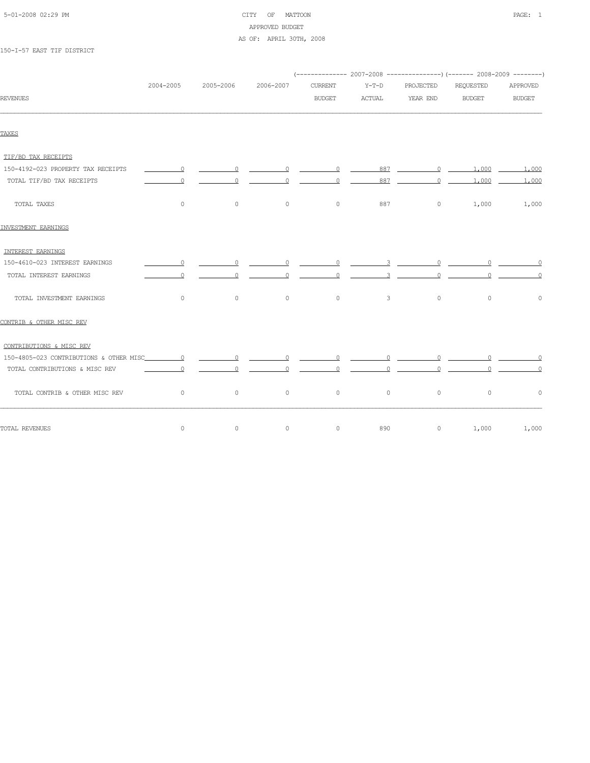CITY OF MATTOON
APPROVED BUDGET
AS OF: APRIL 30TH, 2008

150-I-57 EAST TIF DISTRICT

| REVENUES | 2004-2005 | 2005-2006 | 2006-2007 | 2007-2008 CURRENT BUDGET | 2007-2008 Y-T-D ACTUAL | 2007-2008 PROJECTED YEAR END | 2008-2009 REQUESTED BUDGET | 2008-2009 APPROVED BUDGET |
|---|---|---|---|---|---|---|---|---|
| **TAXES** | | | | | | | | |
| TIF/BD TAX RECEIPTS | | | | | | | | |
| 150-4192-023 PROPERTY TAX RECEIPTS | 0 | 0 | 0 | 0 | 887 | 0 | 1,000 | 1,000 |
| TOTAL TIF/BD TAX RECEIPTS | 0 | 0 | 0 | 0 | 887 | 0 | 1,000 | 1,000 |
| TOTAL TAXES | 0 | 0 | 0 | 0 | 887 | 0 | 1,000 | 1,000 |
| **INVESTMENT EARNINGS** | | | | | | | | |
| INTEREST EARNINGS | | | | | | | | |
| 150-4610-023 INTEREST EARNINGS | 0 | 0 | 0 | 0 | 3 | 0 | 0 | 0 |
| TOTAL INTEREST EARNINGS | 0 | 0 | 0 | 0 | 3 | 0 | 0 | 0 |
| TOTAL INVESTMENT EARNINGS | 0 | 0 | 0 | 0 | 3 | 0 | 0 | 0 |
| **CONTRIB & OTHER MISC REV** | | | | | | | | |
| CONTRIBUTIONS & MISC REV | | | | | | | | |
| 150-4805-023 CONTRIBUTIONS & OTHER MISC | 0 | 0 | 0 | 0 | 0 | 0 | 0 | 0 |
| TOTAL CONTRIBUTIONS & MISC REV | 0 | 0 | 0 | 0 | 0 | 0 | 0 | 0 |
| TOTAL CONTRIB & OTHER MISC REV | 0 | 0 | 0 | 0 | 0 | 0 | 0 | 0 |
| TOTAL REVENUES | 0 | 0 | 0 | 0 | 890 | 0 | 1,000 | 1,000 |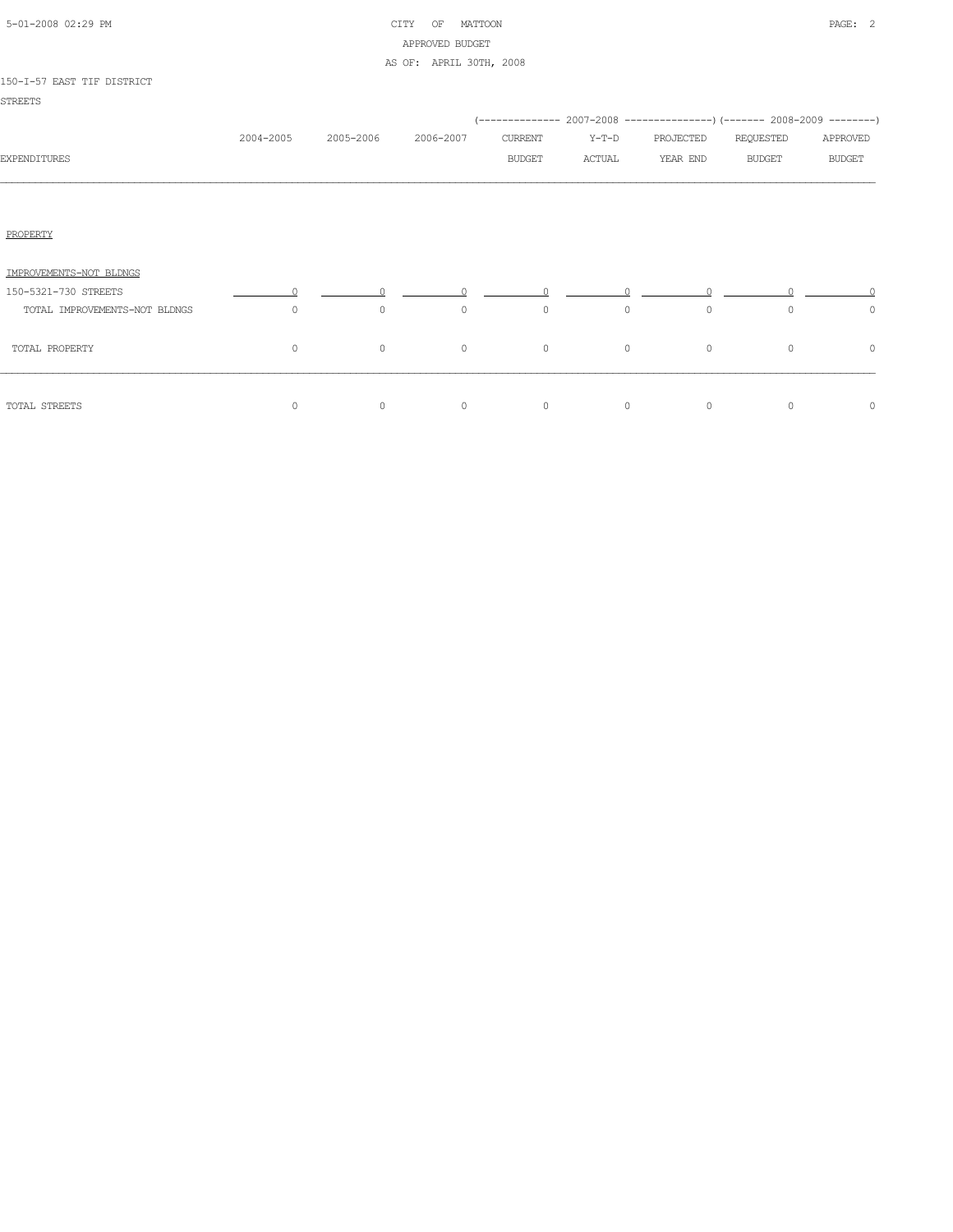CITY OF MATTOON
APPROVED BUDGET
AS OF: APRIL 30TH, 2008

150-I-57 EAST TIF DISTRICT

STREETS

| EXPENDITURES | 2004-2005 | 2005-2006 | 2006-2007 | 2007-2008 CURRENT BUDGET | 2007-2008 Y-T-D ACTUAL | 2007-2008 PROJECTED YEAR END | 2008-2009 REQUESTED BUDGET | 2008-2009 APPROVED BUDGET |
|---|---|---|---|---|---|---|---|---|
| PROPERTY | | | | | | | | |
| IMPROVEMENTS-NOT BLDNGS | | | | | | | | |
| 150-5321-730 STREETS | 0 | 0 | 0 | 0 | 0 | 0 | 0 | 0 |
| TOTAL IMPROVEMENTS-NOT BLDNGS | 0 | 0 | 0 | 0 | 0 | 0 | 0 | 0 |
| TOTAL PROPERTY | 0 | 0 | 0 | 0 | 0 | 0 | 0 | 0 |
| TOTAL STREETS | 0 | 0 | 0 | 0 | 0 | 0 | 0 | 0 |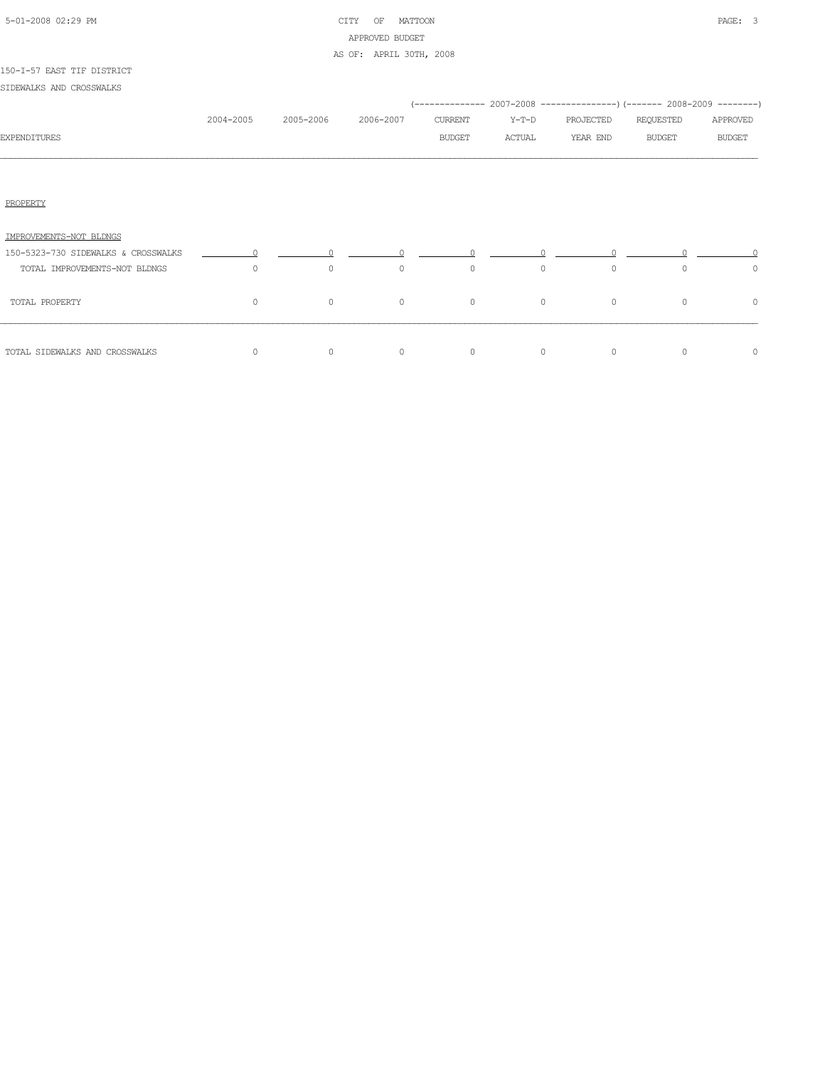CITY OF MATTOON
APPROVED BUDGET
AS OF: APRIL 30TH, 2008

150-I-57 EAST TIF DISTRICT

SIDEWALKS AND CROSSWALKS

| EXPENDITURES | 2004-2005 | 2005-2006 | 2006-2007 | 2007-2008 CURRENT BUDGET | 2007-2008 Y-T-D ACTUAL | 2007-2008 PROJECTED YEAR END | 2008-2009 REQUESTED BUDGET | 2008-2009 APPROVED BUDGET |
|---|---|---|---|---|---|---|---|---|
| PROPERTY | | | | | | | | |
| IMPROVEMENTS-NOT BLDNGS | | | | | | | | |
| 150-5323-730 SIDEWALKS & CROSSWALKS | 0 | 0 | 0 | 0 | 0 | 0 | 0 | 0 |
| TOTAL IMPROVEMENTS-NOT BLDNGS | 0 | 0 | 0 | 0 | 0 | 0 | 0 | 0 |
| TOTAL PROPERTY | 0 | 0 | 0 | 0 | 0 | 0 | 0 | 0 |
| TOTAL SIDEWALKS AND CROSSWALKS | 0 | 0 | 0 | 0 | 0 | 0 | 0 | 0 |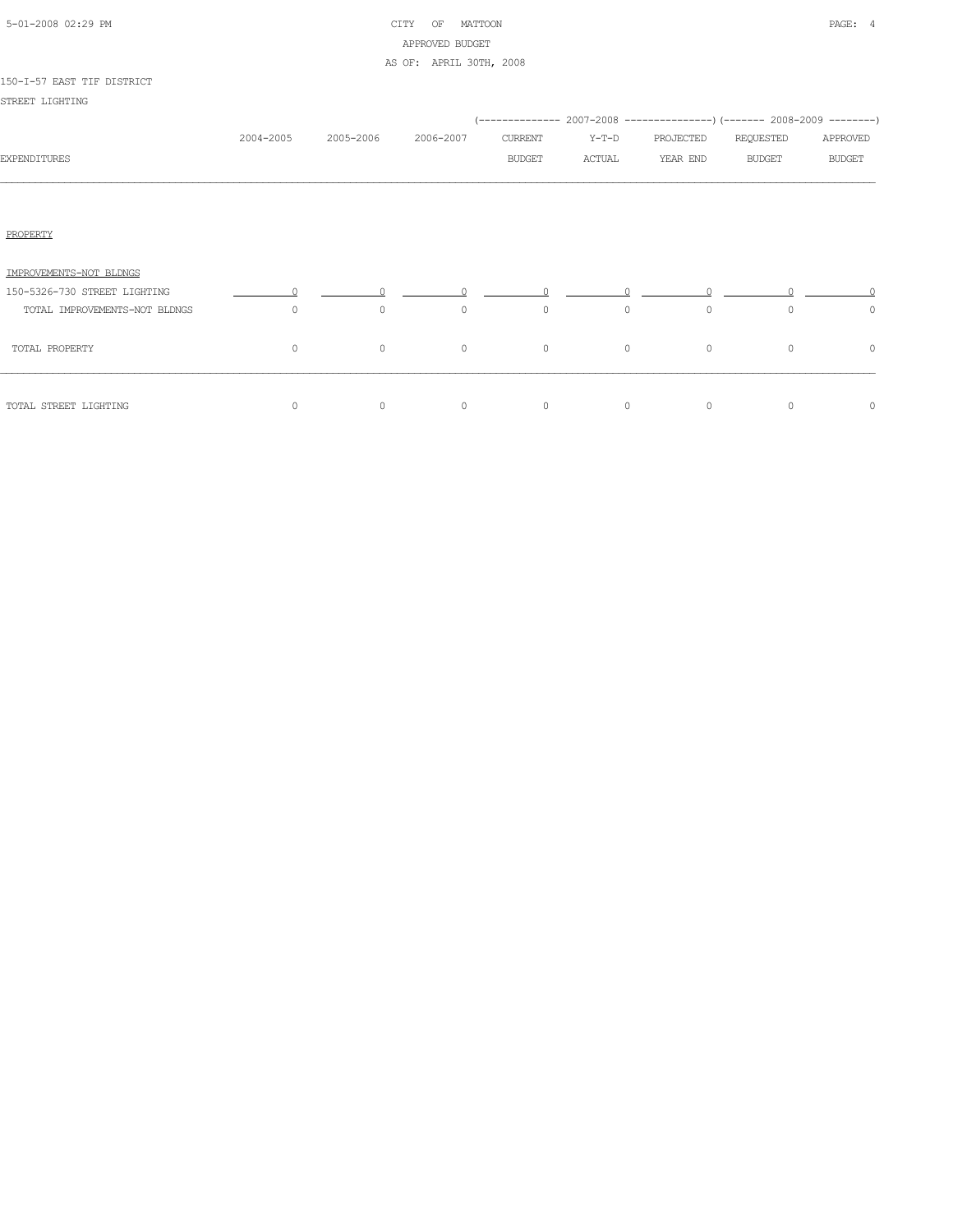CITY OF MATTOON
APPROVED BUDGET
AS OF: APRIL 30TH, 2008

150-I-57 EAST TIF DISTRICT

STREET LIGHTING

| EXPENDITURES | 2004-2005 | 2005-2006 | 2006-2007 | 2007-2008 CURRENT BUDGET | 2007-2008 Y-T-D ACTUAL | 2007-2008 PROJECTED YEAR END | 2008-2009 REQUESTED BUDGET | 2008-2009 APPROVED BUDGET |
|---|---|---|---|---|---|---|---|---|
| PROPERTY | | | | | | | | |
| IMPROVEMENTS-NOT BLDNGS | | | | | | | | |
| 150-5326-730 STREET LIGHTING | 0 | 0 | 0 | 0 | 0 | 0 | 0 | 0 |
| TOTAL IMPROVEMENTS-NOT BLDNGS | 0 | 0 | 0 | 0 | 0 | 0 | 0 | 0 |
| TOTAL PROPERTY | 0 | 0 | 0 | 0 | 0 | 0 | 0 | 0 |
| TOTAL STREET LIGHTING | 0 | 0 | 0 | 0 | 0 | 0 | 0 | 0 |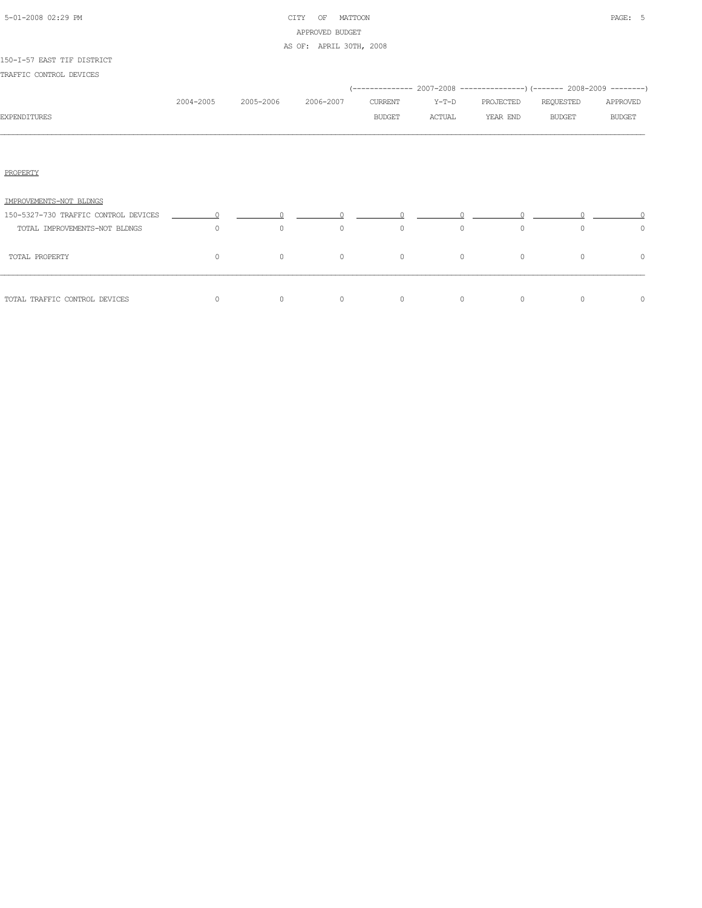CITY OF MATTOON
APPROVED BUDGET
AS OF: APRIL 30TH, 2008

150-I-57 EAST TIF DISTRICT

TRAFFIC CONTROL DEVICES

| EXPENDITURES | 2004-2005 | 2005-2006 | 2006-2007 | 2007-2008 CURRENT BUDGET | 2007-2008 Y-T-D ACTUAL | 2007-2008 PROJECTED YEAR END | 2008-2009 REQUESTED BUDGET | 2008-2009 APPROVED BUDGET |
|---|---|---|---|---|---|---|---|---|
| PROPERTY | | | | | | | | |
| IMPROVEMENTS-NOT BLDNGS | | | | | | | | |
| 150-5327-730 TRAFFIC CONTROL DEVICES | 0 | 0 | 0 | 0 | 0 | 0 | 0 | 0 |
| TOTAL IMPROVEMENTS-NOT BLDNGS | 0 | 0 | 0 | 0 | 0 | 0 | 0 | 0 |
| TOTAL PROPERTY | 0 | 0 | 0 | 0 | 0 | 0 | 0 | 0 |
| TOTAL TRAFFIC CONTROL DEVICES | 0 | 0 | 0 | 0 | 0 | 0 | 0 | 0 |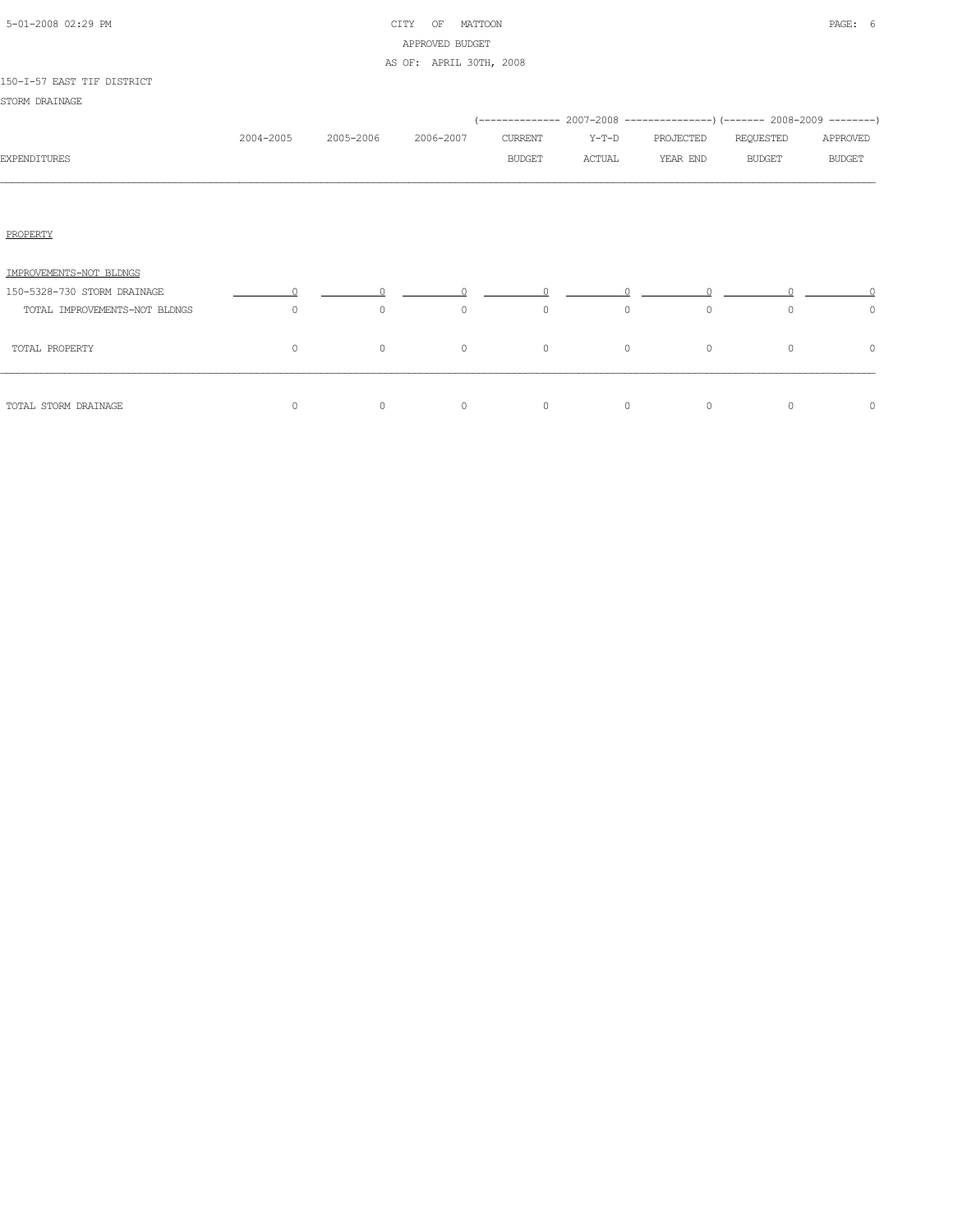5-01-2008 02:29 PM

CITY OF MATTOON
APPROVED BUDGET
AS OF: APRIL 30TH, 2008

150-I-57 EAST TIF DISTRICT
STORM DRAINAGE

| EXPENDITURES | 2004-2005 | 2005-2006 | 2006-2007 | 2007-2008 CURRENT BUDGET | 2007-2008 Y-T-D ACTUAL | 2007-2008 PROJECTED YEAR END | 2008-2009 REQUESTED BUDGET | 2008-2009 APPROVED BUDGET |
|---|---|---|---|---|---|---|---|---|
| PROPERTY | | | | | | | | |
| IMPROVEMENTS-NOT BLDNGS | | | | | | | | |
| 150-5328-730 STORM DRAINAGE | 0 | 0 | 0 | 0 | 0 | 0 | 0 | 0 |
| TOTAL IMPROVEMENTS-NOT BLDNGS | 0 | 0 | 0 | 0 | 0 | 0 | 0 | 0 |
| TOTAL PROPERTY | 0 | 0 | 0 | 0 | 0 | 0 | 0 | 0 |
| TOTAL STORM DRAINAGE | 0 | 0 | 0 | 0 | 0 | 0 | 0 | 0 |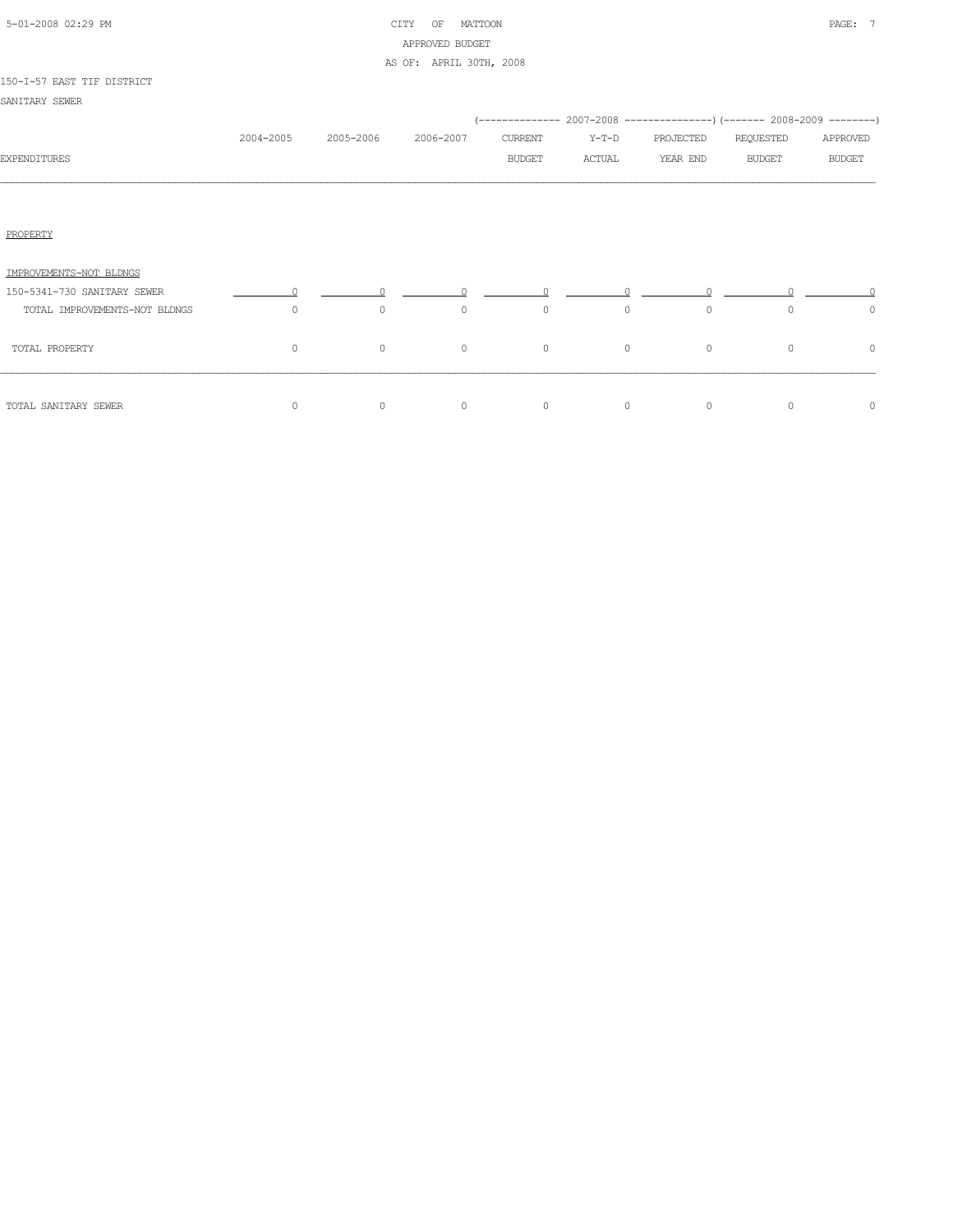CITY OF MATTOON
APPROVED BUDGET
AS OF: APRIL 30TH, 2008

150-I-57 EAST TIF DISTRICT

SANITARY SEWER

| EXPENDITURES | 2004-2005 | 2005-2006 | 2006-2007 | 2007-2008 CURRENT BUDGET | 2007-2008 Y-T-D ACTUAL | 2007-2008 PROJECTED YEAR END | 2008-2009 REQUESTED BUDGET | 2008-2009 APPROVED BUDGET |
|---|---|---|---|---|---|---|---|---|
| PROPERTY | | | | | | | | |
| IMPROVEMENTS-NOT BLDNGS | | | | | | | | |
| 150-5341-730 SANITARY SEWER | 0 | 0 | 0 | 0 | 0 | 0 | 0 | 0 |
| TOTAL IMPROVEMENTS-NOT BLDNGS | 0 | 0 | 0 | 0 | 0 | 0 | 0 | 0 |
| TOTAL PROPERTY | 0 | 0 | 0 | 0 | 0 | 0 | 0 | 0 |
| TOTAL SANITARY SEWER | 0 | 0 | 0 | 0 | 0 | 0 | 0 | 0 |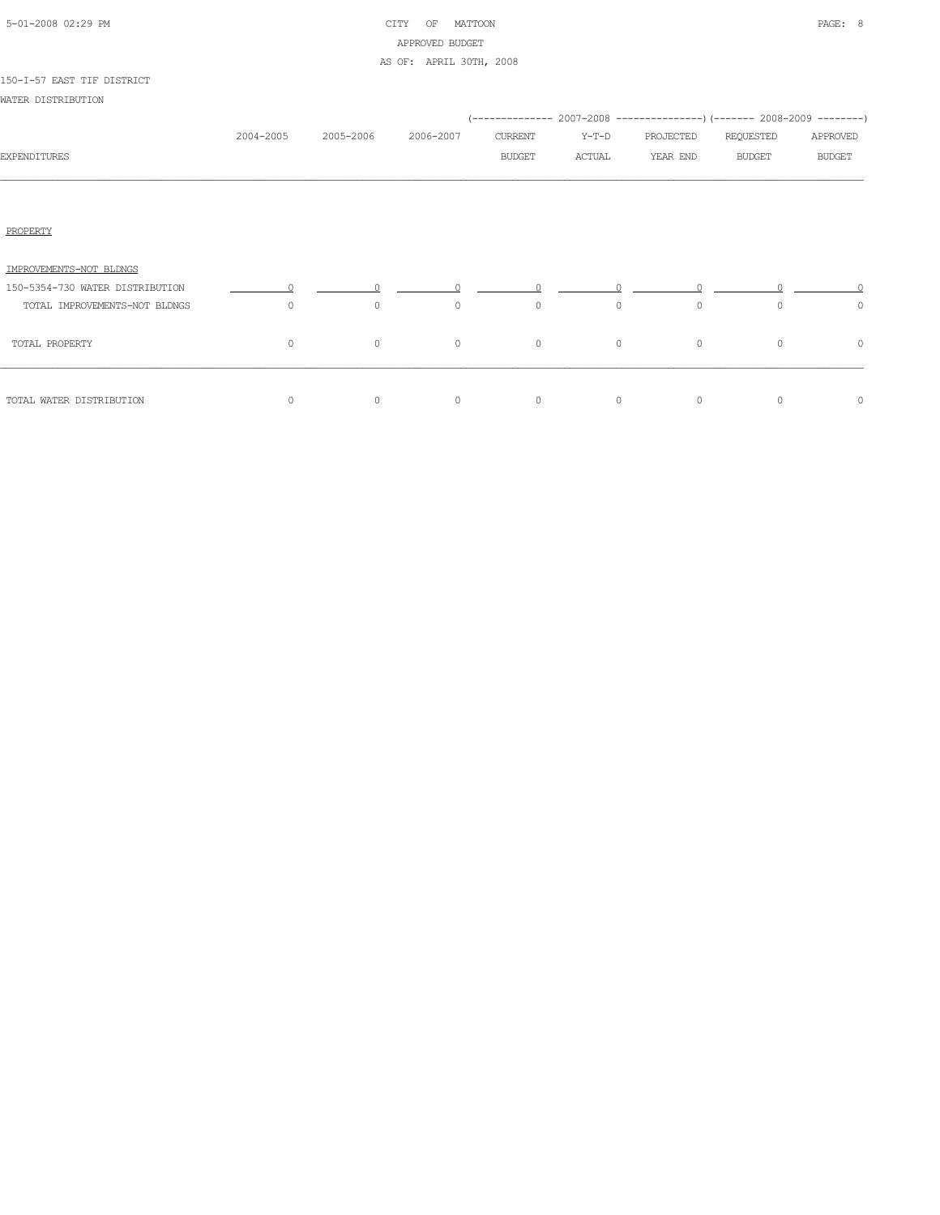CITY OF MATTOON
APPROVED BUDGET
AS OF: APRIL 30TH, 2008

150-I-57 EAST TIF DISTRICT

WATER DISTRIBUTION

| EXPENDITURES | 2004-2005 | 2005-2006 | 2006-2007 | 2007-2008 CURRENT BUDGET | 2007-2008 Y-T-D ACTUAL | 2007-2008 PROJECTED YEAR END | 2008-2009 REQUESTED BUDGET | 2008-2009 APPROVED BUDGET |
|---|---|---|---|---|---|---|---|---|
| PROPERTY | | | | | | | | |
| IMPROVEMENTS-NOT BLDNGS | | | | | | | | |
| 150-5354-730 WATER DISTRIBUTION | 0 | 0 | 0 | 0 | 0 | 0 | 0 | 0 |
| TOTAL IMPROVEMENTS-NOT BLDNGS | 0 | 0 | 0 | 0 | 0 | 0 | 0 | 0 |
| TOTAL PROPERTY | 0 | 0 | 0 | 0 | 0 | 0 | 0 | 0 |
| TOTAL WATER DISTRIBUTION | 0 | 0 | 0 | 0 | 0 | 0 | 0 | 0 |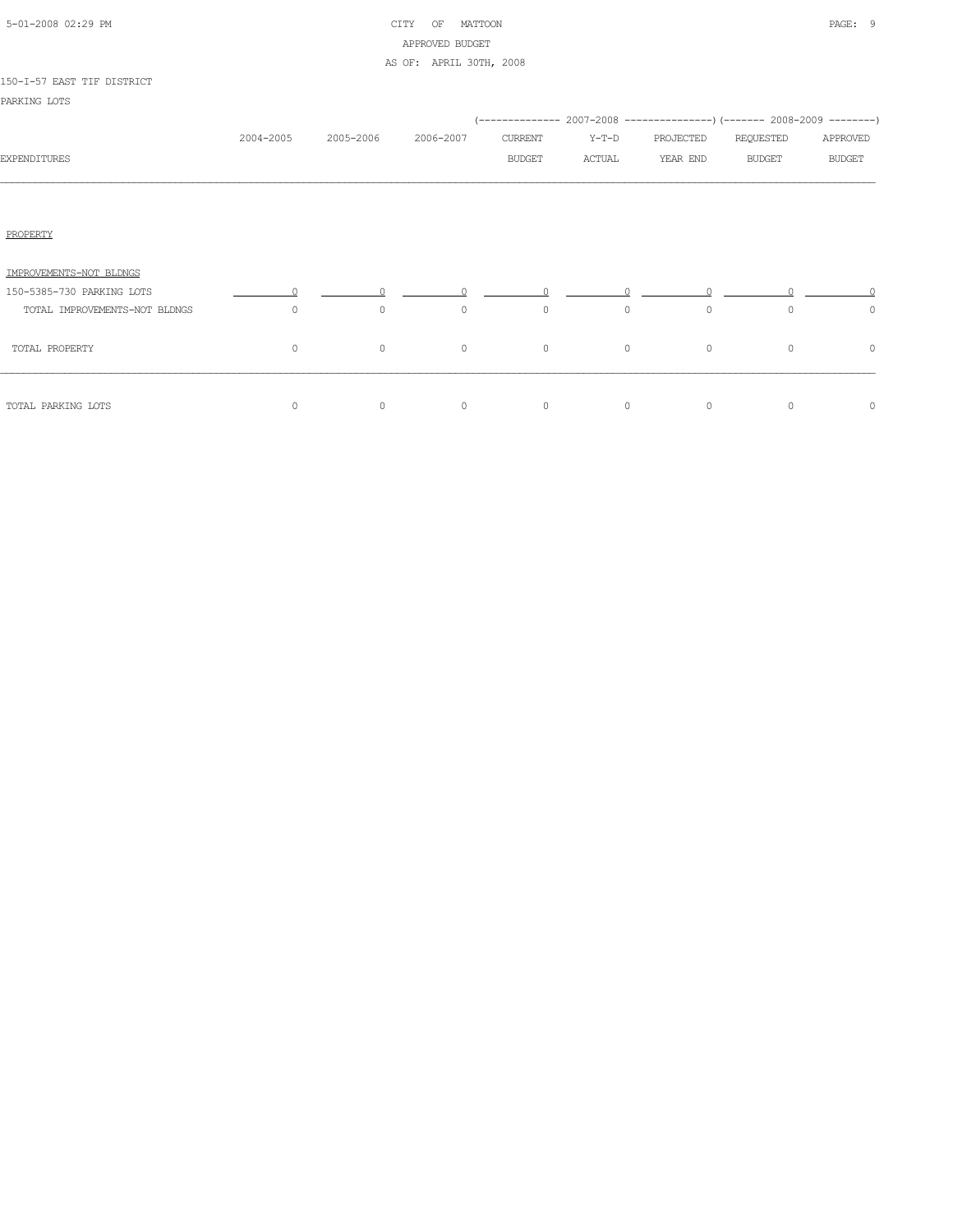CITY OF MATTOON
APPROVED BUDGET
AS OF: APRIL 30TH, 2008

150-I-57 EAST TIF DISTRICT

PARKING LOTS

| EXPENDITURES | 2004-2005 | 2005-2006 | 2006-2007 | 2007-2008 CURRENT BUDGET | 2007-2008 Y-T-D ACTUAL | 2007-2008 PROJECTED YEAR END | 2008-2009 REQUESTED BUDGET | 2008-2009 APPROVED BUDGET |
|---|---|---|---|---|---|---|---|---|
| PROPERTY | | | | | | | | |
| IMPROVEMENTS-NOT BLDNGS | | | | | | | | |
| 150-5385-730 PARKING LOTS | 0 | 0 | 0 | 0 | 0 | 0 | 0 | 0 |
| TOTAL IMPROVEMENTS-NOT BLDNGS | 0 | 0 | 0 | 0 | 0 | 0 | 0 | 0 |
| TOTAL PROPERTY | 0 | 0 | 0 | 0 | 0 | 0 | 0 | 0 |
| TOTAL PARKING LOTS | 0 | 0 | 0 | 0 | 0 | 0 | 0 | 0 |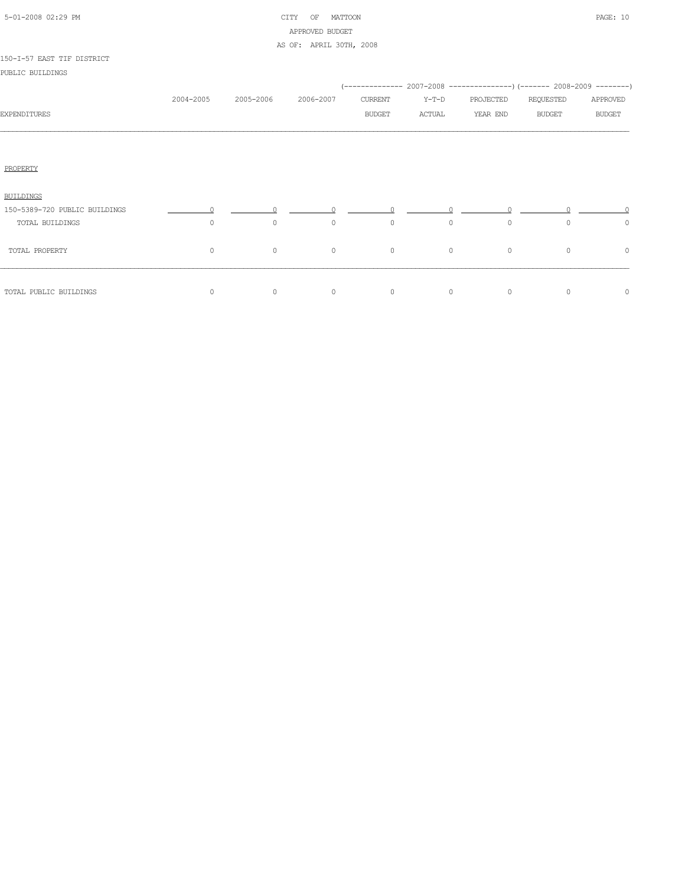CITY OF MATTOON
APPROVED BUDGET
AS OF: APRIL 30TH, 2008

150-I-57 EAST TIF DISTRICT

PUBLIC BUILDINGS

| EXPENDITURES | 2004-2005 | 2005-2006 | 2006-2007 | 2007-2008 CURRENT BUDGET | 2007-2008 Y-T-D ACTUAL | 2007-2008 PROJECTED YEAR END | 2008-2009 REQUESTED BUDGET | 2008-2009 APPROVED BUDGET |
|---|---|---|---|---|---|---|---|---|
| PROPERTY | | | | | | | | |
| BUILDINGS | | | | | | | | |
| 150-5389-720 PUBLIC BUILDINGS | 0 | 0 | 0 | 0 | 0 | 0 | 0 | 0 |
| TOTAL BUILDINGS | 0 | 0 | 0 | 0 | 0 | 0 | 0 | 0 |
| TOTAL PROPERTY | 0 | 0 | 0 | 0 | 0 | 0 | 0 | 0 |
| TOTAL PUBLIC BUILDINGS | 0 | 0 | 0 | 0 | 0 | 0 | 0 | 0 |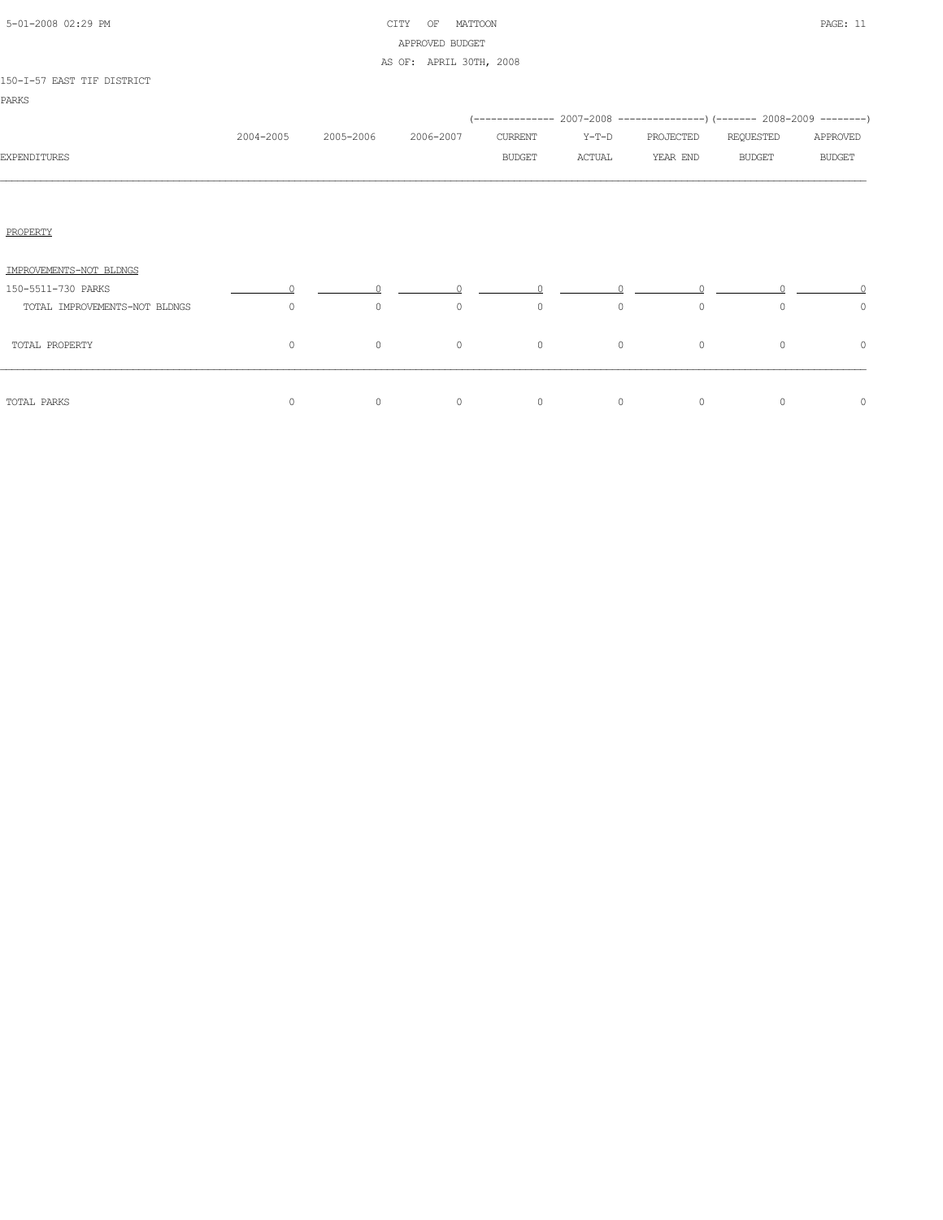CITY OF MATTOON
APPROVED BUDGET
AS OF: APRIL 30TH, 2008

150-I-57 EAST TIF DISTRICT

PARKS

| EXPENDITURES | 2004-2005 | 2005-2006 | 2006-2007 | 2007-2008 CURRENT BUDGET | 2007-2008 Y-T-D ACTUAL | 2007-2008 PROJECTED YEAR END | 2008-2009 REQUESTED BUDGET | 2008-2009 APPROVED BUDGET |
|---|---|---|---|---|---|---|---|---|
| PROPERTY | | | | | | | | |
| IMPROVEMENTS-NOT BLDNGS | | | | | | | | |
| 150-5511-730 PARKS | 0 | 0 | 0 | 0 | 0 | 0 | 0 | 0 |
| TOTAL IMPROVEMENTS-NOT BLDNGS | 0 | 0 | 0 | 0 | 0 | 0 | 0 | 0 |
| TOTAL PROPERTY | 0 | 0 | 0 | 0 | 0 | 0 | 0 | 0 |
| TOTAL PARKS | 0 | 0 | 0 | 0 | 0 | 0 | 0 | 0 |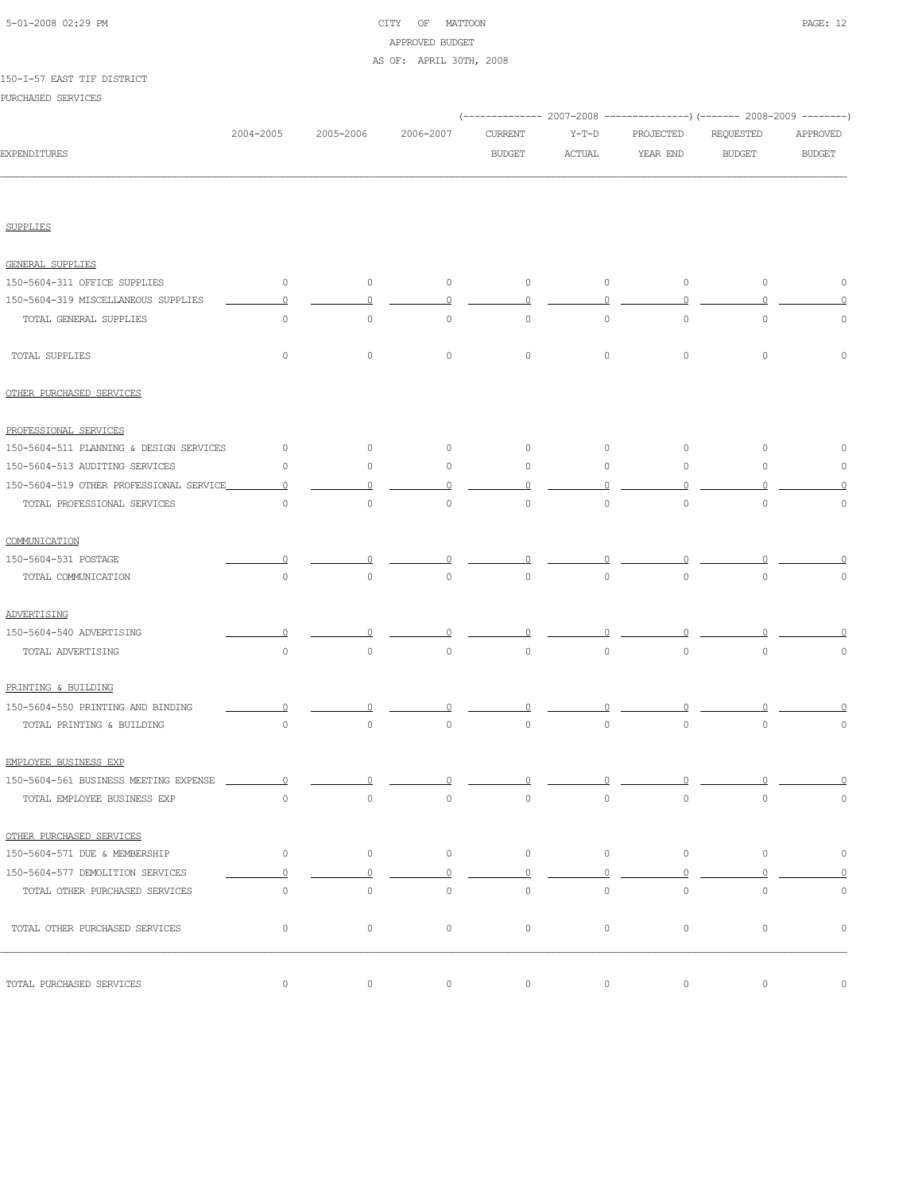CITY OF MATTOON

APPROVED BUDGET

AS OF: APRIL 30TH, 2008

150-I-57 EAST TIF DISTRICT

PURCHASED SERVICES

| EXPENDITURES | 2004-2005 | 2005-2006 | 2006-2007 | 2007-2008 CURRENT BUDGET | 2007-2008 Y-T-D ACTUAL | 2007-2008 PROJECTED YEAR END | 2008-2009 REQUESTED BUDGET | 2008-2009 APPROVED BUDGET |
|---|---|---|---|---|---|---|---|---|
| SUPPLIES | | | | | | | | |
| GENERAL SUPPLIES | | | | | | | | |
| 150-5604-311 OFFICE SUPPLIES | 0 | 0 | 0 | 0 | 0 | 0 | 0 | 0 |
| 150-5604-319 MISCELLANEOUS SUPPLIES | 0 | 0 | 0 | 0 | 0 | 0 | 0 | 0 |
| TOTAL GENERAL SUPPLIES | 0 | 0 | 0 | 0 | 0 | 0 | 0 | 0 |
| TOTAL SUPPLIES | 0 | 0 | 0 | 0 | 0 | 0 | 0 | 0 |
| OTHER PURCHASED SERVICES | | | | | | | | |
| PROFESSIONAL SERVICES | | | | | | | | |
| 150-5604-511 PLANNING & DESIGN SERVICES | 0 | 0 | 0 | 0 | 0 | 0 | 0 | 0 |
| 150-5604-513 AUDITING SERVICES | 0 | 0 | 0 | 0 | 0 | 0 | 0 | 0 |
| 150-5604-519 OTHER PROFESSIONAL SERVICE | 0 | 0 | 0 | 0 | 0 | 0 | 0 | 0 |
| TOTAL PROFESSIONAL SERVICES | 0 | 0 | 0 | 0 | 0 | 0 | 0 | 0 |
| COMMUNICATION | | | | | | | | |
| 150-5604-531 POSTAGE | 0 | 0 | 0 | 0 | 0 | 0 | 0 | 0 |
| TOTAL COMMUNICATION | 0 | 0 | 0 | 0 | 0 | 0 | 0 | 0 |
| ADVERTISING | | | | | | | | |
| 150-5604-540 ADVERTISING | 0 | 0 | 0 | 0 | 0 | 0 | 0 | 0 |
| TOTAL ADVERTISING | 0 | 0 | 0 | 0 | 0 | 0 | 0 | 0 |
| PRINTING & BUILDING | | | | | | | | |
| 150-5604-550 PRINTING AND BINDING | 0 | 0 | 0 | 0 | 0 | 0 | 0 | 0 |
| TOTAL PRINTING & BUILDING | 0 | 0 | 0 | 0 | 0 | 0 | 0 | 0 |
| EMPLOYEE BUSINESS EXP | | | | | | | | |
| 150-5604-561 BUSINESS MEETING EXPENSE | 0 | 0 | 0 | 0 | 0 | 0 | 0 | 0 |
| TOTAL EMPLOYEE BUSINESS EXP | 0 | 0 | 0 | 0 | 0 | 0 | 0 | 0 |
| OTHER PURCHASED SERVICES | | | | | | | | |
| 150-5604-571 DUE & MEMBERSHIP | 0 | 0 | 0 | 0 | 0 | 0 | 0 | 0 |
| 150-5604-577 DEMOLITION SERVICES | 0 | 0 | 0 | 0 | 0 | 0 | 0 | 0 |
| TOTAL OTHER PURCHASED SERVICES | 0 | 0 | 0 | 0 | 0 | 0 | 0 | 0 |
| TOTAL OTHER PURCHASED SERVICES | 0 | 0 | 0 | 0 | 0 | 0 | 0 | 0 |
| TOTAL PURCHASED SERVICES | 0 | 0 | 0 | 0 | 0 | 0 | 0 | 0 |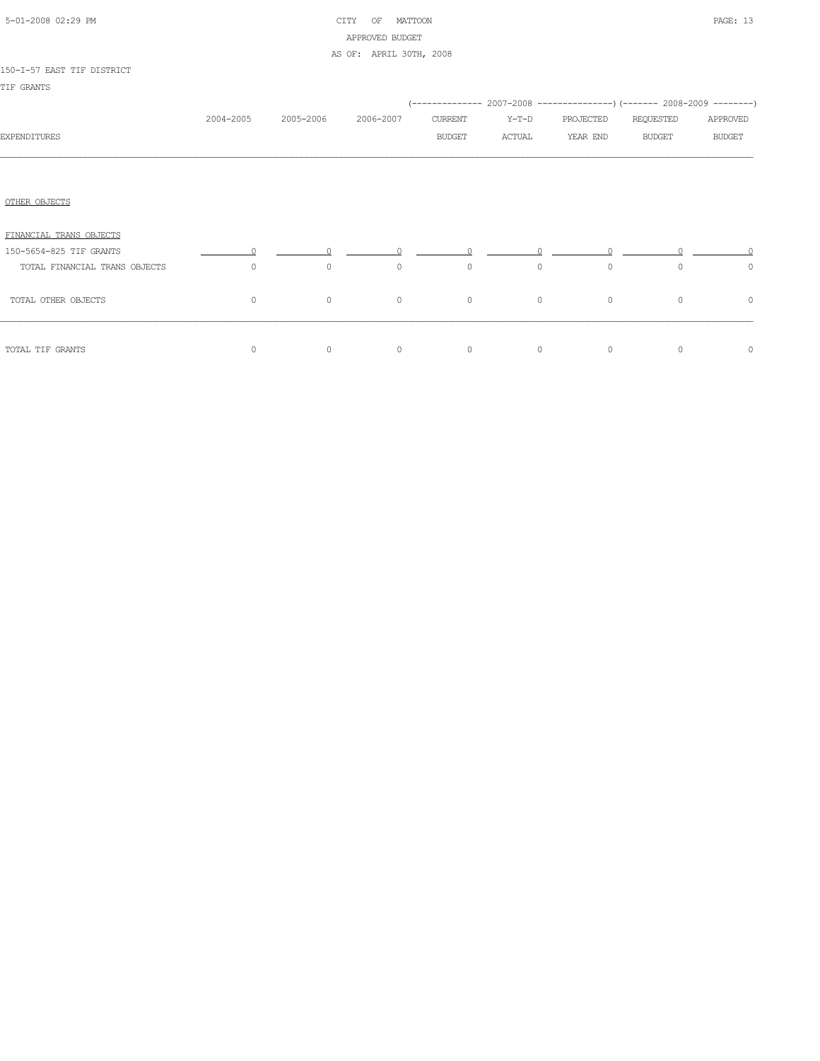CITY OF MATTOON
APPROVED BUDGET
AS OF: APRIL 30TH, 2008

150-I-57 EAST TIF DISTRICT

TIF GRANTS

| EXPENDITURES | 2004-2005 | 2005-2006 | 2006-2007 | 2007-2008 CURRENT BUDGET | 2007-2008 Y-T-D ACTUAL | 2007-2008 PROJECTED YEAR END | 2008-2009 REQUESTED BUDGET | 2008-2009 APPROVED BUDGET |
|---|---|---|---|---|---|---|---|---|
| OTHER OBJECTS | | | | | | | | |
| FINANCIAL TRANS OBJECTS | | | | | | | | |
| 150-5654-825 TIF GRANTS | 0 | 0 | 0 | 0 | 0 | 0 | 0 | 0 |
| TOTAL FINANCIAL TRANS OBJECTS | 0 | 0 | 0 | 0 | 0 | 0 | 0 | 0 |
| TOTAL OTHER OBJECTS | 0 | 0 | 0 | 0 | 0 | 0 | 0 | 0 |
| TOTAL TIF GRANTS | 0 | 0 | 0 | 0 | 0 | 0 | 0 | 0 |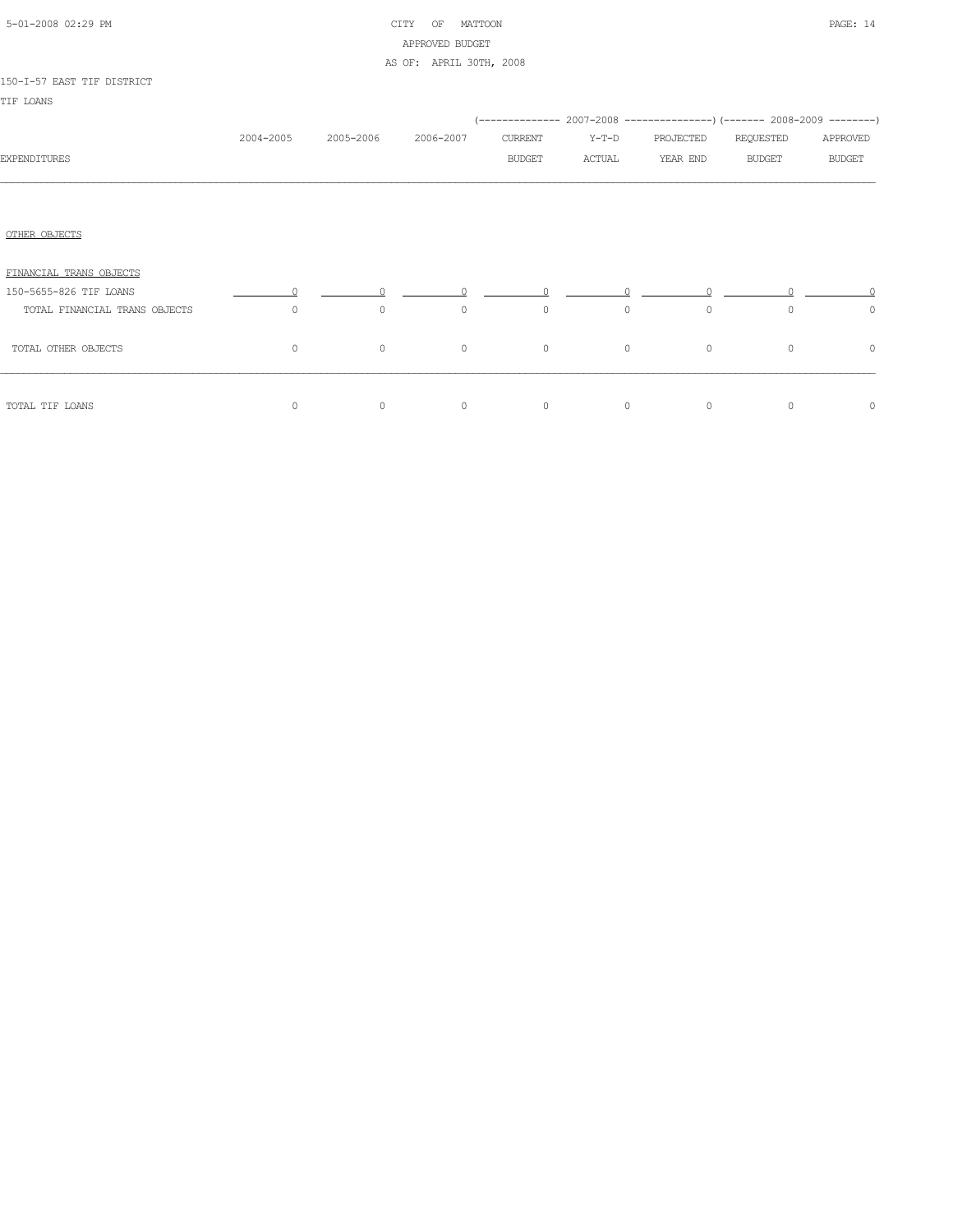CITY OF MATTOON
APPROVED BUDGET
AS OF: APRIL 30TH, 2008

150-I-57 EAST TIF DISTRICT

TIF LOANS

| EXPENDITURES | 2004-2005 | 2005-2006 | 2006-2007 | 2007-2008 CURRENT BUDGET | 2007-2008 Y-T-D ACTUAL | 2007-2008 PROJECTED YEAR END | 2008-2009 REQUESTED BUDGET | 2008-2009 APPROVED BUDGET |
|---|---|---|---|---|---|---|---|---|
| OTHER OBJECTS | | | | | | | | |
| FINANCIAL TRANS OBJECTS | | | | | | | | |
| 150-5655-826 TIF LOANS | 0 | 0 | 0 | 0 | 0 | 0 | 0 | 0 |
| TOTAL FINANCIAL TRANS OBJECTS | 0 | 0 | 0 | 0 | 0 | 0 | 0 | 0 |
| TOTAL OTHER OBJECTS | 0 | 0 | 0 | 0 | 0 | 0 | 0 | 0 |
| TOTAL TIF LOANS | 0 | 0 | 0 | 0 | 0 | 0 | 0 | 0 |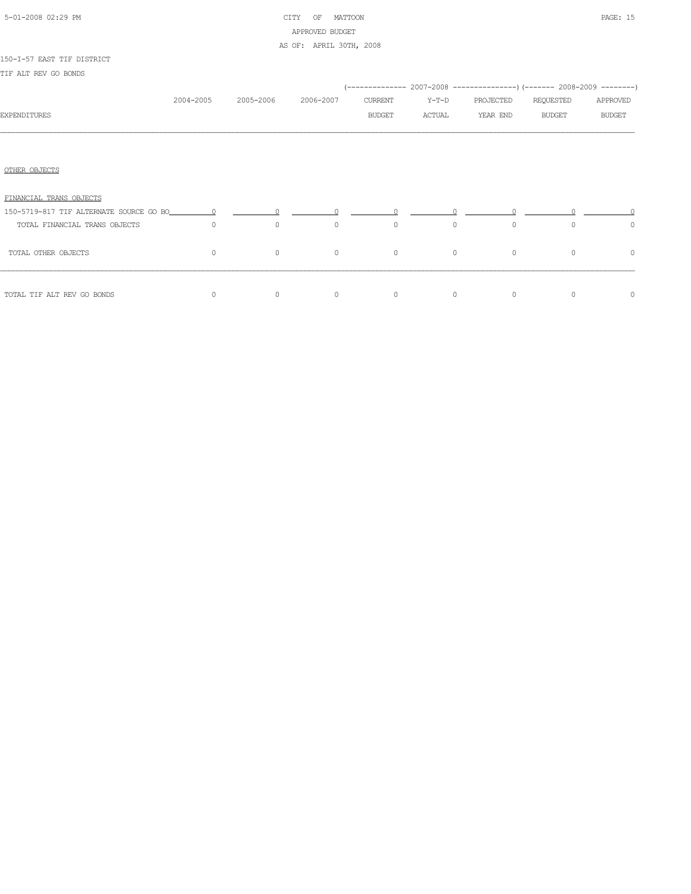CITY OF MATTOON

APPROVED BUDGET

AS OF: APRIL 30TH, 2008

150-I-57 EAST TIF DISTRICT

TIF ALT REV GO BONDS

| EXPENDITURES | 2004-2005 | 2005-2006 | 2006-2007 | 2007-2008 CURRENT BUDGET | 2007-2008 Y-T-D ACTUAL | 2007-2008 PROJECTED YEAR END | 2008-2009 REQUESTED BUDGET | 2008-2009 APPROVED BUDGET |
|---|---|---|---|---|---|---|---|---|
| OTHER OBJECTS | | | | | | | | |
| FINANCIAL TRANS OBJECTS | | | | | | | | |
| 150-5719-817 TIF ALTERNATE SOURCE GO BO | 0 | 0 | 0 | 0 | 0 | 0 | 0 | 0 |
| TOTAL FINANCIAL TRANS OBJECTS | 0 | 0 | 0 | 0 | 0 | 0 | 0 | 0 |
| TOTAL OTHER OBJECTS | 0 | 0 | 0 | 0 | 0 | 0 | 0 | 0 |
| TOTAL TIF ALT REV GO BONDS | 0 | 0 | 0 | 0 | 0 | 0 | 0 | 0 |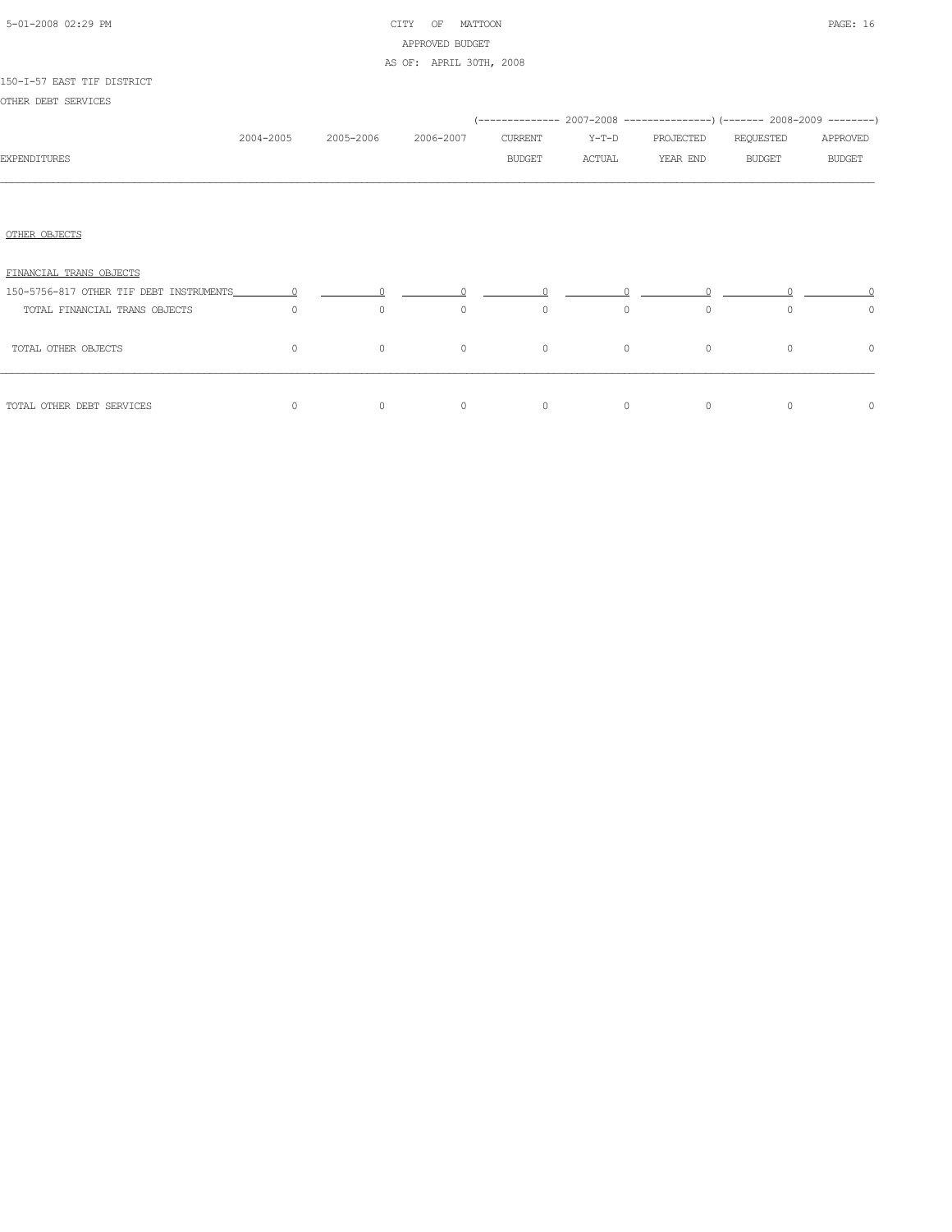CITY OF MATTOON
APPROVED BUDGET
AS OF: APRIL 30TH, 2008

150-I-57 EAST TIF DISTRICT

OTHER DEBT SERVICES

| EXPENDITURES | 2004-2005 | 2005-2006 | 2006-2007 | 2007-2008 CURRENT BUDGET | 2007-2008 Y-T-D ACTUAL | 2007-2008 PROJECTED YEAR END | 2008-2009 REQUESTED BUDGET | 2008-2009 APPROVED BUDGET |
|---|---|---|---|---|---|---|---|---|
| OTHER OBJECTS | | | | | | | | |
| FINANCIAL TRANS OBJECTS | | | | | | | | |
| 150-5756-817 OTHER TIF DEBT INSTRUMENTS | 0 | 0 | 0 | 0 | 0 | 0 | 0 | 0 |
| TOTAL FINANCIAL TRANS OBJECTS | 0 | 0 | 0 | 0 | 0 | 0 | 0 | 0 |
| TOTAL OTHER OBJECTS | 0 | 0 | 0 | 0 | 0 | 0 | 0 | 0 |
| TOTAL OTHER DEBT SERVICES | 0 | 0 | 0 | 0 | 0 | 0 | 0 | 0 |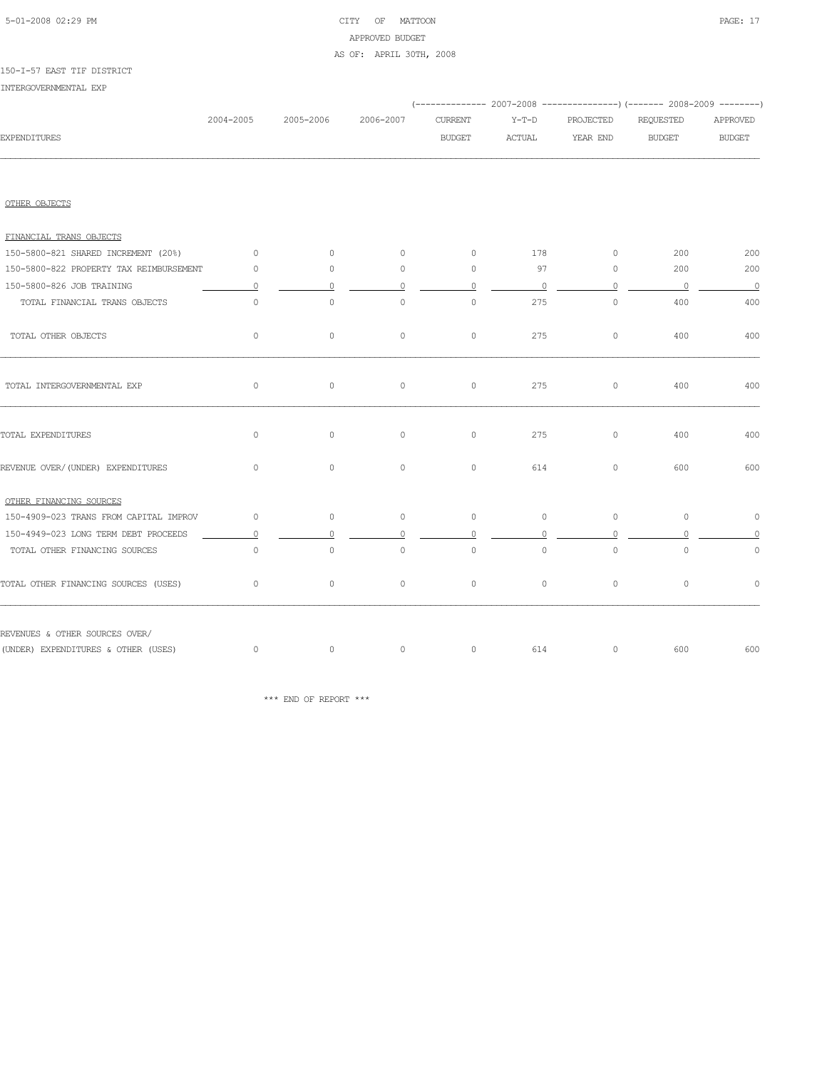CITY OF MATTOON
APPROVED BUDGET
AS OF: APRIL 30TH, 2008

150-I-57 EAST TIF DISTRICT
INTERGOVERNMENTAL EXP

| EXPENDITURES | 2004-2005 | 2005-2006 | 2006-2007 | 2007-2008 CURRENT BUDGET | 2007-2008 Y-T-D ACTUAL | 2007-2008 PROJECTED YEAR END | 2008-2009 REQUESTED BUDGET | 2008-2009 APPROVED BUDGET |
|---|---|---|---|---|---|---|---|---|
| OTHER OBJECTS | | | | | | | | |
| FINANCIAL TRANS OBJECTS | | | | | | | | |
| 150-5800-821 SHARED INCREMENT (20%) | 0 | 0 | 0 | 0 | 178 | 0 | 200 | 200 |
| 150-5800-822 PROPERTY TAX REIMBURSEMENT | 0 | 0 | 0 | 0 | 97 | 0 | 200 | 200 |
| 150-5800-826 JOB TRAINING | 0 | 0 | 0 | 0 | 0 | 0 | 0 | 0 |
| TOTAL FINANCIAL TRANS OBJECTS | 0 | 0 | 0 | 0 | 275 | 0 | 400 | 400 |
| TOTAL OTHER OBJECTS | 0 | 0 | 0 | 0 | 275 | 0 | 400 | 400 |
| TOTAL INTERGOVERNMENTAL EXP | 0 | 0 | 0 | 0 | 275 | 0 | 400 | 400 |
| TOTAL EXPENDITURES | 0 | 0 | 0 | 0 | 275 | 0 | 400 | 400 |
| REVENUE OVER/(UNDER) EXPENDITURES | 0 | 0 | 0 | 0 | 614 | 0 | 600 | 600 |
| OTHER FINANCING SOURCES | | | | | | | | |
| 150-4909-023 TRANS FROM CAPITAL IMPROV | 0 | 0 | 0 | 0 | 0 | 0 | 0 | 0 |
| 150-4949-023 LONG TERM DEBT PROCEEDS | 0 | 0 | 0 | 0 | 0 | 0 | 0 | 0 |
| TOTAL OTHER FINANCING SOURCES | 0 | 0 | 0 | 0 | 0 | 0 | 0 | 0 |
| TOTAL OTHER FINANCING SOURCES (USES) | 0 | 0 | 0 | 0 | 0 | 0 | 0 | 0 |
| REVENUES & OTHER SOURCES OVER/ (UNDER) EXPENDITURES & OTHER (USES) | 0 | 0 | 0 | 0 | 614 | 0 | 600 | 600 |

\*\*\* END OF REPORT \*\*\*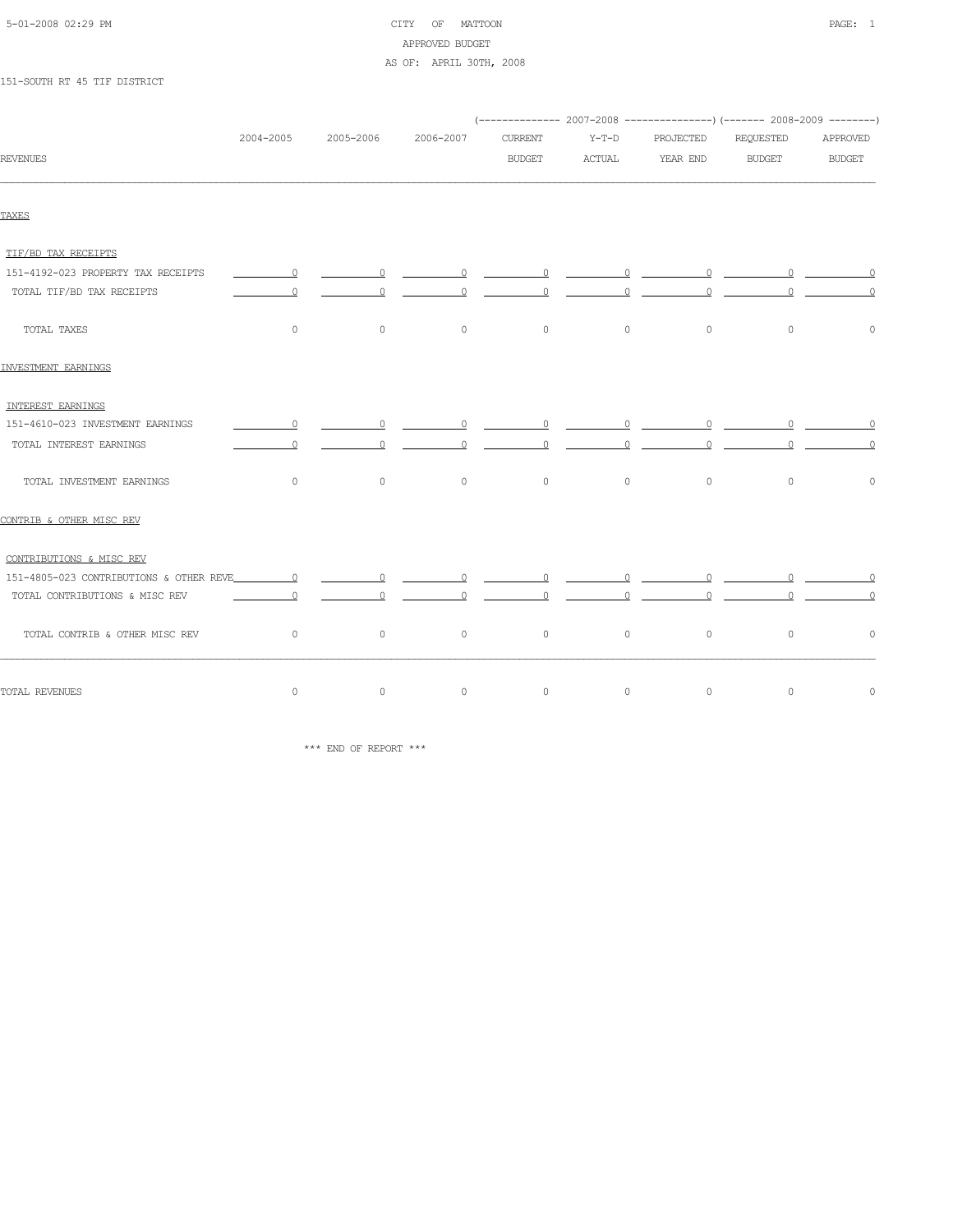CITY OF MATTOON
APPROVED BUDGET
AS OF: APRIL 30TH, 2008

151-SOUTH RT 45 TIF DISTRICT

| REVENUES | 2004-2005 | 2005-2006 | 2006-2007 | 2007-2008 CURRENT BUDGET | 2007-2008 Y-T-D ACTUAL | 2007-2008 PROJECTED YEAR END | 2008-2009 REQUESTED BUDGET | 2008-2009 APPROVED BUDGET |
|---|---|---|---|---|---|---|---|---|
| **TAXES** | | | | | | | | |
| TIF/BD TAX RECEIPTS | | | | | | | | |
| 151-4192-023 PROPERTY TAX RECEIPTS | 0 | 0 | 0 | 0 | 0 | 0 | 0 | 0 |
| TOTAL TIF/BD TAX RECEIPTS | 0 | 0 | 0 | 0 | 0 | 0 | 0 | 0 |
| TOTAL TAXES | 0 | 0 | 0 | 0 | 0 | 0 | 0 | 0 |
| **INVESTMENT EARNINGS** | | | | | | | | |
| INTEREST EARNINGS | | | | | | | | |
| 151-4610-023 INVESTMENT EARNINGS | 0 | 0 | 0 | 0 | 0 | 0 | 0 | 0 |
| TOTAL INTEREST EARNINGS | 0 | 0 | 0 | 0 | 0 | 0 | 0 | 0 |
| TOTAL INVESTMENT EARNINGS | 0 | 0 | 0 | 0 | 0 | 0 | 0 | 0 |
| **CONTRIB & OTHER MISC REV** | | | | | | | | |
| CONTRIBUTIONS & MISC REV | | | | | | | | |
| 151-4805-023 CONTRIBUTIONS & OTHER REVE | 0 | 0 | 0 | 0 | 0 | 0 | 0 | 0 |
| TOTAL CONTRIBUTIONS & MISC REV | 0 | 0 | 0 | 0 | 0 | 0 | 0 | 0 |
| TOTAL CONTRIB & OTHER MISC REV | 0 | 0 | 0 | 0 | 0 | 0 | 0 | 0 |
| TOTAL REVENUES | 0 | 0 | 0 | 0 | 0 | 0 | 0 | 0 |

*** END OF REPORT ***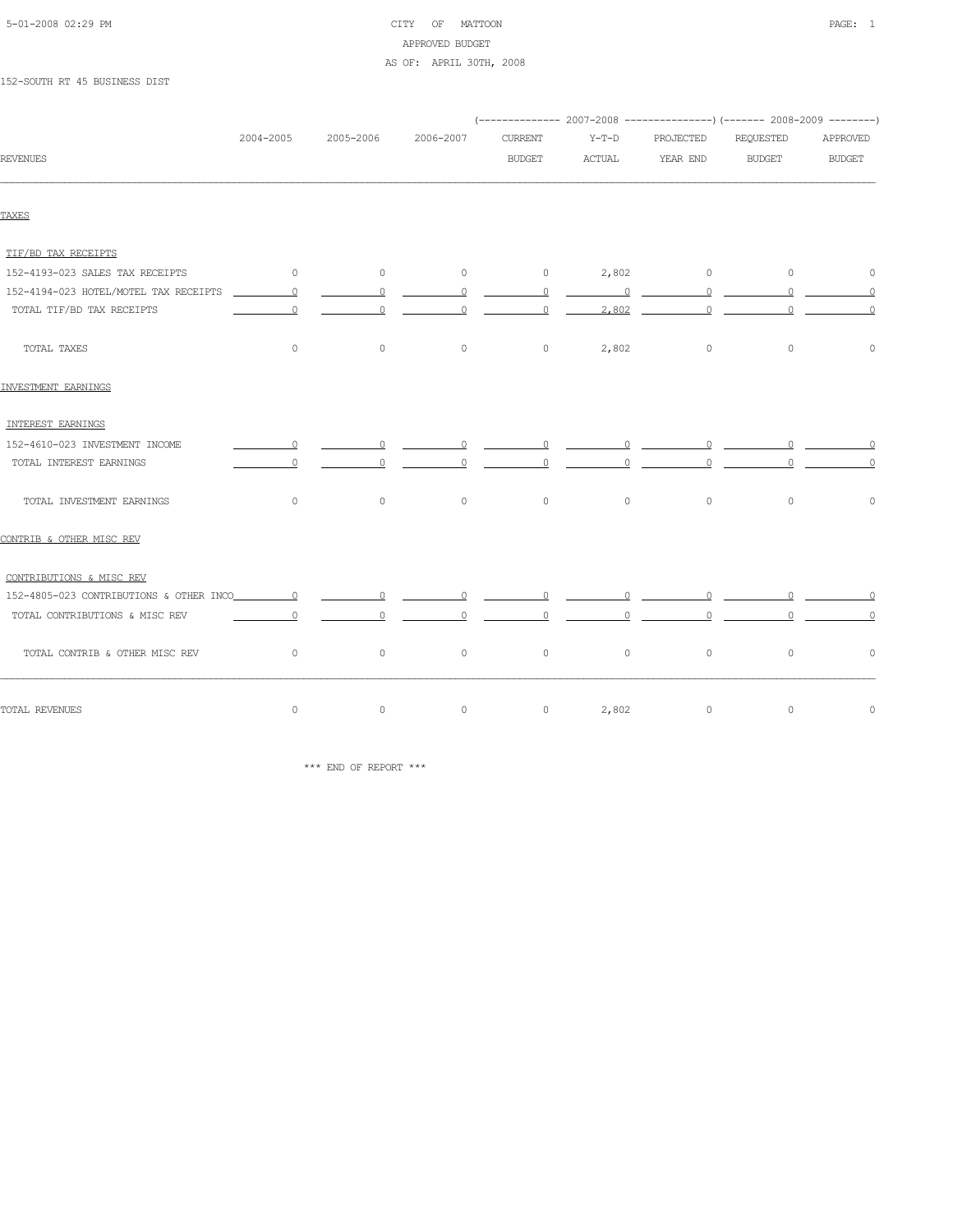CITY OF MATTOON
APPROVED BUDGET
AS OF: APRIL 30TH, 2008

152-SOUTH RT 45 BUSINESS DIST

| REVENUES | 2004-2005 | 2005-2006 | 2006-2007 | 2007-2008 CURRENT BUDGET | 2007-2008 Y-T-D ACTUAL | 2007-2008 PROJECTED YEAR END | 2008-2009 REQUESTED BUDGET | 2008-2009 APPROVED BUDGET |
|---|---|---|---|---|---|---|---|---|
| **TAXES** | | | | | | | | |
| TIF/BD TAX RECEIPTS | | | | | | | | |
| 152-4193-023 SALES TAX RECEIPTS | 0 | 0 | 0 | 0 | 2,802 | 0 | 0 | 0 |
| 152-4194-023 HOTEL/MOTEL TAX RECEIPTS | 0 | 0 | 0 | 0 | 0 | 0 | 0 | 0 |
| TOTAL TIF/BD TAX RECEIPTS | 0 | 0 | 0 | 0 | 2,802 | 0 | 0 | 0 |
| TOTAL TAXES | 0 | 0 | 0 | 0 | 2,802 | 0 | 0 | 0 |
| **INVESTMENT EARNINGS** | | | | | | | | |
| INTEREST EARNINGS | | | | | | | | |
| 152-4610-023 INVESTMENT INCOME | 0 | 0 | 0 | 0 | 0 | 0 | 0 | 0 |
| TOTAL INTEREST EARNINGS | 0 | 0 | 0 | 0 | 0 | 0 | 0 | 0 |
| TOTAL INVESTMENT EARNINGS | 0 | 0 | 0 | 0 | 0 | 0 | 0 | 0 |
| **CONTRIB & OTHER MISC REV** | | | | | | | | |
| CONTRIBUTIONS & MISC REV | | | | | | | | |
| 152-4805-023 CONTRIBUTIONS & OTHER INCO | 0 | 0 | 0 | 0 | 0 | 0 | 0 | 0 |
| TOTAL CONTRIBUTIONS & MISC REV | 0 | 0 | 0 | 0 | 0 | 0 | 0 | 0 |
| TOTAL CONTRIB & OTHER MISC REV | 0 | 0 | 0 | 0 | 0 | 0 | 0 | 0 |
| TOTAL REVENUES | 0 | 0 | 0 | 0 | 2,802 | 0 | 0 | 0 |

*** END OF REPORT ***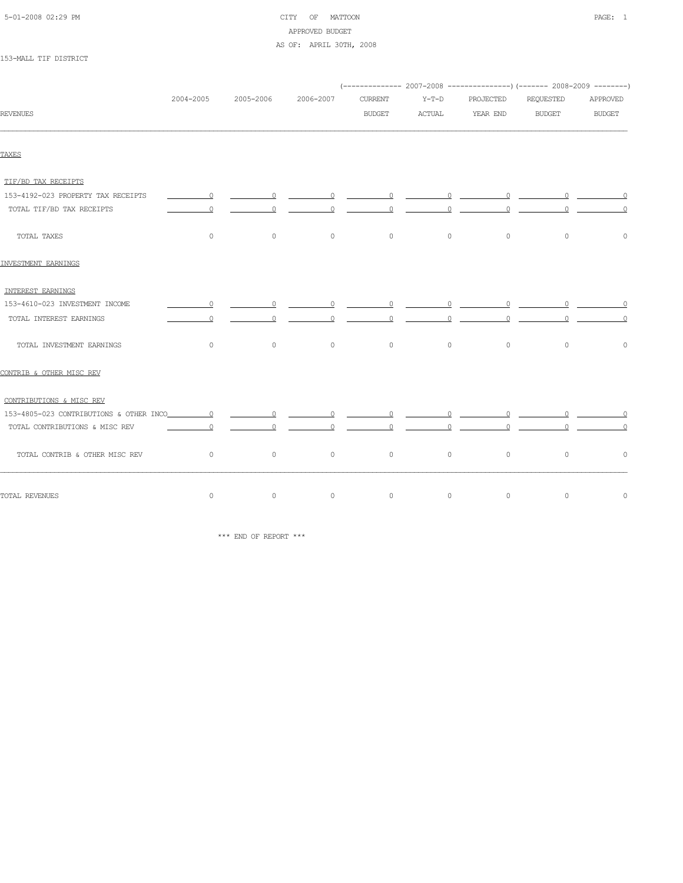CITY OF MATTOON
APPROVED BUDGET
AS OF: APRIL 30TH, 2008

153-MALL TIF DISTRICT

| REVENUES | 2004-2005 | 2005-2006 | 2006-2007 | 2007-2008 CURRENT BUDGET | 2007-2008 Y-T-D ACTUAL | 2007-2008 PROJECTED YEAR END | 2008-2009 REQUESTED BUDGET | 2008-2009 APPROVED BUDGET |
|---|---|---|---|---|---|---|---|---|
| **TAXES** | | | | | | | | |
| TIF/BD TAX RECEIPTS | | | | | | | | |
| 153-4192-023 PROPERTY TAX RECEIPTS | 0 | 0 | 0 | 0 | 0 | 0 | 0 | 0 |
| TOTAL TIF/BD TAX RECEIPTS | 0 | 0 | 0 | 0 | 0 | 0 | 0 | 0 |
| TOTAL TAXES | 0 | 0 | 0 | 0 | 0 | 0 | 0 | 0 |
| **INVESTMENT EARNINGS** | | | | | | | | |
| INTEREST EARNINGS | | | | | | | | |
| 153-4610-023 INVESTMENT INCOME | 0 | 0 | 0 | 0 | 0 | 0 | 0 | 0 |
| TOTAL INTEREST EARNINGS | 0 | 0 | 0 | 0 | 0 | 0 | 0 | 0 |
| TOTAL INVESTMENT EARNINGS | 0 | 0 | 0 | 0 | 0 | 0 | 0 | 0 |
| **CONTRIB & OTHER MISC REV** | | | | | | | | |
| CONTRIBUTIONS & MISC REV | | | | | | | | |
| 153-4805-023 CONTRIBUTIONS & OTHER INCO | 0 | 0 | 0 | 0 | 0 | 0 | 0 | 0 |
| TOTAL CONTRIBUTIONS & MISC REV | 0 | 0 | 0 | 0 | 0 | 0 | 0 | 0 |
| TOTAL CONTRIB & OTHER MISC REV | 0 | 0 | 0 | 0 | 0 | 0 | 0 | 0 |
| TOTAL REVENUES | 0 | 0 | 0 | 0 | 0 | 0 | 0 | 0 |

*** END OF REPORT ***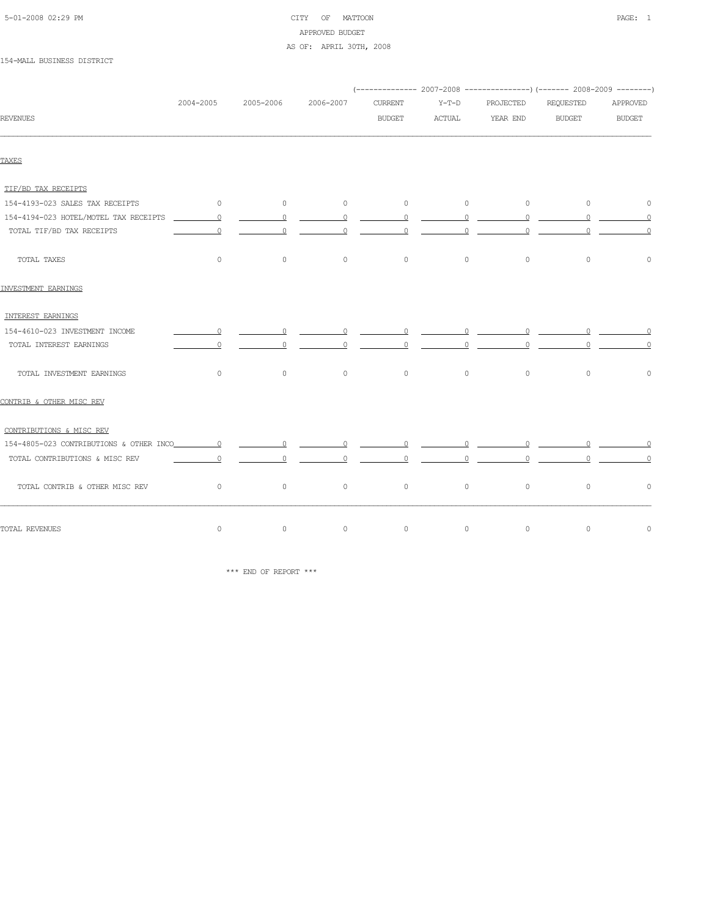CITY OF MATTOON
APPROVED BUDGET
AS OF: APRIL 30TH, 2008

154-MALL BUSINESS DISTRICT

| REVENUES | 2004-2005 | 2005-2006 | 2006-2007 | 2007-2008 CURRENT BUDGET | 2007-2008 Y-T-D ACTUAL | 2007-2008 PROJECTED YEAR END | 2008-2009 REQUESTED BUDGET | 2008-2009 APPROVED BUDGET |
|---|---|---|---|---|---|---|---|---|
| **TAXES** | | | | | | | | |
| TIF/BD TAX RECEIPTS | | | | | | | | |
| 154-4193-023 SALES TAX RECEIPTS | 0 | 0 | 0 | 0 | 0 | 0 | 0 | 0 |
| 154-4194-023 HOTEL/MOTEL TAX RECEIPTS | 0 | 0 | 0 | 0 | 0 | 0 | 0 | 0 |
| TOTAL TIF/BD TAX RECEIPTS | 0 | 0 | 0 | 0 | 0 | 0 | 0 | 0 |
| TOTAL TAXES | 0 | 0 | 0 | 0 | 0 | 0 | 0 | 0 |
| **INVESTMENT EARNINGS** | | | | | | | | |
| INTEREST EARNINGS | | | | | | | | |
| 154-4610-023 INVESTMENT INCOME | 0 | 0 | 0 | 0 | 0 | 0 | 0 | 0 |
| TOTAL INTEREST EARNINGS | 0 | 0 | 0 | 0 | 0 | 0 | 0 | 0 |
| TOTAL INVESTMENT EARNINGS | 0 | 0 | 0 | 0 | 0 | 0 | 0 | 0 |
| **CONTRIB & OTHER MISC REV** | | | | | | | | |
| CONTRIBUTIONS & MISC REV | | | | | | | | |
| 154-4805-023 CONTRIBUTIONS & OTHER INCO | 0 | 0 | 0 | 0 | 0 | 0 | 0 | 0 |
| TOTAL CONTRIBUTIONS & MISC REV | 0 | 0 | 0 | 0 | 0 | 0 | 0 | 0 |
| TOTAL CONTRIB & OTHER MISC REV | 0 | 0 | 0 | 0 | 0 | 0 | 0 | 0 |
| TOTAL REVENUES | 0 | 0 | 0 | 0 | 0 | 0 | 0 | 0 |

*** END OF REPORT ***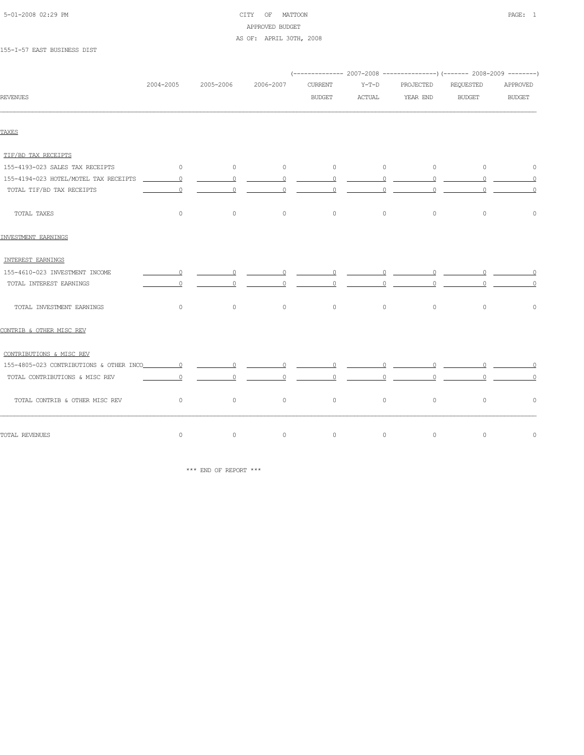CITY OF MATTOON
APPROVED BUDGET
AS OF: APRIL 30TH, 2008

155-I-57 EAST BUSINESS DIST

| REVENUES | 2004-2005 | 2005-2006 | 2006-2007 | 2007-2008 CURRENT BUDGET | 2007-2008 Y-T-D ACTUAL | 2007-2008 PROJECTED YEAR END | 2008-2009 REQUESTED BUDGET | 2008-2009 APPROVED BUDGET |
|---|---|---|---|---|---|---|---|---|
| **TAXES** | | | | | | | | |
| TIF/BD TAX RECEIPTS | | | | | | | | |
| 155-4193-023 SALES TAX RECEIPTS | 0 | 0 | 0 | 0 | 0 | 0 | 0 | 0 |
| 155-4194-023 HOTEL/MOTEL TAX RECEIPTS | 0 | 0 | 0 | 0 | 0 | 0 | 0 | 0 |
| TOTAL TIF/BD TAX RECEIPTS | 0 | 0 | 0 | 0 | 0 | 0 | 0 | 0 |
| TOTAL TAXES | 0 | 0 | 0 | 0 | 0 | 0 | 0 | 0 |
| **INVESTMENT EARNINGS** | | | | | | | | |
| INTEREST EARNINGS | | | | | | | | |
| 155-4610-023 INVESTMENT INCOME | 0 | 0 | 0 | 0 | 0 | 0 | 0 | 0 |
| TOTAL INTEREST EARNINGS | 0 | 0 | 0 | 0 | 0 | 0 | 0 | 0 |
| TOTAL INVESTMENT EARNINGS | 0 | 0 | 0 | 0 | 0 | 0 | 0 | 0 |
| **CONTRIB & OTHER MISC REV** | | | | | | | | |
| CONTRIBUTIONS & MISC REV | | | | | | | | |
| 155-4805-023 CONTRIBUTIONS & OTHER INCO | 0 | 0 | 0 | 0 | 0 | 0 | 0 | 0 |
| TOTAL CONTRIBUTIONS & MISC REV | 0 | 0 | 0 | 0 | 0 | 0 | 0 | 0 |
| TOTAL CONTRIB & OTHER MISC REV | 0 | 0 | 0 | 0 | 0 | 0 | 0 | 0 |
| TOTAL REVENUES | 0 | 0 | 0 | 0 | 0 | 0 | 0 | 0 |

*** END OF REPORT ***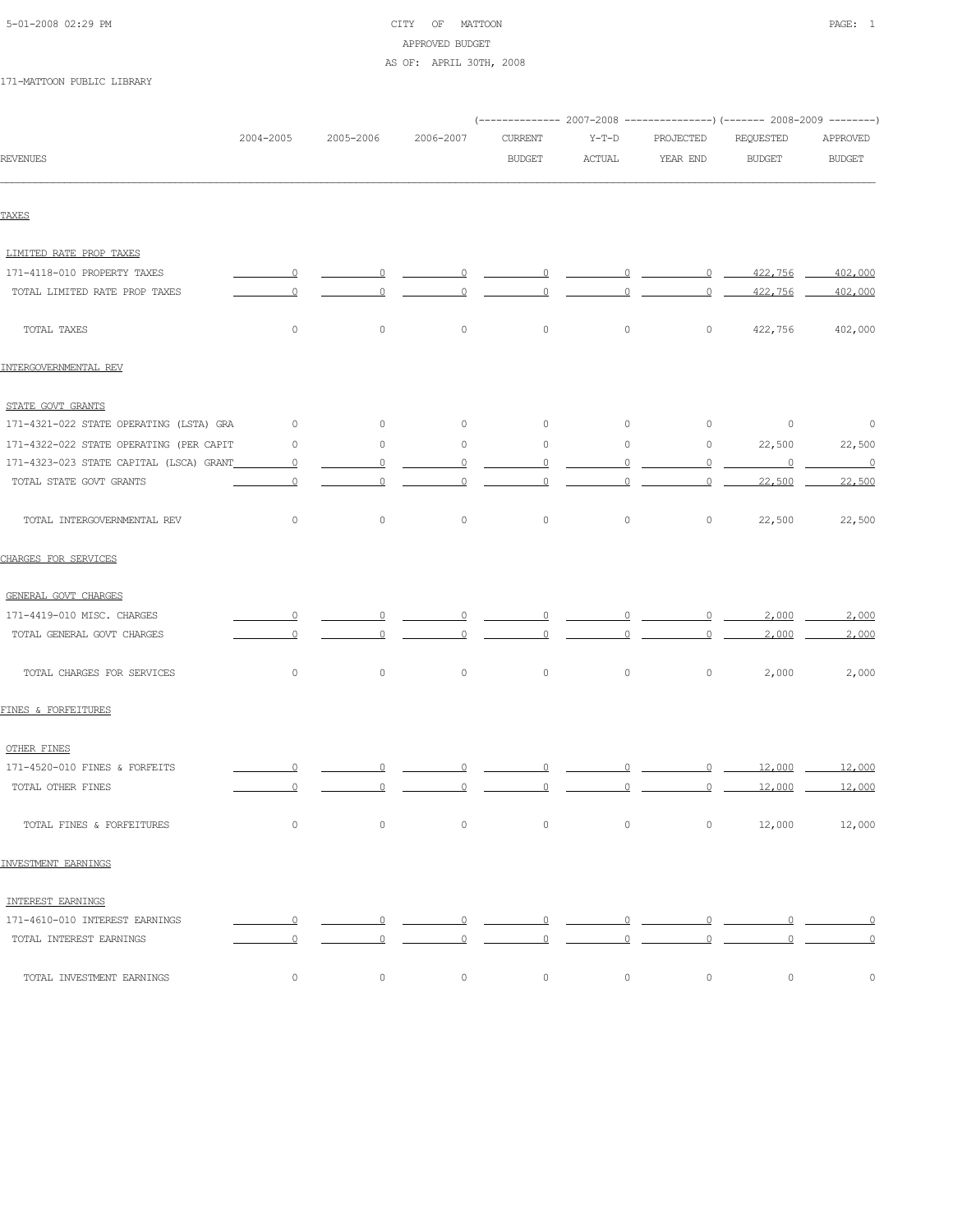CITY OF MATTOON

APPROVED BUDGET

AS OF: APRIL 30TH, 2008

171-MATTOON PUBLIC LIBRARY

| REVENUES | 2004-2005 | 2005-2006 | 2006-2007 | 2007-2008 CURRENT BUDGET | 2007-2008 Y-T-D ACTUAL | 2007-2008 PROJECTED YEAR END | 2008-2009 REQUESTED BUDGET | 2008-2009 APPROVED BUDGET |
|---|---|---|---|---|---|---|---|---|
| **TAXES** | | | | | | | | |
| LIMITED RATE PROP TAXES | | | | | | | | |
| 171-4118-010 PROPERTY TAXES | 0 | 0 | 0 | 0 | 0 | 0 | 422,756 | 402,000 |
| TOTAL LIMITED RATE PROP TAXES | 0 | 0 | 0 | 0 | 0 | 0 | 422,756 | 402,000 |
| TOTAL TAXES | 0 | 0 | 0 | 0 | 0 | 0 | 422,756 | 402,000 |
| **INTERGOVERNMENTAL REV** | | | | | | | | |
| STATE GOVT GRANTS | | | | | | | | |
| 171-4321-022 STATE OPERATING (LSTA) GRA | 0 | 0 | 0 | 0 | 0 | 0 | 0 | 0 |
| 171-4322-022 STATE OPERATING (PER CAPIT | 0 | 0 | 0 | 0 | 0 | 0 | 22,500 | 22,500 |
| 171-4323-023 STATE CAPITAL (LSCA) GRANT | 0 | 0 | 0 | 0 | 0 | 0 | 0 | 0 |
| TOTAL STATE GOVT GRANTS | 0 | 0 | 0 | 0 | 0 | 0 | 22,500 | 22,500 |
| TOTAL INTERGOVERNMENTAL REV | 0 | 0 | 0 | 0 | 0 | 0 | 22,500 | 22,500 |
| **CHARGES FOR SERVICES** | | | | | | | | |
| GENERAL GOVT CHARGES | | | | | | | | |
| 171-4419-010 MISC. CHARGES | 0 | 0 | 0 | 0 | 0 | 0 | 2,000 | 2,000 |
| TOTAL GENERAL GOVT CHARGES | 0 | 0 | 0 | 0 | 0 | 0 | 2,000 | 2,000 |
| TOTAL CHARGES FOR SERVICES | 0 | 0 | 0 | 0 | 0 | 0 | 2,000 | 2,000 |
| **FINES & FORFEITURES** | | | | | | | | |
| OTHER FINES | | | | | | | | |
| 171-4520-010 FINES & FORFEITS | 0 | 0 | 0 | 0 | 0 | 0 | 12,000 | 12,000 |
| TOTAL OTHER FINES | 0 | 0 | 0 | 0 | 0 | 0 | 12,000 | 12,000 |
| TOTAL FINES & FORFEITURES | 0 | 0 | 0 | 0 | 0 | 0 | 12,000 | 12,000 |
| **INVESTMENT EARNINGS** | | | | | | | | |
| INTEREST EARNINGS | | | | | | | | |
| 171-4610-010 INTEREST EARNINGS | 0 | 0 | 0 | 0 | 0 | 0 | 0 | 0 |
| TOTAL INTEREST EARNINGS | 0 | 0 | 0 | 0 | 0 | 0 | 0 | 0 |
| TOTAL INVESTMENT EARNINGS | 0 | 0 | 0 | 0 | 0 | 0 | 0 | 0 |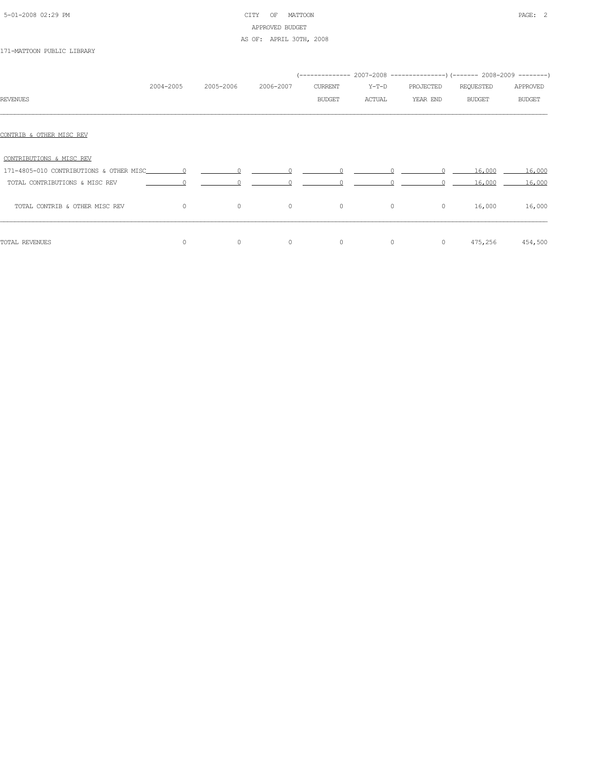CITY OF MATTOON
APPROVED BUDGET
AS OF: APRIL 30TH, 2008

171-MATTOON PUBLIC LIBRARY

| REVENUES | 2004-2005 | 2005-2006 | 2006-2007 | 2007-2008 CURRENT BUDGET | 2007-2008 Y-T-D ACTUAL | 2007-2008 PROJECTED YEAR END | 2008-2009 REQUESTED BUDGET | 2008-2009 APPROVED BUDGET |
|---|---|---|---|---|---|---|---|---|
| CONTRIB & OTHER MISC REV | | | | | | | | |
| CONTRIBUTIONS & MISC REV | | | | | | | | |
| 171-4805-010 CONTRIBUTIONS & OTHER MISC | 0 | 0 | 0 | 0 | 0 | 0 | 16,000 | 16,000 |
| TOTAL CONTRIBUTIONS & MISC REV | 0 | 0 | 0 | 0 | 0 | 0 | 16,000 | 16,000 |
| TOTAL CONTRIB & OTHER MISC REV | 0 | 0 | 0 | 0 | 0 | 0 | 16,000 | 16,000 |
| TOTAL REVENUES | 0 | 0 | 0 | 0 | 0 | 0 | 475,256 | 454,500 |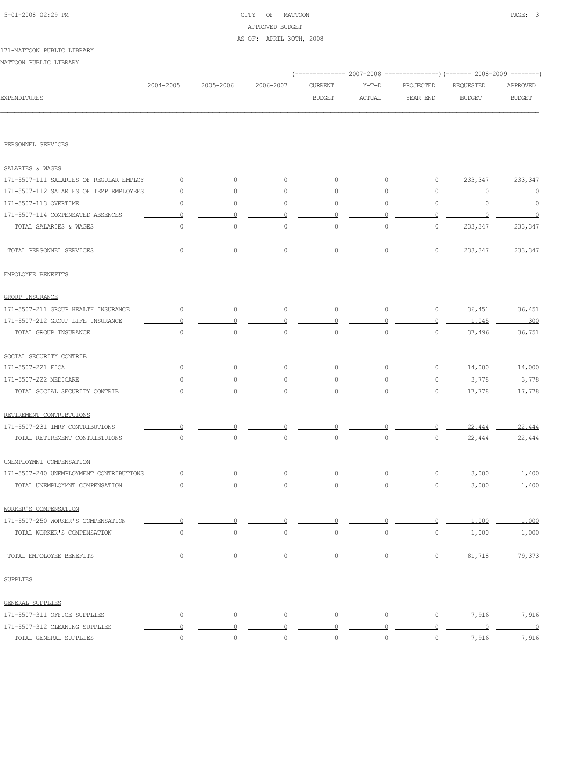CITY OF MATTOON
APPROVED BUDGET
AS OF: APRIL 30TH, 2008

171-MATTOON PUBLIC LIBRARY

MATTOON PUBLIC LIBRARY

| EXPENDITURES | 2004-2005 | 2005-2006 | 2006-2007 | 2007-2008 CURRENT BUDGET | 2007-2008 Y-T-D ACTUAL | 2007-2008 PROJECTED YEAR END | 2008-2009 REQUESTED BUDGET | 2008-2009 APPROVED BUDGET |
|---|---|---|---|---|---|---|---|---|
| PERSONNEL SERVICES | | | | | | | | |
| SALARIES & WAGES | | | | | | | | |
| 171-5507-111 SALARIES OF REGULAR EMPLOY | 0 | 0 | 0 | 0 | 0 | 0 | 233,347 | 233,347 |
| 171-5507-112 SALARIES OF TEMP EMPLOYEES | 0 | 0 | 0 | 0 | 0 | 0 | 0 | 0 |
| 171-5507-113 OVERTIME | 0 | 0 | 0 | 0 | 0 | 0 | 0 | 0 |
| 171-5507-114 COMPENSATED ABSENCES | 0 | 0 | 0 | 0 | 0 | 0 | 0 | 0 |
| TOTAL SALARIES & WAGES | 0 | 0 | 0 | 0 | 0 | 0 | 233,347 | 233,347 |
| TOTAL PERSONNEL SERVICES | 0 | 0 | 0 | 0 | 0 | 0 | 233,347 | 233,347 |
| EMPOLOYEE BENEFITS | | | | | | | | |
| GROUP INSURANCE | | | | | | | | |
| 171-5507-211 GROUP HEALTH INSURANCE | 0 | 0 | 0 | 0 | 0 | 0 | 36,451 | 36,451 |
| 171-5507-212 GROUP LIFE INSURANCE | 0 | 0 | 0 | 0 | 0 | 0 | 1,045 | 300 |
| TOTAL GROUP INSURANCE | 0 | 0 | 0 | 0 | 0 | 0 | 37,496 | 36,751 |
| SOCIAL SECURITY CONTRIB | | | | | | | | |
| 171-5507-221 FICA | 0 | 0 | 0 | 0 | 0 | 0 | 14,000 | 14,000 |
| 171-5507-222 MEDICARE | 0 | 0 | 0 | 0 | 0 | 0 | 3,778 | 3,778 |
| TOTAL SOCIAL SECURITY CONTRIB | 0 | 0 | 0 | 0 | 0 | 0 | 17,778 | 17,778 |
| RETIREMENT CONTRIBTUIONS | | | | | | | | |
| 171-5507-231 IMRF CONTRIBUTIONS | 0 | 0 | 0 | 0 | 0 | 0 | 22,444 | 22,444 |
| TOTAL RETIREMENT CONTRIBTUIONS | 0 | 0 | 0 | 0 | 0 | 0 | 22,444 | 22,444 |
| UNEMPLOYMNT COMPENSATION | | | | | | | | |
| 171-5507-240 UNEMPLOYMENT CONTRIBUTIONS | 0 | 0 | 0 | 0 | 0 | 0 | 3,000 | 1,400 |
| TOTAL UNEMPLOYMNT COMPENSATION | 0 | 0 | 0 | 0 | 0 | 0 | 3,000 | 1,400 |
| WORKER'S COMPENSATION | | | | | | | | |
| 171-5507-250 WORKER'S COMPENSATION | 0 | 0 | 0 | 0 | 0 | 0 | 1,000 | 1,000 |
| TOTAL WORKER'S COMPENSATION | 0 | 0 | 0 | 0 | 0 | 0 | 1,000 | 1,000 |
| TOTAL EMPOLOYEE BENEFITS | 0 | 0 | 0 | 0 | 0 | 0 | 81,718 | 79,373 |
| SUPPLIES | | | | | | | | |
| GENERAL SUPPLIES | | | | | | | | |
| 171-5507-311 OFFICE SUPPLIES | 0 | 0 | 0 | 0 | 0 | 0 | 7,916 | 7,916 |
| 171-5507-312 CLEANING SUPPLIES | 0 | 0 | 0 | 0 | 0 | 0 | 0 | 0 |
| TOTAL GENERAL SUPPLIES | 0 | 0 | 0 | 0 | 0 | 0 | 7,916 | 7,916 |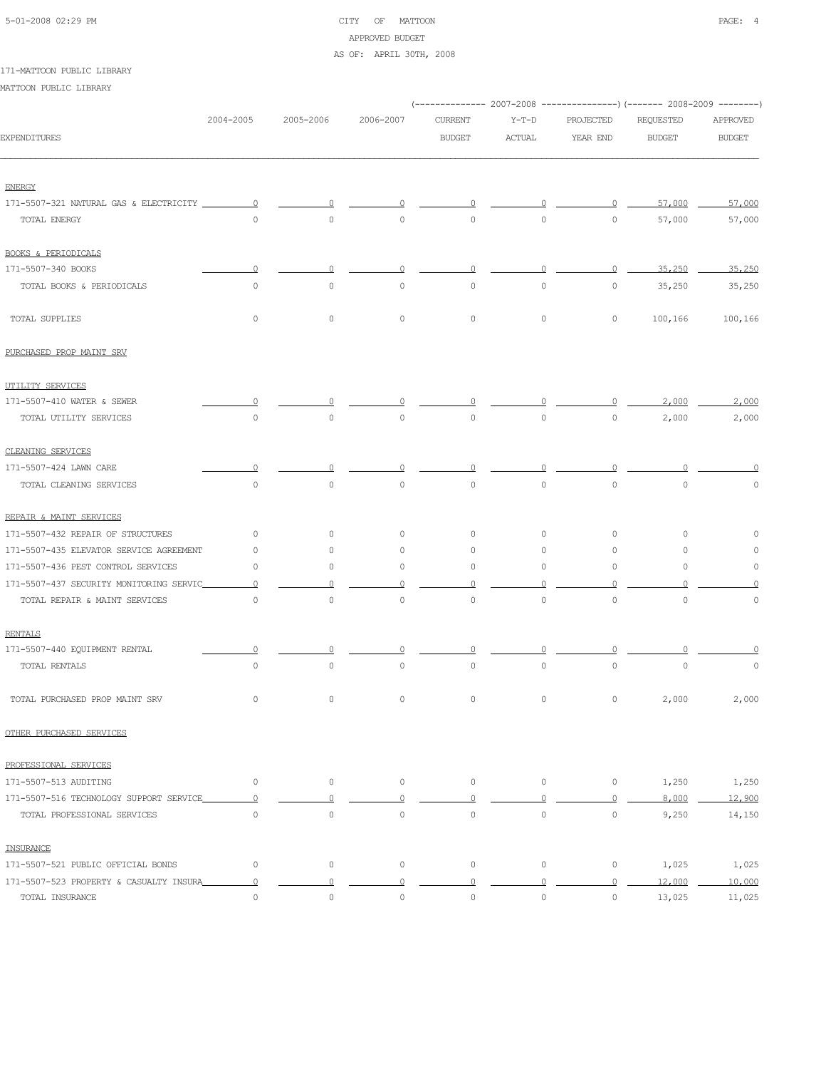CITY OF MATTOON
APPROVED BUDGET
AS OF: APRIL 30TH, 2008

171-MATTOON PUBLIC LIBRARY

MATTOON PUBLIC LIBRARY

| EXPENDITURES | 2004-2005 | 2005-2006 | 2006-2007 | 2007-2008 CURRENT BUDGET | 2007-2008 Y-T-D ACTUAL | 2007-2008 PROJECTED YEAR END | 2008-2009 REQUESTED BUDGET | 2008-2009 APPROVED BUDGET |
|---|---|---|---|---|---|---|---|---|
| ENERGY | | | | | | | | |
| 171-5507-321 NATURAL GAS & ELECTRICITY | 0 | 0 | 0 | 0 | 0 | 0 | 57,000 | 57,000 |
| TOTAL ENERGY | 0 | 0 | 0 | 0 | 0 | 0 | 57,000 | 57,000 |
| BOOKS & PERIODICALS | | | | | | | | |
| 171-5507-340 BOOKS | 0 | 0 | 0 | 0 | 0 | 0 | 35,250 | 35,250 |
| TOTAL BOOKS & PERIODICALS | 0 | 0 | 0 | 0 | 0 | 0 | 35,250 | 35,250 |
| TOTAL SUPPLIES | 0 | 0 | 0 | 0 | 0 | 0 | 100,166 | 100,166 |
| PURCHASED PROP MAINT SRV | | | | | | | | |
| UTILITY SERVICES | | | | | | | | |
| 171-5507-410 WATER & SEWER | 0 | 0 | 0 | 0 | 0 | 0 | 2,000 | 2,000 |
| TOTAL UTILITY SERVICES | 0 | 0 | 0 | 0 | 0 | 0 | 2,000 | 2,000 |
| CLEANING SERVICES | | | | | | | | |
| 171-5507-424 LAWN CARE | 0 | 0 | 0 | 0 | 0 | 0 | 0 | 0 |
| TOTAL CLEANING SERVICES | 0 | 0 | 0 | 0 | 0 | 0 | 0 | 0 |
| REPAIR & MAINT SERVICES | | | | | | | | |
| 171-5507-432 REPAIR OF STRUCTURES | 0 | 0 | 0 | 0 | 0 | 0 | 0 | 0 |
| 171-5507-435 ELEVATOR SERVICE AGREEMENT | 0 | 0 | 0 | 0 | 0 | 0 | 0 | 0 |
| 171-5507-436 PEST CONTROL SERVICES | 0 | 0 | 0 | 0 | 0 | 0 | 0 | 0 |
| 171-5507-437 SECURITY MONITORING SERVIC | 0 | 0 | 0 | 0 | 0 | 0 | 0 | 0 |
| TOTAL REPAIR & MAINT SERVICES | 0 | 0 | 0 | 0 | 0 | 0 | 0 | 0 |
| RENTALS | | | | | | | | |
| 171-5507-440 EQUIPMENT RENTAL | 0 | 0 | 0 | 0 | 0 | 0 | 0 | 0 |
| TOTAL RENTALS | 0 | 0 | 0 | 0 | 0 | 0 | 0 | 0 |
| TOTAL PURCHASED PROP MAINT SRV | 0 | 0 | 0 | 0 | 0 | 0 | 2,000 | 2,000 |
| OTHER PURCHASED SERVICES | | | | | | | | |
| PROFESSIONAL SERVICES | | | | | | | | |
| 171-5507-513 AUDITING | 0 | 0 | 0 | 0 | 0 | 0 | 1,250 | 1,250 |
| 171-5507-516 TECHNOLOGY SUPPORT SERVICE | 0 | 0 | 0 | 0 | 0 | 0 | 8,000 | 12,900 |
| TOTAL PROFESSIONAL SERVICES | 0 | 0 | 0 | 0 | 0 | 0 | 9,250 | 14,150 |
| INSURANCE | | | | | | | | |
| 171-5507-521 PUBLIC OFFICIAL BONDS | 0 | 0 | 0 | 0 | 0 | 0 | 1,025 | 1,025 |
| 171-5507-523 PROPERTY & CASUALTY INSURA | 0 | 0 | 0 | 0 | 0 | 0 | 12,000 | 10,000 |
| TOTAL INSURANCE | 0 | 0 | 0 | 0 | 0 | 0 | 13,025 | 11,025 |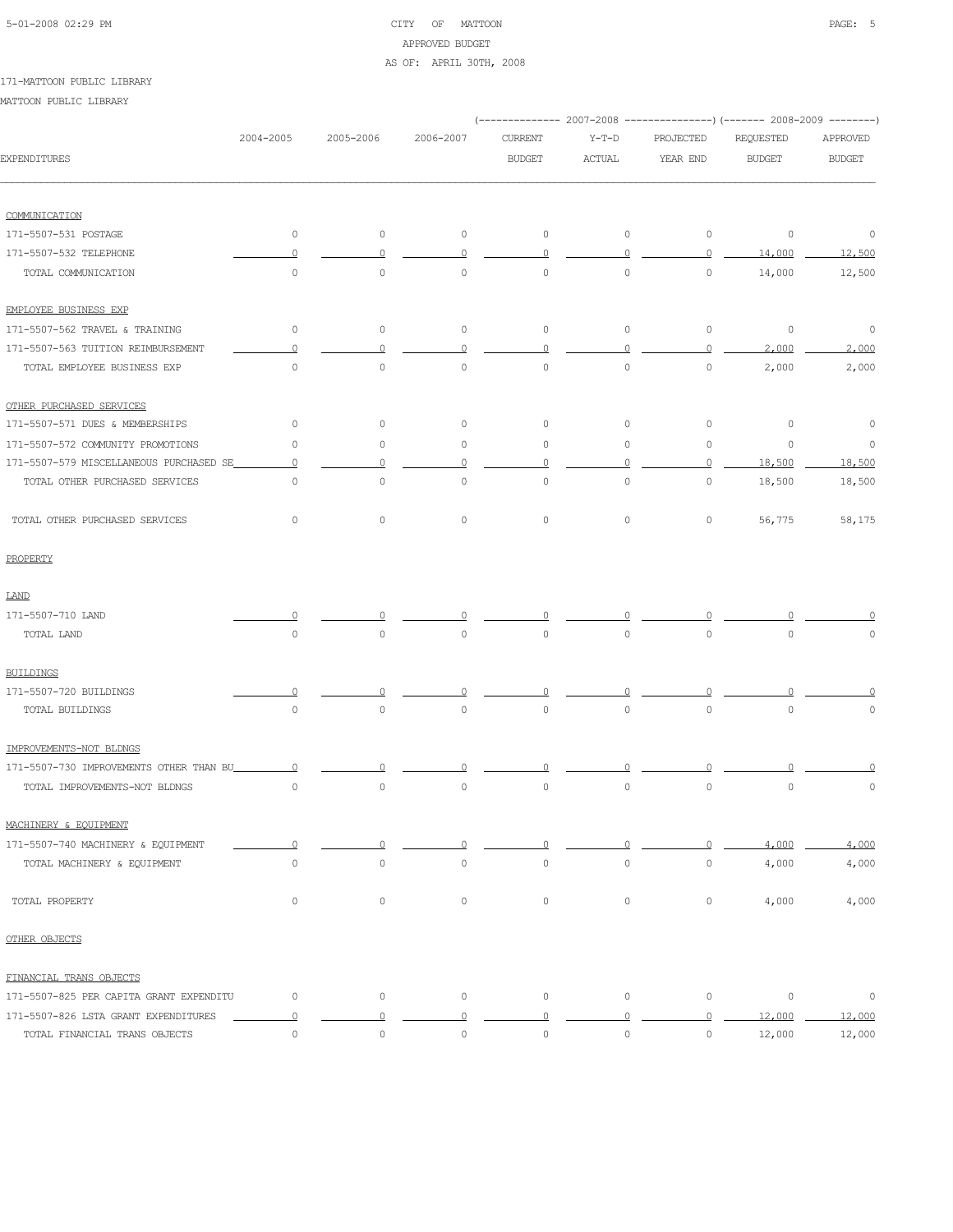CITY OF MATTOON
APPROVED BUDGET
AS OF: APRIL 30TH, 2008

171-MATTOON PUBLIC LIBRARY

MATTOON PUBLIC LIBRARY

| EXPENDITURES | 2004-2005 | 2005-2006 | 2006-2007 | 2007-2008 CURRENT BUDGET | 2007-2008 Y-T-D ACTUAL | 2007-2008 PROJECTED YEAR END | 2008-2009 REQUESTED BUDGET | 2008-2009 APPROVED BUDGET |
|---|---|---|---|---|---|---|---|---|
| COMMUNICATION | | | | | | | | |
| 171-5507-531 POSTAGE | 0 | 0 | 0 | 0 | 0 | 0 | 0 | 0 |
| 171-5507-532 TELEPHONE | 0 | 0 | 0 | 0 | 0 | 0 | 14,000 | 12,500 |
| TOTAL COMMUNICATION | 0 | 0 | 0 | 0 | 0 | 0 | 14,000 | 12,500 |
| EMPLOYEE BUSINESS EXP | | | | | | | | |
| 171-5507-562 TRAVEL & TRAINING | 0 | 0 | 0 | 0 | 0 | 0 | 0 | 0 |
| 171-5507-563 TUITION REIMBURSEMENT | 0 | 0 | 0 | 0 | 0 | 0 | 2,000 | 2,000 |
| TOTAL EMPLOYEE BUSINESS EXP | 0 | 0 | 0 | 0 | 0 | 0 | 2,000 | 2,000 |
| OTHER PURCHASED SERVICES | | | | | | | | |
| 171-5507-571 DUES & MEMBERSHIPS | 0 | 0 | 0 | 0 | 0 | 0 | 0 | 0 |
| 171-5507-572 COMMUNITY PROMOTIONS | 0 | 0 | 0 | 0 | 0 | 0 | 0 | 0 |
| 171-5507-579 MISCELLANEOUS PURCHASED SE | 0 | 0 | 0 | 0 | 0 | 0 | 18,500 | 18,500 |
| TOTAL OTHER PURCHASED SERVICES | 0 | 0 | 0 | 0 | 0 | 0 | 18,500 | 18,500 |
| TOTAL OTHER PURCHASED SERVICES | 0 | 0 | 0 | 0 | 0 | 0 | 56,775 | 58,175 |
| PROPERTY | | | | | | | | |
| LAND | | | | | | | | |
| 171-5507-710 LAND | 0 | 0 | 0 | 0 | 0 | 0 | 0 | 0 |
| TOTAL LAND | 0 | 0 | 0 | 0 | 0 | 0 | 0 | 0 |
| BUILDINGS | | | | | | | | |
| 171-5507-720 BUILDINGS | 0 | 0 | 0 | 0 | 0 | 0 | 0 | 0 |
| TOTAL BUILDINGS | 0 | 0 | 0 | 0 | 0 | 0 | 0 | 0 |
| IMPROVEMENTS-NOT BLDNGS | | | | | | | | |
| 171-5507-730 IMPROVEMENTS OTHER THAN BU | 0 | 0 | 0 | 0 | 0 | 0 | 0 | 0 |
| TOTAL IMPROVEMENTS-NOT BLDNGS | 0 | 0 | 0 | 0 | 0 | 0 | 0 | 0 |
| MACHINERY & EQUIPMENT | | | | | | | | |
| 171-5507-740 MACHINERY & EQUIPMENT | 0 | 0 | 0 | 0 | 0 | 0 | 4,000 | 4,000 |
| TOTAL MACHINERY & EQUIPMENT | 0 | 0 | 0 | 0 | 0 | 0 | 4,000 | 4,000 |
| TOTAL PROPERTY | 0 | 0 | 0 | 0 | 0 | 0 | 4,000 | 4,000 |
| OTHER OBJECTS | | | | | | | | |
| FINANCIAL TRANS OBJECTS | | | | | | | | |
| 171-5507-825 PER CAPITA GRANT EXPENDITU | 0 | 0 | 0 | 0 | 0 | 0 | 0 | 0 |
| 171-5507-826 LSTA GRANT EXPENDITURES | 0 | 0 | 0 | 0 | 0 | 0 | 12,000 | 12,000 |
| TOTAL FINANCIAL TRANS OBJECTS | 0 | 0 | 0 | 0 | 0 | 0 | 12,000 | 12,000 |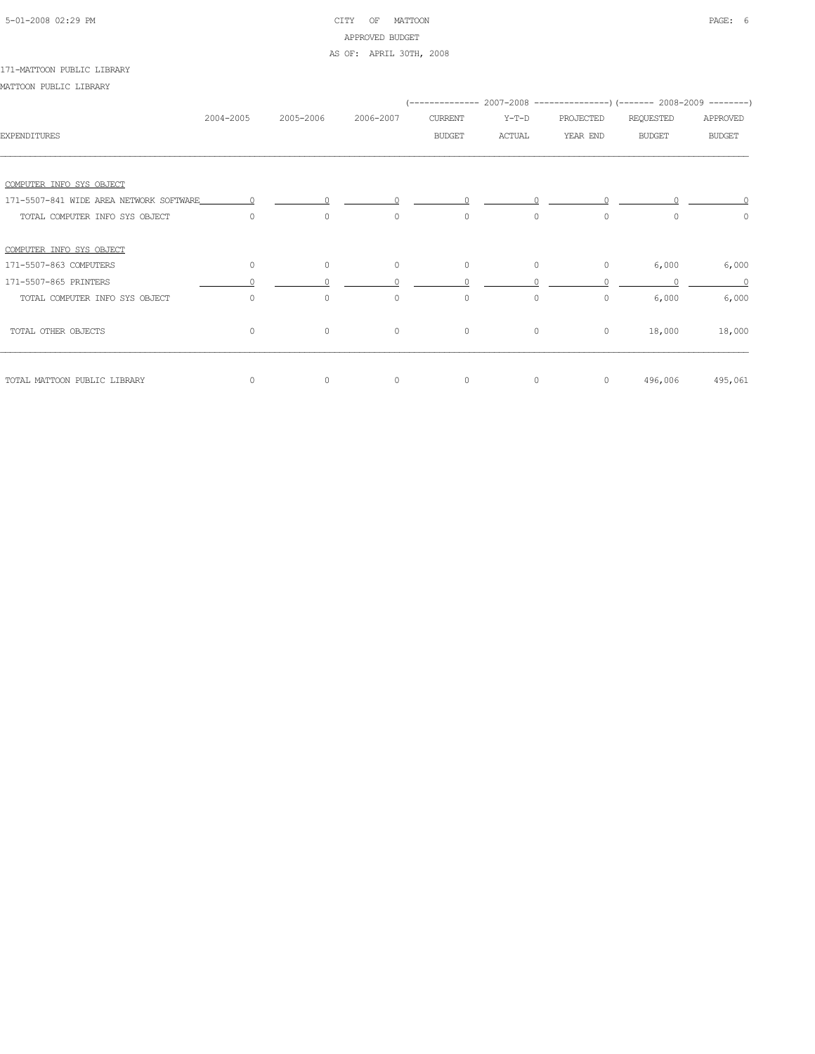CITY OF MATTOON

APPROVED BUDGET

AS OF: APRIL 30TH, 2008

171-MATTOON PUBLIC LIBRARY

MATTOON PUBLIC LIBRARY

| EXPENDITURES | 2004-2005 | 2005-2006 | 2006-2007 | 2007-2008 CURRENT BUDGET | 2007-2008 Y-T-D ACTUAL | 2007-2008 PROJECTED YEAR END | 2008-2009 REQUESTED BUDGET | 2008-2009 APPROVED BUDGET |
|---|---|---|---|---|---|---|---|---|
| COMPUTER INFO SYS OBJECT | | | | | | | | |
| 171-5507-841 WIDE AREA NETWORK SOFTWARE | 0 | 0 | 0 | 0 | 0 | 0 | 0 | 0 |
| TOTAL COMPUTER INFO SYS OBJECT | 0 | 0 | 0 | 0 | 0 | 0 | 0 | 0 |
| COMPUTER INFO SYS OBJECT | | | | | | | | |
| 171-5507-863 COMPUTERS | 0 | 0 | 0 | 0 | 0 | 0 | 6,000 | 6,000 |
| 171-5507-865 PRINTERS | 0 | 0 | 0 | 0 | 0 | 0 | 0 | 0 |
| TOTAL COMPUTER INFO SYS OBJECT | 0 | 0 | 0 | 0 | 0 | 0 | 6,000 | 6,000 |
| TOTAL OTHER OBJECTS | 0 | 0 | 0 | 0 | 0 | 0 | 18,000 | 18,000 |
| TOTAL MATTOON PUBLIC LIBRARY | 0 | 0 | 0 | 0 | 0 | 0 | 496,006 | 495,061 |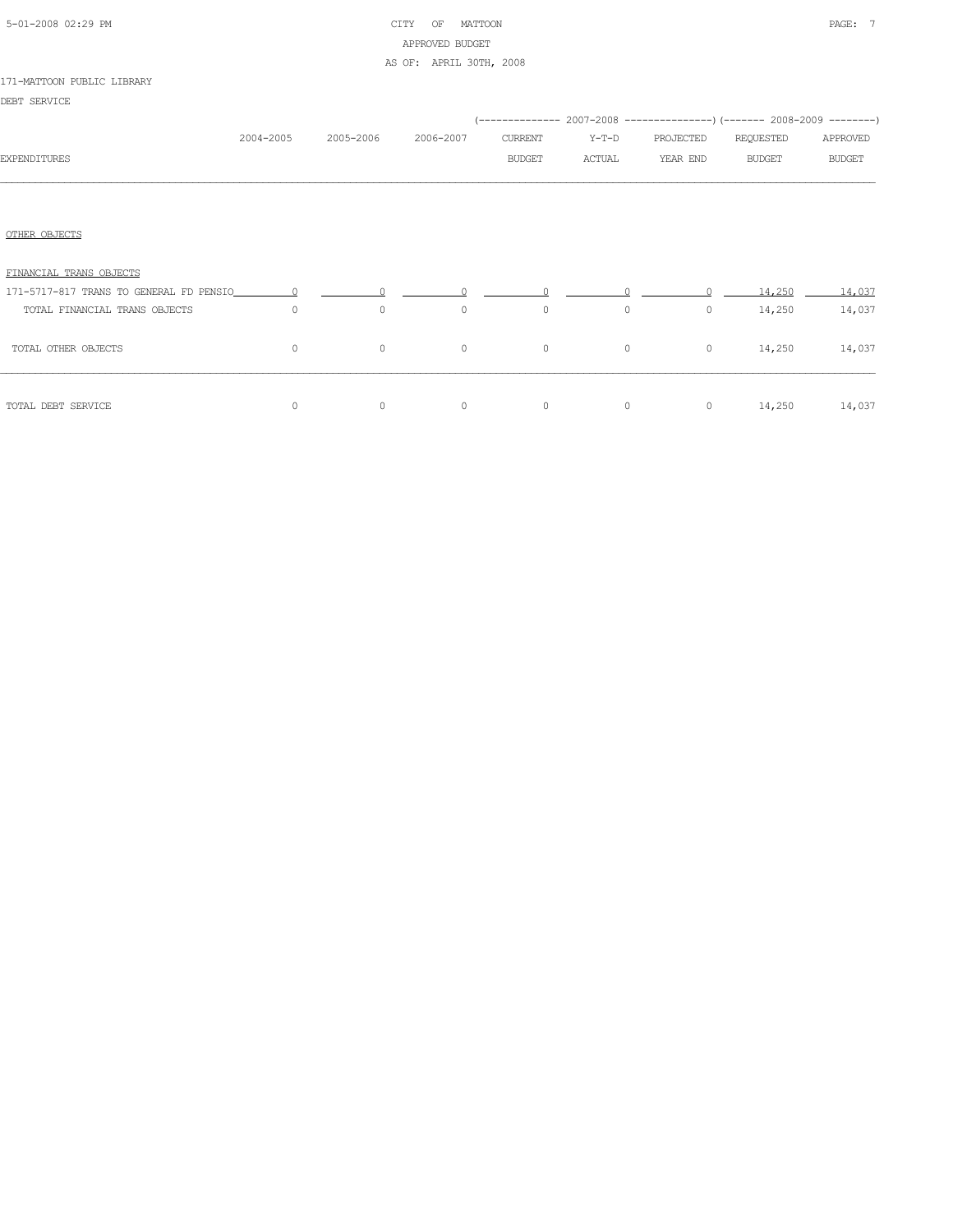CITY OF MATTOON
APPROVED BUDGET
AS OF: APRIL 30TH, 2008

171-MATTOON PUBLIC LIBRARY
DEBT SERVICE

| EXPENDITURES | 2004-2005 | 2005-2006 | 2006-2007 | 2007-2008 CURRENT BUDGET | 2007-2008 Y-T-D ACTUAL | 2007-2008 PROJECTED YEAR END | 2008-2009 REQUESTED BUDGET | 2008-2009 APPROVED BUDGET |
|---|---|---|---|---|---|---|---|---|
| OTHER OBJECTS | | | | | | | | |
| FINANCIAL TRANS OBJECTS | | | | | | | | |
| 171-5717-817 TRANS TO GENERAL FD PENSIO | 0 | 0 | 0 | 0 | 0 | 0 | 14,250 | 14,037 |
| TOTAL FINANCIAL TRANS OBJECTS | 0 | 0 | 0 | 0 | 0 | 0 | 14,250 | 14,037 |
| TOTAL OTHER OBJECTS | 0 | 0 | 0 | 0 | 0 | 0 | 14,250 | 14,037 |
| TOTAL DEBT SERVICE | 0 | 0 | 0 | 0 | 0 | 0 | 14,250 | 14,037 |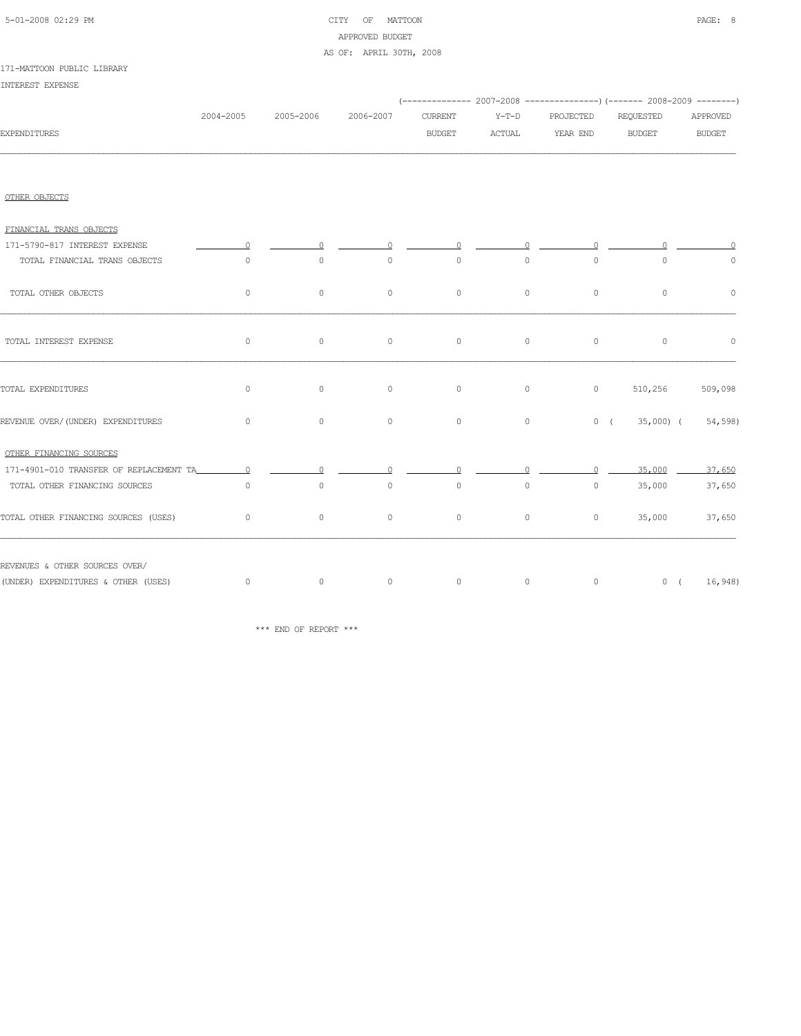CITY OF MATTOON
APPROVED BUDGET
AS OF: APRIL 30TH, 2008

171-MATTOON PUBLIC LIBRARY
INTEREST EXPENSE

| EXPENDITURES | 2004-2005 | 2005-2006 | 2006-2007 | 2007-2008 CURRENT BUDGET | 2007-2008 Y-T-D ACTUAL | 2007-2008 PROJECTED YEAR END | 2008-2009 REQUESTED BUDGET | 2008-2009 APPROVED BUDGET |
|---|---|---|---|---|---|---|---|---|
| OTHER OBJECTS | | | | | | | | |
| FINANCIAL TRANS OBJECTS | | | | | | | | |
| 171-5790-817 INTEREST EXPENSE | 0 | 0 | 0 | 0 | 0 | 0 | 0 | 0 |
| TOTAL FINANCIAL TRANS OBJECTS | 0 | 0 | 0 | 0 | 0 | 0 | 0 | 0 |
| TOTAL OTHER OBJECTS | 0 | 0 | 0 | 0 | 0 | 0 | 0 | 0 |
| TOTAL INTEREST EXPENSE | 0 | 0 | 0 | 0 | 0 | 0 | 0 | 0 |
| TOTAL EXPENDITURES | 0 | 0 | 0 | 0 | 0 | 0 | 510,256 | 509,098 |
| REVENUE OVER/(UNDER) EXPENDITURES | 0 | 0 | 0 | 0 | 0 | 0 | ( 35,000) | ( 54,598) |
| OTHER FINANCING SOURCES | | | | | | | | |
| 171-4901-010 TRANSFER OF REPLACEMENT TA | 0 | 0 | 0 | 0 | 0 | 0 | 35,000 | 37,650 |
| TOTAL OTHER FINANCING SOURCES | 0 | 0 | 0 | 0 | 0 | 0 | 35,000 | 37,650 |
| TOTAL OTHER FINANCING SOURCES (USES) | 0 | 0 | 0 | 0 | 0 | 0 | 35,000 | 37,650 |
| REVENUES & OTHER SOURCES OVER/ (UNDER) EXPENDITURES & OTHER (USES) | 0 | 0 | 0 | 0 | 0 | 0 | 0 | ( 16,948) |

*** END OF REPORT ***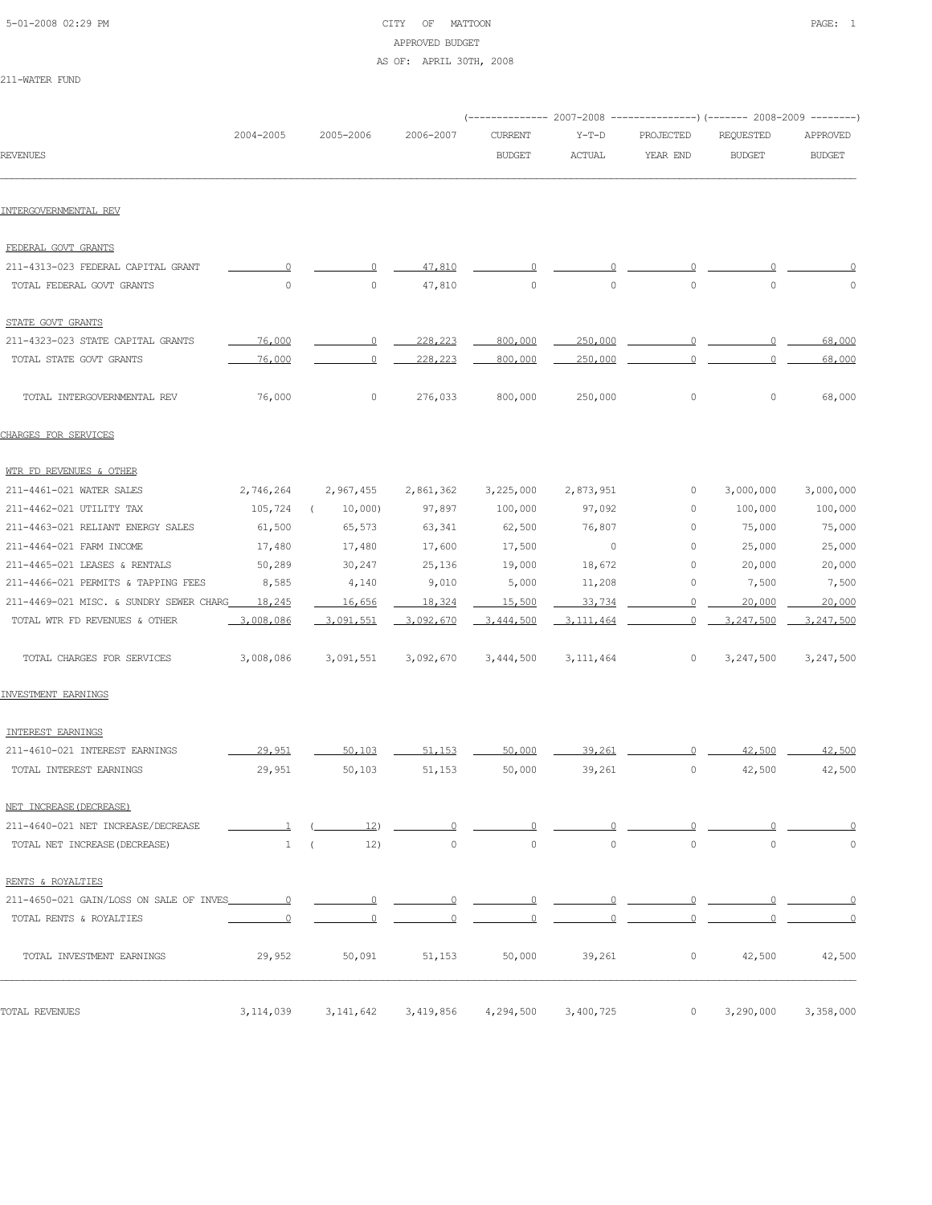CITY OF MATTOON
APPROVED BUDGET
AS OF: APRIL 30TH, 2008

211-WATER FUND

| REVENUES | 2004-2005 | 2005-2006 | 2006-2007 | 2007-2008 CURRENT BUDGET | 2007-2008 Y-T-D ACTUAL | 2007-2008 PROJECTED YEAR END | 2008-2009 REQUESTED BUDGET | 2008-2009 APPROVED BUDGET |
|---|---|---|---|---|---|---|---|---|
| **INTERGOVERNMENTAL REV** | | | | | | | | |
| FEDERAL GOVT GRANTS | | | | | | | | |
| 211-4313-023 FEDERAL CAPITAL GRANT | 0 | 0 | 47,810 | 0 | 0 | 0 | 0 | 0 |
| TOTAL FEDERAL GOVT GRANTS | 0 | 0 | 47,810 | 0 | 0 | 0 | 0 | 0 |
| STATE GOVT GRANTS | | | | | | | | |
| 211-4323-023 STATE CAPITAL GRANTS | 76,000 | 0 | 228,223 | 800,000 | 250,000 | 0 | 0 | 68,000 |
| TOTAL STATE GOVT GRANTS | 76,000 | 0 | 228,223 | 800,000 | 250,000 | 0 | 0 | 68,000 |
| TOTAL INTERGOVERNMENTAL REV | 76,000 | 0 | 276,033 | 800,000 | 250,000 | 0 | 0 | 68,000 |
| **CHARGES FOR SERVICES** | | | | | | | | |
| WTR FD REVENUES & OTHER | | | | | | | | |
| 211-4461-021 WATER SALES | 2,746,264 | 2,967,455 | 2,861,362 | 3,225,000 | 2,873,951 | 0 | 3,000,000 | 3,000,000 |
| 211-4462-021 UTILITY TAX | 105,724 | ( 10,000) | 97,897 | 100,000 | 97,092 | 0 | 100,000 | 100,000 |
| 211-4463-021 RELIANT ENERGY SALES | 61,500 | 65,573 | 63,341 | 62,500 | 76,807 | 0 | 75,000 | 75,000 |
| 211-4464-021 FARM INCOME | 17,480 | 17,480 | 17,600 | 17,500 | 0 | 0 | 25,000 | 25,000 |
| 211-4465-021 LEASES & RENTALS | 50,289 | 30,247 | 25,136 | 19,000 | 18,672 | 0 | 20,000 | 20,000 |
| 211-4466-021 PERMITS & TAPPING FEES | 8,585 | 4,140 | 9,010 | 5,000 | 11,208 | 0 | 7,500 | 7,500 |
| 211-4469-021 MISC. & SUNDRY SEWER CHARG | 18,245 | 16,656 | 18,324 | 15,500 | 33,734 | 0 | 20,000 | 20,000 |
| TOTAL WTR FD REVENUES & OTHER | 3,008,086 | 3,091,551 | 3,092,670 | 3,444,500 | 3,111,464 | 0 | 3,247,500 | 3,247,500 |
| TOTAL CHARGES FOR SERVICES | 3,008,086 | 3,091,551 | 3,092,670 | 3,444,500 | 3,111,464 | 0 | 3,247,500 | 3,247,500 |
| **INVESTMENT EARNINGS** | | | | | | | | |
| INTEREST EARNINGS | | | | | | | | |
| 211-4610-021 INTEREST EARNINGS | 29,951 | 50,103 | 51,153 | 50,000 | 39,261 | 0 | 42,500 | 42,500 |
| TOTAL INTEREST EARNINGS | 29,951 | 50,103 | 51,153 | 50,000 | 39,261 | 0 | 42,500 | 42,500 |
| NET INCREASE(DECREASE) | | | | | | | | |
| 211-4640-021 NET INCREASE/DECREASE | 1 | ( 12) | 0 | 0 | 0 | 0 | 0 | 0 |
| TOTAL NET INCREASE(DECREASE) | 1 | ( 12) | 0 | 0 | 0 | 0 | 0 | 0 |
| RENTS & ROYALTIES | | | | | | | | |
| 211-4650-021 GAIN/LOSS ON SALE OF INVES | 0 | 0 | 0 | 0 | 0 | 0 | 0 | 0 |
| TOTAL RENTS & ROYALTIES | 0 | 0 | 0 | 0 | 0 | 0 | 0 | 0 |
| TOTAL INVESTMENT EARNINGS | 29,952 | 50,091 | 51,153 | 50,000 | 39,261 | 0 | 42,500 | 42,500 |
| **TOTAL REVENUES** | 3,114,039 | 3,141,642 | 3,419,856 | 4,294,500 | 3,400,725 | 0 | 3,290,000 | 3,358,000 |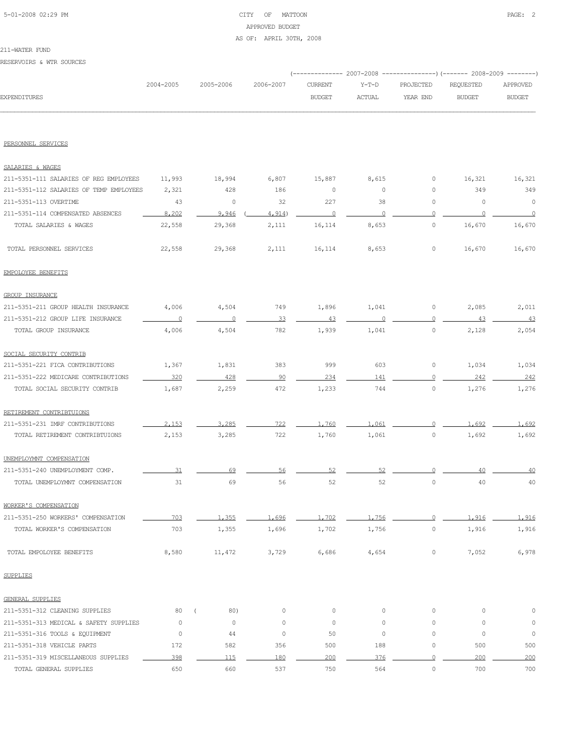CITY OF MATTOON
APPROVED BUDGET
AS OF: APRIL 30TH, 2008

211-WATER FUND

RESERVOIRS & WTR SOURCES

| EXPENDITURES | 2004-2005 | 2005-2006 | 2006-2007 | 2007-2008 CURRENT BUDGET | 2007-2008 Y-T-D ACTUAL | 2007-2008 PROJECTED YEAR END | 2008-2009 REQUESTED BUDGET | 2008-2009 APPROVED BUDGET |
|---|---|---|---|---|---|---|---|---|
| PERSONNEL SERVICES | | | | | | | | |
| SALARIES & WAGES | | | | | | | | |
| 211-5351-111 SALARIES OF REG EMPLOYEES | 11,993 | 18,994 | 6,807 | 15,887 | 8,615 | 0 | 16,321 | 16,321 |
| 211-5351-112 SALARIES OF TEMP EMPLOYEES | 2,321 | 428 | 186 | 0 | 0 | 0 | 349 | 349 |
| 211-5351-113 OVERTIME | 43 | 0 | 32 | 227 | 38 | 0 | 0 | 0 |
| 211-5351-114 COMPENSATED ABSENCES | 8,202 | 9,946 | ( 4,914) | 0 | 0 | 0 | 0 | 0 |
| TOTAL SALARIES & WAGES | 22,558 | 29,368 | 2,111 | 16,114 | 8,653 | 0 | 16,670 | 16,670 |
| TOTAL PERSONNEL SERVICES | 22,558 | 29,368 | 2,111 | 16,114 | 8,653 | 0 | 16,670 | 16,670 |
| EMPOLOYEE BENEFITS | | | | | | | | |
| GROUP INSURANCE | | | | | | | | |
| 211-5351-211 GROUP HEALTH INSURANCE | 4,006 | 4,504 | 749 | 1,896 | 1,041 | 0 | 2,085 | 2,011 |
| 211-5351-212 GROUP LIFE INSURANCE | 0 | 0 | 33 | 43 | 0 | 0 | 43 | 43 |
| TOTAL GROUP INSURANCE | 4,006 | 4,504 | 782 | 1,939 | 1,041 | 0 | 2,128 | 2,054 |
| SOCIAL SECURITY CONTRIB | | | | | | | | |
| 211-5351-221 FICA CONTRIBUTIONS | 1,367 | 1,831 | 383 | 999 | 603 | 0 | 1,034 | 1,034 |
| 211-5351-222 MEDICARE CONTRIBUTIONS | 320 | 428 | 90 | 234 | 141 | 0 | 242 | 242 |
| TOTAL SOCIAL SECURITY CONTRIB | 1,687 | 2,259 | 472 | 1,233 | 744 | 0 | 1,276 | 1,276 |
| RETIREMENT CONTRIBTUIONS | | | | | | | | |
| 211-5351-231 IMRF CONTRIBUTIONS | 2,153 | 3,285 | 722 | 1,760 | 1,061 | 0 | 1,692 | 1,692 |
| TOTAL RETIREMENT CONTRIBTUIONS | 2,153 | 3,285 | 722 | 1,760 | 1,061 | 0 | 1,692 | 1,692 |
| UNEMPLOYMNT COMPENSATION | | | | | | | | |
| 211-5351-240 UNEMPLOYMENT COMP. | 31 | 69 | 56 | 52 | 52 | 0 | 40 | 40 |
| TOTAL UNEMPLOYMNT COMPENSATION | 31 | 69 | 56 | 52 | 52 | 0 | 40 | 40 |
| WORKER'S COMPENSATION | | | | | | | | |
| 211-5351-250 WORKERS' COMPENSATION | 703 | 1,355 | 1,696 | 1,702 | 1,756 | 0 | 1,916 | 1,916 |
| TOTAL WORKER'S COMPENSATION | 703 | 1,355 | 1,696 | 1,702 | 1,756 | 0 | 1,916 | 1,916 |
| TOTAL EMPOLOYEE BENEFITS | 8,580 | 11,472 | 3,729 | 6,686 | 4,654 | 0 | 7,052 | 6,978 |
| SUPPLIES | | | | | | | | |
| GENERAL SUPPLIES | | | | | | | | |
| 211-5351-312 CLEANING SUPPLIES | 80 | ( 80) | 0 | 0 | 0 | 0 | 0 | 0 |
| 211-5351-313 MEDICAL & SAFETY SUPPLIES | 0 | 0 | 0 | 0 | 0 | 0 | 0 | 0 |
| 211-5351-316 TOOLS & EQUIPMENT | 0 | 44 | 0 | 50 | 0 | 0 | 0 | 0 |
| 211-5351-318 VEHICLE PARTS | 172 | 582 | 356 | 500 | 188 | 0 | 500 | 500 |
| 211-5351-319 MISCELLANEOUS SUPPLIES | 398 | 115 | 180 | 200 | 376 | 0 | 200 | 200 |
| TOTAL GENERAL SUPPLIES | 650 | 660 | 537 | 750 | 564 | 0 | 700 | 700 |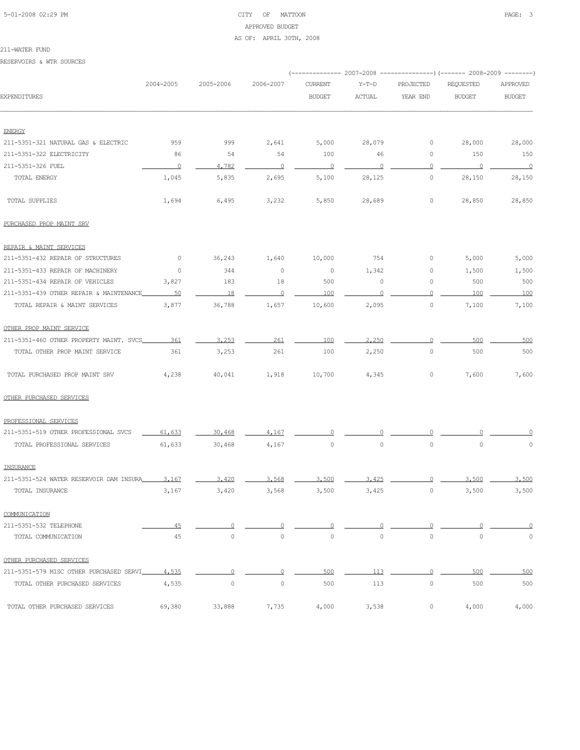CITY OF MATTOON
APPROVED BUDGET
AS OF: APRIL 30TH, 2008

211-WATER FUND

RESERVOIRS & WTR SOURCES

| EXPENDITURES | 2004-2005 | 2005-2006 | 2006-2007 | 2007-2008 CURRENT BUDGET | 2007-2008 Y-T-D ACTUAL | 2007-2008 PROJECTED YEAR END | 2008-2009 REQUESTED BUDGET | 2008-2009 APPROVED BUDGET |
|---|---|---|---|---|---|---|---|---|
| ENERGY | | | | | | | | |
| 211-5351-321 NATURAL GAS & ELECTRIC | 959 | 999 | 2,641 | 5,000 | 28,079 | 0 | 28,000 | 28,000 |
| 211-5351-322 ELECTRICITY | 86 | 54 | 54 | 100 | 46 | 0 | 150 | 150 |
| 211-5351-326 FUEL | 0 | 4,782 | 0 | 0 | 0 | 0 | 0 | 0 |
| TOTAL ENERGY | 1,045 | 5,835 | 2,695 | 5,100 | 28,125 | 0 | 28,150 | 28,150 |
| TOTAL SUPPLIES | 1,694 | 6,495 | 3,232 | 5,850 | 28,689 | 0 | 28,850 | 28,850 |
| PURCHASED PROP MAINT SRV | | | | | | | | |
| REPAIR & MAINT SERVICES | | | | | | | | |
| 211-5351-432 REPAIR OF STRUCTURES | 0 | 36,243 | 1,640 | 10,000 | 754 | 0 | 5,000 | 5,000 |
| 211-5351-433 REPAIR OF MACHINERY | 0 | 344 | 0 | 0 | 1,342 | 0 | 1,500 | 1,500 |
| 211-5351-434 REPAIR OF VEHICLES | 3,827 | 183 | 18 | 500 | 0 | 0 | 500 | 500 |
| 211-5351-439 OTHER REPAIR & MAINTENANCE | 50 | 18 | 0 | 100 | 0 | 0 | 100 | 100 |
| TOTAL REPAIR & MAINT SERVICES | 3,877 | 36,788 | 1,657 | 10,600 | 2,095 | 0 | 7,100 | 7,100 |
| OTHER PROP MAINT SERVICE | | | | | | | | |
| 211-5351-460 OTHER PROPERTY MAINT. SVCS | 361 | 3,253 | 261 | 100 | 2,250 | 0 | 500 | 500 |
| TOTAL OTHER PROP MAINT SERVICE | 361 | 3,253 | 261 | 100 | 2,250 | 0 | 500 | 500 |
| TOTAL PURCHASED PROP MAINT SRV | 4,238 | 40,041 | 1,918 | 10,700 | 4,345 | 0 | 7,600 | 7,600 |
| OTHER PURCHASED SERVICES | | | | | | | | |
| PROFESSIONAL SERVICES | | | | | | | | |
| 211-5351-519 OTHER PROFESSIONAL SVCS | 61,633 | 30,468 | 4,167 | 0 | 0 | 0 | 0 | 0 |
| TOTAL PROFESSIONAL SERVICES | 61,633 | 30,468 | 4,167 | 0 | 0 | 0 | 0 | 0 |
| INSURANCE | | | | | | | | |
| 211-5351-524 WATER RESERVOIR DAM INSURA | 3,167 | 3,420 | 3,568 | 3,500 | 3,425 | 0 | 3,500 | 3,500 |
| TOTAL INSURANCE | 3,167 | 3,420 | 3,568 | 3,500 | 3,425 | 0 | 3,500 | 3,500 |
| COMMUNICATION | | | | | | | | |
| 211-5351-532 TELEPHONE | 45 | 0 | 0 | 0 | 0 | 0 | 0 | 0 |
| TOTAL COMMUNICATION | 45 | 0 | 0 | 0 | 0 | 0 | 0 | 0 |
| OTHER PURCHASED SERVICES | | | | | | | | |
| 211-5351-579 MISC OTHER PURCHASED SERVI | 4,535 | 0 | 0 | 500 | 113 | 0 | 500 | 500 |
| TOTAL OTHER PURCHASED SERVICES | 4,535 | 0 | 0 | 500 | 113 | 0 | 500 | 500 |
| TOTAL OTHER PURCHASED SERVICES | 69,380 | 33,888 | 7,735 | 4,000 | 3,538 | 0 | 4,000 | 4,000 |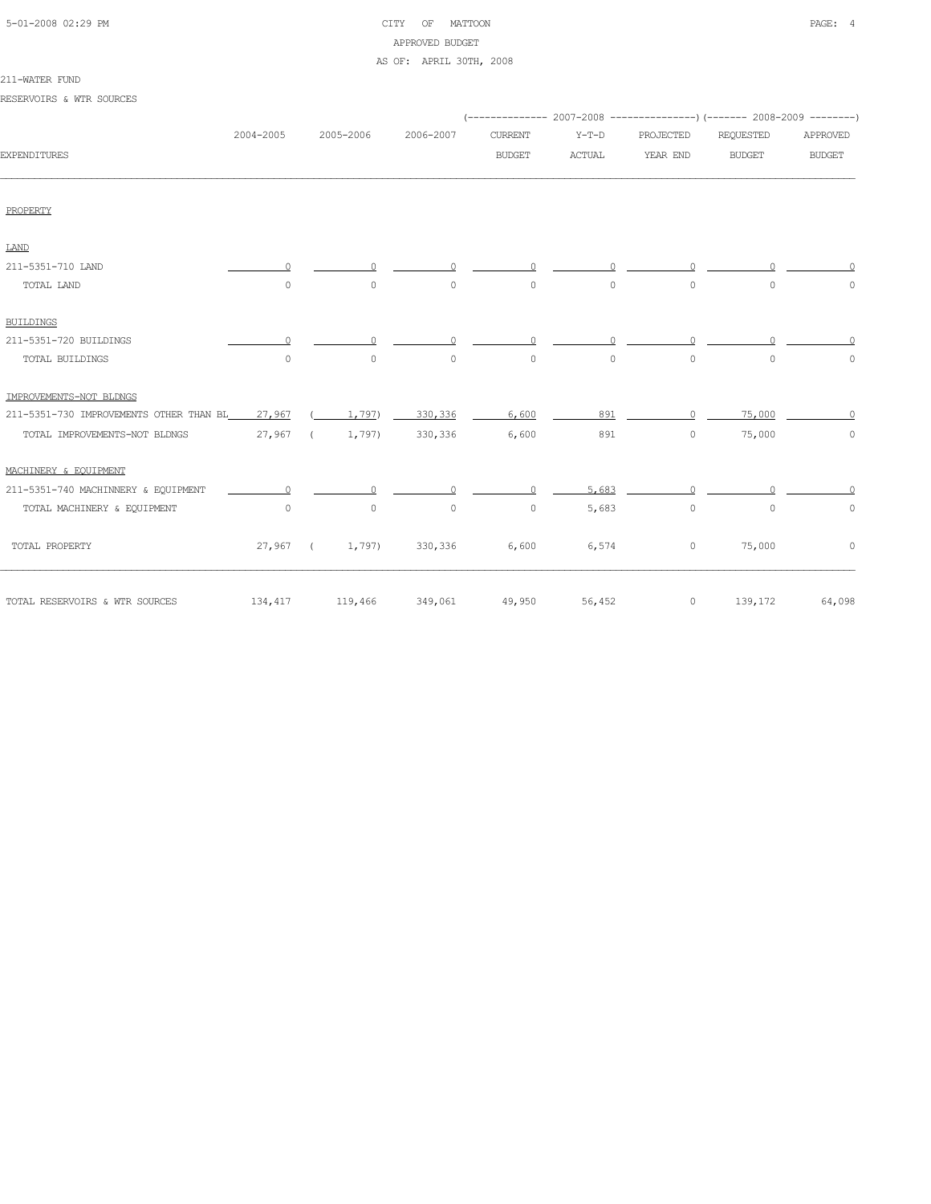CITY OF MATTOON
APPROVED BUDGET
AS OF: APRIL 30TH, 2008

211-WATER FUND

RESERVOIRS & WTR SOURCES

| EXPENDITURES | 2004-2005 | 2005-2006 | 2006-2007 | 2007-2008 CURRENT BUDGET | 2007-2008 Y-T-D ACTUAL | 2007-2008 PROJECTED YEAR END | 2008-2009 REQUESTED BUDGET | 2008-2009 APPROVED BUDGET |
|---|---|---|---|---|---|---|---|---|
| PROPERTY | | | | | | | | |
| LAND | | | | | | | | |
| 211-5351-710 LAND | 0 | 0 | 0 | 0 | 0 | 0 | 0 | 0 |
| TOTAL LAND | 0 | 0 | 0 | 0 | 0 | 0 | 0 | 0 |
| BUILDINGS | | | | | | | | |
| 211-5351-720 BUILDINGS | 0 | 0 | 0 | 0 | 0 | 0 | 0 | 0 |
| TOTAL BUILDINGS | 0 | 0 | 0 | 0 | 0 | 0 | 0 | 0 |
| IMPROVEMENTS-NOT BLDNGS | | | | | | | | |
| 211-5351-730 IMPROVEMENTS OTHER THAN BL | 27,967 | ( 1,797) | 330,336 | 6,600 | 891 | 0 | 75,000 | 0 |
| TOTAL IMPROVEMENTS-NOT BLDNGS | 27,967 | ( 1,797) | 330,336 | 6,600 | 891 | 0 | 75,000 | 0 |
| MACHINERY & EQUIPMENT | | | | | | | | |
| 211-5351-740 MACHINNERY & EQUIPMENT | 0 | 0 | 0 | 0 | 5,683 | 0 | 0 | 0 |
| TOTAL MACHINERY & EQUIPMENT | 0 | 0 | 0 | 0 | 5,683 | 0 | 0 | 0 |
| TOTAL PROPERTY | 27,967 | ( 1,797) | 330,336 | 6,600 | 6,574 | 0 | 75,000 | 0 |
| TOTAL RESERVOIRS & WTR SOURCES | 134,417 | 119,466 | 349,061 | 49,950 | 56,452 | 0 | 139,172 | 64,098 |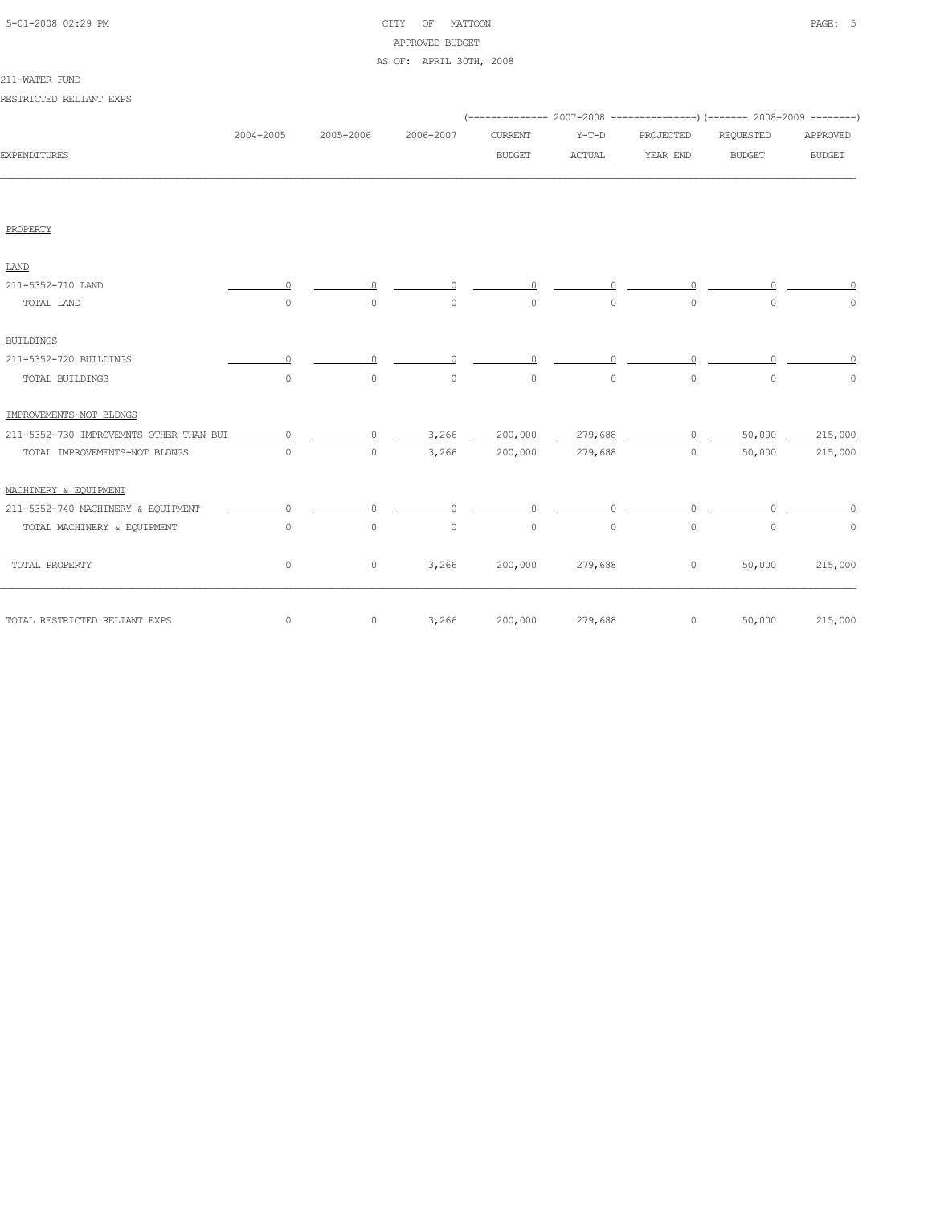5-01-2008 02:29 PM

CITY OF MATTOON
APPROVED BUDGET
AS OF: APRIL 30TH, 2008

211-WATER FUND

RESTRICTED RELIANT EXPS

| EXPENDITURES | 2004-2005 | 2005-2006 | 2006-2007 | (------------- 2007-2008 CURRENT BUDGET | Y-T-D ACTUAL | PROJECTED YEAR END -------------) | (------- 2008-2009 REQUESTED BUDGET | APPROVED BUDGET --------) |
|---|---|---|---|---|---|---|---|---|
| PROPERTY | | | | | | | | |
| LAND | | | | | | | | |
| 211-5352-710 LAND | 0 | 0 | 0 | 0 | 0 | 0 | 0 | 0 |
| TOTAL LAND | 0 | 0 | 0 | 0 | 0 | 0 | 0 | 0 |
| BUILDINGS | | | | | | | | |
| 211-5352-720 BUILDINGS | 0 | 0 | 0 | 0 | 0 | 0 | 0 | 0 |
| TOTAL BUILDINGS | 0 | 0 | 0 | 0 | 0 | 0 | 0 | 0 |
| IMPROVEMENTS-NOT BLDNGS | | | | | | | | |
| 211-5352-730 IMPROVEMNTS OTHER THAN BUI | 0 | 0 | 3,266 | 200,000 | 279,688 | 0 | 50,000 | 215,000 |
| TOTAL IMPROVEMENTS-NOT BLDNGS | 0 | 0 | 3,266 | 200,000 | 279,688 | 0 | 50,000 | 215,000 |
| MACHINERY & EQUIPMENT | | | | | | | | |
| 211-5352-740 MACHINERY & EQUIPMENT | 0 | 0 | 0 | 0 | 0 | 0 | 0 | 0 |
| TOTAL MACHINERY & EQUIPMENT | 0 | 0 | 0 | 0 | 0 | 0 | 0 | 0 |
| TOTAL PROPERTY | 0 | 0 | 3,266 | 200,000 | 279,688 | 0 | 50,000 | 215,000 |
| TOTAL RESTRICTED RELIANT EXPS | 0 | 0 | 3,266 | 200,000 | 279,688 | 0 | 50,000 | 215,000 |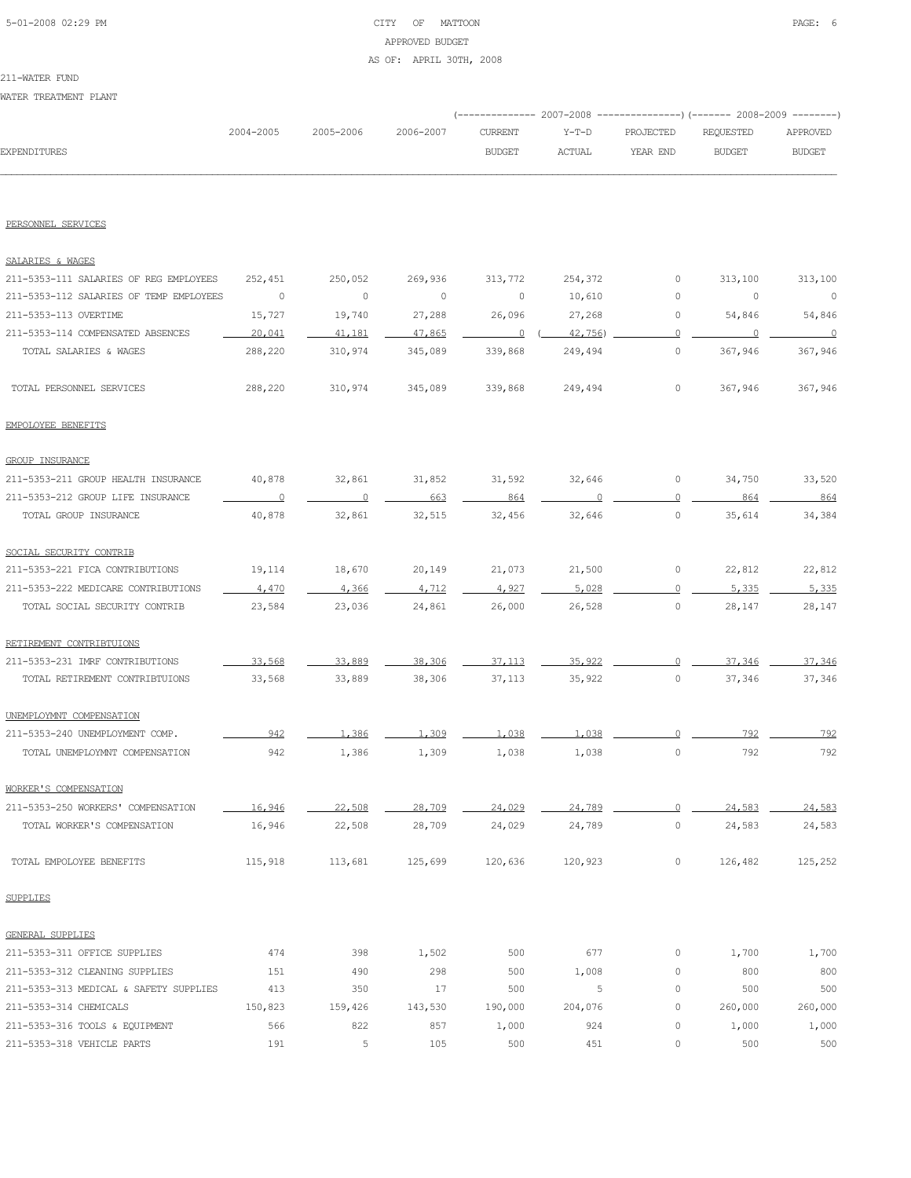CITY OF MATTOON
APPROVED BUDGET
AS OF: APRIL 30TH, 2008

211-WATER FUND
WATER TREATMENT PLANT

| EXPENDITURES | 2004-2005 | 2005-2006 | 2006-2007 | 2007-2008 CURRENT BUDGET | 2007-2008 Y-T-D ACTUAL | 2007-2008 PROJECTED YEAR END | 2008-2009 REQUESTED BUDGET | 2008-2009 APPROVED BUDGET |
|---|---|---|---|---|---|---|---|---|
| **PERSONNEL SERVICES** | | | | | | | | |
| SALARIES & WAGES | | | | | | | | |
| 211-5353-111 SALARIES OF REG EMPLOYEES | 252,451 | 250,052 | 269,936 | 313,772 | 254,372 | 0 | 313,100 | 313,100 |
| 211-5353-112 SALARIES OF TEMP EMPLOYEES | 0 | 0 | 0 | 0 | 10,610 | 0 | 0 | 0 |
| 211-5353-113 OVERTIME | 15,727 | 19,740 | 27,288 | 26,096 | 27,268 | 0 | 54,846 | 54,846 |
| 211-5353-114 COMPENSATED ABSENCES | 20,041 | 41,181 | 47,865 | 0 | ( 42,756) | 0 | 0 | 0 |
| TOTAL SALARIES & WAGES | 288,220 | 310,974 | 345,089 | 339,868 | 249,494 | 0 | 367,946 | 367,946 |
| TOTAL PERSONNEL SERVICES | 288,220 | 310,974 | 345,089 | 339,868 | 249,494 | 0 | 367,946 | 367,946 |
| **EMPOLOYEE BENEFITS** | | | | | | | | |
| GROUP INSURANCE | | | | | | | | |
| 211-5353-211 GROUP HEALTH INSURANCE | 40,878 | 32,861 | 31,852 | 31,592 | 32,646 | 0 | 34,750 | 33,520 |
| 211-5353-212 GROUP LIFE INSURANCE | 0 | 0 | 663 | 864 | 0 | 0 | 864 | 864 |
| TOTAL GROUP INSURANCE | 40,878 | 32,861 | 32,515 | 32,456 | 32,646 | 0 | 35,614 | 34,384 |
| SOCIAL SECURITY CONTRIB | | | | | | | | |
| 211-5353-221 FICA CONTRIBUTIONS | 19,114 | 18,670 | 20,149 | 21,073 | 21,500 | 0 | 22,812 | 22,812 |
| 211-5353-222 MEDICARE CONTRIBUTIONS | 4,470 | 4,366 | 4,712 | 4,927 | 5,028 | 0 | 5,335 | 5,335 |
| TOTAL SOCIAL SECURITY CONTRIB | 23,584 | 23,036 | 24,861 | 26,000 | 26,528 | 0 | 28,147 | 28,147 |
| RETIREMENT CONTRIBTUIONS | | | | | | | | |
| 211-5353-231 IMRF CONTRIBUTIONS | 33,568 | 33,889 | 38,306 | 37,113 | 35,922 | 0 | 37,346 | 37,346 |
| TOTAL RETIREMENT CONTRIBTUIONS | 33,568 | 33,889 | 38,306 | 37,113 | 35,922 | 0 | 37,346 | 37,346 |
| UNEMPLOYMNT COMPENSATION | | | | | | | | |
| 211-5353-240 UNEMPLOYMENT COMP. | 942 | 1,386 | 1,309 | 1,038 | 1,038 | 0 | 792 | 792 |
| TOTAL UNEMPLOYMNT COMPENSATION | 942 | 1,386 | 1,309 | 1,038 | 1,038 | 0 | 792 | 792 |
| WORKER'S COMPENSATION | | | | | | | | |
| 211-5353-250 WORKERS' COMPENSATION | 16,946 | 22,508 | 28,709 | 24,029 | 24,789 | 0 | 24,583 | 24,583 |
| TOTAL WORKER'S COMPENSATION | 16,946 | 22,508 | 28,709 | 24,029 | 24,789 | 0 | 24,583 | 24,583 |
| TOTAL EMPOLOYEE BENEFITS | 115,918 | 113,681 | 125,699 | 120,636 | 120,923 | 0 | 126,482 | 125,252 |
| **SUPPLIES** | | | | | | | | |
| GENERAL SUPPLIES | | | | | | | | |
| 211-5353-311 OFFICE SUPPLIES | 474 | 398 | 1,502 | 500 | 677 | 0 | 1,700 | 1,700 |
| 211-5353-312 CLEANING SUPPLIES | 151 | 490 | 298 | 500 | 1,008 | 0 | 800 | 800 |
| 211-5353-313 MEDICAL & SAFETY SUPPLIES | 413 | 350 | 17 | 500 | 5 | 0 | 500 | 500 |
| 211-5353-314 CHEMICALS | 150,823 | 159,426 | 143,530 | 190,000 | 204,076 | 0 | 260,000 | 260,000 |
| 211-5353-316 TOOLS & EQUIPMENT | 566 | 822 | 857 | 1,000 | 924 | 0 | 1,000 | 1,000 |
| 211-5353-318 VEHICLE PARTS | 191 | 5 | 105 | 500 | 451 | 0 | 500 | 500 |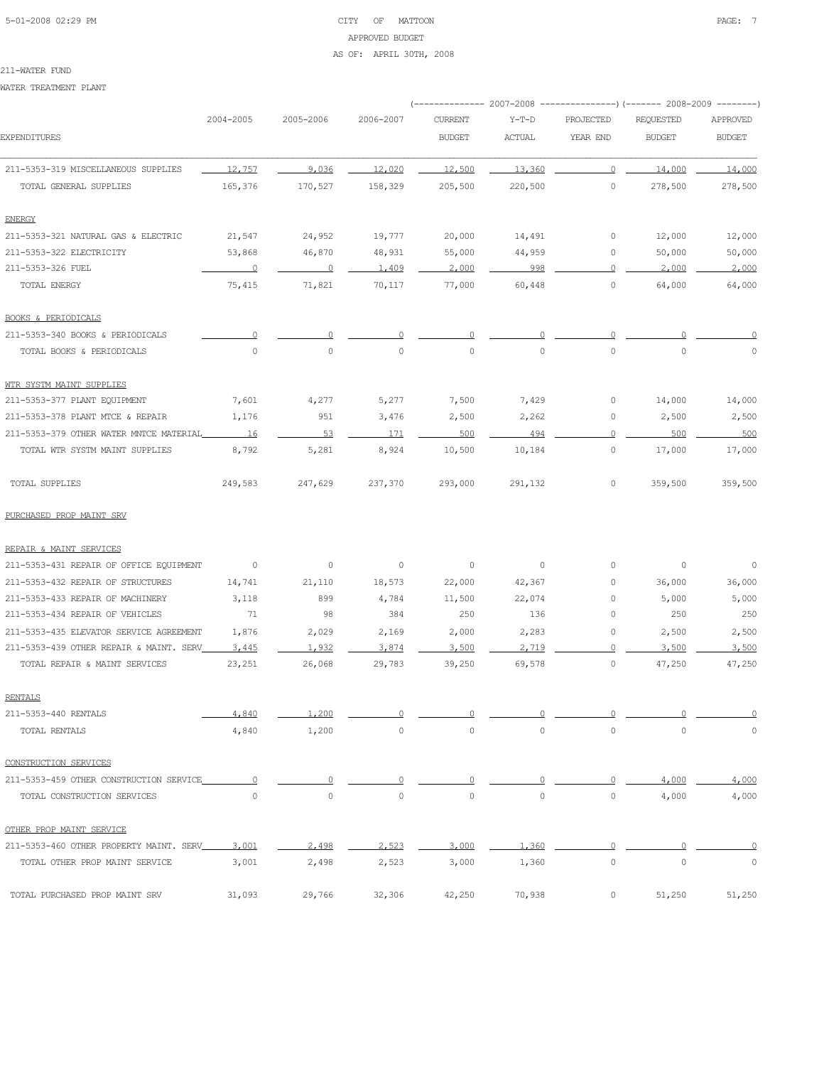211-WATER FUND

WATER TREATMENT PLANT

| EXPENDITURES | 2004-2005 | 2005-2006 | 2006-2007 | 2007-2008 CURRENT BUDGET | 2007-2008 Y-T-D ACTUAL | 2007-2008 PROJECTED YEAR END | 2008-2009 REQUESTED BUDGET | 2008-2009 APPROVED BUDGET |
|---|---|---|---|---|---|---|---|---|
| 211-5353-319 MISCELLANEOUS SUPPLIES | 12,757 | 9,036 | 12,020 | 12,500 | 13,360 | 0 | 14,000 | 14,000 |
| TOTAL GENERAL SUPPLIES | 165,376 | 170,527 | 158,329 | 205,500 | 220,500 | 0 | 278,500 | 278,500 |
| ENERGY | | | | | | | | |
| 211-5353-321 NATURAL GAS & ELECTRIC | 21,547 | 24,952 | 19,777 | 20,000 | 14,491 | 0 | 12,000 | 12,000 |
| 211-5353-322 ELECTRICITY | 53,868 | 46,870 | 48,931 | 55,000 | 44,959 | 0 | 50,000 | 50,000 |
| 211-5353-326 FUEL | 0 | 0 | 1,409 | 2,000 | 998 | 0 | 2,000 | 2,000 |
| TOTAL ENERGY | 75,415 | 71,821 | 70,117 | 77,000 | 60,448 | 0 | 64,000 | 64,000 |
| BOOKS & PERIODICALS | | | | | | | | |
| 211-5353-340 BOOKS & PERIODICALS | 0 | 0 | 0 | 0 | 0 | 0 | 0 | 0 |
| TOTAL BOOKS & PERIODICALS | 0 | 0 | 0 | 0 | 0 | 0 | 0 | 0 |
| WTR SYSTM MAINT SUPPLIES | | | | | | | | |
| 211-5353-377 PLANT EQUIPMENT | 7,601 | 4,277 | 5,277 | 7,500 | 7,429 | 0 | 14,000 | 14,000 |
| 211-5353-378 PLANT MTCE & REPAIR | 1,176 | 951 | 3,476 | 2,500 | 2,262 | 0 | 2,500 | 2,500 |
| 211-5353-379 OTHER WATER MNTCE MATERIAL | 16 | 53 | 171 | 500 | 494 | 0 | 500 | 500 |
| TOTAL WTR SYSTM MAINT SUPPLIES | 8,792 | 5,281 | 8,924 | 10,500 | 10,184 | 0 | 17,000 | 17,000 |
| TOTAL SUPPLIES | 249,583 | 247,629 | 237,370 | 293,000 | 291,132 | 0 | 359,500 | 359,500 |
| PURCHASED PROP MAINT SRV | | | | | | | | |
| REPAIR & MAINT SERVICES | | | | | | | | |
| 211-5353-431 REPAIR OF OFFICE EQUIPMENT | 0 | 0 | 0 | 0 | 0 | 0 | 0 | 0 |
| 211-5353-432 REPAIR OF STRUCTURES | 14,741 | 21,110 | 18,573 | 22,000 | 42,367 | 0 | 36,000 | 36,000 |
| 211-5353-433 REPAIR OF MACHINERY | 3,118 | 899 | 4,784 | 11,500 | 22,074 | 0 | 5,000 | 5,000 |
| 211-5353-434 REPAIR OF VEHICLES | 71 | 98 | 384 | 250 | 136 | 0 | 250 | 250 |
| 211-5353-435 ELEVATOR SERVICE AGREEMENT | 1,876 | 2,029 | 2,169 | 2,000 | 2,283 | 0 | 2,500 | 2,500 |
| 211-5353-439 OTHER REPAIR & MAINT. SERV | 3,445 | 1,932 | 3,874 | 3,500 | 2,719 | 0 | 3,500 | 3,500 |
| TOTAL REPAIR & MAINT SERVICES | 23,251 | 26,068 | 29,783 | 39,250 | 69,578 | 0 | 47,250 | 47,250 |
| RENTALS | | | | | | | | |
| 211-5353-440 RENTALS | 4,840 | 1,200 | 0 | 0 | 0 | 0 | 0 | 0 |
| TOTAL RENTALS | 4,840 | 1,200 | 0 | 0 | 0 | 0 | 0 | 0 |
| CONSTRUCTION SERVICES | | | | | | | | |
| 211-5353-459 OTHER CONSTRUCTION SERVICE | 0 | 0 | 0 | 0 | 0 | 0 | 4,000 | 4,000 |
| TOTAL CONSTRUCTION SERVICES | 0 | 0 | 0 | 0 | 0 | 0 | 4,000 | 4,000 |
| OTHER PROP MAINT SERVICE | | | | | | | | |
| 211-5353-460 OTHER PROPERTY MAINT. SERV | 3,001 | 2,498 | 2,523 | 3,000 | 1,360 | 0 | 0 | 0 |
| TOTAL OTHER PROP MAINT SERVICE | 3,001 | 2,498 | 2,523 | 3,000 | 1,360 | 0 | 0 | 0 |
| TOTAL PURCHASED PROP MAINT SRV | 31,093 | 29,766 | 32,306 | 42,250 | 70,938 | 0 | 51,250 | 51,250 |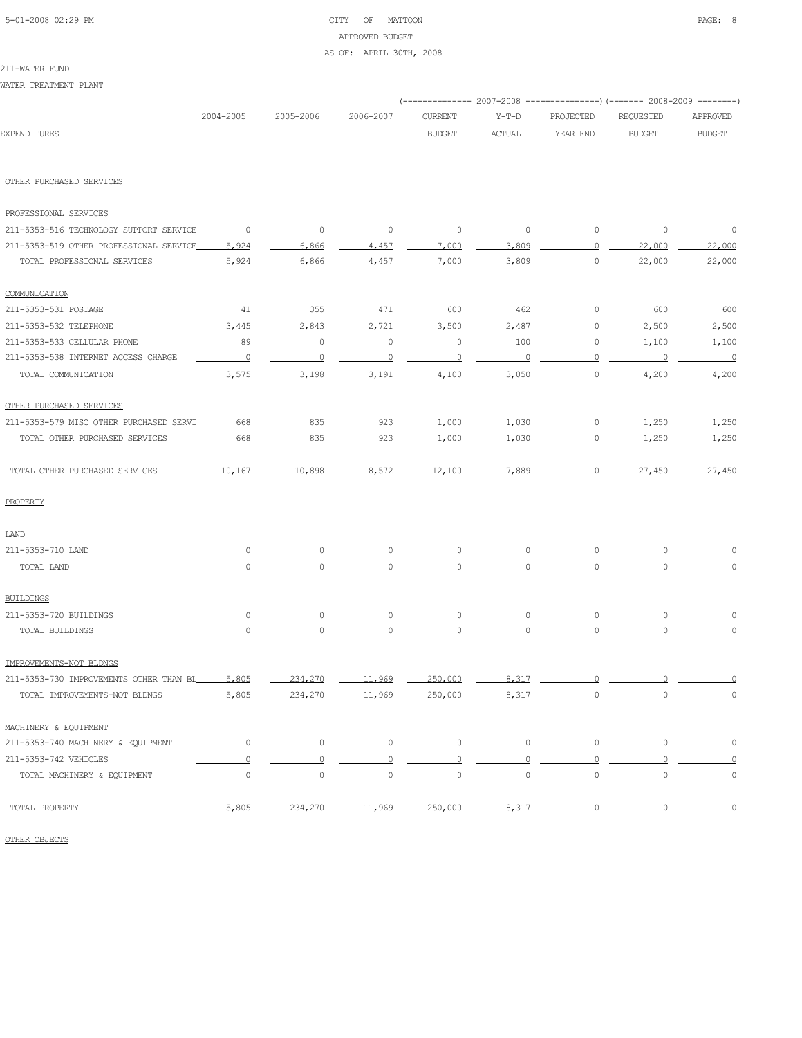CITY OF MATTOON
APPROVED BUDGET
AS OF: APRIL 30TH, 2008

211-WATER FUND

WATER TREATMENT PLANT

| EXPENDITURES | 2004-2005 | 2005-2006 | 2006-2007 | 2007-2008 CURRENT BUDGET | 2007-2008 Y-T-D ACTUAL | 2007-2008 PROJECTED YEAR END | 2008-2009 REQUESTED BUDGET | 2008-2009 APPROVED BUDGET |
|---|---|---|---|---|---|---|---|---|
| OTHER PURCHASED SERVICES | | | | | | | | |
| PROFESSIONAL SERVICES | | | | | | | | |
| 211-5353-516 TECHNOLOGY SUPPORT SERVICE | 0 | 0 | 0 | 0 | 0 | 0 | 0 | 0 |
| 211-5353-519 OTHER PROFESSIONAL SERVICE | 5,924 | 6,866 | 4,457 | 7,000 | 3,809 | 0 | 22,000 | 22,000 |
| TOTAL PROFESSIONAL SERVICES | 5,924 | 6,866 | 4,457 | 7,000 | 3,809 | 0 | 22,000 | 22,000 |
| COMMUNICATION | | | | | | | | |
| 211-5353-531 POSTAGE | 41 | 355 | 471 | 600 | 462 | 0 | 600 | 600 |
| 211-5353-532 TELEPHONE | 3,445 | 2,843 | 2,721 | 3,500 | 2,487 | 0 | 2,500 | 2,500 |
| 211-5353-533 CELLULAR PHONE | 89 | 0 | 0 | 0 | 100 | 0 | 1,100 | 1,100 |
| 211-5353-538 INTERNET ACCESS CHARGE | 0 | 0 | 0 | 0 | 0 | 0 | 0 | 0 |
| TOTAL COMMUNICATION | 3,575 | 3,198 | 3,191 | 4,100 | 3,050 | 0 | 4,200 | 4,200 |
| OTHER PURCHASED SERVICES | | | | | | | | |
| 211-5353-579 MISC OTHER PURCHASED SERVI | 668 | 835 | 923 | 1,000 | 1,030 | 0 | 1,250 | 1,250 |
| TOTAL OTHER PURCHASED SERVICES | 668 | 835 | 923 | 1,000 | 1,030 | 0 | 1,250 | 1,250 |
| TOTAL OTHER PURCHASED SERVICES | 10,167 | 10,898 | 8,572 | 12,100 | 7,889 | 0 | 27,450 | 27,450 |
| PROPERTY | | | | | | | | |
| LAND | | | | | | | | |
| 211-5353-710 LAND | 0 | 0 | 0 | 0 | 0 | 0 | 0 | 0 |
| TOTAL LAND | 0 | 0 | 0 | 0 | 0 | 0 | 0 | 0 |
| BUILDINGS | | | | | | | | |
| 211-5353-720 BUILDINGS | 0 | 0 | 0 | 0 | 0 | 0 | 0 | 0 |
| TOTAL BUILDINGS | 0 | 0 | 0 | 0 | 0 | 0 | 0 | 0 |
| IMPROVEMENTS-NOT BLDNGS | | | | | | | | |
| 211-5353-730 IMPROVEMENTS OTHER THAN BL | 5,805 | 234,270 | 11,969 | 250,000 | 8,317 | 0 | 0 | 0 |
| TOTAL IMPROVEMENTS-NOT BLDNGS | 5,805 | 234,270 | 11,969 | 250,000 | 8,317 | 0 | 0 | 0 |
| MACHINERY & EQUIPMENT | | | | | | | | |
| 211-5353-740 MACHINERY & EQUIPMENT | 0 | 0 | 0 | 0 | 0 | 0 | 0 | 0 |
| 211-5353-742 VEHICLES | 0 | 0 | 0 | 0 | 0 | 0 | 0 | 0 |
| TOTAL MACHINERY & EQUIPMENT | 0 | 0 | 0 | 0 | 0 | 0 | 0 | 0 |
| TOTAL PROPERTY | 5,805 | 234,270 | 11,969 | 250,000 | 8,317 | 0 | 0 | 0 |

OTHER OBJECTS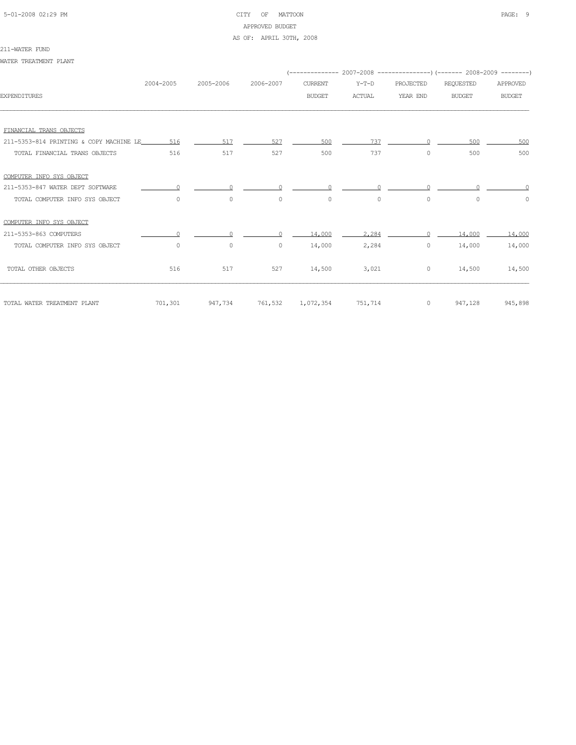CITY OF MATTOON
APPROVED BUDGET
AS OF: APRIL 30TH, 2008

211-WATER FUND

WATER TREATMENT PLANT

| EXPENDITURES | 2004-2005 | 2005-2006 | 2006-2007 | 2007-2008 CURRENT BUDGET | 2007-2008 Y-T-D ACTUAL | 2007-2008 PROJECTED YEAR END | 2008-2009 REQUESTED BUDGET | 2008-2009 APPROVED BUDGET |
|---|---|---|---|---|---|---|---|---|
| FINANCIAL TRANS OBJECTS | | | | | | | | |
| 211-5353-814 PRINTING & COPY MACHINE LE | 516 | 517 | 527 | 500 | 737 | 0 | 500 | 500 |
| TOTAL FINANCIAL TRANS OBJECTS | 516 | 517 | 527 | 500 | 737 | 0 | 500 | 500 |
| COMPUTER INFO SYS OBJECT | | | | | | | | |
| 211-5353-847 WATER DEPT SOFTWARE | 0 | 0 | 0 | 0 | 0 | 0 | 0 | 0 |
| TOTAL COMPUTER INFO SYS OBJECT | 0 | 0 | 0 | 0 | 0 | 0 | 0 | 0 |
| COMPUTER INFO SYS OBJECT | | | | | | | | |
| 211-5353-863 COMPUTERS | 0 | 0 | 0 | 14,000 | 2,284 | 0 | 14,000 | 14,000 |
| TOTAL COMPUTER INFO SYS OBJECT | 0 | 0 | 0 | 14,000 | 2,284 | 0 | 14,000 | 14,000 |
| TOTAL OTHER OBJECTS | 516 | 517 | 527 | 14,500 | 3,021 | 0 | 14,500 | 14,500 |
| TOTAL WATER TREATMENT PLANT | 701,301 | 947,734 | 761,532 | 1,072,354 | 751,714 | 0 | 947,128 | 945,898 |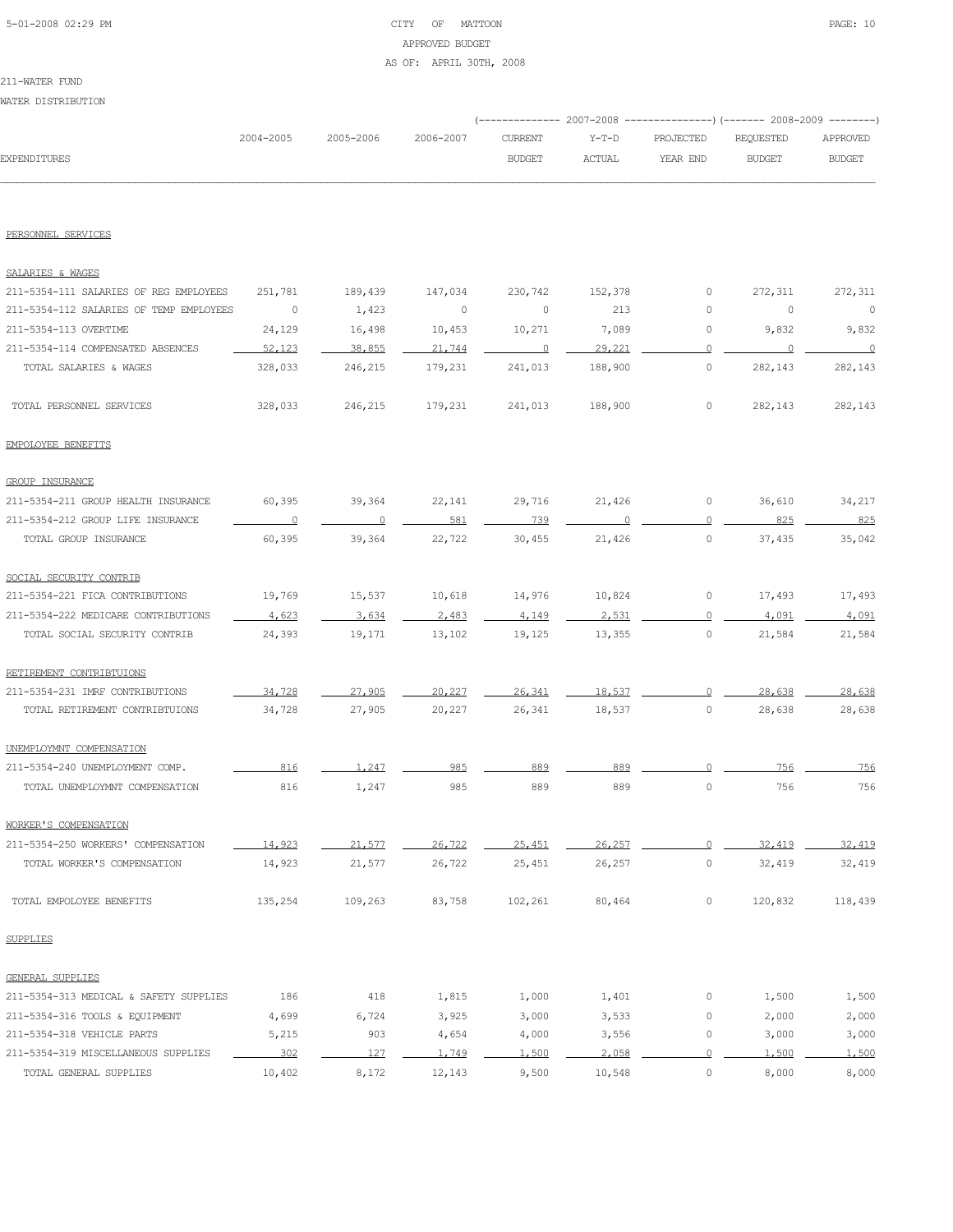CITY OF MATTOON
APPROVED BUDGET
AS OF: APRIL 30TH, 2008

211-WATER FUND

WATER DISTRIBUTION

| EXPENDITURES | 2004-2005 | 2005-2006 | 2006-2007 | 2007-2008 CURRENT BUDGET | 2007-2008 Y-T-D ACTUAL | 2007-2008 PROJECTED YEAR END | 2008-2009 REQUESTED BUDGET | 2008-2009 APPROVED BUDGET |
|---|---|---|---|---|---|---|---|---|
| **PERSONNEL SERVICES** | | | | | | | | |
| **SALARIES & WAGES** | | | | | | | | |
| 211-5354-111 SALARIES OF REG EMPLOYEES | 251,781 | 189,439 | 147,034 | 230,742 | 152,378 | 0 | 272,311 | 272,311 |
| 211-5354-112 SALARIES OF TEMP EMPLOYEES | 0 | 1,423 | 0 | 0 | 213 | 0 | 0 | 0 |
| 211-5354-113 OVERTIME | 24,129 | 16,498 | 10,453 | 10,271 | 7,089 | 0 | 9,832 | 9,832 |
| 211-5354-114 COMPENSATED ABSENCES | 52,123 | 38,855 | 21,744 | 0 | 29,221 | 0 | 0 | 0 |
| TOTAL SALARIES & WAGES | 328,033 | 246,215 | 179,231 | 241,013 | 188,900 | 0 | 282,143 | 282,143 |
| TOTAL PERSONNEL SERVICES | 328,033 | 246,215 | 179,231 | 241,013 | 188,900 | 0 | 282,143 | 282,143 |
| **EMPOLOYEE BENEFITS** | | | | | | | | |
| **GROUP INSURANCE** | | | | | | | | |
| 211-5354-211 GROUP HEALTH INSURANCE | 60,395 | 39,364 | 22,141 | 29,716 | 21,426 | 0 | 36,610 | 34,217 |
| 211-5354-212 GROUP LIFE INSURANCE | 0 | 0 | 581 | 739 | 0 | 0 | 825 | 825 |
| TOTAL GROUP INSURANCE | 60,395 | 39,364 | 22,722 | 30,455 | 21,426 | 0 | 37,435 | 35,042 |
| **SOCIAL SECURITY CONTRIB** | | | | | | | | |
| 211-5354-221 FICA CONTRIBUTIONS | 19,769 | 15,537 | 10,618 | 14,976 | 10,824 | 0 | 17,493 | 17,493 |
| 211-5354-222 MEDICARE CONTRIBUTIONS | 4,623 | 3,634 | 2,483 | 4,149 | 2,531 | 0 | 4,091 | 4,091 |
| TOTAL SOCIAL SECURITY CONTRIB | 24,393 | 19,171 | 13,102 | 19,125 | 13,355 | 0 | 21,584 | 21,584 |
| **RETIREMENT CONTRIBTUIONS** | | | | | | | | |
| 211-5354-231 IMRF CONTRIBUTIONS | 34,728 | 27,905 | 20,227 | 26,341 | 18,537 | 0 | 28,638 | 28,638 |
| TOTAL RETIREMENT CONTRIBTUIONS | 34,728 | 27,905 | 20,227 | 26,341 | 18,537 | 0 | 28,638 | 28,638 |
| **UNEMPLOYMNT COMPENSATION** | | | | | | | | |
| 211-5354-240 UNEMPLOYMENT COMP. | 816 | 1,247 | 985 | 889 | 889 | 0 | 756 | 756 |
| TOTAL UNEMPLOYMNT COMPENSATION | 816 | 1,247 | 985 | 889 | 889 | 0 | 756 | 756 |
| **WORKER'S COMPENSATION** | | | | | | | | |
| 211-5354-250 WORKERS' COMPENSATION | 14,923 | 21,577 | 26,722 | 25,451 | 26,257 | 0 | 32,419 | 32,419 |
| TOTAL WORKER'S COMPENSATION | 14,923 | 21,577 | 26,722 | 25,451 | 26,257 | 0 | 32,419 | 32,419 |
| TOTAL EMPOLOYEE BENEFITS | 135,254 | 109,263 | 83,758 | 102,261 | 80,464 | 0 | 120,832 | 118,439 |
| **SUPPLIES** | | | | | | | | |
| **GENERAL SUPPLIES** | | | | | | | | |
| 211-5354-313 MEDICAL & SAFETY SUPPLIES | 186 | 418 | 1,815 | 1,000 | 1,401 | 0 | 1,500 | 1,500 |
| 211-5354-316 TOOLS & EQUIPMENT | 4,699 | 6,724 | 3,925 | 3,000 | 3,533 | 0 | 2,000 | 2,000 |
| 211-5354-318 VEHICLE PARTS | 5,215 | 903 | 4,654 | 4,000 | 3,556 | 0 | 3,000 | 3,000 |
| 211-5354-319 MISCELLANEOUS SUPPLIES | 302 | 127 | 1,749 | 1,500 | 2,058 | 0 | 1,500 | 1,500 |
| TOTAL GENERAL SUPPLIES | 10,402 | 8,172 | 12,143 | 9,500 | 10,548 | 0 | 8,000 | 8,000 |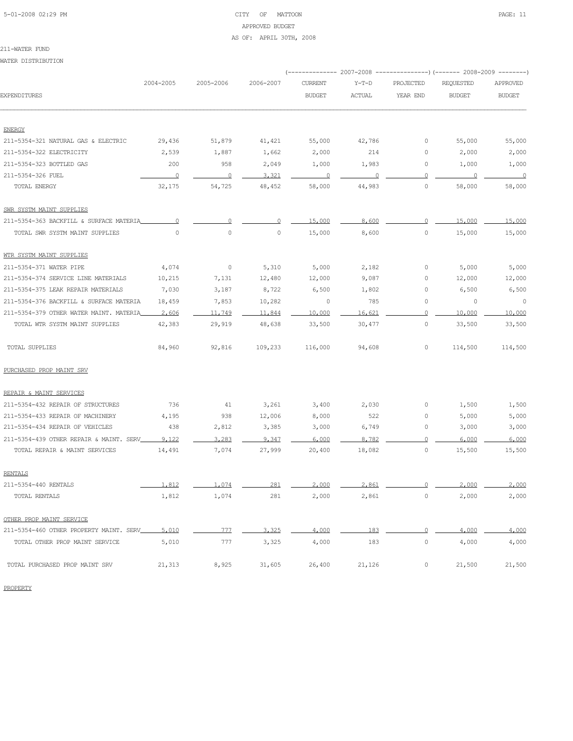211-WATER FUND

WATER DISTRIBUTION

| EXPENDITURES | 2004-2005 | 2005-2006 | 2006-2007 | 2007-2008 CURRENT BUDGET | 2007-2008 Y-T-D ACTUAL | 2007-2008 PROJECTED YEAR END | 2008-2009 REQUESTED BUDGET | 2008-2009 APPROVED BUDGET |
|---|---|---|---|---|---|---|---|---|
| ENERGY | | | | | | | | |
| 211-5354-321 NATURAL GAS & ELECTRIC | 29,436 | 51,879 | 41,421 | 55,000 | 42,786 | 0 | 55,000 | 55,000 |
| 211-5354-322 ELECTRICITY | 2,539 | 1,887 | 1,662 | 2,000 | 214 | 0 | 2,000 | 2,000 |
| 211-5354-323 BOTTLED GAS | 200 | 958 | 2,049 | 1,000 | 1,983 | 0 | 1,000 | 1,000 |
| 211-5354-326 FUEL | 0 | 0 | 3,321 | 0 | 0 | 0 | 0 | 0 |
| TOTAL ENERGY | 32,175 | 54,725 | 48,452 | 58,000 | 44,983 | 0 | 58,000 | 58,000 |
| SWR SYSTM MAINT SUPPLIES | | | | | | | | |
| 211-5354-363 BACKFILL & SURFACE MATERIA | 0 | 0 | 0 | 15,000 | 8,600 | 0 | 15,000 | 15,000 |
| TOTAL SWR SYSTM MAINT SUPPLIES | 0 | 0 | 0 | 15,000 | 8,600 | 0 | 15,000 | 15,000 |
| WTR SYSTM MAINT SUPPLIES | | | | | | | | |
| 211-5354-371 WATER PIPE | 4,074 | 0 | 5,310 | 5,000 | 2,182 | 0 | 5,000 | 5,000 |
| 211-5354-374 SERVICE LINE MATERIALS | 10,215 | 7,131 | 12,480 | 12,000 | 9,087 | 0 | 12,000 | 12,000 |
| 211-5354-375 LEAK REPAIR MATERIALS | 7,030 | 3,187 | 8,722 | 6,500 | 1,802 | 0 | 6,500 | 6,500 |
| 211-5354-376 BACKFILL & SURFACE MATERIA | 18,459 | 7,853 | 10,282 | 0 | 785 | 0 | 0 | 0 |
| 211-5354-379 OTHER WATER MAINT. MATERIA | 2,606 | 11,749 | 11,844 | 10,000 | 16,621 | 0 | 10,000 | 10,000 |
| TOTAL WTR SYSTM MAINT SUPPLIES | 42,383 | 29,919 | 48,638 | 33,500 | 30,477 | 0 | 33,500 | 33,500 |
| TOTAL SUPPLIES | 84,960 | 92,816 | 109,233 | 116,000 | 94,608 | 0 | 114,500 | 114,500 |
| PURCHASED PROP MAINT SRV | | | | | | | | |
| REPAIR & MAINT SERVICES | | | | | | | | |
| 211-5354-432 REPAIR OF STRUCTURES | 736 | 41 | 3,261 | 3,400 | 2,030 | 0 | 1,500 | 1,500 |
| 211-5354-433 REPAIR OF MACHINERY | 4,195 | 938 | 12,006 | 8,000 | 522 | 0 | 5,000 | 5,000 |
| 211-5354-434 REPAIR OF VEHICLES | 438 | 2,812 | 3,385 | 3,000 | 6,749 | 0 | 3,000 | 3,000 |
| 211-5354-439 OTHER REPAIR & MAINT. SERV | 9,122 | 3,283 | 9,347 | 6,000 | 8,782 | 0 | 6,000 | 6,000 |
| TOTAL REPAIR & MAINT SERVICES | 14,491 | 7,074 | 27,999 | 20,400 | 18,082 | 0 | 15,500 | 15,500 |
| RENTALS | | | | | | | | |
| 211-5354-440 RENTALS | 1,812 | 1,074 | 281 | 2,000 | 2,861 | 0 | 2,000 | 2,000 |
| TOTAL RENTALS | 1,812 | 1,074 | 281 | 2,000 | 2,861 | 0 | 2,000 | 2,000 |
| OTHER PROP MAINT SERVICE | | | | | | | | |
| 211-5354-460 OTHER PROPERTY MAINT. SERV | 5,010 | 777 | 3,325 | 4,000 | 183 | 0 | 4,000 | 4,000 |
| TOTAL OTHER PROP MAINT SERVICE | 5,010 | 777 | 3,325 | 4,000 | 183 | 0 | 4,000 | 4,000 |
| TOTAL PURCHASED PROP MAINT SRV | 21,313 | 8,925 | 31,605 | 26,400 | 21,126 | 0 | 21,500 | 21,500 |
| PROPERTY | | | | | | | | |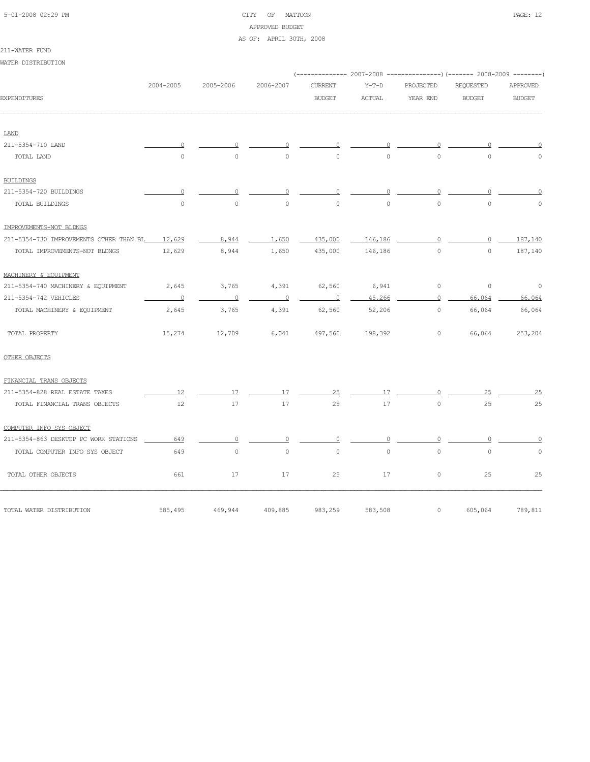CITY OF MATTOON
APPROVED BUDGET
AS OF: APRIL 30TH, 2008

211-WATER FUND

WATER DISTRIBUTION

| EXPENDITURES | 2004-2005 | 2005-2006 | 2006-2007 | 2007-2008 CURRENT BUDGET | 2007-2008 Y-T-D ACTUAL | 2007-2008 PROJECTED YEAR END | 2008-2009 REQUESTED BUDGET | 2008-2009 APPROVED BUDGET |
|---|---|---|---|---|---|---|---|---|
| LAND | | | | | | | | |
| 211-5354-710 LAND | 0 | 0 | 0 | 0 | 0 | 0 | 0 | 0 |
| TOTAL LAND | 0 | 0 | 0 | 0 | 0 | 0 | 0 | 0 |
| BUILDINGS | | | | | | | | |
| 211-5354-720 BUILDINGS | 0 | 0 | 0 | 0 | 0 | 0 | 0 | 0 |
| TOTAL BUILDINGS | 0 | 0 | 0 | 0 | 0 | 0 | 0 | 0 |
| IMPROVEMENTS-NOT BLDNGS | | | | | | | | |
| 211-5354-730 IMPROVEMENTS OTHER THAN BL | 12,629 | 8,944 | 1,650 | 435,000 | 146,186 | 0 | 0 | 187,140 |
| TOTAL IMPROVEMENTS-NOT BLDNGS | 12,629 | 8,944 | 1,650 | 435,000 | 146,186 | 0 | 0 | 187,140 |
| MACHINERY & EQUIPMENT | | | | | | | | |
| 211-5354-740 MACHINERY & EQUIPMENT | 2,645 | 3,765 | 4,391 | 62,560 | 6,941 | 0 | 0 | 0 |
| 211-5354-742 VEHICLES | 0 | 0 | 0 | 0 | 45,266 | 0 | 66,064 | 66,064 |
| TOTAL MACHINERY & EQUIPMENT | 2,645 | 3,765 | 4,391 | 62,560 | 52,206 | 0 | 66,064 | 66,064 |
| TOTAL PROPERTY | 15,274 | 12,709 | 6,041 | 497,560 | 198,392 | 0 | 66,064 | 253,204 |
| OTHER OBJECTS | | | | | | | | |
| FINANCIAL TRANS OBJECTS | | | | | | | | |
| 211-5354-828 REAL ESTATE TAXES | 12 | 17 | 17 | 25 | 17 | 0 | 25 | 25 |
| TOTAL FINANCIAL TRANS OBJECTS | 12 | 17 | 17 | 25 | 17 | 0 | 25 | 25 |
| COMPUTER INFO SYS OBJECT | | | | | | | | |
| 211-5354-863 DESKTOP PC WORK STATIONS | 649 | 0 | 0 | 0 | 0 | 0 | 0 | 0 |
| TOTAL COMPUTER INFO SYS OBJECT | 649 | 0 | 0 | 0 | 0 | 0 | 0 | 0 |
| TOTAL OTHER OBJECTS | 661 | 17 | 17 | 25 | 17 | 0 | 25 | 25 |
| TOTAL WATER DISTRIBUTION | 585,495 | 469,944 | 409,885 | 983,259 | 583,508 | 0 | 605,064 | 789,811 |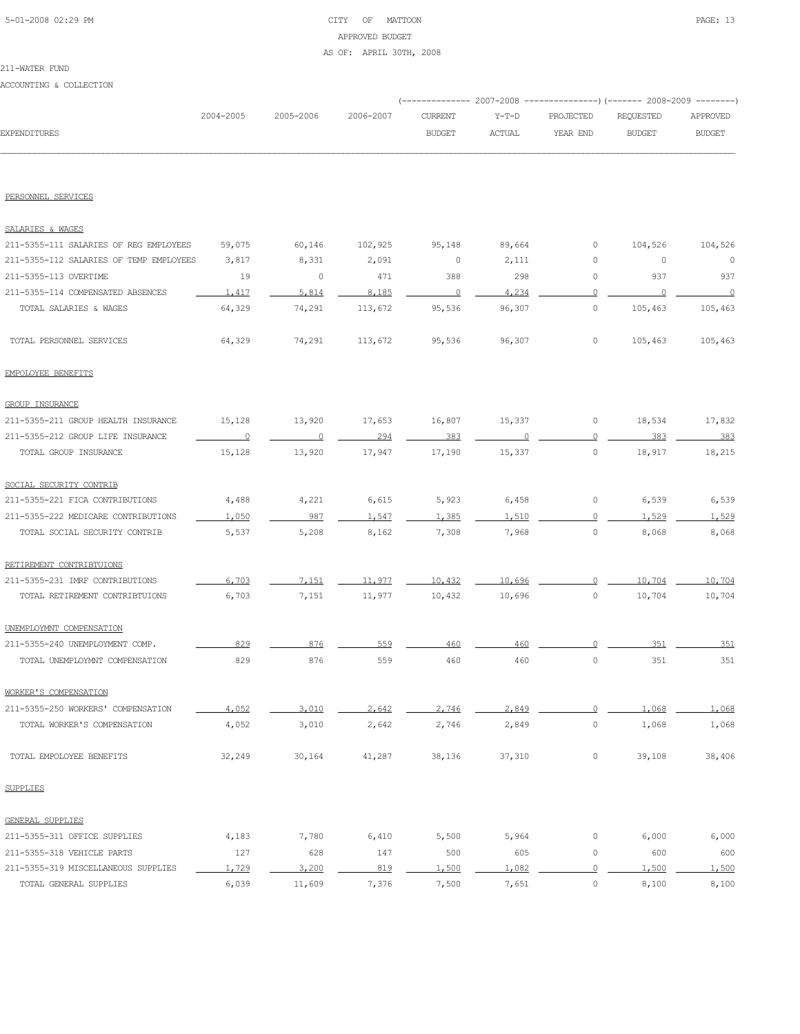CITY OF MATTOON
APPROVED BUDGET
AS OF: APRIL 30TH, 2008

211-WATER FUND

ACCOUNTING & COLLECTION

| EXPENDITURES | 2004-2005 | 2005-2006 | 2006-2007 | 2007-2008 CURRENT BUDGET | 2007-2008 Y-T-D ACTUAL | 2007-2008 PROJECTED YEAR END | 2008-2009 REQUESTED BUDGET | 2008-2009 APPROVED BUDGET |
|---|---|---|---|---|---|---|---|---|
| PERSONNEL SERVICES | | | | | | | | |
| SALARIES & WAGES | | | | | | | | |
| 211-5355-111 SALARIES OF REG EMPLOYEES | 59,075 | 60,146 | 102,925 | 95,148 | 89,664 | 0 | 104,526 | 104,526 |
| 211-5355-112 SALARIES OF TEMP EMPLOYEES | 3,817 | 8,331 | 2,091 | 0 | 2,111 | 0 | 0 | 0 |
| 211-5355-113 OVERTIME | 19 | 0 | 471 | 388 | 298 | 0 | 937 | 937 |
| 211-5355-114 COMPENSATED ABSENCES | 1,417 | 5,814 | 8,185 | 0 | 4,234 | 0 | 0 | 0 |
| TOTAL SALARIES & WAGES | 64,329 | 74,291 | 113,672 | 95,536 | 96,307 | 0 | 105,463 | 105,463 |
| TOTAL PERSONNEL SERVICES | 64,329 | 74,291 | 113,672 | 95,536 | 96,307 | 0 | 105,463 | 105,463 |
| EMPOLOYEE BENEFITS | | | | | | | | |
| GROUP INSURANCE | | | | | | | | |
| 211-5355-211 GROUP HEALTH INSURANCE | 15,128 | 13,920 | 17,653 | 16,807 | 15,337 | 0 | 18,534 | 17,832 |
| 211-5355-212 GROUP LIFE INSURANCE | 0 | 0 | 294 | 383 | 0 | 0 | 383 | 383 |
| TOTAL GROUP INSURANCE | 15,128 | 13,920 | 17,947 | 17,190 | 15,337 | 0 | 18,917 | 18,215 |
| SOCIAL SECURITY CONTRIB | | | | | | | | |
| 211-5355-221 FICA CONTRIBUTIONS | 4,488 | 4,221 | 6,615 | 5,923 | 6,458 | 0 | 6,539 | 6,539 |
| 211-5355-222 MEDICARE CONTRIBUTIONS | 1,050 | 987 | 1,547 | 1,385 | 1,510 | 0 | 1,529 | 1,529 |
| TOTAL SOCIAL SECURITY CONTRIB | 5,537 | 5,208 | 8,162 | 7,308 | 7,968 | 0 | 8,068 | 8,068 |
| RETIREMENT CONTRIBTUIONS | | | | | | | | |
| 211-5355-231 IMRF CONTRIBUTIONS | 6,703 | 7,151 | 11,977 | 10,432 | 10,696 | 0 | 10,704 | 10,704 |
| TOTAL RETIREMENT CONTRIBTUIONS | 6,703 | 7,151 | 11,977 | 10,432 | 10,696 | 0 | 10,704 | 10,704 |
| UNEMPLOYMNT COMPENSATION | | | | | | | | |
| 211-5355-240 UNEMPLOYMENT COMP. | 829 | 876 | 559 | 460 | 460 | 0 | 351 | 351 |
| TOTAL UNEMPLOYMNT COMPENSATION | 829 | 876 | 559 | 460 | 460 | 0 | 351 | 351 |
| WORKER'S COMPENSATION | | | | | | | | |
| 211-5355-250 WORKERS' COMPENSATION | 4,052 | 3,010 | 2,642 | 2,746 | 2,849 | 0 | 1,068 | 1,068 |
| TOTAL WORKER'S COMPENSATION | 4,052 | 3,010 | 2,642 | 2,746 | 2,849 | 0 | 1,068 | 1,068 |
| TOTAL EMPOLOYEE BENEFITS | 32,249 | 30,164 | 41,287 | 38,136 | 37,310 | 0 | 39,108 | 38,406 |
| SUPPLIES | | | | | | | | |
| GENERAL SUPPLIES | | | | | | | | |
| 211-5355-311 OFFICE SUPPLIES | 4,183 | 7,780 | 6,410 | 5,500 | 5,964 | 0 | 6,000 | 6,000 |
| 211-5355-318 VEHICLE PARTS | 127 | 628 | 147 | 500 | 605 | 0 | 600 | 600 |
| 211-5355-319 MISCELLANEOUS SUPPLIES | 1,729 | 3,200 | 819 | 1,500 | 1,082 | 0 | 1,500 | 1,500 |
| TOTAL GENERAL SUPPLIES | 6,039 | 11,609 | 7,376 | 7,500 | 7,651 | 0 | 8,100 | 8,100 |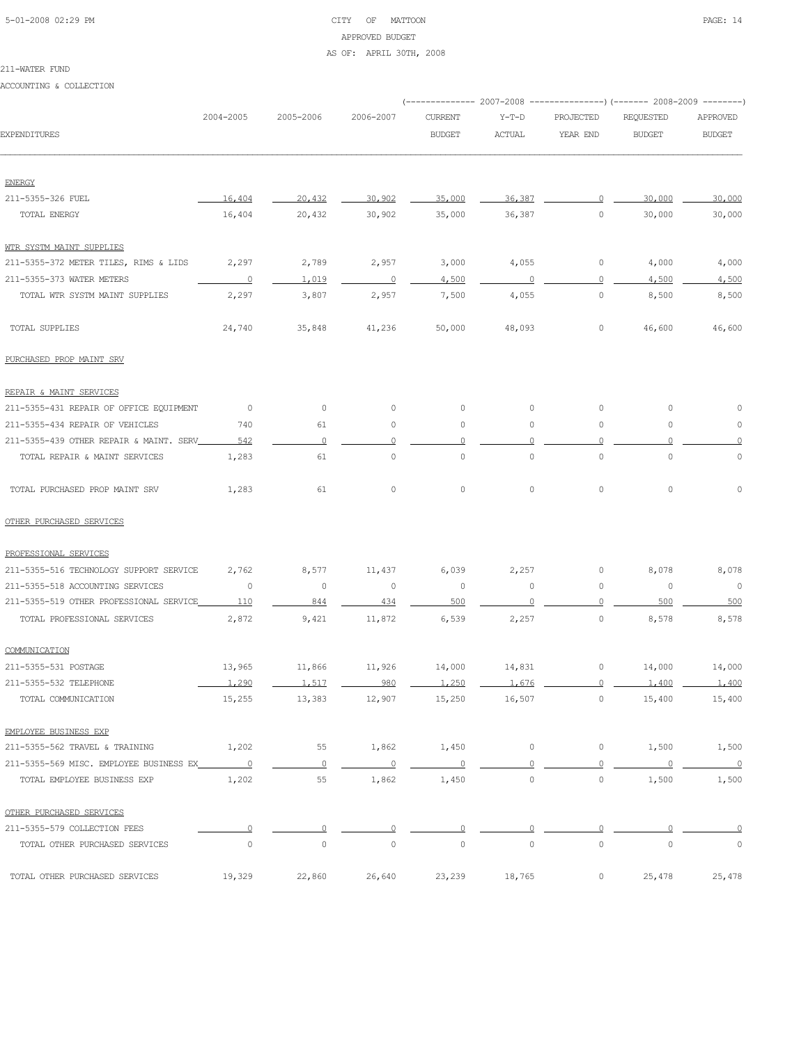CITY OF MATTOON
APPROVED BUDGET
AS OF: APRIL 30TH, 2008

211-WATER FUND

ACCOUNTING & COLLECTION

| EXPENDITURES | 2004-2005 | 2005-2006 | 2006-2007 | 2007-2008 CURRENT BUDGET | 2007-2008 Y-T-D ACTUAL | 2007-2008 PROJECTED YEAR END | 2008-2009 REQUESTED BUDGET | 2008-2009 APPROVED BUDGET |
|---|---|---|---|---|---|---|---|---|
| ENERGY | | | | | | | | |
| 211-5355-326 FUEL | 16,404 | 20,432 | 30,902 | 35,000 | 36,387 | 0 | 30,000 | 30,000 |
| TOTAL ENERGY | 16,404 | 20,432 | 30,902 | 35,000 | 36,387 | 0 | 30,000 | 30,000 |
| WTR SYSTM MAINT SUPPLIES | | | | | | | | |
| 211-5355-372 METER TILES, RIMS & LIDS | 2,297 | 2,789 | 2,957 | 3,000 | 4,055 | 0 | 4,000 | 4,000 |
| 211-5355-373 WATER METERS | 0 | 1,019 | 0 | 4,500 | 0 | 0 | 4,500 | 4,500 |
| TOTAL WTR SYSTM MAINT SUPPLIES | 2,297 | 3,807 | 2,957 | 7,500 | 4,055 | 0 | 8,500 | 8,500 |
| TOTAL SUPPLIES | 24,740 | 35,848 | 41,236 | 50,000 | 48,093 | 0 | 46,600 | 46,600 |
| PURCHASED PROP MAINT SRV | | | | | | | | |
| REPAIR & MAINT SERVICES | | | | | | | | |
| 211-5355-431 REPAIR OF OFFICE EQUIPMENT | 0 | 0 | 0 | 0 | 0 | 0 | 0 | 0 |
| 211-5355-434 REPAIR OF VEHICLES | 740 | 61 | 0 | 0 | 0 | 0 | 0 | 0 |
| 211-5355-439 OTHER REPAIR & MAINT. SERV | 542 | 0 | 0 | 0 | 0 | 0 | 0 | 0 |
| TOTAL REPAIR & MAINT SERVICES | 1,283 | 61 | 0 | 0 | 0 | 0 | 0 | 0 |
| TOTAL PURCHASED PROP MAINT SRV | 1,283 | 61 | 0 | 0 | 0 | 0 | 0 | 0 |
| OTHER PURCHASED SERVICES | | | | | | | | |
| PROFESSIONAL SERVICES | | | | | | | | |
| 211-5355-516 TECHNOLOGY SUPPORT SERVICE | 2,762 | 8,577 | 11,437 | 6,039 | 2,257 | 0 | 8,078 | 8,078 |
| 211-5355-518 ACCOUNTING SERVICES | 0 | 0 | 0 | 0 | 0 | 0 | 0 | 0 |
| 211-5355-519 OTHER PROFESSIONAL SERVICE | 110 | 844 | 434 | 500 | 0 | 0 | 500 | 500 |
| TOTAL PROFESSIONAL SERVICES | 2,872 | 9,421 | 11,872 | 6,539 | 2,257 | 0 | 8,578 | 8,578 |
| COMMUNICATION | | | | | | | | |
| 211-5355-531 POSTAGE | 13,965 | 11,866 | 11,926 | 14,000 | 14,831 | 0 | 14,000 | 14,000 |
| 211-5355-532 TELEPHONE | 1,290 | 1,517 | 980 | 1,250 | 1,676 | 0 | 1,400 | 1,400 |
| TOTAL COMMUNICATION | 15,255 | 13,383 | 12,907 | 15,250 | 16,507 | 0 | 15,400 | 15,400 |
| EMPLOYEE BUSINESS EXP | | | | | | | | |
| 211-5355-562 TRAVEL & TRAINING | 1,202 | 55 | 1,862 | 1,450 | 0 | 0 | 1,500 | 1,500 |
| 211-5355-569 MISC. EMPLOYEE BUSINESS EX | 0 | 0 | 0 | 0 | 0 | 0 | 0 | 0 |
| TOTAL EMPLOYEE BUSINESS EXP | 1,202 | 55 | 1,862 | 1,450 | 0 | 0 | 1,500 | 1,500 |
| OTHER PURCHASED SERVICES | | | | | | | | |
| 211-5355-579 COLLECTION FEES | 0 | 0 | 0 | 0 | 0 | 0 | 0 | 0 |
| TOTAL OTHER PURCHASED SERVICES | 0 | 0 | 0 | 0 | 0 | 0 | 0 | 0 |
| TOTAL OTHER PURCHASED SERVICES | 19,329 | 22,860 | 26,640 | 23,239 | 18,765 | 0 | 25,478 | 25,478 |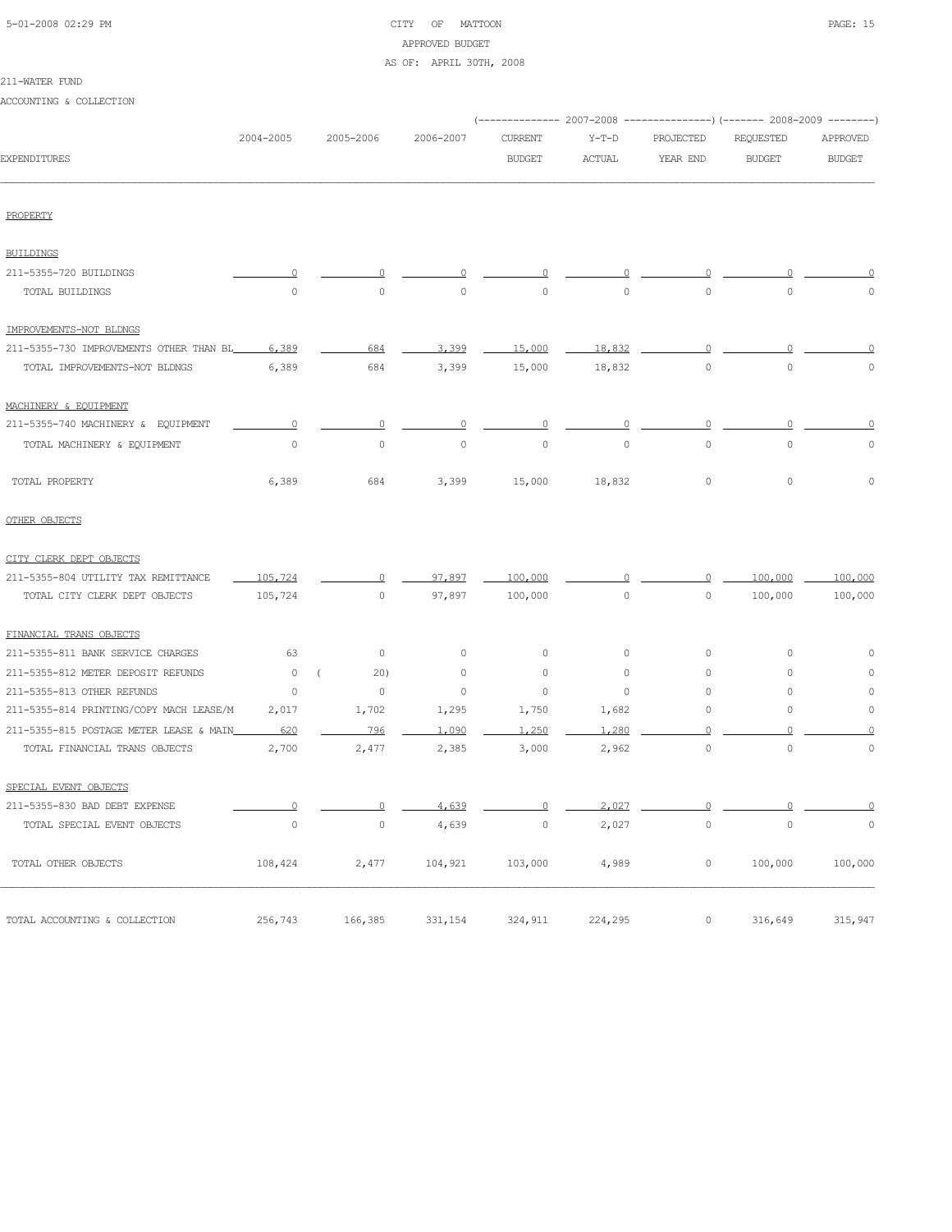CITY OF MATTOON
APPROVED BUDGET
AS OF: APRIL 30TH, 2008

211-WATER FUND

ACCOUNTING & COLLECTION

| EXPENDITURES | 2004-2005 | 2005-2006 | 2006-2007 | 2007-2008 CURRENT BUDGET | 2007-2008 Y-T-D ACTUAL | 2007-2008 PROJECTED YEAR END | 2008-2009 REQUESTED BUDGET | 2008-2009 APPROVED BUDGET |
|---|---|---|---|---|---|---|---|---|
| PROPERTY | | | | | | | | |
| BUILDINGS | | | | | | | | |
| 211-5355-720 BUILDINGS | 0 | 0 | 0 | 0 | 0 | 0 | 0 | 0 |
| TOTAL BUILDINGS | 0 | 0 | 0 | 0 | 0 | 0 | 0 | 0 |
| IMPROVEMENTS-NOT BLDNGS | | | | | | | | |
| 211-5355-730 IMPROVEMENTS OTHER THAN BL | 6,389 | 684 | 3,399 | 15,000 | 18,832 | 0 | 0 | 0 |
| TOTAL IMPROVEMENTS-NOT BLDNGS | 6,389 | 684 | 3,399 | 15,000 | 18,832 | 0 | 0 | 0 |
| MACHINERY & EQUIPMENT | | | | | | | | |
| 211-5355-740 MACHINERY & EQUIPMENT | 0 | 0 | 0 | 0 | 0 | 0 | 0 | 0 |
| TOTAL MACHINERY & EQUIPMENT | 0 | 0 | 0 | 0 | 0 | 0 | 0 | 0 |
| TOTAL PROPERTY | 6,389 | 684 | 3,399 | 15,000 | 18,832 | 0 | 0 | 0 |
| OTHER OBJECTS | | | | | | | | |
| CITY CLERK DEPT OBJECTS | | | | | | | | |
| 211-5355-804 UTILITY TAX REMITTANCE | 105,724 | 0 | 97,897 | 100,000 | 0 | 0 | 100,000 | 100,000 |
| TOTAL CITY CLERK DEPT OBJECTS | 105,724 | 0 | 97,897 | 100,000 | 0 | 0 | 100,000 | 100,000 |
| FINANCIAL TRANS OBJECTS | | | | | | | | |
| 211-5355-811 BANK SERVICE CHARGES | 63 | 0 | 0 | 0 | 0 | 0 | 0 | 0 |
| 211-5355-812 METER DEPOSIT REFUNDS | 0 | ( 20) | 0 | 0 | 0 | 0 | 0 | 0 |
| 211-5355-813 OTHER REFUNDS | 0 | 0 | 0 | 0 | 0 | 0 | 0 | 0 |
| 211-5355-814 PRINTING/COPY MACH LEASE/M | 2,017 | 1,702 | 1,295 | 1,750 | 1,682 | 0 | 0 | 0 |
| 211-5355-815 POSTAGE METER LEASE & MAIN | 620 | 796 | 1,090 | 1,250 | 1,280 | 0 | 0 | 0 |
| TOTAL FINANCIAL TRANS OBJECTS | 2,700 | 2,477 | 2,385 | 3,000 | 2,962 | 0 | 0 | 0 |
| SPECIAL EVENT OBJECTS | | | | | | | | |
| 211-5355-830 BAD DEBT EXPENSE | 0 | 0 | 4,639 | 0 | 2,027 | 0 | 0 | 0 |
| TOTAL SPECIAL EVENT OBJECTS | 0 | 0 | 4,639 | 0 | 2,027 | 0 | 0 | 0 |
| TOTAL OTHER OBJECTS | 108,424 | 2,477 | 104,921 | 103,000 | 4,989 | 0 | 100,000 | 100,000 |
| TOTAL ACCOUNTING & COLLECTION | 256,743 | 166,385 | 331,154 | 324,911 | 224,295 | 0 | 316,649 | 315,947 |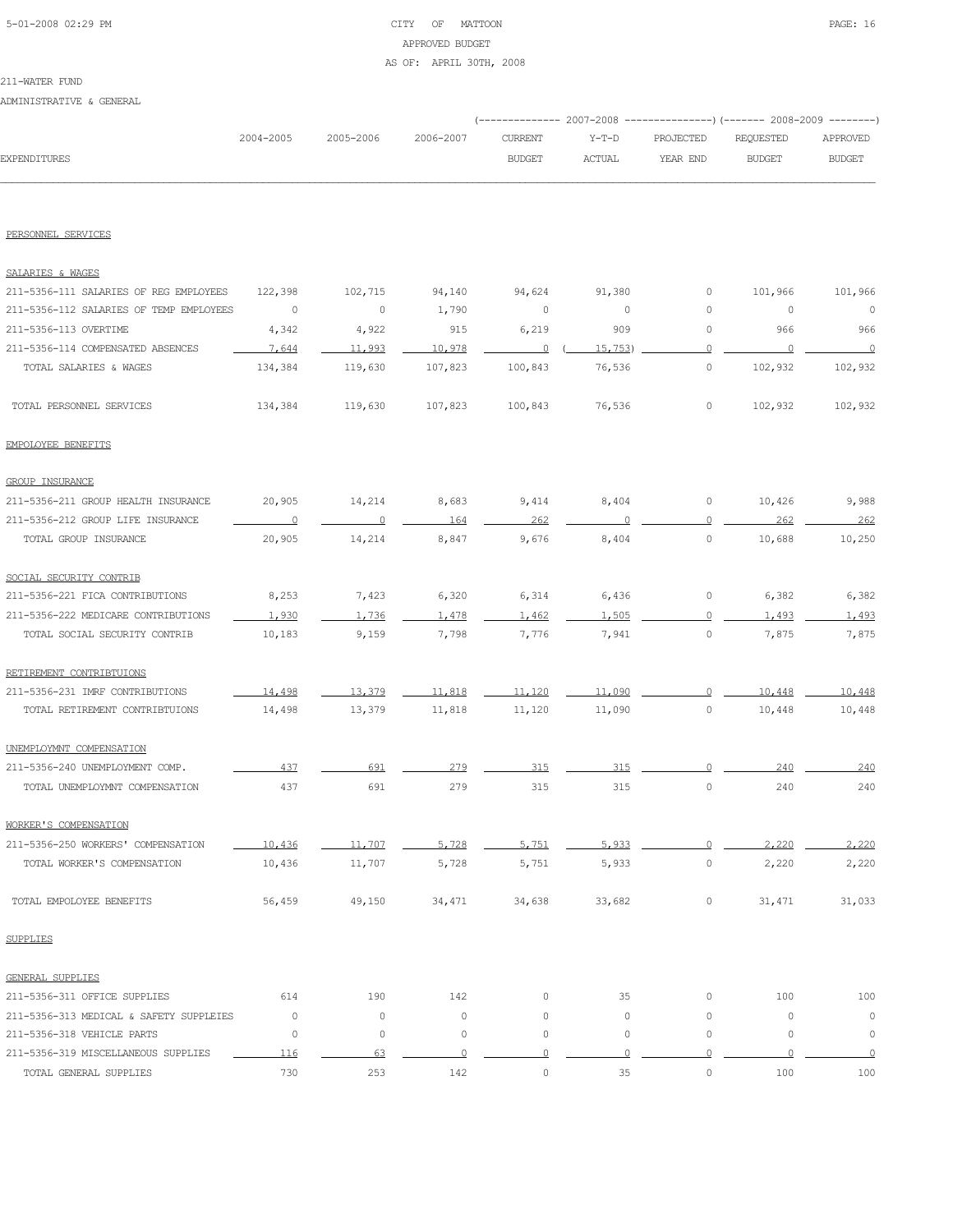CITY OF MATTOON
APPROVED BUDGET
AS OF: APRIL 30TH, 2008

211-WATER FUND

ADMINISTRATIVE & GENERAL

| EXPENDITURES | 2004-2005 | 2005-2006 | 2006-2007 | 2007-2008 CURRENT BUDGET | 2007-2008 Y-T-D ACTUAL | 2007-2008 PROJECTED YEAR END | 2008-2009 REQUESTED BUDGET | 2008-2009 APPROVED BUDGET |
|---|---|---|---|---|---|---|---|---|
| PERSONNEL SERVICES | | | | | | | | |
| SALARIES & WAGES | | | | | | | | |
| 211-5356-111 SALARIES OF REG EMPLOYEES | 122,398 | 102,715 | 94,140 | 94,624 | 91,380 | 0 | 101,966 | 101,966 |
| 211-5356-112 SALARIES OF TEMP EMPLOYEES | 0 | 0 | 1,790 | 0 | 0 | 0 | 0 | 0 |
| 211-5356-113 OVERTIME | 4,342 | 4,922 | 915 | 6,219 | 909 | 0 | 966 | 966 |
| 211-5356-114 COMPENSATED ABSENCES | 7,644 | 11,993 | 10,978 | 0 | ( 15,753) | 0 | 0 | 0 |
| TOTAL SALARIES & WAGES | 134,384 | 119,630 | 107,823 | 100,843 | 76,536 | 0 | 102,932 | 102,932 |
| TOTAL PERSONNEL SERVICES | 134,384 | 119,630 | 107,823 | 100,843 | 76,536 | 0 | 102,932 | 102,932 |
| EMPOLOYEE BENEFITS | | | | | | | | |
| GROUP INSURANCE | | | | | | | | |
| 211-5356-211 GROUP HEALTH INSURANCE | 20,905 | 14,214 | 8,683 | 9,414 | 8,404 | 0 | 10,426 | 9,988 |
| 211-5356-212 GROUP LIFE INSURANCE | 0 | 0 | 164 | 262 | 0 | 0 | 262 | 262 |
| TOTAL GROUP INSURANCE | 20,905 | 14,214 | 8,847 | 9,676 | 8,404 | 0 | 10,688 | 10,250 |
| SOCIAL SECURITY CONTRIB | | | | | | | | |
| 211-5356-221 FICA CONTRIBUTIONS | 8,253 | 7,423 | 6,320 | 6,314 | 6,436 | 0 | 6,382 | 6,382 |
| 211-5356-222 MEDICARE CONTRIBUTIONS | 1,930 | 1,736 | 1,478 | 1,462 | 1,505 | 0 | 1,493 | 1,493 |
| TOTAL SOCIAL SECURITY CONTRIB | 10,183 | 9,159 | 7,798 | 7,776 | 7,941 | 0 | 7,875 | 7,875 |
| RETIREMENT CONTRIBTUIONS | | | | | | | | |
| 211-5356-231 IMRF CONTRIBUTIONS | 14,498 | 13,379 | 11,818 | 11,120 | 11,090 | 0 | 10,448 | 10,448 |
| TOTAL RETIREMENT CONTRIBTUIONS | 14,498 | 13,379 | 11,818 | 11,120 | 11,090 | 0 | 10,448 | 10,448 |
| UNEMPLOYMNT COMPENSATION | | | | | | | | |
| 211-5356-240 UNEMPLOYMENT COMP. | 437 | 691 | 279 | 315 | 315 | 0 | 240 | 240 |
| TOTAL UNEMPLOYMNT COMPENSATION | 437 | 691 | 279 | 315 | 315 | 0 | 240 | 240 |
| WORKER'S COMPENSATION | | | | | | | | |
| 211-5356-250 WORKERS' COMPENSATION | 10,436 | 11,707 | 5,728 | 5,751 | 5,933 | 0 | 2,220 | 2,220 |
| TOTAL WORKER'S COMPENSATION | 10,436 | 11,707 | 5,728 | 5,751 | 5,933 | 0 | 2,220 | 2,220 |
| TOTAL EMPOLOYEE BENEFITS | 56,459 | 49,150 | 34,471 | 34,638 | 33,682 | 0 | 31,471 | 31,033 |
| SUPPLIES | | | | | | | | |
| GENERAL SUPPLIES | | | | | | | | |
| 211-5356-311 OFFICE SUPPLIES | 614 | 190 | 142 | 0 | 35 | 0 | 100 | 100 |
| 211-5356-313 MEDICAL & SAFETY SUPPLIEES | 0 | 0 | 0 | 0 | 0 | 0 | 0 | 0 |
| 211-5356-318 VEHICLE PARTS | 0 | 0 | 0 | 0 | 0 | 0 | 0 | 0 |
| 211-5356-319 MISCELLANEOUS SUPPLIES | 116 | 63 | 0 | 0 | 0 | 0 | 0 | 0 |
| TOTAL GENERAL SUPPLIES | 730 | 253 | 142 | 0 | 35 | 0 | 100 | 100 |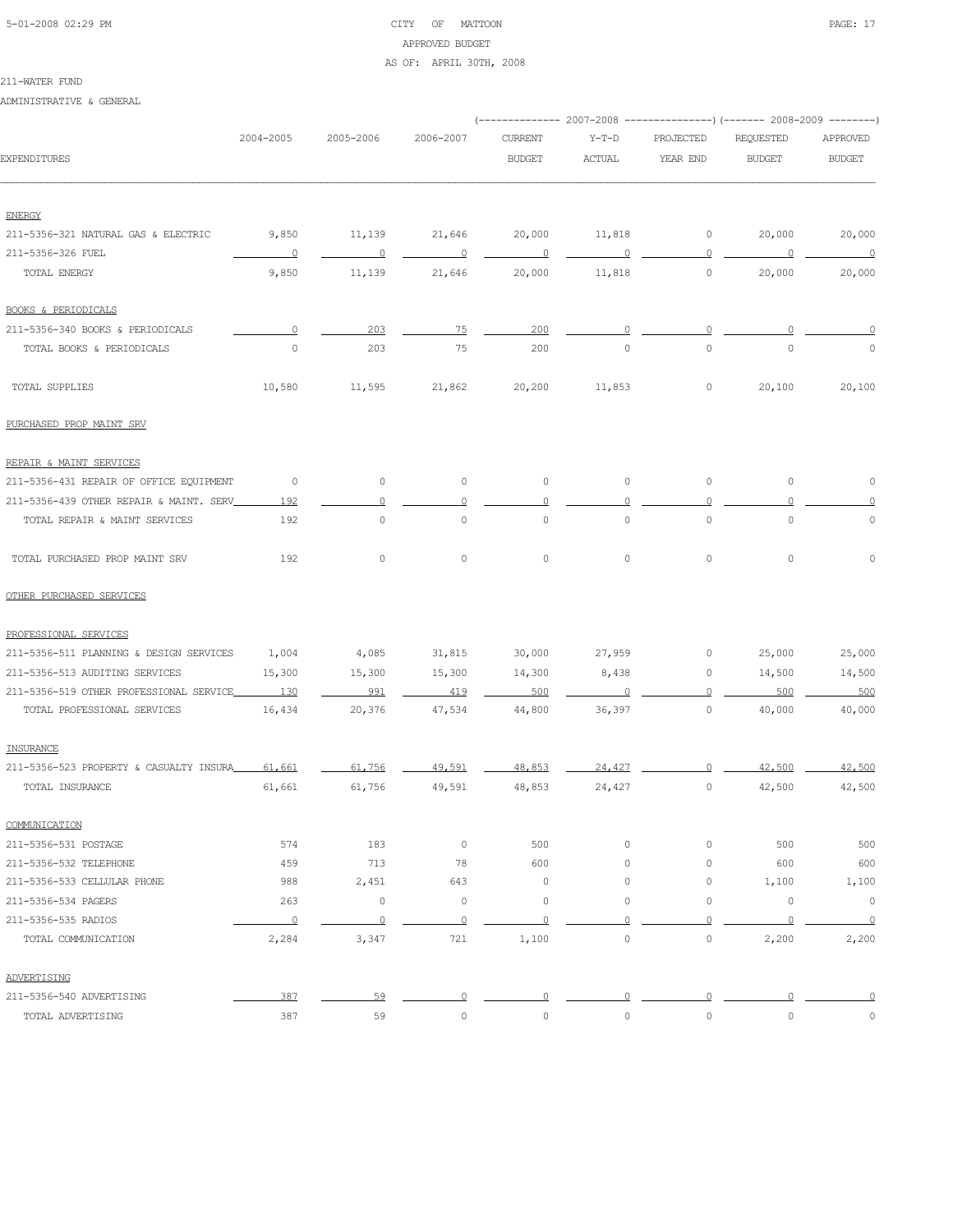CITY OF MATTOON
APPROVED BUDGET
AS OF: APRIL 30TH, 2008

211-WATER FUND

ADMINISTRATIVE & GENERAL

| EXPENDITURES | 2004-2005 | 2005-2006 | 2006-2007 | 2007-2008 CURRENT BUDGET | 2007-2008 Y-T-D ACTUAL | 2007-2008 PROJECTED YEAR END | 2008-2009 REQUESTED BUDGET | 2008-2009 APPROVED BUDGET |
|---|---|---|---|---|---|---|---|---|
| ENERGY | | | | | | | | |
| 211-5356-321 NATURAL GAS & ELECTRIC | 9,850 | 11,139 | 21,646 | 20,000 | 11,818 | 0 | 20,000 | 20,000 |
| 211-5356-326 FUEL | 0 | 0 | 0 | 0 | 0 | 0 | 0 | 0 |
| TOTAL ENERGY | 9,850 | 11,139 | 21,646 | 20,000 | 11,818 | 0 | 20,000 | 20,000 |
| BOOKS & PERIODICALS | | | | | | | | |
| 211-5356-340 BOOKS & PERIODICALS | 0 | 203 | 75 | 200 | 0 | 0 | 0 | 0 |
| TOTAL BOOKS & PERIODICALS | 0 | 203 | 75 | 200 | 0 | 0 | 0 | 0 |
| TOTAL SUPPLIES | 10,580 | 11,595 | 21,862 | 20,200 | 11,853 | 0 | 20,100 | 20,100 |
| PURCHASED PROP MAINT SRV | | | | | | | | |
| REPAIR & MAINT SERVICES | | | | | | | | |
| 211-5356-431 REPAIR OF OFFICE EQUIPMENT | 0 | 0 | 0 | 0 | 0 | 0 | 0 | 0 |
| 211-5356-439 OTHER REPAIR & MAINT. SERV | 192 | 0 | 0 | 0 | 0 | 0 | 0 | 0 |
| TOTAL REPAIR & MAINT SERVICES | 192 | 0 | 0 | 0 | 0 | 0 | 0 | 0 |
| TOTAL PURCHASED PROP MAINT SRV | 192 | 0 | 0 | 0 | 0 | 0 | 0 | 0 |
| OTHER PURCHASED SERVICES | | | | | | | | |
| PROFESSIONAL SERVICES | | | | | | | | |
| 211-5356-511 PLANNING & DESIGN SERVICES | 1,004 | 4,085 | 31,815 | 30,000 | 27,959 | 0 | 25,000 | 25,000 |
| 211-5356-513 AUDITING SERVICES | 15,300 | 15,300 | 15,300 | 14,300 | 8,438 | 0 | 14,500 | 14,500 |
| 211-5356-519 OTHER PROFESSIONAL SERVICE | 130 | 991 | 419 | 500 | 0 | 0 | 500 | 500 |
| TOTAL PROFESSIONAL SERVICES | 16,434 | 20,376 | 47,534 | 44,800 | 36,397 | 0 | 40,000 | 40,000 |
| INSURANCE | | | | | | | | |
| 211-5356-523 PROPERTY & CASUALTY INSURA | 61,661 | 61,756 | 49,591 | 48,853 | 24,427 | 0 | 42,500 | 42,500 |
| TOTAL INSURANCE | 61,661 | 61,756 | 49,591 | 48,853 | 24,427 | 0 | 42,500 | 42,500 |
| COMMUNICATION | | | | | | | | |
| 211-5356-531 POSTAGE | 574 | 183 | 0 | 500 | 0 | 0 | 500 | 500 |
| 211-5356-532 TELEPHONE | 459 | 713 | 78 | 600 | 0 | 0 | 600 | 600 |
| 211-5356-533 CELLULAR PHONE | 988 | 2,451 | 643 | 0 | 0 | 0 | 1,100 | 1,100 |
| 211-5356-534 PAGERS | 263 | 0 | 0 | 0 | 0 | 0 | 0 | 0 |
| 211-5356-535 RADIOS | 0 | 0 | 0 | 0 | 0 | 0 | 0 | 0 |
| TOTAL COMMUNICATION | 2,284 | 3,347 | 721 | 1,100 | 0 | 0 | 2,200 | 2,200 |
| ADVERTISING | | | | | | | | |
| 211-5356-540 ADVERTISING | 387 | 59 | 0 | 0 | 0 | 0 | 0 | 0 |
| TOTAL ADVERTISING | 387 | 59 | 0 | 0 | 0 | 0 | 0 | 0 |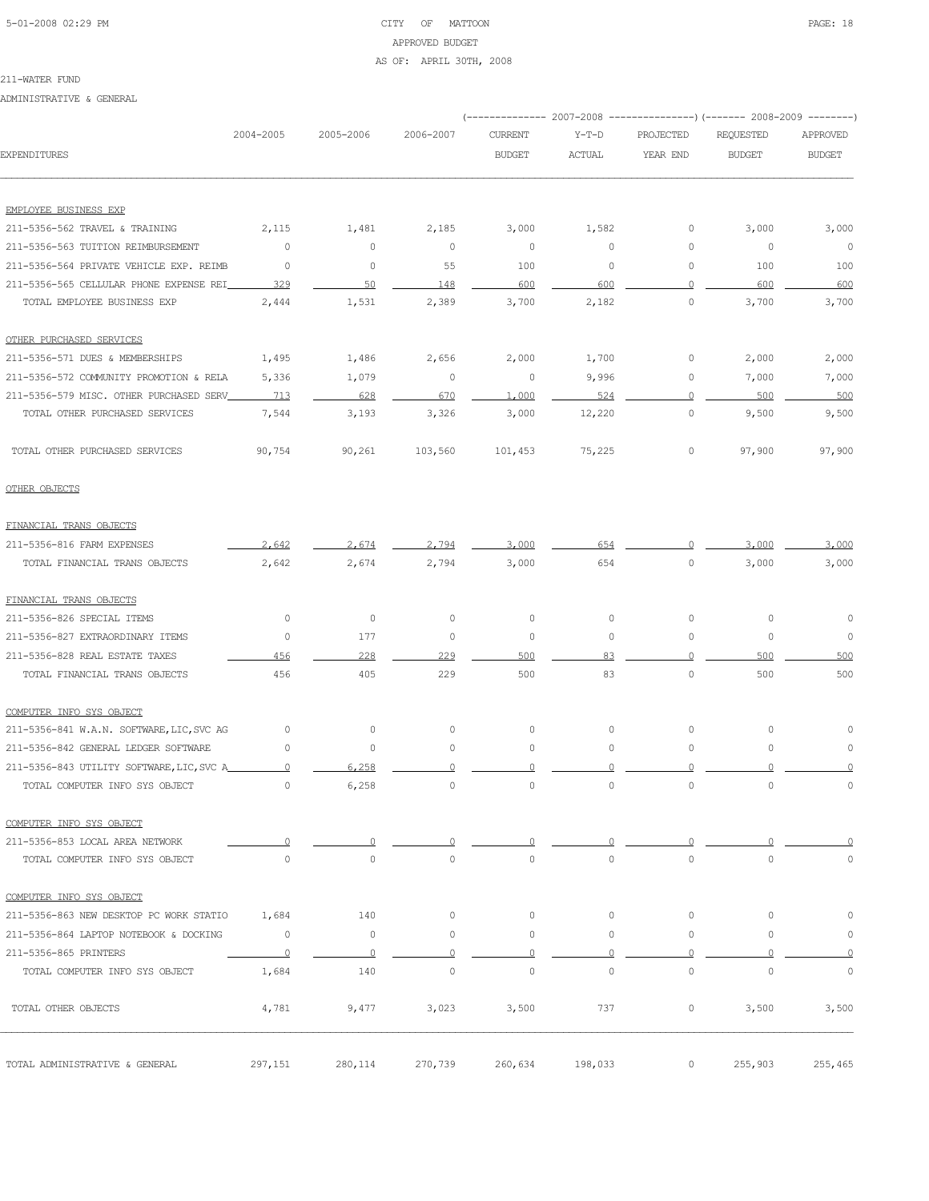CITY OF MATTOON
APPROVED BUDGET
AS OF: APRIL 30TH, 2008

211-WATER FUND

ADMINISTRATIVE & GENERAL

| EXPENDITURES | 2004-2005 | 2005-2006 | 2006-2007 | 2007-2008 CURRENT BUDGET | 2007-2008 Y-T-D ACTUAL | 2007-2008 PROJECTED YEAR END | 2008-2009 REQUESTED BUDGET | 2008-2009 APPROVED BUDGET |
|---|---|---|---|---|---|---|---|---|
| EMPLOYEE BUSINESS EXP | | | | | | | | |
| 211-5356-562 TRAVEL & TRAINING | 2,115 | 1,481 | 2,185 | 3,000 | 1,582 | 0 | 3,000 | 3,000 |
| 211-5356-563 TUITION REIMBURSEMENT | 0 | 0 | 0 | 0 | 0 | 0 | 0 | 0 |
| 211-5356-564 PRIVATE VEHICLE EXP. REIMB | 0 | 0 | 55 | 100 | 0 | 0 | 100 | 100 |
| 211-5356-565 CELLULAR PHONE EXPENSE REI | 329 | 50 | 148 | 600 | 600 | 0 | 600 | 600 |
| TOTAL EMPLOYEE BUSINESS EXP | 2,444 | 1,531 | 2,389 | 3,700 | 2,182 | 0 | 3,700 | 3,700 |
| OTHER PURCHASED SERVICES | | | | | | | | |
| 211-5356-571 DUES & MEMBERSHIPS | 1,495 | 1,486 | 2,656 | 2,000 | 1,700 | 0 | 2,000 | 2,000 |
| 211-5356-572 COMMUNITY PROMOTION & RELA | 5,336 | 1,079 | 0 | 0 | 9,996 | 0 | 7,000 | 7,000 |
| 211-5356-579 MISC. OTHER PURCHASED SERV | 713 | 628 | 670 | 1,000 | 524 | 0 | 500 | 500 |
| TOTAL OTHER PURCHASED SERVICES | 7,544 | 3,193 | 3,326 | 3,000 | 12,220 | 0 | 9,500 | 9,500 |
| TOTAL OTHER PURCHASED SERVICES | 90,754 | 90,261 | 103,560 | 101,453 | 75,225 | 0 | 97,900 | 97,900 |
| OTHER OBJECTS | | | | | | | | |
| FINANCIAL TRANS OBJECTS | | | | | | | | |
| 211-5356-816 FARM EXPENSES | 2,642 | 2,674 | 2,794 | 3,000 | 654 | 0 | 3,000 | 3,000 |
| TOTAL FINANCIAL TRANS OBJECTS | 2,642 | 2,674 | 2,794 | 3,000 | 654 | 0 | 3,000 | 3,000 |
| FINANCIAL TRANS OBJECTS | | | | | | | | |
| 211-5356-826 SPECIAL ITEMS | 0 | 0 | 0 | 0 | 0 | 0 | 0 | 0 |
| 211-5356-827 EXTRAORDINARY ITEMS | 0 | 177 | 0 | 0 | 0 | 0 | 0 | 0 |
| 211-5356-828 REAL ESTATE TAXES | 456 | 228 | 229 | 500 | 83 | 0 | 500 | 500 |
| TOTAL FINANCIAL TRANS OBJECTS | 456 | 405 | 229 | 500 | 83 | 0 | 500 | 500 |
| COMPUTER INFO SYS OBJECT | | | | | | | | |
| 211-5356-841 W.A.N. SOFTWARE,LIC,SVC AG | 0 | 0 | 0 | 0 | 0 | 0 | 0 | 0 |
| 211-5356-842 GENERAL LEDGER SOFTWARE | 0 | 0 | 0 | 0 | 0 | 0 | 0 | 0 |
| 211-5356-843 UTILITY SOFTWARE,LIC,SVC A | 0 | 6,258 | 0 | 0 | 0 | 0 | 0 | 0 |
| TOTAL COMPUTER INFO SYS OBJECT | 0 | 6,258 | 0 | 0 | 0 | 0 | 0 | 0 |
| COMPUTER INFO SYS OBJECT | | | | | | | | |
| 211-5356-853 LOCAL AREA NETWORK | 0 | 0 | 0 | 0 | 0 | 0 | 0 | 0 |
| TOTAL COMPUTER INFO SYS OBJECT | 0 | 0 | 0 | 0 | 0 | 0 | 0 | 0 |
| COMPUTER INFO SYS OBJECT | | | | | | | | |
| 211-5356-863 NEW DESKTOP PC WORK STATIO | 1,684 | 140 | 0 | 0 | 0 | 0 | 0 | 0 |
| 211-5356-864 LAPTOP NOTEBOOK & DOCKING | 0 | 0 | 0 | 0 | 0 | 0 | 0 | 0 |
| 211-5356-865 PRINTERS | 0 | 0 | 0 | 0 | 0 | 0 | 0 | 0 |
| TOTAL COMPUTER INFO SYS OBJECT | 1,684 | 140 | 0 | 0 | 0 | 0 | 0 | 0 |
| TOTAL OTHER OBJECTS | 4,781 | 9,477 | 3,023 | 3,500 | 737 | 0 | 3,500 | 3,500 |
| TOTAL ADMINISTRATIVE & GENERAL | 297,151 | 280,114 | 270,739 | 260,634 | 198,033 | 0 | 255,903 | 255,465 |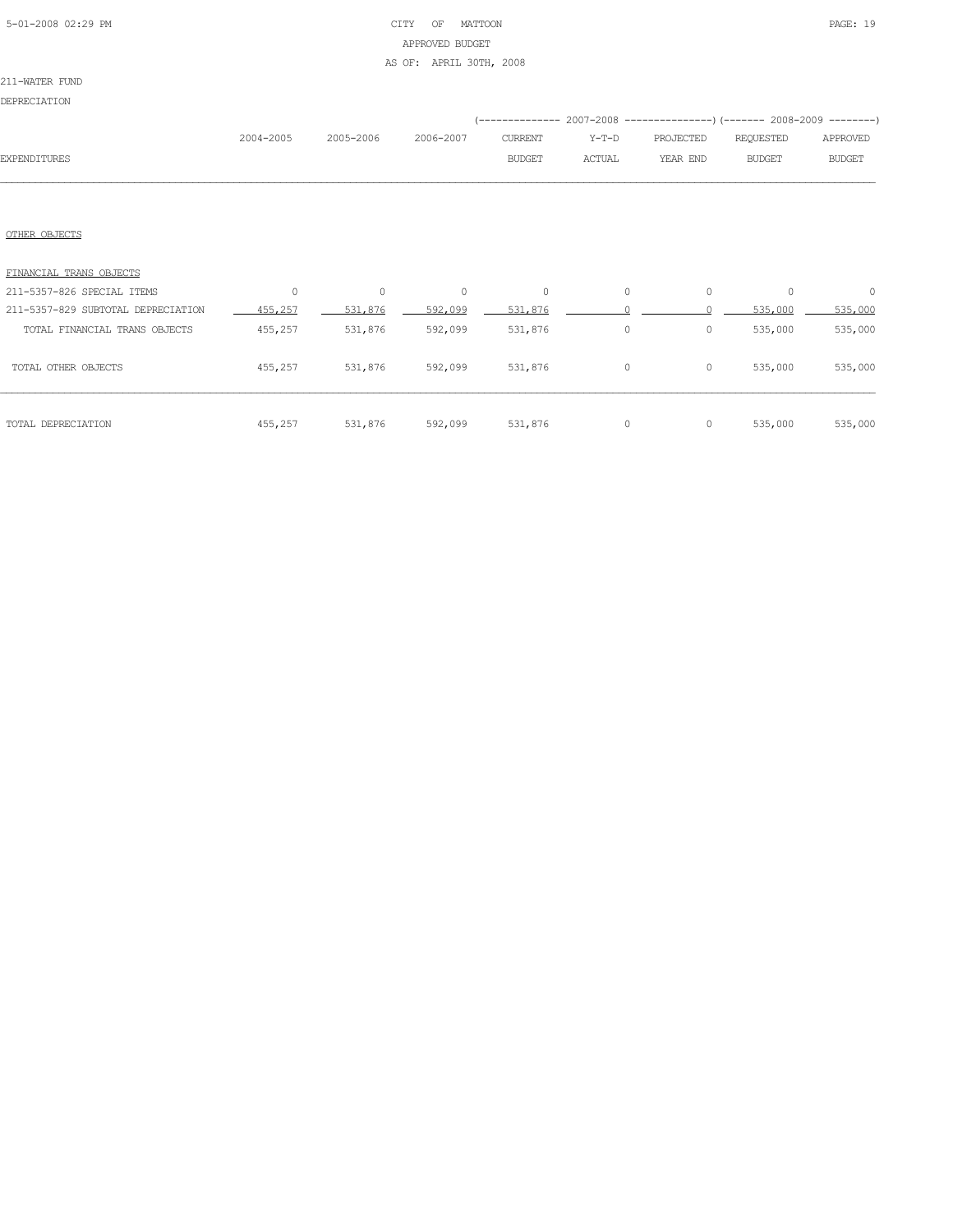CITY OF MATTOON
APPROVED BUDGET
AS OF: APRIL 30TH, 2008

211-WATER FUND

DEPRECIATION

| EXPENDITURES | 2004-2005 | 2005-2006 | 2006-2007 | 2007-2008 CURRENT BUDGET | 2007-2008 Y-T-D ACTUAL | 2007-2008 PROJECTED YEAR END | 2008-2009 REQUESTED BUDGET | 2008-2009 APPROVED BUDGET |
|---|---|---|---|---|---|---|---|---|
| OTHER OBJECTS | | | | | | | | |
| FINANCIAL TRANS OBJECTS | | | | | | | | |
| 211-5357-826 SPECIAL ITEMS | 0 | 0 | 0 | 0 | 0 | 0 | 0 | 0 |
| 211-5357-829 SUBTOTAL DEPRECIATION | 455,257 | 531,876 | 592,099 | 531,876 | 0 | 0 | 535,000 | 535,000 |
| TOTAL FINANCIAL TRANS OBJECTS | 455,257 | 531,876 | 592,099 | 531,876 | 0 | 0 | 535,000 | 535,000 |
| TOTAL OTHER OBJECTS | 455,257 | 531,876 | 592,099 | 531,876 | 0 | 0 | 535,000 | 535,000 |
| TOTAL DEPRECIATION | 455,257 | 531,876 | 592,099 | 531,876 | 0 | 0 | 535,000 | 535,000 |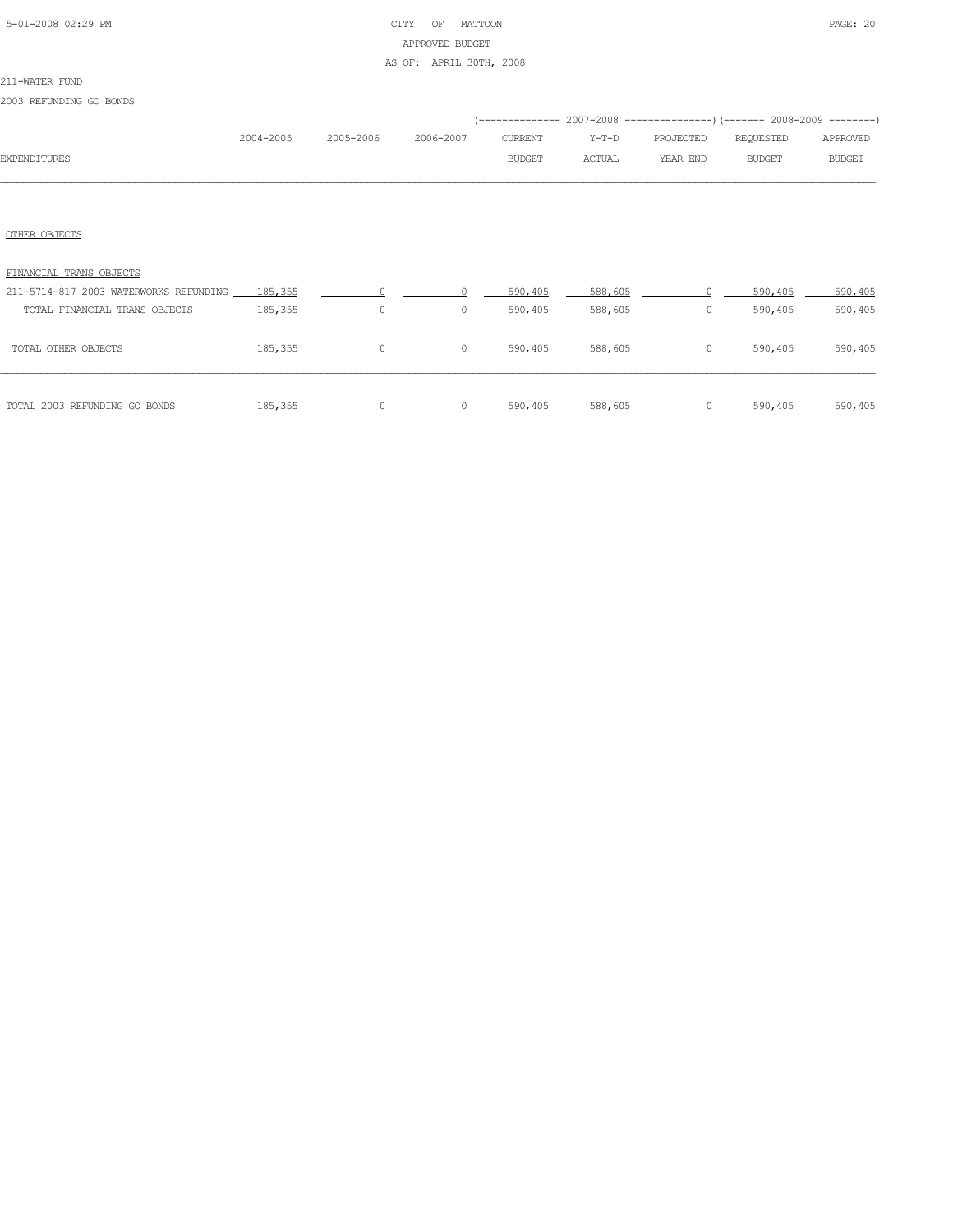211-WATER FUND

2003 REFUNDING GO BONDS

| EXPENDITURES | 2004-2005 | 2005-2006 | 2006-2007 | 2007-2008 CURRENT BUDGET | 2007-2008 Y-T-D ACTUAL | 2007-2008 PROJECTED YEAR END | 2008-2009 REQUESTED BUDGET | 2008-2009 APPROVED BUDGET |
|---|---|---|---|---|---|---|---|---|
| OTHER OBJECTS | | | | | | | | |
| FINANCIAL TRANS OBJECTS | | | | | | | | |
| 211-5714-817 2003 WATERWORKS REFUNDING | 185,355 | 0 | 0 | 590,405 | 588,605 | 0 | 590,405 | 590,405 |
| TOTAL FINANCIAL TRANS OBJECTS | 185,355 | 0 | 0 | 590,405 | 588,605 | 0 | 590,405 | 590,405 |
| TOTAL OTHER OBJECTS | 185,355 | 0 | 0 | 590,405 | 588,605 | 0 | 590,405 | 590,405 |
| TOTAL 2003 REFUNDING GO BONDS | 185,355 | 0 | 0 | 590,405 | 588,605 | 0 | 590,405 | 590,405 |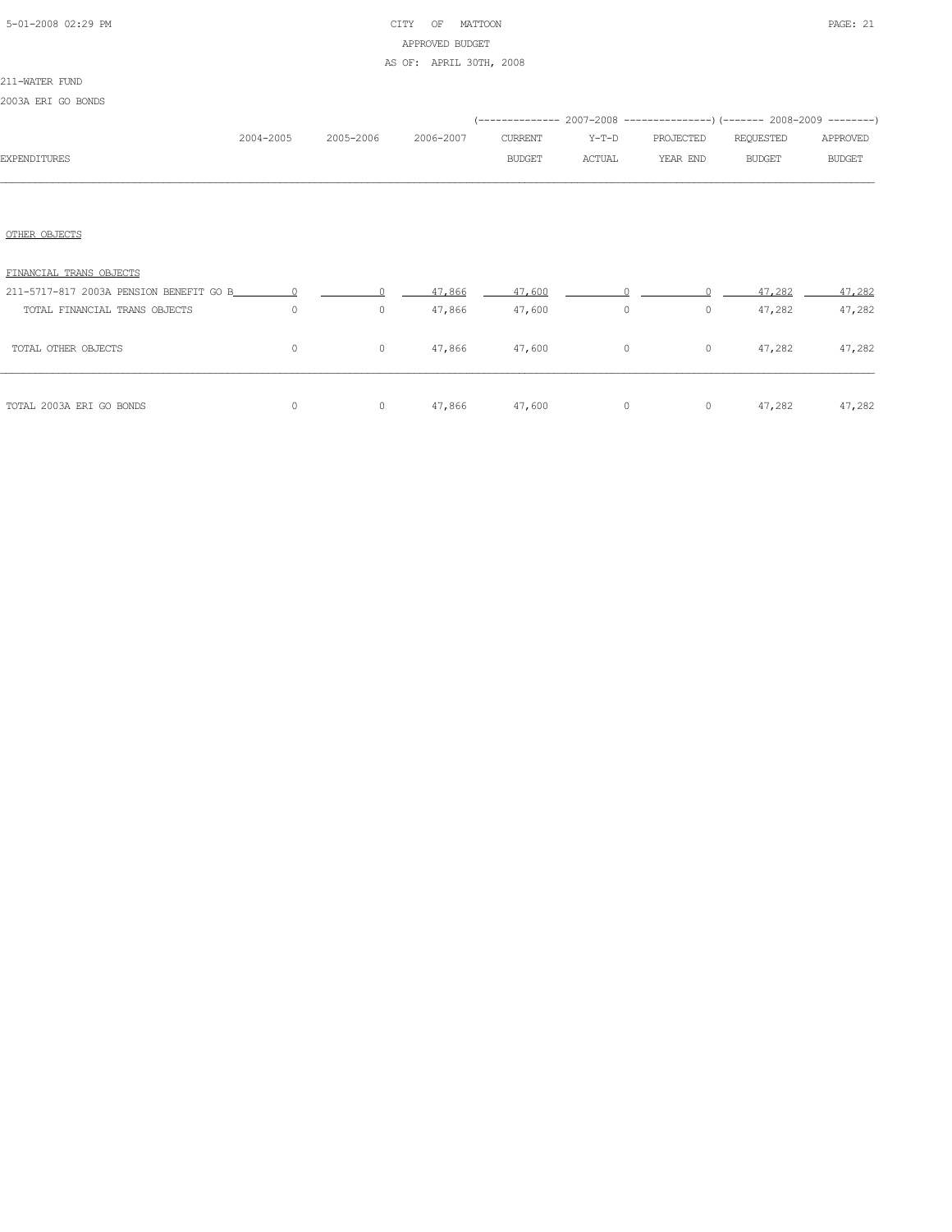CITY OF MATTOON
APPROVED BUDGET
AS OF: APRIL 30TH, 2008

211-WATER FUND

2003A ERI GO BONDS

| EXPENDITURES | 2004-2005 | 2005-2006 | 2006-2007 | 2007-2008 CURRENT BUDGET | 2007-2008 Y-T-D ACTUAL | 2007-2008 PROJECTED YEAR END | 2008-2009 REQUESTED BUDGET | 2008-2009 APPROVED BUDGET |
|---|---|---|---|---|---|---|---|---|
| OTHER OBJECTS | | | | | | | | |
| FINANCIAL TRANS OBJECTS | | | | | | | | |
| 211-5717-817 2003A PENSION BENEFIT GO B | 0 | 0 | 47,866 | 47,600 | 0 | 0 | 47,282 | 47,282 |
| TOTAL FINANCIAL TRANS OBJECTS | 0 | 0 | 47,866 | 47,600 | 0 | 0 | 47,282 | 47,282 |
| TOTAL OTHER OBJECTS | 0 | 0 | 47,866 | 47,600 | 0 | 0 | 47,282 | 47,282 |
| TOTAL 2003A ERI GO BONDS | 0 | 0 | 47,866 | 47,600 | 0 | 0 | 47,282 | 47,282 |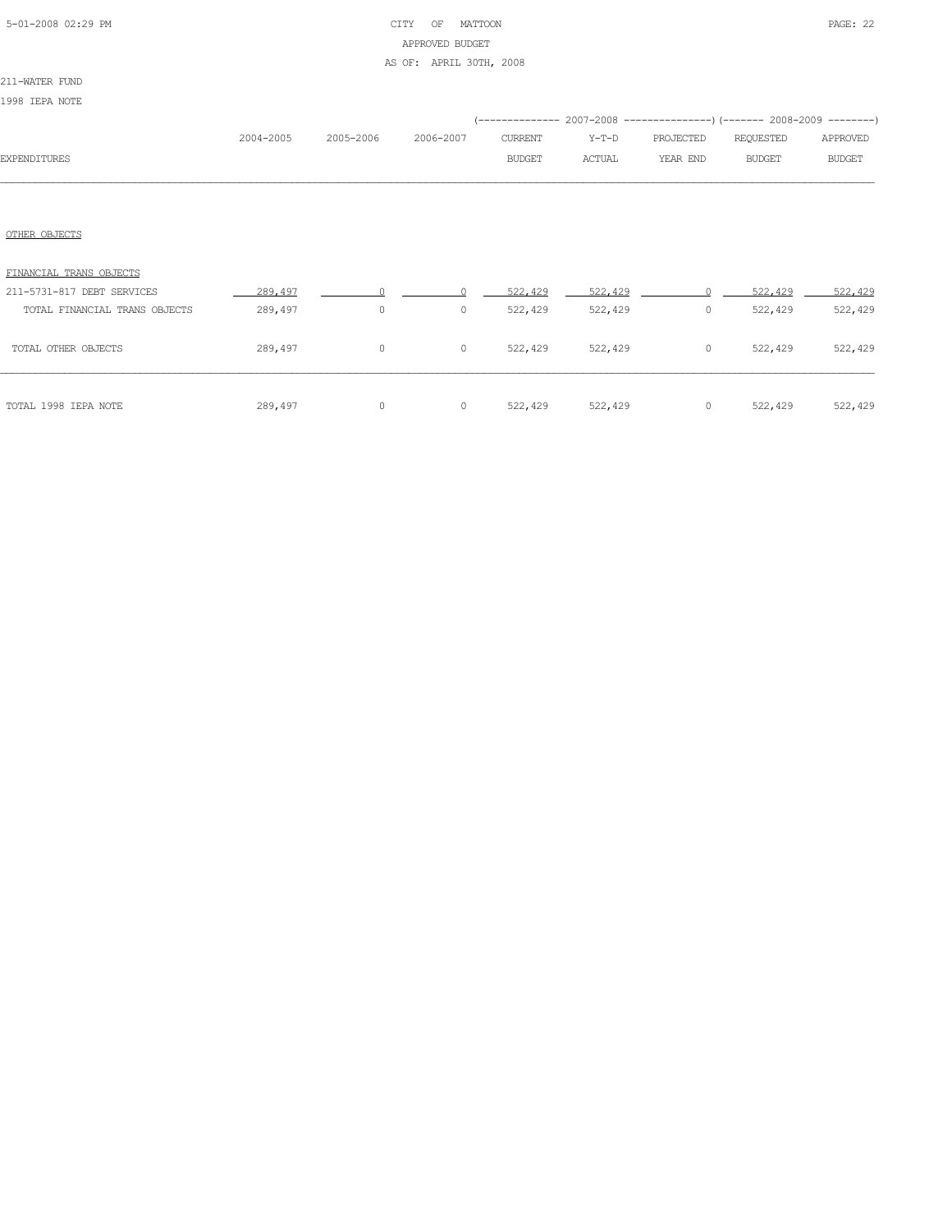211-WATER FUND

1998 IEPA NOTE

| EXPENDITURES | 2004-2005 | 2005-2006 | 2006-2007 | 2007-2008 CURRENT BUDGET | 2007-2008 Y-T-D ACTUAL | 2007-2008 PROJECTED YEAR END | 2008-2009 REQUESTED BUDGET | 2008-2009 APPROVED BUDGET |
|---|---|---|---|---|---|---|---|---|
| OTHER OBJECTS | | | | | | | | |
| FINANCIAL TRANS OBJECTS | | | | | | | | |
| 211-5731-817 DEBT SERVICES | 289,497 | 0 | 0 | 522,429 | 522,429 | 0 | 522,429 | 522,429 |
| TOTAL FINANCIAL TRANS OBJECTS | 289,497 | 0 | 0 | 522,429 | 522,429 | 0 | 522,429 | 522,429 |
| TOTAL OTHER OBJECTS | 289,497 | 0 | 0 | 522,429 | 522,429 | 0 | 522,429 | 522,429 |
| TOTAL 1998 IEPA NOTE | 289,497 | 0 | 0 | 522,429 | 522,429 | 0 | 522,429 | 522,429 |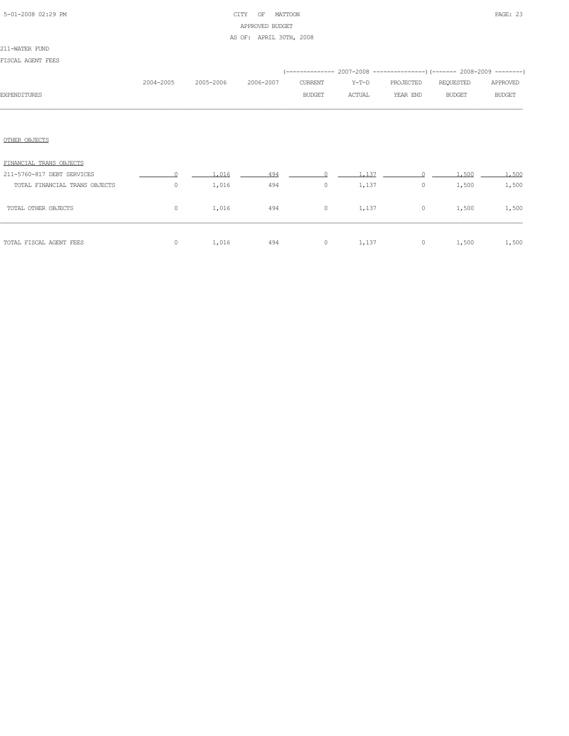CITY OF MATTOON
APPROVED BUDGET
AS OF: APRIL 30TH, 2008

211-WATER FUND

FISCAL AGENT FEES

| EXPENDITURES | 2004-2005 | 2005-2006 | 2006-2007 | 2007-2008 CURRENT BUDGET | 2007-2008 Y-T-D ACTUAL | 2007-2008 PROJECTED YEAR END | 2008-2009 REQUESTED BUDGET | 2008-2009 APPROVED BUDGET |
|---|---|---|---|---|---|---|---|---|
| OTHER OBJECTS | | | | | | | | |
| FINANCIAL TRANS OBJECTS | | | | | | | | |
| 211-5760-817 DEBT SERVICES | 0 | 1,016 | 494 | 0 | 1,137 | 0 | 1,500 | 1,500 |
| TOTAL FINANCIAL TRANS OBJECTS | 0 | 1,016 | 494 | 0 | 1,137 | 0 | 1,500 | 1,500 |
| TOTAL OTHER OBJECTS | 0 | 1,016 | 494 | 0 | 1,137 | 0 | 1,500 | 1,500 |
| TOTAL FISCAL AGENT FEES | 0 | 1,016 | 494 | 0 | 1,137 | 0 | 1,500 | 1,500 |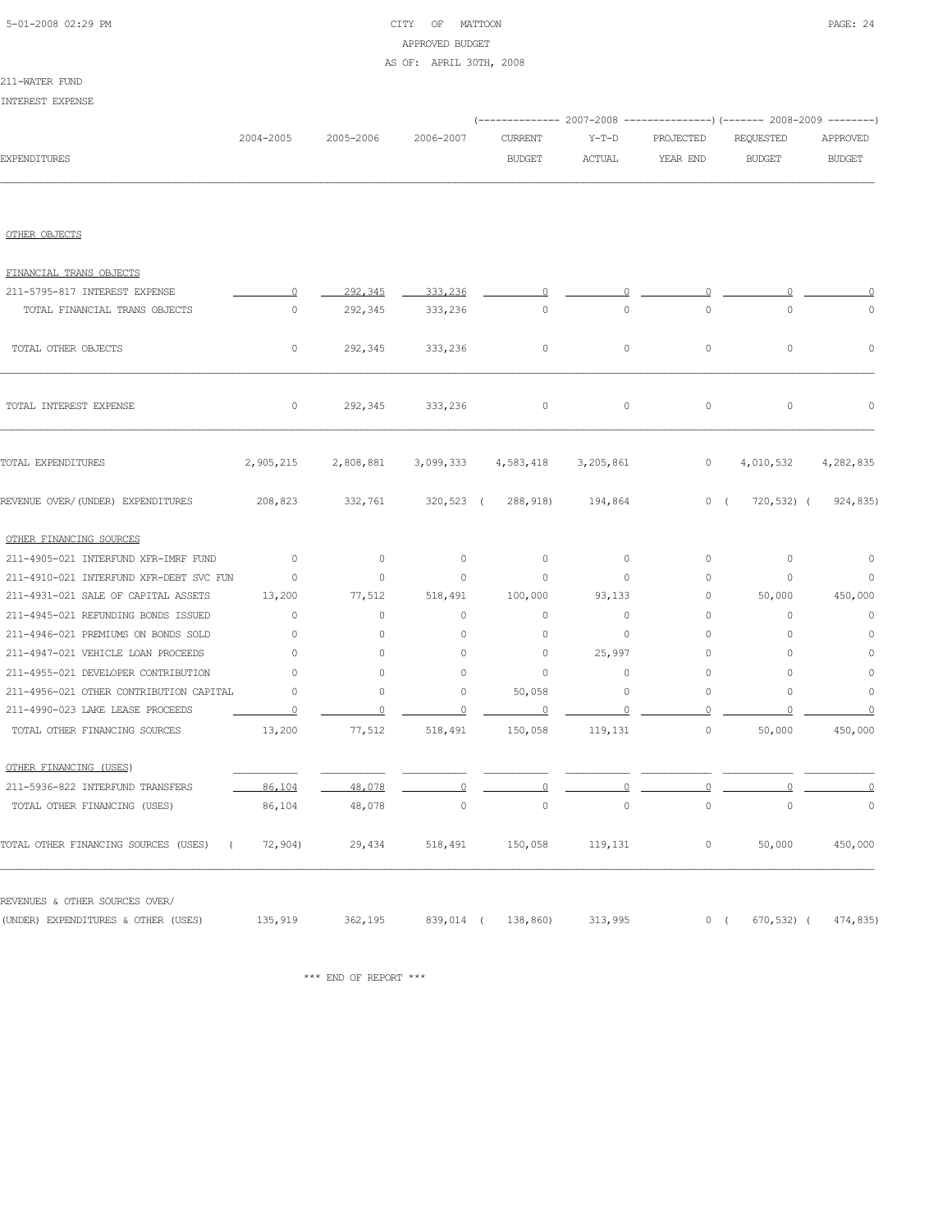CITY OF MATTOON
APPROVED BUDGET
AS OF: APRIL 30TH, 2008

211-WATER FUND

INTEREST EXPENSE

| EXPENDITURES | 2004-2005 | 2005-2006 | 2006-2007 | 2007-2008 CURRENT BUDGET | 2007-2008 Y-T-D ACTUAL | 2007-2008 PROJECTED YEAR END | 2008-2009 REQUESTED BUDGET | 2008-2009 APPROVED BUDGET |
|---|---|---|---|---|---|---|---|---|
| OTHER OBJECTS | | | | | | | | |
| FINANCIAL TRANS OBJECTS | | | | | | | | |
| 211-5795-817 INTEREST EXPENSE | 0 | 292,345 | 333,236 | 0 | 0 | 0 | 0 | 0 |
| TOTAL FINANCIAL TRANS OBJECTS | 0 | 292,345 | 333,236 | 0 | 0 | 0 | 0 | 0 |
| TOTAL OTHER OBJECTS | 0 | 292,345 | 333,236 | 0 | 0 | 0 | 0 | 0 |
| TOTAL INTEREST EXPENSE | 0 | 292,345 | 333,236 | 0 | 0 | 0 | 0 | 0 |
| TOTAL EXPENDITURES | 2,905,215 | 2,808,881 | 3,099,333 | 4,583,418 | 3,205,861 | 0 | 4,010,532 | 4,282,835 |
| REVENUE OVER/(UNDER) EXPENDITURES | 208,823 | 332,761 | 320,523 | ( 288,918) | 194,864 | 0 | ( 720,532) | ( 924,835) |
| OTHER FINANCING SOURCES | | | | | | | | |
| 211-4905-021 INTERFUND XFR-IMRF FUND | 0 | 0 | 0 | 0 | 0 | 0 | 0 | 0 |
| 211-4910-021 INTERFUND XFR-DEBT SVC FUN | 0 | 0 | 0 | 0 | 0 | 0 | 0 | 0 |
| 211-4931-021 SALE OF CAPITAL ASSETS | 13,200 | 77,512 | 518,491 | 100,000 | 93,133 | 0 | 50,000 | 450,000 |
| 211-4945-021 REFUNDING BONDS ISSUED | 0 | 0 | 0 | 0 | 0 | 0 | 0 | 0 |
| 211-4946-021 PREMIUMS ON BONDS SOLD | 0 | 0 | 0 | 0 | 0 | 0 | 0 | 0 |
| 211-4947-021 VEHICLE LOAN PROCEEDS | 0 | 0 | 0 | 0 | 25,997 | 0 | 0 | 0 |
| 211-4955-021 DEVELOPER CONTRIBUTION | 0 | 0 | 0 | 0 | 0 | 0 | 0 | 0 |
| 211-4956-021 OTHER CONTRIBUTION CAPITAL | 0 | 0 | 0 | 50,058 | 0 | 0 | 0 | 0 |
| 211-4990-023 LAKE LEASE PROCEEDS | 0 | 0 | 0 | 0 | 0 | 0 | 0 | 0 |
| TOTAL OTHER FINANCING SOURCES | 13,200 | 77,512 | 518,491 | 150,058 | 119,131 | 0 | 50,000 | 450,000 |
| OTHER FINANCING (USES) | | | | | | | | |
| 211-5936-822 INTERFUND TRANSFERS | 86,104 | 48,078 | 0 | 0 | 0 | 0 | 0 | 0 |
| TOTAL OTHER FINANCING (USES) | 86,104 | 48,078 | 0 | 0 | 0 | 0 | 0 | 0 |
| TOTAL OTHER FINANCING SOURCES (USES) | ( 72,904) | 29,434 | 518,491 | 150,058 | 119,131 | 0 | 50,000 | 450,000 |
| REVENUES & OTHER SOURCES OVER/ (UNDER) EXPENDITURES & OTHER (USES) | 135,919 | 362,195 | 839,014 | ( 138,860) | 313,995 | 0 | ( 670,532) | ( 474,835) |

*** END OF REPORT ***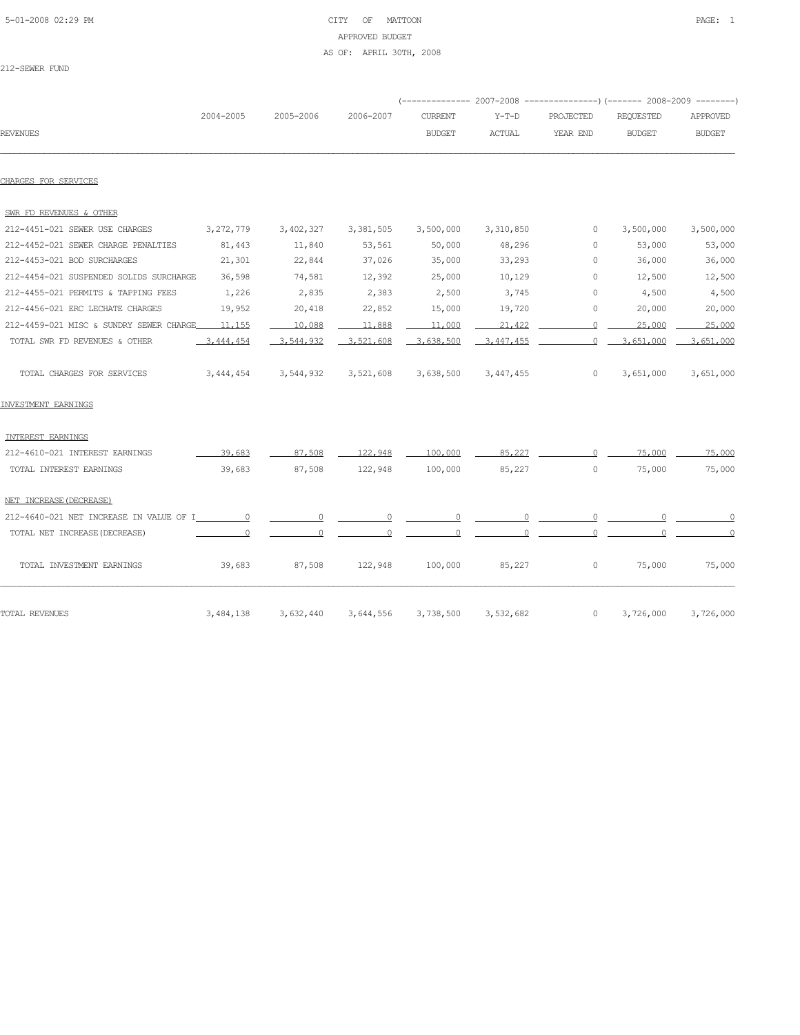CITY OF MATTOON

APPROVED BUDGET

AS OF: APRIL 30TH, 2008

212-SEWER FUND

| REVENUES | 2004-2005 | 2005-2006 | 2006-2007 | 2007-2008 CURRENT BUDGET | 2007-2008 Y-T-D ACTUAL | 2007-2008 PROJECTED YEAR END | 2008-2009 REQUESTED BUDGET | 2008-2009 APPROVED BUDGET |
|---|---|---|---|---|---|---|---|---|
| CHARGES FOR SERVICES | | | | | | | | |
| SWR FD REVENUES & OTHER | | | | | | | | |
| 212-4451-021 SEWER USE CHARGES | 3,272,779 | 3,402,327 | 3,381,505 | 3,500,000 | 3,310,850 | 0 | 3,500,000 | 3,500,000 |
| 212-4452-021 SEWER CHARGE PENALTIES | 81,443 | 11,840 | 53,561 | 50,000 | 48,296 | 0 | 53,000 | 53,000 |
| 212-4453-021 BOD SURCHARGES | 21,301 | 22,844 | 37,026 | 35,000 | 33,293 | 0 | 36,000 | 36,000 |
| 212-4454-021 SUSPENDED SOLIDS SURCHARGE | 36,598 | 74,581 | 12,392 | 25,000 | 10,129 | 0 | 12,500 | 12,500 |
| 212-4455-021 PERMITS & TAPPING FEES | 1,226 | 2,835 | 2,383 | 2,500 | 3,745 | 0 | 4,500 | 4,500 |
| 212-4456-021 ERC LECHATE CHARGES | 19,952 | 20,418 | 22,852 | 15,000 | 19,720 | 0 | 20,000 | 20,000 |
| 212-4459-021 MISC & SUNDRY SEWER CHARGE | 11,155 | 10,088 | 11,888 | 11,000 | 21,422 | 0 | 25,000 | 25,000 |
| TOTAL SWR FD REVENUES & OTHER | 3,444,454 | 3,544,932 | 3,521,608 | 3,638,500 | 3,447,455 | 0 | 3,651,000 | 3,651,000 |
| TOTAL CHARGES FOR SERVICES | 3,444,454 | 3,544,932 | 3,521,608 | 3,638,500 | 3,447,455 | 0 | 3,651,000 | 3,651,000 |
| INVESTMENT EARNINGS | | | | | | | | |
| INTEREST EARNINGS | | | | | | | | |
| 212-4610-021 INTEREST EARNINGS | 39,683 | 87,508 | 122,948 | 100,000 | 85,227 | 0 | 75,000 | 75,000 |
| TOTAL INTEREST EARNINGS | 39,683 | 87,508 | 122,948 | 100,000 | 85,227 | 0 | 75,000 | 75,000 |
| NET INCREASE(DECREASE) | | | | | | | | |
| 212-4640-021 NET INCREASE IN VALUE OF I | 0 | 0 | 0 | 0 | 0 | 0 | 0 | 0 |
| TOTAL NET INCREASE(DECREASE) | 0 | 0 | 0 | 0 | 0 | 0 | 0 | 0 |
| TOTAL INVESTMENT EARNINGS | 39,683 | 87,508 | 122,948 | 100,000 | 85,227 | 0 | 75,000 | 75,000 |
| TOTAL REVENUES | 3,484,138 | 3,632,440 | 3,644,556 | 3,738,500 | 3,532,682 | 0 | 3,726,000 | 3,726,000 |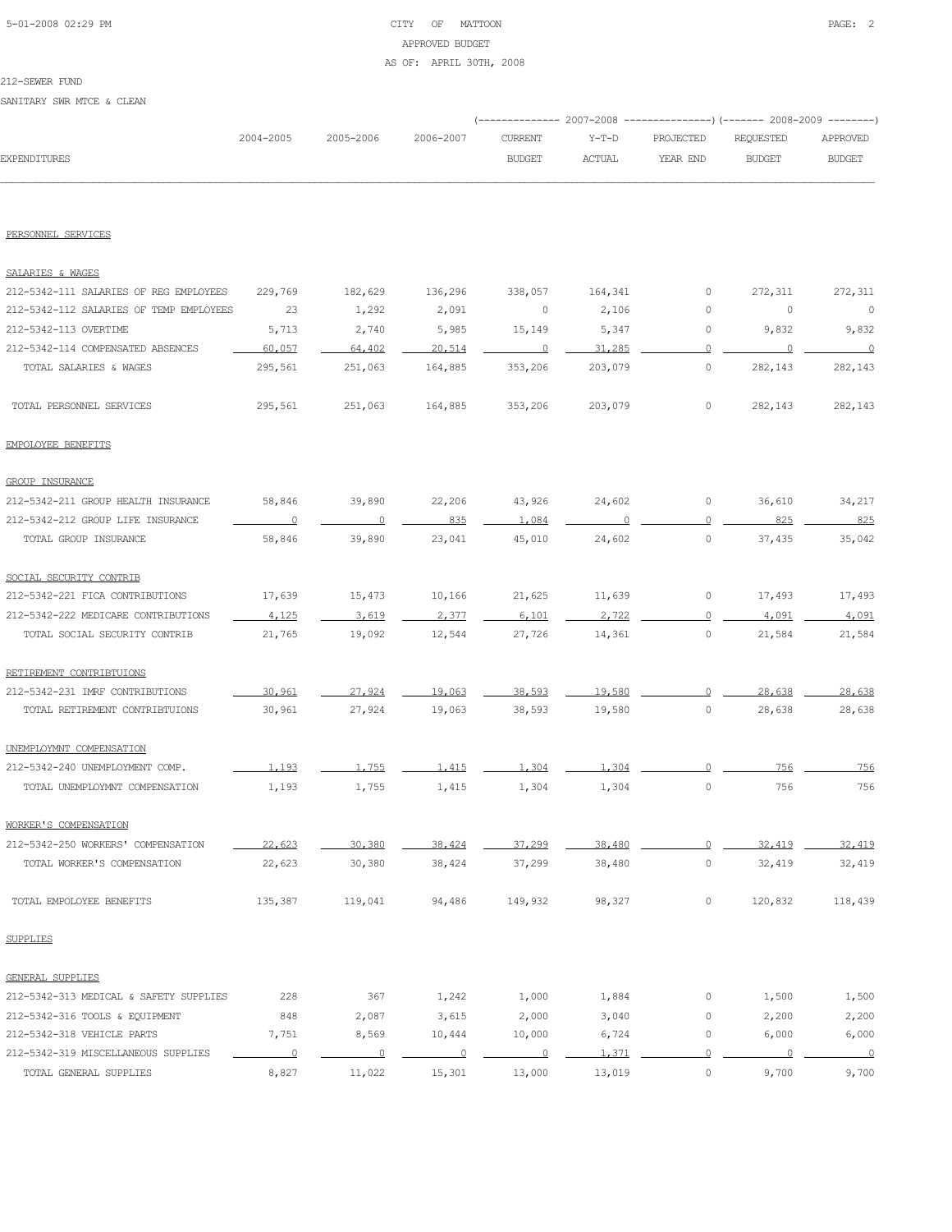# CITY OF MATTOON

APPROVED BUDGET

AS OF: APRIL 30TH, 2008

212-SEWER FUND

SANITARY SWR MTCE & CLEAN

| EXPENDITURES | 2004-2005 | 2005-2006 | 2006-2007 | 2007-2008 CURRENT BUDGET | 2007-2008 Y-T-D ACTUAL | 2007-2008 PROJECTED YEAR END | 2008-2009 REQUESTED BUDGET | 2008-2009 APPROVED BUDGET |
|---|---|---|---|---|---|---|---|---|
| PERSONNEL SERVICES | | | | | | | | |
| SALARIES & WAGES | | | | | | | | |
| 212-5342-111 SALARIES OF REG EMPLOYEES | 229,769 | 182,629 | 136,296 | 338,057 | 164,341 | 0 | 272,311 | 272,311 |
| 212-5342-112 SALARIES OF TEMP EMPLOYEES | 23 | 1,292 | 2,091 | 0 | 2,106 | 0 | 0 | 0 |
| 212-5342-113 OVERTIME | 5,713 | 2,740 | 5,985 | 15,149 | 5,347 | 0 | 9,832 | 9,832 |
| 212-5342-114 COMPENSATED ABSENCES | 60,057 | 64,402 | 20,514 | 0 | 31,285 | 0 | 0 | 0 |
| TOTAL SALARIES & WAGES | 295,561 | 251,063 | 164,885 | 353,206 | 203,079 | 0 | 282,143 | 282,143 |
| TOTAL PERSONNEL SERVICES | 295,561 | 251,063 | 164,885 | 353,206 | 203,079 | 0 | 282,143 | 282,143 |
| EMPOLOYEE BENEFITS | | | | | | | | |
| GROUP INSURANCE | | | | | | | | |
| 212-5342-211 GROUP HEALTH INSURANCE | 58,846 | 39,890 | 22,206 | 43,926 | 24,602 | 0 | 36,610 | 34,217 |
| 212-5342-212 GROUP LIFE INSURANCE | 0 | 0 | 835 | 1,084 | 0 | 0 | 825 | 825 |
| TOTAL GROUP INSURANCE | 58,846 | 39,890 | 23,041 | 45,010 | 24,602 | 0 | 37,435 | 35,042 |
| SOCIAL SECURITY CONTRIB | | | | | | | | |
| 212-5342-221 FICA CONTRIBUTIONS | 17,639 | 15,473 | 10,166 | 21,625 | 11,639 | 0 | 17,493 | 17,493 |
| 212-5342-222 MEDICARE CONTRIBUTIONS | 4,125 | 3,619 | 2,377 | 6,101 | 2,722 | 0 | 4,091 | 4,091 |
| TOTAL SOCIAL SECURITY CONTRIB | 21,765 | 19,092 | 12,544 | 27,726 | 14,361 | 0 | 21,584 | 21,584 |
| RETIREMENT CONTRIBTUIONS | | | | | | | | |
| 212-5342-231 IMRF CONTRIBUTIONS | 30,961 | 27,924 | 19,063 | 38,593 | 19,580 | 0 | 28,638 | 28,638 |
| TOTAL RETIREMENT CONTRIBTUIONS | 30,961 | 27,924 | 19,063 | 38,593 | 19,580 | 0 | 28,638 | 28,638 |
| UNEMPLOYMNT COMPENSATION | | | | | | | | |
| 212-5342-240 UNEMPLOYMENT COMP. | 1,193 | 1,755 | 1,415 | 1,304 | 1,304 | 0 | 756 | 756 |
| TOTAL UNEMPLOYMNT COMPENSATION | 1,193 | 1,755 | 1,415 | 1,304 | 1,304 | 0 | 756 | 756 |
| WORKER'S COMPENSATION | | | | | | | | |
| 212-5342-250 WORKERS' COMPENSATION | 22,623 | 30,380 | 38,424 | 37,299 | 38,480 | 0 | 32,419 | 32,419 |
| TOTAL WORKER'S COMPENSATION | 22,623 | 30,380 | 38,424 | 37,299 | 38,480 | 0 | 32,419 | 32,419 |
| TOTAL EMPOLOYEE BENEFITS | 135,387 | 119,041 | 94,486 | 149,932 | 98,327 | 0 | 120,832 | 118,439 |
| SUPPLIES | | | | | | | | |
| GENERAL SUPPLIES | | | | | | | | |
| 212-5342-313 MEDICAL & SAFETY SUPPLIES | 228 | 367 | 1,242 | 1,000 | 1,884 | 0 | 1,500 | 1,500 |
| 212-5342-316 TOOLS & EQUIPMENT | 848 | 2,087 | 3,615 | 2,000 | 3,040 | 0 | 2,200 | 2,200 |
| 212-5342-318 VEHICLE PARTS | 7,751 | 8,569 | 10,444 | 10,000 | 6,724 | 0 | 6,000 | 6,000 |
| 212-5342-319 MISCELLANEOUS SUPPLIES | 0 | 0 | 0 | 0 | 1,371 | 0 | 0 | 0 |
| TOTAL GENERAL SUPPLIES | 8,827 | 11,022 | 15,301 | 13,000 | 13,019 | 0 | 9,700 | 9,700 |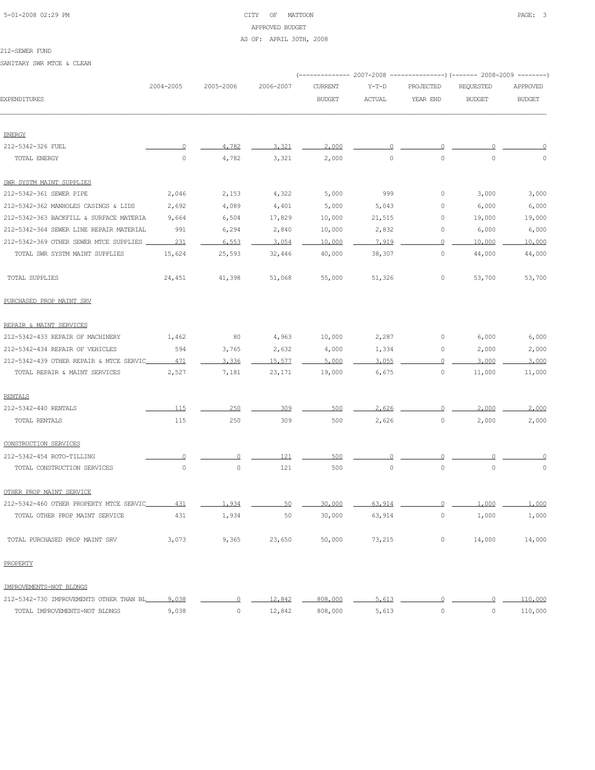212-SEWER FUND

SANITARY SWR MTCE & CLEAN

| EXPENDITURES | 2004-2005 | 2005-2006 | 2006-2007 | 2007-2008 CURRENT BUDGET | 2007-2008 Y-T-D ACTUAL | 2007-2008 PROJECTED YEAR END | 2008-2009 REQUESTED BUDGET | 2008-2009 APPROVED BUDGET |
|---|---|---|---|---|---|---|---|---|
| ENERGY | | | | | | | | |
| 212-5342-326 FUEL | 0 | 4,782 | 3,321 | 2,000 | 0 | 0 | 0 | 0 |
| TOTAL ENERGY | 0 | 4,782 | 3,321 | 2,000 | 0 | 0 | 0 | 0 |
| SWR SYSTM MAINT SUPPLIES | | | | | | | | |
| 212-5342-361 SEWER PIPE | 2,046 | 2,153 | 4,322 | 5,000 | 999 | 0 | 3,000 | 3,000 |
| 212-5342-362 MANHOLES CASINGS & LIDS | 2,692 | 4,089 | 4,401 | 5,000 | 5,043 | 0 | 6,000 | 6,000 |
| 212-5342-363 BACKFILL & SURFACE MATERIA | 9,664 | 6,504 | 17,829 | 10,000 | 21,515 | 0 | 19,000 | 19,000 |
| 212-5342-364 SEWER LINE REPAIR MATERIAL | 991 | 6,294 | 2,840 | 10,000 | 2,832 | 0 | 6,000 | 6,000 |
| 212-5342-369 OTHER SEWER MTCE SUPPLIES | 231 | 6,553 | 3,054 | 10,000 | 7,919 | 0 | 10,000 | 10,000 |
| TOTAL SWR SYSTM MAINT SUPPLIES | 15,624 | 25,593 | 32,446 | 40,000 | 38,307 | 0 | 44,000 | 44,000 |
| TOTAL SUPPLIES | 24,451 | 41,398 | 51,068 | 55,000 | 51,326 | 0 | 53,700 | 53,700 |
| PURCHASED PROP MAINT SRV | | | | | | | | |
| REPAIR & MAINT SERVICES | | | | | | | | |
| 212-5342-433 REPAIR OF MACHINERY | 1,462 | 80 | 4,963 | 10,000 | 2,287 | 0 | 6,000 | 6,000 |
| 212-5342-434 REPAIR OF VEHICLES | 594 | 3,765 | 2,632 | 4,000 | 1,334 | 0 | 2,000 | 2,000 |
| 212-5342-439 OTHER REPAIR & MTCE SERVIC | 471 | 3,336 | 15,577 | 5,000 | 3,055 | 0 | 3,000 | 3,000 |
| TOTAL REPAIR & MAINT SERVICES | 2,527 | 7,181 | 23,171 | 19,000 | 6,675 | 0 | 11,000 | 11,000 |
| RENTALS | | | | | | | | |
| 212-5342-440 RENTALS | 115 | 250 | 309 | 500 | 2,626 | 0 | 2,000 | 2,000 |
| TOTAL RENTALS | 115 | 250 | 309 | 500 | 2,626 | 0 | 2,000 | 2,000 |
| CONSTRUCTION SERVICES | | | | | | | | |
| 212-5342-454 ROTO-TILLING | 0 | 0 | 121 | 500 | 0 | 0 | 0 | 0 |
| TOTAL CONSTRUCTION SERVICES | 0 | 0 | 121 | 500 | 0 | 0 | 0 | 0 |
| OTHER PROP MAINT SERVICE | | | | | | | | |
| 212-5342-460 OTHER PROPERTY MTCE SERVIC | 431 | 1,934 | 50 | 30,000 | 63,914 | 0 | 1,000 | 1,000 |
| TOTAL OTHER PROP MAINT SERVICE | 431 | 1,934 | 50 | 30,000 | 63,914 | 0 | 1,000 | 1,000 |
| TOTAL PURCHASED PROP MAINT SRV | 3,073 | 9,365 | 23,650 | 50,000 | 73,215 | 0 | 14,000 | 14,000 |
| PROPERTY | | | | | | | | |
| IMPROVEMENTS-NOT BLDNGS | | | | | | | | |
| 212-5342-730 IMPROVEMENTS OTHER THAN BL | 9,038 | 0 | 12,842 | 808,000 | 5,613 | 0 | 0 | 110,000 |
| TOTAL IMPROVEMENTS-NOT BLDNGS | 9,038 | 0 | 12,842 | 808,000 | 5,613 | 0 | 0 | 110,000 |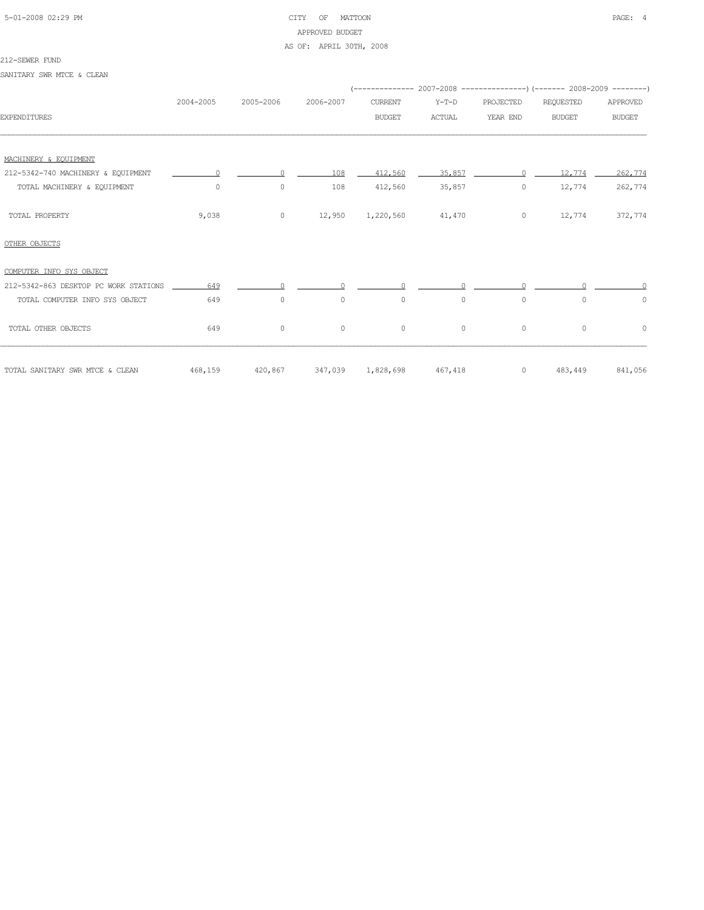CITY OF MATTOON
APPROVED BUDGET
AS OF: APRIL 30TH, 2008

212-SEWER FUND

SANITARY SWR MTCE & CLEAN

| EXPENDITURES | 2004-2005 | 2005-2006 | 2006-2007 | 2007-2008 CURRENT BUDGET | 2007-2008 Y-T-D ACTUAL | 2007-2008 PROJECTED YEAR END | 2008-2009 REQUESTED BUDGET | 2008-2009 APPROVED BUDGET |
|---|---|---|---|---|---|---|---|---|
| MACHINERY & EQUIPMENT | | | | | | | | |
| 212-5342-740 MACHINERY & EQUIPMENT | 0 | 0 | 108 | 412,560 | 35,857 | 0 | 12,774 | 262,774 |
| TOTAL MACHINERY & EQUIPMENT | 0 | 0 | 108 | 412,560 | 35,857 | 0 | 12,774 | 262,774 |
| TOTAL PROPERTY | 9,038 | 0 | 12,950 | 1,220,560 | 41,470 | 0 | 12,774 | 372,774 |
| OTHER OBJECTS | | | | | | | | |
| COMPUTER INFO SYS OBJECT | | | | | | | | |
| 212-5342-863 DESKTOP PC WORK STATIONS | 649 | 0 | 0 | 0 | 0 | 0 | 0 | 0 |
| TOTAL COMPUTER INFO SYS OBJECT | 649 | 0 | 0 | 0 | 0 | 0 | 0 | 0 |
| TOTAL OTHER OBJECTS | 649 | 0 | 0 | 0 | 0 | 0 | 0 | 0 |
| TOTAL SANITARY SWR MTCE & CLEAN | 468,159 | 420,867 | 347,039 | 1,828,698 | 467,418 | 0 | 483,449 | 841,056 |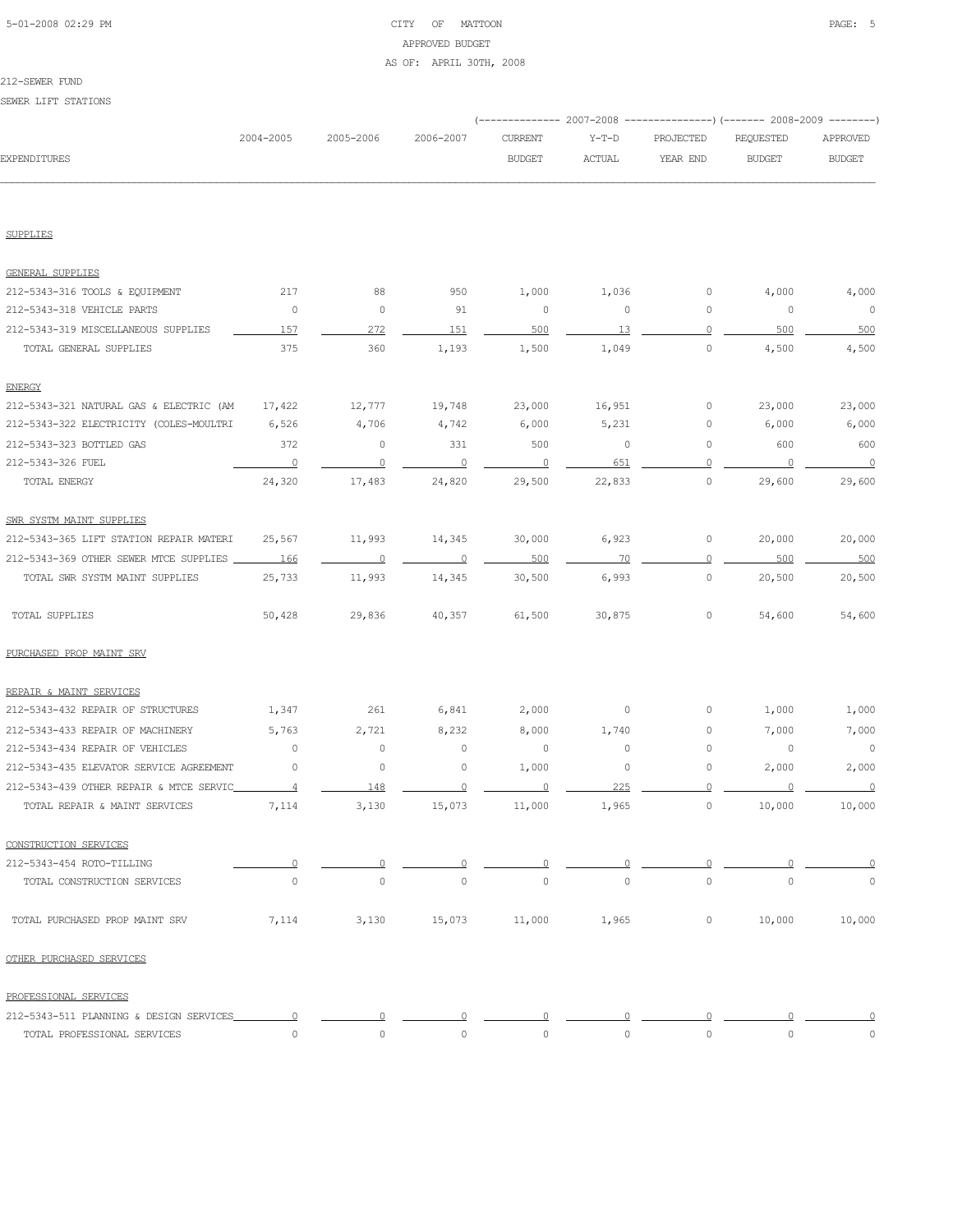CITY OF MATTOON
APPROVED BUDGET
AS OF: APRIL 30TH, 2008

212-SEWER FUND

SEWER LIFT STATIONS

| EXPENDITURES | 2004-2005 | 2005-2006 | 2006-2007 | 2007-2008 CURRENT BUDGET | 2007-2008 Y-T-D ACTUAL | 2007-2008 PROJECTED YEAR END | 2008-2009 REQUESTED BUDGET | 2008-2009 APPROVED BUDGET |
|---|---|---|---|---|---|---|---|---|
| SUPPLIES | | | | | | | | |
| GENERAL SUPPLIES | | | | | | | | |
| 212-5343-316 TOOLS & EQUIPMENT | 217 | 88 | 950 | 1,000 | 1,036 | 0 | 4,000 | 4,000 |
| 212-5343-318 VEHICLE PARTS | 0 | 0 | 91 | 0 | 0 | 0 | 0 | 0 |
| 212-5343-319 MISCELLANEOUS SUPPLIES | 157 | 272 | 151 | 500 | 13 | 0 | 500 | 500 |
| TOTAL GENERAL SUPPLIES | 375 | 360 | 1,193 | 1,500 | 1,049 | 0 | 4,500 | 4,500 |
| ENERGY | | | | | | | | |
| 212-5343-321 NATURAL GAS & ELECTRIC (AM | 17,422 | 12,777 | 19,748 | 23,000 | 16,951 | 0 | 23,000 | 23,000 |
| 212-5343-322 ELECTRICITY (COLES-MOULTRI | 6,526 | 4,706 | 4,742 | 6,000 | 5,231 | 0 | 6,000 | 6,000 |
| 212-5343-323 BOTTLED GAS | 372 | 0 | 331 | 500 | 0 | 0 | 600 | 600 |
| 212-5343-326 FUEL | 0 | 0 | 0 | 0 | 651 | 0 | 0 | 0 |
| TOTAL ENERGY | 24,320 | 17,483 | 24,820 | 29,500 | 22,833 | 0 | 29,600 | 29,600 |
| SWR SYSTM MAINT SUPPLIES | | | | | | | | |
| 212-5343-365 LIFT STATION REPAIR MATERI | 25,567 | 11,993 | 14,345 | 30,000 | 6,923 | 0 | 20,000 | 20,000 |
| 212-5343-369 OTHER SEWER MTCE SUPPLIES | 166 | 0 | 0 | 500 | 70 | 0 | 500 | 500 |
| TOTAL SWR SYSTM MAINT SUPPLIES | 25,733 | 11,993 | 14,345 | 30,500 | 6,993 | 0 | 20,500 | 20,500 |
| TOTAL SUPPLIES | 50,428 | 29,836 | 40,357 | 61,500 | 30,875 | 0 | 54,600 | 54,600 |
| PURCHASED PROP MAINT SRV | | | | | | | | |
| REPAIR & MAINT SERVICES | | | | | | | | |
| 212-5343-432 REPAIR OF STRUCTURES | 1,347 | 261 | 6,841 | 2,000 | 0 | 0 | 1,000 | 1,000 |
| 212-5343-433 REPAIR OF MACHINERY | 5,763 | 2,721 | 8,232 | 8,000 | 1,740 | 0 | 7,000 | 7,000 |
| 212-5343-434 REPAIR OF VEHICLES | 0 | 0 | 0 | 0 | 0 | 0 | 0 | 0 |
| 212-5343-435 ELEVATOR SERVICE AGREEMENT | 0 | 0 | 0 | 1,000 | 0 | 0 | 2,000 | 2,000 |
| 212-5343-439 OTHER REPAIR & MTCE SERVIC | 4 | 148 | 0 | 0 | 225 | 0 | 0 | 0 |
| TOTAL REPAIR & MAINT SERVICES | 7,114 | 3,130 | 15,073 | 11,000 | 1,965 | 0 | 10,000 | 10,000 |
| CONSTRUCTION SERVICES | | | | | | | | |
| 212-5343-454 ROTO-TILLING | 0 | 0 | 0 | 0 | 0 | 0 | 0 | 0 |
| TOTAL CONSTRUCTION SERVICES | 0 | 0 | 0 | 0 | 0 | 0 | 0 | 0 |
| TOTAL PURCHASED PROP MAINT SRV | 7,114 | 3,130 | 15,073 | 11,000 | 1,965 | 0 | 10,000 | 10,000 |
| OTHER PURCHASED SERVICES | | | | | | | | |
| PROFESSIONAL SERVICES | | | | | | | | |
| 212-5343-511 PLANNING & DESIGN SERVICES | 0 | 0 | 0 | 0 | 0 | 0 | 0 | 0 |
| TOTAL PROFESSIONAL SERVICES | 0 | 0 | 0 | 0 | 0 | 0 | 0 | 0 |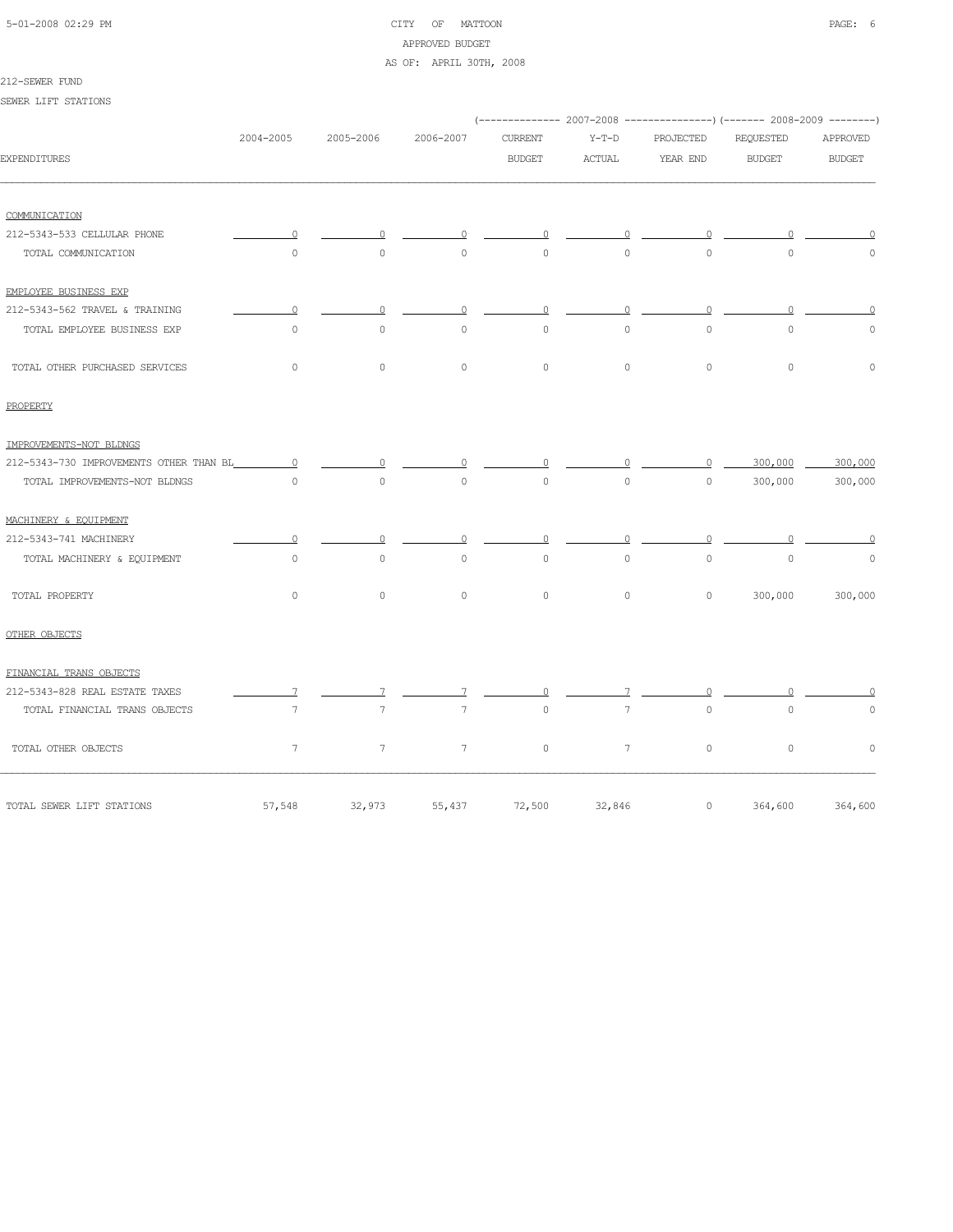CITY OF MATTOON
APPROVED BUDGET
AS OF: APRIL 30TH, 2008

212-SEWER FUND

SEWER LIFT STATIONS

| EXPENDITURES | 2004-2005 | 2005-2006 | 2006-2007 | 2007-2008 CURRENT BUDGET | 2007-2008 Y-T-D ACTUAL | 2007-2008 PROJECTED YEAR END | 2008-2009 REQUESTED BUDGET | 2008-2009 APPROVED BUDGET |
|---|---|---|---|---|---|---|---|---|
| COMMUNICATION | | | | | | | | |
| 212-5343-533 CELLULAR PHONE | 0 | 0 | 0 | 0 | 0 | 0 | 0 | 0 |
| TOTAL COMMUNICATION | 0 | 0 | 0 | 0 | 0 | 0 | 0 | 0 |
| EMPLOYEE BUSINESS EXP | | | | | | | | |
| 212-5343-562 TRAVEL & TRAINING | 0 | 0 | 0 | 0 | 0 | 0 | 0 | 0 |
| TOTAL EMPLOYEE BUSINESS EXP | 0 | 0 | 0 | 0 | 0 | 0 | 0 | 0 |
| TOTAL OTHER PURCHASED SERVICES | 0 | 0 | 0 | 0 | 0 | 0 | 0 | 0 |
| PROPERTY | | | | | | | | |
| IMPROVEMENTS-NOT BLDNGS | | | | | | | | |
| 212-5343-730 IMPROVEMENTS OTHER THAN BL | 0 | 0 | 0 | 0 | 0 | 0 | 300,000 | 300,000 |
| TOTAL IMPROVEMENTS-NOT BLDNGS | 0 | 0 | 0 | 0 | 0 | 0 | 300,000 | 300,000 |
| MACHINERY & EQUIPMENT | | | | | | | | |
| 212-5343-741 MACHINERY | 0 | 0 | 0 | 0 | 0 | 0 | 0 | 0 |
| TOTAL MACHINERY & EQUIPMENT | 0 | 0 | 0 | 0 | 0 | 0 | 0 | 0 |
| TOTAL PROPERTY | 0 | 0 | 0 | 0 | 0 | 0 | 300,000 | 300,000 |
| OTHER OBJECTS | | | | | | | | |
| FINANCIAL TRANS OBJECTS | | | | | | | | |
| 212-5343-828 REAL ESTATE TAXES | 7 | 7 | 7 | 0 | 7 | 0 | 0 | 0 |
| TOTAL FINANCIAL TRANS OBJECTS | 7 | 7 | 7 | 0 | 7 | 0 | 0 | 0 |
| TOTAL OTHER OBJECTS | 7 | 7 | 7 | 0 | 7 | 0 | 0 | 0 |
| TOTAL SEWER LIFT STATIONS | 57,548 | 32,973 | 55,437 | 72,500 | 32,846 | 0 | 364,600 | 364,600 |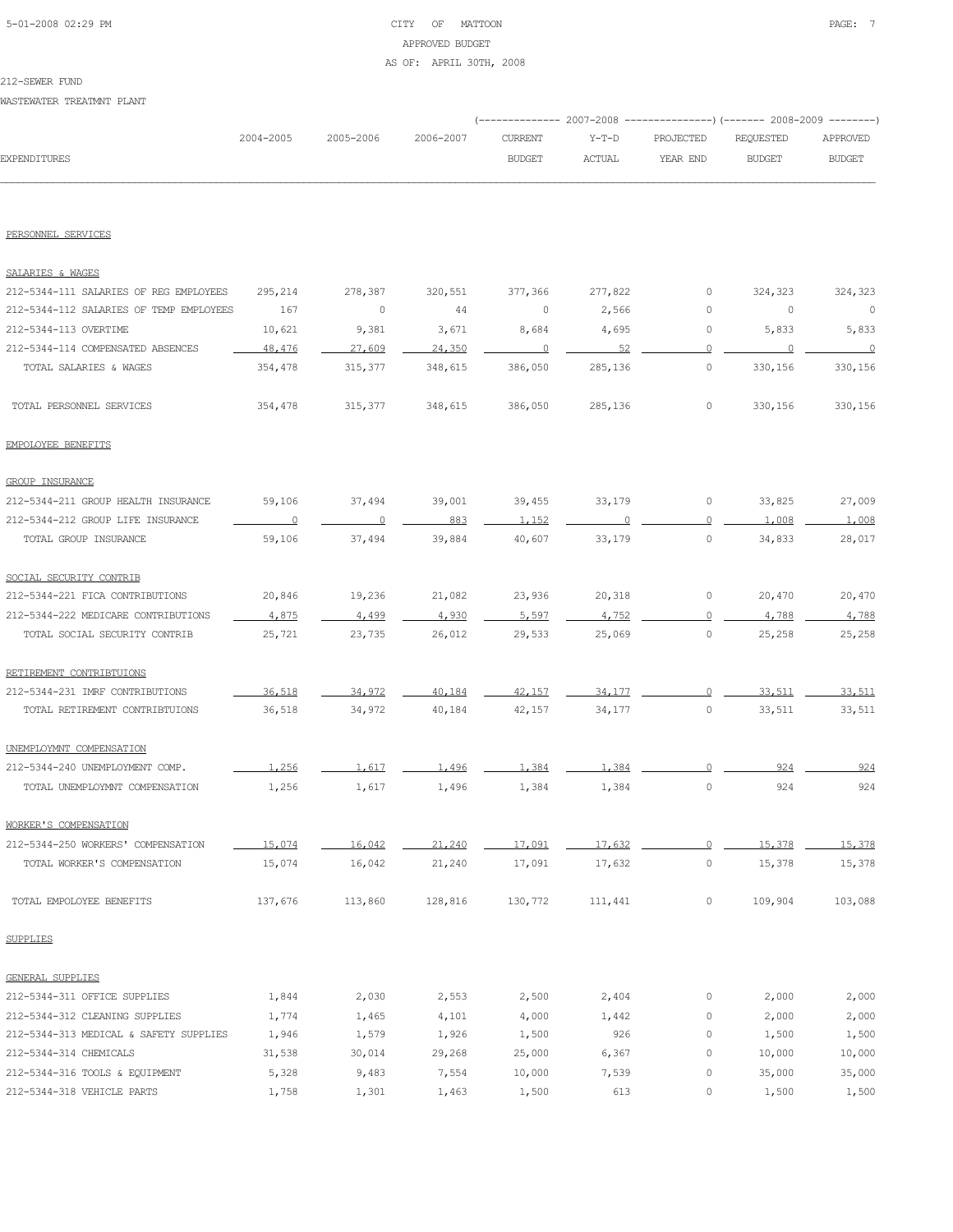212-SEWER FUND

WASTEWATER TREATMNT PLANT

| EXPENDITURES | 2004-2005 | 2005-2006 | 2006-2007 | 2007-2008 CURRENT BUDGET | 2007-2008 Y-T-D ACTUAL | 2007-2008 PROJECTED YEAR END | 2008-2009 REQUESTED BUDGET | 2008-2009 APPROVED BUDGET |
|---|---|---|---|---|---|---|---|---|
| PERSONNEL SERVICES | | | | | | | | |
| SALARIES & WAGES | | | | | | | | |
| 212-5344-111 SALARIES OF REG EMPLOYEES | 295,214 | 278,387 | 320,551 | 377,366 | 277,822 | 0 | 324,323 | 324,323 |
| 212-5344-112 SALARIES OF TEMP EMPLOYEES | 167 | 0 | 44 | 0 | 2,566 | 0 | 0 | 0 |
| 212-5344-113 OVERTIME | 10,621 | 9,381 | 3,671 | 8,684 | 4,695 | 0 | 5,833 | 5,833 |
| 212-5344-114 COMPENSATED ABSENCES | 48,476 | 27,609 | 24,350 | 0 | 52 | 0 | 0 | 0 |
| TOTAL SALARIES & WAGES | 354,478 | 315,377 | 348,615 | 386,050 | 285,136 | 0 | 330,156 | 330,156 |
| TOTAL PERSONNEL SERVICES | 354,478 | 315,377 | 348,615 | 386,050 | 285,136 | 0 | 330,156 | 330,156 |
| EMPOLOYEE BENEFITS | | | | | | | | |
| GROUP INSURANCE | | | | | | | | |
| 212-5344-211 GROUP HEALTH INSURANCE | 59,106 | 37,494 | 39,001 | 39,455 | 33,179 | 0 | 33,825 | 27,009 |
| 212-5344-212 GROUP LIFE INSURANCE | 0 | 0 | 883 | 1,152 | 0 | 0 | 1,008 | 1,008 |
| TOTAL GROUP INSURANCE | 59,106 | 37,494 | 39,884 | 40,607 | 33,179 | 0 | 34,833 | 28,017 |
| SOCIAL SECURITY CONTRIB | | | | | | | | |
| 212-5344-221 FICA CONTRIBUTIONS | 20,846 | 19,236 | 21,082 | 23,936 | 20,318 | 0 | 20,470 | 20,470 |
| 212-5344-222 MEDICARE CONTRIBUTIONS | 4,875 | 4,499 | 4,930 | 5,597 | 4,752 | 0 | 4,788 | 4,788 |
| TOTAL SOCIAL SECURITY CONTRIB | 25,721 | 23,735 | 26,012 | 29,533 | 25,069 | 0 | 25,258 | 25,258 |
| RETIREMENT CONTRIBTUIONS | | | | | | | | |
| 212-5344-231 IMRF CONTRIBUTIONS | 36,518 | 34,972 | 40,184 | 42,157 | 34,177 | 0 | 33,511 | 33,511 |
| TOTAL RETIREMENT CONTRIBTUIONS | 36,518 | 34,972 | 40,184 | 42,157 | 34,177 | 0 | 33,511 | 33,511 |
| UNEMPLOYMNT COMPENSATION | | | | | | | | |
| 212-5344-240 UNEMPLOYMENT COMP. | 1,256 | 1,617 | 1,496 | 1,384 | 1,384 | 0 | 924 | 924 |
| TOTAL UNEMPLOYMNT COMPENSATION | 1,256 | 1,617 | 1,496 | 1,384 | 1,384 | 0 | 924 | 924 |
| WORKER'S COMPENSATION | | | | | | | | |
| 212-5344-250 WORKERS' COMPENSATION | 15,074 | 16,042 | 21,240 | 17,091 | 17,632 | 0 | 15,378 | 15,378 |
| TOTAL WORKER'S COMPENSATION | 15,074 | 16,042 | 21,240 | 17,091 | 17,632 | 0 | 15,378 | 15,378 |
| TOTAL EMPOLOYEE BENEFITS | 137,676 | 113,860 | 128,816 | 130,772 | 111,441 | 0 | 109,904 | 103,088 |
| SUPPLIES | | | | | | | | |
| GENERAL SUPPLIES | | | | | | | | |
| 212-5344-311 OFFICE SUPPLIES | 1,844 | 2,030 | 2,553 | 2,500 | 2,404 | 0 | 2,000 | 2,000 |
| 212-5344-312 CLEANING SUPPLIES | 1,774 | 1,465 | 4,101 | 4,000 | 1,442 | 0 | 2,000 | 2,000 |
| 212-5344-313 MEDICAL & SAFETY SUPPLIES | 1,946 | 1,579 | 1,926 | 1,500 | 926 | 0 | 1,500 | 1,500 |
| 212-5344-314 CHEMICALS | 31,538 | 30,014 | 29,268 | 25,000 | 6,367 | 0 | 10,000 | 10,000 |
| 212-5344-316 TOOLS & EQUIPMENT | 5,328 | 9,483 | 7,554 | 10,000 | 7,539 | 0 | 35,000 | 35,000 |
| 212-5344-318 VEHICLE PARTS | 1,758 | 1,301 | 1,463 | 1,500 | 613 | 0 | 1,500 | 1,500 |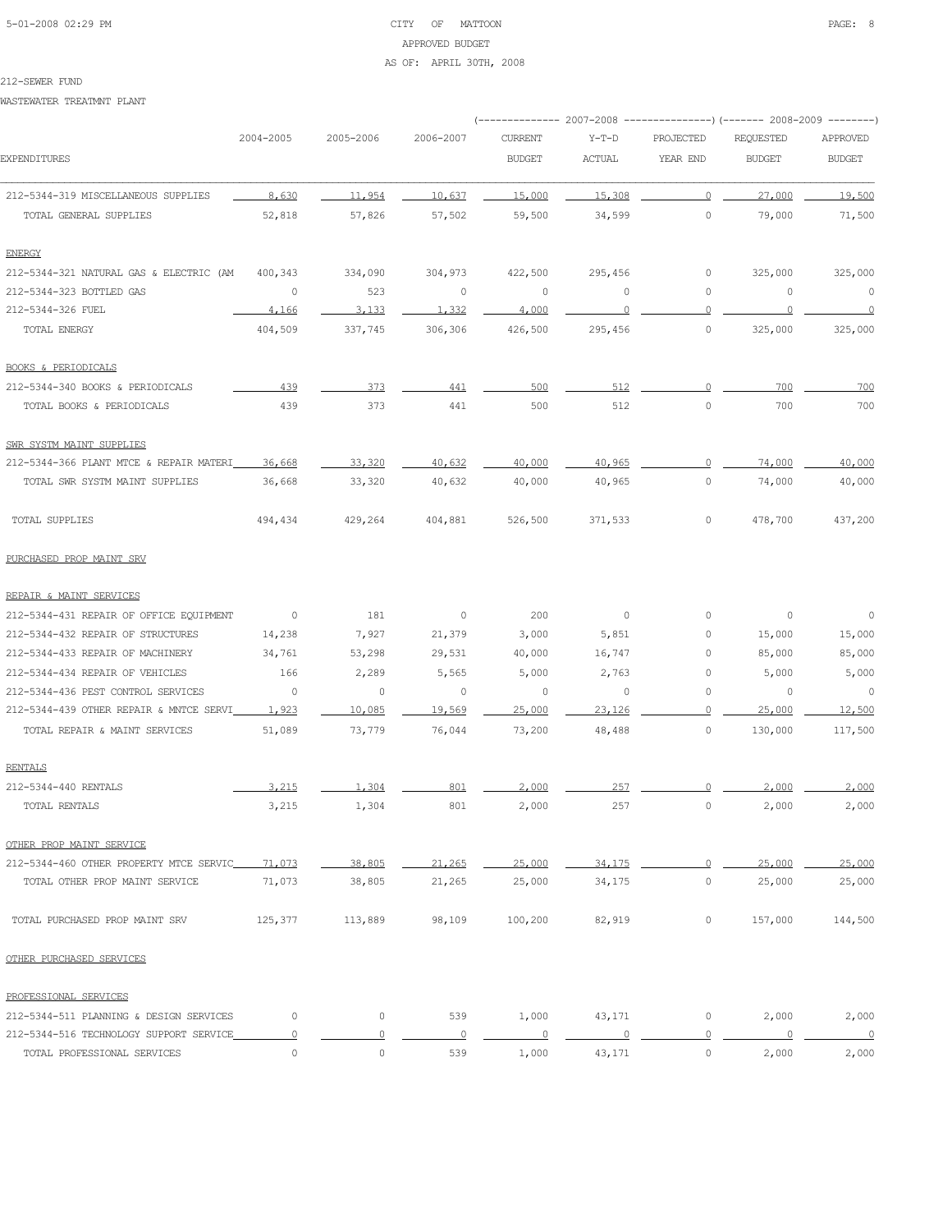CITY OF MATTOON
APPROVED BUDGET
AS OF: APRIL 30TH, 2008

212-SEWER FUND

WASTEWATER TREATMNT PLANT

| EXPENDITURES | 2004-2005 | 2005-2006 | 2006-2007 | 2007-2008 CURRENT BUDGET | 2007-2008 Y-T-D ACTUAL | 2007-2008 PROJECTED YEAR END | 2008-2009 REQUESTED BUDGET | 2008-2009 APPROVED BUDGET |
|---|---|---|---|---|---|---|---|---|
| 212-5344-319 MISCELLANEOUS SUPPLIES | 8,630 | 11,954 | 10,637 | 15,000 | 15,308 | 0 | 27,000 | 19,500 |
| TOTAL GENERAL SUPPLIES | 52,818 | 57,826 | 57,502 | 59,500 | 34,599 | 0 | 79,000 | 71,500 |
| ENERGY | | | | | | | | |
| 212-5344-321 NATURAL GAS & ELECTRIC (AM | 400,343 | 334,090 | 304,973 | 422,500 | 295,456 | 0 | 325,000 | 325,000 |
| 212-5344-323 BOTTLED GAS | 0 | 523 | 0 | 0 | 0 | 0 | 0 | 0 |
| 212-5344-326 FUEL | 4,166 | 3,133 | 1,332 | 4,000 | 0 | 0 | 0 | 0 |
| TOTAL ENERGY | 404,509 | 337,745 | 306,306 | 426,500 | 295,456 | 0 | 325,000 | 325,000 |
| BOOKS & PERIODICALS | | | | | | | | |
| 212-5344-340 BOOKS & PERIODICALS | 439 | 373 | 441 | 500 | 512 | 0 | 700 | 700 |
| TOTAL BOOKS & PERIODICALS | 439 | 373 | 441 | 500 | 512 | 0 | 700 | 700 |
| SWR SYSTM MAINT SUPPLIES | | | | | | | | |
| 212-5344-366 PLANT MTCE & REPAIR MATERI | 36,668 | 33,320 | 40,632 | 40,000 | 40,965 | 0 | 74,000 | 40,000 |
| TOTAL SWR SYSTM MAINT SUPPLIES | 36,668 | 33,320 | 40,632 | 40,000 | 40,965 | 0 | 74,000 | 40,000 |
| TOTAL SUPPLIES | 494,434 | 429,264 | 404,881 | 526,500 | 371,533 | 0 | 478,700 | 437,200 |
| PURCHASED PROP MAINT SRV | | | | | | | | |
| REPAIR & MAINT SERVICES | | | | | | | | |
| 212-5344-431 REPAIR OF OFFICE EQUIPMENT | 0 | 181 | 0 | 200 | 0 | 0 | 0 | 0 |
| 212-5344-432 REPAIR OF STRUCTURES | 14,238 | 7,927 | 21,379 | 3,000 | 5,851 | 0 | 15,000 | 15,000 |
| 212-5344-433 REPAIR OF MACHINERY | 34,761 | 53,298 | 29,531 | 40,000 | 16,747 | 0 | 85,000 | 85,000 |
| 212-5344-434 REPAIR OF VEHICLES | 166 | 2,289 | 5,565 | 5,000 | 2,763 | 0 | 5,000 | 5,000 |
| 212-5344-436 PEST CONTROL SERVICES | 0 | 0 | 0 | 0 | 0 | 0 | 0 | 0 |
| 212-5344-439 OTHER REPAIR & MNTCE SERVI | 1,923 | 10,085 | 19,569 | 25,000 | 23,126 | 0 | 25,000 | 12,500 |
| TOTAL REPAIR & MAINT SERVICES | 51,089 | 73,779 | 76,044 | 73,200 | 48,488 | 0 | 130,000 | 117,500 |
| RENTALS | | | | | | | | |
| 212-5344-440 RENTALS | 3,215 | 1,304 | 801 | 2,000 | 257 | 0 | 2,000 | 2,000 |
| TOTAL RENTALS | 3,215 | 1,304 | 801 | 2,000 | 257 | 0 | 2,000 | 2,000 |
| OTHER PROP MAINT SERVICE | | | | | | | | |
| 212-5344-460 OTHER PROPERTY MTCE SERVIC | 71,073 | 38,805 | 21,265 | 25,000 | 34,175 | 0 | 25,000 | 25,000 |
| TOTAL OTHER PROP MAINT SERVICE | 71,073 | 38,805 | 21,265 | 25,000 | 34,175 | 0 | 25,000 | 25,000 |
| TOTAL PURCHASED PROP MAINT SRV | 125,377 | 113,889 | 98,109 | 100,200 | 82,919 | 0 | 157,000 | 144,500 |
| OTHER PURCHASED SERVICES | | | | | | | | |
| PROFESSIONAL SERVICES | | | | | | | | |
| 212-5344-511 PLANNING & DESIGN SERVICES | 0 | 0 | 539 | 1,000 | 43,171 | 0 | 2,000 | 2,000 |
| 212-5344-516 TECHNOLOGY SUPPORT SERVICE | 0 | 0 | 0 | 0 | 0 | 0 | 0 | 0 |
| TOTAL PROFESSIONAL SERVICES | 0 | 0 | 539 | 1,000 | 43,171 | 0 | 2,000 | 2,000 |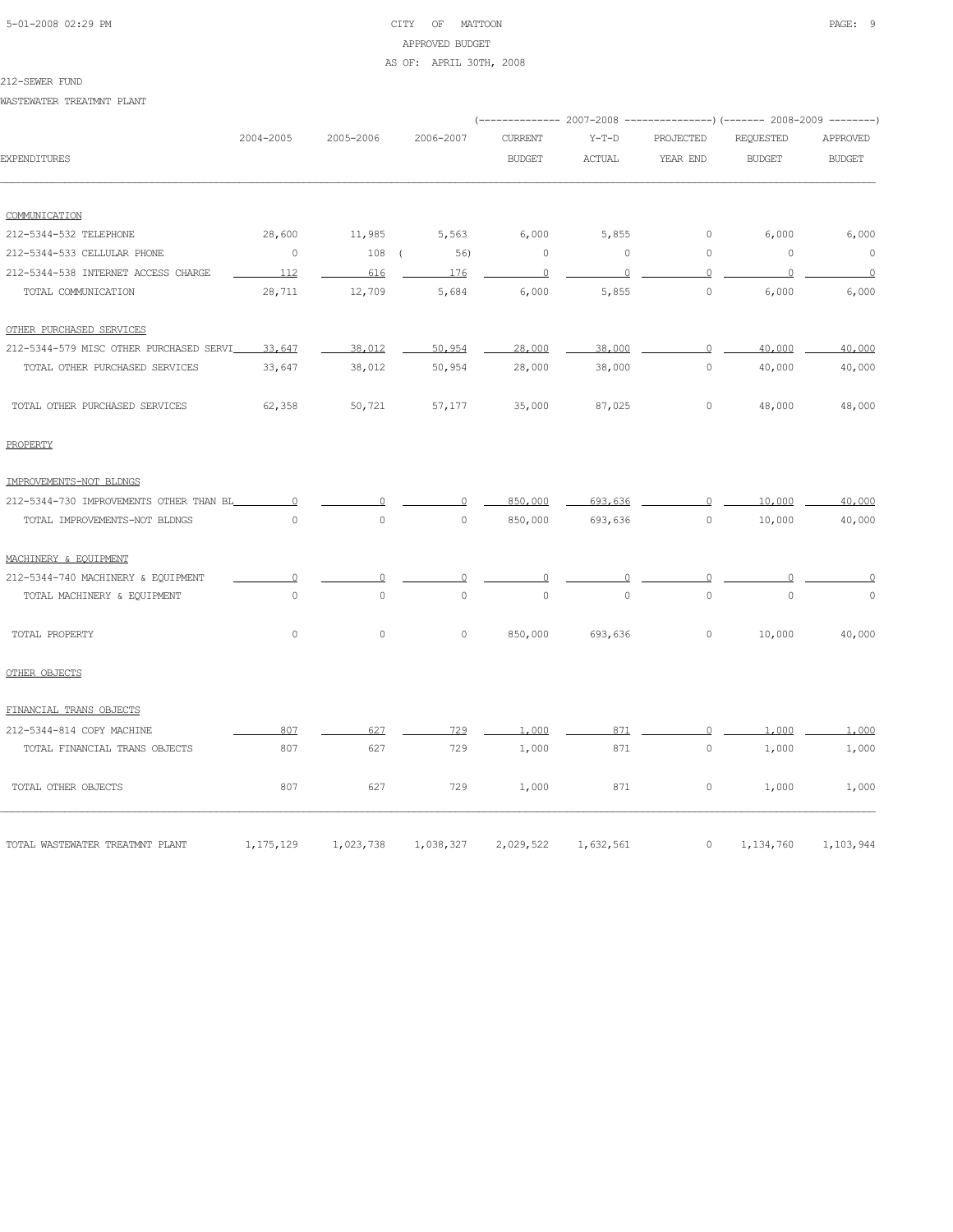212-SEWER FUND

WASTEWATER TREATMNT PLANT

| EXPENDITURES | 2004-2005 | 2005-2006 | 2006-2007 | 2007-2008 CURRENT BUDGET | 2007-2008 Y-T-D ACTUAL | 2007-2008 PROJECTED YEAR END | 2008-2009 REQUESTED BUDGET | 2008-2009 APPROVED BUDGET |
|---|---|---|---|---|---|---|---|---|
| COMMUNICATION | | | | | | | | |
| 212-5344-532 TELEPHONE | 28,600 | 11,985 | 5,563 | 6,000 | 5,855 | 0 | 6,000 | 6,000 |
| 212-5344-533 CELLULAR PHONE | 0 | 108 | ( 56) | 0 | 0 | 0 | 0 | 0 |
| 212-5344-538 INTERNET ACCESS CHARGE | 112 | 616 | 176 | 0 | 0 | 0 | 0 | 0 |
| TOTAL COMMUNICATION | 28,711 | 12,709 | 5,684 | 6,000 | 5,855 | 0 | 6,000 | 6,000 |
| OTHER PURCHASED SERVICES | | | | | | | | |
| 212-5344-579 MISC OTHER PURCHASED SERVI | 33,647 | 38,012 | 50,954 | 28,000 | 38,000 | 0 | 40,000 | 40,000 |
| TOTAL OTHER PURCHASED SERVICES | 33,647 | 38,012 | 50,954 | 28,000 | 38,000 | 0 | 40,000 | 40,000 |
| TOTAL OTHER PURCHASED SERVICES | 62,358 | 50,721 | 57,177 | 35,000 | 87,025 | 0 | 48,000 | 48,000 |
| PROPERTY | | | | | | | | |
| IMPROVEMENTS-NOT BLDNGS | | | | | | | | |
| 212-5344-730 IMPROVEMENTS OTHER THAN BL | 0 | 0 | 0 | 850,000 | 693,636 | 0 | 10,000 | 40,000 |
| TOTAL IMPROVEMENTS-NOT BLDNGS | 0 | 0 | 0 | 850,000 | 693,636 | 0 | 10,000 | 40,000 |
| MACHINERY & EQUIPMENT | | | | | | | | |
| 212-5344-740 MACHINERY & EQUIPMENT | 0 | 0 | 0 | 0 | 0 | 0 | 0 | 0 |
| TOTAL MACHINERY & EQUIPMENT | 0 | 0 | 0 | 0 | 0 | 0 | 0 | 0 |
| TOTAL PROPERTY | 0 | 0 | 0 | 850,000 | 693,636 | 0 | 10,000 | 40,000 |
| OTHER OBJECTS | | | | | | | | |
| FINANCIAL TRANS OBJECTS | | | | | | | | |
| 212-5344-814 COPY MACHINE | 807 | 627 | 729 | 1,000 | 871 | 0 | 1,000 | 1,000 |
| TOTAL FINANCIAL TRANS OBJECTS | 807 | 627 | 729 | 1,000 | 871 | 0 | 1,000 | 1,000 |
| TOTAL OTHER OBJECTS | 807 | 627 | 729 | 1,000 | 871 | 0 | 1,000 | 1,000 |
| TOTAL WASTEWATER TREATMNT PLANT | 1,175,129 | 1,023,738 | 1,038,327 | 2,029,522 | 1,632,561 | 0 | 1,134,760 | 1,103,944 |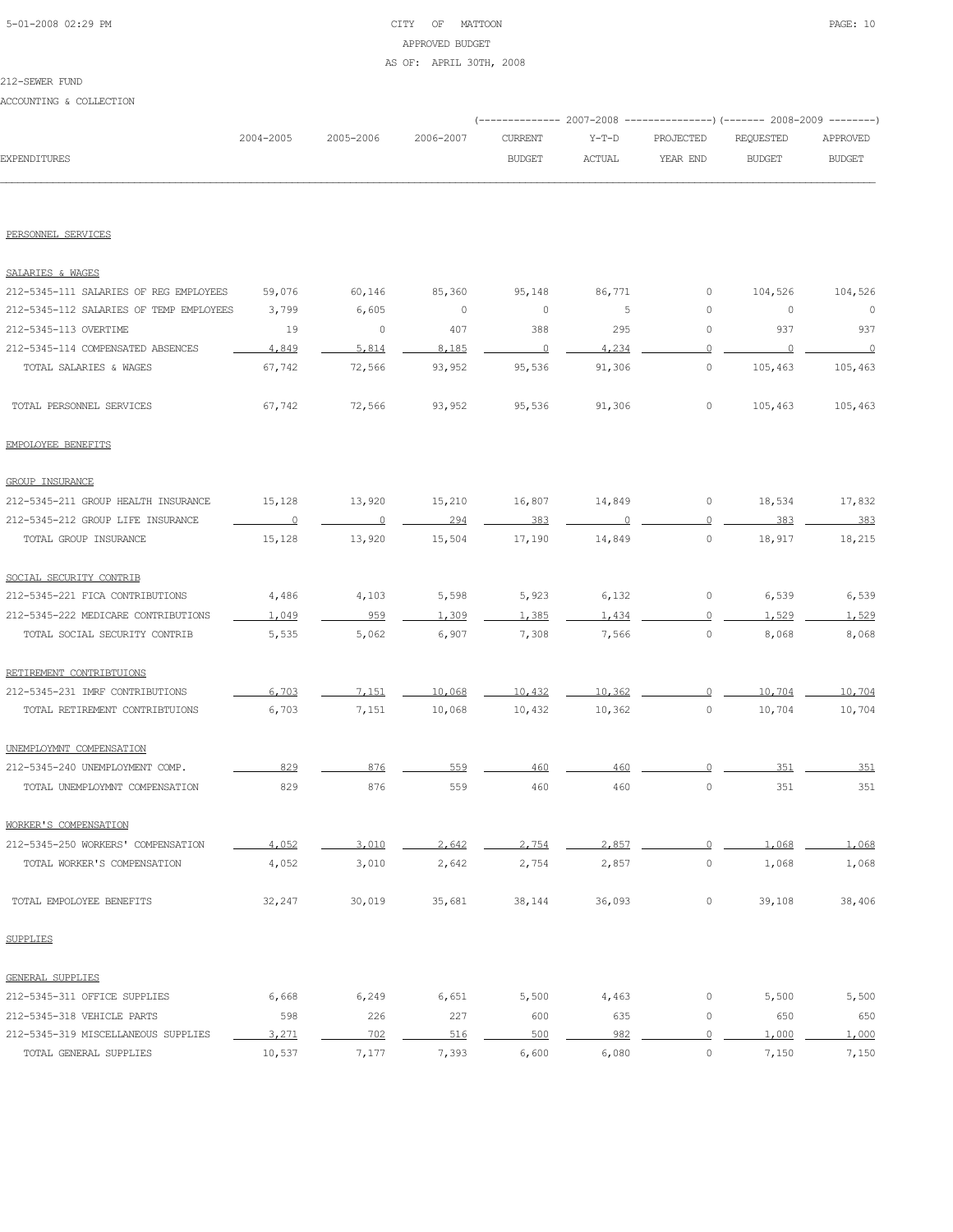CITY OF MATTOON
APPROVED BUDGET
AS OF: APRIL 30TH, 2008

212-SEWER FUND

ACCOUNTING & COLLECTION

| EXPENDITURES | 2004-2005 | 2005-2006 | 2006-2007 | 2007-2008 CURRENT BUDGET | 2007-2008 Y-T-D ACTUAL | 2007-2008 PROJECTED YEAR END | 2008-2009 REQUESTED BUDGET | 2008-2009 APPROVED BUDGET |
|---|---|---|---|---|---|---|---|---|
| PERSONNEL SERVICES | | | | | | | | |
| SALARIES & WAGES | | | | | | | | |
| 212-5345-111 SALARIES OF REG EMPLOYEES | 59,076 | 60,146 | 85,360 | 95,148 | 86,771 | 0 | 104,526 | 104,526 |
| 212-5345-112 SALARIES OF TEMP EMPLOYEES | 3,799 | 6,605 | 0 | 0 | 5 | 0 | 0 | 0 |
| 212-5345-113 OVERTIME | 19 | 0 | 407 | 388 | 295 | 0 | 937 | 937 |
| 212-5345-114 COMPENSATED ABSENCES | 4,849 | 5,814 | 8,185 | 0 | 4,234 | 0 | 0 | 0 |
| TOTAL SALARIES & WAGES | 67,742 | 72,566 | 93,952 | 95,536 | 91,306 | 0 | 105,463 | 105,463 |
| TOTAL PERSONNEL SERVICES | 67,742 | 72,566 | 93,952 | 95,536 | 91,306 | 0 | 105,463 | 105,463 |
| EMPOLOYEE BENEFITS | | | | | | | | |
| GROUP INSURANCE | | | | | | | | |
| 212-5345-211 GROUP HEALTH INSURANCE | 15,128 | 13,920 | 15,210 | 16,807 | 14,849 | 0 | 18,534 | 17,832 |
| 212-5345-212 GROUP LIFE INSURANCE | 0 | 0 | 294 | 383 | 0 | 0 | 383 | 383 |
| TOTAL GROUP INSURANCE | 15,128 | 13,920 | 15,504 | 17,190 | 14,849 | 0 | 18,917 | 18,215 |
| SOCIAL SECURITY CONTRIB | | | | | | | | |
| 212-5345-221 FICA CONTRIBUTIONS | 4,486 | 4,103 | 5,598 | 5,923 | 6,132 | 0 | 6,539 | 6,539 |
| 212-5345-222 MEDICARE CONTRIBUTIONS | 1,049 | 959 | 1,309 | 1,385 | 1,434 | 0 | 1,529 | 1,529 |
| TOTAL SOCIAL SECURITY CONTRIB | 5,535 | 5,062 | 6,907 | 7,308 | 7,566 | 0 | 8,068 | 8,068 |
| RETIREMENT CONTRIBTUIONS | | | | | | | | |
| 212-5345-231 IMRF CONTRIBUTIONS | 6,703 | 7,151 | 10,068 | 10,432 | 10,362 | 0 | 10,704 | 10,704 |
| TOTAL RETIREMENT CONTRIBTUIONS | 6,703 | 7,151 | 10,068 | 10,432 | 10,362 | 0 | 10,704 | 10,704 |
| UNEMPLOYMNT COMPENSATION | | | | | | | | |
| 212-5345-240 UNEMPLOYMENT COMP. | 829 | 876 | 559 | 460 | 460 | 0 | 351 | 351 |
| TOTAL UNEMPLOYMNT COMPENSATION | 829 | 876 | 559 | 460 | 460 | 0 | 351 | 351 |
| WORKER'S COMPENSATION | | | | | | | | |
| 212-5345-250 WORKERS' COMPENSATION | 4,052 | 3,010 | 2,642 | 2,754 | 2,857 | 0 | 1,068 | 1,068 |
| TOTAL WORKER'S COMPENSATION | 4,052 | 3,010 | 2,642 | 2,754 | 2,857 | 0 | 1,068 | 1,068 |
| TOTAL EMPOLOYEE BENEFITS | 32,247 | 30,019 | 35,681 | 38,144 | 36,093 | 0 | 39,108 | 38,406 |
| SUPPLIES | | | | | | | | |
| GENERAL SUPPLIES | | | | | | | | |
| 212-5345-311 OFFICE SUPPLIES | 6,668 | 6,249 | 6,651 | 5,500 | 4,463 | 0 | 5,500 | 5,500 |
| 212-5345-318 VEHICLE PARTS | 598 | 226 | 227 | 600 | 635 | 0 | 650 | 650 |
| 212-5345-319 MISCELLANEOUS SUPPLIES | 3,271 | 702 | 516 | 500 | 982 | 0 | 1,000 | 1,000 |
| TOTAL GENERAL SUPPLIES | 10,537 | 7,177 | 7,393 | 6,600 | 6,080 | 0 | 7,150 | 7,150 |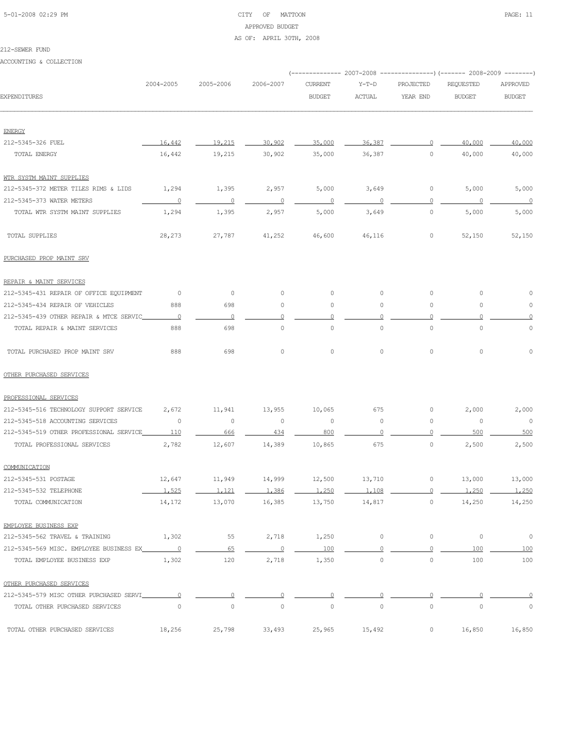212-SEWER FUND

ACCOUNTING & COLLECTION

| EXPENDITURES | 2004-2005 | 2005-2006 | 2006-2007 | 2007-2008 CURRENT BUDGET | 2007-2008 Y-T-D ACTUAL | 2007-2008 PROJECTED YEAR END | 2008-2009 REQUESTED BUDGET | 2008-2009 APPROVED BUDGET |
|---|---|---|---|---|---|---|---|---|
| ENERGY | | | | | | | | |
| 212-5345-326 FUEL | 16,442 | 19,215 | 30,902 | 35,000 | 36,387 | 0 | 40,000 | 40,000 |
| TOTAL ENERGY | 16,442 | 19,215 | 30,902 | 35,000 | 36,387 | 0 | 40,000 | 40,000 |
| WTR SYSTM MAINT SUPPLIES | | | | | | | | |
| 212-5345-372 METER TILES RIMS & LIDS | 1,294 | 1,395 | 2,957 | 5,000 | 3,649 | 0 | 5,000 | 5,000 |
| 212-5345-373 WATER METERS | 0 | 0 | 0 | 0 | 0 | 0 | 0 | 0 |
| TOTAL WTR SYSTM MAINT SUPPLIES | 1,294 | 1,395 | 2,957 | 5,000 | 3,649 | 0 | 5,000 | 5,000 |
| TOTAL SUPPLIES | 28,273 | 27,787 | 41,252 | 46,600 | 46,116 | 0 | 52,150 | 52,150 |
| PURCHASED PROP MAINT SRV | | | | | | | | |
| REPAIR & MAINT SERVICES | | | | | | | | |
| 212-5345-431 REPAIR OF OFFICE EQUIPMENT | 0 | 0 | 0 | 0 | 0 | 0 | 0 | 0 |
| 212-5345-434 REPAIR OF VEHICLES | 888 | 698 | 0 | 0 | 0 | 0 | 0 | 0 |
| 212-5345-439 OTHER REPAIR & MTCE SERVIC | 0 | 0 | 0 | 0 | 0 | 0 | 0 | 0 |
| TOTAL REPAIR & MAINT SERVICES | 888 | 698 | 0 | 0 | 0 | 0 | 0 | 0 |
| TOTAL PURCHASED PROP MAINT SRV | 888 | 698 | 0 | 0 | 0 | 0 | 0 | 0 |
| OTHER PURCHASED SERVICES | | | | | | | | |
| PROFESSIONAL SERVICES | | | | | | | | |
| 212-5345-516 TECHNOLOGY SUPPORT SERVICE | 2,672 | 11,941 | 13,955 | 10,065 | 675 | 0 | 2,000 | 2,000 |
| 212-5345-518 ACCOUNTING SERVICES | 0 | 0 | 0 | 0 | 0 | 0 | 0 | 0 |
| 212-5345-519 OTHER PROFESSIONAL SERVICE | 110 | 666 | 434 | 800 | 0 | 0 | 500 | 500 |
| TOTAL PROFESSIONAL SERVICES | 2,782 | 12,607 | 14,389 | 10,865 | 675 | 0 | 2,500 | 2,500 |
| COMMUNICATION | | | | | | | | |
| 212-5345-531 POSTAGE | 12,647 | 11,949 | 14,999 | 12,500 | 13,710 | 0 | 13,000 | 13,000 |
| 212-5345-532 TELEPHONE | 1,525 | 1,121 | 1,386 | 1,250 | 1,108 | 0 | 1,250 | 1,250 |
| TOTAL COMMUNICATION | 14,172 | 13,070 | 16,385 | 13,750 | 14,817 | 0 | 14,250 | 14,250 |
| EMPLOYEE BUSINESS EXP | | | | | | | | |
| 212-5345-562 TRAVEL & TRAINING | 1,302 | 55 | 2,718 | 1,250 | 0 | 0 | 0 | 0 |
| 212-5345-569 MISC. EMPLOYEE BUSINESS EX | 0 | 65 | 0 | 100 | 0 | 0 | 100 | 100 |
| TOTAL EMPLOYEE BUSINESS EXP | 1,302 | 120 | 2,718 | 1,350 | 0 | 0 | 100 | 100 |
| OTHER PURCHASED SERVICES | | | | | | | | |
| 212-5345-579 MISC OTHER PURCHASED SERVI | 0 | 0 | 0 | 0 | 0 | 0 | 0 | 0 |
| TOTAL OTHER PURCHASED SERVICES | 0 | 0 | 0 | 0 | 0 | 0 | 0 | 0 |
| TOTAL OTHER PURCHASED SERVICES | 18,256 | 25,798 | 33,493 | 25,965 | 15,492 | 0 | 16,850 | 16,850 |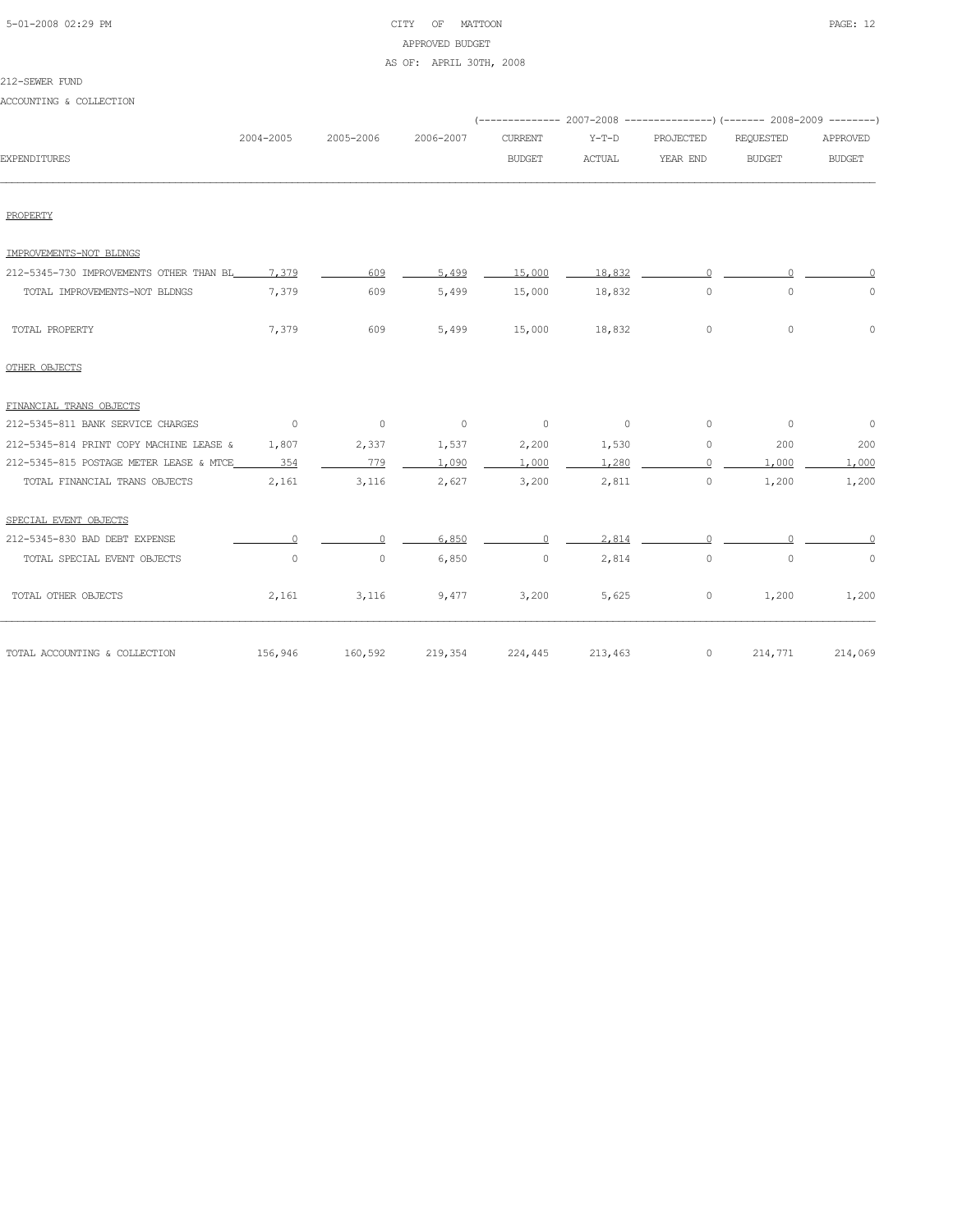CITY OF MATTOON
APPROVED BUDGET
AS OF: APRIL 30TH, 2008

212-SEWER FUND

ACCOUNTING & COLLECTION

| EXPENDITURES | 2004-2005 | 2005-2006 | 2006-2007 | 2007-2008 CURRENT BUDGET | 2007-2008 Y-T-D ACTUAL | 2007-2008 PROJECTED YEAR END | 2008-2009 REQUESTED BUDGET | 2008-2009 APPROVED BUDGET |
|---|---|---|---|---|---|---|---|---|
| PROPERTY | | | | | | | | |
| IMPROVEMENTS-NOT BLDNGS | | | | | | | | |
| 212-5345-730 IMPROVEMENTS OTHER THAN BL | 7,379 | 609 | 5,499 | 15,000 | 18,832 | 0 | 0 | 0 |
| TOTAL IMPROVEMENTS-NOT BLDNGS | 7,379 | 609 | 5,499 | 15,000 | 18,832 | 0 | 0 | 0 |
| TOTAL PROPERTY | 7,379 | 609 | 5,499 | 15,000 | 18,832 | 0 | 0 | 0 |
| OTHER OBJECTS | | | | | | | | |
| FINANCIAL TRANS OBJECTS | | | | | | | | |
| 212-5345-811 BANK SERVICE CHARGES | 0 | 0 | 0 | 0 | 0 | 0 | 0 | 0 |
| 212-5345-814 PRINT COPY MACHINE LEASE & | 1,807 | 2,337 | 1,537 | 2,200 | 1,530 | 0 | 200 | 200 |
| 212-5345-815 POSTAGE METER LEASE & MTCE | 354 | 779 | 1,090 | 1,000 | 1,280 | 0 | 1,000 | 1,000 |
| TOTAL FINANCIAL TRANS OBJECTS | 2,161 | 3,116 | 2,627 | 3,200 | 2,811 | 0 | 1,200 | 1,200 |
| SPECIAL EVENT OBJECTS | | | | | | | | |
| 212-5345-830 BAD DEBT EXPENSE | 0 | 0 | 6,850 | 0 | 2,814 | 0 | 0 | 0 |
| TOTAL SPECIAL EVENT OBJECTS | 0 | 0 | 6,850 | 0 | 2,814 | 0 | 0 | 0 |
| TOTAL OTHER OBJECTS | 2,161 | 3,116 | 9,477 | 3,200 | 5,625 | 0 | 1,200 | 1,200 |
| TOTAL ACCOUNTING & COLLECTION | 156,946 | 160,592 | 219,354 | 224,445 | 213,463 | 0 | 214,771 | 214,069 |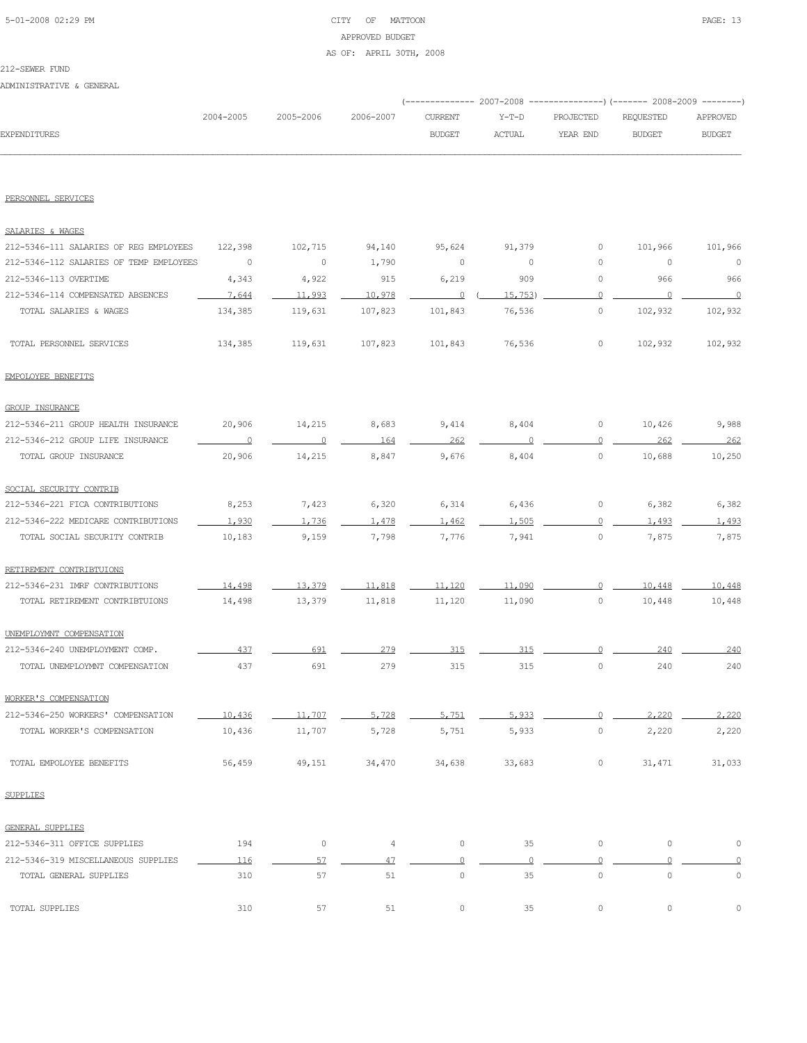CITY OF MATTOON
APPROVED BUDGET
AS OF: APRIL 30TH, 2008

212-SEWER FUND

ADMINISTRATIVE & GENERAL

| EXPENDITURES | 2004-2005 | 2005-2006 | 2006-2007 | 2007-2008 CURRENT BUDGET | 2007-2008 Y-T-D ACTUAL | 2007-2008 PROJECTED YEAR END | 2008-2009 REQUESTED BUDGET | 2008-2009 APPROVED BUDGET |
|---|---|---|---|---|---|---|---|---|
| PERSONNEL SERVICES | | | | | | | | |
| SALARIES & WAGES | | | | | | | | |
| 212-5346-111 SALARIES OF REG EMPLOYEES | 122,398 | 102,715 | 94,140 | 95,624 | 91,379 | 0 | 101,966 | 101,966 |
| 212-5346-112 SALARIES OF TEMP EMPLOYEES | 0 | 0 | 1,790 | 0 | 0 | 0 | 0 | 0 |
| 212-5346-113 OVERTIME | 4,343 | 4,922 | 915 | 6,219 | 909 | 0 | 966 | 966 |
| 212-5346-114 COMPENSATED ABSENCES | 7,644 | 11,993 | 10,978 | 0 | ( 15,753) | 0 | 0 | 0 |
| TOTAL SALARIES & WAGES | 134,385 | 119,631 | 107,823 | 101,843 | 76,536 | 0 | 102,932 | 102,932 |
| TOTAL PERSONNEL SERVICES | 134,385 | 119,631 | 107,823 | 101,843 | 76,536 | 0 | 102,932 | 102,932 |
| EMPOLOYEE BENEFITS | | | | | | | | |
| GROUP INSURANCE | | | | | | | | |
| 212-5346-211 GROUP HEALTH INSURANCE | 20,906 | 14,215 | 8,683 | 9,414 | 8,404 | 0 | 10,426 | 9,988 |
| 212-5346-212 GROUP LIFE INSURANCE | 0 | 0 | 164 | 262 | 0 | 0 | 262 | 262 |
| TOTAL GROUP INSURANCE | 20,906 | 14,215 | 8,847 | 9,676 | 8,404 | 0 | 10,688 | 10,250 |
| SOCIAL SECURITY CONTRIB | | | | | | | | |
| 212-5346-221 FICA CONTRIBUTIONS | 8,253 | 7,423 | 6,320 | 6,314 | 6,436 | 0 | 6,382 | 6,382 |
| 212-5346-222 MEDICARE CONTRIBUTIONS | 1,930 | 1,736 | 1,478 | 1,462 | 1,505 | 0 | 1,493 | 1,493 |
| TOTAL SOCIAL SECURITY CONTRIB | 10,183 | 9,159 | 7,798 | 7,776 | 7,941 | 0 | 7,875 | 7,875 |
| RETIREMENT CONTRIBTUIONS | | | | | | | | |
| 212-5346-231 IMRF CONTRIBUTIONS | 14,498 | 13,379 | 11,818 | 11,120 | 11,090 | 0 | 10,448 | 10,448 |
| TOTAL RETIREMENT CONTRIBTUIONS | 14,498 | 13,379 | 11,818 | 11,120 | 11,090 | 0 | 10,448 | 10,448 |
| UNEMPLOYMNT COMPENSATION | | | | | | | | |
| 212-5346-240 UNEMPLOYMENT COMP. | 437 | 691 | 279 | 315 | 315 | 0 | 240 | 240 |
| TOTAL UNEMPLOYMNT COMPENSATION | 437 | 691 | 279 | 315 | 315 | 0 | 240 | 240 |
| WORKER'S COMPENSATION | | | | | | | | |
| 212-5346-250 WORKERS' COMPENSATION | 10,436 | 11,707 | 5,728 | 5,751 | 5,933 | 0 | 2,220 | 2,220 |
| TOTAL WORKER'S COMPENSATION | 10,436 | 11,707 | 5,728 | 5,751 | 5,933 | 0 | 2,220 | 2,220 |
| TOTAL EMPOLOYEE BENEFITS | 56,459 | 49,151 | 34,470 | 34,638 | 33,683 | 0 | 31,471 | 31,033 |
| SUPPLIES | | | | | | | | |
| GENERAL SUPPLIES | | | | | | | | |
| 212-5346-311 OFFICE SUPPLIES | 194 | 0 | 4 | 0 | 35 | 0 | 0 | 0 |
| 212-5346-319 MISCELLANEOUS SUPPLIES | 116 | 57 | 47 | 0 | 0 | 0 | 0 | 0 |
| TOTAL GENERAL SUPPLIES | 310 | 57 | 51 | 0 | 35 | 0 | 0 | 0 |
| TOTAL SUPPLIES | 310 | 57 | 51 | 0 | 35 | 0 | 0 | 0 |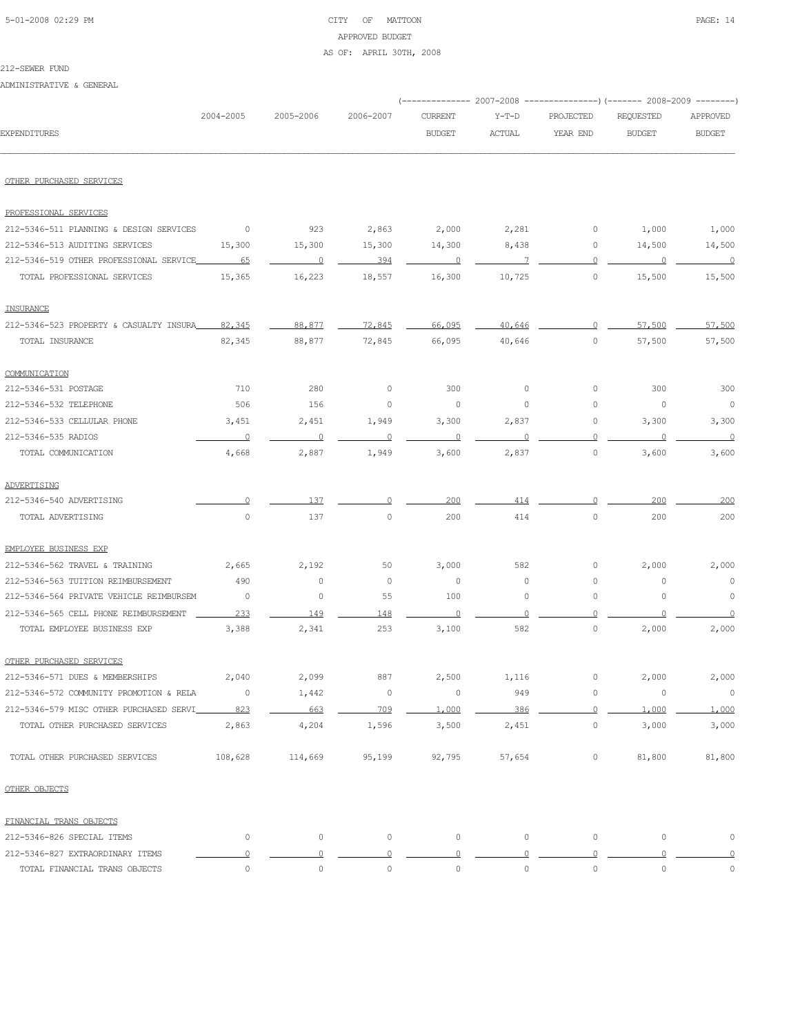CITY OF MATTOON
APPROVED BUDGET
AS OF: APRIL 30TH, 2008

212-SEWER FUND

ADMINISTRATIVE & GENERAL

| EXPENDITURES | 2004-2005 | 2005-2006 | 2006-2007 | 2007-2008 CURRENT BUDGET | 2007-2008 Y-T-D ACTUAL | 2007-2008 PROJECTED YEAR END | 2008-2009 REQUESTED BUDGET | 2008-2009 APPROVED BUDGET |
|---|---|---|---|---|---|---|---|---|
| OTHER PURCHASED SERVICES | | | | | | | | |
| PROFESSIONAL SERVICES | | | | | | | | |
| 212-5346-511 PLANNING & DESIGN SERVICES | 0 | 923 | 2,863 | 2,000 | 2,281 | 0 | 1,000 | 1,000 |
| 212-5346-513 AUDITING SERVICES | 15,300 | 15,300 | 15,300 | 14,300 | 8,438 | 0 | 14,500 | 14,500 |
| 212-5346-519 OTHER PROFESSIONAL SERVICE | 65 | 0 | 394 | 0 | 7 | 0 | 0 | 0 |
| TOTAL PROFESSIONAL SERVICES | 15,365 | 16,223 | 18,557 | 16,300 | 10,725 | 0 | 15,500 | 15,500 |
| INSURANCE | | | | | | | | |
| 212-5346-523 PROPERTY & CASUALTY INSURA | 82,345 | 88,877 | 72,845 | 66,095 | 40,646 | 0 | 57,500 | 57,500 |
| TOTAL INSURANCE | 82,345 | 88,877 | 72,845 | 66,095 | 40,646 | 0 | 57,500 | 57,500 |
| COMMUNICATION | | | | | | | | |
| 212-5346-531 POSTAGE | 710 | 280 | 0 | 300 | 0 | 0 | 300 | 300 |
| 212-5346-532 TELEPHONE | 506 | 156 | 0 | 0 | 0 | 0 | 0 | 0 |
| 212-5346-533 CELLULAR PHONE | 3,451 | 2,451 | 1,949 | 3,300 | 2,837 | 0 | 3,300 | 3,300 |
| 212-5346-535 RADIOS | 0 | 0 | 0 | 0 | 0 | 0 | 0 | 0 |
| TOTAL COMMUNICATION | 4,668 | 2,887 | 1,949 | 3,600 | 2,837 | 0 | 3,600 | 3,600 |
| ADVERTISING | | | | | | | | |
| 212-5346-540 ADVERTISING | 0 | 137 | 0 | 200 | 414 | 0 | 200 | 200 |
| TOTAL ADVERTISING | 0 | 137 | 0 | 200 | 414 | 0 | 200 | 200 |
| EMPLOYEE BUSINESS EXP | | | | | | | | |
| 212-5346-562 TRAVEL & TRAINING | 2,665 | 2,192 | 50 | 3,000 | 582 | 0 | 2,000 | 2,000 |
| 212-5346-563 TUITION REIMBURSEMENT | 490 | 0 | 0 | 0 | 0 | 0 | 0 | 0 |
| 212-5346-564 PRIVATE VEHICLE REIMBURSEM | 0 | 0 | 55 | 100 | 0 | 0 | 0 | 0 |
| 212-5346-565 CELL PHONE REIMBURSEMENT | 233 | 149 | 148 | 0 | 0 | 0 | 0 | 0 |
| TOTAL EMPLOYEE BUSINESS EXP | 3,388 | 2,341 | 253 | 3,100 | 582 | 0 | 2,000 | 2,000 |
| OTHER PURCHASED SERVICES | | | | | | | | |
| 212-5346-571 DUES & MEMBERSHIPS | 2,040 | 2,099 | 887 | 2,500 | 1,116 | 0 | 2,000 | 2,000 |
| 212-5346-572 COMMUNITY PROMOTION & RELA | 0 | 1,442 | 0 | 0 | 949 | 0 | 0 | 0 |
| 212-5346-579 MISC OTHER PURCHASED SERVI | 823 | 663 | 709 | 1,000 | 386 | 0 | 1,000 | 1,000 |
| TOTAL OTHER PURCHASED SERVICES | 2,863 | 4,204 | 1,596 | 3,500 | 2,451 | 0 | 3,000 | 3,000 |
| TOTAL OTHER PURCHASED SERVICES | 108,628 | 114,669 | 95,199 | 92,795 | 57,654 | 0 | 81,800 | 81,800 |
| OTHER OBJECTS | | | | | | | | |
| FINANCIAL TRANS OBJECTS | | | | | | | | |
| 212-5346-826 SPECIAL ITEMS | 0 | 0 | 0 | 0 | 0 | 0 | 0 | 0 |
| 212-5346-827 EXTRAORDINARY ITEMS | 0 | 0 | 0 | 0 | 0 | 0 | 0 | 0 |
| TOTAL FINANCIAL TRANS OBJECTS | 0 | 0 | 0 | 0 | 0 | 0 | 0 | 0 |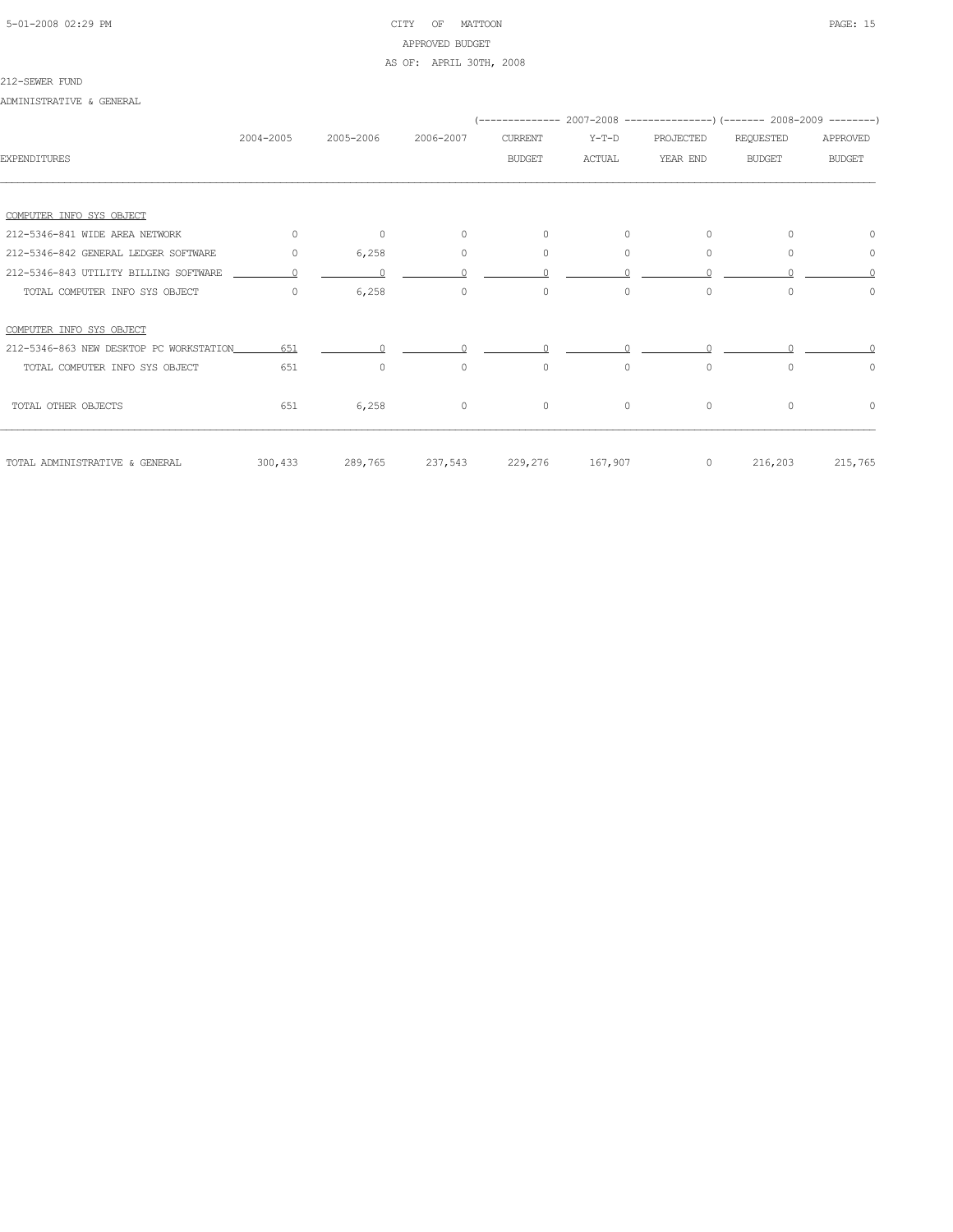CITY OF MATTOON
APPROVED BUDGET
AS OF: APRIL 30TH, 2008

212-SEWER FUND

ADMINISTRATIVE & GENERAL

| EXPENDITURES | 2004-2005 | 2005-2006 | 2006-2007 | 2007-2008 CURRENT BUDGET | 2007-2008 Y-T-D ACTUAL | 2007-2008 PROJECTED YEAR END | 2008-2009 REQUESTED BUDGET | 2008-2009 APPROVED BUDGET |
|---|---|---|---|---|---|---|---|---|
| COMPUTER INFO SYS OBJECT | | | | | | | | |
| 212-5346-841 WIDE AREA NETWORK | 0 | 0 | 0 | 0 | 0 | 0 | 0 | 0 |
| 212-5346-842 GENERAL LEDGER SOFTWARE | 0 | 6,258 | 0 | 0 | 0 | 0 | 0 | 0 |
| 212-5346-843 UTILITY BILLING SOFTWARE | 0 | 0 | 0 | 0 | 0 | 0 | 0 | 0 |
| TOTAL COMPUTER INFO SYS OBJECT | 0 | 6,258 | 0 | 0 | 0 | 0 | 0 | 0 |
| COMPUTER INFO SYS OBJECT | | | | | | | | |
| 212-5346-863 NEW DESKTOP PC WORKSTATION | 651 | 0 | 0 | 0 | 0 | 0 | 0 | 0 |
| TOTAL COMPUTER INFO SYS OBJECT | 651 | 0 | 0 | 0 | 0 | 0 | 0 | 0 |
| TOTAL OTHER OBJECTS | 651 | 6,258 | 0 | 0 | 0 | 0 | 0 | 0 |
| TOTAL ADMINISTRATIVE & GENERAL | 300,433 | 289,765 | 237,543 | 229,276 | 167,907 | 0 | 216,203 | 215,765 |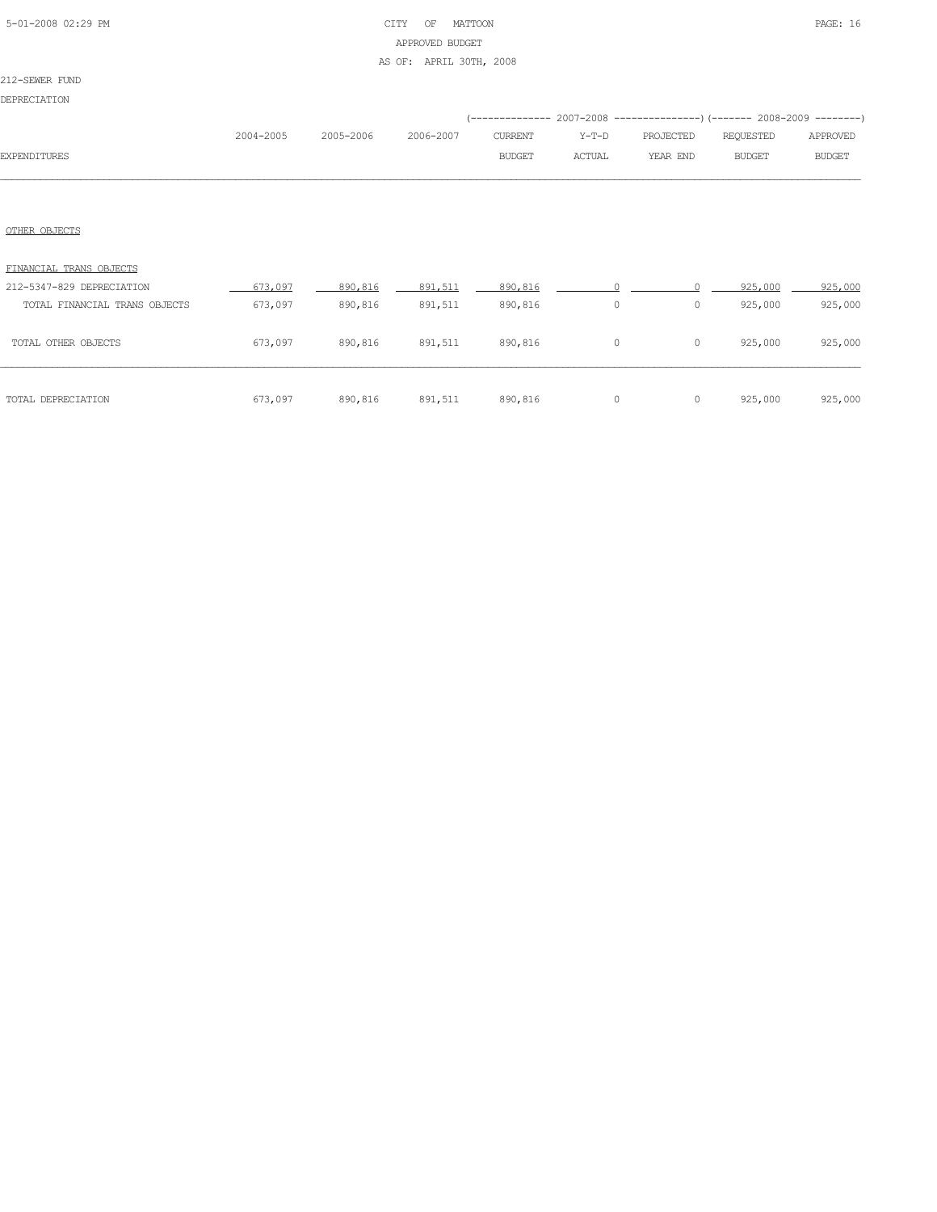CITY OF MATTOON
APPROVED BUDGET
AS OF: APRIL 30TH, 2008

212-SEWER FUND

DEPRECIATION

| EXPENDITURES | 2004-2005 | 2005-2006 | 2006-2007 | 2007-2008 CURRENT BUDGET | 2007-2008 Y-T-D ACTUAL | 2007-2008 PROJECTED YEAR END | 2008-2009 REQUESTED BUDGET | 2008-2009 APPROVED BUDGET |
|---|---|---|---|---|---|---|---|---|
| OTHER OBJECTS | | | | | | | | |
| FINANCIAL TRANS OBJECTS | | | | | | | | |
| 212-5347-829 DEPRECIATION | 673,097 | 890,816 | 891,511 | 890,816 | 0 | 0 | 925,000 | 925,000 |
| TOTAL FINANCIAL TRANS OBJECTS | 673,097 | 890,816 | 891,511 | 890,816 | 0 | 0 | 925,000 | 925,000 |
| TOTAL OTHER OBJECTS | 673,097 | 890,816 | 891,511 | 890,816 | 0 | 0 | 925,000 | 925,000 |
| TOTAL DEPRECIATION | 673,097 | 890,816 | 891,511 | 890,816 | 0 | 0 | 925,000 | 925,000 |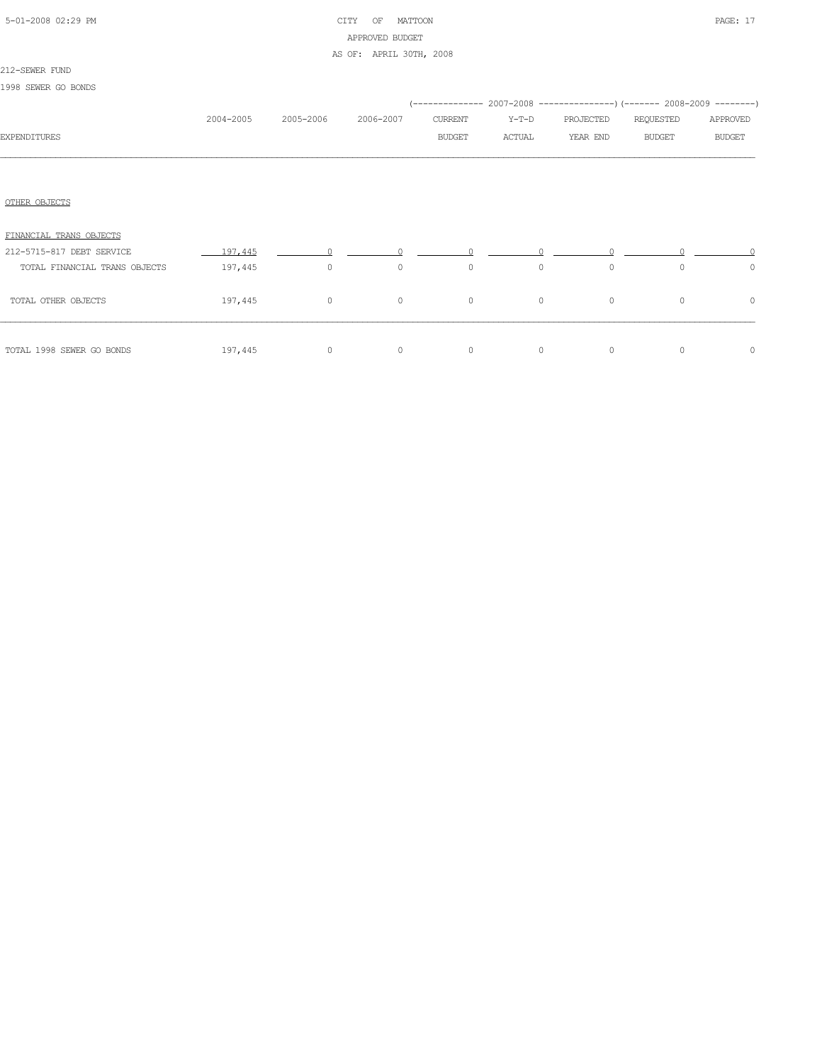212-SEWER FUND

1998 SEWER GO BONDS

| EXPENDITURES | 2004-2005 | 2005-2006 | 2006-2007 | 2007-2008 CURRENT BUDGET | 2007-2008 Y-T-D ACTUAL | 2007-2008 PROJECTED YEAR END | 2008-2009 REQUESTED BUDGET | 2008-2009 APPROVED BUDGET |
|---|---|---|---|---|---|---|---|---|
| OTHER OBJECTS | | | | | | | | |
| FINANCIAL TRANS OBJECTS | | | | | | | | |
| 212-5715-817 DEBT SERVICE | 197,445 | 0 | 0 | 0 | 0 | 0 | 0 | 0 |
| TOTAL FINANCIAL TRANS OBJECTS | 197,445 | 0 | 0 | 0 | 0 | 0 | 0 | 0 |
| TOTAL OTHER OBJECTS | 197,445 | 0 | 0 | 0 | 0 | 0 | 0 | 0 |
| TOTAL 1998 SEWER GO BONDS | 197,445 | 0 | 0 | 0 | 0 | 0 | 0 | 0 |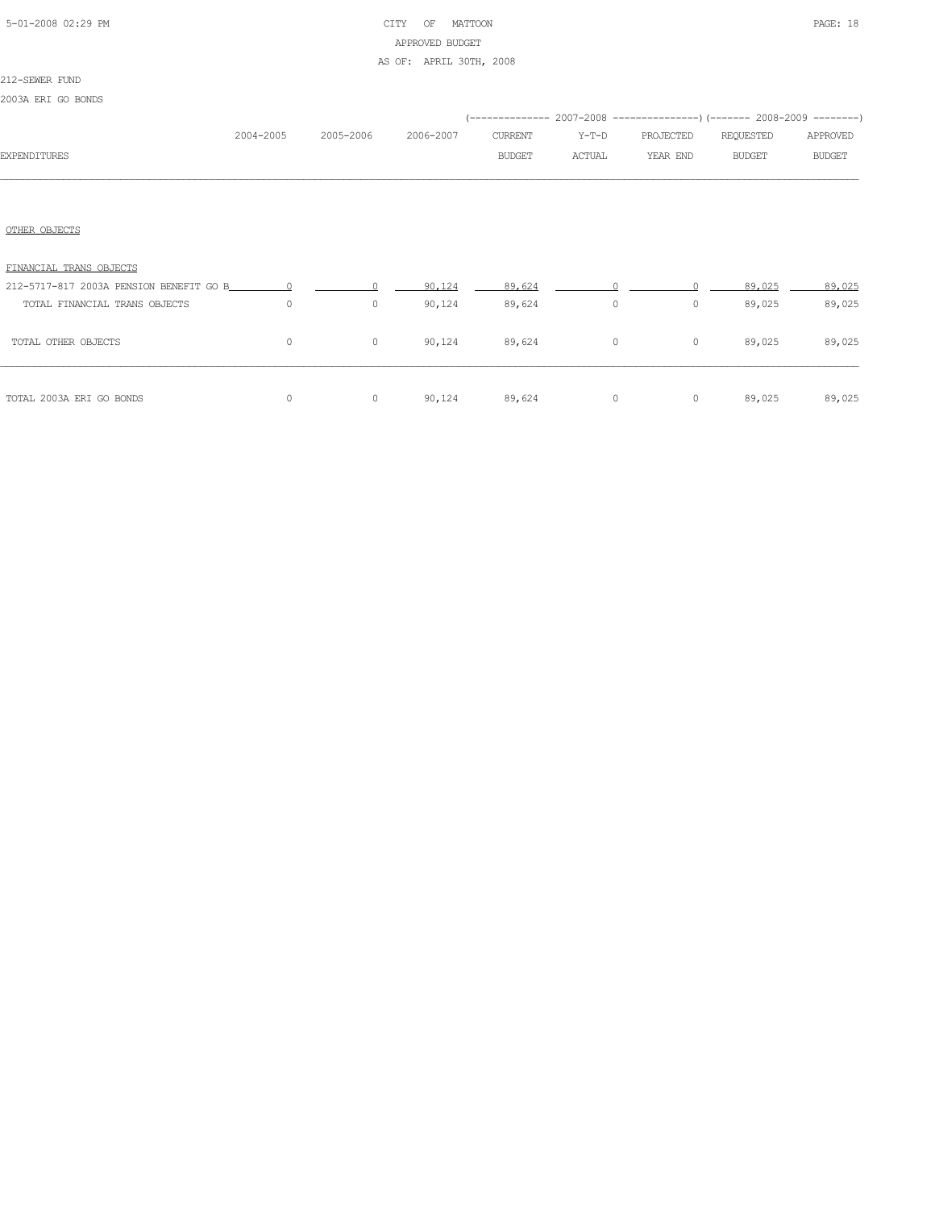CITY OF MATTOON
APPROVED BUDGET
AS OF: APRIL 30TH, 2008

212-SEWER FUND

2003A ERI GO BONDS

| EXPENDITURES | 2004-2005 | 2005-2006 | 2006-2007 | 2007-2008 CURRENT BUDGET | 2007-2008 Y-T-D ACTUAL | 2007-2008 PROJECTED YEAR END | 2008-2009 REQUESTED BUDGET | 2008-2009 APPROVED BUDGET |
|---|---|---|---|---|---|---|---|---|
| OTHER OBJECTS | | | | | | | | |
| FINANCIAL TRANS OBJECTS | | | | | | | | |
| 212-5717-817 2003A PENSION BENEFIT GO B | 0 | 0 | 90,124 | 89,624 | 0 | 0 | 89,025 | 89,025 |
| TOTAL FINANCIAL TRANS OBJECTS | 0 | 0 | 90,124 | 89,624 | 0 | 0 | 89,025 | 89,025 |
| TOTAL OTHER OBJECTS | 0 | 0 | 90,124 | 89,624 | 0 | 0 | 89,025 | 89,025 |
| TOTAL 2003A ERI GO BONDS | 0 | 0 | 90,124 | 89,624 | 0 | 0 | 89,025 | 89,025 |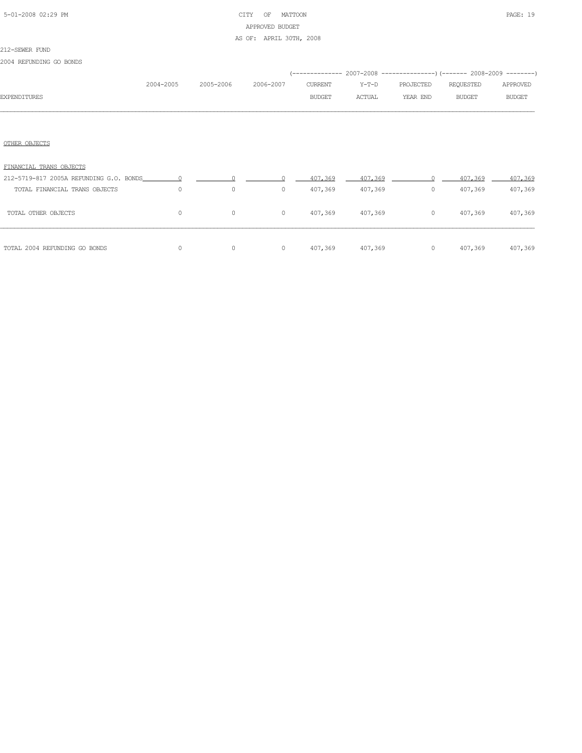CITY OF MATTOON

APPROVED BUDGET

AS OF: APRIL 30TH, 2008

212-SEWER FUND

2004 REFUNDING GO BONDS

| EXPENDITURES | 2004-2005 | 2005-2006 | 2006-2007 | 2007-2008 CURRENT BUDGET | 2007-2008 Y-T-D ACTUAL | 2007-2008 PROJECTED YEAR END | 2008-2009 REQUESTED BUDGET | 2008-2009 APPROVED BUDGET |
|---|---|---|---|---|---|---|---|---|
| OTHER OBJECTS | | | | | | | | |
| FINANCIAL TRANS OBJECTS | | | | | | | | |
| 212-5719-817 2005A REFUNDING G.O. BONDS | 0 | 0 | 0 | 407,369 | 407,369 | 0 | 407,369 | 407,369 |
| TOTAL FINANCIAL TRANS OBJECTS | 0 | 0 | 0 | 407,369 | 407,369 | 0 | 407,369 | 407,369 |
| TOTAL OTHER OBJECTS | 0 | 0 | 0 | 407,369 | 407,369 | 0 | 407,369 | 407,369 |
| TOTAL 2004 REFUNDING GO BONDS | 0 | 0 | 0 | 407,369 | 407,369 | 0 | 407,369 | 407,369 |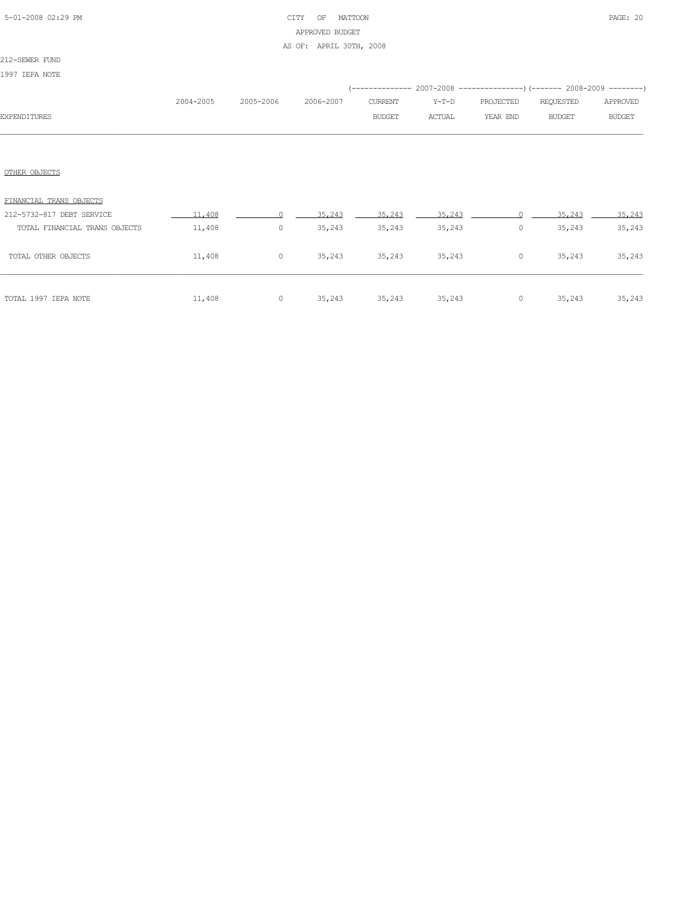CITY OF MATTOON
APPROVED BUDGET
AS OF: APRIL 30TH, 2008

212-SEWER FUND
1997 IEPA NOTE

| EXPENDITURES | 2004-2005 | 2005-2006 | 2006-2007 | 2007-2008 CURRENT BUDGET | 2007-2008 Y-T-D ACTUAL | 2007-2008 PROJECTED YEAR END | 2008-2009 REQUESTED BUDGET | 2008-2009 APPROVED BUDGET |
|---|---|---|---|---|---|---|---|---|
| OTHER OBJECTS | | | | | | | | |
| FINANCIAL TRANS OBJECTS | | | | | | | | |
| 212-5732-817 DEBT SERVICE | 11,408 | 0 | 35,243 | 35,243 | 35,243 | 0 | 35,243 | 35,243 |
| TOTAL FINANCIAL TRANS OBJECTS | 11,408 | 0 | 35,243 | 35,243 | 35,243 | 0 | 35,243 | 35,243 |
| TOTAL OTHER OBJECTS | 11,408 | 0 | 35,243 | 35,243 | 35,243 | 0 | 35,243 | 35,243 |
| TOTAL 1997 IEPA NOTE | 11,408 | 0 | 35,243 | 35,243 | 35,243 | 0 | 35,243 | 35,243 |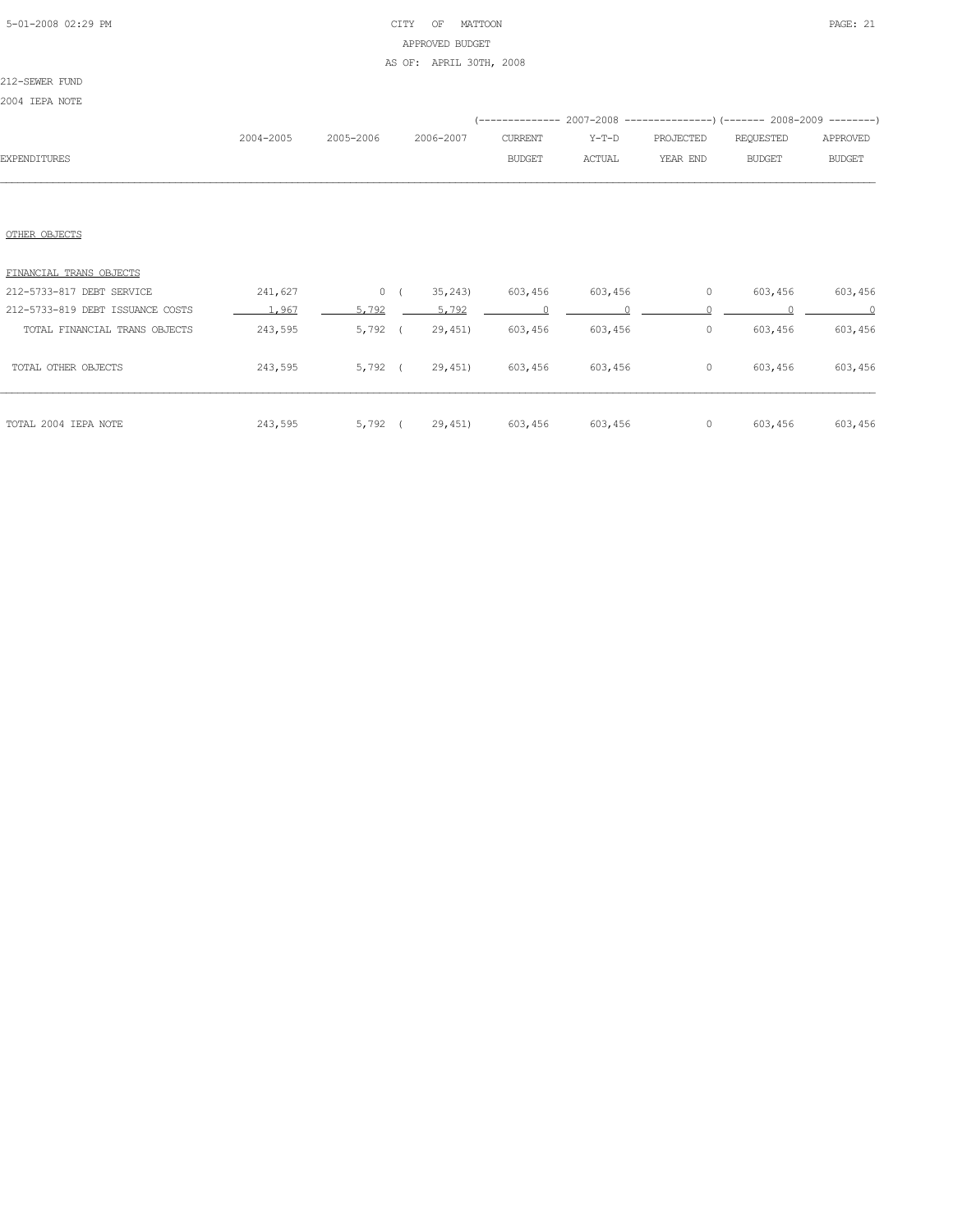212-SEWER FUND

2004 IEPA NOTE

| EXPENDITURES | 2004-2005 | 2005-2006 | 2006-2007 | 2007-2008 CURRENT BUDGET | 2007-2008 Y-T-D ACTUAL | 2007-2008 PROJECTED YEAR END | 2008-2009 REQUESTED BUDGET | 2008-2009 APPROVED BUDGET |
|---|---|---|---|---|---|---|---|---|
| OTHER OBJECTS | | | | | | | | |
| FINANCIAL TRANS OBJECTS | | | | | | | | |
| 212-5733-817 DEBT SERVICE | 241,627 | 0 | ( 35,243) | 603,456 | 603,456 | 0 | 603,456 | 603,456 |
| 212-5733-819 DEBT ISSUANCE COSTS | 1,967 | 5,792 | 5,792 | 0 | 0 | 0 | 0 | 0 |
| TOTAL FINANCIAL TRANS OBJECTS | 243,595 | 5,792 | ( 29,451) | 603,456 | 603,456 | 0 | 603,456 | 603,456 |
| TOTAL OTHER OBJECTS | 243,595 | 5,792 | ( 29,451) | 603,456 | 603,456 | 0 | 603,456 | 603,456 |
| TOTAL 2004 IEPA NOTE | 243,595 | 5,792 | ( 29,451) | 603,456 | 603,456 | 0 | 603,456 | 603,456 |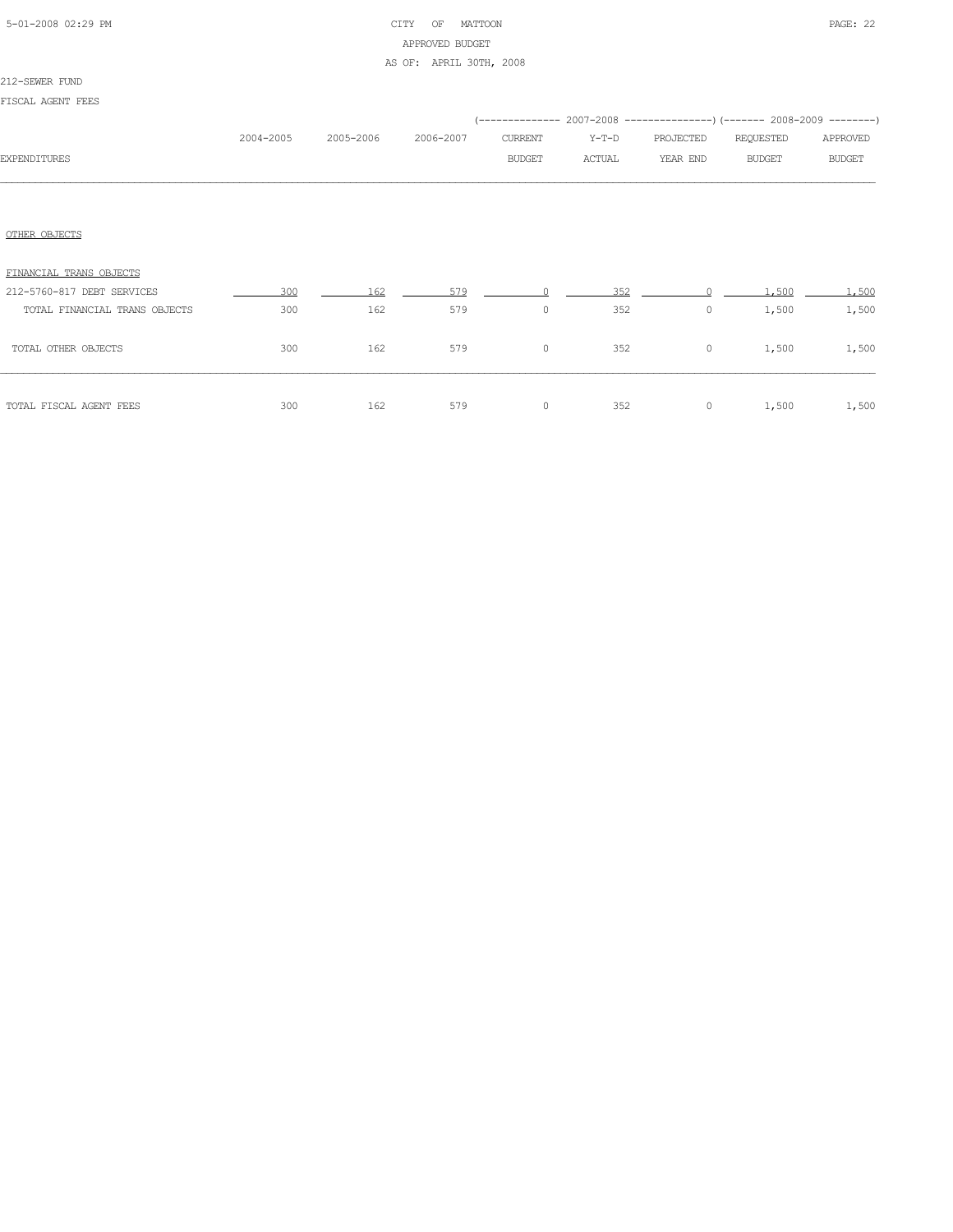212-SEWER FUND

FISCAL AGENT FEES

| EXPENDITURES | 2004-2005 | 2005-2006 | 2006-2007 | 2007-2008 CURRENT BUDGET | 2007-2008 Y-T-D ACTUAL | 2007-2008 PROJECTED YEAR END | 2008-2009 REQUESTED BUDGET | 2008-2009 APPROVED BUDGET |
|---|---|---|---|---|---|---|---|---|
| OTHER OBJECTS | | | | | | | | |
| FINANCIAL TRANS OBJECTS | | | | | | | | |
| 212-5760-817 DEBT SERVICES | 300 | 162 | 579 | 0 | 352 | 0 | 1,500 | 1,500 |
| TOTAL FINANCIAL TRANS OBJECTS | 300 | 162 | 579 | 0 | 352 | 0 | 1,500 | 1,500 |
| TOTAL OTHER OBJECTS | 300 | 162 | 579 | 0 | 352 | 0 | 1,500 | 1,500 |
| TOTAL FISCAL AGENT FEES | 300 | 162 | 579 | 0 | 352 | 0 | 1,500 | 1,500 |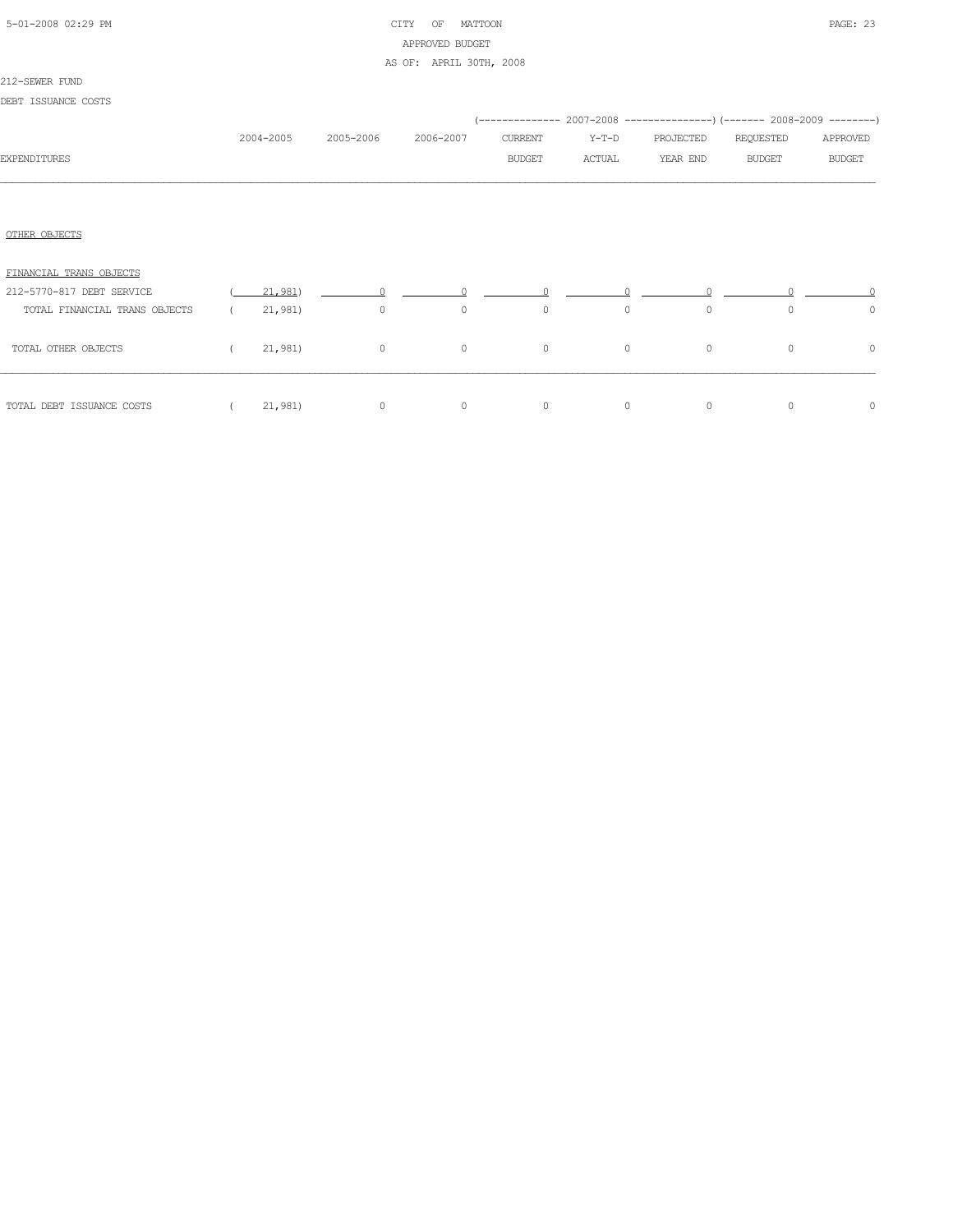212-SEWER FUND

DEBT ISSUANCE COSTS

| EXPENDITURES | 2004-2005 | 2005-2006 | 2006-2007 | 2007-2008 CURRENT BUDGET | 2007-2008 Y-T-D ACTUAL | 2007-2008 PROJECTED YEAR END | 2008-2009 REQUESTED BUDGET | 2008-2009 APPROVED BUDGET |
|---|---|---|---|---|---|---|---|---|
| OTHER OBJECTS | | | | | | | | |
| FINANCIAL TRANS OBJECTS | | | | | | | | |
| 212-5770-817 DEBT SERVICE | ( 21,981) | 0 | 0 | 0 | 0 | 0 | 0 | 0 |
| TOTAL FINANCIAL TRANS OBJECTS | ( 21,981) | 0 | 0 | 0 | 0 | 0 | 0 | 0 |
| TOTAL OTHER OBJECTS | ( 21,981) | 0 | 0 | 0 | 0 | 0 | 0 | 0 |
| TOTAL DEBT ISSUANCE COSTS | ( 21,981) | 0 | 0 | 0 | 0 | 0 | 0 | 0 |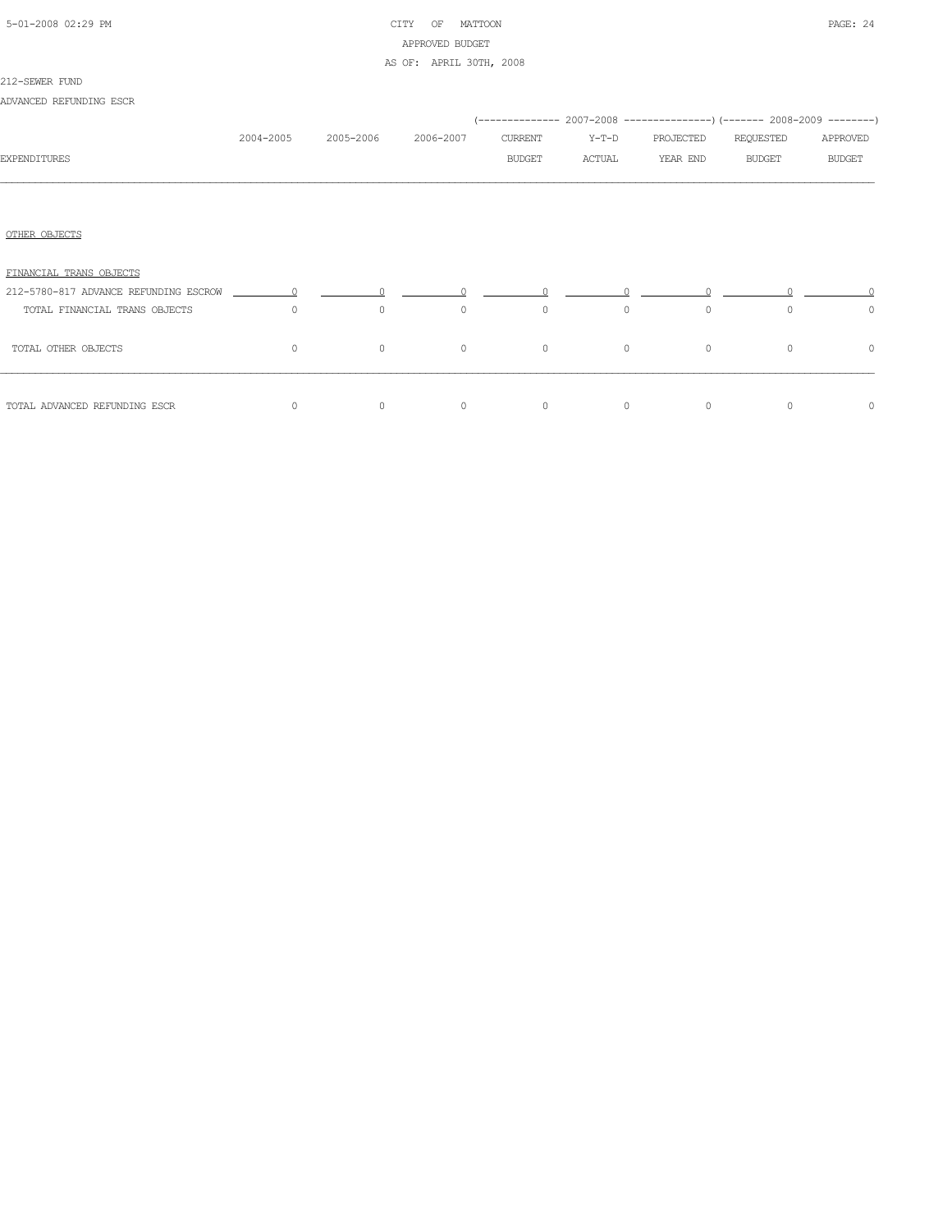CITY OF MATTOON

APPROVED BUDGET

AS OF: APRIL 30TH, 2008

212-SEWER FUND

ADVANCED REFUNDING ESCR

| EXPENDITURES | 2004-2005 | 2005-2006 | 2006-2007 | 2007-2008 CURRENT BUDGET | 2007-2008 Y-T-D ACTUAL | 2007-2008 PROJECTED YEAR END | 2008-2009 REQUESTED BUDGET | 2008-2009 APPROVED BUDGET |
|---|---|---|---|---|---|---|---|---|
| OTHER OBJECTS | | | | | | | | |
| FINANCIAL TRANS OBJECTS | | | | | | | | |
| 212-5780-817 ADVANCE REFUNDING ESCROW | 0 | 0 | 0 | 0 | 0 | 0 | 0 | 0 |
| TOTAL FINANCIAL TRANS OBJECTS | 0 | 0 | 0 | 0 | 0 | 0 | 0 | 0 |
| TOTAL OTHER OBJECTS | 0 | 0 | 0 | 0 | 0 | 0 | 0 | 0 |
| TOTAL ADVANCED REFUNDING ESCR | 0 | 0 | 0 | 0 | 0 | 0 | 0 | 0 |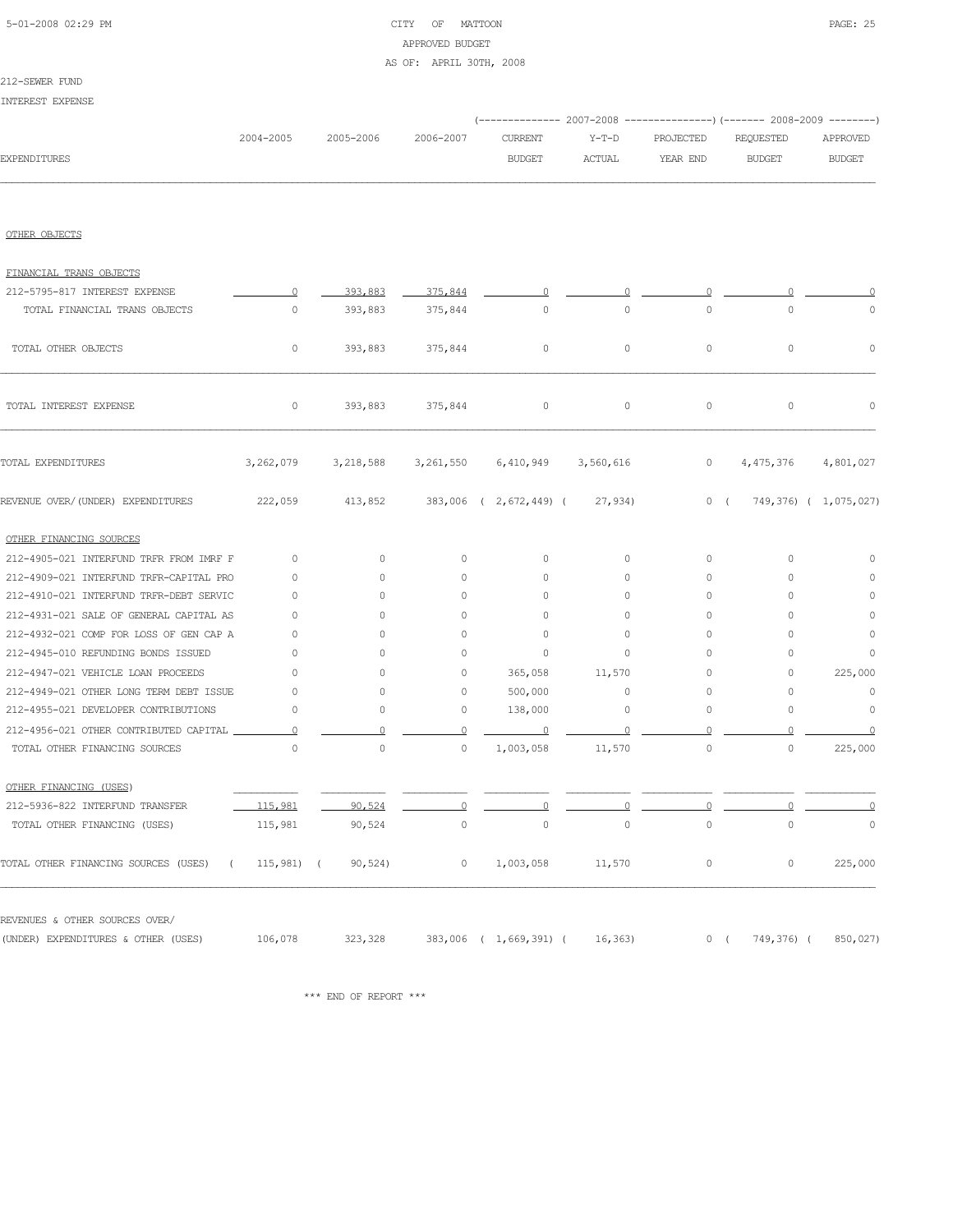CITY OF MATTOON
APPROVED BUDGET
AS OF: APRIL 30TH, 2008

212-SEWER FUND

INTEREST EXPENSE

| EXPENDITURES | 2004-2005 | 2005-2006 | 2006-2007 | 2007-2008 CURRENT BUDGET | 2007-2008 Y-T-D ACTUAL | 2007-2008 PROJECTED YEAR END | 2008-2009 REQUESTED BUDGET | 2008-2009 APPROVED BUDGET |
|---|---|---|---|---|---|---|---|---|
| OTHER OBJECTS | | | | | | | | |
| FINANCIAL TRANS OBJECTS | | | | | | | | |
| 212-5795-817 INTEREST EXPENSE | 0 | 393,883 | 375,844 | 0 | 0 | 0 | 0 | 0 |
| TOTAL FINANCIAL TRANS OBJECTS | 0 | 393,883 | 375,844 | 0 | 0 | 0 | 0 | 0 |
| TOTAL OTHER OBJECTS | 0 | 393,883 | 375,844 | 0 | 0 | 0 | 0 | 0 |
| TOTAL INTEREST EXPENSE | 0 | 393,883 | 375,844 | 0 | 0 | 0 | 0 | 0 |
| TOTAL EXPENDITURES | 3,262,079 | 3,218,588 | 3,261,550 | 6,410,949 | 3,560,616 | 0 | 4,475,376 | 4,801,027 |
| REVENUE OVER/(UNDER) EXPENDITURES | 222,059 | 413,852 | 383,006 | ( 2,672,449) | ( 27,934) | 0 | ( 749,376) | ( 1,075,027) |
| OTHER FINANCING SOURCES | | | | | | | | |
| 212-4905-021 INTERFUND TRFR FROM IMRF F | 0 | 0 | 0 | 0 | 0 | 0 | 0 | 0 |
| 212-4909-021 INTERFUND TRFR-CAPITAL PRO | 0 | 0 | 0 | 0 | 0 | 0 | 0 | 0 |
| 212-4910-021 INTERFUND TRFR-DEBT SERVIC | 0 | 0 | 0 | 0 | 0 | 0 | 0 | 0 |
| 212-4931-021 SALE OF GENERAL CAPITAL AS | 0 | 0 | 0 | 0 | 0 | 0 | 0 | 0 |
| 212-4932-021 COMP FOR LOSS OF GEN CAP A | 0 | 0 | 0 | 0 | 0 | 0 | 0 | 0 |
| 212-4945-010 REFUNDING BONDS ISSUED | 0 | 0 | 0 | 0 | 0 | 0 | 0 | 0 |
| 212-4947-021 VEHICLE LOAN PROCEEDS | 0 | 0 | 0 | 365,058 | 11,570 | 0 | 0 | 225,000 |
| 212-4949-021 OTHER LONG TERM DEBT ISSUE | 0 | 0 | 0 | 500,000 | 0 | 0 | 0 | 0 |
| 212-4955-021 DEVELOPER CONTRIBUTIONS | 0 | 0 | 0 | 138,000 | 0 | 0 | 0 | 0 |
| 212-4956-021 OTHER CONTRIBUTED CAPITAL | 0 | 0 | 0 | 0 | 0 | 0 | 0 | 0 |
| TOTAL OTHER FINANCING SOURCES | 0 | 0 | 0 | 1,003,058 | 11,570 | 0 | 0 | 225,000 |
| OTHER FINANCING (USES) | | | | | | | | |
| 212-5936-822 INTERFUND TRANSFER | 115,981 | 90,524 | 0 | 0 | 0 | 0 | 0 | 0 |
| TOTAL OTHER FINANCING (USES) | 115,981 | 90,524 | 0 | 0 | 0 | 0 | 0 | 0 |
| TOTAL OTHER FINANCING SOURCES (USES) | ( 115,981) | ( 90,524) | 0 | 1,003,058 | 11,570 | 0 | 0 | 225,000 |
| REVENUES & OTHER SOURCES OVER/ (UNDER) EXPENDITURES & OTHER (USES) | 106,078 | 323,328 | 383,006 | ( 1,669,391) | ( 16,363) | 0 | ( 749,376) | ( 850,027) |

*** END OF REPORT ***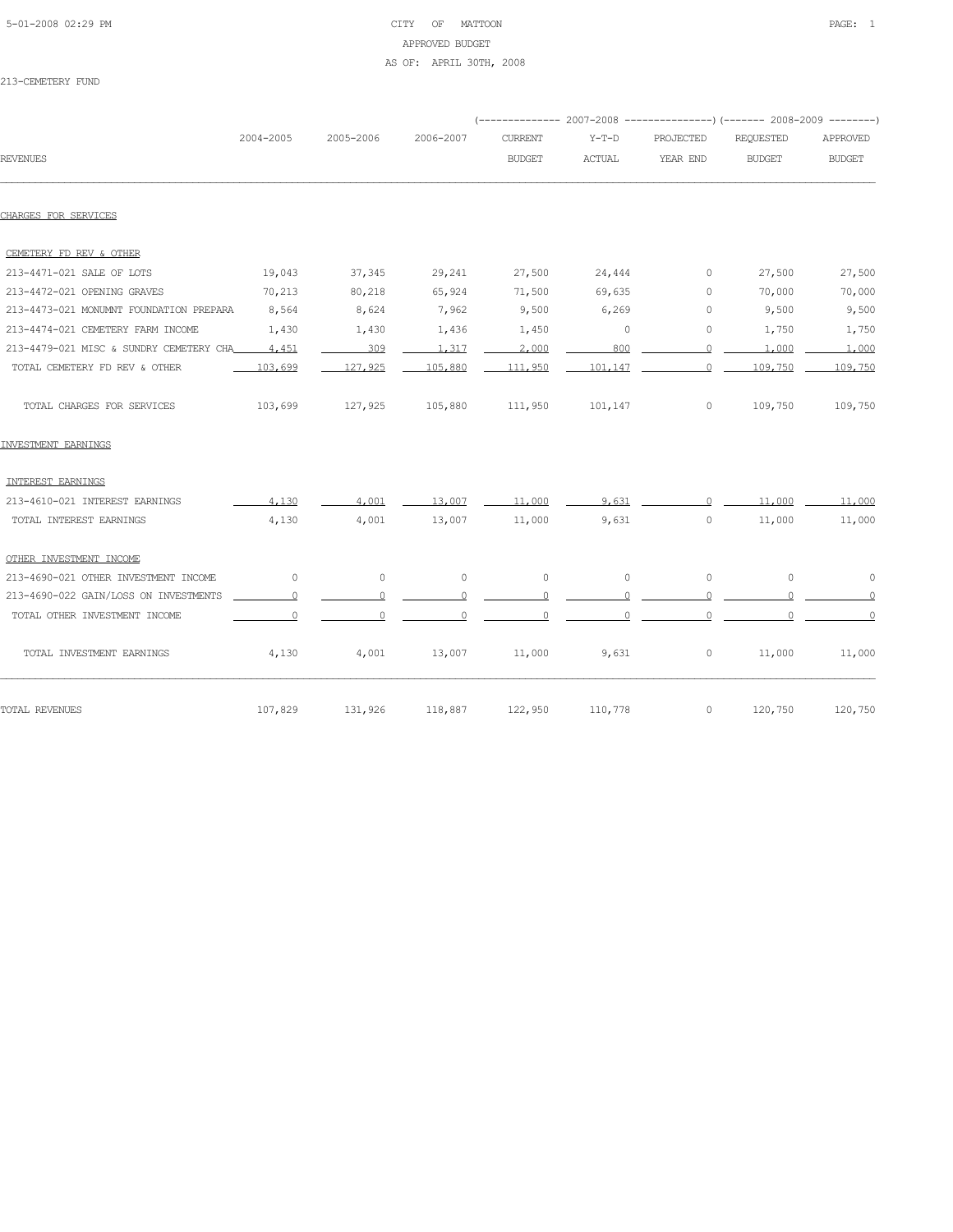CITY OF MATTOON

APPROVED BUDGET

AS OF: APRIL 30TH, 2008

213-CEMETERY FUND

| REVENUES | 2004-2005 | 2005-2006 | 2006-2007 | 2007-2008 CURRENT BUDGET | 2007-2008 Y-T-D ACTUAL | 2007-2008 PROJECTED YEAR END | 2008-2009 REQUESTED BUDGET | 2008-2009 APPROVED BUDGET |
|---|---|---|---|---|---|---|---|---|
| **CHARGES FOR SERVICES** | | | | | | | | |
| CEMETERY FD REV & OTHER | | | | | | | | |
| 213-4471-021 SALE OF LOTS | 19,043 | 37,345 | 29,241 | 27,500 | 24,444 | 0 | 27,500 | 27,500 |
| 213-4472-021 OPENING GRAVES | 70,213 | 80,218 | 65,924 | 71,500 | 69,635 | 0 | 70,000 | 70,000 |
| 213-4473-021 MONUMNT FOUNDATION PREPARA | 8,564 | 8,624 | 7,962 | 9,500 | 6,269 | 0 | 9,500 | 9,500 |
| 213-4474-021 CEMETERY FARM INCOME | 1,430 | 1,430 | 1,436 | 1,450 | 0 | 0 | 1,750 | 1,750 |
| 213-4479-021 MISC & SUNDRY CEMETERY CHA | 4,451 | 309 | 1,317 | 2,000 | 800 | 0 | 1,000 | 1,000 |
| TOTAL CEMETERY FD REV & OTHER | 103,699 | 127,925 | 105,880 | 111,950 | 101,147 | 0 | 109,750 | 109,750 |
| TOTAL CHARGES FOR SERVICES | 103,699 | 127,925 | 105,880 | 111,950 | 101,147 | 0 | 109,750 | 109,750 |
| **INVESTMENT EARNINGS** | | | | | | | | |
| INTEREST EARNINGS | | | | | | | | |
| 213-4610-021 INTEREST EARNINGS | 4,130 | 4,001 | 13,007 | 11,000 | 9,631 | 0 | 11,000 | 11,000 |
| TOTAL INTEREST EARNINGS | 4,130 | 4,001 | 13,007 | 11,000 | 9,631 | 0 | 11,000 | 11,000 |
| OTHER INVESTMENT INCOME | | | | | | | | |
| 213-4690-021 OTHER INVESTMENT INCOME | 0 | 0 | 0 | 0 | 0 | 0 | 0 | 0 |
| 213-4690-022 GAIN/LOSS ON INVESTMENTS | 0 | 0 | 0 | 0 | 0 | 0 | 0 | 0 |
| TOTAL OTHER INVESTMENT INCOME | 0 | 0 | 0 | 0 | 0 | 0 | 0 | 0 |
| TOTAL INVESTMENT EARNINGS | 4,130 | 4,001 | 13,007 | 11,000 | 9,631 | 0 | 11,000 | 11,000 |
| TOTAL REVENUES | 107,829 | 131,926 | 118,887 | 122,950 | 110,778 | 0 | 120,750 | 120,750 |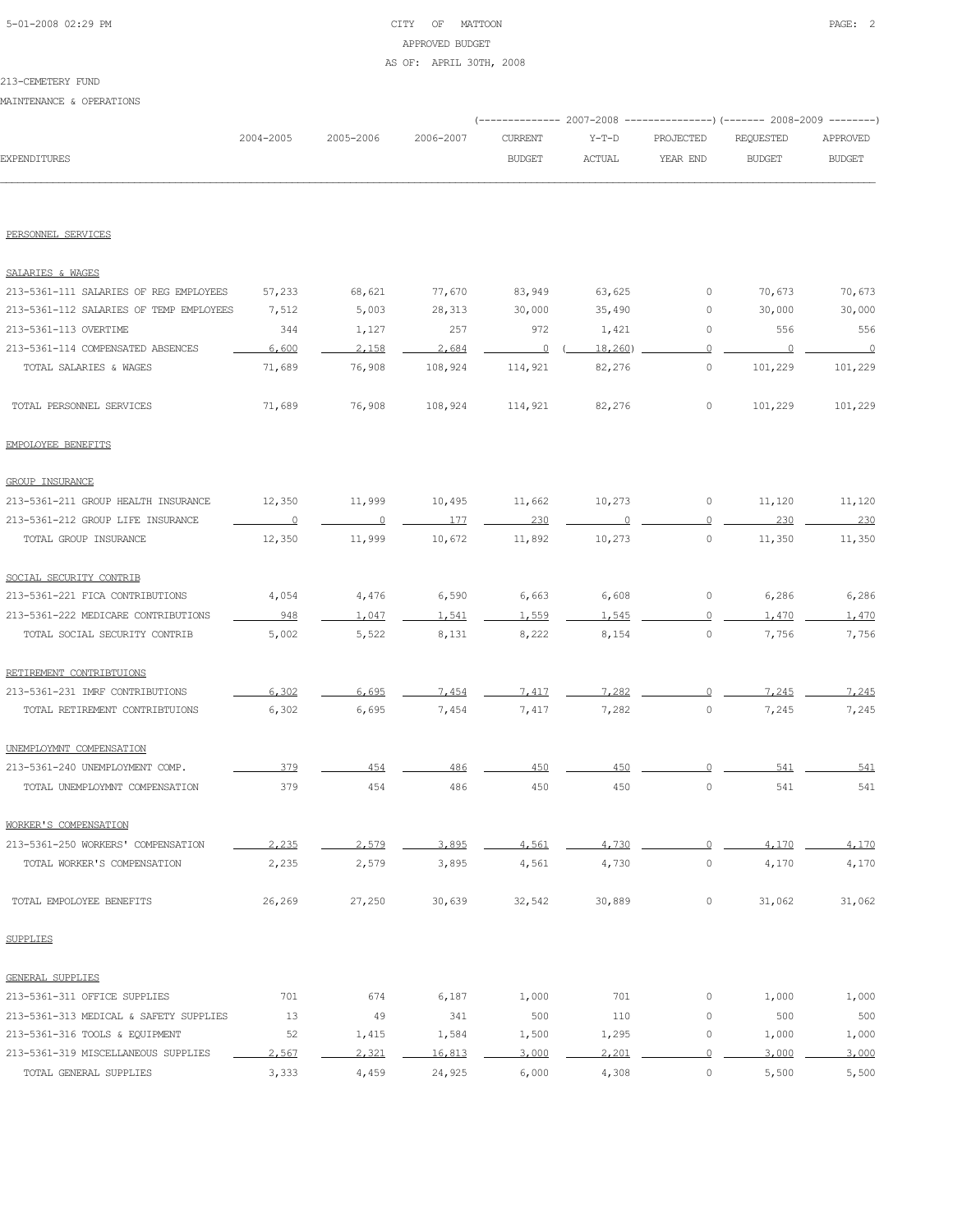CITY OF MATTOON
APPROVED BUDGET
AS OF: APRIL 30TH, 2008

213-CEMETERY FUND

MAINTENANCE & OPERATIONS

| EXPENDITURES | 2004-2005 | 2005-2006 | 2006-2007 | 2007-2008 CURRENT BUDGET | 2007-2008 Y-T-D ACTUAL | 2007-2008 PROJECTED YEAR END | 2008-2009 REQUESTED BUDGET | 2008-2009 APPROVED BUDGET |
|---|---|---|---|---|---|---|---|---|
| PERSONNEL SERVICES | | | | | | | | |
| SALARIES & WAGES | | | | | | | | |
| 213-5361-111 SALARIES OF REG EMPLOYEES | 57,233 | 68,621 | 77,670 | 83,949 | 63,625 | 0 | 70,673 | 70,673 |
| 213-5361-112 SALARIES OF TEMP EMPLOYEES | 7,512 | 5,003 | 28,313 | 30,000 | 35,490 | 0 | 30,000 | 30,000 |
| 213-5361-113 OVERTIME | 344 | 1,127 | 257 | 972 | 1,421 | 0 | 556 | 556 |
| 213-5361-114 COMPENSATED ABSENCES | 6,600 | 2,158 | 2,684 | 0 | ( 18,260) | 0 | 0 | 0 |
| TOTAL SALARIES & WAGES | 71,689 | 76,908 | 108,924 | 114,921 | 82,276 | 0 | 101,229 | 101,229 |
| TOTAL PERSONNEL SERVICES | 71,689 | 76,908 | 108,924 | 114,921 | 82,276 | 0 | 101,229 | 101,229 |
| EMPOLOYEE BENEFITS | | | | | | | | |
| GROUP INSURANCE | | | | | | | | |
| 213-5361-211 GROUP HEALTH INSURANCE | 12,350 | 11,999 | 10,495 | 11,662 | 10,273 | 0 | 11,120 | 11,120 |
| 213-5361-212 GROUP LIFE INSURANCE | 0 | 0 | 177 | 230 | 0 | 0 | 230 | 230 |
| TOTAL GROUP INSURANCE | 12,350 | 11,999 | 10,672 | 11,892 | 10,273 | 0 | 11,350 | 11,350 |
| SOCIAL SECURITY CONTRIB | | | | | | | | |
| 213-5361-221 FICA CONTRIBUTIONS | 4,054 | 4,476 | 6,590 | 6,663 | 6,608 | 0 | 6,286 | 6,286 |
| 213-5361-222 MEDICARE CONTRIBUTIONS | 948 | 1,047 | 1,541 | 1,559 | 1,545 | 0 | 1,470 | 1,470 |
| TOTAL SOCIAL SECURITY CONTRIB | 5,002 | 5,522 | 8,131 | 8,222 | 8,154 | 0 | 7,756 | 7,756 |
| RETIREMENT CONTRIBTUIONS | | | | | | | | |
| 213-5361-231 IMRF CONTRIBUTIONS | 6,302 | 6,695 | 7,454 | 7,417 | 7,282 | 0 | 7,245 | 7,245 |
| TOTAL RETIREMENT CONTRIBTUIONS | 6,302 | 6,695 | 7,454 | 7,417 | 7,282 | 0 | 7,245 | 7,245 |
| UNEMPLOYMNT COMPENSATION | | | | | | | | |
| 213-5361-240 UNEMPLOYMENT COMP. | 379 | 454 | 486 | 450 | 450 | 0 | 541 | 541 |
| TOTAL UNEMPLOYMNT COMPENSATION | 379 | 454 | 486 | 450 | 450 | 0 | 541 | 541 |
| WORKER'S COMPENSATION | | | | | | | | |
| 213-5361-250 WORKERS' COMPENSATION | 2,235 | 2,579 | 3,895 | 4,561 | 4,730 | 0 | 4,170 | 4,170 |
| TOTAL WORKER'S COMPENSATION | 2,235 | 2,579 | 3,895 | 4,561 | 4,730 | 0 | 4,170 | 4,170 |
| TOTAL EMPOLOYEE BENEFITS | 26,269 | 27,250 | 30,639 | 32,542 | 30,889 | 0 | 31,062 | 31,062 |
| SUPPLIES | | | | | | | | |
| GENERAL SUPPLIES | | | | | | | | |
| 213-5361-311 OFFICE SUPPLIES | 701 | 674 | 6,187 | 1,000 | 701 | 0 | 1,000 | 1,000 |
| 213-5361-313 MEDICAL & SAFETY SUPPLIES | 13 | 49 | 341 | 500 | 110 | 0 | 500 | 500 |
| 213-5361-316 TOOLS & EQUIPMENT | 52 | 1,415 | 1,584 | 1,500 | 1,295 | 0 | 1,000 | 1,000 |
| 213-5361-319 MISCELLANEOUS SUPPLIES | 2,567 | 2,321 | 16,813 | 3,000 | 2,201 | 0 | 3,000 | 3,000 |
| TOTAL GENERAL SUPPLIES | 3,333 | 4,459 | 24,925 | 6,000 | 4,308 | 0 | 5,500 | 5,500 |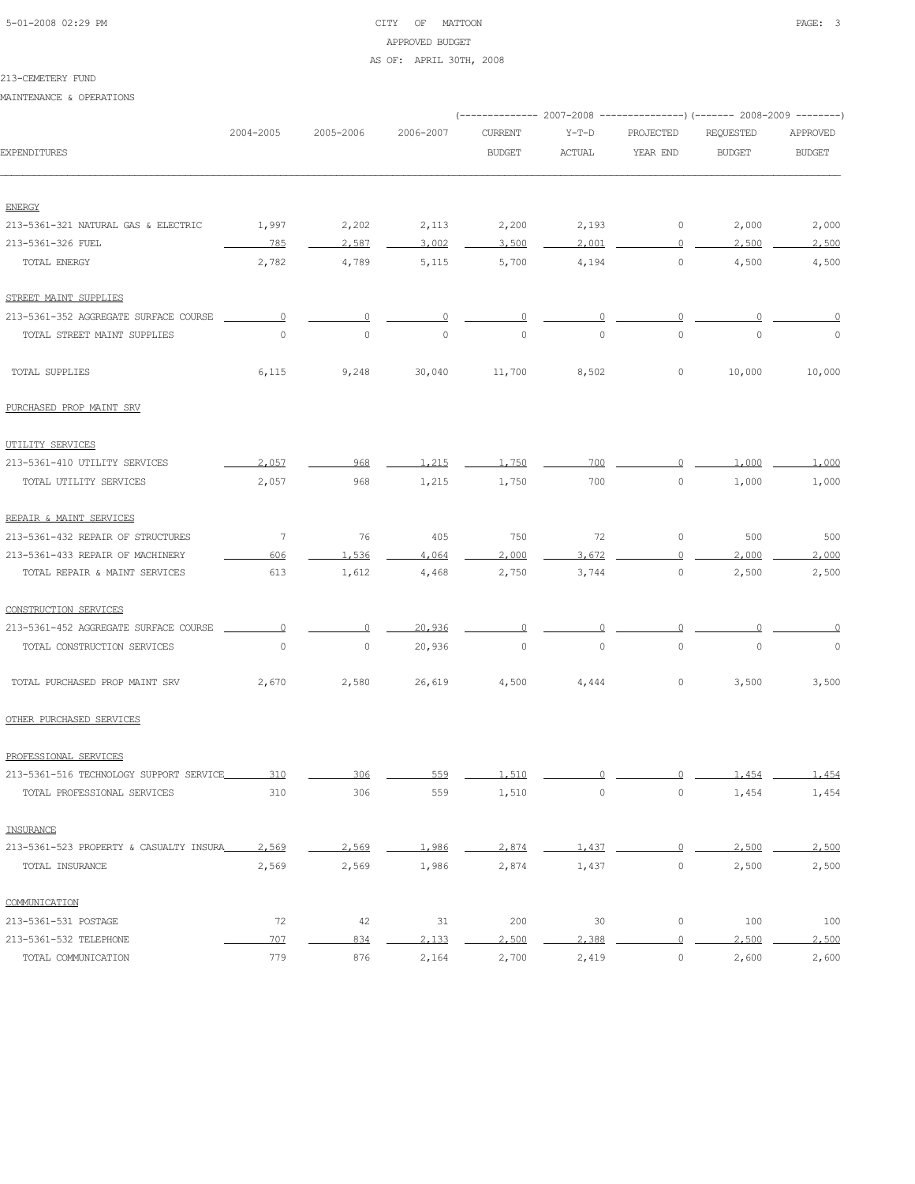CITY OF MATTOON
APPROVED BUDGET
AS OF: APRIL 30TH, 2008

213-CEMETERY FUND

MAINTENANCE & OPERATIONS

| EXPENDITURES | 2004-2005 | 2005-2006 | 2006-2007 | 2007-2008 CURRENT BUDGET | 2007-2008 Y-T-D ACTUAL | 2007-2008 PROJECTED YEAR END | 2008-2009 REQUESTED BUDGET | 2008-2009 APPROVED BUDGET |
|---|---|---|---|---|---|---|---|---|
| ENERGY | | | | | | | | |
| 213-5361-321 NATURAL GAS & ELECTRIC | 1,997 | 2,202 | 2,113 | 2,200 | 2,193 | 0 | 2,000 | 2,000 |
| 213-5361-326 FUEL | 785 | 2,587 | 3,002 | 3,500 | 2,001 | 0 | 2,500 | 2,500 |
| TOTAL ENERGY | 2,782 | 4,789 | 5,115 | 5,700 | 4,194 | 0 | 4,500 | 4,500 |
| STREET MAINT SUPPLIES | | | | | | | | |
| 213-5361-352 AGGREGATE SURFACE COURSE | 0 | 0 | 0 | 0 | 0 | 0 | 0 | 0 |
| TOTAL STREET MAINT SUPPLIES | 0 | 0 | 0 | 0 | 0 | 0 | 0 | 0 |
| TOTAL SUPPLIES | 6,115 | 9,248 | 30,040 | 11,700 | 8,502 | 0 | 10,000 | 10,000 |
| PURCHASED PROP MAINT SRV | | | | | | | | |
| UTILITY SERVICES | | | | | | | | |
| 213-5361-410 UTILITY SERVICES | 2,057 | 968 | 1,215 | 1,750 | 700 | 0 | 1,000 | 1,000 |
| TOTAL UTILITY SERVICES | 2,057 | 968 | 1,215 | 1,750 | 700 | 0 | 1,000 | 1,000 |
| REPAIR & MAINT SERVICES | | | | | | | | |
| 213-5361-432 REPAIR OF STRUCTURES | 7 | 76 | 405 | 750 | 72 | 0 | 500 | 500 |
| 213-5361-433 REPAIR OF MACHINERY | 606 | 1,536 | 4,064 | 2,000 | 3,672 | 0 | 2,000 | 2,000 |
| TOTAL REPAIR & MAINT SERVICES | 613 | 1,612 | 4,468 | 2,750 | 3,744 | 0 | 2,500 | 2,500 |
| CONSTRUCTION SERVICES | | | | | | | | |
| 213-5361-452 AGGREGATE SURFACE COURSE | 0 | 0 | 20,936 | 0 | 0 | 0 | 0 | 0 |
| TOTAL CONSTRUCTION SERVICES | 0 | 0 | 20,936 | 0 | 0 | 0 | 0 | 0 |
| TOTAL PURCHASED PROP MAINT SRV | 2,670 | 2,580 | 26,619 | 4,500 | 4,444 | 0 | 3,500 | 3,500 |
| OTHER PURCHASED SERVICES | | | | | | | | |
| PROFESSIONAL SERVICES | | | | | | | | |
| 213-5361-516 TECHNOLOGY SUPPORT SERVICE | 310 | 306 | 559 | 1,510 | 0 | 0 | 1,454 | 1,454 |
| TOTAL PROFESSIONAL SERVICES | 310 | 306 | 559 | 1,510 | 0 | 0 | 1,454 | 1,454 |
| INSURANCE | | | | | | | | |
| 213-5361-523 PROPERTY & CASUALTY INSURA | 2,569 | 2,569 | 1,986 | 2,874 | 1,437 | 0 | 2,500 | 2,500 |
| TOTAL INSURANCE | 2,569 | 2,569 | 1,986 | 2,874 | 1,437 | 0 | 2,500 | 2,500 |
| COMMUNICATION | | | | | | | | |
| 213-5361-531 POSTAGE | 72 | 42 | 31 | 200 | 30 | 0 | 100 | 100 |
| 213-5361-532 TELEPHONE | 707 | 834 | 2,133 | 2,500 | 2,388 | 0 | 2,500 | 2,500 |
| TOTAL COMMUNICATION | 779 | 876 | 2,164 | 2,700 | 2,419 | 0 | 2,600 | 2,600 |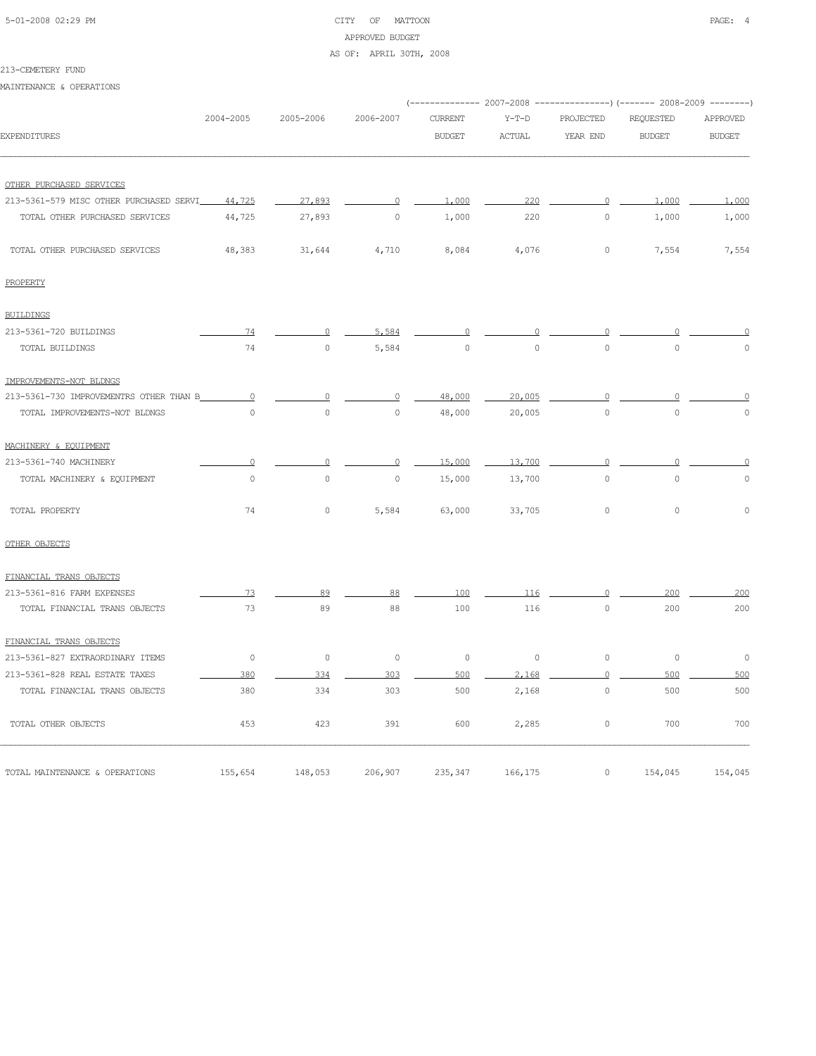CITY OF MATTOON

APPROVED BUDGET

AS OF: APRIL 30TH, 2008

213-CEMETERY FUND

MAINTENANCE & OPERATIONS

| EXPENDITURES | 2004-2005 | 2005-2006 | 2006-2007 | 2007-2008 CURRENT BUDGET | 2007-2008 Y-T-D ACTUAL | 2007-2008 PROJECTED YEAR END | 2008-2009 REQUESTED BUDGET | 2008-2009 APPROVED BUDGET |
|---|---|---|---|---|---|---|---|---|
| OTHER PURCHASED SERVICES | | | | | | | | |
| 213-5361-579 MISC OTHER PURCHASED SERVI | 44,725 | 27,893 | 0 | 1,000 | 220 | 0 | 1,000 | 1,000 |
| TOTAL OTHER PURCHASED SERVICES | 44,725 | 27,893 | 0 | 1,000 | 220 | 0 | 1,000 | 1,000 |
| TOTAL OTHER PURCHASED SERVICES | 48,383 | 31,644 | 4,710 | 8,084 | 4,076 | 0 | 7,554 | 7,554 |
| PROPERTY | | | | | | | | |
| BUILDINGS | | | | | | | | |
| 213-5361-720 BUILDINGS | 74 | 0 | 5,584 | 0 | 0 | 0 | 0 | 0 |
| TOTAL BUILDINGS | 74 | 0 | 5,584 | 0 | 0 | 0 | 0 | 0 |
| IMPROVEMENTS-NOT BLDNGS | | | | | | | | |
| 213-5361-730 IMPROVEMENTRS OTHER THAN B | 0 | 0 | 0 | 48,000 | 20,005 | 0 | 0 | 0 |
| TOTAL IMPROVEMENTS-NOT BLDNGS | 0 | 0 | 0 | 48,000 | 20,005 | 0 | 0 | 0 |
| MACHINERY & EQUIPMENT | | | | | | | | |
| 213-5361-740 MACHINERY | 0 | 0 | 0 | 15,000 | 13,700 | 0 | 0 | 0 |
| TOTAL MACHINERY & EQUIPMENT | 0 | 0 | 0 | 15,000 | 13,700 | 0 | 0 | 0 |
| TOTAL PROPERTY | 74 | 0 | 5,584 | 63,000 | 33,705 | 0 | 0 | 0 |
| OTHER OBJECTS | | | | | | | | |
| FINANCIAL TRANS OBJECTS | | | | | | | | |
| 213-5361-816 FARM EXPENSES | 73 | 89 | 88 | 100 | 116 | 0 | 200 | 200 |
| TOTAL FINANCIAL TRANS OBJECTS | 73 | 89 | 88 | 100 | 116 | 0 | 200 | 200 |
| FINANCIAL TRANS OBJECTS | | | | | | | | |
| 213-5361-827 EXTRAORDINARY ITEMS | 0 | 0 | 0 | 0 | 0 | 0 | 0 | 0 |
| 213-5361-828 REAL ESTATE TAXES | 380 | 334 | 303 | 500 | 2,168 | 0 | 500 | 500 |
| TOTAL FINANCIAL TRANS OBJECTS | 380 | 334 | 303 | 500 | 2,168 | 0 | 500 | 500 |
| TOTAL OTHER OBJECTS | 453 | 423 | 391 | 600 | 2,285 | 0 | 700 | 700 |
| TOTAL MAINTENANCE & OPERATIONS | 155,654 | 148,053 | 206,907 | 235,347 | 166,175 | 0 | 154,045 | 154,045 |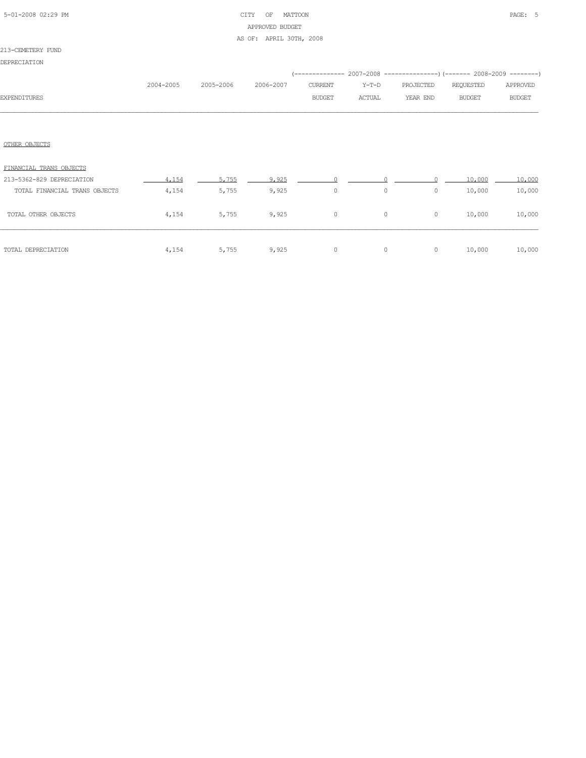CITY OF MATTOON
APPROVED BUDGET
AS OF: APRIL 30TH, 2008

213-CEMETERY FUND

DEPRECIATION

| EXPENDITURES | 2004-2005 | 2005-2006 | 2006-2007 | 2007-2008 CURRENT BUDGET | 2007-2008 Y-T-D ACTUAL | 2007-2008 PROJECTED YEAR END | 2008-2009 REQUESTED BUDGET | 2008-2009 APPROVED BUDGET |
|---|---|---|---|---|---|---|---|---|
| OTHER OBJECTS | | | | | | | | |
| FINANCIAL TRANS OBJECTS | | | | | | | | |
| 213-5362-829 DEPRECIATION | 4,154 | 5,755 | 9,925 | 0 | 0 | 0 | 10,000 | 10,000 |
| TOTAL FINANCIAL TRANS OBJECTS | 4,154 | 5,755 | 9,925 | 0 | 0 | 0 | 10,000 | 10,000 |
| TOTAL OTHER OBJECTS | 4,154 | 5,755 | 9,925 | 0 | 0 | 0 | 10,000 | 10,000 |
| TOTAL DEPRECIATION | 4,154 | 5,755 | 9,925 | 0 | 0 | 0 | 10,000 | 10,000 |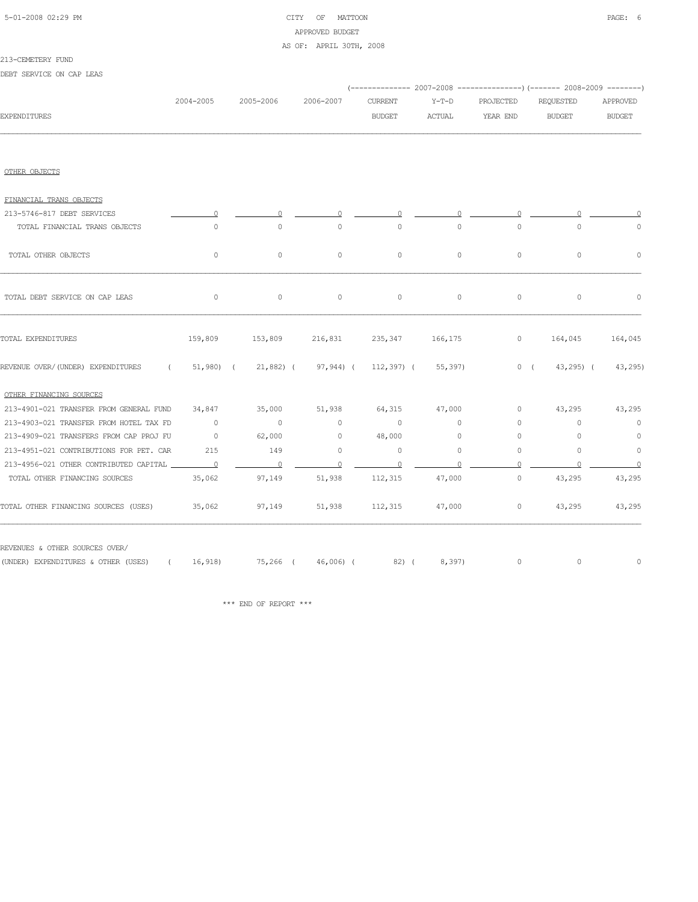CITY OF MATTOON
APPROVED BUDGET
AS OF: APRIL 30TH, 2008

213-CEMETERY FUND

DEBT SERVICE ON CAP LEAS

| EXPENDITURES | 2004-2005 | 2005-2006 | 2006-2007 | 2007-2008 CURRENT BUDGET | 2007-2008 Y-T-D ACTUAL | 2007-2008 PROJECTED YEAR END | 2008-2009 REQUESTED BUDGET | 2008-2009 APPROVED BUDGET |
|---|---|---|---|---|---|---|---|---|
| OTHER OBJECTS | | | | | | | | |
| FINANCIAL TRANS OBJECTS | | | | | | | | |
| 213-5746-817 DEBT SERVICES | 0 | 0 | 0 | 0 | 0 | 0 | 0 | 0 |
| TOTAL FINANCIAL TRANS OBJECTS | 0 | 0 | 0 | 0 | 0 | 0 | 0 | 0 |
| TOTAL OTHER OBJECTS | 0 | 0 | 0 | 0 | 0 | 0 | 0 | 0 |
| TOTAL DEBT SERVICE ON CAP LEAS | 0 | 0 | 0 | 0 | 0 | 0 | 0 | 0 |
| TOTAL EXPENDITURES | 159,809 | 153,809 | 216,831 | 235,347 | 166,175 | 0 | 164,045 | 164,045 |
| REVENUE OVER/(UNDER) EXPENDITURES | ( 51,980) | ( 21,882) | ( 97,944) | ( 112,397) | ( 55,397) | 0 | ( 43,295) | ( 43,295) |
| OTHER FINANCING SOURCES | | | | | | | | |
| 213-4901-021 TRANSFER FROM GENERAL FUND | 34,847 | 35,000 | 51,938 | 64,315 | 47,000 | 0 | 43,295 | 43,295 |
| 213-4903-021 TRANSFER FROM HOTEL TAX FD | 0 | 0 | 0 | 0 | 0 | 0 | 0 | 0 |
| 213-4909-021 TRANSFERS FROM CAP PROJ FU | 0 | 62,000 | 0 | 48,000 | 0 | 0 | 0 | 0 |
| 213-4951-021 CONTRIBUTIONS FOR PET. CAR | 215 | 149 | 0 | 0 | 0 | 0 | 0 | 0 |
| 213-4956-021 OTHER CONTRIBUTED CAPITAL | 0 | 0 | 0 | 0 | 0 | 0 | 0 | 0 |
| TOTAL OTHER FINANCING SOURCES | 35,062 | 97,149 | 51,938 | 112,315 | 47,000 | 0 | 43,295 | 43,295 |
| TOTAL OTHER FINANCING SOURCES (USES) | 35,062 | 97,149 | 51,938 | 112,315 | 47,000 | 0 | 43,295 | 43,295 |
| REVENUES & OTHER SOURCES OVER/ (UNDER) EXPENDITURES & OTHER (USES) | ( 16,918) | 75,266 | ( 46,006) | ( 82) | ( 8,397) | 0 | 0 | 0 |

*** END OF REPORT ***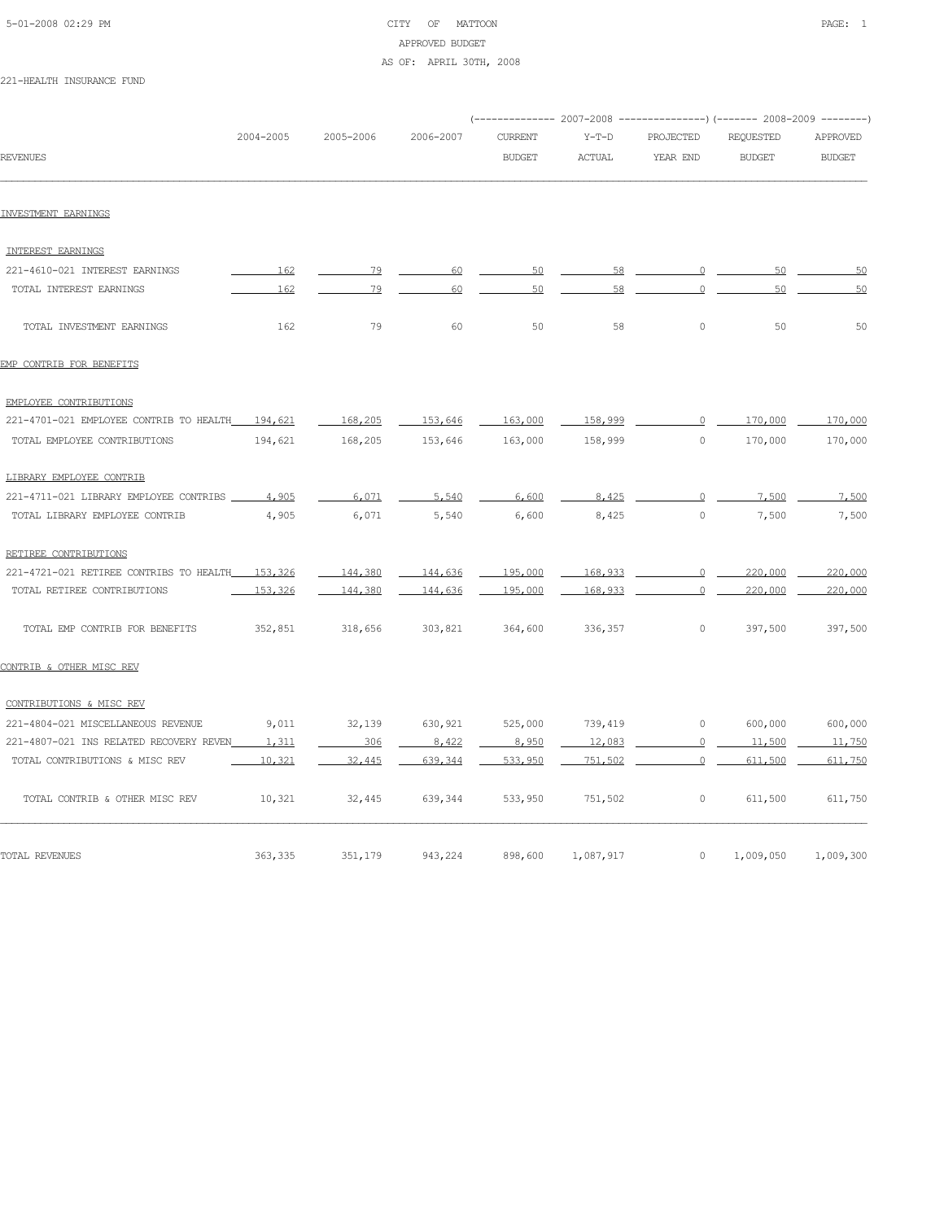CITY OF MATTOON
APPROVED BUDGET
AS OF: APRIL 30TH, 2008

221-HEALTH INSURANCE FUND

| REVENUES | 2004-2005 | 2005-2006 | 2006-2007 | 2007-2008 CURRENT BUDGET | 2007-2008 Y-T-D ACTUAL | 2007-2008 PROJECTED YEAR END | 2008-2009 REQUESTED BUDGET | 2008-2009 APPROVED BUDGET |
|---|---|---|---|---|---|---|---|---|
| **INVESTMENT EARNINGS** | | | | | | | | |
| INTEREST EARNINGS | | | | | | | | |
| 221-4610-021 INTEREST EARNINGS | 162 | 79 | 60 | 50 | 58 | 0 | 50 | 50 |
| TOTAL INTEREST EARNINGS | 162 | 79 | 60 | 50 | 58 | 0 | 50 | 50 |
| TOTAL INVESTMENT EARNINGS | 162 | 79 | 60 | 50 | 58 | 0 | 50 | 50 |
| **EMP CONTRIB FOR BENEFITS** | | | | | | | | |
| EMPLOYEE CONTRIBUTIONS | | | | | | | | |
| 221-4701-021 EMPLOYEE CONTRIB TO HEALTH | 194,621 | 168,205 | 153,646 | 163,000 | 158,999 | 0 | 170,000 | 170,000 |
| TOTAL EMPLOYEE CONTRIBUTIONS | 194,621 | 168,205 | 153,646 | 163,000 | 158,999 | 0 | 170,000 | 170,000 |
| LIBRARY EMPLOYEE CONTRIB | | | | | | | | |
| 221-4711-021 LIBRARY EMPLOYEE CONTRIBS | 4,905 | 6,071 | 5,540 | 6,600 | 8,425 | 0 | 7,500 | 7,500 |
| TOTAL LIBRARY EMPLOYEE CONTRIB | 4,905 | 6,071 | 5,540 | 6,600 | 8,425 | 0 | 7,500 | 7,500 |
| RETIREE CONTRIBUTIONS | | | | | | | | |
| 221-4721-021 RETIREE CONTRIBS TO HEALTH | 153,326 | 144,380 | 144,636 | 195,000 | 168,933 | 0 | 220,000 | 220,000 |
| TOTAL RETIREE CONTRIBUTIONS | 153,326 | 144,380 | 144,636 | 195,000 | 168,933 | 0 | 220,000 | 220,000 |
| TOTAL EMP CONTRIB FOR BENEFITS | 352,851 | 318,656 | 303,821 | 364,600 | 336,357 | 0 | 397,500 | 397,500 |
| **CONTRIB & OTHER MISC REV** | | | | | | | | |
| CONTRIBUTIONS & MISC REV | | | | | | | | |
| 221-4804-021 MISCELLANEOUS REVENUE | 9,011 | 32,139 | 630,921 | 525,000 | 739,419 | 0 | 600,000 | 600,000 |
| 221-4807-021 INS RELATED RECOVERY REVEN | 1,311 | 306 | 8,422 | 8,950 | 12,083 | 0 | 11,500 | 11,750 |
| TOTAL CONTRIBUTIONS & MISC REV | 10,321 | 32,445 | 639,344 | 533,950 | 751,502 | 0 | 611,500 | 611,750 |
| TOTAL CONTRIB & OTHER MISC REV | 10,321 | 32,445 | 639,344 | 533,950 | 751,502 | 0 | 611,500 | 611,750 |
| TOTAL REVENUES | 363,335 | 351,179 | 943,224 | 898,600 | 1,087,917 | 0 | 1,009,050 | 1,009,300 |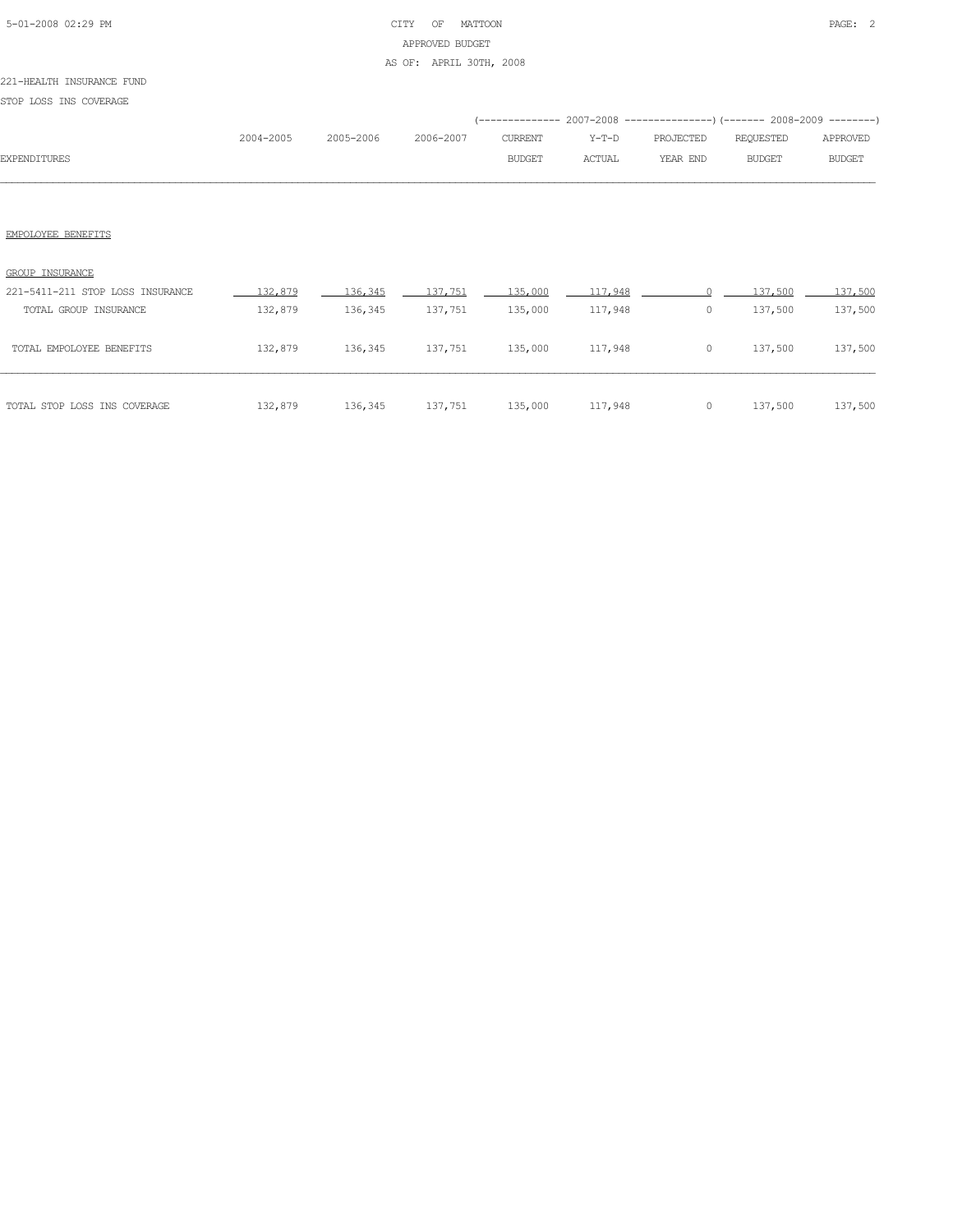CITY OF MATTOON
APPROVED BUDGET
AS OF: APRIL 30TH, 2008

221-HEALTH INSURANCE FUND

STOP LOSS INS COVERAGE

| EXPENDITURES | 2004-2005 | 2005-2006 | 2006-2007 | 2007-2008 CURRENT BUDGET | 2007-2008 Y-T-D ACTUAL | 2007-2008 PROJECTED YEAR END | 2008-2009 REQUESTED BUDGET | 2008-2009 APPROVED BUDGET |
|---|---|---|---|---|---|---|---|---|
| EMPOLOYEE BENEFITS | | | | | | | | |
| GROUP INSURANCE | | | | | | | | |
| 221-5411-211 STOP LOSS INSURANCE | 132,879 | 136,345 | 137,751 | 135,000 | 117,948 | 0 | 137,500 | 137,500 |
| TOTAL GROUP INSURANCE | 132,879 | 136,345 | 137,751 | 135,000 | 117,948 | 0 | 137,500 | 137,500 |
| TOTAL EMPOLOYEE BENEFITS | 132,879 | 136,345 | 137,751 | 135,000 | 117,948 | 0 | 137,500 | 137,500 |
| TOTAL STOP LOSS INS COVERAGE | 132,879 | 136,345 | 137,751 | 135,000 | 117,948 | 0 | 137,500 | 137,500 |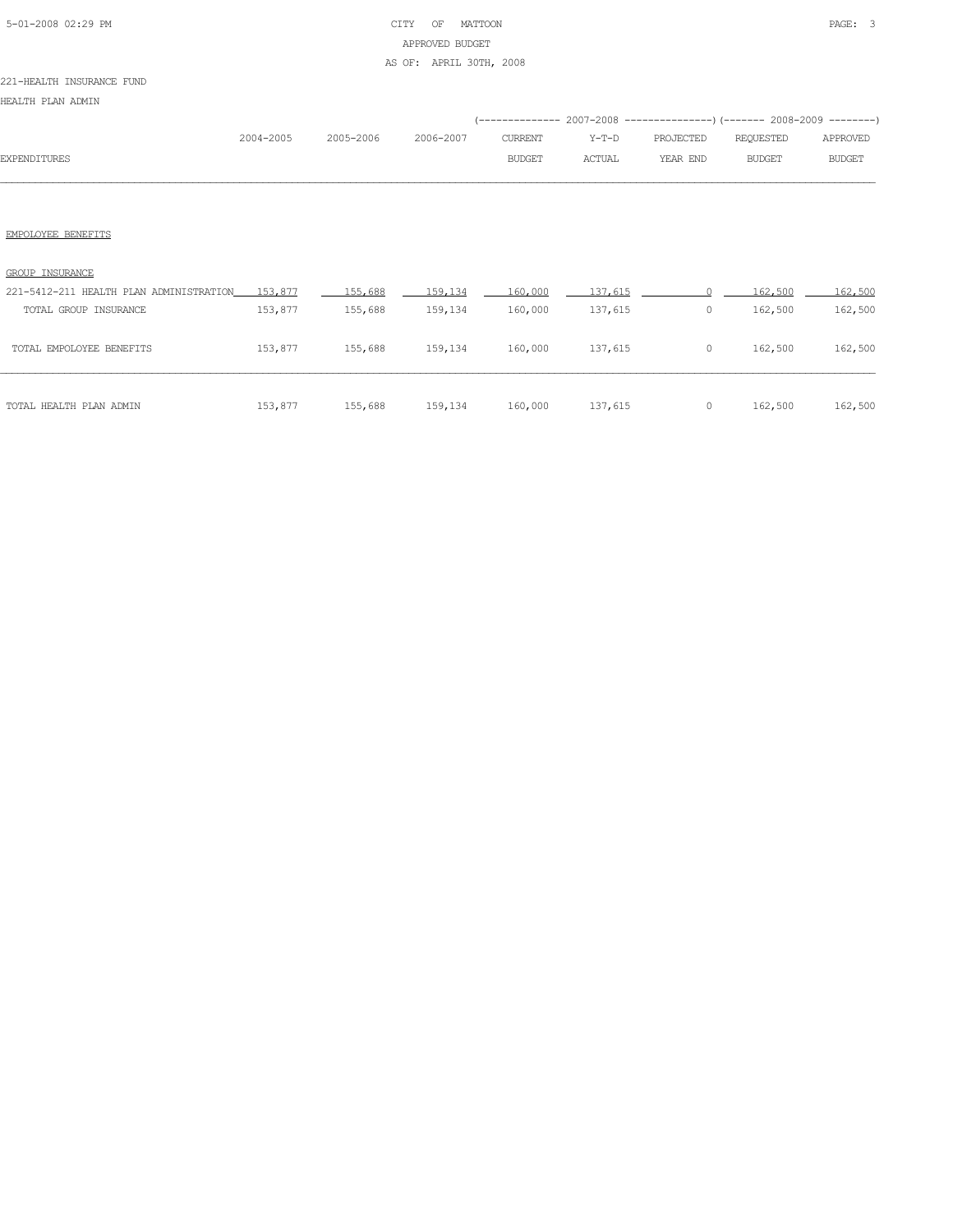CITY OF MATTOON
APPROVED BUDGET
AS OF: APRIL 30TH, 2008

221-HEALTH INSURANCE FUND

HEALTH PLAN ADMIN

| EXPENDITURES | 2004-2005 | 2005-2006 | 2006-2007 | 2007-2008 CURRENT BUDGET | 2007-2008 Y-T-D ACTUAL | 2007-2008 PROJECTED YEAR END | 2008-2009 REQUESTED BUDGET | 2008-2009 APPROVED BUDGET |
|---|---|---|---|---|---|---|---|---|
| EMPOLOYEE BENEFITS | | | | | | | | |
| GROUP INSURANCE | | | | | | | | |
| 221-5412-211 HEALTH PLAN ADMINISTRATION | 153,877 | 155,688 | 159,134 | 160,000 | 137,615 | 0 | 162,500 | 162,500 |
| TOTAL GROUP INSURANCE | 153,877 | 155,688 | 159,134 | 160,000 | 137,615 | 0 | 162,500 | 162,500 |
| TOTAL EMPOLOYEE BENEFITS | 153,877 | 155,688 | 159,134 | 160,000 | 137,615 | 0 | 162,500 | 162,500 |
| TOTAL HEALTH PLAN ADMIN | 153,877 | 155,688 | 159,134 | 160,000 | 137,615 | 0 | 162,500 | 162,500 |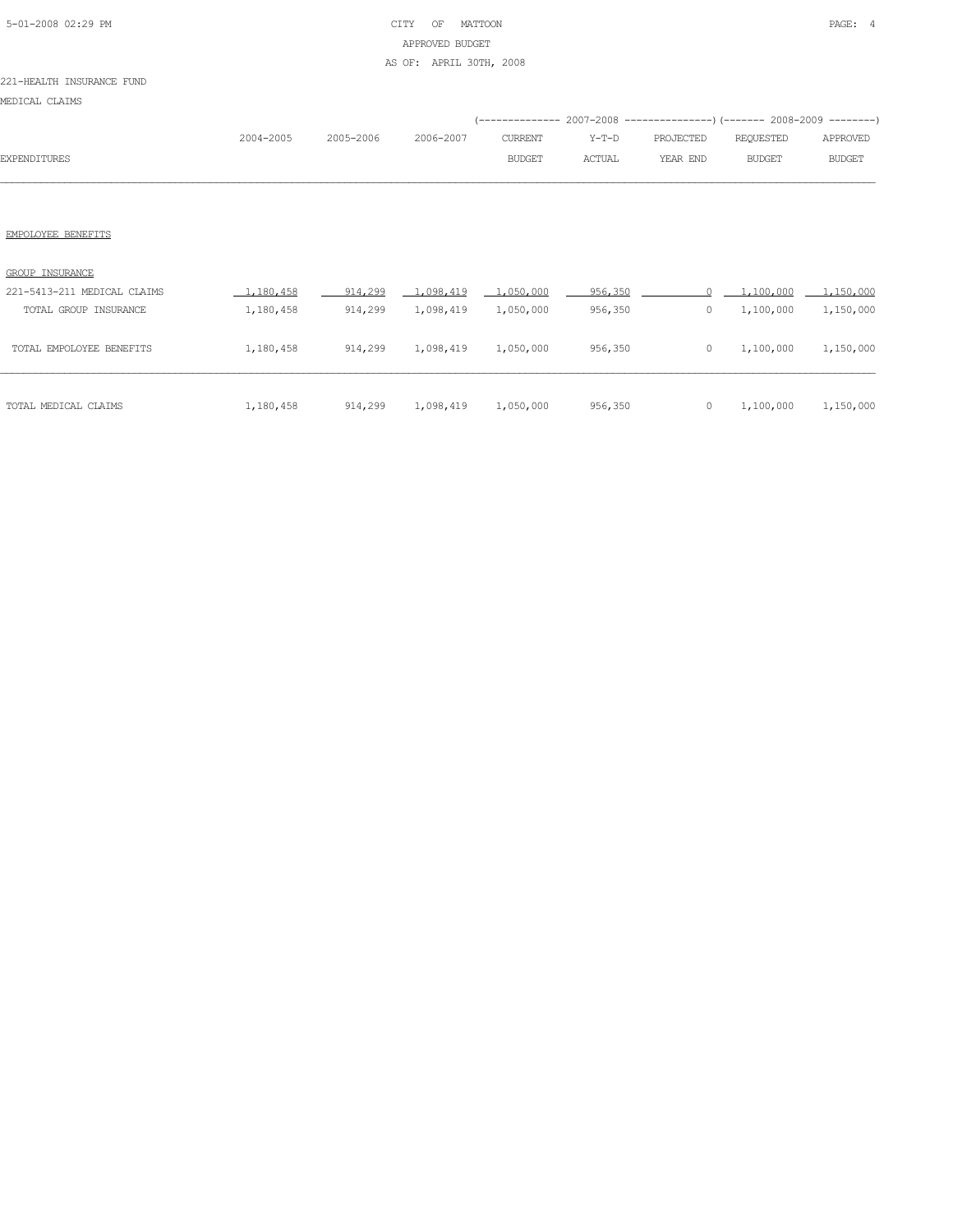CITY OF MATTOON
APPROVED BUDGET
AS OF: APRIL 30TH, 2008

221-HEALTH INSURANCE FUND

MEDICAL CLAIMS

| EXPENDITURES | 2004-2005 | 2005-2006 | 2006-2007 | 2007-2008 CURRENT BUDGET | 2007-2008 Y-T-D ACTUAL | 2007-2008 PROJECTED YEAR END | 2008-2009 REQUESTED BUDGET | 2008-2009 APPROVED BUDGET |
|---|---|---|---|---|---|---|---|---|
| EMPOLOYEE BENEFITS | | | | | | | | |
| GROUP INSURANCE | | | | | | | | |
| 221-5413-211 MEDICAL CLAIMS | 1,180,458 | 914,299 | 1,098,419 | 1,050,000 | 956,350 | 0 | 1,100,000 | 1,150,000 |
| TOTAL GROUP INSURANCE | 1,180,458 | 914,299 | 1,098,419 | 1,050,000 | 956,350 | 0 | 1,100,000 | 1,150,000 |
| TOTAL EMPOLOYEE BENEFITS | 1,180,458 | 914,299 | 1,098,419 | 1,050,000 | 956,350 | 0 | 1,100,000 | 1,150,000 |
| TOTAL MEDICAL CLAIMS | 1,180,458 | 914,299 | 1,098,419 | 1,050,000 | 956,350 | 0 | 1,100,000 | 1,150,000 |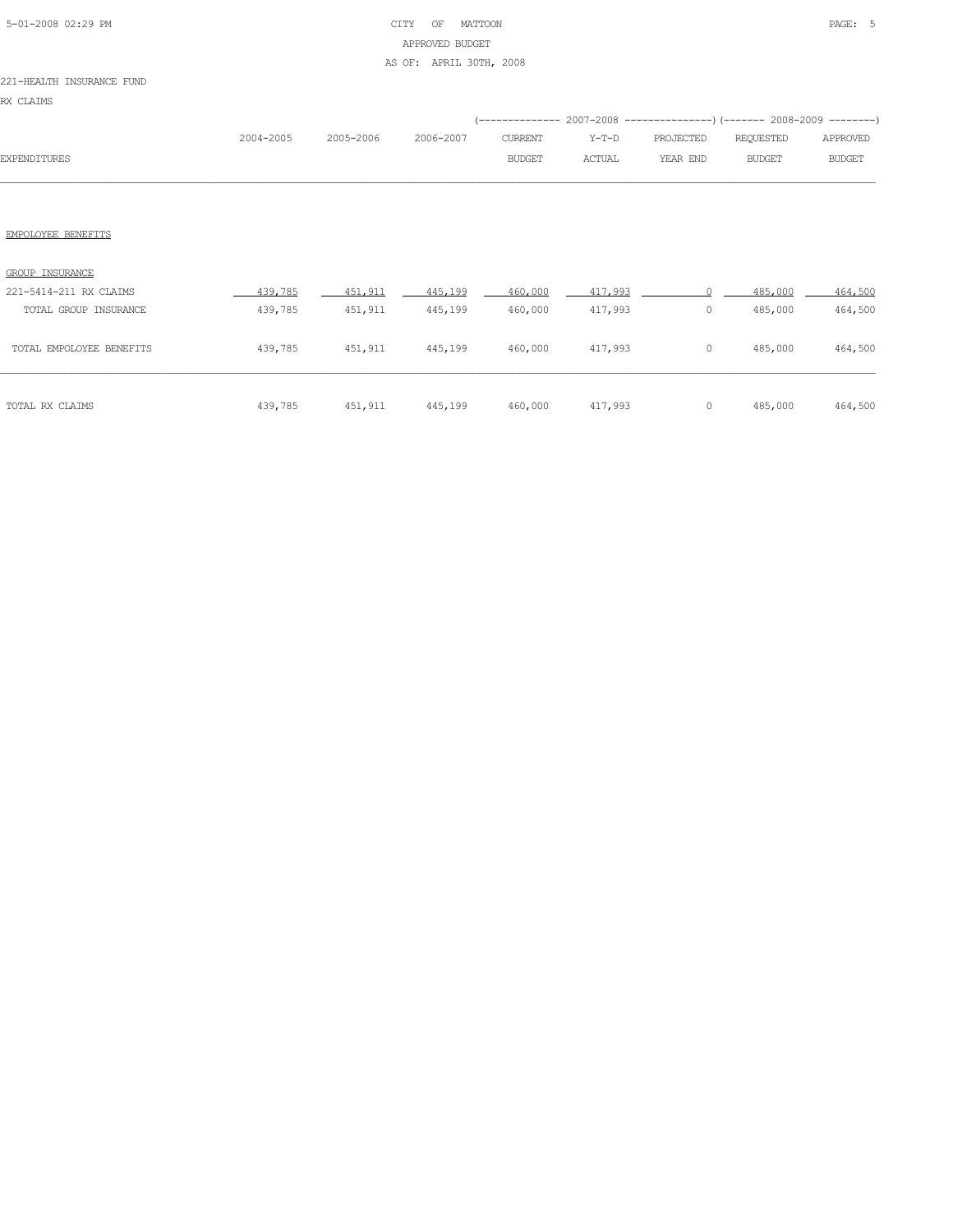CITY OF MATTOON
APPROVED BUDGET
AS OF: APRIL 30TH, 2008

221-HEALTH INSURANCE FUND

RX CLAIMS

| EXPENDITURES | 2004-2005 | 2005-2006 | 2006-2007 | 2007-2008 CURRENT BUDGET | 2007-2008 Y-T-D ACTUAL | 2007-2008 PROJECTED YEAR END | 2008-2009 REQUESTED BUDGET | 2008-2009 APPROVED BUDGET |
|---|---|---|---|---|---|---|---|---|
| EMPOLOYEE BENEFITS | | | | | | | | |
| GROUP INSURANCE | | | | | | | | |
| 221-5414-211 RX CLAIMS | 439,785 | 451,911 | 445,199 | 460,000 | 417,993 | 0 | 485,000 | 464,500 |
| TOTAL GROUP INSURANCE | 439,785 | 451,911 | 445,199 | 460,000 | 417,993 | 0 | 485,000 | 464,500 |
| TOTAL EMPOLOYEE BENEFITS | 439,785 | 451,911 | 445,199 | 460,000 | 417,993 | 0 | 485,000 | 464,500 |
| TOTAL RX CLAIMS | 439,785 | 451,911 | 445,199 | 460,000 | 417,993 | 0 | 485,000 | 464,500 |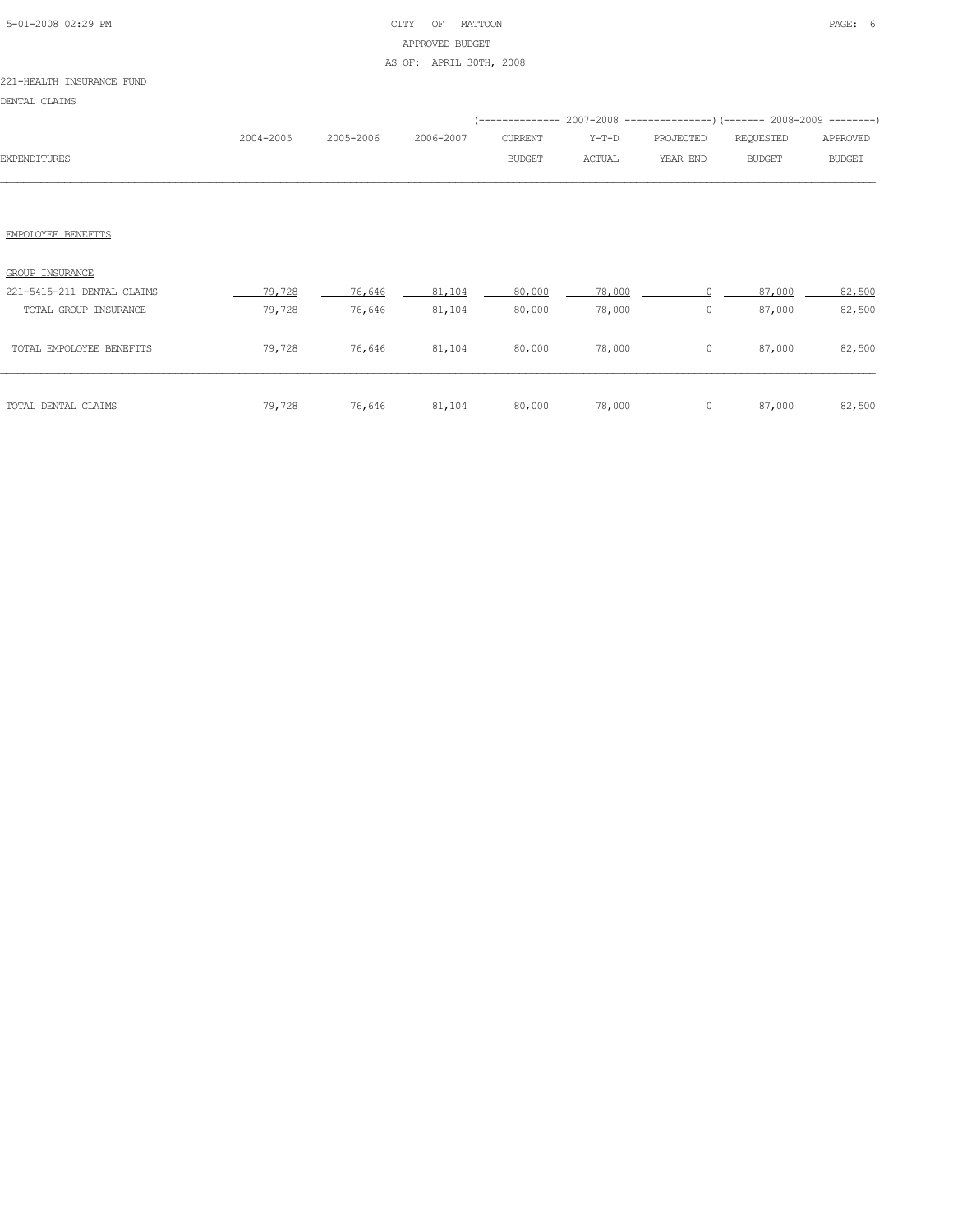CITY OF MATTOON
APPROVED BUDGET
AS OF: APRIL 30TH, 2008

221-HEALTH INSURANCE FUND

DENTAL CLAIMS

| EXPENDITURES | 2004-2005 | 2005-2006 | 2006-2007 | 2007-2008 CURRENT BUDGET | 2007-2008 Y-T-D ACTUAL | 2007-2008 PROJECTED YEAR END | 2008-2009 REQUESTED BUDGET | 2008-2009 APPROVED BUDGET |
|---|---|---|---|---|---|---|---|---|
| EMPOLOYEE BENEFITS | | | | | | | | |
| GROUP INSURANCE | | | | | | | | |
| 221-5415-211 DENTAL CLAIMS | 79,728 | 76,646 | 81,104 | 80,000 | 78,000 | 0 | 87,000 | 82,500 |
| TOTAL GROUP INSURANCE | 79,728 | 76,646 | 81,104 | 80,000 | 78,000 | 0 | 87,000 | 82,500 |
| TOTAL EMPOLOYEE BENEFITS | 79,728 | 76,646 | 81,104 | 80,000 | 78,000 | 0 | 87,000 | 82,500 |
| TOTAL DENTAL CLAIMS | 79,728 | 76,646 | 81,104 | 80,000 | 78,000 | 0 | 87,000 | 82,500 |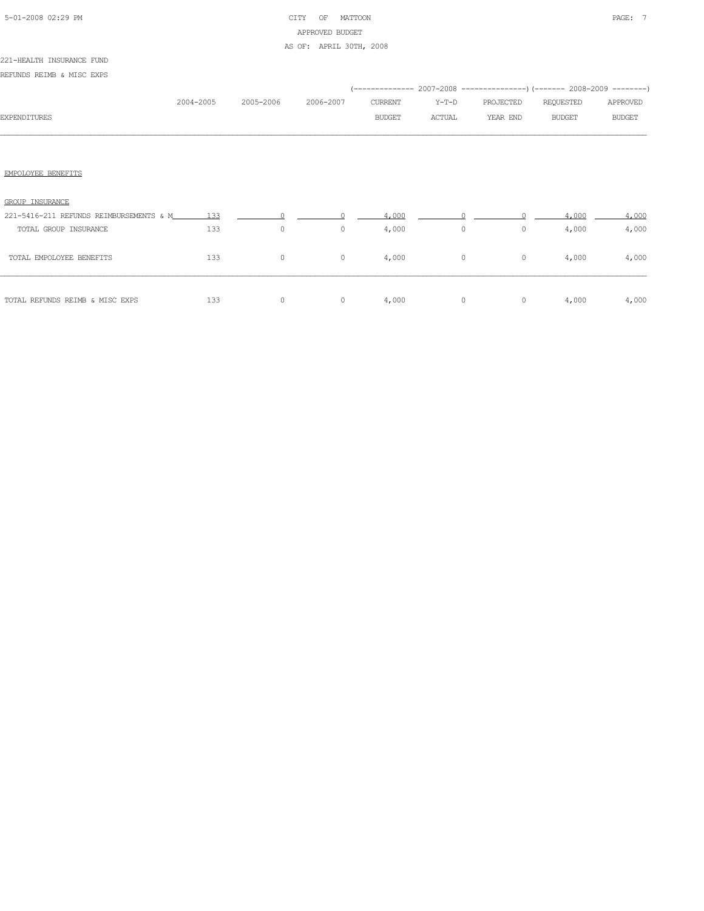221-HEALTH INSURANCE FUND

REFUNDS REIMB & MISC EXPS

| EXPENDITURES | 2004-2005 | 2005-2006 | 2006-2007 | 2007-2008 CURRENT BUDGET | 2007-2008 Y-T-D ACTUAL | 2007-2008 PROJECTED YEAR END | 2008-2009 REQUESTED BUDGET | 2008-2009 APPROVED BUDGET |
|---|---|---|---|---|---|---|---|---|
| EMPOLOYEE BENEFITS | | | | | | | | |
| GROUP INSURANCE | | | | | | | | |
| 221-5416-211 REFUNDS REIMBURSEMENTS & M | 133 | 0 | 0 | 4,000 | 0 | 0 | 4,000 | 4,000 |
| TOTAL GROUP INSURANCE | 133 | 0 | 0 | 4,000 | 0 | 0 | 4,000 | 4,000 |
| TOTAL EMPOLOYEE BENEFITS | 133 | 0 | 0 | 4,000 | 0 | 0 | 4,000 | 4,000 |
| TOTAL REFUNDS REIMB & MISC EXPS | 133 | 0 | 0 | 4,000 | 0 | 0 | 4,000 | 4,000 |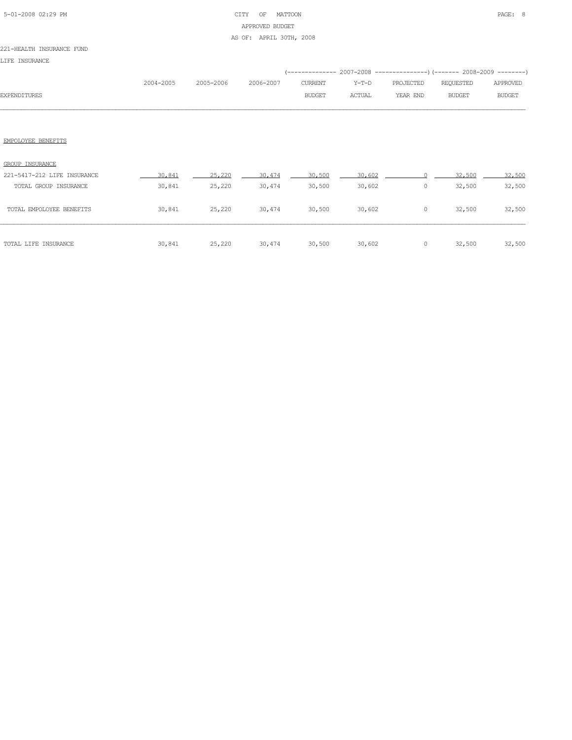CITY OF MATTOON
APPROVED BUDGET
AS OF: APRIL 30TH, 2008

221-HEALTH INSURANCE FUND

LIFE INSURANCE

| EXPENDITURES | 2004-2005 | 2005-2006 | 2006-2007 | 2007-2008 CURRENT BUDGET | 2007-2008 Y-T-D ACTUAL | 2007-2008 PROJECTED YEAR END | 2008-2009 REQUESTED BUDGET | 2008-2009 APPROVED BUDGET |
|---|---|---|---|---|---|---|---|---|
| EMPOLOYEE BENEFITS | | | | | | | | |
| GROUP INSURANCE | | | | | | | | |
| 221-5417-212 LIFE INSURANCE | 30,841 | 25,220 | 30,474 | 30,500 | 30,602 | 0 | 32,500 | 32,500 |
| TOTAL GROUP INSURANCE | 30,841 | 25,220 | 30,474 | 30,500 | 30,602 | 0 | 32,500 | 32,500 |
| TOTAL EMPOLOYEE BENEFITS | 30,841 | 25,220 | 30,474 | 30,500 | 30,602 | 0 | 32,500 | 32,500 |
| TOTAL LIFE INSURANCE | 30,841 | 25,220 | 30,474 | 30,500 | 30,602 | 0 | 32,500 | 32,500 |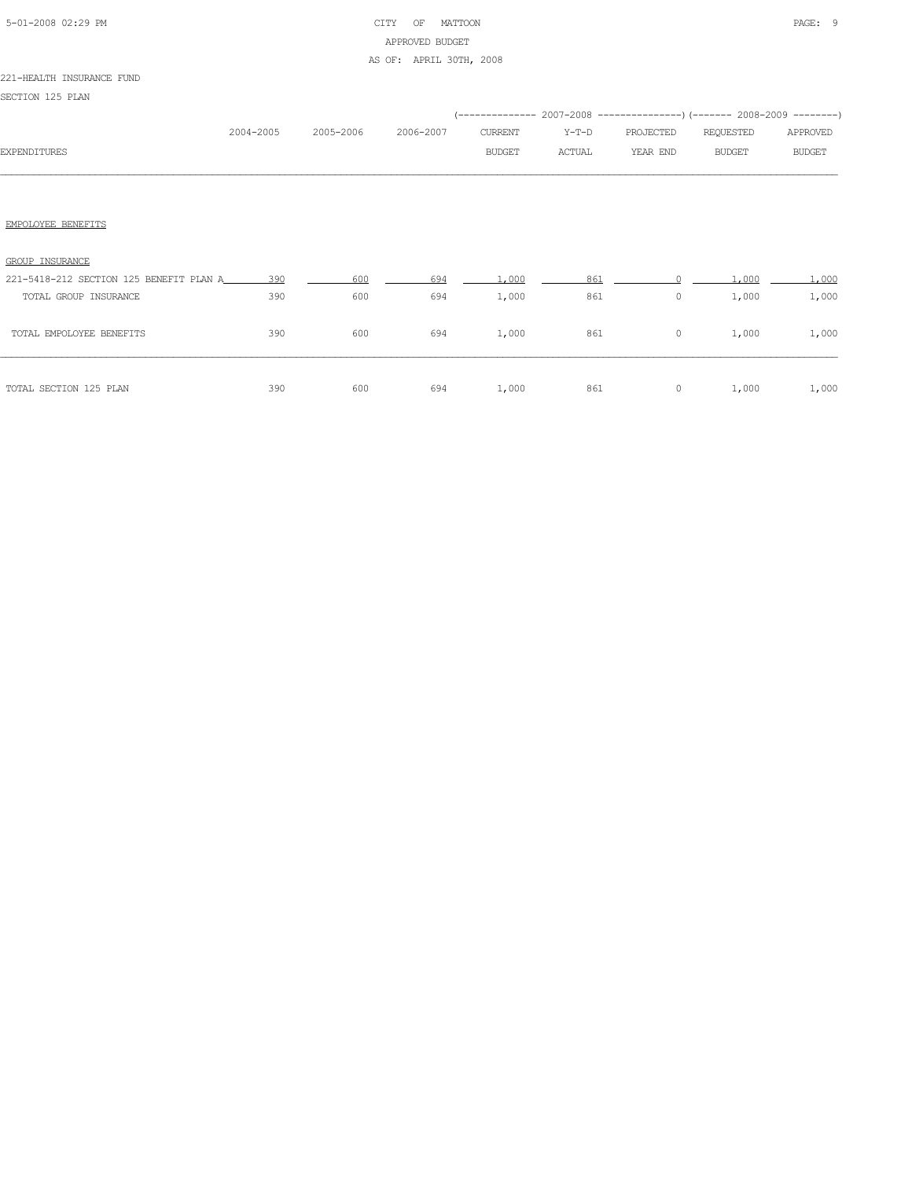221-HEALTH INSURANCE FUND

SECTION 125 PLAN

| EXPENDITURES | 2004-2005 | 2005-2006 | 2006-2007 | 2007-2008 CURRENT BUDGET | 2007-2008 Y-T-D ACTUAL | 2007-2008 PROJECTED YEAR END | 2008-2009 REQUESTED BUDGET | 2008-2009 APPROVED BUDGET |
|---|---|---|---|---|---|---|---|---|
| EMPOLOYEE BENEFITS | | | | | | | | |
| GROUP INSURANCE | | | | | | | | |
| 221-5418-212 SECTION 125 BENEFIT PLAN A | 390 | 600 | 694 | 1,000 | 861 | 0 | 1,000 | 1,000 |
| TOTAL GROUP INSURANCE | 390 | 600 | 694 | 1,000 | 861 | 0 | 1,000 | 1,000 |
| TOTAL EMPOLOYEE BENEFITS | 390 | 600 | 694 | 1,000 | 861 | 0 | 1,000 | 1,000 |
| TOTAL SECTION 125 PLAN | 390 | 600 | 694 | 1,000 | 861 | 0 | 1,000 | 1,000 |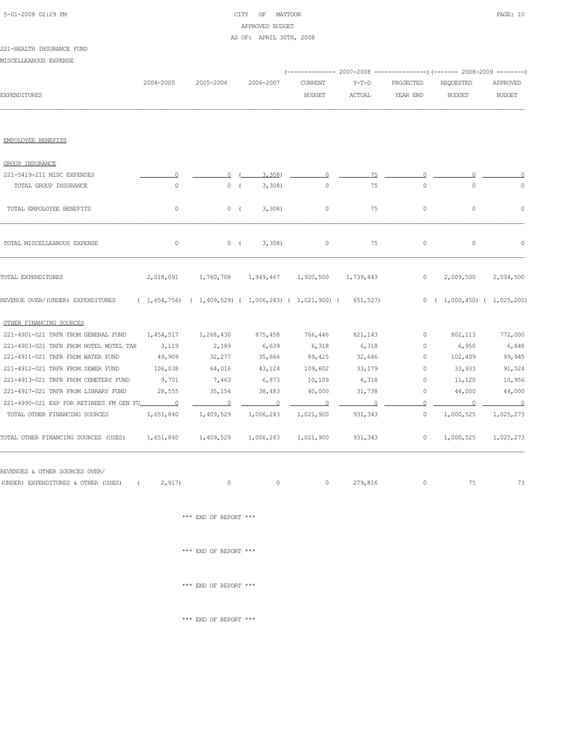CITY OF MATTOON
APPROVED BUDGET
AS OF: APRIL 30TH, 2008

221-HEALTH INSURANCE FUND

MISCELLEANOUS EXPENSE

| EXPENDITURES | 2004-2005 | 2005-2006 | 2006-2007 | 2007-2008 CURRENT BUDGET | 2007-2008 Y-T-D ACTUAL | 2007-2008 PROJECTED YEAR END | 2008-2009 REQUESTED BUDGET | 2008-2009 APPROVED BUDGET |
|---|---|---|---|---|---|---|---|---|
| EMPOLOYEE BENEFITS | | | | | | | | |
| GROUP INSURANCE | | | | | | | | |
| 221-5419-211 MISC EXPENSES | 0 | 0 | ( 3,308) | 0 | 75 | 0 | 0 | 0 |
| TOTAL GROUP INSURANCE | 0 | 0 | ( 3,308) | 0 | 75 | 0 | 0 | 0 |
| TOTAL EMPOLOYEE BENEFITS | 0 | 0 | ( 3,308) | 0 | 75 | 0 | 0 | 0 |
| TOTAL MISCELLEANOUS EXPENSE | 0 | 0 | ( 3,308) | 0 | 75 | 0 | 0 | 0 |
| TOTAL EXPENDITURES | 2,018,091 | 1,760,708 | 1,949,467 | 1,920,500 | 1,739,443 | 0 | 2,009,500 | 2,034,500 |
| REVENUE OVER/(UNDER) EXPENDITURES | ( 1,654,756) | ( 1,409,529) | ( 1,006,243) | ( 1,021,900) | ( 651,527) | 0 | ( 1,000,450) | ( 1,025,200) |
| OTHER FINANCING SOURCES | | | | | | | | |
| 221-4901-021 TRFR FROM GENERAL FUND | 1,454,517 | 1,268,430 | 875,458 | 766,446 | 821,143 | 0 | 802,113 | 772,000 |
| 221-4903-021 TRFR FROM HOTEL MOTEL TAX | 3,119 | 2,189 | 6,639 | 6,318 | 6,318 | 0 | 6,950 | 6,848 |
| 221-4911-021 TRFR FROM WATER FUND | 49,909 | 32,277 | 35,666 | 89,425 | 32,646 | 0 | 102,409 | 99,945 |
| 221-4912-021 TRFR FROM SEWER FUND | 106,038 | 64,016 | 43,124 | 109,602 | 33,179 | 0 | 33,933 | 91,524 |
| 221-4913-021 TRFR FROM CEMETERY FUND | 9,701 | 7,463 | 6,873 | 10,109 | 6,318 | 0 | 11,120 | 10,956 |
| 221-4917-021 TRFR FROM LIBRARY FUND | 28,555 | 35,154 | 38,483 | 40,000 | 31,738 | 0 | 44,000 | 44,000 |
| 221-4990-021 EXP FOR RETIREES FM GEN FU | 0 | 0 | 0 | 0 | 0 | 0 | 0 | 0 |
| TOTAL OTHER FINANCING SOURCES | 1,651,840 | 1,409,529 | 1,006,243 | 1,021,900 | 931,343 | 0 | 1,000,525 | 1,025,273 |
| TOTAL OTHER FINANCING SOURCES (USES) | 1,651,840 | 1,409,529 | 1,006,243 | 1,021,900 | 931,343 | 0 | 1,000,525 | 1,025,273 |
| REVENUES & OTHER SOURCES OVER/ (UNDER) EXPENDITURES & OTHER (USES) | ( 2,917) | 0 | 0 | 0 | 279,816 | 0 | 75 | 73 |

*** END OF REPORT ***

*** END OF REPORT ***

*** END OF REPORT ***

*** END OF REPORT ***